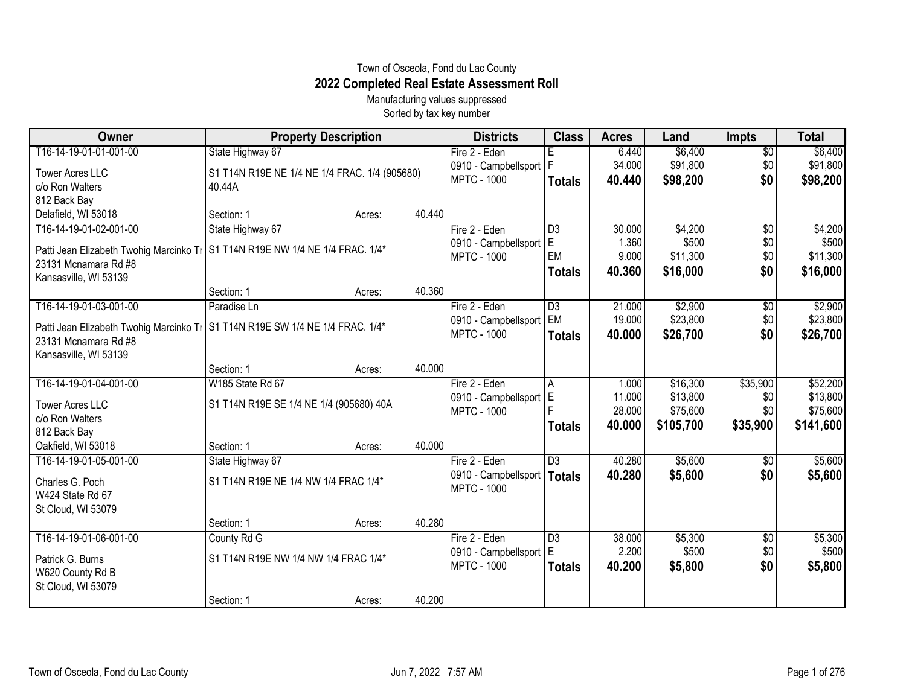Town of Osceola, Fond du Lac County

# 2022 Completed Real Estate Assessment Roll

Manufacturing values suppressed

Sorted by tax key number

| Owner | Property Description | | | Districts | Class | Acres | Land | Impts | Total |
|---|---|---|---|---|---|---|---|---|---|
| T16-14-19-01-01-001-00 | State Highway 67 | | | Fire 2 - Eden | E | 6.440 | $6,400 | $0 | $6,400 |
| Tower Acres LLC<br>c/o Ron Walters<br>812 Back Bay<br>Delafield, WI 53018 | S1 T14N R19E NE 1/4 NE 1/4 FRAC. 1/4 (905680) 40.44A | | | 0910 - Campbellsport<br>MPTC - 1000 | F | 34.000 | $91,800 | $0 | $91,800 |
| | | | | | **Totals** | **40.440** | **$98,200** | **$0** | **$98,200** |
| | Section: 1 | Acres: | 40.440 | | | | | | |
| T16-14-19-01-02-001-00 | State Highway 67 | | | Fire 2 - Eden | D3 | 30.000 | $4,200 | $0 | $4,200 |
| Patti Jean Elizabeth Twohig Marcinko Tr<br>23131 Mcnamara Rd #8<br>Kansasville, WI 53139 | S1 T14N R19E NW 1/4 NE 1/4 FRAC. 1/4* | | | 0910 - Campbellsport<br>MPTC - 1000 | E | 1.360 | $500 | $0 | $500 |
| | | | | | EM | 9.000 | $11,300 | $0 | $11,300 |
| | | | | | **Totals** | **40.360** | **$16,000** | **$0** | **$16,000** |
| | Section: 1 | Acres: | 40.360 | | | | | | |
| T16-14-19-01-03-001-00 | Paradise Ln | | | Fire 2 - Eden | D3 | 21.000 | $2,900 | $0 | $2,900 |
| Patti Jean Elizabeth Twohig Marcinko Tr<br>23131 Mcnamara Rd #8<br>Kansasville, WI 53139 | S1 T14N R19E SW 1/4 NE 1/4 FRAC. 1/4* | | | 0910 - Campbellsport<br>MPTC - 1000 | EM | 19.000 | $23,800 | $0 | $23,800 |
| | | | | | **Totals** | **40.000** | **$26,700** | **$0** | **$26,700** |
| | Section: 1 | Acres: | 40.000 | | | | | | |
| T16-14-19-01-04-001-00 | W185 State Rd 67 | | | Fire 2 - Eden | A | 1.000 | $16,300 | $35,900 | $52,200 |
| Tower Acres LLC<br>c/o Ron Walters<br>812 Back Bay<br>Oakfield, WI 53018 | S1 T14N R19E SE 1/4 NE 1/4 (905680) 40A | | | 0910 - Campbellsport<br>MPTC - 1000 | E | 11.000 | $13,800 | $0 | $13,800 |
| | | | | | F | 28.000 | $75,600 | $0 | $75,600 |
| | | | | | **Totals** | **40.000** | **$105,700** | **$35,900** | **$141,600** |
| | Section: 1 | Acres: | 40.000 | | | | | | |
| T16-14-19-01-05-001-00 | State Highway 67 | | | Fire 2 - Eden | D3 | 40.280 | $5,600 | $0 | $5,600 |
| Charles G. Poch<br>W424 State Rd 67<br>St Cloud, WI 53079 | S1 T14N R19E NE 1/4 NW 1/4 FRAC 1/4* | | | 0910 - Campbellsport<br>MPTC - 1000 | **Totals** | **40.280** | **$5,600** | **$0** | **$5,600** |
| | Section: 1 | Acres: | 40.280 | | | | | | |
| T16-14-19-01-06-001-00 | County Rd G | | | Fire 2 - Eden | D3 | 38.000 | $5,300 | $0 | $5,300 |
| Patrick G. Burns<br>W620 County Rd B<br>St Cloud, WI 53079 | S1 T14N R19E NW 1/4 NW 1/4 FRAC 1/4* | | | 0910 - Campbellsport<br>MPTC - 1000 | E | 2.200 | $500 | $0 | $500 |
| | | | | | **Totals** | **40.200** | **$5,800** | **$0** | **$5,800** |
| | Section: 1 | Acres: | 40.200 | | | | | | |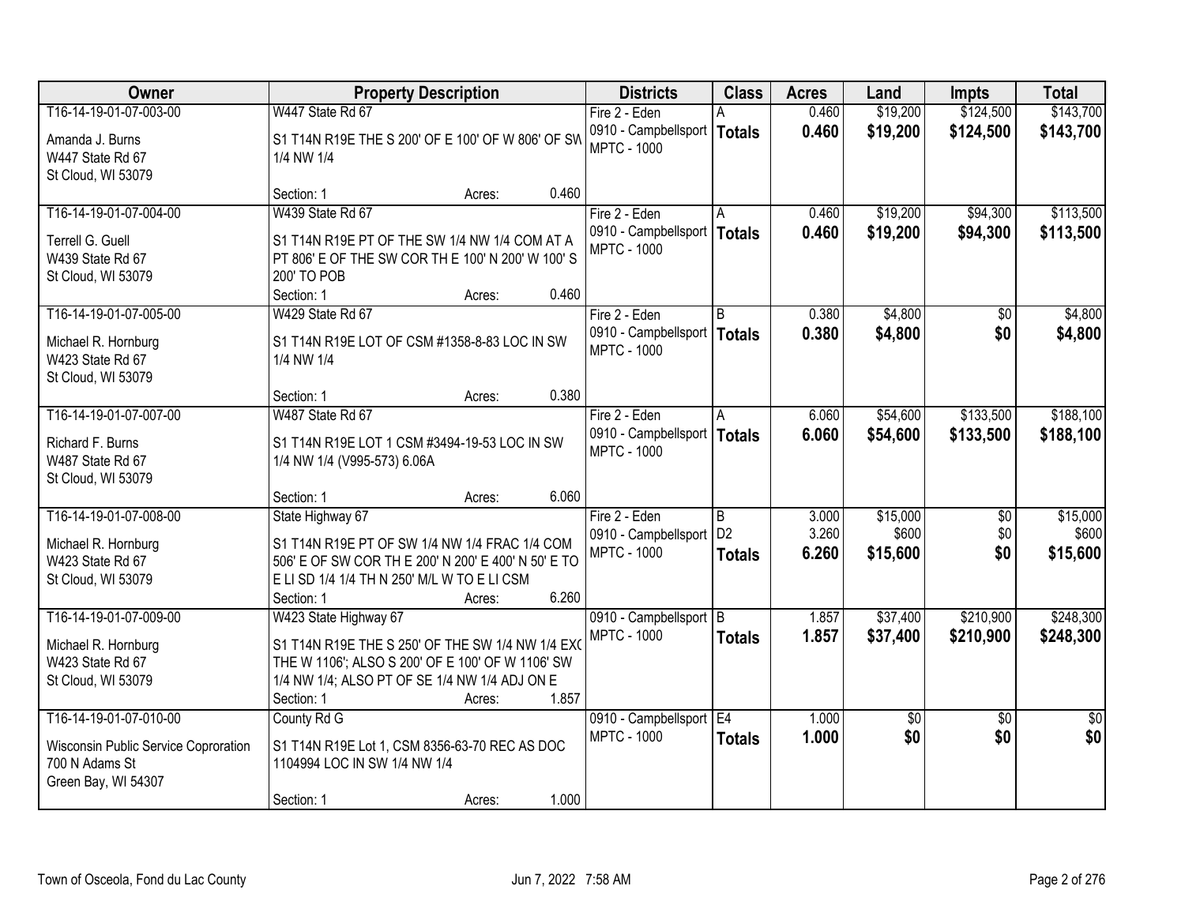| Owner | Property Description | Districts | Class | Acres | Land | Impts | Total |
|---|---|---|---|---|---|---|---|
| T16-14-19-01-07-003-00<br>Amanda J. Burns<br>W447 State Rd 67<br>St Cloud, WI 53079 | W447 State Rd 67<br>S1 T14N R19E THE S 200' OF E 100' OF W 806' OF SW 1/4 NW 1/4<br>Section: 1 Acres: 0.460 | Fire 2 - Eden<br>0910 - Campbellsport<br>MPTC - 1000 | A<br>**Totals** | 0.460<br>**0.460** | $19,200<br>**$19,200** | $124,500<br>**$124,500** | $143,700<br>**$143,700** |
| T16-14-19-01-07-004-00<br>Terrell G. Guell<br>W439 State Rd 67<br>St Cloud, WI 53079 | W439 State Rd 67<br>S1 T14N R19E PT OF THE SW 1/4 NW 1/4 COM AT A PT 806' E OF THE SW COR TH E 100' N 200' W 100' S 200' TO POB<br>Section: 1 Acres: 0.460 | Fire 2 - Eden<br>0910 - Campbellsport<br>MPTC - 1000 | A<br>**Totals** | 0.460<br>**0.460** | $19,200<br>**$19,200** | $94,300<br>**$94,300** | $113,500<br>**$113,500** |
| T16-14-19-01-07-005-00<br>Michael R. Hornburg<br>W423 State Rd 67<br>St Cloud, WI 53079 | W429 State Rd 67<br>S1 T14N R19E LOT OF CSM #1358-8-83 LOC IN SW 1/4 NW 1/4<br>Section: 1 Acres: 0.380 | Fire 2 - Eden<br>0910 - Campbellsport<br>MPTC - 1000 | B<br>**Totals** | 0.380<br>**0.380** | $4,800<br>**$4,800** | $0<br>**$0** | $4,800<br>**$4,800** |
| T16-14-19-01-07-007-00<br>Richard F. Burns<br>W487 State Rd 67<br>St Cloud, WI 53079 | W487 State Rd 67<br>S1 T14N R19E LOT 1 CSM #3494-19-53 LOC IN SW 1/4 NW 1/4 (V995-573) 6.06A<br>Section: 1 Acres: 6.060 | Fire 2 - Eden<br>0910 - Campbellsport<br>MPTC - 1000 | A<br>**Totals** | 6.060<br>**6.060** | $54,600<br>**$54,600** | $133,500<br>**$133,500** | $188,100<br>**$188,100** |
| T16-14-19-01-07-008-00<br>Michael R. Hornburg<br>W423 State Rd 67<br>St Cloud, WI 53079 | State Highway 67<br>S1 T14N R19E PT OF SW 1/4 NW 1/4 FRAC 1/4 COM 506' E OF SW COR TH E 200' N 200' E 400' N 50' E TO E LI SD 1/4 1/4 TH N 250' M/L W TO E LI CSM<br>Section: 1 Acres: 6.260 | Fire 2 - Eden<br>0910 - Campbellsport<br>MPTC - 1000 | B<br>D2<br>**Totals** | 3.000<br>3.260<br>**6.260** | $15,000<br>$600<br>**$15,600** | $0<br>$0<br>**$0** | $15,000<br>$600<br>**$15,600** |
| T16-14-19-01-07-009-00<br>Michael R. Hornburg<br>W423 State Rd 67<br>St Cloud, WI 53079 | W423 State Highway 67<br>S1 T14N R19E THE S 250' OF THE SW 1/4 NW 1/4 EXC THE W 1106'; ALSO S 200' OF E 100' OF W 1106' SW 1/4 NW 1/4; ALSO PT OF SE 1/4 NW 1/4 ADJ ON E<br>Section: 1 Acres: 1.857 | 0910 - Campbellsport<br>MPTC - 1000 | B<br>**Totals** | 1.857<br>**1.857** | $37,400<br>**$37,400** | $210,900<br>**$210,900** | $248,300<br>**$248,300** |
| T16-14-19-01-07-010-00<br>Wisconsin Public Service Coproration<br>700 N Adams St<br>Green Bay, WI 54307 | County Rd G<br>S1 T14N R19E Lot 1, CSM 8356-63-70 REC AS DOC 1104994 LOC IN SW 1/4 NW 1/4<br>Section: 1 Acres: 1.000 | 0910 - Campbellsport<br>MPTC - 1000 | E4<br>**Totals** | 1.000<br>**1.000** | $0<br>**$0** | $0<br>**$0** | $0<br>**$0** |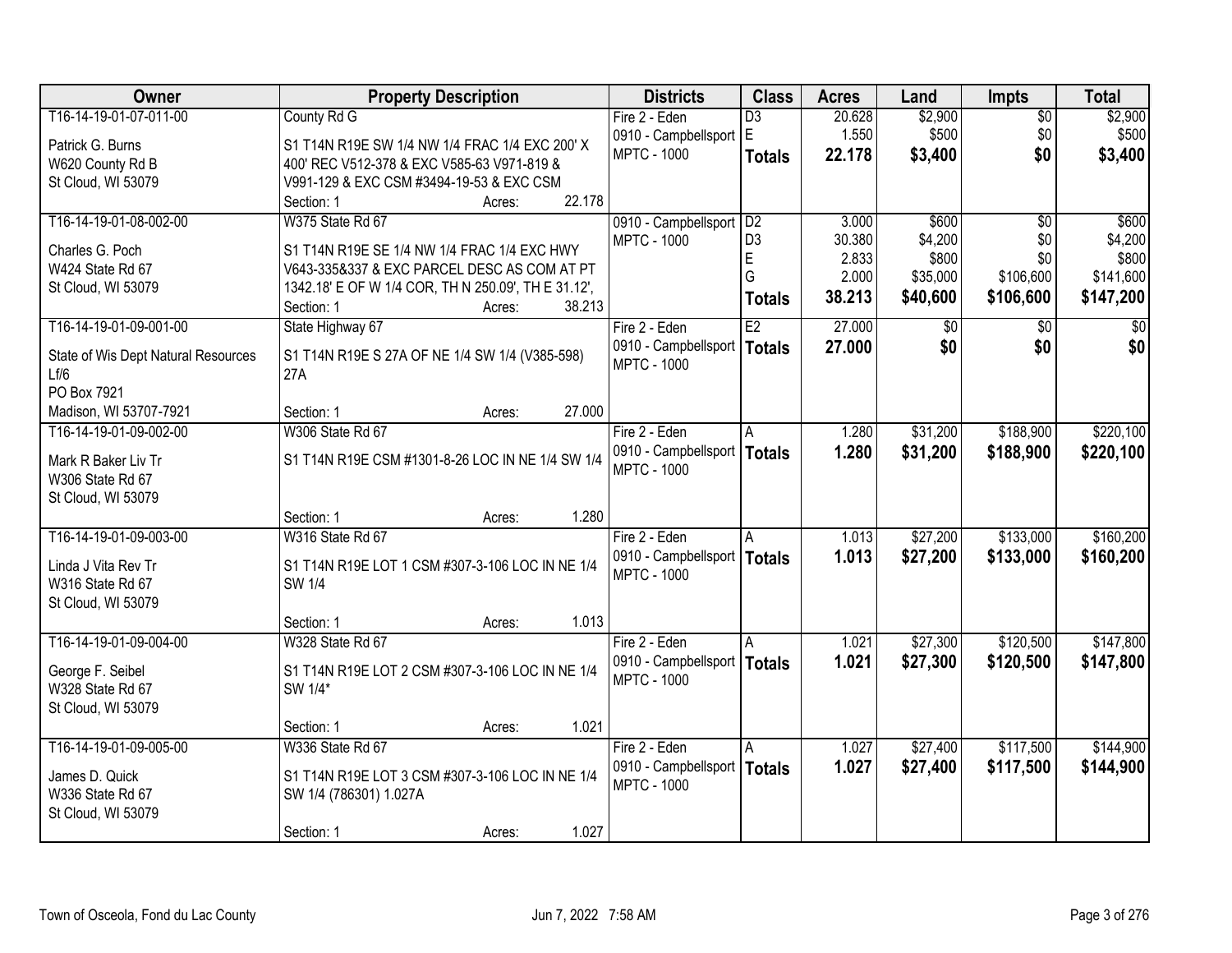| Owner | Property Description | Districts | Class | Acres | Land | Impts | Total |
|---|---|---|---|---|---|---|---|
| T16-14-19-01-07-011-00<br>Patrick G. Burns<br>W620 County Rd B<br>St Cloud, WI 53079 | County Rd G<br>S1 T14N R19E SW 1/4 NW 1/4 FRAC 1/4 EXC 200' X 400' REC V512-378 & EXC V585-63 V971-819 & V991-129 & EXC CSM #3494-19-53 & EXC CSM<br>Section: 1 Acres: 22.178 | Fire 2 - Eden<br>0910 - Campbellsport<br>MPTC - 1000 | D3<br>E<br>**Totals** | 20.628<br>1.550<br>**22.178** | $2,900<br>$500<br>**$3,400** | $0<br>$0<br>**$0** | $2,900<br>$500<br>**$3,400** |
| T16-14-19-01-08-002-00<br>Charles G. Poch<br>W424 State Rd 67<br>St Cloud, WI 53079 | W375 State Rd 67<br>S1 T14N R19E SE 1/4 NW 1/4 FRAC 1/4 EXC HWY V643-335&337 & EXC PARCEL DESC AS COM AT PT 1342.18' E OF W 1/4 COR, TH N 250.09', TH E 31.12',<br>Section: 1 Acres: 38.213 | 0910 - Campbellsport<br>MPTC - 1000 | D2<br>D3<br>E<br>G<br>**Totals** | 3.000<br>30.380<br>2.833<br>2.000<br>**38.213** | $600<br>$4,200<br>$800<br>$35,000<br>**$40,600** | $0<br>$0<br>$0<br>$106,600<br>**$106,600** | $600<br>$4,200<br>$800<br>$141,600<br>**$147,200** |
| T16-14-19-01-09-001-00<br>State of Wis Dept Natural Resources<br>Lf/6<br>PO Box 7921<br>Madison, WI 53707-7921 | State Highway 67<br>S1 T14N R19E S 27A OF NE 1/4 SW 1/4 (V385-598) 27A<br>Section: 1 Acres: 27.000 | Fire 2 - Eden<br>0910 - Campbellsport<br>MPTC - 1000 | E2<br>**Totals** | 27.000<br>**27.000** | $0<br>**$0** | $0<br>**$0** | $0<br>**$0** |
| T16-14-19-01-09-002-00<br>Mark R Baker Liv Tr<br>W306 State Rd 67<br>St Cloud, WI 53079 | W306 State Rd 67<br>S1 T14N R19E CSM #1301-8-26 LOC IN NE 1/4 SW 1/4<br>Section: 1 Acres: 1.280 | Fire 2 - Eden<br>0910 - Campbellsport<br>MPTC - 1000 | A<br>**Totals** | 1.280<br>**1.280** | $31,200<br>**$31,200** | $188,900<br>**$188,900** | $220,100<br>**$220,100** |
| T16-14-19-01-09-003-00<br>Linda J Vita Rev Tr<br>W316 State Rd 67<br>St Cloud, WI 53079 | W316 State Rd 67<br>S1 T14N R19E LOT 1 CSM #307-3-106 LOC IN NE 1/4 SW 1/4<br>Section: 1 Acres: 1.013 | Fire 2 - Eden<br>0910 - Campbellsport<br>MPTC - 1000 | A<br>**Totals** | 1.013<br>**1.013** | $27,200<br>**$27,200** | $133,000<br>**$133,000** | $160,200<br>**$160,200** |
| T16-14-19-01-09-004-00<br>George F. Seibel<br>W328 State Rd 67<br>St Cloud, WI 53079 | W328 State Rd 67<br>S1 T14N R19E LOT 2 CSM #307-3-106 LOC IN NE 1/4 SW 1/4*<br>Section: 1 Acres: 1.021 | Fire 2 - Eden<br>0910 - Campbellsport<br>MPTC - 1000 | A<br>**Totals** | 1.021<br>**1.021** | $27,300<br>**$27,300** | $120,500<br>**$120,500** | $147,800<br>**$147,800** |
| T16-14-19-01-09-005-00<br>James D. Quick<br>W336 State Rd 67<br>St Cloud, WI 53079 | W336 State Rd 67<br>S1 T14N R19E LOT 3 CSM #307-3-106 LOC IN NE 1/4 SW 1/4 (786301) 1.027A<br>Section: 1 Acres: 1.027 | Fire 2 - Eden<br>0910 - Campbellsport<br>MPTC - 1000 | A<br>**Totals** | 1.027<br>**1.027** | $27,400<br>**$27,400** | $117,500<br>**$117,500** | $144,900<br>**$144,900** |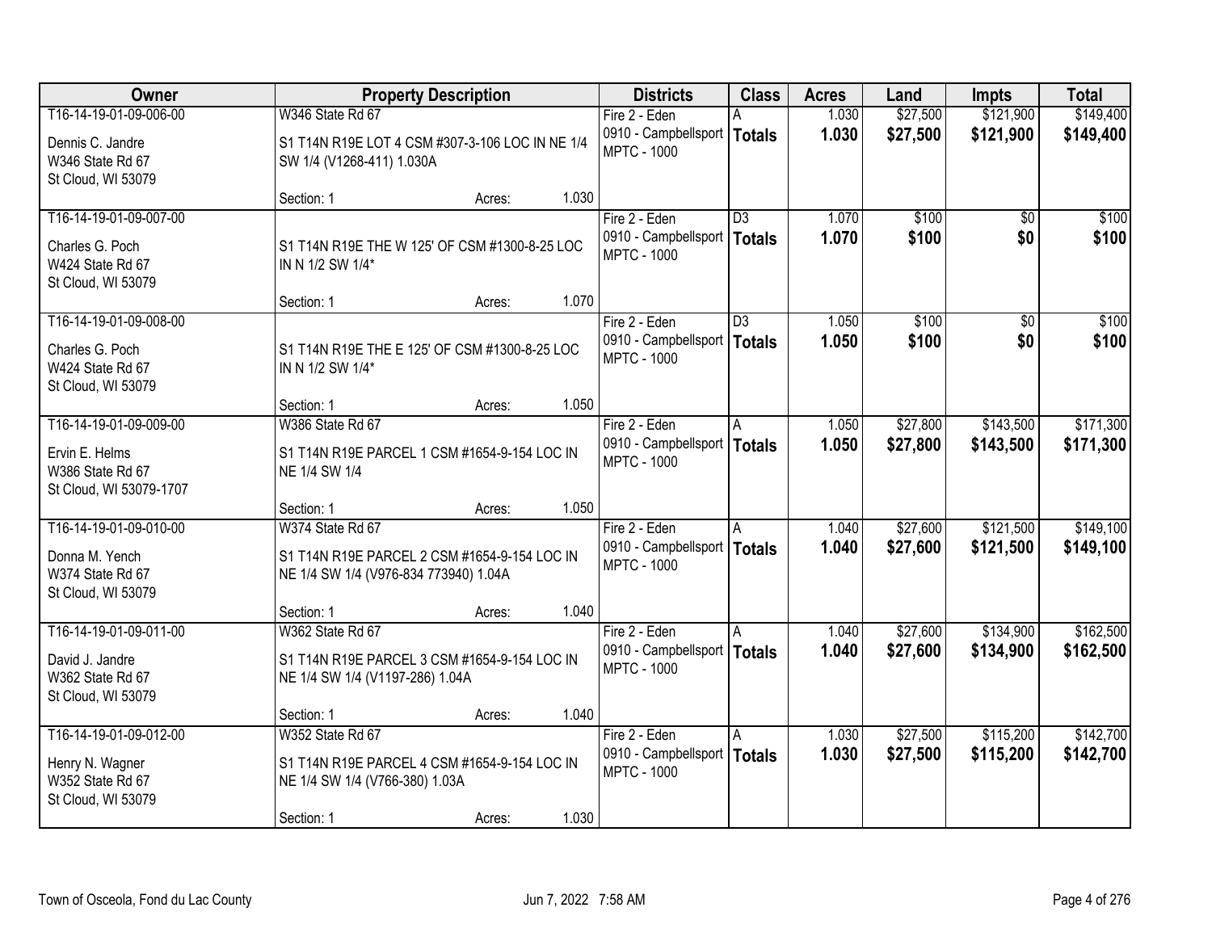| Owner | Property Description | Districts | Class | Acres | Land | Impts | Total |
|---|---|---|---|---|---|---|---|
| T16-14-19-01-09-006-00<br>Dennis C. Jandre<br>W346 State Rd 67<br>St Cloud, WI 53079 | W346 State Rd 67<br>S1 T14N R19E LOT 4 CSM #307-3-106 LOC IN NE 1/4 SW 1/4 (V1268-411) 1.030A<br>Section: 1 Acres: 1.030 | Fire 2 - Eden<br>0910 - Campbellsport<br>MPTC - 1000 | A<br>**Totals** | 1.030<br>**1.030** | $27,500<br>**$27,500** | $121,900<br>**$121,900** | $149,400<br>**$149,400** |
| T16-14-19-01-09-007-00<br>Charles G. Poch<br>W424 State Rd 67<br>St Cloud, WI 53079 | S1 T14N R19E THE W 125' OF CSM #1300-8-25 LOC IN N 1/2 SW 1/4*<br>Section: 1 Acres: 1.070 | Fire 2 - Eden<br>0910 - Campbellsport<br>MPTC - 1000 | D3<br>**Totals** | 1.070<br>**1.070** | $100<br>**$100** | $0<br>**$0** | $100<br>**$100** |
| T16-14-19-01-09-008-00<br>Charles G. Poch<br>W424 State Rd 67<br>St Cloud, WI 53079 | S1 T14N R19E THE E 125' OF CSM #1300-8-25 LOC IN N 1/2 SW 1/4*<br>Section: 1 Acres: 1.050 | Fire 2 - Eden<br>0910 - Campbellsport<br>MPTC - 1000 | D3<br>**Totals** | 1.050<br>**1.050** | $100<br>**$100** | $0<br>**$0** | $100<br>**$100** |
| T16-14-19-01-09-009-00<br>Ervin E. Helms<br>W386 State Rd 67<br>St Cloud, WI 53079-1707 | W386 State Rd 67<br>S1 T14N R19E PARCEL 1 CSM #1654-9-154 LOC IN NE 1/4 SW 1/4<br>Section: 1 Acres: 1.050 | Fire 2 - Eden<br>0910 - Campbellsport<br>MPTC - 1000 | A<br>**Totals** | 1.050<br>**1.050** | $27,800<br>**$27,800** | $143,500<br>**$143,500** | $171,300<br>**$171,300** |
| T16-14-19-01-09-010-00<br>Donna M. Yench<br>W374 State Rd 67<br>St Cloud, WI 53079 | W374 State Rd 67<br>S1 T14N R19E PARCEL 2 CSM #1654-9-154 LOC IN NE 1/4 SW 1/4 (V976-834 773940) 1.04A<br>Section: 1 Acres: 1.040 | Fire 2 - Eden<br>0910 - Campbellsport<br>MPTC - 1000 | A<br>**Totals** | 1.040<br>**1.040** | $27,600<br>**$27,600** | $121,500<br>**$121,500** | $149,100<br>**$149,100** |
| T16-14-19-01-09-011-00<br>David J. Jandre<br>W362 State Rd 67<br>St Cloud, WI 53079 | W362 State Rd 67<br>S1 T14N R19E PARCEL 3 CSM #1654-9-154 LOC IN NE 1/4 SW 1/4 (V1197-286) 1.04A<br>Section: 1 Acres: 1.040 | Fire 2 - Eden<br>0910 - Campbellsport<br>MPTC - 1000 | A<br>**Totals** | 1.040<br>**1.040** | $27,600<br>**$27,600** | $134,900<br>**$134,900** | $162,500<br>**$162,500** |
| T16-14-19-01-09-012-00<br>Henry N. Wagner<br>W352 State Rd 67<br>St Cloud, WI 53079 | W352 State Rd 67<br>S1 T14N R19E PARCEL 4 CSM #1654-9-154 LOC IN NE 1/4 SW 1/4 (V766-380) 1.03A<br>Section: 1 Acres: 1.030 | Fire 2 - Eden<br>0910 - Campbellsport<br>MPTC - 1000 | A<br>**Totals** | 1.030<br>**1.030** | $27,500<br>**$27,500** | $115,200<br>**$115,200** | $142,700<br>**$142,700** |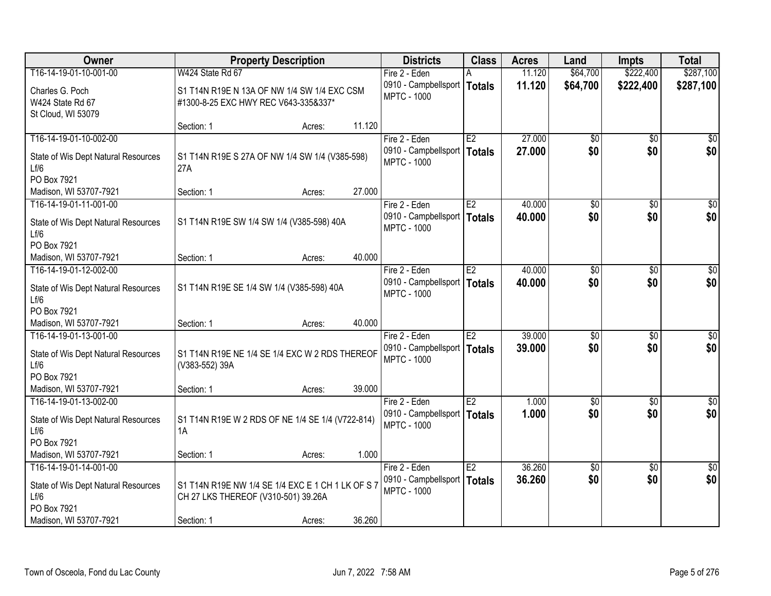| Owner | Property Description | Districts | Class | Acres | Land | Impts | Total |
|---|---|---|---|---|---|---|---|
| T16-14-19-01-10-001-00<br>Charles G. Poch<br>W424 State Rd 67<br>St Cloud, WI 53079 | W424 State Rd 67<br>S1 T14N R19E N 13A OF NW 1/4 SW 1/4 EXC CSM #1300-8-25 EXC HWY REC V643-335&337*<br>Section: 1 Acres: 11.120 | Fire 2 - Eden<br>0910 - Campbellsport<br>MPTC - 1000 | A<br>**Totals** | 11.120<br>**11.120** | $64,700<br>**$64,700** | $222,400<br>**$222,400** | $287,100<br>**$287,100** |
| T16-14-19-01-10-002-00<br>State of Wis Dept Natural Resources<br>Lf/6<br>PO Box 7921<br>Madison, WI 53707-7921 | S1 T14N R19E S 27A OF NW 1/4 SW 1/4 (V385-598) 27A<br>Section: 1 Acres: 27.000 | Fire 2 - Eden<br>0910 - Campbellsport<br>MPTC - 1000 | E2<br>**Totals** | 27.000<br>**27.000** | $0<br>**$0** | $0<br>**$0** | $0<br>**$0** |
| T16-14-19-01-11-001-00<br>State of Wis Dept Natural Resources<br>Lf/6<br>PO Box 7921<br>Madison, WI 53707-7921 | S1 T14N R19E SW 1/4 SW 1/4 (V385-598) 40A<br>Section: 1 Acres: 40.000 | Fire 2 - Eden<br>0910 - Campbellsport<br>MPTC - 1000 | E2<br>**Totals** | 40.000<br>**40.000** | $0<br>**$0** | $0<br>**$0** | $0<br>**$0** |
| T16-14-19-01-12-002-00<br>State of Wis Dept Natural Resources<br>Lf/6<br>PO Box 7921<br>Madison, WI 53707-7921 | S1 T14N R19E SE 1/4 SW 1/4 (V385-598) 40A<br>Section: 1 Acres: 40.000 | Fire 2 - Eden<br>0910 - Campbellsport<br>MPTC - 1000 | E2<br>**Totals** | 40.000<br>**40.000** | $0<br>**$0** | $0<br>**$0** | $0<br>**$0** |
| T16-14-19-01-13-001-00<br>State of Wis Dept Natural Resources<br>Lf/6<br>PO Box 7921<br>Madison, WI 53707-7921 | S1 T14N R19E NE 1/4 SE 1/4 EXC W 2 RDS THEREOF (V383-552) 39A<br>Section: 1 Acres: 39.000 | Fire 2 - Eden<br>0910 - Campbellsport<br>MPTC - 1000 | E2<br>**Totals** | 39.000<br>**39.000** | $0<br>**$0** | $0<br>**$0** | $0<br>**$0** |
| T16-14-19-01-13-002-00<br>State of Wis Dept Natural Resources<br>Lf/6<br>PO Box 7921<br>Madison, WI 53707-7921 | S1 T14N R19E W 2 RDS OF NE 1/4 SE 1/4 (V722-814) 1A<br>Section: 1 Acres: 1.000 | Fire 2 - Eden<br>0910 - Campbellsport<br>MPTC - 1000 | E2<br>**Totals** | 1.000<br>**1.000** | $0<br>**$0** | $0<br>**$0** | $0<br>**$0** |
| T16-14-19-01-14-001-00<br>State of Wis Dept Natural Resources<br>Lf/6<br>PO Box 7921<br>Madison, WI 53707-7921 | S1 T14N R19E NW 1/4 SE 1/4 EXC E 1 CH 1 LK OF S 7 CH 27 LKS THEREOF (V310-501) 39.26A<br>Section: 1 Acres: 36.260 | Fire 2 - Eden<br>0910 - Campbellsport<br>MPTC - 1000 | E2<br>**Totals** | 36.260<br>**36.260** | $0<br>**$0** | $0<br>**$0** | $0<br>**$0** |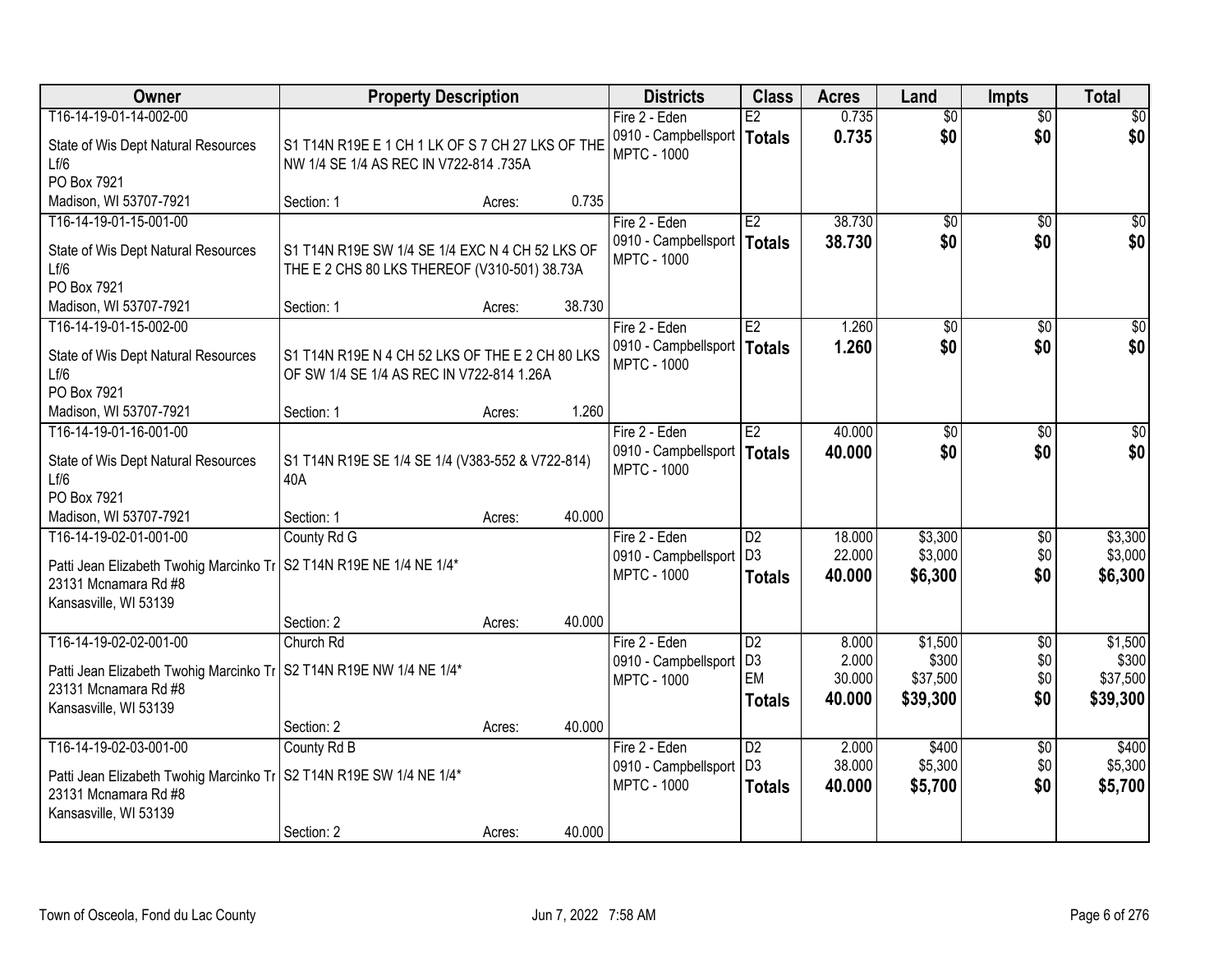| Owner | Property Description | | | Districts | Class | Acres | Land | Impts | Total |
|---|---|---|---|---|---|---|---|---|---|
| T16-14-19-01-14-002-00<br>State of Wis Dept Natural Resources Lf/6<br>PO Box 7921<br>Madison, WI 53707-7921 | S1 T14N R19E E 1 CH 1 LK OF S 7 CH 27 LKS OF THE NW 1/4 SE 1/4 AS REC IN V722-814 .735A<br>Section: 1 | Acres: | 0.735 | Fire 2 - Eden<br>0910 - Campbellsport<br>MPTC - 1000 | E2<br>**Totals** | 0.735<br>**0.735** | $0<br>**$0** | $0<br>**$0** | $0<br>**$0** |
| T16-14-19-01-15-001-00<br>State of Wis Dept Natural Resources Lf/6<br>PO Box 7921<br>Madison, WI 53707-7921 | S1 T14N R19E SW 1/4 SE 1/4 EXC N 4 CH 52 LKS OF THE E 2 CHS 80 LKS THEREOF (V310-501) 38.73A<br>Section: 1 | Acres: | 38.730 | Fire 2 - Eden<br>0910 - Campbellsport<br>MPTC - 1000 | E2<br>**Totals** | 38.730<br>**38.730** | $0<br>**$0** | $0<br>**$0** | $0<br>**$0** |
| T16-14-19-01-15-002-00<br>State of Wis Dept Natural Resources Lf/6<br>PO Box 7921<br>Madison, WI 53707-7921 | S1 T14N R19E N 4 CH 52 LKS OF THE E 2 CH 80 LKS OF SW 1/4 SE 1/4 AS REC IN V722-814 1.26A<br>Section: 1 | Acres: | 1.260 | Fire 2 - Eden<br>0910 - Campbellsport<br>MPTC - 1000 | E2<br>**Totals** | 1.260<br>**1.260** | $0<br>**$0** | $0<br>**$0** | $0<br>**$0** |
| T16-14-19-01-16-001-00<br>State of Wis Dept Natural Resources Lf/6<br>PO Box 7921<br>Madison, WI 53707-7921 | S1 T14N R19E SE 1/4 SE 1/4 (V383-552 & V722-814) 40A<br>Section: 1 | Acres: | 40.000 | Fire 2 - Eden<br>0910 - Campbellsport<br>MPTC - 1000 | E2<br>**Totals** | 40.000<br>**40.000** | $0<br>**$0** | $0<br>**$0** | $0<br>**$0** |
| T16-14-19-02-01-001-00<br>Patti Jean Elizabeth Twohig Marcinko Tr<br>23131 Mcnamara Rd #8<br>Kansasville, WI 53139 | County Rd G<br>S2 T14N R19E NE 1/4 NE 1/4*<br>Section: 2 | Acres: | 40.000 | Fire 2 - Eden<br>0910 - Campbellsport<br>MPTC - 1000 | D2<br>D3<br>**Totals** | 18.000<br>22.000<br>**40.000** | $3,300<br>$3,000<br>**$6,300** | $0<br>$0<br>**$0** | $3,300<br>$3,000<br>**$6,300** |
| T16-14-19-02-02-001-00<br>Patti Jean Elizabeth Twohig Marcinko Tr<br>23131 Mcnamara Rd #8<br>Kansasville, WI 53139 | Church Rd<br>S2 T14N R19E NW 1/4 NE 1/4*<br>Section: 2 | Acres: | 40.000 | Fire 2 - Eden<br>0910 - Campbellsport<br>MPTC - 1000 | D2<br>D3<br>EM<br>**Totals** | 8.000<br>2.000<br>30.000<br>**40.000** | $1,500<br>$300<br>$37,500<br>**$39,300** | $0<br>$0<br>$0<br>**$0** | $1,500<br>$300<br>$37,500<br>**$39,300** |
| T16-14-19-02-03-001-00<br>Patti Jean Elizabeth Twohig Marcinko Tr<br>23131 Mcnamara Rd #8<br>Kansasville, WI 53139 | County Rd B<br>S2 T14N R19E SW 1/4 NE 1/4*<br>Section: 2 | Acres: | 40.000 | Fire 2 - Eden<br>0910 - Campbellsport<br>MPTC - 1000 | D2<br>D3<br>**Totals** | 2.000<br>38.000<br>**40.000** | $400<br>$5,300<br>**$5,700** | $0<br>$0<br>**$0** | $400<br>$5,300<br>**$5,700** |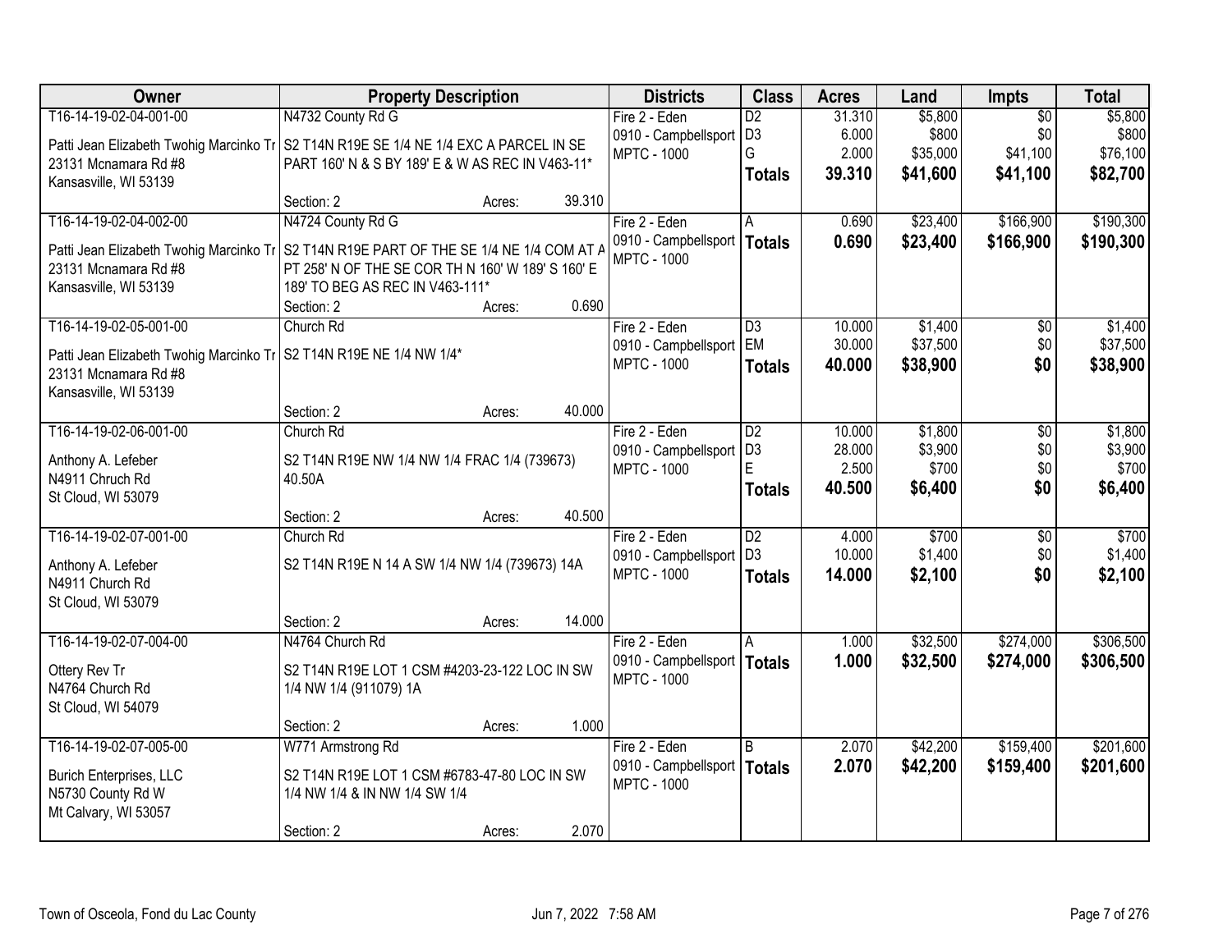| Owner | Property Description | Districts | Class | Acres | Land | Impts | Total |
|---|---|---|---|---|---|---|---|
| T16-14-19-02-04-001-00<br>Patti Jean Elizabeth Twohig Marcinko Tr<br>23131 Mcnamara Rd #8<br>Kansasville, WI 53139 | N4732 County Rd G<br>S2 T14N R19E SE 1/4 NE 1/4 EXC A PARCEL IN SE PART 160' N & S BY 189' E & W AS REC IN V463-11*<br>Section: 2 Acres: 39.310 | Fire 2 - Eden<br>0910 - Campbellsport<br>MPTC - 1000 | D2<br>D3<br>G<br>**Totals** | 31.310<br>6.000<br>2.000<br>**39.310** | $5,800<br>$800<br>$35,000<br>**$41,600** | $0<br>$0<br>$41,100<br>**$41,100** | $5,800<br>$800<br>$76,100<br>**$82,700** |
| T16-14-19-02-04-002-00<br>Patti Jean Elizabeth Twohig Marcinko Tr<br>23131 Mcnamara Rd #8<br>Kansasville, WI 53139 | N4724 County Rd G<br>S2 T14N R19E PART OF THE SE 1/4 NE 1/4 COM AT A PT 258' N OF THE SE COR TH N 160' W 189' S 160' E 189' TO BEG AS REC IN V463-111*<br>Section: 2 Acres: 0.690 | Fire 2 - Eden<br>0910 - Campbellsport<br>MPTC - 1000 | A<br>**Totals** | 0.690<br>**0.690** | $23,400<br>**$23,400** | $166,900<br>**$166,900** | $190,300<br>**$190,300** |
| T16-14-19-02-05-001-00<br>Patti Jean Elizabeth Twohig Marcinko Tr<br>23131 Mcnamara Rd #8<br>Kansasville, WI 53139 | Church Rd<br>S2 T14N R19E NE 1/4 NW 1/4*<br>Section: 2 Acres: 40.000 | Fire 2 - Eden<br>0910 - Campbellsport<br>MPTC - 1000 | D3<br>EM<br>**Totals** | 10.000<br>30.000<br>**40.000** | $1,400<br>$37,500<br>**$38,900** | $0<br>$0<br>**$0** | $1,400<br>$37,500<br>**$38,900** |
| T16-14-19-02-06-001-00<br>Anthony A. Lefeber<br>N4911 Chruch Rd<br>St Cloud, WI 53079 | Church Rd<br>S2 T14N R19E NW 1/4 NW 1/4 FRAC 1/4 (739673) 40.50A<br>Section: 2 Acres: 40.500 | Fire 2 - Eden<br>0910 - Campbellsport<br>MPTC - 1000 | D2<br>D3<br>E<br>**Totals** | 10.000<br>28.000<br>2.500<br>**40.500** | $1,800<br>$3,900<br>$700<br>**$6,400** | $0<br>$0<br>$0<br>**$0** | $1,800<br>$3,900<br>$700<br>**$6,400** |
| T16-14-19-02-07-001-00<br>Anthony A. Lefeber<br>N4911 Church Rd<br>St Cloud, WI 53079 | Church Rd<br>S2 T14N R19E N 14 A SW 1/4 NW 1/4 (739673) 14A<br>Section: 2 Acres: 14.000 | Fire 2 - Eden<br>0910 - Campbellsport<br>MPTC - 1000 | D2<br>D3<br>**Totals** | 4.000<br>10.000<br>**14.000** | $700<br>$1,400<br>**$2,100** | $0<br>$0<br>**$0** | $700<br>$1,400<br>**$2,100** |
| T16-14-19-02-07-004-00<br>Ottery Rev Tr<br>N4764 Church Rd<br>St Cloud, WI 54079 | N4764 Church Rd<br>S2 T14N R19E LOT 1 CSM #4203-23-122 LOC IN SW 1/4 NW 1/4 (911079) 1A<br>Section: 2 Acres: 1.000 | Fire 2 - Eden<br>0910 - Campbellsport<br>MPTC - 1000 | A<br>**Totals** | 1.000<br>**1.000** | $32,500<br>**$32,500** | $274,000<br>**$274,000** | $306,500<br>**$306,500** |
| T16-14-19-02-07-005-00<br>Burich Enterprises, LLC<br>N5730 County Rd W<br>Mt Calvary, WI 53057 | W771 Armstrong Rd<br>S2 T14N R19E LOT 1 CSM #6783-47-80 LOC IN SW 1/4 NW 1/4 & IN NW 1/4 SW 1/4<br>Section: 2 Acres: 2.070 | Fire 2 - Eden<br>0910 - Campbellsport<br>MPTC - 1000 | B<br>**Totals** | 2.070<br>**2.070** | $42,200<br>**$42,200** | $159,400<br>**$159,400** | $201,600<br>**$201,600** |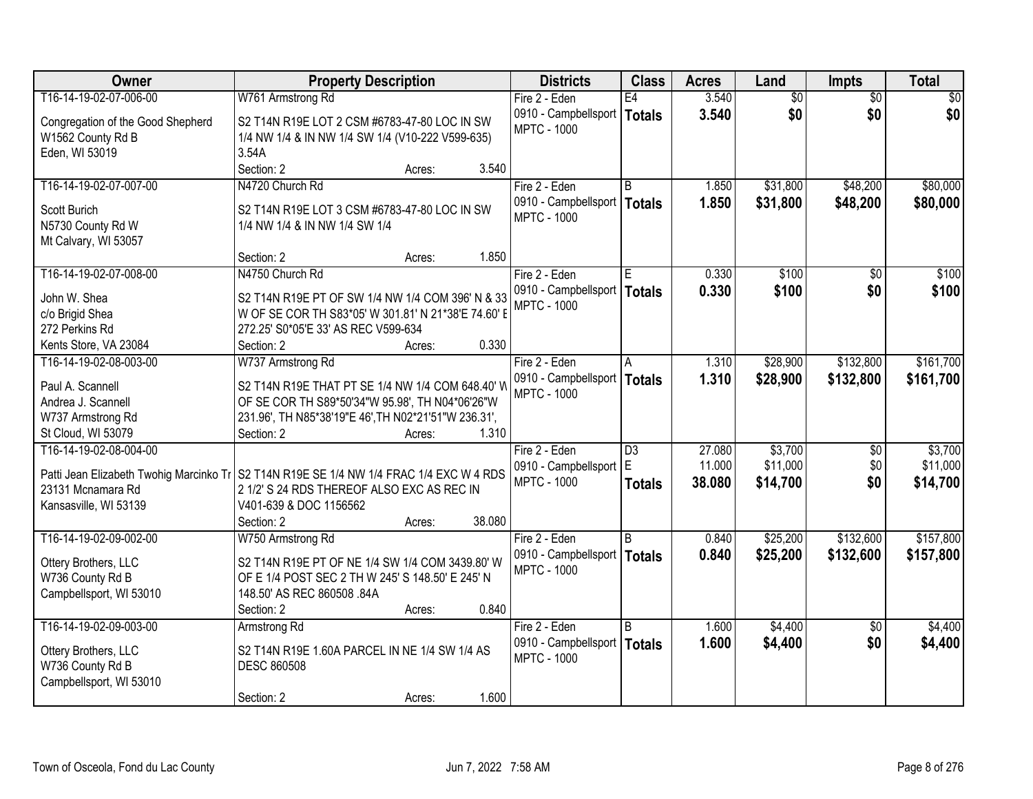| Owner | Property Description | Districts | Class | Acres | Land | Impts | Total |
|---|---|---|---|---|---|---|---|
| T16-14-19-02-07-006-00<br>Congregation of the Good Shepherd<br>W1562 County Rd B<br>Eden, WI 53019 | W761 Armstrong Rd<br>S2 T14N R19E LOT 2 CSM #6783-47-80 LOC IN SW 1/4 NW 1/4 & IN NW 1/4 SW 1/4 (V10-222 V599-635) 3.54A<br>Section: 2 Acres: 3.540 | Fire 2 - Eden<br>0910 - Campbellsport<br>MPTC - 1000 | E4<br>**Totals** | 3.540<br>**3.540** | $0<br>**$0** | $0<br>**$0** | $0<br>**$0** |
| T16-14-19-02-07-007-00<br>Scott Burich<br>N5730 County Rd W<br>Mt Calvary, WI 53057 | N4720 Church Rd<br>S2 T14N R19E LOT 3 CSM #6783-47-80 LOC IN SW 1/4 NW 1/4 & IN NW 1/4 SW 1/4<br>Section: 2 Acres: 1.850 | Fire 2 - Eden<br>0910 - Campbellsport<br>MPTC - 1000 | B<br>**Totals** | 1.850<br>**1.850** | $31,800<br>**$31,800** | $48,200<br>**$48,200** | $80,000<br>**$80,000** |
| T16-14-19-02-07-008-00<br>John W. Shea<br>c/o Brigid Shea<br>272 Perkins Rd<br>Kents Store, VA 23084 | N4750 Church Rd<br>S2 T14N R19E PT OF SW 1/4 NW 1/4 COM 396' N & 33 W OF SE COR TH S83*05' W 301.81' N 21*38'E 74.60' E 272.25' S0*05'E 33' AS REC V599-634<br>Section: 2 Acres: 0.330 | Fire 2 - Eden<br>0910 - Campbellsport<br>MPTC - 1000 | E<br>**Totals** | 0.330<br>**0.330** | $100<br>**$100** | $0<br>**$0** | $100<br>**$100** |
| T16-14-19-02-08-003-00<br>Paul A. Scannell<br>Andrea J. Scannell<br>W737 Armstrong Rd<br>St Cloud, WI 53079 | W737 Armstrong Rd<br>S2 T14N R19E THAT PT SE 1/4 NW 1/4 COM 648.40' W OF SE COR TH S89*50'34"W 95.98', TH N04*06'26"W 231.96', TH N85*38'19"E 46',TH N02*21'51"W 236.31',<br>Section: 2 Acres: 1.310 | Fire 2 - Eden<br>0910 - Campbellsport<br>MPTC - 1000 | A<br>**Totals** | 1.310<br>**1.310** | $28,900<br>**$28,900** | $132,800<br>**$132,800** | $161,700<br>**$161,700** |
| T16-14-19-02-08-004-00<br>Patti Jean Elizabeth Twohig Marcinko Tr<br>23131 Mcnamara Rd<br>Kansasville, WI 53139 | S2 T14N R19E SE 1/4 NW 1/4 FRAC 1/4 EXC W 4 RDS 2 1/2' S 24 RDS THEREOF ALSO EXC AS REC IN V401-639 & DOC 1156562<br>Section: 2 Acres: 38.080 | Fire 2 - Eden<br>0910 - Campbellsport<br>MPTC - 1000 | D3<br>E<br>**Totals** | 27.080<br>11.000<br>**38.080** | $3,700<br>$11,000<br>**$14,700** | $0<br>$0<br>**$0** | $3,700<br>$11,000<br>**$14,700** |
| T16-14-19-02-09-002-00<br>Ottery Brothers, LLC<br>W736 County Rd B<br>Campbellsport, WI 53010 | W750 Armstrong Rd<br>S2 T14N R19E PT OF NE 1/4 SW 1/4 COM 3439.80' W OF E 1/4 POST SEC 2 TH W 245' S 148.50' E 245' N 148.50' AS REC 860508 .84A<br>Section: 2 Acres: 0.840 | Fire 2 - Eden<br>0910 - Campbellsport<br>MPTC - 1000 | B<br>**Totals** | 0.840<br>**0.840** | $25,200<br>**$25,200** | $132,600<br>**$132,600** | $157,800<br>**$157,800** |
| T16-14-19-02-09-003-00<br>Ottery Brothers, LLC<br>W736 County Rd B<br>Campbellsport, WI 53010 | Armstrong Rd<br>S2 T14N R19E 1.60A PARCEL IN NE 1/4 SW 1/4 AS DESC 860508<br>Section: 2 Acres: 1.600 | Fire 2 - Eden<br>0910 - Campbellsport<br>MPTC - 1000 | B<br>**Totals** | 1.600<br>**1.600** | $4,400<br>**$4,400** | $0<br>**$0** | $4,400<br>**$4,400** |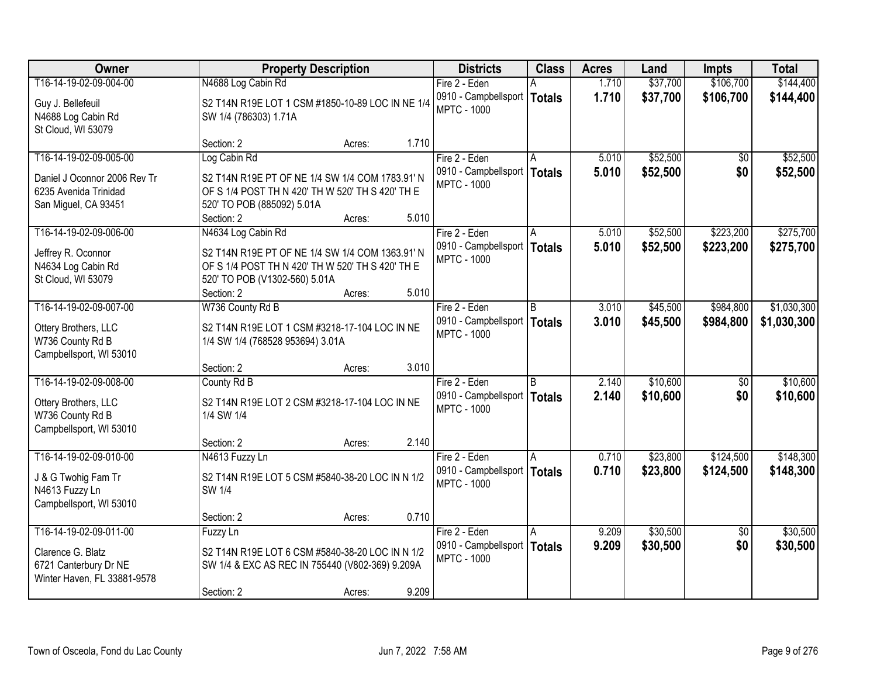| Owner | Property Description | Districts | Class | Acres | Land | Impts | Total |
|---|---|---|---|---|---|---|---|
| T16-14-19-02-09-004-00<br>Guy J. Bellefeuil<br>N4688 Log Cabin Rd<br>St Cloud, WI 53079 | N4688 Log Cabin Rd<br>S2 T14N R19E LOT 1 CSM #1850-10-89 LOC IN NE 1/4 SW 1/4 (786303) 1.71A<br>Section: 2 Acres: 1.710 | Fire 2 - Eden<br>0910 - Campbellsport<br>MPTC - 1000 | A<br>**Totals** | 1.710<br>**1.710** | $37,700<br>**$37,700** | $106,700<br>**$106,700** | $144,400<br>**$144,400** |
| T16-14-19-02-09-005-00<br>Daniel J Oconnor 2006 Rev Tr<br>6235 Avenida Trinidad<br>San Miguel, CA 93451 | Log Cabin Rd<br>S2 T14N R19E PT OF NE 1/4 SW 1/4 COM 1783.91' N OF S 1/4 POST TH N 420' TH W 520' TH S 420' TH E 520' TO POB (885092) 5.01A<br>Section: 2 Acres: 5.010 | Fire 2 - Eden<br>0910 - Campbellsport<br>MPTC - 1000 | A<br>**Totals** | 5.010<br>**5.010** | $52,500<br>**$52,500** | $0<br>**$0** | $52,500<br>**$52,500** |
| T16-14-19-02-09-006-00<br>Jeffrey R. Oconnor<br>N4634 Log Cabin Rd<br>St Cloud, WI 53079 | N4634 Log Cabin Rd<br>S2 T14N R19E PT OF NE 1/4 SW 1/4 COM 1363.91' N OF S 1/4 POST TH N 420' TH W 520' TH S 420' TH E 520' TO POB (V1302-560) 5.01A<br>Section: 2 Acres: 5.010 | Fire 2 - Eden<br>0910 - Campbellsport<br>MPTC - 1000 | A<br>**Totals** | 5.010<br>**5.010** | $52,500<br>**$52,500** | $223,200<br>**$223,200** | $275,700<br>**$275,700** |
| T16-14-19-02-09-007-00<br>Ottery Brothers, LLC<br>W736 County Rd B<br>Campbellsport, WI 53010 | W736 County Rd B<br>S2 T14N R19E LOT 1 CSM #3218-17-104 LOC IN NE 1/4 SW 1/4 (768528 953694) 3.01A<br>Section: 2 Acres: 3.010 | Fire 2 - Eden<br>0910 - Campbellsport<br>MPTC - 1000 | B<br>**Totals** | 3.010<br>**3.010** | $45,500<br>**$45,500** | $984,800<br>**$984,800** | $1,030,300<br>**$1,030,300** |
| T16-14-19-02-09-008-00<br>Ottery Brothers, LLC<br>W736 County Rd B<br>Campbellsport, WI 53010 | County Rd B<br>S2 T14N R19E LOT 2 CSM #3218-17-104 LOC IN NE 1/4 SW 1/4<br>Section: 2 Acres: 2.140 | Fire 2 - Eden<br>0910 - Campbellsport<br>MPTC - 1000 | B<br>**Totals** | 2.140<br>**2.140** | $10,600<br>**$10,600** | $0<br>**$0** | $10,600<br>**$10,600** |
| T16-14-19-02-09-010-00<br>J & G Twohig Fam Tr<br>N4613 Fuzzy Ln<br>Campbellsport, WI 53010 | N4613 Fuzzy Ln<br>S2 T14N R19E LOT 5 CSM #5840-38-20 LOC IN N 1/2 SW 1/4<br>Section: 2 Acres: 0.710 | Fire 2 - Eden<br>0910 - Campbellsport<br>MPTC - 1000 | A<br>**Totals** | 0.710<br>**0.710** | $23,800<br>**$23,800** | $124,500<br>**$124,500** | $148,300<br>**$148,300** |
| T16-14-19-02-09-011-00<br>Clarence G. Blatz<br>6721 Canterbury Dr NE<br>Winter Haven, FL 33881-9578 | Fuzzy Ln<br>S2 T14N R19E LOT 6 CSM #5840-38-20 LOC IN N 1/2 SW 1/4 & EXC AS REC IN 755440 (V802-369) 9.209A<br>Section: 2 Acres: 9.209 | Fire 2 - Eden<br>0910 - Campbellsport<br>MPTC - 1000 | A<br>**Totals** | 9.209<br>**9.209** | $30,500<br>**$30,500** | $0<br>**$0** | $30,500<br>**$30,500** |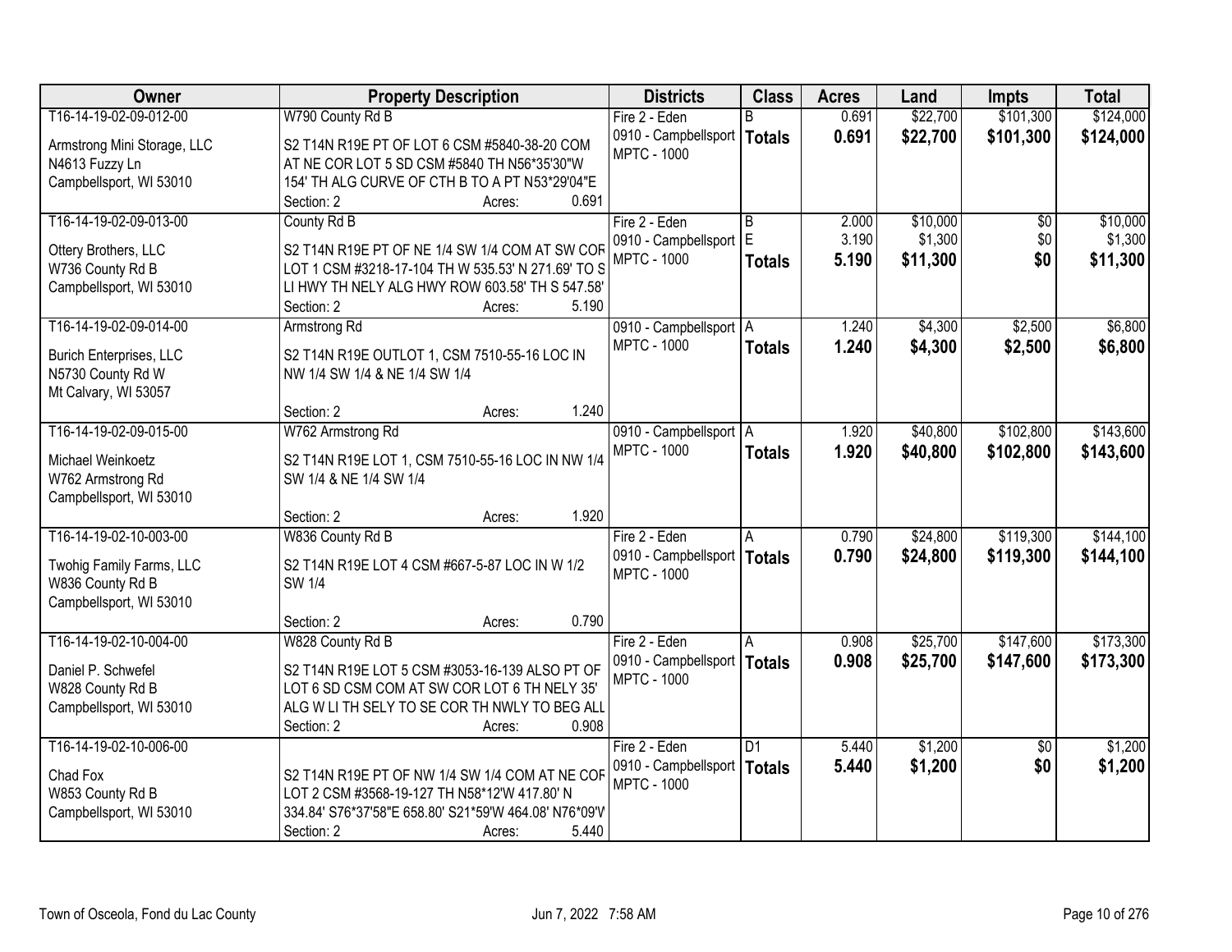| Owner | Property Description | Districts | Class | Acres | Land | Impts | Total |
|---|---|---|---|---|---|---|---|
| T16-14-19-02-09-012-00<br>Armstrong Mini Storage, LLC<br>N4613 Fuzzy Ln<br>Campbellsport, WI 53010 | W790 County Rd B<br>S2 T14N R19E PT OF LOT 6 CSM #5840-38-20 COM AT NE COR LOT 5 SD CSM #5840 TH N56*35'30"W 154' TH ALG CURVE OF CTH B TO A PT N53*29'04"E<br>Section: 2 Acres: 0.691 | Fire 2 - Eden<br>0910 - Campbellsport<br>MPTC - 1000 | B<br>**Totals** | 0.691<br>**0.691** | $22,700<br>**$22,700** | $101,300<br>**$101,300** | $124,000<br>**$124,000** |
| T16-14-19-02-09-013-00<br>Ottery Brothers, LLC<br>W736 County Rd B<br>Campbellsport, WI 53010 | County Rd B<br>S2 T14N R19E PT OF NE 1/4 SW 1/4 COM AT SW COR LOT 1 CSM #3218-17-104 TH W 535.53' N 271.69' TO S LI HWY TH NELY ALG HWY ROW 603.58' TH S 547.58'<br>Section: 2 Acres: 5.190 | Fire 2 - Eden<br>0910 - Campbellsport<br>MPTC - 1000 | B<br>E<br>**Totals** | 2.000<br>3.190<br>**5.190** | $10,000<br>$1,300<br>**$11,300** | $0<br>$0<br>**$0** | $10,000<br>$1,300<br>**$11,300** |
| T16-14-19-02-09-014-00<br>Burich Enterprises, LLC<br>N5730 County Rd W<br>Mt Calvary, WI 53057 | Armstrong Rd<br>S2 T14N R19E OUTLOT 1, CSM 7510-55-16 LOC IN NW 1/4 SW 1/4 & NE 1/4 SW 1/4<br>Section: 2 Acres: 1.240 | 0910 - Campbellsport<br>MPTC - 1000 | A<br>**Totals** | 1.240<br>**1.240** | $4,300<br>**$4,300** | $2,500<br>**$2,500** | $6,800<br>**$6,800** |
| T16-14-19-02-09-015-00<br>Michael Weinkoetz<br>W762 Armstrong Rd<br>Campbellsport, WI 53010 | W762 Armstrong Rd<br>S2 T14N R19E LOT 1, CSM 7510-55-16 LOC IN NW 1/4 SW 1/4 & NE 1/4 SW 1/4<br>Section: 2 Acres: 1.920 | 0910 - Campbellsport<br>MPTC - 1000 | A<br>**Totals** | 1.920<br>**1.920** | $40,800<br>**$40,800** | $102,800<br>**$102,800** | $143,600<br>**$143,600** |
| T16-14-19-02-10-003-00<br>Twohig Family Farms, LLC<br>W836 County Rd B<br>Campbellsport, WI 53010 | W836 County Rd B<br>S2 T14N R19E LOT 4 CSM #667-5-87 LOC IN W 1/2 SW 1/4<br>Section: 2 Acres: 0.790 | Fire 2 - Eden<br>0910 - Campbellsport<br>MPTC - 1000 | A<br>**Totals** | 0.790<br>**0.790** | $24,800<br>**$24,800** | $119,300<br>**$119,300** | $144,100<br>**$144,100** |
| T16-14-19-02-10-004-00<br>Daniel P. Schwefel<br>W828 County Rd B<br>Campbellsport, WI 53010 | W828 County Rd B<br>S2 T14N R19E LOT 5 CSM #3053-16-139 ALSO PT OF LOT 6 SD CSM COM AT SW COR LOT 6 TH NELY 35' ALG W LI TH SELY TO SE COR TH NWLY TO BEG ALL<br>Section: 2 Acres: 0.908 | Fire 2 - Eden<br>0910 - Campbellsport<br>MPTC - 1000 | A<br>**Totals** | 0.908<br>**0.908** | $25,700<br>**$25,700** | $147,600<br>**$147,600** | $173,300<br>**$173,300** |
| T16-14-19-02-10-006-00<br>Chad Fox<br>W853 County Rd B<br>Campbellsport, WI 53010 | S2 T14N R19E PT OF NW 1/4 SW 1/4 COM AT NE COR LOT 2 CSM #3568-19-127 TH N58*12'W 417.80' N 334.84' S76*37'58"E 658.80' S21*59'W 464.08' N76*09'W<br>Section: 2 Acres: 5.440 | Fire 2 - Eden<br>0910 - Campbellsport<br>MPTC - 1000 | D1<br>**Totals** | 5.440<br>**5.440** | $1,200<br>**$1,200** | $0<br>**$0** | $1,200<br>**$1,200** |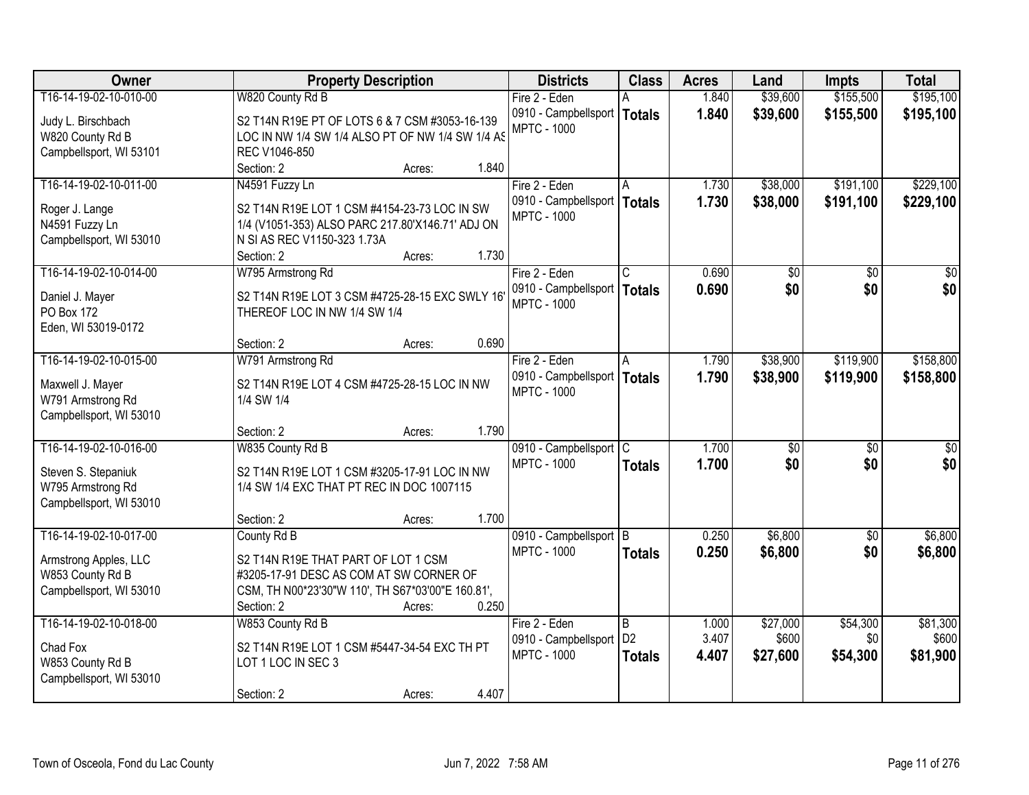| Owner | Property Description | Districts | Class | Acres | Land | Impts | Total |
|---|---|---|---|---|---|---|---|
| T16-14-19-02-10-010-00<br>Judy L. Birschbach<br>W820 County Rd B<br>Campbellsport, WI 53101 | W820 County Rd B<br>S2 T14N R19E PT OF LOTS 6 & 7 CSM #3053-16-139 LOC IN NW 1/4 SW 1/4 ALSO PT OF NW 1/4 SW 1/4 AS REC V1046-850<br>Section: 2 Acres: 1.840 | Fire 2 - Eden<br>0910 - Campbellsport<br>MPTC - 1000 | A<br>**Totals** | 1.840<br>**1.840** | $39,600<br>**$39,600** | $155,500<br>**$155,500** | $195,100<br>**$195,100** |
| T16-14-19-02-10-011-00<br>Roger J. Lange<br>N4591 Fuzzy Ln<br>Campbellsport, WI 53010 | N4591 Fuzzy Ln<br>S2 T14N R19E LOT 1 CSM #4154-23-73 LOC IN SW 1/4 (V1051-353) ALSO PARC 217.80'X146.71' ADJ ON N SI AS REC V1150-323 1.73A<br>Section: 2 Acres: 1.730 | Fire 2 - Eden<br>0910 - Campbellsport<br>MPTC - 1000 | A<br>**Totals** | 1.730<br>**1.730** | $38,000<br>**$38,000** | $191,100<br>**$191,100** | $229,100<br>**$229,100** |
| T16-14-19-02-10-014-00<br>Daniel J. Mayer<br>PO Box 172<br>Eden, WI 53019-0172 | W795 Armstrong Rd<br>S2 T14N R19E LOT 3 CSM #4725-28-15 EXC SWLY 16' THEREOF LOC IN NW 1/4 SW 1/4<br>Section: 2 Acres: 0.690 | Fire 2 - Eden<br>0910 - Campbellsport<br>MPTC - 1000 | C<br>**Totals** | 0.690<br>**0.690** | $0<br>**$0** | $0<br>**$0** | $0<br>**$0** |
| T16-14-19-02-10-015-00<br>Maxwell J. Mayer<br>W791 Armstrong Rd<br>Campbellsport, WI 53010 | W791 Armstrong Rd<br>S2 T14N R19E LOT 4 CSM #4725-28-15 LOC IN NW 1/4 SW 1/4<br>Section: 2 Acres: 1.790 | Fire 2 - Eden<br>0910 - Campbellsport<br>MPTC - 1000 | A<br>**Totals** | 1.790<br>**1.790** | $38,900<br>**$38,900** | $119,900<br>**$119,900** | $158,800<br>**$158,800** |
| T16-14-19-02-10-016-00<br>Steven S. Stepaniuk<br>W795 Armstrong Rd<br>Campbellsport, WI 53010 | W835 County Rd B<br>S2 T14N R19E LOT 1 CSM #3205-17-91 LOC IN NW 1/4 SW 1/4 EXC THAT PT REC IN DOC 1007115<br>Section: 2 Acres: 1.700 | 0910 - Campbellsport<br>MPTC - 1000 | C<br>**Totals** | 1.700<br>**1.700** | $0<br>**$0** | $0<br>**$0** | $0<br>**$0** |
| T16-14-19-02-10-017-00<br>Armstrong Apples, LLC<br>W853 County Rd B<br>Campbellsport, WI 53010 | County Rd B<br>S2 T14N R19E THAT PART OF LOT 1 CSM #3205-17-91 DESC AS COM AT SW CORNER OF CSM, TH N00*23'30"W 110', TH S67*03'00"E 160.81',<br>Section: 2 Acres: 0.250 | 0910 - Campbellsport<br>MPTC - 1000 | B<br>**Totals** | 0.250<br>**0.250** | $6,800<br>**$6,800** | $0<br>**$0** | $6,800<br>**$6,800** |
| T16-14-19-02-10-018-00<br>Chad Fox<br>W853 County Rd B<br>Campbellsport, WI 53010 | W853 County Rd B<br>S2 T14N R19E LOT 1 CSM #5447-34-54 EXC TH PT LOT 1 LOC IN SEC 3<br>Section: 2 Acres: 4.407 | Fire 2 - Eden<br>0910 - Campbellsport<br>MPTC - 1000 | B<br>D2<br>**Totals** | 1.000<br>3.407<br>**4.407** | $27,000<br>$600<br>**$27,600** | $54,300<br>$0<br>**$54,300** | $81,300<br>$600<br>**$81,900** |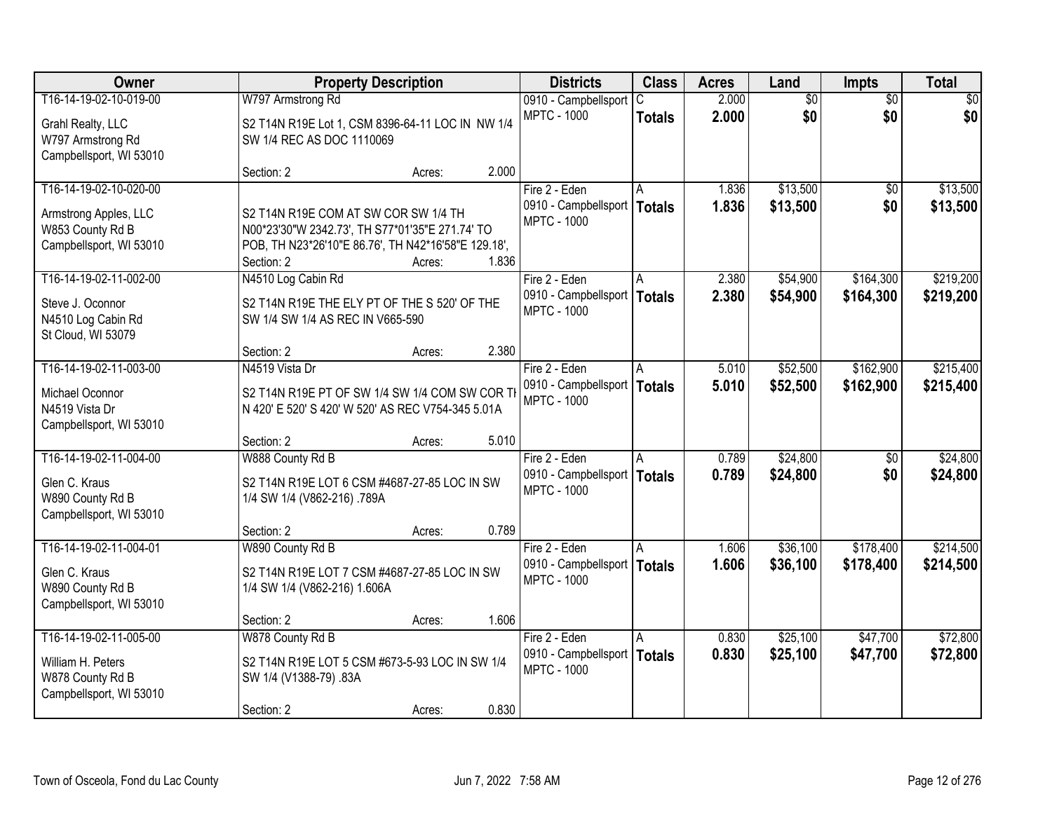| Owner | Property Description | | | Districts | Class | Acres | Land | Impts | Total |
|---|---|---|---|---|---|---|---|---|---|
| T16-14-19-02-10-019-00<br><br>Grahl Realty, LLC<br>W797 Armstrong Rd<br>Campbellsport, WI 53010 | W797 Armstrong Rd<br><br>S2 T14N R19E Lot 1, CSM 8396-64-11 LOC IN NW 1/4 SW 1/4 REC AS DOC 1110069 | | | 0910 - Campbellsport<br>MPTC - 1000 | C<br>**Totals** | 2.000<br>**2.000** | $0<br>**$0** | $0<br>**$0** | $0<br>**$0** |
| | Section: 2 | Acres: | 2.000 | | | | | | |
| T16-14-19-02-10-020-00<br><br>Armstrong Apples, LLC<br>W853 County Rd B<br>Campbellsport, WI 53010 | S2 T14N R19E COM AT SW COR SW 1/4 TH N00*23'30"W 2342.73', TH S77*01'35"E 271.74' TO POB, TH N23*26'10"E 86.76', TH N42*16'58"E 129.18', | | | Fire 2 - Eden<br>0910 - Campbellsport<br>MPTC - 1000 | A<br>**Totals** | 1.836<br>**1.836** | $13,500<br>**$13,500** | $0<br>**$0** | $13,500<br>**$13,500** |
| | Section: 2 | Acres: | 1.836 | | | | | | |
| T16-14-19-02-11-002-00<br><br>Steve J. Oconnor<br>N4510 Log Cabin Rd<br>St Cloud, WI 53079 | N4510 Log Cabin Rd<br><br>S2 T14N R19E THE ELY PT OF THE S 520' OF THE SW 1/4 SW 1/4 AS REC IN V665-590 | | | Fire 2 - Eden<br>0910 - Campbellsport<br>MPTC - 1000 | A<br>**Totals** | 2.380<br>**2.380** | $54,900<br>**$54,900** | $164,300<br>**$164,300** | $219,200<br>**$219,200** |
| | Section: 2 | Acres: | 2.380 | | | | | | |
| T16-14-19-02-11-003-00<br><br>Michael Oconnor<br>N4519 Vista Dr<br>Campbellsport, WI 53010 | N4519 Vista Dr<br><br>S2 T14N R19E PT OF SW 1/4 SW 1/4 COM SW COR TH N 420' E 520' S 420' W 520' AS REC V754-345 5.01A | | | Fire 2 - Eden<br>0910 - Campbellsport<br>MPTC - 1000 | A<br>**Totals** | 5.010<br>**5.010** | $52,500<br>**$52,500** | $162,900<br>**$162,900** | $215,400<br>**$215,400** |
| | Section: 2 | Acres: | 5.010 | | | | | | |
| T16-14-19-02-11-004-00<br><br>Glen C. Kraus<br>W890 County Rd B<br>Campbellsport, WI 53010 | W888 County Rd B<br><br>S2 T14N R19E LOT 6 CSM #4687-27-85 LOC IN SW 1/4 SW 1/4 (V862-216) .789A | | | Fire 2 - Eden<br>0910 - Campbellsport<br>MPTC - 1000 | A<br>**Totals** | 0.789<br>**0.789** | $24,800<br>**$24,800** | $0<br>**$0** | $24,800<br>**$24,800** |
| | Section: 2 | Acres: | 0.789 | | | | | | |
| T16-14-19-02-11-004-01<br><br>Glen C. Kraus<br>W890 County Rd B<br>Campbellsport, WI 53010 | W890 County Rd B<br><br>S2 T14N R19E LOT 7 CSM #4687-27-85 LOC IN SW 1/4 SW 1/4 (V862-216) 1.606A | | | Fire 2 - Eden<br>0910 - Campbellsport<br>MPTC - 1000 | A<br>**Totals** | 1.606<br>**1.606** | $36,100<br>**$36,100** | $178,400<br>**$178,400** | $214,500<br>**$214,500** |
| | Section: 2 | Acres: | 1.606 | | | | | | |
| T16-14-19-02-11-005-00<br><br>William H. Peters<br>W878 County Rd B<br>Campbellsport, WI 53010 | W878 County Rd B<br><br>S2 T14N R19E LOT 5 CSM #673-5-93 LOC IN SW 1/4 SW 1/4 (V1388-79) .83A | | | Fire 2 - Eden<br>0910 - Campbellsport<br>MPTC - 1000 | A<br>**Totals** | 0.830<br>**0.830** | $25,100<br>**$25,100** | $47,700<br>**$47,700** | $72,800<br>**$72,800** |
| | Section: 2 | Acres: | 0.830 | | | | | | |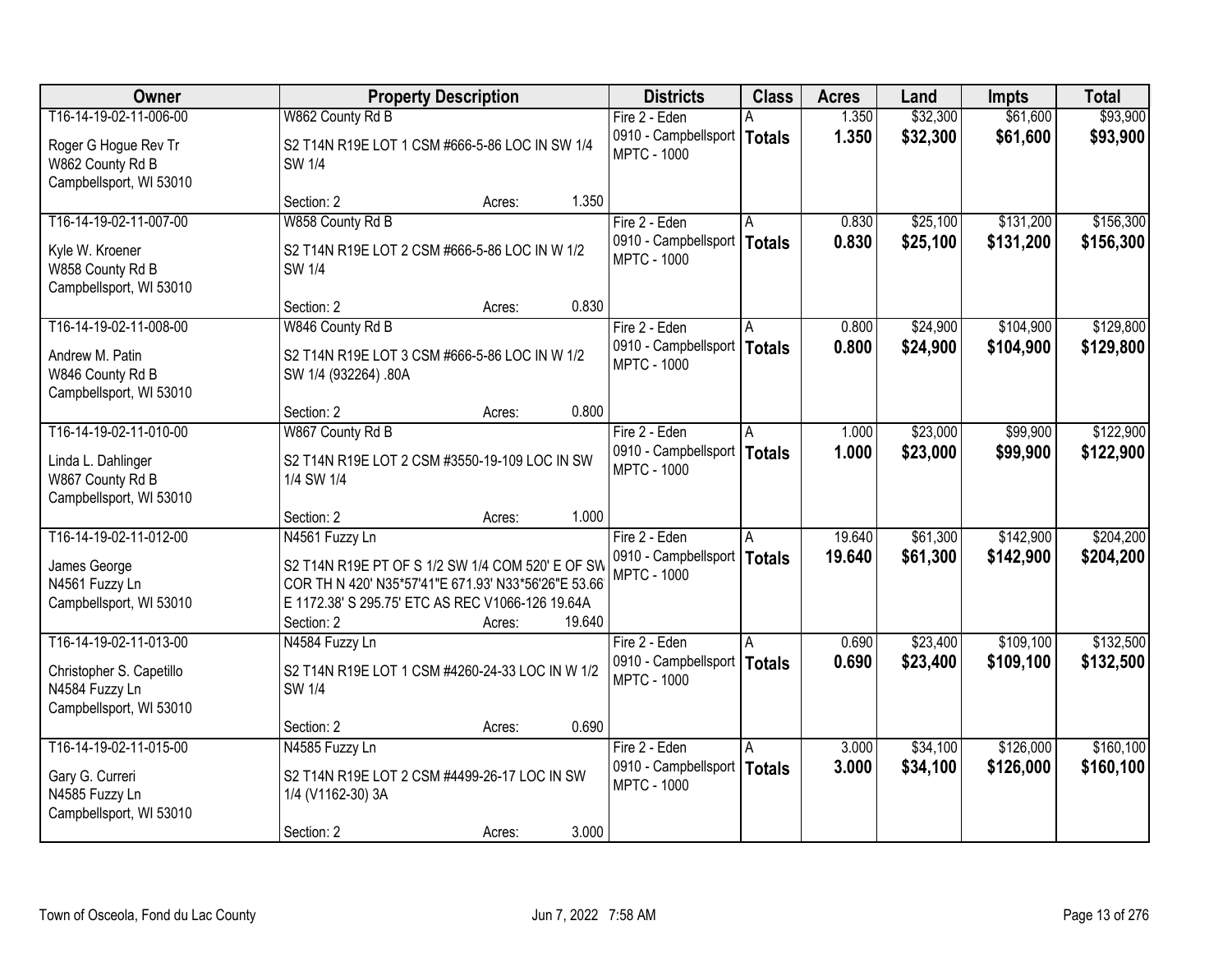| Owner | Property Description | Districts | Class | Acres | Land | Impts | Total |
|---|---|---|---|---|---|---|---|
| T16-14-19-02-11-006-00<br>Roger G Hogue Rev Tr<br>W862 County Rd B<br>Campbellsport, WI 53010 | W862 County Rd B<br>S2 T14N R19E LOT 1 CSM #666-5-86 LOC IN SW 1/4 SW 1/4<br>Section: 2 Acres: 1.350 | Fire 2 - Eden<br>0910 - Campbellsport<br>MPTC - 1000 | A<br>**Totals** | 1.350<br>**1.350** | $32,300<br>**$32,300** | $61,600<br>**$61,600** | $93,900<br>**$93,900** |
| T16-14-19-02-11-007-00<br>Kyle W. Kroener<br>W858 County Rd B<br>Campbellsport, WI 53010 | W858 County Rd B<br>S2 T14N R19E LOT 2 CSM #666-5-86 LOC IN W 1/2 SW 1/4<br>Section: 2 Acres: 0.830 | Fire 2 - Eden<br>0910 - Campbellsport<br>MPTC - 1000 | A<br>**Totals** | 0.830<br>**0.830** | $25,100<br>**$25,100** | $131,200<br>**$131,200** | $156,300<br>**$156,300** |
| T16-14-19-02-11-008-00<br>Andrew M. Patin<br>W846 County Rd B<br>Campbellsport, WI 53010 | W846 County Rd B<br>S2 T14N R19E LOT 3 CSM #666-5-86 LOC IN W 1/2 SW 1/4 (932264) .80A<br>Section: 2 Acres: 0.800 | Fire 2 - Eden<br>0910 - Campbellsport<br>MPTC - 1000 | A<br>**Totals** | 0.800<br>**0.800** | $24,900<br>**$24,900** | $104,900<br>**$104,900** | $129,800<br>**$129,800** |
| T16-14-19-02-11-010-00<br>Linda L. Dahlinger<br>W867 County Rd B<br>Campbellsport, WI 53010 | W867 County Rd B<br>S2 T14N R19E LOT 2 CSM #3550-19-109 LOC IN SW 1/4 SW 1/4<br>Section: 2 Acres: 1.000 | Fire 2 - Eden<br>0910 - Campbellsport<br>MPTC - 1000 | A<br>**Totals** | 1.000<br>**1.000** | $23,000<br>**$23,000** | $99,900<br>**$99,900** | $122,900<br>**$122,900** |
| T16-14-19-02-11-012-00<br>James George<br>N4561 Fuzzy Ln<br>Campbellsport, WI 53010 | N4561 Fuzzy Ln<br>S2 T14N R19E PT OF S 1/2 SW 1/4 COM 520' E OF SW COR TH N 420' N35*57'41"E 671.93' N33*56'26"E 53.66' E 1172.38' S 295.75' ETC AS REC V1066-126 19.64A<br>Section: 2 Acres: 19.640 | Fire 2 - Eden<br>0910 - Campbellsport<br>MPTC - 1000 | A<br>**Totals** | 19.640<br>**19.640** | $61,300<br>**$61,300** | $142,900<br>**$142,900** | $204,200<br>**$204,200** |
| T16-14-19-02-11-013-00<br>Christopher S. Capetillo<br>N4584 Fuzzy Ln<br>Campbellsport, WI 53010 | N4584 Fuzzy Ln<br>S2 T14N R19E LOT 1 CSM #4260-24-33 LOC IN W 1/2 SW 1/4<br>Section: 2 Acres: 0.690 | Fire 2 - Eden<br>0910 - Campbellsport<br>MPTC - 1000 | A<br>**Totals** | 0.690<br>**0.690** | $23,400<br>**$23,400** | $109,100<br>**$109,100** | $132,500<br>**$132,500** |
| T16-14-19-02-11-015-00<br>Gary G. Curreri<br>N4585 Fuzzy Ln<br>Campbellsport, WI 53010 | N4585 Fuzzy Ln<br>S2 T14N R19E LOT 2 CSM #4499-26-17 LOC IN SW 1/4 (V1162-30) 3A<br>Section: 2 Acres: 3.000 | Fire 2 - Eden<br>0910 - Campbellsport<br>MPTC - 1000 | A<br>**Totals** | 3.000<br>**3.000** | $34,100<br>**$34,100** | $126,000<br>**$126,000** | $160,100<br>**$160,100** |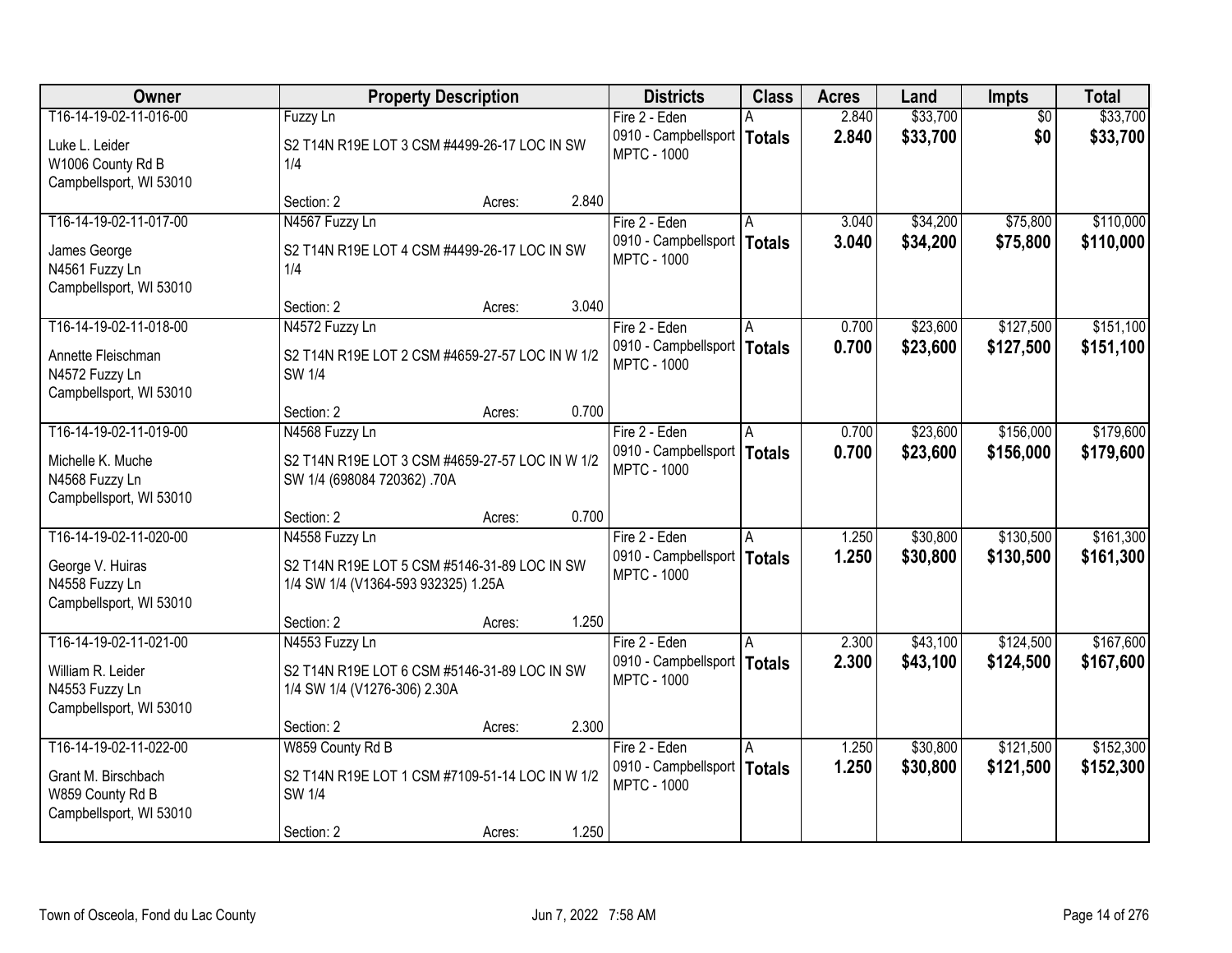| Owner | Property Description | Districts | Class | Acres | Land | Impts | Total |
|---|---|---|---|---|---|---|---|
| T16-14-19-02-11-016-00<br>Luke L. Leider<br>W1006 County Rd B<br>Campbellsport, WI 53010 | Fuzzy Ln<br>S2 T14N R19E LOT 3 CSM #4499-26-17 LOC IN SW 1/4<br>Section: 2 Acres: 2.840 | Fire 2 - Eden<br>0910 - Campbellsport<br>MPTC - 1000 | A<br>**Totals** | 2.840<br>**2.840** | $33,700<br>**$33,700** | $0<br>**$0** | $33,700<br>**$33,700** |
| T16-14-19-02-11-017-00<br>James George<br>N4561 Fuzzy Ln<br>Campbellsport, WI 53010 | N4567 Fuzzy Ln<br>S2 T14N R19E LOT 4 CSM #4499-26-17 LOC IN SW 1/4<br>Section: 2 Acres: 3.040 | Fire 2 - Eden<br>0910 - Campbellsport<br>MPTC - 1000 | A<br>**Totals** | 3.040<br>**3.040** | $34,200<br>**$34,200** | $75,800<br>**$75,800** | $110,000<br>**$110,000** |
| T16-14-19-02-11-018-00<br>Annette Fleischman<br>N4572 Fuzzy Ln<br>Campbellsport, WI 53010 | N4572 Fuzzy Ln<br>S2 T14N R19E LOT 2 CSM #4659-27-57 LOC IN W 1/2 SW 1/4<br>Section: 2 Acres: 0.700 | Fire 2 - Eden<br>0910 - Campbellsport<br>MPTC - 1000 | A<br>**Totals** | 0.700<br>**0.700** | $23,600<br>**$23,600** | $127,500<br>**$127,500** | $151,100<br>**$151,100** |
| T16-14-19-02-11-019-00<br>Michelle K. Muche<br>N4568 Fuzzy Ln<br>Campbellsport, WI 53010 | N4568 Fuzzy Ln<br>S2 T14N R19E LOT 3 CSM #4659-27-57 LOC IN W 1/2 SW 1/4 (698084 720362) .70A<br>Section: 2 Acres: 0.700 | Fire 2 - Eden<br>0910 - Campbellsport<br>MPTC - 1000 | A<br>**Totals** | 0.700<br>**0.700** | $23,600<br>**$23,600** | $156,000<br>**$156,000** | $179,600<br>**$179,600** |
| T16-14-19-02-11-020-00<br>George V. Huiras<br>N4558 Fuzzy Ln<br>Campbellsport, WI 53010 | N4558 Fuzzy Ln<br>S2 T14N R19E LOT 5 CSM #5146-31-89 LOC IN SW 1/4 SW 1/4 (V1364-593 932325) 1.25A<br>Section: 2 Acres: 1.250 | Fire 2 - Eden<br>0910 - Campbellsport<br>MPTC - 1000 | A<br>**Totals** | 1.250<br>**1.250** | $30,800<br>**$30,800** | $130,500<br>**$130,500** | $161,300<br>**$161,300** |
| T16-14-19-02-11-021-00<br>William R. Leider<br>N4553 Fuzzy Ln<br>Campbellsport, WI 53010 | N4553 Fuzzy Ln<br>S2 T14N R19E LOT 6 CSM #5146-31-89 LOC IN SW 1/4 SW 1/4 (V1276-306) 2.30A<br>Section: 2 Acres: 2.300 | Fire 2 - Eden<br>0910 - Campbellsport<br>MPTC - 1000 | A<br>**Totals** | 2.300<br>**2.300** | $43,100<br>**$43,100** | $124,500<br>**$124,500** | $167,600<br>**$167,600** |
| T16-14-19-02-11-022-00<br>Grant M. Birschbach<br>W859 County Rd B<br>Campbellsport, WI 53010 | W859 County Rd B<br>S2 T14N R19E LOT 1 CSM #7109-51-14 LOC IN W 1/2 SW 1/4<br>Section: 2 Acres: 1.250 | Fire 2 - Eden<br>0910 - Campbellsport<br>MPTC - 1000 | A<br>**Totals** | 1.250<br>**1.250** | $30,800<br>**$30,800** | $121,500<br>**$121,500** | $152,300<br>**$152,300** |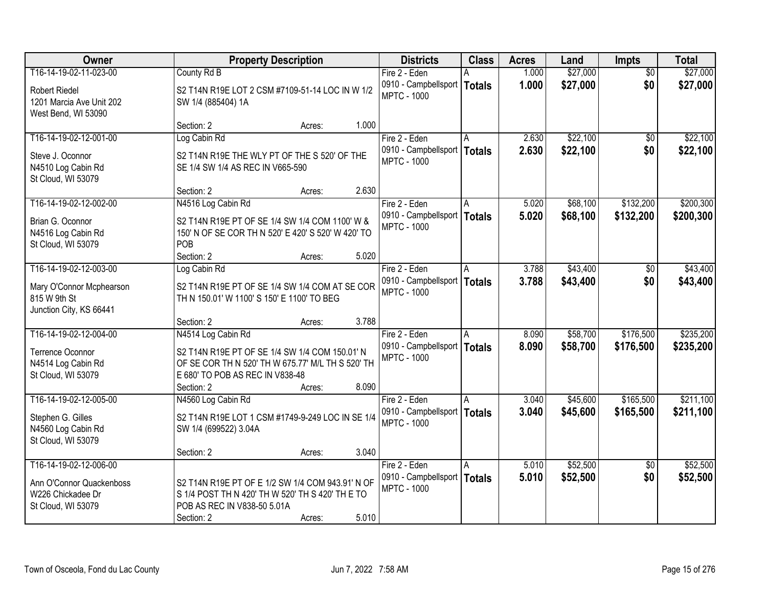| Owner | Property Description | Districts | Class | Acres | Land | Impts | Total |
|---|---|---|---|---|---|---|---|
| T16-14-19-02-11-023-00<br>Robert Riedel<br>1201 Marcia Ave Unit 202<br>West Bend, WI 53090 | County Rd B<br>S2 T14N R19E LOT 2 CSM #7109-51-14 LOC IN W 1/2 SW 1/4 (885404) 1A<br>Section: 2 Acres: 1.000 | Fire 2 - Eden<br>0910 - Campbellsport<br>MPTC - 1000 | A<br>**Totals** | 1.000<br>**1.000** | $27,000<br>**$27,000** | $0<br>**$0** | $27,000<br>**$27,000** |
| T16-14-19-02-12-001-00<br>Steve J. Oconnor<br>N4510 Log Cabin Rd<br>St Cloud, WI 53079 | Log Cabin Rd<br>S2 T14N R19E THE WLY PT OF THE S 520' OF THE SE 1/4 SW 1/4 AS REC IN V665-590<br>Section: 2 Acres: 2.630 | Fire 2 - Eden<br>0910 - Campbellsport<br>MPTC - 1000 | A<br>**Totals** | 2.630<br>**2.630** | $22,100<br>**$22,100** | $0<br>**$0** | $22,100<br>**$22,100** |
| T16-14-19-02-12-002-00<br>Brian G. Oconnor<br>N4516 Log Cabin Rd<br>St Cloud, WI 53079 | N4516 Log Cabin Rd<br>S2 T14N R19E PT OF SE 1/4 SW 1/4 COM 1100' W & 150' N OF SE COR TH N 520' E 420' S 520' W 420' TO POB<br>Section: 2 Acres: 5.020 | Fire 2 - Eden<br>0910 - Campbellsport<br>MPTC - 1000 | A<br>**Totals** | 5.020<br>**5.020** | $68,100<br>**$68,100** | $132,200<br>**$132,200** | $200,300<br>**$200,300** |
| T16-14-19-02-12-003-00<br>Mary O'Connor Mcphearson<br>815 W 9th St<br>Junction City, KS 66441 | Log Cabin Rd<br>S2 T14N R19E PT OF SE 1/4 SW 1/4 COM AT SE COR TH N 150.01' W 1100' S 150' E 1100' TO BEG<br>Section: 2 Acres: 3.788 | Fire 2 - Eden<br>0910 - Campbellsport<br>MPTC - 1000 | A<br>**Totals** | 3.788<br>**3.788** | $43,400<br>**$43,400** | $0<br>**$0** | $43,400<br>**$43,400** |
| T16-14-19-02-12-004-00<br>Terrence Oconnor<br>N4514 Log Cabin Rd<br>St Cloud, WI 53079 | N4514 Log Cabin Rd<br>S2 T14N R19E PT OF SE 1/4 SW 1/4 COM 150.01' N OF SE COR TH N 520' TH W 675.77' M/L TH S 520' TH E 680' TO POB AS REC IN V838-48<br>Section: 2 Acres: 8.090 | Fire 2 - Eden<br>0910 - Campbellsport<br>MPTC - 1000 | A<br>**Totals** | 8.090<br>**8.090** | $58,700<br>**$58,700** | $176,500<br>**$176,500** | $235,200<br>**$235,200** |
| T16-14-19-02-12-005-00<br>Stephen G. Gilles<br>N4560 Log Cabin Rd<br>St Cloud, WI 53079 | N4560 Log Cabin Rd<br>S2 T14N R19E LOT 1 CSM #1749-9-249 LOC IN SE 1/4 SW 1/4 (699522) 3.04A<br>Section: 2 Acres: 3.040 | Fire 2 - Eden<br>0910 - Campbellsport<br>MPTC - 1000 | A<br>**Totals** | 3.040<br>**3.040** | $45,600<br>**$45,600** | $165,500<br>**$165,500** | $211,100<br>**$211,100** |
| T16-14-19-02-12-006-00<br>Ann O'Connor Quackenboss<br>W226 Chickadee Dr<br>St Cloud, WI 53079 | S2 T14N R19E PT OF E 1/2 SW 1/4 COM 943.91' N OF S 1/4 POST TH N 420' TH W 520' TH S 420' TH E TO POB AS REC IN V838-50 5.01A<br>Section: 2 Acres: 5.010 | Fire 2 - Eden<br>0910 - Campbellsport<br>MPTC - 1000 | A<br>**Totals** | 5.010<br>**5.010** | $52,500<br>**$52,500** | $0<br>**$0** | $52,500<br>**$52,500** |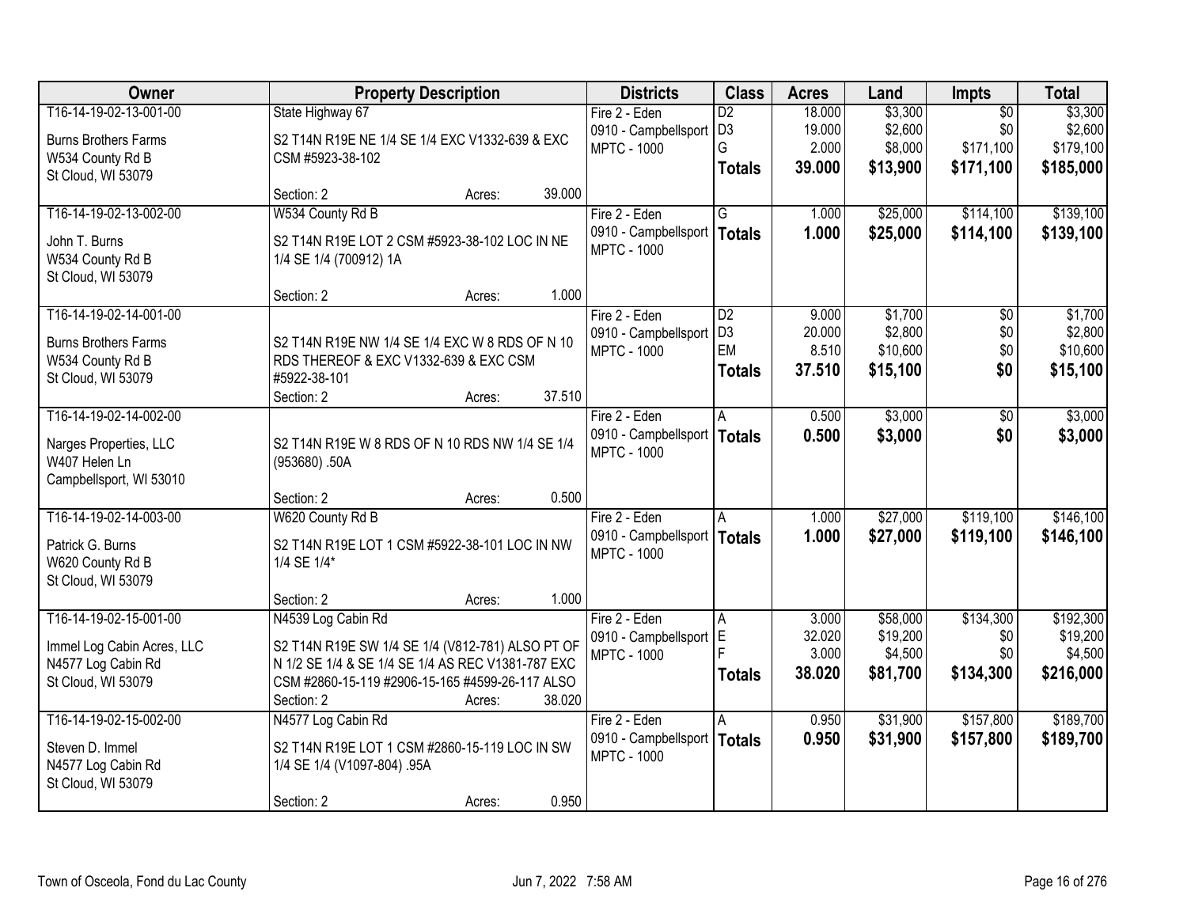| Owner | Property Description | Districts | Class | Acres | Land | Impts | Total |
|---|---|---|---|---|---|---|---|
| T16-14-19-02-13-001-00<br>Burns Brothers Farms<br>W534 County Rd B<br>St Cloud, WI 53079 | State Highway 67<br>S2 T14N R19E NE 1/4 SE 1/4 EXC V1332-639 & EXC CSM #5923-38-102<br>Section: 2 Acres: 39.000 | Fire 2 - Eden<br>0910 - Campbellsport<br>MPTC - 1000 | D2<br>D3<br>G<br>**Totals** | 18.000<br>19.000<br>2.000<br>**39.000** | $3,300<br>$2,600<br>$8,000<br>**$13,900** | $0<br>$0<br>$171,100<br>**$171,100** | $3,300<br>$2,600<br>$179,100<br>**$185,000** |
| T16-14-19-02-13-002-00<br>John T. Burns<br>W534 County Rd B<br>St Cloud, WI 53079 | W534 County Rd B<br>S2 T14N R19E LOT 2 CSM #5923-38-102 LOC IN NE 1/4 SE 1/4 (700912) 1A<br>Section: 2 Acres: 1.000 | Fire 2 - Eden<br>0910 - Campbellsport<br>MPTC - 1000 | G<br>**Totals** | 1.000<br>**1.000** | $25,000<br>**$25,000** | $114,100<br>**$114,100** | $139,100<br>**$139,100** |
| T16-14-19-02-14-001-00<br>Burns Brothers Farms<br>W534 County Rd B<br>St Cloud, WI 53079 | S2 T14N R19E NW 1/4 SE 1/4 EXC W 8 RDS OF N 10 RDS THEREOF & EXC V1332-639 & EXC CSM #5922-38-101<br>Section: 2 Acres: 37.510 | Fire 2 - Eden<br>0910 - Campbellsport<br>MPTC - 1000 | D2<br>D3<br>EM<br>**Totals** | 9.000<br>20.000<br>8.510<br>**37.510** | $1,700<br>$2,800<br>$10,600<br>**$15,100** | $0<br>$0<br>$0<br>**$0** | $1,700<br>$2,800<br>$10,600<br>**$15,100** |
| T16-14-19-02-14-002-00<br>Narges Properties, LLC<br>W407 Helen Ln<br>Campbellsport, WI 53010 | S2 T14N R19E W 8 RDS OF N 10 RDS NW 1/4 SE 1/4 (953680) .50A<br>Section: 2 Acres: 0.500 | Fire 2 - Eden<br>0910 - Campbellsport<br>MPTC - 1000 | A<br>**Totals** | 0.500<br>**0.500** | $3,000<br>**$3,000** | $0<br>**$0** | $3,000<br>**$3,000** |
| T16-14-19-02-14-003-00<br>Patrick G. Burns<br>W620 County Rd B<br>St Cloud, WI 53079 | W620 County Rd B<br>S2 T14N R19E LOT 1 CSM #5922-38-101 LOC IN NW 1/4 SE 1/4*<br>Section: 2 Acres: 1.000 | Fire 2 - Eden<br>0910 - Campbellsport<br>MPTC - 1000 | A<br>**Totals** | 1.000<br>**1.000** | $27,000<br>**$27,000** | $119,100<br>**$119,100** | $146,100<br>**$146,100** |
| T16-14-19-02-15-001-00<br>Immel Log Cabin Acres, LLC<br>N4577 Log Cabin Rd<br>St Cloud, WI 53079 | N4539 Log Cabin Rd<br>S2 T14N R19E SW 1/4 SE 1/4 (V812-781) ALSO PT OF N 1/2 SE 1/4 & SE 1/4 SE 1/4 AS REC V1381-787 EXC CSM #2860-15-119 #2906-15-165 #4599-26-117 ALSO<br>Section: 2 Acres: 38.020 | Fire 2 - Eden<br>0910 - Campbellsport<br>MPTC - 1000 | A<br>E<br>F<br>**Totals** | 3.000<br>32.020<br>3.000<br>**38.020** | $58,000<br>$19,200<br>$4,500<br>**$81,700** | $134,300<br>$0<br>$0<br>**$134,300** | $192,300<br>$19,200<br>$4,500<br>**$216,000** |
| T16-14-19-02-15-002-00<br>Steven D. Immel<br>N4577 Log Cabin Rd<br>St Cloud, WI 53079 | N4577 Log Cabin Rd<br>S2 T14N R19E LOT 1 CSM #2860-15-119 LOC IN SW 1/4 SE 1/4 (V1097-804) .95A<br>Section: 2 Acres: 0.950 | Fire 2 - Eden<br>0910 - Campbellsport<br>MPTC - 1000 | A<br>**Totals** | 0.950<br>**0.950** | $31,900<br>**$31,900** | $157,800<br>**$157,800** | $189,700<br>**$189,700** |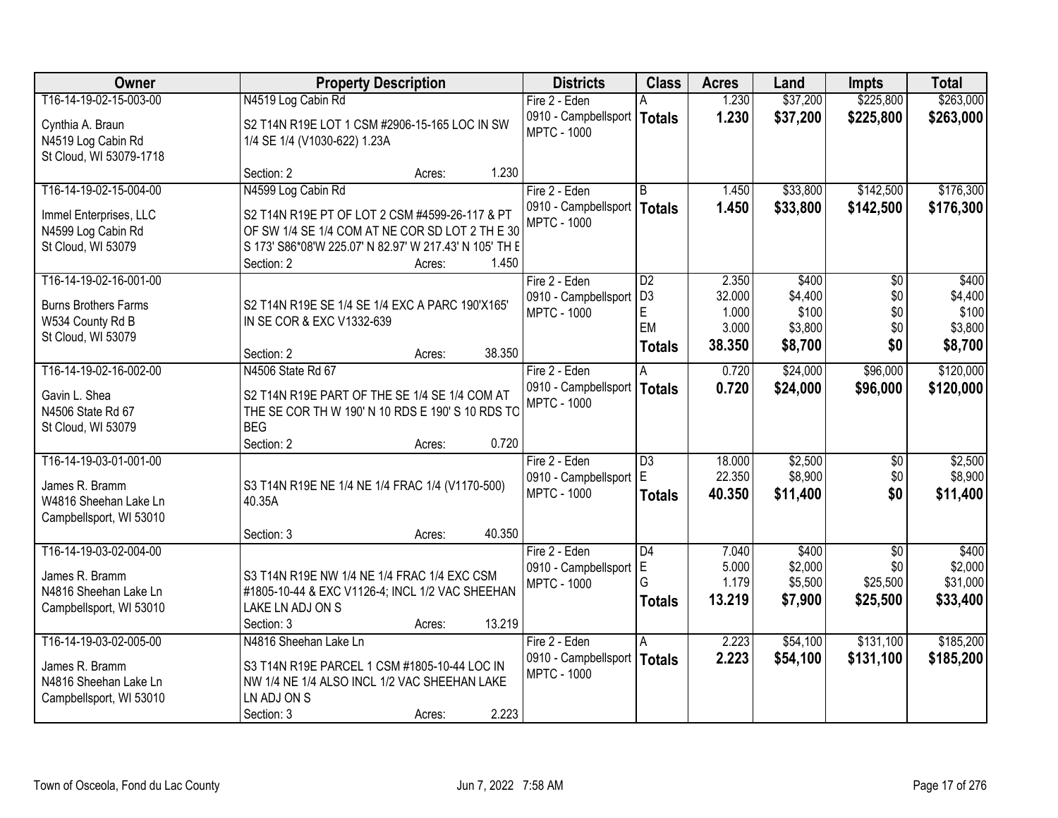| Owner | Property Description | Districts | Class | Acres | Land | Impts | Total |
|---|---|---|---|---|---|---|---|
| T16-14-19-02-15-003-00<br>Cynthia A. Braun<br>N4519 Log Cabin Rd<br>St Cloud, WI 53079-1718 | N4519 Log Cabin Rd<br>S2 T14N R19E LOT 1 CSM #2906-15-165 LOC IN SW 1/4 SE 1/4 (V1030-622) 1.23A<br>Section: 2 Acres: 1.230 | Fire 2 - Eden<br>0910 - Campbellsport<br>MPTC - 1000 | A<br>**Totals** | 1.230<br>**1.230** | $37,200<br>**$37,200** | $225,800<br>**$225,800** | $263,000<br>**$263,000** |
| T16-14-19-02-15-004-00<br>Immel Enterprises, LLC<br>N4599 Log Cabin Rd<br>St Cloud, WI 53079 | N4599 Log Cabin Rd<br>S2 T14N R19E PT OF LOT 2 CSM #4599-26-117 & PT OF SW 1/4 SE 1/4 COM AT NE COR SD LOT 2 TH E 30 S 173' S86*08'W 225.07' N 82.97' W 217.43' N 105' TH E<br>Section: 2 Acres: 1.450 | Fire 2 - Eden<br>0910 - Campbellsport<br>MPTC - 1000 | B<br>**Totals** | 1.450<br>**1.450** | $33,800<br>**$33,800** | $142,500<br>**$142,500** | $176,300<br>**$176,300** |
| T16-14-19-02-16-001-00<br>Burns Brothers Farms<br>W534 County Rd B<br>St Cloud, WI 53079 | S2 T14N R19E SE 1/4 SE 1/4 EXC A PARC 190'X165' IN SE COR & EXC V1332-639<br>Section: 2 Acres: 38.350 | Fire 2 - Eden<br>0910 - Campbellsport<br>MPTC - 1000 | D2<br>D3<br>E<br>EM<br>**Totals** | 2.350<br>32.000<br>1.000<br>3.000<br>**38.350** | $400<br>$4,400<br>$100<br>$3,800<br>**$8,700** | $0<br>$0<br>$0<br>$0<br>**$0** | $400<br>$4,400<br>$100<br>$3,800<br>**$8,700** |
| T16-14-19-02-16-002-00<br>Gavin L. Shea<br>N4506 State Rd 67<br>St Cloud, WI 53079 | N4506 State Rd 67<br>S2 T14N R19E PART OF THE SE 1/4 SE 1/4 COM AT THE SE COR TH W 190' N 10 RDS E 190' S 10 RDS TO BEG<br>Section: 2 Acres: 0.720 | Fire 2 - Eden<br>0910 - Campbellsport<br>MPTC - 1000 | A<br>**Totals** | 0.720<br>**0.720** | $24,000<br>**$24,000** | $96,000<br>**$96,000** | $120,000<br>**$120,000** |
| T16-14-19-03-01-001-00<br>James R. Bramm<br>W4816 Sheehan Lake Ln<br>Campbellsport, WI 53010 | S3 T14N R19E NE 1/4 NE 1/4 FRAC 1/4 (V1170-500) 40.35A<br>Section: 3 Acres: 40.350 | Fire 2 - Eden<br>0910 - Campbellsport<br>MPTC - 1000 | D3<br>E<br>**Totals** | 18.000<br>22.350<br>**40.350** | $2,500<br>$8,900<br>**$11,400** | $0<br>$0<br>**$0** | $2,500<br>$8,900<br>**$11,400** |
| T16-14-19-03-02-004-00<br>James R. Bramm<br>N4816 Sheehan Lake Ln<br>Campbellsport, WI 53010 | S3 T14N R19E NW 1/4 NE 1/4 FRAC 1/4 EXC CSM #1805-10-44 & EXC V1126-4; INCL 1/2 VAC SHEEHAN LAKE LN ADJ ON S<br>Section: 3 Acres: 13.219 | Fire 2 - Eden<br>0910 - Campbellsport<br>MPTC - 1000 | D4<br>E<br>G<br>**Totals** | 7.040<br>5.000<br>1.179<br>**13.219** | $400<br>$2,000<br>$5,500<br>**$7,900** | $0<br>$0<br>$25,500<br>**$25,500** | $400<br>$2,000<br>$31,000<br>**$33,400** |
| T16-14-19-03-02-005-00<br>James R. Bramm<br>N4816 Sheehan Lake Ln<br>Campbellsport, WI 53010 | N4816 Sheehan Lake Ln<br>S3 T14N R19E PARCEL 1 CSM #1805-10-44 LOC IN NW 1/4 NE 1/4 ALSO INCL 1/2 VAC SHEEHAN LAKE LN ADJ ON S<br>Section: 3 Acres: 2.223 | Fire 2 - Eden<br>0910 - Campbellsport<br>MPTC - 1000 | A<br>**Totals** | 2.223<br>**2.223** | $54,100<br>**$54,100** | $131,100<br>**$131,100** | $185,200<br>**$185,200** |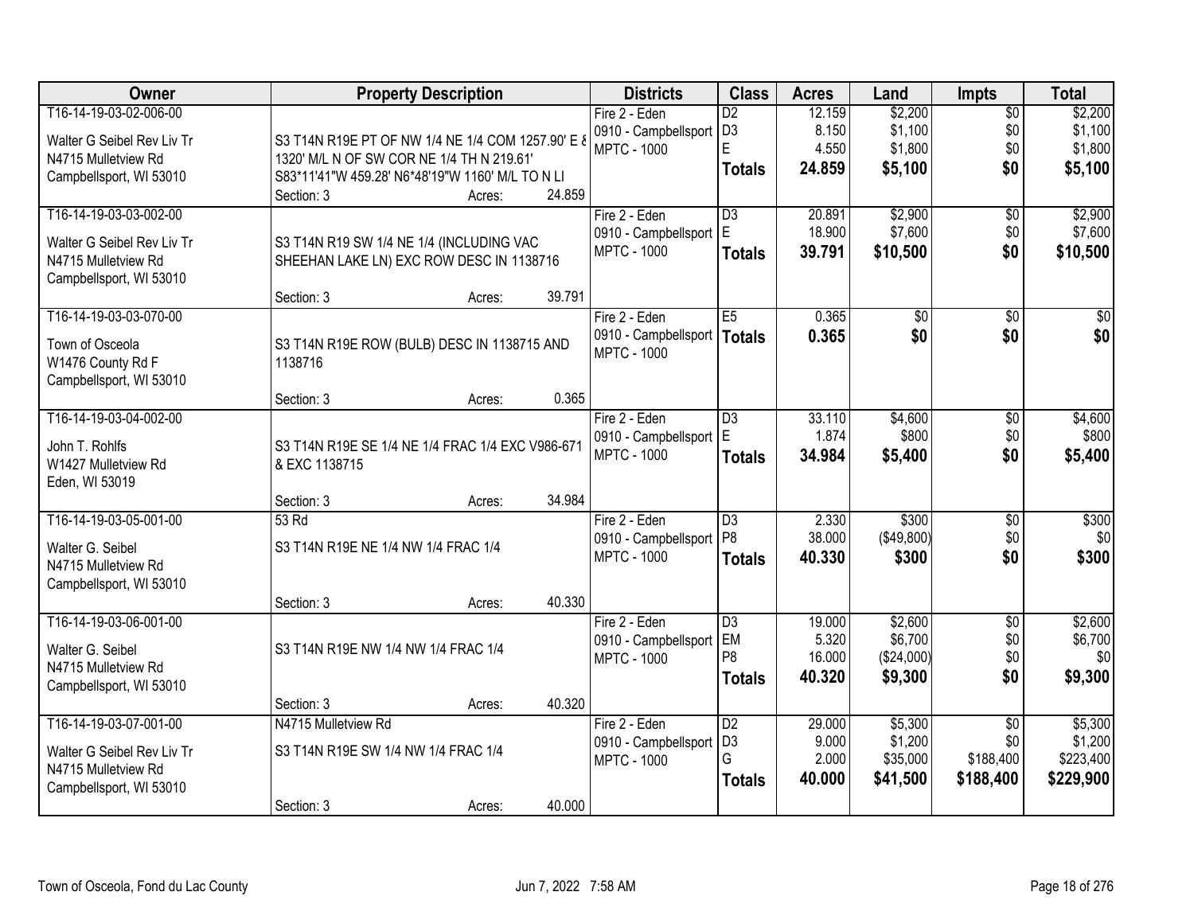| Owner | Property Description | Districts | Class | Acres | Land | Impts | Total |
|---|---|---|---|---|---|---|---|
| T16-14-19-03-02-006-00<br>Walter G Seibel Rev Liv Tr<br>N4715 Mulletview Rd<br>Campbellsport, WI 53010 | S3 T14N R19E PT OF NW 1/4 NE 1/4 COM 1257.90' E & 1320' M/L N OF SW COR NE 1/4 TH N 219.61' S83*11'41"W 459.28' N6*48'19"W 1160' M/L TO N LI<br>Section: 3 Acres: 24.859 | Fire 2 - Eden<br>0910 - Campbellsport<br>MPTC - 1000 | D2<br>D3<br>E<br>**Totals** | 12.159<br>8.150<br>4.550<br>**24.859** | $2,200<br>$1,100<br>$1,800<br>**$5,100** | $0<br>$0<br>$0<br>**$0** | $2,200<br>$1,100<br>$1,800<br>**$5,100** |
| T16-14-19-03-03-002-00<br>Walter G Seibel Rev Liv Tr<br>N4715 Mulletview Rd<br>Campbellsport, WI 53010 | S3 T14N R19 SW 1/4 NE 1/4 (INCLUDING VAC SHEEHAN LAKE LN) EXC ROW DESC IN 1138716<br>Section: 3 Acres: 39.791 | Fire 2 - Eden<br>0910 - Campbellsport<br>MPTC - 1000 | D3<br>E<br>**Totals** | 20.891<br>18.900<br>**39.791** | $2,900<br>$7,600<br>**$10,500** | $0<br>$0<br>**$0** | $2,900<br>$7,600<br>**$10,500** |
| T16-14-19-03-03-070-00<br>Town of Osceola<br>W1476 County Rd F<br>Campbellsport, WI 53010 | S3 T14N R19E ROW (BULB) DESC IN 1138715 AND 1138716<br>Section: 3 Acres: 0.365 | Fire 2 - Eden<br>0910 - Campbellsport<br>MPTC - 1000 | E5<br>**Totals** | 0.365<br>**0.365** | $0<br>**$0** | $0<br>**$0** | $0<br>**$0** |
| T16-14-19-03-04-002-00<br>John T. Rohlfs<br>W1427 Mulletview Rd<br>Eden, WI 53019 | S3 T14N R19E SE 1/4 NE 1/4 FRAC 1/4 EXC V986-671 & EXC 1138715<br>Section: 3 Acres: 34.984 | Fire 2 - Eden<br>0910 - Campbellsport<br>MPTC - 1000 | D3<br>E<br>**Totals** | 33.110<br>1.874<br>**34.984** | $4,600<br>$800<br>**$5,400** | $0<br>$0<br>**$0** | $4,600<br>$800<br>**$5,400** |
| T16-14-19-03-05-001-00<br>Walter G. Seibel<br>N4715 Mulletview Rd<br>Campbellsport, WI 53010 | 53 Rd<br>S3 T14N R19E NE 1/4 NW 1/4 FRAC 1/4<br>Section: 3 Acres: 40.330 | Fire 2 - Eden<br>0910 - Campbellsport<br>MPTC - 1000 | D3<br>P8<br>**Totals** | 2.330<br>38.000<br>**40.330** | $300<br>($49,800)<br>**$300** | $0<br>$0<br>**$0** | $300<br>$0<br>**$300** |
| T16-14-19-03-06-001-00<br>Walter G. Seibel<br>N4715 Mulletview Rd<br>Campbellsport, WI 53010 | S3 T14N R19E NW 1/4 NW 1/4 FRAC 1/4<br>Section: 3 Acres: 40.320 | Fire 2 - Eden<br>0910 - Campbellsport<br>MPTC - 1000 | D3<br>EM<br>P8<br>**Totals** | 19.000<br>5.320<br>16.000<br>**40.320** | $2,600<br>$6,700<br>($24,000)<br>**$9,300** | $0<br>$0<br>$0<br>**$0** | $2,600<br>$6,700<br>$0<br>**$9,300** |
| T16-14-19-03-07-001-00<br>Walter G Seibel Rev Liv Tr<br>N4715 Mulletview Rd<br>Campbellsport, WI 53010 | N4715 Mulletview Rd<br>S3 T14N R19E SW 1/4 NW 1/4 FRAC 1/4<br>Section: 3 Acres: 40.000 | Fire 2 - Eden<br>0910 - Campbellsport<br>MPTC - 1000 | D2<br>D3<br>G<br>**Totals** | 29.000<br>9.000<br>2.000<br>**40.000** | $5,300<br>$1,200<br>$35,000<br>**$41,500** | $0<br>$0<br>$188,400<br>**$188,400** | $5,300<br>$1,200<br>$223,400<br>**$229,900** |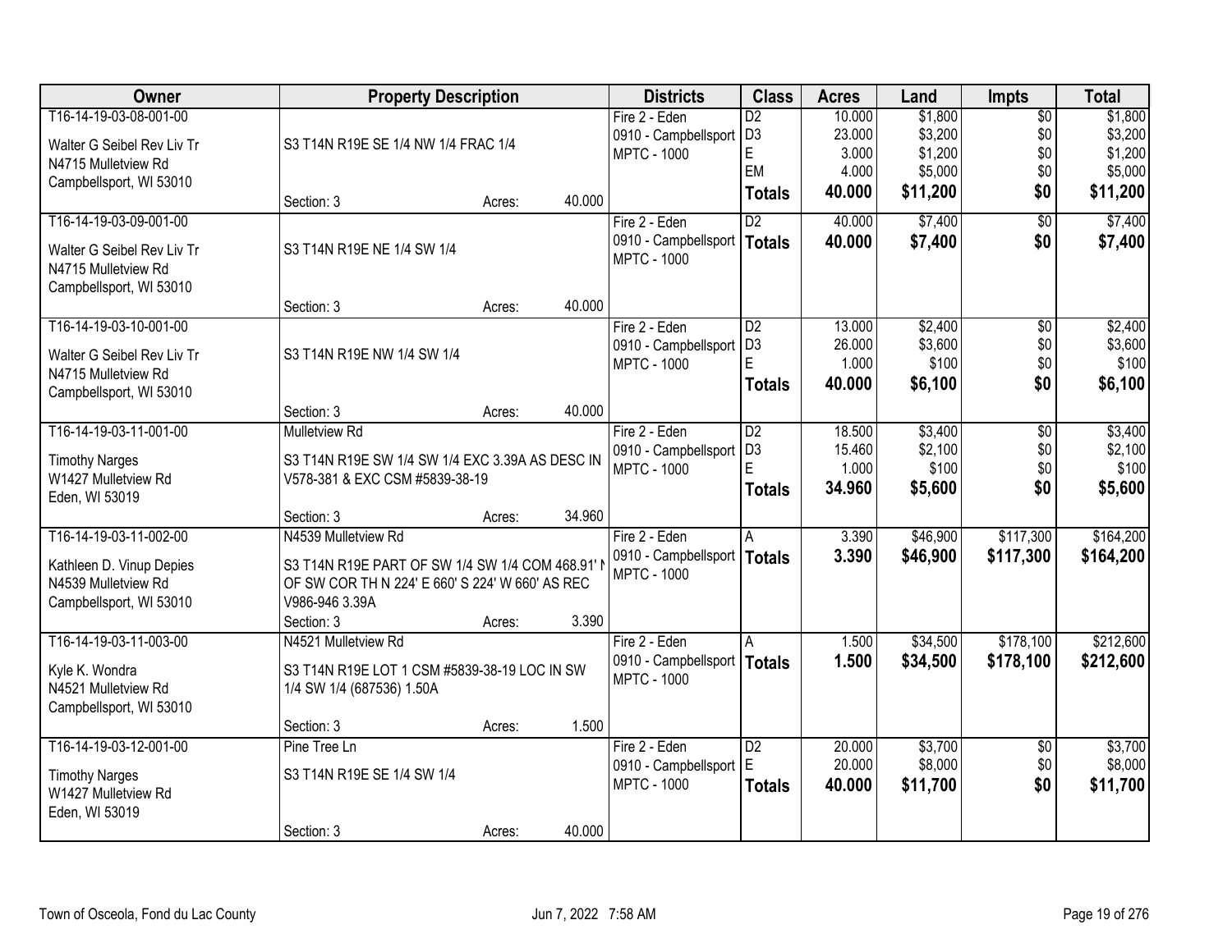| Owner | Property Description | Districts | Class | Acres | Land | Impts | Total |
|---|---|---|---|---|---|---|---|
| T16-14-19-03-08-001-00<br>Walter G Seibel Rev Liv Tr<br>N4715 Mulletview Rd<br>Campbellsport, WI 53010 | S3 T14N R19E SE 1/4 NW 1/4 FRAC 1/4<br>Section: 3 Acres: 40.000 | Fire 2 - Eden<br>0910 - Campbellsport<br>MPTC - 1000 | D2<br>D3<br>E<br>EM<br>**Totals** | 10.000<br>23.000<br>3.000<br>4.000<br>**40.000** | $1,800<br>$3,200<br>$1,200<br>$5,000<br>**$11,200** | $0<br>$0<br>$0<br>$0<br>**$0** | $1,800<br>$3,200<br>$1,200<br>$5,000<br>**$11,200** |
| T16-14-19-03-09-001-00<br>Walter G Seibel Rev Liv Tr<br>N4715 Mulletview Rd<br>Campbellsport, WI 53010 | S3 T14N R19E NE 1/4 SW 1/4<br>Section: 3 Acres: 40.000 | Fire 2 - Eden<br>0910 - Campbellsport<br>MPTC - 1000 | D2<br>**Totals** | 40.000<br>**40.000** | $7,400<br>**$7,400** | $0<br>**$0** | $7,400<br>**$7,400** |
| T16-14-19-03-10-001-00<br>Walter G Seibel Rev Liv Tr<br>N4715 Mulletview Rd<br>Campbellsport, WI 53010 | S3 T14N R19E NW 1/4 SW 1/4<br>Section: 3 Acres: 40.000 | Fire 2 - Eden<br>0910 - Campbellsport<br>MPTC - 1000 | D2<br>D3<br>E<br>**Totals** | 13.000<br>26.000<br>1.000<br>**40.000** | $2,400<br>$3,600<br>$100<br>**$6,100** | $0<br>$0<br>$0<br>**$0** | $2,400<br>$3,600<br>$100<br>**$6,100** |
| T16-14-19-03-11-001-00<br>Timothy Narges<br>W1427 Mulletview Rd<br>Eden, WI 53019 | Mulletview Rd<br>S3 T14N R19E SW 1/4 SW 1/4 EXC 3.39A AS DESC IN V578-381 & EXC CSM #5839-38-19<br>Section: 3 Acres: 34.960 | Fire 2 - Eden<br>0910 - Campbellsport<br>MPTC - 1000 | D2<br>D3<br>E<br>**Totals** | 18.500<br>15.460<br>1.000<br>**34.960** | $3,400<br>$2,100<br>$100<br>**$5,600** | $0<br>$0<br>$0<br>**$0** | $3,400<br>$2,100<br>$100<br>**$5,600** |
| T16-14-19-03-11-002-00<br>Kathleen D. Vinup Depies<br>N4539 Mulletview Rd<br>Campbellsport, WI 53010 | N4539 Mulletview Rd<br>S3 T14N R19E PART OF SW 1/4 SW 1/4 COM 468.91' N OF SW COR TH N 224' E 660' S 224' W 660' AS REC V986-946 3.39A<br>Section: 3 Acres: 3.390 | Fire 2 - Eden<br>0910 - Campbellsport<br>MPTC - 1000 | A<br>**Totals** | 3.390<br>**3.390** | $46,900<br>**$46,900** | $117,300<br>**$117,300** | $164,200<br>**$164,200** |
| T16-14-19-03-11-003-00<br>Kyle K. Wondra<br>N4521 Mulletview Rd<br>Campbellsport, WI 53010 | N4521 Mulletview Rd<br>S3 T14N R19E LOT 1 CSM #5839-38-19 LOC IN SW 1/4 SW 1/4 (687536) 1.50A<br>Section: 3 Acres: 1.500 | Fire 2 - Eden<br>0910 - Campbellsport<br>MPTC - 1000 | A<br>**Totals** | 1.500<br>**1.500** | $34,500<br>**$34,500** | $178,100<br>**$178,100** | $212,600<br>**$212,600** |
| T16-14-19-03-12-001-00<br>Timothy Narges<br>W1427 Mulletview Rd<br>Eden, WI 53019 | Pine Tree Ln<br>S3 T14N R19E SE 1/4 SW 1/4<br>Section: 3 Acres: 40.000 | Fire 2 - Eden<br>0910 - Campbellsport<br>MPTC - 1000 | D2<br>E<br>**Totals** | 20.000<br>20.000<br>**40.000** | $3,700<br>$8,000<br>**$11,700** | $0<br>$0<br>**$0** | $3,700<br>$8,000<br>**$11,700** |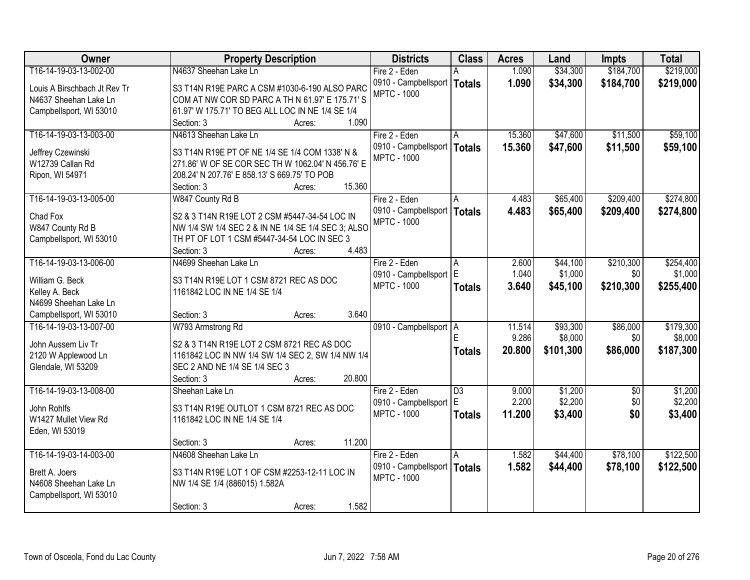| Owner | Property Description | Districts | Class | Acres | Land | Impts | Total |
|---|---|---|---|---|---|---|---|
| T16-14-19-03-13-002-00<br>Louis A Birschbach Jt Rev Tr<br>N4637 Sheehan Lake Ln<br>Campbellsport, WI 53010 | N4637 Sheehan Lake Ln<br>S3 T14N R19E PARC A CSM #1030-6-190 ALSO PARC COM AT NW COR SD PARC A TH N 61.97' E 175.71' S 61.97' W 175.71' TO BEG ALL LOC IN NE 1/4 SE 1/4<br>Section: 3 Acres: 1.090 | Fire 2 - Eden<br>0910 - Campbellsport<br>MPTC - 1000 | A<br>**Totals** | 1.090<br>**1.090** | $34,300<br>**$34,300** | $184,700<br>**$184,700** | $219,000<br>**$219,000** |
| T16-14-19-03-13-003-00<br>Jeffrey Czewinski<br>W12739 Callan Rd<br>Ripon, WI 54971 | N4613 Sheehan Lake Ln<br>S3 T14N R19E PT OF NE 1/4 SE 1/4 COM 1338' N & 271.86' W OF SE COR SEC TH W 1062.04' N 456.76' E 208.24' N 207.76' E 858.13' S 669.75' TO POB<br>Section: 3 Acres: 15.360 | Fire 2 - Eden<br>0910 - Campbellsport<br>MPTC - 1000 | A<br>**Totals** | 15.360<br>**15.360** | $47,600<br>**$47,600** | $11,500<br>**$11,500** | $59,100<br>**$59,100** |
| T16-14-19-03-13-005-00<br>Chad Fox<br>W847 County Rd B<br>Campbellsport, WI 53010 | W847 County Rd B<br>S2 & 3 T14N R19E LOT 2 CSM #5447-34-54 LOC IN NW 1/4 SW 1/4 SEC 2 & IN NE 1/4 SE 1/4 SEC 3; ALSO TH PT OF LOT 1 CSM #5447-34-54 LOC IN SEC 3<br>Section: 3 Acres: 4.483 | Fire 2 - Eden<br>0910 - Campbellsport<br>MPTC - 1000 | A<br>**Totals** | 4.483<br>**4.483** | $65,400<br>**$65,400** | $209,400<br>**$209,400** | $274,800<br>**$274,800** |
| T16-14-19-03-13-006-00<br>William G. Beck<br>Kelley A. Beck<br>N4699 Sheehan Lake Ln<br>Campbellsport, WI 53010 | N4699 Sheehan Lake Ln<br>S3 T14N R19E LOT 1 CSM 8721 REC AS DOC 1161842 LOC IN NE 1/4 SE 1/4<br>Section: 3 Acres: 3.640 | Fire 2 - Eden<br>0910 - Campbellsport<br>MPTC - 1000 | A<br>E<br>**Totals** | 2.600<br>1.040<br>**3.640** | $44,100<br>$1,000<br>**$45,100** | $210,300<br>$0<br>**$210,300** | $254,400<br>$1,000<br>**$255,400** |
| T16-14-19-03-13-007-00<br>John Aussem Liv Tr<br>2120 W Applewood Ln<br>Glendale, WI 53209 | W793 Armstrong Rd<br>S2 & 3 T14N R19E LOT 2 CSM 8721 REC AS DOC 1161842 LOC IN NW 1/4 SW 1/4 SEC 2, SW 1/4 NW 1/4 SEC 2 AND NE 1/4 SE 1/4 SEC 3<br>Section: 3 Acres: 20.800 | 0910 - Campbellsport | A<br>E<br>**Totals** | 11.514<br>9.286<br>**20.800** | $93,300<br>$8,000<br>**$101,300** | $86,000<br>$0<br>**$86,000** | $179,300<br>$8,000<br>**$187,300** |
| T16-14-19-03-13-008-00<br>John Rohlfs<br>W1427 Mullet View Rd<br>Eden, WI 53019 | Sheehan Lake Ln<br>S3 T14N R19E OUTLOT 1 CSM 8721 REC AS DOC 1161842 LOC IN NE 1/4 SE 1/4<br>Section: 3 Acres: 11.200 | Fire 2 - Eden<br>0910 - Campbellsport<br>MPTC - 1000 | D3<br>E<br>**Totals** | 9.000<br>2.200<br>**11.200** | $1,200<br>$2,200<br>**$3,400** | $0<br>$0<br>**$0** | $1,200<br>$2,200<br>**$3,400** |
| T16-14-19-03-14-003-00<br>Brett A. Joers<br>N4608 Sheehan Lake Ln<br>Campbellsport, WI 53010 | N4608 Sheehan Lake Ln<br>S3 T14N R19E LOT 1 OF CSM #2253-12-11 LOC IN NW 1/4 SE 1/4 (886015) 1.582A<br>Section: 3 Acres: 1.582 | Fire 2 - Eden<br>0910 - Campbellsport<br>MPTC - 1000 | A<br>**Totals** | 1.582<br>**1.582** | $44,400<br>**$44,400** | $78,100<br>**$78,100** | $122,500<br>**$122,500** |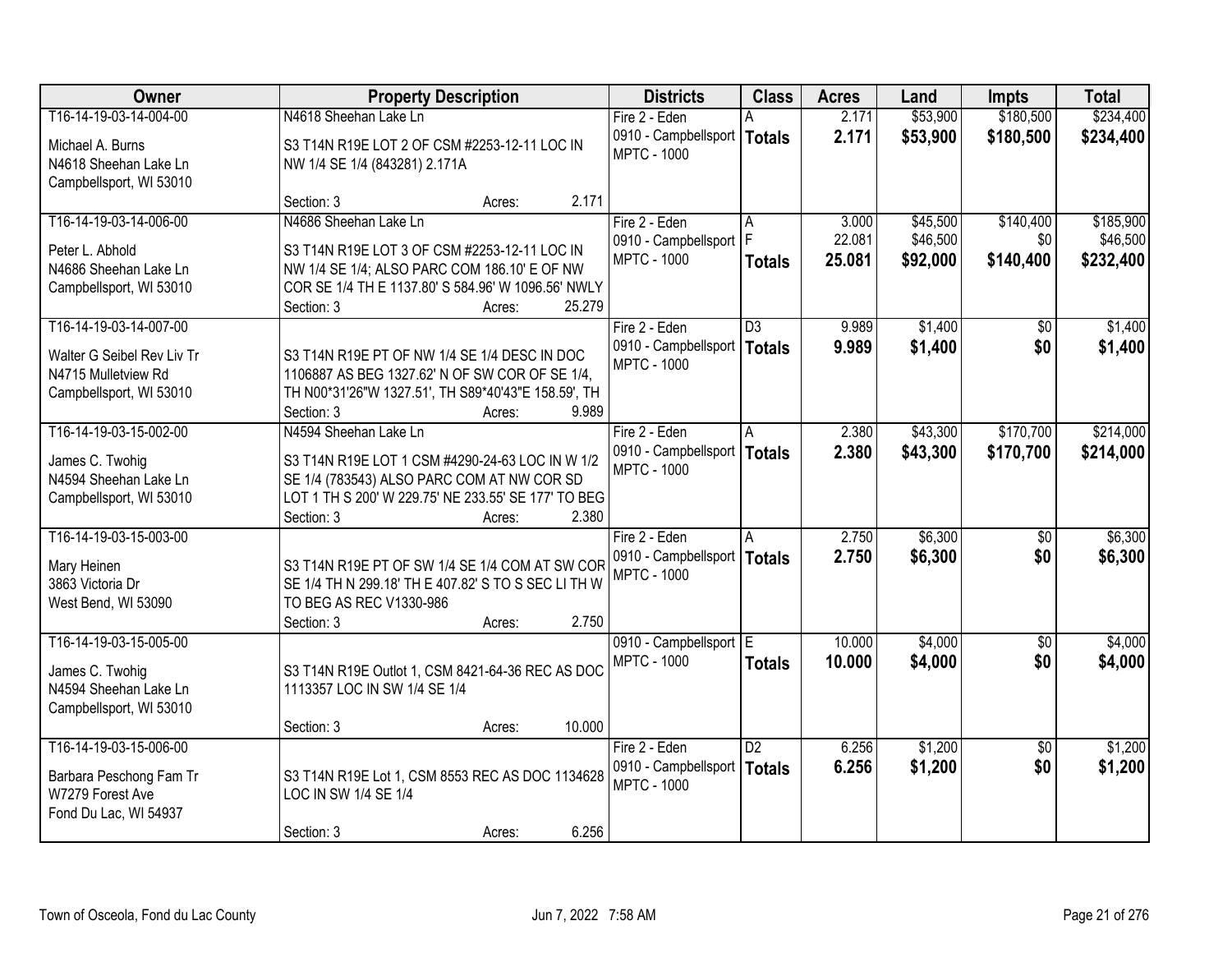| Owner | Property Description | Districts | Class | Acres | Land | Impts | Total |
|---|---|---|---|---|---|---|---|
| T16-14-19-03-14-004-00<br>Michael A. Burns<br>N4618 Sheehan Lake Ln<br>Campbellsport, WI 53010 | N4618 Sheehan Lake Ln<br>S3 T14N R19E LOT 2 OF CSM #2253-12-11 LOC IN NW 1/4 SE 1/4 (843281) 2.171A<br>Section: 3 Acres: 2.171 | Fire 2 - Eden<br>0910 - Campbellsport<br>MPTC - 1000 | A<br>**Totals** | 2.171<br>**2.171** | $53,900<br>**$53,900** | $180,500<br>**$180,500** | $234,400<br>**$234,400** |
| T16-14-19-03-14-006-00<br>Peter L. Abhold<br>N4686 Sheehan Lake Ln<br>Campbellsport, WI 53010 | N4686 Sheehan Lake Ln<br>S3 T14N R19E LOT 3 OF CSM #2253-12-11 LOC IN NW 1/4 SE 1/4; ALSO PARC COM 186.10' E OF NW COR SE 1/4 TH E 1137.80' S 584.96' W 1096.56' NWLY<br>Section: 3 Acres: 25.279 | Fire 2 - Eden<br>0910 - Campbellsport<br>MPTC - 1000 | A<br>F<br>**Totals** | 3.000<br>22.081<br>**25.081** | $45,500<br>$46,500<br>**$92,000** | $140,400<br>$0<br>**$140,400** | $185,900<br>$46,500<br>**$232,400** |
| T16-14-19-03-14-007-00<br>Walter G Seibel Rev Liv Tr<br>N4715 Mulletview Rd<br>Campbellsport, WI 53010 | S3 T14N R19E PT OF NW 1/4 SE 1/4 DESC IN DOC 1106887 AS BEG 1327.62' N OF SW COR OF SE 1/4, TH N00*31'26"W 1327.51', TH S89*40'43"E 158.59', TH<br>Section: 3 Acres: 9.989 | Fire 2 - Eden<br>0910 - Campbellsport<br>MPTC - 1000 | D3<br>**Totals** | 9.989<br>**9.989** | $1,400<br>**$1,400** | $0<br>**$0** | $1,400<br>**$1,400** |
| T16-14-19-03-15-002-00<br>James C. Twohig<br>N4594 Sheehan Lake Ln<br>Campbellsport, WI 53010 | N4594 Sheehan Lake Ln<br>S3 T14N R19E LOT 1 CSM #4290-24-63 LOC IN W 1/2 SE 1/4 (783543) ALSO PARC COM AT NW COR SD LOT 1 TH S 200' W 229.75' NE 233.55' SE 177' TO BEG<br>Section: 3 Acres: 2.380 | Fire 2 - Eden<br>0910 - Campbellsport<br>MPTC - 1000 | A<br>**Totals** | 2.380<br>**2.380** | $43,300<br>**$43,300** | $170,700<br>**$170,700** | $214,000<br>**$214,000** |
| T16-14-19-03-15-003-00<br>Mary Heinen<br>3863 Victoria Dr<br>West Bend, WI 53090 | S3 T14N R19E PT OF SW 1/4 SE 1/4 COM AT SW COR SE 1/4 TH N 299.18' TH E 407.82' S TO S SEC LI TH W TO BEG AS REC V1330-986<br>Section: 3 Acres: 2.750 | Fire 2 - Eden<br>0910 - Campbellsport<br>MPTC - 1000 | A<br>**Totals** | 2.750<br>**2.750** | $6,300<br>**$6,300** | $0<br>**$0** | $6,300<br>**$6,300** |
| T16-14-19-03-15-005-00<br>James C. Twohig<br>N4594 Sheehan Lake Ln<br>Campbellsport, WI 53010 | S3 T14N R19E Outlot 1, CSM 8421-64-36 REC AS DOC 1113357 LOC IN SW 1/4 SE 1/4<br>Section: 3 Acres: 10.000 | 0910 - Campbellsport<br>MPTC - 1000 | E<br>**Totals** | 10.000<br>**10.000** | $4,000<br>**$4,000** | $0<br>**$0** | $4,000<br>**$4,000** |
| T16-14-19-03-15-006-00<br>Barbara Peschong Fam Tr<br>W7279 Forest Ave<br>Fond Du Lac, WI 54937 | S3 T14N R19E Lot 1, CSM 8553 REC AS DOC 1134628 LOC IN SW 1/4 SE 1/4<br>Section: 3 Acres: 6.256 | Fire 2 - Eden<br>0910 - Campbellsport<br>MPTC - 1000 | D2<br>**Totals** | 6.256<br>**6.256** | $1,200<br>**$1,200** | $0<br>**$0** | $1,200<br>**$1,200** |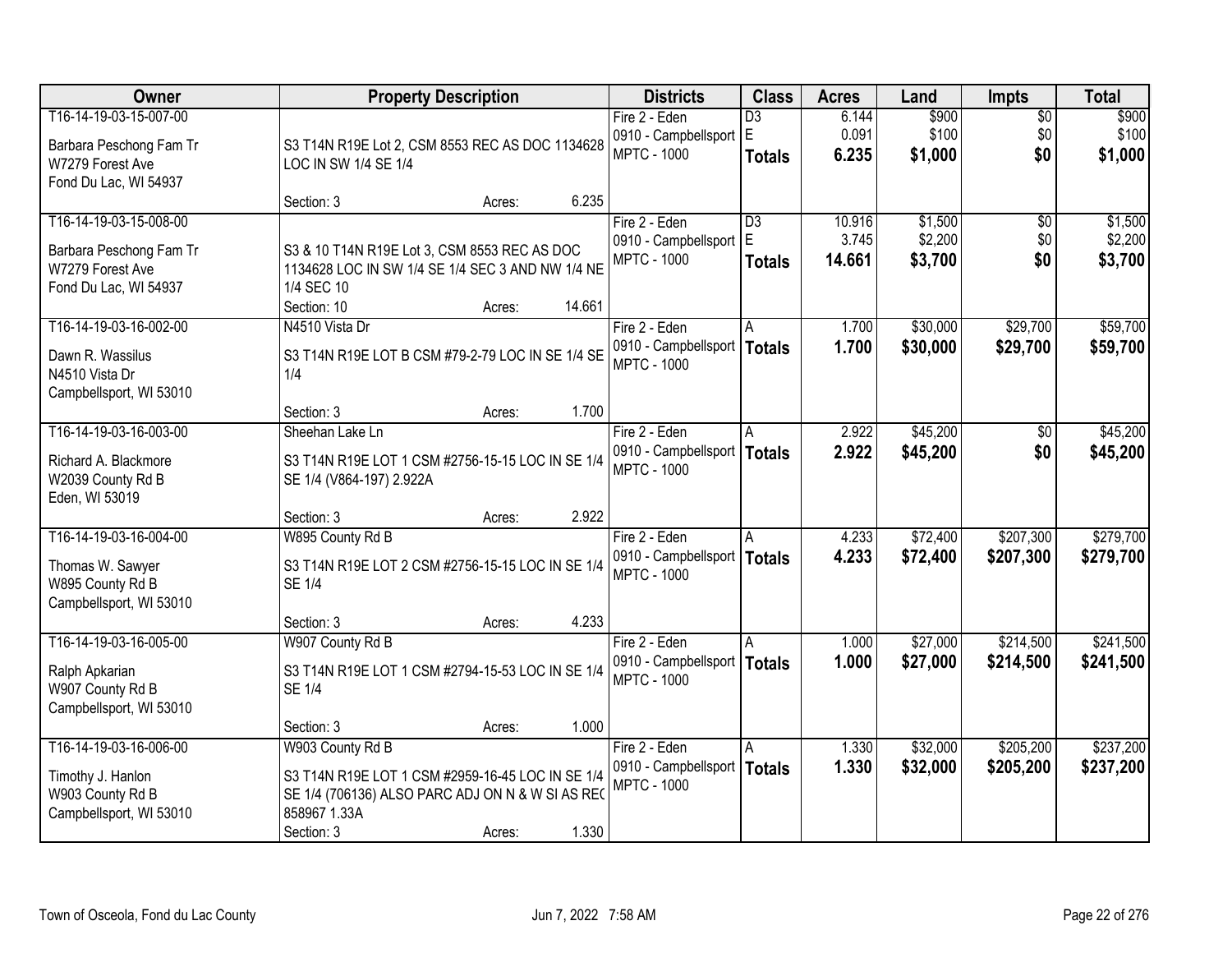| Owner | Property Description | Districts | Class | Acres | Land | Impts | Total |
|---|---|---|---|---|---|---|---|
| T16-14-19-03-15-007-00<br>Barbara Peschong Fam Tr<br>W7279 Forest Ave<br>Fond Du Lac, WI 54937 | S3 T14N R19E Lot 2, CSM 8553 REC AS DOC 1134628 LOC IN SW 1/4 SE 1/4<br>Section: 3 Acres: 6.235 | Fire 2 - Eden<br>0910 - Campbellsport<br>MPTC - 1000 | D3<br>E<br>**Totals** | 6.144<br>0.091<br>**6.235** | $900<br>$100<br>**$1,000** | $0<br>$0<br>**$0** | $900<br>$100<br>**$1,000** |
| T16-14-19-03-15-008-00<br>Barbara Peschong Fam Tr<br>W7279 Forest Ave<br>Fond Du Lac, WI 54937 | S3 & 10 T14N R19E Lot 3, CSM 8553 REC AS DOC 1134628 LOC IN SW 1/4 SE 1/4 SEC 3 AND NW 1/4 NE 1/4 SEC 10<br>Section: 10 Acres: 14.661 | Fire 2 - Eden<br>0910 - Campbellsport<br>MPTC - 1000 | D3<br>E<br>**Totals** | 10.916<br>3.745<br>**14.661** | $1,500<br>$2,200<br>**$3,700** | $0<br>$0<br>**$0** | $1,500<br>$2,200<br>**$3,700** |
| T16-14-19-03-16-002-00<br>Dawn R. Wassilus<br>N4510 Vista Dr<br>Campbellsport, WI 53010 | N4510 Vista Dr<br>S3 T14N R19E LOT B CSM #79-2-79 LOC IN SE 1/4 SE 1/4<br>Section: 3 Acres: 1.700 | Fire 2 - Eden<br>0910 - Campbellsport<br>MPTC - 1000 | A<br>**Totals** | 1.700<br>**1.700** | $30,000<br>**$30,000** | $29,700<br>**$29,700** | $59,700<br>**$59,700** |
| T16-14-19-03-16-003-00<br>Richard A. Blackmore<br>W2039 County Rd B<br>Eden, WI 53019 | Sheehan Lake Ln<br>S3 T14N R19E LOT 1 CSM #2756-15-15 LOC IN SE 1/4 SE 1/4 (V864-197) 2.922A<br>Section: 3 Acres: 2.922 | Fire 2 - Eden<br>0910 - Campbellsport<br>MPTC - 1000 | A<br>**Totals** | 2.922<br>**2.922** | $45,200<br>**$45,200** | $0<br>**$0** | $45,200<br>**$45,200** |
| T16-14-19-03-16-004-00<br>Thomas W. Sawyer<br>W895 County Rd B<br>Campbellsport, WI 53010 | W895 County Rd B<br>S3 T14N R19E LOT 2 CSM #2756-15-15 LOC IN SE 1/4 SE 1/4<br>Section: 3 Acres: 4.233 | Fire 2 - Eden<br>0910 - Campbellsport<br>MPTC - 1000 | A<br>**Totals** | 4.233<br>**4.233** | $72,400<br>**$72,400** | $207,300<br>**$207,300** | $279,700<br>**$279,700** |
| T16-14-19-03-16-005-00<br>Ralph Apkarian<br>W907 County Rd B<br>Campbellsport, WI 53010 | W907 County Rd B<br>S3 T14N R19E LOT 1 CSM #2794-15-53 LOC IN SE 1/4 SE 1/4<br>Section: 3 Acres: 1.000 | Fire 2 - Eden<br>0910 - Campbellsport<br>MPTC - 1000 | A<br>**Totals** | 1.000<br>**1.000** | $27,000<br>**$27,000** | $214,500<br>**$214,500** | $241,500<br>**$241,500** |
| T16-14-19-03-16-006-00<br>Timothy J. Hanlon<br>W903 County Rd B<br>Campbellsport, WI 53010 | W903 County Rd B<br>S3 T14N R19E LOT 1 CSM #2959-16-45 LOC IN SE 1/4 SE 1/4 (706136) ALSO PARC ADJ ON N & W SI AS REC 858967 1.33A<br>Section: 3 Acres: 1.330 | Fire 2 - Eden<br>0910 - Campbellsport<br>MPTC - 1000 | A<br>**Totals** | 1.330<br>**1.330** | $32,000<br>**$32,000** | $205,200<br>**$205,200** | $237,200<br>**$237,200** |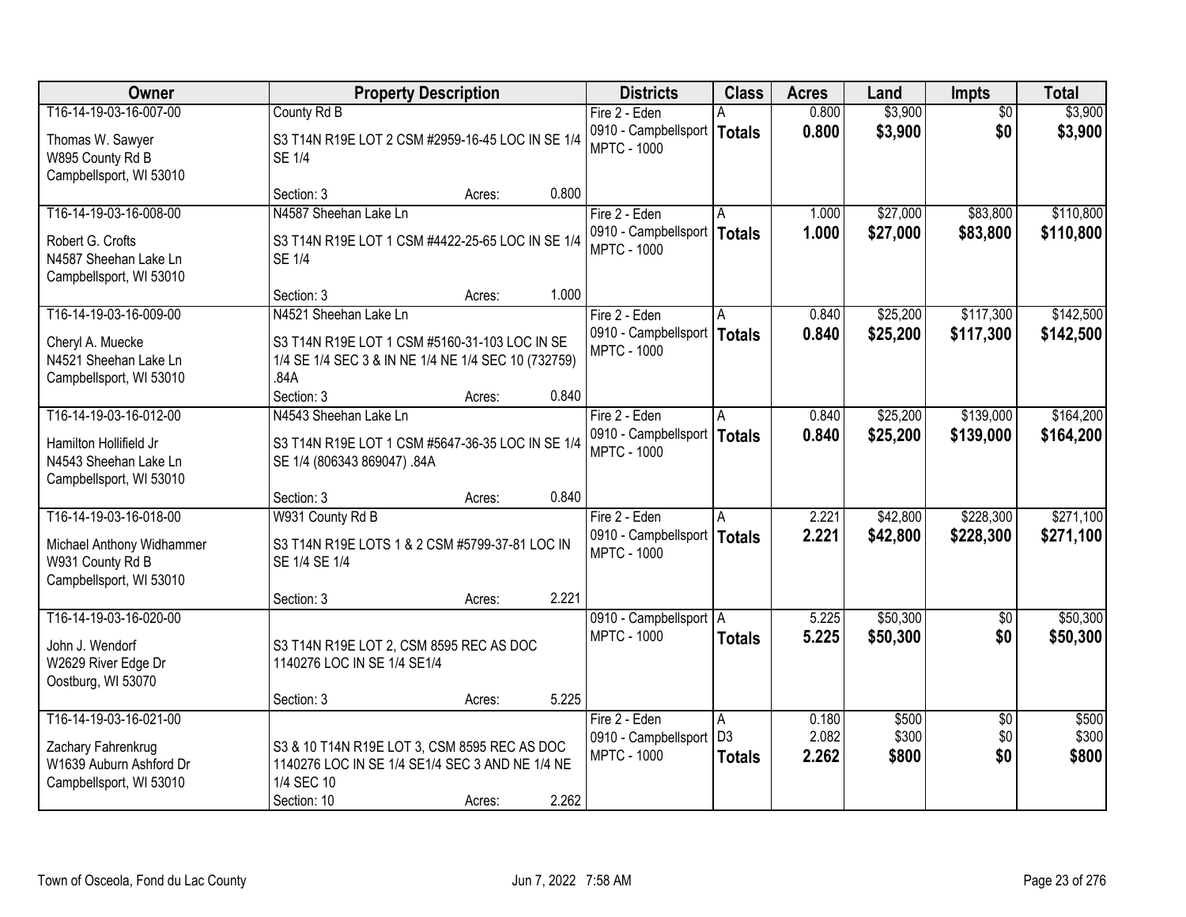| Owner | Property Description | Districts | Class | Acres | Land | Impts | Total |
|---|---|---|---|---|---|---|---|
| T16-14-19-03-16-007-00<br>Thomas W. Sawyer<br>W895 County Rd B<br>Campbellsport, WI 53010 | County Rd B<br>S3 T14N R19E LOT 2 CSM #2959-16-45 LOC IN SE 1/4 SE 1/4<br>Section: 3 Acres: 0.800 | Fire 2 - Eden<br>0910 - Campbellsport<br>MPTC - 1000 | A<br>**Totals** | 0.800<br>**0.800** | $3,900<br>**$3,900** | $0<br>**$0** | $3,900<br>**$3,900** |
| T16-14-19-03-16-008-00<br>Robert G. Crofts<br>N4587 Sheehan Lake Ln<br>Campbellsport, WI 53010 | N4587 Sheehan Lake Ln<br>S3 T14N R19E LOT 1 CSM #4422-25-65 LOC IN SE 1/4 SE 1/4<br>Section: 3 Acres: 1.000 | Fire 2 - Eden<br>0910 - Campbellsport<br>MPTC - 1000 | A<br>**Totals** | 1.000<br>**1.000** | $27,000<br>**$27,000** | $83,800<br>**$83,800** | $110,800<br>**$110,800** |
| T16-14-19-03-16-009-00<br>Cheryl A. Muecke<br>N4521 Sheehan Lake Ln<br>Campbellsport, WI 53010 | N4521 Sheehan Lake Ln<br>S3 T14N R19E LOT 1 CSM #5160-31-103 LOC IN SE 1/4 SE 1/4 SEC 3 & IN NE 1/4 NE 1/4 SEC 10 (732759) .84A<br>Section: 3 Acres: 0.840 | Fire 2 - Eden<br>0910 - Campbellsport<br>MPTC - 1000 | A<br>**Totals** | 0.840<br>**0.840** | $25,200<br>**$25,200** | $117,300<br>**$117,300** | $142,500<br>**$142,500** |
| T16-14-19-03-16-012-00<br>Hamilton Hollifield Jr<br>N4543 Sheehan Lake Ln<br>Campbellsport, WI 53010 | N4543 Sheehan Lake Ln<br>S3 T14N R19E LOT 1 CSM #5647-36-35 LOC IN SE 1/4 SE 1/4 (806343 869047) .84A<br>Section: 3 Acres: 0.840 | Fire 2 - Eden<br>0910 - Campbellsport<br>MPTC - 1000 | A<br>**Totals** | 0.840<br>**0.840** | $25,200<br>**$25,200** | $139,000<br>**$139,000** | $164,200<br>**$164,200** |
| T16-14-19-03-16-018-00<br>Michael Anthony Widhammer<br>W931 County Rd B<br>Campbellsport, WI 53010 | W931 County Rd B<br>S3 T14N R19E LOTS 1 & 2 CSM #5799-37-81 LOC IN SE 1/4 SE 1/4<br>Section: 3 Acres: 2.221 | Fire 2 - Eden<br>0910 - Campbellsport<br>MPTC - 1000 | A<br>**Totals** | 2.221<br>**2.221** | $42,800<br>**$42,800** | $228,300<br>**$228,300** | $271,100<br>**$271,100** |
| T16-14-19-03-16-020-00<br>John J. Wendorf<br>W2629 River Edge Dr<br>Oostburg, WI 53070 | S3 T14N R19E LOT 2, CSM 8595 REC AS DOC 1140276 LOC IN SE 1/4 SE1/4<br>Section: 3 Acres: 5.225 | 0910 - Campbellsport<br>MPTC - 1000 | A<br>**Totals** | 5.225<br>**5.225** | $50,300<br>**$50,300** | $0<br>**$0** | $50,300<br>**$50,300** |
| T16-14-19-03-16-021-00<br>Zachary Fahrenkrug<br>W1639 Auburn Ashford Dr<br>Campbellsport, WI 53010 | S3 & 10 T14N R19E LOT 3, CSM 8595 REC AS DOC 1140276 LOC IN SE 1/4 SE1/4 SEC 3 AND NE 1/4 NE 1/4 SEC 10<br>Section: 10 Acres: 2.262 | Fire 2 - Eden<br>0910 - Campbellsport<br>MPTC - 1000 | A<br>D3<br>**Totals** | 0.180<br>2.082<br>**2.262** | $500<br>$300<br>**$800** | $0<br>$0<br>**$0** | $500<br>$300<br>**$800** |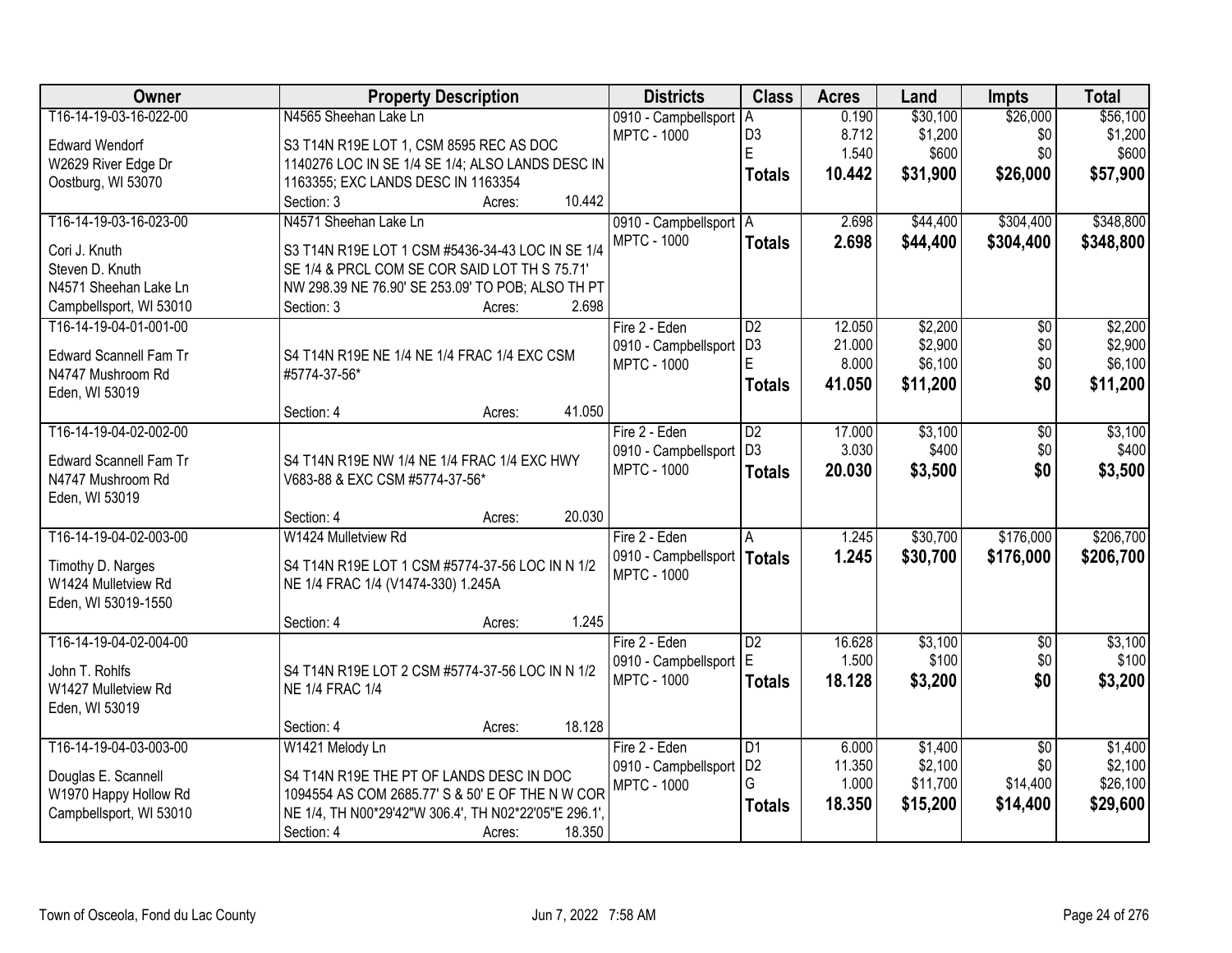| Owner | Property Description | Districts | Class | Acres | Land | Impts | Total |
|---|---|---|---|---|---|---|---|
| T16-14-19-03-16-022-00<br>Edward Wendorf<br>W2629 River Edge Dr<br>Oostburg, WI 53070 | N4565 Sheehan Lake Ln<br>S3 T14N R19E LOT 1, CSM 8595 REC AS DOC 1140276 LOC IN SE 1/4 SE 1/4; ALSO LANDS DESC IN 1163355; EXC LANDS DESC IN 1163354<br>Section: 3 Acres: 10.442 | 0910 - Campbellsport<br>MPTC - 1000 | A<br>D3<br>E<br>**Totals** | 0.190<br>8.712<br>1.540<br>**10.442** | $30,100<br>$1,200<br>$600<br>**$31,900** | $26,000<br>$0<br>$0<br>**$26,000** | $56,100<br>$1,200<br>$600<br>**$57,900** |
| T16-14-19-03-16-023-00<br>Cori J. Knuth<br>Steven D. Knuth<br>N4571 Sheehan Lake Ln<br>Campbellsport, WI 53010 | N4571 Sheehan Lake Ln<br>S3 T14N R19E LOT 1 CSM #5436-34-43 LOC IN SE 1/4 SE 1/4 & PRCL COM SE COR SAID LOT TH S 75.71' NW 298.39 NE 76.90' SE 253.09' TO POB; ALSO TH PT<br>Section: 3 Acres: 2.698 | 0910 - Campbellsport<br>MPTC - 1000 | A<br>**Totals** | 2.698<br>**2.698** | $44,400<br>**$44,400** | $304,400<br>**$304,400** | $348,800<br>**$348,800** |
| T16-14-19-04-01-001-00<br>Edward Scannell Fam Tr<br>N4747 Mushroom Rd<br>Eden, WI 53019 | S4 T14N R19E NE 1/4 NE 1/4 FRAC 1/4 EXC CSM #5774-37-56*<br>Section: 4 Acres: 41.050 | Fire 2 - Eden<br>0910 - Campbellsport<br>MPTC - 1000 | D2<br>D3<br>E<br>**Totals** | 12.050<br>21.000<br>8.000<br>**41.050** | $2,200<br>$2,900<br>$6,100<br>**$11,200** | $0<br>$0<br>$0<br>**$0** | $2,200<br>$2,900<br>$6,100<br>**$11,200** |
| T16-14-19-04-02-002-00<br>Edward Scannell Fam Tr<br>N4747 Mushroom Rd<br>Eden, WI 53019 | S4 T14N R19E NW 1/4 NE 1/4 FRAC 1/4 EXC HWY V683-88 & EXC CSM #5774-37-56*<br>Section: 4 Acres: 20.030 | Fire 2 - Eden<br>0910 - Campbellsport<br>MPTC - 1000 | D2<br>D3<br>**Totals** | 17.000<br>3.030<br>**20.030** | $3,100<br>$400<br>**$3,500** | $0<br>$0<br>**$0** | $3,100<br>$400<br>**$3,500** |
| T16-14-19-04-02-003-00<br>Timothy D. Narges<br>W1424 Mulletview Rd<br>Eden, WI 53019-1550 | W1424 Mulletview Rd<br>S4 T14N R19E LOT 1 CSM #5774-37-56 LOC IN N 1/2 NE 1/4 FRAC 1/4 (V1474-330) 1.245A<br>Section: 4 Acres: 1.245 | Fire 2 - Eden<br>0910 - Campbellsport<br>MPTC - 1000 | A<br>**Totals** | 1.245<br>**1.245** | $30,700<br>**$30,700** | $176,000<br>**$176,000** | $206,700<br>**$206,700** |
| T16-14-19-04-02-004-00<br>John T. Rohlfs<br>W1427 Mulletview Rd<br>Eden, WI 53019 | S4 T14N R19E LOT 2 CSM #5774-37-56 LOC IN N 1/2 NE 1/4 FRAC 1/4<br>Section: 4 Acres: 18.128 | Fire 2 - Eden<br>0910 - Campbellsport<br>MPTC - 1000 | D2<br>E<br>**Totals** | 16.628<br>1.500<br>**18.128** | $3,100<br>$100<br>**$3,200** | $0<br>$0<br>**$0** | $3,100<br>$100<br>**$3,200** |
| T16-14-19-04-03-003-00<br>Douglas E. Scannell<br>W1970 Happy Hollow Rd<br>Campbellsport, WI 53010 | W1421 Melody Ln<br>S4 T14N R19E THE PT OF LANDS DESC IN DOC 1094554 AS COM 2685.77' S & 50' E OF THE N W COR NE 1/4, TH N00*29'42"W 306.4', TH N02*22'05"E 296.1',<br>Section: 4 Acres: 18.350 | Fire 2 - Eden<br>0910 - Campbellsport<br>MPTC - 1000 | D1<br>D2<br>G<br>**Totals** | 6.000<br>11.350<br>1.000<br>**18.350** | $1,400<br>$2,100<br>$11,700<br>**$15,200** | $0<br>$0<br>$14,400<br>**$14,400** | $1,400<br>$2,100<br>$26,100<br>**$29,600** |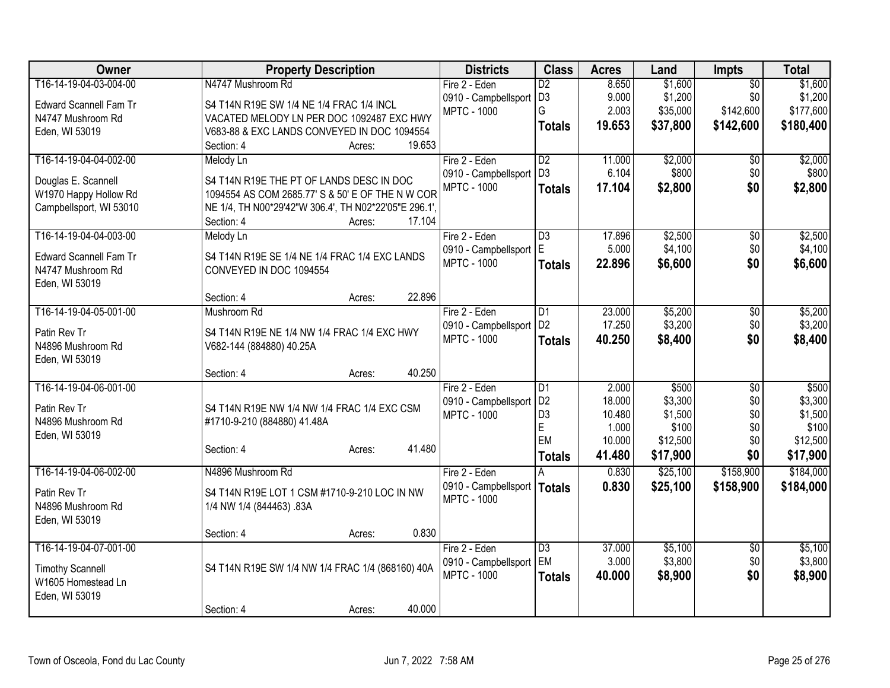| Owner | Property Description | Districts | Class | Acres | Land | Impts | Total |
|---|---|---|---|---|---|---|---|
| T16-14-19-04-03-004-00<br>Edward Scannell Fam Tr<br>N4747 Mushroom Rd<br>Eden, WI 53019 | N4747 Mushroom Rd<br>S4 T14N R19E SW 1/4 NE 1/4 FRAC 1/4 INCL VACATED MELODY LN PER DOC 1092487 EXC HWY V683-88 & EXC LANDS CONVEYED IN DOC 1094554<br>Section: 4 Acres: 19.653 | Fire 2 - Eden<br>0910 - Campbellsport<br>MPTC - 1000 | D2<br>D3<br>G<br>**Totals** | 8.650<br>9.000<br>2.003<br>**19.653** | $1,600<br>$1,200<br>$35,000<br>**$37,800** | $0<br>$0<br>$142,600<br>**$142,600** | $1,600<br>$1,200<br>$177,600<br>**$180,400** |
| T16-14-19-04-04-002-00<br>Douglas E. Scannell<br>W1970 Happy Hollow Rd<br>Campbellsport, WI 53010 | Melody Ln<br>S4 T14N R19E THE PT OF LANDS DESC IN DOC 1094554 AS COM 2685.77' S & 50' E OF THE N W COR NE 1/4, TH N00*29'42"W 306.4', TH N02*22'05"E 296.1',<br>Section: 4 Acres: 17.104 | Fire 2 - Eden<br>0910 - Campbellsport<br>MPTC - 1000 | D2<br>D3<br>**Totals** | 11.000<br>6.104<br>**17.104** | $2,000<br>$800<br>**$2,800** | $0<br>$0<br>**$0** | $2,000<br>$800<br>**$2,800** |
| T16-14-19-04-04-003-00<br>Edward Scannell Fam Tr<br>N4747 Mushroom Rd<br>Eden, WI 53019 | Melody Ln<br>S4 T14N R19E SE 1/4 NE 1/4 FRAC 1/4 EXC LANDS CONVEYED IN DOC 1094554<br>Section: 4 Acres: 22.896 | Fire 2 - Eden<br>0910 - Campbellsport<br>MPTC - 1000 | D3<br>E<br>**Totals** | 17.896<br>5.000<br>**22.896** | $2,500<br>$4,100<br>**$6,600** | $0<br>$0<br>**$0** | $2,500<br>$4,100<br>**$6,600** |
| T16-14-19-04-05-001-00<br>Patin Rev Tr<br>N4896 Mushroom Rd<br>Eden, WI 53019 | Mushroom Rd<br>S4 T14N R19E NE 1/4 NW 1/4 FRAC 1/4 EXC HWY V682-144 (884880) 40.25A<br>Section: 4 Acres: 40.250 | Fire 2 - Eden<br>0910 - Campbellsport<br>MPTC - 1000 | D1<br>D2<br>**Totals** | 23.000<br>17.250<br>**40.250** | $5,200<br>$3,200<br>**$8,400** | $0<br>$0<br>**$0** | $5,200<br>$3,200<br>**$8,400** |
| T16-14-19-04-06-001-00<br>Patin Rev Tr<br>N4896 Mushroom Rd<br>Eden, WI 53019 | S4 T14N R19E NW 1/4 NW 1/4 FRAC 1/4 EXC CSM #1710-9-210 (884880) 41.48A<br>Section: 4 Acres: 41.480 | Fire 2 - Eden<br>0910 - Campbellsport<br>MPTC - 1000 | D1<br>D2<br>D3<br>E<br>EM<br>**Totals** | 2.000<br>18.000<br>10.480<br>1.000<br>10.000<br>**41.480** | $500<br>$3,300<br>$1,500<br>$100<br>$12,500<br>**$17,900** | $0<br>$0<br>$0<br>$0<br>$0<br>**$0** | $500<br>$3,300<br>$1,500<br>$100<br>$12,500<br>**$17,900** |
| T16-14-19-04-06-002-00<br>Patin Rev Tr<br>N4896 Mushroom Rd<br>Eden, WI 53019 | N4896 Mushroom Rd<br>S4 T14N R19E LOT 1 CSM #1710-9-210 LOC IN NW 1/4 NW 1/4 (844463) .83A<br>Section: 4 Acres: 0.830 | Fire 2 - Eden<br>0910 - Campbellsport<br>MPTC - 1000 | A<br>**Totals** | 0.830<br>**0.830** | $25,100<br>**$25,100** | $158,900<br>**$158,900** | $184,000<br>**$184,000** |
| T16-14-19-04-07-001-00<br>Timothy Scannell<br>W1605 Homestead Ln<br>Eden, WI 53019 | S4 T14N R19E SW 1/4 NW 1/4 FRAC 1/4 (868160) 40A<br>Section: 4 Acres: 40.000 | Fire 2 - Eden<br>0910 - Campbellsport<br>MPTC - 1000 | D3<br>EM<br>**Totals** | 37.000<br>3.000<br>**40.000** | $5,100<br>$3,800<br>**$8,900** | $0<br>$0<br>**$0** | $5,100<br>$3,800<br>**$8,900** |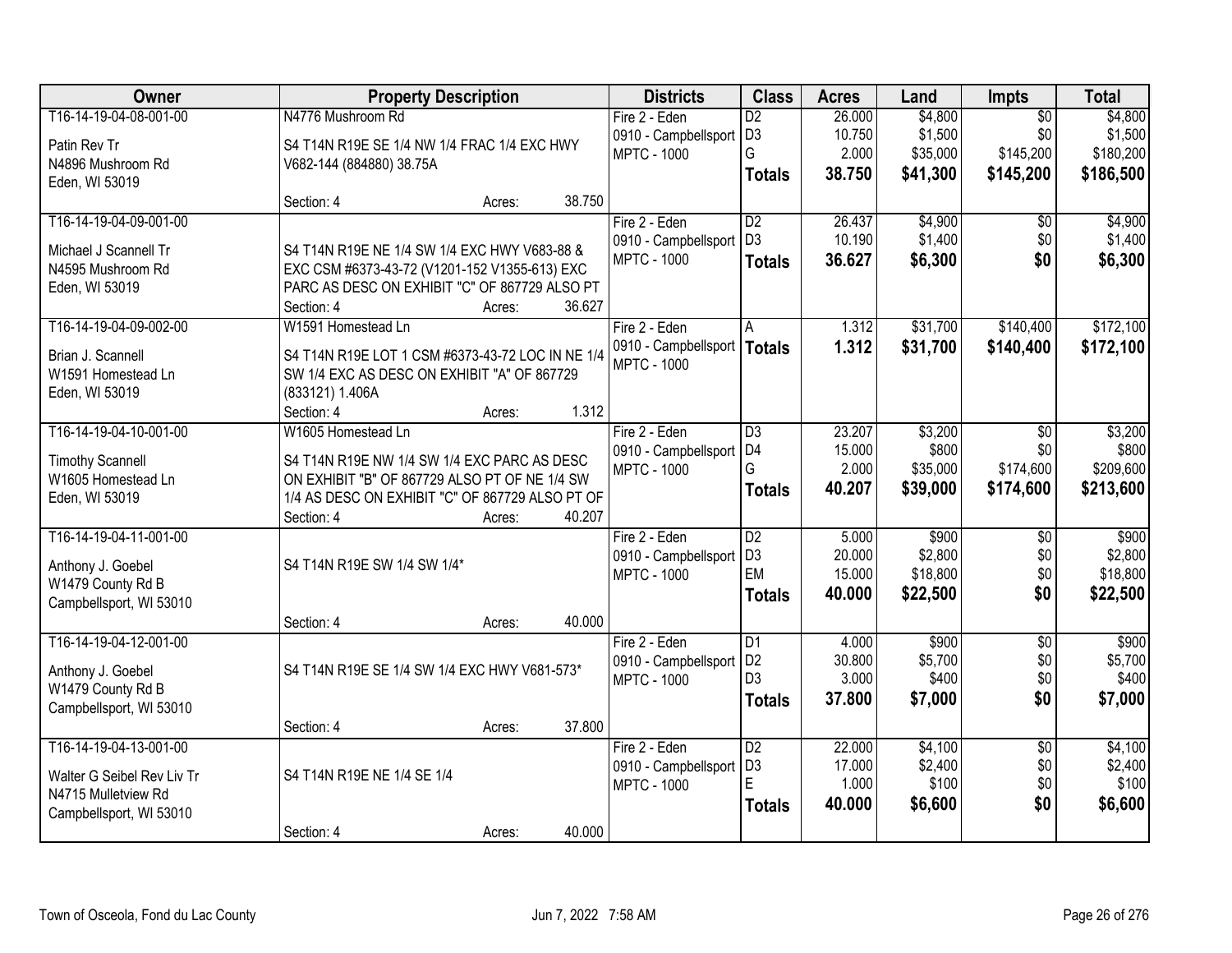| Owner | Property Description | Districts | Class | Acres | Land | Impts | Total |
|---|---|---|---|---|---|---|---|
| T16-14-19-04-08-001-00<br>Patin Rev Tr<br>N4896 Mushroom Rd<br>Eden, WI 53019 | N4776 Mushroom Rd<br>S4 T14N R19E SE 1/4 NW 1/4 FRAC 1/4 EXC HWY V682-144 (884880) 38.75A<br>Section: 4 Acres: 38.750 | Fire 2 - Eden<br>0910 - Campbellsport<br>MPTC - 1000 | D2<br>D3<br>G<br>**Totals** | 26.000<br>10.750<br>2.000<br>**38.750** | $4,800<br>$1,500<br>$35,000<br>**$41,300** | $0<br>$0<br>$145,200<br>**$145,200** | $4,800<br>$1,500<br>$180,200<br>**$186,500** |
| T16-14-19-04-09-001-00<br>Michael J Scannell Tr<br>N4595 Mushroom Rd<br>Eden, WI 53019 | S4 T14N R19E NE 1/4 SW 1/4 EXC HWY V683-88 & EXC CSM #6373-43-72 (V1201-152 V1355-613) EXC PARC AS DESC ON EXHIBIT "C" OF 867729 ALSO PT<br>Section: 4 Acres: 36.627 | Fire 2 - Eden<br>0910 - Campbellsport<br>MPTC - 1000 | D2<br>D3<br>**Totals** | 26.437<br>10.190<br>**36.627** | $4,900<br>$1,400<br>**$6,300** | $0<br>$0<br>**$0** | $4,900<br>$1,400<br>**$6,300** |
| T16-14-19-04-09-002-00<br>Brian J. Scannell<br>W1591 Homestead Ln<br>Eden, WI 53019 | W1591 Homestead Ln<br>S4 T14N R19E LOT 1 CSM #6373-43-72 LOC IN NE 1/4 SW 1/4 EXC AS DESC ON EXHIBIT "A" OF 867729 (833121) 1.406A<br>Section: 4 Acres: 1.312 | Fire 2 - Eden<br>0910 - Campbellsport<br>MPTC - 1000 | A<br>**Totals** | 1.312<br>**1.312** | $31,700<br>**$31,700** | $140,400<br>**$140,400** | $172,100<br>**$172,100** |
| T16-14-19-04-10-001-00<br>Timothy Scannell<br>W1605 Homestead Ln<br>Eden, WI 53019 | W1605 Homestead Ln<br>S4 T14N R19E NW 1/4 SW 1/4 EXC PARC AS DESC ON EXHIBIT "B" OF 867729 ALSO PT OF NE 1/4 SW 1/4 AS DESC ON EXHIBIT "C" OF 867729 ALSO PT OF<br>Section: 4 Acres: 40.207 | Fire 2 - Eden<br>0910 - Campbellsport<br>MPTC - 1000 | D3<br>D4<br>G<br>**Totals** | 23.207<br>15.000<br>2.000<br>**40.207** | $3,200<br>$800<br>$35,000<br>**$39,000** | $0<br>$0<br>$174,600<br>**$174,600** | $3,200<br>$800<br>$209,600<br>**$213,600** |
| T16-14-19-04-11-001-00<br>Anthony J. Goebel<br>W1479 County Rd B<br>Campbellsport, WI 53010 | S4 T14N R19E SW 1/4 SW 1/4*<br>Section: 4 Acres: 40.000 | Fire 2 - Eden<br>0910 - Campbellsport<br>MPTC - 1000 | D2<br>D3<br>EM<br>**Totals** | 5.000<br>20.000<br>15.000<br>**40.000** | $900<br>$2,800<br>$18,800<br>**$22,500** | $0<br>$0<br>$0<br>**$0** | $900<br>$2,800<br>$18,800<br>**$22,500** |
| T16-14-19-04-12-001-00<br>Anthony J. Goebel<br>W1479 County Rd B<br>Campbellsport, WI 53010 | S4 T14N R19E SE 1/4 SW 1/4 EXC HWY V681-573*<br>Section: 4 Acres: 37.800 | Fire 2 - Eden<br>0910 - Campbellsport<br>MPTC - 1000 | D1<br>D2<br>D3<br>**Totals** | 4.000<br>30.800<br>3.000<br>**37.800** | $900<br>$5,700<br>$400<br>**$7,000** | $0<br>$0<br>$0<br>**$0** | $900<br>$5,700<br>$400<br>**$7,000** |
| T16-14-19-04-13-001-00<br>Walter G Seibel Rev Liv Tr<br>N4715 Mulletview Rd<br>Campbellsport, WI 53010 | S4 T14N R19E NE 1/4 SE 1/4<br>Section: 4 Acres: 40.000 | Fire 2 - Eden<br>0910 - Campbellsport<br>MPTC - 1000 | D2<br>D3<br>E<br>**Totals** | 22.000<br>17.000<br>1.000<br>**40.000** | $4,100<br>$2,400<br>$100<br>**$6,600** | $0<br>$0<br>$0<br>**$0** | $4,100<br>$2,400<br>$100<br>**$6,600** |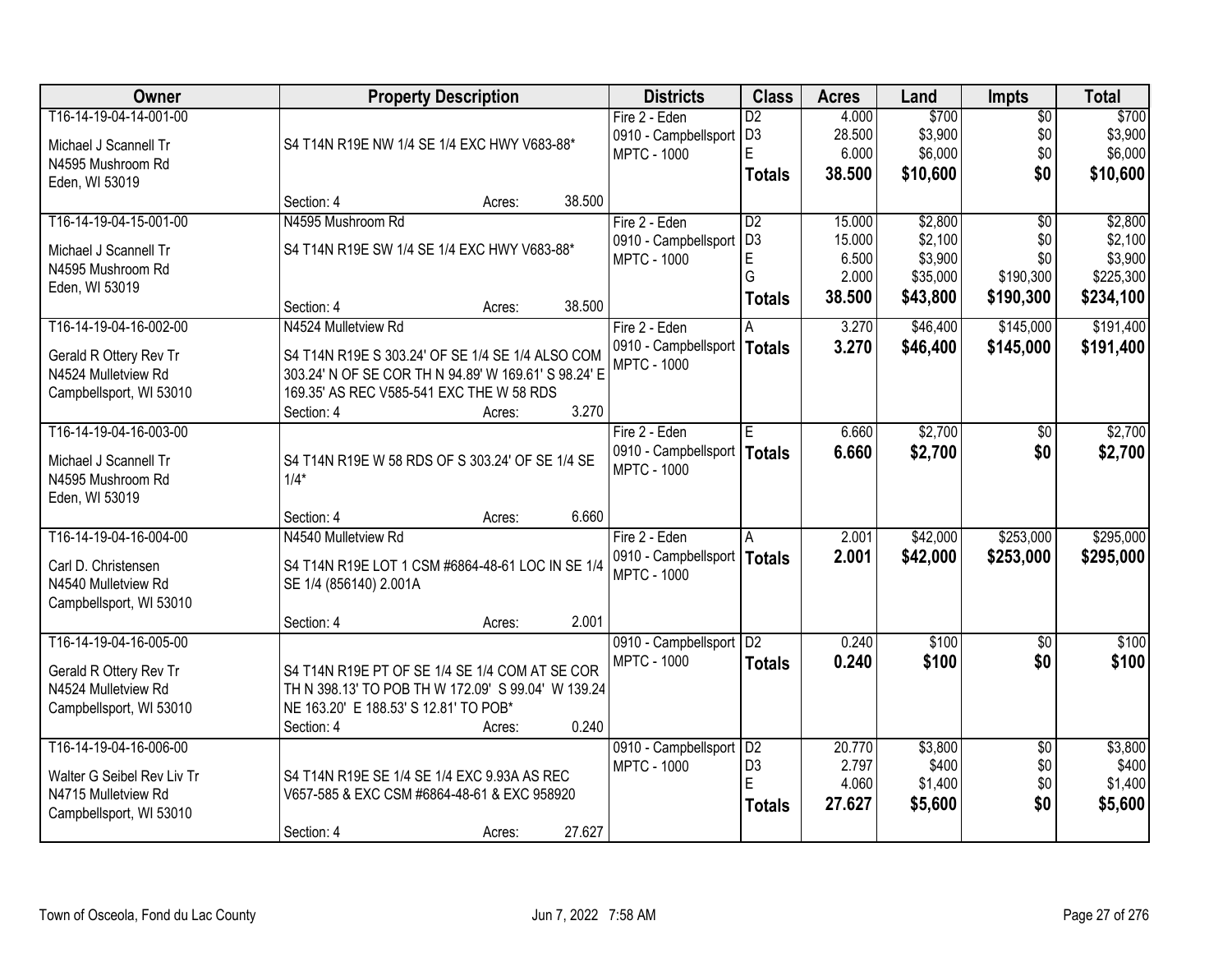| Owner | Property Description | Districts | Class | Acres | Land | Impts | Total |
|---|---|---|---|---|---|---|---|
| T16-14-19-04-14-001-00<br>Michael J Scannell Tr<br>N4595 Mushroom Rd<br>Eden, WI 53019 | S4 T14N R19E NW 1/4 SE 1/4 EXC HWY V683-88*<br>Section: 4 Acres: 38.500 | Fire 2 - Eden<br>0910 - Campbellsport<br>MPTC - 1000 | D2<br>D3<br>E<br>**Totals** | 4.000<br>28.500<br>6.000<br>**38.500** | $700<br>$3,900<br>$6,000<br>**$10,600** | $0<br>$0<br>$0<br>**$0** | $700<br>$3,900<br>$6,000<br>**$10,600** |
| T16-14-19-04-15-001-00<br>Michael J Scannell Tr<br>N4595 Mushroom Rd<br>Eden, WI 53019 | N4595 Mushroom Rd<br>S4 T14N R19E SW 1/4 SE 1/4 EXC HWY V683-88*<br>Section: 4 Acres: 38.500 | Fire 2 - Eden<br>0910 - Campbellsport<br>MPTC - 1000 | D2<br>D3<br>E<br>G<br>**Totals** | 15.000<br>15.000<br>6.500<br>2.000<br>**38.500** | $2,800<br>$2,100<br>$3,900<br>$35,000<br>**$43,800** | $0<br>$0<br>$0<br>$190,300<br>**$190,300** | $2,800<br>$2,100<br>$3,900<br>$225,300<br>**$234,100** |
| T16-14-19-04-16-002-00<br>Gerald R Ottery Rev Tr<br>N4524 Mulletview Rd<br>Campbellsport, WI 53010 | N4524 Mulletview Rd<br>S4 T14N R19E S 303.24' OF SE 1/4 SE 1/4 ALSO COM 303.24' N OF SE COR TH N 94.89' W 169.61' S 98.24' E 169.35' AS REC V585-541 EXC THE W 58 RDS<br>Section: 4 Acres: 3.270 | Fire 2 - Eden<br>0910 - Campbellsport<br>MPTC - 1000 | A<br>**Totals** | 3.270<br>**3.270** | $46,400<br>**$46,400** | $145,000<br>**$145,000** | $191,400<br>**$191,400** |
| T16-14-19-04-16-003-00<br>Michael J Scannell Tr<br>N4595 Mushroom Rd<br>Eden, WI 53019 | S4 T14N R19E W 58 RDS OF S 303.24' OF SE 1/4 SE 1/4*<br>Section: 4 Acres: 6.660 | Fire 2 - Eden<br>0910 - Campbellsport<br>MPTC - 1000 | E<br>**Totals** | 6.660<br>**6.660** | $2,700<br>**$2,700** | $0<br>**$0** | $2,700<br>**$2,700** |
| T16-14-19-04-16-004-00<br>Carl D. Christensen<br>N4540 Mulletview Rd<br>Campbellsport, WI 53010 | N4540 Mulletview Rd<br>S4 T14N R19E LOT 1 CSM #6864-48-61 LOC IN SE 1/4 SE 1/4 (856140) 2.001A<br>Section: 4 Acres: 2.001 | Fire 2 - Eden<br>0910 - Campbellsport<br>MPTC - 1000 | A<br>**Totals** | 2.001<br>**2.001** | $42,000<br>**$42,000** | $253,000<br>**$253,000** | $295,000<br>**$295,000** |
| T16-14-19-04-16-005-00<br>Gerald R Ottery Rev Tr<br>N4524 Mulletview Rd<br>Campbellsport, WI 53010 | S4 T14N R19E PT OF SE 1/4 SE 1/4 COM AT SE COR TH N 398.13' TO POB TH W 172.09' S 99.04' W 139.24 NE 163.20' E 188.53' S 12.81' TO POB*<br>Section: 4 Acres: 0.240 | 0910 - Campbellsport<br>MPTC - 1000 | D2<br>**Totals** | 0.240<br>**0.240** | $100<br>**$100** | $0<br>**$0** | $100<br>**$100** |
| T16-14-19-04-16-006-00<br>Walter G Seibel Rev Liv Tr<br>N4715 Mulletview Rd<br>Campbellsport, WI 53010 | S4 T14N R19E SE 1/4 SE 1/4 EXC 9.93A AS REC V657-585 & EXC CSM #6864-48-61 & EXC 958920<br>Section: 4 Acres: 27.627 | 0910 - Campbellsport<br>MPTC - 1000 | D2<br>D3<br>E<br>**Totals** | 20.770<br>2.797<br>4.060<br>**27.627** | $3,800<br>$400<br>$1,400<br>**$5,600** | $0<br>$0<br>$0<br>**$0** | $3,800<br>$400<br>$1,400<br>**$5,600** |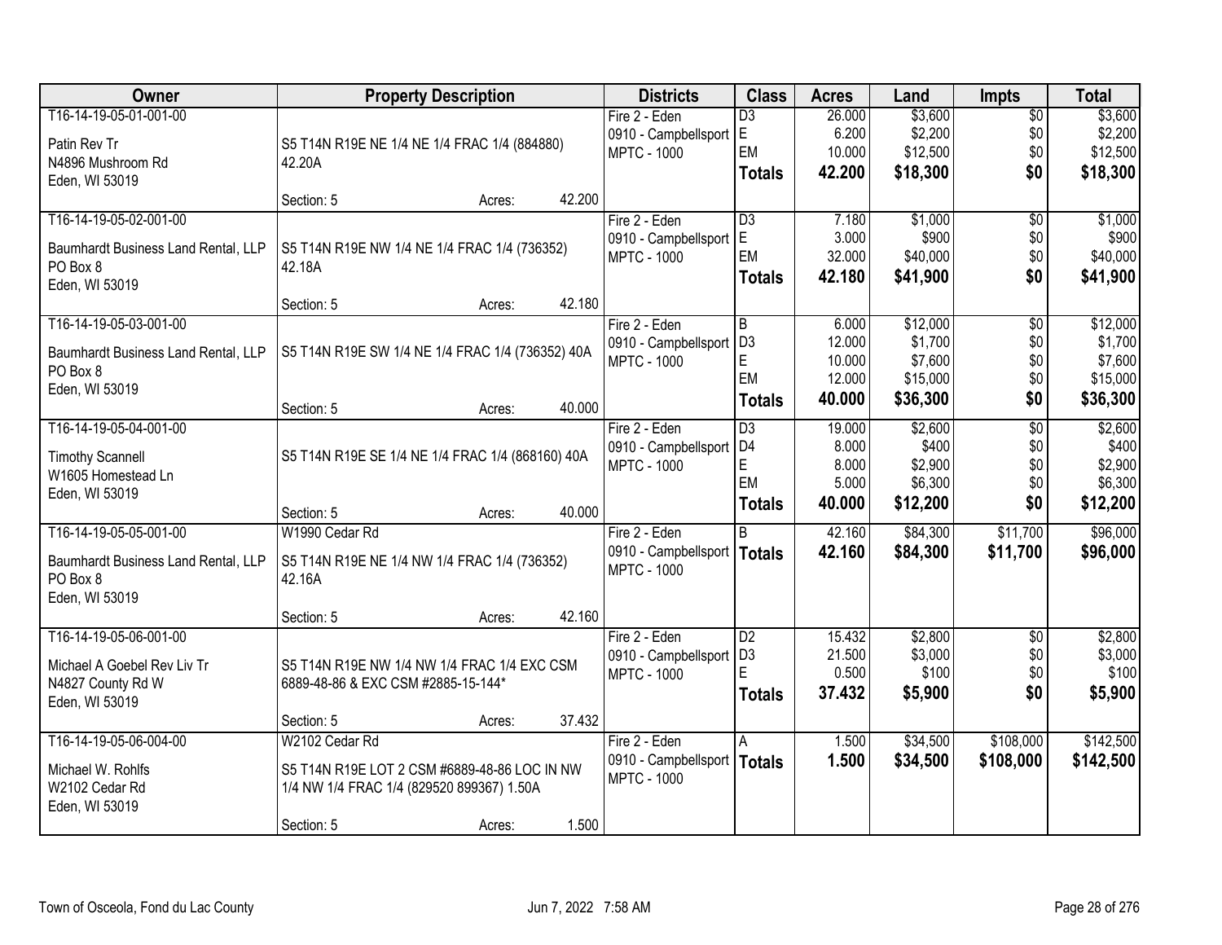| Owner | Property Description | Districts | Class | Acres | Land | Impts | Total |
|---|---|---|---|---|---|---|---|
| T16-14-19-05-01-001-00<br>Patin Rev Tr<br>N4896 Mushroom Rd<br>Eden, WI 53019 | S5 T14N R19E NE 1/4 NE 1/4 FRAC 1/4 (884880) 42.20A<br>Section: 5 Acres: 42.200 | Fire 2 - Eden<br>0910 - Campbellsport<br>MPTC - 1000 | D3<br>E<br>EM<br>**Totals** | 26.000<br>6.200<br>10.000<br>**42.200** | $3,600<br>$2,200<br>$12,500<br>**$18,300** | $0<br>$0<br>$0<br>**$0** | $3,600<br>$2,200<br>$12,500<br>**$18,300** |
| T16-14-19-05-02-001-00<br>Baumhardt Business Land Rental, LLP<br>PO Box 8<br>Eden, WI 53019 | S5 T14N R19E NW 1/4 NE 1/4 FRAC 1/4 (736352) 42.18A<br>Section: 5 Acres: 42.180 | Fire 2 - Eden<br>0910 - Campbellsport<br>MPTC - 1000 | D3<br>E<br>EM<br>**Totals** | 7.180<br>3.000<br>32.000<br>**42.180** | $1,000<br>$900<br>$40,000<br>**$41,900** | $0<br>$0<br>$0<br>**$0** | $1,000<br>$900<br>$40,000<br>**$41,900** |
| T16-14-19-05-03-001-00<br>Baumhardt Business Land Rental, LLP<br>PO Box 8<br>Eden, WI 53019 | S5 T14N R19E SW 1/4 NE 1/4 FRAC 1/4 (736352) 40A<br>Section: 5 Acres: 40.000 | Fire 2 - Eden<br>0910 - Campbellsport<br>MPTC - 1000 | B<br>D3<br>E<br>EM<br>**Totals** | 6.000<br>12.000<br>10.000<br>12.000<br>**40.000** | $12,000<br>$1,700<br>$7,600<br>$15,000<br>**$36,300** | $0<br>$0<br>$0<br>$0<br>**$0** | $12,000<br>$1,700<br>$7,600<br>$15,000<br>**$36,300** |
| T16-14-19-05-04-001-00<br>Timothy Scannell<br>W1605 Homestead Ln<br>Eden, WI 53019 | S5 T14N R19E SE 1/4 NE 1/4 FRAC 1/4 (868160) 40A<br>Section: 5 Acres: 40.000 | Fire 2 - Eden<br>0910 - Campbellsport<br>MPTC - 1000 | D3<br>D4<br>E<br>EM<br>**Totals** | 19.000<br>8.000<br>8.000<br>5.000<br>**40.000** | $2,600<br>$400<br>$2,900<br>$6,300<br>**$12,200** | $0<br>$0<br>$0<br>$0<br>**$0** | $2,600<br>$400<br>$2,900<br>$6,300<br>**$12,200** |
| T16-14-19-05-05-001-00<br>Baumhardt Business Land Rental, LLP<br>PO Box 8<br>Eden, WI 53019 | W1990 Cedar Rd<br>S5 T14N R19E NE 1/4 NW 1/4 FRAC 1/4 (736352) 42.16A<br>Section: 5 Acres: 42.160 | Fire 2 - Eden<br>0910 - Campbellsport<br>MPTC - 1000 | B<br>**Totals** | 42.160<br>**42.160** | $84,300<br>**$84,300** | $11,700<br>**$11,700** | $96,000<br>**$96,000** |
| T16-14-19-05-06-001-00<br>Michael A Goebel Rev Liv Tr<br>N4827 County Rd W<br>Eden, WI 53019 | S5 T14N R19E NW 1/4 NW 1/4 FRAC 1/4 EXC CSM 6889-48-86 & EXC CSM #2885-15-144*<br>Section: 5 Acres: 37.432 | Fire 2 - Eden<br>0910 - Campbellsport<br>MPTC - 1000 | D2<br>D3<br>E<br>**Totals** | 15.432<br>21.500<br>0.500<br>**37.432** | $2,800<br>$3,000<br>$100<br>**$5,900** | $0<br>$0<br>$0<br>**$0** | $2,800<br>$3,000<br>$100<br>**$5,900** |
| T16-14-19-05-06-004-00<br>Michael W. Rohlfs<br>W2102 Cedar Rd<br>Eden, WI 53019 | W2102 Cedar Rd<br>S5 T14N R19E LOT 2 CSM #6889-48-86 LOC IN NW 1/4 NW 1/4 FRAC 1/4 (829520 899367) 1.50A<br>Section: 5 Acres: 1.500 | Fire 2 - Eden<br>0910 - Campbellsport<br>MPTC - 1000 | A<br>**Totals** | 1.500<br>**1.500** | $34,500<br>**$34,500** | $108,000<br>**$108,000** | $142,500<br>**$142,500** |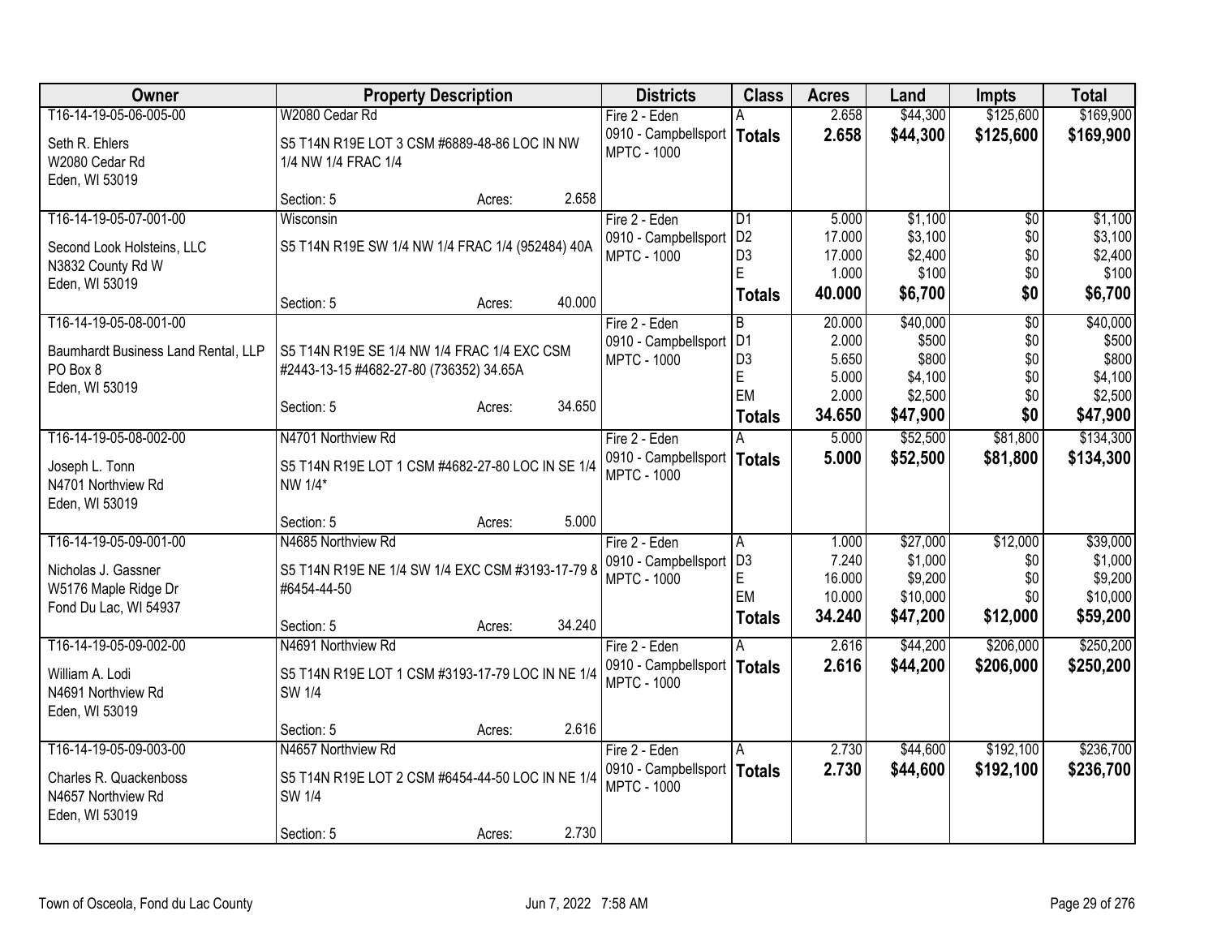| Owner | Property Description | Districts | Class | Acres | Land | Impts | Total |
|---|---|---|---|---|---|---|---|
| T16-14-19-05-06-005-00<br>Seth R. Ehlers<br>W2080 Cedar Rd<br>Eden, WI 53019 | W2080 Cedar Rd<br>S5 T14N R19E LOT 3 CSM #6889-48-86 LOC IN NW 1/4 NW 1/4 FRAC 1/4<br>Section: 5 Acres: 2.658 | Fire 2 - Eden<br>0910 - Campbellsport<br>MPTC - 1000 | A<br>**Totals** | 2.658<br>**2.658** | $44,300<br>**$44,300** | $125,600<br>**$125,600** | $169,900<br>**$169,900** |
| T16-14-19-05-07-001-00<br>Second Look Holsteins, LLC<br>N3832 County Rd W<br>Eden, WI 53019 | Wisconsin<br>S5 T14N R19E SW 1/4 NW 1/4 FRAC 1/4 (952484) 40A<br>Section: 5 Acres: 40.000 | Fire 2 - Eden<br>0910 - Campbellsport<br>MPTC - 1000 | D1<br>D2<br>D3<br>E<br>**Totals** | 5.000<br>17.000<br>17.000<br>1.000<br>**40.000** | $1,100<br>$3,100<br>$2,400<br>$100<br>**$6,700** | $0<br>$0<br>$0<br>$0<br>**$0** | $1,100<br>$3,100<br>$2,400<br>$100<br>**$6,700** |
| T16-14-19-05-08-001-00<br>Baumhardt Business Land Rental, LLP<br>PO Box 8<br>Eden, WI 53019 | S5 T14N R19E SE 1/4 NW 1/4 FRAC 1/4 EXC CSM #2443-13-15 #4682-27-80 (736352) 34.65A<br>Section: 5 Acres: 34.650 | Fire 2 - Eden<br>0910 - Campbellsport<br>MPTC - 1000 | B<br>D1<br>D3<br>E<br>EM<br>**Totals** | 20.000<br>2.000<br>5.650<br>5.000<br>2.000<br>**34.650** | $40,000<br>$500<br>$800<br>$4,100<br>$2,500<br>**$47,900** | $0<br>$0<br>$0<br>$0<br>$0<br>**$0** | $40,000<br>$500<br>$800<br>$4,100<br>$2,500<br>**$47,900** |
| T16-14-19-05-08-002-00<br>Joseph L. Tonn<br>N4701 Northview Rd<br>Eden, WI 53019 | N4701 Northview Rd<br>S5 T14N R19E LOT 1 CSM #4682-27-80 LOC IN SE 1/4 NW 1/4*<br>Section: 5 Acres: 5.000 | Fire 2 - Eden<br>0910 - Campbellsport<br>MPTC - 1000 | A<br>**Totals** | 5.000<br>**5.000** | $52,500<br>**$52,500** | $81,800<br>**$81,800** | $134,300<br>**$134,300** |
| T16-14-19-05-09-001-00<br>Nicholas J. Gassner<br>W5176 Maple Ridge Dr<br>Fond Du Lac, WI 54937 | N4685 Northview Rd<br>S5 T14N R19E NE 1/4 SW 1/4 EXC CSM #3193-17-79 & #6454-44-50<br>Section: 5 Acres: 34.240 | Fire 2 - Eden<br>0910 - Campbellsport<br>MPTC - 1000 | A<br>D3<br>E<br>EM<br>**Totals** | 1.000<br>7.240<br>16.000<br>10.000<br>**34.240** | $27,000<br>$1,000<br>$9,200<br>$10,000<br>**$47,200** | $12,000<br>$0<br>$0<br>$0<br>**$12,000** | $39,000<br>$1,000<br>$9,200<br>$10,000<br>**$59,200** |
| T16-14-19-05-09-002-00<br>William A. Lodi<br>N4691 Northview Rd<br>Eden, WI 53019 | N4691 Northview Rd<br>S5 T14N R19E LOT 1 CSM #3193-17-79 LOC IN NE 1/4 SW 1/4<br>Section: 5 Acres: 2.616 | Fire 2 - Eden<br>0910 - Campbellsport<br>MPTC - 1000 | A<br>**Totals** | 2.616<br>**2.616** | $44,200<br>**$44,200** | $206,000<br>**$206,000** | $250,200<br>**$250,200** |
| T16-14-19-05-09-003-00<br>Charles R. Quackenboss<br>N4657 Northview Rd<br>Eden, WI 53019 | N4657 Northview Rd<br>S5 T14N R19E LOT 2 CSM #6454-44-50 LOC IN NE 1/4 SW 1/4<br>Section: 5 Acres: 2.730 | Fire 2 - Eden<br>0910 - Campbellsport<br>MPTC - 1000 | A<br>**Totals** | 2.730<br>**2.730** | $44,600<br>**$44,600** | $192,100<br>**$192,100** | $236,700<br>**$236,700** |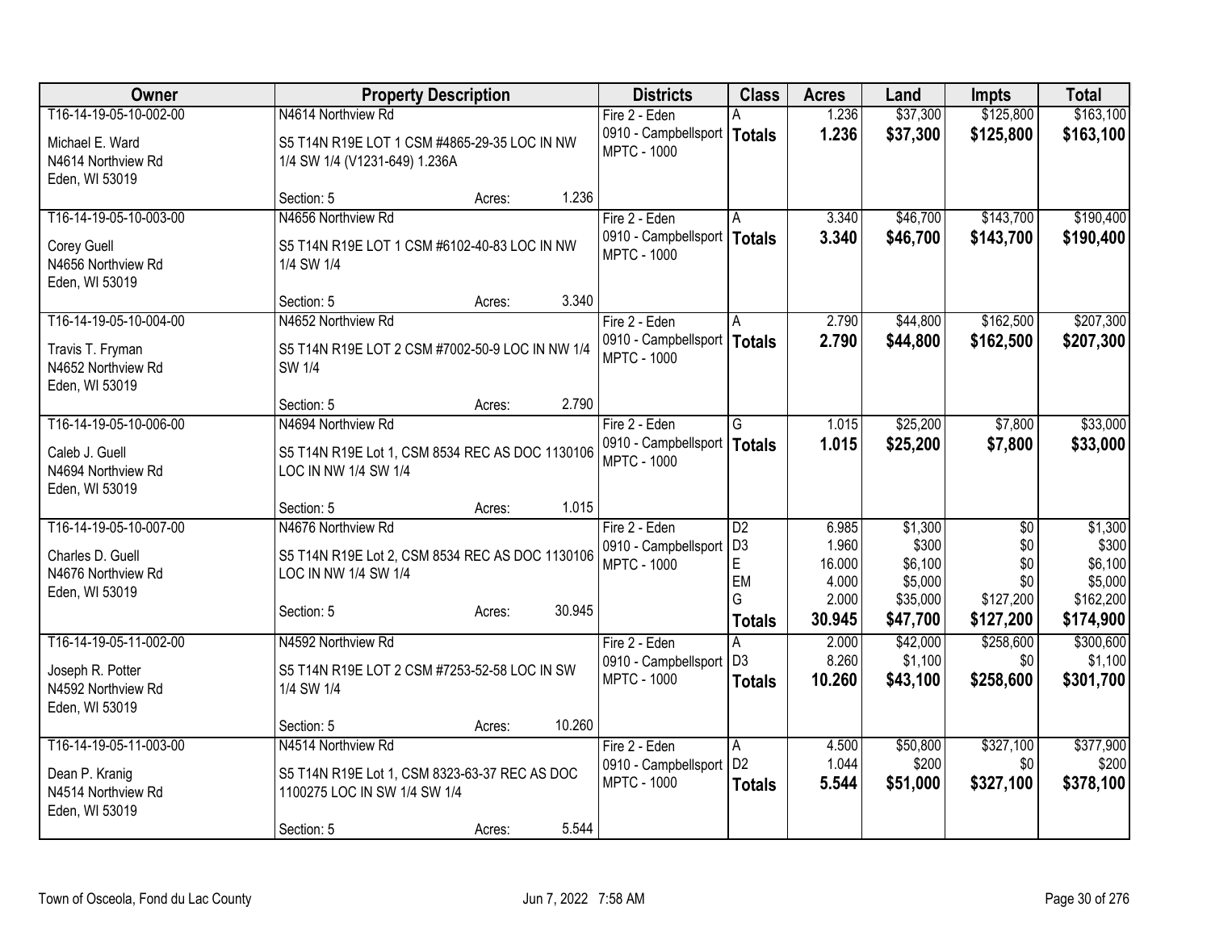| Owner | Property Description | Districts | Class | Acres | Land | Impts | Total |
|---|---|---|---|---|---|---|---|
| T16-14-19-05-10-002-00<br>Michael E. Ward<br>N4614 Northview Rd<br>Eden, WI 53019 | N4614 Northview Rd<br>S5 T14N R19E LOT 1 CSM #4865-29-35 LOC IN NW 1/4 SW 1/4 (V1231-649) 1.236A<br>Section: 5 Acres: 1.236 | Fire 2 - Eden<br>0910 - Campbellsport<br>MPTC - 1000 | A<br>**Totals** | 1.236<br>**1.236** | $37,300<br>**$37,300** | $125,800<br>**$125,800** | $163,100<br>**$163,100** |
| T16-14-19-05-10-003-00<br>Corey Guell<br>N4656 Northview Rd<br>Eden, WI 53019 | N4656 Northview Rd<br>S5 T14N R19E LOT 1 CSM #6102-40-83 LOC IN NW 1/4 SW 1/4<br>Section: 5 Acres: 3.340 | Fire 2 - Eden<br>0910 - Campbellsport<br>MPTC - 1000 | A<br>**Totals** | 3.340<br>**3.340** | $46,700<br>**$46,700** | $143,700<br>**$143,700** | $190,400<br>**$190,400** |
| T16-14-19-05-10-004-00<br>Travis T. Fryman<br>N4652 Northview Rd<br>Eden, WI 53019 | N4652 Northview Rd<br>S5 T14N R19E LOT 2 CSM #7002-50-9 LOC IN NW 1/4 SW 1/4<br>Section: 5 Acres: 2.790 | Fire 2 - Eden<br>0910 - Campbellsport<br>MPTC - 1000 | A<br>**Totals** | 2.790<br>**2.790** | $44,800<br>**$44,800** | $162,500<br>**$162,500** | $207,300<br>**$207,300** |
| T16-14-19-05-10-006-00<br>Caleb J. Guell<br>N4694 Northview Rd<br>Eden, WI 53019 | N4694 Northview Rd<br>S5 T14N R19E Lot 1, CSM 8534 REC AS DOC 1130106 LOC IN NW 1/4 SW 1/4<br>Section: 5 Acres: 1.015 | Fire 2 - Eden<br>0910 - Campbellsport<br>MPTC - 1000 | G<br>**Totals** | 1.015<br>**1.015** | $25,200<br>**$25,200** | $7,800<br>**$7,800** | $33,000<br>**$33,000** |
| T16-14-19-05-10-007-00<br>Charles D. Guell<br>N4676 Northview Rd<br>Eden, WI 53019 | N4676 Northview Rd<br>S5 T14N R19E Lot 2, CSM 8534 REC AS DOC 1130106 LOC IN NW 1/4 SW 1/4<br>Section: 5 Acres: 30.945 | Fire 2 - Eden<br>0910 - Campbellsport<br>MPTC - 1000 | D2<br>D3<br>E<br>EM<br>G<br>**Totals** | 6.985<br>1.960<br>16.000<br>4.000<br>2.000<br>**30.945** | $1,300<br>$300<br>$6,100<br>$5,000<br>$35,000<br>**$47,700** | $0<br>$0<br>$0<br>$0<br>$127,200<br>**$127,200** | $1,300<br>$300<br>$6,100<br>$5,000<br>$162,200<br>**$174,900** |
| T16-14-19-05-11-002-00<br>Joseph R. Potter<br>N4592 Northview Rd<br>Eden, WI 53019 | N4592 Northview Rd<br>S5 T14N R19E LOT 2 CSM #7253-52-58 LOC IN SW 1/4 SW 1/4<br>Section: 5 Acres: 10.260 | Fire 2 - Eden<br>0910 - Campbellsport<br>MPTC - 1000 | A<br>D3<br>**Totals** | 2.000<br>8.260<br>**10.260** | $42,000<br>$1,100<br>**$43,100** | $258,600<br>$0<br>**$258,600** | $300,600<br>$1,100<br>**$301,700** |
| T16-14-19-05-11-003-00<br>Dean P. Kranig<br>N4514 Northview Rd<br>Eden, WI 53019 | N4514 Northview Rd<br>S5 T14N R19E Lot 1, CSM 8323-63-37 REC AS DOC 1100275 LOC IN SW 1/4 SW 1/4<br>Section: 5 Acres: 5.544 | Fire 2 - Eden<br>0910 - Campbellsport<br>MPTC - 1000 | A<br>D2<br>**Totals** | 4.500<br>1.044<br>**5.544** | $50,800<br>$200<br>**$51,000** | $327,100<br>$0<br>**$327,100** | $377,900<br>$200<br>**$378,100** |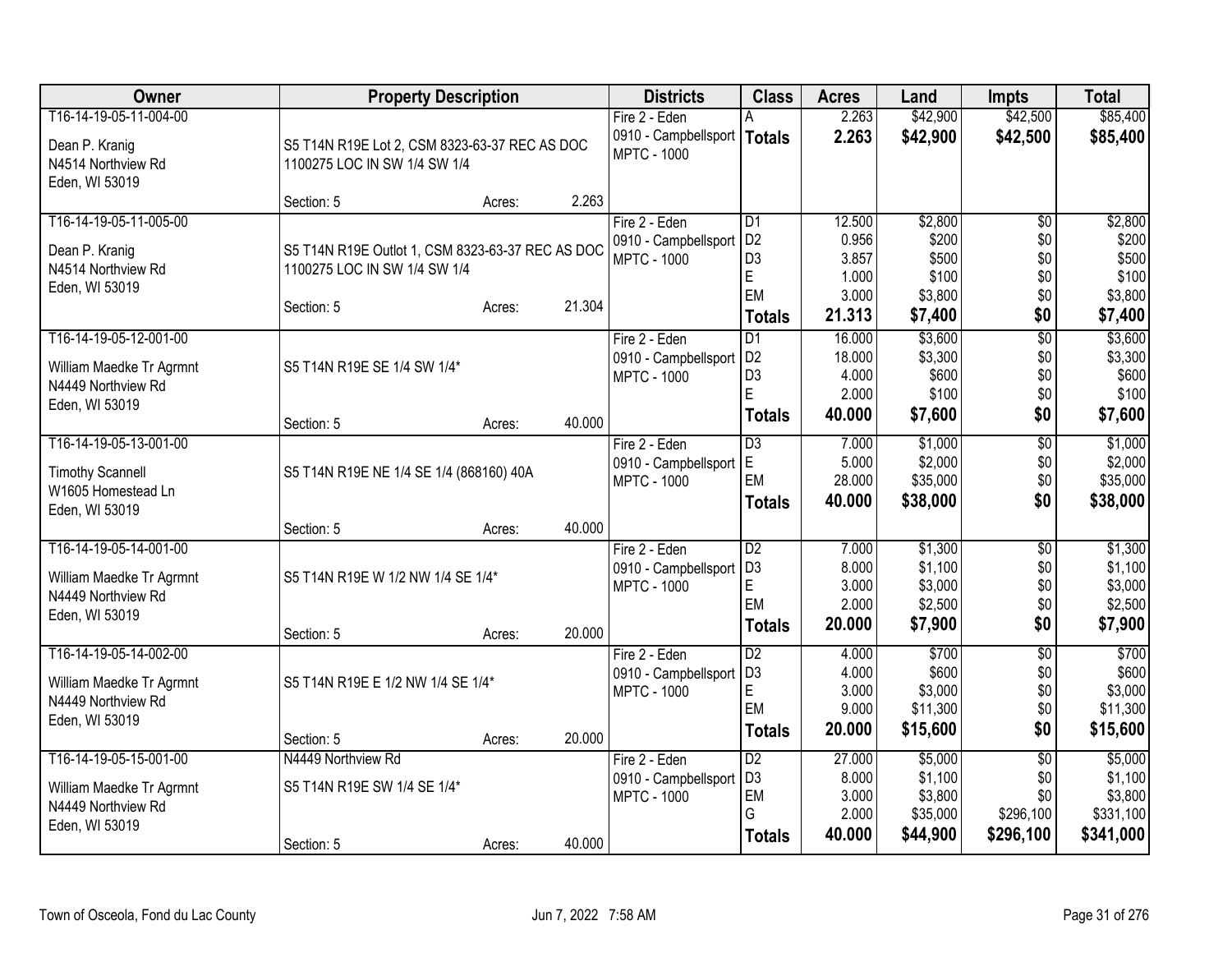| Owner | Property Description | | | Districts | Class | Acres | Land | Impts | Total |
|---|---|---|---|---|---|---|---|---|---|
| T16-14-19-05-11-004-00 | | | | Fire 2 - Eden | A | 2.263 | $42,900 | $42,500 | $85,400 |
| Dean P. Kranig | S5 T14N R19E Lot 2, CSM 8323-63-37 REC AS DOC | | | 0910 - Campbellsport | **Totals** | **2.263** | **$42,900** | **$42,500** | **$85,400** |
| N4514 Northview Rd | 1100275 LOC IN SW 1/4 SW 1/4 | | | MPTC - 1000 | | | | | |
| Eden, WI 53019 | | | | | | | | | |
| | Section: 5 | Acres: | 2.263 | | | | | | |
| T16-14-19-05-11-005-00 | | | | Fire 2 - Eden | D1 | 12.500 | $2,800 | $0 | $2,800 |
| Dean P. Kranig | S5 T14N R19E Outlot 1, CSM 8323-63-37 REC AS DOC | | | 0910 - Campbellsport | D2 | 0.956 | $200 | $0 | $200 |
| N4514 Northview Rd | 1100275 LOC IN SW 1/4 SW 1/4 | | | MPTC - 1000 | D3 | 3.857 | $500 | $0 | $500 |
| Eden, WI 53019 | | | | | E | 1.000 | $100 | $0 | $100 |
| | | | | | EM | 3.000 | $3,800 | $0 | $3,800 |
| | Section: 5 | Acres: | 21.304 | | **Totals** | **21.313** | **$7,400** | **$0** | **$7,400** |
| T16-14-19-05-12-001-00 | | | | Fire 2 - Eden | D1 | 16.000 | $3,600 | $0 | $3,600 |
| William Maedke Tr Agrmnt | S5 T14N R19E SE 1/4 SW 1/4* | | | 0910 - Campbellsport | D2 | 18.000 | $3,300 | $0 | $3,300 |
| N4449 Northview Rd | | | | MPTC - 1000 | D3 | 4.000 | $600 | $0 | $600 |
| Eden, WI 53019 | | | | | E | 2.000 | $100 | $0 | $100 |
| | Section: 5 | Acres: | 40.000 | | **Totals** | **40.000** | **$7,600** | **$0** | **$7,600** |
| T16-14-19-05-13-001-00 | | | | Fire 2 - Eden | D3 | 7.000 | $1,000 | $0 | $1,000 |
| Timothy Scannell | S5 T14N R19E NE 1/4 SE 1/4 (868160) 40A | | | 0910 - Campbellsport | E | 5.000 | $2,000 | $0 | $2,000 |
| W1605 Homestead Ln | | | | MPTC - 1000 | EM | 28.000 | $35,000 | $0 | $35,000 |
| Eden, WI 53019 | | | | | **Totals** | **40.000** | **$38,000** | **$0** | **$38,000** |
| | Section: 5 | Acres: | 40.000 | | | | | | |
| T16-14-19-05-14-001-00 | | | | Fire 2 - Eden | D2 | 7.000 | $1,300 | $0 | $1,300 |
| William Maedke Tr Agrmnt | S5 T14N R19E W 1/2 NW 1/4 SE 1/4* | | | 0910 - Campbellsport | D3 | 8.000 | $1,100 | $0 | $1,100 |
| N4449 Northview Rd | | | | MPTC - 1000 | E | 3.000 | $3,000 | $0 | $3,000 |
| Eden, WI 53019 | | | | | EM | 2.000 | $2,500 | $0 | $2,500 |
| | Section: 5 | Acres: | 20.000 | | **Totals** | **20.000** | **$7,900** | **$0** | **$7,900** |
| T16-14-19-05-14-002-00 | | | | Fire 2 - Eden | D2 | 4.000 | $700 | $0 | $700 |
| William Maedke Tr Agrmnt | S5 T14N R19E E 1/2 NW 1/4 SE 1/4* | | | 0910 - Campbellsport | D3 | 4.000 | $600 | $0 | $600 |
| N4449 Northview Rd | | | | MPTC - 1000 | E | 3.000 | $3,000 | $0 | $3,000 |
| Eden, WI 53019 | | | | | EM | 9.000 | $11,300 | $0 | $11,300 |
| | Section: 5 | Acres: | 20.000 | | **Totals** | **20.000** | **$15,600** | **$0** | **$15,600** |
| T16-14-19-05-15-001-00 | N4449 Northview Rd | | | Fire 2 - Eden | D2 | 27.000 | $5,000 | $0 | $5,000 |
| William Maedke Tr Agrmnt | S5 T14N R19E SW 1/4 SE 1/4* | | | 0910 - Campbellsport | D3 | 8.000 | $1,100 | $0 | $1,100 |
| N4449 Northview Rd | | | | MPTC - 1000 | EM | 3.000 | $3,800 | $0 | $3,800 |
| Eden, WI 53019 | | | | | G | 2.000 | $35,000 | $296,100 | $331,100 |
| | Section: 5 | Acres: | 40.000 | | **Totals** | **40.000** | **$44,900** | **$296,100** | **$341,000** |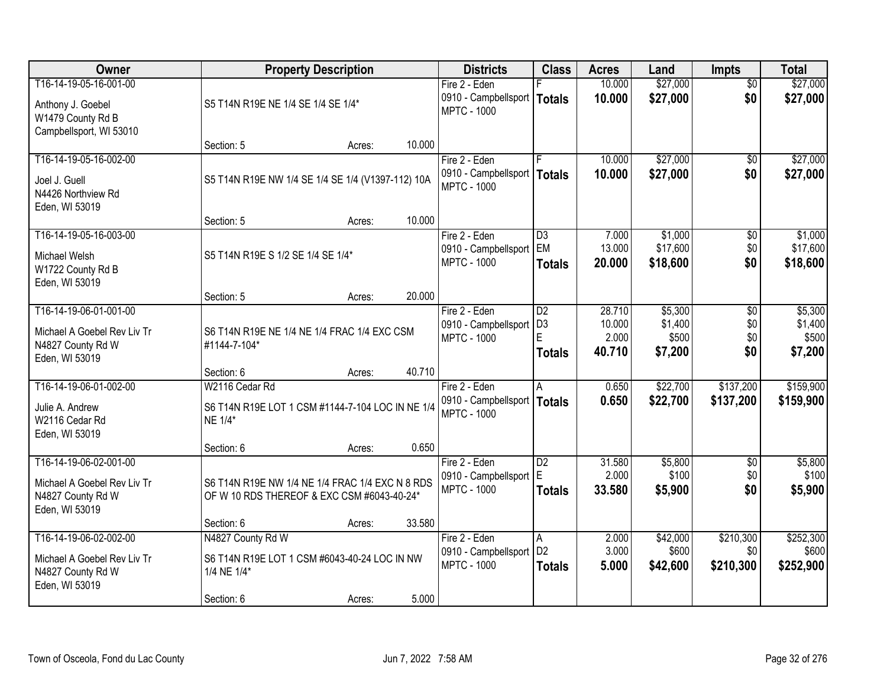| Owner | Property Description | Districts | Class | Acres | Land | Impts | Total |
|---|---|---|---|---|---|---|---|
| T16-14-19-05-16-001-00<br>Anthony J. Goebel<br>W1479 County Rd B<br>Campbellsport, WI 53010 | S5 T14N R19E NE 1/4 SE 1/4 SE 1/4*<br>Section: 5 Acres: 10.000 | Fire 2 - Eden<br>0910 - Campbellsport<br>MPTC - 1000 | F<br>**Totals** | 10.000<br>**10.000** | $27,000<br>**$27,000** | $0<br>**$0** | $27,000<br>**$27,000** |
| T16-14-19-05-16-002-00<br>Joel J. Guell<br>N4426 Northview Rd<br>Eden, WI 53019 | S5 T14N R19E NW 1/4 SE 1/4 SE 1/4 (V1397-112) 10A<br>Section: 5 Acres: 10.000 | Fire 2 - Eden<br>0910 - Campbellsport<br>MPTC - 1000 | F<br>**Totals** | 10.000<br>**10.000** | $27,000<br>**$27,000** | $0<br>**$0** | $27,000<br>**$27,000** |
| T16-14-19-05-16-003-00<br>Michael Welsh<br>W1722 County Rd B<br>Eden, WI 53019 | S5 T14N R19E S 1/2 SE 1/4 SE 1/4*<br>Section: 5 Acres: 20.000 | Fire 2 - Eden<br>0910 - Campbellsport<br>MPTC - 1000 | D3<br>EM<br>**Totals** | 7.000<br>13.000<br>**20.000** | $1,000<br>$17,600<br>**$18,600** | $0<br>$0<br>**$0** | $1,000<br>$17,600<br>**$18,600** |
| T16-14-19-06-01-001-00<br>Michael A Goebel Rev Liv Tr<br>N4827 County Rd W<br>Eden, WI 53019 | S6 T14N R19E NE 1/4 NE 1/4 FRAC 1/4 EXC CSM #1144-7-104*<br>Section: 6 Acres: 40.710 | Fire 2 - Eden<br>0910 - Campbellsport<br>MPTC - 1000 | D2<br>D3<br>E<br>**Totals** | 28.710<br>10.000<br>2.000<br>**40.710** | $5,300<br>$1,400<br>$500<br>**$7,200** | $0<br>$0<br>$0<br>**$0** | $5,300<br>$1,400<br>$500<br>**$7,200** |
| T16-14-19-06-01-002-00<br>Julie A. Andrew<br>W2116 Cedar Rd<br>Eden, WI 53019 | W2116 Cedar Rd<br>S6 T14N R19E LOT 1 CSM #1144-7-104 LOC IN NE 1/4 NE 1/4*<br>Section: 6 Acres: 0.650 | Fire 2 - Eden<br>0910 - Campbellsport<br>MPTC - 1000 | A<br>**Totals** | 0.650<br>**0.650** | $22,700<br>**$22,700** | $137,200<br>**$137,200** | $159,900<br>**$159,900** |
| T16-14-19-06-02-001-00<br>Michael A Goebel Rev Liv Tr<br>N4827 County Rd W<br>Eden, WI 53019 | S6 T14N R19E NW 1/4 NE 1/4 FRAC 1/4 EXC N 8 RDS OF W 10 RDS THEREOF & EXC CSM #6043-40-24*<br>Section: 6 Acres: 33.580 | Fire 2 - Eden<br>0910 - Campbellsport<br>MPTC - 1000 | D2<br>E<br>**Totals** | 31.580<br>2.000<br>**33.580** | $5,800<br>$100<br>**$5,900** | $0<br>$0<br>**$0** | $5,800<br>$100<br>**$5,900** |
| T16-14-19-06-02-002-00<br>Michael A Goebel Rev Liv Tr<br>N4827 County Rd W<br>Eden, WI 53019 | N4827 County Rd W<br>S6 T14N R19E LOT 1 CSM #6043-40-24 LOC IN NW 1/4 NE 1/4*<br>Section: 6 Acres: 5.000 | Fire 2 - Eden<br>0910 - Campbellsport<br>MPTC - 1000 | A<br>D2<br>**Totals** | 2.000<br>3.000<br>**5.000** | $42,000<br>$600<br>**$42,600** | $210,300<br>$0<br>**$210,300** | $252,300<br>$600<br>**$252,900** |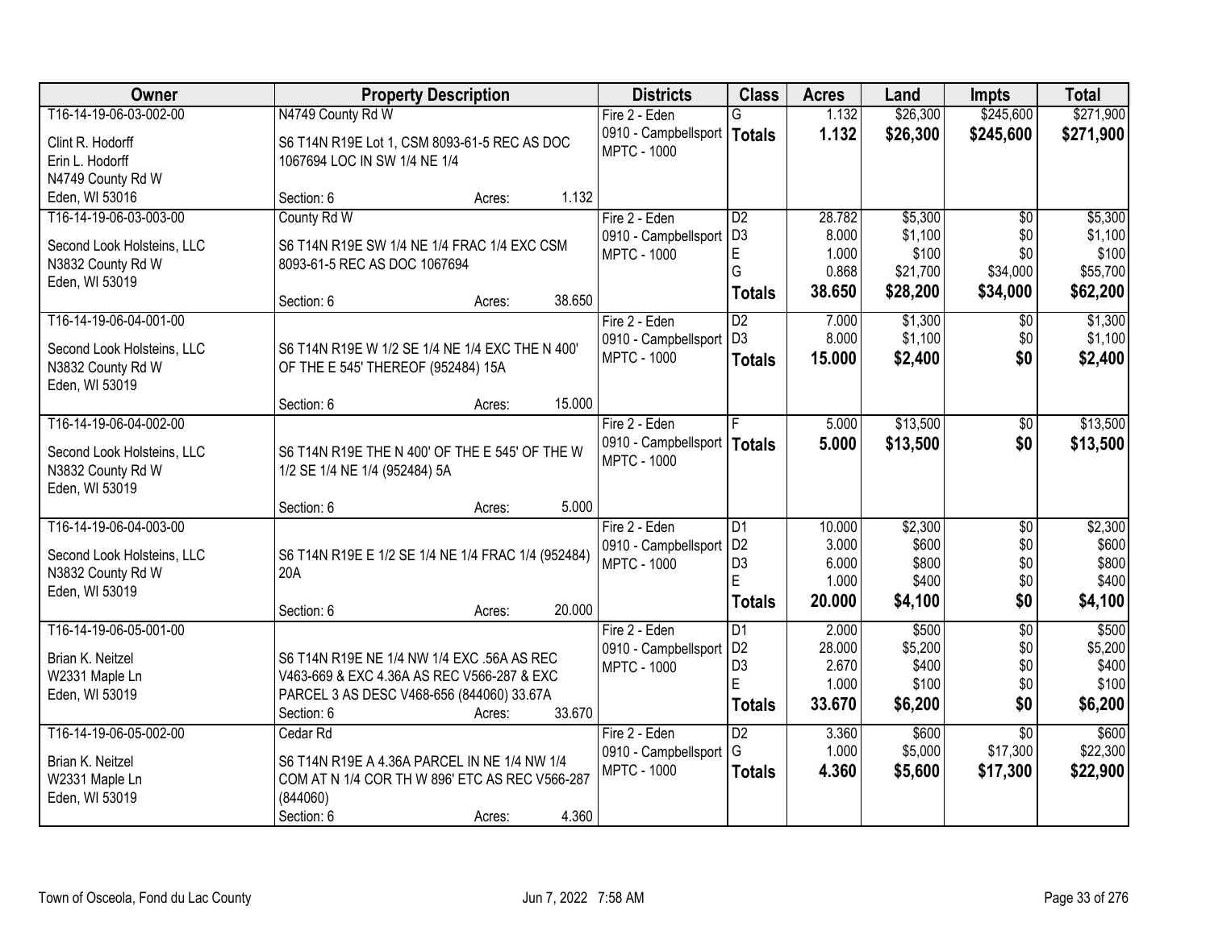| Owner | Property Description | Districts | Class | Acres | Land | Impts | Total |
|---|---|---|---|---|---|---|---|
| T16-14-19-06-03-002-00 | N4749 County Rd W | Fire 2 - Eden | G | 1.132 | $26,300 | $245,600 | $271,900 |
| Clint R. Hodorff<br>Erin L. Hodorff<br>N4749 County Rd W<br>Eden, WI 53016 | S6 T14N R19E Lot 1, CSM 8093-61-5 REC AS DOC 1067694 LOC IN SW 1/4 NE 1/4 | 0910 - Campbellsport<br>MPTC - 1000 | **Totals** | **1.132** | **$26,300** | **$245,600** | **$271,900** |
| | Section: 6 Acres: 1.132 | | | | | | |
| T16-14-19-06-03-003-00 | County Rd W | Fire 2 - Eden | D2 | 28.782 | $5,300 | $0 | $5,300 |
| Second Look Holsteins, LLC<br>N3832 County Rd W<br>Eden, WI 53019 | S6 T14N R19E SW 1/4 NE 1/4 FRAC 1/4 EXC CSM 8093-61-5 REC AS DOC 1067694 | 0910 - Campbellsport<br>MPTC - 1000 | D3 | 8.000 | $1,100 | $0 | $1,100 |
| | | | E | 1.000 | $100 | $0 | $100 |
| | | | G | 0.868 | $21,700 | $34,000 | $55,700 |
| | Section: 6 Acres: 38.650 | | **Totals** | **38.650** | **$28,200** | **$34,000** | **$62,200** |
| T16-14-19-06-04-001-00 | | Fire 2 - Eden | D2 | 7.000 | $1,300 | $0 | $1,300 |
| Second Look Holsteins, LLC<br>N3832 County Rd W<br>Eden, WI 53019 | S6 T14N R19E W 1/2 SE 1/4 NE 1/4 EXC THE N 400' OF THE E 545' THEREOF (952484) 15A | 0910 - Campbellsport<br>MPTC - 1000 | D3 | 8.000 | $1,100 | $0 | $1,100 |
| | | | **Totals** | **15.000** | **$2,400** | **$0** | **$2,400** |
| | Section: 6 Acres: 15.000 | | | | | | |
| T16-14-19-06-04-002-00 | | Fire 2 - Eden | F | 5.000 | $13,500 | $0 | $13,500 |
| Second Look Holsteins, LLC<br>N3832 County Rd W<br>Eden, WI 53019 | S6 T14N R19E THE N 400' OF THE E 545' OF THE W 1/2 SE 1/4 NE 1/4 (952484) 5A | 0910 - Campbellsport<br>MPTC - 1000 | **Totals** | **5.000** | **$13,500** | **$0** | **$13,500** |
| | Section: 6 Acres: 5.000 | | | | | | |
| T16-14-19-06-04-003-00 | | Fire 2 - Eden | D1 | 10.000 | $2,300 | $0 | $2,300 |
| Second Look Holsteins, LLC<br>N3832 County Rd W<br>Eden, WI 53019 | S6 T14N R19E E 1/2 SE 1/4 NE 1/4 FRAC 1/4 (952484) 20A | 0910 - Campbellsport<br>MPTC - 1000 | D2 | 3.000 | $600 | $0 | $600 |
| | | | D3 | 6.000 | $800 | $0 | $800 |
| | | | E | 1.000 | $400 | $0 | $400 |
| | Section: 6 Acres: 20.000 | | **Totals** | **20.000** | **$4,100** | **$0** | **$4,100** |
| T16-14-19-06-05-001-00 | | Fire 2 - Eden | D1 | 2.000 | $500 | $0 | $500 |
| Brian K. Neitzel<br>W2331 Maple Ln<br>Eden, WI 53019 | S6 T14N R19E NE 1/4 NW 1/4 EXC .56A AS REC V463-669 & EXC 4.36A AS REC V566-287 & EXC PARCEL 3 AS DESC V468-656 (844060) 33.67A | 0910 - Campbellsport<br>MPTC - 1000 | D2 | 28.000 | $5,200 | $0 | $5,200 |
| | | | D3 | 2.670 | $400 | $0 | $400 |
| | | | E | 1.000 | $100 | $0 | $100 |
| | Section: 6 Acres: 33.670 | | **Totals** | **33.670** | **$6,200** | **$0** | **$6,200** |
| T16-14-19-06-05-002-00 | Cedar Rd | Fire 2 - Eden | D2 | 3.360 | $600 | $0 | $600 |
| Brian K. Neitzel<br>W2331 Maple Ln<br>Eden, WI 53019 | S6 T14N R19E A 4.36A PARCEL IN NE 1/4 NW 1/4 COM AT N 1/4 COR TH W 896' ETC AS REC V566-287 (844060) | 0910 - Campbellsport<br>MPTC - 1000 | G | 1.000 | $5,000 | $17,300 | $22,300 |
| | | | **Totals** | **4.360** | **$5,600** | **$17,300** | **$22,900** |
| | Section: 6 Acres: 4.360 | | | | | | |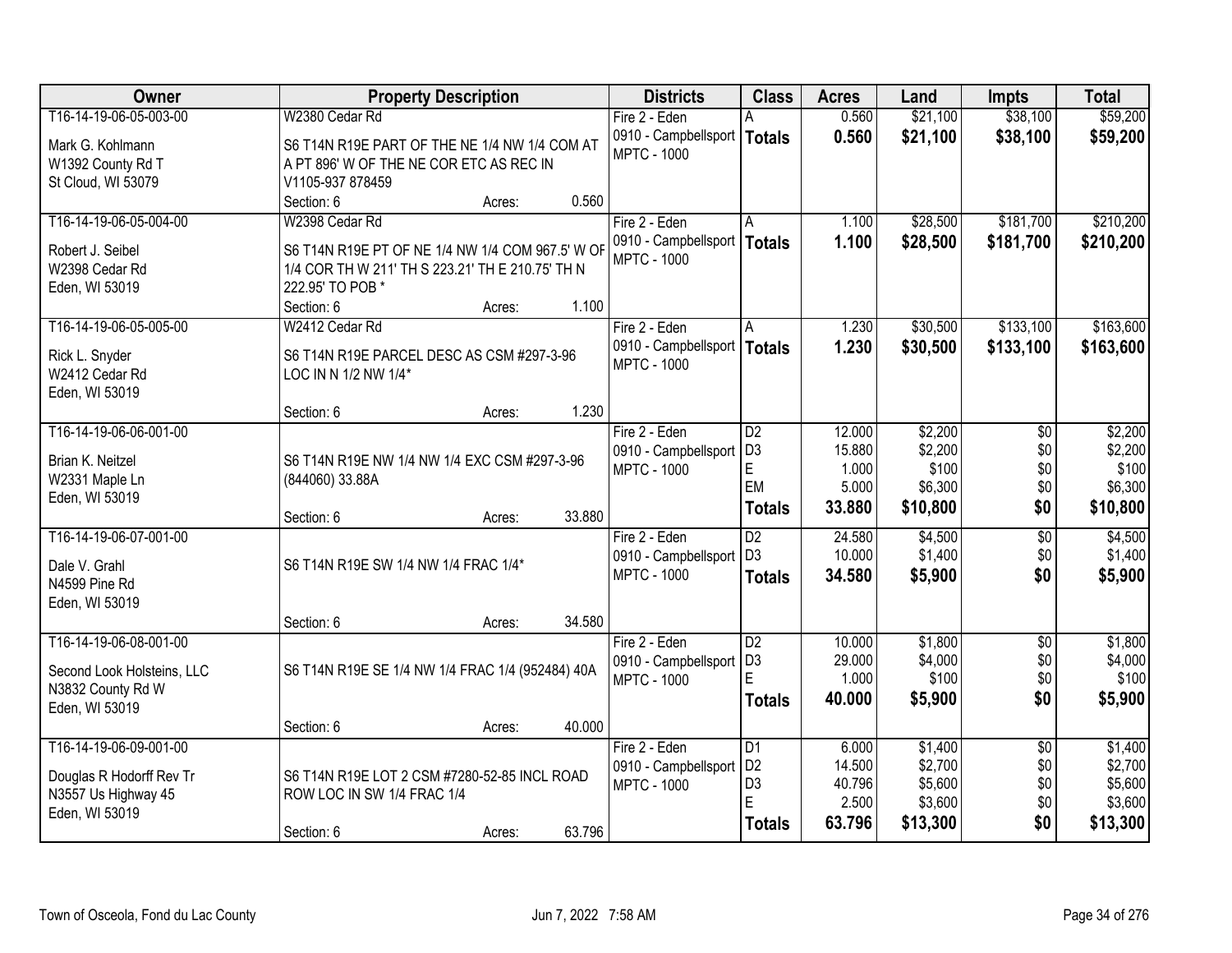| Owner | Property Description | Districts | Class | Acres | Land | Impts | Total |
|---|---|---|---|---|---|---|---|
| T16-14-19-06-05-003-00<br>Mark G. Kohlmann<br>W1392 County Rd T<br>St Cloud, WI 53079 | W2380 Cedar Rd<br>S6 T14N R19E PART OF THE NE 1/4 NW 1/4 COM AT A PT 896' W OF THE NE COR ETC AS REC IN V1105-937 878459<br>Section: 6 Acres: 0.560 | Fire 2 - Eden<br>0910 - Campbellsport<br>MPTC - 1000 | A<br>**Totals** | 0.560<br>**0.560** | $21,100<br>**$21,100** | $38,100<br>**$38,100** | $59,200<br>**$59,200** |
| T16-14-19-06-05-004-00<br>Robert J. Seibel<br>W2398 Cedar Rd<br>Eden, WI 53019 | W2398 Cedar Rd<br>S6 T14N R19E PT OF NE 1/4 NW 1/4 COM 967.5' W OF 1/4 COR TH W 211' TH S 223.21' TH E 210.75' TH N 222.95' TO POB *<br>Section: 6 Acres: 1.100 | Fire 2 - Eden<br>0910 - Campbellsport<br>MPTC - 1000 | A<br>**Totals** | 1.100<br>**1.100** | $28,500<br>**$28,500** | $181,700<br>**$181,700** | $210,200<br>**$210,200** |
| T16-14-19-06-05-005-00<br>Rick L. Snyder<br>W2412 Cedar Rd<br>Eden, WI 53019 | W2412 Cedar Rd<br>S6 T14N R19E PARCEL DESC AS CSM #297-3-96 LOC IN N 1/2 NW 1/4*<br>Section: 6 Acres: 1.230 | Fire 2 - Eden<br>0910 - Campbellsport<br>MPTC - 1000 | A<br>**Totals** | 1.230<br>**1.230** | $30,500<br>**$30,500** | $133,100<br>**$133,100** | $163,600<br>**$163,600** |
| T16-14-19-06-06-001-00<br>Brian K. Neitzel<br>W2331 Maple Ln<br>Eden, WI 53019 | S6 T14N R19E NW 1/4 NW 1/4 EXC CSM #297-3-96 (844060) 33.88A<br>Section: 6 Acres: 33.880 | Fire 2 - Eden<br>0910 - Campbellsport<br>MPTC - 1000 | D2<br>D3<br>E<br>EM<br>**Totals** | 12.000<br>15.880<br>1.000<br>5.000<br>**33.880** | $2,200<br>$2,200<br>$100<br>$6,300<br>**$10,800** | $0<br>$0<br>$0<br>$0<br>**$0** | $2,200<br>$2,200<br>$100<br>$6,300<br>**$10,800** |
| T16-14-19-06-07-001-00<br>Dale V. Grahl<br>N4599 Pine Rd<br>Eden, WI 53019 | S6 T14N R19E SW 1/4 NW 1/4 FRAC 1/4*<br>Section: 6 Acres: 34.580 | Fire 2 - Eden<br>0910 - Campbellsport<br>MPTC - 1000 | D2<br>D3<br>**Totals** | 24.580<br>10.000<br>**34.580** | $4,500<br>$1,400<br>**$5,900** | $0<br>$0<br>**$0** | $4,500<br>$1,400<br>**$5,900** |
| T16-14-19-06-08-001-00<br>Second Look Holsteins, LLC<br>N3832 County Rd W<br>Eden, WI 53019 | S6 T14N R19E SE 1/4 NW 1/4 FRAC 1/4 (952484) 40A<br>Section: 6 Acres: 40.000 | Fire 2 - Eden<br>0910 - Campbellsport<br>MPTC - 1000 | D2<br>D3<br>E<br>**Totals** | 10.000<br>29.000<br>1.000<br>**40.000** | $1,800<br>$4,000<br>$100<br>**$5,900** | $0<br>$0<br>$0<br>**$0** | $1,800<br>$4,000<br>$100<br>**$5,900** |
| T16-14-19-06-09-001-00<br>Douglas R Hodorff Rev Tr<br>N3557 Us Highway 45<br>Eden, WI 53019 | S6 T14N R19E LOT 2 CSM #7280-52-85 INCL ROAD ROW LOC IN SW 1/4 FRAC 1/4<br>Section: 6 Acres: 63.796 | Fire 2 - Eden<br>0910 - Campbellsport<br>MPTC - 1000 | D1<br>D2<br>D3<br>E<br>**Totals** | 6.000<br>14.500<br>40.796<br>2.500<br>**63.796** | $1,400<br>$2,700<br>$5,600<br>$3,600<br>**$13,300** | $0<br>$0<br>$0<br>$0<br>**$0** | $1,400<br>$2,700<br>$5,600<br>$3,600<br>**$13,300** |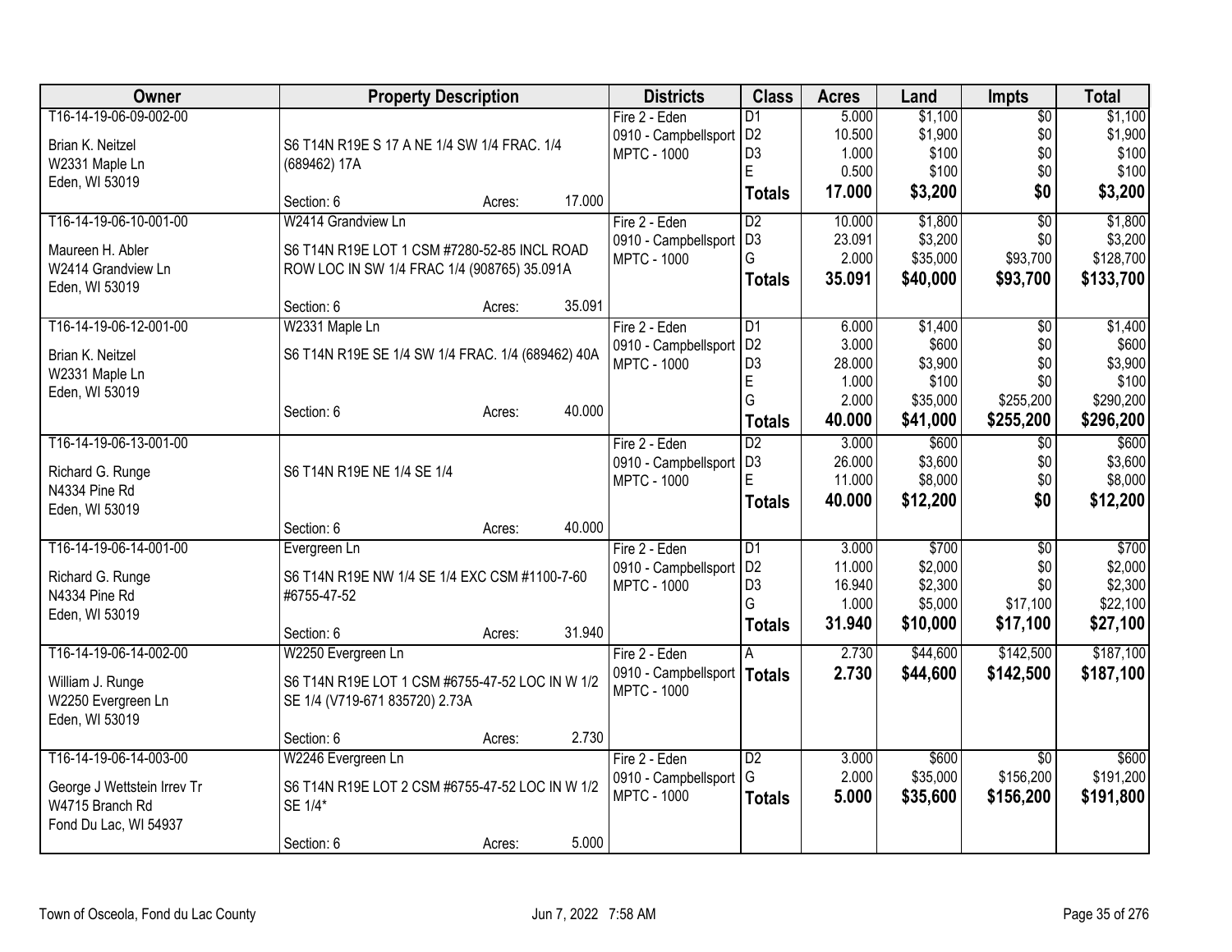| Owner | Property Description | Districts | Class | Acres | Land | Impts | Total |
|---|---|---|---|---|---|---|---|
| T16-14-19-06-09-002-00<br>Brian K. Neitzel<br>W2331 Maple Ln<br>Eden, WI 53019 | S6 T14N R19E S 17 A NE 1/4 SW 1/4 FRAC. 1/4 (689462) 17A<br>Section: 6 Acres: 17.000 | Fire 2 - Eden<br>0910 - Campbellsport<br>MPTC - 1000 | D1<br>D2<br>D3<br>E<br>**Totals** | 5.000<br>10.500<br>1.000<br>0.500<br>**17.000** | $1,100<br>$1,900<br>$100<br>$100<br>**$3,200** | $0<br>$0<br>$0<br>$0<br>**$0** | $1,100<br>$1,900<br>$100<br>$100<br>**$3,200** |
| T16-14-19-06-10-001-00<br>Maureen H. Abler<br>W2414 Grandview Ln<br>Eden, WI 53019 | W2414 Grandview Ln<br>S6 T14N R19E LOT 1 CSM #7280-52-85 INCL ROAD ROW LOC IN SW 1/4 FRAC 1/4 (908765) 35.091A<br>Section: 6 Acres: 35.091 | Fire 2 - Eden<br>0910 - Campbellsport<br>MPTC - 1000 | D2<br>D3<br>G<br>**Totals** | 10.000<br>23.091<br>2.000<br>**35.091** | $1,800<br>$3,200<br>$35,000<br>**$40,000** | $0<br>$0<br>$93,700<br>**$93,700** | $1,800<br>$3,200<br>$128,700<br>**$133,700** |
| T16-14-19-06-12-001-00<br>Brian K. Neitzel<br>W2331 Maple Ln<br>Eden, WI 53019 | W2331 Maple Ln<br>S6 T14N R19E SE 1/4 SW 1/4 FRAC. 1/4 (689462) 40A<br>Section: 6 Acres: 40.000 | Fire 2 - Eden<br>0910 - Campbellsport<br>MPTC - 1000 | D1<br>D2<br>D3<br>E<br>G<br>**Totals** | 6.000<br>3.000<br>28.000<br>1.000<br>2.000<br>**40.000** | $1,400<br>$600<br>$3,900<br>$100<br>$35,000<br>**$41,000** | $0<br>$0<br>$0<br>$0<br>$255,200<br>**$255,200** | $1,400<br>$600<br>$3,900<br>$100<br>$290,200<br>**$296,200** |
| T16-14-19-06-13-001-00<br>Richard G. Runge<br>N4334 Pine Rd<br>Eden, WI 53019 | S6 T14N R19E NE 1/4 SE 1/4<br>Section: 6 Acres: 40.000 | Fire 2 - Eden<br>0910 - Campbellsport<br>MPTC - 1000 | D2<br>D3<br>E<br>**Totals** | 3.000<br>26.000<br>11.000<br>**40.000** | $600<br>$3,600<br>$8,000<br>**$12,200** | $0<br>$0<br>$0<br>**$0** | $600<br>$3,600<br>$8,000<br>**$12,200** |
| T16-14-19-06-14-001-00<br>Richard G. Runge<br>N4334 Pine Rd<br>Eden, WI 53019 | Evergreen Ln<br>S6 T14N R19E NW 1/4 SE 1/4 EXC CSM #1100-7-60 #6755-47-52<br>Section: 6 Acres: 31.940 | Fire 2 - Eden<br>0910 - Campbellsport<br>MPTC - 1000 | D1<br>D2<br>D3<br>G<br>**Totals** | 3.000<br>11.000<br>16.940<br>1.000<br>**31.940** | $700<br>$2,000<br>$2,300<br>$5,000<br>**$10,000** | $0<br>$0<br>$0<br>$17,100<br>**$17,100** | $700<br>$2,000<br>$2,300<br>$22,100<br>**$27,100** |
| T16-14-19-06-14-002-00<br>William J. Runge<br>W2250 Evergreen Ln<br>Eden, WI 53019 | W2250 Evergreen Ln<br>S6 T14N R19E LOT 1 CSM #6755-47-52 LOC IN W 1/2 SE 1/4 (V719-671 835720) 2.73A<br>Section: 6 Acres: 2.730 | Fire 2 - Eden<br>0910 - Campbellsport<br>MPTC - 1000 | A<br>**Totals** | 2.730<br>**2.730** | $44,600<br>**$44,600** | $142,500<br>**$142,500** | $187,100<br>**$187,100** |
| T16-14-19-06-14-003-00<br>George J Wettstein Irrev Tr<br>W4715 Branch Rd<br>Fond Du Lac, WI 54937 | W2246 Evergreen Ln<br>S6 T14N R19E LOT 2 CSM #6755-47-52 LOC IN W 1/2 SE 1/4*<br>Section: 6 Acres: 5.000 | Fire 2 - Eden<br>0910 - Campbellsport<br>MPTC - 1000 | D2<br>G<br>**Totals** | 3.000<br>2.000<br>**5.000** | $600<br>$35,000<br>**$35,600** | $0<br>$156,200<br>**$156,200** | $600<br>$191,200<br>**$191,800** |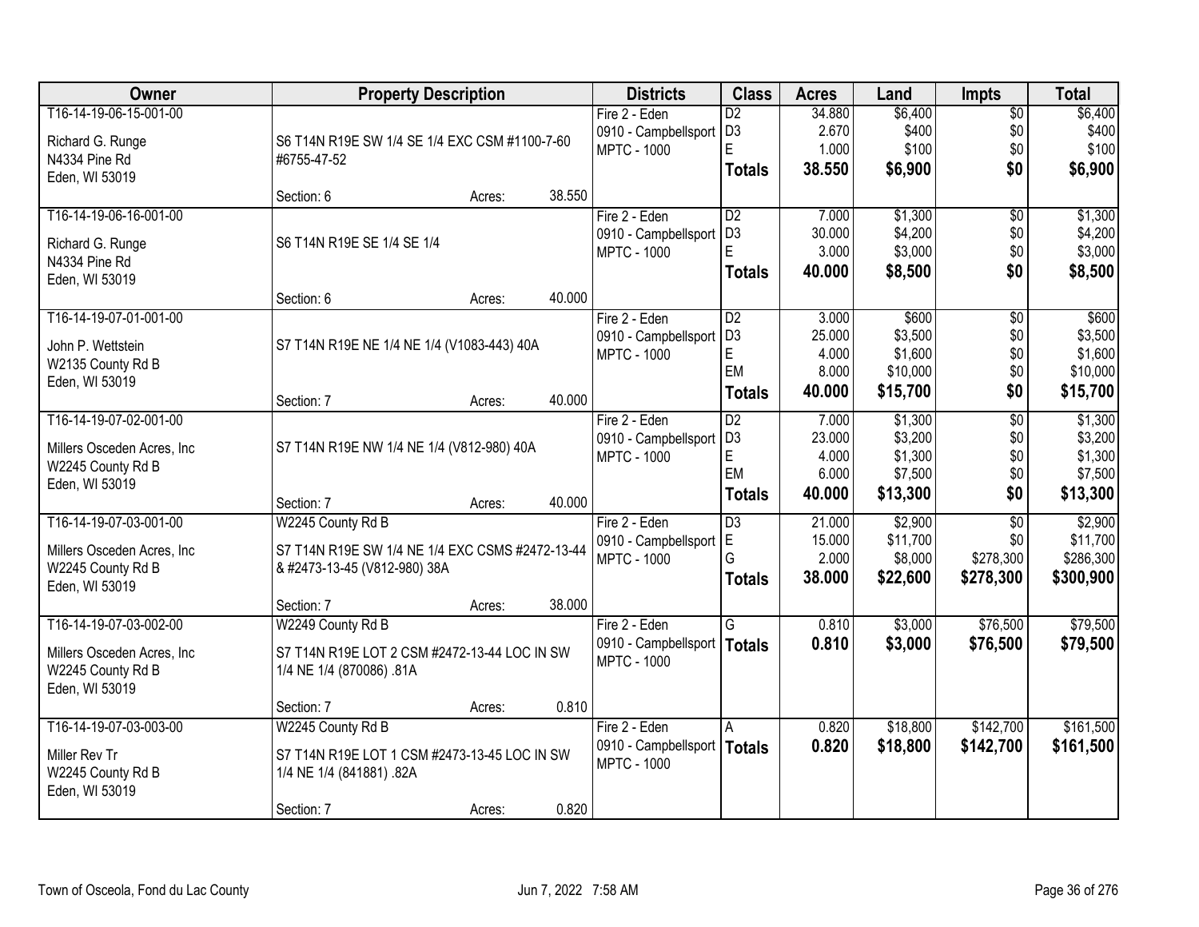| Owner | Property Description | Districts | Class | Acres | Land | Impts | Total |
|---|---|---|---|---|---|---|---|
| T16-14-19-06-15-001-00<br><br>Richard G. Runge<br>N4334 Pine Rd<br>Eden, WI 53019 | S6 T14N R19E SW 1/4 SE 1/4 EXC CSM #1100-7-60 #6755-47-52<br><br>Section: 6 Acres: 38.550 | Fire 2 - Eden<br>0910 - Campbellsport<br>MPTC - 1000 | D2<br>D3<br>E<br>**Totals** | 34.880<br>2.670<br>1.000<br>**38.550** | $6,400<br>$400<br>$100<br>**$6,900** | $0<br>$0<br>$0<br>**$0** | $6,400<br>$400<br>$100<br>**$6,900** |
| T16-14-19-06-16-001-00<br><br>Richard G. Runge<br>N4334 Pine Rd<br>Eden, WI 53019 | S6 T14N R19E SE 1/4 SE 1/4<br><br>Section: 6 Acres: 40.000 | Fire 2 - Eden<br>0910 - Campbellsport<br>MPTC - 1000 | D2<br>D3<br>E<br>**Totals** | 7.000<br>30.000<br>3.000<br>**40.000** | $1,300<br>$4,200<br>$3,000<br>**$8,500** | $0<br>$0<br>$0<br>**$0** | $1,300<br>$4,200<br>$3,000<br>**$8,500** |
| T16-14-19-07-01-001-00<br><br>John P. Wettstein<br>W2135 County Rd B<br>Eden, WI 53019 | S7 T14N R19E NE 1/4 NE 1/4 (V1083-443) 40A<br><br>Section: 7 Acres: 40.000 | Fire 2 - Eden<br>0910 - Campbellsport<br>MPTC - 1000 | D2<br>D3<br>E<br>EM<br>**Totals** | 3.000<br>25.000<br>4.000<br>8.000<br>**40.000** | $600<br>$3,500<br>$1,600<br>$10,000<br>**$15,700** | $0<br>$0<br>$0<br>$0<br>**$0** | $600<br>$3,500<br>$1,600<br>$10,000<br>**$15,700** |
| T16-14-19-07-02-001-00<br><br>Millers Osceden Acres, Inc<br>W2245 County Rd B<br>Eden, WI 53019 | S7 T14N R19E NW 1/4 NE 1/4 (V812-980) 40A<br><br>Section: 7 Acres: 40.000 | Fire 2 - Eden<br>0910 - Campbellsport<br>MPTC - 1000 | D2<br>D3<br>E<br>EM<br>**Totals** | 7.000<br>23.000<br>4.000<br>6.000<br>**40.000** | $1,300<br>$3,200<br>$1,300<br>$7,500<br>**$13,300** | $0<br>$0<br>$0<br>$0<br>**$0** | $1,300<br>$3,200<br>$1,300<br>$7,500<br>**$13,300** |
| T16-14-19-07-03-001-00<br><br>Millers Osceden Acres, Inc<br>W2245 County Rd B<br>Eden, WI 53019 | W2245 County Rd B<br>S7 T14N R19E SW 1/4 NE 1/4 EXC CSMS #2472-13-44 & #2473-13-45 (V812-980) 38A<br><br>Section: 7 Acres: 38.000 | Fire 2 - Eden<br>0910 - Campbellsport<br>MPTC - 1000 | D3<br>E<br>G<br>**Totals** | 21.000<br>15.000<br>2.000<br>**38.000** | $2,900<br>$11,700<br>$8,000<br>**$22,600** | $0<br>$0<br>$278,300<br>**$278,300** | $2,900<br>$11,700<br>$286,300<br>**$300,900** |
| T16-14-19-07-03-002-00<br><br>Millers Osceden Acres, Inc<br>W2245 County Rd B<br>Eden, WI 53019 | W2249 County Rd B<br>S7 T14N R19E LOT 2 CSM #2472-13-44 LOC IN SW 1/4 NE 1/4 (870086) .81A<br><br>Section: 7 Acres: 0.810 | Fire 2 - Eden<br>0910 - Campbellsport<br>MPTC - 1000 | G<br>**Totals** | 0.810<br>**0.810** | $3,000<br>**$3,000** | $76,500<br>**$76,500** | $79,500<br>**$79,500** |
| T16-14-19-07-03-003-00<br><br>Miller Rev Tr<br>W2245 County Rd B<br>Eden, WI 53019 | W2245 County Rd B<br>S7 T14N R19E LOT 1 CSM #2473-13-45 LOC IN SW 1/4 NE 1/4 (841881) .82A<br><br>Section: 7 Acres: 0.820 | Fire 2 - Eden<br>0910 - Campbellsport<br>MPTC - 1000 | A<br>**Totals** | 0.820<br>**0.820** | $18,800<br>**$18,800** | $142,700<br>**$142,700** | $161,500<br>**$161,500** |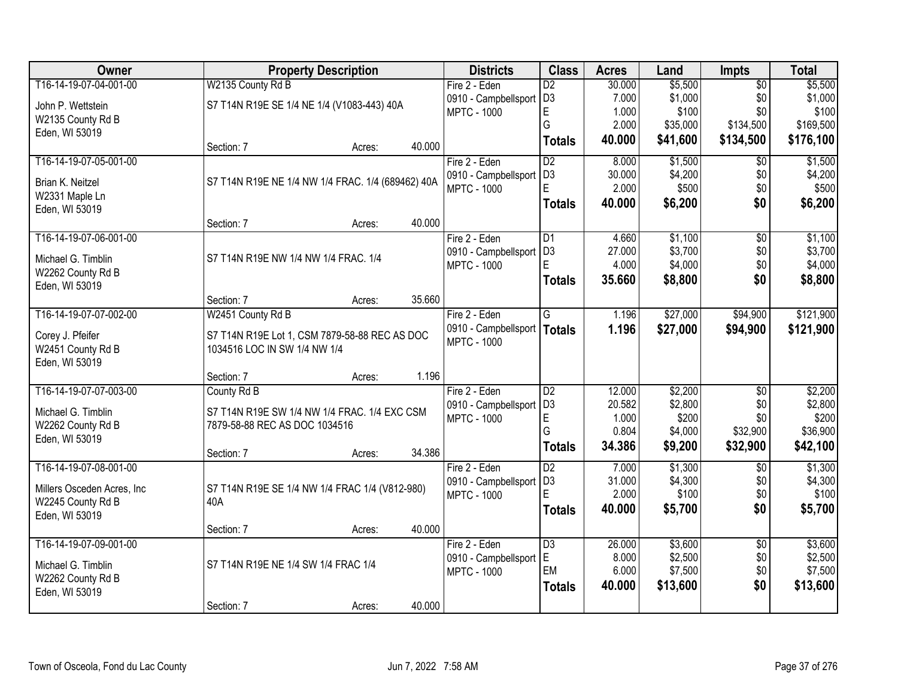| Owner | Property Description | | | Districts | Class | Acres | Land | Impts | Total |
|---|---|---|---|---|---|---|---|---|---|
| T16-14-19-07-04-001-00 | W2135 County Rd B | | | Fire 2 - Eden | D2 | 30.000 | $5,500 | $0 | $5,500 |
| John P. Wettstein | S7 T14N R19E SE 1/4 NE 1/4 (V1083-443) 40A | | | 0910 - Campbellsport | D3 | 7.000 | $1,000 | $0 | $1,000 |
| W2135 County Rd B | | | | MPTC - 1000 | E | 1.000 | $100 | $0 | $100 |
| Eden, WI 53019 | | | | | G | 2.000 | $35,000 | $134,500 | $169,500 |
| | Section: 7 | Acres: | 40.000 | | **Totals** | **40.000** | **$41,600** | **$134,500** | **$176,100** |
| T16-14-19-07-05-001-00 | | | | Fire 2 - Eden | D2 | 8.000 | $1,500 | $0 | $1,500 |
| Brian K. Neitzel | S7 T14N R19E NE 1/4 NW 1/4 FRAC. 1/4 (689462) 40A | | | 0910 - Campbellsport | D3 | 30.000 | $4,200 | $0 | $4,200 |
| W2331 Maple Ln | | | | MPTC - 1000 | E | 2.000 | $500 | $0 | $500 |
| Eden, WI 53019 | | | | | **Totals** | **40.000** | **$6,200** | **$0** | **$6,200** |
| | Section: 7 | Acres: | 40.000 | | | | | | |
| T16-14-19-07-06-001-00 | | | | Fire 2 - Eden | D1 | 4.660 | $1,100 | $0 | $1,100 |
| Michael G. Timblin | S7 T14N R19E NW 1/4 NW 1/4 FRAC. 1/4 | | | 0910 - Campbellsport | D3 | 27.000 | $3,700 | $0 | $3,700 |
| W2262 County Rd B | | | | MPTC - 1000 | E | 4.000 | $4,000 | $0 | $4,000 |
| Eden, WI 53019 | | | | | **Totals** | **35.660** | **$8,800** | **$0** | **$8,800** |
| | Section: 7 | Acres: | 35.660 | | | | | | |
| T16-14-19-07-07-002-00 | W2451 County Rd B | | | Fire 2 - Eden | G | 1.196 | $27,000 | $94,900 | $121,900 |
| Corey J. Pfeifer | S7 T14N R19E Lot 1, CSM 7879-58-88 REC AS DOC 1034516 LOC IN SW 1/4 NW 1/4 | | | 0910 - Campbellsport | **Totals** | **1.196** | **$27,000** | **$94,900** | **$121,900** |
| W2451 County Rd B | | | | MPTC - 1000 | | | | | |
| Eden, WI 53019 | | | | | | | | | |
| | Section: 7 | Acres: | 1.196 | | | | | | |
| T16-14-19-07-07-003-00 | County Rd B | | | Fire 2 - Eden | D2 | 12.000 | $2,200 | $0 | $2,200 |
| Michael G. Timblin | S7 T14N R19E SW 1/4 NW 1/4 FRAC. 1/4 EXC CSM 7879-58-88 REC AS DOC 1034516 | | | 0910 - Campbellsport | D3 | 20.582 | $2,800 | $0 | $2,800 |
| W2262 County Rd B | | | | MPTC - 1000 | E | 1.000 | $200 | $0 | $200 |
| Eden, WI 53019 | | | | | G | 0.804 | $4,000 | $32,900 | $36,900 |
| | Section: 7 | Acres: | 34.386 | | **Totals** | **34.386** | **$9,200** | **$32,900** | **$42,100** |
| T16-14-19-07-08-001-00 | | | | Fire 2 - Eden | D2 | 7.000 | $1,300 | $0 | $1,300 |
| Millers Osceden Acres, Inc | S7 T14N R19E SE 1/4 NW 1/4 FRAC 1/4 (V812-980) 40A | | | 0910 - Campbellsport | D3 | 31.000 | $4,300 | $0 | $4,300 |
| W2245 County Rd B | | | | MPTC - 1000 | E | 2.000 | $100 | $0 | $100 |
| Eden, WI 53019 | | | | | **Totals** | **40.000** | **$5,700** | **$0** | **$5,700** |
| | Section: 7 | Acres: | 40.000 | | | | | | |
| T16-14-19-07-09-001-00 | | | | Fire 2 - Eden | D3 | 26.000 | $3,600 | $0 | $3,600 |
| Michael G. Timblin | S7 T14N R19E NE 1/4 SW 1/4 FRAC 1/4 | | | 0910 - Campbellsport | E | 8.000 | $2,500 | $0 | $2,500 |
| W2262 County Rd B | | | | MPTC - 1000 | EM | 6.000 | $7,500 | $0 | $7,500 |
| Eden, WI 53019 | | | | | **Totals** | **40.000** | **$13,600** | **$0** | **$13,600** |
| | Section: 7 | Acres: | 40.000 | | | | | | |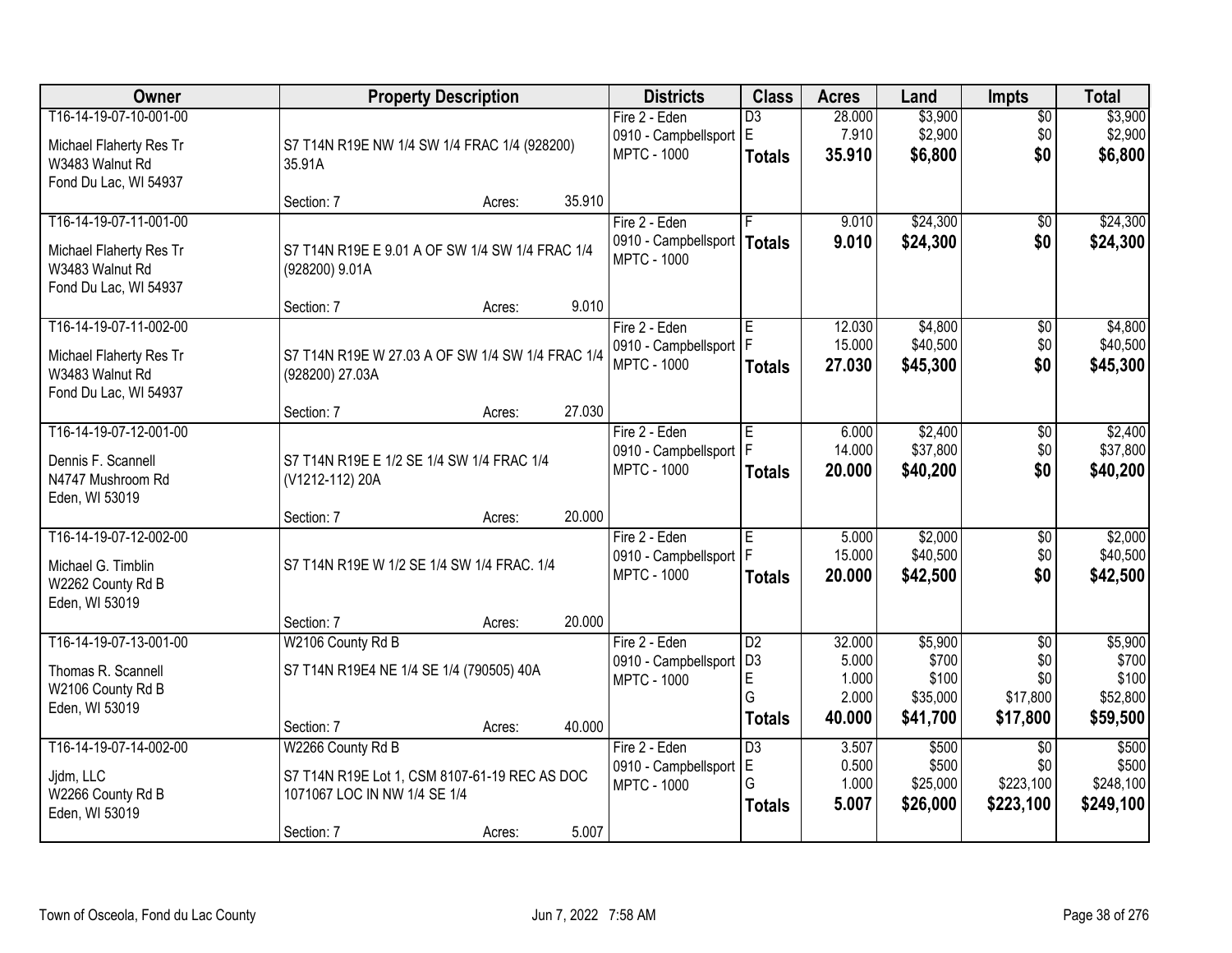| Owner | Property Description | Districts | Class | Acres | Land | Impts | Total |
|---|---|---|---|---|---|---|---|
| T16-14-19-07-10-001-00<br><br>Michael Flaherty Res Tr<br>W3483 Walnut Rd<br>Fond Du Lac, WI 54937 | S7 T14N R19E NW 1/4 SW 1/4 FRAC 1/4 (928200) 35.91A<br><br>Section: 7 Acres: 35.910 | Fire 2 - Eden<br>0910 - Campbellsport<br>MPTC - 1000 | D3<br>E<br>**Totals** | 28.000<br>7.910<br>**35.910** | $3,900<br>$2,900<br>**$6,800** | $0<br>$0<br>**$0** | $3,900<br>$2,900<br>**$6,800** |
| T16-14-19-07-11-001-00<br><br>Michael Flaherty Res Tr<br>W3483 Walnut Rd<br>Fond Du Lac, WI 54937 | S7 T14N R19E E 9.01 A OF SW 1/4 SW 1/4 FRAC 1/4 (928200) 9.01A<br><br>Section: 7 Acres: 9.010 | Fire 2 - Eden<br>0910 - Campbellsport<br>MPTC - 1000 | F<br>**Totals** | 9.010<br>**9.010** | $24,300<br>**$24,300** | $0<br>**$0** | $24,300<br>**$24,300** |
| T16-14-19-07-11-002-00<br><br>Michael Flaherty Res Tr<br>W3483 Walnut Rd<br>Fond Du Lac, WI 54937 | S7 T14N R19E W 27.03 A OF SW 1/4 SW 1/4 FRAC 1/4 (928200) 27.03A<br><br>Section: 7 Acres: 27.030 | Fire 2 - Eden<br>0910 - Campbellsport<br>MPTC - 1000 | E<br>F<br>**Totals** | 12.030<br>15.000<br>**27.030** | $4,800<br>$40,500<br>**$45,300** | $0<br>$0<br>**$0** | $4,800<br>$40,500<br>**$45,300** |
| T16-14-19-07-12-001-00<br><br>Dennis F. Scannell<br>N4747 Mushroom Rd<br>Eden, WI 53019 | S7 T14N R19E E 1/2 SE 1/4 SW 1/4 FRAC 1/4 (V1212-112) 20A<br><br>Section: 7 Acres: 20.000 | Fire 2 - Eden<br>0910 - Campbellsport<br>MPTC - 1000 | E<br>F<br>**Totals** | 6.000<br>14.000<br>**20.000** | $2,400<br>$37,800<br>**$40,200** | $0<br>$0<br>**$0** | $2,400<br>$37,800<br>**$40,200** |
| T16-14-19-07-12-002-00<br><br>Michael G. Timblin<br>W2262 County Rd B<br>Eden, WI 53019 | S7 T14N R19E W 1/2 SE 1/4 SW 1/4 FRAC. 1/4<br><br>Section: 7 Acres: 20.000 | Fire 2 - Eden<br>0910 - Campbellsport<br>MPTC - 1000 | E<br>F<br>**Totals** | 5.000<br>15.000<br>**20.000** | $2,000<br>$40,500<br>**$42,500** | $0<br>$0<br>**$0** | $2,000<br>$40,500<br>**$42,500** |
| T16-14-19-07-13-001-00<br><br>Thomas R. Scannell<br>W2106 County Rd B<br>Eden, WI 53019 | W2106 County Rd B<br>S7 T14N R19E4 NE 1/4 SE 1/4 (790505) 40A<br><br>Section: 7 Acres: 40.000 | Fire 2 - Eden<br>0910 - Campbellsport<br>MPTC - 1000 | D2<br>D3<br>E<br>G<br>**Totals** | 32.000<br>5.000<br>1.000<br>2.000<br>**40.000** | $5,900<br>$700<br>$100<br>$35,000<br>**$41,700** | $0<br>$0<br>$0<br>$17,800<br>**$17,800** | $5,900<br>$700<br>$100<br>$52,800<br>**$59,500** |
| T16-14-19-07-14-002-00<br><br>Jjdm, LLC<br>W2266 County Rd B<br>Eden, WI 53019 | W2266 County Rd B<br>S7 T14N R19E Lot 1, CSM 8107-61-19 REC AS DOC 1071067 LOC IN NW 1/4 SE 1/4<br><br>Section: 7 Acres: 5.007 | Fire 2 - Eden<br>0910 - Campbellsport<br>MPTC - 1000 | D3<br>E<br>G<br>**Totals** | 3.507<br>0.500<br>1.000<br>**5.007** | $500<br>$500<br>$25,000<br>**$26,000** | $0<br>$0<br>$223,100<br>**$223,100** | $500<br>$500<br>$248,100<br>**$249,100** |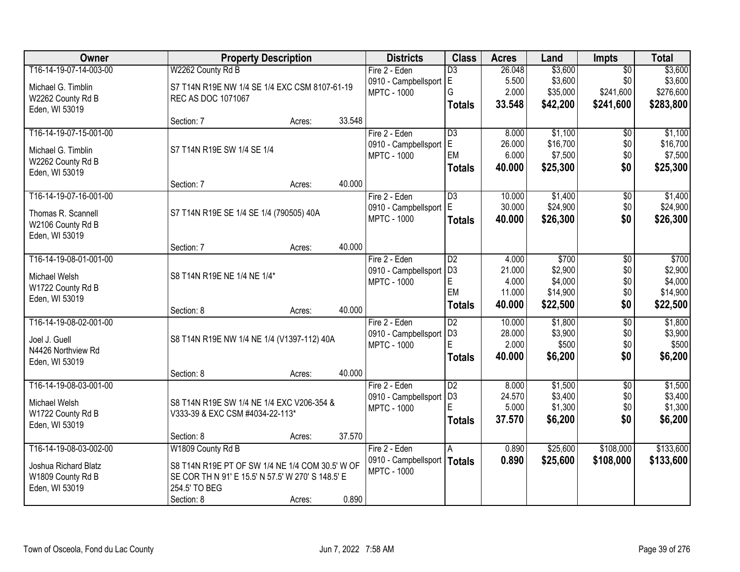| Owner | Property Description | | | Districts | Class | Acres | Land | Impts | Total |
|---|---|---|---|---|---|---|---|---|---|
| T16-14-19-07-14-003-00 | W2262 County Rd B | | | Fire 2 - Eden | D3 | 26.048 | $3,600 | $0 | $3,600 |
| Michael G. Timblin | S7 T14N R19E NW 1/4 SE 1/4 EXC CSM 8107-61-19 REC AS DOC 1071067 | | | 0910 - Campbellsport | E | 5.500 | $3,600 | $0 | $3,600 |
| W2262 County Rd B | | | | MPTC - 1000 | G | 2.000 | $35,000 | $241,600 | $276,600 |
| Eden, WI 53019 | | | | | **Totals** | **33.548** | **$42,200** | **$241,600** | **$283,800** |
| | Section: 7 | Acres: | 33.548 | | | | | | |
| T16-14-19-07-15-001-00 | | | | Fire 2 - Eden | D3 | 8.000 | $1,100 | $0 | $1,100 |
| Michael G. Timblin | S7 T14N R19E SW 1/4 SE 1/4 | | | 0910 - Campbellsport | E | 26.000 | $16,700 | $0 | $16,700 |
| W2262 County Rd B | | | | MPTC - 1000 | EM | 6.000 | $7,500 | $0 | $7,500 |
| Eden, WI 53019 | | | | | **Totals** | **40.000** | **$25,300** | **$0** | **$25,300** |
| | Section: 7 | Acres: | 40.000 | | | | | | |
| T16-14-19-07-16-001-00 | | | | Fire 2 - Eden | D3 | 10.000 | $1,400 | $0 | $1,400 |
| Thomas R. Scannell | S7 T14N R19E SE 1/4 SE 1/4 (790505) 40A | | | 0910 - Campbellsport | E | 30.000 | $24,900 | $0 | $24,900 |
| W2106 County Rd B | | | | MPTC - 1000 | **Totals** | **40.000** | **$26,300** | **$0** | **$26,300** |
| Eden, WI 53019 | | | | | | | | | |
| | Section: 7 | Acres: | 40.000 | | | | | | |
| T16-14-19-08-01-001-00 | | | | Fire 2 - Eden | D2 | 4.000 | $700 | $0 | $700 |
| Michael Welsh | S8 T14N R19E NE 1/4 NE 1/4* | | | 0910 - Campbellsport | D3 | 21.000 | $2,900 | $0 | $2,900 |
| W1722 County Rd B | | | | MPTC - 1000 | E | 4.000 | $4,000 | $0 | $4,000 |
| Eden, WI 53019 | | | | | EM | 11.000 | $14,900 | $0 | $14,900 |
| | Section: 8 | Acres: | 40.000 | | **Totals** | **40.000** | **$22,500** | **$0** | **$22,500** |
| T16-14-19-08-02-001-00 | | | | Fire 2 - Eden | D2 | 10.000 | $1,800 | $0 | $1,800 |
| Joel J. Guell | S8 T14N R19E NW 1/4 NE 1/4 (V1397-112) 40A | | | 0910 - Campbellsport | D3 | 28.000 | $3,900 | $0 | $3,900 |
| N4426 Northview Rd | | | | MPTC - 1000 | E | 2.000 | $500 | $0 | $500 |
| Eden, WI 53019 | | | | | **Totals** | **40.000** | **$6,200** | **$0** | **$6,200** |
| | Section: 8 | Acres: | 40.000 | | | | | | |
| T16-14-19-08-03-001-00 | | | | Fire 2 - Eden | D2 | 8.000 | $1,500 | $0 | $1,500 |
| Michael Welsh | S8 T14N R19E SW 1/4 NE 1/4 EXC V206-354 & V333-39 & EXC CSM #4034-22-113* | | | 0910 - Campbellsport | D3 | 24.570 | $3,400 | $0 | $3,400 |
| W1722 County Rd B | | | | MPTC - 1000 | E | 5.000 | $1,300 | $0 | $1,300 |
| Eden, WI 53019 | | | | | **Totals** | **37.570** | **$6,200** | **$0** | **$6,200** |
| | Section: 8 | Acres: | 37.570 | | | | | | |
| T16-14-19-08-03-002-00 | W1809 County Rd B | | | Fire 2 - Eden | A | 0.890 | $25,600 | $108,000 | $133,600 |
| Joshua Richard Blatz | S8 T14N R19E PT OF SW 1/4 NE 1/4 COM 30.5' W OF SE COR TH N 91' E 15.5' N 57.5' W 270' S 148.5' E 254.5' TO BEG | | | 0910 - Campbellsport | **Totals** | **0.890** | **$25,600** | **$108,000** | **$133,600** |
| W1809 County Rd B | | | | MPTC - 1000 | | | | | |
| Eden, WI 53019 | | | | | | | | | |
| | Section: 8 | Acres: | 0.890 | | | | | | |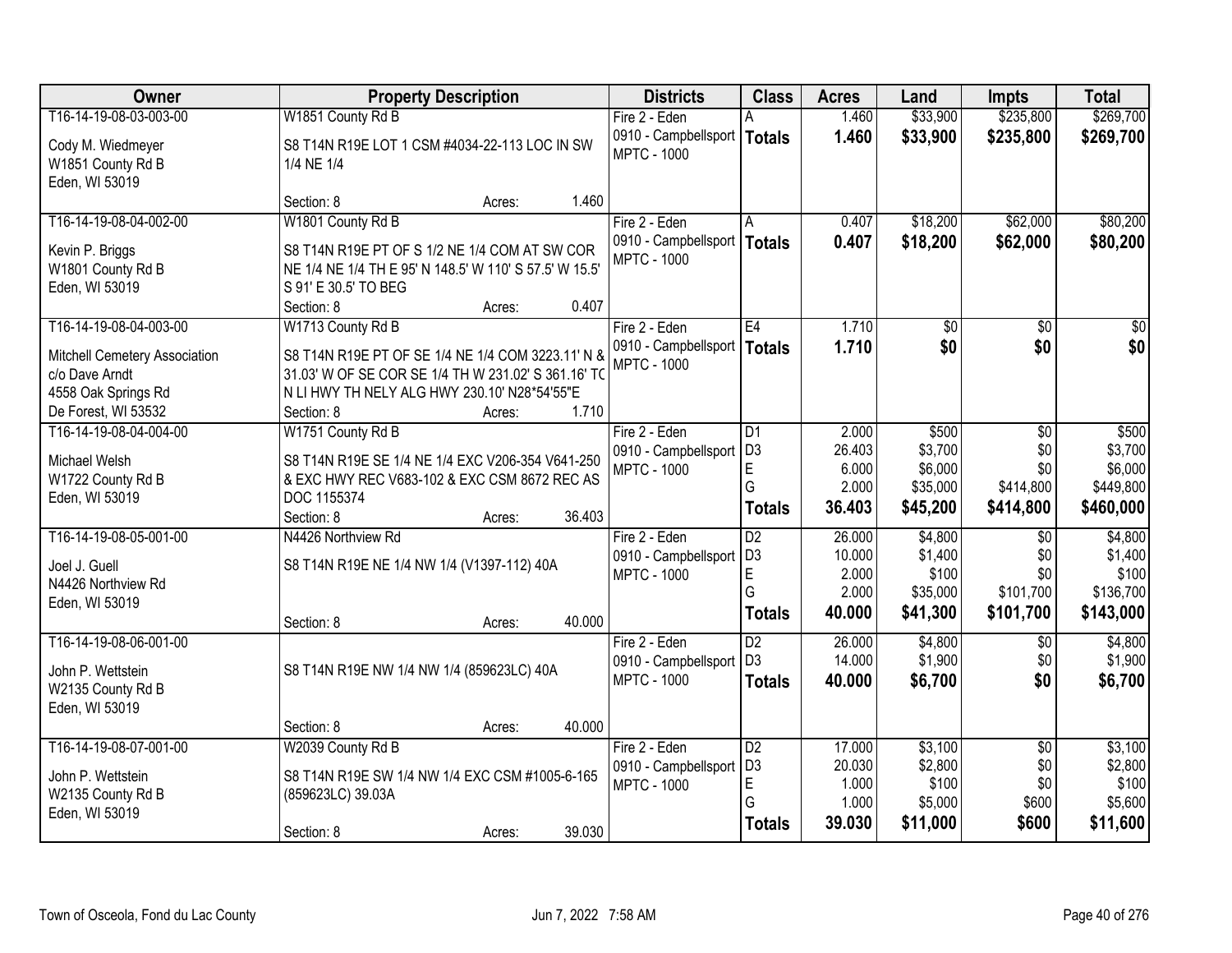| Owner | Property Description | Districts | Class | Acres | Land | Impts | Total |
|---|---|---|---|---|---|---|---|
| T16-14-19-08-03-003-00<br>Cody M. Wiedmeyer<br>W1851 County Rd B<br>Eden, WI 53019 | W1851 County Rd B<br>S8 T14N R19E LOT 1 CSM #4034-22-113 LOC IN SW 1/4 NE 1/4<br>Section: 8 Acres: 1.460 | Fire 2 - Eden<br>0910 - Campbellsport<br>MPTC - 1000 | A<br>**Totals** | 1.460<br>**1.460** | $33,900<br>**$33,900** | $235,800<br>**$235,800** | $269,700<br>**$269,700** |
| T16-14-19-08-04-002-00<br>Kevin P. Briggs<br>W1801 County Rd B<br>Eden, WI 53019 | W1801 County Rd B<br>S8 T14N R19E PT OF S 1/2 NE 1/4 COM AT SW COR NE 1/4 NE 1/4 TH E 95' N 148.5' W 110' S 57.5' W 15.5' S 91' E 30.5' TO BEG<br>Section: 8 Acres: 0.407 | Fire 2 - Eden<br>0910 - Campbellsport<br>MPTC - 1000 | A<br>**Totals** | 0.407<br>**0.407** | $18,200<br>**$18,200** | $62,000<br>**$62,000** | $80,200<br>**$80,200** |
| T16-14-19-08-04-003-00<br>Mitchell Cemetery Association<br>c/o Dave Arndt<br>4558 Oak Springs Rd<br>De Forest, WI 53532 | W1713 County Rd B<br>S8 T14N R19E PT OF SE 1/4 NE 1/4 COM 3223.11' N & 31.03' W OF SE COR SE 1/4 TH W 231.02' S 361.16' TO N LI HWY TH NELY ALG HWY 230.10' N28*54'55"E<br>Section: 8 Acres: 1.710 | Fire 2 - Eden<br>0910 - Campbellsport<br>MPTC - 1000 | E4<br>**Totals** | 1.710<br>**1.710** | $0<br>**$0** | $0<br>**$0** | $0<br>**$0** |
| T16-14-19-08-04-004-00<br>Michael Welsh<br>W1722 County Rd B<br>Eden, WI 53019 | W1751 County Rd B<br>S8 T14N R19E SE 1/4 NE 1/4 EXC V206-354 V641-250 & EXC HWY REC V683-102 & EXC CSM 8672 REC AS DOC 1155374<br>Section: 8 Acres: 36.403 | Fire 2 - Eden<br>0910 - Campbellsport<br>MPTC - 1000 | D1<br>D3<br>E<br>G<br>**Totals** | 2.000<br>26.403<br>6.000<br>2.000<br>**36.403** | $500<br>$3,700<br>$6,000<br>$35,000<br>**$45,200** | $0<br>$0<br>$0<br>$414,800<br>**$414,800** | $500<br>$3,700<br>$6,000<br>$449,800<br>**$460,000** |
| T16-14-19-08-05-001-00<br>Joel J. Guell<br>N4426 Northview Rd<br>Eden, WI 53019 | N4426 Northview Rd<br>S8 T14N R19E NE 1/4 NW 1/4 (V1397-112) 40A<br>Section: 8 Acres: 40.000 | Fire 2 - Eden<br>0910 - Campbellsport<br>MPTC - 1000 | D2<br>D3<br>E<br>G<br>**Totals** | 26.000<br>10.000<br>2.000<br>2.000<br>**40.000** | $4,800<br>$1,400<br>$100<br>$35,000<br>**$41,300** | $0<br>$0<br>$0<br>$101,700<br>**$101,700** | $4,800<br>$1,400<br>$100<br>$136,700<br>**$143,000** |
| T16-14-19-08-06-001-00<br>John P. Wettstein<br>W2135 County Rd B<br>Eden, WI 53019 | S8 T14N R19E NW 1/4 NW 1/4 (859623LC) 40A<br>Section: 8 Acres: 40.000 | Fire 2 - Eden<br>0910 - Campbellsport<br>MPTC - 1000 | D2<br>D3<br>**Totals** | 26.000<br>14.000<br>**40.000** | $4,800<br>$1,900<br>**$6,700** | $0<br>$0<br>**$0** | $4,800<br>$1,900<br>**$6,700** |
| T16-14-19-08-07-001-00<br>John P. Wettstein<br>W2135 County Rd B<br>Eden, WI 53019 | W2039 County Rd B<br>S8 T14N R19E SW 1/4 NW 1/4 EXC CSM #1005-6-165 (859623LC) 39.03A<br>Section: 8 Acres: 39.030 | Fire 2 - Eden<br>0910 - Campbellsport<br>MPTC - 1000 | D2<br>D3<br>E<br>G<br>**Totals** | 17.000<br>20.030<br>1.000<br>1.000<br>**39.030** | $3,100<br>$2,800<br>$100<br>$5,000<br>**$11,000** | $0<br>$0<br>$0<br>$600<br>**$600** | $3,100<br>$2,800<br>$100<br>$5,600<br>**$11,600** |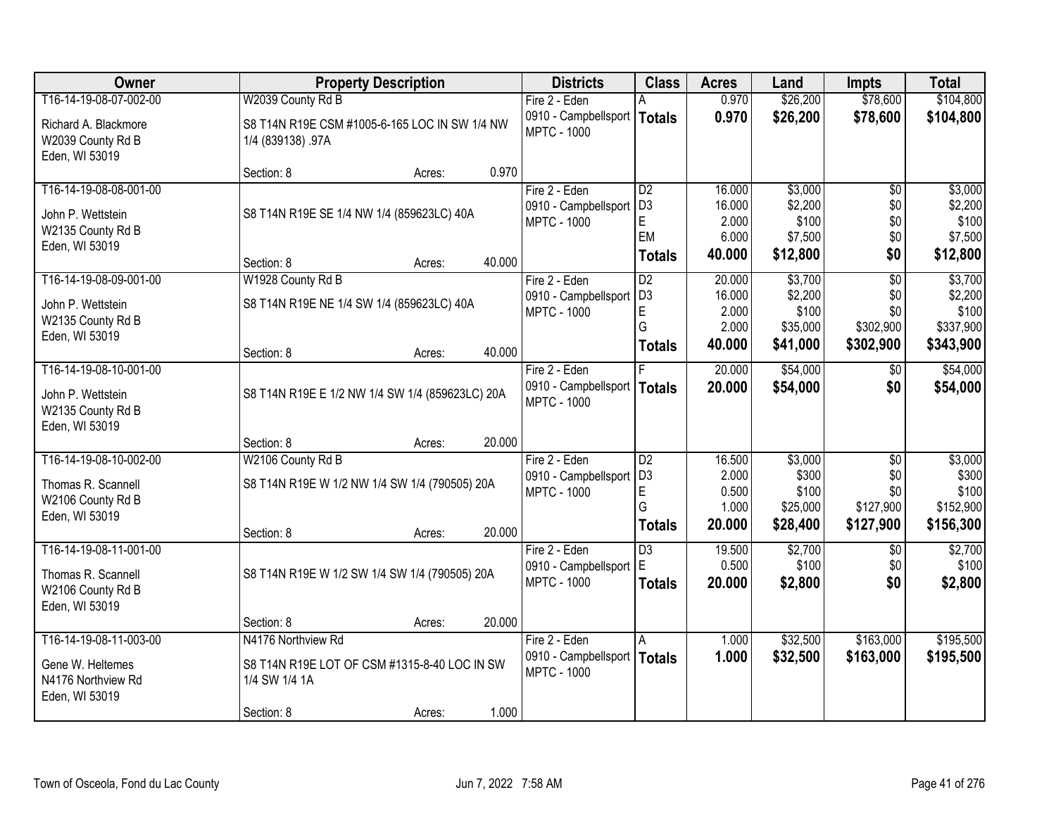| Owner | Property Description | Districts | Class | Acres | Land | Impts | Total |
|---|---|---|---|---|---|---|---|
| T16-14-19-08-07-002-00<br>Richard A. Blackmore<br>W2039 County Rd B<br>Eden, WI 53019 | W2039 County Rd B<br>S8 T14N R19E CSM #1005-6-165 LOC IN SW 1/4 NW 1/4 (839138) .97A<br>Section: 8 Acres: 0.970 | Fire 2 - Eden<br>0910 - Campbellsport<br>MPTC - 1000 | A<br>**Totals** | 0.970<br>**0.970** | $26,200<br>**$26,200** | $78,600<br>**$78,600** | $104,800<br>**$104,800** |
| T16-14-19-08-08-001-00<br>John P. Wettstein<br>W2135 County Rd B<br>Eden, WI 53019 | S8 T14N R19E SE 1/4 NW 1/4 (859623LC) 40A<br>Section: 8 Acres: 40.000 | Fire 2 - Eden<br>0910 - Campbellsport<br>MPTC - 1000 | D2<br>D3<br>E<br>EM<br>**Totals** | 16.000<br>16.000<br>2.000<br>6.000<br>**40.000** | $3,000<br>$2,200<br>$100<br>$7,500<br>**$12,800** | $0<br>$0<br>$0<br>$0<br>**$0** | $3,000<br>$2,200<br>$100<br>$7,500<br>**$12,800** |
| T16-14-19-08-09-001-00<br>John P. Wettstein<br>W2135 County Rd B<br>Eden, WI 53019 | W1928 County Rd B<br>S8 T14N R19E NE 1/4 SW 1/4 (859623LC) 40A<br>Section: 8 Acres: 40.000 | Fire 2 - Eden<br>0910 - Campbellsport<br>MPTC - 1000 | D2<br>D3<br>E<br>G<br>**Totals** | 20.000<br>16.000<br>2.000<br>2.000<br>**40.000** | $3,700<br>$2,200<br>$100<br>$35,000<br>**$41,000** | $0<br>$0<br>$0<br>$302,900<br>**$302,900** | $3,700<br>$2,200<br>$100<br>$337,900<br>**$343,900** |
| T16-14-19-08-10-001-00<br>John P. Wettstein<br>W2135 County Rd B<br>Eden, WI 53019 | S8 T14N R19E E 1/2 NW 1/4 SW 1/4 (859623LC) 20A<br>Section: 8 Acres: 20.000 | Fire 2 - Eden<br>0910 - Campbellsport<br>MPTC - 1000 | F<br>**Totals** | 20.000<br>**20.000** | $54,000<br>**$54,000** | $0<br>**$0** | $54,000<br>**$54,000** |
| T16-14-19-08-10-002-00<br>Thomas R. Scannell<br>W2106 County Rd B<br>Eden, WI 53019 | W2106 County Rd B<br>S8 T14N R19E W 1/2 NW 1/4 SW 1/4 (790505) 20A<br>Section: 8 Acres: 20.000 | Fire 2 - Eden<br>0910 - Campbellsport<br>MPTC - 1000 | D2<br>D3<br>E<br>G<br>**Totals** | 16.500<br>2.000<br>0.500<br>1.000<br>**20.000** | $3,000<br>$300<br>$100<br>$25,000<br>**$28,400** | $0<br>$0<br>$0<br>$127,900<br>**$127,900** | $3,000<br>$300<br>$100<br>$152,900<br>**$156,300** |
| T16-14-19-08-11-001-00<br>Thomas R. Scannell<br>W2106 County Rd B<br>Eden, WI 53019 | S8 T14N R19E W 1/2 SW 1/4 SW 1/4 (790505) 20A<br>Section: 8 Acres: 20.000 | Fire 2 - Eden<br>0910 - Campbellsport<br>MPTC - 1000 | D3<br>E<br>**Totals** | 19.500<br>0.500<br>**20.000** | $2,700<br>$100<br>**$2,800** | $0<br>$0<br>**$0** | $2,700<br>$100<br>**$2,800** |
| T16-14-19-08-11-003-00<br>Gene W. Heltemes<br>N4176 Northview Rd<br>Eden, WI 53019 | N4176 Northview Rd<br>S8 T14N R19E LOT OF CSM #1315-8-40 LOC IN SW 1/4 SW 1/4 1A<br>Section: 8 Acres: 1.000 | Fire 2 - Eden<br>0910 - Campbellsport<br>MPTC - 1000 | A<br>**Totals** | 1.000<br>**1.000** | $32,500<br>**$32,500** | $163,000<br>**$163,000** | $195,500<br>**$195,500** |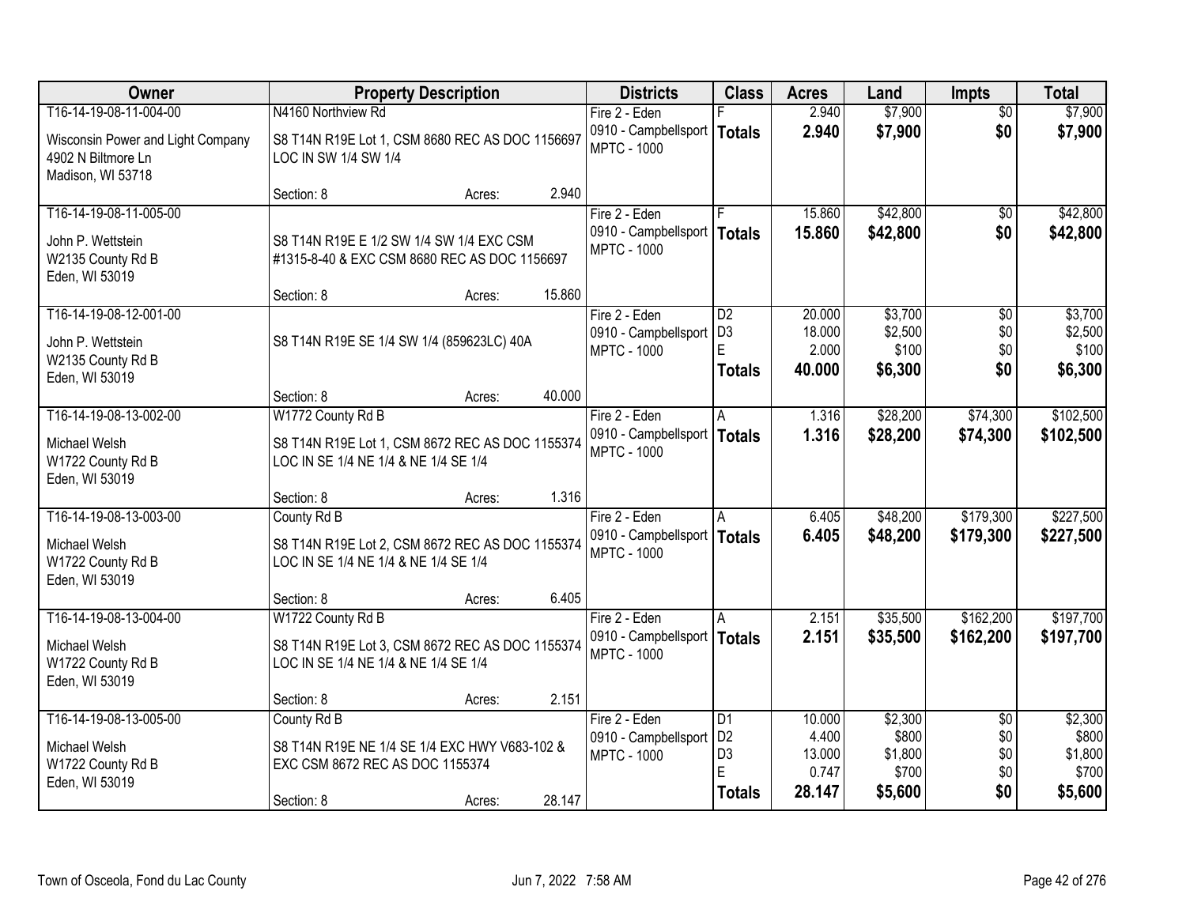| Owner | Property Description | Districts | Class | Acres | Land | Impts | Total |
|---|---|---|---|---|---|---|---|
| T16-14-19-08-11-004-00<br>Wisconsin Power and Light Company<br>4902 N Biltmore Ln<br>Madison, WI 53718 | N4160 Northview Rd<br>S8 T14N R19E Lot 1, CSM 8680 REC AS DOC 1156697 LOC IN SW 1/4 SW 1/4<br>Section: 8 Acres: 2.940 | Fire 2 - Eden<br>0910 - Campbellsport<br>MPTC - 1000 | F<br>**Totals** | 2.940<br>**2.940** | $7,900<br>**$7,900** | $0<br>**$0** | $7,900<br>**$7,900** |
| T16-14-19-08-11-005-00<br>John P. Wettstein<br>W2135 County Rd B<br>Eden, WI 53019 | S8 T14N R19E E 1/2 SW 1/4 SW 1/4 EXC CSM #1315-8-40 & EXC CSM 8680 REC AS DOC 1156697<br>Section: 8 Acres: 15.860 | Fire 2 - Eden<br>0910 - Campbellsport<br>MPTC - 1000 | F<br>**Totals** | 15.860<br>**15.860** | $42,800<br>**$42,800** | $0<br>**$0** | $42,800<br>**$42,800** |
| T16-14-19-08-12-001-00<br>John P. Wettstein<br>W2135 County Rd B<br>Eden, WI 53019 | S8 T14N R19E SE 1/4 SW 1/4 (859623LC) 40A<br>Section: 8 Acres: 40.000 | Fire 2 - Eden<br>0910 - Campbellsport<br>MPTC - 1000 | D2<br>D3<br>E<br>**Totals** | 20.000<br>18.000<br>2.000<br>**40.000** | $3,700<br>$2,500<br>$100<br>**$6,300** | $0<br>$0<br>$0<br>**$0** | $3,700<br>$2,500<br>$100<br>**$6,300** |
| T16-14-19-08-13-002-00<br>Michael Welsh<br>W1722 County Rd B<br>Eden, WI 53019 | W1772 County Rd B<br>S8 T14N R19E Lot 1, CSM 8672 REC AS DOC 1155374 LOC IN SE 1/4 NE 1/4 & NE 1/4 SE 1/4<br>Section: 8 Acres: 1.316 | Fire 2 - Eden<br>0910 - Campbellsport<br>MPTC - 1000 | A<br>**Totals** | 1.316<br>**1.316** | $28,200<br>**$28,200** | $74,300<br>**$74,300** | $102,500<br>**$102,500** |
| T16-14-19-08-13-003-00<br>Michael Welsh<br>W1722 County Rd B<br>Eden, WI 53019 | County Rd B<br>S8 T14N R19E Lot 2, CSM 8672 REC AS DOC 1155374 LOC IN SE 1/4 NE 1/4 & NE 1/4 SE 1/4<br>Section: 8 Acres: 6.405 | Fire 2 - Eden<br>0910 - Campbellsport<br>MPTC - 1000 | A<br>**Totals** | 6.405<br>**6.405** | $48,200<br>**$48,200** | $179,300<br>**$179,300** | $227,500<br>**$227,500** |
| T16-14-19-08-13-004-00<br>Michael Welsh<br>W1722 County Rd B<br>Eden, WI 53019 | W1722 County Rd B<br>S8 T14N R19E Lot 3, CSM 8672 REC AS DOC 1155374 LOC IN SE 1/4 NE 1/4 & NE 1/4 SE 1/4<br>Section: 8 Acres: 2.151 | Fire 2 - Eden<br>0910 - Campbellsport<br>MPTC - 1000 | A<br>**Totals** | 2.151<br>**2.151** | $35,500<br>**$35,500** | $162,200<br>**$162,200** | $197,700<br>**$197,700** |
| T16-14-19-08-13-005-00<br>Michael Welsh<br>W1722 County Rd B<br>Eden, WI 53019 | County Rd B<br>S8 T14N R19E NE 1/4 SE 1/4 EXC HWY V683-102 & EXC CSM 8672 REC AS DOC 1155374<br>Section: 8 Acres: 28.147 | Fire 2 - Eden<br>0910 - Campbellsport<br>MPTC - 1000 | D1<br>D2<br>D3<br>E<br>**Totals** | 10.000<br>4.400<br>13.000<br>0.747<br>**28.147** | $2,300<br>$800<br>$1,800<br>$700<br>**$5,600** | $0<br>$0<br>$0<br>$0<br>**$0** | $2,300<br>$800<br>$1,800<br>$700<br>**$5,600** |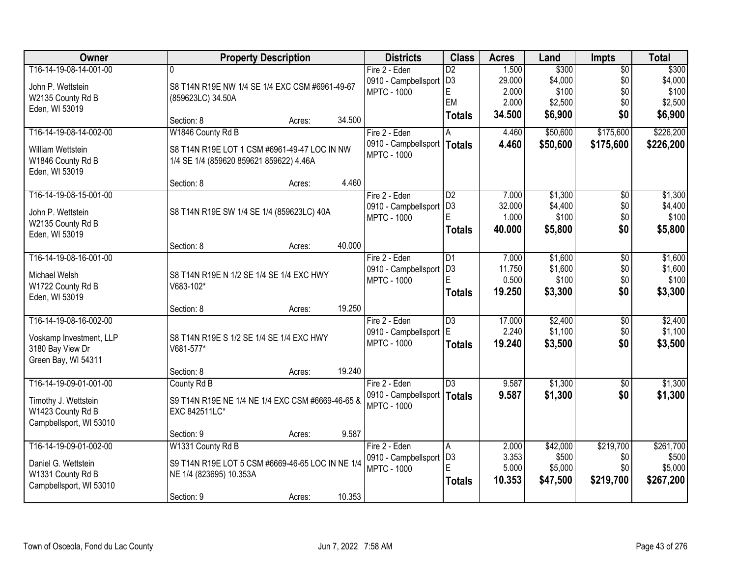| Owner | Property Description | Districts | Class | Acres | Land | Impts | Total |
|---|---|---|---|---|---|---|---|
| T16-14-19-08-14-001-00<br>John P. Wettstein<br>W2135 County Rd B<br>Eden, WI 53019 | 0<br>S8 T14N R19E NW 1/4 SE 1/4 EXC CSM #6961-49-67 (859623LC) 34.50A<br>Section: 8 Acres: 34.500 | Fire 2 - Eden<br>0910 - Campbellsport<br>MPTC - 1000 | D2<br>D3<br>E<br>EM<br>**Totals** | 1.500<br>29.000<br>2.000<br>2.000<br>**34.500** | $300<br>$4,000<br>$100<br>$2,500<br>**$6,900** | $0<br>$0<br>$0<br>$0<br>**$0** | $300<br>$4,000<br>$100<br>$2,500<br>**$6,900** |
| T16-14-19-08-14-002-00<br>William Wettstein<br>W1846 County Rd B<br>Eden, WI 53019 | W1846 County Rd B<br>S8 T14N R19E LOT 1 CSM #6961-49-47 LOC IN NW 1/4 SE 1/4 (859620 859621 859622) 4.46A<br>Section: 8 Acres: 4.460 | Fire 2 - Eden<br>0910 - Campbellsport<br>MPTC - 1000 | A<br>**Totals** | 4.460<br>**4.460** | $50,600<br>**$50,600** | $175,600<br>**$175,600** | $226,200<br>**$226,200** |
| T16-14-19-08-15-001-00<br>John P. Wettstein<br>W2135 County Rd B<br>Eden, WI 53019 | S8 T14N R19E SW 1/4 SE 1/4 (859623LC) 40A<br>Section: 8 Acres: 40.000 | Fire 2 - Eden<br>0910 - Campbellsport<br>MPTC - 1000 | D2<br>D3<br>E<br>**Totals** | 7.000<br>32.000<br>1.000<br>**40.000** | $1,300<br>$4,400<br>$100<br>**$5,800** | $0<br>$0<br>$0<br>**$0** | $1,300<br>$4,400<br>$100<br>**$5,800** |
| T16-14-19-08-16-001-00<br>Michael Welsh<br>W1722 County Rd B<br>Eden, WI 53019 | S8 T14N R19E N 1/2 SE 1/4 SE 1/4 EXC HWY V683-102*<br>Section: 8 Acres: 19.250 | Fire 2 - Eden<br>0910 - Campbellsport<br>MPTC - 1000 | D1<br>D3<br>E<br>**Totals** | 7.000<br>11.750<br>0.500<br>**19.250** | $1,600<br>$1,600<br>$100<br>**$3,300** | $0<br>$0<br>$0<br>**$0** | $1,600<br>$1,600<br>$100<br>**$3,300** |
| T16-14-19-08-16-002-00<br>Voskamp Investment, LLP<br>3180 Bay View Dr<br>Green Bay, WI 54311 | S8 T14N R19E S 1/2 SE 1/4 SE 1/4 EXC HWY V681-577*<br>Section: 8 Acres: 19.240 | Fire 2 - Eden<br>0910 - Campbellsport<br>MPTC - 1000 | D3<br>E<br>**Totals** | 17.000<br>2.240<br>**19.240** | $2,400<br>$1,100<br>**$3,500** | $0<br>$0<br>**$0** | $2,400<br>$1,100<br>**$3,500** |
| T16-14-19-09-01-001-00<br>Timothy J. Wettstein<br>W1423 County Rd B<br>Campbellsport, WI 53010 | County Rd B<br>S9 T14N R19E NE 1/4 NE 1/4 EXC CSM #6669-46-65 & EXC 842511LC*<br>Section: 9 Acres: 9.587 | Fire 2 - Eden<br>0910 - Campbellsport<br>MPTC - 1000 | D3<br>**Totals** | 9.587<br>**9.587** | $1,300<br>**$1,300** | $0<br>**$0** | $1,300<br>**$1,300** |
| T16-14-19-09-01-002-00<br>Daniel G. Wettstein<br>W1331 County Rd B<br>Campbellsport, WI 53010 | W1331 County Rd B<br>S9 T14N R19E LOT 5 CSM #6669-46-65 LOC IN NE 1/4 NE 1/4 (823695) 10.353A<br>Section: 9 Acres: 10.353 | Fire 2 - Eden<br>0910 - Campbellsport<br>MPTC - 1000 | A<br>D3<br>E<br>**Totals** | 2.000<br>3.353<br>5.000<br>**10.353** | $42,000<br>$500<br>$5,000<br>**$47,500** | $219,700<br>$0<br>$0<br>**$219,700** | $261,700<br>$500<br>$5,000<br>**$267,200** |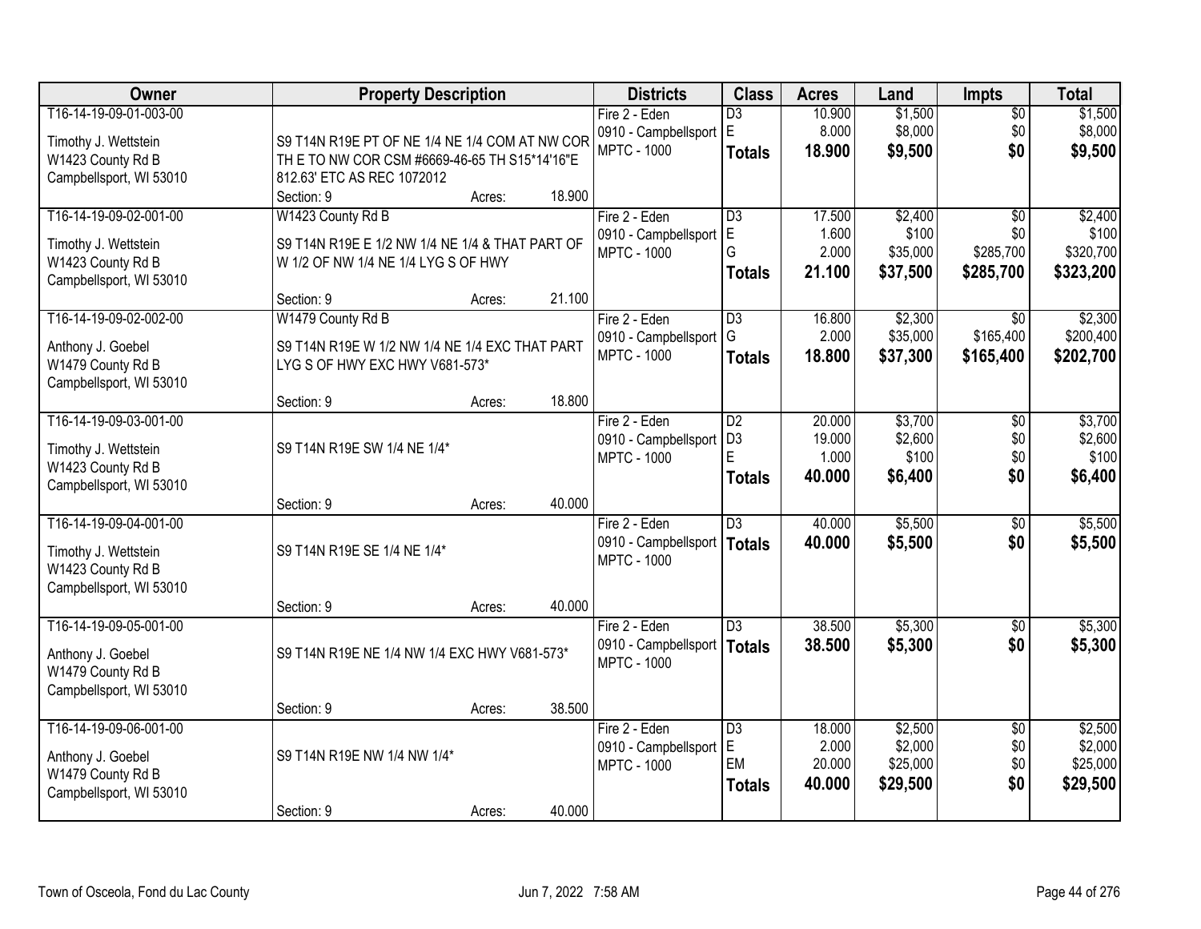| Owner | Property Description | Districts | Class | Acres | Land | Impts | Total |
|---|---|---|---|---|---|---|---|
| T16-14-19-09-01-003-00<br>Timothy J. Wettstein<br>W1423 County Rd B<br>Campbellsport, WI 53010 | S9 T14N R19E PT OF NE 1/4 NE 1/4 COM AT NW COR TH E TO NW COR CSM #6669-46-65 TH S15*14'16"E 812.63' ETC AS REC 1072012<br>Section: 9 Acres: 18.900 | Fire 2 - Eden<br>0910 - Campbellsport<br>MPTC - 1000 | D3<br>E<br>**Totals** | 10.900<br>8.000<br>**18.900** | $1,500<br>$8,000<br>**$9,500** | $0<br>$0<br>**$0** | $1,500<br>$8,000<br>**$9,500** |
| T16-14-19-09-02-001-00<br>Timothy J. Wettstein<br>W1423 County Rd B<br>Campbellsport, WI 53010 | W1423 County Rd B<br>S9 T14N R19E E 1/2 NW 1/4 NE 1/4 & THAT PART OF W 1/2 OF NW 1/4 NE 1/4 LYG S OF HWY<br>Section: 9 Acres: 21.100 | Fire 2 - Eden<br>0910 - Campbellsport<br>MPTC - 1000 | D3<br>E<br>G<br>**Totals** | 17.500<br>1.600<br>2.000<br>**21.100** | $2,400<br>$100<br>$35,000<br>**$37,500** | $0<br>$0<br>$285,700<br>**$285,700** | $2,400<br>$100<br>$320,700<br>**$323,200** |
| T16-14-19-09-02-002-00<br>Anthony J. Goebel<br>W1479 County Rd B<br>Campbellsport, WI 53010 | W1479 County Rd B<br>S9 T14N R19E W 1/2 NW 1/4 NE 1/4 EXC THAT PART LYG S OF HWY EXC HWY V681-573*<br>Section: 9 Acres: 18.800 | Fire 2 - Eden<br>0910 - Campbellsport<br>MPTC - 1000 | D3<br>G<br>**Totals** | 16.800<br>2.000<br>**18.800** | $2,300<br>$35,000<br>**$37,300** | $0<br>$165,400<br>**$165,400** | $2,300<br>$200,400<br>**$202,700** |
| T16-14-19-09-03-001-00<br>Timothy J. Wettstein<br>W1423 County Rd B<br>Campbellsport, WI 53010 | S9 T14N R19E SW 1/4 NE 1/4*<br>Section: 9 Acres: 40.000 | Fire 2 - Eden<br>0910 - Campbellsport<br>MPTC - 1000 | D2<br>D3<br>E<br>**Totals** | 20.000<br>19.000<br>1.000<br>**40.000** | $3,700<br>$2,600<br>$100<br>**$6,400** | $0<br>$0<br>$0<br>**$0** | $3,700<br>$2,600<br>$100<br>**$6,400** |
| T16-14-19-09-04-001-00<br>Timothy J. Wettstein<br>W1423 County Rd B<br>Campbellsport, WI 53010 | S9 T14N R19E SE 1/4 NE 1/4*<br>Section: 9 Acres: 40.000 | Fire 2 - Eden<br>0910 - Campbellsport<br>MPTC - 1000 | D3<br>**Totals** | 40.000<br>**40.000** | $5,500<br>**$5,500** | $0<br>**$0** | $5,500<br>**$5,500** |
| T16-14-19-09-05-001-00<br>Anthony J. Goebel<br>W1479 County Rd B<br>Campbellsport, WI 53010 | S9 T14N R19E NE 1/4 NW 1/4 EXC HWY V681-573*<br>Section: 9 Acres: 38.500 | Fire 2 - Eden<br>0910 - Campbellsport<br>MPTC - 1000 | D3<br>**Totals** | 38.500<br>**38.500** | $5,300<br>**$5,300** | $0<br>**$0** | $5,300<br>**$5,300** |
| T16-14-19-09-06-001-00<br>Anthony J. Goebel<br>W1479 County Rd B<br>Campbellsport, WI 53010 | S9 T14N R19E NW 1/4 NW 1/4*<br>Section: 9 Acres: 40.000 | Fire 2 - Eden<br>0910 - Campbellsport<br>MPTC - 1000 | D3<br>E<br>EM<br>**Totals** | 18.000<br>2.000<br>20.000<br>**40.000** | $2,500<br>$2,000<br>$25,000<br>**$29,500** | $0<br>$0<br>$0<br>**$0** | $2,500<br>$2,000<br>$25,000<br>**$29,500** |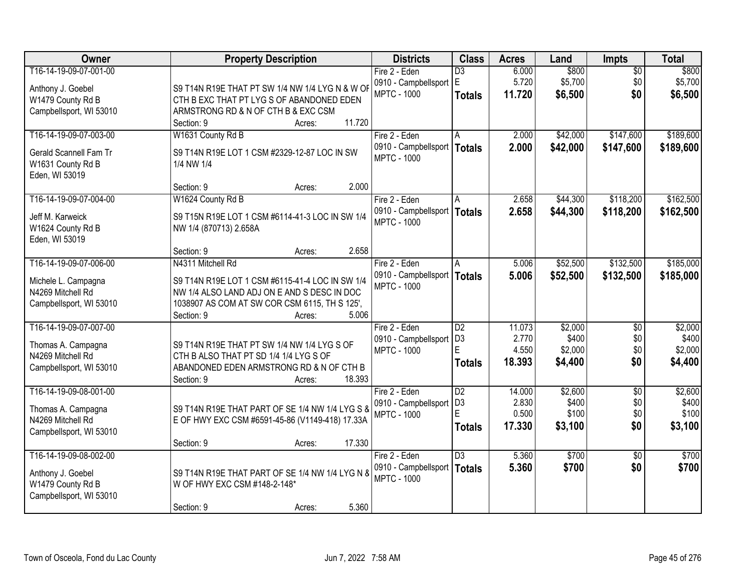| Owner | Property Description | Districts | Class | Acres | Land | Impts | Total |
|---|---|---|---|---|---|---|---|
| T16-14-19-09-07-001-00<br><br>Anthony J. Goebel<br>W1479 County Rd B<br>Campbellsport, WI 53010 | S9 T14N R19E THAT PT SW 1/4 NW 1/4 LYG N & W OF CTH B EXC THAT PT LYG S OF ABANDONED EDEN ARMSTRONG RD & N OF CTH B & EXC CSM<br>Section: 9 Acres: 11.720 | Fire 2 - Eden<br>0910 - Campbellsport<br>MPTC - 1000 | D3<br>E<br>**Totals** | 6.000<br>5.720<br>**11.720** | $800<br>$5,700<br>**$6,500** | $0<br>$0<br>**$0** | $800<br>$5,700<br>**$6,500** |
| T16-14-19-09-07-003-00<br><br>Gerald Scannell Fam Tr<br>W1631 County Rd B<br>Eden, WI 53019 | W1631 County Rd B<br>S9 T14N R19E LOT 1 CSM #2329-12-87 LOC IN SW 1/4 NW 1/4<br>Section: 9 Acres: 2.000 | Fire 2 - Eden<br>0910 - Campbellsport<br>MPTC - 1000 | A<br>**Totals** | 2.000<br>**2.000** | $42,000<br>**$42,000** | $147,600<br>**$147,600** | $189,600<br>**$189,600** |
| T16-14-19-09-07-004-00<br><br>Jeff M. Karweick<br>W1624 County Rd B<br>Eden, WI 53019 | W1624 County Rd B<br>S9 T15N R19E LOT 1 CSM #6114-41-3 LOC IN SW 1/4 NW 1/4 (870713) 2.658A<br>Section: 9 Acres: 2.658 | Fire 2 - Eden<br>0910 - Campbellsport<br>MPTC - 1000 | A<br>**Totals** | 2.658<br>**2.658** | $44,300<br>**$44,300** | $118,200<br>**$118,200** | $162,500<br>**$162,500** |
| T16-14-19-09-07-006-00<br><br>Michele L. Campagna<br>N4269 Mitchell Rd<br>Campbellsport, WI 53010 | N4311 Mitchell Rd<br>S9 T14N R19E LOT 1 CSM #6115-41-4 LOC IN SW 1/4 NW 1/4 ALSO LAND ADJ ON E AND S DESC IN DOC 1038907 AS COM AT SW COR CSM 6115, TH S 125',<br>Section: 9 Acres: 5.006 | Fire 2 - Eden<br>0910 - Campbellsport<br>MPTC - 1000 | A<br>**Totals** | 5.006<br>**5.006** | $52,500<br>**$52,500** | $132,500<br>**$132,500** | $185,000<br>**$185,000** |
| T16-14-19-09-07-007-00<br><br>Thomas A. Campagna<br>N4269 Mitchell Rd<br>Campbellsport, WI 53010 | S9 T14N R19E THAT PT SW 1/4 NW 1/4 LYG S OF CTH B ALSO THAT PT SD 1/4 1/4 LYG S OF ABANDONED EDEN ARMSTRONG RD & N OF CTH B<br>Section: 9 Acres: 18.393 | Fire 2 - Eden<br>0910 - Campbellsport<br>MPTC - 1000 | D2<br>D3<br>E<br>**Totals** | 11.073<br>2.770<br>4.550<br>**18.393** | $2,000<br>$400<br>$2,000<br>**$4,400** | $0<br>$0<br>$0<br>**$0** | $2,000<br>$400<br>$2,000<br>**$4,400** |
| T16-14-19-09-08-001-00<br><br>Thomas A. Campagna<br>N4269 Mitchell Rd<br>Campbellsport, WI 53010 | S9 T14N R19E THAT PART OF SE 1/4 NW 1/4 LYG S & E OF HWY EXC CSM #6591-45-86 (V1149-418) 17.33A<br>Section: 9 Acres: 17.330 | Fire 2 - Eden<br>0910 - Campbellsport<br>MPTC - 1000 | D2<br>D3<br>E<br>**Totals** | 14.000<br>2.830<br>0.500<br>**17.330** | $2,600<br>$400<br>$100<br>**$3,100** | $0<br>$0<br>$0<br>**$0** | $2,600<br>$400<br>$100<br>**$3,100** |
| T16-14-19-09-08-002-00<br><br>Anthony J. Goebel<br>W1479 County Rd B<br>Campbellsport, WI 53010 | S9 T14N R19E THAT PART OF SE 1/4 NW 1/4 LYG N & W OF HWY EXC CSM #148-2-148*<br>Section: 9 Acres: 5.360 | Fire 2 - Eden<br>0910 - Campbellsport<br>MPTC - 1000 | D3<br>**Totals** | 5.360<br>**5.360** | $700<br>**$700** | $0<br>**$0** | $700<br>**$700** |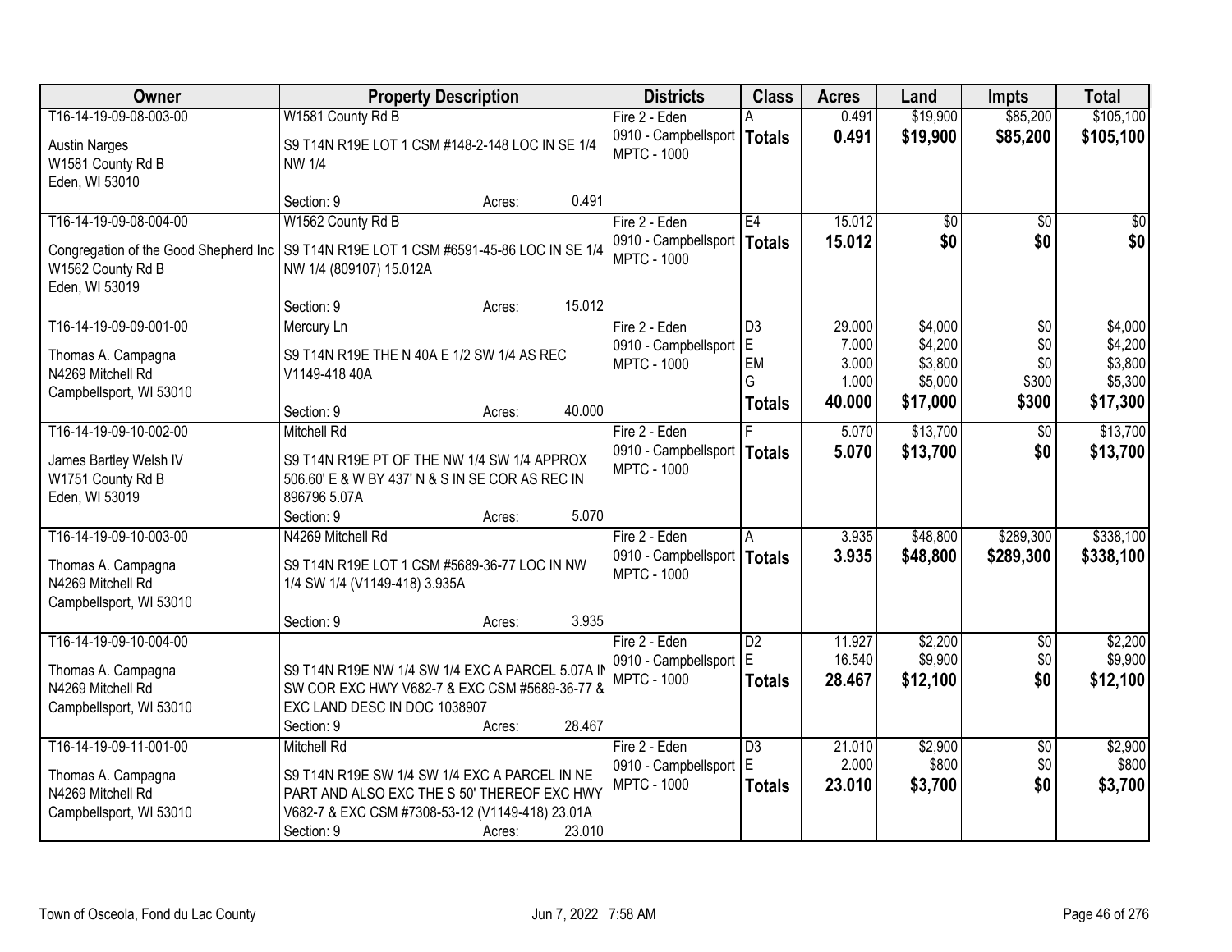| Owner | Property Description | Districts | Class | Acres | Land | Impts | Total |
|---|---|---|---|---|---|---|---|
| T16-14-19-09-08-003-00<br>Austin Narges<br>W1581 County Rd B<br>Eden, WI 53010 | W1581 County Rd B<br>S9 T14N R19E LOT 1 CSM #148-2-148 LOC IN SE 1/4 NW 1/4<br>Section: 9 Acres: 0.491 | Fire 2 - Eden<br>0910 - Campbellsport<br>MPTC - 1000 | A<br>**Totals** | 0.491<br>**0.491** | $19,900<br>**$19,900** | $85,200<br>**$85,200** | $105,100<br>**$105,100** |
| T16-14-19-09-08-004-00<br>Congregation of the Good Shepherd Inc<br>W1562 County Rd B<br>Eden, WI 53019 | W1562 County Rd B<br>S9 T14N R19E LOT 1 CSM #6591-45-86 LOC IN SE 1/4 NW 1/4 (809107) 15.012A<br>Section: 9 Acres: 15.012 | Fire 2 - Eden<br>0910 - Campbellsport<br>MPTC - 1000 | E4<br>**Totals** | 15.012<br>**15.012** | $0<br>**$0** | $0<br>**$0** | $0<br>**$0** |
| T16-14-19-09-09-001-00<br>Thomas A. Campagna<br>N4269 Mitchell Rd<br>Campbellsport, WI 53010 | Mercury Ln<br>S9 T14N R19E THE N 40A E 1/2 SW 1/4 AS REC V1149-418 40A<br>Section: 9 Acres: 40.000 | Fire 2 - Eden<br>0910 - Campbellsport<br>MPTC - 1000 | D3<br>E<br>EM<br>G<br>**Totals** | 29.000<br>7.000<br>3.000<br>1.000<br>**40.000** | $4,000<br>$4,200<br>$3,800<br>$5,000<br>**$17,000** | $0<br>$0<br>$0<br>$300<br>**$300** | $4,000<br>$4,200<br>$3,800<br>$5,300<br>**$17,300** |
| T16-14-19-09-10-002-00<br>James Bartley Welsh IV<br>W1751 County Rd B<br>Eden, WI 53019 | Mitchell Rd<br>S9 T14N R19E PT OF THE NW 1/4 SW 1/4 APPROX 506.60' E & W BY 437' N & S IN SE COR AS REC IN 896796 5.07A<br>Section: 9 Acres: 5.070 | Fire 2 - Eden<br>0910 - Campbellsport<br>MPTC - 1000 | F<br>**Totals** | 5.070<br>**5.070** | $13,700<br>**$13,700** | $0<br>**$0** | $13,700<br>**$13,700** |
| T16-14-19-09-10-003-00<br>Thomas A. Campagna<br>N4269 Mitchell Rd<br>Campbellsport, WI 53010 | N4269 Mitchell Rd<br>S9 T14N R19E LOT 1 CSM #5689-36-77 LOC IN NW 1/4 SW 1/4 (V1149-418) 3.935A<br>Section: 9 Acres: 3.935 | Fire 2 - Eden<br>0910 - Campbellsport<br>MPTC - 1000 | A<br>**Totals** | 3.935<br>**3.935** | $48,800<br>**$48,800** | $289,300<br>**$289,300** | $338,100<br>**$338,100** |
| T16-14-19-09-10-004-00<br>Thomas A. Campagna<br>N4269 Mitchell Rd<br>Campbellsport, WI 53010 | S9 T14N R19E NW 1/4 SW 1/4 EXC A PARCEL 5.07A IN SW COR EXC HWY V682-7 & EXC CSM #5689-36-77 & EXC LAND DESC IN DOC 1038907<br>Section: 9 Acres: 28.467 | Fire 2 - Eden<br>0910 - Campbellsport<br>MPTC - 1000 | D2<br>E<br>**Totals** | 11.927<br>16.540<br>**28.467** | $2,200<br>$9,900<br>**$12,100** | $0<br>$0<br>**$0** | $2,200<br>$9,900<br>**$12,100** |
| T16-14-19-09-11-001-00<br>Thomas A. Campagna<br>N4269 Mitchell Rd<br>Campbellsport, WI 53010 | Mitchell Rd<br>S9 T14N R19E SW 1/4 SW 1/4 EXC A PARCEL IN NE PART AND ALSO EXC THE S 50' THEREOF EXC HWY V682-7 & EXC CSM #7308-53-12 (V1149-418) 23.01A<br>Section: 9 Acres: 23.010 | Fire 2 - Eden<br>0910 - Campbellsport<br>MPTC - 1000 | D3<br>E<br>**Totals** | 21.010<br>2.000<br>**23.010** | $2,900<br>$800<br>**$3,700** | $0<br>$0<br>**$0** | $2,900<br>$800<br>**$3,700** |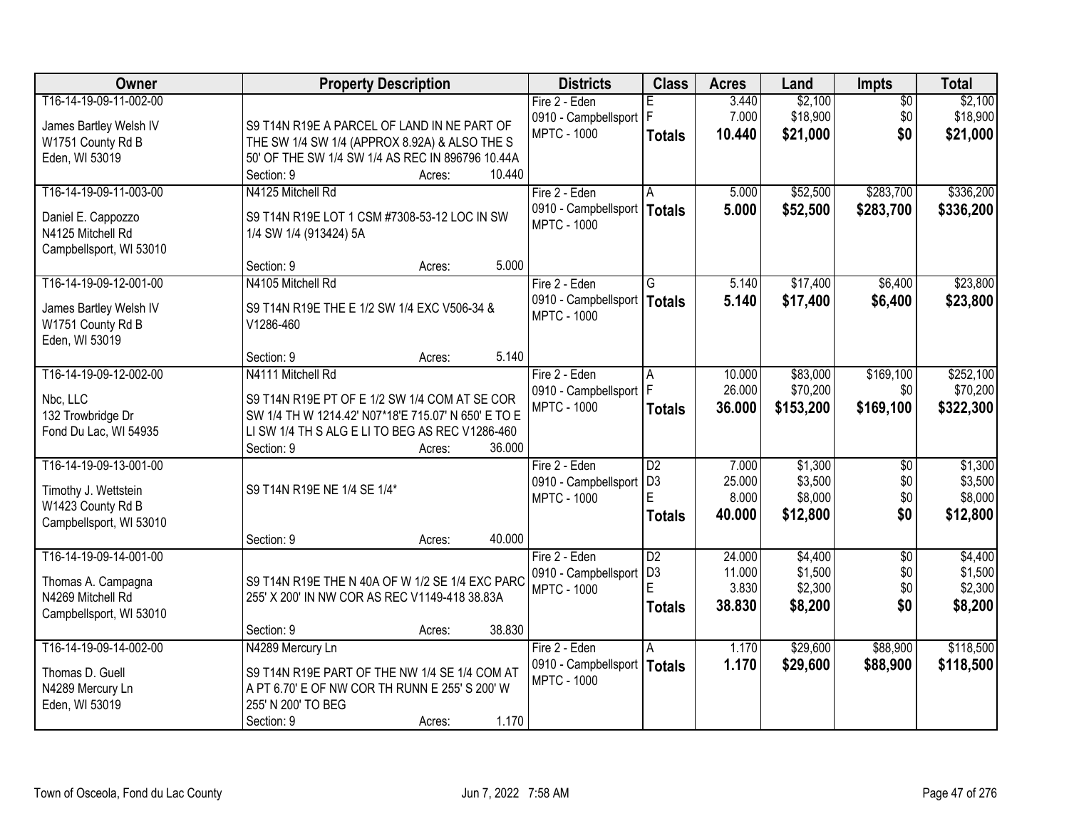| Owner | Property Description | Districts | Class | Acres | Land | Impts | Total |
|---|---|---|---|---|---|---|---|
| T16-14-19-09-11-002-00<br><br>James Bartley Welsh IV<br>W1751 County Rd B<br>Eden, WI 53019 | S9 T14N R19E A PARCEL OF LAND IN NE PART OF THE SW 1/4 SW 1/4 (APPROX 8.92A) & ALSO THE S 50' OF THE SW 1/4 SW 1/4 AS REC IN 896796 10.44A<br>Section: 9 Acres: 10.440 | Fire 2 - Eden<br>0910 - Campbellsport<br>MPTC - 1000 | E<br>F<br>**Totals** | 3.440<br>7.000<br>**10.440** | $2,100<br>$18,900<br>**$21,000** | $0<br>$0<br>**$0** | $2,100<br>$18,900<br>**$21,000** |
| T16-14-19-09-11-003-00<br><br>Daniel E. Cappozzo<br>N4125 Mitchell Rd<br>Campbellsport, WI 53010 | N4125 Mitchell Rd<br>S9 T14N R19E LOT 1 CSM #7308-53-12 LOC IN SW 1/4 SW 1/4 (913424) 5A<br>Section: 9 Acres: 5.000 | Fire 2 - Eden<br>0910 - Campbellsport<br>MPTC - 1000 | A<br>**Totals** | 5.000<br>**5.000** | $52,500<br>**$52,500** | $283,700<br>**$283,700** | $336,200<br>**$336,200** |
| T16-14-19-09-12-001-00<br><br>James Bartley Welsh IV<br>W1751 County Rd B<br>Eden, WI 53019 | N4105 Mitchell Rd<br>S9 T14N R19E THE E 1/2 SW 1/4 EXC V506-34 & V1286-460<br>Section: 9 Acres: 5.140 | Fire 2 - Eden<br>0910 - Campbellsport<br>MPTC - 1000 | G<br>**Totals** | 5.140<br>**5.140** | $17,400<br>**$17,400** | $6,400<br>**$6,400** | $23,800<br>**$23,800** |
| T16-14-19-09-12-002-00<br><br>Nbc, LLC<br>132 Trowbridge Dr<br>Fond Du Lac, WI 54935 | N4111 Mitchell Rd<br>S9 T14N R19E PT OF E 1/2 SW 1/4 COM AT SE COR SW 1/4 TH W 1214.42' N07*18'E 715.07' N 650' E TO E LI SW 1/4 TH S ALG E LI TO BEG AS REC V1286-460<br>Section: 9 Acres: 36.000 | Fire 2 - Eden<br>0910 - Campbellsport<br>MPTC - 1000 | A<br>F<br>**Totals** | 10.000<br>26.000<br>**36.000** | $83,000<br>$70,200<br>**$153,200** | $169,100<br>$0<br>**$169,100** | $252,100<br>$70,200<br>**$322,300** |
| T16-14-19-09-13-001-00<br><br>Timothy J. Wettstein<br>W1423 County Rd B<br>Campbellsport, WI 53010 | S9 T14N R19E NE 1/4 SE 1/4*<br>Section: 9 Acres: 40.000 | Fire 2 - Eden<br>0910 - Campbellsport<br>MPTC - 1000 | D2<br>D3<br>E<br>**Totals** | 7.000<br>25.000<br>8.000<br>**40.000** | $1,300<br>$3,500<br>$8,000<br>**$12,800** | $0<br>$0<br>$0<br>**$0** | $1,300<br>$3,500<br>$8,000<br>**$12,800** |
| T16-14-19-09-14-001-00<br><br>Thomas A. Campagna<br>N4269 Mitchell Rd<br>Campbellsport, WI 53010 | S9 T14N R19E THE N 40A OF W 1/2 SE 1/4 EXC PARC 255' X 200' IN NW COR AS REC V1149-418 38.83A<br>Section: 9 Acres: 38.830 | Fire 2 - Eden<br>0910 - Campbellsport<br>MPTC - 1000 | D2<br>D3<br>E<br>**Totals** | 24.000<br>11.000<br>3.830<br>**38.830** | $4,400<br>$1,500<br>$2,300<br>**$8,200** | $0<br>$0<br>$0<br>**$0** | $4,400<br>$1,500<br>$2,300<br>**$8,200** |
| T16-14-19-09-14-002-00<br><br>Thomas D. Guell<br>N4289 Mercury Ln<br>Eden, WI 53019 | N4289 Mercury Ln<br>S9 T14N R19E PART OF THE NW 1/4 SE 1/4 COM AT A PT 6.70' E OF NW COR TH RUNN E 255' S 200' W 255' N 200' TO BEG<br>Section: 9 Acres: 1.170 | Fire 2 - Eden<br>0910 - Campbellsport<br>MPTC - 1000 | A<br>**Totals** | 1.170<br>**1.170** | $29,600<br>**$29,600** | $88,900<br>**$88,900** | $118,500<br>**$118,500** |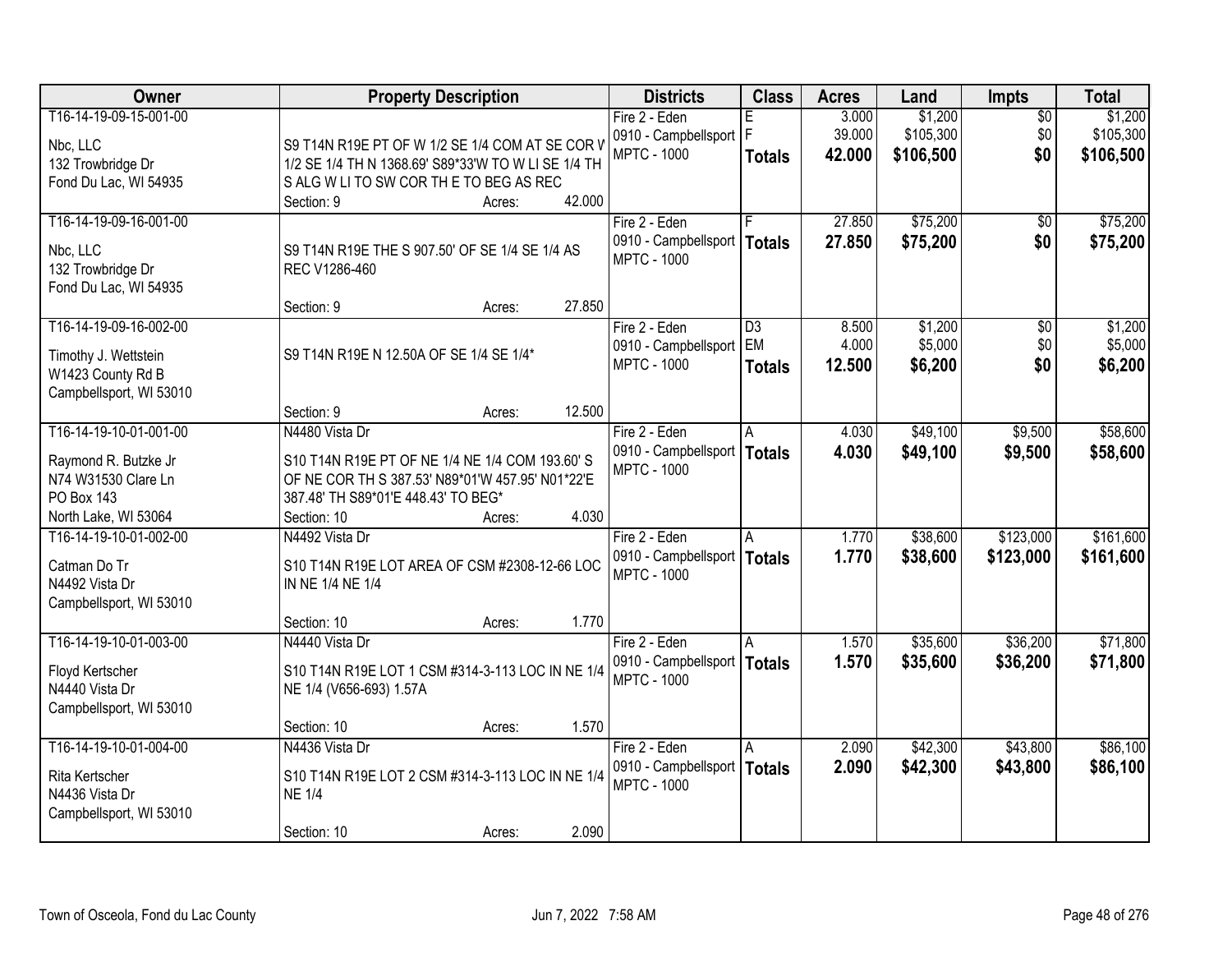| Owner | Property Description | Districts | Class | Acres | Land | Impts | Total |
|---|---|---|---|---|---|---|---|
| T16-14-19-09-15-001-00<br><br>Nbc, LLC<br>132 Trowbridge Dr<br>Fond Du Lac, WI 54935 | S9 T14N R19E PT OF W 1/2 SE 1/4 COM AT SE COR W 1/2 SE 1/4 TH N 1368.69' S89*33'W TO W LI SE 1/4 TH S ALG W LI TO SW COR TH E TO BEG AS REC<br>Section: 9 Acres: 42.000 | Fire 2 - Eden<br>0910 - Campbellsport<br>MPTC - 1000 | E<br>F<br>**Totals** | 3.000<br>39.000<br>**42.000** | $1,200<br>$105,300<br>**$106,500** | $0<br>$0<br>**$0** | $1,200<br>$105,300<br>**$106,500** |
| T16-14-19-09-16-001-00<br><br>Nbc, LLC<br>132 Trowbridge Dr<br>Fond Du Lac, WI 54935 | S9 T14N R19E THE S 907.50' OF SE 1/4 SE 1/4 AS REC V1286-460<br>Section: 9 Acres: 27.850 | Fire 2 - Eden<br>0910 - Campbellsport<br>MPTC - 1000 | F<br>**Totals** | 27.850<br>**27.850** | $75,200<br>**$75,200** | $0<br>**$0** | $75,200<br>**$75,200** |
| T16-14-19-09-16-002-00<br><br>Timothy J. Wettstein<br>W1423 County Rd B<br>Campbellsport, WI 53010 | S9 T14N R19E N 12.50A OF SE 1/4 SE 1/4*<br>Section: 9 Acres: 12.500 | Fire 2 - Eden<br>0910 - Campbellsport<br>MPTC - 1000 | D3<br>EM<br>**Totals** | 8.500<br>4.000<br>**12.500** | $1,200<br>$5,000<br>**$6,200** | $0<br>$0<br>**$0** | $1,200<br>$5,000<br>**$6,200** |
| T16-14-19-10-01-001-00<br><br>Raymond R. Butzke Jr<br>N74 W31530 Clare Ln<br>PO Box 143<br>North Lake, WI 53064 | N4480 Vista Dr<br>S10 T14N R19E PT OF NE 1/4 NE 1/4 COM 193.60' S OF NE COR TH S 387.53' N89*01'W 457.95' N01*22'E 387.48' TH S89*01'E 448.43' TO BEG*<br>Section: 10 Acres: 4.030 | Fire 2 - Eden<br>0910 - Campbellsport<br>MPTC - 1000 | A<br>**Totals** | 4.030<br>**4.030** | $49,100<br>**$49,100** | $9,500<br>**$9,500** | $58,600<br>**$58,600** |
| T16-14-19-10-01-002-00<br><br>Catman Do Tr<br>N4492 Vista Dr<br>Campbellsport, WI 53010 | N4492 Vista Dr<br>S10 T14N R19E LOT AREA OF CSM #2308-12-66 LOC IN NE 1/4 NE 1/4<br>Section: 10 Acres: 1.770 | Fire 2 - Eden<br>0910 - Campbellsport<br>MPTC - 1000 | A<br>**Totals** | 1.770<br>**1.770** | $38,600<br>**$38,600** | $123,000<br>**$123,000** | $161,600<br>**$161,600** |
| T16-14-19-10-01-003-00<br><br>Floyd Kertscher<br>N4440 Vista Dr<br>Campbellsport, WI 53010 | N4440 Vista Dr<br>S10 T14N R19E LOT 1 CSM #314-3-113 LOC IN NE 1/4 NE 1/4 (V656-693) 1.57A<br>Section: 10 Acres: 1.570 | Fire 2 - Eden<br>0910 - Campbellsport<br>MPTC - 1000 | A<br>**Totals** | 1.570<br>**1.570** | $35,600<br>**$35,600** | $36,200<br>**$36,200** | $71,800<br>**$71,800** |
| T16-14-19-10-01-004-00<br><br>Rita Kertscher<br>N4436 Vista Dr<br>Campbellsport, WI 53010 | N4436 Vista Dr<br>S10 T14N R19E LOT 2 CSM #314-3-113 LOC IN NE 1/4 NE 1/4<br>Section: 10 Acres: 2.090 | Fire 2 - Eden<br>0910 - Campbellsport<br>MPTC - 1000 | A<br>**Totals** | 2.090<br>**2.090** | $42,300<br>**$42,300** | $43,800<br>**$43,800** | $86,100<br>**$86,100** |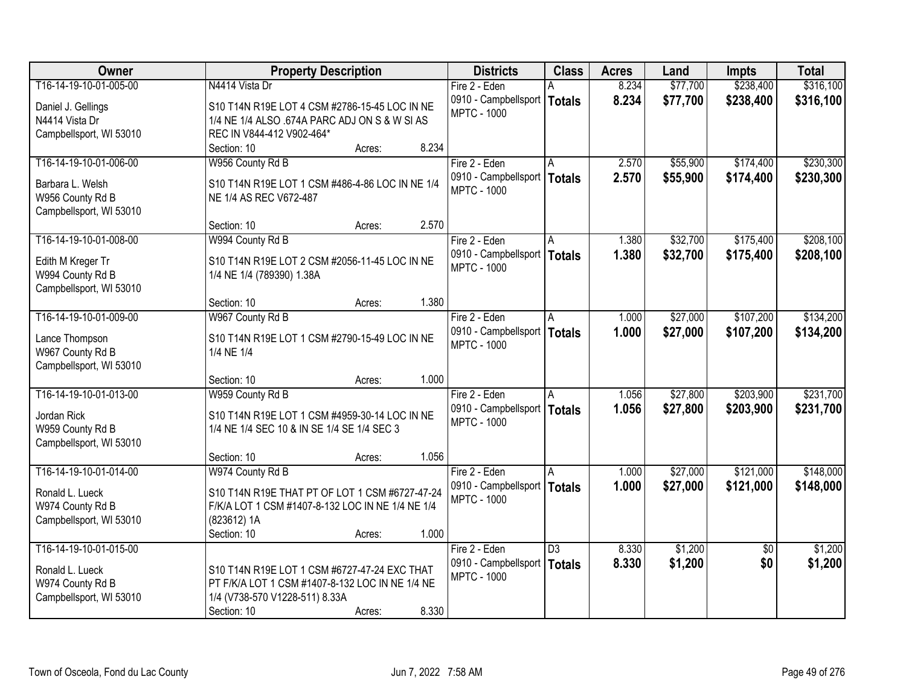| Owner | Property Description | Districts | Class | Acres | Land | Impts | Total |
|---|---|---|---|---|---|---|---|
| T16-14-19-10-01-005-00<br><br>Daniel J. Gellings<br>N4414 Vista Dr<br>Campbellsport, WI 53010 | N4414 Vista Dr<br><br>S10 T14N R19E LOT 4 CSM #2786-15-45 LOC IN NE 1/4 NE 1/4 ALSO .674A PARC ADJ ON S & W SI AS REC IN V844-412 V902-464*<br>Section: 10 Acres: 8.234 | Fire 2 - Eden<br>0910 - Campbellsport<br>MPTC - 1000 | A<br>**Totals** | 8.234<br>**8.234** | $77,700<br>**$77,700** | $238,400<br>**$238,400** | $316,100<br>**$316,100** |
| T16-14-19-10-01-006-00<br><br>Barbara L. Welsh<br>W956 County Rd B<br>Campbellsport, WI 53010 | W956 County Rd B<br><br>S10 T14N R19E LOT 1 CSM #486-4-86 LOC IN NE 1/4 NE 1/4 AS REC V672-487<br>Section: 10 Acres: 2.570 | Fire 2 - Eden<br>0910 - Campbellsport<br>MPTC - 1000 | A<br>**Totals** | 2.570<br>**2.570** | $55,900<br>**$55,900** | $174,400<br>**$174,400** | $230,300<br>**$230,300** |
| T16-14-19-10-01-008-00<br><br>Edith M Kreger Tr<br>W994 County Rd B<br>Campbellsport, WI 53010 | W994 County Rd B<br><br>S10 T14N R19E LOT 2 CSM #2056-11-45 LOC IN NE 1/4 NE 1/4 (789390) 1.38A<br>Section: 10 Acres: 1.380 | Fire 2 - Eden<br>0910 - Campbellsport<br>MPTC - 1000 | A<br>**Totals** | 1.380<br>**1.380** | $32,700<br>**$32,700** | $175,400<br>**$175,400** | $208,100<br>**$208,100** |
| T16-14-19-10-01-009-00<br><br>Lance Thompson<br>W967 County Rd B<br>Campbellsport, WI 53010 | W967 County Rd B<br><br>S10 T14N R19E LOT 1 CSM #2790-15-49 LOC IN NE 1/4 NE 1/4<br>Section: 10 Acres: 1.000 | Fire 2 - Eden<br>0910 - Campbellsport<br>MPTC - 1000 | A<br>**Totals** | 1.000<br>**1.000** | $27,000<br>**$27,000** | $107,200<br>**$107,200** | $134,200<br>**$134,200** |
| T16-14-19-10-01-013-00<br><br>Jordan Rick<br>W959 County Rd B<br>Campbellsport, WI 53010 | W959 County Rd B<br><br>S10 T14N R19E LOT 1 CSM #4959-30-14 LOC IN NE 1/4 NE 1/4 SEC 10 & IN SE 1/4 SE 1/4 SEC 3<br>Section: 10 Acres: 1.056 | Fire 2 - Eden<br>0910 - Campbellsport<br>MPTC - 1000 | A<br>**Totals** | 1.056<br>**1.056** | $27,800<br>**$27,800** | $203,900<br>**$203,900** | $231,700<br>**$231,700** |
| T16-14-19-10-01-014-00<br><br>Ronald L. Lueck<br>W974 County Rd B<br>Campbellsport, WI 53010 | W974 County Rd B<br><br>S10 T14N R19E THAT PT OF LOT 1 CSM #6727-47-24 F/K/A LOT 1 CSM #1407-8-132 LOC IN NE 1/4 NE 1/4 (823612) 1A<br>Section: 10 Acres: 1.000 | Fire 2 - Eden<br>0910 - Campbellsport<br>MPTC - 1000 | A<br>**Totals** | 1.000<br>**1.000** | $27,000<br>**$27,000** | $121,000<br>**$121,000** | $148,000<br>**$148,000** |
| T16-14-19-10-01-015-00<br><br>Ronald L. Lueck<br>W974 County Rd B<br>Campbellsport, WI 53010 | S10 T14N R19E LOT 1 CSM #6727-47-24 EXC THAT PT F/K/A LOT 1 CSM #1407-8-132 LOC IN NE 1/4 NE 1/4 (V738-570 V1228-511) 8.33A<br>Section: 10 Acres: 8.330 | Fire 2 - Eden<br>0910 - Campbellsport<br>MPTC - 1000 | D3<br>**Totals** | 8.330<br>**8.330** | $1,200<br>**$1,200** | $0<br>**$0** | $1,200<br>**$1,200** |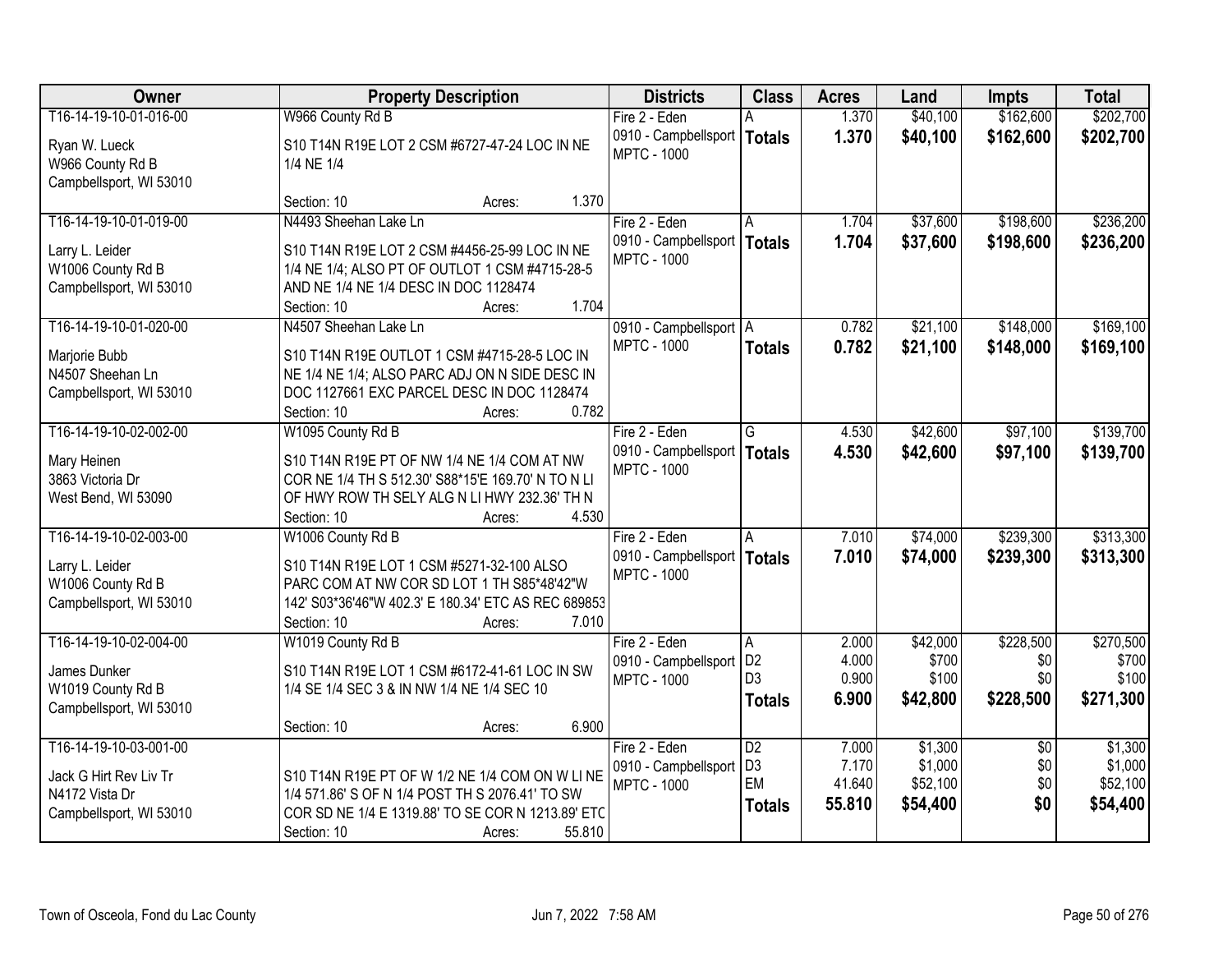| Owner | Property Description | Districts | Class | Acres | Land | Impts | Total |
|---|---|---|---|---|---|---|---|
| T16-14-19-10-01-016-00<br>Ryan W. Lueck<br>W966 County Rd B<br>Campbellsport, WI 53010 | W966 County Rd B<br>S10 T14N R19E LOT 2 CSM #6727-47-24 LOC IN NE 1/4 NE 1/4<br>Section: 10 Acres: 1.370 | Fire 2 - Eden<br>0910 - Campbellsport<br>MPTC - 1000 | A<br>**Totals** | 1.370<br>**1.370** | $40,100<br>**$40,100** | $162,600<br>**$162,600** | $202,700<br>**$202,700** |
| T16-14-19-10-01-019-00<br>Larry L. Leider<br>W1006 County Rd B<br>Campbellsport, WI 53010 | N4493 Sheehan Lake Ln<br>S10 T14N R19E LOT 2 CSM #4456-25-99 LOC IN NE 1/4 NE 1/4; ALSO PT OF OUTLOT 1 CSM #4715-28-5 AND NE 1/4 NE 1/4 DESC IN DOC 1128474<br>Section: 10 Acres: 1.704 | Fire 2 - Eden<br>0910 - Campbellsport<br>MPTC - 1000 | A<br>**Totals** | 1.704<br>**1.704** | $37,600<br>**$37,600** | $198,600<br>**$198,600** | $236,200<br>**$236,200** |
| T16-14-19-10-01-020-00<br>Marjorie Bubb<br>N4507 Sheehan Ln<br>Campbellsport, WI 53010 | N4507 Sheehan Lake Ln<br>S10 T14N R19E OUTLOT 1 CSM #4715-28-5 LOC IN NE 1/4 NE 1/4; ALSO PARC ADJ ON N SIDE DESC IN DOC 1127661 EXC PARCEL DESC IN DOC 1128474<br>Section: 10 Acres: 0.782 | 0910 - Campbellsport<br>MPTC - 1000 | A<br>**Totals** | 0.782<br>**0.782** | $21,100<br>**$21,100** | $148,000<br>**$148,000** | $169,100<br>**$169,100** |
| T16-14-19-10-02-002-00<br>Mary Heinen<br>3863 Victoria Dr<br>West Bend, WI 53090 | W1095 County Rd B<br>S10 T14N R19E PT OF NW 1/4 NE 1/4 COM AT NW COR NE 1/4 TH S 512.30' S88*15'E 169.70' N TO N LI OF HWY ROW TH SELY ALG N LI HWY 232.36' TH N<br>Section: 10 Acres: 4.530 | Fire 2 - Eden<br>0910 - Campbellsport<br>MPTC - 1000 | G<br>**Totals** | 4.530<br>**4.530** | $42,600<br>**$42,600** | $97,100<br>**$97,100** | $139,700<br>**$139,700** |
| T16-14-19-10-02-003-00<br>Larry L. Leider<br>W1006 County Rd B<br>Campbellsport, WI 53010 | W1006 County Rd B<br>S10 T14N R19E LOT 1 CSM #5271-32-100 ALSO PARC COM AT NW COR SD LOT 1 TH S85*48'42"W 142' S03*36'46"W 402.3' E 180.34' ETC AS REC 689853<br>Section: 10 Acres: 7.010 | Fire 2 - Eden<br>0910 - Campbellsport<br>MPTC - 1000 | A<br>**Totals** | 7.010<br>**7.010** | $74,000<br>**$74,000** | $239,300<br>**$239,300** | $313,300<br>**$313,300** |
| T16-14-19-10-02-004-00<br>James Dunker<br>W1019 County Rd B<br>Campbellsport, WI 53010 | W1019 County Rd B<br>S10 T14N R19E LOT 1 CSM #6172-41-61 LOC IN SW 1/4 SE 1/4 SEC 3 & IN NW 1/4 NE 1/4 SEC 10<br>Section: 10 Acres: 6.900 | Fire 2 - Eden<br>0910 - Campbellsport<br>MPTC - 1000 | A<br>D2<br>D3<br>**Totals** | 2.000<br>4.000<br>0.900<br>**6.900** | $42,000<br>$700<br>$100<br>**$42,800** | $228,500<br>$0<br>$0<br>**$228,500** | $270,500<br>$700<br>$100<br>**$271,300** |
| T16-14-19-10-03-001-00<br>Jack G Hirt Rev Liv Tr<br>N4172 Vista Dr<br>Campbellsport, WI 53010 | S10 T14N R19E PT OF W 1/2 NE 1/4 COM ON W LI NE 1/4 571.86' S OF N 1/4 POST TH S 2076.41' TO SW COR SD NE 1/4 E 1319.88' TO SE COR N 1213.89' ETC<br>Section: 10 Acres: 55.810 | Fire 2 - Eden<br>0910 - Campbellsport<br>MPTC - 1000 | D2<br>D3<br>EM<br>**Totals** | 7.000<br>7.170<br>41.640<br>**55.810** | $1,300<br>$1,000<br>$52,100<br>**$54,400** | $0<br>$0<br>$0<br>**$0** | $1,300<br>$1,000<br>$52,100<br>**$54,400** |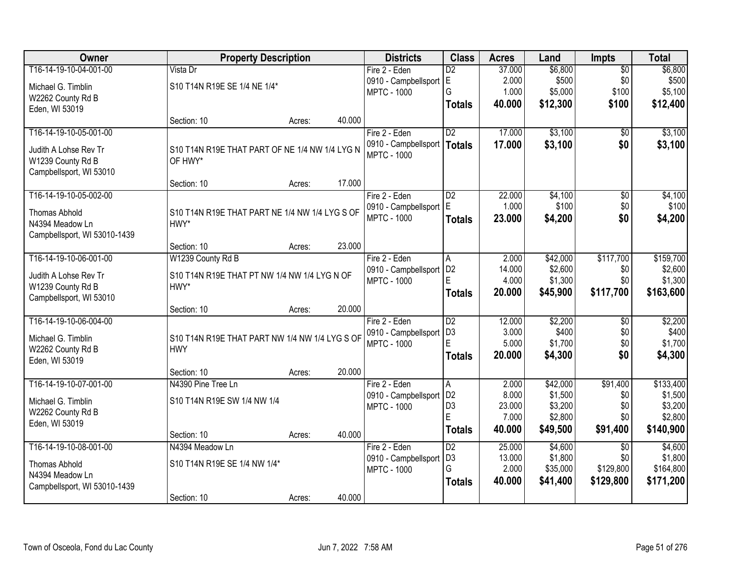| Owner | Property Description | Districts | Class | Acres | Land | Impts | Total |
|---|---|---|---|---|---|---|---|
| T16-14-19-10-04-001-00<br>Michael G. Timblin<br>W2262 County Rd B<br>Eden, WI 53019 | Vista Dr<br>S10 T14N R19E SE 1/4 NE 1/4*<br>Section: 10 Acres: 40.000 | Fire 2 - Eden<br>0910 - Campbellsport<br>MPTC - 1000 | D2<br>E<br>G<br>**Totals** | 37.000<br>2.000<br>1.000<br>**40.000** | $6,800<br>$500<br>$5,000<br>**$12,300** | $0<br>$0<br>$100<br>**$100** | $6,800<br>$500<br>$5,100<br>**$12,400** |
| T16-14-19-10-05-001-00<br>Judith A Lohse Rev Tr<br>W1239 County Rd B<br>Campbellsport, WI 53010 | S10 T14N R19E THAT PART OF NE 1/4 NW 1/4 LYG N OF HWY*<br>Section: 10 Acres: 17.000 | Fire 2 - Eden<br>0910 - Campbellsport<br>MPTC - 1000 | D2<br>**Totals** | 17.000<br>**17.000** | $3,100<br>**$3,100** | $0<br>**$0** | $3,100<br>**$3,100** |
| T16-14-19-10-05-002-00<br>Thomas Abhold<br>N4394 Meadow Ln<br>Campbellsport, WI 53010-1439 | S10 T14N R19E THAT PART NE 1/4 NW 1/4 LYG S OF HWY*<br>Section: 10 Acres: 23.000 | Fire 2 - Eden<br>0910 - Campbellsport<br>MPTC - 1000 | D2<br>E<br>**Totals** | 22.000<br>1.000<br>**23.000** | $4,100<br>$100<br>**$4,200** | $0<br>$0<br>**$0** | $4,100<br>$100<br>**$4,200** |
| T16-14-19-10-06-001-00<br>Judith A Lohse Rev Tr<br>W1239 County Rd B<br>Campbellsport, WI 53010 | W1239 County Rd B<br>S10 T14N R19E THAT PT NW 1/4 NW 1/4 LYG N OF HWY*<br>Section: 10 Acres: 20.000 | Fire 2 - Eden<br>0910 - Campbellsport<br>MPTC - 1000 | A<br>D2<br>E<br>**Totals** | 2.000<br>14.000<br>4.000<br>**20.000** | $42,000<br>$2,600<br>$1,300<br>**$45,900** | $117,700<br>$0<br>$0<br>**$117,700** | $159,700<br>$2,600<br>$1,300<br>**$163,600** |
| T16-14-19-10-06-004-00<br>Michael G. Timblin<br>W2262 County Rd B<br>Eden, WI 53019 | S10 T14N R19E THAT PART NW 1/4 NW 1/4 LYG S OF HWY<br>Section: 10 Acres: 20.000 | Fire 2 - Eden<br>0910 - Campbellsport<br>MPTC - 1000 | D2<br>D3<br>E<br>**Totals** | 12.000<br>3.000<br>5.000<br>**20.000** | $2,200<br>$400<br>$1,700<br>**$4,300** | $0<br>$0<br>$0<br>**$0** | $2,200<br>$400<br>$1,700<br>**$4,300** |
| T16-14-19-10-07-001-00<br>Michael G. Timblin<br>W2262 County Rd B<br>Eden, WI 53019 | N4390 Pine Tree Ln<br>S10 T14N R19E SW 1/4 NW 1/4<br>Section: 10 Acres: 40.000 | Fire 2 - Eden<br>0910 - Campbellsport<br>MPTC - 1000 | A<br>D2<br>D3<br>E<br>**Totals** | 2.000<br>8.000<br>23.000<br>7.000<br>**40.000** | $42,000<br>$1,500<br>$3,200<br>$2,800<br>**$49,500** | $91,400<br>$0<br>$0<br>$0<br>**$91,400** | $133,400<br>$1,500<br>$3,200<br>$2,800<br>**$140,900** |
| T16-14-19-10-08-001-00<br>Thomas Abhold<br>N4394 Meadow Ln<br>Campbellsport, WI 53010-1439 | N4394 Meadow Ln<br>S10 T14N R19E SE 1/4 NW 1/4*<br>Section: 10 Acres: 40.000 | Fire 2 - Eden<br>0910 - Campbellsport<br>MPTC - 1000 | D2<br>D3<br>G<br>**Totals** | 25.000<br>13.000<br>2.000<br>**40.000** | $4,600<br>$1,800<br>$35,000<br>**$41,400** | $0<br>$0<br>$129,800<br>**$129,800** | $4,600<br>$1,800<br>$164,800<br>**$171,200** |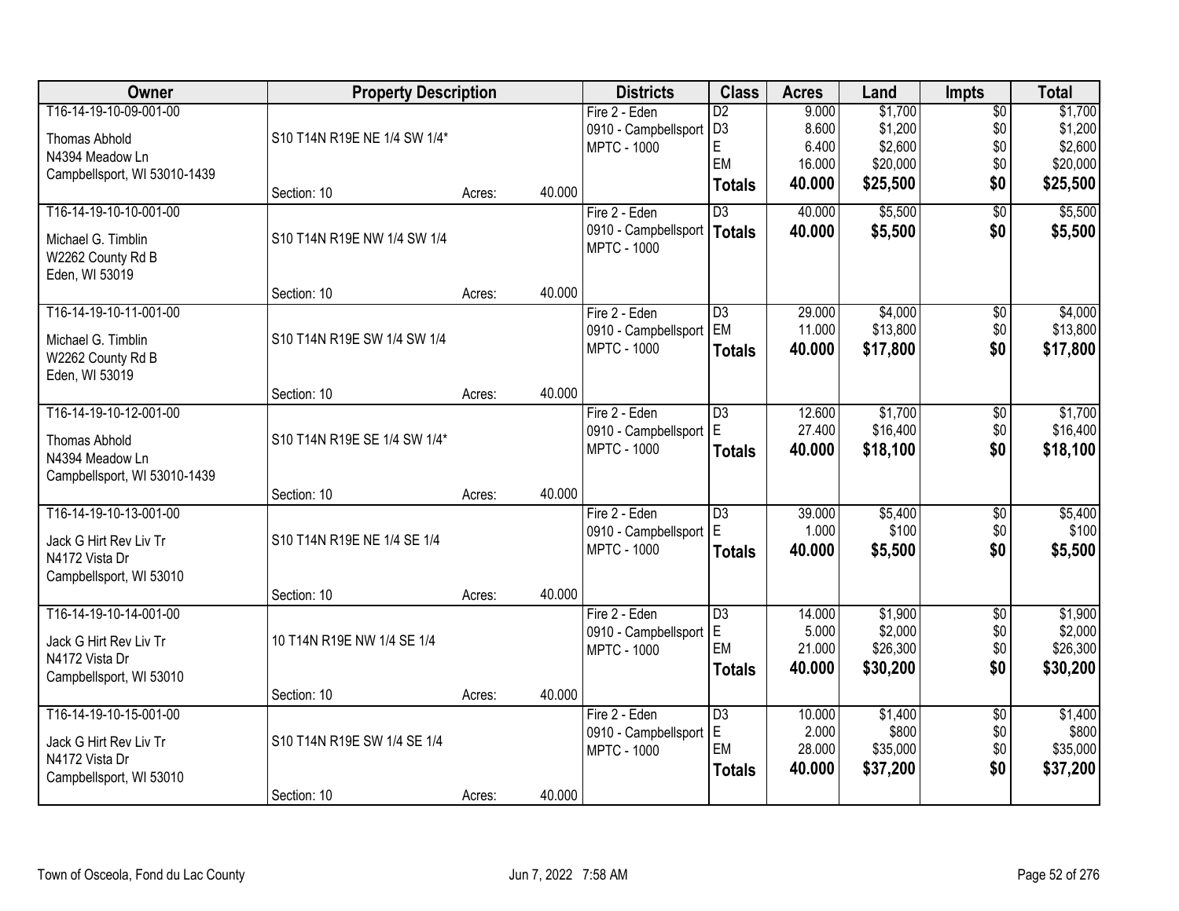| Owner | Property Description | | | Districts | Class | Acres | Land | Impts | Total |
|---|---|---|---|---|---|---|---|---|---|
| T16-14-19-10-09-001-00<br>Thomas Abhold<br>N4394 Meadow Ln<br>Campbellsport, WI 53010-1439 | S10 T14N R19E NE 1/4 SW 1/4* | | | Fire 2 - Eden<br>0910 - Campbellsport<br>MPTC - 1000 | D2<br>D3<br>E<br>EM<br>**Totals** | 9.000<br>8.600<br>6.400<br>16.000<br>**40.000** | $1,700<br>$1,200<br>$2,600<br>$20,000<br>**$25,500** | $0<br>$0<br>$0<br>$0<br>**$0** | $1,700<br>$1,200<br>$2,600<br>$20,000<br>**$25,500** |
| | Section: 10 | Acres: | 40.000 | | | | | | |
| T16-14-19-10-10-001-00<br>Michael G. Timblin<br>W2262 County Rd B<br>Eden, WI 53019 | S10 T14N R19E NW 1/4 SW 1/4 | | | Fire 2 - Eden<br>0910 - Campbellsport<br>MPTC - 1000 | D3<br>**Totals** | 40.000<br>**40.000** | $5,500<br>**$5,500** | $0<br>**$0** | $5,500<br>**$5,500** |
| | Section: 10 | Acres: | 40.000 | | | | | | |
| T16-14-19-10-11-001-00<br>Michael G. Timblin<br>W2262 County Rd B<br>Eden, WI 53019 | S10 T14N R19E SW 1/4 SW 1/4 | | | Fire 2 - Eden<br>0910 - Campbellsport<br>MPTC - 1000 | D3<br>EM<br>**Totals** | 29.000<br>11.000<br>**40.000** | $4,000<br>$13,800<br>**$17,800** | $0<br>$0<br>**$0** | $4,000<br>$13,800<br>**$17,800** |
| | Section: 10 | Acres: | 40.000 | | | | | | |
| T16-14-19-10-12-001-00<br>Thomas Abhold<br>N4394 Meadow Ln<br>Campbellsport, WI 53010-1439 | S10 T14N R19E SE 1/4 SW 1/4* | | | Fire 2 - Eden<br>0910 - Campbellsport<br>MPTC - 1000 | D3<br>E<br>**Totals** | 12.600<br>27.400<br>**40.000** | $1,700<br>$16,400<br>**$18,100** | $0<br>$0<br>**$0** | $1,700<br>$16,400<br>**$18,100** |
| | Section: 10 | Acres: | 40.000 | | | | | | |
| T16-14-19-10-13-001-00<br>Jack G Hirt Rev Liv Tr<br>N4172 Vista Dr<br>Campbellsport, WI 53010 | S10 T14N R19E NE 1/4 SE 1/4 | | | Fire 2 - Eden<br>0910 - Campbellsport<br>MPTC - 1000 | D3<br>E<br>**Totals** | 39.000<br>1.000<br>**40.000** | $5,400<br>$100<br>**$5,500** | $0<br>$0<br>**$0** | $5,400<br>$100<br>**$5,500** |
| | Section: 10 | Acres: | 40.000 | | | | | | |
| T16-14-19-10-14-001-00<br>Jack G Hirt Rev Liv Tr<br>N4172 Vista Dr<br>Campbellsport, WI 53010 | 10 T14N R19E NW 1/4 SE 1/4 | | | Fire 2 - Eden<br>0910 - Campbellsport<br>MPTC - 1000 | D3<br>E<br>EM<br>**Totals** | 14.000<br>5.000<br>21.000<br>**40.000** | $1,900<br>$2,000<br>$26,300<br>**$30,200** | $0<br>$0<br>$0<br>**$0** | $1,900<br>$2,000<br>$26,300<br>**$30,200** |
| | Section: 10 | Acres: | 40.000 | | | | | | |
| T16-14-19-10-15-001-00<br>Jack G Hirt Rev Liv Tr<br>N4172 Vista Dr<br>Campbellsport, WI 53010 | S10 T14N R19E SW 1/4 SE 1/4 | | | Fire 2 - Eden<br>0910 - Campbellsport<br>MPTC - 1000 | D3<br>E<br>EM<br>**Totals** | 10.000<br>2.000<br>28.000<br>**40.000** | $1,400<br>$800<br>$35,000<br>**$37,200** | $0<br>$0<br>$0<br>**$0** | $1,400<br>$800<br>$35,000<br>**$37,200** |
| | Section: 10 | Acres: | 40.000 | | | | | | |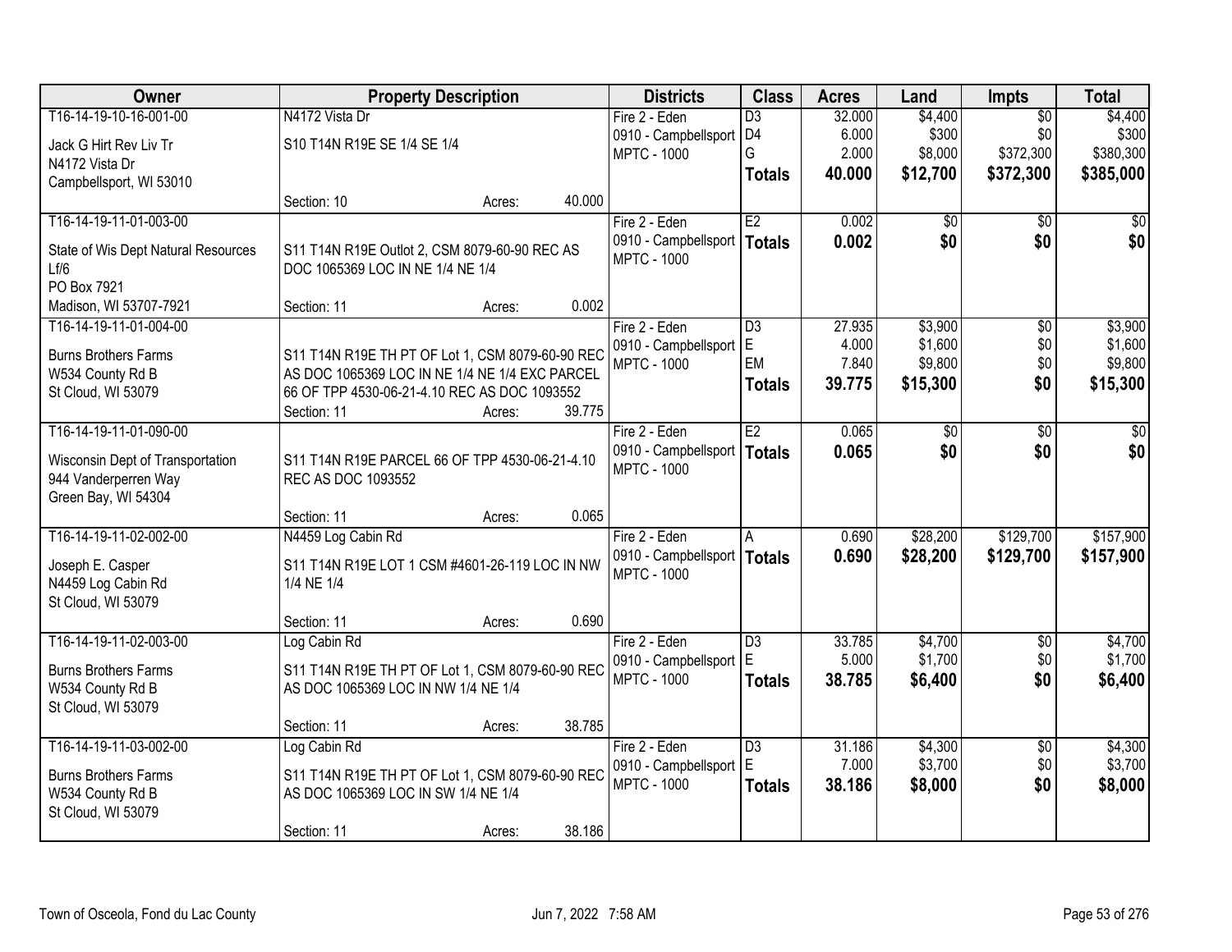| Owner | Property Description | Districts | Class | Acres | Land | Impts | Total |
|---|---|---|---|---|---|---|---|
| T16-14-19-10-16-001-00<br>Jack G Hirt Rev Liv Tr<br>N4172 Vista Dr<br>Campbellsport, WI 53010 | N4172 Vista Dr<br>S10 T14N R19E SE 1/4 SE 1/4<br>Section: 10 Acres: 40.000 | Fire 2 - Eden<br>0910 - Campbellsport<br>MPTC - 1000 | D3<br>D4<br>G<br>**Totals** | 32.000<br>6.000<br>2.000<br>**40.000** | $4,400<br>$300<br>$8,000<br>**$12,700** | $0<br>$0<br>$372,300<br>**$372,300** | $4,400<br>$300<br>$380,300<br>**$385,000** |
| T16-14-19-11-01-003-00<br>State of Wis Dept Natural Resources<br>Lf/6<br>PO Box 7921<br>Madison, WI 53707-7921 | S11 T14N R19E Outlot 2, CSM 8079-60-90 REC AS DOC 1065369 LOC IN NE 1/4 NE 1/4<br>Section: 11 Acres: 0.002 | Fire 2 - Eden<br>0910 - Campbellsport<br>MPTC - 1000 | E2<br>**Totals** | 0.002<br>**0.002** | $0<br>**$0** | $0<br>**$0** | $0<br>**$0** |
| T16-14-19-11-01-004-00<br>Burns Brothers Farms<br>W534 County Rd B<br>St Cloud, WI 53079 | S11 T14N R19E TH PT OF Lot 1, CSM 8079-60-90 REC AS DOC 1065369 LOC IN NE 1/4 NE 1/4 EXC PARCEL 66 OF TPP 4530-06-21-4.10 REC AS DOC 1093552<br>Section: 11 Acres: 39.775 | Fire 2 - Eden<br>0910 - Campbellsport<br>MPTC - 1000 | D3<br>E<br>EM<br>**Totals** | 27.935<br>4.000<br>7.840<br>**39.775** | $3,900<br>$1,600<br>$9,800<br>**$15,300** | $0<br>$0<br>$0<br>**$0** | $3,900<br>$1,600<br>$9,800<br>**$15,300** |
| T16-14-19-11-01-090-00<br>Wisconsin Dept of Transportation<br>944 Vanderperren Way<br>Green Bay, WI 54304 | S11 T14N R19E PARCEL 66 OF TPP 4530-06-21-4.10 REC AS DOC 1093552<br>Section: 11 Acres: 0.065 | Fire 2 - Eden<br>0910 - Campbellsport<br>MPTC - 1000 | E2<br>**Totals** | 0.065<br>**0.065** | $0<br>**$0** | $0<br>**$0** | $0<br>**$0** |
| T16-14-19-11-02-002-00<br>Joseph E. Casper<br>N4459 Log Cabin Rd<br>St Cloud, WI 53079 | N4459 Log Cabin Rd<br>S11 T14N R19E LOT 1 CSM #4601-26-119 LOC IN NW 1/4 NE 1/4<br>Section: 11 Acres: 0.690 | Fire 2 - Eden<br>0910 - Campbellsport<br>MPTC - 1000 | A<br>**Totals** | 0.690<br>**0.690** | $28,200<br>**$28,200** | $129,700<br>**$129,700** | $157,900<br>**$157,900** |
| T16-14-19-11-02-003-00<br>Burns Brothers Farms<br>W534 County Rd B<br>St Cloud, WI 53079 | Log Cabin Rd<br>S11 T14N R19E TH PT OF Lot 1, CSM 8079-60-90 REC AS DOC 1065369 LOC IN NW 1/4 NE 1/4<br>Section: 11 Acres: 38.785 | Fire 2 - Eden<br>0910 - Campbellsport<br>MPTC - 1000 | D3<br>E<br>**Totals** | 33.785<br>5.000<br>**38.785** | $4,700<br>$1,700<br>**$6,400** | $0<br>$0<br>**$0** | $4,700<br>$1,700<br>**$6,400** |
| T16-14-19-11-03-002-00<br>Burns Brothers Farms<br>W534 County Rd B<br>St Cloud, WI 53079 | Log Cabin Rd<br>S11 T14N R19E TH PT OF Lot 1, CSM 8079-60-90 REC AS DOC 1065369 LOC IN SW 1/4 NE 1/4<br>Section: 11 Acres: 38.186 | Fire 2 - Eden<br>0910 - Campbellsport<br>MPTC - 1000 | D3<br>E<br>**Totals** | 31.186<br>7.000<br>**38.186** | $4,300<br>$3,700<br>**$8,000** | $0<br>$0<br>**$0** | $4,300<br>$3,700<br>**$8,000** |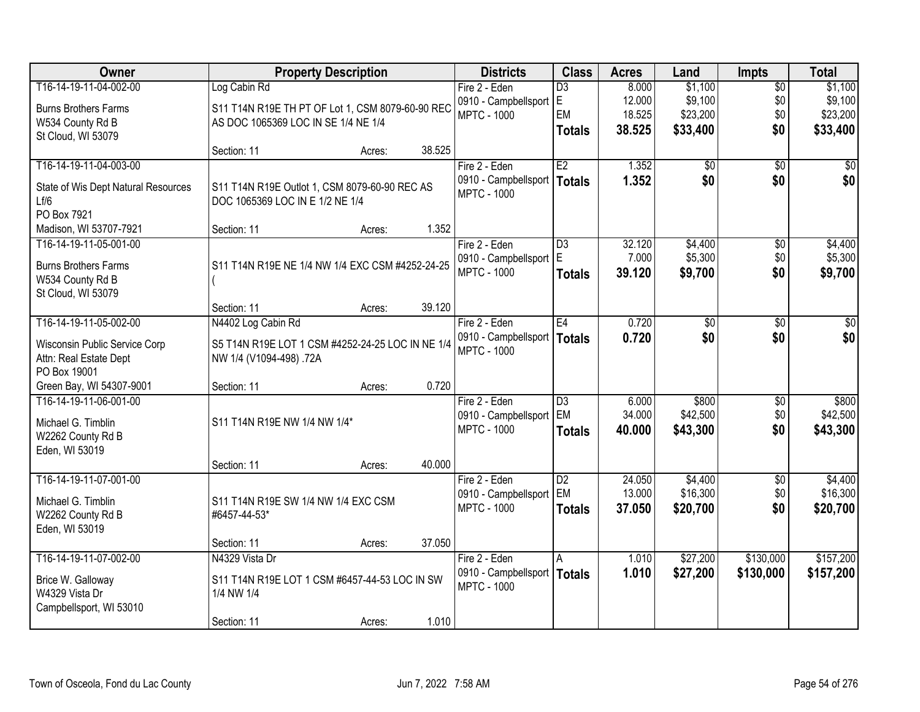| Owner | Property Description | Districts | Class | Acres | Land | Impts | Total |
|---|---|---|---|---|---|---|---|
| T16-14-19-11-04-002-00<br>Burns Brothers Farms<br>W534 County Rd B<br>St Cloud, WI 53079 | Log Cabin Rd<br>S11 T14N R19E TH PT OF Lot 1, CSM 8079-60-90 REC AS DOC 1065369 LOC IN SE 1/4 NE 1/4<br>Section: 11 Acres: 38.525 | Fire 2 - Eden<br>0910 - Campbellsport<br>MPTC - 1000 | D3<br>E<br>EM<br>**Totals** | 8.000<br>12.000<br>18.525<br>**38.525** | $1,100<br>$9,100<br>$23,200<br>**$33,400** | $0<br>$0<br>$0<br>**$0** | $1,100<br>$9,100<br>$23,200<br>**$33,400** |
| T16-14-19-11-04-003-00<br>State of Wis Dept Natural Resources<br>Lf/6<br>PO Box 7921<br>Madison, WI 53707-7921 | S11 T14N R19E Outlot 1, CSM 8079-60-90 REC AS DOC 1065369 LOC IN E 1/2 NE 1/4<br>Section: 11 Acres: 1.352 | Fire 2 - Eden<br>0910 - Campbellsport<br>MPTC - 1000 | E2<br>**Totals** | 1.352<br>**1.352** | $0<br>**$0** | $0<br>**$0** | $0<br>**$0** |
| T16-14-19-11-05-001-00<br>Burns Brothers Farms<br>W534 County Rd B<br>St Cloud, WI 53079 | S11 T14N R19E NE 1/4 NW 1/4 EXC CSM #4252-24-25 (<br>Section: 11 Acres: 39.120 | Fire 2 - Eden<br>0910 - Campbellsport<br>MPTC - 1000 | D3<br>E<br>**Totals** | 32.120<br>7.000<br>**39.120** | $4,400<br>$5,300<br>**$9,700** | $0<br>$0<br>**$0** | $4,400<br>$5,300<br>**$9,700** |
| T16-14-19-11-05-002-00<br>Wisconsin Public Service Corp<br>Attn: Real Estate Dept<br>PO Box 19001<br>Green Bay, WI 54307-9001 | N4402 Log Cabin Rd<br>S5 T14N R19E LOT 1 CSM #4252-24-25 LOC IN NE 1/4 NW 1/4 (V1094-498) .72A<br>Section: 11 Acres: 0.720 | Fire 2 - Eden<br>0910 - Campbellsport<br>MPTC - 1000 | E4<br>**Totals** | 0.720<br>**0.720** | $0<br>**$0** | $0<br>**$0** | $0<br>**$0** |
| T16-14-19-11-06-001-00<br>Michael G. Timblin<br>W2262 County Rd B<br>Eden, WI 53019 | S11 T14N R19E NW 1/4 NW 1/4*<br>Section: 11 Acres: 40.000 | Fire 2 - Eden<br>0910 - Campbellsport<br>MPTC - 1000 | D3<br>EM<br>**Totals** | 6.000<br>34.000<br>**40.000** | $800<br>$42,500<br>**$43,300** | $0<br>$0<br>**$0** | $800<br>$42,500<br>**$43,300** |
| T16-14-19-11-07-001-00<br>Michael G. Timblin<br>W2262 County Rd B<br>Eden, WI 53019 | S11 T14N R19E SW 1/4 NW 1/4 EXC CSM #6457-44-53*<br>Section: 11 Acres: 37.050 | Fire 2 - Eden<br>0910 - Campbellsport<br>MPTC - 1000 | D2<br>EM<br>**Totals** | 24.050<br>13.000<br>**37.050** | $4,400<br>$16,300<br>**$20,700** | $0<br>$0<br>**$0** | $4,400<br>$16,300<br>**$20,700** |
| T16-14-19-11-07-002-00<br>Brice W. Galloway<br>W4329 Vista Dr<br>Campbellsport, WI 53010 | N4329 Vista Dr<br>S11 T14N R19E LOT 1 CSM #6457-44-53 LOC IN SW 1/4 NW 1/4<br>Section: 11 Acres: 1.010 | Fire 2 - Eden<br>0910 - Campbellsport<br>MPTC - 1000 | A<br>**Totals** | 1.010<br>**1.010** | $27,200<br>**$27,200** | $130,000<br>**$130,000** | $157,200<br>**$157,200** |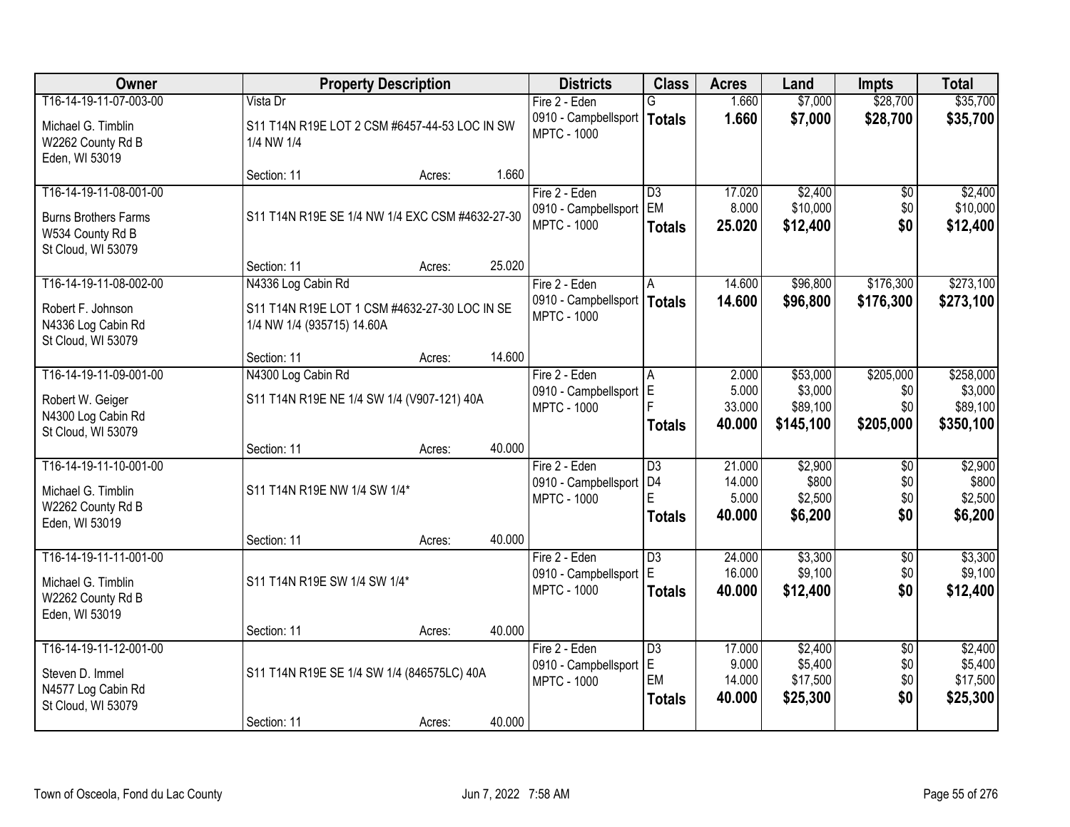| Owner | Property Description | Districts | Class | Acres | Land | Impts | Total |
|---|---|---|---|---|---|---|---|
| T16-14-19-11-07-003-00<br>Michael G. Timblin<br>W2262 County Rd B<br>Eden, WI 53019 | Vista Dr<br>S11 T14N R19E LOT 2 CSM #6457-44-53 LOC IN SW 1/4 NW 1/4<br>Section: 11 Acres: 1.660 | Fire 2 - Eden<br>0910 - Campbellsport<br>MPTC - 1000 | G<br>**Totals** | 1.660<br>**1.660** | $7,000<br>**$7,000** | $28,700<br>**$28,700** | $35,700<br>**$35,700** |
| T16-14-19-11-08-001-00<br>Burns Brothers Farms<br>W534 County Rd B<br>St Cloud, WI 53079 | S11 T14N R19E SE 1/4 NW 1/4 EXC CSM #4632-27-30<br>Section: 11 Acres: 25.020 | Fire 2 - Eden<br>0910 - Campbellsport<br>MPTC - 1000 | D3<br>EM<br>**Totals** | 17.020<br>8.000<br>**25.020** | $2,400<br>$10,000<br>**$12,400** | $0<br>$0<br>**$0** | $2,400<br>$10,000<br>**$12,400** |
| T16-14-19-11-08-002-00<br>Robert F. Johnson<br>N4336 Log Cabin Rd<br>St Cloud, WI 53079 | N4336 Log Cabin Rd<br>S11 T14N R19E LOT 1 CSM #4632-27-30 LOC IN SE 1/4 NW 1/4 (935715) 14.60A<br>Section: 11 Acres: 14.600 | Fire 2 - Eden<br>0910 - Campbellsport<br>MPTC - 1000 | A<br>**Totals** | 14.600<br>**14.600** | $96,800<br>**$96,800** | $176,300<br>**$176,300** | $273,100<br>**$273,100** |
| T16-14-19-11-09-001-00<br>Robert W. Geiger<br>N4300 Log Cabin Rd<br>St Cloud, WI 53079 | N4300 Log Cabin Rd<br>S11 T14N R19E NE 1/4 SW 1/4 (V907-121) 40A<br>Section: 11 Acres: 40.000 | Fire 2 - Eden<br>0910 - Campbellsport<br>MPTC - 1000 | A<br>E<br>F<br>**Totals** | 2.000<br>5.000<br>33.000<br>**40.000** | $53,000<br>$3,000<br>$89,100<br>**$145,100** | $205,000<br>$0<br>$0<br>**$205,000** | $258,000<br>$3,000<br>$89,100<br>**$350,100** |
| T16-14-19-11-10-001-00<br>Michael G. Timblin<br>W2262 County Rd B<br>Eden, WI 53019 | S11 T14N R19E NW 1/4 SW 1/4*<br>Section: 11 Acres: 40.000 | Fire 2 - Eden<br>0910 - Campbellsport<br>MPTC - 1000 | D3<br>D4<br>E<br>**Totals** | 21.000<br>14.000<br>5.000<br>**40.000** | $2,900<br>$800<br>$2,500<br>**$6,200** | $0<br>$0<br>$0<br>**$0** | $2,900<br>$800<br>$2,500<br>**$6,200** |
| T16-14-19-11-11-001-00<br>Michael G. Timblin<br>W2262 County Rd B<br>Eden, WI 53019 | S11 T14N R19E SW 1/4 SW 1/4*<br>Section: 11 Acres: 40.000 | Fire 2 - Eden<br>0910 - Campbellsport<br>MPTC - 1000 | D3<br>E<br>**Totals** | 24.000<br>16.000<br>**40.000** | $3,300<br>$9,100<br>**$12,400** | $0<br>$0<br>**$0** | $3,300<br>$9,100<br>**$12,400** |
| T16-14-19-11-12-001-00<br>Steven D. Immel<br>N4577 Log Cabin Rd<br>St Cloud, WI 53079 | S11 T14N R19E SE 1/4 SW 1/4 (846575LC) 40A<br>Section: 11 Acres: 40.000 | Fire 2 - Eden<br>0910 - Campbellsport<br>MPTC - 1000 | D3<br>E<br>EM<br>**Totals** | 17.000<br>9.000<br>14.000<br>**40.000** | $2,400<br>$5,400<br>$17,500<br>**$25,300** | $0<br>$0<br>$0<br>**$0** | $2,400<br>$5,400<br>$17,500<br>**$25,300** |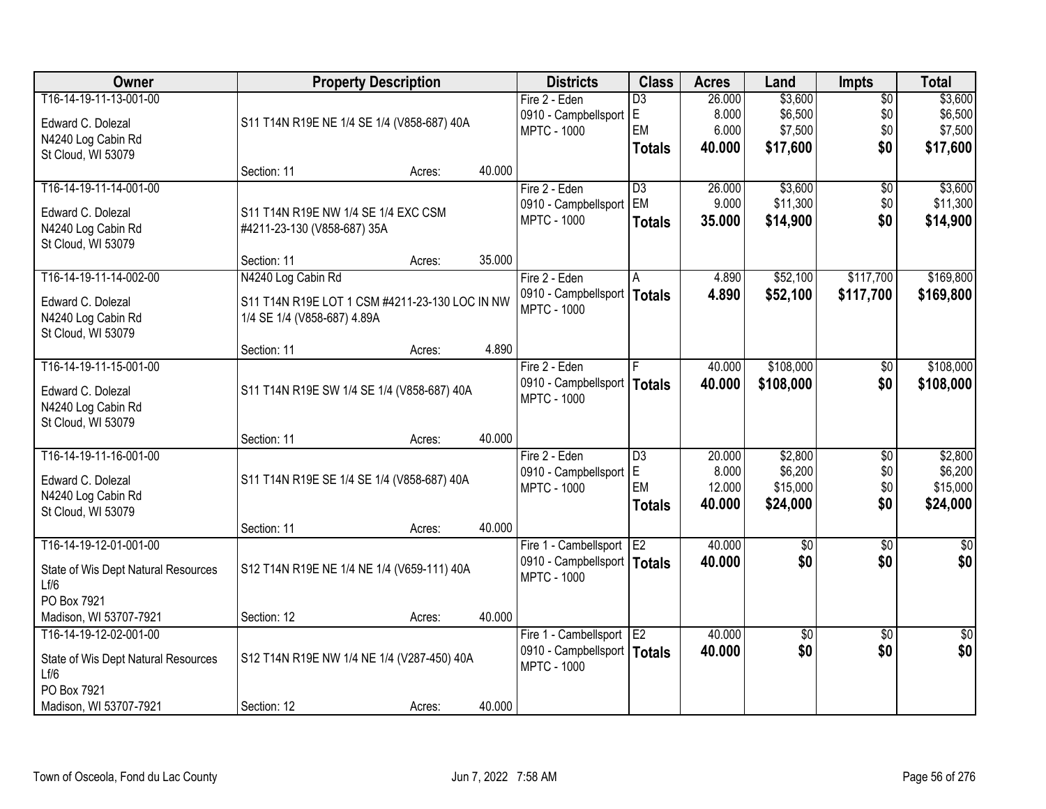| Owner | Property Description | Districts | Class | Acres | Land | Impts | Total |
|---|---|---|---|---|---|---|---|
| T16-14-19-11-13-001-00<br>Edward C. Dolezal<br>N4240 Log Cabin Rd<br>St Cloud, WI 53079 | S11 T14N R19E NE 1/4 SE 1/4 (V858-687) 40A<br>Section: 11 Acres: 40.000 | Fire 2 - Eden<br>0910 - Campbellsport<br>MPTC - 1000 | D3<br>E<br>EM<br>**Totals** | 26.000<br>8.000<br>6.000<br>**40.000** | $3,600<br>$6,500<br>$7,500<br>**$17,600** | $0<br>$0<br>$0<br>**$0** | $3,600<br>$6,500<br>$7,500<br>**$17,600** |
| T16-14-19-11-14-001-00<br>Edward C. Dolezal<br>N4240 Log Cabin Rd<br>St Cloud, WI 53079 | S11 T14N R19E NW 1/4 SE 1/4 EXC CSM #4211-23-130 (V858-687) 35A<br>Section: 11 Acres: 35.000 | Fire 2 - Eden<br>0910 - Campbellsport<br>MPTC - 1000 | D3<br>EM<br>**Totals** | 26.000<br>9.000<br>**35.000** | $3,600<br>$11,300<br>**$14,900** | $0<br>$0<br>**$0** | $3,600<br>$11,300<br>**$14,900** |
| T16-14-19-11-14-002-00<br>Edward C. Dolezal<br>N4240 Log Cabin Rd<br>St Cloud, WI 53079 | N4240 Log Cabin Rd<br>S11 T14N R19E LOT 1 CSM #4211-23-130 LOC IN NW 1/4 SE 1/4 (V858-687) 4.89A<br>Section: 11 Acres: 4.890 | Fire 2 - Eden<br>0910 - Campbellsport<br>MPTC - 1000 | A<br>**Totals** | 4.890<br>**4.890** | $52,100<br>**$52,100** | $117,700<br>**$117,700** | $169,800<br>**$169,800** |
| T16-14-19-11-15-001-00<br>Edward C. Dolezal<br>N4240 Log Cabin Rd<br>St Cloud, WI 53079 | S11 T14N R19E SW 1/4 SE 1/4 (V858-687) 40A<br>Section: 11 Acres: 40.000 | Fire 2 - Eden<br>0910 - Campbellsport<br>MPTC - 1000 | F<br>**Totals** | 40.000<br>**40.000** | $108,000<br>**$108,000** | $0<br>**$0** | $108,000<br>**$108,000** |
| T16-14-19-11-16-001-00<br>Edward C. Dolezal<br>N4240 Log Cabin Rd<br>St Cloud, WI 53079 | S11 T14N R19E SE 1/4 SE 1/4 (V858-687) 40A<br>Section: 11 Acres: 40.000 | Fire 2 - Eden<br>0910 - Campbellsport<br>MPTC - 1000 | D3<br>E<br>EM<br>**Totals** | 20.000<br>8.000<br>12.000<br>**40.000** | $2,800<br>$6,200<br>$15,000<br>**$24,000** | $0<br>$0<br>$0<br>**$0** | $2,800<br>$6,200<br>$15,000<br>**$24,000** |
| T16-14-19-12-01-001-00<br>State of Wis Dept Natural Resources Lf/6<br>PO Box 7921<br>Madison, WI 53707-7921 | S12 T14N R19E NE 1/4 NE 1/4 (V659-111) 40A<br>Section: 12 Acres: 40.000 | Fire 1 - Cambellsport<br>0910 - Campbellsport<br>MPTC - 1000 | E2<br>**Totals** | 40.000<br>**40.000** | $0<br>**$0** | $0<br>**$0** | $0<br>**$0** |
| T16-14-19-12-02-001-00<br>State of Wis Dept Natural Resources Lf/6<br>PO Box 7921<br>Madison, WI 53707-7921 | S12 T14N R19E NW 1/4 NE 1/4 (V287-450) 40A<br>Section: 12 Acres: 40.000 | Fire 1 - Cambellsport<br>0910 - Campbellsport<br>MPTC - 1000 | E2<br>**Totals** | 40.000<br>**40.000** | $0<br>**$0** | $0<br>**$0** | $0<br>**$0** |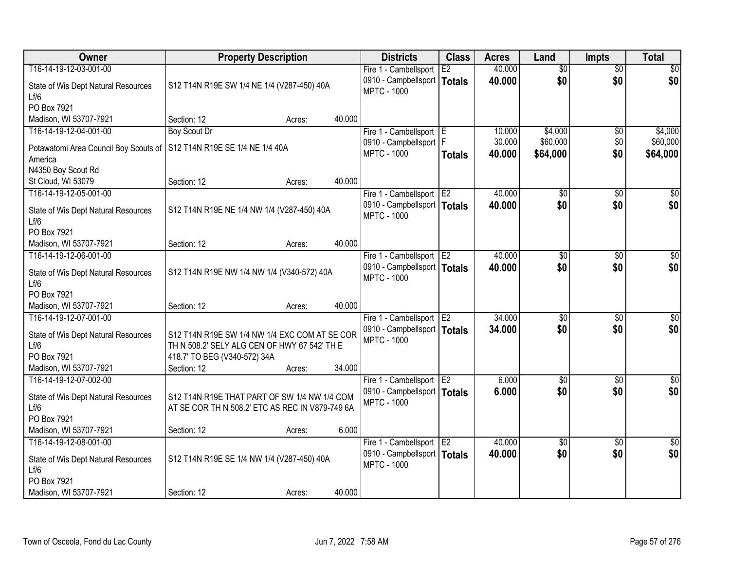| Owner | Property Description | Districts | Class | Acres | Land | Impts | Total |
|---|---|---|---|---|---|---|---|
| T16-14-19-12-03-001-00<br>State of Wis Dept Natural Resources Lf/6<br>PO Box 7921<br>Madison, WI 53707-7921 | S12 T14N R19E SW 1/4 NE 1/4 (V287-450) 40A<br>Section: 12 Acres: 40.000 | Fire 1 - Cambellsport<br>0910 - Campbellsport<br>MPTC - 1000 | E2<br>**Totals** | 40.000<br>**40.000** | $0<br>**$0** | $0<br>**$0** | $0<br>**$0** |
| T16-14-19-12-04-001-00<br>Potawatomi Area Council Boy Scouts of America<br>N4350 Boy Scout Rd<br>St Cloud, WI 53079 | Boy Scout Dr<br>S12 T14N R19E SE 1/4 NE 1/4 40A<br>Section: 12 Acres: 40.000 | Fire 1 - Cambellsport<br>0910 - Campbellsport<br>MPTC - 1000 | E<br>F<br>**Totals** | 10.000<br>30.000<br>**40.000** | $4,000<br>$60,000<br>**$64,000** | $0<br>$0<br>**$0** | $4,000<br>$60,000<br>**$64,000** |
| T16-14-19-12-05-001-00<br>State of Wis Dept Natural Resources Lf/6<br>PO Box 7921<br>Madison, WI 53707-7921 | S12 T14N R19E NE 1/4 NW 1/4 (V287-450) 40A<br>Section: 12 Acres: 40.000 | Fire 1 - Cambellsport<br>0910 - Campbellsport<br>MPTC - 1000 | E2<br>**Totals** | 40.000<br>**40.000** | $0<br>**$0** | $0<br>**$0** | $0<br>**$0** |
| T16-14-19-12-06-001-00<br>State of Wis Dept Natural Resources Lf/6<br>PO Box 7921<br>Madison, WI 53707-7921 | S12 T14N R19E NW 1/4 NW 1/4 (V340-572) 40A<br>Section: 12 Acres: 40.000 | Fire 1 - Cambellsport<br>0910 - Campbellsport<br>MPTC - 1000 | E2<br>**Totals** | 40.000<br>**40.000** | $0<br>**$0** | $0<br>**$0** | $0<br>**$0** |
| T16-14-19-12-07-001-00<br>State of Wis Dept Natural Resources Lf/6<br>PO Box 7921<br>Madison, WI 53707-7921 | S12 T14N R19E SW 1/4 NW 1/4 EXC COM AT SE COR TH N 508.2' SELY ALG CEN OF HWY 67 542' TH E 418.7' TO BEG (V340-572) 34A<br>Section: 12 Acres: 34.000 | Fire 1 - Cambellsport<br>0910 - Campbellsport<br>MPTC - 1000 | E2<br>**Totals** | 34.000<br>**34.000** | $0<br>**$0** | $0<br>**$0** | $0<br>**$0** |
| T16-14-19-12-07-002-00<br>State of Wis Dept Natural Resources Lf/6<br>PO Box 7921<br>Madison, WI 53707-7921 | S12 T14N R19E THAT PART OF SW 1/4 NW 1/4 COM AT SE COR TH N 508.2' ETC AS REC IN V879-749 6A<br>Section: 12 Acres: 6.000 | Fire 1 - Cambellsport<br>0910 - Campbellsport<br>MPTC - 1000 | E2<br>**Totals** | 6.000<br>**6.000** | $0<br>**$0** | $0<br>**$0** | $0<br>**$0** |
| T16-14-19-12-08-001-00<br>State of Wis Dept Natural Resources Lf/6<br>PO Box 7921<br>Madison, WI 53707-7921 | S12 T14N R19E SE 1/4 NW 1/4 (V287-450) 40A<br>Section: 12 Acres: 40.000 | Fire 1 - Cambellsport<br>0910 - Campbellsport<br>MPTC - 1000 | E2<br>**Totals** | 40.000<br>**40.000** | $0<br>**$0** | $0<br>**$0** | $0<br>**$0** |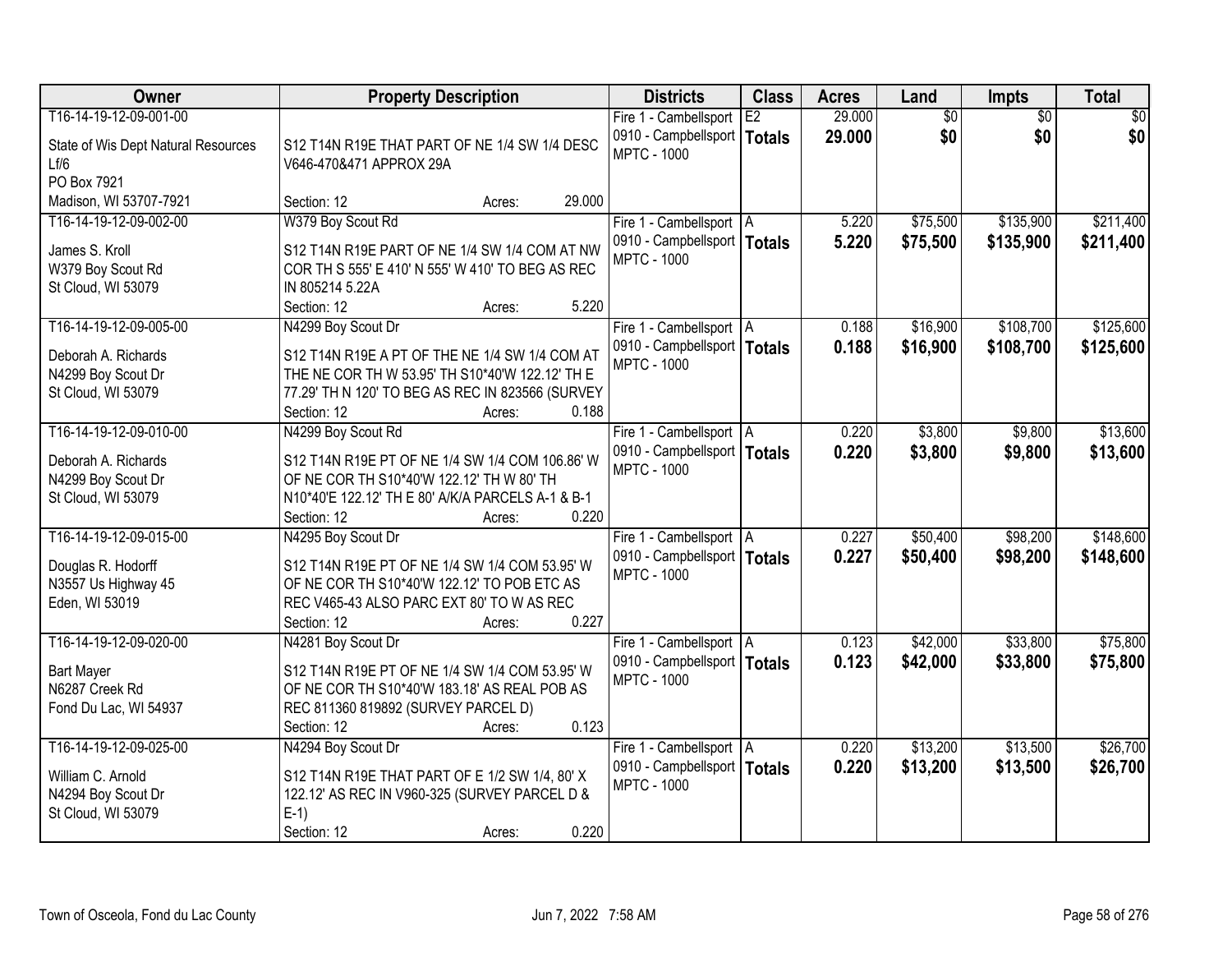| Owner | Property Description | Districts | Class | Acres | Land | Impts | Total |
|---|---|---|---|---|---|---|---|
| T16-14-19-12-09-001-00<br>State of Wis Dept Natural Resources Lf/6<br>PO Box 7921<br>Madison, WI 53707-7921 | S12 T14N R19E THAT PART OF NE 1/4 SW 1/4 DESC V646-470&471 APPROX 29A<br>Section: 12 Acres: 29.000 | Fire 1 - Cambellsport<br>0910 - Campbellsport<br>MPTC - 1000 | E2<br>**Totals** | 29.000<br>**29.000** | $0<br>**$0** | $0<br>**$0** | $0<br>**$0** |
| T16-14-19-12-09-002-00<br>James S. Kroll<br>W379 Boy Scout Rd<br>St Cloud, WI 53079 | W379 Boy Scout Rd<br>S12 T14N R19E PART OF NE 1/4 SW 1/4 COM AT NW COR TH S 555' E 410' N 555' W 410' TO BEG AS REC IN 805214 5.22A<br>Section: 12 Acres: 5.220 | Fire 1 - Cambellsport<br>0910 - Campbellsport<br>MPTC - 1000 | A<br>**Totals** | 5.220<br>**5.220** | $75,500<br>**$75,500** | $135,900<br>**$135,900** | $211,400<br>**$211,400** |
| T16-14-19-12-09-005-00<br>Deborah A. Richards<br>N4299 Boy Scout Dr<br>St Cloud, WI 53079 | N4299 Boy Scout Dr<br>S12 T14N R19E A PT OF THE NE 1/4 SW 1/4 COM AT THE NE COR TH W 53.95' TH S10*40'W 122.12' TH E 77.29' TH N 120' TO BEG AS REC IN 823566 (SURVEY<br>Section: 12 Acres: 0.188 | Fire 1 - Cambellsport<br>0910 - Campbellsport<br>MPTC - 1000 | A<br>**Totals** | 0.188<br>**0.188** | $16,900<br>**$16,900** | $108,700<br>**$108,700** | $125,600<br>**$125,600** |
| T16-14-19-12-09-010-00<br>Deborah A. Richards<br>N4299 Boy Scout Dr<br>St Cloud, WI 53079 | N4299 Boy Scout Rd<br>S12 T14N R19E PT OF NE 1/4 SW 1/4 COM 106.86' W OF NE COR TH S10*40'W 122.12' TH W 80' TH N10*40'E 122.12' TH E 80' A/K/A PARCELS A-1 & B-1<br>Section: 12 Acres: 0.220 | Fire 1 - Cambellsport<br>0910 - Campbellsport<br>MPTC - 1000 | A<br>**Totals** | 0.220<br>**0.220** | $3,800<br>**$3,800** | $9,800<br>**$9,800** | $13,600<br>**$13,600** |
| T16-14-19-12-09-015-00<br>Douglas R. Hodorff<br>N3557 Us Highway 45<br>Eden, WI 53019 | N4295 Boy Scout Dr<br>S12 T14N R19E PT OF NE 1/4 SW 1/4 COM 53.95' W OF NE COR TH S10*40'W 122.12' TO POB ETC AS REC V465-43 ALSO PARC EXT 80' TO W AS REC<br>Section: 12 Acres: 0.227 | Fire 1 - Cambellsport<br>0910 - Campbellsport<br>MPTC - 1000 | A<br>**Totals** | 0.227<br>**0.227** | $50,400<br>**$50,400** | $98,200<br>**$98,200** | $148,600<br>**$148,600** |
| T16-14-19-12-09-020-00<br>Bart Mayer<br>N6287 Creek Rd<br>Fond Du Lac, WI 54937 | N4281 Boy Scout Dr<br>S12 T14N R19E PT OF NE 1/4 SW 1/4 COM 53.95' W OF NE COR TH S10*40'W 183.18' AS REAL POB AS REC 811360 819892 (SURVEY PARCEL D)<br>Section: 12 Acres: 0.123 | Fire 1 - Cambellsport<br>0910 - Campbellsport<br>MPTC - 1000 | A<br>**Totals** | 0.123<br>**0.123** | $42,000<br>**$42,000** | $33,800<br>**$33,800** | $75,800<br>**$75,800** |
| T16-14-19-12-09-025-00<br>William C. Arnold<br>N4294 Boy Scout Dr<br>St Cloud, WI 53079 | N4294 Boy Scout Dr<br>S12 T14N R19E THAT PART OF E 1/2 SW 1/4, 80' X 122.12' AS REC IN V960-325 (SURVEY PARCEL D & E-1)<br>Section: 12 Acres: 0.220 | Fire 1 - Cambellsport<br>0910 - Campbellsport<br>MPTC - 1000 | A<br>**Totals** | 0.220<br>**0.220** | $13,200<br>**$13,200** | $13,500<br>**$13,500** | $26,700<br>**$26,700** |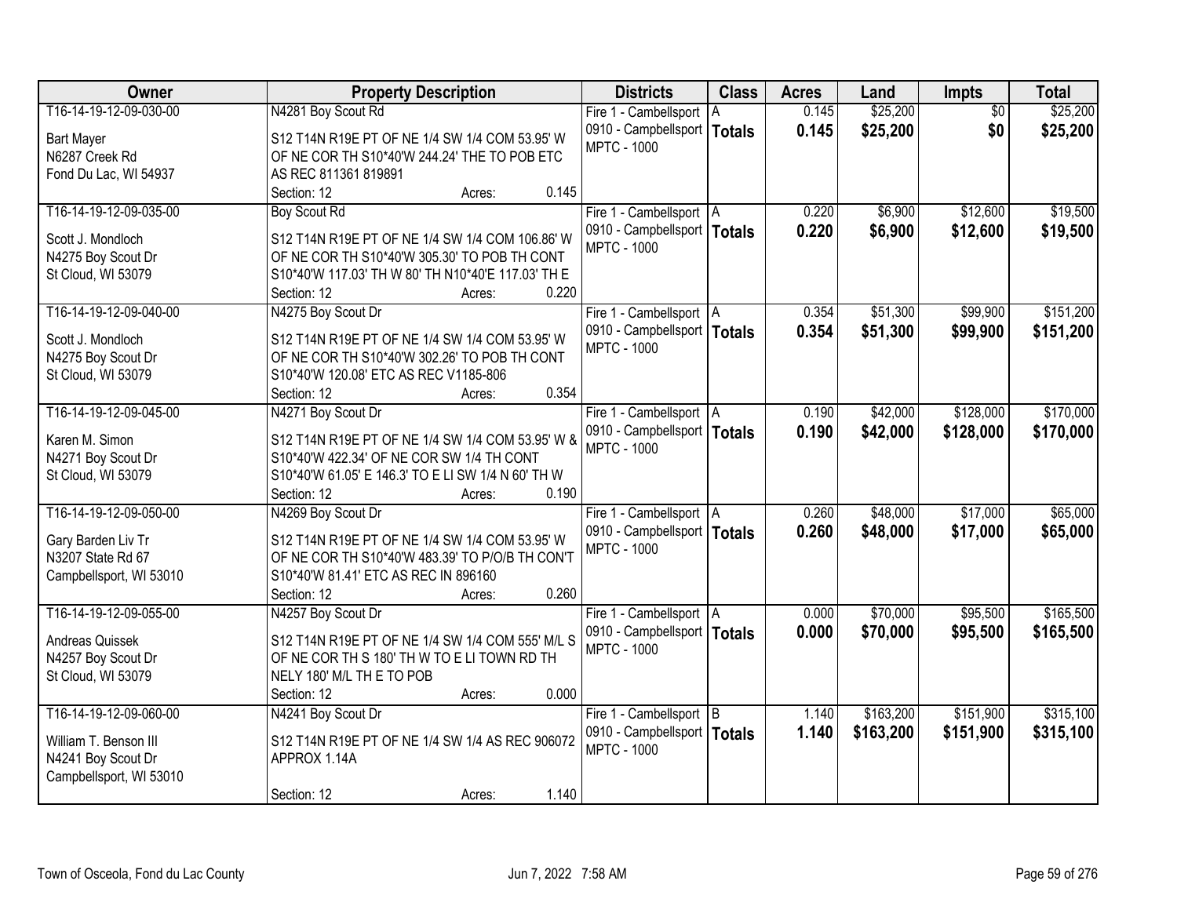| Owner | Property Description | Districts | Class | Acres | Land | Impts | Total |
|---|---|---|---|---|---|---|---|
| T16-14-19-12-09-030-00<br>Bart Mayer<br>N6287 Creek Rd<br>Fond Du Lac, WI 54937 | N4281 Boy Scout Rd<br>S12 T14N R19E PT OF NE 1/4 SW 1/4 COM 53.95' W OF NE COR TH S10*40'W 244.24' THE TO POB ETC AS REC 811361 819891<br>Section: 12 Acres: 0.145 | Fire 1 - Cambellsport<br>0910 - Campbellsport<br>MPTC - 1000 | A<br>**Totals** | 0.145<br>**0.145** | $25,200<br>**$25,200** | $0<br>**$0** | $25,200<br>**$25,200** |
| T16-14-19-12-09-035-00<br>Scott J. Mondloch<br>N4275 Boy Scout Dr<br>St Cloud, WI 53079 | Boy Scout Rd<br>S12 T14N R19E PT OF NE 1/4 SW 1/4 COM 106.86' W OF NE COR TH S10*40'W 305.30' TO POB TH CONT S10*40'W 117.03' TH W 80' TH N10*40'E 117.03' TH E<br>Section: 12 Acres: 0.220 | Fire 1 - Cambellsport<br>0910 - Campbellsport<br>MPTC - 1000 | A<br>**Totals** | 0.220<br>**0.220** | $6,900<br>**$6,900** | $12,600<br>**$12,600** | $19,500<br>**$19,500** |
| T16-14-19-12-09-040-00<br>Scott J. Mondloch<br>N4275 Boy Scout Dr<br>St Cloud, WI 53079 | N4275 Boy Scout Dr<br>S12 T14N R19E PT OF NE 1/4 SW 1/4 COM 53.95' W OF NE COR TH S10*40'W 302.26' TO POB TH CONT S10*40'W 120.08' ETC AS REC V1185-806<br>Section: 12 Acres: 0.354 | Fire 1 - Cambellsport<br>0910 - Campbellsport<br>MPTC - 1000 | A<br>**Totals** | 0.354<br>**0.354** | $51,300<br>**$51,300** | $99,900<br>**$99,900** | $151,200<br>**$151,200** |
| T16-14-19-12-09-045-00<br>Karen M. Simon<br>N4271 Boy Scout Dr<br>St Cloud, WI 53079 | N4271 Boy Scout Dr<br>S12 T14N R19E PT OF NE 1/4 SW 1/4 COM 53.95' W & S10*40'W 422.34' OF NE COR SW 1/4 TH CONT S10*40'W 61.05' E 146.3' TO E LI SW 1/4 N 60' TH W<br>Section: 12 Acres: 0.190 | Fire 1 - Cambellsport<br>0910 - Campbellsport<br>MPTC - 1000 | A<br>**Totals** | 0.190<br>**0.190** | $42,000<br>**$42,000** | $128,000<br>**$128,000** | $170,000<br>**$170,000** |
| T16-14-19-12-09-050-00<br>Gary Barden Liv Tr<br>N3207 State Rd 67<br>Campbellsport, WI 53010 | N4269 Boy Scout Dr<br>S12 T14N R19E PT OF NE 1/4 SW 1/4 COM 53.95' W OF NE COR TH S10*40'W 483.39' TO P/O/B TH CON'T S10*40'W 81.41' ETC AS REC IN 896160<br>Section: 12 Acres: 0.260 | Fire 1 - Cambellsport<br>0910 - Campbellsport<br>MPTC - 1000 | A<br>**Totals** | 0.260<br>**0.260** | $48,000<br>**$48,000** | $17,000<br>**$17,000** | $65,000<br>**$65,000** |
| T16-14-19-12-09-055-00<br>Andreas Quissek<br>N4257 Boy Scout Dr<br>St Cloud, WI 53079 | N4257 Boy Scout Dr<br>S12 T14N R19E PT OF NE 1/4 SW 1/4 COM 555' M/L S OF NE COR TH S 180' TH W TO E LI TOWN RD TH NELY 180' M/L TH E TO POB<br>Section: 12 Acres: 0.000 | Fire 1 - Cambellsport<br>0910 - Campbellsport<br>MPTC - 1000 | A<br>**Totals** | 0.000<br>**0.000** | $70,000<br>**$70,000** | $95,500<br>**$95,500** | $165,500<br>**$165,500** |
| T16-14-19-12-09-060-00<br>William T. Benson III<br>N4241 Boy Scout Dr<br>Campbellsport, WI 53010 | N4241 Boy Scout Dr<br>S12 T14N R19E PT OF NE 1/4 SW 1/4 AS REC 906072 APPROX 1.14A<br>Section: 12 Acres: 1.140 | Fire 1 - Cambellsport<br>0910 - Campbellsport<br>MPTC - 1000 | B<br>**Totals** | 1.140<br>**1.140** | $163,200<br>**$163,200** | $151,900<br>**$151,900** | $315,100<br>**$315,100** |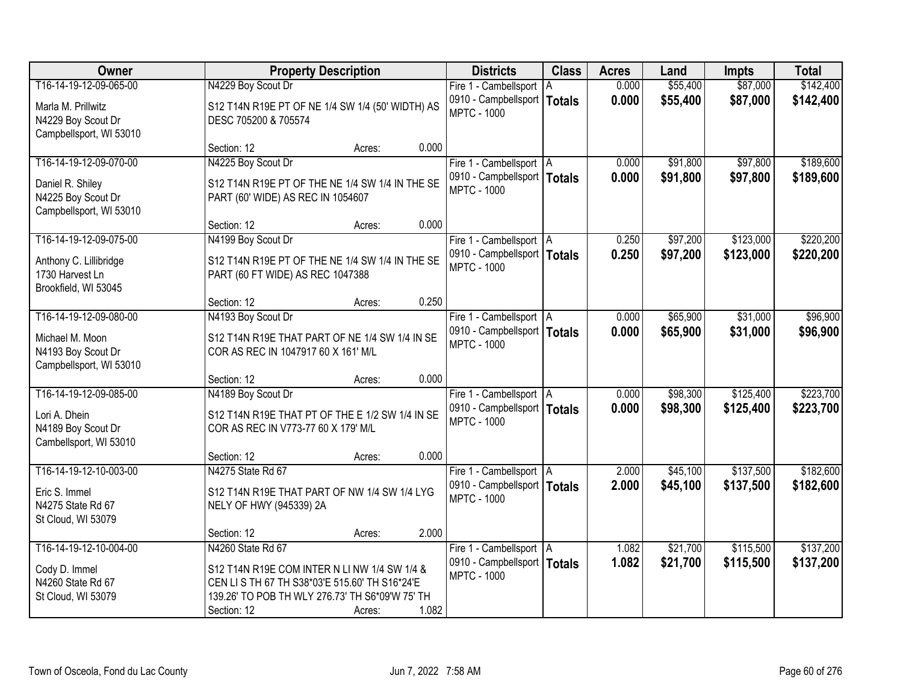| Owner | Property Description | Districts | Class | Acres | Land | Impts | Total |
|---|---|---|---|---|---|---|---|
| T16-14-19-12-09-065-00<br>Marla M. Prillwitz<br>N4229 Boy Scout Dr<br>Campbellsport, WI 53010 | N4229 Boy Scout Dr<br>S12 T14N R19E PT OF NE 1/4 SW 1/4 (50' WIDTH) AS DESC 705200 & 705574<br>Section: 12 Acres: 0.000 | Fire 1 - Cambellsport<br>0910 - Campbellsport<br>MPTC - 1000 | A<br>**Totals** | 0.000<br>**0.000** | $55,400<br>**$55,400** | $87,000<br>**$87,000** | $142,400<br>**$142,400** |
| T16-14-19-12-09-070-00<br>Daniel R. Shiley<br>N4225 Boy Scout Dr<br>Campbellsport, WI 53010 | N4225 Boy Scout Dr<br>S12 T14N R19E PT OF THE NE 1/4 SW 1/4 IN THE SE PART (60' WIDE) AS REC IN 1054607<br>Section: 12 Acres: 0.000 | Fire 1 - Cambellsport<br>0910 - Campbellsport<br>MPTC - 1000 | A<br>**Totals** | 0.000<br>**0.000** | $91,800<br>**$91,800** | $97,800<br>**$97,800** | $189,600<br>**$189,600** |
| T16-14-19-12-09-075-00<br>Anthony C. Lillibridge<br>1730 Harvest Ln<br>Brookfield, WI 53045 | N4199 Boy Scout Dr<br>S12 T14N R19E PT OF THE NE 1/4 SW 1/4 IN THE SE PART (60 FT WIDE) AS REC 1047388<br>Section: 12 Acres: 0.250 | Fire 1 - Cambellsport<br>0910 - Campbellsport<br>MPTC - 1000 | A<br>**Totals** | 0.250<br>**0.250** | $97,200<br>**$97,200** | $123,000<br>**$123,000** | $220,200<br>**$220,200** |
| T16-14-19-12-09-080-00<br>Michael M. Moon<br>N4193 Boy Scout Dr<br>Campbellsport, WI 53010 | N4193 Boy Scout Dr<br>S12 T14N R19E THAT PART OF NE 1/4 SW 1/4 IN SE COR AS REC IN 1047917 60 X 161' M/L<br>Section: 12 Acres: 0.000 | Fire 1 - Cambellsport<br>0910 - Campbellsport<br>MPTC - 1000 | A<br>**Totals** | 0.000<br>**0.000** | $65,900<br>**$65,900** | $31,000<br>**$31,000** | $96,900<br>**$96,900** |
| T16-14-19-12-09-085-00<br>Lori A. Dhein<br>N4189 Boy Scout Dr<br>Cambellsport, WI 53010 | N4189 Boy Scout Dr<br>S12 T14N R19E THAT PT OF THE E 1/2 SW 1/4 IN SE COR AS REC IN V773-77 60 X 179' M/L<br>Section: 12 Acres: 0.000 | Fire 1 - Cambellsport<br>0910 - Campbellsport<br>MPTC - 1000 | A<br>**Totals** | 0.000<br>**0.000** | $98,300<br>**$98,300** | $125,400<br>**$125,400** | $223,700<br>**$223,700** |
| T16-14-19-12-10-003-00<br>Eric S. Immel<br>N4275 State Rd 67<br>St Cloud, WI 53079 | N4275 State Rd 67<br>S12 T14N R19E THAT PART OF NW 1/4 SW 1/4 LYG NELY OF HWY (945339) 2A<br>Section: 12 Acres: 2.000 | Fire 1 - Cambellsport<br>0910 - Campbellsport<br>MPTC - 1000 | A<br>**Totals** | 2.000<br>**2.000** | $45,100<br>**$45,100** | $137,500<br>**$137,500** | $182,600<br>**$182,600** |
| T16-14-19-12-10-004-00<br>Cody D. Immel<br>N4260 State Rd 67<br>St Cloud, WI 53079 | N4260 State Rd 67<br>S12 T14N R19E COM INTER N LI NW 1/4 SW 1/4 & CEN LI S TH 67 TH S38*03'E 515.60' TH S16*24'E 139.26' TO POB TH WLY 276.73' TH S6*09'W 75' TH<br>Section: 12 Acres: 1.082 | Fire 1 - Cambellsport<br>0910 - Campbellsport<br>MPTC - 1000 | A<br>**Totals** | 1.082<br>**1.082** | $21,700<br>**$21,700** | $115,500<br>**$115,500** | $137,200<br>**$137,200** |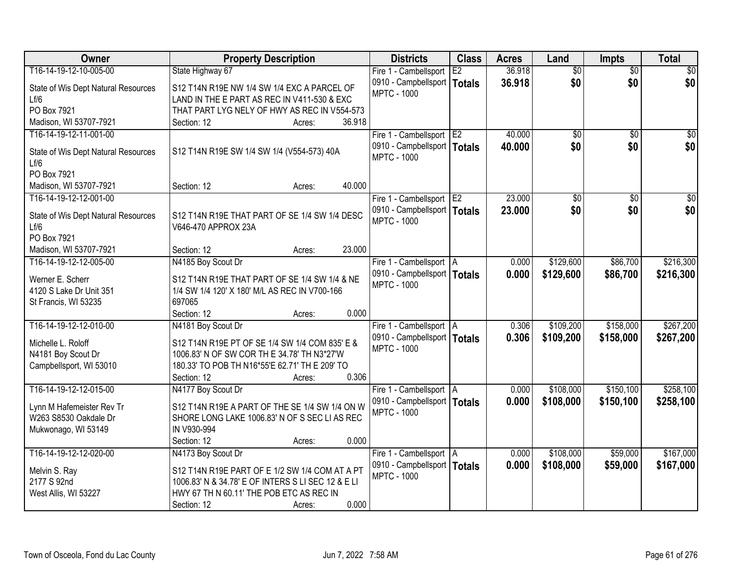| Owner | Property Description | Districts | Class | Acres | Land | Impts | Total |
|---|---|---|---|---|---|---|---|
| T16-14-19-12-10-005-00<br>State of Wis Dept Natural Resources Lf/6<br>PO Box 7921<br>Madison, WI 53707-7921 | State Highway 67<br>S12 T14N R19E NW 1/4 SW 1/4 EXC A PARCEL OF LAND IN THE E PART AS REC IN V411-530 & EXC THAT PART LYG NELY OF HWY AS REC IN V554-573<br>Section: 12 Acres: 36.918 | Fire 1 - Cambellsport<br>0910 - Campbellsport<br>MPTC - 1000 | E2<br>**Totals** | 36.918<br>**36.918** | $0<br>**$0** | $0<br>**$0** | $0<br>**$0** |
| T16-14-19-12-11-001-00<br>State of Wis Dept Natural Resources Lf/6<br>PO Box 7921<br>Madison, WI 53707-7921 | S12 T14N R19E SW 1/4 SW 1/4 (V554-573) 40A<br>Section: 12 Acres: 40.000 | Fire 1 - Cambellsport<br>0910 - Campbellsport<br>MPTC - 1000 | E2<br>**Totals** | 40.000<br>**40.000** | $0<br>**$0** | $0<br>**$0** | $0<br>**$0** |
| T16-14-19-12-12-001-00<br>State of Wis Dept Natural Resources Lf/6<br>PO Box 7921<br>Madison, WI 53707-7921 | S12 T14N R19E THAT PART OF SE 1/4 SW 1/4 DESC V646-470 APPROX 23A<br>Section: 12 Acres: 23.000 | Fire 1 - Cambellsport<br>0910 - Campbellsport<br>MPTC - 1000 | E2<br>**Totals** | 23.000<br>**23.000** | $0<br>**$0** | $0<br>**$0** | $0<br>**$0** |
| T16-14-19-12-12-005-00<br>Werner E. Scherr<br>4120 S Lake Dr Unit 351<br>St Francis, WI 53235 | N4185 Boy Scout Dr<br>S12 T14N R19E THAT PART OF SE 1/4 SW 1/4 & NE 1/4 SW 1/4 120' X 180' M/L AS REC IN V700-166 697065<br>Section: 12 Acres: 0.000 | Fire 1 - Cambellsport<br>0910 - Campbellsport<br>MPTC - 1000 | A<br>**Totals** | 0.000<br>**0.000** | $129,600<br>**$129,600** | $86,700<br>**$86,700** | $216,300<br>**$216,300** |
| T16-14-19-12-12-010-00<br>Michelle L. Roloff<br>N4181 Boy Scout Dr<br>Campbellsport, WI 53010 | N4181 Boy Scout Dr<br>S12 T14N R19E PT OF SE 1/4 SW 1/4 COM 835' E & 1006.83' N OF SW COR TH E 34.78' TH N3*27'W 180.33' TO POB TH N16*55'E 62.71' TH E 209' TO<br>Section: 12 Acres: 0.306 | Fire 1 - Cambellsport<br>0910 - Campbellsport<br>MPTC - 1000 | A<br>**Totals** | 0.306<br>**0.306** | $109,200<br>**$109,200** | $158,000<br>**$158,000** | $267,200<br>**$267,200** |
| T16-14-19-12-12-015-00<br>Lynn M Hafemeister Rev Tr<br>W263 S8530 Oakdale Dr<br>Mukwonago, WI 53149 | N4177 Boy Scout Dr<br>S12 T14N R19E A PART OF THE SE 1/4 SW 1/4 ON W SHORE LONG LAKE 1006.83' N OF S SEC LI AS REC IN V930-994<br>Section: 12 Acres: 0.000 | Fire 1 - Cambellsport<br>0910 - Campbellsport<br>MPTC - 1000 | A<br>**Totals** | 0.000<br>**0.000** | $108,000<br>**$108,000** | $150,100<br>**$150,100** | $258,100<br>**$258,100** |
| T16-14-19-12-12-020-00<br>Melvin S. Ray<br>2177 S 92nd<br>West Allis, WI 53227 | N4173 Boy Scout Dr<br>S12 T14N R19E PART OF E 1/2 SW 1/4 COM AT A PT 1006.83' N & 34.78' E OF INTERS S LI SEC 12 & E LI HWY 67 TH N 60.11' THE POB ETC AS REC IN<br>Section: 12 Acres: 0.000 | Fire 1 - Cambellsport<br>0910 - Campbellsport<br>MPTC - 1000 | A<br>**Totals** | 0.000<br>**0.000** | $108,000<br>**$108,000** | $59,000<br>**$59,000** | $167,000<br>**$167,000** |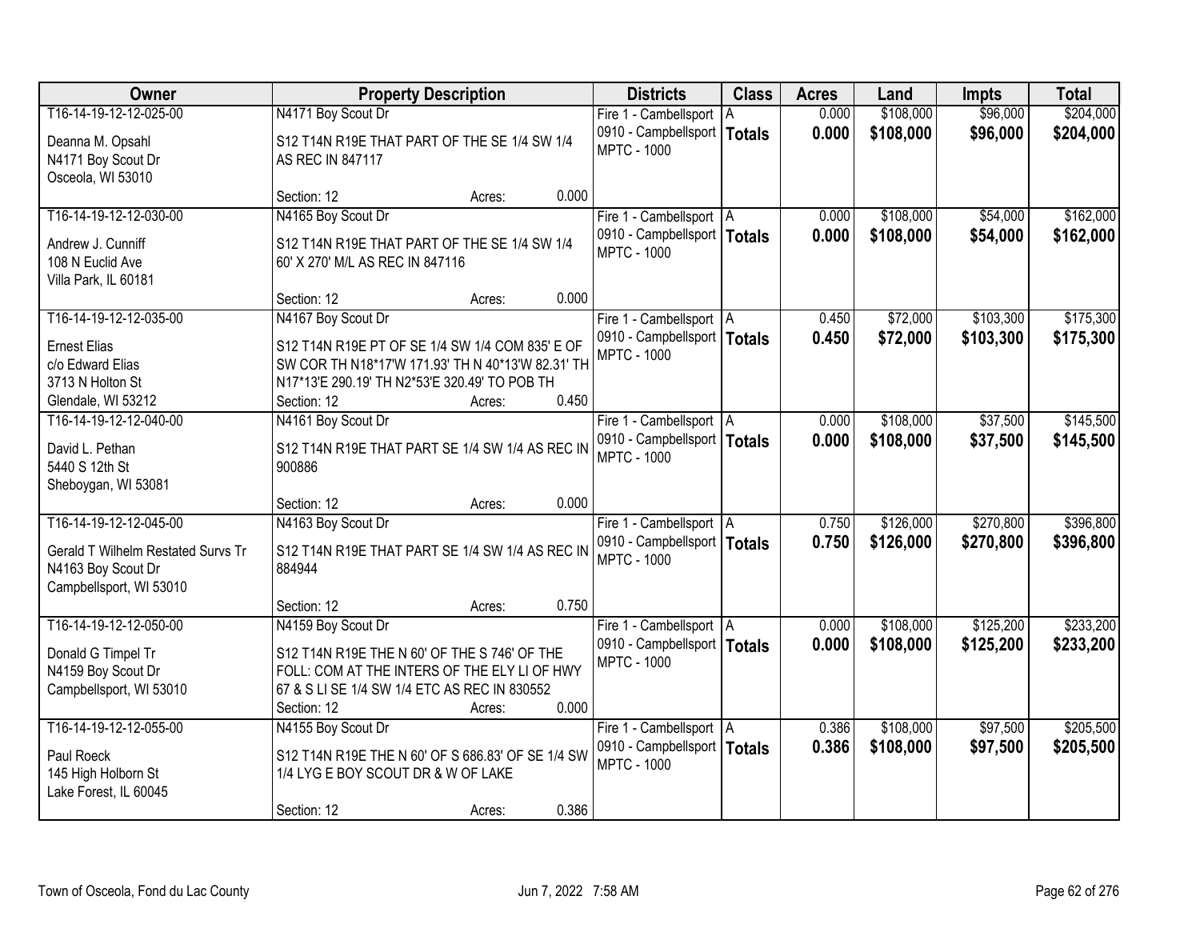| Owner | Property Description | Districts | Class | Acres | Land | Impts | Total |
|---|---|---|---|---|---|---|---|
| T16-14-19-12-12-025-00<br>Deanna M. Opsahl<br>N4171 Boy Scout Dr<br>Osceola, WI 53010 | N4171 Boy Scout Dr<br>S12 T14N R19E THAT PART OF THE SE 1/4 SW 1/4 AS REC IN 847117<br>Section: 12 Acres: 0.000 | Fire 1 - Cambellsport<br>0910 - Campbellsport<br>MPTC - 1000 | A<br>**Totals** | 0.000<br>**0.000** | $108,000<br>**$108,000** | $96,000<br>**$96,000** | $204,000<br>**$204,000** |
| T16-14-19-12-12-030-00<br>Andrew J. Cunniff<br>108 N Euclid Ave<br>Villa Park, IL 60181 | N4165 Boy Scout Dr<br>S12 T14N R19E THAT PART OF THE SE 1/4 SW 1/4 60' X 270' M/L AS REC IN 847116<br>Section: 12 Acres: 0.000 | Fire 1 - Cambellsport<br>0910 - Campbellsport<br>MPTC - 1000 | A<br>**Totals** | 0.000<br>**0.000** | $108,000<br>**$108,000** | $54,000<br>**$54,000** | $162,000<br>**$162,000** |
| T16-14-19-12-12-035-00<br>Ernest Elias<br>c/o Edward Elias<br>3713 N Holton St<br>Glendale, WI 53212 | N4167 Boy Scout Dr<br>S12 T14N R19E PT OF SE 1/4 SW 1/4 COM 835' E OF SW COR TH N18*17'W 171.93' TH N 40*13'W 82.31' TH N17*13'E 290.19' TH N2*53'E 320.49' TO POB TH<br>Section: 12 Acres: 0.450 | Fire 1 - Cambellsport<br>0910 - Campbellsport<br>MPTC - 1000 | A<br>**Totals** | 0.450<br>**0.450** | $72,000<br>**$72,000** | $103,300<br>**$103,300** | $175,300<br>**$175,300** |
| T16-14-19-12-12-040-00<br>David L. Pethan<br>5440 S 12th St<br>Sheboygan, WI 53081 | N4161 Boy Scout Dr<br>S12 T14N R19E THAT PART SE 1/4 SW 1/4 AS REC IN 900886<br>Section: 12 Acres: 0.000 | Fire 1 - Cambellsport<br>0910 - Campbellsport<br>MPTC - 1000 | A<br>**Totals** | 0.000<br>**0.000** | $108,000<br>**$108,000** | $37,500<br>**$37,500** | $145,500<br>**$145,500** |
| T16-14-19-12-12-045-00<br>Gerald T Wilhelm Restated Survs Tr<br>N4163 Boy Scout Dr<br>Campbellsport, WI 53010 | N4163 Boy Scout Dr<br>S12 T14N R19E THAT PART SE 1/4 SW 1/4 AS REC IN 884944<br>Section: 12 Acres: 0.750 | Fire 1 - Cambellsport<br>0910 - Campbellsport<br>MPTC - 1000 | A<br>**Totals** | 0.750<br>**0.750** | $126,000<br>**$126,000** | $270,800<br>**$270,800** | $396,800<br>**$396,800** |
| T16-14-19-12-12-050-00<br>Donald G Timpel Tr<br>N4159 Boy Scout Dr<br>Campbellsport, WI 53010 | N4159 Boy Scout Dr<br>S12 T14N R19E THE N 60' OF THE S 746' OF THE FOLL: COM AT THE INTERS OF THE ELY LI OF HWY 67 & S LI SE 1/4 SW 1/4 ETC AS REC IN 830552<br>Section: 12 Acres: 0.000 | Fire 1 - Cambellsport<br>0910 - Campbellsport<br>MPTC - 1000 | A<br>**Totals** | 0.000<br>**0.000** | $108,000<br>**$108,000** | $125,200<br>**$125,200** | $233,200<br>**$233,200** |
| T16-14-19-12-12-055-00<br>Paul Roeck<br>145 High Holborn St<br>Lake Forest, IL 60045 | N4155 Boy Scout Dr<br>S12 T14N R19E THE N 60' OF S 686.83' OF SE 1/4 SW 1/4 LYG E BOY SCOUT DR & W OF LAKE<br>Section: 12 Acres: 0.386 | Fire 1 - Cambellsport<br>0910 - Campbellsport<br>MPTC - 1000 | A<br>**Totals** | 0.386<br>**0.386** | $108,000<br>**$108,000** | $97,500<br>**$97,500** | $205,500<br>**$205,500** |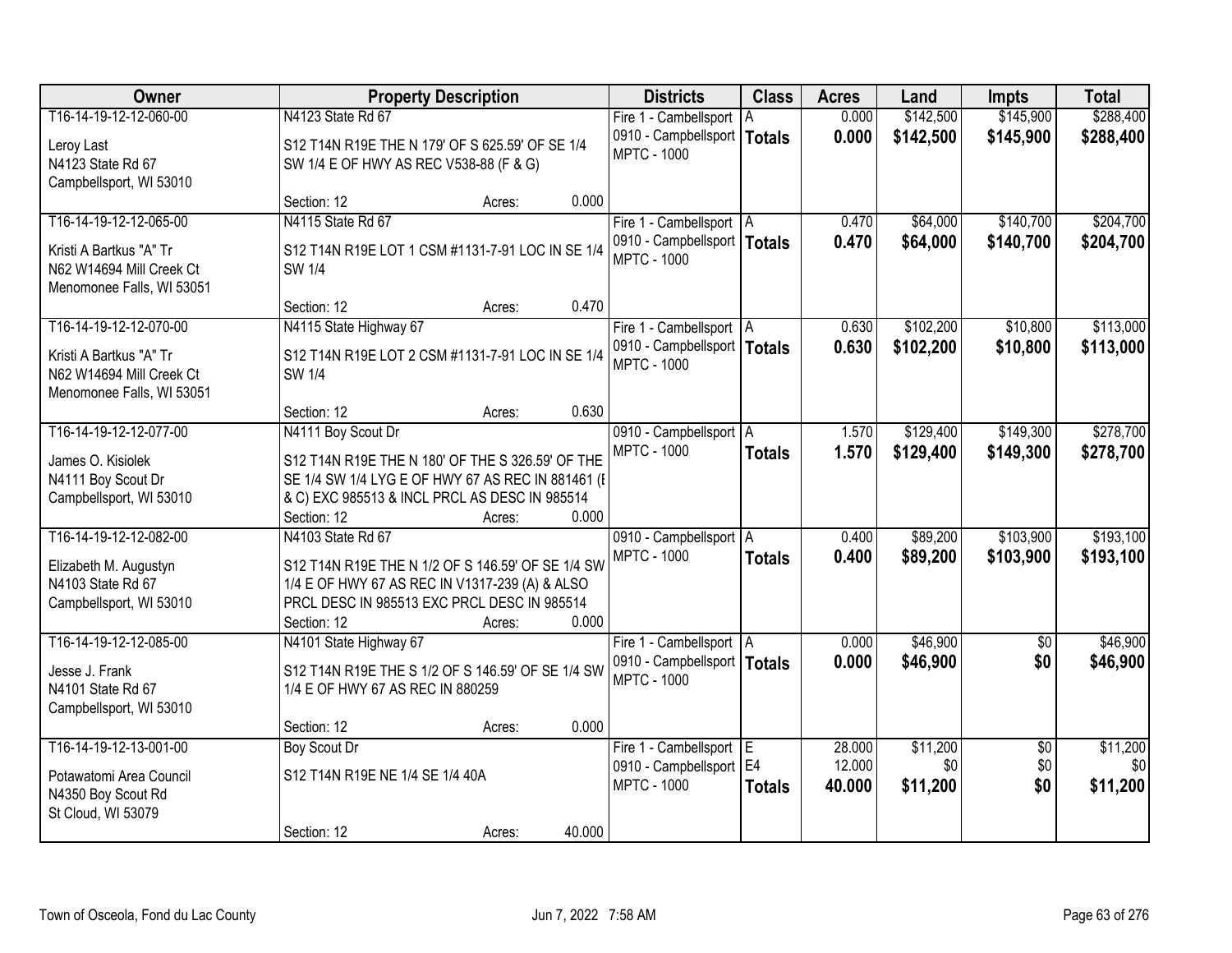| Owner | Property Description | Districts | Class | Acres | Land | Impts | Total |
|---|---|---|---|---|---|---|---|
| T16-14-19-12-12-060-00<br>Leroy Last<br>N4123 State Rd 67<br>Campbellsport, WI 53010 | N4123 State Rd 67<br>S12 T14N R19E THE N 179' OF S 625.59' OF SE 1/4 SW 1/4 E OF HWY AS REC V538-88 (F & G)<br>Section: 12 Acres: 0.000 | Fire 1 - Cambellsport<br>0910 - Campbellsport<br>MPTC - 1000 | A<br>**Totals** | 0.000<br>**0.000** | $142,500<br>**$142,500** | $145,900<br>**$145,900** | $288,400<br>**$288,400** |
| T16-14-19-12-12-065-00<br>Kristi A Bartkus "A" Tr<br>N62 W14694 Mill Creek Ct<br>Menomonee Falls, WI 53051 | N4115 State Rd 67<br>S12 T14N R19E LOT 1 CSM #1131-7-91 LOC IN SE 1/4 SW 1/4<br>Section: 12 Acres: 0.470 | Fire 1 - Cambellsport<br>0910 - Campbellsport<br>MPTC - 1000 | A<br>**Totals** | 0.470<br>**0.470** | $64,000<br>**$64,000** | $140,700<br>**$140,700** | $204,700<br>**$204,700** |
| T16-14-19-12-12-070-00<br>Kristi A Bartkus "A" Tr<br>N62 W14694 Mill Creek Ct<br>Menomonee Falls, WI 53051 | N4115 State Highway 67<br>S12 T14N R19E LOT 2 CSM #1131-7-91 LOC IN SE 1/4 SW 1/4<br>Section: 12 Acres: 0.630 | Fire 1 - Cambellsport<br>0910 - Campbellsport<br>MPTC - 1000 | A<br>**Totals** | 0.630<br>**0.630** | $102,200<br>**$102,200** | $10,800<br>**$10,800** | $113,000<br>**$113,000** |
| T16-14-19-12-12-077-00<br>James O. Kisiolek<br>N4111 Boy Scout Dr<br>Campbellsport, WI 53010 | N4111 Boy Scout Dr<br>S12 T14N R19E THE N 180' OF THE S 326.59' OF THE SE 1/4 SW 1/4 LYG E OF HWY 67 AS REC IN 881461 (E & C) EXC 985513 & INCL PRCL AS DESC IN 985514<br>Section: 12 Acres: 0.000 | 0910 - Campbellsport<br>MPTC - 1000 | A<br>**Totals** | 1.570<br>**1.570** | $129,400<br>**$129,400** | $149,300<br>**$149,300** | $278,700<br>**$278,700** |
| T16-14-19-12-12-082-00<br>Elizabeth M. Augustyn<br>N4103 State Rd 67<br>Campbellsport, WI 53010 | N4103 State Rd 67<br>S12 T14N R19E THE N 1/2 OF S 146.59' OF SE 1/4 SW 1/4 E OF HWY 67 AS REC IN V1317-239 (A) & ALSO PRCL DESC IN 985513 EXC PRCL DESC IN 985514<br>Section: 12 Acres: 0.000 | 0910 - Campbellsport<br>MPTC - 1000 | A<br>**Totals** | 0.400<br>**0.400** | $89,200<br>**$89,200** | $103,900<br>**$103,900** | $193,100<br>**$193,100** |
| T16-14-19-12-12-085-00<br>Jesse J. Frank<br>N4101 State Rd 67<br>Campbellsport, WI 53010 | N4101 State Highway 67<br>S12 T14N R19E THE S 1/2 OF S 146.59' OF SE 1/4 SW 1/4 E OF HWY 67 AS REC IN 880259<br>Section: 12 Acres: 0.000 | Fire 1 - Cambellsport<br>0910 - Campbellsport<br>MPTC - 1000 | A<br>**Totals** | 0.000<br>**0.000** | $46,900<br>**$46,900** | $0<br>**$0** | $46,900<br>**$46,900** |
| T16-14-19-12-13-001-00<br>Potawatomi Area Council<br>N4350 Boy Scout Rd<br>St Cloud, WI 53079 | Boy Scout Dr<br>S12 T14N R19E NE 1/4 SE 1/4 40A<br>Section: 12 Acres: 40.000 | Fire 1 - Cambellsport<br>0910 - Campbellsport<br>MPTC - 1000 | E<br>E4<br>**Totals** | 28.000<br>12.000<br>**40.000** | $11,200<br>$0<br>**$11,200** | $0<br>$0<br>**$0** | $11,200<br>$0<br>**$11,200** |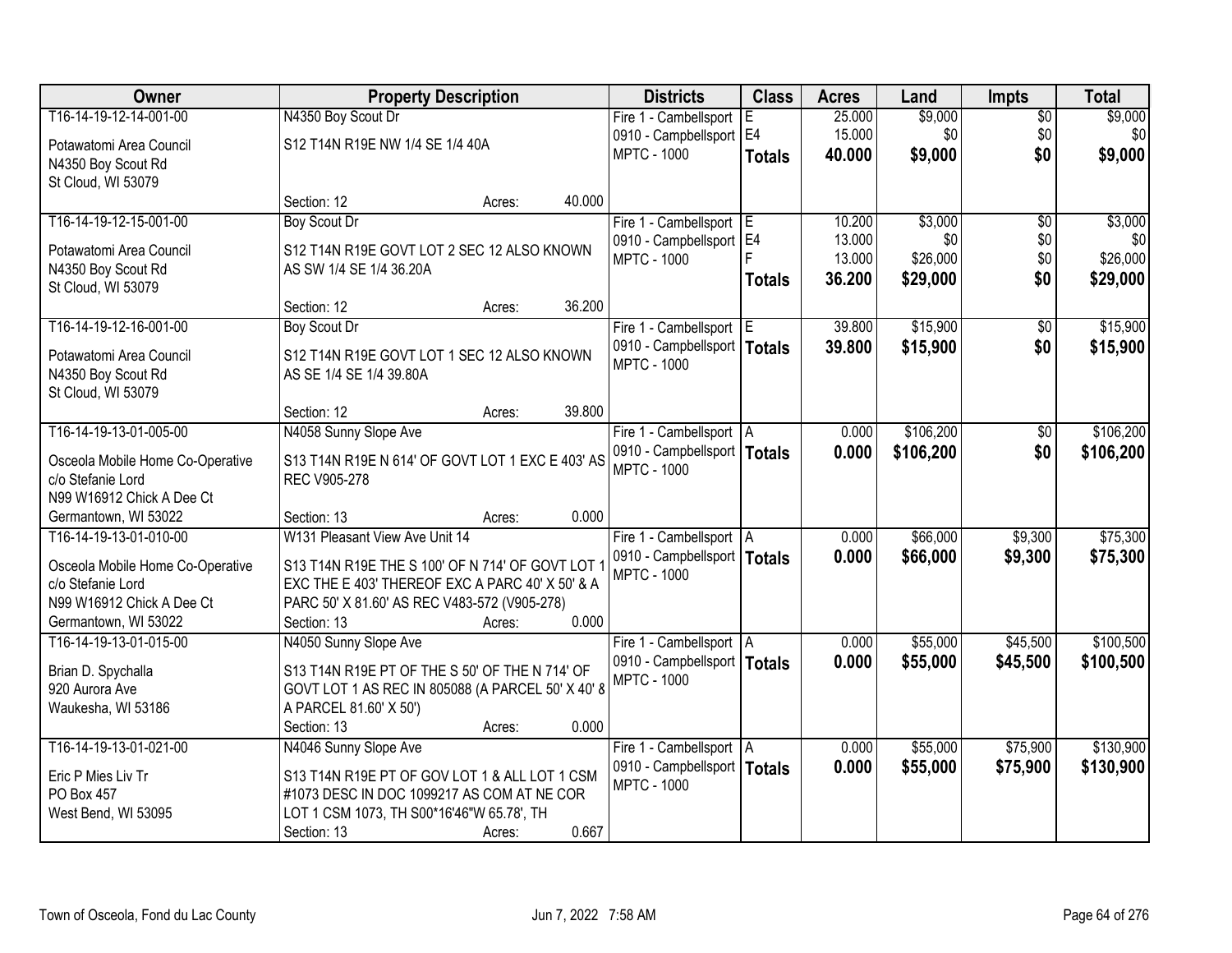| Owner | Property Description | Districts | Class | Acres | Land | Impts | Total |
|---|---|---|---|---|---|---|---|
| T16-14-19-12-14-001-00<br>Potawatomi Area Council<br>N4350 Boy Scout Rd<br>St Cloud, WI 53079 | N4350 Boy Scout Dr<br>S12 T14N R19E NW 1/4 SE 1/4 40A<br>Section: 12 Acres: 40.000 | Fire 1 - Cambellsport<br>0910 - Campbellsport<br>MPTC - 1000 | E<br>E4<br>**Totals** | 25.000<br>15.000<br>**40.000** | $9,000<br>$0<br>**$9,000** | $0<br>$0<br>**$0** | $9,000<br>$0<br>**$9,000** |
| T16-14-19-12-15-001-00<br>Potawatomi Area Council<br>N4350 Boy Scout Rd<br>St Cloud, WI 53079 | Boy Scout Dr<br>S12 T14N R19E GOVT LOT 2 SEC 12 ALSO KNOWN AS SW 1/4 SE 1/4 36.20A<br>Section: 12 Acres: 36.200 | Fire 1 - Cambellsport<br>0910 - Campbellsport<br>MPTC - 1000 | E<br>E4<br>F<br>**Totals** | 10.200<br>13.000<br>13.000<br>**36.200** | $3,000<br>$0<br>$26,000<br>**$29,000** | $0<br>$0<br>$0<br>**$0** | $3,000<br>$0<br>$26,000<br>**$29,000** |
| T16-14-19-12-16-001-00<br>Potawatomi Area Council<br>N4350 Boy Scout Rd<br>St Cloud, WI 53079 | Boy Scout Dr<br>S12 T14N R19E GOVT LOT 1 SEC 12 ALSO KNOWN AS SE 1/4 SE 1/4 39.80A<br>Section: 12 Acres: 39.800 | Fire 1 - Cambellsport<br>0910 - Campbellsport<br>MPTC - 1000 | E<br>**Totals** | 39.800<br>**39.800** | $15,900<br>**$15,900** | $0<br>**$0** | $15,900<br>**$15,900** |
| T16-14-19-13-01-005-00<br>Osceola Mobile Home Co-Operative<br>c/o Stefanie Lord<br>N99 W16912 Chick A Dee Ct<br>Germantown, WI 53022 | N4058 Sunny Slope Ave<br>S13 T14N R19E N 614' OF GOVT LOT 1 EXC E 403' AS REC V905-278<br>Section: 13 Acres: 0.000 | Fire 1 - Cambellsport<br>0910 - Campbellsport<br>MPTC - 1000 | A<br>**Totals** | 0.000<br>**0.000** | $106,200<br>**$106,200** | $0<br>**$0** | $106,200<br>**$106,200** |
| T16-14-19-13-01-010-00<br>Osceola Mobile Home Co-Operative<br>c/o Stefanie Lord<br>N99 W16912 Chick A Dee Ct<br>Germantown, WI 53022 | W131 Pleasant View Ave Unit 14<br>S13 T14N R19E THE S 100' OF N 714' OF GOVT LOT 1 EXC THE E 403' THEREOF EXC A PARC 40' X 50' & A PARC 50' X 81.60' AS REC V483-572 (V905-278)<br>Section: 13 Acres: 0.000 | Fire 1 - Cambellsport<br>0910 - Campbellsport<br>MPTC - 1000 | A<br>**Totals** | 0.000<br>**0.000** | $66,000<br>**$66,000** | $9,300<br>**$9,300** | $75,300<br>**$75,300** |
| T16-14-19-13-01-015-00<br>Brian D. Spychalla<br>920 Aurora Ave<br>Waukesha, WI 53186 | N4050 Sunny Slope Ave<br>S13 T14N R19E PT OF THE S 50' OF THE N 714' OF GOVT LOT 1 AS REC IN 805088 (A PARCEL 50' X 40' & A PARCEL 81.60' X 50')<br>Section: 13 Acres: 0.000 | Fire 1 - Cambellsport<br>0910 - Campbellsport<br>MPTC - 1000 | A<br>**Totals** | 0.000<br>**0.000** | $55,000<br>**$55,000** | $45,500<br>**$45,500** | $100,500<br>**$100,500** |
| T16-14-19-13-01-021-00<br>Eric P Mies Liv Tr<br>PO Box 457<br>West Bend, WI 53095 | N4046 Sunny Slope Ave<br>S13 T14N R19E PT OF GOV LOT 1 & ALL LOT 1 CSM #1073 DESC IN DOC 1099217 AS COM AT NE COR LOT 1 CSM 1073, TH S00*16'46"W 65.78', TH<br>Section: 13 Acres: 0.667 | Fire 1 - Cambellsport<br>0910 - Campbellsport<br>MPTC - 1000 | A<br>**Totals** | 0.000<br>**0.000** | $55,000<br>**$55,000** | $75,900<br>**$75,900** | $130,900<br>**$130,900** |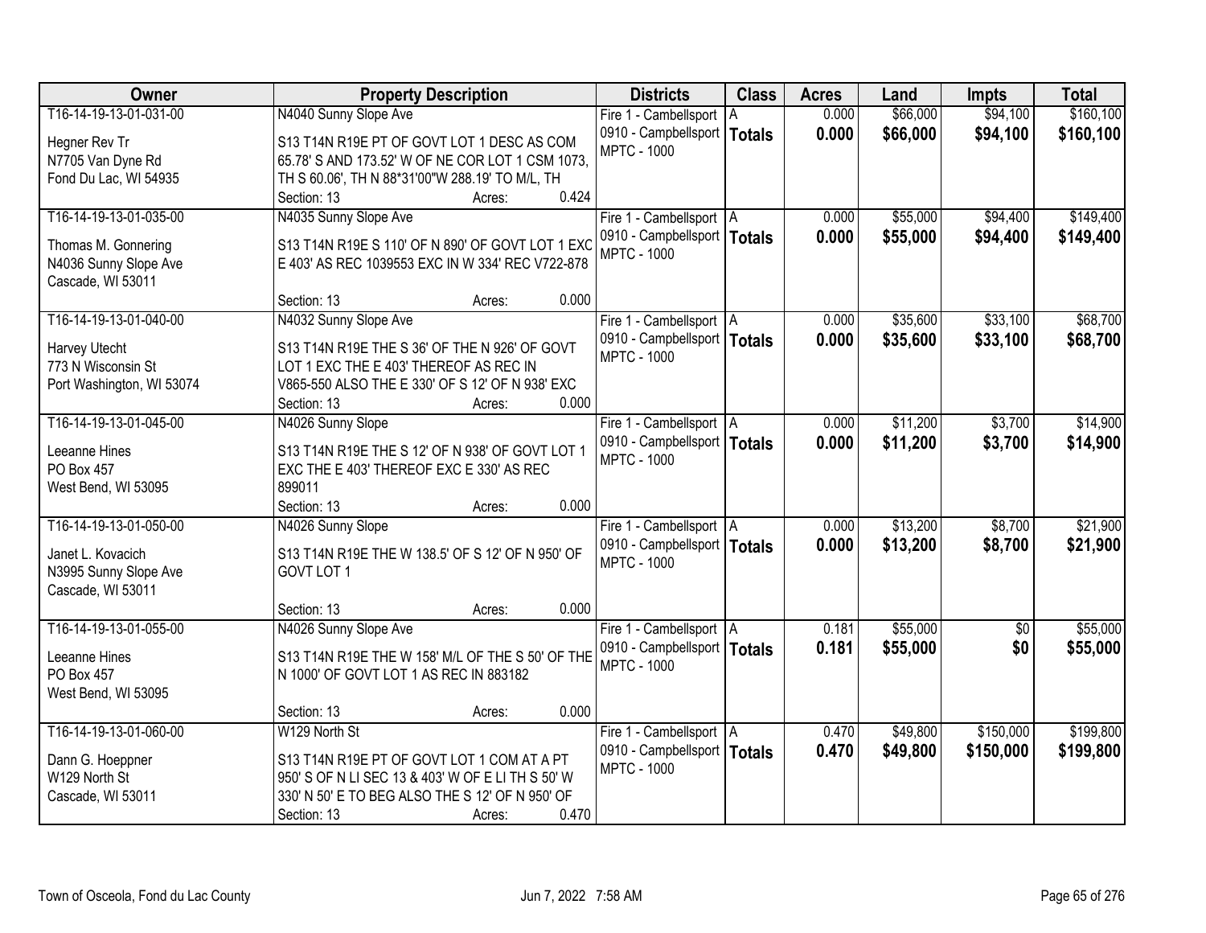| Owner | Property Description | Districts | Class | Acres | Land | Impts | Total |
|---|---|---|---|---|---|---|---|
| T16-14-19-13-01-031-00<br><br>Hegner Rev Tr<br>N7705 Van Dyne Rd<br>Fond Du Lac, WI 54935 | N4040 Sunny Slope Ave<br><br>S13 T14N R19E PT OF GOVT LOT 1 DESC AS COM 65.78' S AND 173.52' W OF NE COR LOT 1 CSM 1073, TH S 60.06', TH N 88*31'00"W 288.19' TO M/L, TH<br>Section: 13 Acres: 0.424 | Fire 1 - Cambellsport<br>0910 - Campbellsport<br>MPTC - 1000 | A<br>**Totals** | 0.000<br>**0.000** | $66,000<br>**$66,000** | $94,100<br>**$94,100** | $160,100<br>**$160,100** |
| T16-14-19-13-01-035-00<br><br>Thomas M. Gonnering<br>N4036 Sunny Slope Ave<br>Cascade, WI 53011 | N4035 Sunny Slope Ave<br><br>S13 T14N R19E S 110' OF N 890' OF GOVT LOT 1 EXC E 403' AS REC 1039553 EXC IN W 334' REC V722-878<br><br>Section: 13 Acres: 0.000 | Fire 1 - Cambellsport<br>0910 - Campbellsport<br>MPTC - 1000 | A<br>**Totals** | 0.000<br>**0.000** | $55,000<br>**$55,000** | $94,400<br>**$94,400** | $149,400<br>**$149,400** |
| T16-14-19-13-01-040-00<br><br>Harvey Utecht<br>773 N Wisconsin St<br>Port Washington, WI 53074 | N4032 Sunny Slope Ave<br><br>S13 T14N R19E THE S 36' OF THE N 926' OF GOVT LOT 1 EXC THE E 403' THEREOF AS REC IN V865-550 ALSO THE E 330' OF S 12' OF N 938' EXC<br>Section: 13 Acres: 0.000 | Fire 1 - Cambellsport<br>0910 - Campbellsport<br>MPTC - 1000 | A<br>**Totals** | 0.000<br>**0.000** | $35,600<br>**$35,600** | $33,100<br>**$33,100** | $68,700<br>**$68,700** |
| T16-14-19-13-01-045-00<br><br>Leeanne Hines<br>PO Box 457<br>West Bend, WI 53095 | N4026 Sunny Slope<br><br>S13 T14N R19E THE S 12' OF N 938' OF GOVT LOT 1 EXC THE E 403' THEREOF EXC E 330' AS REC 899011<br>Section: 13 Acres: 0.000 | Fire 1 - Cambellsport<br>0910 - Campbellsport<br>MPTC - 1000 | A<br>**Totals** | 0.000<br>**0.000** | $11,200<br>**$11,200** | $3,700<br>**$3,700** | $14,900<br>**$14,900** |
| T16-14-19-13-01-050-00<br><br>Janet L. Kovacich<br>N3995 Sunny Slope Ave<br>Cascade, WI 53011 | N4026 Sunny Slope<br><br>S13 T14N R19E THE W 138.5' OF S 12' OF N 950' OF GOVT LOT 1<br><br>Section: 13 Acres: 0.000 | Fire 1 - Cambellsport<br>0910 - Campbellsport<br>MPTC - 1000 | A<br>**Totals** | 0.000<br>**0.000** | $13,200<br>**$13,200** | $8,700<br>**$8,700** | $21,900<br>**$21,900** |
| T16-14-19-13-01-055-00<br><br>Leeanne Hines<br>PO Box 457<br>West Bend, WI 53095 | N4026 Sunny Slope Ave<br><br>S13 T14N R19E THE W 158' M/L OF THE S 50' OF THE N 1000' OF GOVT LOT 1 AS REC IN 883182<br><br>Section: 13 Acres: 0.000 | Fire 1 - Cambellsport<br>0910 - Campbellsport<br>MPTC - 1000 | A<br>**Totals** | 0.181<br>**0.181** | $55,000<br>**$55,000** | $0<br>**$0** | $55,000<br>**$55,000** |
| T16-14-19-13-01-060-00<br><br>Dann G. Hoeppner<br>W129 North St<br>Cascade, WI 53011 | W129 North St<br><br>S13 T14N R19E PT OF GOVT LOT 1 COM AT A PT 950' S OF N LI SEC 13 & 403' W OF E LI TH S 50' W 330' N 50' E TO BEG ALSO THE S 12' OF N 950' OF<br>Section: 13 Acres: 0.470 | Fire 1 - Cambellsport<br>0910 - Campbellsport<br>MPTC - 1000 | A<br>**Totals** | 0.470<br>**0.470** | $49,800<br>**$49,800** | $150,000<br>**$150,000** | $199,800<br>**$199,800** |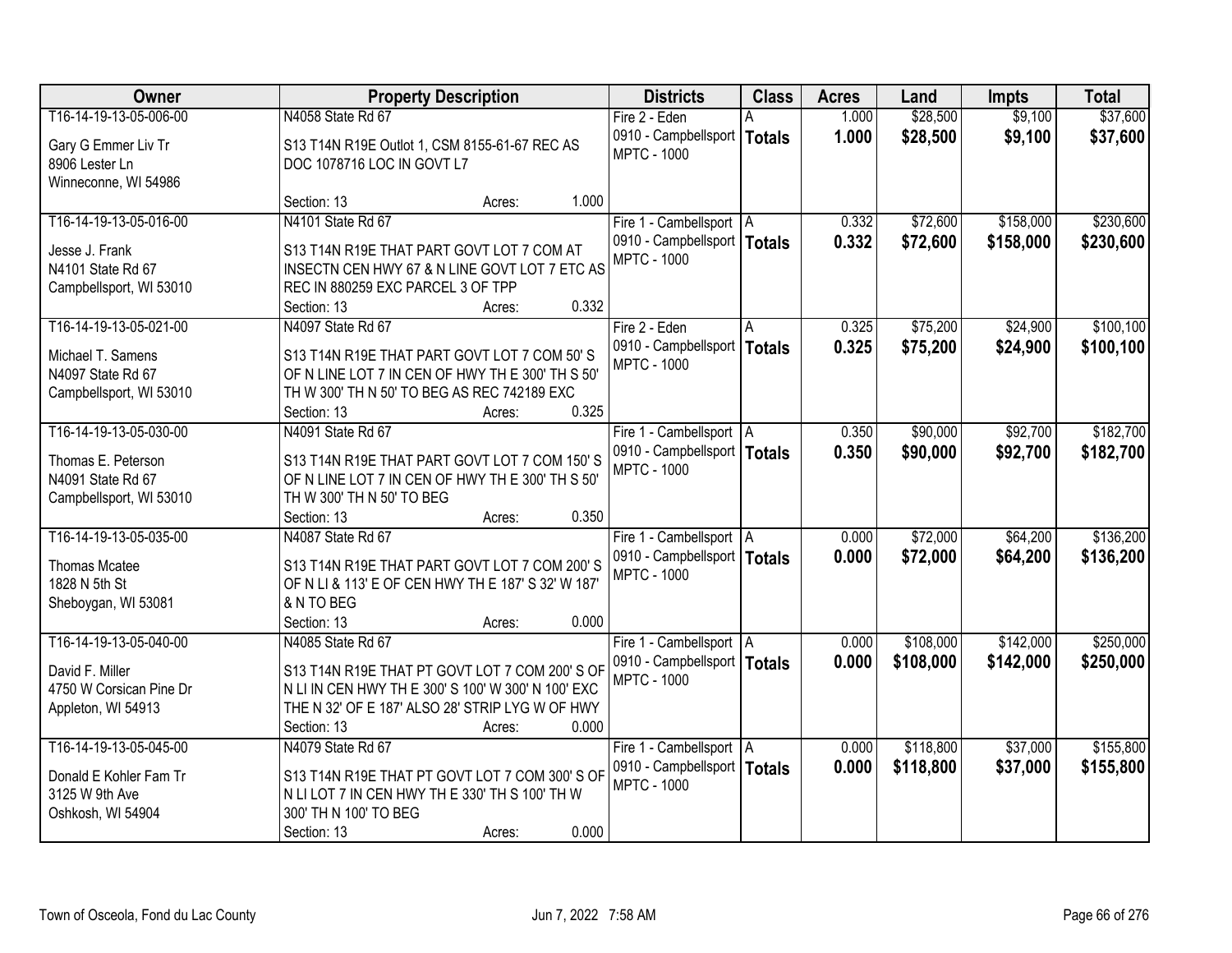| Owner | Property Description | Districts | Class | Acres | Land | Impts | Total |
|---|---|---|---|---|---|---|---|
| T16-14-19-13-05-006-00<br>Gary G Emmer Liv Tr<br>8906 Lester Ln<br>Winneconne, WI 54986 | N4058 State Rd 67<br>S13 T14N R19E Outlot 1, CSM 8155-61-67 REC AS DOC 1078716 LOC IN GOVT L7<br>Section: 13 Acres: 1.000 | Fire 2 - Eden<br>0910 - Campbellsport<br>MPTC - 1000 | A<br>**Totals** | 1.000<br>**1.000** | $28,500<br>**$28,500** | $9,100<br>**$9,100** | $37,600<br>**$37,600** |
| T16-14-19-13-05-016-00<br>Jesse J. Frank<br>N4101 State Rd 67<br>Campbellsport, WI 53010 | N4101 State Rd 67<br>S13 T14N R19E THAT PART GOVT LOT 7 COM AT INSECTN CEN HWY 67 & N LINE GOVT LOT 7 ETC AS REC IN 880259 EXC PARCEL 3 OF TPP<br>Section: 13 Acres: 0.332 | Fire 1 - Cambellsport<br>0910 - Campbellsport<br>MPTC - 1000 | A<br>**Totals** | 0.332<br>**0.332** | $72,600<br>**$72,600** | $158,000<br>**$158,000** | $230,600<br>**$230,600** |
| T16-14-19-13-05-021-00<br>Michael T. Samens<br>N4097 State Rd 67<br>Campbellsport, WI 53010 | N4097 State Rd 67<br>S13 T14N R19E THAT PART GOVT LOT 7 COM 50' S OF N LINE LOT 7 IN CEN OF HWY TH E 300' TH S 50' TH W 300' TH N 50' TO BEG AS REC 742189 EXC<br>Section: 13 Acres: 0.325 | Fire 2 - Eden<br>0910 - Campbellsport<br>MPTC - 1000 | A<br>**Totals** | 0.325<br>**0.325** | $75,200<br>**$75,200** | $24,900<br>**$24,900** | $100,100<br>**$100,100** |
| T16-14-19-13-05-030-00<br>Thomas E. Peterson<br>N4091 State Rd 67<br>Campbellsport, WI 53010 | N4091 State Rd 67<br>S13 T14N R19E THAT PART GOVT LOT 7 COM 150' S OF N LINE LOT 7 IN CEN OF HWY TH E 300' TH S 50' TH W 300' TH N 50' TO BEG<br>Section: 13 Acres: 0.350 | Fire 1 - Cambellsport<br>0910 - Campbellsport<br>MPTC - 1000 | A<br>**Totals** | 0.350<br>**0.350** | $90,000<br>**$90,000** | $92,700<br>**$92,700** | $182,700<br>**$182,700** |
| T16-14-19-13-05-035-00<br>Thomas Mcatee<br>1828 N 5th St<br>Sheboygan, WI 53081 | N4087 State Rd 67<br>S13 T14N R19E THAT PART GOVT LOT 7 COM 200' S OF N LI & 113' E OF CEN HWY TH E 187' S 32' W 187' & N TO BEG<br>Section: 13 Acres: 0.000 | Fire 1 - Cambellsport<br>0910 - Campbellsport<br>MPTC - 1000 | A<br>**Totals** | 0.000<br>**0.000** | $72,000<br>**$72,000** | $64,200<br>**$64,200** | $136,200<br>**$136,200** |
| T16-14-19-13-05-040-00<br>David F. Miller<br>4750 W Corsican Pine Dr<br>Appleton, WI 54913 | N4085 State Rd 67<br>S13 T14N R19E THAT PT GOVT LOT 7 COM 200' S OF N LI IN CEN HWY TH E 300' S 100' W 300' N 100' EXC THE N 32' OF E 187' ALSO 28' STRIP LYG W OF HWY<br>Section: 13 Acres: 0.000 | Fire 1 - Cambellsport<br>0910 - Campbellsport<br>MPTC - 1000 | A<br>**Totals** | 0.000<br>**0.000** | $108,000<br>**$108,000** | $142,000<br>**$142,000** | $250,000<br>**$250,000** |
| T16-14-19-13-05-045-00<br>Donald E Kohler Fam Tr<br>3125 W 9th Ave<br>Oshkosh, WI 54904 | N4079 State Rd 67<br>S13 T14N R19E THAT PT GOVT LOT 7 COM 300' S OF N LI LOT 7 IN CEN HWY TH E 330' TH S 100' TH W 300' TH N 100' TO BEG<br>Section: 13 Acres: 0.000 | Fire 1 - Cambellsport<br>0910 - Campbellsport<br>MPTC - 1000 | A<br>**Totals** | 0.000<br>**0.000** | $118,800<br>**$118,800** | $37,000<br>**$37,000** | $155,800<br>**$155,800** |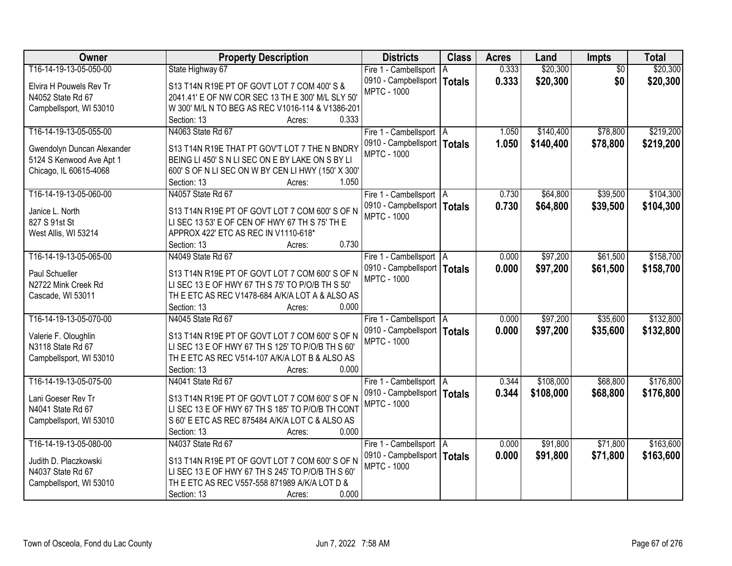| Owner | Property Description | Districts | Class | Acres | Land | Impts | Total |
|---|---|---|---|---|---|---|---|
| T16-14-19-13-05-050-00<br>Elvira H Pouwels Rev Tr<br>N4052 State Rd 67<br>Campbellsport, WI 53010 | State Highway 67<br>S13 T14N R19E PT OF GOVT LOT 7 COM 400' S & 2041.41' E OF NW COR SEC 13 TH E 300' M/L SLY 50' W 300' M/L N TO BEG AS REC V1016-114 & V1386-201<br>Section: 13 Acres: 0.333 | Fire 1 - Cambellsport<br>0910 - Campbellsport<br>MPTC - 1000 | A<br>**Totals** | 0.333<br>**0.333** | $20,300<br>**$20,300** | $0<br>**$0** | $20,300<br>**$20,300** |
| T16-14-19-13-05-055-00<br>Gwendolyn Duncan Alexander<br>5124 S Kenwood Ave Apt 1<br>Chicago, IL 60615-4068 | N4063 State Rd 67<br>S13 T14N R19E THAT PT GOV'T LOT 7 THE N BNDRY BEING LI 450' S N LI SEC ON E BY LAKE ON S BY LI 600' S OF N LI SEC ON W BY CEN LI HWY (150' X 300'<br>Section: 13 Acres: 1.050 | Fire 1 - Cambellsport<br>0910 - Campbellsport<br>MPTC - 1000 | A<br>**Totals** | 1.050<br>**1.050** | $140,400<br>**$140,400** | $78,800<br>**$78,800** | $219,200<br>**$219,200** |
| T16-14-19-13-05-060-00<br>Janice L. North<br>827 S 91st St<br>West Allis, WI 53214 | N4057 State Rd 67<br>S13 T14N R19E PT OF GOVT LOT 7 COM 600' S OF N LI SEC 13 53' E OF CEN OF HWY 67 TH S 75' TH E APPROX 422' ETC AS REC IN V1110-618*<br>Section: 13 Acres: 0.730 | Fire 1 - Cambellsport<br>0910 - Campbellsport<br>MPTC - 1000 | A<br>**Totals** | 0.730<br>**0.730** | $64,800<br>**$64,800** | $39,500<br>**$39,500** | $104,300<br>**$104,300** |
| T16-14-19-13-05-065-00<br>Paul Schueller<br>N2722 Mink Creek Rd<br>Cascade, WI 53011 | N4049 State Rd 67<br>S13 T14N R19E PT OF GOVT LOT 7 COM 600' S OF N LI SEC 13 E OF HWY 67 TH S 75' TO P/O/B TH S 50' TH E ETC AS REC V1478-684 A/K/A LOT A & ALSO AS<br>Section: 13 Acres: 0.000 | Fire 1 - Cambellsport<br>0910 - Campbellsport<br>MPTC - 1000 | A<br>**Totals** | 0.000<br>**0.000** | $97,200<br>**$97,200** | $61,500<br>**$61,500** | $158,700<br>**$158,700** |
| T16-14-19-13-05-070-00<br>Valerie F. Oloughlin<br>N3118 State Rd 67<br>Campbellsport, WI 53010 | N4045 State Rd 67<br>S13 T14N R19E PT OF GOVT LOT 7 COM 600' S OF N LI SEC 13 E OF HWY 67 TH S 125' TO P/O/B TH S 60' TH E ETC AS REC V514-107 A/K/A LOT B & ALSO AS<br>Section: 13 Acres: 0.000 | Fire 1 - Cambellsport<br>0910 - Campbellsport<br>MPTC - 1000 | A<br>**Totals** | 0.000<br>**0.000** | $97,200<br>**$97,200** | $35,600<br>**$35,600** | $132,800<br>**$132,800** |
| T16-14-19-13-05-075-00<br>Lani Goeser Rev Tr<br>N4041 State Rd 67<br>Campbellsport, WI 53010 | N4041 State Rd 67<br>S13 T14N R19E PT OF GOVT LOT 7 COM 600' S OF N LI SEC 13 E OF HWY 67 TH S 185' TO P/O/B TH CONT S 60' E ETC AS REC 875484 A/K/A LOT C & ALSO AS<br>Section: 13 Acres: 0.000 | Fire 1 - Cambellsport<br>0910 - Campbellsport<br>MPTC - 1000 | A<br>**Totals** | 0.344<br>**0.344** | $108,000<br>**$108,000** | $68,800<br>**$68,800** | $176,800<br>**$176,800** |
| T16-14-19-13-05-080-00<br>Judith D. Placzkowski<br>N4037 State Rd 67<br>Campbellsport, WI 53010 | N4037 State Rd 67<br>S13 T14N R19E PT OF GOVT LOT 7 COM 600' S OF N LI SEC 13 E OF HWY 67 TH S 245' TO P/O/B TH S 60' TH E ETC AS REC V557-558 871989 A/K/A LOT D &<br>Section: 13 Acres: 0.000 | Fire 1 - Cambellsport<br>0910 - Campbellsport<br>MPTC - 1000 | A<br>**Totals** | 0.000<br>**0.000** | $91,800<br>**$91,800** | $71,800<br>**$71,800** | $163,600<br>**$163,600** |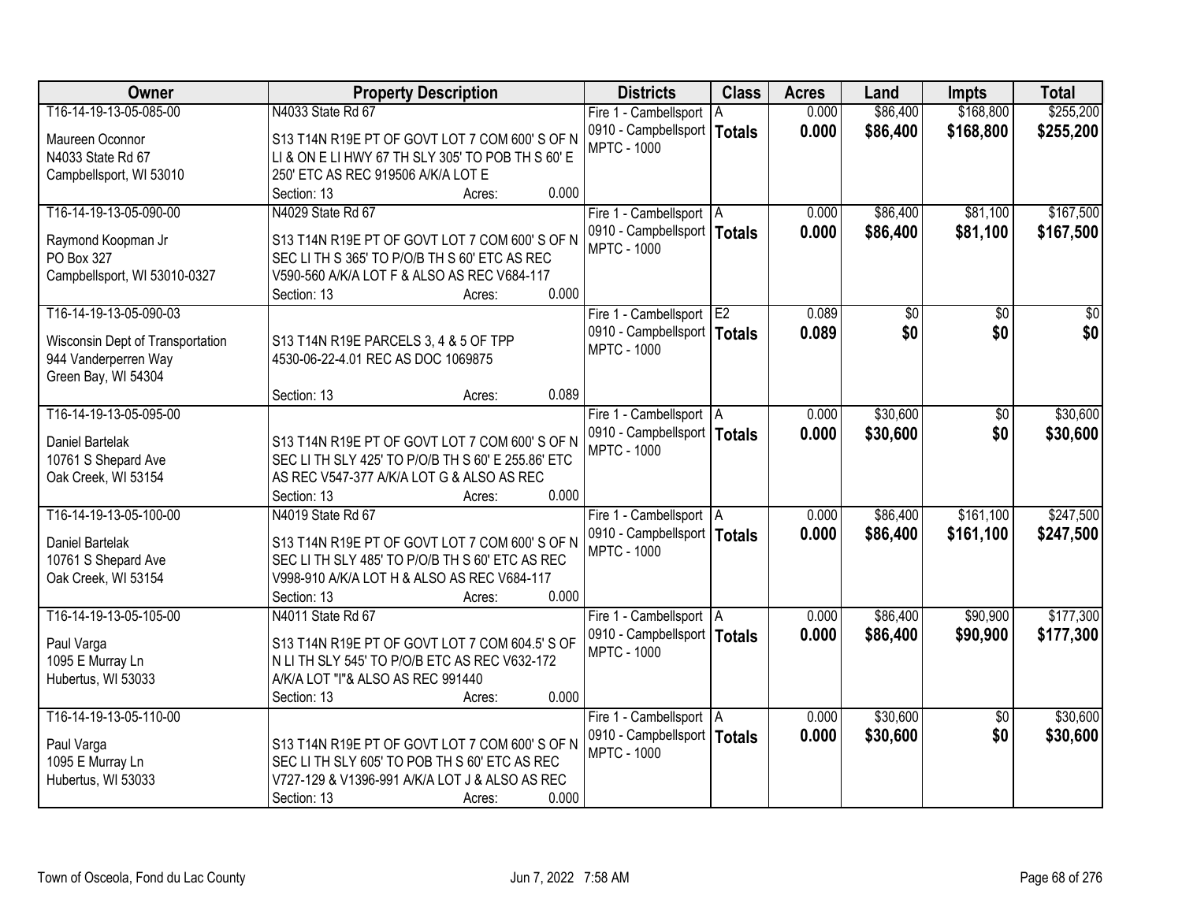| Owner | Property Description | Districts | Class | Acres | Land | Impts | Total |
|---|---|---|---|---|---|---|---|
| T16-14-19-13-05-085-00<br><br>Maureen Oconnor<br>N4033 State Rd 67<br>Campbellsport, WI 53010 | N4033 State Rd 67<br><br>S13 T14N R19E PT OF GOVT LOT 7 COM 600' S OF N LI & ON E LI HWY 67 TH SLY 305' TO POB TH S 60' E 250' ETC AS REC 919506 A/K/A LOT E<br>Section: 13 Acres: 0.000 | Fire 1 - Cambellsport<br>0910 - Campbellsport<br>MPTC - 1000 | A<br>**Totals** | 0.000<br>**0.000** | $86,400<br>**$86,400** | $168,800<br>**$168,800** | $255,200<br>**$255,200** |
| T16-14-19-13-05-090-00<br><br>Raymond Koopman Jr<br>PO Box 327<br>Campbellsport, WI 53010-0327 | N4029 State Rd 67<br><br>S13 T14N R19E PT OF GOVT LOT 7 COM 600' S OF N SEC LI TH S 365' TO P/O/B TH S 60' ETC AS REC V590-560 A/K/A LOT F & ALSO AS REC V684-117<br>Section: 13 Acres: 0.000 | Fire 1 - Cambellsport<br>0910 - Campbellsport<br>MPTC - 1000 | A<br>**Totals** | 0.000<br>**0.000** | $86,400<br>**$86,400** | $81,100<br>**$81,100** | $167,500<br>**$167,500** |
| T16-14-19-13-05-090-03<br><br>Wisconsin Dept of Transportation<br>944 Vanderperren Way<br>Green Bay, WI 54304 | <br><br>S13 T14N R19E PARCELS 3, 4 & 5 OF TPP 4530-06-22-4.01 REC AS DOC 1069875<br><br>Section: 13 Acres: 0.089 | Fire 1 - Cambellsport<br>0910 - Campbellsport<br>MPTC - 1000 | E2<br>**Totals** | 0.089<br>**0.089** | $0<br>**$0** | $0<br>**$0** | $0<br>**$0** |
| T16-14-19-13-05-095-00<br><br>Daniel Bartelak<br>10761 S Shepard Ave<br>Oak Creek, WI 53154 | <br><br>S13 T14N R19E PT OF GOVT LOT 7 COM 600' S OF N SEC LI TH SLY 425' TO P/O/B TH S 60' E 255.86' ETC AS REC V547-377 A/K/A LOT G & ALSO AS REC<br>Section: 13 Acres: 0.000 | Fire 1 - Cambellsport<br>0910 - Campbellsport<br>MPTC - 1000 | A<br>**Totals** | 0.000<br>**0.000** | $30,600<br>**$30,600** | $0<br>**$0** | $30,600<br>**$30,600** |
| T16-14-19-13-05-100-00<br><br>Daniel Bartelak<br>10761 S Shepard Ave<br>Oak Creek, WI 53154 | N4019 State Rd 67<br><br>S13 T14N R19E PT OF GOVT LOT 7 COM 600' S OF N SEC LI TH SLY 485' TO P/O/B TH S 60' ETC AS REC V998-910 A/K/A LOT H & ALSO AS REC V684-117<br>Section: 13 Acres: 0.000 | Fire 1 - Cambellsport<br>0910 - Campbellsport<br>MPTC - 1000 | A<br>**Totals** | 0.000<br>**0.000** | $86,400<br>**$86,400** | $161,100<br>**$161,100** | $247,500<br>**$247,500** |
| T16-14-19-13-05-105-00<br><br>Paul Varga<br>1095 E Murray Ln<br>Hubertus, WI 53033 | N4011 State Rd 67<br><br>S13 T14N R19E PT OF GOVT LOT 7 COM 604.5' S OF N LI TH SLY 545' TO P/O/B ETC AS REC V632-172 A/K/A LOT "I"& ALSO AS REC 991440<br>Section: 13 Acres: 0.000 | Fire 1 - Cambellsport<br>0910 - Campbellsport<br>MPTC - 1000 | A<br>**Totals** | 0.000<br>**0.000** | $86,400<br>**$86,400** | $90,900<br>**$90,900** | $177,300<br>**$177,300** |
| T16-14-19-13-05-110-00<br><br>Paul Varga<br>1095 E Murray Ln<br>Hubertus, WI 53033 | <br><br>S13 T14N R19E PT OF GOVT LOT 7 COM 600' S OF N SEC LI TH SLY 605' TO POB TH S 60' ETC AS REC V727-129 & V1396-991 A/K/A LOT J & ALSO AS REC<br>Section: 13 Acres: 0.000 | Fire 1 - Cambellsport<br>0910 - Campbellsport<br>MPTC - 1000 | A<br>**Totals** | 0.000<br>**0.000** | $30,600<br>**$30,600** | $0<br>**$0** | $30,600<br>**$30,600** |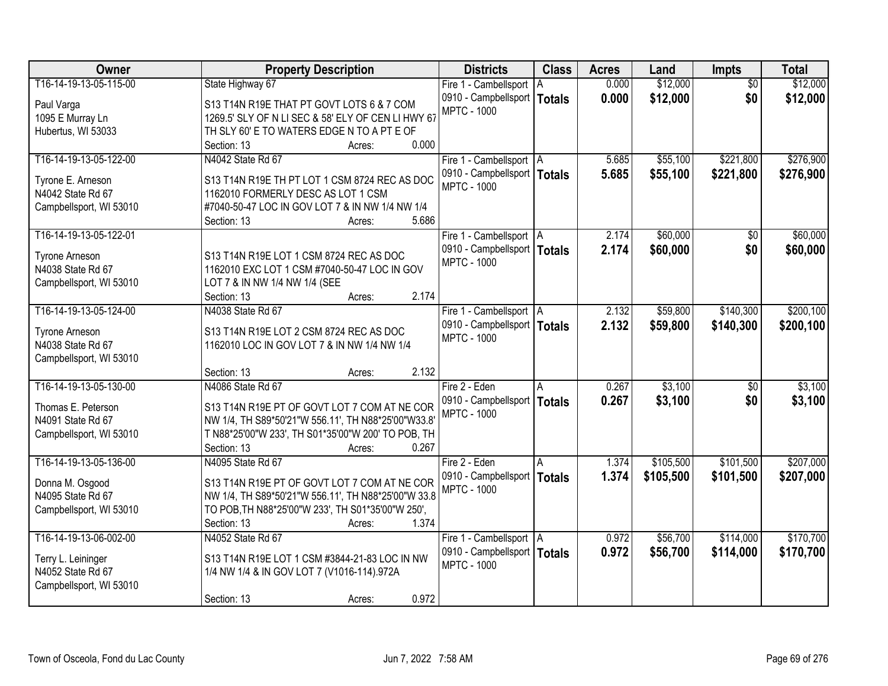| Owner | Property Description | Districts | Class | Acres | Land | Impts | Total |
|---|---|---|---|---|---|---|---|
| T16-14-19-13-05-115-00<br>Paul Varga<br>1095 E Murray Ln<br>Hubertus, WI 53033 | State Highway 67<br>S13 T14N R19E THAT PT GOVT LOTS 6 & 7 COM 1269.5' SLY OF N LI SEC & 58' ELY OF CEN LI HWY 67 TH SLY 60' E TO WATERS EDGE N TO A PT E OF<br>Section: 13 Acres: 0.000 | Fire 1 - Cambellsport<br>0910 - Campbellsport<br>MPTC - 1000 | A<br>**Totals** | 0.000<br>**0.000** | $12,000<br>**$12,000** | $0<br>**$0** | $12,000<br>**$12,000** |
| T16-14-19-13-05-122-00<br>Tyrone E. Arneson<br>N4042 State Rd 67<br>Campbellsport, WI 53010 | N4042 State Rd 67<br>S13 T14N R19E TH PT LOT 1 CSM 8724 REC AS DOC 1162010 FORMERLY DESC AS LOT 1 CSM #7040-50-47 LOC IN GOV LOT 7 & IN NW 1/4 NW 1/4<br>Section: 13 Acres: 5.686 | Fire 1 - Cambellsport<br>0910 - Campbellsport<br>MPTC - 1000 | A<br>**Totals** | 5.685<br>**5.685** | $55,100<br>**$55,100** | $221,800<br>**$221,800** | $276,900<br>**$276,900** |
| T16-14-19-13-05-122-01<br>Tyrone Arneson<br>N4038 State Rd 67<br>Campbellsport, WI 53010 | S13 T14N R19E LOT 1 CSM 8724 REC AS DOC 1162010 EXC LOT 1 CSM #7040-50-47 LOC IN GOV LOT 7 & IN NW 1/4 NW 1/4 (SEE<br>Section: 13 Acres: 2.174 | Fire 1 - Cambellsport<br>0910 - Campbellsport<br>MPTC - 1000 | A<br>**Totals** | 2.174<br>**2.174** | $60,000<br>**$60,000** | $0<br>**$0** | $60,000<br>**$60,000** |
| T16-14-19-13-05-124-00<br>Tyrone Arneson<br>N4038 State Rd 67<br>Campbellsport, WI 53010 | N4038 State Rd 67<br>S13 T14N R19E LOT 2 CSM 8724 REC AS DOC 1162010 LOC IN GOV LOT 7 & IN NW 1/4 NW 1/4<br>Section: 13 Acres: 2.132 | Fire 1 - Cambellsport<br>0910 - Campbellsport<br>MPTC - 1000 | A<br>**Totals** | 2.132<br>**2.132** | $59,800<br>**$59,800** | $140,300<br>**$140,300** | $200,100<br>**$200,100** |
| T16-14-19-13-05-130-00<br>Thomas E. Peterson<br>N4091 State Rd 67<br>Campbellsport, WI 53010 | N4086 State Rd 67<br>S13 T14N R19E PT OF GOVT LOT 7 COM AT NE COR NW 1/4, TH S89*50'21"W 556.11', TH N88*25'00"W33.8' T N88*25'00"W 233', TH S01*35'00"W 200' TO POB, TH<br>Section: 13 Acres: 0.267 | Fire 2 - Eden<br>0910 - Campbellsport<br>MPTC - 1000 | A<br>**Totals** | 0.267<br>**0.267** | $3,100<br>**$3,100** | $0<br>**$0** | $3,100<br>**$3,100** |
| T16-14-19-13-05-136-00<br>Donna M. Osgood<br>N4095 State Rd 67<br>Campbellsport, WI 53010 | N4095 State Rd 67<br>S13 T14N R19E PT OF GOVT LOT 7 COM AT NE COR NW 1/4, TH S89*50'21"W 556.11', TH N88*25'00"W 33.8 TO POB,TH N88*25'00"W 233', TH S01*35'00"W 250',<br>Section: 13 Acres: 1.374 | Fire 2 - Eden<br>0910 - Campbellsport<br>MPTC - 1000 | A<br>**Totals** | 1.374<br>**1.374** | $105,500<br>**$105,500** | $101,500<br>**$101,500** | $207,000<br>**$207,000** |
| T16-14-19-13-06-002-00<br>Terry L. Leininger<br>N4052 State Rd 67<br>Campbellsport, WI 53010 | N4052 State Rd 67<br>S13 T14N R19E LOT 1 CSM #3844-21-83 LOC IN NW 1/4 NW 1/4 & IN GOV LOT 7 (V1016-114).972A<br>Section: 13 Acres: 0.972 | Fire 1 - Cambellsport<br>0910 - Campbellsport<br>MPTC - 1000 | A<br>**Totals** | 0.972<br>**0.972** | $56,700<br>**$56,700** | $114,000<br>**$114,000** | $170,700<br>**$170,700** |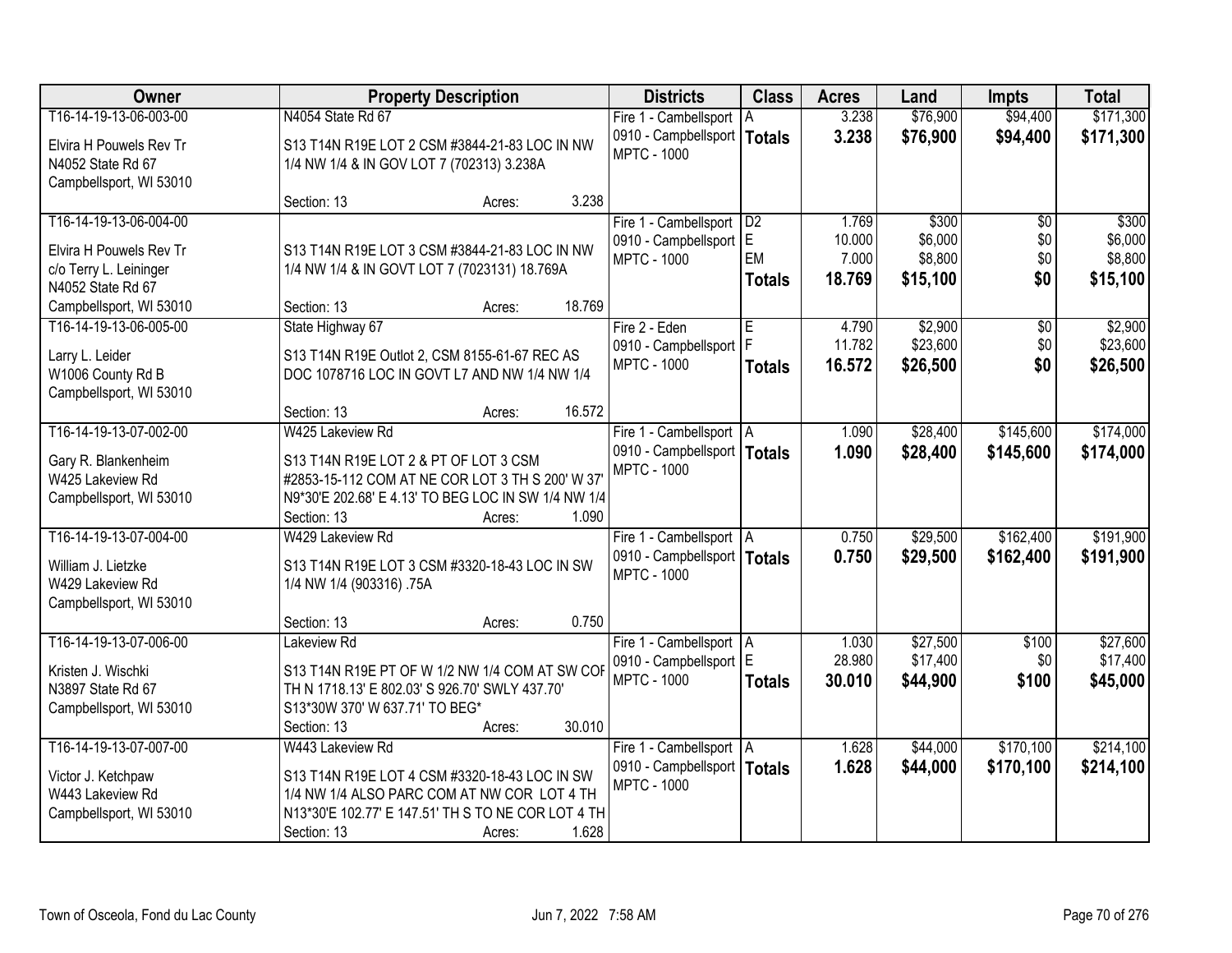| Owner | Property Description | Districts | Class | Acres | Land | Impts | Total |
|---|---|---|---|---|---|---|---|
| T16-14-19-13-06-003-00<br>Elvira H Pouwels Rev Tr<br>N4052 State Rd 67<br>Campbellsport, WI 53010 | N4054 State Rd 67<br>S13 T14N R19E LOT 2 CSM #3844-21-83 LOC IN NW 1/4 NW 1/4 & IN GOV LOT 7 (702313) 3.238A<br>Section: 13 Acres: 3.238 | Fire 1 - Cambellsport<br>0910 - Campbellsport<br>MPTC - 1000 | A<br>**Totals** | 3.238<br>**3.238** | $76,900<br>**$76,900** | $94,400<br>**$94,400** | $171,300<br>**$171,300** |
| T16-14-19-13-06-004-00<br>Elvira H Pouwels Rev Tr<br>c/o Terry L. Leininger<br>N4052 State Rd 67<br>Campbellsport, WI 53010 | S13 T14N R19E LOT 3 CSM #3844-21-83 LOC IN NW 1/4 NW 1/4 & IN GOVT LOT 7 (7023131) 18.769A<br>Section: 13 Acres: 18.769 | Fire 1 - Cambellsport<br>0910 - Campbellsport<br>MPTC - 1000 | D2<br>E<br>EM<br>**Totals** | 1.769<br>10.000<br>7.000<br>**18.769** | $300<br>$6,000<br>$8,800<br>**$15,100** | $0<br>$0<br>$0<br>**$0** | $300<br>$6,000<br>$8,800<br>**$15,100** |
| T16-14-19-13-06-005-00<br>Larry L. Leider<br>W1006 County Rd B<br>Campbellsport, WI 53010 | State Highway 67<br>S13 T14N R19E Outlot 2, CSM 8155-61-67 REC AS DOC 1078716 LOC IN GOVT L7 AND NW 1/4 NW 1/4<br>Section: 13 Acres: 16.572 | Fire 2 - Eden<br>0910 - Campbellsport<br>MPTC - 1000 | E<br>F<br>**Totals** | 4.790<br>11.782<br>**16.572** | $2,900<br>$23,600<br>**$26,500** | $0<br>$0<br>**$0** | $2,900<br>$23,600<br>**$26,500** |
| T16-14-19-13-07-002-00<br>Gary R. Blankenheim<br>W425 Lakeview Rd<br>Campbellsport, WI 53010 | W425 Lakeview Rd<br>S13 T14N R19E LOT 2 & PT OF LOT 3 CSM #2853-15-112 COM AT NE COR LOT 3 TH S 200' W 37' N9*30'E 202.68' E 4.13' TO BEG LOC IN SW 1/4 NW 1/4<br>Section: 13 Acres: 1.090 | Fire 1 - Cambellsport<br>0910 - Campbellsport<br>MPTC - 1000 | A<br>**Totals** | 1.090<br>**1.090** | $28,400<br>**$28,400** | $145,600<br>**$145,600** | $174,000<br>**$174,000** |
| T16-14-19-13-07-004-00<br>William J. Lietzke<br>W429 Lakeview Rd<br>Campbellsport, WI 53010 | W429 Lakeview Rd<br>S13 T14N R19E LOT 3 CSM #3320-18-43 LOC IN SW 1/4 NW 1/4 (903316) .75A<br>Section: 13 Acres: 0.750 | Fire 1 - Cambellsport<br>0910 - Campbellsport<br>MPTC - 1000 | A<br>**Totals** | 0.750<br>**0.750** | $29,500<br>**$29,500** | $162,400<br>**$162,400** | $191,900<br>**$191,900** |
| T16-14-19-13-07-006-00<br>Kristen J. Wischki<br>N3897 State Rd 67<br>Campbellsport, WI 53010 | Lakeview Rd<br>S13 T14N R19E PT OF W 1/2 NW 1/4 COM AT SW COR TH N 1718.13' E 802.03' S 926.70' SWLY 437.70' S13*30W 370' W 637.71' TO BEG*<br>Section: 13 Acres: 30.010 | Fire 1 - Cambellsport<br>0910 - Campbellsport<br>MPTC - 1000 | A<br>E<br>**Totals** | 1.030<br>28.980<br>**30.010** | $27,500<br>$17,400<br>**$44,900** | $100<br>$0<br>**$100** | $27,600<br>$17,400<br>**$45,000** |
| T16-14-19-13-07-007-00<br>Victor J. Ketchpaw<br>W443 Lakeview Rd<br>Campbellsport, WI 53010 | W443 Lakeview Rd<br>S13 T14N R19E LOT 4 CSM #3320-18-43 LOC IN SW 1/4 NW 1/4 ALSO PARC COM AT NW COR LOT 4 TH N13*30'E 102.77' E 147.51' TH S TO NE COR LOT 4 TH<br>Section: 13 Acres: 1.628 | Fire 1 - Cambellsport<br>0910 - Campbellsport<br>MPTC - 1000 | A<br>**Totals** | 1.628<br>**1.628** | $44,000<br>**$44,000** | $170,100<br>**$170,100** | $214,100<br>**$214,100** |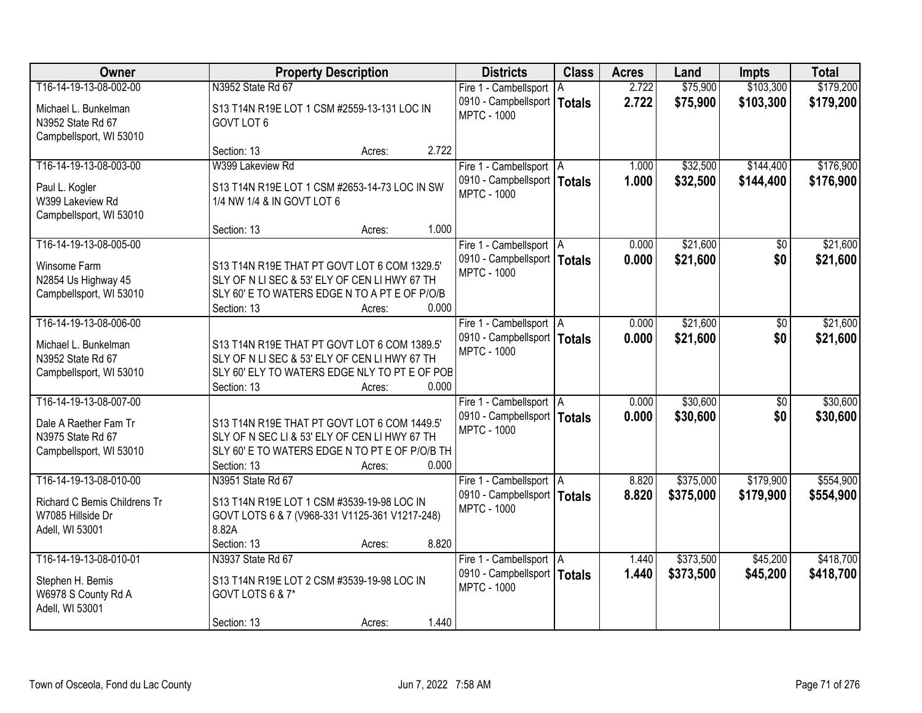| Owner | Property Description | Districts | Class | Acres | Land | Impts | Total |
|---|---|---|---|---|---|---|---|
| T16-14-19-13-08-002-00<br>Michael L. Bunkelman<br>N3952 State Rd 67<br>Campbellsport, WI 53010 | N3952 State Rd 67<br>S13 T14N R19E LOT 1 CSM #2559-13-131 LOC IN GOVT LOT 6<br>Section: 13 Acres: 2.722 | Fire 1 - Cambellsport<br>0910 - Campbellsport<br>MPTC - 1000 | A<br>**Totals** | 2.722<br>**2.722** | $75,900<br>**$75,900** | $103,300<br>**$103,300** | $179,200<br>**$179,200** |
| T16-14-19-13-08-003-00<br>Paul L. Kogler<br>W399 Lakeview Rd<br>Campbellsport, WI 53010 | W399 Lakeview Rd<br>S13 T14N R19E LOT 1 CSM #2653-14-73 LOC IN SW 1/4 NW 1/4 & IN GOVT LOT 6<br>Section: 13 Acres: 1.000 | Fire 1 - Cambellsport<br>0910 - Campbellsport<br>MPTC - 1000 | A<br>**Totals** | 1.000<br>**1.000** | $32,500<br>**$32,500** | $144,400<br>**$144,400** | $176,900<br>**$176,900** |
| T16-14-19-13-08-005-00<br>Winsome Farm<br>N2854 Us Highway 45<br>Campbellsport, WI 53010 | S13 T14N R19E THAT PT GOVT LOT 6 COM 1329.5' SLY OF N LI SEC & 53' ELY OF CEN LI HWY 67 TH SLY 60' E TO WATERS EDGE N TO A PT E OF P/O/B<br>Section: 13 Acres: 0.000 | Fire 1 - Cambellsport<br>0910 - Campbellsport<br>MPTC - 1000 | A<br>**Totals** | 0.000<br>**0.000** | $21,600<br>**$21,600** | $0<br>**$0** | $21,600<br>**$21,600** |
| T16-14-19-13-08-006-00<br>Michael L. Bunkelman<br>N3952 State Rd 67<br>Campbellsport, WI 53010 | S13 T14N R19E THAT PT GOVT LOT 6 COM 1389.5' SLY OF N LI SEC & 53' ELY OF CEN LI HWY 67 TH SLY 60' ELY TO WATERS EDGE NLY TO PT E OF POB<br>Section: 13 Acres: 0.000 | Fire 1 - Cambellsport<br>0910 - Campbellsport<br>MPTC - 1000 | A<br>**Totals** | 0.000<br>**0.000** | $21,600<br>**$21,600** | $0<br>**$0** | $21,600<br>**$21,600** |
| T16-14-19-13-08-007-00<br>Dale A Raether Fam Tr<br>N3975 State Rd 67<br>Campbellsport, WI 53010 | S13 T14N R19E THAT PT GOVT LOT 6 COM 1449.5' SLY OF N SEC LI & 53' ELY OF CEN LI HWY 67 TH SLY 60' E TO WATERS EDGE N TO PT E OF P/O/B TH<br>Section: 13 Acres: 0.000 | Fire 1 - Cambellsport<br>0910 - Campbellsport<br>MPTC - 1000 | A<br>**Totals** | 0.000<br>**0.000** | $30,600<br>**$30,600** | $0<br>**$0** | $30,600<br>**$30,600** |
| T16-14-19-13-08-010-00<br>Richard C Bemis Childrens Tr<br>W7085 Hillside Dr<br>Adell, WI 53001 | N3951 State Rd 67<br>S13 T14N R19E LOT 1 CSM #3539-19-98 LOC IN GOVT LOTS 6 & 7 (V968-331 V1125-361 V1217-248) 8.82A<br>Section: 13 Acres: 8.820 | Fire 1 - Cambellsport<br>0910 - Campbellsport<br>MPTC - 1000 | A<br>**Totals** | 8.820<br>**8.820** | $375,000<br>**$375,000** | $179,900<br>**$179,900** | $554,900<br>**$554,900** |
| T16-14-19-13-08-010-01<br>Stephen H. Bemis<br>W6978 S County Rd A<br>Adell, WI 53001 | N3937 State Rd 67<br>S13 T14N R19E LOT 2 CSM #3539-19-98 LOC IN GOVT LOTS 6 & 7*<br>Section: 13 Acres: 1.440 | Fire 1 - Cambellsport<br>0910 - Campbellsport<br>MPTC - 1000 | A<br>**Totals** | 1.440<br>**1.440** | $373,500<br>**$373,500** | $45,200<br>**$45,200** | $418,700<br>**$418,700** |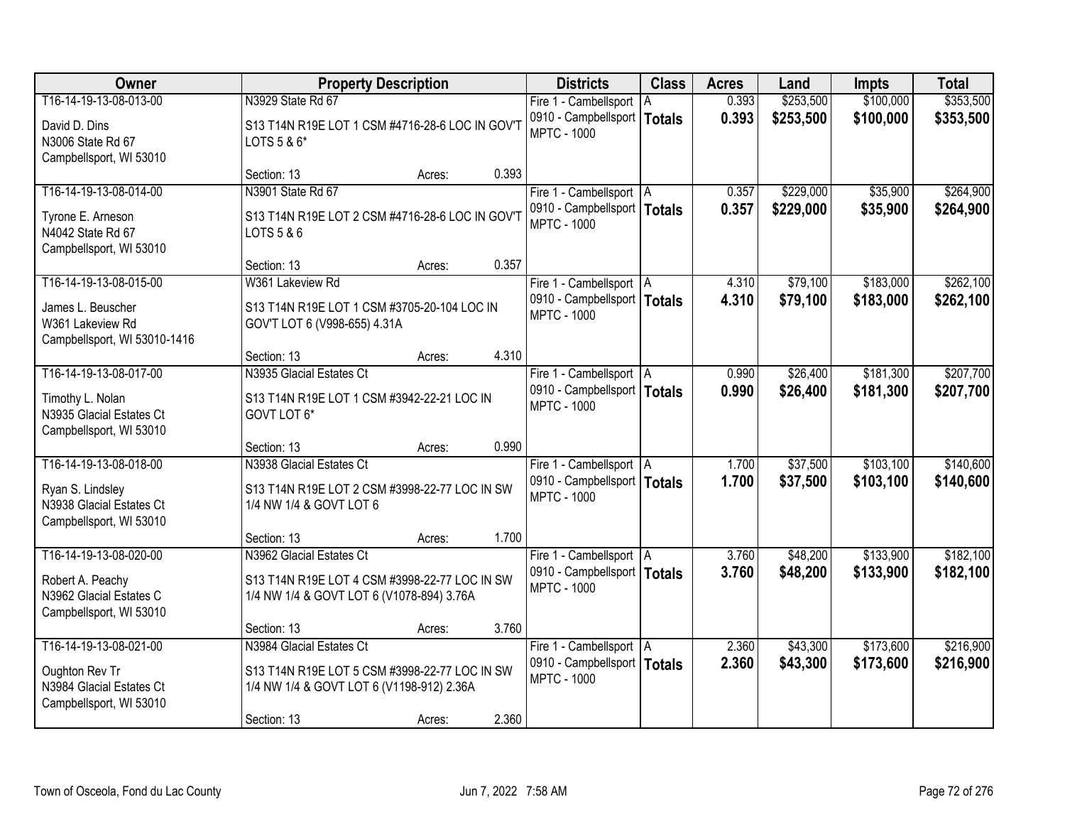| Owner | Property Description | Districts | Class | Acres | Land | Impts | Total |
|---|---|---|---|---|---|---|---|
| T16-14-19-13-08-013-00<br><br>David D. Dins<br>N3006 State Rd 67<br>Campbellsport, WI 53010 | N3929 State Rd 67<br><br>S13 T14N R19E LOT 1 CSM #4716-28-6 LOC IN GOV'T LOTS 5 & 6*<br><br>Section: 13 Acres: 0.393 | Fire 1 - Cambellsport<br>0910 - Campbellsport<br>MPTC - 1000 | A<br>**Totals** | 0.393<br>**0.393** | $253,500<br>**$253,500** | $100,000<br>**$100,000** | $353,500<br>**$353,500** |
| T16-14-19-13-08-014-00<br><br>Tyrone E. Arneson<br>N4042 State Rd 67<br>Campbellsport, WI 53010 | N3901 State Rd 67<br><br>S13 T14N R19E LOT 2 CSM #4716-28-6 LOC IN GOV'T LOTS 5 & 6<br><br>Section: 13 Acres: 0.357 | Fire 1 - Cambellsport<br>0910 - Campbellsport<br>MPTC - 1000 | A<br>**Totals** | 0.357<br>**0.357** | $229,000<br>**$229,000** | $35,900<br>**$35,900** | $264,900<br>**$264,900** |
| T16-14-19-13-08-015-00<br><br>James L. Beuscher<br>W361 Lakeview Rd<br>Campbellsport, WI 53010-1416 | W361 Lakeview Rd<br><br>S13 T14N R19E LOT 1 CSM #3705-20-104 LOC IN GOV'T LOT 6 (V998-655) 4.31A<br><br>Section: 13 Acres: 4.310 | Fire 1 - Cambellsport<br>0910 - Campbellsport<br>MPTC - 1000 | A<br>**Totals** | 4.310<br>**4.310** | $79,100<br>**$79,100** | $183,000<br>**$183,000** | $262,100<br>**$262,100** |
| T16-14-19-13-08-017-00<br><br>Timothy L. Nolan<br>N3935 Glacial Estates Ct<br>Campbellsport, WI 53010 | N3935 Glacial Estates Ct<br><br>S13 T14N R19E LOT 1 CSM #3942-22-21 LOC IN GOVT LOT 6*<br><br>Section: 13 Acres: 0.990 | Fire 1 - Cambellsport<br>0910 - Campbellsport<br>MPTC - 1000 | A<br>**Totals** | 0.990<br>**0.990** | $26,400<br>**$26,400** | $181,300<br>**$181,300** | $207,700<br>**$207,700** |
| T16-14-19-13-08-018-00<br><br>Ryan S. Lindsley<br>N3938 Glacial Estates Ct<br>Campbellsport, WI 53010 | N3938 Glacial Estates Ct<br><br>S13 T14N R19E LOT 2 CSM #3998-22-77 LOC IN SW 1/4 NW 1/4 & GOVT LOT 6<br><br>Section: 13 Acres: 1.700 | Fire 1 - Cambellsport<br>0910 - Campbellsport<br>MPTC - 1000 | A<br>**Totals** | 1.700<br>**1.700** | $37,500<br>**$37,500** | $103,100<br>**$103,100** | $140,600<br>**$140,600** |
| T16-14-19-13-08-020-00<br><br>Robert A. Peachy<br>N3962 Glacial Estates C<br>Campbellsport, WI 53010 | N3962 Glacial Estates Ct<br><br>S13 T14N R19E LOT 4 CSM #3998-22-77 LOC IN SW 1/4 NW 1/4 & GOVT LOT 6 (V1078-894) 3.76A<br><br>Section: 13 Acres: 3.760 | Fire 1 - Cambellsport<br>0910 - Campbellsport<br>MPTC - 1000 | A<br>**Totals** | 3.760<br>**3.760** | $48,200<br>**$48,200** | $133,900<br>**$133,900** | $182,100<br>**$182,100** |
| T16-14-19-13-08-021-00<br><br>Oughton Rev Tr<br>N3984 Glacial Estates Ct<br>Campbellsport, WI 53010 | N3984 Glacial Estates Ct<br><br>S13 T14N R19E LOT 5 CSM #3998-22-77 LOC IN SW 1/4 NW 1/4 & GOVT LOT 6 (V1198-912) 2.36A<br><br>Section: 13 Acres: 2.360 | Fire 1 - Cambellsport<br>0910 - Campbellsport<br>MPTC - 1000 | A<br>**Totals** | 2.360<br>**2.360** | $43,300<br>**$43,300** | $173,600<br>**$173,600** | $216,900<br>**$216,900** |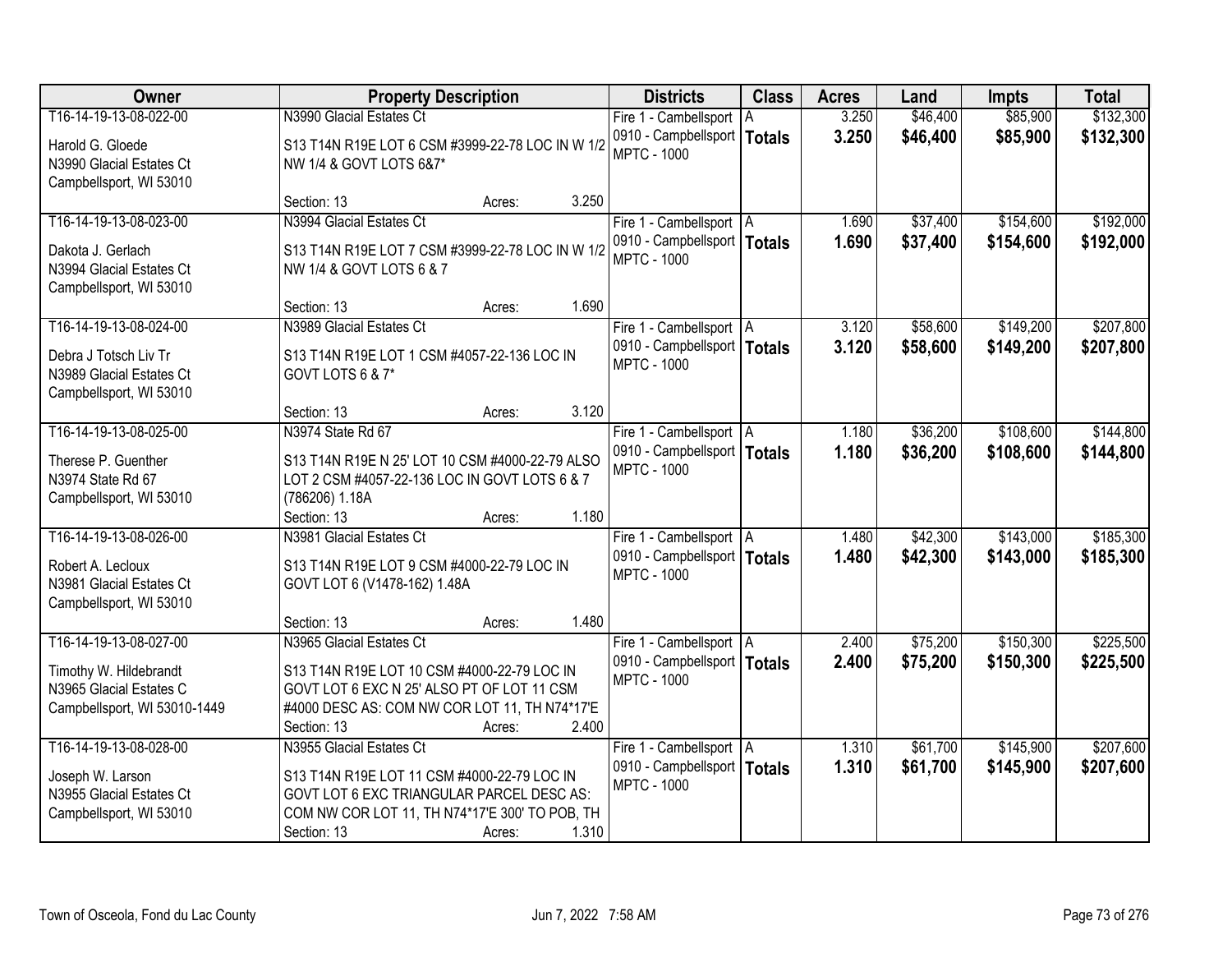| Owner | Property Description | Districts | Class | Acres | Land | Impts | Total |
|---|---|---|---|---|---|---|---|
| T16-14-19-13-08-022-00<br>Harold G. Gloede<br>N3990 Glacial Estates Ct<br>Campbellsport, WI 53010 | N3990 Glacial Estates Ct<br>S13 T14N R19E LOT 6 CSM #3999-22-78 LOC IN W 1/2 NW 1/4 & GOVT LOTS 6&7*<br>Section: 13 Acres: 3.250 | Fire 1 - Cambellsport<br>0910 - Campbellsport<br>MPTC - 1000 | A<br>**Totals** | 3.250<br>**3.250** | $46,400<br>**$46,400** | $85,900<br>**$85,900** | $132,300<br>**$132,300** |
| T16-14-19-13-08-023-00<br>Dakota J. Gerlach<br>N3994 Glacial Estates Ct<br>Campbellsport, WI 53010 | N3994 Glacial Estates Ct<br>S13 T14N R19E LOT 7 CSM #3999-22-78 LOC IN W 1/2 NW 1/4 & GOVT LOTS 6 & 7<br>Section: 13 Acres: 1.690 | Fire 1 - Cambellsport<br>0910 - Campbellsport<br>MPTC - 1000 | A<br>**Totals** | 1.690<br>**1.690** | $37,400<br>**$37,400** | $154,600<br>**$154,600** | $192,000<br>**$192,000** |
| T16-14-19-13-08-024-00<br>Debra J Totsch Liv Tr<br>N3989 Glacial Estates Ct<br>Campbellsport, WI 53010 | N3989 Glacial Estates Ct<br>S13 T14N R19E LOT 1 CSM #4057-22-136 LOC IN GOVT LOTS 6 & 7*<br>Section: 13 Acres: 3.120 | Fire 1 - Cambellsport<br>0910 - Campbellsport<br>MPTC - 1000 | A<br>**Totals** | 3.120<br>**3.120** | $58,600<br>**$58,600** | $149,200<br>**$149,200** | $207,800<br>**$207,800** |
| T16-14-19-13-08-025-00<br>Therese P. Guenther<br>N3974 State Rd 67<br>Campbellsport, WI 53010 | N3974 State Rd 67<br>S13 T14N R19E N 25' LOT 10 CSM #4000-22-79 ALSO LOT 2 CSM #4057-22-136 LOC IN GOVT LOTS 6 & 7 (786206) 1.18A<br>Section: 13 Acres: 1.180 | Fire 1 - Cambellsport<br>0910 - Campbellsport<br>MPTC - 1000 | A<br>**Totals** | 1.180<br>**1.180** | $36,200<br>**$36,200** | $108,600<br>**$108,600** | $144,800<br>**$144,800** |
| T16-14-19-13-08-026-00<br>Robert A. Lecloux<br>N3981 Glacial Estates Ct<br>Campbellsport, WI 53010 | N3981 Glacial Estates Ct<br>S13 T14N R19E LOT 9 CSM #4000-22-79 LOC IN GOVT LOT 6 (V1478-162) 1.48A<br>Section: 13 Acres: 1.480 | Fire 1 - Cambellsport<br>0910 - Campbellsport<br>MPTC - 1000 | A<br>**Totals** | 1.480<br>**1.480** | $42,300<br>**$42,300** | $143,000<br>**$143,000** | $185,300<br>**$185,300** |
| T16-14-19-13-08-027-00<br>Timothy W. Hildebrandt<br>N3965 Glacial Estates C<br>Campbellsport, WI 53010-1449 | N3965 Glacial Estates Ct<br>S13 T14N R19E LOT 10 CSM #4000-22-79 LOC IN GOVT LOT 6 EXC N 25' ALSO PT OF LOT 11 CSM #4000 DESC AS: COM NW COR LOT 11, TH N74*17'E<br>Section: 13 Acres: 2.400 | Fire 1 - Cambellsport<br>0910 - Campbellsport<br>MPTC - 1000 | A<br>**Totals** | 2.400<br>**2.400** | $75,200<br>**$75,200** | $150,300<br>**$150,300** | $225,500<br>**$225,500** |
| T16-14-19-13-08-028-00<br>Joseph W. Larson<br>N3955 Glacial Estates Ct<br>Campbellsport, WI 53010 | N3955 Glacial Estates Ct<br>S13 T14N R19E LOT 11 CSM #4000-22-79 LOC IN GOVT LOT 6 EXC TRIANGULAR PARCEL DESC AS: COM NW COR LOT 11, TH N74*17'E 300' TO POB, TH<br>Section: 13 Acres: 1.310 | Fire 1 - Cambellsport<br>0910 - Campbellsport<br>MPTC - 1000 | A<br>**Totals** | 1.310<br>**1.310** | $61,700<br>**$61,700** | $145,900<br>**$145,900** | $207,600<br>**$207,600** |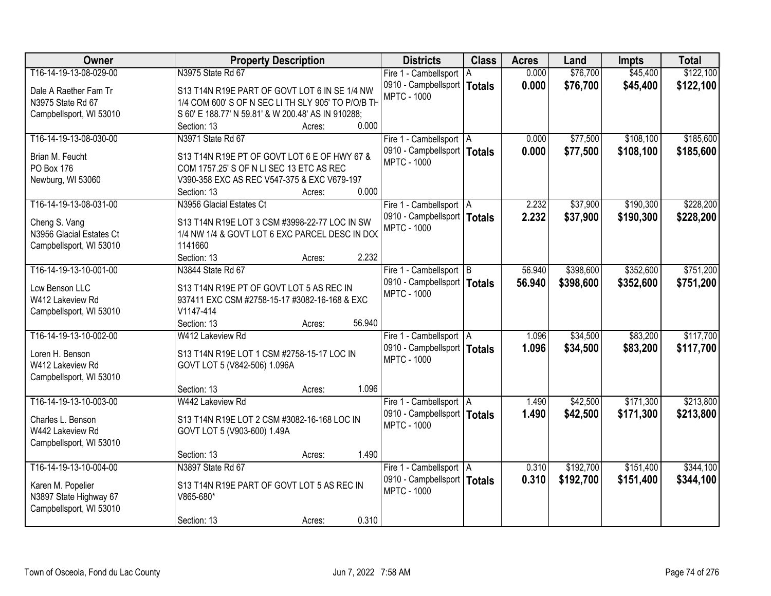| Owner | Property Description | Districts | Class | Acres | Land | Impts | Total |
|---|---|---|---|---|---|---|---|
| T16-14-19-13-08-029-00<br><br>Dale A Raether Fam Tr<br>N3975 State Rd 67<br>Campbellsport, WI 53010 | N3975 State Rd 67<br><br>S13 T14N R19E PART OF GOVT LOT 6 IN SE 1/4 NW 1/4 COM 600' S OF N SEC LI TH SLY 905' TO P/O/B TH S 60' E 188.77' N 59.81' & W 200.48' AS IN 910288;<br>Section: 13 Acres: 0.000 | Fire 1 - Cambellsport<br>0910 - Campbellsport<br>MPTC - 1000 | A<br>**Totals** | 0.000<br>**0.000** | $76,700<br>**$76,700** | $45,400<br>**$45,400** | $122,100<br>**$122,100** |
| T16-14-19-13-08-030-00<br><br>Brian M. Feucht<br>PO Box 176<br>Newburg, WI 53060 | N3971 State Rd 67<br><br>S13 T14N R19E PT OF GOVT LOT 6 E OF HWY 67 & COM 1757.25' S OF N LI SEC 13 ETC AS REC V390-358 EXC AS REC V547-375 & EXC V679-197<br>Section: 13 Acres: 0.000 | Fire 1 - Cambellsport<br>0910 - Campbellsport<br>MPTC - 1000 | A<br>**Totals** | 0.000<br>**0.000** | $77,500<br>**$77,500** | $108,100<br>**$108,100** | $185,600<br>**$185,600** |
| T16-14-19-13-08-031-00<br><br>Cheng S. Vang<br>N3956 Glacial Estates Ct<br>Campbellsport, WI 53010 | N3956 Glacial Estates Ct<br><br>S13 T14N R19E LOT 3 CSM #3998-22-77 LOC IN SW 1/4 NW 1/4 & GOVT LOT 6 EXC PARCEL DESC IN DOC 1141660<br>Section: 13 Acres: 2.232 | Fire 1 - Cambellsport<br>0910 - Campbellsport<br>MPTC - 1000 | A<br>**Totals** | 2.232<br>**2.232** | $37,900<br>**$37,900** | $190,300<br>**$190,300** | $228,200<br>**$228,200** |
| T16-14-19-13-10-001-00<br><br>Lcw Benson LLC<br>W412 Lakeview Rd<br>Campbellsport, WI 53010 | N3844 State Rd 67<br><br>S13 T14N R19E PT OF GOVT LOT 5 AS REC IN 937411 EXC CSM #2758-15-17 #3082-16-168 & EXC V1147-414<br>Section: 13 Acres: 56.940 | Fire 1 - Cambellsport<br>0910 - Campbellsport<br>MPTC - 1000 | B<br>**Totals** | 56.940<br>**56.940** | $398,600<br>**$398,600** | $352,600<br>**$352,600** | $751,200<br>**$751,200** |
| T16-14-19-13-10-002-00<br><br>Loren H. Benson<br>W412 Lakeview Rd<br>Campbellsport, WI 53010 | W412 Lakeview Rd<br><br>S13 T14N R19E LOT 1 CSM #2758-15-17 LOC IN GOVT LOT 5 (V842-506) 1.096A<br>Section: 13 Acres: 1.096 | Fire 1 - Cambellsport<br>0910 - Campbellsport<br>MPTC - 1000 | A<br>**Totals** | 1.096<br>**1.096** | $34,500<br>**$34,500** | $83,200<br>**$83,200** | $117,700<br>**$117,700** |
| T16-14-19-13-10-003-00<br><br>Charles L. Benson<br>W442 Lakeview Rd<br>Campbellsport, WI 53010 | W442 Lakeview Rd<br><br>S13 T14N R19E LOT 2 CSM #3082-16-168 LOC IN GOVT LOT 5 (V903-600) 1.49A<br>Section: 13 Acres: 1.490 | Fire 1 - Cambellsport<br>0910 - Campbellsport<br>MPTC - 1000 | A<br>**Totals** | 1.490<br>**1.490** | $42,500<br>**$42,500** | $171,300<br>**$171,300** | $213,800<br>**$213,800** |
| T16-14-19-13-10-004-00<br><br>Karen M. Popelier<br>N3897 State Highway 67<br>Campbellsport, WI 53010 | N3897 State Rd 67<br><br>S13 T14N R19E PART OF GOVT LOT 5 AS REC IN V865-680*<br>Section: 13 Acres: 0.310 | Fire 1 - Cambellsport<br>0910 - Campbellsport<br>MPTC - 1000 | A<br>**Totals** | 0.310<br>**0.310** | $192,700<br>**$192,700** | $151,400<br>**$151,400** | $344,100<br>**$344,100** |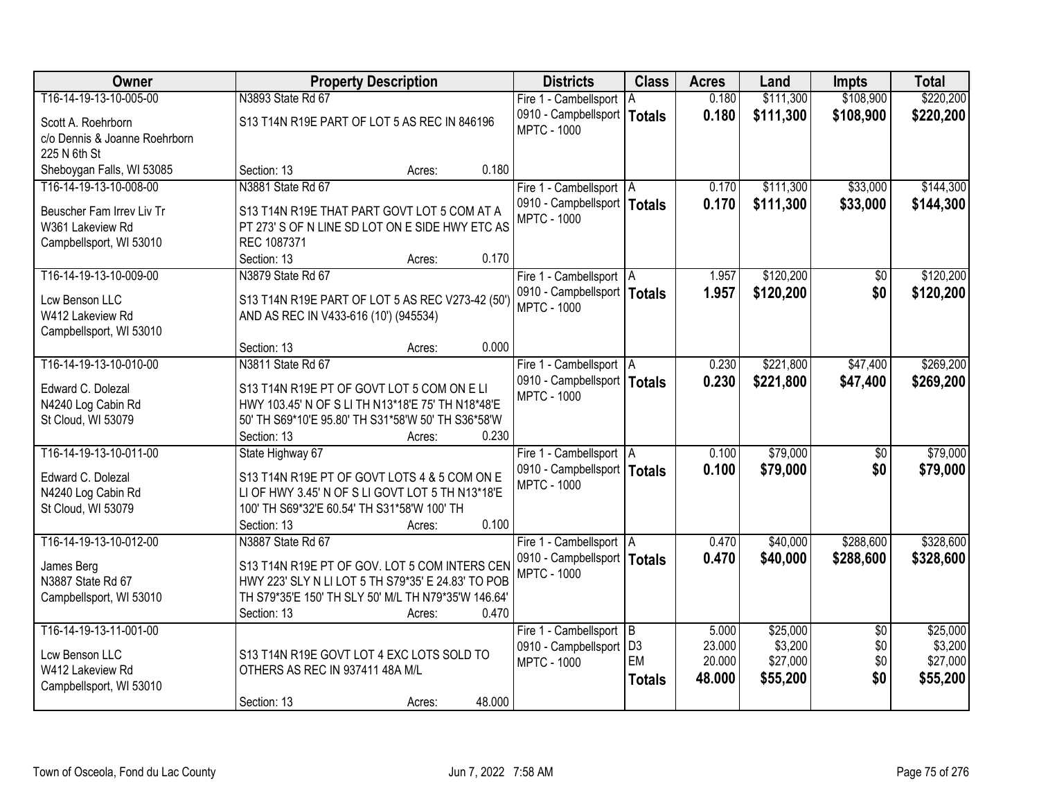| Owner | Property Description | Districts | Class | Acres | Land | Impts | Total |
|---|---|---|---|---|---|---|---|
| T16-14-19-13-10-005-00<br>Scott A. Roehrborn<br>c/o Dennis & Joanne Roehrborn<br>225 N 6th St<br>Sheboygan Falls, WI 53085 | N3893 State Rd 67<br>S13 T14N R19E PART OF LOT 5 AS REC IN 846196<br>Section: 13 Acres: 0.180 | Fire 1 - Cambellsport<br>0910 - Campbellsport<br>MPTC - 1000 | A<br>**Totals** | 0.180<br>**0.180** | $111,300<br>**$111,300** | $108,900<br>**$108,900** | $220,200<br>**$220,200** |
| T16-14-19-13-10-008-00<br>Beuscher Fam Irrev Liv Tr<br>W361 Lakeview Rd<br>Campbellsport, WI 53010 | N3881 State Rd 67<br>S13 T14N R19E THAT PART GOVT LOT 5 COM AT A PT 273' S OF N LINE SD LOT ON E SIDE HWY ETC AS REC 1087371<br>Section: 13 Acres: 0.170 | Fire 1 - Cambellsport<br>0910 - Campbellsport<br>MPTC - 1000 | A<br>**Totals** | 0.170<br>**0.170** | $111,300<br>**$111,300** | $33,000<br>**$33,000** | $144,300<br>**$144,300** |
| T16-14-19-13-10-009-00<br>Lcw Benson LLC<br>W412 Lakeview Rd<br>Campbellsport, WI 53010 | N3879 State Rd 67<br>S13 T14N R19E PART OF LOT 5 AS REC V273-42 (50') AND AS REC IN V433-616 (10') (945534)<br>Section: 13 Acres: 0.000 | Fire 1 - Cambellsport<br>0910 - Campbellsport<br>MPTC - 1000 | A<br>**Totals** | 1.957<br>**1.957** | $120,200<br>**$120,200** | $0<br>**$0** | $120,200<br>**$120,200** |
| T16-14-19-13-10-010-00<br>Edward C. Dolezal<br>N4240 Log Cabin Rd<br>St Cloud, WI 53079 | N3811 State Rd 67<br>S13 T14N R19E PT OF GOVT LOT 5 COM ON E LI HWY 103.45' N OF S LI TH N13*18'E 75' TH N18*48'E 50' TH S69*10'E 95.80' TH S31*58'W 50' TH S36*58'W<br>Section: 13 Acres: 0.230 | Fire 1 - Cambellsport<br>0910 - Campbellsport<br>MPTC - 1000 | A<br>**Totals** | 0.230<br>**0.230** | $221,800<br>**$221,800** | $47,400<br>**$47,400** | $269,200<br>**$269,200** |
| T16-14-19-13-10-011-00<br>Edward C. Dolezal<br>N4240 Log Cabin Rd<br>St Cloud, WI 53079 | State Highway 67<br>S13 T14N R19E PT OF GOVT LOTS 4 & 5 COM ON E LI OF HWY 3.45' N OF S LI GOVT LOT 5 TH N13*18'E 100' TH S69*32'E 60.54' TH S31*58'W 100' TH<br>Section: 13 Acres: 0.100 | Fire 1 - Cambellsport<br>0910 - Campbellsport<br>MPTC - 1000 | A<br>**Totals** | 0.100<br>**0.100** | $79,000<br>**$79,000** | $0<br>**$0** | $79,000<br>**$79,000** |
| T16-14-19-13-10-012-00<br>James Berg<br>N3887 State Rd 67<br>Campbellsport, WI 53010 | N3887 State Rd 67<br>S13 T14N R19E PT OF GOV. LOT 5 COM INTERS CEN HWY 223' SLY N LI LOT 5 TH S79*35' E 24.83' TO POB TH S79*35'E 150' TH SLY 50' M/L TH N79*35'W 146.64'<br>Section: 13 Acres: 0.470 | Fire 1 - Cambellsport<br>0910 - Campbellsport<br>MPTC - 1000 | A<br>**Totals** | 0.470<br>**0.470** | $40,000<br>**$40,000** | $288,600<br>**$288,600** | $328,600<br>**$328,600** |
| T16-14-19-13-11-001-00<br>Lcw Benson LLC<br>W412 Lakeview Rd<br>Campbellsport, WI 53010 | S13 T14N R19E GOVT LOT 4 EXC LOTS SOLD TO OTHERS AS REC IN 937411 48A M/L<br>Section: 13 Acres: 48.000 | Fire 1 - Cambellsport<br>0910 - Campbellsport<br>MPTC - 1000 | B<br>D3<br>EM<br>**Totals** | 5.000<br>23.000<br>20.000<br>**48.000** | $25,000<br>$3,200<br>$27,000<br>**$55,200** | $0<br>$0<br>$0<br>**$0** | $25,000<br>$3,200<br>$27,000<br>**$55,200** |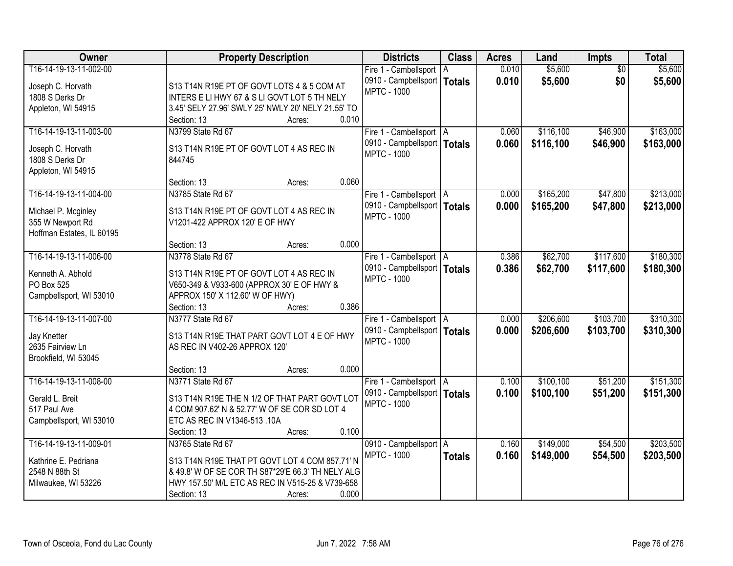| Owner | Property Description | Districts | Class | Acres | Land | Impts | Total |
|---|---|---|---|---|---|---|---|
| T16-14-19-13-11-002-00<br><br>Joseph C. Horvath<br>1808 S Derks Dr<br>Appleton, WI 54915 | S13 T14N R19E PT OF GOVT LOTS 4 & 5 COM AT INTERS E LI HWY 67 & S LI GOVT LOT 5 TH NELY 3.45' SELY 27.96' SWLY 25' NWLY 20' NELY 21.55' TO<br>Section: 13 Acres: 0.010 | Fire 1 - Cambellsport<br>0910 - Campbellsport<br>MPTC - 1000 | A<br>**Totals** | 0.010<br>**0.010** | $5,600<br>**$5,600** | $0<br>**$0** | $5,600<br>**$5,600** |
| T16-14-19-13-11-003-00<br><br>Joseph C. Horvath<br>1808 S Derks Dr<br>Appleton, WI 54915 | N3799 State Rd 67<br>S13 T14N R19E PT OF GOVT LOT 4 AS REC IN 844745<br>Section: 13 Acres: 0.060 | Fire 1 - Cambellsport<br>0910 - Campbellsport<br>MPTC - 1000 | A<br>**Totals** | 0.060<br>**0.060** | $116,100<br>**$116,100** | $46,900<br>**$46,900** | $163,000<br>**$163,000** |
| T16-14-19-13-11-004-00<br><br>Michael P. Mcginley<br>355 W Newport Rd<br>Hoffman Estates, IL 60195 | N3785 State Rd 67<br>S13 T14N R19E PT OF GOVT LOT 4 AS REC IN V1201-422 APPROX 120' E OF HWY<br>Section: 13 Acres: 0.000 | Fire 1 - Cambellsport<br>0910 - Campbellsport<br>MPTC - 1000 | A<br>**Totals** | 0.000<br>**0.000** | $165,200<br>**$165,200** | $47,800<br>**$47,800** | $213,000<br>**$213,000** |
| T16-14-19-13-11-006-00<br><br>Kenneth A. Abhold<br>PO Box 525<br>Campbellsport, WI 53010 | N3778 State Rd 67<br>S13 T14N R19E PT OF GOVT LOT 4 AS REC IN V650-349 & V933-600 (APPROX 30' E OF HWY & APPROX 150' X 112.60' W OF HWY)<br>Section: 13 Acres: 0.386 | Fire 1 - Cambellsport<br>0910 - Campbellsport<br>MPTC - 1000 | A<br>**Totals** | 0.386<br>**0.386** | $62,700<br>**$62,700** | $117,600<br>**$117,600** | $180,300<br>**$180,300** |
| T16-14-19-13-11-007-00<br><br>Jay Knetter<br>2635 Fairview Ln<br>Brookfield, WI 53045 | N3777 State Rd 67<br>S13 T14N R19E THAT PART GOVT LOT 4 E OF HWY AS REC IN V402-26 APPROX 120'<br>Section: 13 Acres: 0.000 | Fire 1 - Cambellsport<br>0910 - Campbellsport<br>MPTC - 1000 | A<br>**Totals** | 0.000<br>**0.000** | $206,600<br>**$206,600** | $103,700<br>**$103,700** | $310,300<br>**$310,300** |
| T16-14-19-13-11-008-00<br><br>Gerald L. Breit<br>517 Paul Ave<br>Campbellsport, WI 53010 | N3771 State Rd 67<br>S13 T14N R19E THE N 1/2 OF THAT PART GOVT LOT 4 COM 907.62' N & 52.77' W OF SE COR SD LOT 4 ETC AS REC IN V1346-513 .10A<br>Section: 13 Acres: 0.100 | Fire 1 - Cambellsport<br>0910 - Campbellsport<br>MPTC - 1000 | A<br>**Totals** | 0.100<br>**0.100** | $100,100<br>**$100,100** | $51,200<br>**$51,200** | $151,300<br>**$151,300** |
| T16-14-19-13-11-009-01<br><br>Kathrine E. Pedriana<br>2548 N 88th St<br>Milwaukee, WI 53226 | N3765 State Rd 67<br>S13 T14N R19E THAT PT GOVT LOT 4 COM 857.71' N & 49.8' W OF SE COR TH S87*29'E 66.3' TH NELY ALG HWY 157.50' M/L ETC AS REC IN V515-25 & V739-658<br>Section: 13 Acres: 0.000 | 0910 - Campbellsport<br>MPTC - 1000 | A<br>**Totals** | 0.160<br>**0.160** | $149,000<br>**$149,000** | $54,500<br>**$54,500** | $203,500<br>**$203,500** |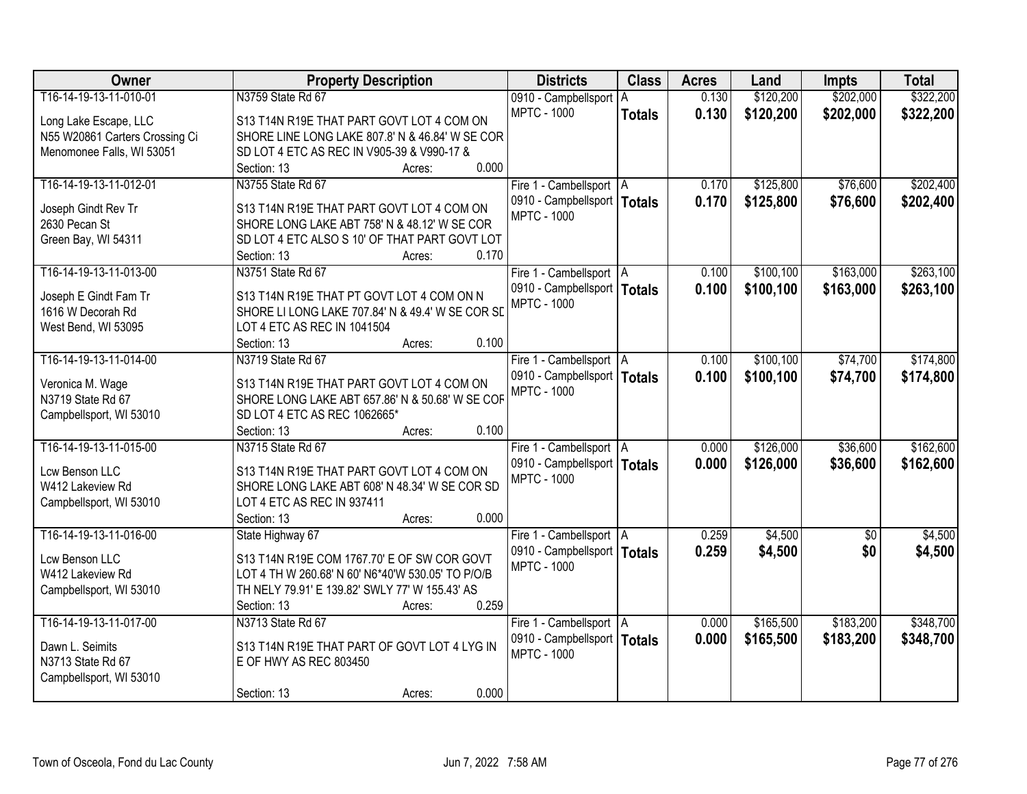| Owner | Property Description | Districts | Class | Acres | Land | Impts | Total |
|---|---|---|---|---|---|---|---|
| T16-14-19-13-11-010-01<br><br>Long Lake Escape, LLC<br>N55 W20861 Carters Crossing Ci<br>Menomonee Falls, WI 53051 | N3759 State Rd 67<br><br>S13 T14N R19E THAT PART GOVT LOT 4 COM ON SHORE LINE LONG LAKE 807.8' N & 46.84' W SE COR SD LOT 4 ETC AS REC IN V905-39 & V990-17 &<br>Section: 13 Acres: 0.000 | 0910 - Campbellsport<br>MPTC - 1000 | A<br>**Totals** | 0.130<br>**0.130** | $120,200<br>**$120,200** | $202,000<br>**$202,000** | $322,200<br>**$322,200** |
| T16-14-19-13-11-012-01<br><br>Joseph Gindt Rev Tr<br>2630 Pecan St<br>Green Bay, WI 54311 | N3755 State Rd 67<br><br>S13 T14N R19E THAT PART GOVT LOT 4 COM ON SHORE LONG LAKE ABT 758' N & 48.12' W SE COR SD LOT 4 ETC ALSO S 10' OF THAT PART GOVT LOT<br>Section: 13 Acres: 0.170 | Fire 1 - Cambellsport<br>0910 - Campbellsport<br>MPTC - 1000 | A<br>**Totals** | 0.170<br>**0.170** | $125,800<br>**$125,800** | $76,600<br>**$76,600** | $202,400<br>**$202,400** |
| T16-14-19-13-11-013-00<br><br>Joseph E Gindt Fam Tr<br>1616 W Decorah Rd<br>West Bend, WI 53095 | N3751 State Rd 67<br><br>S13 T14N R19E THAT PT GOVT LOT 4 COM ON N SHORE LI LONG LAKE 707.84' N & 49.4' W SE COR SD LOT 4 ETC AS REC IN 1041504<br>Section: 13 Acres: 0.100 | Fire 1 - Cambellsport<br>0910 - Campbellsport<br>MPTC - 1000 | A<br>**Totals** | 0.100<br>**0.100** | $100,100<br>**$100,100** | $163,000<br>**$163,000** | $263,100<br>**$263,100** |
| T16-14-19-13-11-014-00<br><br>Veronica M. Wage<br>N3719 State Rd 67<br>Campbellsport, WI 53010 | N3719 State Rd 67<br><br>S13 T14N R19E THAT PART GOVT LOT 4 COM ON SHORE LONG LAKE ABT 657.86' N & 50.68' W SE COR SD LOT 4 ETC AS REC 1062665*<br>Section: 13 Acres: 0.100 | Fire 1 - Cambellsport<br>0910 - Campbellsport<br>MPTC - 1000 | A<br>**Totals** | 0.100<br>**0.100** | $100,100<br>**$100,100** | $74,700<br>**$74,700** | $174,800<br>**$174,800** |
| T16-14-19-13-11-015-00<br><br>Lcw Benson LLC<br>W412 Lakeview Rd<br>Campbellsport, WI 53010 | N3715 State Rd 67<br><br>S13 T14N R19E THAT PART GOVT LOT 4 COM ON SHORE LONG LAKE ABT 608' N 48.34' W SE COR SD LOT 4 ETC AS REC IN 937411<br>Section: 13 Acres: 0.000 | Fire 1 - Cambellsport<br>0910 - Campbellsport<br>MPTC - 1000 | A<br>**Totals** | 0.000<br>**0.000** | $126,000<br>**$126,000** | $36,600<br>**$36,600** | $162,600<br>**$162,600** |
| T16-14-19-13-11-016-00<br><br>Lcw Benson LLC<br>W412 Lakeview Rd<br>Campbellsport, WI 53010 | State Highway 67<br><br>S13 T14N R19E COM 1767.70' E OF SW COR GOVT LOT 4 TH W 260.68' N 60' N6*40'W 530.05' TO P/O/B TH NELY 79.91' E 139.82' SWLY 77' W 155.43' AS<br>Section: 13 Acres: 0.259 | Fire 1 - Cambellsport<br>0910 - Campbellsport<br>MPTC - 1000 | A<br>**Totals** | 0.259<br>**0.259** | $4,500<br>**$4,500** | $0<br>**$0** | $4,500<br>**$4,500** |
| T16-14-19-13-11-017-00<br><br>Dawn L. Seimits<br>N3713 State Rd 67<br>Campbellsport, WI 53010 | N3713 State Rd 67<br><br>S13 T14N R19E THAT PART OF GOVT LOT 4 LYG IN E OF HWY AS REC 803450<br><br>Section: 13 Acres: 0.000 | Fire 1 - Cambellsport<br>0910 - Campbellsport<br>MPTC - 1000 | A<br>**Totals** | 0.000<br>**0.000** | $165,500<br>**$165,500** | $183,200<br>**$183,200** | $348,700<br>**$348,700** |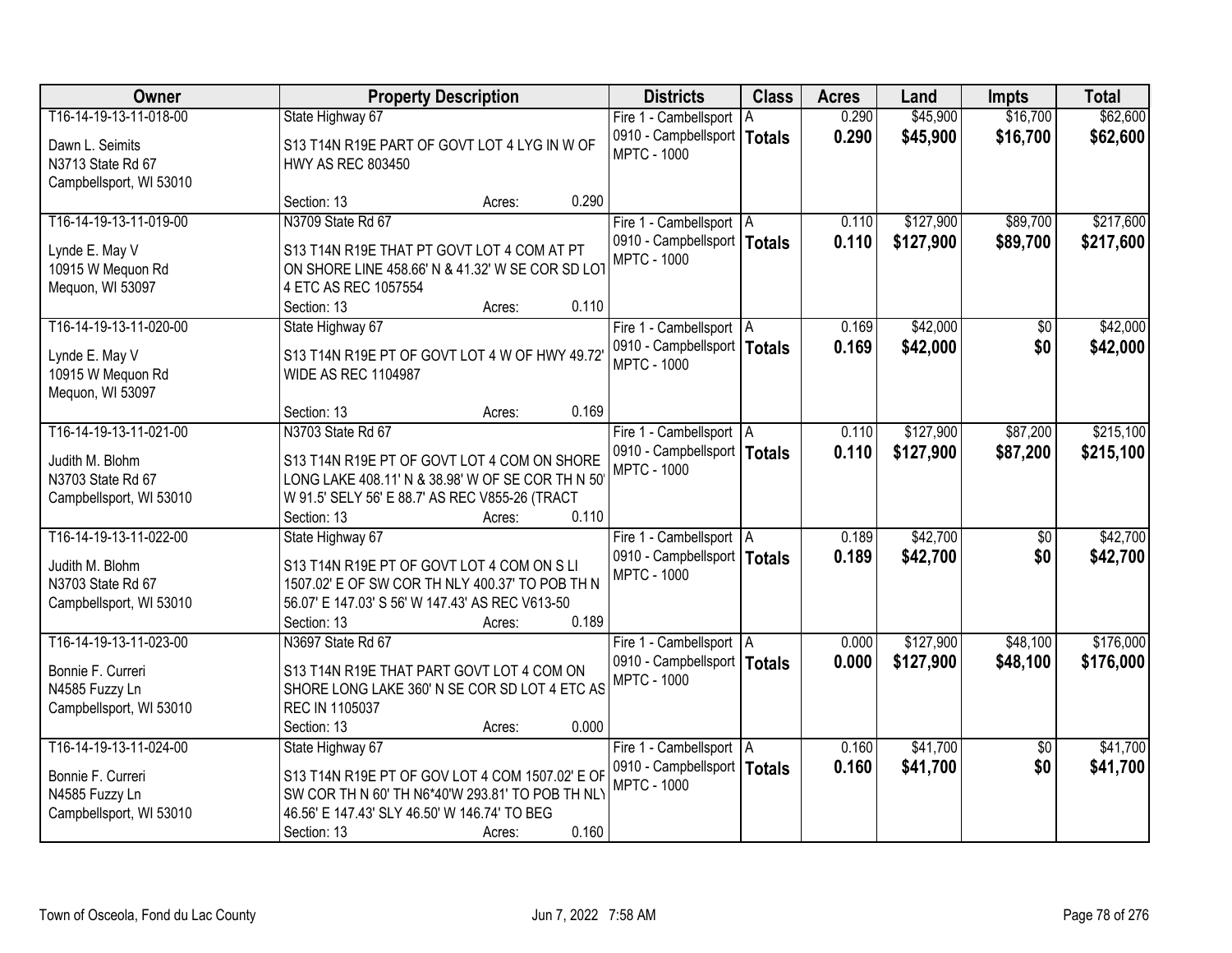| Owner | Property Description | Districts | Class | Acres | Land | Impts | Total |
|---|---|---|---|---|---|---|---|
| T16-14-19-13-11-018-00<br>Dawn L. Seimits<br>N3713 State Rd 67<br>Campbellsport, WI 53010 | State Highway 67<br>S13 T14N R19E PART OF GOVT LOT 4 LYG IN W OF HWY AS REC 803450<br>Section: 13 Acres: 0.290 | Fire 1 - Cambellsport<br>0910 - Campbellsport<br>MPTC - 1000 | A<br>**Totals** | 0.290<br>**0.290** | $45,900<br>**$45,900** | $16,700<br>**$16,700** | $62,600<br>**$62,600** |
| T16-14-19-13-11-019-00<br>Lynde E. May V<br>10915 W Mequon Rd<br>Mequon, WI 53097 | N3709 State Rd 67<br>S13 T14N R19E THAT PT GOVT LOT 4 COM AT PT ON SHORE LINE 458.66' N & 41.32' W SE COR SD LOT 4 ETC AS REC 1057554<br>Section: 13 Acres: 0.110 | Fire 1 - Cambellsport<br>0910 - Campbellsport<br>MPTC - 1000 | A<br>**Totals** | 0.110<br>**0.110** | $127,900<br>**$127,900** | $89,700<br>**$89,700** | $217,600<br>**$217,600** |
| T16-14-19-13-11-020-00<br>Lynde E. May V<br>10915 W Mequon Rd<br>Mequon, WI 53097 | State Highway 67<br>S13 T14N R19E PT OF GOVT LOT 4 W OF HWY 49.72' WIDE AS REC 1104987<br>Section: 13 Acres: 0.169 | Fire 1 - Cambellsport<br>0910 - Campbellsport<br>MPTC - 1000 | A<br>**Totals** | 0.169<br>**0.169** | $42,000<br>**$42,000** | $0<br>**$0** | $42,000<br>**$42,000** |
| T16-14-19-13-11-021-00<br>Judith M. Blohm<br>N3703 State Rd 67<br>Campbellsport, WI 53010 | N3703 State Rd 67<br>S13 T14N R19E PT OF GOVT LOT 4 COM ON SHORE LONG LAKE 408.11' N & 38.98' W OF SE COR TH N 50' W 91.5' SELY 56' E 88.7' AS REC V855-26 (TRACT<br>Section: 13 Acres: 0.110 | Fire 1 - Cambellsport<br>0910 - Campbellsport<br>MPTC - 1000 | A<br>**Totals** | 0.110<br>**0.110** | $127,900<br>**$127,900** | $87,200<br>**$87,200** | $215,100<br>**$215,100** |
| T16-14-19-13-11-022-00<br>Judith M. Blohm<br>N3703 State Rd 67<br>Campbellsport, WI 53010 | State Highway 67<br>S13 T14N R19E PT OF GOVT LOT 4 COM ON S LI 1507.02' E OF SW COR TH NLY 400.37' TO POB TH N 56.07' E 147.03' S 56' W 147.43' AS REC V613-50<br>Section: 13 Acres: 0.189 | Fire 1 - Cambellsport<br>0910 - Campbellsport<br>MPTC - 1000 | A<br>**Totals** | 0.189<br>**0.189** | $42,700<br>**$42,700** | $0<br>**$0** | $42,700<br>**$42,700** |
| T16-14-19-13-11-023-00<br>Bonnie F. Curreri<br>N4585 Fuzzy Ln<br>Campbellsport, WI 53010 | N3697 State Rd 67<br>S13 T14N R19E THAT PART GOVT LOT 4 COM ON SHORE LONG LAKE 360' N SE COR SD LOT 4 ETC AS REC IN 1105037<br>Section: 13 Acres: 0.000 | Fire 1 - Cambellsport<br>0910 - Campbellsport<br>MPTC - 1000 | A<br>**Totals** | 0.000<br>**0.000** | $127,900<br>**$127,900** | $48,100<br>**$48,100** | $176,000<br>**$176,000** |
| T16-14-19-13-11-024-00<br>Bonnie F. Curreri<br>N4585 Fuzzy Ln<br>Campbellsport, WI 53010 | State Highway 67<br>S13 T14N R19E PT OF GOV LOT 4 COM 1507.02' E OF SW COR TH N 60' TH N6*40'W 293.81' TO POB TH NLY 46.56' E 147.43' SLY 46.50' W 146.74' TO BEG<br>Section: 13 Acres: 0.160 | Fire 1 - Cambellsport<br>0910 - Campbellsport<br>MPTC - 1000 | A<br>**Totals** | 0.160<br>**0.160** | $41,700<br>**$41,700** | $0<br>**$0** | $41,700<br>**$41,700** |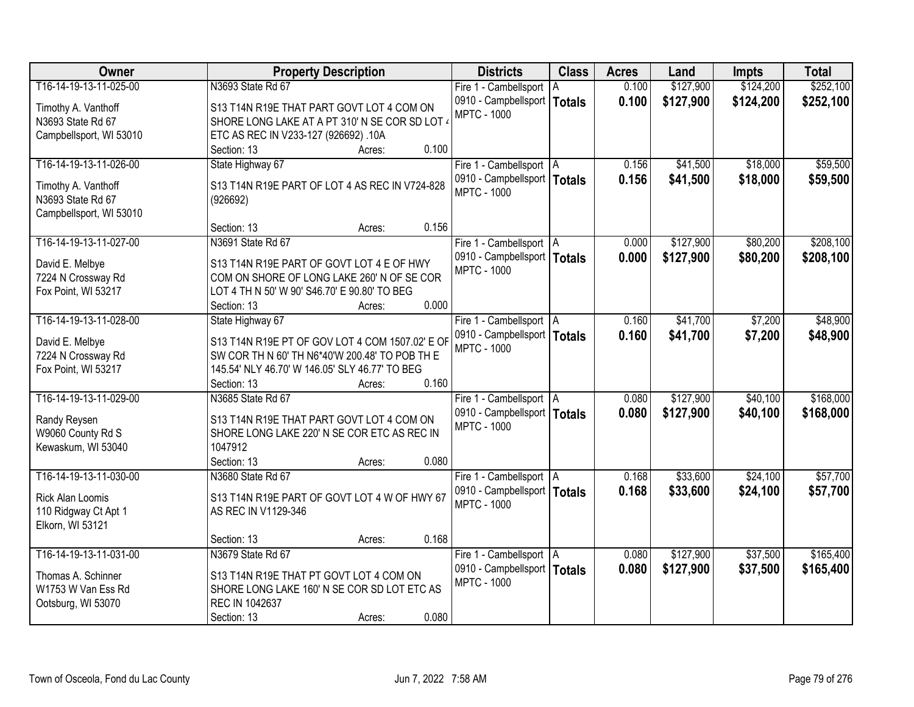| Owner | Property Description | Districts | Class | Acres | Land | Impts | Total |
|---|---|---|---|---|---|---|---|
| T16-14-19-13-11-025-00<br>Timothy A. Vanthoff<br>N3693 State Rd 67<br>Campbellsport, WI 53010 | N3693 State Rd 67<br>S13 T14N R19E THAT PART GOVT LOT 4 COM ON SHORE LONG LAKE AT A PT 310' N SE COR SD LOT 4 ETC AS REC IN V233-127 (926692) .10A<br>Section: 13 Acres: 0.100 | Fire 1 - Cambellsport<br>0910 - Campbellsport<br>MPTC - 1000 | A<br>**Totals** | 0.100<br>**0.100** | $127,900<br>**$127,900** | $124,200<br>**$124,200** | $252,100<br>**$252,100** |
| T16-14-19-13-11-026-00<br>Timothy A. Vanthoff<br>N3693 State Rd 67<br>Campbellsport, WI 53010 | State Highway 67<br>S13 T14N R19E PART OF LOT 4 AS REC IN V724-828 (926692)<br>Section: 13 Acres: 0.156 | Fire 1 - Cambellsport<br>0910 - Campbellsport<br>MPTC - 1000 | A<br>**Totals** | 0.156<br>**0.156** | $41,500<br>**$41,500** | $18,000<br>**$18,000** | $59,500<br>**$59,500** |
| T16-14-19-13-11-027-00<br>David E. Melbye<br>7224 N Crossway Rd<br>Fox Point, WI 53217 | N3691 State Rd 67<br>S13 T14N R19E PART OF GOVT LOT 4 E OF HWY COM ON SHORE OF LONG LAKE 260' N OF SE COR LOT 4 TH N 50' W 90' S46.70' E 90.80' TO BEG<br>Section: 13 Acres: 0.000 | Fire 1 - Cambellsport<br>0910 - Campbellsport<br>MPTC - 1000 | A<br>**Totals** | 0.000<br>**0.000** | $127,900<br>**$127,900** | $80,200<br>**$80,200** | $208,100<br>**$208,100** |
| T16-14-19-13-11-028-00<br>David E. Melbye<br>7224 N Crossway Rd<br>Fox Point, WI 53217 | State Highway 67<br>S13 T14N R19E PT OF GOV LOT 4 COM 1507.02' E OF SW COR TH N 60' TH N6*40'W 200.48' TO POB TH E 145.54' NLY 46.70' W 146.05' SLY 46.77' TO BEG<br>Section: 13 Acres: 0.160 | Fire 1 - Cambellsport<br>0910 - Campbellsport<br>MPTC - 1000 | A<br>**Totals** | 0.160<br>**0.160** | $41,700<br>**$41,700** | $7,200<br>**$7,200** | $48,900<br>**$48,900** |
| T16-14-19-13-11-029-00<br>Randy Reysen<br>W9060 County Rd S<br>Kewaskum, WI 53040 | N3685 State Rd 67<br>S13 T14N R19E THAT PART GOVT LOT 4 COM ON SHORE LONG LAKE 220' N SE COR ETC AS REC IN 1047912<br>Section: 13 Acres: 0.080 | Fire 1 - Cambellsport<br>0910 - Campbellsport<br>MPTC - 1000 | A<br>**Totals** | 0.080<br>**0.080** | $127,900<br>**$127,900** | $40,100<br>**$40,100** | $168,000<br>**$168,000** |
| T16-14-19-13-11-030-00<br>Rick Alan Loomis<br>110 Ridgway Ct Apt 1<br>Elkorn, WI 53121 | N3680 State Rd 67<br>S13 T14N R19E PART OF GOVT LOT 4 W OF HWY 67 AS REC IN V1129-346<br>Section: 13 Acres: 0.168 | Fire 1 - Cambellsport<br>0910 - Campbellsport<br>MPTC - 1000 | A<br>**Totals** | 0.168<br>**0.168** | $33,600<br>**$33,600** | $24,100<br>**$24,100** | $57,700<br>**$57,700** |
| T16-14-19-13-11-031-00<br>Thomas A. Schinner<br>W1753 W Van Ess Rd<br>Ootsburg, WI 53070 | N3679 State Rd 67<br>S13 T14N R19E THAT PT GOVT LOT 4 COM ON SHORE LONG LAKE 160' N SE COR SD LOT ETC AS REC IN 1042637<br>Section: 13 Acres: 0.080 | Fire 1 - Cambellsport<br>0910 - Campbellsport<br>MPTC - 1000 | A<br>**Totals** | 0.080<br>**0.080** | $127,900<br>**$127,900** | $37,500<br>**$37,500** | $165,400<br>**$165,400** |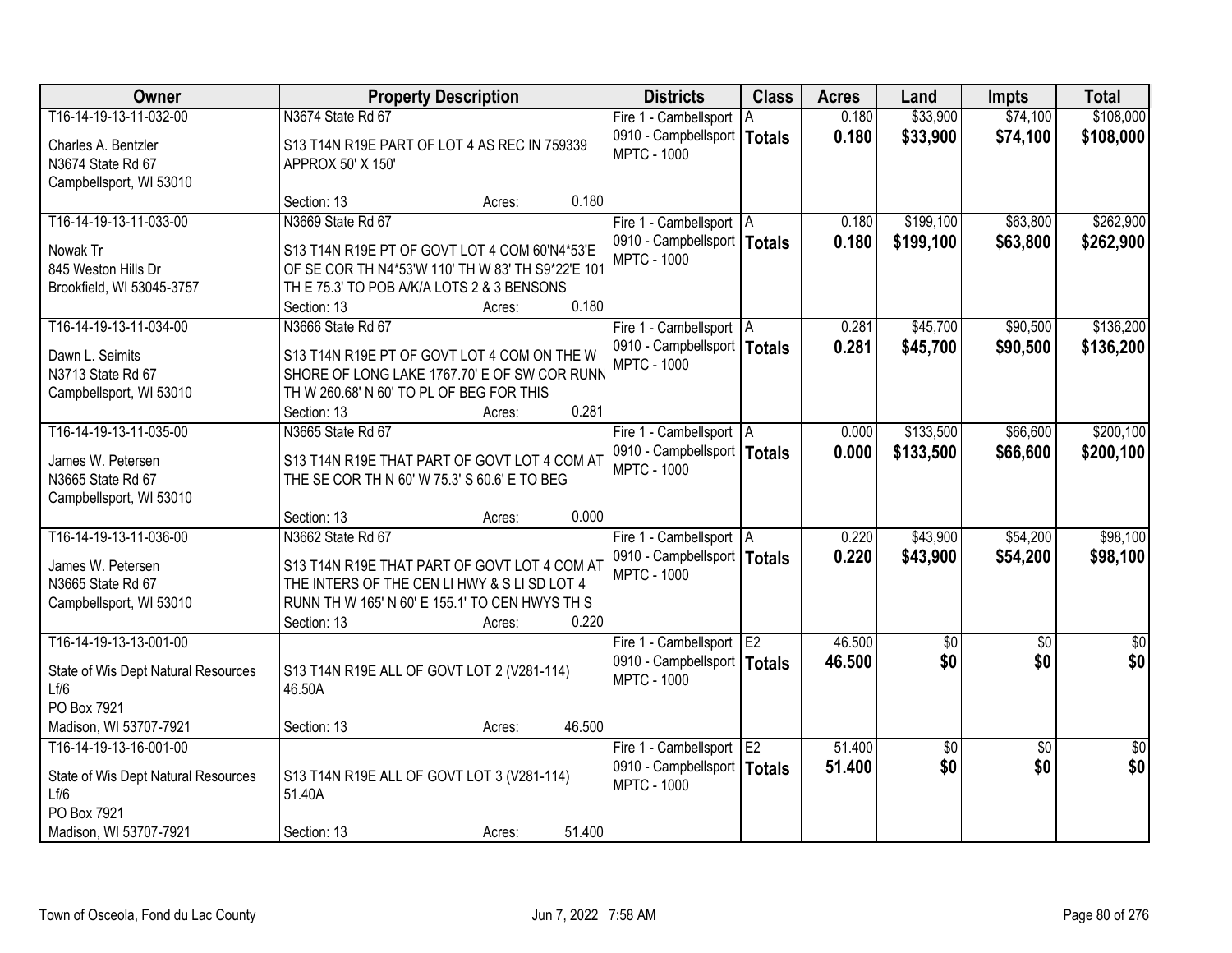| Owner | Property Description | Districts | Class | Acres | Land | Impts | Total |
|---|---|---|---|---|---|---|---|
| T16-14-19-13-11-032-00<br>Charles A. Bentzler<br>N3674 State Rd 67<br>Campbellsport, WI 53010 | N3674 State Rd 67<br>S13 T14N R19E PART OF LOT 4 AS REC IN 759339 APPROX 50' X 150'<br>Section: 13 Acres: 0.180 | Fire 1 - Cambellsport<br>0910 - Campbellsport<br>MPTC - 1000 | A<br>**Totals** | 0.180<br>**0.180** | $33,900<br>**$33,900** | $74,100<br>**$74,100** | $108,000<br>**$108,000** |
| T16-14-19-13-11-033-00<br>Nowak Tr<br>845 Weston Hills Dr<br>Brookfield, WI 53045-3757 | N3669 State Rd 67<br>S13 T14N R19E PT OF GOVT LOT 4 COM 60'N4*53'E OF SE COR TH N4*53'W 110' TH W 83' TH S9*22'E 101 TH E 75.3' TO POB A/K/A LOTS 2 & 3 BENSONS<br>Section: 13 Acres: 0.180 | Fire 1 - Cambellsport<br>0910 - Campbellsport<br>MPTC - 1000 | A<br>**Totals** | 0.180<br>**0.180** | $199,100<br>**$199,100** | $63,800<br>**$63,800** | $262,900<br>**$262,900** |
| T16-14-19-13-11-034-00<br>Dawn L. Seimits<br>N3713 State Rd 67<br>Campbellsport, WI 53010 | N3666 State Rd 67<br>S13 T14N R19E PT OF GOVT LOT 4 COM ON THE W SHORE OF LONG LAKE 1767.70' E OF SW COR RUNN TH W 260.68' N 60' TO PL OF BEG FOR THIS<br>Section: 13 Acres: 0.281 | Fire 1 - Cambellsport<br>0910 - Campbellsport<br>MPTC - 1000 | A<br>**Totals** | 0.281<br>**0.281** | $45,700<br>**$45,700** | $90,500<br>**$90,500** | $136,200<br>**$136,200** |
| T16-14-19-13-11-035-00<br>James W. Petersen<br>N3665 State Rd 67<br>Campbellsport, WI 53010 | N3665 State Rd 67<br>S13 T14N R19E THAT PART OF GOVT LOT 4 COM AT THE SE COR TH N 60' W 75.3' S 60.6' E TO BEG<br>Section: 13 Acres: 0.000 | Fire 1 - Cambellsport<br>0910 - Campbellsport<br>MPTC - 1000 | A<br>**Totals** | 0.000<br>**0.000** | $133,500<br>**$133,500** | $66,600<br>**$66,600** | $200,100<br>**$200,100** |
| T16-14-19-13-11-036-00<br>James W. Petersen<br>N3665 State Rd 67<br>Campbellsport, WI 53010 | N3662 State Rd 67<br>S13 T14N R19E THAT PART OF GOVT LOT 4 COM AT THE INTERS OF THE CEN LI HWY & S LI SD LOT 4 RUNN TH W 165' N 60' E 155.1' TO CEN HWYS TH S<br>Section: 13 Acres: 0.220 | Fire 1 - Cambellsport<br>0910 - Campbellsport<br>MPTC - 1000 | A<br>**Totals** | 0.220<br>**0.220** | $43,900<br>**$43,900** | $54,200<br>**$54,200** | $98,100<br>**$98,100** |
| T16-14-19-13-13-001-00<br>State of Wis Dept Natural Resources Lf/6<br>PO Box 7921<br>Madison, WI 53707-7921 | S13 T14N R19E ALL OF GOVT LOT 2 (V281-114) 46.50A<br>Section: 13 Acres: 46.500 | Fire 1 - Cambellsport<br>0910 - Campbellsport<br>MPTC - 1000 | E2<br>**Totals** | 46.500<br>**46.500** | $0<br>**$0** | $0<br>**$0** | $0<br>**$0** |
| T16-14-19-13-16-001-00<br>State of Wis Dept Natural Resources Lf/6<br>PO Box 7921<br>Madison, WI 53707-7921 | S13 T14N R19E ALL OF GOVT LOT 3 (V281-114) 51.40A<br>Section: 13 Acres: 51.400 | Fire 1 - Cambellsport<br>0910 - Campbellsport<br>MPTC - 1000 | E2<br>**Totals** | 51.400<br>**51.400** | $0<br>**$0** | $0<br>**$0** | $0<br>**$0** |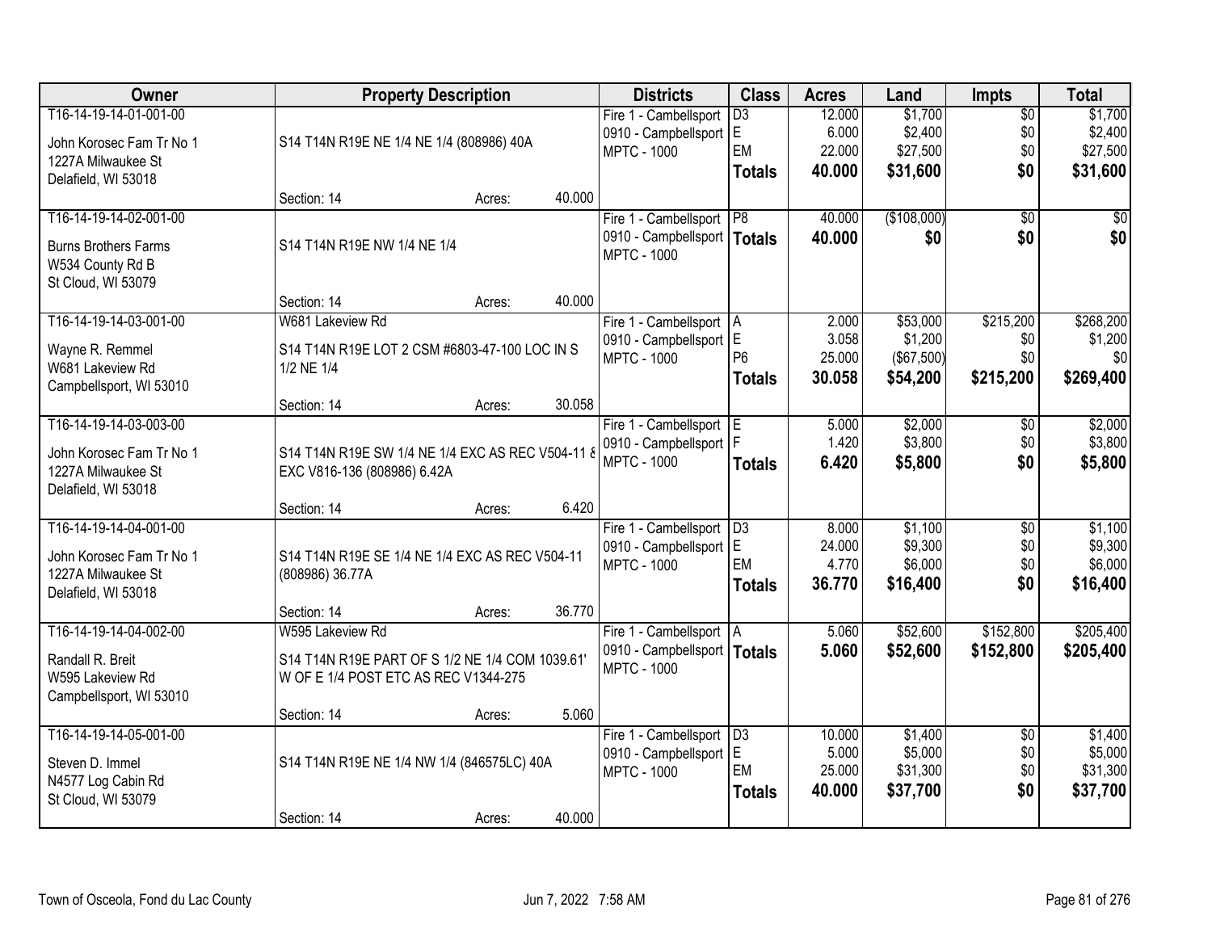| Owner | Property Description | Districts | Class | Acres | Land | Impts | Total |
|---|---|---|---|---|---|---|---|
| T16-14-19-14-01-001-00<br>John Korosec Fam Tr No 1<br>1227A Milwaukee St<br>Delafield, WI 53018 | S14 T14N R19E NE 1/4 NE 1/4 (808986) 40A<br>Section: 14 Acres: 40.000 | Fire 1 - Cambellsport<br>0910 - Campbellsport<br>MPTC - 1000 | D3<br>E<br>EM<br>**Totals** | 12.000<br>6.000<br>22.000<br>**40.000** | $1,700<br>$2,400<br>$27,500<br>**$31,600** | $0<br>$0<br>$0<br>**$0** | $1,700<br>$2,400<br>$27,500<br>**$31,600** |
| T16-14-19-14-02-001-00<br>Burns Brothers Farms<br>W534 County Rd B<br>St Cloud, WI 53079 | S14 T14N R19E NW 1/4 NE 1/4<br>Section: 14 Acres: 40.000 | Fire 1 - Cambellsport<br>0910 - Campbellsport<br>MPTC - 1000 | P8<br>**Totals** | 40.000<br>**40.000** | ($108,000)<br>**$0** | $0<br>**$0** | $0<br>**$0** |
| T16-14-19-14-03-001-00<br>Wayne R. Remmel<br>W681 Lakeview Rd<br>Campbellsport, WI 53010 | W681 Lakeview Rd<br>S14 T14N R19E LOT 2 CSM #6803-47-100 LOC IN S 1/2 NE 1/4<br>Section: 14 Acres: 30.058 | Fire 1 - Cambellsport<br>0910 - Campbellsport<br>MPTC - 1000 | A<br>E<br>P6<br>**Totals** | 2.000<br>3.058<br>25.000<br>**30.058** | $53,000<br>$1,200<br>($67,500)<br>**$54,200** | $215,200<br>$0<br>$0<br>**$215,200** | $268,200<br>$1,200<br>$0<br>**$269,400** |
| T16-14-19-14-03-003-00<br>John Korosec Fam Tr No 1<br>1227A Milwaukee St<br>Delafield, WI 53018 | S14 T14N R19E SW 1/4 NE 1/4 EXC AS REC V504-11 & EXC V816-136 (808986) 6.42A<br>Section: 14 Acres: 6.420 | Fire 1 - Cambellsport<br>0910 - Campbellsport<br>MPTC - 1000 | E<br>F<br>**Totals** | 5.000<br>1.420<br>**6.420** | $2,000<br>$3,800<br>**$5,800** | $0<br>$0<br>**$0** | $2,000<br>$3,800<br>**$5,800** |
| T16-14-19-14-04-001-00<br>John Korosec Fam Tr No 1<br>1227A Milwaukee St<br>Delafield, WI 53018 | S14 T14N R19E SE 1/4 NE 1/4 EXC AS REC V504-11 (808986) 36.77A<br>Section: 14 Acres: 36.770 | Fire 1 - Cambellsport<br>0910 - Campbellsport<br>MPTC - 1000 | D3<br>E<br>EM<br>**Totals** | 8.000<br>24.000<br>4.770<br>**36.770** | $1,100<br>$9,300<br>$6,000<br>**$16,400** | $0<br>$0<br>$0<br>**$0** | $1,100<br>$9,300<br>$6,000<br>**$16,400** |
| T16-14-19-14-04-002-00<br>Randall R. Breit<br>W595 Lakeview Rd<br>Campbellsport, WI 53010 | W595 Lakeview Rd<br>S14 T14N R19E PART OF S 1/2 NE 1/4 COM 1039.61' W OF E 1/4 POST ETC AS REC V1344-275<br>Section: 14 Acres: 5.060 | Fire 1 - Cambellsport<br>0910 - Campbellsport<br>MPTC - 1000 | A<br>**Totals** | 5.060<br>**5.060** | $52,600<br>**$52,600** | $152,800<br>**$152,800** | $205,400<br>**$205,400** |
| T16-14-19-14-05-001-00<br>Steven D. Immel<br>N4577 Log Cabin Rd<br>St Cloud, WI 53079 | S14 T14N R19E NE 1/4 NW 1/4 (846575LC) 40A<br>Section: 14 Acres: 40.000 | Fire 1 - Cambellsport<br>0910 - Campbellsport<br>MPTC - 1000 | D3<br>E<br>EM<br>**Totals** | 10.000<br>5.000<br>25.000<br>**40.000** | $1,400<br>$5,000<br>$31,300<br>**$37,700** | $0<br>$0<br>$0<br>**$0** | $1,400<br>$5,000<br>$31,300<br>**$37,700** |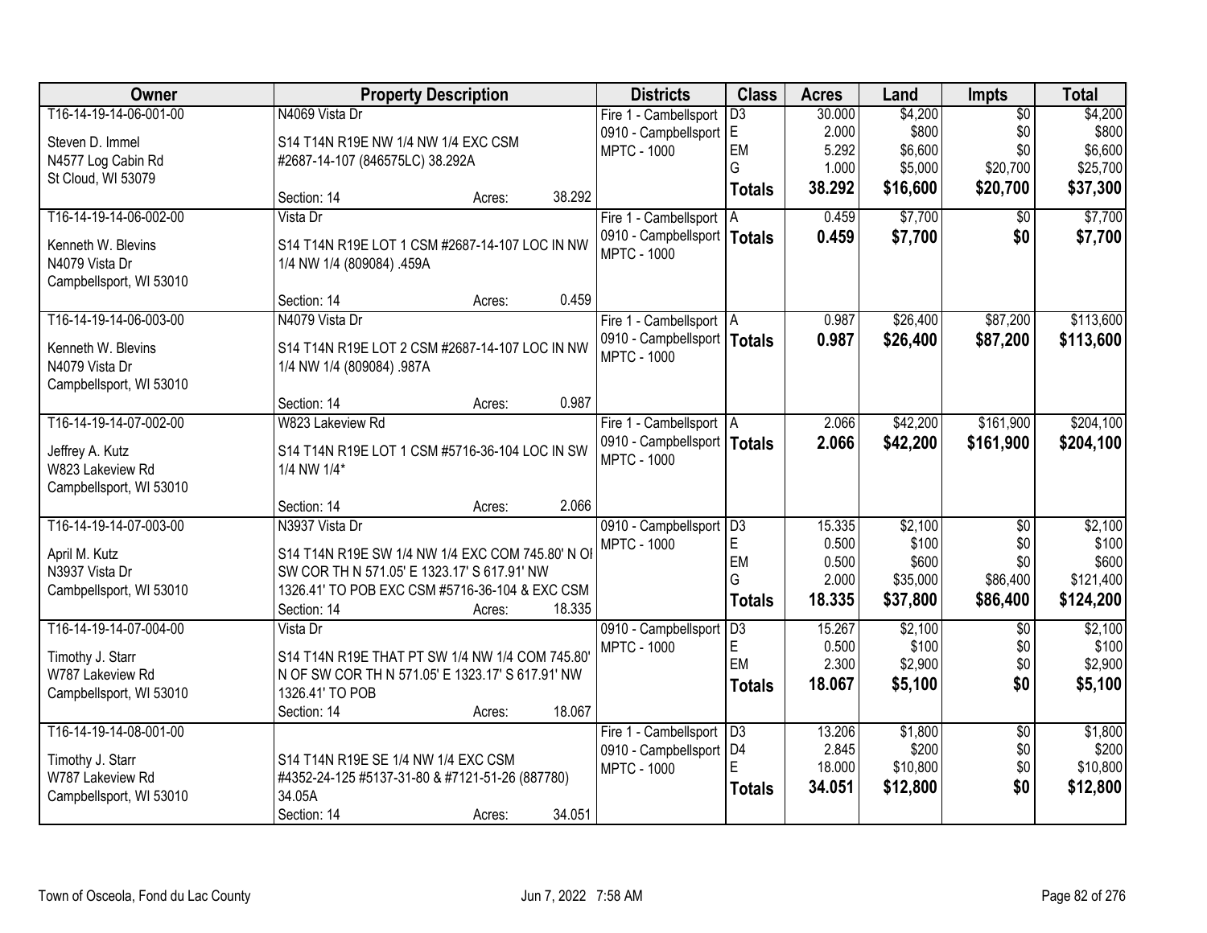| Owner | Property Description | Districts | Class | Acres | Land | Impts | Total |
|---|---|---|---|---|---|---|---|
| T16-14-19-14-06-001-00<br>Steven D. Immel<br>N4577 Log Cabin Rd<br>St Cloud, WI 53079 | N4069 Vista Dr<br>S14 T14N R19E NW 1/4 NW 1/4 EXC CSM #2687-14-107 (846575LC) 38.292A<br>Section: 14 Acres: 38.292 | Fire 1 - Cambellsport<br>0910 - Campbellsport<br>MPTC - 1000 | D3<br>E<br>EM<br>G<br>**Totals** | 30.000<br>2.000<br>5.292<br>1.000<br>**38.292** | $4,200<br>$800<br>$6,600<br>$5,000<br>**$16,600** | $0<br>$0<br>$0<br>$20,700<br>**$20,700** | $4,200<br>$800<br>$6,600<br>$25,700<br>**$37,300** |
| T16-14-19-14-06-002-00<br>Kenneth W. Blevins<br>N4079 Vista Dr<br>Campbellsport, WI 53010 | Vista Dr<br>S14 T14N R19E LOT 1 CSM #2687-14-107 LOC IN NW 1/4 NW 1/4 (809084) .459A<br>Section: 14 Acres: 0.459 | Fire 1 - Cambellsport<br>0910 - Campbellsport<br>MPTC - 1000 | A<br>**Totals** | 0.459<br>**0.459** | $7,700<br>**$7,700** | $0<br>**$0** | $7,700<br>**$7,700** |
| T16-14-19-14-06-003-00<br>Kenneth W. Blevins<br>N4079 Vista Dr<br>Campbellsport, WI 53010 | N4079 Vista Dr<br>S14 T14N R19E LOT 2 CSM #2687-14-107 LOC IN NW 1/4 NW 1/4 (809084) .987A<br>Section: 14 Acres: 0.987 | Fire 1 - Cambellsport<br>0910 - Campbellsport<br>MPTC - 1000 | A<br>**Totals** | 0.987<br>**0.987** | $26,400<br>**$26,400** | $87,200<br>**$87,200** | $113,600<br>**$113,600** |
| T16-14-19-14-07-002-00<br>Jeffrey A. Kutz<br>W823 Lakeview Rd<br>Campbellsport, WI 53010 | W823 Lakeview Rd<br>S14 T14N R19E LOT 1 CSM #5716-36-104 LOC IN SW 1/4 NW 1/4*<br>Section: 14 Acres: 2.066 | Fire 1 - Cambellsport<br>0910 - Campbellsport<br>MPTC - 1000 | A<br>**Totals** | 2.066<br>**2.066** | $42,200<br>**$42,200** | $161,900<br>**$161,900** | $204,100<br>**$204,100** |
| T16-14-19-14-07-003-00<br>April M. Kutz<br>N3937 Vista Dr<br>Cambpellsport, WI 53010 | N3937 Vista Dr<br>S14 T14N R19E SW 1/4 NW 1/4 EXC COM 745.80' N OF SW COR TH N 571.05' E 1323.17' S 617.91' NW 1326.41' TO POB EXC CSM #5716-36-104 & EXC CSM<br>Section: 14 Acres: 18.335 | 0910 - Campbellsport<br>MPTC - 1000 | D3<br>E<br>EM<br>G<br>**Totals** | 15.335<br>0.500<br>0.500<br>2.000<br>**18.335** | $2,100<br>$100<br>$600<br>$35,000<br>**$37,800** | $0<br>$0<br>$0<br>$86,400<br>**$86,400** | $2,100<br>$100<br>$600<br>$121,400<br>**$124,200** |
| T16-14-19-14-07-004-00<br>Timothy J. Starr<br>W787 Lakeview Rd<br>Campbellsport, WI 53010 | Vista Dr<br>S14 T14N R19E THAT PT SW 1/4 NW 1/4 COM 745.80' N OF SW COR TH N 571.05' E 1323.17' S 617.91' NW 1326.41' TO POB<br>Section: 14 Acres: 18.067 | 0910 - Campbellsport<br>MPTC - 1000 | D3<br>E<br>EM<br>**Totals** | 15.267<br>0.500<br>2.300<br>**18.067** | $2,100<br>$100<br>$2,900<br>**$5,100** | $0<br>$0<br>$0<br>**$0** | $2,100<br>$100<br>$2,900<br>**$5,100** |
| T16-14-19-14-08-001-00<br>Timothy J. Starr<br>W787 Lakeview Rd<br>Campbellsport, WI 53010 | S14 T14N R19E SE 1/4 NW 1/4 EXC CSM #4352-24-125 #5137-31-80 & #7121-51-26 (887780) 34.05A<br>Section: 14 Acres: 34.051 | Fire 1 - Cambellsport<br>0910 - Campbellsport<br>MPTC - 1000 | D3<br>D4<br>E<br>**Totals** | 13.206<br>2.845<br>18.000<br>**34.051** | $1,800<br>$200<br>$10,800<br>**$12,800** | $0<br>$0<br>$0<br>**$0** | $1,800<br>$200<br>$10,800<br>**$12,800** |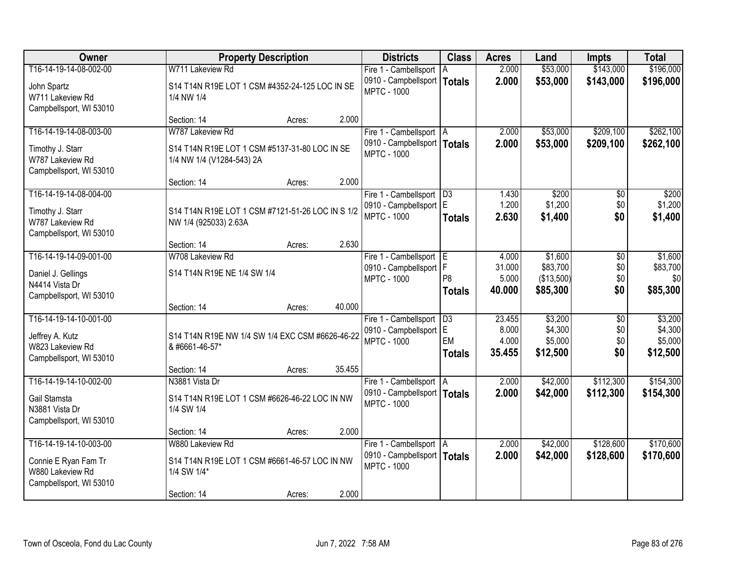| Owner | Property Description | Districts | Class | Acres | Land | Impts | Total |
|---|---|---|---|---|---|---|---|
| T16-14-19-14-08-002-00<br>John Spartz<br>W711 Lakeview Rd<br>Campbellsport, WI 53010 | W711 Lakeview Rd<br>S14 T14N R19E LOT 1 CSM #4352-24-125 LOC IN SE 1/4 NW 1/4<br>Section: 14 Acres: 2.000 | Fire 1 - Cambellsport<br>0910 - Campbellsport<br>MPTC - 1000 | A<br>**Totals** | 2.000<br>**2.000** | \$53,000<br>**\$53,000** | \$143,000<br>**\$143,000** | \$196,000<br>**\$196,000** |
| T16-14-19-14-08-003-00<br>Timothy J. Starr<br>W787 Lakeview Rd<br>Campbellsport, WI 53010 | W787 Lakeview Rd<br>S14 T14N R19E LOT 1 CSM #5137-31-80 LOC IN SE 1/4 NW 1/4 (V1284-543) 2A<br>Section: 14 Acres: 2.000 | Fire 1 - Cambellsport<br>0910 - Campbellsport<br>MPTC - 1000 | A<br>**Totals** | 2.000<br>**2.000** | \$53,000<br>**\$53,000** | \$209,100<br>**\$209,100** | \$262,100<br>**\$262,100** |
| T16-14-19-14-08-004-00<br>Timothy J. Starr<br>W787 Lakeview Rd<br>Campbellsport, WI 53010 | S14 T14N R19E LOT 1 CSM #7121-51-26 LOC IN S 1/2 NW 1/4 (925033) 2.63A<br>Section: 14 Acres: 2.630 | Fire 1 - Cambellsport<br>0910 - Campbellsport<br>MPTC - 1000 | D3<br>E<br>**Totals** | 1.430<br>1.200<br>**2.630** | \$200<br>\$1,200<br>**\$1,400** | \$0<br>\$0<br>**\$0** | \$200<br>\$1,200<br>**\$1,400** |
| T16-14-19-14-09-001-00<br>Daniel J. Gellings<br>N4414 Vista Dr<br>Campbellsport, WI 53010 | W708 Lakeview Rd<br>S14 T14N R19E NE 1/4 SW 1/4<br>Section: 14 Acres: 40.000 | Fire 1 - Cambellsport<br>0910 - Campbellsport<br>MPTC - 1000 | E<br>F<br>P8<br>**Totals** | 4.000<br>31.000<br>5.000<br>**40.000** | \$1,600<br>\$83,700<br>(\$13,500)<br>**\$85,300** | \$0<br>\$0<br>\$0<br>**\$0** | \$1,600<br>\$83,700<br>\$0<br>**\$85,300** |
| T16-14-19-14-10-001-00<br>Jeffrey A. Kutz<br>W823 Lakeview Rd<br>Campbellsport, WI 53010 | S14 T14N R19E NW 1/4 SW 1/4 EXC CSM #6626-46-22 & #6661-46-57*<br>Section: 14 Acres: 35.455 | Fire 1 - Cambellsport<br>0910 - Campbellsport<br>MPTC - 1000 | D3<br>E<br>EM<br>**Totals** | 23.455<br>8.000<br>4.000<br>**35.455** | \$3,200<br>\$4,300<br>\$5,000<br>**\$12,500** | \$0<br>\$0<br>\$0<br>**\$0** | \$3,200<br>\$4,300<br>\$5,000<br>**\$12,500** |
| T16-14-19-14-10-002-00<br>Gail Stamsta<br>N3881 Vista Dr<br>Campbellsport, WI 53010 | N3881 Vista Dr<br>S14 T14N R19E LOT 1 CSM #6626-46-22 LOC IN NW 1/4 SW 1/4<br>Section: 14 Acres: 2.000 | Fire 1 - Cambellsport<br>0910 - Campbellsport<br>MPTC - 1000 | A<br>**Totals** | 2.000<br>**2.000** | \$42,000<br>**\$42,000** | \$112,300<br>**\$112,300** | \$154,300<br>**\$154,300** |
| T16-14-19-14-10-003-00<br>Connie E Ryan Fam Tr<br>W880 Lakeview Rd<br>Campbellsport, WI 53010 | W880 Lakeview Rd<br>S14 T14N R19E LOT 1 CSM #6661-46-57 LOC IN NW 1/4 SW 1/4*<br>Section: 14 Acres: 2.000 | Fire 1 - Cambellsport<br>0910 - Campbellsport<br>MPTC - 1000 | A<br>**Totals** | 2.000<br>**2.000** | \$42,000<br>**\$42,000** | \$128,600<br>**\$128,600** | \$170,600<br>**\$170,600** |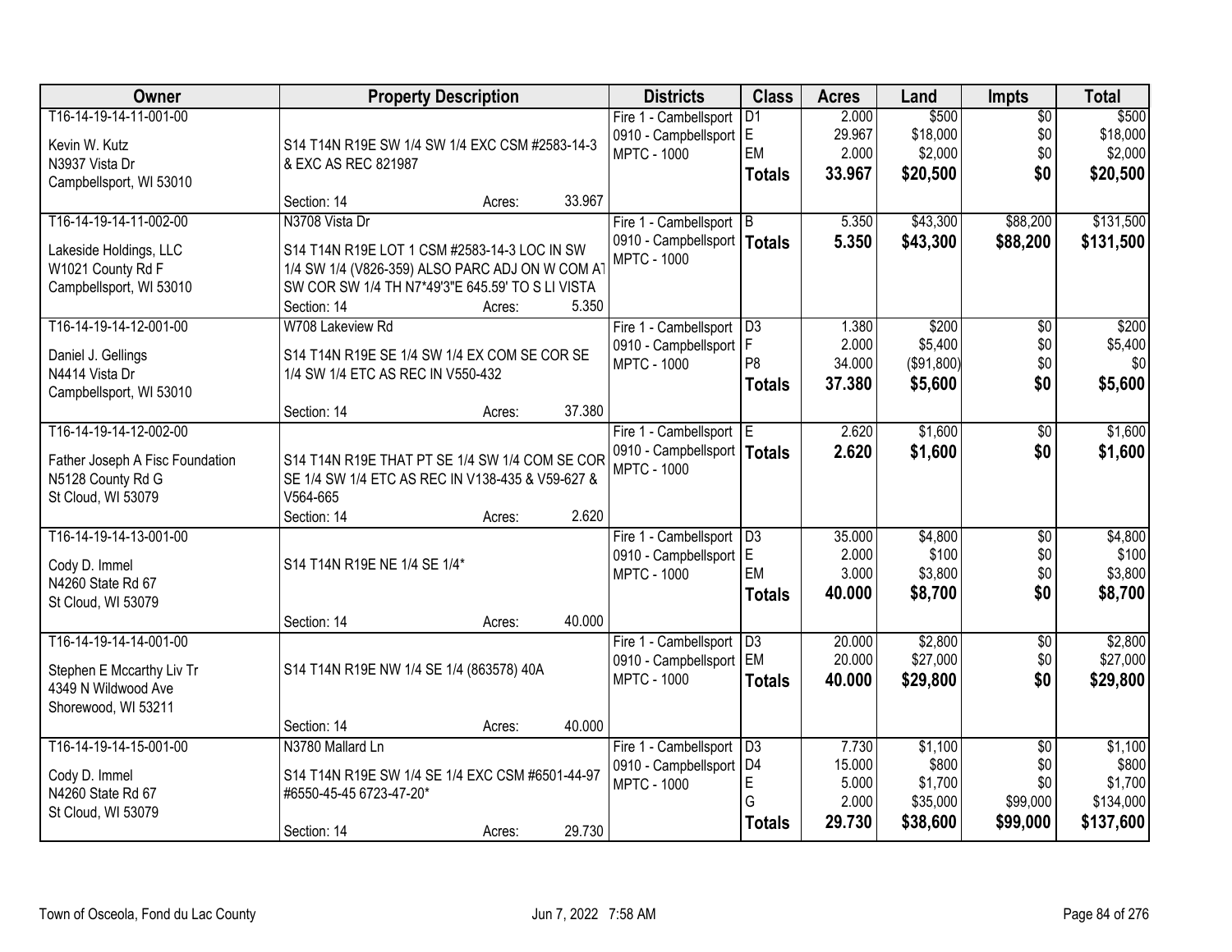| Owner | Property Description | Districts | Class | Acres | Land | Impts | Total |
|---|---|---|---|---|---|---|---|
| T16-14-19-14-11-001-00<br>Kevin W. Kutz<br>N3937 Vista Dr<br>Campbellsport, WI 53010 | S14 T14N R19E SW 1/4 SW 1/4 EXC CSM #2583-14-3 & EXC AS REC 821987<br>Section: 14 Acres: 33.967 | Fire 1 - Cambellsport<br>0910 - Campbellsport<br>MPTC - 1000 | D1<br>E<br>EM<br>**Totals** | 2.000<br>29.967<br>2.000<br>**33.967** | \$500<br>\$18,000<br>\$2,000<br>**\$20,500** | \$0<br>\$0<br>\$0<br>**\$0** | \$500<br>\$18,000<br>\$2,000<br>**\$20,500** |
| T16-14-19-14-11-002-00<br>Lakeside Holdings, LLC<br>W1021 County Rd F<br>Campbellsport, WI 53010 | N3708 Vista Dr<br>S14 T14N R19E LOT 1 CSM #2583-14-3 LOC IN SW 1/4 SW 1/4 (V826-359) ALSO PARC ADJ ON W COM AT SW COR SW 1/4 TH N7*49'3"E 645.59' TO S LI VISTA<br>Section: 14 Acres: 5.350 | Fire 1 - Cambellsport<br>0910 - Campbellsport<br>MPTC - 1000 | B<br>**Totals** | 5.350<br>**5.350** | \$43,300<br>**\$43,300** | \$88,200<br>**\$88,200** | \$131,500<br>**\$131,500** |
| T16-14-19-14-12-001-00<br>Daniel J. Gellings<br>N4414 Vista Dr<br>Campbellsport, WI 53010 | W708 Lakeview Rd<br>S14 T14N R19E SE 1/4 SW 1/4 EX COM SE COR SE 1/4 SW 1/4 ETC AS REC IN V550-432<br>Section: 14 Acres: 37.380 | Fire 1 - Cambellsport<br>0910 - Campbellsport<br>MPTC - 1000 | D3<br>F<br>P8<br>**Totals** | 1.380<br>2.000<br>34.000<br>**37.380** | \$200<br>\$5,400<br>(\$91,800)<br>**\$5,600** | \$0<br>\$0<br>\$0<br>**\$0** | \$200<br>\$5,400<br>\$0<br>**\$5,600** |
| T16-14-19-14-12-002-00<br>Father Joseph A Fisc Foundation<br>N5128 County Rd G<br>St Cloud, WI 53079 | S14 T14N R19E THAT PT SE 1/4 SW 1/4 COM SE COR SE 1/4 SW 1/4 ETC AS REC IN V138-435 & V59-627 & V564-665<br>Section: 14 Acres: 2.620 | Fire 1 - Cambellsport<br>0910 - Campbellsport<br>MPTC - 1000 | E<br>**Totals** | 2.620<br>**2.620** | \$1,600<br>**\$1,600** | \$0<br>**\$0** | \$1,600<br>**\$1,600** |
| T16-14-19-14-13-001-00<br>Cody D. Immel<br>N4260 State Rd 67<br>St Cloud, WI 53079 | S14 T14N R19E NE 1/4 SE 1/4*<br>Section: 14 Acres: 40.000 | Fire 1 - Cambellsport<br>0910 - Campbellsport<br>MPTC - 1000 | D3<br>E<br>EM<br>**Totals** | 35.000<br>2.000<br>3.000<br>**40.000** | \$4,800<br>\$100<br>\$3,800<br>**\$8,700** | \$0<br>\$0<br>\$0<br>**\$0** | \$4,800<br>\$100<br>\$3,800<br>**\$8,700** |
| T16-14-19-14-14-001-00<br>Stephen E Mccarthy Liv Tr<br>4349 N Wildwood Ave<br>Shorewood, WI 53211 | S14 T14N R19E NW 1/4 SE 1/4 (863578) 40A<br>Section: 14 Acres: 40.000 | Fire 1 - Cambellsport<br>0910 - Campbellsport<br>MPTC - 1000 | D3<br>EM<br>**Totals** | 20.000<br>20.000<br>**40.000** | \$2,800<br>\$27,000<br>**\$29,800** | \$0<br>\$0<br>**\$0** | \$2,800<br>\$27,000<br>**\$29,800** |
| T16-14-19-14-15-001-00<br>Cody D. Immel<br>N4260 State Rd 67<br>St Cloud, WI 53079 | N3780 Mallard Ln<br>S14 T14N R19E SW 1/4 SE 1/4 EXC CSM #6501-44-97 #6550-45-45 6723-47-20*<br>Section: 14 Acres: 29.730 | Fire 1 - Cambellsport<br>0910 - Campbellsport<br>MPTC - 1000 | D3<br>D4<br>E<br>G<br>**Totals** | 7.730<br>15.000<br>5.000<br>2.000<br>**29.730** | \$1,100<br>\$800<br>\$1,700<br>\$35,000<br>**\$38,600** | \$0<br>\$0<br>\$0<br>\$99,000<br>**\$99,000** | \$1,100<br>\$800<br>\$1,700<br>\$134,000<br>**\$137,600** |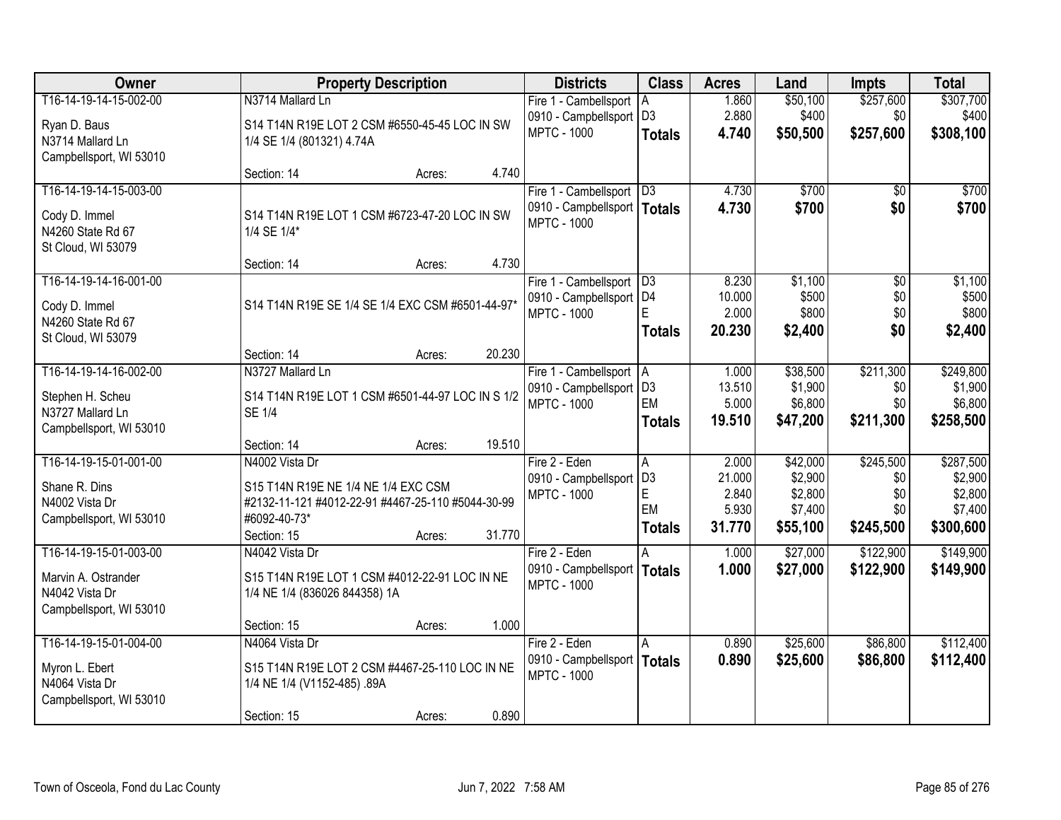| Owner | Property Description | Districts | Class | Acres | Land | Impts | Total |
|---|---|---|---|---|---|---|---|
| T16-14-19-14-15-002-00<br>Ryan D. Baus<br>N3714 Mallard Ln<br>Campbellsport, WI 53010 | N3714 Mallard Ln<br>S14 T14N R19E LOT 2 CSM #6550-45-45 LOC IN SW 1/4 SE 1/4 (801321) 4.74A<br>Section: 14 Acres: 4.740 | Fire 1 - Cambellsport<br>0910 - Campbellsport<br>MPTC - 1000 | A<br>D3<br>**Totals** | 1.860<br>2.880<br>**4.740** | $50,100<br>$400<br>**$50,500** | $257,600<br>$0<br>**$257,600** | $307,700<br>$400<br>**$308,100** |
| T16-14-19-14-15-003-00<br>Cody D. Immel<br>N4260 State Rd 67<br>St Cloud, WI 53079 | S14 T14N R19E LOT 1 CSM #6723-47-20 LOC IN SW 1/4 SE 1/4*<br>Section: 14 Acres: 4.730 | Fire 1 - Cambellsport<br>0910 - Campbellsport<br>MPTC - 1000 | D3<br>**Totals** | 4.730<br>**4.730** | $700<br>**$700** | $0<br>**$0** | $700<br>**$700** |
| T16-14-19-14-16-001-00<br>Cody D. Immel<br>N4260 State Rd 67<br>St Cloud, WI 53079 | S14 T14N R19E SE 1/4 SE 1/4 EXC CSM #6501-44-97*<br>Section: 14 Acres: 20.230 | Fire 1 - Cambellsport<br>0910 - Campbellsport<br>MPTC - 1000 | D3<br>D4<br>E<br>**Totals** | 8.230<br>10.000<br>2.000<br>**20.230** | $1,100<br>$500<br>$800<br>**$2,400** | $0<br>$0<br>$0<br>**$0** | $1,100<br>$500<br>$800<br>**$2,400** |
| T16-14-19-14-16-002-00<br>Stephen H. Scheu<br>N3727 Mallard Ln<br>Campbellsport, WI 53010 | N3727 Mallard Ln<br>S14 T14N R19E LOT 1 CSM #6501-44-97 LOC IN S 1/2 SE 1/4<br>Section: 14 Acres: 19.510 | Fire 1 - Cambellsport<br>0910 - Campbellsport<br>MPTC - 1000 | A<br>D3<br>EM<br>**Totals** | 1.000<br>13.510<br>5.000<br>**19.510** | $38,500<br>$1,900<br>$6,800<br>**$47,200** | $211,300<br>$0<br>$0<br>**$211,300** | $249,800<br>$1,900<br>$6,800<br>**$258,500** |
| T16-14-19-15-01-001-00<br>Shane R. Dins<br>N4002 Vista Dr<br>Campbellsport, WI 53010 | N4002 Vista Dr<br>S15 T14N R19E NE 1/4 NE 1/4 EXC CSM #2132-11-121 #4012-22-91 #4467-25-110 #5044-30-99 #6092-40-73*<br>Section: 15 Acres: 31.770 | Fire 2 - Eden<br>0910 - Campbellsport<br>MPTC - 1000 | A<br>D3<br>E<br>EM<br>**Totals** | 2.000<br>21.000<br>2.840<br>5.930<br>**31.770** | $42,000<br>$2,900<br>$2,800<br>$7,400<br>**$55,100** | $245,500<br>$0<br>$0<br>$0<br>**$245,500** | $287,500<br>$2,900<br>$2,800<br>$7,400<br>**$300,600** |
| T16-14-19-15-01-003-00<br>Marvin A. Ostrander<br>N4042 Vista Dr<br>Campbellsport, WI 53010 | N4042 Vista Dr<br>S15 T14N R19E LOT 1 CSM #4012-22-91 LOC IN NE 1/4 NE 1/4 (836026 844358) 1A<br>Section: 15 Acres: 1.000 | Fire 2 - Eden<br>0910 - Campbellsport<br>MPTC - 1000 | A<br>**Totals** | 1.000<br>**1.000** | $27,000<br>**$27,000** | $122,900<br>**$122,900** | $149,900<br>**$149,900** |
| T16-14-19-15-01-004-00<br>Myron L. Ebert<br>N4064 Vista Dr<br>Campbellsport, WI 53010 | N4064 Vista Dr<br>S15 T14N R19E LOT 2 CSM #4467-25-110 LOC IN NE 1/4 NE 1/4 (V1152-485) .89A<br>Section: 15 Acres: 0.890 | Fire 2 - Eden<br>0910 - Campbellsport<br>MPTC - 1000 | A<br>**Totals** | 0.890<br>**0.890** | $25,600<br>**$25,600** | $86,800<br>**$86,800** | $112,400<br>**$112,400** |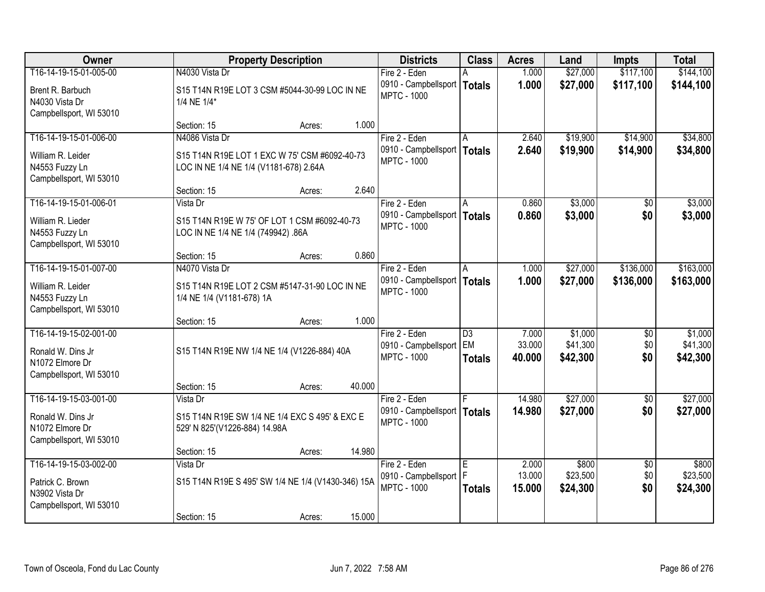| Owner | Property Description | Districts | Class | Acres | Land | Impts | Total |
|---|---|---|---|---|---|---|---|
| T16-14-19-15-01-005-00<br>Brent R. Barbuch<br>N4030 Vista Dr<br>Campbellsport, WI 53010 | N4030 Vista Dr<br>S15 T14N R19E LOT 3 CSM #5044-30-99 LOC IN NE 1/4 NE 1/4*<br>Section: 15 Acres: 1.000 | Fire 2 - Eden<br>0910 - Campbellsport<br>MPTC - 1000 | A<br>**Totals** | 1.000<br>**1.000** | $27,000<br>**$27,000** | $117,100<br>**$117,100** | $144,100<br>**$144,100** |
| T16-14-19-15-01-006-00<br>William R. Leider<br>N4553 Fuzzy Ln<br>Campbellsport, WI 53010 | N4086 Vista Dr<br>S15 T14N R19E LOT 1 EXC W 75' CSM #6092-40-73 LOC IN NE 1/4 NE 1/4 (V1181-678) 2.64A<br>Section: 15 Acres: 2.640 | Fire 2 - Eden<br>0910 - Campbellsport<br>MPTC - 1000 | A<br>**Totals** | 2.640<br>**2.640** | $19,900<br>**$19,900** | $14,900<br>**$14,900** | $34,800<br>**$34,800** |
| T16-14-19-15-01-006-01<br>William R. Lieder<br>N4553 Fuzzy Ln<br>Campbellsport, WI 53010 | Vista Dr<br>S15 T14N R19E W 75' OF LOT 1 CSM #6092-40-73 LOC IN NE 1/4 NE 1/4 (749942) .86A<br>Section: 15 Acres: 0.860 | Fire 2 - Eden<br>0910 - Campbellsport<br>MPTC - 1000 | A<br>**Totals** | 0.860<br>**0.860** | $3,000<br>**$3,000** | $0<br>**$0** | $3,000<br>**$3,000** |
| T16-14-19-15-01-007-00<br>William R. Leider<br>N4553 Fuzzy Ln<br>Campbellsport, WI 53010 | N4070 Vista Dr<br>S15 T14N R19E LOT 2 CSM #5147-31-90 LOC IN NE 1/4 NE 1/4 (V1181-678) 1A<br>Section: 15 Acres: 1.000 | Fire 2 - Eden<br>0910 - Campbellsport<br>MPTC - 1000 | A<br>**Totals** | 1.000<br>**1.000** | $27,000<br>**$27,000** | $136,000<br>**$136,000** | $163,000<br>**$163,000** |
| T16-14-19-15-02-001-00<br>Ronald W. Dins Jr<br>N1072 Elmore Dr<br>Campbellsport, WI 53010 | S15 T14N R19E NW 1/4 NE 1/4 (V1226-884) 40A<br>Section: 15 Acres: 40.000 | Fire 2 - Eden<br>0910 - Campbellsport<br>MPTC - 1000 | D3<br>EM<br>**Totals** | 7.000<br>33.000<br>**40.000** | $1,000<br>$41,300<br>**$42,300** | $0<br>$0<br>**$0** | $1,000<br>$41,300<br>**$42,300** |
| T16-14-19-15-03-001-00<br>Ronald W. Dins Jr<br>N1072 Elmore Dr<br>Campbellsport, WI 53010 | Vista Dr<br>S15 T14N R19E SW 1/4 NE 1/4 EXC S 495' & EXC E 529' N 825'(V1226-884) 14.98A<br>Section: 15 Acres: 14.980 | Fire 2 - Eden<br>0910 - Campbellsport<br>MPTC - 1000 | F<br>**Totals** | 14.980<br>**14.980** | $27,000<br>**$27,000** | $0<br>**$0** | $27,000<br>**$27,000** |
| T16-14-19-15-03-002-00<br>Patrick C. Brown<br>N3902 Vista Dr<br>Campbellsport, WI 53010 | Vista Dr<br>S15 T14N R19E S 495' SW 1/4 NE 1/4 (V1430-346) 15A<br>Section: 15 Acres: 15.000 | Fire 2 - Eden<br>0910 - Campbellsport<br>MPTC - 1000 | E<br>F<br>**Totals** | 2.000<br>13.000<br>**15.000** | $800<br>$23,500<br>**$24,300** | $0<br>$0<br>**$0** | $800<br>$23,500<br>**$24,300** |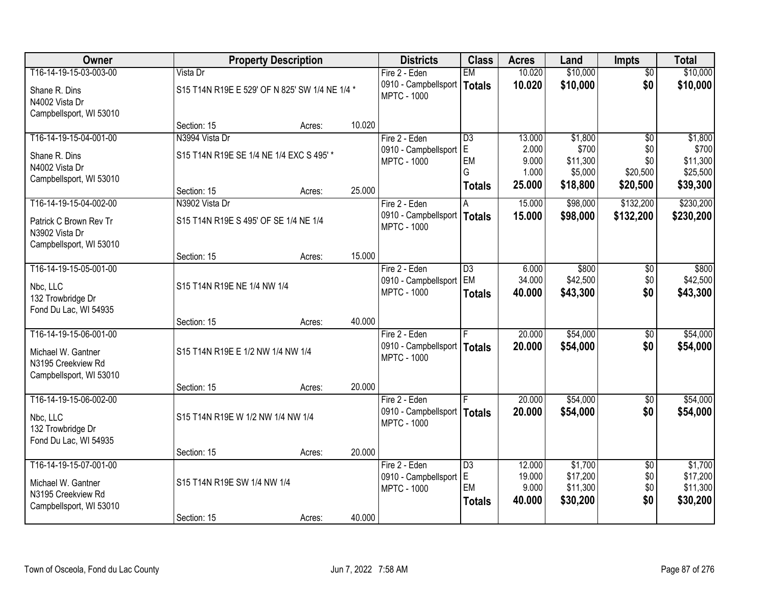| Owner | Property Description | | | Districts | Class | Acres | Land | Impts | Total |
|---|---|---|---|---|---|---|---|---|---|
| T16-14-19-15-03-003-00 | Vista Dr | | | Fire 2 - Eden | EM | 10.020 | $10,000 | $0 | $10,000 |
| Shane R. Dins | S15 T14N R19E E 529' OF N 825' SW 1/4 NE 1/4 * | | | 0910 - Campbellsport | **Totals** | **10.020** | **$10,000** | **$0** | **$10,000** |
| N4002 Vista Dr | | | | MPTC - 1000 | | | | | |
| Campbellsport, WI 53010 | | | | | | | | | |
| | Section: 15 | Acres: | 10.020 | | | | | | |
| T16-14-19-15-04-001-00 | N3994 Vista Dr | | | Fire 2 - Eden | D3 | 13.000 | $1,800 | $0 | $1,800 |
| Shane R. Dins | S15 T14N R19E SE 1/4 NE 1/4 EXC S 495' * | | | 0910 - Campbellsport | E | 2.000 | $700 | $0 | $700 |
| N4002 Vista Dr | | | | MPTC - 1000 | EM | 9.000 | $11,300 | $0 | $11,300 |
| Campbellsport, WI 53010 | | | | | G | 1.000 | $5,000 | $20,500 | $25,500 |
| | Section: 15 | Acres: | 25.000 | | **Totals** | **25.000** | **$18,800** | **$20,500** | **$39,300** |
| T16-14-19-15-04-002-00 | N3902 Vista Dr | | | Fire 2 - Eden | A | 15.000 | $98,000 | $132,200 | $230,200 |
| Patrick C Brown Rev Tr | S15 T14N R19E S 495' OF SE 1/4 NE 1/4 | | | 0910 - Campbellsport | **Totals** | **15.000** | **$98,000** | **$132,200** | **$230,200** |
| N3902 Vista Dr | | | | MPTC - 1000 | | | | | |
| Campbellsport, WI 53010 | | | | | | | | | |
| | Section: 15 | Acres: | 15.000 | | | | | | |
| T16-14-19-15-05-001-00 | | | | Fire 2 - Eden | D3 | 6.000 | $800 | $0 | $800 |
| Nbc, LLC | S15 T14N R19E NE 1/4 NW 1/4 | | | 0910 - Campbellsport | EM | 34.000 | $42,500 | $0 | $42,500 |
| 132 Trowbridge Dr | | | | MPTC - 1000 | **Totals** | **40.000** | **$43,300** | **$0** | **$43,300** |
| Fond Du Lac, WI 54935 | | | | | | | | | |
| | Section: 15 | Acres: | 40.000 | | | | | | |
| T16-14-19-15-06-001-00 | | | | Fire 2 - Eden | F | 20.000 | $54,000 | $0 | $54,000 |
| Michael W. Gantner | S15 T14N R19E E 1/2 NW 1/4 NW 1/4 | | | 0910 - Campbellsport | **Totals** | **20.000** | **$54,000** | **$0** | **$54,000** |
| N3195 Creekview Rd | | | | MPTC - 1000 | | | | | |
| Campbellsport, WI 53010 | | | | | | | | | |
| | Section: 15 | Acres: | 20.000 | | | | | | |
| T16-14-19-15-06-002-00 | | | | Fire 2 - Eden | F | 20.000 | $54,000 | $0 | $54,000 |
| Nbc, LLC | S15 T14N R19E W 1/2 NW 1/4 NW 1/4 | | | 0910 - Campbellsport | **Totals** | **20.000** | **$54,000** | **$0** | **$54,000** |
| 132 Trowbridge Dr | | | | MPTC - 1000 | | | | | |
| Fond Du Lac, WI 54935 | | | | | | | | | |
| | Section: 15 | Acres: | 20.000 | | | | | | |
| T16-14-19-15-07-001-00 | | | | Fire 2 - Eden | D3 | 12.000 | $1,700 | $0 | $1,700 |
| Michael W. Gantner | S15 T14N R19E SW 1/4 NW 1/4 | | | 0910 - Campbellsport | E | 19.000 | $17,200 | $0 | $17,200 |
| N3195 Creekview Rd | | | | MPTC - 1000 | EM | 9.000 | $11,300 | $0 | $11,300 |
| Campbellsport, WI 53010 | | | | | **Totals** | **40.000** | **$30,200** | **$0** | **$30,200** |
| | Section: 15 | Acres: | 40.000 | | | | | | |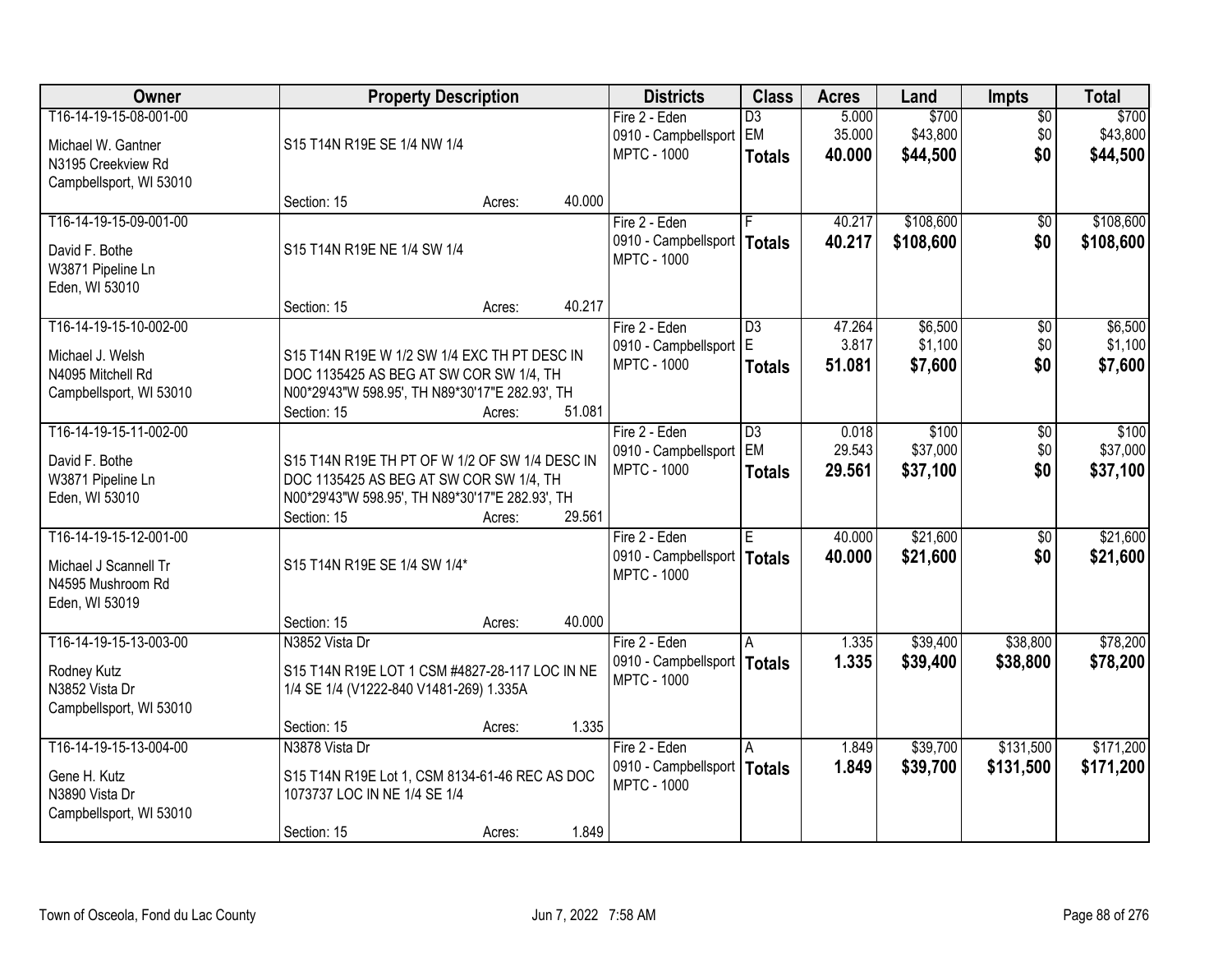| Owner | Property Description | Districts | Class | Acres | Land | Impts | Total |
|---|---|---|---|---|---|---|---|
| T16-14-19-15-08-001-00<br>Michael W. Gantner<br>N3195 Creekview Rd<br>Campbellsport, WI 53010 | S15 T14N R19E SE 1/4 NW 1/4<br>Section: 15 Acres: 40.000 | Fire 2 - Eden<br>0910 - Campbellsport<br>MPTC - 1000 | D3<br>EM<br>**Totals** | 5.000<br>35.000<br>**40.000** | $700<br>$43,800<br>**$44,500** | $0<br>$0<br>**$0** | $700<br>$43,800<br>**$44,500** |
| T16-14-19-15-09-001-00<br>David F. Bothe<br>W3871 Pipeline Ln<br>Eden, WI 53010 | S15 T14N R19E NE 1/4 SW 1/4<br>Section: 15 Acres: 40.217 | Fire 2 - Eden<br>0910 - Campbellsport<br>MPTC - 1000 | F<br>**Totals** | 40.217<br>**40.217** | $108,600<br>**$108,600** | $0<br>**$0** | $108,600<br>**$108,600** |
| T16-14-19-15-10-002-00<br>Michael J. Welsh<br>N4095 Mitchell Rd<br>Campbellsport, WI 53010 | S15 T14N R19E W 1/2 SW 1/4 EXC TH PT DESC IN DOC 1135425 AS BEG AT SW COR SW 1/4, TH N00*29'43"W 598.95', TH N89*30'17"E 282.93', TH<br>Section: 15 Acres: 51.081 | Fire 2 - Eden<br>0910 - Campbellsport<br>MPTC - 1000 | D3<br>E<br>**Totals** | 47.264<br>3.817<br>**51.081** | $6,500<br>$1,100<br>**$7,600** | $0<br>$0<br>**$0** | $6,500<br>$1,100<br>**$7,600** |
| T16-14-19-15-11-002-00<br>David F. Bothe<br>W3871 Pipeline Ln<br>Eden, WI 53010 | S15 T14N R19E TH PT OF W 1/2 OF SW 1/4 DESC IN DOC 1135425 AS BEG AT SW COR SW 1/4, TH N00*29'43"W 598.95', TH N89*30'17"E 282.93', TH<br>Section: 15 Acres: 29.561 | Fire 2 - Eden<br>0910 - Campbellsport<br>MPTC - 1000 | D3<br>EM<br>**Totals** | 0.018<br>29.543<br>**29.561** | $100<br>$37,000<br>**$37,100** | $0<br>$0<br>**$0** | $100<br>$37,000<br>**$37,100** |
| T16-14-19-15-12-001-00<br>Michael J Scannell Tr<br>N4595 Mushroom Rd<br>Eden, WI 53019 | S15 T14N R19E SE 1/4 SW 1/4*<br>Section: 15 Acres: 40.000 | Fire 2 - Eden<br>0910 - Campbellsport<br>MPTC - 1000 | E<br>**Totals** | 40.000<br>**40.000** | $21,600<br>**$21,600** | $0<br>**$0** | $21,600<br>**$21,600** |
| T16-14-19-15-13-003-00<br>Rodney Kutz<br>N3852 Vista Dr<br>Campbellsport, WI 53010 | N3852 Vista Dr<br>S15 T14N R19E LOT 1 CSM #4827-28-117 LOC IN NE 1/4 SE 1/4 (V1222-840 V1481-269) 1.335A<br>Section: 15 Acres: 1.335 | Fire 2 - Eden<br>0910 - Campbellsport<br>MPTC - 1000 | A<br>**Totals** | 1.335<br>**1.335** | $39,400<br>**$39,400** | $38,800<br>**$38,800** | $78,200<br>**$78,200** |
| T16-14-19-15-13-004-00<br>Gene H. Kutz<br>N3890 Vista Dr<br>Campbellsport, WI 53010 | N3878 Vista Dr<br>S15 T14N R19E Lot 1, CSM 8134-61-46 REC AS DOC 1073737 LOC IN NE 1/4 SE 1/4<br>Section: 15 Acres: 1.849 | Fire 2 - Eden<br>0910 - Campbellsport<br>MPTC - 1000 | A<br>**Totals** | 1.849<br>**1.849** | $39,700<br>**$39,700** | $131,500<br>**$131,500** | $171,200<br>**$171,200** |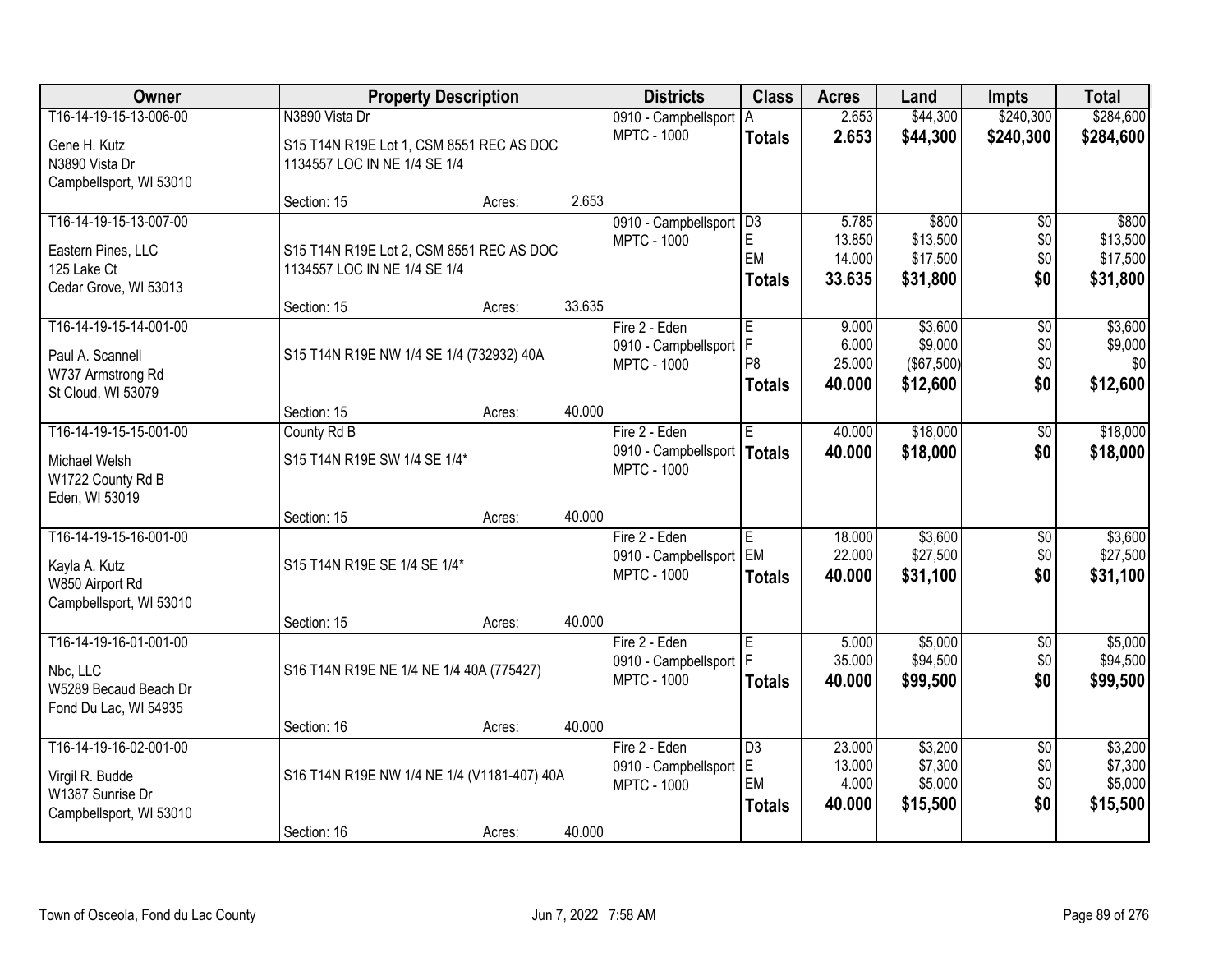| Owner | Property Description | Districts | Class | Acres | Land | Impts | Total |
|---|---|---|---|---|---|---|---|
| T16-14-19-15-13-006-00<br><br>Gene H. Kutz<br>N3890 Vista Dr<br>Campbellsport, WI 53010 | N3890 Vista Dr<br><br>S15 T14N R19E Lot 1, CSM 8551 REC AS DOC 1134557 LOC IN NE 1/4 SE 1/4<br><br>Section: 15 Acres: 2.653 | 0910 - Campbellsport<br>MPTC - 1000 | A<br>**Totals** | 2.653<br>**2.653** | $44,300<br>**$44,300** | $240,300<br>**$240,300** | $284,600<br>**$284,600** |
| T16-14-19-15-13-007-00<br><br>Eastern Pines, LLC<br>125 Lake Ct<br>Cedar Grove, WI 53013 | S15 T14N R19E Lot 2, CSM 8551 REC AS DOC 1134557 LOC IN NE 1/4 SE 1/4<br><br>Section: 15 Acres: 33.635 | 0910 - Campbellsport<br>MPTC - 1000 | D3<br>E<br>EM<br>**Totals** | 5.785<br>13.850<br>14.000<br>**33.635** | $800<br>$13,500<br>$17,500<br>**$31,800** | $0<br>$0<br>$0<br>**$0** | $800<br>$13,500<br>$17,500<br>**$31,800** |
| T16-14-19-15-14-001-00<br><br>Paul A. Scannell<br>W737 Armstrong Rd<br>St Cloud, WI 53079 | S15 T14N R19E NW 1/4 SE 1/4 (732932) 40A<br><br>Section: 15 Acres: 40.000 | Fire 2 - Eden<br>0910 - Campbellsport<br>MPTC - 1000 | E<br>F<br>P8<br>**Totals** | 9.000<br>6.000<br>25.000<br>**40.000** | $3,600<br>$9,000<br>($67,500)<br>**$12,600** | $0<br>$0<br>$0<br>**$0** | $3,600<br>$9,000<br>$0<br>**$12,600** |
| T16-14-19-15-15-001-00<br><br>Michael Welsh<br>W1722 County Rd B<br>Eden, WI 53019 | County Rd B<br><br>S15 T14N R19E SW 1/4 SE 1/4*<br><br>Section: 15 Acres: 40.000 | Fire 2 - Eden<br>0910 - Campbellsport<br>MPTC - 1000 | E<br>**Totals** | 40.000<br>**40.000** | $18,000<br>**$18,000** | $0<br>**$0** | $18,000<br>**$18,000** |
| T16-14-19-15-16-001-00<br><br>Kayla A. Kutz<br>W850 Airport Rd<br>Campbellsport, WI 53010 | S15 T14N R19E SE 1/4 SE 1/4*<br><br>Section: 15 Acres: 40.000 | Fire 2 - Eden<br>0910 - Campbellsport<br>MPTC - 1000 | E<br>EM<br>**Totals** | 18.000<br>22.000<br>**40.000** | $3,600<br>$27,500<br>**$31,100** | $0<br>$0<br>**$0** | $3,600<br>$27,500<br>**$31,100** |
| T16-14-19-16-01-001-00<br><br>Nbc, LLC<br>W5289 Becaud Beach Dr<br>Fond Du Lac, WI 54935 | S16 T14N R19E NE 1/4 NE 1/4 40A (775427)<br><br>Section: 16 Acres: 40.000 | Fire 2 - Eden<br>0910 - Campbellsport<br>MPTC - 1000 | E<br>F<br>**Totals** | 5.000<br>35.000<br>**40.000** | $5,000<br>$94,500<br>**$99,500** | $0<br>$0<br>**$0** | $5,000<br>$94,500<br>**$99,500** |
| T16-14-19-16-02-001-00<br><br>Virgil R. Budde<br>W1387 Sunrise Dr<br>Campbellsport, WI 53010 | S16 T14N R19E NW 1/4 NE 1/4 (V1181-407) 40A<br><br>Section: 16 Acres: 40.000 | Fire 2 - Eden<br>0910 - Campbellsport<br>MPTC - 1000 | D3<br>E<br>EM<br>**Totals** | 23.000<br>13.000<br>4.000<br>**40.000** | $3,200<br>$7,300<br>$5,000<br>**$15,500** | $0<br>$0<br>$0<br>**$0** | $3,200<br>$7,300<br>$5,000<br>**$15,500** |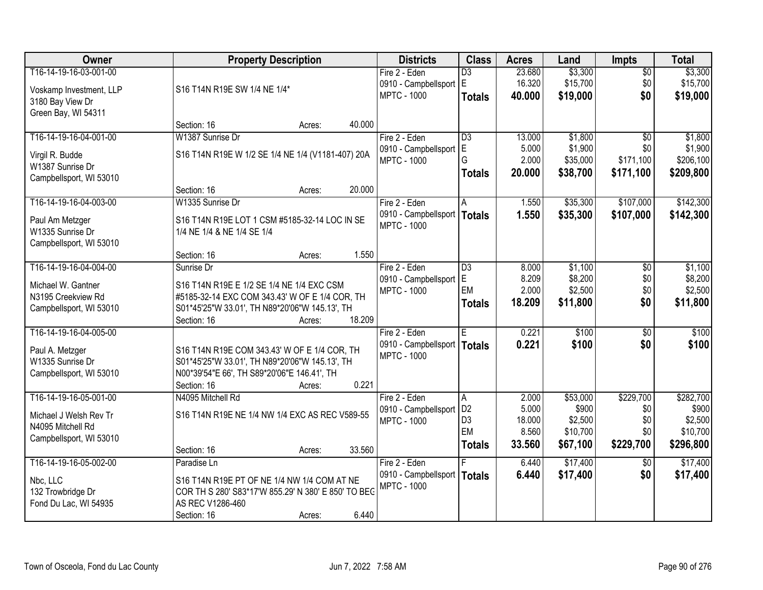| Owner | Property Description | Districts | Class | Acres | Land | Impts | Total |
|---|---|---|---|---|---|---|---|
| T16-14-19-16-03-001-00<br>Voskamp Investment, LLP<br>3180 Bay View Dr<br>Green Bay, WI 54311 | S16 T14N R19E SW 1/4 NE 1/4*<br>Section: 16 Acres: 40.000 | Fire 2 - Eden<br>0910 - Campbellsport<br>MPTC - 1000 | D3<br>E<br>**Totals** | 23.680<br>16.320<br>**40.000** | $3,300<br>$15,700<br>**$19,000** | $0<br>$0<br>**$0** | $3,300<br>$15,700<br>**$19,000** |
| T16-14-19-16-04-001-00<br>Virgil R. Budde<br>W1387 Sunrise Dr<br>Campbellsport, WI 53010 | W1387 Sunrise Dr<br>S16 T14N R19E W 1/2 SE 1/4 NE 1/4 (V1181-407) 20A<br>Section: 16 Acres: 20.000 | Fire 2 - Eden<br>0910 - Campbellsport<br>MPTC - 1000 | D3<br>E<br>G<br>**Totals** | 13.000<br>5.000<br>2.000<br>**20.000** | $1,800<br>$1,900<br>$35,000<br>**$38,700** | $0<br>$0<br>$171,100<br>**$171,100** | $1,800<br>$1,900<br>$206,100<br>**$209,800** |
| T16-14-19-16-04-003-00<br>Paul Am Metzger<br>W1335 Sunrise Dr<br>Campbellsport, WI 53010 | W1335 Sunrise Dr<br>S16 T14N R19E LOT 1 CSM #5185-32-14 LOC IN SE 1/4 NE 1/4 & NE 1/4 SE 1/4<br>Section: 16 Acres: 1.550 | Fire 2 - Eden<br>0910 - Campbellsport<br>MPTC - 1000 | A<br>**Totals** | 1.550<br>**1.550** | $35,300<br>**$35,300** | $107,000<br>**$107,000** | $142,300<br>**$142,300** |
| T16-14-19-16-04-004-00<br>Michael W. Gantner<br>N3195 Creekview Rd<br>Campbellsport, WI 53010 | Sunrise Dr<br>S16 T14N R19E E 1/2 SE 1/4 NE 1/4 EXC CSM #5185-32-14 EXC COM 343.43' W OF E 1/4 COR, TH S01*45'25"W 33.01', TH N89*20'06"W 145.13', TH<br>Section: 16 Acres: 18.209 | Fire 2 - Eden<br>0910 - Campbellsport<br>MPTC - 1000 | D3<br>E<br>EM<br>**Totals** | 8.000<br>8.209<br>2.000<br>**18.209** | $1,100<br>$8,200<br>$2,500<br>**$11,800** | $0<br>$0<br>$0<br>**$0** | $1,100<br>$8,200<br>$2,500<br>**$11,800** |
| T16-14-19-16-04-005-00<br>Paul A. Metzger<br>W1335 Sunrise Dr<br>Campbellsport, WI 53010 | S16 T14N R19E COM 343.43' W OF E 1/4 COR, TH S01*45'25"W 33.01', TH N89*20'06"W 145.13', TH N00*39'54"E 66', TH S89*20'06"E 146.41', TH<br>Section: 16 Acres: 0.221 | Fire 2 - Eden<br>0910 - Campbellsport<br>MPTC - 1000 | E<br>**Totals** | 0.221<br>**0.221** | $100<br>**$100** | $0<br>**$0** | $100<br>**$100** |
| T16-14-19-16-05-001-00<br>Michael J Welsh Rev Tr<br>N4095 Mitchell Rd<br>Campbellsport, WI 53010 | N4095 Mitchell Rd<br>S16 T14N R19E NE 1/4 NW 1/4 EXC AS REC V589-55<br>Section: 16 Acres: 33.560 | Fire 2 - Eden<br>0910 - Campbellsport<br>MPTC - 1000 | A<br>D2<br>D3<br>EM<br>**Totals** | 2.000<br>5.000<br>18.000<br>8.560<br>**33.560** | $53,000<br>$900<br>$2,500<br>$10,700<br>**$67,100** | $229,700<br>$0<br>$0<br>$0<br>**$229,700** | $282,700<br>$900<br>$2,500<br>$10,700<br>**$296,800** |
| T16-14-19-16-05-002-00<br>Nbc, LLC<br>132 Trowbridge Dr<br>Fond Du Lac, WI 54935 | Paradise Ln<br>S16 T14N R19E PT OF NE 1/4 NW 1/4 COM AT NE COR TH S 280' S83*17'W 855.29' N 380' E 850' TO BEG AS REC V1286-460<br>Section: 16 Acres: 6.440 | Fire 2 - Eden<br>0910 - Campbellsport<br>MPTC - 1000 | F<br>**Totals** | 6.440<br>**6.440** | $17,400<br>**$17,400** | $0<br>**$0** | $17,400<br>**$17,400** |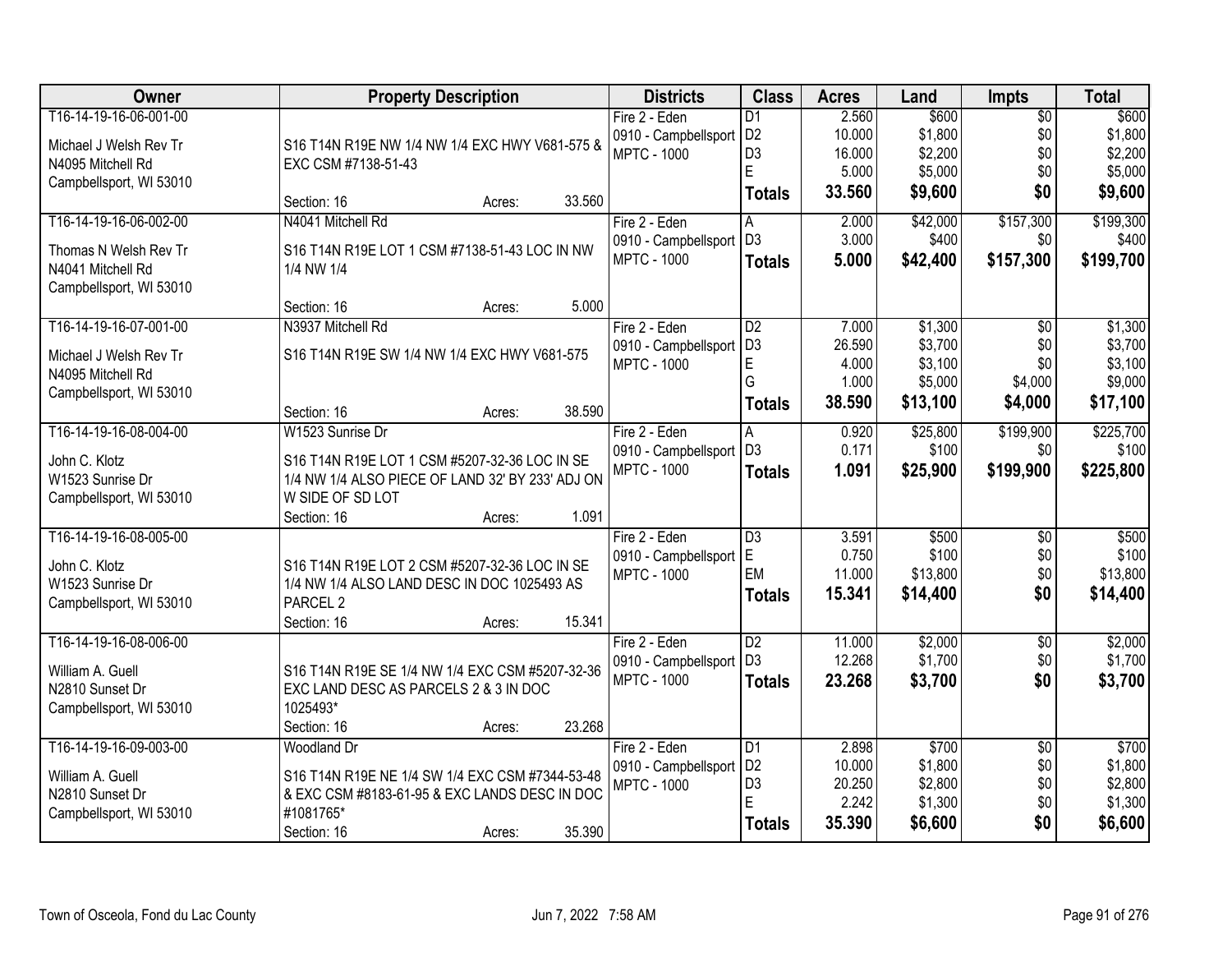| Owner | Property Description | Districts | Class | Acres | Land | Impts | Total |
|---|---|---|---|---|---|---|---|
| T16-14-19-16-06-001-00<br>Michael J Welsh Rev Tr<br>N4095 Mitchell Rd<br>Campbellsport, WI 53010 | S16 T14N R19E NW 1/4 NW 1/4 EXC HWY V681-575 & EXC CSM #7138-51-43<br>Section: 16 Acres: 33.560 | Fire 2 - Eden<br>0910 - Campbellsport<br>MPTC - 1000 | D1<br>D2<br>D3<br>E<br>**Totals** | 2.560<br>10.000<br>16.000<br>5.000<br>**33.560** | $600<br>$1,800<br>$2,200<br>$5,000<br>**$9,600** | $0<br>$0<br>$0<br>$0<br>**$0** | $600<br>$1,800<br>$2,200<br>$5,000<br>**$9,600** |
| T16-14-19-16-06-002-00<br>Thomas N Welsh Rev Tr<br>N4041 Mitchell Rd<br>Campbellsport, WI 53010 | N4041 Mitchell Rd<br>S16 T14N R19E LOT 1 CSM #7138-51-43 LOC IN NW 1/4 NW 1/4<br>Section: 16 Acres: 5.000 | Fire 2 - Eden<br>0910 - Campbellsport<br>MPTC - 1000 | A<br>D3<br>**Totals** | 2.000<br>3.000<br>**5.000** | $42,000<br>$400<br>**$42,400** | $157,300<br>$0<br>**$157,300** | $199,300<br>$400<br>**$199,700** |
| T16-14-19-16-07-001-00<br>Michael J Welsh Rev Tr<br>N4095 Mitchell Rd<br>Campbellsport, WI 53010 | N3937 Mitchell Rd<br>S16 T14N R19E SW 1/4 NW 1/4 EXC HWY V681-575<br>Section: 16 Acres: 38.590 | Fire 2 - Eden<br>0910 - Campbellsport<br>MPTC - 1000 | D2<br>D3<br>E<br>G<br>**Totals** | 7.000<br>26.590<br>4.000<br>1.000<br>**38.590** | $1,300<br>$3,700<br>$3,100<br>$5,000<br>**$13,100** | $0<br>$0<br>$0<br>$4,000<br>**$4,000** | $1,300<br>$3,700<br>$3,100<br>$9,000<br>**$17,100** |
| T16-14-19-16-08-004-00<br>John C. Klotz<br>W1523 Sunrise Dr<br>Campbellsport, WI 53010 | W1523 Sunrise Dr<br>S16 T14N R19E LOT 1 CSM #5207-32-36 LOC IN SE 1/4 NW 1/4 ALSO PIECE OF LAND 32' BY 233' ADJ ON W SIDE OF SD LOT<br>Section: 16 Acres: 1.091 | Fire 2 - Eden<br>0910 - Campbellsport<br>MPTC - 1000 | A<br>D3<br>**Totals** | 0.920<br>0.171<br>**1.091** | $25,800<br>$100<br>**$25,900** | $199,900<br>$0<br>**$199,900** | $225,700<br>$100<br>**$225,800** |
| T16-14-19-16-08-005-00<br>John C. Klotz<br>W1523 Sunrise Dr<br>Campbellsport, WI 53010 | S16 T14N R19E LOT 2 CSM #5207-32-36 LOC IN SE 1/4 NW 1/4 ALSO LAND DESC IN DOC 1025493 AS PARCEL 2<br>Section: 16 Acres: 15.341 | Fire 2 - Eden<br>0910 - Campbellsport<br>MPTC - 1000 | D3<br>E<br>EM<br>**Totals** | 3.591<br>0.750<br>11.000<br>**15.341** | $500<br>$100<br>$13,800<br>**$14,400** | $0<br>$0<br>$0<br>**$0** | $500<br>$100<br>$13,800<br>**$14,400** |
| T16-14-19-16-08-006-00<br>William A. Guell<br>N2810 Sunset Dr<br>Campbellsport, WI 53010 | S16 T14N R19E SE 1/4 NW 1/4 EXC CSM #5207-32-36 EXC LAND DESC AS PARCELS 2 & 3 IN DOC 1025493*<br>Section: 16 Acres: 23.268 | Fire 2 - Eden<br>0910 - Campbellsport<br>MPTC - 1000 | D2<br>D3<br>**Totals** | 11.000<br>12.268<br>**23.268** | $2,000<br>$1,700<br>**$3,700** | $0<br>$0<br>**$0** | $2,000<br>$1,700<br>**$3,700** |
| T16-14-19-16-09-003-00<br>William A. Guell<br>N2810 Sunset Dr<br>Campbellsport, WI 53010 | Woodland Dr<br>S16 T14N R19E NE 1/4 SW 1/4 EXC CSM #7344-53-48 & EXC CSM #8183-61-95 & EXC LANDS DESC IN DOC #1081765*<br>Section: 16 Acres: 35.390 | Fire 2 - Eden<br>0910 - Campbellsport<br>MPTC - 1000 | D1<br>D2<br>D3<br>E<br>**Totals** | 2.898<br>10.000<br>20.250<br>2.242<br>**35.390** | $700<br>$1,800<br>$2,800<br>$1,300<br>**$6,600** | $0<br>$0<br>$0<br>$0<br>**$0** | $700<br>$1,800<br>$2,800<br>$1,300<br>**$6,600** |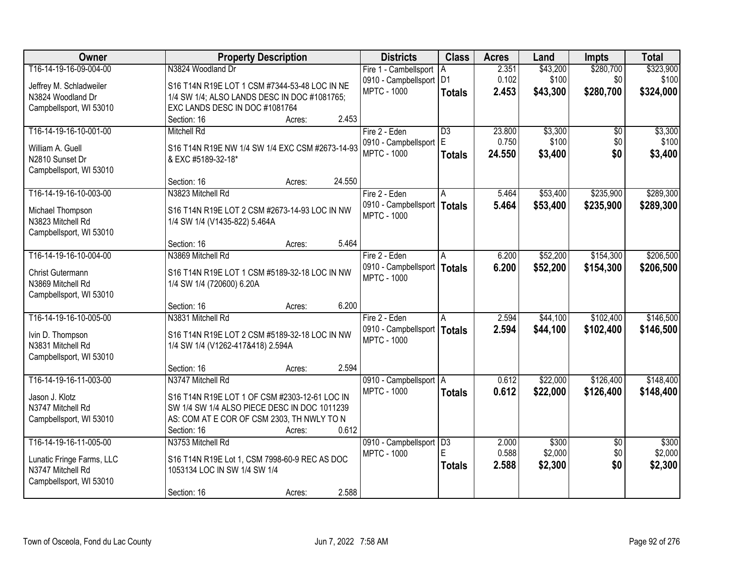| Owner | Property Description | Districts | Class | Acres | Land | Impts | Total |
|---|---|---|---|---|---|---|---|
| T16-14-19-16-09-004-00<br><br>Jeffrey M. Schladweiler<br>N3824 Woodland Dr<br>Campbellsport, WI 53010 | N3824 Woodland Dr<br><br>S16 T14N R19E LOT 1 CSM #7344-53-48 LOC IN NE 1/4 SW 1/4; ALSO LANDS DESC IN DOC #1081765; EXC LANDS DESC IN DOC #1081764<br>Section: 16 Acres: 2.453 | Fire 1 - Cambellsport<br>0910 - Campbellsport<br>MPTC - 1000 | A<br>D1<br>**Totals** | 2.351<br>0.102<br>**2.453** | $43,200<br>$100<br>**$43,300** | $280,700<br>$0<br>**$280,700** | $323,900<br>$100<br>**$324,000** |
| T16-14-19-16-10-001-00<br><br>William A. Guell<br>N2810 Sunset Dr<br>Campbellsport, WI 53010 | Mitchell Rd<br><br>S16 T14N R19E NW 1/4 SW 1/4 EXC CSM #2673-14-93 & EXC #5189-32-18*<br>Section: 16 Acres: 24.550 | Fire 2 - Eden<br>0910 - Campbellsport<br>MPTC - 1000 | D3<br>E<br>**Totals** | 23.800<br>0.750<br>**24.550** | $3,300<br>$100<br>**$3,400** | $0<br>$0<br>**$0** | $3,300<br>$100<br>**$3,400** |
| T16-14-19-16-10-003-00<br><br>Michael Thompson<br>N3823 Mitchell Rd<br>Campbellsport, WI 53010 | N3823 Mitchell Rd<br><br>S16 T14N R19E LOT 2 CSM #2673-14-93 LOC IN NW 1/4 SW 1/4 (V1435-822) 5.464A<br>Section: 16 Acres: 5.464 | Fire 2 - Eden<br>0910 - Campbellsport<br>MPTC - 1000 | A<br>**Totals** | 5.464<br>**5.464** | $53,400<br>**$53,400** | $235,900<br>**$235,900** | $289,300<br>**$289,300** |
| T16-14-19-16-10-004-00<br><br>Christ Gutermann<br>N3869 Mitchell Rd<br>Campbellsport, WI 53010 | N3869 Mitchell Rd<br><br>S16 T14N R19E LOT 1 CSM #5189-32-18 LOC IN NW 1/4 SW 1/4 (720600) 6.20A<br>Section: 16 Acres: 6.200 | Fire 2 - Eden<br>0910 - Campbellsport<br>MPTC - 1000 | A<br>**Totals** | 6.200<br>**6.200** | $52,200<br>**$52,200** | $154,300<br>**$154,300** | $206,500<br>**$206,500** |
| T16-14-19-16-10-005-00<br><br>Ivin D. Thompson<br>N3831 Mitchell Rd<br>Campbellsport, WI 53010 | N3831 Mitchell Rd<br><br>S16 T14N R19E LOT 2 CSM #5189-32-18 LOC IN NW 1/4 SW 1/4 (V1262-417&418) 2.594A<br>Section: 16 Acres: 2.594 | Fire 2 - Eden<br>0910 - Campbellsport<br>MPTC - 1000 | A<br>**Totals** | 2.594<br>**2.594** | $44,100<br>**$44,100** | $102,400<br>**$102,400** | $146,500<br>**$146,500** |
| T16-14-19-16-11-003-00<br><br>Jason J. Klotz<br>N3747 Mitchell Rd<br>Campbellsport, WI 53010 | N3747 Mitchell Rd<br><br>S16 T14N R19E LOT 1 OF CSM #2303-12-61 LOC IN SW 1/4 SW 1/4 ALSO PIECE DESC IN DOC 1011239 AS: COM AT E COR OF CSM 2303, TH NWLY TO N<br>Section: 16 Acres: 0.612 | 0910 - Campbellsport<br>MPTC - 1000 | A<br>**Totals** | 0.612<br>**0.612** | $22,000<br>**$22,000** | $126,400<br>**$126,400** | $148,400<br>**$148,400** |
| T16-14-19-16-11-005-00<br><br>Lunatic Fringe Farms, LLC<br>N3747 Mitchell Rd<br>Campbellsport, WI 53010 | N3753 Mitchell Rd<br><br>S16 T14N R19E Lot 1, CSM 7998-60-9 REC AS DOC 1053134 LOC IN SW 1/4 SW 1/4<br>Section: 16 Acres: 2.588 | 0910 - Campbellsport<br>MPTC - 1000 | D3<br>E<br>**Totals** | 2.000<br>0.588<br>**2.588** | $300<br>$2,000<br>**$2,300** | $0<br>$0<br>**$0** | $300<br>$2,000<br>**$2,300** |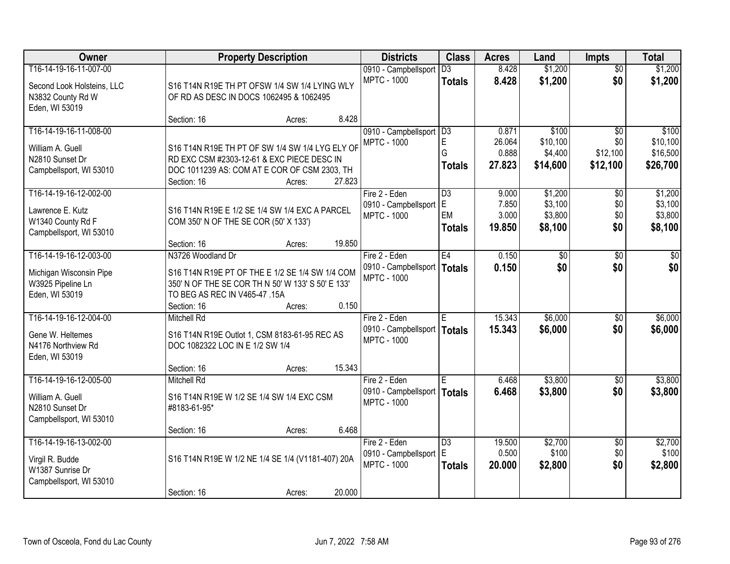| Owner | Property Description | Districts | Class | Acres | Land | Impts | Total |
|---|---|---|---|---|---|---|---|
| T16-14-19-16-11-007-00<br><br>Second Look Holsteins, LLC<br>N3832 County Rd W<br>Eden, WI 53019 | S16 T14N R19E TH PT OFSW 1/4 SW 1/4 LYING WLY OF RD AS DESC IN DOCS 1062495 & 1062495<br><br>Section: 16 Acres: 8.428 | 0910 - Campbellsport<br>MPTC - 1000 | D3<br>**Totals** | 8.428<br>**8.428** | $1,200<br>**$1,200** | $0<br>**$0** | $1,200<br>**$1,200** |
| T16-14-19-16-11-008-00<br><br>William A. Guell<br>N2810 Sunset Dr<br>Campbellsport, WI 53010 | S16 T14N R19E TH PT OF SW 1/4 SW 1/4 LYG ELY OF RD EXC CSM #2303-12-61 & EXC PIECE DESC IN DOC 1011239 AS: COM AT E COR OF CSM 2303, TH<br>Section: 16 Acres: 27.823 | 0910 - Campbellsport<br>MPTC - 1000 | D3<br>E<br>G<br>**Totals** | 0.871<br>26.064<br>0.888<br>**27.823** | $100<br>$10,100<br>$4,400<br>**$14,600** | $0<br>$0<br>$12,100<br>**$12,100** | $100<br>$10,100<br>$16,500<br>**$26,700** |
| T16-14-19-16-12-002-00<br><br>Lawrence E. Kutz<br>W1340 County Rd F<br>Campbellsport, WI 53010 | S16 T14N R19E E 1/2 SE 1/4 SW 1/4 EXC A PARCEL COM 350' N OF THE SE COR (50' X 133')<br><br>Section: 16 Acres: 19.850 | Fire 2 - Eden<br>0910 - Campbellsport<br>MPTC - 1000 | D3<br>E<br>EM<br>**Totals** | 9.000<br>7.850<br>3.000<br>**19.850** | $1,200<br>$3,100<br>$3,800<br>**$8,100** | $0<br>$0<br>$0<br>**$0** | $1,200<br>$3,100<br>$3,800<br>**$8,100** |
| T16-14-19-16-12-003-00<br><br>Michigan Wisconsin Pipe<br>W3925 Pipeline Ln<br>Eden, WI 53019 | N3726 Woodland Dr<br><br>S16 T14N R19E PT OF THE E 1/2 SE 1/4 SW 1/4 COM 350' N OF THE SE COR TH N 50' W 133' S 50' E 133' TO BEG AS REC IN V465-47 .15A<br>Section: 16 Acres: 0.150 | Fire 2 - Eden<br>0910 - Campbellsport<br>MPTC - 1000 | E4<br>**Totals** | 0.150<br>**0.150** | $0<br>**$0** | $0<br>**$0** | $0<br>**$0** |
| T16-14-19-16-12-004-00<br><br>Gene W. Heltemes<br>N4176 Northview Rd<br>Eden, WI 53019 | Mitchell Rd<br><br>S16 T14N R19E Outlot 1, CSM 8183-61-95 REC AS DOC 1082322 LOC IN E 1/2 SW 1/4<br><br>Section: 16 Acres: 15.343 | Fire 2 - Eden<br>0910 - Campbellsport<br>MPTC - 1000 | E<br>**Totals** | 15.343<br>**15.343** | $6,000<br>**$6,000** | $0<br>**$0** | $6,000<br>**$6,000** |
| T16-14-19-16-12-005-00<br><br>William A. Guell<br>N2810 Sunset Dr<br>Campbellsport, WI 53010 | Mitchell Rd<br><br>S16 T14N R19E W 1/2 SE 1/4 SW 1/4 EXC CSM #8183-61-95*<br><br>Section: 16 Acres: 6.468 | Fire 2 - Eden<br>0910 - Campbellsport<br>MPTC - 1000 | E<br>**Totals** | 6.468<br>**6.468** | $3,800<br>**$3,800** | $0<br>**$0** | $3,800<br>**$3,800** |
| T16-14-19-16-13-002-00<br><br>Virgil R. Budde<br>W1387 Sunrise Dr<br>Campbellsport, WI 53010 | S16 T14N R19E W 1/2 NE 1/4 SE 1/4 (V1181-407) 20A<br><br>Section: 16 Acres: 20.000 | Fire 2 - Eden<br>0910 - Campbellsport<br>MPTC - 1000 | D3<br>E<br>**Totals** | 19.500<br>0.500<br>**20.000** | $2,700<br>$100<br>**$2,800** | $0<br>$0<br>**$0** | $2,700<br>$100<br>**$2,800** |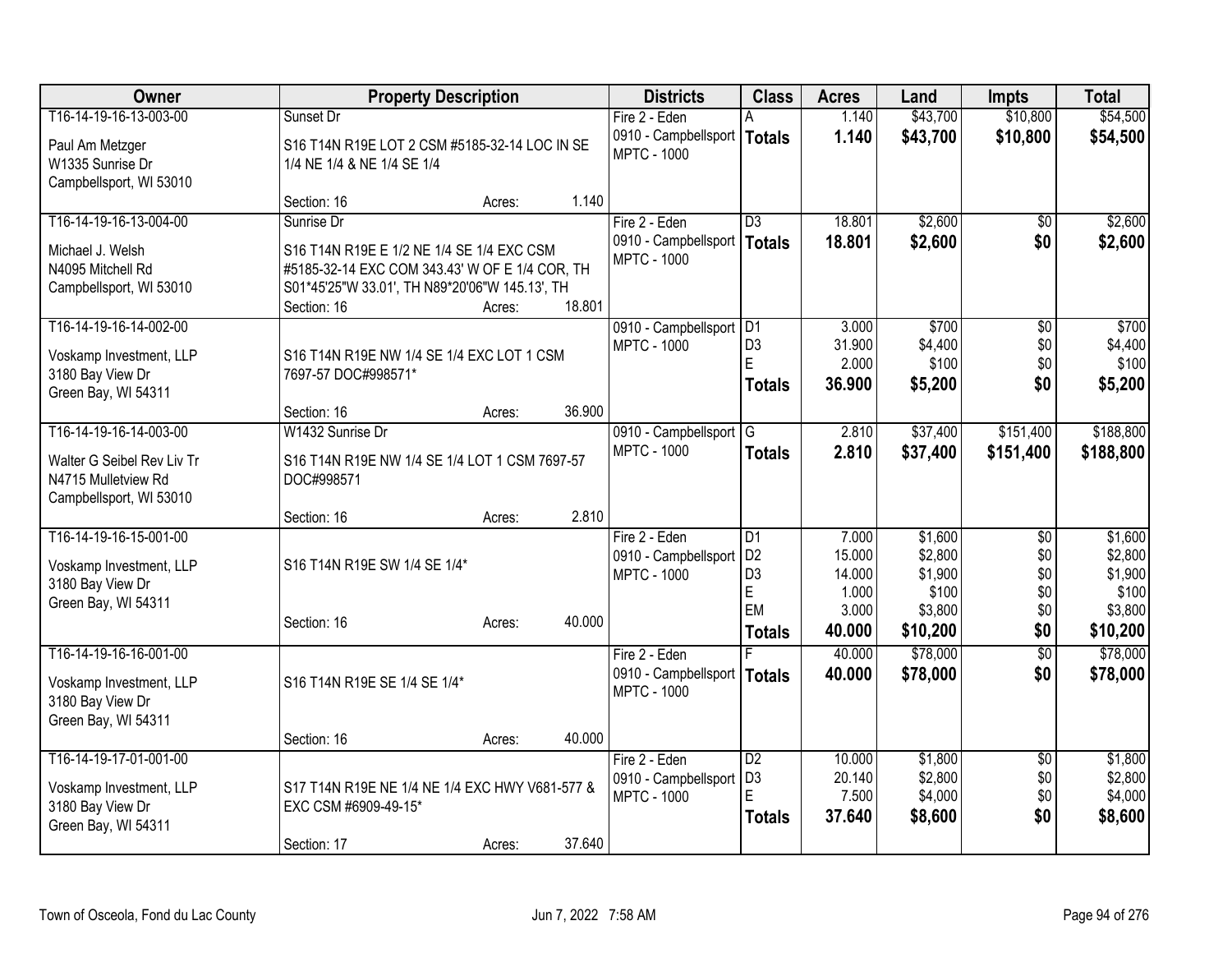| Owner | Property Description | Districts | Class | Acres | Land | Impts | Total |
|---|---|---|---|---|---|---|---|
| T16-14-19-16-13-003-00<br>Paul Am Metzger<br>W1335 Sunrise Dr<br>Campbellsport, WI 53010 | Sunset Dr<br>S16 T14N R19E LOT 2 CSM #5185-32-14 LOC IN SE 1/4 NE 1/4 & NE 1/4 SE 1/4<br>Section: 16 Acres: 1.140 | Fire 2 - Eden<br>0910 - Campbellsport<br>MPTC - 1000 | A<br>**Totals** | 1.140<br>**1.140** | $43,700<br>**$43,700** | $10,800<br>**$10,800** | $54,500<br>**$54,500** |
| T16-14-19-16-13-004-00<br>Michael J. Welsh<br>N4095 Mitchell Rd<br>Campbellsport, WI 53010 | Sunrise Dr<br>S16 T14N R19E E 1/2 NE 1/4 SE 1/4 EXC CSM #5185-32-14 EXC COM 343.43' W OF E 1/4 COR, TH S01*45'25"W 33.01', TH N89*20'06"W 145.13', TH<br>Section: 16 Acres: 18.801 | Fire 2 - Eden<br>0910 - Campbellsport<br>MPTC - 1000 | D3<br>**Totals** | 18.801<br>**18.801** | $2,600<br>**$2,600** | $0<br>**$0** | $2,600<br>**$2,600** |
| T16-14-19-16-14-002-00<br>Voskamp Investment, LLP<br>3180 Bay View Dr<br>Green Bay, WI 54311 | S16 T14N R19E NW 1/4 SE 1/4 EXC LOT 1 CSM 7697-57 DOC#998571*<br>Section: 16 Acres: 36.900 | 0910 - Campbellsport<br>MPTC - 1000 | D1<br>D3<br>E<br>**Totals** | 3.000<br>31.900<br>2.000<br>**36.900** | $700<br>$4,400<br>$100<br>**$5,200** | $0<br>$0<br>$0<br>**$0** | $700<br>$4,400<br>$100<br>**$5,200** |
| T16-14-19-16-14-003-00<br>Walter G Seibel Rev Liv Tr<br>N4715 Mulletview Rd<br>Campbellsport, WI 53010 | W1432 Sunrise Dr<br>S16 T14N R19E NW 1/4 SE 1/4 LOT 1 CSM 7697-57 DOC#998571<br>Section: 16 Acres: 2.810 | 0910 - Campbellsport<br>MPTC - 1000 | G<br>**Totals** | 2.810<br>**2.810** | $37,400<br>**$37,400** | $151,400<br>**$151,400** | $188,800<br>**$188,800** |
| T16-14-19-16-15-001-00<br>Voskamp Investment, LLP<br>3180 Bay View Dr<br>Green Bay, WI 54311 | S16 T14N R19E SW 1/4 SE 1/4*<br>Section: 16 Acres: 40.000 | Fire 2 - Eden<br>0910 - Campbellsport<br>MPTC - 1000 | D1<br>D2<br>D3<br>E<br>EM<br>**Totals** | 7.000<br>15.000<br>14.000<br>1.000<br>3.000<br>**40.000** | $1,600<br>$2,800<br>$1,900<br>$100<br>$3,800<br>**$10,200** | $0<br>$0<br>$0<br>$0<br>$0<br>**$0** | $1,600<br>$2,800<br>$1,900<br>$100<br>$3,800<br>**$10,200** |
| T16-14-19-16-16-001-00<br>Voskamp Investment, LLP<br>3180 Bay View Dr<br>Green Bay, WI 54311 | S16 T14N R19E SE 1/4 SE 1/4*<br>Section: 16 Acres: 40.000 | Fire 2 - Eden<br>0910 - Campbellsport<br>MPTC - 1000 | F<br>**Totals** | 40.000<br>**40.000** | $78,000<br>**$78,000** | $0<br>**$0** | $78,000<br>**$78,000** |
| T16-14-19-17-01-001-00<br>Voskamp Investment, LLP<br>3180 Bay View Dr<br>Green Bay, WI 54311 | S17 T14N R19E NE 1/4 NE 1/4 EXC HWY V681-577 & EXC CSM #6909-49-15*<br>Section: 17 Acres: 37.640 | Fire 2 - Eden<br>0910 - Campbellsport<br>MPTC - 1000 | D2<br>D3<br>E<br>**Totals** | 10.000<br>20.140<br>7.500<br>**37.640** | $1,800<br>$2,800<br>$4,000<br>**$8,600** | $0<br>$0<br>$0<br>**$0** | $1,800<br>$2,800<br>$4,000<br>**$8,600** |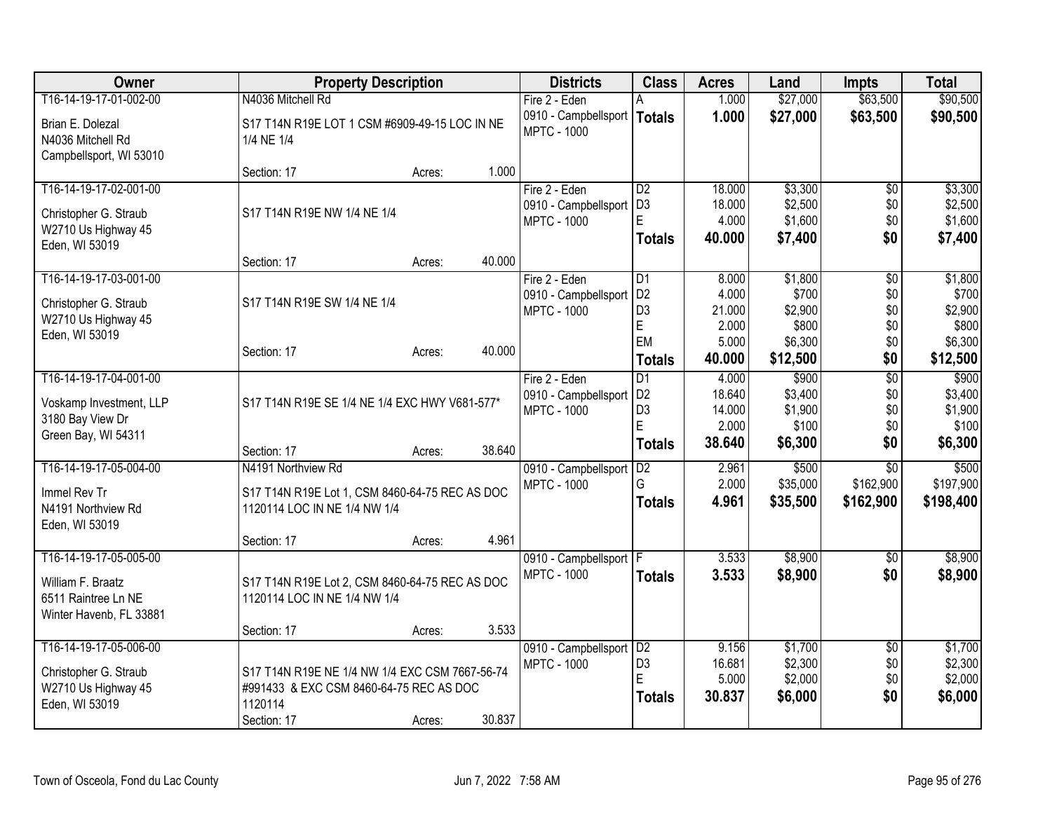| Owner | Property Description | Districts | Class | Acres | Land | Impts | Total |
|---|---|---|---|---|---|---|---|
| T16-14-19-17-01-002-00<br>Brian E. Dolezal<br>N4036 Mitchell Rd<br>Campbellsport, WI 53010 | N4036 Mitchell Rd<br>S17 T14N R19E LOT 1 CSM #6909-49-15 LOC IN NE 1/4 NE 1/4<br>Section: 17 Acres: 1.000 | Fire 2 - Eden<br>0910 - Campbellsport<br>MPTC - 1000 | A<br>**Totals** | 1.000<br>**1.000** | $27,000<br>**$27,000** | $63,500<br>**$63,500** | $90,500<br>**$90,500** |
| T16-14-19-17-02-001-00<br>Christopher G. Straub<br>W2710 Us Highway 45<br>Eden, WI 53019 | S17 T14N R19E NW 1/4 NE 1/4<br>Section: 17 Acres: 40.000 | Fire 2 - Eden<br>0910 - Campbellsport<br>MPTC - 1000 | D2<br>D3<br>E<br>**Totals** | 18.000<br>18.000<br>4.000<br>**40.000** | $3,300<br>$2,500<br>$1,600<br>**$7,400** | $0<br>$0<br>$0<br>**$0** | $3,300<br>$2,500<br>$1,600<br>**$7,400** |
| T16-14-19-17-03-001-00<br>Christopher G. Straub<br>W2710 Us Highway 45<br>Eden, WI 53019 | S17 T14N R19E SW 1/4 NE 1/4<br>Section: 17 Acres: 40.000 | Fire 2 - Eden<br>0910 - Campbellsport<br>MPTC - 1000 | D1<br>D2<br>D3<br>E<br>EM<br>**Totals** | 8.000<br>4.000<br>21.000<br>2.000<br>5.000<br>**40.000** | $1,800<br>$700<br>$2,900<br>$800<br>$6,300<br>**$12,500** | $0<br>$0<br>$0<br>$0<br>$0<br>**$0** | $1,800<br>$700<br>$2,900<br>$800<br>$6,300<br>**$12,500** |
| T16-14-19-17-04-001-00<br>Voskamp Investment, LLP<br>3180 Bay View Dr<br>Green Bay, WI 54311 | S17 T14N R19E SE 1/4 NE 1/4 EXC HWY V681-577*<br>Section: 17 Acres: 38.640 | Fire 2 - Eden<br>0910 - Campbellsport<br>MPTC - 1000 | D1<br>D2<br>D3<br>E<br>**Totals** | 4.000<br>18.640<br>14.000<br>2.000<br>**38.640** | $900<br>$3,400<br>$1,900<br>$100<br>**$6,300** | $0<br>$0<br>$0<br>$0<br>**$0** | $900<br>$3,400<br>$1,900<br>$100<br>**$6,300** |
| T16-14-19-17-05-004-00<br>Immel Rev Tr<br>N4191 Northview Rd<br>Eden, WI 53019 | N4191 Northview Rd<br>S17 T14N R19E Lot 1, CSM 8460-64-75 REC AS DOC 1120114 LOC IN NE 1/4 NW 1/4<br>Section: 17 Acres: 4.961 | 0910 - Campbellsport<br>MPTC - 1000 | D2<br>G<br>**Totals** | 2.961<br>2.000<br>**4.961** | $500<br>$35,000<br>**$35,500** | $0<br>$162,900<br>**$162,900** | $500<br>$197,900<br>**$198,400** |
| T16-14-19-17-05-005-00<br>William F. Braatz<br>6511 Raintree Ln NE<br>Winter Havenb, FL 33881 | S17 T14N R19E Lot 2, CSM 8460-64-75 REC AS DOC 1120114 LOC IN NE 1/4 NW 1/4<br>Section: 17 Acres: 3.533 | 0910 - Campbellsport<br>MPTC - 1000 | F<br>**Totals** | 3.533<br>**3.533** | $8,900<br>**$8,900** | $0<br>**$0** | $8,900<br>**$8,900** |
| T16-14-19-17-05-006-00<br>Christopher G. Straub<br>W2710 Us Highway 45<br>Eden, WI 53019 | S17 T14N R19E NE 1/4 NW 1/4 EXC CSM 7667-56-74 #991433 & EXC CSM 8460-64-75 REC AS DOC 1120114<br>Section: 17 Acres: 30.837 | 0910 - Campbellsport<br>MPTC - 1000 | D2<br>D3<br>E<br>**Totals** | 9.156<br>16.681<br>5.000<br>**30.837** | $1,700<br>$2,300<br>$2,000<br>**$6,000** | $0<br>$0<br>$0<br>**$0** | $1,700<br>$2,300<br>$2,000<br>**$6,000** |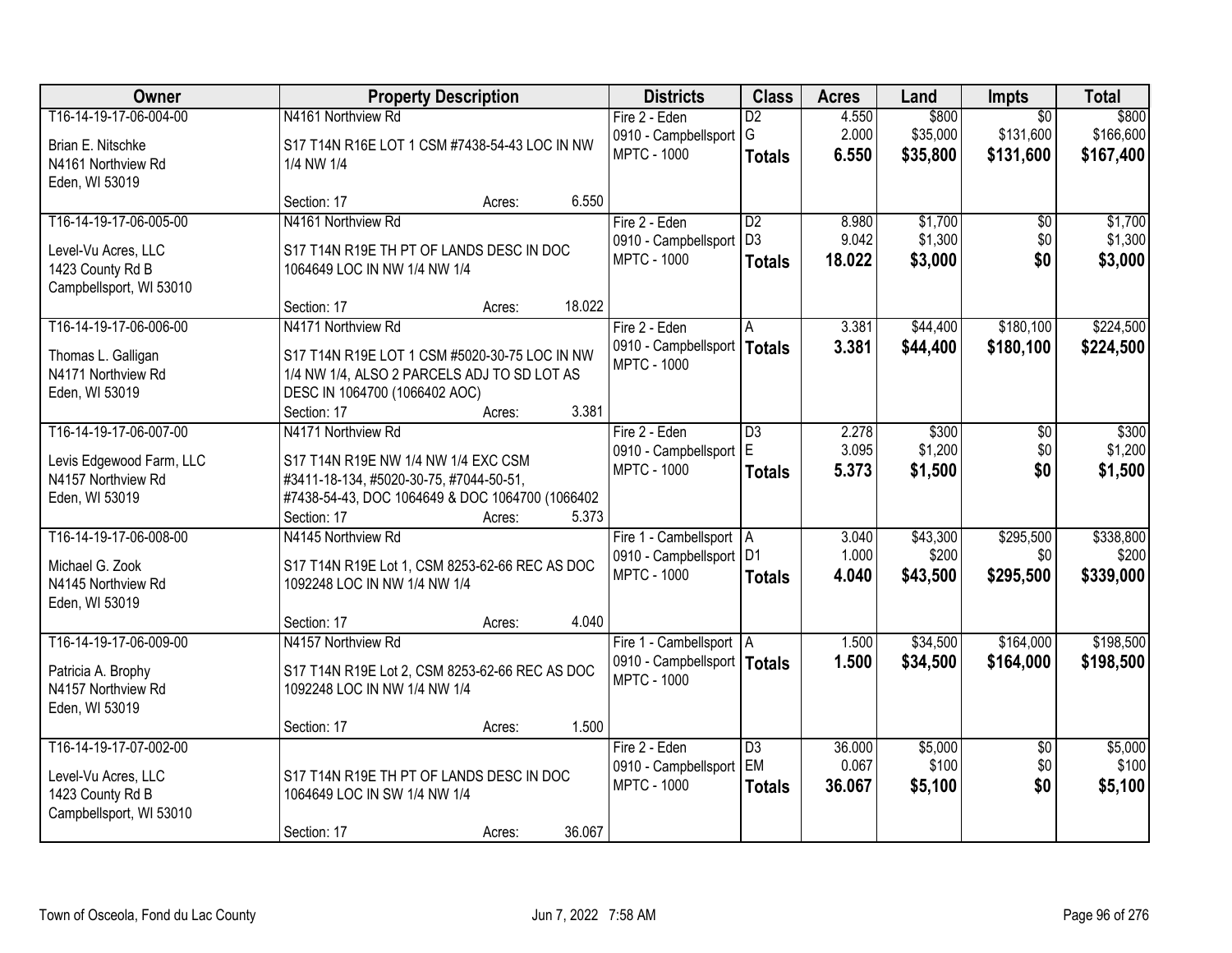| Owner | Property Description | Districts | Class | Acres | Land | Impts | Total |
|---|---|---|---|---|---|---|---|
| T16-14-19-17-06-004-00<br>Brian E. Nitschke<br>N4161 Northview Rd<br>Eden, WI 53019 | N4161 Northview Rd<br>S17 T14N R16E LOT 1 CSM #7438-54-43 LOC IN NW 1/4 NW 1/4<br>Section: 17 Acres: 6.550 | Fire 2 - Eden<br>0910 - Campbellsport<br>MPTC - 1000 | D2<br>G<br>**Totals** | 4.550<br>2.000<br>**6.550** | $800<br>$35,000<br>**$35,800** | $0<br>$131,600<br>**$131,600** | $800<br>$166,600<br>**$167,400** |
| T16-14-19-17-06-005-00<br>Level-Vu Acres, LLC<br>1423 County Rd B<br>Campbellsport, WI 53010 | N4161 Northview Rd<br>S17 T14N R19E TH PT OF LANDS DESC IN DOC 1064649 LOC IN NW 1/4 NW 1/4<br>Section: 17 Acres: 18.022 | Fire 2 - Eden<br>0910 - Campbellsport<br>MPTC - 1000 | D2<br>D3<br>**Totals** | 8.980<br>9.042<br>**18.022** | $1,700<br>$1,300<br>**$3,000** | $0<br>$0<br>**$0** | $1,700<br>$1,300<br>**$3,000** |
| T16-14-19-17-06-006-00<br>Thomas L. Galligan<br>N4171 Northview Rd<br>Eden, WI 53019 | N4171 Northview Rd<br>S17 T14N R19E LOT 1 CSM #5020-30-75 LOC IN NW 1/4 NW 1/4, ALSO 2 PARCELS ADJ TO SD LOT AS DESC IN 1064700 (1066402 AOC)<br>Section: 17 Acres: 3.381 | Fire 2 - Eden<br>0910 - Campbellsport<br>MPTC - 1000 | A<br>**Totals** | 3.381<br>**3.381** | $44,400<br>**$44,400** | $180,100<br>**$180,100** | $224,500<br>**$224,500** |
| T16-14-19-17-06-007-00<br>Levis Edgewood Farm, LLC<br>N4157 Northview Rd<br>Eden, WI 53019 | N4171 Northview Rd<br>S17 T14N R19E NW 1/4 NW 1/4 EXC CSM #3411-18-134, #5020-30-75, #7044-50-51, #7438-54-43, DOC 1064649 & DOC 1064700 (1066402<br>Section: 17 Acres: 5.373 | Fire 2 - Eden<br>0910 - Campbellsport<br>MPTC - 1000 | D3<br>E<br>**Totals** | 2.278<br>3.095<br>**5.373** | $300<br>$1,200<br>**$1,500** | $0<br>$0<br>**$0** | $300<br>$1,200<br>**$1,500** |
| T16-14-19-17-06-008-00<br>Michael G. Zook<br>N4145 Northview Rd<br>Eden, WI 53019 | N4145 Northview Rd<br>S17 T14N R19E Lot 1, CSM 8253-62-66 REC AS DOC 1092248 LOC IN NW 1/4 NW 1/4<br>Section: 17 Acres: 4.040 | Fire 1 - Cambellsport<br>0910 - Campbellsport<br>MPTC - 1000 | A<br>D1<br>**Totals** | 3.040<br>1.000<br>**4.040** | $43,300<br>$200<br>**$43,500** | $295,500<br>$0<br>**$295,500** | $338,800<br>$200<br>**$339,000** |
| T16-14-19-17-06-009-00<br>Patricia A. Brophy<br>N4157 Northview Rd<br>Eden, WI 53019 | N4157 Northview Rd<br>S17 T14N R19E Lot 2, CSM 8253-62-66 REC AS DOC 1092248 LOC IN NW 1/4 NW 1/4<br>Section: 17 Acres: 1.500 | Fire 1 - Cambellsport<br>0910 - Campbellsport<br>MPTC - 1000 | A<br>**Totals** | 1.500<br>**1.500** | $34,500<br>**$34,500** | $164,000<br>**$164,000** | $198,500<br>**$198,500** |
| T16-14-19-17-07-002-00<br>Level-Vu Acres, LLC<br>1423 County Rd B<br>Campbellsport, WI 53010 | S17 T14N R19E TH PT OF LANDS DESC IN DOC 1064649 LOC IN SW 1/4 NW 1/4<br>Section: 17 Acres: 36.067 | Fire 2 - Eden<br>0910 - Campbellsport<br>MPTC - 1000 | D3<br>EM<br>**Totals** | 36.000<br>0.067<br>**36.067** | $5,000<br>$100<br>**$5,100** | $0<br>$0<br>**$0** | $5,000<br>$100<br>**$5,100** |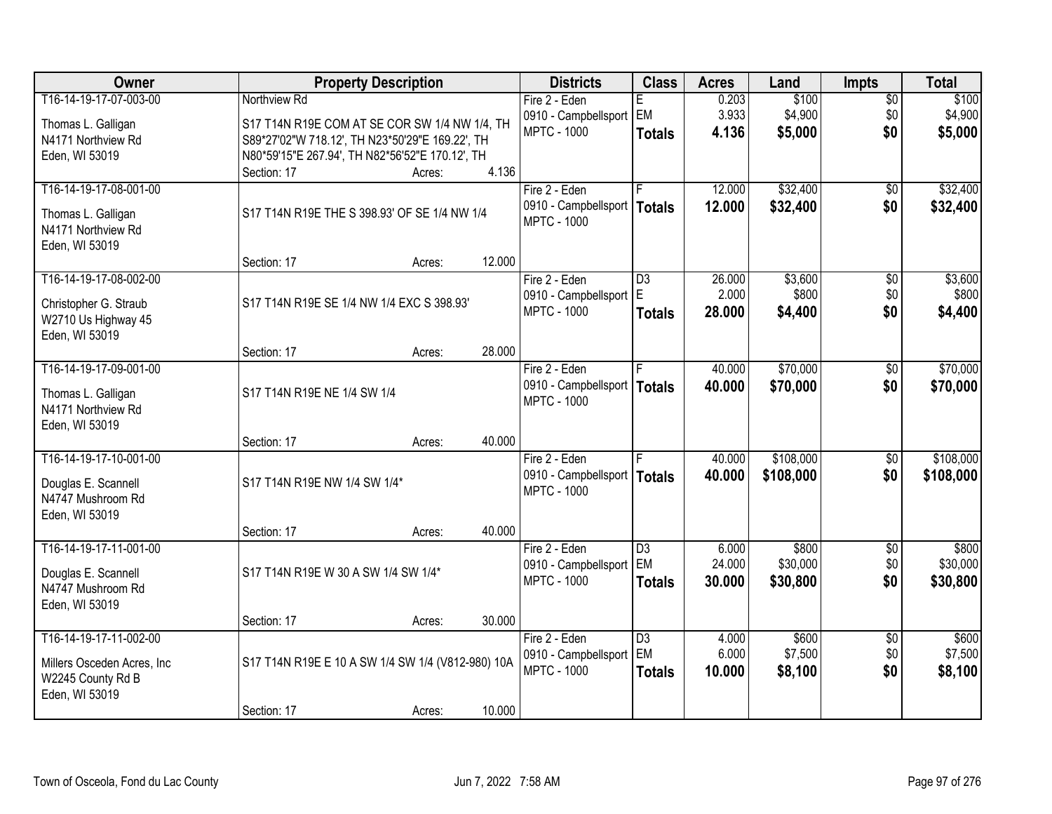| Owner | Property Description | | | Districts | Class | Acres | Land | Impts | Total |
|---|---|---|---|---|---|---|---|---|---|
| T16-14-19-17-07-003-00 | Northview Rd | | | Fire 2 - Eden | E | 0.203 | $100 | $0 | $100 |
| Thomas L. Galligan<br>N4171 Northview Rd<br>Eden, WI 53019 | S17 T14N R19E COM AT SE COR SW 1/4 NW 1/4, TH S89*27'02"W 718.12', TH N23*50'29"E 169.22', TH N80*59'15"E 267.94', TH N82*56'52"E 170.12', TH | | | 0910 - Campbellsport<br>MPTC - 1000 | EM | 3.933 | $4,900 | $0 | $4,900 |
| | | | | | **Totals** | **4.136** | **$5,000** | **$0** | **$5,000** |
| | Section: 17 | Acres: | 4.136 | | | | | | |
| T16-14-19-17-08-001-00 | | | | Fire 2 - Eden | F | 12.000 | $32,400 | $0 | $32,400 |
| Thomas L. Galligan<br>N4171 Northview Rd<br>Eden, WI 53019 | S17 T14N R19E THE S 398.93' OF SE 1/4 NW 1/4 | | | 0910 - Campbellsport<br>MPTC - 1000 | **Totals** | **12.000** | **$32,400** | **$0** | **$32,400** |
| | Section: 17 | Acres: | 12.000 | | | | | | |
| T16-14-19-17-08-002-00 | | | | Fire 2 - Eden | D3 | 26.000 | $3,600 | $0 | $3,600 |
| Christopher G. Straub<br>W2710 Us Highway 45<br>Eden, WI 53019 | S17 T14N R19E SE 1/4 NW 1/4 EXC S 398.93' | | | 0910 - Campbellsport<br>MPTC - 1000 | E | 2.000 | $800 | $0 | $800 |
| | | | | | **Totals** | **28.000** | **$4,400** | **$0** | **$4,400** |
| | Section: 17 | Acres: | 28.000 | | | | | | |
| T16-14-19-17-09-001-00 | | | | Fire 2 - Eden | F | 40.000 | $70,000 | $0 | $70,000 |
| Thomas L. Galligan<br>N4171 Northview Rd<br>Eden, WI 53019 | S17 T14N R19E NE 1/4 SW 1/4 | | | 0910 - Campbellsport<br>MPTC - 1000 | **Totals** | **40.000** | **$70,000** | **$0** | **$70,000** |
| | Section: 17 | Acres: | 40.000 | | | | | | |
| T16-14-19-17-10-001-00 | | | | Fire 2 - Eden | F | 40.000 | $108,000 | $0 | $108,000 |
| Douglas E. Scannell<br>N4747 Mushroom Rd<br>Eden, WI 53019 | S17 T14N R19E NW 1/4 SW 1/4* | | | 0910 - Campbellsport<br>MPTC - 1000 | **Totals** | **40.000** | **$108,000** | **$0** | **$108,000** |
| | Section: 17 | Acres: | 40.000 | | | | | | |
| T16-14-19-17-11-001-00 | | | | Fire 2 - Eden | D3 | 6.000 | $800 | $0 | $800 |
| Douglas E. Scannell<br>N4747 Mushroom Rd<br>Eden, WI 53019 | S17 T14N R19E W 30 A SW 1/4 SW 1/4* | | | 0910 - Campbellsport<br>MPTC - 1000 | EM | 24.000 | $30,000 | $0 | $30,000 |
| | | | | | **Totals** | **30.000** | **$30,800** | **$0** | **$30,800** |
| | Section: 17 | Acres: | 30.000 | | | | | | |
| T16-14-19-17-11-002-00 | | | | Fire 2 - Eden | D3 | 4.000 | $600 | $0 | $600 |
| Millers Osceden Acres, Inc<br>W2245 County Rd B<br>Eden, WI 53019 | S17 T14N R19E E 10 A SW 1/4 SW 1/4 (V812-980) 10A | | | 0910 - Campbellsport<br>MPTC - 1000 | EM | 6.000 | $7,500 | $0 | $7,500 |
| | | | | | **Totals** | **10.000** | **$8,100** | **$0** | **$8,100** |
| | Section: 17 | Acres: | 10.000 | | | | | | |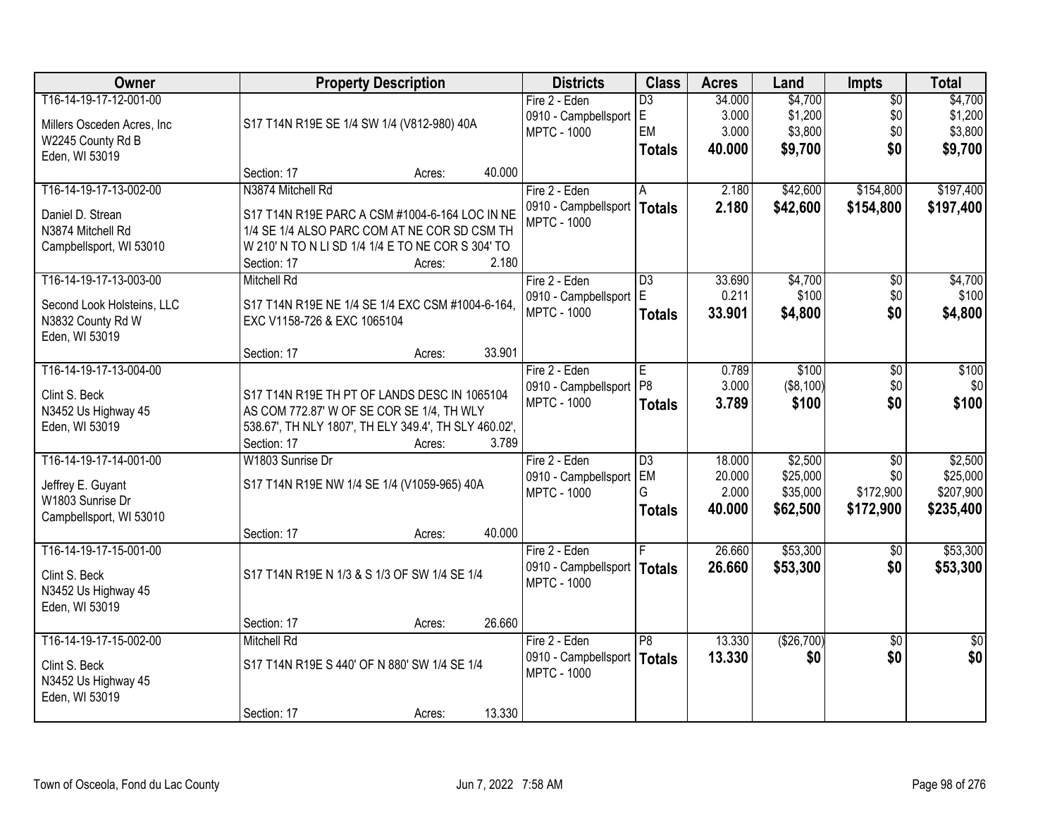| Owner | Property Description | Districts | Class | Acres | Land | Impts | Total |
|---|---|---|---|---|---|---|---|
| T16-14-19-17-12-001-00<br>Millers Osceden Acres, Inc<br>W2245 County Rd B<br>Eden, WI 53019 | S17 T14N R19E SE 1/4 SW 1/4 (V812-980) 40A<br>Section: 17 Acres: 40.000 | Fire 2 - Eden<br>0910 - Campbellsport<br>MPTC - 1000 | D3<br>E<br>EM<br>**Totals** | 34.000<br>3.000<br>3.000<br>**40.000** | $4,700<br>$1,200<br>$3,800<br>**$9,700** | $0<br>$0<br>$0<br>**$0** | $4,700<br>$1,200<br>$3,800<br>**$9,700** |
| T16-14-19-17-13-002-00<br>Daniel D. Strean<br>N3874 Mitchell Rd<br>Campbellsport, WI 53010 | N3874 Mitchell Rd<br>S17 T14N R19E PARC A CSM #1004-6-164 LOC IN NE 1/4 SE 1/4 ALSO PARC COM AT NE COR SD CSM TH W 210' N TO N LI SD 1/4 1/4 E TO NE COR S 304' TO<br>Section: 17 Acres: 2.180 | Fire 2 - Eden<br>0910 - Campbellsport<br>MPTC - 1000 | A<br>**Totals** | 2.180<br>**2.180** | $42,600<br>**$42,600** | $154,800<br>**$154,800** | $197,400<br>**$197,400** |
| T16-14-19-17-13-003-00<br>Second Look Holsteins, LLC<br>N3832 County Rd W<br>Eden, WI 53019 | Mitchell Rd<br>S17 T14N R19E NE 1/4 SE 1/4 EXC CSM #1004-6-164, EXC V1158-726 & EXC 1065104<br>Section: 17 Acres: 33.901 | Fire 2 - Eden<br>0910 - Campbellsport<br>MPTC - 1000 | D3<br>E<br>**Totals** | 33.690<br>0.211<br>**33.901** | $4,700<br>$100<br>**$4,800** | $0<br>$0<br>**$0** | $4,700<br>$100<br>**$4,800** |
| T16-14-19-17-13-004-00<br>Clint S. Beck<br>N3452 Us Highway 45<br>Eden, WI 53019 | S17 T14N R19E TH PT OF LANDS DESC IN 1065104 AS COM 772.87' W OF SE COR SE 1/4, TH WLY 538.67', TH NLY 1807', TH ELY 349.4', TH SLY 460.02',<br>Section: 17 Acres: 3.789 | Fire 2 - Eden<br>0910 - Campbellsport<br>MPTC - 1000 | E<br>P8<br>**Totals** | 0.789<br>3.000<br>**3.789** | $100<br>($8,100)<br>**$100** | $0<br>$0<br>**$0** | $100<br>$0<br>**$100** |
| T16-14-19-17-14-001-00<br>Jeffrey E. Guyant<br>W1803 Sunrise Dr<br>Campbellsport, WI 53010 | W1803 Sunrise Dr<br>S17 T14N R19E NW 1/4 SE 1/4 (V1059-965) 40A<br>Section: 17 Acres: 40.000 | Fire 2 - Eden<br>0910 - Campbellsport<br>MPTC - 1000 | D3<br>EM<br>G<br>**Totals** | 18.000<br>20.000<br>2.000<br>**40.000** | $2,500<br>$25,000<br>$35,000<br>**$62,500** | $0<br>$0<br>$172,900<br>**$172,900** | $2,500<br>$25,000<br>$207,900<br>**$235,400** |
| T16-14-19-17-15-001-00<br>Clint S. Beck<br>N3452 Us Highway 45<br>Eden, WI 53019 | S17 T14N R19E N 1/3 & S 1/3 OF SW 1/4 SE 1/4<br>Section: 17 Acres: 26.660 | Fire 2 - Eden<br>0910 - Campbellsport<br>MPTC - 1000 | F<br>**Totals** | 26.660<br>**26.660** | $53,300<br>**$53,300** | $0<br>**$0** | $53,300<br>**$53,300** |
| T16-14-19-17-15-002-00<br>Clint S. Beck<br>N3452 Us Highway 45<br>Eden, WI 53019 | Mitchell Rd<br>S17 T14N R19E S 440' OF N 880' SW 1/4 SE 1/4<br>Section: 17 Acres: 13.330 | Fire 2 - Eden<br>0910 - Campbellsport<br>MPTC - 1000 | P8<br>**Totals** | 13.330<br>**13.330** | ($26,700)<br>**$0** | $0<br>**$0** | $0<br>**$0** |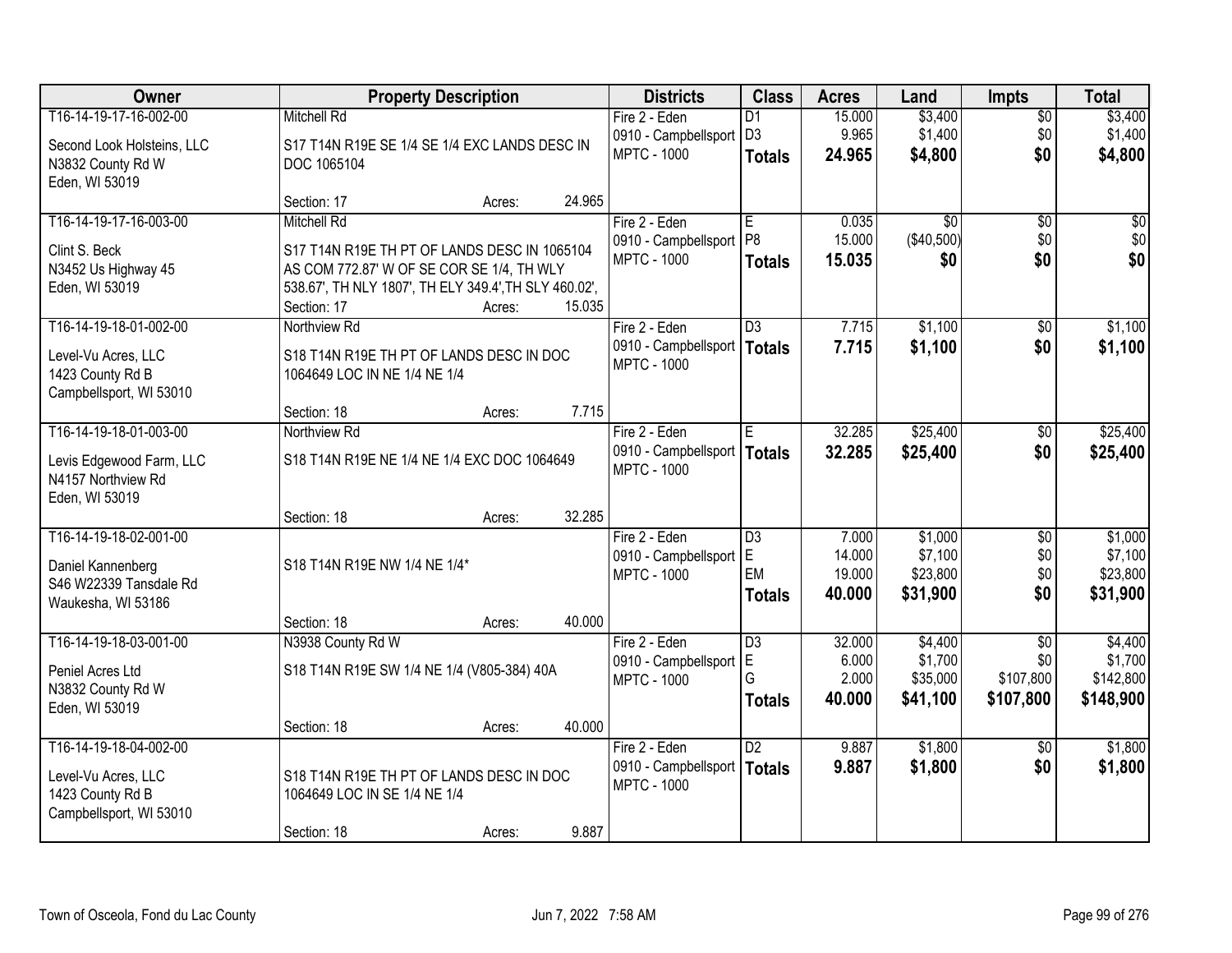| Owner | Property Description | Districts | Class | Acres | Land | Impts | Total |
|---|---|---|---|---|---|---|---|
| T16-14-19-17-16-002-00<br>Second Look Holsteins, LLC<br>N3832 County Rd W<br>Eden, WI 53019 | Mitchell Rd<br>S17 T14N R19E SE 1/4 SE 1/4 EXC LANDS DESC IN DOC 1065104<br>Section: 17 Acres: 24.965 | Fire 2 - Eden<br>0910 - Campbellsport<br>MPTC - 1000 | D1<br>D3<br>**Totals** | 15.000<br>9.965<br>**24.965** | $3,400<br>$1,400<br>**$4,800** | $0<br>$0<br>**$0** | $3,400<br>$1,400<br>**$4,800** |
| T16-14-19-17-16-003-00<br>Clint S. Beck<br>N3452 Us Highway 45<br>Eden, WI 53019 | Mitchell Rd<br>S17 T14N R19E TH PT OF LANDS DESC IN 1065104 AS COM 772.87' W OF SE COR SE 1/4, TH WLY 538.67', TH NLY 1807', TH ELY 349.4',TH SLY 460.02',<br>Section: 17 Acres: 15.035 | Fire 2 - Eden<br>0910 - Campbellsport<br>MPTC - 1000 | E<br>P8<br>**Totals** | 0.035<br>15.000<br>**15.035** | $0<br>($40,500)<br>**$0** | $0<br>$0<br>**$0** | $0<br>$0<br>**$0** |
| T16-14-19-18-01-002-00<br>Level-Vu Acres, LLC<br>1423 County Rd B<br>Campbellsport, WI 53010 | Northview Rd<br>S18 T14N R19E TH PT OF LANDS DESC IN DOC 1064649 LOC IN NE 1/4 NE 1/4<br>Section: 18 Acres: 7.715 | Fire 2 - Eden<br>0910 - Campbellsport<br>MPTC - 1000 | D3<br>**Totals** | 7.715<br>**7.715** | $1,100<br>**$1,100** | $0<br>**$0** | $1,100<br>**$1,100** |
| T16-14-19-18-01-003-00<br>Levis Edgewood Farm, LLC<br>N4157 Northview Rd<br>Eden, WI 53019 | Northview Rd<br>S18 T14N R19E NE 1/4 NE 1/4 EXC DOC 1064649<br>Section: 18 Acres: 32.285 | Fire 2 - Eden<br>0910 - Campbellsport<br>MPTC - 1000 | E<br>**Totals** | 32.285<br>**32.285** | $25,400<br>**$25,400** | $0<br>**$0** | $25,400<br>**$25,400** |
| T16-14-19-18-02-001-00<br>Daniel Kannenberg<br>S46 W22339 Tansdale Rd<br>Waukesha, WI 53186 | S18 T14N R19E NW 1/4 NE 1/4*<br>Section: 18 Acres: 40.000 | Fire 2 - Eden<br>0910 - Campbellsport<br>MPTC - 1000 | D3<br>E<br>EM<br>**Totals** | 7.000<br>14.000<br>19.000<br>**40.000** | $1,000<br>$7,100<br>$23,800<br>**$31,900** | $0<br>$0<br>$0<br>**$0** | $1,000<br>$7,100<br>$23,800<br>**$31,900** |
| T16-14-19-18-03-001-00<br>Peniel Acres Ltd<br>N3832 County Rd W<br>Eden, WI 53019 | N3938 County Rd W<br>S18 T14N R19E SW 1/4 NE 1/4 (V805-384) 40A<br>Section: 18 Acres: 40.000 | Fire 2 - Eden<br>0910 - Campbellsport<br>MPTC - 1000 | D3<br>E<br>G<br>**Totals** | 32.000<br>6.000<br>2.000<br>**40.000** | $4,400<br>$1,700<br>$35,000<br>**$41,100** | $0<br>$0<br>$107,800<br>**$107,800** | $4,400<br>$1,700<br>$142,800<br>**$148,900** |
| T16-14-19-18-04-002-00<br>Level-Vu Acres, LLC<br>1423 County Rd B<br>Campbellsport, WI 53010 | S18 T14N R19E TH PT OF LANDS DESC IN DOC 1064649 LOC IN SE 1/4 NE 1/4<br>Section: 18 Acres: 9.887 | Fire 2 - Eden<br>0910 - Campbellsport<br>MPTC - 1000 | D2<br>**Totals** | 9.887<br>**9.887** | $1,800<br>**$1,800** | $0<br>**$0** | $1,800<br>**$1,800** |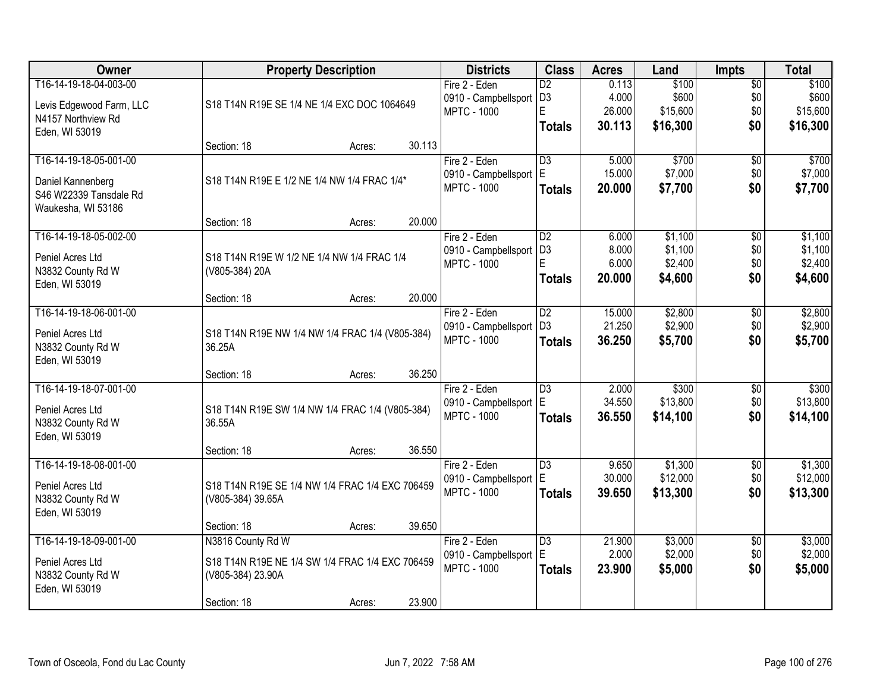| Owner | Property Description | Districts | Class | Acres | Land | Impts | Total |
|---|---|---|---|---|---|---|---|
| T16-14-19-18-04-003-00<br>Levis Edgewood Farm, LLC<br>N4157 Northview Rd<br>Eden, WI 53019 | S18 T14N R19E SE 1/4 NE 1/4 EXC DOC 1064649<br>Section: 18 Acres: 30.113 | Fire 2 - Eden<br>0910 - Campbellsport<br>MPTC - 1000 | D2<br>D3<br>E<br>**Totals** | 0.113<br>4.000<br>26.000<br>**30.113** | $100<br>$600<br>$15,600<br>**$16,300** | $0<br>$0<br>$0<br>**$0** | $100<br>$600<br>$15,600<br>**$16,300** |
| T16-14-19-18-05-001-00<br>Daniel Kannenberg<br>S46 W22339 Tansdale Rd<br>Waukesha, WI 53186 | S18 T14N R19E E 1/2 NE 1/4 NW 1/4 FRAC 1/4*<br>Section: 18 Acres: 20.000 | Fire 2 - Eden<br>0910 - Campbellsport<br>MPTC - 1000 | D3<br>E<br>**Totals** | 5.000<br>15.000<br>**20.000** | $700<br>$7,000<br>**$7,700** | $0<br>$0<br>**$0** | $700<br>$7,000<br>**$7,700** |
| T16-14-19-18-05-002-00<br>Peniel Acres Ltd<br>N3832 County Rd W<br>Eden, WI 53019 | S18 T14N R19E W 1/2 NE 1/4 NW 1/4 FRAC 1/4 (V805-384) 20A<br>Section: 18 Acres: 20.000 | Fire 2 - Eden<br>0910 - Campbellsport<br>MPTC - 1000 | D2<br>D3<br>E<br>**Totals** | 6.000<br>8.000<br>6.000<br>**20.000** | $1,100<br>$1,100<br>$2,400<br>**$4,600** | $0<br>$0<br>$0<br>**$0** | $1,100<br>$1,100<br>$2,400<br>**$4,600** |
| T16-14-19-18-06-001-00<br>Peniel Acres Ltd<br>N3832 County Rd W<br>Eden, WI 53019 | S18 T14N R19E NW 1/4 NW 1/4 FRAC 1/4 (V805-384) 36.25A<br>Section: 18 Acres: 36.250 | Fire 2 - Eden<br>0910 - Campbellsport<br>MPTC - 1000 | D2<br>D3<br>**Totals** | 15.000<br>21.250<br>**36.250** | $2,800<br>$2,900<br>**$5,700** | $0<br>$0<br>**$0** | $2,800<br>$2,900<br>**$5,700** |
| T16-14-19-18-07-001-00<br>Peniel Acres Ltd<br>N3832 County Rd W<br>Eden, WI 53019 | S18 T14N R19E SW 1/4 NW 1/4 FRAC 1/4 (V805-384) 36.55A<br>Section: 18 Acres: 36.550 | Fire 2 - Eden<br>0910 - Campbellsport<br>MPTC - 1000 | D3<br>E<br>**Totals** | 2.000<br>34.550<br>**36.550** | $300<br>$13,800<br>**$14,100** | $0<br>$0<br>**$0** | $300<br>$13,800<br>**$14,100** |
| T16-14-19-18-08-001-00<br>Peniel Acres Ltd<br>N3832 County Rd W<br>Eden, WI 53019 | S18 T14N R19E SE 1/4 NW 1/4 FRAC 1/4 EXC 706459 (V805-384) 39.65A<br>Section: 18 Acres: 39.650 | Fire 2 - Eden<br>0910 - Campbellsport<br>MPTC - 1000 | D3<br>E<br>**Totals** | 9.650<br>30.000<br>**39.650** | $1,300<br>$12,000<br>**$13,300** | $0<br>$0<br>**$0** | $1,300<br>$12,000<br>**$13,300** |
| T16-14-19-18-09-001-00<br>Peniel Acres Ltd<br>N3832 County Rd W<br>Eden, WI 53019 | N3816 County Rd W<br>S18 T14N R19E NE 1/4 SW 1/4 FRAC 1/4 EXC 706459 (V805-384) 23.90A<br>Section: 18 Acres: 23.900 | Fire 2 - Eden<br>0910 - Campbellsport<br>MPTC - 1000 | D3<br>E<br>**Totals** | 21.900<br>2.000<br>**23.900** | $3,000<br>$2,000<br>**$5,000** | $0<br>$0<br>**$0** | $3,000<br>$2,000<br>**$5,000** |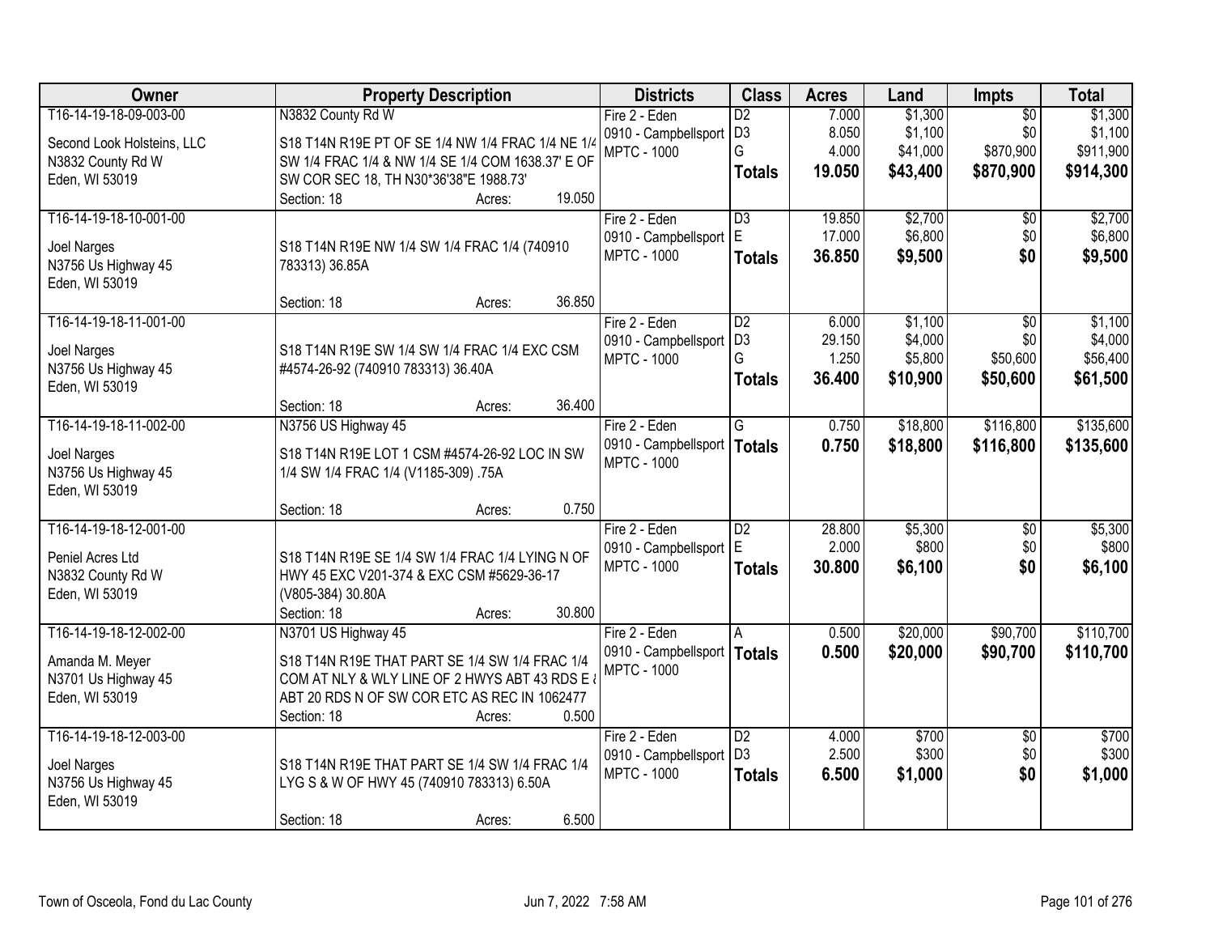| Owner | Property Description | Districts | Class | Acres | Land | Impts | Total |
|---|---|---|---|---|---|---|---|
| T16-14-19-18-09-003-00<br>Second Look Holsteins, LLC<br>N3832 County Rd W<br>Eden, WI 53019 | N3832 County Rd W<br>S18 T14N R19E PT OF SE 1/4 NW 1/4 FRAC 1/4 NE 1/4 SW 1/4 FRAC 1/4 & NW 1/4 SE 1/4 COM 1638.37' E OF SW COR SEC 18, TH N30*36'38"E 1988.73'<br>Section: 18 Acres: 19.050 | Fire 2 - Eden<br>0910 - Campbellsport<br>MPTC - 1000 | D2<br>D3<br>G<br>**Totals** | 7.000<br>8.050<br>4.000<br>**19.050** | $1,300<br>$1,100<br>$41,000<br>**$43,400** | $0<br>$0<br>$870,900<br>**$870,900** | $1,300<br>$1,100<br>$911,900<br>**$914,300** |
| T16-14-19-18-10-001-00<br>Joel Narges<br>N3756 Us Highway 45<br>Eden, WI 53019 | S18 T14N R19E NW 1/4 SW 1/4 FRAC 1/4 (740910 783313) 36.85A<br>Section: 18 Acres: 36.850 | Fire 2 - Eden<br>0910 - Campbellsport<br>MPTC - 1000 | D3<br>E<br>**Totals** | 19.850<br>17.000<br>**36.850** | $2,700<br>$6,800<br>**$9,500** | $0<br>$0<br>**$0** | $2,700<br>$6,800<br>**$9,500** |
| T16-14-19-18-11-001-00<br>Joel Narges<br>N3756 Us Highway 45<br>Eden, WI 53019 | S18 T14N R19E SW 1/4 SW 1/4 FRAC 1/4 EXC CSM #4574-26-92 (740910 783313) 36.40A<br>Section: 18 Acres: 36.400 | Fire 2 - Eden<br>0910 - Campbellsport<br>MPTC - 1000 | D2<br>D3<br>G<br>**Totals** | 6.000<br>29.150<br>1.250<br>**36.400** | $1,100<br>$4,000<br>$5,800<br>**$10,900** | $0<br>$0<br>$50,600<br>**$50,600** | $1,100<br>$4,000<br>$56,400<br>**$61,500** |
| T16-14-19-18-11-002-00<br>Joel Narges<br>N3756 Us Highway 45<br>Eden, WI 53019 | N3756 US Highway 45<br>S18 T14N R19E LOT 1 CSM #4574-26-92 LOC IN SW 1/4 SW 1/4 FRAC 1/4 (V1185-309) .75A<br>Section: 18 Acres: 0.750 | Fire 2 - Eden<br>0910 - Campbellsport<br>MPTC - 1000 | G<br>**Totals** | 0.750<br>**0.750** | $18,800<br>**$18,800** | $116,800<br>**$116,800** | $135,600<br>**$135,600** |
| T16-14-19-18-12-001-00<br>Peniel Acres Ltd<br>N3832 County Rd W<br>Eden, WI 53019 | S18 T14N R19E SE 1/4 SW 1/4 FRAC 1/4 LYING N OF HWY 45 EXC V201-374 & EXC CSM #5629-36-17 (V805-384) 30.80A<br>Section: 18 Acres: 30.800 | Fire 2 - Eden<br>0910 - Campbellsport<br>MPTC - 1000 | D2<br>E<br>**Totals** | 28.800<br>2.000<br>**30.800** | $5,300<br>$800<br>**$6,100** | $0<br>$0<br>**$0** | $5,300<br>$800<br>**$6,100** |
| T16-14-19-18-12-002-00<br>Amanda M. Meyer<br>N3701 Us Highway 45<br>Eden, WI 53019 | N3701 US Highway 45<br>S18 T14N R19E THAT PART SE 1/4 SW 1/4 FRAC 1/4 COM AT NLY & WLY LINE OF 2 HWYS ABT 43 RDS E & ABT 20 RDS N OF SW COR ETC AS REC IN 1062477<br>Section: 18 Acres: 0.500 | Fire 2 - Eden<br>0910 - Campbellsport<br>MPTC - 1000 | A<br>**Totals** | 0.500<br>**0.500** | $20,000<br>**$20,000** | $90,700<br>**$90,700** | $110,700<br>**$110,700** |
| T16-14-19-18-12-003-00<br>Joel Narges<br>N3756 Us Highway 45<br>Eden, WI 53019 | S18 T14N R19E THAT PART SE 1/4 SW 1/4 FRAC 1/4 LYG S & W OF HWY 45 (740910 783313) 6.50A<br>Section: 18 Acres: 6.500 | Fire 2 - Eden<br>0910 - Campbellsport<br>MPTC - 1000 | D2<br>D3<br>**Totals** | 4.000<br>2.500<br>**6.500** | $700<br>$300<br>**$1,000** | $0<br>$0<br>**$0** | $700<br>$300<br>**$1,000** |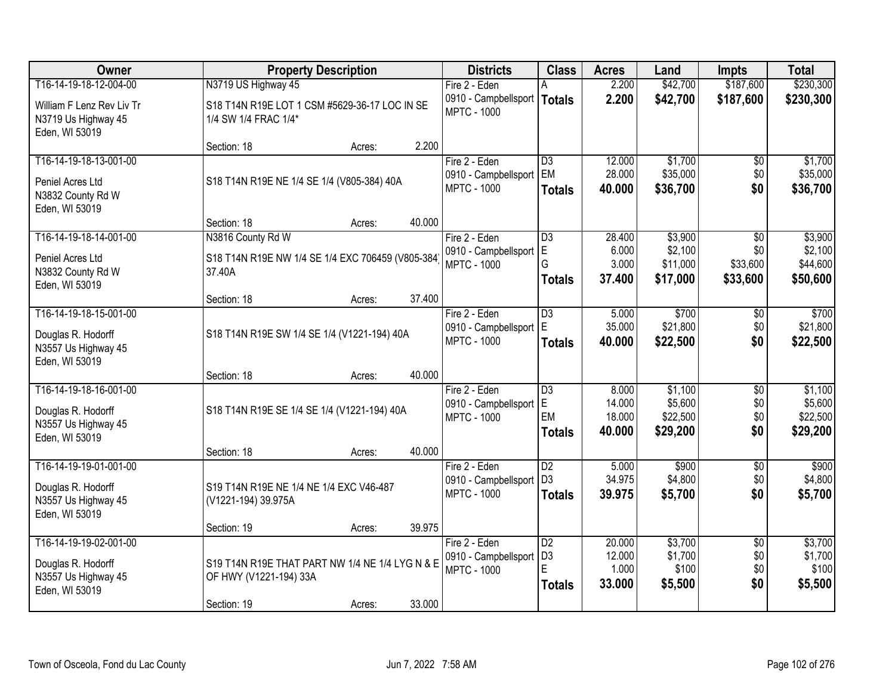| Owner | Property Description | Districts | Class | Acres | Land | Impts | Total |
|---|---|---|---|---|---|---|---|
| T16-14-19-18-12-004-00<br>William F Lenz Rev Liv Tr<br>N3719 Us Highway 45<br>Eden, WI 53019 | N3719 US Highway 45<br>S18 T14N R19E LOT 1 CSM #5629-36-17 LOC IN SE 1/4 SW 1/4 FRAC 1/4*<br>Section: 18 Acres: 2.200 | Fire 2 - Eden<br>0910 - Campbellsport<br>MPTC - 1000 | A<br>**Totals** | 2.200<br>**2.200** | $42,700<br>**$42,700** | $187,600<br>**$187,600** | $230,300<br>**$230,300** |
| T16-14-19-18-13-001-00<br>Peniel Acres Ltd<br>N3832 County Rd W<br>Eden, WI 53019 | S18 T14N R19E NE 1/4 SE 1/4 (V805-384) 40A<br>Section: 18 Acres: 40.000 | Fire 2 - Eden<br>0910 - Campbellsport<br>MPTC - 1000 | D3<br>EM<br>**Totals** | 12.000<br>28.000<br>**40.000** | $1,700<br>$35,000<br>**$36,700** | $0<br>$0<br>**$0** | $1,700<br>$35,000<br>**$36,700** |
| T16-14-19-18-14-001-00<br>Peniel Acres Ltd<br>N3832 County Rd W<br>Eden, WI 53019 | N3816 County Rd W<br>S18 T14N R19E NW 1/4 SE 1/4 EXC 706459 (V805-384) 37.40A<br>Section: 18 Acres: 37.400 | Fire 2 - Eden<br>0910 - Campbellsport<br>MPTC - 1000 | D3<br>E<br>G<br>**Totals** | 28.400<br>6.000<br>3.000<br>**37.400** | $3,900<br>$2,100<br>$11,000<br>**$17,000** | $0<br>$0<br>$33,600<br>**$33,600** | $3,900<br>$2,100<br>$44,600<br>**$50,600** |
| T16-14-19-18-15-001-00<br>Douglas R. Hodorff<br>N3557 Us Highway 45<br>Eden, WI 53019 | S18 T14N R19E SW 1/4 SE 1/4 (V1221-194) 40A<br>Section: 18 Acres: 40.000 | Fire 2 - Eden<br>0910 - Campbellsport<br>MPTC - 1000 | D3<br>E<br>**Totals** | 5.000<br>35.000<br>**40.000** | $700<br>$21,800<br>**$22,500** | $0<br>$0<br>**$0** | $700<br>$21,800<br>**$22,500** |
| T16-14-19-18-16-001-00<br>Douglas R. Hodorff<br>N3557 Us Highway 45<br>Eden, WI 53019 | S18 T14N R19E SE 1/4 SE 1/4 (V1221-194) 40A<br>Section: 18 Acres: 40.000 | Fire 2 - Eden<br>0910 - Campbellsport<br>MPTC - 1000 | D3<br>E<br>EM<br>**Totals** | 8.000<br>14.000<br>18.000<br>**40.000** | $1,100<br>$5,600<br>$22,500<br>**$29,200** | $0<br>$0<br>$0<br>**$0** | $1,100<br>$5,600<br>$22,500<br>**$29,200** |
| T16-14-19-19-01-001-00<br>Douglas R. Hodorff<br>N3557 Us Highway 45<br>Eden, WI 53019 | S19 T14N R19E NE 1/4 NE 1/4 EXC V46-487 (V1221-194) 39.975A<br>Section: 19 Acres: 39.975 | Fire 2 - Eden<br>0910 - Campbellsport<br>MPTC - 1000 | D2<br>D3<br>**Totals** | 5.000<br>34.975<br>**39.975** | $900<br>$4,800<br>**$5,700** | $0<br>$0<br>**$0** | $900<br>$4,800<br>**$5,700** |
| T16-14-19-19-02-001-00<br>Douglas R. Hodorff<br>N3557 Us Highway 45<br>Eden, WI 53019 | S19 T14N R19E THAT PART NW 1/4 NE 1/4 LYG N & E OF HWY (V1221-194) 33A<br>Section: 19 Acres: 33.000 | Fire 2 - Eden<br>0910 - Campbellsport<br>MPTC - 1000 | D2<br>D3<br>E<br>**Totals** | 20.000<br>12.000<br>1.000<br>**33.000** | $3,700<br>$1,700<br>$100<br>**$5,500** | $0<br>$0<br>$0<br>**$0** | $3,700<br>$1,700<br>$100<br>**$5,500** |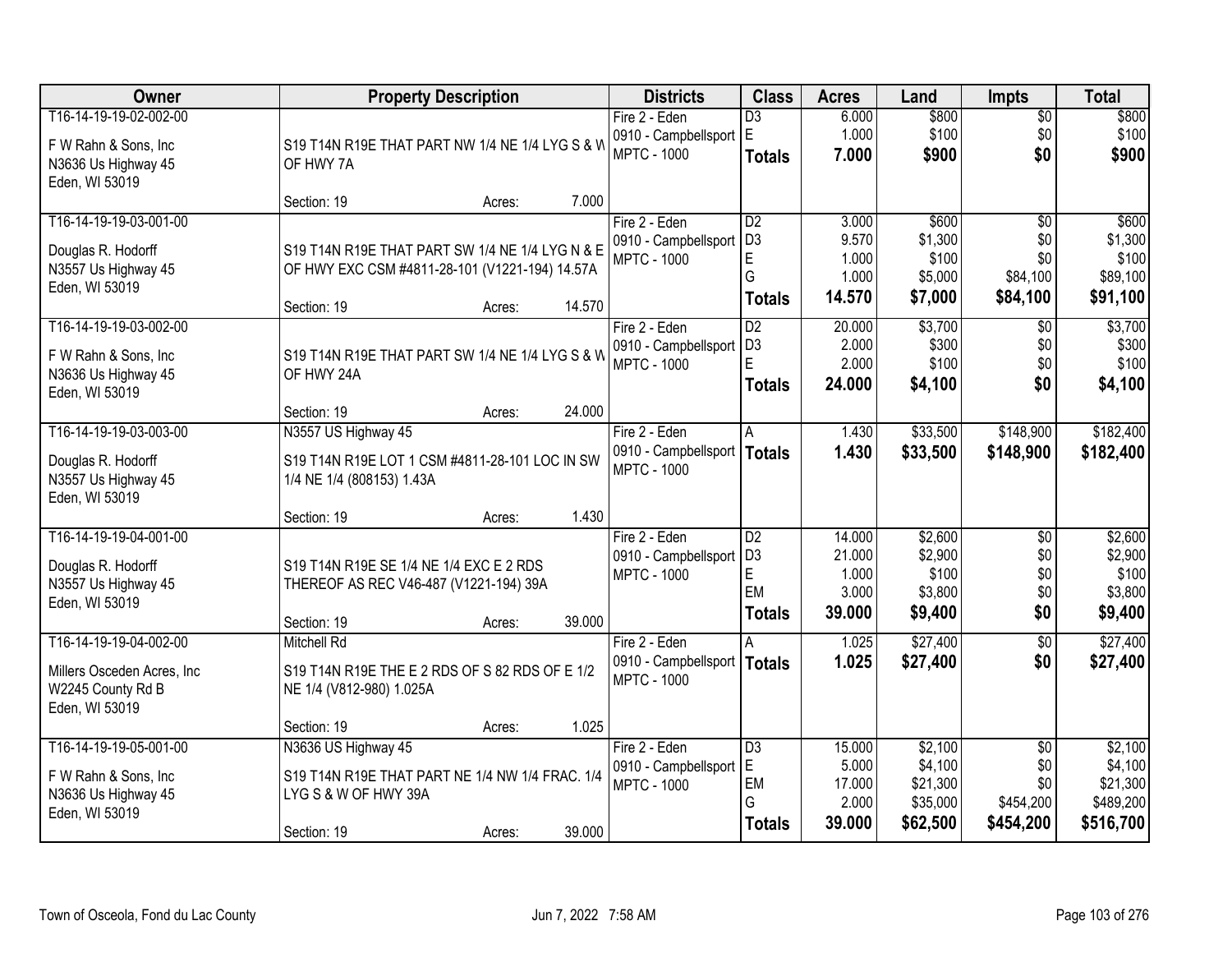| Owner | Property Description | Districts | Class | Acres | Land | Impts | Total |
|---|---|---|---|---|---|---|---|
| T16-14-19-19-02-002-00<br>F W Rahn & Sons, Inc<br>N3636 Us Highway 45<br>Eden, WI 53019 | S19 T14N R19E THAT PART NW 1/4 NE 1/4 LYG S & W OF HWY 7A<br>Section: 19 Acres: 7.000 | Fire 2 - Eden<br>0910 - Campbellsport<br>MPTC - 1000 | D3<br>E<br>**Totals** | 6.000<br>1.000<br>**7.000** | $800<br>$100<br>**$900** | $0<br>$0<br>**$0** | $800<br>$100<br>**$900** |
| T16-14-19-19-03-001-00<br>Douglas R. Hodorff<br>N3557 Us Highway 45<br>Eden, WI 53019 | S19 T14N R19E THAT PART SW 1/4 NE 1/4 LYG N & E OF HWY EXC CSM #4811-28-101 (V1221-194) 14.57A<br>Section: 19 Acres: 14.570 | Fire 2 - Eden<br>0910 - Campbellsport<br>MPTC - 1000 | D2<br>D3<br>E<br>G<br>**Totals** | 3.000<br>9.570<br>1.000<br>1.000<br>**14.570** | $600<br>$1,300<br>$100<br>$5,000<br>**$7,000** | $0<br>$0<br>$0<br>$84,100<br>**$84,100** | $600<br>$1,300<br>$100<br>$89,100<br>**$91,100** |
| T16-14-19-19-03-002-00<br>F W Rahn & Sons, Inc<br>N3636 Us Highway 45<br>Eden, WI 53019 | S19 T14N R19E THAT PART SW 1/4 NE 1/4 LYG S & W OF HWY 24A<br>Section: 19 Acres: 24.000 | Fire 2 - Eden<br>0910 - Campbellsport<br>MPTC - 1000 | D2<br>D3<br>E<br>**Totals** | 20.000<br>2.000<br>2.000<br>**24.000** | $3,700<br>$300<br>$100<br>**$4,100** | $0<br>$0<br>$0<br>**$0** | $3,700<br>$300<br>$100<br>**$4,100** |
| T16-14-19-19-03-003-00<br>Douglas R. Hodorff<br>N3557 Us Highway 45<br>Eden, WI 53019 | N3557 US Highway 45<br>S19 T14N R19E LOT 1 CSM #4811-28-101 LOC IN SW 1/4 NE 1/4 (808153) 1.43A<br>Section: 19 Acres: 1.430 | Fire 2 - Eden<br>0910 - Campbellsport<br>MPTC - 1000 | A<br>**Totals** | 1.430<br>**1.430** | $33,500<br>**$33,500** | $148,900<br>**$148,900** | $182,400<br>**$182,400** |
| T16-14-19-19-04-001-00<br>Douglas R. Hodorff<br>N3557 Us Highway 45<br>Eden, WI 53019 | S19 T14N R19E SE 1/4 NE 1/4 EXC E 2 RDS THEREOF AS REC V46-487 (V1221-194) 39A<br>Section: 19 Acres: 39.000 | Fire 2 - Eden<br>0910 - Campbellsport<br>MPTC - 1000 | D2<br>D3<br>E<br>EM<br>**Totals** | 14.000<br>21.000<br>1.000<br>3.000<br>**39.000** | $2,600<br>$2,900<br>$100<br>$3,800<br>**$9,400** | $0<br>$0<br>$0<br>$0<br>**$0** | $2,600<br>$2,900<br>$100<br>$3,800<br>**$9,400** |
| T16-14-19-19-04-002-00<br>Millers Osceden Acres, Inc<br>W2245 County Rd B<br>Eden, WI 53019 | Mitchell Rd<br>S19 T14N R19E THE E 2 RDS OF S 82 RDS OF E 1/2 NE 1/4 (V812-980) 1.025A<br>Section: 19 Acres: 1.025 | Fire 2 - Eden<br>0910 - Campbellsport<br>MPTC - 1000 | A<br>**Totals** | 1.025<br>**1.025** | $27,400<br>**$27,400** | $0<br>**$0** | $27,400<br>**$27,400** |
| T16-14-19-19-05-001-00<br>F W Rahn & Sons, Inc<br>N3636 Us Highway 45<br>Eden, WI 53019 | N3636 US Highway 45<br>S19 T14N R19E THAT PART NE 1/4 NW 1/4 FRAC. 1/4 LYG S & W OF HWY 39A<br>Section: 19 Acres: 39.000 | Fire 2 - Eden<br>0910 - Campbellsport<br>MPTC - 1000 | D3<br>E<br>EM<br>G<br>**Totals** | 15.000<br>5.000<br>17.000<br>2.000<br>**39.000** | $2,100<br>$4,100<br>$21,300<br>$35,000<br>**$62,500** | $0<br>$0<br>$0<br>$454,200<br>**$454,200** | $2,100<br>$4,100<br>$21,300<br>$489,200<br>**$516,700** |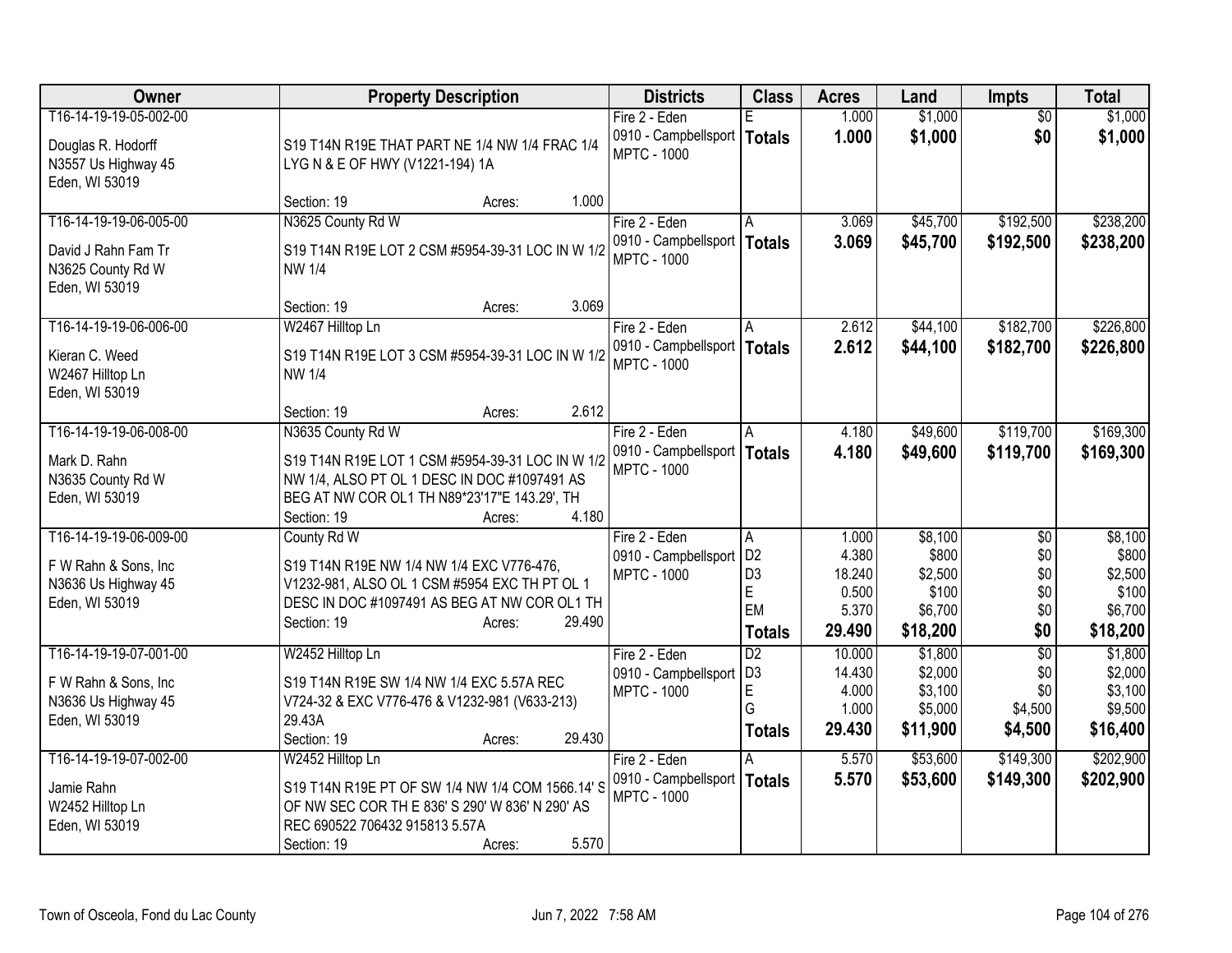| Owner | Property Description | Districts | Class | Acres | Land | Impts | Total |
|---|---|---|---|---|---|---|---|
| T16-14-19-19-05-002-00<br><br>Douglas R. Hodorff<br>N3557 Us Highway 45<br>Eden, WI 53019 | S19 T14N R19E THAT PART NE 1/4 NW 1/4 FRAC 1/4 LYG N & E OF HWY (V1221-194) 1A<br><br>Section: 19 Acres: 1.000 | Fire 2 - Eden<br>0910 - Campbellsport<br>MPTC - 1000 | E<br>**Totals** | 1.000<br>**1.000** | $1,000<br>**$1,000** | $0<br>**$0** | $1,000<br>**$1,000** |
| T16-14-19-19-06-005-00<br><br>David J Rahn Fam Tr<br>N3625 County Rd W<br>Eden, WI 53019 | N3625 County Rd W<br>S19 T14N R19E LOT 2 CSM #5954-39-31 LOC IN W 1/2 NW 1/4<br><br>Section: 19 Acres: 3.069 | Fire 2 - Eden<br>0910 - Campbellsport<br>MPTC - 1000 | A<br>**Totals** | 3.069<br>**3.069** | $45,700<br>**$45,700** | $192,500<br>**$192,500** | $238,200<br>**$238,200** |
| T16-14-19-19-06-006-00<br><br>Kieran C. Weed<br>W2467 Hilltop Ln<br>Eden, WI 53019 | W2467 Hilltop Ln<br>S19 T14N R19E LOT 3 CSM #5954-39-31 LOC IN W 1/2 NW 1/4<br><br>Section: 19 Acres: 2.612 | Fire 2 - Eden<br>0910 - Campbellsport<br>MPTC - 1000 | A<br>**Totals** | 2.612<br>**2.612** | $44,100<br>**$44,100** | $182,700<br>**$182,700** | $226,800<br>**$226,800** |
| T16-14-19-19-06-008-00<br><br>Mark D. Rahn<br>N3635 County Rd W<br>Eden, WI 53019 | N3635 County Rd W<br>S19 T14N R19E LOT 1 CSM #5954-39-31 LOC IN W 1/2 NW 1/4, ALSO PT OL 1 DESC IN DOC #1097491 AS BEG AT NW COR OL1 TH N89*23'17"E 143.29', TH<br>Section: 19 Acres: 4.180 | Fire 2 - Eden<br>0910 - Campbellsport<br>MPTC - 1000 | A<br>**Totals** | 4.180<br>**4.180** | $49,600<br>**$49,600** | $119,700<br>**$119,700** | $169,300<br>**$169,300** |
| T16-14-19-19-06-009-00<br><br>F W Rahn & Sons, Inc<br>N3636 Us Highway 45<br>Eden, WI 53019 | County Rd W<br>S19 T14N R19E NW 1/4 NW 1/4 EXC V776-476, V1232-981, ALSO OL 1 CSM #5954 EXC TH PT OL 1 DESC IN DOC #1097491 AS BEG AT NW COR OL1 TH<br>Section: 19 Acres: 29.490 | Fire 2 - Eden<br>0910 - Campbellsport<br>MPTC - 1000 | A<br>D2<br>D3<br>E<br>EM<br>**Totals** | 1.000<br>4.380<br>18.240<br>0.500<br>5.370<br>**29.490** | $8,100<br>$800<br>$2,500<br>$100<br>$6,700<br>**$18,200** | $0<br>$0<br>$0<br>$0<br>$0<br>**$0** | $8,100<br>$800<br>$2,500<br>$100<br>$6,700<br>**$18,200** |
| T16-14-19-19-07-001-00<br><br>F W Rahn & Sons, Inc<br>N3636 Us Highway 45<br>Eden, WI 53019 | W2452 Hilltop Ln<br>S19 T14N R19E SW 1/4 NW 1/4 EXC 5.57A REC V724-32 & EXC V776-476 & V1232-981 (V633-213) 29.43A<br>Section: 19 Acres: 29.430 | Fire 2 - Eden<br>0910 - Campbellsport<br>MPTC - 1000 | D2<br>D3<br>E<br>G<br>**Totals** | 10.000<br>14.430<br>4.000<br>1.000<br>**29.430** | $1,800<br>$2,000<br>$3,100<br>$5,000<br>**$11,900** | $0<br>$0<br>$0<br>$4,500<br>**$4,500** | $1,800<br>$2,000<br>$3,100<br>$9,500<br>**$16,400** |
| T16-14-19-19-07-002-00<br><br>Jamie Rahn<br>W2452 Hilltop Ln<br>Eden, WI 53019 | W2452 Hilltop Ln<br>S19 T14N R19E PT OF SW 1/4 NW 1/4 COM 1566.14' S OF NW SEC COR TH E 836' S 290' W 836' N 290' AS REC 690522 706432 915813 5.57A<br>Section: 19 Acres: 5.570 | Fire 2 - Eden<br>0910 - Campbellsport<br>MPTC - 1000 | A<br>**Totals** | 5.570<br>**5.570** | $53,600<br>**$53,600** | $149,300<br>**$149,300** | $202,900<br>**$202,900** |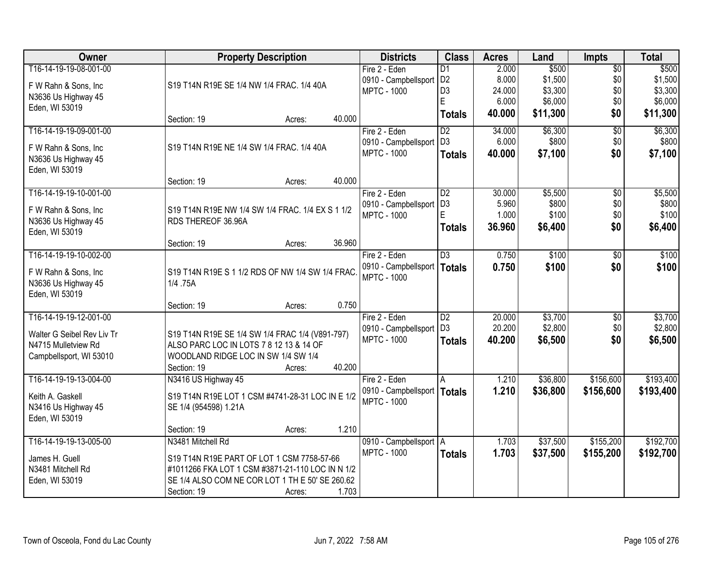| Owner | Property Description | Districts | Class | Acres | Land | Impts | Total |
|---|---|---|---|---|---|---|---|
| T16-14-19-19-08-001-00<br>F W Rahn & Sons, Inc<br>N3636 Us Highway 45<br>Eden, WI 53019 | S19 T14N R19E SE 1/4 NW 1/4 FRAC. 1/4 40A<br>Section: 19 Acres: 40.000 | Fire 2 - Eden<br>0910 - Campbellsport<br>MPTC - 1000 | D1<br>D2<br>D3<br>E<br>**Totals** | 2.000<br>8.000<br>24.000<br>6.000<br>**40.000** | $500<br>$1,500<br>$3,300<br>$6,000<br>**$11,300** | $0<br>$0<br>$0<br>$0<br>**$0** | $500<br>$1,500<br>$3,300<br>$6,000<br>**$11,300** |
| T16-14-19-19-09-001-00<br>F W Rahn & Sons, Inc<br>N3636 Us Highway 45<br>Eden, WI 53019 | S19 T14N R19E NE 1/4 SW 1/4 FRAC. 1/4 40A<br>Section: 19 Acres: 40.000 | Fire 2 - Eden<br>0910 - Campbellsport<br>MPTC - 1000 | D2<br>D3<br>**Totals** | 34.000<br>6.000<br>**40.000** | $6,300<br>$800<br>**$7,100** | $0<br>$0<br>**$0** | $6,300<br>$800<br>**$7,100** |
| T16-14-19-19-10-001-00<br>F W Rahn & Sons, Inc<br>N3636 Us Highway 45<br>Eden, WI 53019 | S19 T14N R19E NW 1/4 SW 1/4 FRAC. 1/4 EX S 1 1/2 RDS THEREOF 36.96A<br>Section: 19 Acres: 36.960 | Fire 2 - Eden<br>0910 - Campbellsport<br>MPTC - 1000 | D2<br>D3<br>E<br>**Totals** | 30.000<br>5.960<br>1.000<br>**36.960** | $5,500<br>$800<br>$100<br>**$6,400** | $0<br>$0<br>$0<br>**$0** | $5,500<br>$800<br>$100<br>**$6,400** |
| T16-14-19-19-10-002-00<br>F W Rahn & Sons, Inc<br>N3636 Us Highway 45<br>Eden, WI 53019 | S19 T14N R19E S 1 1/2 RDS OF NW 1/4 SW 1/4 FRAC. 1/4 .75A<br>Section: 19 Acres: 0.750 | Fire 2 - Eden<br>0910 - Campbellsport<br>MPTC - 1000 | D3<br>**Totals** | 0.750<br>**0.750** | $100<br>**$100** | $0<br>**$0** | $100<br>**$100** |
| T16-14-19-19-12-001-00<br>Walter G Seibel Rev Liv Tr<br>N4715 Mulletview Rd<br>Campbellsport, WI 53010 | S19 T14N R19E SE 1/4 SW 1/4 FRAC 1/4 (V891-797) ALSO PARC LOC IN LOTS 7 8 12 13 & 14 OF WOODLAND RIDGE LOC IN SW 1/4 SW 1/4<br>Section: 19 Acres: 40.200 | Fire 2 - Eden<br>0910 - Campbellsport<br>MPTC - 1000 | D2<br>D3<br>**Totals** | 20.000<br>20.200<br>**40.200** | $3,700<br>$2,800<br>**$6,500** | $0<br>$0<br>**$0** | $3,700<br>$2,800<br>**$6,500** |
| T16-14-19-19-13-004-00<br>Keith A. Gaskell<br>N3416 Us Highway 45<br>Eden, WI 53019 | N3416 US Highway 45<br>S19 T14N R19E LOT 1 CSM #4741-28-31 LOC IN E 1/2 SE 1/4 (954598) 1.21A<br>Section: 19 Acres: 1.210 | Fire 2 - Eden<br>0910 - Campbellsport<br>MPTC - 1000 | A<br>**Totals** | 1.210<br>**1.210** | $36,800<br>**$36,800** | $156,600<br>**$156,600** | $193,400<br>**$193,400** |
| T16-14-19-19-13-005-00<br>James H. Guell<br>N3481 Mitchell Rd<br>Eden, WI 53019 | N3481 Mitchell Rd<br>S19 T14N R19E PART OF LOT 1 CSM 7758-57-66 #1011266 FKA LOT 1 CSM #3871-21-110 LOC IN N 1/2 SE 1/4 ALSO COM NE COR LOT 1 TH E 50' SE 260.62<br>Section: 19 Acres: 1.703 | 0910 - Campbellsport<br>MPTC - 1000 | A<br>**Totals** | 1.703<br>**1.703** | $37,500<br>**$37,500** | $155,200<br>**$155,200** | $192,700<br>**$192,700** |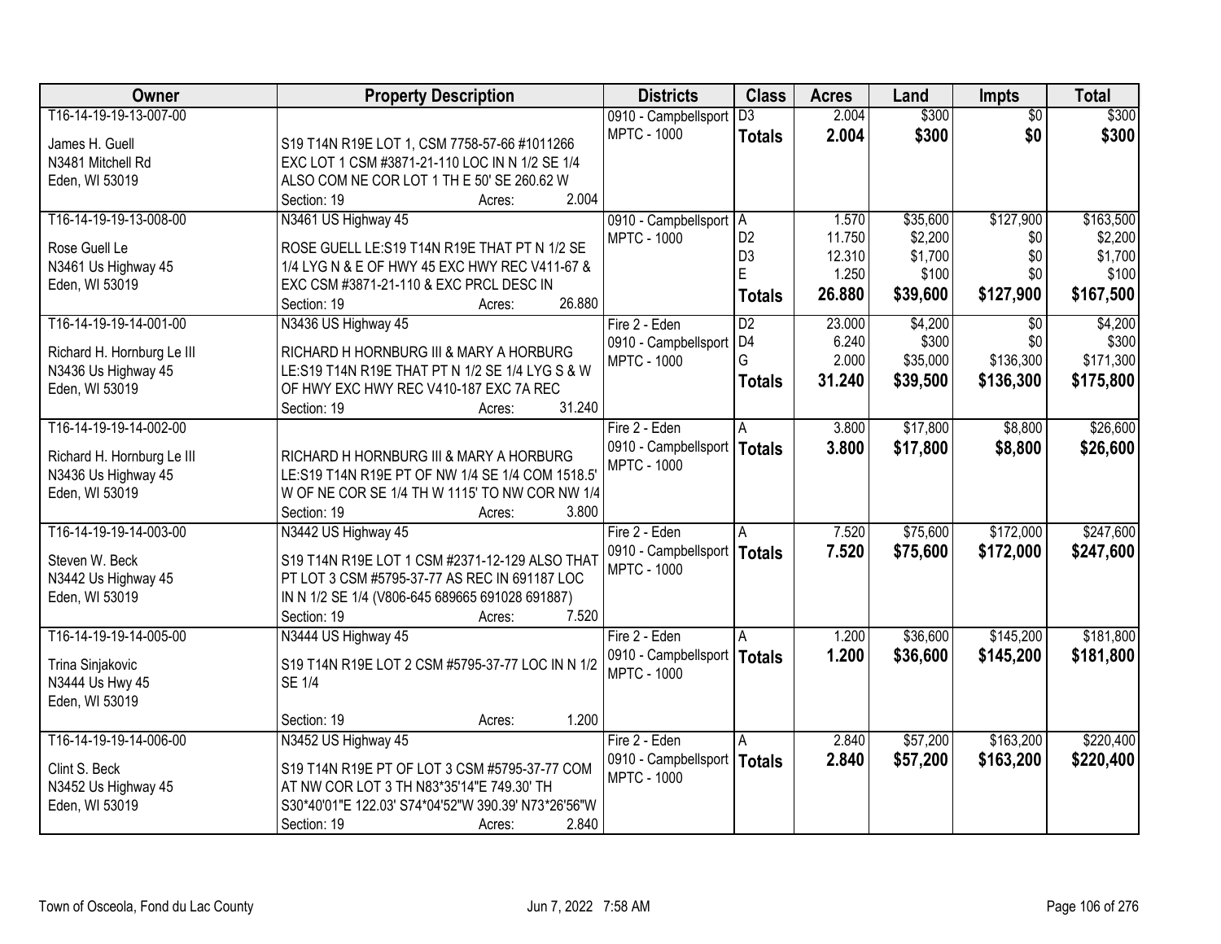| Owner | Property Description | Districts | Class | Acres | Land | Impts | Total |
|---|---|---|---|---|---|---|---|
| T16-14-19-19-13-007-00<br><br>James H. Guell<br>N3481 Mitchell Rd<br>Eden, WI 53019 | S19 T14N R19E LOT 1, CSM 7758-57-66 #1011266 EXC LOT 1 CSM #3871-21-110 LOC IN N 1/2 SE 1/4 ALSO COM NE COR LOT 1 TH E 50' SE 260.62 W<br>Section: 19 Acres: 2.004 | 0910 - Campbellsport<br>MPTC - 1000 | D3<br>**Totals** | 2.004<br>**2.004** | $300<br>**$300** | $0<br>**$0** | $300<br>**$300** |
| T16-14-19-19-13-008-00<br><br>Rose Guell Le<br>N3461 Us Highway 45<br>Eden, WI 53019 | N3461 US Highway 45<br>ROSE GUELL LE:S19 T14N R19E THAT PT N 1/2 SE 1/4 LYG N & E OF HWY 45 EXC HWY REC V411-67 & EXC CSM #3871-21-110 & EXC PRCL DESC IN<br>Section: 19 Acres: 26.880 | 0910 - Campbellsport<br>MPTC - 1000 | A<br>D2<br>D3<br>E<br>**Totals** | 1.570<br>11.750<br>12.310<br>1.250<br>**26.880** | $35,600<br>$2,200<br>$1,700<br>$100<br>**$39,600** | $127,900<br>$0<br>$0<br>$0<br>**$127,900** | $163,500<br>$2,200<br>$1,700<br>$100<br>**$167,500** |
| T16-14-19-19-14-001-00<br><br>Richard H. Hornburg Le III<br>N3436 Us Highway 45<br>Eden, WI 53019 | N3436 US Highway 45<br>RICHARD H HORNBURG III & MARY A HORBURG LE:S19 T14N R19E THAT PT N 1/2 SE 1/4 LYG S & W OF HWY EXC HWY REC V410-187 EXC 7A REC<br>Section: 19 Acres: 31.240 | Fire 2 - Eden<br>0910 - Campbellsport<br>MPTC - 1000 | D2<br>D4<br>G<br>**Totals** | 23.000<br>6.240<br>2.000<br>**31.240** | $4,200<br>$300<br>$35,000<br>**$39,500** | $0<br>$0<br>$136,300<br>**$136,300** | $4,200<br>$300<br>$171,300<br>**$175,800** |
| T16-14-19-19-14-002-00<br><br>Richard H. Hornburg Le III<br>N3436 Us Highway 45<br>Eden, WI 53019 | RICHARD H HORNBURG III & MARY A HORBURG LE:S19 T14N R19E PT OF NW 1/4 SE 1/4 COM 1518.5' W OF NE COR SE 1/4 TH W 1115' TO NW COR NW 1/4<br>Section: 19 Acres: 3.800 | Fire 2 - Eden<br>0910 - Campbellsport<br>MPTC - 1000 | A<br>**Totals** | 3.800<br>**3.800** | $17,800<br>**$17,800** | $8,800<br>**$8,800** | $26,600<br>**$26,600** |
| T16-14-19-19-14-003-00<br><br>Steven W. Beck<br>N3442 Us Highway 45<br>Eden, WI 53019 | N3442 US Highway 45<br>S19 T14N R19E LOT 1 CSM #2371-12-129 ALSO THAT PT LOT 3 CSM #5795-37-77 AS REC IN 691187 LOC IN N 1/2 SE 1/4 (V806-645 689665 691028 691887)<br>Section: 19 Acres: 7.520 | Fire 2 - Eden<br>0910 - Campbellsport<br>MPTC - 1000 | A<br>**Totals** | 7.520<br>**7.520** | $75,600<br>**$75,600** | $172,000<br>**$172,000** | $247,600<br>**$247,600** |
| T16-14-19-19-14-005-00<br><br>Trina Sinjakovic<br>N3444 Us Hwy 45<br>Eden, WI 53019 | N3444 US Highway 45<br>S19 T14N R19E LOT 2 CSM #5795-37-77 LOC IN N 1/2 SE 1/4<br>Section: 19 Acres: 1.200 | Fire 2 - Eden<br>0910 - Campbellsport<br>MPTC - 1000 | A<br>**Totals** | 1.200<br>**1.200** | $36,600<br>**$36,600** | $145,200<br>**$145,200** | $181,800<br>**$181,800** |
| T16-14-19-19-14-006-00<br><br>Clint S. Beck<br>N3452 Us Highway 45<br>Eden, WI 53019 | N3452 US Highway 45<br>S19 T14N R19E PT OF LOT 3 CSM #5795-37-77 COM AT NW COR LOT 3 TH N83*35'14"E 749.30' TH S30*40'01"E 122.03' S74*04'52"W 390.39' N73*26'56"W<br>Section: 19 Acres: 2.840 | Fire 2 - Eden<br>0910 - Campbellsport<br>MPTC - 1000 | A<br>**Totals** | 2.840<br>**2.840** | $57,200<br>**$57,200** | $163,200<br>**$163,200** | $220,400<br>**$220,400** |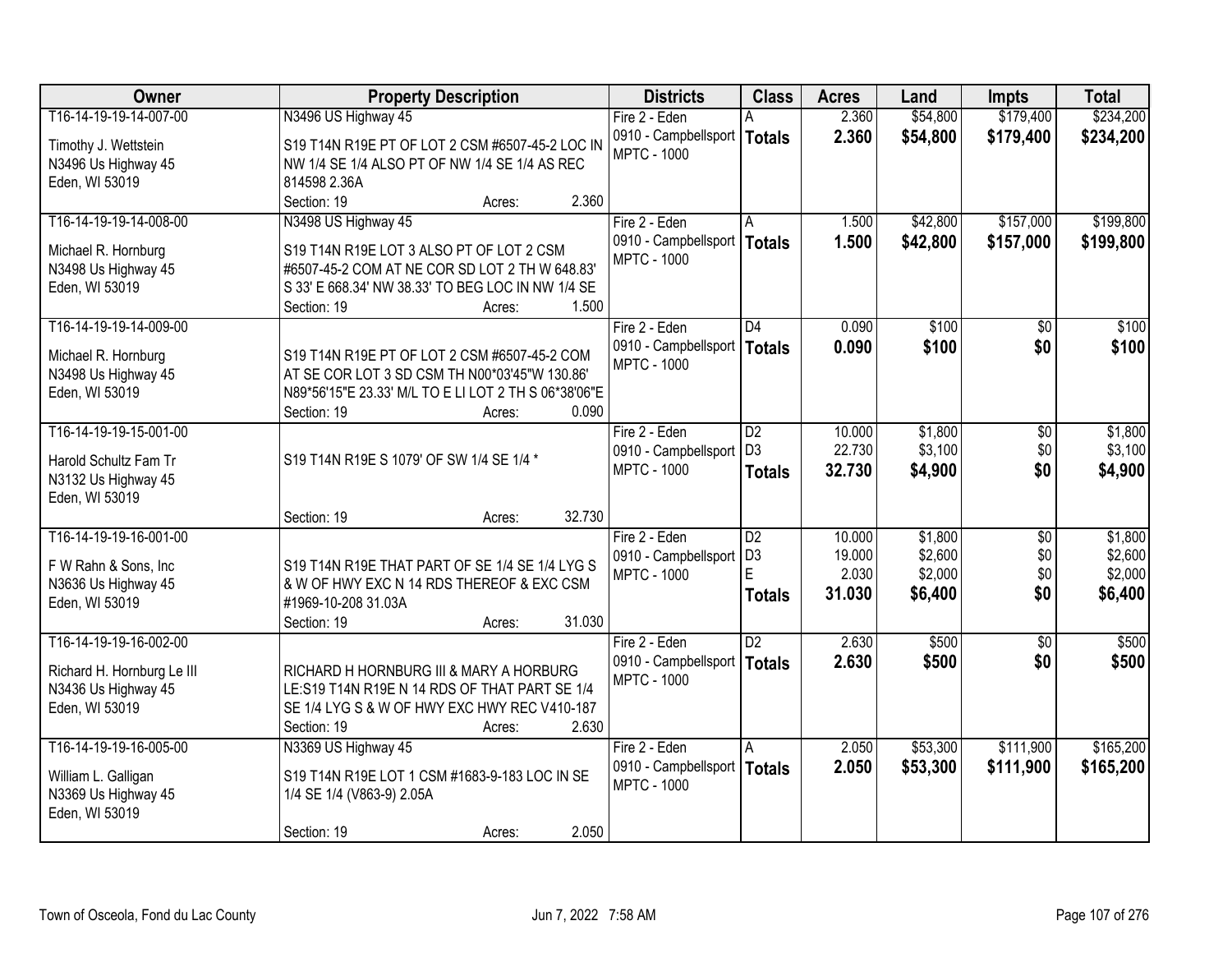| Owner | Property Description | Districts | Class | Acres | Land | Impts | Total |
|---|---|---|---|---|---|---|---|
| T16-14-19-19-14-007-00<br>Timothy J. Wettstein<br>N3496 Us Highway 45<br>Eden, WI 53019 | N3496 US Highway 45<br>S19 T14N R19E PT OF LOT 2 CSM #6507-45-2 LOC IN NW 1/4 SE 1/4 ALSO PT OF NW 1/4 SE 1/4 AS REC 814598 2.36A<br>Section: 19 Acres: 2.360 | Fire 2 - Eden<br>0910 - Campbellsport<br>MPTC - 1000 | A<br>**Totals** | 2.360<br>**2.360** | $54,800<br>**$54,800** | $179,400<br>**$179,400** | $234,200<br>**$234,200** |
| T16-14-19-19-14-008-00<br>Michael R. Hornburg<br>N3498 Us Highway 45<br>Eden, WI 53019 | N3498 US Highway 45<br>S19 T14N R19E LOT 3 ALSO PT OF LOT 2 CSM #6507-45-2 COM AT NE COR SD LOT 2 TH W 648.83' S 33' E 668.34' NW 38.33' TO BEG LOC IN NW 1/4 SE<br>Section: 19 Acres: 1.500 | Fire 2 - Eden<br>0910 - Campbellsport<br>MPTC - 1000 | A<br>**Totals** | 1.500<br>**1.500** | $42,800<br>**$42,800** | $157,000<br>**$157,000** | $199,800<br>**$199,800** |
| T16-14-19-19-14-009-00<br>Michael R. Hornburg<br>N3498 Us Highway 45<br>Eden, WI 53019 | S19 T14N R19E PT OF LOT 2 CSM #6507-45-2 COM AT SE COR LOT 3 SD CSM TH N00*03'45"W 130.86' N89*56'15"E 23.33' M/L TO E LI LOT 2 TH S 06*38'06"E<br>Section: 19 Acres: 0.090 | Fire 2 - Eden<br>0910 - Campbellsport<br>MPTC - 1000 | D4<br>**Totals** | 0.090<br>**0.090** | $100<br>**$100** | $0<br>**$0** | $100<br>**$100** |
| T16-14-19-19-15-001-00<br>Harold Schultz Fam Tr<br>N3132 Us Highway 45<br>Eden, WI 53019 | S19 T14N R19E S 1079' OF SW 1/4 SE 1/4 *<br>Section: 19 Acres: 32.730 | Fire 2 - Eden<br>0910 - Campbellsport<br>MPTC - 1000 | D2<br>D3<br>**Totals** | 10.000<br>22.730<br>**32.730** | $1,800<br>$3,100<br>**$4,900** | $0<br>$0<br>**$0** | $1,800<br>$3,100<br>**$4,900** |
| T16-14-19-19-16-001-00<br>F W Rahn & Sons, Inc<br>N3636 Us Highway 45<br>Eden, WI 53019 | S19 T14N R19E THAT PART OF SE 1/4 SE 1/4 LYG S & W OF HWY EXC N 14 RDS THEREOF & EXC CSM #1969-10-208 31.03A<br>Section: 19 Acres: 31.030 | Fire 2 - Eden<br>0910 - Campbellsport<br>MPTC - 1000 | D2<br>D3<br>E<br>**Totals** | 10.000<br>19.000<br>2.030<br>**31.030** | $1,800<br>$2,600<br>$2,000<br>**$6,400** | $0<br>$0<br>$0<br>**$0** | $1,800<br>$2,600<br>$2,000<br>**$6,400** |
| T16-14-19-19-16-002-00<br>Richard H. Hornburg Le III<br>N3436 Us Highway 45<br>Eden, WI 53019 | RICHARD H HORNBURG III & MARY A HORBURG LE:S19 T14N R19E N 14 RDS OF THAT PART SE 1/4 SE 1/4 LYG S & W OF HWY EXC HWY REC V410-187<br>Section: 19 Acres: 2.630 | Fire 2 - Eden<br>0910 - Campbellsport<br>MPTC - 1000 | D2<br>**Totals** | 2.630<br>**2.630** | $500<br>**$500** | $0<br>**$0** | $500<br>**$500** |
| T16-14-19-19-16-005-00<br>William L. Galligan<br>N3369 Us Highway 45<br>Eden, WI 53019 | N3369 US Highway 45<br>S19 T14N R19E LOT 1 CSM #1683-9-183 LOC IN SE 1/4 SE 1/4 (V863-9) 2.05A<br>Section: 19 Acres: 2.050 | Fire 2 - Eden<br>0910 - Campbellsport<br>MPTC - 1000 | A<br>**Totals** | 2.050<br>**2.050** | $53,300<br>**$53,300** | $111,900<br>**$111,900** | $165,200<br>**$165,200** |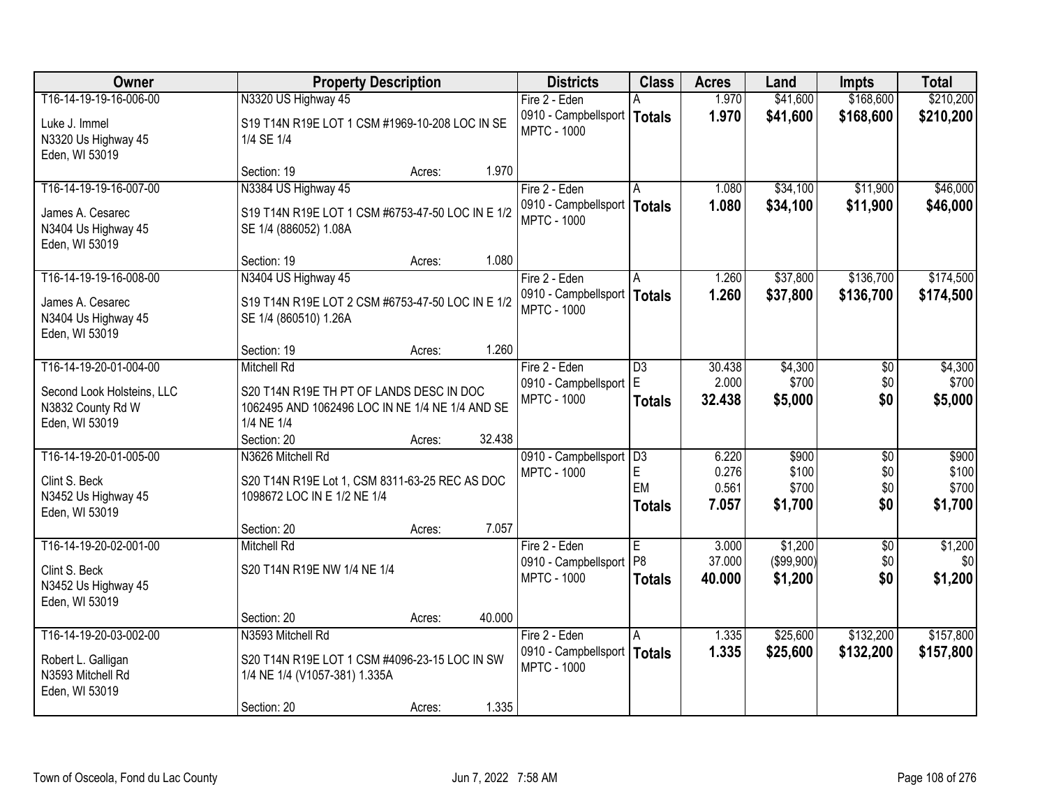| Owner | Property Description | Districts | Class | Acres | Land | Impts | Total |
|---|---|---|---|---|---|---|---|
| T16-14-19-19-16-006-00<br>Luke J. Immel<br>N3320 Us Highway 45<br>Eden, WI 53019 | N3320 US Highway 45<br>S19 T14N R19E LOT 1 CSM #1969-10-208 LOC IN SE 1/4 SE 1/4<br>Section: 19 Acres: 1.970 | Fire 2 - Eden<br>0910 - Campbellsport<br>MPTC - 1000 | A<br>**Totals** | 1.970<br>**1.970** | $41,600<br>**$41,600** | $168,600<br>**$168,600** | $210,200<br>**$210,200** |
| T16-14-19-19-16-007-00<br>James A. Cesarec<br>N3404 Us Highway 45<br>Eden, WI 53019 | N3384 US Highway 45<br>S19 T14N R19E LOT 1 CSM #6753-47-50 LOC IN E 1/2 SE 1/4 (886052) 1.08A<br>Section: 19 Acres: 1.080 | Fire 2 - Eden<br>0910 - Campbellsport<br>MPTC - 1000 | A<br>**Totals** | 1.080<br>**1.080** | $34,100<br>**$34,100** | $11,900<br>**$11,900** | $46,000<br>**$46,000** |
| T16-14-19-19-16-008-00<br>James A. Cesarec<br>N3404 Us Highway 45<br>Eden, WI 53019 | N3404 US Highway 45<br>S19 T14N R19E LOT 2 CSM #6753-47-50 LOC IN E 1/2 SE 1/4 (860510) 1.26A<br>Section: 19 Acres: 1.260 | Fire 2 - Eden<br>0910 - Campbellsport<br>MPTC - 1000 | A<br>**Totals** | 1.260<br>**1.260** | $37,800<br>**$37,800** | $136,700<br>**$136,700** | $174,500<br>**$174,500** |
| T16-14-19-20-01-004-00<br>Second Look Holsteins, LLC<br>N3832 County Rd W<br>Eden, WI 53019 | Mitchell Rd<br>S20 T14N R19E TH PT OF LANDS DESC IN DOC 1062495 AND 1062496 LOC IN NE 1/4 NE 1/4 AND SE 1/4 NE 1/4<br>Section: 20 Acres: 32.438 | Fire 2 - Eden<br>0910 - Campbellsport<br>MPTC - 1000 | D3<br>E<br>**Totals** | 30.438<br>2.000<br>**32.438** | $4,300<br>$700<br>**$5,000** | $0<br>$0<br>**$0** | $4,300<br>$700<br>**$5,000** |
| T16-14-19-20-01-005-00<br>Clint S. Beck<br>N3452 Us Highway 45<br>Eden, WI 53019 | N3626 Mitchell Rd<br>S20 T14N R19E Lot 1, CSM 8311-63-25 REC AS DOC 1098672 LOC IN E 1/2 NE 1/4<br>Section: 20 Acres: 7.057 | 0910 - Campbellsport<br>MPTC - 1000 | D3<br>E<br>EM<br>**Totals** | 6.220<br>0.276<br>0.561<br>**7.057** | $900<br>$100<br>$700<br>**$1,700** | $0<br>$0<br>$0<br>**$0** | $900<br>$100<br>$700<br>**$1,700** |
| T16-14-19-20-02-001-00<br>Clint S. Beck<br>N3452 Us Highway 45<br>Eden, WI 53019 | Mitchell Rd<br>S20 T14N R19E NW 1/4 NE 1/4<br>Section: 20 Acres: 40.000 | Fire 2 - Eden<br>0910 - Campbellsport<br>MPTC - 1000 | E<br>P8<br>**Totals** | 3.000<br>37.000<br>**40.000** | $1,200<br>($99,900)<br>**$1,200** | $0<br>$0<br>**$0** | $1,200<br>$0<br>**$1,200** |
| T16-14-19-20-03-002-00<br>Robert L. Galligan<br>N3593 Mitchell Rd<br>Eden, WI 53019 | N3593 Mitchell Rd<br>S20 T14N R19E LOT 1 CSM #4096-23-15 LOC IN SW 1/4 NE 1/4 (V1057-381) 1.335A<br>Section: 20 Acres: 1.335 | Fire 2 - Eden<br>0910 - Campbellsport<br>MPTC - 1000 | A<br>**Totals** | 1.335<br>**1.335** | $25,600<br>**$25,600** | $132,200<br>**$132,200** | $157,800<br>**$157,800** |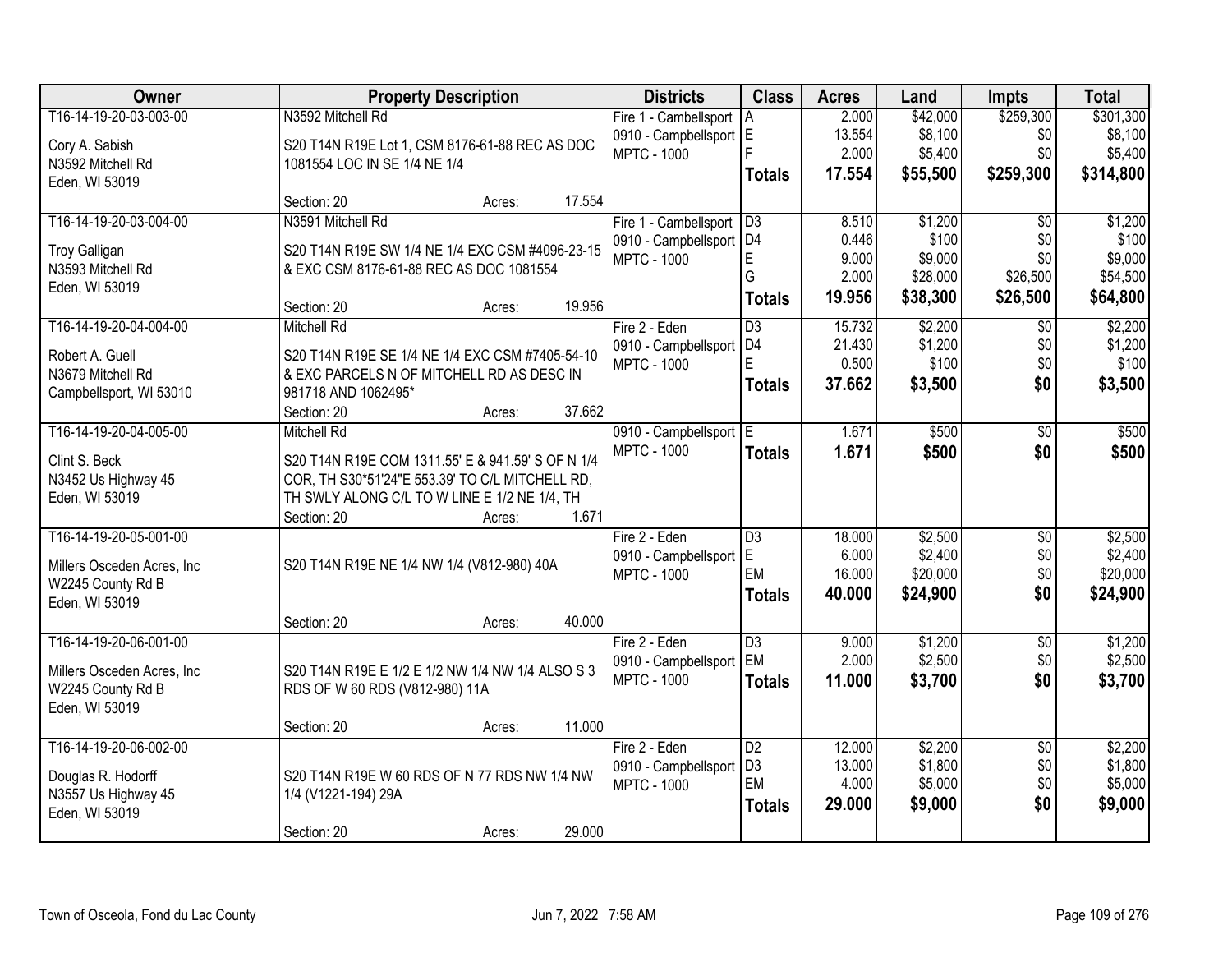| Owner | Property Description | Districts | Class | Acres | Land | Impts | Total |
|---|---|---|---|---|---|---|---|
| T16-14-19-20-03-003-00<br>Cory A. Sabish<br>N3592 Mitchell Rd<br>Eden, WI 53019 | N3592 Mitchell Rd<br>S20 T14N R19E Lot 1, CSM 8176-61-88 REC AS DOC 1081554 LOC IN SE 1/4 NE 1/4<br>Section: 20 Acres: 17.554 | Fire 1 - Cambellsport<br>0910 - Campbellsport<br>MPTC - 1000 | A<br>E<br>F<br>**Totals** | 2.000<br>13.554<br>2.000<br>**17.554** | $42,000<br>$8,100<br>$5,400<br>**$55,500** | $259,300<br>$0<br>$0<br>**$259,300** | $301,300<br>$8,100<br>$5,400<br>**$314,800** |
| T16-14-19-20-03-004-00<br>Troy Galligan<br>N3593 Mitchell Rd<br>Eden, WI 53019 | N3591 Mitchell Rd<br>S20 T14N R19E SW 1/4 NE 1/4 EXC CSM #4096-23-15 & EXC CSM 8176-61-88 REC AS DOC 1081554<br>Section: 20 Acres: 19.956 | Fire 1 - Cambellsport<br>0910 - Campbellsport<br>MPTC - 1000 | D3<br>D4<br>E<br>G<br>**Totals** | 8.510<br>0.446<br>9.000<br>2.000<br>**19.956** | $1,200<br>$100<br>$9,000<br>$28,000<br>**$38,300** | $0<br>$0<br>$0<br>$26,500<br>**$26,500** | $1,200<br>$100<br>$9,000<br>$54,500<br>**$64,800** |
| T16-14-19-20-04-004-00<br>Robert A. Guell<br>N3679 Mitchell Rd<br>Campbellsport, WI 53010 | Mitchell Rd<br>S20 T14N R19E SE 1/4 NE 1/4 EXC CSM #7405-54-10 & EXC PARCELS N OF MITCHELL RD AS DESC IN 981718 AND 1062495*<br>Section: 20 Acres: 37.662 | Fire 2 - Eden<br>0910 - Campbellsport<br>MPTC - 1000 | D3<br>D4<br>E<br>**Totals** | 15.732<br>21.430<br>0.500<br>**37.662** | $2,200<br>$1,200<br>$100<br>**$3,500** | $0<br>$0<br>$0<br>**$0** | $2,200<br>$1,200<br>$100<br>**$3,500** |
| T16-14-19-20-04-005-00<br>Clint S. Beck<br>N3452 Us Highway 45<br>Eden, WI 53019 | Mitchell Rd<br>S20 T14N R19E COM 1311.55' E & 941.59' S OF N 1/4 COR, TH S30*51'24"E 553.39' TO C/L MITCHELL RD, TH SWLY ALONG C/L TO W LINE E 1/2 NE 1/4, TH<br>Section: 20 Acres: 1.671 | 0910 - Campbellsport<br>MPTC - 1000 | E<br>**Totals** | 1.671<br>**1.671** | $500<br>**$500** | $0<br>**$0** | $500<br>**$500** |
| T16-14-19-20-05-001-00<br>Millers Osceden Acres, Inc<br>W2245 County Rd B<br>Eden, WI 53019 | S20 T14N R19E NE 1/4 NW 1/4 (V812-980) 40A<br>Section: 20 Acres: 40.000 | Fire 2 - Eden<br>0910 - Campbellsport<br>MPTC - 1000 | D3<br>E<br>EM<br>**Totals** | 18.000<br>6.000<br>16.000<br>**40.000** | $2,500<br>$2,400<br>$20,000<br>**$24,900** | $0<br>$0<br>$0<br>**$0** | $2,500<br>$2,400<br>$20,000<br>**$24,900** |
| T16-14-19-20-06-001-00<br>Millers Osceden Acres, Inc<br>W2245 County Rd B<br>Eden, WI 53019 | S20 T14N R19E E 1/2 E 1/2 NW 1/4 NW 1/4 ALSO S 3 RDS OF W 60 RDS (V812-980) 11A<br>Section: 20 Acres: 11.000 | Fire 2 - Eden<br>0910 - Campbellsport<br>MPTC - 1000 | D3<br>EM<br>**Totals** | 9.000<br>2.000<br>**11.000** | $1,200<br>$2,500<br>**$3,700** | $0<br>$0<br>**$0** | $1,200<br>$2,500<br>**$3,700** |
| T16-14-19-20-06-002-00<br>Douglas R. Hodorff<br>N3557 Us Highway 45<br>Eden, WI 53019 | S20 T14N R19E W 60 RDS OF N 77 RDS NW 1/4 NW 1/4 (V1221-194) 29A<br>Section: 20 Acres: 29.000 | Fire 2 - Eden<br>0910 - Campbellsport<br>MPTC - 1000 | D2<br>D3<br>EM<br>**Totals** | 12.000<br>13.000<br>4.000<br>**29.000** | $2,200<br>$1,800<br>$5,000<br>**$9,000** | $0<br>$0<br>$0<br>**$0** | $2,200<br>$1,800<br>$5,000<br>**$9,000** |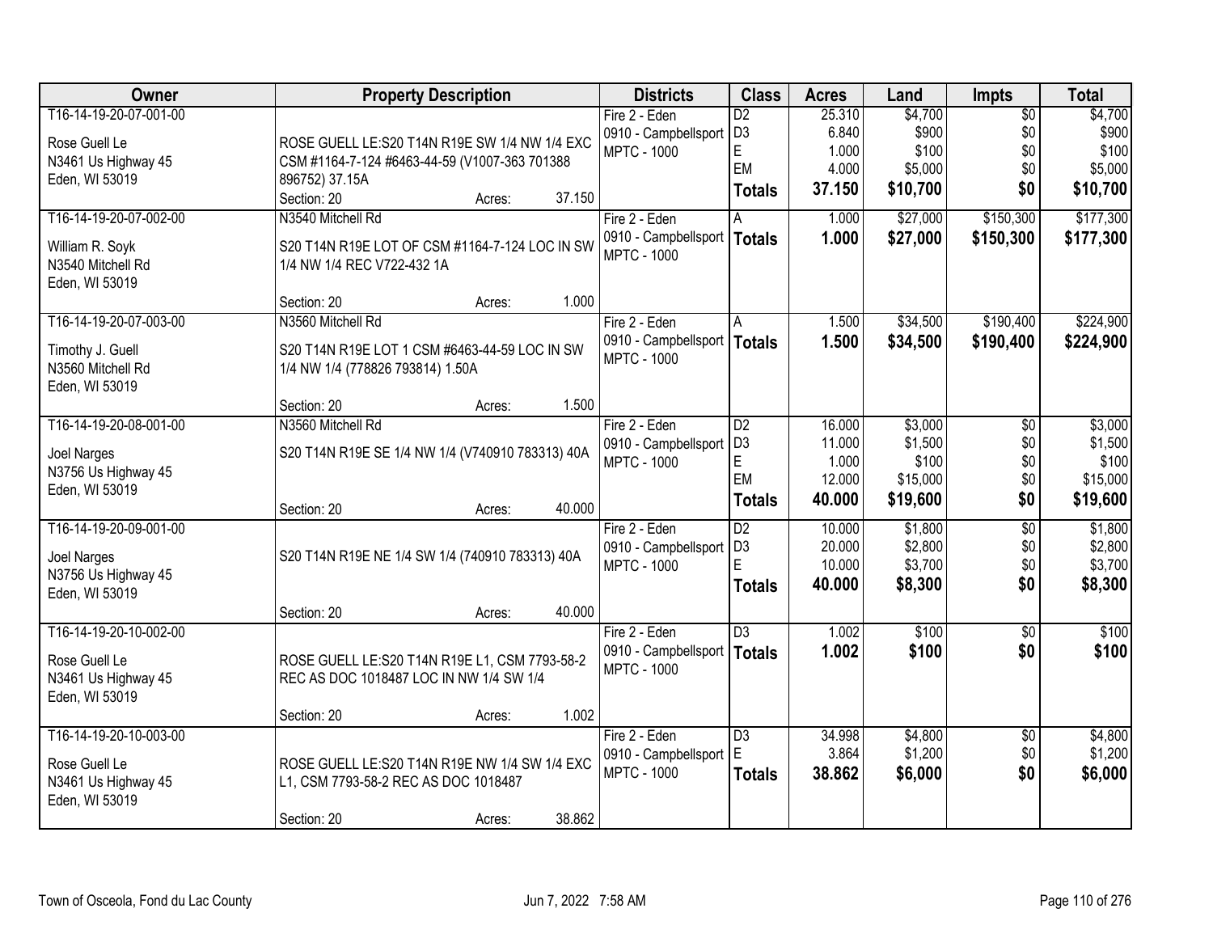| Owner | Property Description | Districts | Class | Acres | Land | Impts | Total |
|---|---|---|---|---|---|---|---|
| T16-14-19-20-07-001-00<br><br>Rose Guell Le<br>N3461 Us Highway 45<br>Eden, WI 53019 | ROSE GUELL LE:S20 T14N R19E SW 1/4 NW 1/4 EXC CSM #1164-7-124 #6463-44-59 (V1007-363 701388 896752) 37.15A<br>Section: 20 Acres: 37.150 | Fire 2 - Eden<br>0910 - Campbellsport<br>MPTC - 1000 | D2<br>D3<br>E<br>EM<br>**Totals** | 25.310<br>6.840<br>1.000<br>4.000<br>**37.150** | $4,700<br>$900<br>$100<br>$5,000<br>**$10,700** | $0<br>$0<br>$0<br>$0<br>**$0** | $4,700<br>$900<br>$100<br>$5,000<br>**$10,700** |
| T16-14-19-20-07-002-00<br><br>William R. Soyk<br>N3540 Mitchell Rd<br>Eden, WI 53019 | N3540 Mitchell Rd<br>S20 T14N R19E LOT OF CSM #1164-7-124 LOC IN SW 1/4 NW 1/4 REC V722-432 1A<br>Section: 20 Acres: 1.000 | Fire 2 - Eden<br>0910 - Campbellsport<br>MPTC - 1000 | A<br>**Totals** | 1.000<br>**1.000** | $27,000<br>**$27,000** | $150,300<br>**$150,300** | $177,300<br>**$177,300** |
| T16-14-19-20-07-003-00<br><br>Timothy J. Guell<br>N3560 Mitchell Rd<br>Eden, WI 53019 | N3560 Mitchell Rd<br>S20 T14N R19E LOT 1 CSM #6463-44-59 LOC IN SW 1/4 NW 1/4 (778826 793814) 1.50A<br>Section: 20 Acres: 1.500 | Fire 2 - Eden<br>0910 - Campbellsport<br>MPTC - 1000 | A<br>**Totals** | 1.500<br>**1.500** | $34,500<br>**$34,500** | $190,400<br>**$190,400** | $224,900<br>**$224,900** |
| T16-14-19-20-08-001-00<br><br>Joel Narges<br>N3756 Us Highway 45<br>Eden, WI 53019 | N3560 Mitchell Rd<br>S20 T14N R19E SE 1/4 NW 1/4 (V740910 783313) 40A<br>Section: 20 Acres: 40.000 | Fire 2 - Eden<br>0910 - Campbellsport<br>MPTC - 1000 | D2<br>D3<br>E<br>EM<br>**Totals** | 16.000<br>11.000<br>1.000<br>12.000<br>**40.000** | $3,000<br>$1,500<br>$100<br>$15,000<br>**$19,600** | $0<br>$0<br>$0<br>$0<br>**$0** | $3,000<br>$1,500<br>$100<br>$15,000<br>**$19,600** |
| T16-14-19-20-09-001-00<br><br>Joel Narges<br>N3756 Us Highway 45<br>Eden, WI 53019 | S20 T14N R19E NE 1/4 SW 1/4 (740910 783313) 40A<br>Section: 20 Acres: 40.000 | Fire 2 - Eden<br>0910 - Campbellsport<br>MPTC - 1000 | D2<br>D3<br>E<br>**Totals** | 10.000<br>20.000<br>10.000<br>**40.000** | $1,800<br>$2,800<br>$3,700<br>**$8,300** | $0<br>$0<br>$0<br>**$0** | $1,800<br>$2,800<br>$3,700<br>**$8,300** |
| T16-14-19-20-10-002-00<br><br>Rose Guell Le<br>N3461 Us Highway 45<br>Eden, WI 53019 | ROSE GUELL LE:S20 T14N R19E L1, CSM 7793-58-2 REC AS DOC 1018487 LOC IN NW 1/4 SW 1/4<br>Section: 20 Acres: 1.002 | Fire 2 - Eden<br>0910 - Campbellsport<br>MPTC - 1000 | D3<br>**Totals** | 1.002<br>**1.002** | $100<br>**$100** | $0<br>**$0** | $100<br>**$100** |
| T16-14-19-20-10-003-00<br><br>Rose Guell Le<br>N3461 Us Highway 45<br>Eden, WI 53019 | ROSE GUELL LE:S20 T14N R19E NW 1/4 SW 1/4 EXC L1, CSM 7793-58-2 REC AS DOC 1018487<br>Section: 20 Acres: 38.862 | Fire 2 - Eden<br>0910 - Campbellsport<br>MPTC - 1000 | D3<br>E<br>**Totals** | 34.998<br>3.864<br>**38.862** | $4,800<br>$1,200<br>**$6,000** | $0<br>$0<br>**$0** | $4,800<br>$1,200<br>**$6,000** |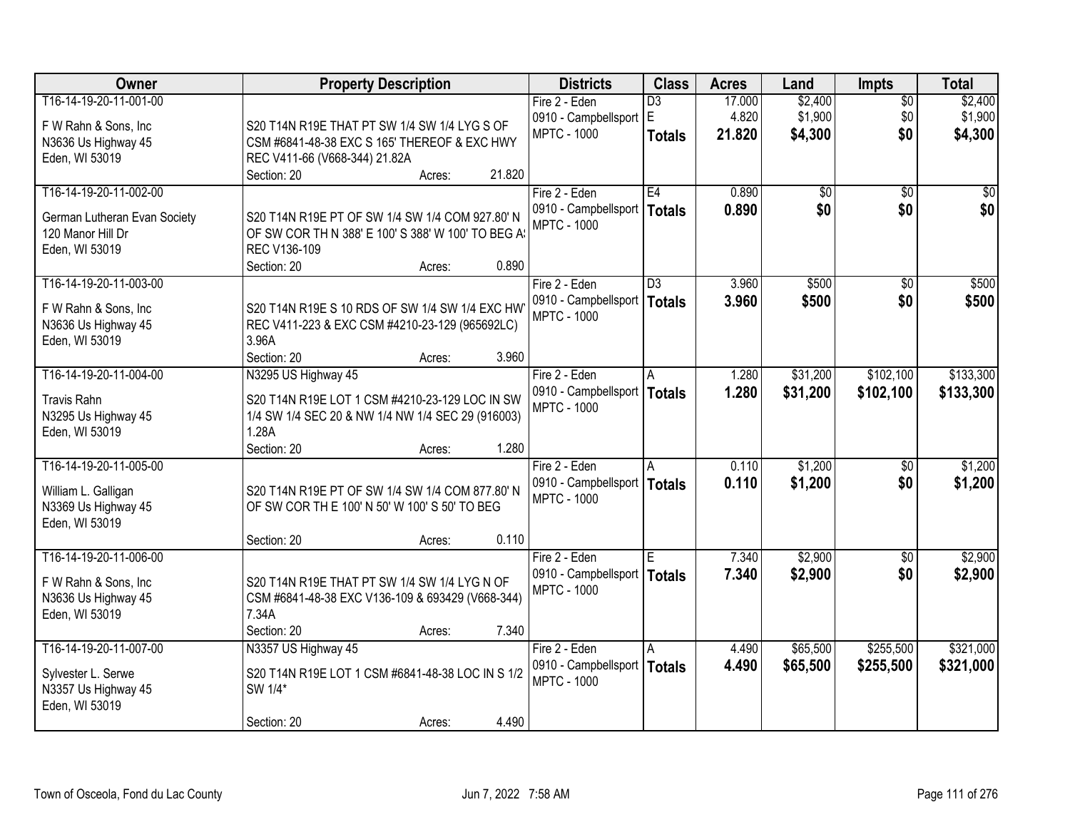| Owner | Property Description | Districts | Class | Acres | Land | Impts | Total |
|---|---|---|---|---|---|---|---|
| T16-14-19-20-11-001-00<br>F W Rahn & Sons, Inc<br>N3636 Us Highway 45<br>Eden, WI 53019 | S20 T14N R19E THAT PT SW 1/4 SW 1/4 LYG S OF CSM #6841-48-38 EXC S 165' THEREOF & EXC HWY REC V411-66 (V668-344) 21.82A<br>Section: 20 Acres: 21.820 | Fire 2 - Eden<br>0910 - Campbellsport<br>MPTC - 1000 | D3<br>E<br>**Totals** | 17.000<br>4.820<br>**21.820** | $2,400<br>$1,900<br>**$4,300** | $0<br>$0<br>**$0** | $2,400<br>$1,900<br>**$4,300** |
| T16-14-19-20-11-002-00<br>German Lutheran Evan Society<br>120 Manor Hill Dr<br>Eden, WI 53019 | S20 T14N R19E PT OF SW 1/4 SW 1/4 COM 927.80' N OF SW COR TH N 388' E 100' S 388' W 100' TO BEG AS REC V136-109<br>Section: 20 Acres: 0.890 | Fire 2 - Eden<br>0910 - Campbellsport<br>MPTC - 1000 | E4<br>**Totals** | 0.890<br>**0.890** | $0<br>**$0** | $0<br>**$0** | $0<br>**$0** |
| T16-14-19-20-11-003-00<br>F W Rahn & Sons, Inc<br>N3636 Us Highway 45<br>Eden, WI 53019 | S20 T14N R19E S 10 RDS OF SW 1/4 SW 1/4 EXC HWY REC V411-223 & EXC CSM #4210-23-129 (965692LC) 3.96A<br>Section: 20 Acres: 3.960 | Fire 2 - Eden<br>0910 - Campbellsport<br>MPTC - 1000 | D3<br>**Totals** | 3.960<br>**3.960** | $500<br>**$500** | $0<br>**$0** | $500<br>**$500** |
| T16-14-19-20-11-004-00<br>Travis Rahn<br>N3295 Us Highway 45<br>Eden, WI 53019 | N3295 US Highway 45<br>S20 T14N R19E LOT 1 CSM #4210-23-129 LOC IN SW 1/4 SW 1/4 SEC 20 & NW 1/4 NW 1/4 SEC 29 (916003) 1.28A<br>Section: 20 Acres: 1.280 | Fire 2 - Eden<br>0910 - Campbellsport<br>MPTC - 1000 | A<br>**Totals** | 1.280<br>**1.280** | $31,200<br>**$31,200** | $102,100<br>**$102,100** | $133,300<br>**$133,300** |
| T16-14-19-20-11-005-00<br>William L. Galligan<br>N3369 Us Highway 45<br>Eden, WI 53019 | S20 T14N R19E PT OF SW 1/4 SW 1/4 COM 877.80' N OF SW COR TH E 100' N 50' W 100' S 50' TO BEG<br>Section: 20 Acres: 0.110 | Fire 2 - Eden<br>0910 - Campbellsport<br>MPTC - 1000 | A<br>**Totals** | 0.110<br>**0.110** | $1,200<br>**$1,200** | $0<br>**$0** | $1,200<br>**$1,200** |
| T16-14-19-20-11-006-00<br>F W Rahn & Sons, Inc<br>N3636 Us Highway 45<br>Eden, WI 53019 | S20 T14N R19E THAT PT SW 1/4 SW 1/4 LYG N OF CSM #6841-48-38 EXC V136-109 & 693429 (V668-344) 7.34A<br>Section: 20 Acres: 7.340 | Fire 2 - Eden<br>0910 - Campbellsport<br>MPTC - 1000 | E<br>**Totals** | 7.340<br>**7.340** | $2,900<br>**$2,900** | $0<br>**$0** | $2,900<br>**$2,900** |
| T16-14-19-20-11-007-00<br>Sylvester L. Serwe<br>N3357 Us Highway 45<br>Eden, WI 53019 | N3357 US Highway 45<br>S20 T14N R19E LOT 1 CSM #6841-48-38 LOC IN S 1/2 SW 1/4*<br>Section: 20 Acres: 4.490 | Fire 2 - Eden<br>0910 - Campbellsport<br>MPTC - 1000 | A<br>**Totals** | 4.490<br>**4.490** | $65,500<br>**$65,500** | $255,500<br>**$255,500** | $321,000<br>**$321,000** |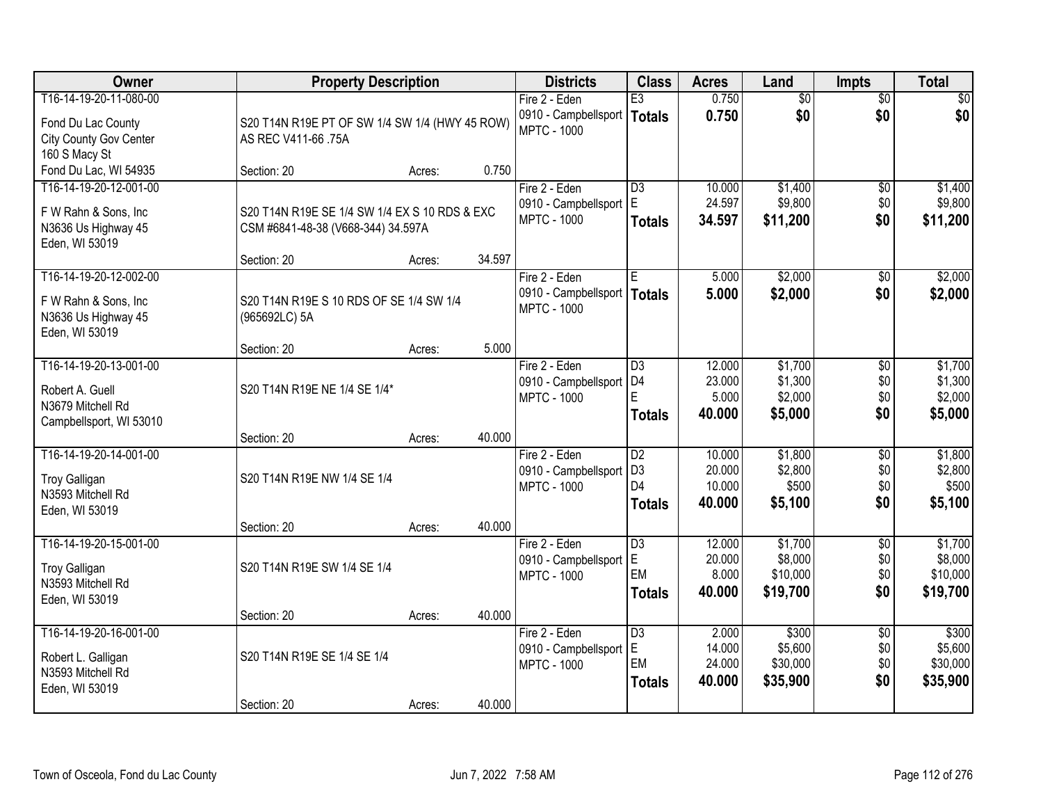| Owner | Property Description | Districts | Class | Acres | Land | Impts | Total |
|---|---|---|---|---|---|---|---|
| T16-14-19-20-11-080-00<br>Fond Du Lac County<br>City County Gov Center<br>160 S Macy St<br>Fond Du Lac, WI 54935 | S20 T14N R19E PT OF SW 1/4 SW 1/4 (HWY 45 ROW) AS REC V411-66 .75A<br>Section: 20 Acres: 0.750 | Fire 2 - Eden<br>0910 - Campbellsport<br>MPTC - 1000 | E3<br>**Totals** | 0.750<br>**0.750** | $0<br>**$0** | $0<br>**$0** | $0<br>**$0** |
| T16-14-19-20-12-001-00<br>F W Rahn & Sons, Inc<br>N3636 Us Highway 45<br>Eden, WI 53019 | S20 T14N R19E SE 1/4 SW 1/4 EX S 10 RDS & EXC CSM #6841-48-38 (V668-344) 34.597A<br>Section: 20 Acres: 34.597 | Fire 2 - Eden<br>0910 - Campbellsport<br>MPTC - 1000 | D3<br>E<br>**Totals** | 10.000<br>24.597<br>**34.597** | $1,400<br>$9,800<br>**$11,200** | $0<br>$0<br>**$0** | $1,400<br>$9,800<br>**$11,200** |
| T16-14-19-20-12-002-00<br>F W Rahn & Sons, Inc<br>N3636 Us Highway 45<br>Eden, WI 53019 | S20 T14N R19E S 10 RDS OF SE 1/4 SW 1/4 (965692LC) 5A<br>Section: 20 Acres: 5.000 | Fire 2 - Eden<br>0910 - Campbellsport<br>MPTC - 1000 | E<br>**Totals** | 5.000<br>**5.000** | $2,000<br>**$2,000** | $0<br>**$0** | $2,000<br>**$2,000** |
| T16-14-19-20-13-001-00<br>Robert A. Guell<br>N3679 Mitchell Rd<br>Campbellsport, WI 53010 | S20 T14N R19E NE 1/4 SE 1/4*<br>Section: 20 Acres: 40.000 | Fire 2 - Eden<br>0910 - Campbellsport<br>MPTC - 1000 | D3<br>D4<br>E<br>**Totals** | 12.000<br>23.000<br>5.000<br>**40.000** | $1,700<br>$1,300<br>$2,000<br>**$5,000** | $0<br>$0<br>$0<br>**$0** | $1,700<br>$1,300<br>$2,000<br>**$5,000** |
| T16-14-19-20-14-001-00<br>Troy Galligan<br>N3593 Mitchell Rd<br>Eden, WI 53019 | S20 T14N R19E NW 1/4 SE 1/4<br>Section: 20 Acres: 40.000 | Fire 2 - Eden<br>0910 - Campbellsport<br>MPTC - 1000 | D2<br>D3<br>D4<br>**Totals** | 10.000<br>20.000<br>10.000<br>**40.000** | $1,800<br>$2,800<br>$500<br>**$5,100** | $0<br>$0<br>$0<br>**$0** | $1,800<br>$2,800<br>$500<br>**$5,100** |
| T16-14-19-20-15-001-00<br>Troy Galligan<br>N3593 Mitchell Rd<br>Eden, WI 53019 | S20 T14N R19E SW 1/4 SE 1/4<br>Section: 20 Acres: 40.000 | Fire 2 - Eden<br>0910 - Campbellsport<br>MPTC - 1000 | D3<br>E<br>EM<br>**Totals** | 12.000<br>20.000<br>8.000<br>**40.000** | $1,700<br>$8,000<br>$10,000<br>**$19,700** | $0<br>$0<br>$0<br>**$0** | $1,700<br>$8,000<br>$10,000<br>**$19,700** |
| T16-14-19-20-16-001-00<br>Robert L. Galligan<br>N3593 Mitchell Rd<br>Eden, WI 53019 | S20 T14N R19E SE 1/4 SE 1/4<br>Section: 20 Acres: 40.000 | Fire 2 - Eden<br>0910 - Campbellsport<br>MPTC - 1000 | D3<br>E<br>EM<br>**Totals** | 2.000<br>14.000<br>24.000<br>**40.000** | $300<br>$5,600<br>$30,000<br>**$35,900** | $0<br>$0<br>$0<br>**$0** | $300<br>$5,600<br>$30,000<br>**$35,900** |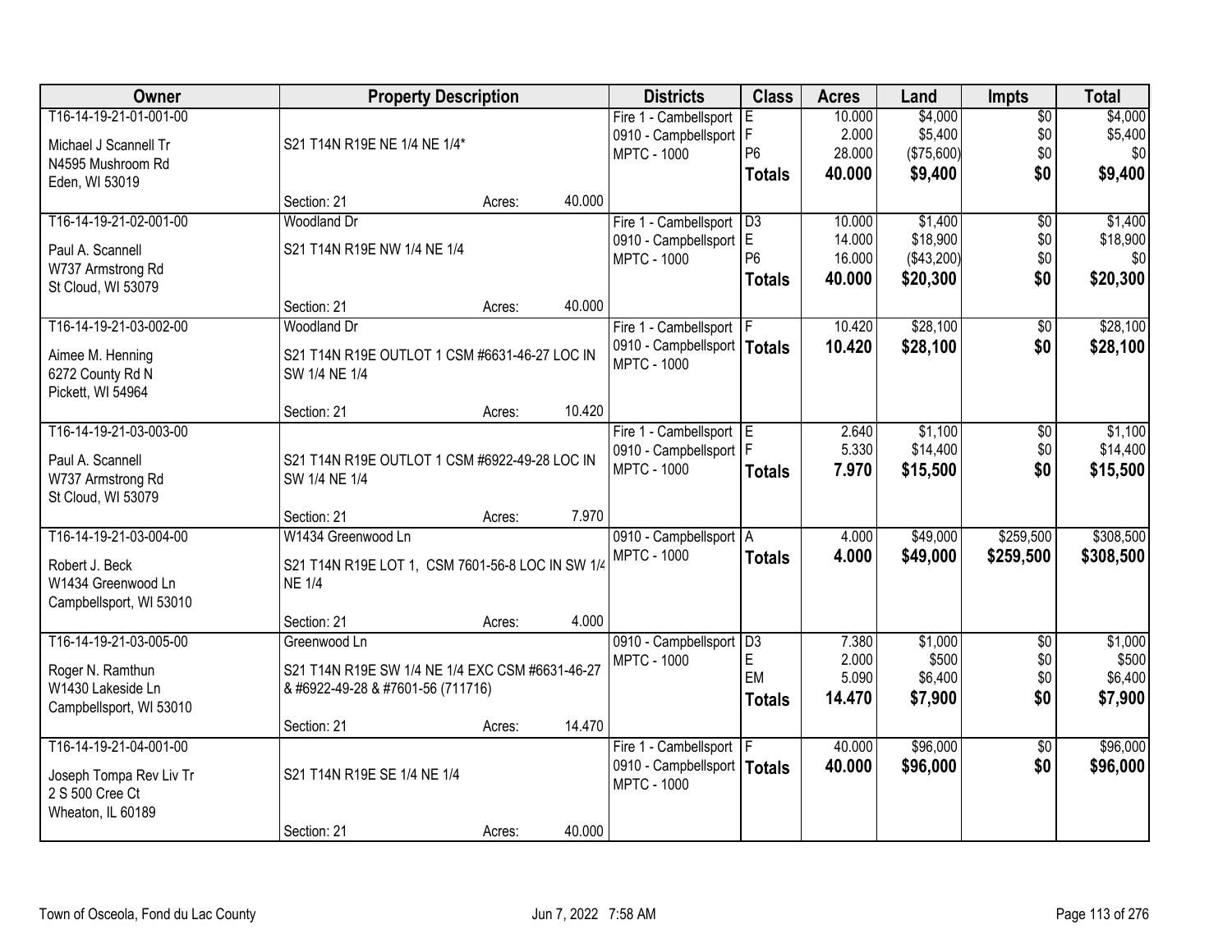| Owner | Property Description | Districts | Class | Acres | Land | Impts | Total |
|---|---|---|---|---|---|---|---|
| T16-14-19-21-01-001-00<br>Michael J Scannell Tr<br>N4595 Mushroom Rd<br>Eden, WI 53019 | S21 T14N R19E NE 1/4 NE 1/4*<br>Section: 21 Acres: 40.000 | Fire 1 - Cambellsport<br>0910 - Campbellsport<br>MPTC - 1000 | E<br>F<br>P6<br>**Totals** | 10.000<br>2.000<br>28.000<br>**40.000** | $4,000<br>$5,400<br>($75,600)<br>**$9,400** | $0<br>$0<br>$0<br>**$0** | $4,000<br>$5,400<br>$0<br>**$9,400** |
| T16-14-19-21-02-001-00<br>Paul A. Scannell<br>W737 Armstrong Rd<br>St Cloud, WI 53079 | Woodland Dr<br>S21 T14N R19E NW 1/4 NE 1/4<br>Section: 21 Acres: 40.000 | Fire 1 - Cambellsport<br>0910 - Campbellsport<br>MPTC - 1000 | D3<br>E<br>P6<br>**Totals** | 10.000<br>14.000<br>16.000<br>**40.000** | $1,400<br>$18,900<br>($43,200)<br>**$20,300** | $0<br>$0<br>$0<br>**$0** | $1,400<br>$18,900<br>$0<br>**$20,300** |
| T16-14-19-21-03-002-00<br>Aimee M. Henning<br>6272 County Rd N<br>Pickett, WI 54964 | Woodland Dr<br>S21 T14N R19E OUTLOT 1 CSM #6631-46-27 LOC IN SW 1/4 NE 1/4<br>Section: 21 Acres: 10.420 | Fire 1 - Cambellsport<br>0910 - Campbellsport<br>MPTC - 1000 | F<br>**Totals** | 10.420<br>**10.420** | $28,100<br>**$28,100** | $0<br>**$0** | $28,100<br>**$28,100** |
| T16-14-19-21-03-003-00<br>Paul A. Scannell<br>W737 Armstrong Rd<br>St Cloud, WI 53079 | S21 T14N R19E OUTLOT 1 CSM #6922-49-28 LOC IN SW 1/4 NE 1/4<br>Section: 21 Acres: 7.970 | Fire 1 - Cambellsport<br>0910 - Campbellsport<br>MPTC - 1000 | E<br>F<br>**Totals** | 2.640<br>5.330<br>**7.970** | $1,100<br>$14,400<br>**$15,500** | $0<br>$0<br>**$0** | $1,100<br>$14,400<br>**$15,500** |
| T16-14-19-21-03-004-00<br>Robert J. Beck<br>W1434 Greenwood Ln<br>Campbellsport, WI 53010 | W1434 Greenwood Ln<br>S21 T14N R19E LOT 1, CSM 7601-56-8 LOC IN SW 1/4 NE 1/4<br>Section: 21 Acres: 4.000 | 0910 - Campbellsport<br>MPTC - 1000 | A<br>**Totals** | 4.000<br>**4.000** | $49,000<br>**$49,000** | $259,500<br>**$259,500** | $308,500<br>**$308,500** |
| T16-14-19-21-03-005-00<br>Roger N. Ramthun<br>W1430 Lakeside Ln<br>Campbellsport, WI 53010 | Greenwood Ln<br>S21 T14N R19E SW 1/4 NE 1/4 EXC CSM #6631-46-27 & #6922-49-28 & #7601-56 (711716)<br>Section: 21 Acres: 14.470 | 0910 - Campbellsport<br>MPTC - 1000 | D3<br>E<br>EM<br>**Totals** | 7.380<br>2.000<br>5.090<br>**14.470** | $1,000<br>$500<br>$6,400<br>**$7,900** | $0<br>$0<br>$0<br>**$0** | $1,000<br>$500<br>$6,400<br>**$7,900** |
| T16-14-19-21-04-001-00<br>Joseph Tompa Rev Liv Tr<br>2 S 500 Cree Ct<br>Wheaton, IL 60189 | S21 T14N R19E SE 1/4 NE 1/4<br>Section: 21 Acres: 40.000 | Fire 1 - Cambellsport<br>0910 - Campbellsport<br>MPTC - 1000 | F<br>**Totals** | 40.000<br>**40.000** | $96,000<br>**$96,000** | $0<br>**$0** | $96,000<br>**$96,000** |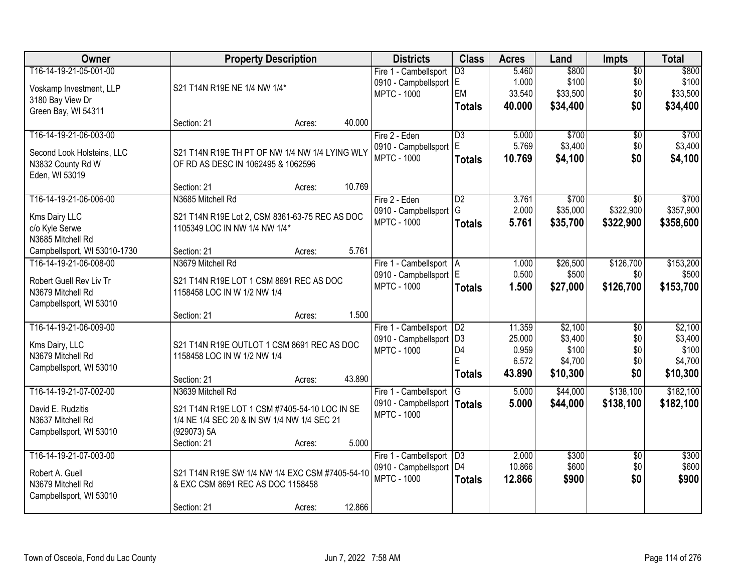| Owner | Property Description | Districts | Class | Acres | Land | Impts | Total |
|---|---|---|---|---|---|---|---|
| T16-14-19-21-05-001-00<br>Voskamp Investment, LLP<br>3180 Bay View Dr<br>Green Bay, WI 54311 | S21 T14N R19E NE 1/4 NW 1/4*<br>Section: 21 Acres: 40.000 | Fire 1 - Cambellsport<br>0910 - Campbellsport<br>MPTC - 1000 | D3<br>E<br>EM<br>**Totals** | 5.460<br>1.000<br>33.540<br>**40.000** | $800<br>$100<br>$33,500<br>**$34,400** | $0<br>$0<br>$0<br>**$0** | $800<br>$100<br>$33,500<br>**$34,400** |
| T16-14-19-21-06-003-00<br>Second Look Holsteins, LLC<br>N3832 County Rd W<br>Eden, WI 53019 | S21 T14N R19E TH PT OF NW 1/4 NW 1/4 LYING WLY OF RD AS DESC IN 1062495 & 1062596<br>Section: 21 Acres: 10.769 | Fire 2 - Eden<br>0910 - Campbellsport<br>MPTC - 1000 | D3<br>E<br>**Totals** | 5.000<br>5.769<br>**10.769** | $700<br>$3,400<br>**$4,100** | $0<br>$0<br>**$0** | $700<br>$3,400<br>**$4,100** |
| T16-14-19-21-06-006-00<br>Kms Dairy LLC<br>c/o Kyle Serwe<br>N3685 Mitchell Rd<br>Campbellsport, WI 53010-1730 | N3685 Mitchell Rd<br>S21 T14N R19E Lot 2, CSM 8361-63-75 REC AS DOC 1105349 LOC IN NW 1/4 NW 1/4*<br>Section: 21 Acres: 5.761 | Fire 2 - Eden<br>0910 - Campbellsport<br>MPTC - 1000 | D2<br>G<br>**Totals** | 3.761<br>2.000<br>**5.761** | $700<br>$35,000<br>**$35,700** | $0<br>$322,900<br>**$322,900** | $700<br>$357,900<br>**$358,600** |
| T16-14-19-21-06-008-00<br>Robert Guell Rev Liv Tr<br>N3679 Mitchell Rd<br>Campbellsport, WI 53010 | N3679 Mitchell Rd<br>S21 T14N R19E LOT 1 CSM 8691 REC AS DOC 1158458 LOC IN W 1/2 NW 1/4<br>Section: 21 Acres: 1.500 | Fire 1 - Cambellsport<br>0910 - Campbellsport<br>MPTC - 1000 | A<br>E<br>**Totals** | 1.000<br>0.500<br>**1.500** | $26,500<br>$500<br>**$27,000** | $126,700<br>$0<br>**$126,700** | $153,200<br>$500<br>**$153,700** |
| T16-14-19-21-06-009-00<br>Kms Dairy, LLC<br>N3679 Mitchell Rd<br>Campbellsport, WI 53010 | S21 T14N R19E OUTLOT 1 CSM 8691 REC AS DOC 1158458 LOC IN W 1/2 NW 1/4<br>Section: 21 Acres: 43.890 | Fire 1 - Cambellsport<br>0910 - Campbellsport<br>MPTC - 1000 | D2<br>D3<br>D4<br>E<br>**Totals** | 11.359<br>25.000<br>0.959<br>6.572<br>**43.890** | $2,100<br>$3,400<br>$100<br>$4,700<br>**$10,300** | $0<br>$0<br>$0<br>$0<br>**$0** | $2,100<br>$3,400<br>$100<br>$4,700<br>**$10,300** |
| T16-14-19-21-07-002-00<br>David E. Rudzitis<br>N3637 Mitchell Rd<br>Campbellsport, WI 53010 | N3639 Mitchell Rd<br>S21 T14N R19E LOT 1 CSM #7405-54-10 LOC IN SE 1/4 NE 1/4 SEC 20 & IN SW 1/4 NW 1/4 SEC 21 (929073) 5A<br>Section: 21 Acres: 5.000 | Fire 1 - Cambellsport<br>0910 - Campbellsport<br>MPTC - 1000 | G<br>**Totals** | 5.000<br>**5.000** | $44,000<br>**$44,000** | $138,100<br>**$138,100** | $182,100<br>**$182,100** |
| T16-14-19-21-07-003-00<br>Robert A. Guell<br>N3679 Mitchell Rd<br>Campbellsport, WI 53010 | S21 T14N R19E SW 1/4 NW 1/4 EXC CSM #7405-54-10 & EXC CSM 8691 REC AS DOC 1158458<br>Section: 21 Acres: 12.866 | Fire 1 - Cambellsport<br>0910 - Campbellsport<br>MPTC - 1000 | D3<br>D4<br>**Totals** | 2.000<br>10.866<br>**12.866** | $300<br>$600<br>**$900** | $0<br>$0<br>**$0** | $300<br>$600<br>**$900** |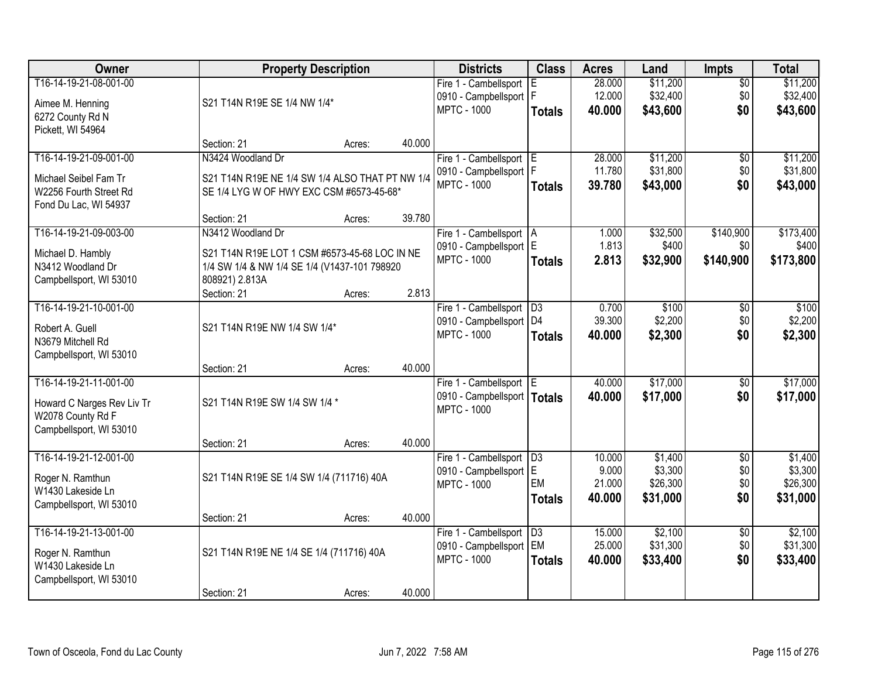| Owner | Property Description | Districts | Class | Acres | Land | Impts | Total |
|---|---|---|---|---|---|---|---|
| T16-14-19-21-08-001-00<br>Aimee M. Henning<br>6272 County Rd N<br>Pickett, WI 54964 | S21 T14N R19E SE 1/4 NW 1/4*<br>Section: 21 Acres: 40.000 | Fire 1 - Cambellsport<br>0910 - Campbellsport<br>MPTC - 1000 | E<br>F<br>**Totals** | 28.000<br>12.000<br>**40.000** | $11,200<br>$32,400<br>**$43,600** | $0<br>$0<br>**$0** | $11,200<br>$32,400<br>**$43,600** |
| T16-14-19-21-09-001-00<br>Michael Seibel Fam Tr<br>W2256 Fourth Street Rd<br>Fond Du Lac, WI 54937 | N3424 Woodland Dr<br>S21 T14N R19E NE 1/4 SW 1/4 ALSO THAT PT NW 1/4 SE 1/4 LYG W OF HWY EXC CSM #6573-45-68*<br>Section: 21 Acres: 39.780 | Fire 1 - Cambellsport<br>0910 - Campbellsport<br>MPTC - 1000 | E<br>F<br>**Totals** | 28.000<br>11.780<br>**39.780** | $11,200<br>$31,800<br>**$43,000** | $0<br>$0<br>**$0** | $11,200<br>$31,800<br>**$43,000** |
| T16-14-19-21-09-003-00<br>Michael D. Hambly<br>N3412 Woodland Dr<br>Campbellsport, WI 53010 | N3412 Woodland Dr<br>S21 T14N R19E LOT 1 CSM #6573-45-68 LOC IN NE 1/4 SW 1/4 & NW 1/4 SE 1/4 (V1437-101 798920 808921) 2.813A<br>Section: 21 Acres: 2.813 | Fire 1 - Cambellsport<br>0910 - Campbellsport<br>MPTC - 1000 | A<br>E<br>**Totals** | 1.000<br>1.813<br>**2.813** | $32,500<br>$400<br>**$32,900** | $140,900<br>$0<br>**$140,900** | $173,400<br>$400<br>**$173,800** |
| T16-14-19-21-10-001-00<br>Robert A. Guell<br>N3679 Mitchell Rd<br>Campbellsport, WI 53010 | S21 T14N R19E NW 1/4 SW 1/4*<br>Section: 21 Acres: 40.000 | Fire 1 - Cambellsport<br>0910 - Campbellsport<br>MPTC - 1000 | D3<br>D4<br>**Totals** | 0.700<br>39.300<br>**40.000** | $100<br>$2,200<br>**$2,300** | $0<br>$0<br>**$0** | $100<br>$2,200<br>**$2,300** |
| T16-14-19-21-11-001-00<br>Howard C Narges Rev Liv Tr<br>W2078 County Rd F<br>Campbellsport, WI 53010 | S21 T14N R19E SW 1/4 SW 1/4 *<br>Section: 21 Acres: 40.000 | Fire 1 - Cambellsport<br>0910 - Campbellsport<br>MPTC - 1000 | E<br>**Totals** | 40.000<br>**40.000** | $17,000<br>**$17,000** | $0<br>**$0** | $17,000<br>**$17,000** |
| T16-14-19-21-12-001-00<br>Roger N. Ramthun<br>W1430 Lakeside Ln<br>Campbellsport, WI 53010 | S21 T14N R19E SE 1/4 SW 1/4 (711716) 40A<br>Section: 21 Acres: 40.000 | Fire 1 - Cambellsport<br>0910 - Campbellsport<br>MPTC - 1000 | D3<br>E<br>EM<br>**Totals** | 10.000<br>9.000<br>21.000<br>**40.000** | $1,400<br>$3,300<br>$26,300<br>**$31,000** | $0<br>$0<br>$0<br>**$0** | $1,400<br>$3,300<br>$26,300<br>**$31,000** |
| T16-14-19-21-13-001-00<br>Roger N. Ramthun<br>W1430 Lakeside Ln<br>Campbellsport, WI 53010 | S21 T14N R19E NE 1/4 SE 1/4 (711716) 40A<br>Section: 21 Acres: 40.000 | Fire 1 - Cambellsport<br>0910 - Campbellsport<br>MPTC - 1000 | D3<br>EM<br>**Totals** | 15.000<br>25.000<br>**40.000** | $2,100<br>$31,300<br>**$33,400** | $0<br>$0<br>**$0** | $2,100<br>$31,300<br>**$33,400** |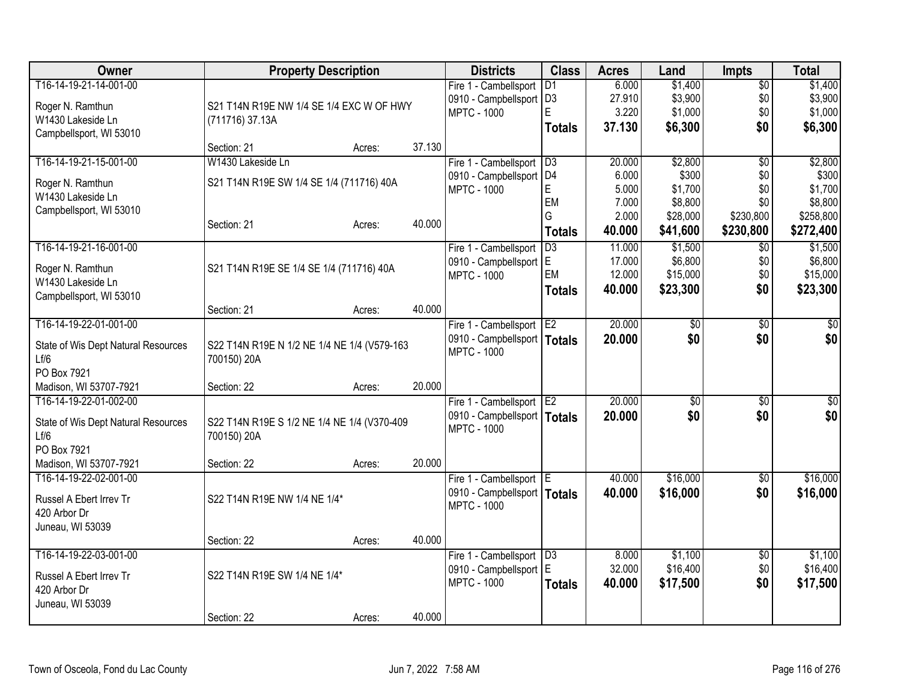| Owner | Property Description | | | Districts | Class | Acres | Land | Impts | Total |
|---|---|---|---|---|---|---|---|---|---|
| T16-14-19-21-14-001-00 | | | | Fire 1 - Cambellsport | D1 | 6.000 | $1,400 | $0 | $1,400 |
| Roger N. Ramthun | S21 T14N R19E NW 1/4 SE 1/4 EXC W OF HWY | | | 0910 - Campbellsport | D3 | 27.910 | $3,900 | $0 | $3,900 |
| W1430 Lakeside Ln | (711716) 37.13A | | | MPTC - 1000 | E | 3.220 | $1,000 | $0 | $1,000 |
| Campbellsport, WI 53010 | | | | | **Totals** | **37.130** | **$6,300** | **$0** | **$6,300** |
| | Section: 21 | Acres: | 37.130 | | | | | | |
| T16-14-19-21-15-001-00 | W1430 Lakeside Ln | | | Fire 1 - Cambellsport | D3 | 20.000 | $2,800 | $0 | $2,800 |
| Roger N. Ramthun | S21 T14N R19E SW 1/4 SE 1/4 (711716) 40A | | | 0910 - Campbellsport | D4 | 6.000 | $300 | $0 | $300 |
| W1430 Lakeside Ln | | | | MPTC - 1000 | E | 5.000 | $1,700 | $0 | $1,700 |
| Campbellsport, WI 53010 | | | | | EM | 7.000 | $8,800 | $0 | $8,800 |
| | Section: 21 | Acres: | 40.000 | | G | 2.000 | $28,000 | $230,800 | $258,800 |
| | | | | | **Totals** | **40.000** | **$41,600** | **$230,800** | **$272,400** |
| T16-14-19-21-16-001-00 | | | | Fire 1 - Cambellsport | D3 | 11.000 | $1,500 | $0 | $1,500 |
| Roger N. Ramthun | S21 T14N R19E SE 1/4 SE 1/4 (711716) 40A | | | 0910 - Campbellsport | E | 17.000 | $6,800 | $0 | $6,800 |
| W1430 Lakeside Ln | | | | MPTC - 1000 | EM | 12.000 | $15,000 | $0 | $15,000 |
| Campbellsport, WI 53010 | | | | | **Totals** | **40.000** | **$23,300** | **$0** | **$23,300** |
| | Section: 21 | Acres: | 40.000 | | | | | | |
| T16-14-19-22-01-001-00 | | | | Fire 1 - Cambellsport | E2 | 20.000 | $0 | $0 | $0 |
| State of Wis Dept Natural Resources Lf/6 | S22 T14N R19E N 1/2 NE 1/4 NE 1/4 (V579-163 700150) 20A | | | 0910 - Campbellsport | **Totals** | **20.000** | **$0** | **$0** | **$0** |
| PO Box 7921 | | | | MPTC - 1000 | | | | | |
| Madison, WI 53707-7921 | Section: 22 | Acres: | 20.000 | | | | | | |
| T16-14-19-22-01-002-00 | | | | Fire 1 - Cambellsport | E2 | 20.000 | $0 | $0 | $0 |
| State of Wis Dept Natural Resources Lf/6 | S22 T14N R19E S 1/2 NE 1/4 NE 1/4 (V370-409 700150) 20A | | | 0910 - Campbellsport | **Totals** | **20.000** | **$0** | **$0** | **$0** |
| PO Box 7921 | | | | MPTC - 1000 | | | | | |
| Madison, WI 53707-7921 | Section: 22 | Acres: | 20.000 | | | | | | |
| T16-14-19-22-02-001-00 | | | | Fire 1 - Cambellsport | E | 40.000 | $16,000 | $0 | $16,000 |
| Russel A Ebert Irrev Tr | S22 T14N R19E NW 1/4 NE 1/4* | | | 0910 - Campbellsport | **Totals** | **40.000** | **$16,000** | **$0** | **$16,000** |
| 420 Arbor Dr | | | | MPTC - 1000 | | | | | |
| Juneau, WI 53039 | | | | | | | | | |
| | Section: 22 | Acres: | 40.000 | | | | | | |
| T16-14-19-22-03-001-00 | | | | Fire 1 - Cambellsport | D3 | 8.000 | $1,100 | $0 | $1,100 |
| Russel A Ebert Irrev Tr | S22 T14N R19E SW 1/4 NE 1/4* | | | 0910 - Campbellsport | E | 32.000 | $16,400 | $0 | $16,400 |
| 420 Arbor Dr | | | | MPTC - 1000 | **Totals** | **40.000** | **$17,500** | **$0** | **$17,500** |
| Juneau, WI 53039 | | | | | | | | | |
| | Section: 22 | Acres: | 40.000 | | | | | | |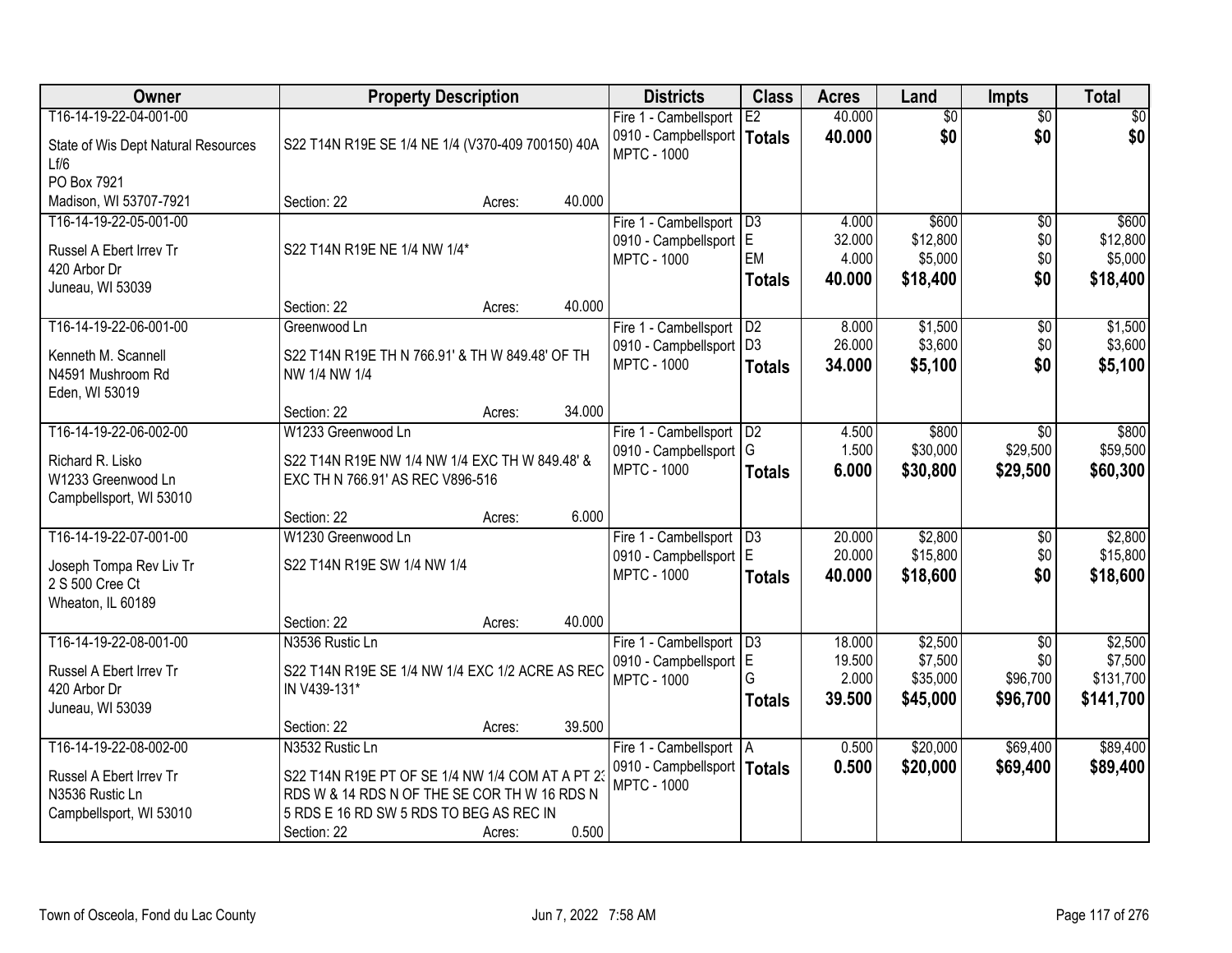| Owner | Property Description | Districts | Class | Acres | Land | Impts | Total |
|---|---|---|---|---|---|---|---|
| T16-14-19-22-04-001-00<br>State of Wis Dept Natural Resources<br>Lf/6<br>PO Box 7921<br>Madison, WI 53707-7921 | S22 T14N R19E SE 1/4 NE 1/4 (V370-409 700150) 40A<br>Section: 22 Acres: 40.000 | Fire 1 - Cambellsport<br>0910 - Campbellsport<br>MPTC - 1000 | E2<br>**Totals** | 40.000<br>**40.000** | $0<br>**$0** | $0<br>**$0** | $0<br>**$0** |
| T16-14-19-22-05-001-00<br>Russel A Ebert Irrev Tr<br>420 Arbor Dr<br>Juneau, WI 53039 | S22 T14N R19E NE 1/4 NW 1/4*<br>Section: 22 Acres: 40.000 | Fire 1 - Cambellsport<br>0910 - Campbellsport<br>MPTC - 1000 | D3<br>E<br>EM<br>**Totals** | 4.000<br>32.000<br>4.000<br>**40.000** | $600<br>$12,800<br>$5,000<br>**$18,400** | $0<br>$0<br>$0<br>**$0** | $600<br>$12,800<br>$5,000<br>**$18,400** |
| T16-14-19-22-06-001-00<br>Kenneth M. Scannell<br>N4591 Mushroom Rd<br>Eden, WI 53019 | Greenwood Ln<br>S22 T14N R19E TH N 766.91' & TH W 849.48' OF TH NW 1/4 NW 1/4<br>Section: 22 Acres: 34.000 | Fire 1 - Cambellsport<br>0910 - Campbellsport<br>MPTC - 1000 | D2<br>D3<br>**Totals** | 8.000<br>26.000<br>**34.000** | $1,500<br>$3,600<br>**$5,100** | $0<br>$0<br>**$0** | $1,500<br>$3,600<br>**$5,100** |
| T16-14-19-22-06-002-00<br>Richard R. Lisko<br>W1233 Greenwood Ln<br>Campbellsport, WI 53010 | W1233 Greenwood Ln<br>S22 T14N R19E NW 1/4 NW 1/4 EXC TH W 849.48' & EXC TH N 766.91' AS REC V896-516<br>Section: 22 Acres: 6.000 | Fire 1 - Cambellsport<br>0910 - Campbellsport<br>MPTC - 1000 | D2<br>G<br>**Totals** | 4.500<br>1.500<br>**6.000** | $800<br>$30,000<br>**$30,800** | $0<br>$29,500<br>**$29,500** | $800<br>$59,500<br>**$60,300** |
| T16-14-19-22-07-001-00<br>Joseph Tompa Rev Liv Tr<br>2 S 500 Cree Ct<br>Wheaton, IL 60189 | W1230 Greenwood Ln<br>S22 T14N R19E SW 1/4 NW 1/4<br>Section: 22 Acres: 40.000 | Fire 1 - Cambellsport<br>0910 - Campbellsport<br>MPTC - 1000 | D3<br>E<br>**Totals** | 20.000<br>20.000<br>**40.000** | $2,800<br>$15,800<br>**$18,600** | $0<br>$0<br>**$0** | $2,800<br>$15,800<br>**$18,600** |
| T16-14-19-22-08-001-00<br>Russel A Ebert Irrev Tr<br>420 Arbor Dr<br>Juneau, WI 53039 | N3536 Rustic Ln<br>S22 T14N R19E SE 1/4 NW 1/4 EXC 1/2 ACRE AS REC IN V439-131*<br>Section: 22 Acres: 39.500 | Fire 1 - Cambellsport<br>0910 - Campbellsport<br>MPTC - 1000 | D3<br>E<br>G<br>**Totals** | 18.000<br>19.500<br>2.000<br>**39.500** | $2,500<br>$7,500<br>$35,000<br>**$45,000** | $0<br>$0<br>$96,700<br>**$96,700** | $2,500<br>$7,500<br>$131,700<br>**$141,700** |
| T16-14-19-22-08-002-00<br>Russel A Ebert Irrev Tr<br>N3536 Rustic Ln<br>Campbellsport, WI 53010 | N3532 Rustic Ln<br>S22 T14N R19E PT OF SE 1/4 NW 1/4 COM AT A PT 23 RDS W & 14 RDS N OF THE SE COR TH W 16 RDS N 5 RDS E 16 RD SW 5 RDS TO BEG AS REC IN<br>Section: 22 Acres: 0.500 | Fire 1 - Cambellsport<br>0910 - Campbellsport<br>MPTC - 1000 | A<br>**Totals** | 0.500<br>**0.500** | $20,000<br>**$20,000** | $69,400<br>**$69,400** | $89,400<br>**$89,400** |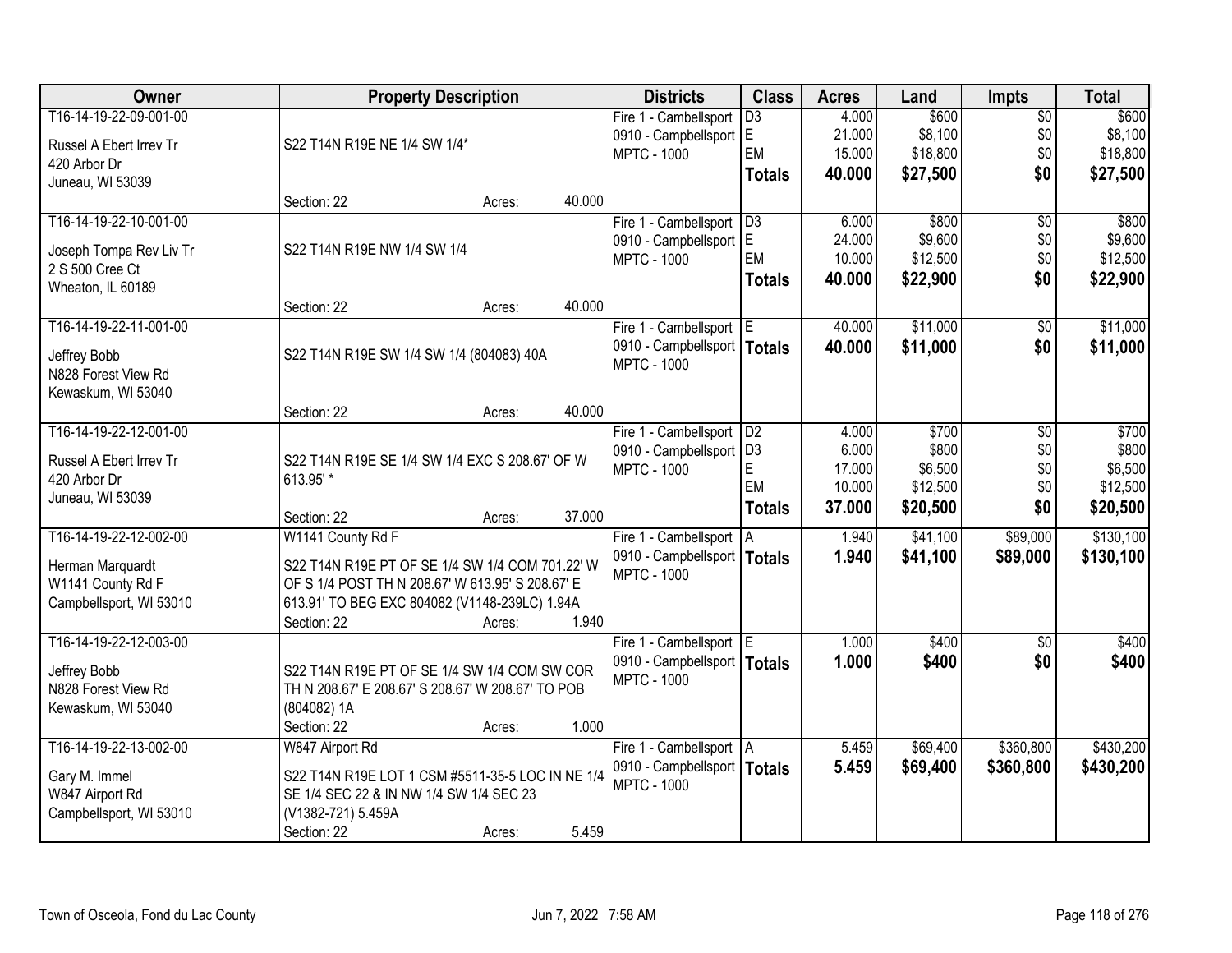| Owner | Property Description | Districts | Class | Acres | Land | Impts | Total |
|---|---|---|---|---|---|---|---|
| T16-14-19-22-09-001-00<br>Russel A Ebert Irrev Tr<br>420 Arbor Dr<br>Juneau, WI 53039 | S22 T14N R19E NE 1/4 SW 1/4*<br>Section: 22 Acres: 40.000 | Fire 1 - Cambellsport<br>0910 - Campbellsport<br>MPTC - 1000 | D3<br>E<br>EM<br>**Totals** | 4.000<br>21.000<br>15.000<br>**40.000** | $600<br>$8,100<br>$18,800<br>**$27,500** | $0<br>$0<br>$0<br>**$0** | $600<br>$8,100<br>$18,800<br>**$27,500** |
| T16-14-19-22-10-001-00<br>Joseph Tompa Rev Liv Tr<br>2 S 500 Cree Ct<br>Wheaton, IL 60189 | S22 T14N R19E NW 1/4 SW 1/4<br>Section: 22 Acres: 40.000 | Fire 1 - Cambellsport<br>0910 - Campbellsport<br>MPTC - 1000 | D3<br>E<br>EM<br>**Totals** | 6.000<br>24.000<br>10.000<br>**40.000** | $800<br>$9,600<br>$12,500<br>**$22,900** | $0<br>$0<br>$0<br>**$0** | $800<br>$9,600<br>$12,500<br>**$22,900** |
| T16-14-19-22-11-001-00<br>Jeffrey Bobb<br>N828 Forest View Rd<br>Kewaskum, WI 53040 | S22 T14N R19E SW 1/4 SW 1/4 (804083) 40A<br>Section: 22 Acres: 40.000 | Fire 1 - Cambellsport<br>0910 - Campbellsport<br>MPTC - 1000 | E<br>**Totals** | 40.000<br>**40.000** | $11,000<br>**$11,000** | $0<br>**$0** | $11,000<br>**$11,000** |
| T16-14-19-22-12-001-00<br>Russel A Ebert Irrev Tr<br>420 Arbor Dr<br>Juneau, WI 53039 | S22 T14N R19E SE 1/4 SW 1/4 EXC S 208.67' OF W 613.95' *<br>Section: 22 Acres: 37.000 | Fire 1 - Cambellsport<br>0910 - Campbellsport<br>MPTC - 1000 | D2<br>D3<br>E<br>EM<br>**Totals** | 4.000<br>6.000<br>17.000<br>10.000<br>**37.000** | $700<br>$800<br>$6,500<br>$12,500<br>**$20,500** | $0<br>$0<br>$0<br>$0<br>**$0** | $700<br>$800<br>$6,500<br>$12,500<br>**$20,500** |
| T16-14-19-22-12-002-00<br>Herman Marquardt<br>W1141 County Rd F<br>Campbellsport, WI 53010 | W1141 County Rd F<br>S22 T14N R19E PT OF SE 1/4 SW 1/4 COM 701.22' W OF S 1/4 POST TH N 208.67' W 613.95' S 208.67' E 613.91' TO BEG EXC 804082 (V1148-239LC) 1.94A<br>Section: 22 Acres: 1.940 | Fire 1 - Cambellsport<br>0910 - Campbellsport<br>MPTC - 1000 | A<br>**Totals** | 1.940<br>**1.940** | $41,100<br>**$41,100** | $89,000<br>**$89,000** | $130,100<br>**$130,100** |
| T16-14-19-22-12-003-00<br>Jeffrey Bobb<br>N828 Forest View Rd<br>Kewaskum, WI 53040 | S22 T14N R19E PT OF SE 1/4 SW 1/4 COM SW COR TH N 208.67' E 208.67' S 208.67' W 208.67' TO POB (804082) 1A<br>Section: 22 Acres: 1.000 | Fire 1 - Cambellsport<br>0910 - Campbellsport<br>MPTC - 1000 | E<br>**Totals** | 1.000<br>**1.000** | $400<br>**$400** | $0<br>**$0** | $400<br>**$400** |
| T16-14-19-22-13-002-00<br>Gary M. Immel<br>W847 Airport Rd<br>Campbellsport, WI 53010 | W847 Airport Rd<br>S22 T14N R19E LOT 1 CSM #5511-35-5 LOC IN NE 1/4 SE 1/4 SEC 22 & IN NW 1/4 SW 1/4 SEC 23 (V1382-721) 5.459A<br>Section: 22 Acres: 5.459 | Fire 1 - Cambellsport<br>0910 - Campbellsport<br>MPTC - 1000 | A<br>**Totals** | 5.459<br>**5.459** | $69,400<br>**$69,400** | $360,800<br>**$360,800** | $430,200<br>**$430,200** |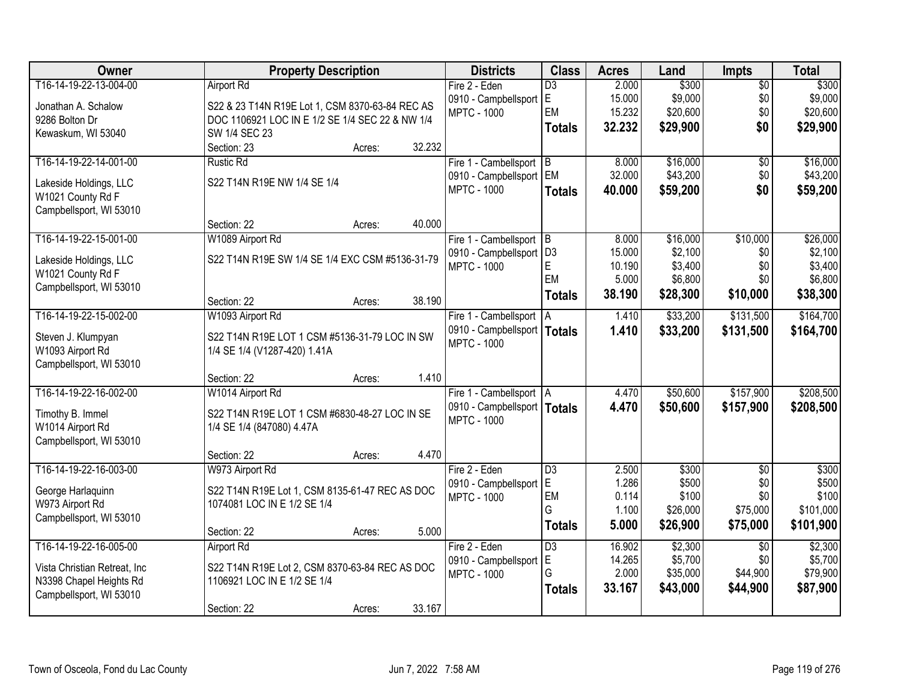| Owner | Property Description | Districts | Class | Acres | Land | Impts | Total |
|---|---|---|---|---|---|---|---|
| T16-14-19-22-13-004-00<br>Jonathan A. Schalow<br>9286 Bolton Dr<br>Kewaskum, WI 53040 | Airport Rd<br>S22 & 23 T14N R19E Lot 1, CSM 8370-63-84 REC AS DOC 1106921 LOC IN E 1/2 SE 1/4 SEC 22 & NW 1/4 SW 1/4 SEC 23<br>Section: 23 Acres: 32.232 | Fire 2 - Eden<br>0910 - Campbellsport<br>MPTC - 1000 | D3<br>E<br>EM<br>**Totals** | 2.000<br>15.000<br>15.232<br>**32.232** | $300<br>$9,000<br>$20,600<br>**$29,900** | $0<br>$0<br>$0<br>**$0** | $300<br>$9,000<br>$20,600<br>**$29,900** |
| T16-14-19-22-14-001-00<br>Lakeside Holdings, LLC<br>W1021 County Rd F<br>Campbellsport, WI 53010 | Rustic Rd<br>S22 T14N R19E NW 1/4 SE 1/4<br>Section: 22 Acres: 40.000 | Fire 1 - Cambellsport<br>0910 - Campbellsport<br>MPTC - 1000 | B<br>EM<br>**Totals** | 8.000<br>32.000<br>**40.000** | $16,000<br>$43,200<br>**$59,200** | $0<br>$0<br>**$0** | $16,000<br>$43,200<br>**$59,200** |
| T16-14-19-22-15-001-00<br>Lakeside Holdings, LLC<br>W1021 County Rd F<br>Campbellsport, WI 53010 | W1089 Airport Rd<br>S22 T14N R19E SW 1/4 SE 1/4 EXC CSM #5136-31-79<br>Section: 22 Acres: 38.190 | Fire 1 - Cambellsport<br>0910 - Campbellsport<br>MPTC - 1000 | B<br>D3<br>E<br>EM<br>**Totals** | 8.000<br>15.000<br>10.190<br>5.000<br>**38.190** | $16,000<br>$2,100<br>$3,400<br>$6,800<br>**$28,300** | $10,000<br>$0<br>$0<br>$0<br>**$10,000** | $26,000<br>$2,100<br>$3,400<br>$6,800<br>**$38,300** |
| T16-14-19-22-15-002-00<br>Steven J. Klumpyan<br>W1093 Airport Rd<br>Campbellsport, WI 53010 | W1093 Airport Rd<br>S22 T14N R19E LOT 1 CSM #5136-31-79 LOC IN SW 1/4 SE 1/4 (V1287-420) 1.41A<br>Section: 22 Acres: 1.410 | Fire 1 - Cambellsport<br>0910 - Campbellsport<br>MPTC - 1000 | A<br>**Totals** | 1.410<br>**1.410** | $33,200<br>**$33,200** | $131,500<br>**$131,500** | $164,700<br>**$164,700** |
| T16-14-19-22-16-002-00<br>Timothy B. Immel<br>W1014 Airport Rd<br>Campbellsport, WI 53010 | W1014 Airport Rd<br>S22 T14N R19E LOT 1 CSM #6830-48-27 LOC IN SE 1/4 SE 1/4 (847080) 4.47A<br>Section: 22 Acres: 4.470 | Fire 1 - Cambellsport<br>0910 - Campbellsport<br>MPTC - 1000 | A<br>**Totals** | 4.470<br>**4.470** | $50,600<br>**$50,600** | $157,900<br>**$157,900** | $208,500<br>**$208,500** |
| T16-14-19-22-16-003-00<br>George Harlaquinn<br>W973 Airport Rd<br>Campbellsport, WI 53010 | W973 Airport Rd<br>S22 T14N R19E Lot 1, CSM 8135-61-47 REC AS DOC 1074081 LOC IN E 1/2 SE 1/4<br>Section: 22 Acres: 5.000 | Fire 2 - Eden<br>0910 - Campbellsport<br>MPTC - 1000 | D3<br>E<br>EM<br>G<br>**Totals** | 2.500<br>1.286<br>0.114<br>1.100<br>**5.000** | $300<br>$500<br>$100<br>$26,000<br>**$26,900** | $0<br>$0<br>$0<br>$75,000<br>**$75,000** | $300<br>$500<br>$100<br>$101,000<br>**$101,900** |
| T16-14-19-22-16-005-00<br>Vista Christian Retreat, Inc<br>N3398 Chapel Heights Rd<br>Campbellsport, WI 53010 | Airport Rd<br>S22 T14N R19E Lot 2, CSM 8370-63-84 REC AS DOC 1106921 LOC IN E 1/2 SE 1/4<br>Section: 22 Acres: 33.167 | Fire 2 - Eden<br>0910 - Campbellsport<br>MPTC - 1000 | D3<br>E<br>G<br>**Totals** | 16.902<br>14.265<br>2.000<br>**33.167** | $2,300<br>$5,700<br>$35,000<br>**$43,000** | $0<br>$0<br>$44,900<br>**$44,900** | $2,300<br>$5,700<br>$79,900<br>**$87,900** |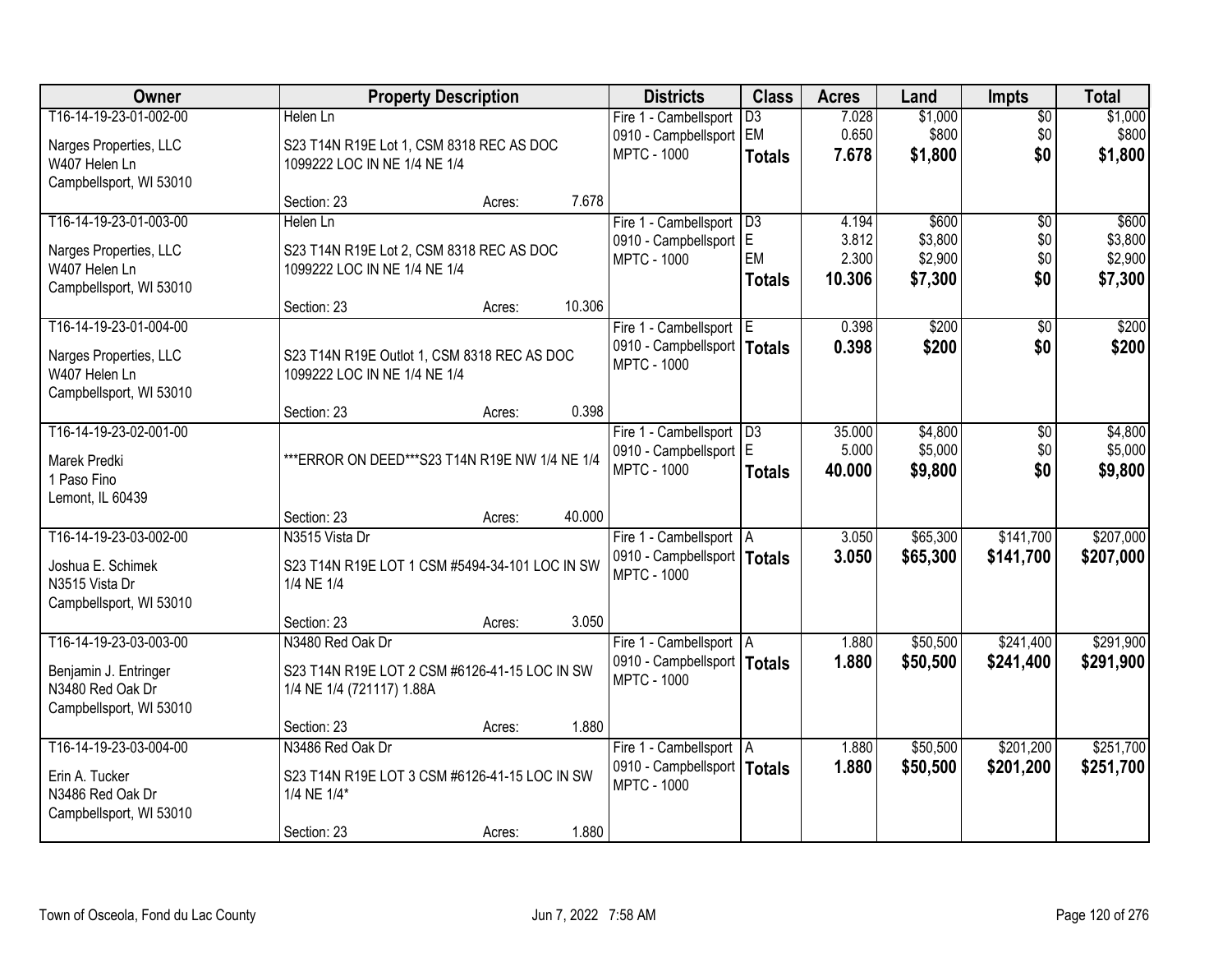| Owner | Property Description | Districts | Class | Acres | Land | Impts | Total |
|---|---|---|---|---|---|---|---|
| T16-14-19-23-01-002-00<br>Narges Properties, LLC<br>W407 Helen Ln<br>Campbellsport, WI 53010 | Helen Ln<br>S23 T14N R19E Lot 1, CSM 8318 REC AS DOC 1099222 LOC IN NE 1/4 NE 1/4<br>Section: 23 Acres: 7.678 | Fire 1 - Cambellsport<br>0910 - Campbellsport<br>MPTC - 1000 | D3<br>EM<br>**Totals** | 7.028<br>0.650<br>**7.678** | $1,000<br>$800<br>**$1,800** | $0<br>$0<br>**$0** | $1,000<br>$800<br>**$1,800** |
| T16-14-19-23-01-003-00<br>Narges Properties, LLC<br>W407 Helen Ln<br>Campbellsport, WI 53010 | Helen Ln<br>S23 T14N R19E Lot 2, CSM 8318 REC AS DOC 1099222 LOC IN NE 1/4 NE 1/4<br>Section: 23 Acres: 10.306 | Fire 1 - Cambellsport<br>0910 - Campbellsport<br>MPTC - 1000 | D3<br>E<br>EM<br>**Totals** | 4.194<br>3.812<br>2.300<br>**10.306** | $600<br>$3,800<br>$2,900<br>**$7,300** | $0<br>$0<br>$0<br>**$0** | $600<br>$3,800<br>$2,900<br>**$7,300** |
| T16-14-19-23-01-004-00<br>Narges Properties, LLC<br>W407 Helen Ln<br>Campbellsport, WI 53010 | S23 T14N R19E Outlot 1, CSM 8318 REC AS DOC 1099222 LOC IN NE 1/4 NE 1/4<br>Section: 23 Acres: 0.398 | Fire 1 - Cambellsport<br>0910 - Campbellsport<br>MPTC - 1000 | E<br>**Totals** | 0.398<br>**0.398** | $200<br>**$200** | $0<br>**$0** | $200<br>**$200** |
| T16-14-19-23-02-001-00<br>Marek Predki<br>1 Paso Fino<br>Lemont, IL 60439 | ***ERROR ON DEED***S23 T14N R19E NW 1/4 NE 1/4<br>Section: 23 Acres: 40.000 | Fire 1 - Cambellsport<br>0910 - Campbellsport<br>MPTC - 1000 | D3<br>E<br>**Totals** | 35.000<br>5.000<br>**40.000** | $4,800<br>$5,000<br>**$9,800** | $0<br>$0<br>**$0** | $4,800<br>$5,000<br>**$9,800** |
| T16-14-19-23-03-002-00<br>Joshua E. Schimek<br>N3515 Vista Dr<br>Campbellsport, WI 53010 | N3515 Vista Dr<br>S23 T14N R19E LOT 1 CSM #5494-34-101 LOC IN SW 1/4 NE 1/4<br>Section: 23 Acres: 3.050 | Fire 1 - Cambellsport<br>0910 - Campbellsport<br>MPTC - 1000 | A<br>**Totals** | 3.050<br>**3.050** | $65,300<br>**$65,300** | $141,700<br>**$141,700** | $207,000<br>**$207,000** |
| T16-14-19-23-03-003-00<br>Benjamin J. Entringer<br>N3480 Red Oak Dr<br>Campbellsport, WI 53010 | N3480 Red Oak Dr<br>S23 T14N R19E LOT 2 CSM #6126-41-15 LOC IN SW 1/4 NE 1/4 (721117) 1.88A<br>Section: 23 Acres: 1.880 | Fire 1 - Cambellsport<br>0910 - Campbellsport<br>MPTC - 1000 | A<br>**Totals** | 1.880<br>**1.880** | $50,500<br>**$50,500** | $241,400<br>**$241,400** | $291,900<br>**$291,900** |
| T16-14-19-23-03-004-00<br>Erin A. Tucker<br>N3486 Red Oak Dr<br>Campbellsport, WI 53010 | N3486 Red Oak Dr<br>S23 T14N R19E LOT 3 CSM #6126-41-15 LOC IN SW 1/4 NE 1/4*<br>Section: 23 Acres: 1.880 | Fire 1 - Cambellsport<br>0910 - Campbellsport<br>MPTC - 1000 | A<br>**Totals** | 1.880<br>**1.880** | $50,500<br>**$50,500** | $201,200<br>**$201,200** | $251,700<br>**$251,700** |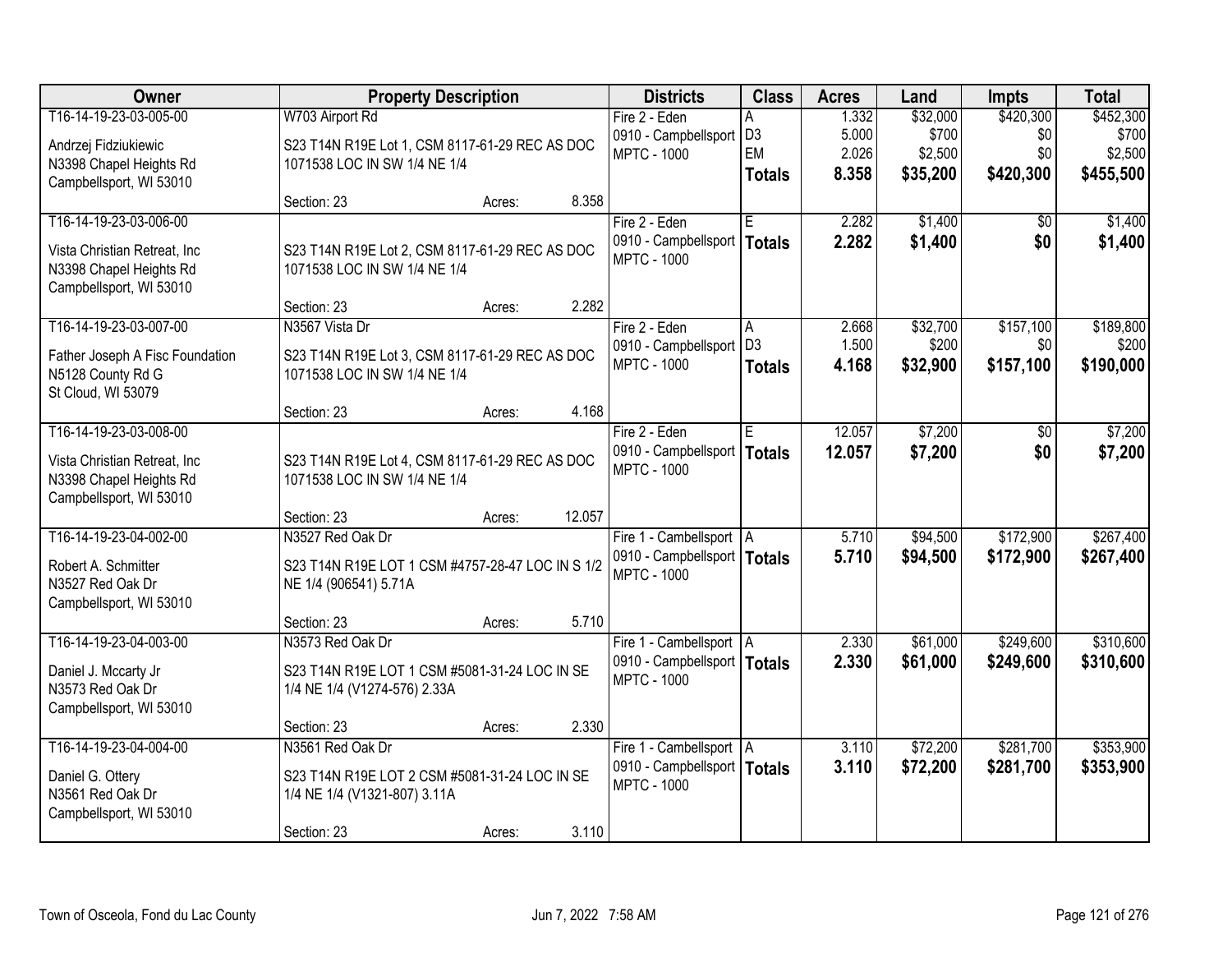| Owner | Property Description | Districts | Class | Acres | Land | Impts | Total |
|---|---|---|---|---|---|---|---|
| T16-14-19-23-03-005-00<br>Andrzej Fidziukiewic<br>N3398 Chapel Heights Rd<br>Campbellsport, WI 53010 | W703 Airport Rd<br>S23 T14N R19E Lot 1, CSM 8117-61-29 REC AS DOC 1071538 LOC IN SW 1/4 NE 1/4<br>Section: 23 Acres: 8.358 | Fire 2 - Eden<br>0910 - Campbellsport<br>MPTC - 1000 | A<br>D3<br>EM<br>**Totals** | 1.332<br>5.000<br>2.026<br>**8.358** | $32,000<br>$700<br>$2,500<br>**$35,200** | $420,300<br>$0<br>$0<br>**$420,300** | $452,300<br>$700<br>$2,500<br>**$455,500** |
| T16-14-19-23-03-006-00<br>Vista Christian Retreat, Inc<br>N3398 Chapel Heights Rd<br>Campbellsport, WI 53010 | S23 T14N R19E Lot 2, CSM 8117-61-29 REC AS DOC 1071538 LOC IN SW 1/4 NE 1/4<br>Section: 23 Acres: 2.282 | Fire 2 - Eden<br>0910 - Campbellsport<br>MPTC - 1000 | E<br>**Totals** | 2.282<br>**2.282** | $1,400<br>**$1,400** | $0<br>**$0** | $1,400<br>**$1,400** |
| T16-14-19-23-03-007-00<br>Father Joseph A Fisc Foundation<br>N5128 County Rd G<br>St Cloud, WI 53079 | N3567 Vista Dr<br>S23 T14N R19E Lot 3, CSM 8117-61-29 REC AS DOC 1071538 LOC IN SW 1/4 NE 1/4<br>Section: 23 Acres: 4.168 | Fire 2 - Eden<br>0910 - Campbellsport<br>MPTC - 1000 | A<br>D3<br>**Totals** | 2.668<br>1.500<br>**4.168** | $32,700<br>$200<br>**$32,900** | $157,100<br>$0<br>**$157,100** | $189,800<br>$200<br>**$190,000** |
| T16-14-19-23-03-008-00<br>Vista Christian Retreat, Inc<br>N3398 Chapel Heights Rd<br>Campbellsport, WI 53010 | S23 T14N R19E Lot 4, CSM 8117-61-29 REC AS DOC 1071538 LOC IN SW 1/4 NE 1/4<br>Section: 23 Acres: 12.057 | Fire 2 - Eden<br>0910 - Campbellsport<br>MPTC - 1000 | E<br>**Totals** | 12.057<br>**12.057** | $7,200<br>**$7,200** | $0<br>**$0** | $7,200<br>**$7,200** |
| T16-14-19-23-04-002-00<br>Robert A. Schmitter<br>N3527 Red Oak Dr<br>Campbellsport, WI 53010 | N3527 Red Oak Dr<br>S23 T14N R19E LOT 1 CSM #4757-28-47 LOC IN S 1/2 NE 1/4 (906541) 5.71A<br>Section: 23 Acres: 5.710 | Fire 1 - Cambellsport<br>0910 - Campbellsport<br>MPTC - 1000 | A<br>**Totals** | 5.710<br>**5.710** | $94,500<br>**$94,500** | $172,900<br>**$172,900** | $267,400<br>**$267,400** |
| T16-14-19-23-04-003-00<br>Daniel J. Mccarty Jr<br>N3573 Red Oak Dr<br>Campbellsport, WI 53010 | N3573 Red Oak Dr<br>S23 T14N R19E LOT 1 CSM #5081-31-24 LOC IN SE 1/4 NE 1/4 (V1274-576) 2.33A<br>Section: 23 Acres: 2.330 | Fire 1 - Cambellsport<br>0910 - Campbellsport<br>MPTC - 1000 | A<br>**Totals** | 2.330<br>**2.330** | $61,000<br>**$61,000** | $249,600<br>**$249,600** | $310,600<br>**$310,600** |
| T16-14-19-23-04-004-00<br>Daniel G. Ottery<br>N3561 Red Oak Dr<br>Campbellsport, WI 53010 | N3561 Red Oak Dr<br>S23 T14N R19E LOT 2 CSM #5081-31-24 LOC IN SE 1/4 NE 1/4 (V1321-807) 3.11A<br>Section: 23 Acres: 3.110 | Fire 1 - Cambellsport<br>0910 - Campbellsport<br>MPTC - 1000 | A<br>**Totals** | 3.110<br>**3.110** | $72,200<br>**$72,200** | $281,700<br>**$281,700** | $353,900<br>**$353,900** |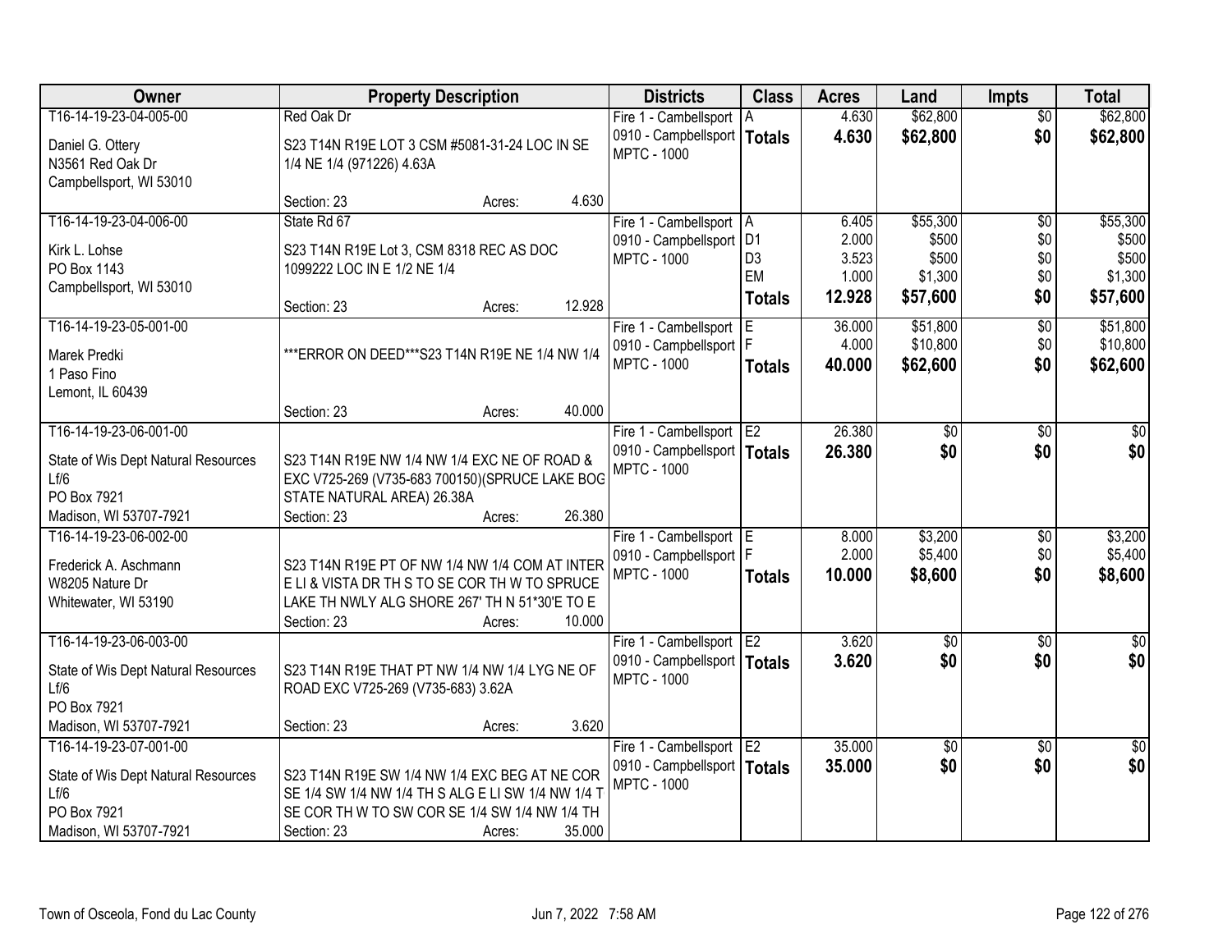| Owner | Property Description | Districts | Class | Acres | Land | Impts | Total |
|---|---|---|---|---|---|---|---|
| T16-14-19-23-04-005-00<br>Daniel G. Ottery<br>N3561 Red Oak Dr<br>Campbellsport, WI 53010 | Red Oak Dr<br>S23 T14N R19E LOT 3 CSM #5081-31-24 LOC IN SE 1/4 NE 1/4 (971226) 4.63A<br>Section: 23 Acres: 4.630 | Fire 1 - Cambellsport<br>0910 - Campbellsport<br>MPTC - 1000 | A<br>**Totals** | 4.630<br>**4.630** | $62,800<br>**$62,800** | $0<br>**$0** | $62,800<br>**$62,800** |
| T16-14-19-23-04-006-00<br>Kirk L. Lohse<br>PO Box 1143<br>Campbellsport, WI 53010 | State Rd 67<br>S23 T14N R19E Lot 3, CSM 8318 REC AS DOC 1099222 LOC IN E 1/2 NE 1/4<br>Section: 23 Acres: 12.928 | Fire 1 - Cambellsport<br>0910 - Campbellsport<br>MPTC - 1000 | A<br>D1<br>D3<br>EM<br>**Totals** | 6.405<br>2.000<br>3.523<br>1.000<br>**12.928** | $55,300<br>$500<br>$500<br>$1,300<br>**$57,600** | $0<br>$0<br>$0<br>$0<br>**$0** | $55,300<br>$500<br>$500<br>$1,300<br>**$57,600** |
| T16-14-19-23-05-001-00<br>Marek Predki<br>1 Paso Fino<br>Lemont, IL 60439 | ***ERROR ON DEED***S23 T14N R19E NE 1/4 NW 1/4<br>Section: 23 Acres: 40.000 | Fire 1 - Cambellsport<br>0910 - Campbellsport<br>MPTC - 1000 | E<br>F<br>**Totals** | 36.000<br>4.000<br>**40.000** | $51,800<br>$10,800<br>**$62,600** | $0<br>$0<br>**$0** | $51,800<br>$10,800<br>**$62,600** |
| T16-14-19-23-06-001-00<br>State of Wis Dept Natural Resources Lf/6<br>PO Box 7921<br>Madison, WI 53707-7921 | S23 T14N R19E NW 1/4 NW 1/4 EXC NE OF ROAD & EXC V725-269 (V735-683 700150)(SPRUCE LAKE BOG STATE NATURAL AREA) 26.38A<br>Section: 23 Acres: 26.380 | Fire 1 - Cambellsport<br>0910 - Campbellsport<br>MPTC - 1000 | E2<br>**Totals** | 26.380<br>**26.380** | $0<br>**$0** | $0<br>**$0** | $0<br>**$0** |
| T16-14-19-23-06-002-00<br>Frederick A. Aschmann<br>W8205 Nature Dr<br>Whitewater, WI 53190 | S23 T14N R19E PT OF NW 1/4 NW 1/4 COM AT INTER E LI & VISTA DR TH S TO SE COR TH W TO SPRUCE LAKE TH NWLY ALG SHORE 267' TH N 51*30'E TO E<br>Section: 23 Acres: 10.000 | Fire 1 - Cambellsport<br>0910 - Campbellsport<br>MPTC - 1000 | E<br>F<br>**Totals** | 8.000<br>2.000<br>**10.000** | $3,200<br>$5,400<br>**$8,600** | $0<br>$0<br>**$0** | $3,200<br>$5,400<br>**$8,600** |
| T16-14-19-23-06-003-00<br>State of Wis Dept Natural Resources Lf/6<br>PO Box 7921<br>Madison, WI 53707-7921 | S23 T14N R19E THAT PT NW 1/4 NW 1/4 LYG NE OF ROAD EXC V725-269 (V735-683) 3.62A<br>Section: 23 Acres: 3.620 | Fire 1 - Cambellsport<br>0910 - Campbellsport<br>MPTC - 1000 | E2<br>**Totals** | 3.620<br>**3.620** | $0<br>**$0** | $0<br>**$0** | $0<br>**$0** |
| T16-14-19-23-07-001-00<br>State of Wis Dept Natural Resources Lf/6<br>PO Box 7921<br>Madison, WI 53707-7921 | S23 T14N R19E SW 1/4 NW 1/4 EXC BEG AT NE COR SE 1/4 SW 1/4 NW 1/4 TH S ALG E LI SW 1/4 NW 1/4 T SE COR TH W TO SW COR SE 1/4 SW 1/4 NW 1/4 TH<br>Section: 23 Acres: 35.000 | Fire 1 - Cambellsport<br>0910 - Campbellsport<br>MPTC - 1000 | E2<br>**Totals** | 35.000<br>**35.000** | $0<br>**$0** | $0<br>**$0** | $0<br>**$0** |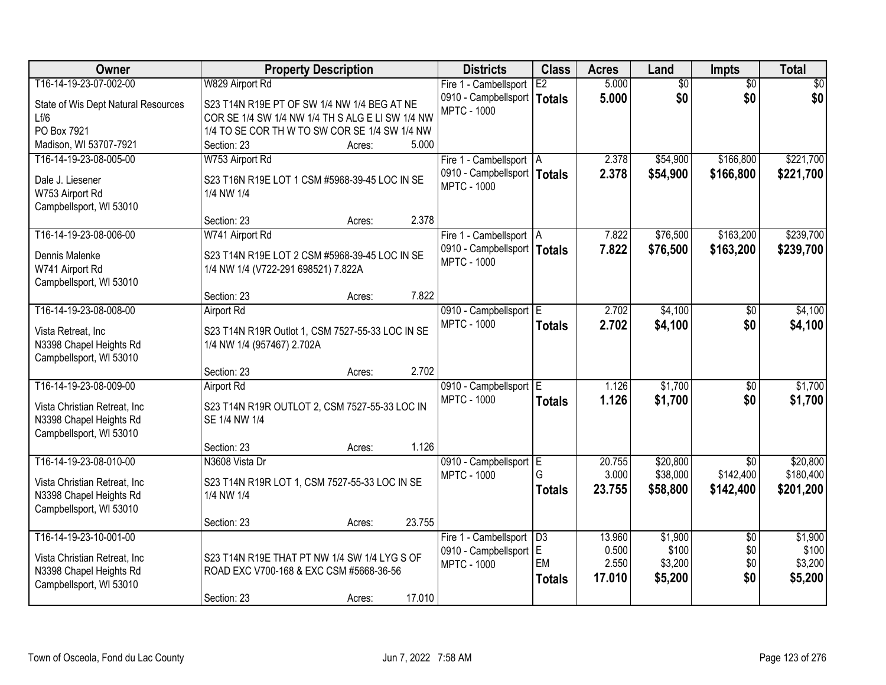| Owner | Property Description | Districts | Class | Acres | Land | Impts | Total |
|---|---|---|---|---|---|---|---|
| T16-14-19-23-07-002-00<br>State of Wis Dept Natural Resources<br>Lf/6<br>PO Box 7921<br>Madison, WI 53707-7921 | W829 Airport Rd<br>S23 T14N R19E PT OF SW 1/4 NW 1/4 BEG AT NE COR SE 1/4 SW 1/4 NW 1/4 TH S ALG E LI SW 1/4 NW 1/4 TO SE COR TH W TO SW COR SE 1/4 SW 1/4 NW<br>Section: 23 Acres: 5.000 | Fire 1 - Cambellsport<br>0910 - Campbellsport<br>MPTC - 1000 | E2<br>**Totals** | 5.000<br>**5.000** | $0<br>**$0** | $0<br>**$0** | $0<br>**$0** |
| T16-14-19-23-08-005-00<br>Dale J. Liesener<br>W753 Airport Rd<br>Campbellsport, WI 53010 | W753 Airport Rd<br>S23 T16N R19E LOT 1 CSM #5968-39-45 LOC IN SE 1/4 NW 1/4<br>Section: 23 Acres: 2.378 | Fire 1 - Cambellsport<br>0910 - Campbellsport<br>MPTC - 1000 | A<br>**Totals** | 2.378<br>**2.378** | $54,900<br>**$54,900** | $166,800<br>**$166,800** | $221,700<br>**$221,700** |
| T16-14-19-23-08-006-00<br>Dennis Malenke<br>W741 Airport Rd<br>Campbellsport, WI 53010 | W741 Airport Rd<br>S23 T14N R19E LOT 2 CSM #5968-39-45 LOC IN SE 1/4 NW 1/4 (V722-291 698521) 7.822A<br>Section: 23 Acres: 7.822 | Fire 1 - Cambellsport<br>0910 - Campbellsport<br>MPTC - 1000 | A<br>**Totals** | 7.822<br>**7.822** | $76,500<br>**$76,500** | $163,200<br>**$163,200** | $239,700<br>**$239,700** |
| T16-14-19-23-08-008-00<br>Vista Retreat, Inc<br>N3398 Chapel Heights Rd<br>Campbellsport, WI 53010 | Airport Rd<br>S23 T14N R19R Outlot 1, CSM 7527-55-33 LOC IN SE 1/4 NW 1/4 (957467) 2.702A<br>Section: 23 Acres: 2.702 | 0910 - Campbellsport<br>MPTC - 1000 | E<br>**Totals** | 2.702<br>**2.702** | $4,100<br>**$4,100** | $0<br>**$0** | $4,100<br>**$4,100** |
| T16-14-19-23-08-009-00<br>Vista Christian Retreat, Inc<br>N3398 Chapel Heights Rd<br>Campbellsport, WI 53010 | Airport Rd<br>S23 T14N R19R OUTLOT 2, CSM 7527-55-33 LOC IN SE 1/4 NW 1/4<br>Section: 23 Acres: 1.126 | 0910 - Campbellsport<br>MPTC - 1000 | E<br>**Totals** | 1.126<br>**1.126** | $1,700<br>**$1,700** | $0<br>**$0** | $1,700<br>**$1,700** |
| T16-14-19-23-08-010-00<br>Vista Christian Retreat, Inc<br>N3398 Chapel Heights Rd<br>Campbellsport, WI 53010 | N3608 Vista Dr<br>S23 T14N R19R LOT 1, CSM 7527-55-33 LOC IN SE 1/4 NW 1/4<br>Section: 23 Acres: 23.755 | 0910 - Campbellsport<br>MPTC - 1000 | E<br>G<br>**Totals** | 20.755<br>3.000<br>**23.755** | $20,800<br>$38,000<br>**$58,800** | $0<br>$142,400<br>**$142,400** | $20,800<br>$180,400<br>**$201,200** |
| T16-14-19-23-10-001-00<br>Vista Christian Retreat, Inc<br>N3398 Chapel Heights Rd<br>Campbellsport, WI 53010 | S23 T14N R19E THAT PT NW 1/4 SW 1/4 LYG S OF ROAD EXC V700-168 & EXC CSM #5668-36-56<br>Section: 23 Acres: 17.010 | Fire 1 - Cambellsport<br>0910 - Campbellsport<br>MPTC - 1000 | D3<br>E<br>EM<br>**Totals** | 13.960<br>0.500<br>2.550<br>**17.010** | $1,900<br>$100<br>$3,200<br>**$5,200** | $0<br>$0<br>$0<br>**$0** | $1,900<br>$100<br>$3,200<br>**$5,200** |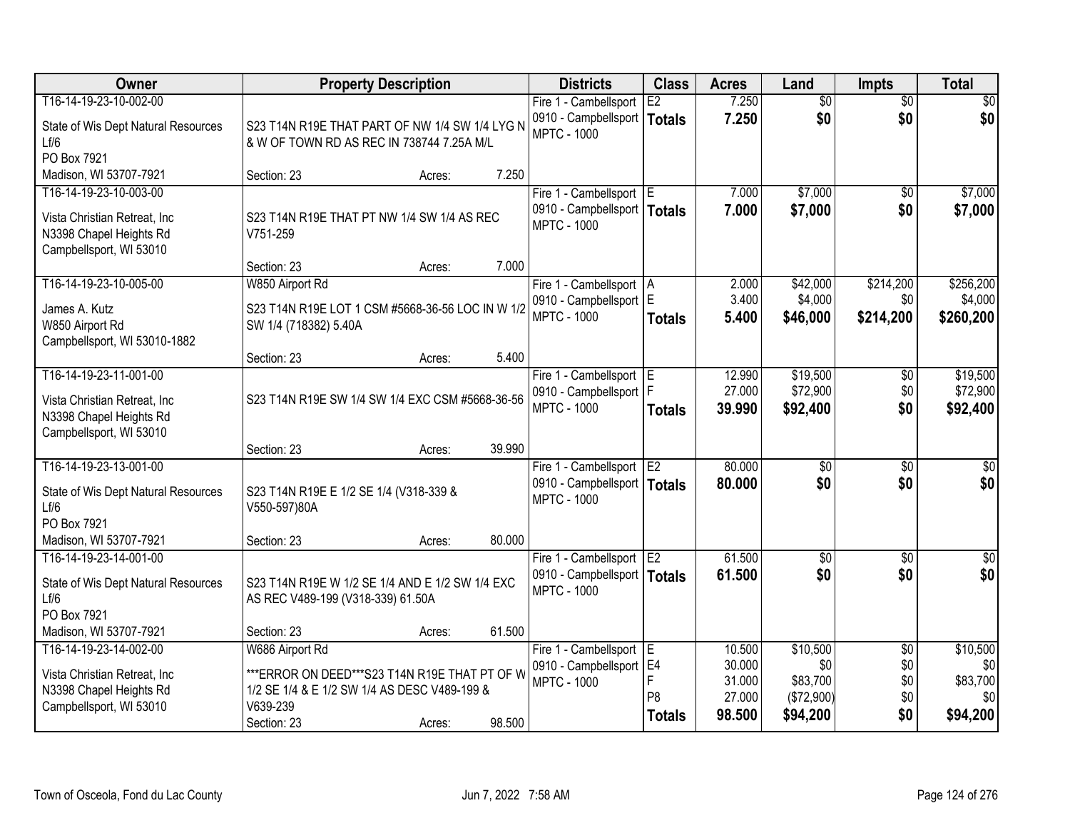| Owner | Property Description | Districts | Class | Acres | Land | Impts | Total |
|---|---|---|---|---|---|---|---|
| T16-14-19-23-10-002-00<br>State of Wis Dept Natural Resources<br>Lf/6<br>PO Box 7921<br>Madison, WI 53707-7921 | S23 T14N R19E THAT PART OF NW 1/4 SW 1/4 LYG N & W OF TOWN RD AS REC IN 738744 7.25A M/L<br>Section: 23 Acres: 7.250 | Fire 1 - Cambellsport<br>0910 - Campbellsport<br>MPTC - 1000 | E2<br>**Totals** | 7.250<br>**7.250** | $0<br>**$0** | $0<br>**$0** | $0<br>**$0** |
| T16-14-19-23-10-003-00<br>Vista Christian Retreat, Inc<br>N3398 Chapel Heights Rd<br>Campbellsport, WI 53010 | S23 T14N R19E THAT PT NW 1/4 SW 1/4 AS REC V751-259<br>Section: 23 Acres: 7.000 | Fire 1 - Cambellsport<br>0910 - Campbellsport<br>MPTC - 1000 | E<br>**Totals** | 7.000<br>**7.000** | $7,000<br>**$7,000** | $0<br>**$0** | $7,000<br>**$7,000** |
| T16-14-19-23-10-005-00<br>James A. Kutz<br>W850 Airport Rd<br>Campbellsport, WI 53010-1882 | W850 Airport Rd<br>S23 T14N R19E LOT 1 CSM #5668-36-56 LOC IN W 1/2 SW 1/4 (718382) 5.40A<br>Section: 23 Acres: 5.400 | Fire 1 - Cambellsport<br>0910 - Campbellsport<br>MPTC - 1000 | A<br>E<br>**Totals** | 2.000<br>3.400<br>**5.400** | $42,000<br>$4,000<br>**$46,000** | $214,200<br>$0<br>**$214,200** | $256,200<br>$4,000<br>**$260,200** |
| T16-14-19-23-11-001-00<br>Vista Christian Retreat, Inc<br>N3398 Chapel Heights Rd<br>Campbellsport, WI 53010 | S23 T14N R19E SW 1/4 SW 1/4 EXC CSM #5668-36-56<br>Section: 23 Acres: 39.990 | Fire 1 - Cambellsport<br>0910 - Campbellsport<br>MPTC - 1000 | E<br>F<br>**Totals** | 12.990<br>27.000<br>**39.990** | $19,500<br>$72,900<br>**$92,400** | $0<br>$0<br>**$0** | $19,500<br>$72,900<br>**$92,400** |
| T16-14-19-23-13-001-00<br>State of Wis Dept Natural Resources<br>Lf/6<br>PO Box 7921<br>Madison, WI 53707-7921 | S23 T14N R19E E 1/2 SE 1/4 (V318-339 & V550-597)80A<br>Section: 23 Acres: 80.000 | Fire 1 - Cambellsport<br>0910 - Campbellsport<br>MPTC - 1000 | E2<br>**Totals** | 80.000<br>**80.000** | $0<br>**$0** | $0<br>**$0** | $0<br>**$0** |
| T16-14-19-23-14-001-00<br>State of Wis Dept Natural Resources<br>Lf/6<br>PO Box 7921<br>Madison, WI 53707-7921 | S23 T14N R19E W 1/2 SE 1/4 AND E 1/2 SW 1/4 EXC AS REC V489-199 (V318-339) 61.50A<br>Section: 23 Acres: 61.500 | Fire 1 - Cambellsport<br>0910 - Campbellsport<br>MPTC - 1000 | E2<br>**Totals** | 61.500<br>**61.500** | $0<br>**$0** | $0<br>**$0** | $0<br>**$0** |
| T16-14-19-23-14-002-00<br>Vista Christian Retreat, Inc<br>N3398 Chapel Heights Rd<br>Campbellsport, WI 53010 | W686 Airport Rd<br>***ERROR ON DEED***S23 T14N R19E THAT PT OF W 1/2 SE 1/4 & E 1/2 SW 1/4 AS DESC V489-199 & V639-239<br>Section: 23 Acres: 98.500 | Fire 1 - Cambellsport<br>0910 - Campbellsport<br>MPTC - 1000 | E<br>E4<br>F<br>P8<br>**Totals** | 10.500<br>30.000<br>31.000<br>27.000<br>**98.500** | $10,500<br>$0<br>$83,700<br>($72,900)<br>**$94,200** | $0<br>$0<br>$0<br>$0<br>**$0** | $10,500<br>$0<br>$83,700<br>$0<br>**$94,200** |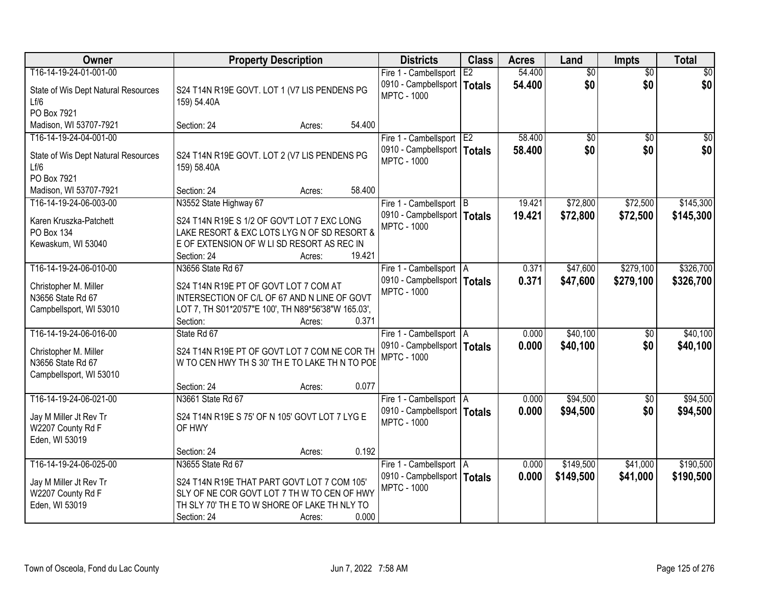| Owner | Property Description | Districts | Class | Acres | Land | Impts | Total |
|---|---|---|---|---|---|---|---|
| T16-14-19-24-01-001-00<br>State of Wis Dept Natural Resources<br>Lf/6<br>PO Box 7921<br>Madison, WI 53707-7921 | S24 T14N R19E GOVT. LOT 1 (V7 LIS PENDENS PG 159) 54.40A<br>Section: 24 Acres: 54.400 | Fire 1 - Cambellsport<br>0910 - Campbellsport<br>MPTC - 1000 | E2<br>**Totals** | 54.400<br>**54.400** | $0<br>**$0** | $0<br>**$0** | $0<br>**$0** |
| T16-14-19-24-04-001-00<br>State of Wis Dept Natural Resources<br>Lf/6<br>PO Box 7921<br>Madison, WI 53707-7921 | S24 T14N R19E GOVT. LOT 2 (V7 LIS PENDENS PG 159) 58.40A<br>Section: 24 Acres: 58.400 | Fire 1 - Cambellsport<br>0910 - Campbellsport<br>MPTC - 1000 | E2<br>**Totals** | 58.400<br>**58.400** | $0<br>**$0** | $0<br>**$0** | $0<br>**$0** |
| T16-14-19-24-06-003-00<br>Karen Kruszka-Patchett<br>PO Box 134<br>Kewaskum, WI 53040 | N3552 State Highway 67<br>S24 T14N R19E S 1/2 OF GOV'T LOT 7 EXC LONG LAKE RESORT & EXC LOTS LYG N OF SD RESORT & E OF EXTENSION OF W LI SD RESORT AS REC IN<br>Section: 24 Acres: 19.421 | Fire 1 - Cambellsport<br>0910 - Campbellsport<br>MPTC - 1000 | B<br>**Totals** | 19.421<br>**19.421** | $72,800<br>**$72,800** | $72,500<br>**$72,500** | $145,300<br>**$145,300** |
| T16-14-19-24-06-010-00<br>Christopher M. Miller<br>N3656 State Rd 67<br>Campbellsport, WI 53010 | N3656 State Rd 67<br>S24 T14N R19E PT OF GOVT LOT 7 COM AT INTERSECTION OF C/L OF 67 AND N LINE OF GOVT LOT 7, TH S01*20'57"E 100', TH N89*56'38"W 165.03',<br>Section: Acres: 0.371 | Fire 1 - Cambellsport<br>0910 - Campbellsport<br>MPTC - 1000 | A<br>**Totals** | 0.371<br>**0.371** | $47,600<br>**$47,600** | $279,100<br>**$279,100** | $326,700<br>**$326,700** |
| T16-14-19-24-06-016-00<br>Christopher M. Miller<br>N3656 State Rd 67<br>Campbellsport, WI 53010 | State Rd 67<br>S24 T14N R19E PT OF GOVT LOT 7 COM NE COR TH W TO CEN HWY TH S 30' TH E TO LAKE TH N TO POE<br>Section: 24 Acres: 0.077 | Fire 1 - Cambellsport<br>0910 - Campbellsport<br>MPTC - 1000 | A<br>**Totals** | 0.000<br>**0.000** | $40,100<br>**$40,100** | $0<br>**$0** | $40,100<br>**$40,100** |
| T16-14-19-24-06-021-00<br>Jay M Miller Jt Rev Tr<br>W2207 County Rd F<br>Eden, WI 53019 | N3661 State Rd 67<br>S24 T14N R19E S 75' OF N 105' GOVT LOT 7 LYG E OF HWY<br>Section: 24 Acres: 0.192 | Fire 1 - Cambellsport<br>0910 - Campbellsport<br>MPTC - 1000 | A<br>**Totals** | 0.000<br>**0.000** | $94,500<br>**$94,500** | $0<br>**$0** | $94,500<br>**$94,500** |
| T16-14-19-24-06-025-00<br>Jay M Miller Jt Rev Tr<br>W2207 County Rd F<br>Eden, WI 53019 | N3655 State Rd 67<br>S24 T14N R19E THAT PART GOVT LOT 7 COM 105' SLY OF NE COR GOVT LOT 7 TH W TO CEN OF HWY TH SLY 70' TH E TO W SHORE OF LAKE TH NLY TO<br>Section: 24 Acres: 0.000 | Fire 1 - Cambellsport<br>0910 - Campbellsport<br>MPTC - 1000 | A<br>**Totals** | 0.000<br>**0.000** | $149,500<br>**$149,500** | $41,000<br>**$41,000** | $190,500<br>**$190,500** |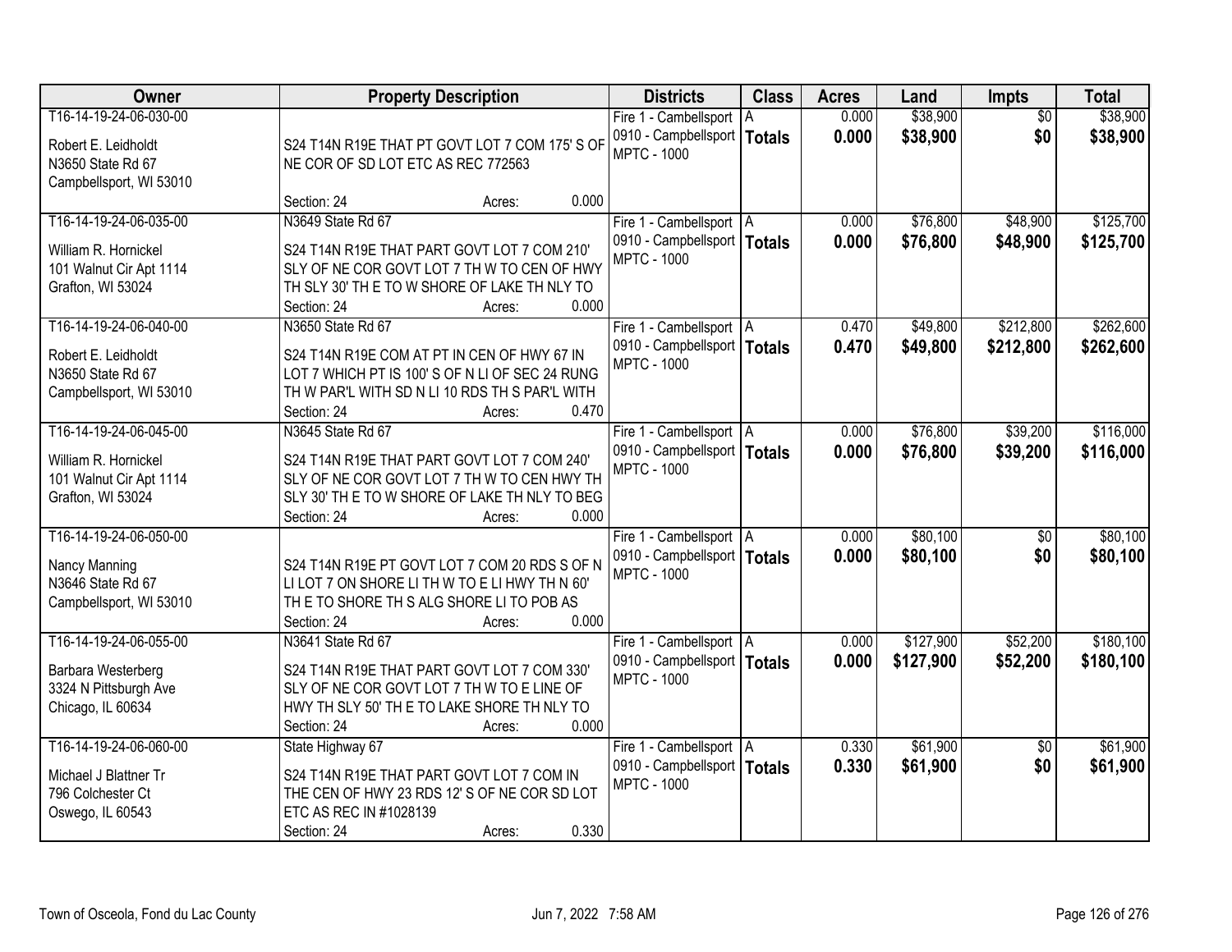| Owner | Property Description | Districts | Class | Acres | Land | Impts | Total |
|---|---|---|---|---|---|---|---|
| T16-14-19-24-06-030-00<br>Robert E. Leidholdt<br>N3650 State Rd 67<br>Campbellsport, WI 53010 | S24 T14N R19E THAT PT GOVT LOT 7 COM 175' S OF NE COR OF SD LOT ETC AS REC 772563<br>Section: 24 Acres: 0.000 | Fire 1 - Cambellsport<br>0910 - Campbellsport<br>MPTC - 1000 | A<br>**Totals** | 0.000<br>**0.000** | $38,900<br>**$38,900** | $0<br>**$0** | $38,900<br>**$38,900** |
| T16-14-19-24-06-035-00<br>William R. Hornickel<br>101 Walnut Cir Apt 1114<br>Grafton, WI 53024 | N3649 State Rd 67<br>S24 T14N R19E THAT PART GOVT LOT 7 COM 210' SLY OF NE COR GOVT LOT 7 TH W TO CEN OF HWY TH SLY 30' TH E TO W SHORE OF LAKE TH NLY TO<br>Section: 24 Acres: 0.000 | Fire 1 - Cambellsport<br>0910 - Campbellsport<br>MPTC - 1000 | A<br>**Totals** | 0.000<br>**0.000** | $76,800<br>**$76,800** | $48,900<br>**$48,900** | $125,700<br>**$125,700** |
| T16-14-19-24-06-040-00<br>Robert E. Leidholdt<br>N3650 State Rd 67<br>Campbellsport, WI 53010 | N3650 State Rd 67<br>S24 T14N R19E COM AT PT IN CEN OF HWY 67 IN LOT 7 WHICH PT IS 100' S OF N LI OF SEC 24 RUNG TH W PAR'L WITH SD N LI 10 RDS TH S PAR'L WITH<br>Section: 24 Acres: 0.470 | Fire 1 - Cambellsport<br>0910 - Campbellsport<br>MPTC - 1000 | A<br>**Totals** | 0.470<br>**0.470** | $49,800<br>**$49,800** | $212,800<br>**$212,800** | $262,600<br>**$262,600** |
| T16-14-19-24-06-045-00<br>William R. Hornickel<br>101 Walnut Cir Apt 1114<br>Grafton, WI 53024 | N3645 State Rd 67<br>S24 T14N R19E THAT PART GOVT LOT 7 COM 240' SLY OF NE COR GOVT LOT 7 TH W TO CEN HWY TH SLY 30' TH E TO W SHORE OF LAKE TH NLY TO BEG<br>Section: 24 Acres: 0.000 | Fire 1 - Cambellsport<br>0910 - Campbellsport<br>MPTC - 1000 | A<br>**Totals** | 0.000<br>**0.000** | $76,800<br>**$76,800** | $39,200<br>**$39,200** | $116,000<br>**$116,000** |
| T16-14-19-24-06-050-00<br>Nancy Manning<br>N3646 State Rd 67<br>Campbellsport, WI 53010 | S24 T14N R19E PT GOVT LOT 7 COM 20 RDS S OF N LI LOT 7 ON SHORE LI TH W TO E LI HWY TH N 60' TH E TO SHORE TH S ALG SHORE LI TO POB AS<br>Section: 24 Acres: 0.000 | Fire 1 - Cambellsport<br>0910 - Campbellsport<br>MPTC - 1000 | A<br>**Totals** | 0.000<br>**0.000** | $80,100<br>**$80,100** | $0<br>**$0** | $80,100<br>**$80,100** |
| T16-14-19-24-06-055-00<br>Barbara Westerberg<br>3324 N Pittsburgh Ave<br>Chicago, IL 60634 | N3641 State Rd 67<br>S24 T14N R19E THAT PART GOVT LOT 7 COM 330' SLY OF NE COR GOVT LOT 7 TH W TO E LINE OF HWY TH SLY 50' TH E TO LAKE SHORE TH NLY TO<br>Section: 24 Acres: 0.000 | Fire 1 - Cambellsport<br>0910 - Campbellsport<br>MPTC - 1000 | A<br>**Totals** | 0.000<br>**0.000** | $127,900<br>**$127,900** | $52,200<br>**$52,200** | $180,100<br>**$180,100** |
| T16-14-19-24-06-060-00<br>Michael J Blattner Tr<br>796 Colchester Ct<br>Oswego, IL 60543 | State Highway 67<br>S24 T14N R19E THAT PART GOVT LOT 7 COM IN THE CEN OF HWY 23 RDS 12' S OF NE COR SD LOT ETC AS REC IN #1028139<br>Section: 24 Acres: 0.330 | Fire 1 - Cambellsport<br>0910 - Campbellsport<br>MPTC - 1000 | A<br>**Totals** | 0.330<br>**0.330** | $61,900<br>**$61,900** | $0<br>**$0** | $61,900<br>**$61,900** |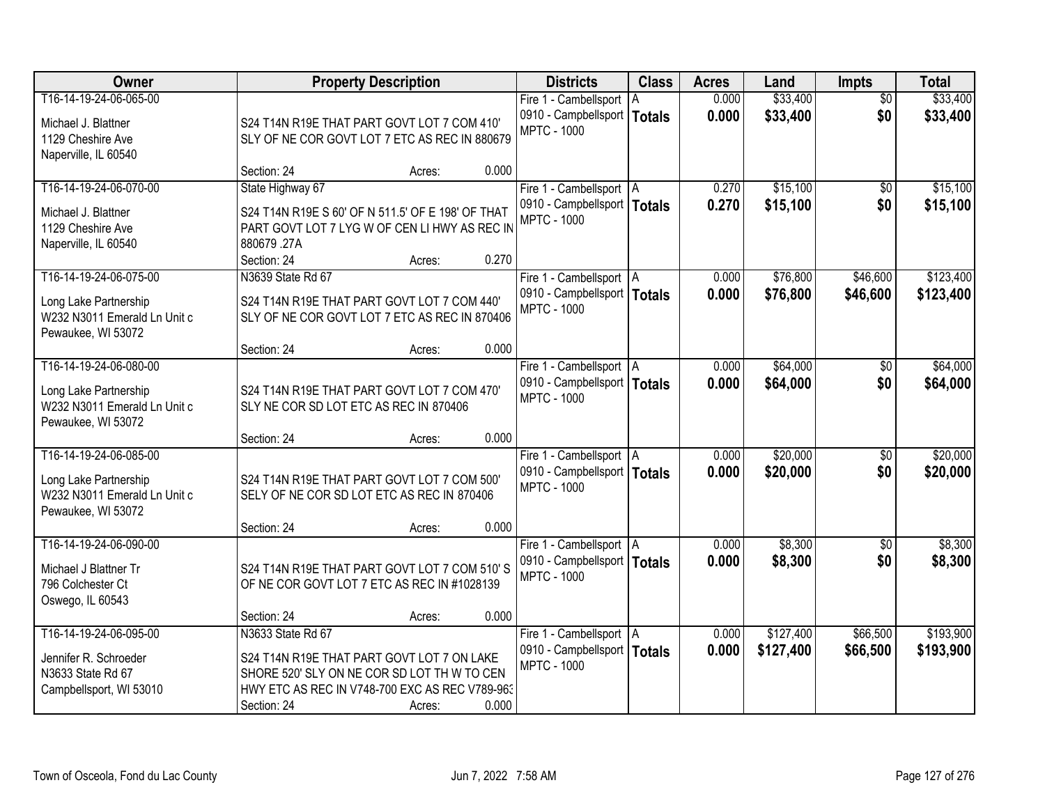| Owner | Property Description | Districts | Class | Acres | Land | Impts | Total |
|---|---|---|---|---|---|---|---|
| T16-14-19-24-06-065-00<br>Michael J. Blattner<br>1129 Cheshire Ave<br>Naperville, IL 60540 | S24 T14N R19E THAT PART GOVT LOT 7 COM 410' SLY OF NE COR GOVT LOT 7 ETC AS REC IN 880679<br>Section: 24 Acres: 0.000 | Fire 1 - Cambellsport<br>0910 - Campbellsport<br>MPTC - 1000 | A<br>**Totals** | 0.000<br>**0.000** | $33,400<br>**$33,400** | $0<br>**$0** | $33,400<br>**$33,400** |
| T16-14-19-24-06-070-00<br>Michael J. Blattner<br>1129 Cheshire Ave<br>Naperville, IL 60540 | State Highway 67<br>S24 T14N R19E S 60' OF N 511.5' OF E 198' OF THAT PART GOVT LOT 7 LYG W OF CEN LI HWY AS REC IN 880679 .27A<br>Section: 24 Acres: 0.270 | Fire 1 - Cambellsport<br>0910 - Campbellsport<br>MPTC - 1000 | A<br>**Totals** | 0.270<br>**0.270** | $15,100<br>**$15,100** | $0<br>**$0** | $15,100<br>**$15,100** |
| T16-14-19-24-06-075-00<br>Long Lake Partnership<br>W232 N3011 Emerald Ln Unit c<br>Pewaukee, WI 53072 | N3639 State Rd 67<br>S24 T14N R19E THAT PART GOVT LOT 7 COM 440' SLY OF NE COR GOVT LOT 7 ETC AS REC IN 870406<br>Section: 24 Acres: 0.000 | Fire 1 - Cambellsport<br>0910 - Campbellsport<br>MPTC - 1000 | A<br>**Totals** | 0.000<br>**0.000** | $76,800<br>**$76,800** | $46,600<br>**$46,600** | $123,400<br>**$123,400** |
| T16-14-19-24-06-080-00<br>Long Lake Partnership<br>W232 N3011 Emerald Ln Unit c<br>Pewaukee, WI 53072 | S24 T14N R19E THAT PART GOVT LOT 7 COM 470' SLY NE COR SD LOT ETC AS REC IN 870406<br>Section: 24 Acres: 0.000 | Fire 1 - Cambellsport<br>0910 - Campbellsport<br>MPTC - 1000 | A<br>**Totals** | 0.000<br>**0.000** | $64,000<br>**$64,000** | $0<br>**$0** | $64,000<br>**$64,000** |
| T16-14-19-24-06-085-00<br>Long Lake Partnership<br>W232 N3011 Emerald Ln Unit c<br>Pewaukee, WI 53072 | S24 T14N R19E THAT PART GOVT LOT 7 COM 500' SELY OF NE COR SD LOT ETC AS REC IN 870406<br>Section: 24 Acres: 0.000 | Fire 1 - Cambellsport<br>0910 - Campbellsport<br>MPTC - 1000 | A<br>**Totals** | 0.000<br>**0.000** | $20,000<br>**$20,000** | $0<br>**$0** | $20,000<br>**$20,000** |
| T16-14-19-24-06-090-00<br>Michael J Blattner Tr<br>796 Colchester Ct<br>Oswego, IL 60543 | S24 T14N R19E THAT PART GOVT LOT 7 COM 510' S OF NE COR GOVT LOT 7 ETC AS REC IN #1028139<br>Section: 24 Acres: 0.000 | Fire 1 - Cambellsport<br>0910 - Campbellsport<br>MPTC - 1000 | A<br>**Totals** | 0.000<br>**0.000** | $8,300<br>**$8,300** | $0<br>**$0** | $8,300<br>**$8,300** |
| T16-14-19-24-06-095-00<br>Jennifer R. Schroeder<br>N3633 State Rd 67<br>Campbellsport, WI 53010 | N3633 State Rd 67<br>S24 T14N R19E THAT PART GOVT LOT 7 ON LAKE SHORE 520' SLY ON NE COR SD LOT TH W TO CEN HWY ETC AS REC IN V748-700 EXC AS REC V789-963<br>Section: 24 Acres: 0.000 | Fire 1 - Cambellsport<br>0910 - Campbellsport<br>MPTC - 1000 | A<br>**Totals** | 0.000<br>**0.000** | $127,400<br>**$127,400** | $66,500<br>**$66,500** | $193,900<br>**$193,900** |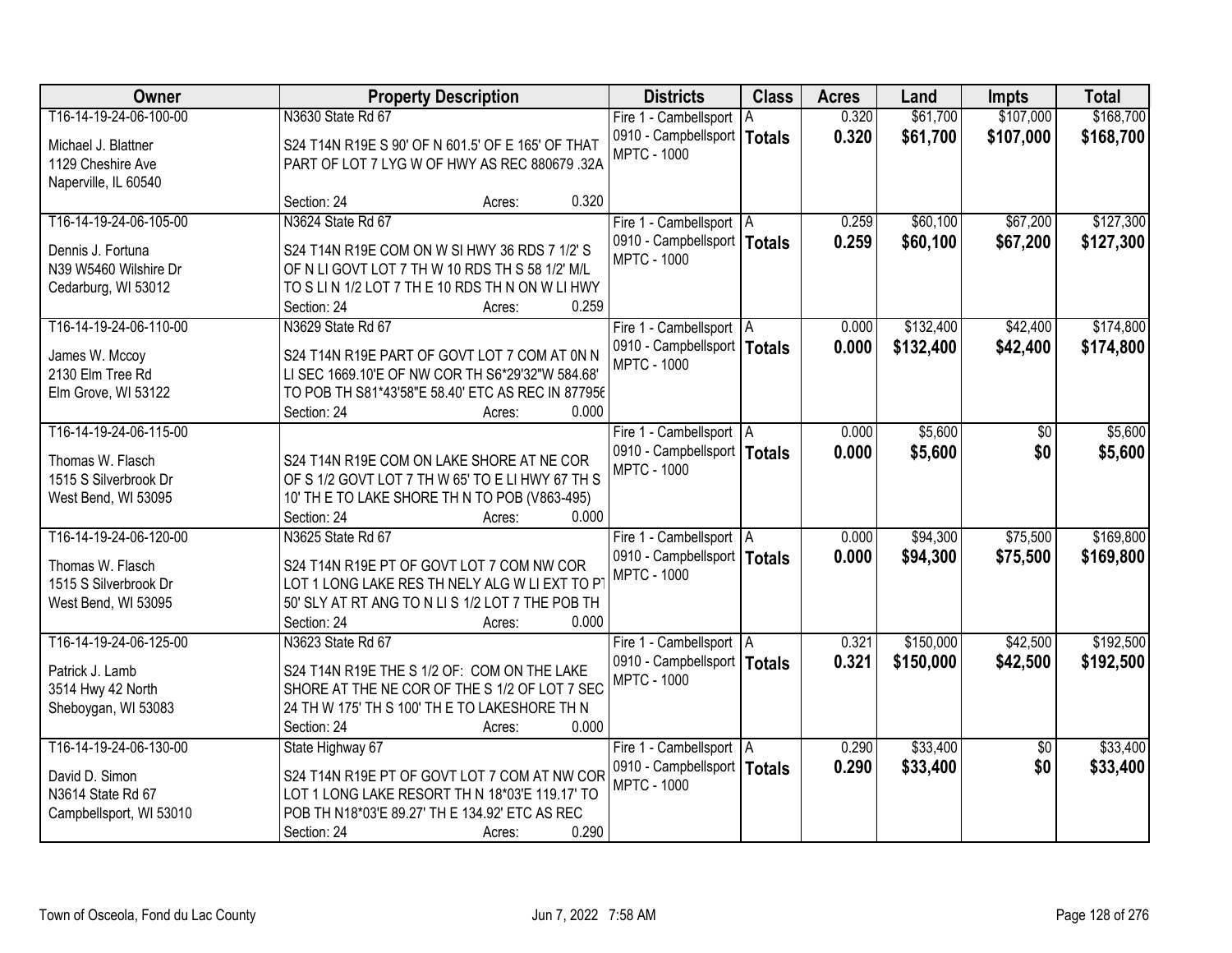| Owner | Property Description | Districts | Class | Acres | Land | Impts | Total |
|---|---|---|---|---|---|---|---|
| T16-14-19-24-06-100-00<br>Michael J. Blattner<br>1129 Cheshire Ave<br>Naperville, IL 60540 | N3630 State Rd 67<br>S24 T14N R19E S 90' OF N 601.5' OF E 165' OF THAT PART OF LOT 7 LYG W OF HWY AS REC 880679 .32A<br>Section: 24 Acres: 0.320 | Fire 1 - Cambellsport<br>0910 - Campbellsport<br>MPTC - 1000 | A<br>**Totals** | 0.320<br>**0.320** | $61,700<br>**$61,700** | $107,000<br>**$107,000** | $168,700<br>**$168,700** |
| T16-14-19-24-06-105-00<br>Dennis J. Fortuna<br>N39 W5460 Wilshire Dr<br>Cedarburg, WI 53012 | N3624 State Rd 67<br>S24 T14N R19E COM ON W SI HWY 36 RDS 7 1/2' S OF N LI GOVT LOT 7 TH W 10 RDS TH S 58 1/2' M/L TO S LI N 1/2 LOT 7 TH E 10 RDS TH N ON W LI HWY<br>Section: 24 Acres: 0.259 | Fire 1 - Cambellsport<br>0910 - Campbellsport<br>MPTC - 1000 | A<br>**Totals** | 0.259<br>**0.259** | $60,100<br>**$60,100** | $67,200<br>**$67,200** | $127,300<br>**$127,300** |
| T16-14-19-24-06-110-00<br>James W. Mccoy<br>2130 Elm Tree Rd<br>Elm Grove, WI 53122 | N3629 State Rd 67<br>S24 T14N R19E PART OF GOVT LOT 7 COM AT 0N N LI SEC 1669.10'E OF NW COR TH S6*29'32"W 584.68' TO POB TH S81*43'58"E 58.40' ETC AS REC IN 877956<br>Section: 24 Acres: 0.000 | Fire 1 - Cambellsport<br>0910 - Campbellsport<br>MPTC - 1000 | A<br>**Totals** | 0.000<br>**0.000** | $132,400<br>**$132,400** | $42,400<br>**$42,400** | $174,800<br>**$174,800** |
| T16-14-19-24-06-115-00<br>Thomas W. Flasch<br>1515 S Silverbrook Dr<br>West Bend, WI 53095 | S24 T14N R19E COM ON LAKE SHORE AT NE COR OF S 1/2 GOVT LOT 7 TH W 65' TO E LI HWY 67 TH S 10' TH E TO LAKE SHORE TH N TO POB (V863-495)<br>Section: 24 Acres: 0.000 | Fire 1 - Cambellsport<br>0910 - Campbellsport<br>MPTC - 1000 | A<br>**Totals** | 0.000<br>**0.000** | $5,600<br>**$5,600** | $0<br>**$0** | $5,600<br>**$5,600** |
| T16-14-19-24-06-120-00<br>Thomas W. Flasch<br>1515 S Silverbrook Dr<br>West Bend, WI 53095 | N3625 State Rd 67<br>S24 T14N R19E PT OF GOVT LOT 7 COM NW COR LOT 1 LONG LAKE RES TH NELY ALG W LI EXT TO PT 50' SLY AT RT ANG TO N LI S 1/2 LOT 7 THE POB TH<br>Section: 24 Acres: 0.000 | Fire 1 - Cambellsport<br>0910 - Campbellsport<br>MPTC - 1000 | A<br>**Totals** | 0.000<br>**0.000** | $94,300<br>**$94,300** | $75,500<br>**$75,500** | $169,800<br>**$169,800** |
| T16-14-19-24-06-125-00<br>Patrick J. Lamb<br>3514 Hwy 42 North<br>Sheboygan, WI 53083 | N3623 State Rd 67<br>S24 T14N R19E THE S 1/2 OF: COM ON THE LAKE SHORE AT THE NE COR OF THE S 1/2 OF LOT 7 SEC 24 TH W 175' TH S 100' TH E TO LAKESHORE TH N<br>Section: 24 Acres: 0.000 | Fire 1 - Cambellsport<br>0910 - Campbellsport<br>MPTC - 1000 | A<br>**Totals** | 0.321<br>**0.321** | $150,000<br>**$150,000** | $42,500<br>**$42,500** | $192,500<br>**$192,500** |
| T16-14-19-24-06-130-00<br>David D. Simon<br>N3614 State Rd 67<br>Campbellsport, WI 53010 | State Highway 67<br>S24 T14N R19E PT OF GOVT LOT 7 COM AT NW COR LOT 1 LONG LAKE RESORT TH N 18*03'E 119.17' TO POB TH N18*03'E 89.27' TH E 134.92' ETC AS REC<br>Section: 24 Acres: 0.290 | Fire 1 - Cambellsport<br>0910 - Campbellsport<br>MPTC - 1000 | A<br>**Totals** | 0.290<br>**0.290** | $33,400<br>**$33,400** | $0<br>**$0** | $33,400<br>**$33,400** |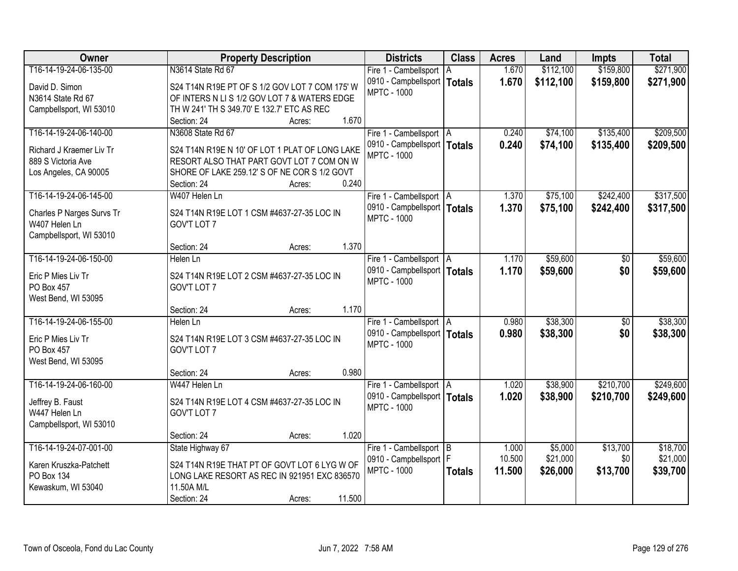| Owner | Property Description | Districts | Class | Acres | Land | Impts | Total |
|---|---|---|---|---|---|---|---|
| T16-14-19-24-06-135-00<br>David D. Simon<br>N3614 State Rd 67<br>Campbellsport, WI 53010 | N3614 State Rd 67<br>S24 T14N R19E PT OF S 1/2 GOV LOT 7 COM 175' W OF INTERS N LI S 1/2 GOV LOT 7 & WATERS EDGE TH W 241' TH S 349.70' E 132.7' ETC AS REC<br>Section: 24 Acres: 1.670 | Fire 1 - Cambellsport<br>0910 - Campbellsport<br>MPTC - 1000 | A<br>**Totals** | 1.670<br>**1.670** | $112,100<br>**$112,100** | $159,800<br>**$159,800** | $271,900<br>**$271,900** |
| T16-14-19-24-06-140-00<br>Richard J Kraemer Liv Tr<br>889 S Victoria Ave<br>Los Angeles, CA 90005 | N3608 State Rd 67<br>S24 T14N R19E N 10' OF LOT 1 PLAT OF LONG LAKE RESORT ALSO THAT PART GOVT LOT 7 COM ON W SHORE OF LAKE 259.12' S OF NE COR S 1/2 GOVT<br>Section: 24 Acres: 0.240 | Fire 1 - Cambellsport<br>0910 - Campbellsport<br>MPTC - 1000 | A<br>**Totals** | 0.240<br>**0.240** | $74,100<br>**$74,100** | $135,400<br>**$135,400** | $209,500<br>**$209,500** |
| T16-14-19-24-06-145-00<br>Charles P Narges Survs Tr<br>W407 Helen Ln<br>Campbellsport, WI 53010 | W407 Helen Ln<br>S24 T14N R19E LOT 1 CSM #4637-27-35 LOC IN GOV'T LOT 7<br>Section: 24 Acres: 1.370 | Fire 1 - Cambellsport<br>0910 - Campbellsport<br>MPTC - 1000 | A<br>**Totals** | 1.370<br>**1.370** | $75,100<br>**$75,100** | $242,400<br>**$242,400** | $317,500<br>**$317,500** |
| T16-14-19-24-06-150-00<br>Eric P Mies Liv Tr<br>PO Box 457<br>West Bend, WI 53095 | Helen Ln<br>S24 T14N R19E LOT 2 CSM #4637-27-35 LOC IN GOV'T LOT 7<br>Section: 24 Acres: 1.170 | Fire 1 - Cambellsport<br>0910 - Campbellsport<br>MPTC - 1000 | A<br>**Totals** | 1.170<br>**1.170** | $59,600<br>**$59,600** | $0<br>**$0** | $59,600<br>**$59,600** |
| T16-14-19-24-06-155-00<br>Eric P Mies Liv Tr<br>PO Box 457<br>West Bend, WI 53095 | Helen Ln<br>S24 T14N R19E LOT 3 CSM #4637-27-35 LOC IN GOV'T LOT 7<br>Section: 24 Acres: 0.980 | Fire 1 - Cambellsport<br>0910 - Campbellsport<br>MPTC - 1000 | A<br>**Totals** | 0.980<br>**0.980** | $38,300<br>**$38,300** | $0<br>**$0** | $38,300<br>**$38,300** |
| T16-14-19-24-06-160-00<br>Jeffrey B. Faust<br>W447 Helen Ln<br>Campbellsport, WI 53010 | W447 Helen Ln<br>S24 T14N R19E LOT 4 CSM #4637-27-35 LOC IN GOV'T LOT 7<br>Section: 24 Acres: 1.020 | Fire 1 - Cambellsport<br>0910 - Campbellsport<br>MPTC - 1000 | A<br>**Totals** | 1.020<br>**1.020** | $38,900<br>**$38,900** | $210,700<br>**$210,700** | $249,600<br>**$249,600** |
| T16-14-19-24-07-001-00<br>Karen Kruszka-Patchett<br>PO Box 134<br>Kewaskum, WI 53040 | State Highway 67<br>S24 T14N R19E THAT PT OF GOVT LOT 6 LYG W OF LONG LAKE RESORT AS REC IN 921951 EXC 836570 11.50A M/L<br>Section: 24 Acres: 11.500 | Fire 1 - Cambellsport<br>0910 - Campbellsport<br>MPTC - 1000 | B<br>F<br>**Totals** | 1.000<br>10.500<br>**11.500** | $5,000<br>$21,000<br>**$26,000** | $13,700<br>$0<br>**$13,700** | $18,700<br>$21,000<br>**$39,700** |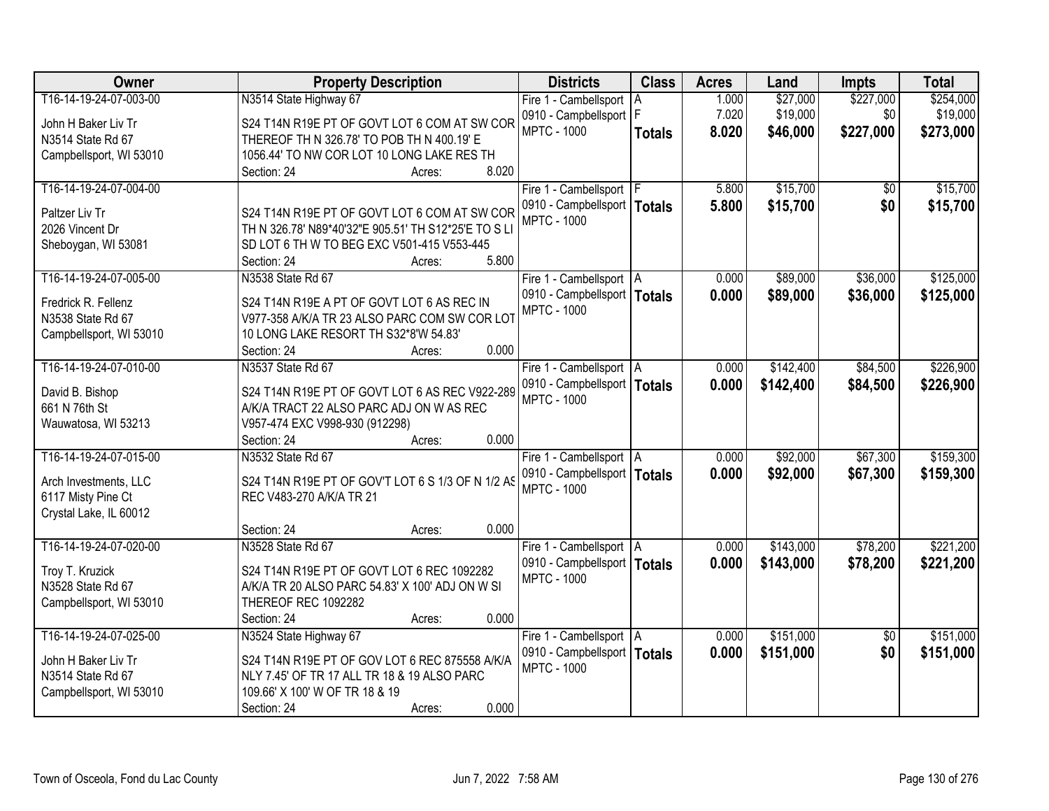| Owner | Property Description | Districts | Class | Acres | Land | Impts | Total |
|---|---|---|---|---|---|---|---|
| T16-14-19-24-07-003-00<br>John H Baker Liv Tr<br>N3514 State Rd 67<br>Campbellsport, WI 53010 | N3514 State Highway 67<br>S24 T14N R19E PT OF GOVT LOT 6 COM AT SW COR THEREOF TH N 326.78' TO POB TH N 400.19' E 1056.44' TO NW COR LOT 10 LONG LAKE RES TH<br>Section: 24 Acres: 8.020 | Fire 1 - Cambellsport<br>0910 - Campbellsport<br>MPTC - 1000 | A<br>F<br>**Totals** | 1.000<br>7.020<br>**8.020** | $27,000<br>$19,000<br>**$46,000** | $227,000<br>$0<br>**$227,000** | $254,000<br>$19,000<br>**$273,000** |
| T16-14-19-24-07-004-00<br>Paltzer Liv Tr<br>2026 Vincent Dr<br>Sheboygan, WI 53081 | S24 T14N R19E PT OF GOVT LOT 6 COM AT SW COR TH N 326.78' N89*40'32"E 905.51' TH S12*25'E TO S LI SD LOT 6 TH W TO BEG EXC V501-415 V553-445<br>Section: 24 Acres: 5.800 | Fire 1 - Cambellsport<br>0910 - Campbellsport<br>MPTC - 1000 | F<br>**Totals** | 5.800<br>**5.800** | $15,700<br>**$15,700** | $0<br>**$0** | $15,700<br>**$15,700** |
| T16-14-19-24-07-005-00<br>Fredrick R. Fellenz<br>N3538 State Rd 67<br>Campbellsport, WI 53010 | N3538 State Rd 67<br>S24 T14N R19E A PT OF GOVT LOT 6 AS REC IN V977-358 A/K/A TR 23 ALSO PARC COM SW COR LOT 10 LONG LAKE RESORT TH S32*8'W 54.83'<br>Section: 24 Acres: 0.000 | Fire 1 - Cambellsport<br>0910 - Campbellsport<br>MPTC - 1000 | A<br>**Totals** | 0.000<br>**0.000** | $89,000<br>**$89,000** | $36,000<br>**$36,000** | $125,000<br>**$125,000** |
| T16-14-19-24-07-010-00<br>David B. Bishop<br>661 N 76th St<br>Wauwatosa, WI 53213 | N3537 State Rd 67<br>S24 T14N R19E PT OF GOVT LOT 6 AS REC V922-289 A/K/A TRACT 22 ALSO PARC ADJ ON W AS REC V957-474 EXC V998-930 (912298)<br>Section: 24 Acres: 0.000 | Fire 1 - Cambellsport<br>0910 - Campbellsport<br>MPTC - 1000 | A<br>**Totals** | 0.000<br>**0.000** | $142,400<br>**$142,400** | $84,500<br>**$84,500** | $226,900<br>**$226,900** |
| T16-14-19-24-07-015-00<br>Arch Investments, LLC<br>6117 Misty Pine Ct<br>Crystal Lake, IL 60012 | N3532 State Rd 67<br>S24 T14N R19E PT OF GOV'T LOT 6 S 1/3 OF N 1/2 AS REC V483-270 A/K/A TR 21<br>Section: 24 Acres: 0.000 | Fire 1 - Cambellsport<br>0910 - Campbellsport<br>MPTC - 1000 | A<br>**Totals** | 0.000<br>**0.000** | $92,000<br>**$92,000** | $67,300<br>**$67,300** | $159,300<br>**$159,300** |
| T16-14-19-24-07-020-00<br>Troy T. Kruzick<br>N3528 State Rd 67<br>Campbellsport, WI 53010 | N3528 State Rd 67<br>S24 T14N R19E PT OF GOVT LOT 6 REC 1092282 A/K/A TR 20 ALSO PARC 54.83' X 100' ADJ ON W SI THEREOF REC 1092282<br>Section: 24 Acres: 0.000 | Fire 1 - Cambellsport<br>0910 - Campbellsport<br>MPTC - 1000 | A<br>**Totals** | 0.000<br>**0.000** | $143,000<br>**$143,000** | $78,200<br>**$78,200** | $221,200<br>**$221,200** |
| T16-14-19-24-07-025-00<br>John H Baker Liv Tr<br>N3514 State Rd 67<br>Campbellsport, WI 53010 | N3524 State Highway 67<br>S24 T14N R19E PT OF GOV LOT 6 REC 875558 A/K/A NLY 7.45' OF TR 17 ALL TR 18 & 19 ALSO PARC 109.66' X 100' W OF TR 18 & 19<br>Section: 24 Acres: 0.000 | Fire 1 - Cambellsport<br>0910 - Campbellsport<br>MPTC - 1000 | A<br>**Totals** | 0.000<br>**0.000** | $151,000<br>**$151,000** | $0<br>**$0** | $151,000<br>**$151,000** |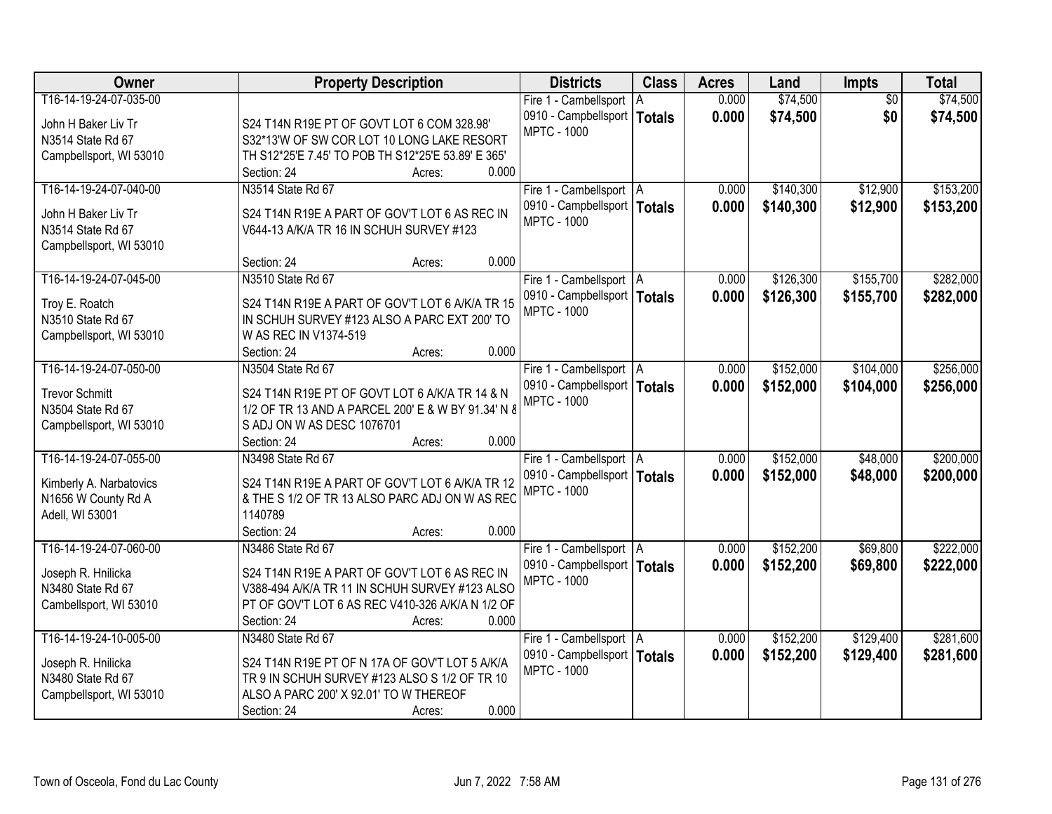| Owner | Property Description | Districts | Class | Acres | Land | Impts | Total |
|---|---|---|---|---|---|---|---|
| T16-14-19-24-07-035-00<br>John H Baker Liv Tr<br>N3514 State Rd 67<br>Campbellsport, WI 53010 | S24 T14N R19E PT OF GOVT LOT 6 COM 328.98' S32*13'W OF SW COR LOT 10 LONG LAKE RESORT TH S12*25'E 7.45' TO POB TH S12*25'E 53.89' E 365'<br>Section: 24 Acres: 0.000 | Fire 1 - Cambellsport<br>0910 - Campbellsport<br>MPTC - 1000 | A<br>**Totals** | 0.000<br>**0.000** | $74,500<br>**$74,500** | $0<br>**$0** | $74,500<br>**$74,500** |
| T16-14-19-24-07-040-00<br>John H Baker Liv Tr<br>N3514 State Rd 67<br>Campbellsport, WI 53010 | N3514 State Rd 67<br>S24 T14N R19E A PART OF GOV'T LOT 6 AS REC IN V644-13 A/K/A TR 16 IN SCHUH SURVEY #123<br>Section: 24 Acres: 0.000 | Fire 1 - Cambellsport<br>0910 - Campbellsport<br>MPTC - 1000 | A<br>**Totals** | 0.000<br>**0.000** | $140,300<br>**$140,300** | $12,900<br>**$12,900** | $153,200<br>**$153,200** |
| T16-14-19-24-07-045-00<br>Troy E. Roatch<br>N3510 State Rd 67<br>Campbellsport, WI 53010 | N3510 State Rd 67<br>S24 T14N R19E A PART OF GOV'T LOT 6 A/K/A TR 15 IN SCHUH SURVEY #123 ALSO A PARC EXT 200' TO W AS REC IN V1374-519<br>Section: 24 Acres: 0.000 | Fire 1 - Cambellsport<br>0910 - Campbellsport<br>MPTC - 1000 | A<br>**Totals** | 0.000<br>**0.000** | $126,300<br>**$126,300** | $155,700<br>**$155,700** | $282,000<br>**$282,000** |
| T16-14-19-24-07-050-00<br>Trevor Schmitt<br>N3504 State Rd 67<br>Campbellsport, WI 53010 | N3504 State Rd 67<br>S24 T14N R19E PT OF GOVT LOT 6 A/K/A TR 14 & N 1/2 OF TR 13 AND A PARCEL 200' E & W BY 91.34' N & S ADJ ON W AS DESC 1076701<br>Section: 24 Acres: 0.000 | Fire 1 - Cambellsport<br>0910 - Campbellsport<br>MPTC - 1000 | A<br>**Totals** | 0.000<br>**0.000** | $152,000<br>**$152,000** | $104,000<br>**$104,000** | $256,000<br>**$256,000** |
| T16-14-19-24-07-055-00<br>Kimberly A. Narbatovics<br>N1656 W County Rd A<br>Adell, WI 53001 | N3498 State Rd 67<br>S24 T14N R19E A PART OF GOV'T LOT 6 A/K/A TR 12 & THE S 1/2 OF TR 13 ALSO PARC ADJ ON W AS REC 1140789<br>Section: 24 Acres: 0.000 | Fire 1 - Cambellsport<br>0910 - Campbellsport<br>MPTC - 1000 | A<br>**Totals** | 0.000<br>**0.000** | $152,000<br>**$152,000** | $48,000<br>**$48,000** | $200,000<br>**$200,000** |
| T16-14-19-24-07-060-00<br>Joseph R. Hnilicka<br>N3480 State Rd 67<br>Cambellsport, WI 53010 | N3486 State Rd 67<br>S24 T14N R19E A PART OF GOV'T LOT 6 AS REC IN V388-494 A/K/A TR 11 IN SCHUH SURVEY #123 ALSO PT OF GOV'T LOT 6 AS REC V410-326 A/K/A N 1/2 OF<br>Section: 24 Acres: 0.000 | Fire 1 - Cambellsport<br>0910 - Campbellsport<br>MPTC - 1000 | A<br>**Totals** | 0.000<br>**0.000** | $152,200<br>**$152,200** | $69,800<br>**$69,800** | $222,000<br>**$222,000** |
| T16-14-19-24-10-005-00<br>Joseph R. Hnilicka<br>N3480 State Rd 67<br>Campbellsport, WI 53010 | N3480 State Rd 67<br>S24 T14N R19E PT OF N 17A OF GOV'T LOT 5 A/K/A TR 9 IN SCHUH SURVEY #123 ALSO S 1/2 OF TR 10 ALSO A PARC 200' X 92.01' TO W THEREOF<br>Section: 24 Acres: 0.000 | Fire 1 - Cambellsport<br>0910 - Campbellsport<br>MPTC - 1000 | A<br>**Totals** | 0.000<br>**0.000** | $152,200<br>**$152,200** | $129,400<br>**$129,400** | $281,600<br>**$281,600** |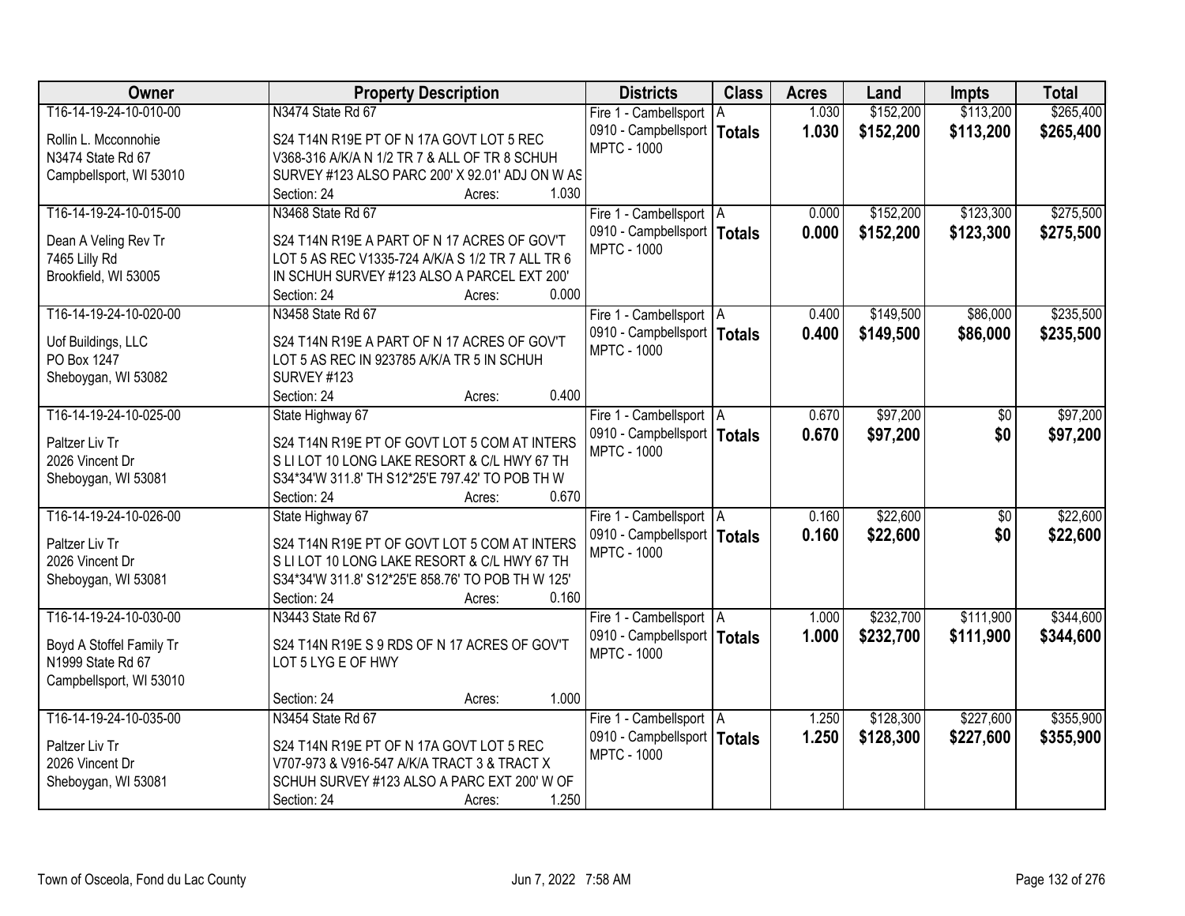| Owner | Property Description | Districts | Class | Acres | Land | Impts | Total |
|---|---|---|---|---|---|---|---|
| T16-14-19-24-10-010-00<br>Rollin L. Mcconnohie<br>N3474 State Rd 67<br>Campbellsport, WI 53010 | N3474 State Rd 67<br>S24 T14N R19E PT OF N 17A GOVT LOT 5 REC V368-316 A/K/A N 1/2 TR 7 & ALL OF TR 8 SCHUH SURVEY #123 ALSO PARC 200' X 92.01' ADJ ON W AS<br>Section: 24 Acres: 1.030 | Fire 1 - Cambellsport<br>0910 - Campbellsport<br>MPTC - 1000 | A<br>**Totals** | 1.030<br>**1.030** | $152,200<br>**$152,200** | $113,200<br>**$113,200** | $265,400<br>**$265,400** |
| T16-14-19-24-10-015-00<br>Dean A Veling Rev Tr<br>7465 Lilly Rd<br>Brookfield, WI 53005 | N3468 State Rd 67<br>S24 T14N R19E A PART OF N 17 ACRES OF GOV'T LOT 5 AS REC V1335-724 A/K/A S 1/2 TR 7 ALL TR 6 IN SCHUH SURVEY #123 ALSO A PARCEL EXT 200'<br>Section: 24 Acres: 0.000 | Fire 1 - Cambellsport<br>0910 - Campbellsport<br>MPTC - 1000 | A<br>**Totals** | 0.000<br>**0.000** | $152,200<br>**$152,200** | $123,300<br>**$123,300** | $275,500<br>**$275,500** |
| T16-14-19-24-10-020-00<br>Uof Buildings, LLC<br>PO Box 1247<br>Sheboygan, WI 53082 | N3458 State Rd 67<br>S24 T14N R19E A PART OF N 17 ACRES OF GOV'T LOT 5 AS REC IN 923785 A/K/A TR 5 IN SCHUH SURVEY #123<br>Section: 24 Acres: 0.400 | Fire 1 - Cambellsport<br>0910 - Campbellsport<br>MPTC - 1000 | A<br>**Totals** | 0.400<br>**0.400** | $149,500<br>**$149,500** | $86,000<br>**$86,000** | $235,500<br>**$235,500** |
| T16-14-19-24-10-025-00<br>Paltzer Liv Tr<br>2026 Vincent Dr<br>Sheboygan, WI 53081 | State Highway 67<br>S24 T14N R19E PT OF GOVT LOT 5 COM AT INTERS S LI LOT 10 LONG LAKE RESORT & C/L HWY 67 TH S34*34'W 311.8' TH S12*25'E 797.42' TO POB TH W<br>Section: 24 Acres: 0.670 | Fire 1 - Cambellsport<br>0910 - Campbellsport<br>MPTC - 1000 | A<br>**Totals** | 0.670<br>**0.670** | $97,200<br>**$97,200** | $0<br>**$0** | $97,200<br>**$97,200** |
| T16-14-19-24-10-026-00<br>Paltzer Liv Tr<br>2026 Vincent Dr<br>Sheboygan, WI 53081 | State Highway 67<br>S24 T14N R19E PT OF GOVT LOT 5 COM AT INTERS S LI LOT 10 LONG LAKE RESORT & C/L HWY 67 TH S34*34'W 311.8' S12*25'E 858.76' TO POB TH W 125'<br>Section: 24 Acres: 0.160 | Fire 1 - Cambellsport<br>0910 - Campbellsport<br>MPTC - 1000 | A<br>**Totals** | 0.160<br>**0.160** | $22,600<br>**$22,600** | $0<br>**$0** | $22,600<br>**$22,600** |
| T16-14-19-24-10-030-00<br>Boyd A Stoffel Family Tr<br>N1999 State Rd 67<br>Campbellsport, WI 53010 | N3443 State Rd 67<br>S24 T14N R19E S 9 RDS OF N 17 ACRES OF GOV'T LOT 5 LYG E OF HWY<br>Section: 24 Acres: 1.000 | Fire 1 - Cambellsport<br>0910 - Campbellsport<br>MPTC - 1000 | A<br>**Totals** | 1.000<br>**1.000** | $232,700<br>**$232,700** | $111,900<br>**$111,900** | $344,600<br>**$344,600** |
| T16-14-19-24-10-035-00<br>Paltzer Liv Tr<br>2026 Vincent Dr<br>Sheboygan, WI 53081 | N3454 State Rd 67<br>S24 T14N R19E PT OF N 17A GOVT LOT 5 REC V707-973 & V916-547 A/K/A TRACT 3 & TRACT X SCHUH SURVEY #123 ALSO A PARC EXT 200' W OF<br>Section: 24 Acres: 1.250 | Fire 1 - Cambellsport<br>0910 - Campbellsport<br>MPTC - 1000 | A<br>**Totals** | 1.250<br>**1.250** | $128,300<br>**$128,300** | $227,600<br>**$227,600** | $355,900<br>**$355,900** |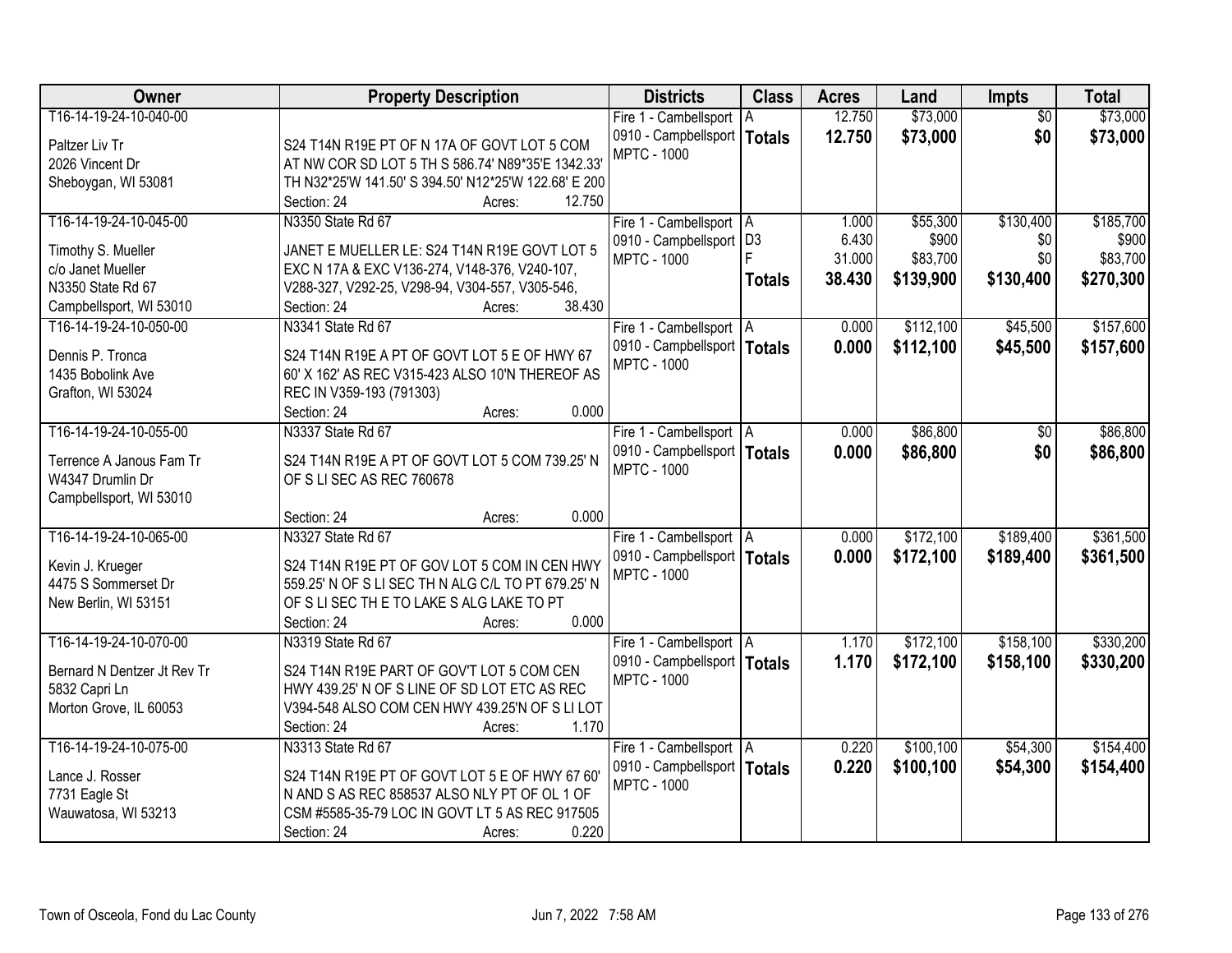| Owner | Property Description | Districts | Class | Acres | Land | Impts | Total |
|---|---|---|---|---|---|---|---|
| T16-14-19-24-10-040-00<br><br>Paltzer Liv Tr<br>2026 Vincent Dr<br>Sheboygan, WI 53081 | S24 T14N R19E PT OF N 17A OF GOVT LOT 5 COM AT NW COR SD LOT 5 TH S 586.74' N89*35'E 1342.33' TH N32*25'W 141.50' S 394.50' N12*25'W 122.68' E 200<br>Section: 24 Acres: 12.750 | Fire 1 - Cambellsport<br>0910 - Campbellsport<br>MPTC - 1000 | A<br>**Totals** | 12.750<br>**12.750** | $73,000<br>**$73,000** | $0<br>**$0** | $73,000<br>**$73,000** |
| T16-14-19-24-10-045-00<br><br>Timothy S. Mueller<br>c/o Janet Mueller<br>N3350 State Rd 67<br>Campbellsport, WI 53010 | N3350 State Rd 67<br>JANET E MUELLER LE: S24 T14N R19E GOVT LOT 5 EXC N 17A & EXC V136-274, V148-376, V240-107, V288-327, V292-25, V298-94, V304-557, V305-546,<br>Section: 24 Acres: 38.430 | Fire 1 - Cambellsport<br>0910 - Campbellsport<br>MPTC - 1000 | A<br>D3<br>F<br>**Totals** | 1.000<br>6.430<br>31.000<br>**38.430** | $55,300<br>$900<br>$83,700<br>**$139,900** | $130,400<br>$0<br>$0<br>**$130,400** | $185,700<br>$900<br>$83,700<br>**$270,300** |
| T16-14-19-24-10-050-00<br><br>Dennis P. Tronca<br>1435 Bobolink Ave<br>Grafton, WI 53024 | N3341 State Rd 67<br>S24 T14N R19E A PT OF GOVT LOT 5 E OF HWY 67 60' X 162' AS REC V315-423 ALSO 10'N THEREOF AS REC IN V359-193 (791303)<br>Section: 24 Acres: 0.000 | Fire 1 - Cambellsport<br>0910 - Campbellsport<br>MPTC - 1000 | A<br>**Totals** | 0.000<br>**0.000** | $112,100<br>**$112,100** | $45,500<br>**$45,500** | $157,600<br>**$157,600** |
| T16-14-19-24-10-055-00<br><br>Terrence A Janous Fam Tr<br>W4347 Drumlin Dr<br>Campbellsport, WI 53010 | N3337 State Rd 67<br>S24 T14N R19E A PT OF GOVT LOT 5 COM 739.25' N OF S LI SEC AS REC 760678<br>Section: 24 Acres: 0.000 | Fire 1 - Cambellsport<br>0910 - Campbellsport<br>MPTC - 1000 | A<br>**Totals** | 0.000<br>**0.000** | $86,800<br>**$86,800** | $0<br>**$0** | $86,800<br>**$86,800** |
| T16-14-19-24-10-065-00<br><br>Kevin J. Krueger<br>4475 S Sommerset Dr<br>New Berlin, WI 53151 | N3327 State Rd 67<br>S24 T14N R19E PT OF GOV LOT 5 COM IN CEN HWY 559.25' N OF S LI SEC TH N ALG C/L TO PT 679.25' N OF S LI SEC TH E TO LAKE S ALG LAKE TO PT<br>Section: 24 Acres: 0.000 | Fire 1 - Cambellsport<br>0910 - Campbellsport<br>MPTC - 1000 | A<br>**Totals** | 0.000<br>**0.000** | $172,100<br>**$172,100** | $189,400<br>**$189,400** | $361,500<br>**$361,500** |
| T16-14-19-24-10-070-00<br><br>Bernard N Dentzer Jt Rev Tr<br>5832 Capri Ln<br>Morton Grove, IL 60053 | N3319 State Rd 67<br>S24 T14N R19E PART OF GOV'T LOT 5 COM CEN HWY 439.25' N OF S LINE OF SD LOT ETC AS REC V394-548 ALSO COM CEN HWY 439.25'N OF S LI LOT<br>Section: 24 Acres: 1.170 | Fire 1 - Cambellsport<br>0910 - Campbellsport<br>MPTC - 1000 | A<br>**Totals** | 1.170<br>**1.170** | $172,100<br>**$172,100** | $158,100<br>**$158,100** | $330,200<br>**$330,200** |
| T16-14-19-24-10-075-00<br><br>Lance J. Rosser<br>7731 Eagle St<br>Wauwatosa, WI 53213 | N3313 State Rd 67<br>S24 T14N R19E PT OF GOVT LOT 5 E OF HWY 67 60' N AND S AS REC 858537 ALSO NLY PT OF OL 1 OF CSM #5585-35-79 LOC IN GOVT LT 5 AS REC 917505<br>Section: 24 Acres: 0.220 | Fire 1 - Cambellsport<br>0910 - Campbellsport<br>MPTC - 1000 | A<br>**Totals** | 0.220<br>**0.220** | $100,100<br>**$100,100** | $54,300<br>**$54,300** | $154,400<br>**$154,400** |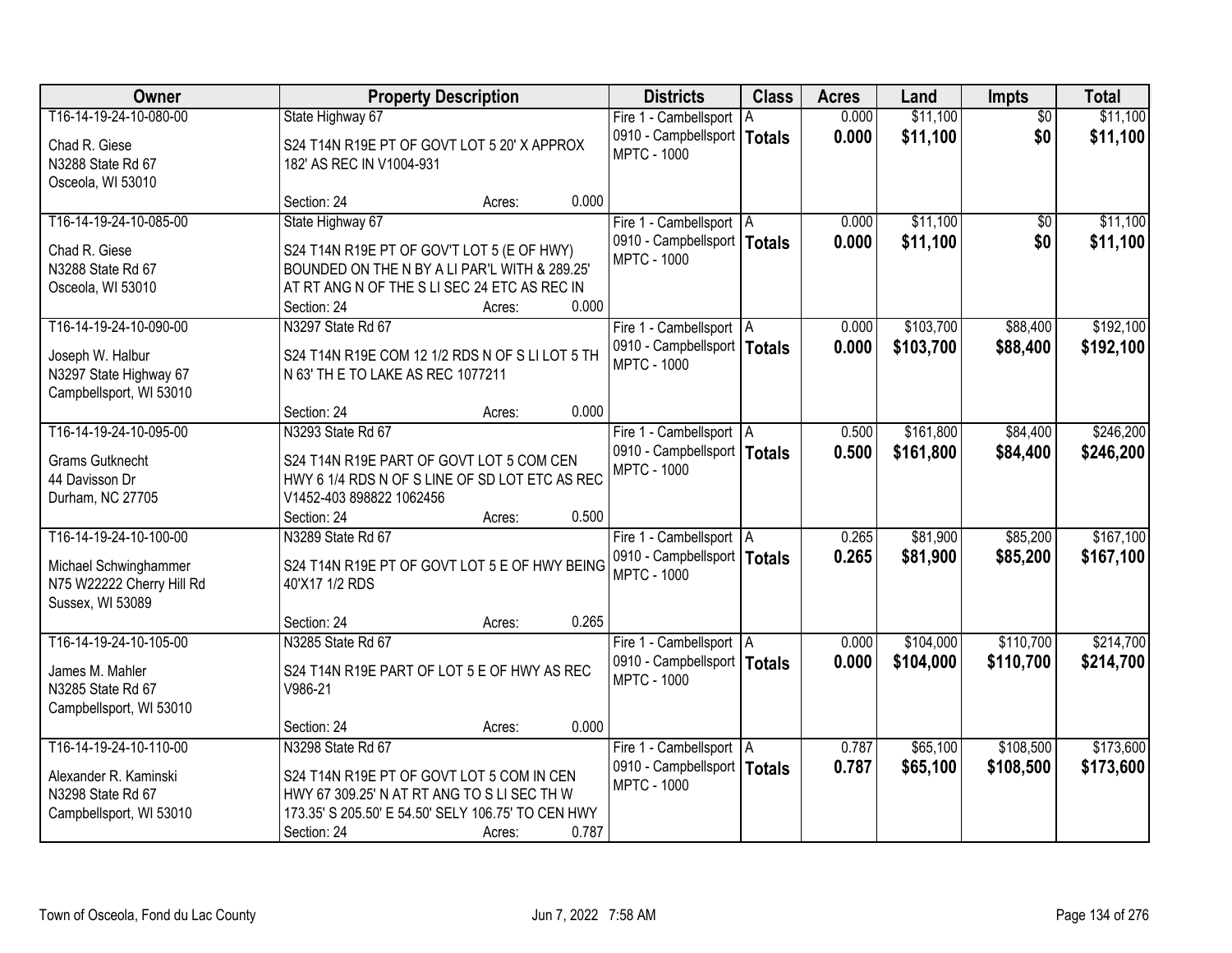| Owner | Property Description | Districts | Class | Acres | Land | Impts | Total |
|---|---|---|---|---|---|---|---|
| T16-14-19-24-10-080-00<br>Chad R. Giese<br>N3288 State Rd 67<br>Osceola, WI 53010 | State Highway 67<br>S24 T14N R19E PT OF GOVT LOT 5 20' X APPROX 182' AS REC IN V1004-931<br>Section: 24 Acres: 0.000 | Fire 1 - Cambellsport<br>0910 - Campbellsport<br>MPTC - 1000 | A<br>**Totals** | 0.000<br>**0.000** | $11,100<br>**$11,100** | $0<br>**$0** | $11,100<br>**$11,100** |
| T16-14-19-24-10-085-00<br>Chad R. Giese<br>N3288 State Rd 67<br>Osceola, WI 53010 | State Highway 67<br>S24 T14N R19E PT OF GOV'T LOT 5 (E OF HWY) BOUNDED ON THE N BY A LI PAR'L WITH & 289.25' AT RT ANG N OF THE S LI SEC 24 ETC AS REC IN<br>Section: 24 Acres: 0.000 | Fire 1 - Cambellsport<br>0910 - Campbellsport<br>MPTC - 1000 | A<br>**Totals** | 0.000<br>**0.000** | $11,100<br>**$11,100** | $0<br>**$0** | $11,100<br>**$11,100** |
| T16-14-19-24-10-090-00<br>Joseph W. Halbur<br>N3297 State Highway 67<br>Campbellsport, WI 53010 | N3297 State Rd 67<br>S24 T14N R19E COM 12 1/2 RDS N OF S LI LOT 5 TH N 63' TH E TO LAKE AS REC 1077211<br>Section: 24 Acres: 0.000 | Fire 1 - Cambellsport<br>0910 - Campbellsport<br>MPTC - 1000 | A<br>**Totals** | 0.000<br>**0.000** | $103,700<br>**$103,700** | $88,400<br>**$88,400** | $192,100<br>**$192,100** |
| T16-14-19-24-10-095-00<br>Grams Gutknecht<br>44 Davisson Dr<br>Durham, NC 27705 | N3293 State Rd 67<br>S24 T14N R19E PART OF GOVT LOT 5 COM CEN HWY 6 1/4 RDS N OF S LINE OF SD LOT ETC AS REC V1452-403 898822 1062456<br>Section: 24 Acres: 0.500 | Fire 1 - Cambellsport<br>0910 - Campbellsport<br>MPTC - 1000 | A<br>**Totals** | 0.500<br>**0.500** | $161,800<br>**$161,800** | $84,400<br>**$84,400** | $246,200<br>**$246,200** |
| T16-14-19-24-10-100-00<br>Michael Schwinghammer<br>N75 W22222 Cherry Hill Rd<br>Sussex, WI 53089 | N3289 State Rd 67<br>S24 T14N R19E PT OF GOVT LOT 5 E OF HWY BEING 40'X17 1/2 RDS<br>Section: 24 Acres: 0.265 | Fire 1 - Cambellsport<br>0910 - Campbellsport<br>MPTC - 1000 | A<br>**Totals** | 0.265<br>**0.265** | $81,900<br>**$81,900** | $85,200<br>**$85,200** | $167,100<br>**$167,100** |
| T16-14-19-24-10-105-00<br>James M. Mahler<br>N3285 State Rd 67<br>Campbellsport, WI 53010 | N3285 State Rd 67<br>S24 T14N R19E PART OF LOT 5 E OF HWY AS REC V986-21<br>Section: 24 Acres: 0.000 | Fire 1 - Cambellsport<br>0910 - Campbellsport<br>MPTC - 1000 | A<br>**Totals** | 0.000<br>**0.000** | $104,000<br>**$104,000** | $110,700<br>**$110,700** | $214,700<br>**$214,700** |
| T16-14-19-24-10-110-00<br>Alexander R. Kaminski<br>N3298 State Rd 67<br>Campbellsport, WI 53010 | N3298 State Rd 67<br>S24 T14N R19E PT OF GOVT LOT 5 COM IN CEN HWY 67 309.25' N AT RT ANG TO S LI SEC TH W 173.35' S 205.50' E 54.50' SELY 106.75' TO CEN HWY<br>Section: 24 Acres: 0.787 | Fire 1 - Cambellsport<br>0910 - Campbellsport<br>MPTC - 1000 | A<br>**Totals** | 0.787<br>**0.787** | $65,100<br>**$65,100** | $108,500<br>**$108,500** | $173,600<br>**$173,600** |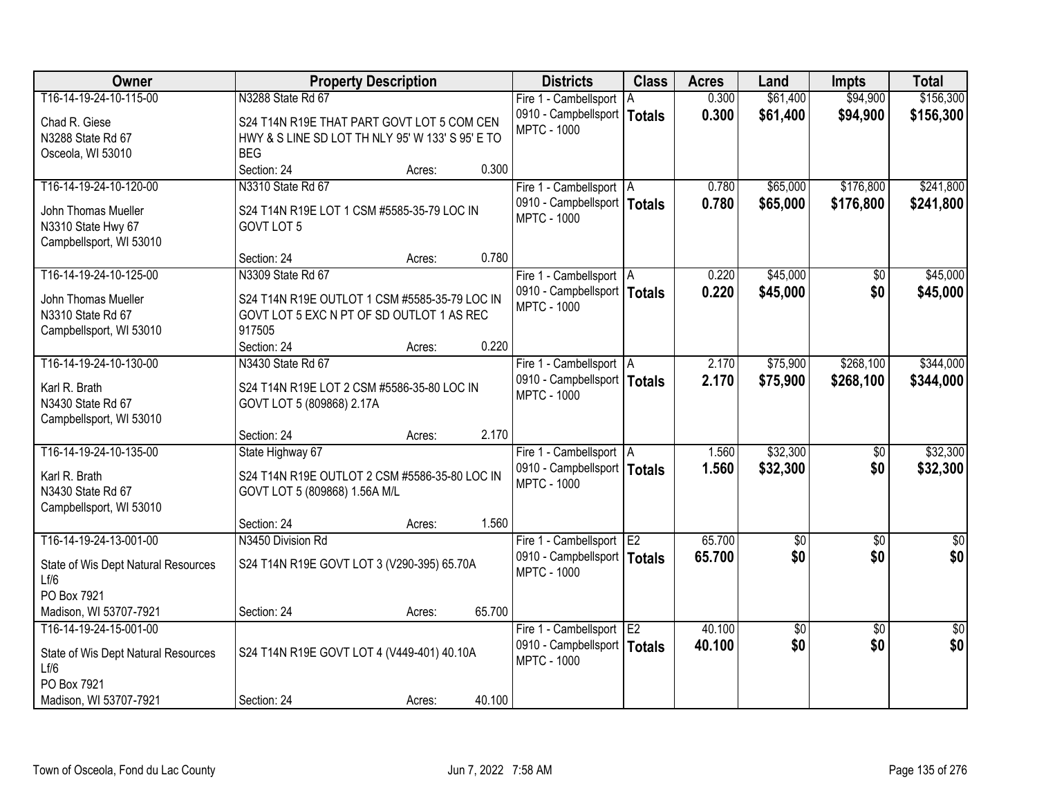| Owner | Property Description | Districts | Class | Acres | Land | Impts | Total |
|---|---|---|---|---|---|---|---|
| T16-14-19-24-10-115-00<br>Chad R. Giese<br>N3288 State Rd 67<br>Osceola, WI 53010 | N3288 State Rd 67<br>S24 T14N R19E THAT PART GOVT LOT 5 COM CEN HWY & S LINE SD LOT TH NLY 95' W 133' S 95' E TO BEG<br>Section: 24 Acres: 0.300 | Fire 1 - Cambellsport<br>0910 - Campbellsport<br>MPTC - 1000 | A<br>**Totals** | 0.300<br>**0.300** | $61,400<br>**$61,400** | $94,900<br>**$94,900** | $156,300<br>**$156,300** |
| T16-14-19-24-10-120-00<br>John Thomas Mueller<br>N3310 State Hwy 67<br>Campbellsport, WI 53010 | N3310 State Rd 67<br>S24 T14N R19E LOT 1 CSM #5585-35-79 LOC IN GOVT LOT 5<br>Section: 24 Acres: 0.780 | Fire 1 - Cambellsport<br>0910 - Campbellsport<br>MPTC - 1000 | A<br>**Totals** | 0.780<br>**0.780** | $65,000<br>**$65,000** | $176,800<br>**$176,800** | $241,800<br>**$241,800** |
| T16-14-19-24-10-125-00<br>John Thomas Mueller<br>N3310 State Rd 67<br>Campbellsport, WI 53010 | N3309 State Rd 67<br>S24 T14N R19E OUTLOT 1 CSM #5585-35-79 LOC IN GOVT LOT 5 EXC N PT OF SD OUTLOT 1 AS REC 917505<br>Section: 24 Acres: 0.220 | Fire 1 - Cambellsport<br>0910 - Campbellsport<br>MPTC - 1000 | A<br>**Totals** | 0.220<br>**0.220** | $45,000<br>**$45,000** | $0<br>**$0** | $45,000<br>**$45,000** |
| T16-14-19-24-10-130-00<br>Karl R. Brath<br>N3430 State Rd 67<br>Campbellsport, WI 53010 | N3430 State Rd 67<br>S24 T14N R19E LOT 2 CSM #5586-35-80 LOC IN GOVT LOT 5 (809868) 2.17A<br>Section: 24 Acres: 2.170 | Fire 1 - Cambellsport<br>0910 - Campbellsport<br>MPTC - 1000 | A<br>**Totals** | 2.170<br>**2.170** | $75,900<br>**$75,900** | $268,100<br>**$268,100** | $344,000<br>**$344,000** |
| T16-14-19-24-10-135-00<br>Karl R. Brath<br>N3430 State Rd 67<br>Campbellsport, WI 53010 | State Highway 67<br>S24 T14N R19E OUTLOT 2 CSM #5586-35-80 LOC IN GOVT LOT 5 (809868) 1.56A M/L<br>Section: 24 Acres: 1.560 | Fire 1 - Cambellsport<br>0910 - Campbellsport<br>MPTC - 1000 | A<br>**Totals** | 1.560<br>**1.560** | $32,300<br>**$32,300** | $0<br>**$0** | $32,300<br>**$32,300** |
| T16-14-19-24-13-001-00<br>State of Wis Dept Natural Resources Lf/6<br>PO Box 7921<br>Madison, WI 53707-7921 | N3450 Division Rd<br>S24 T14N R19E GOVT LOT 3 (V290-395) 65.70A<br>Section: 24 Acres: 65.700 | Fire 1 - Cambellsport<br>0910 - Campbellsport<br>MPTC - 1000 | E2<br>**Totals** | 65.700<br>**65.700** | $0<br>**$0** | $0<br>**$0** | $0<br>**$0** |
| T16-14-19-24-15-001-00<br>State of Wis Dept Natural Resources Lf/6<br>PO Box 7921<br>Madison, WI 53707-7921 | S24 T14N R19E GOVT LOT 4 (V449-401) 40.10A<br>Section: 24 Acres: 40.100 | Fire 1 - Cambellsport<br>0910 - Campbellsport<br>MPTC - 1000 | E2<br>**Totals** | 40.100<br>**40.100** | $0<br>**$0** | $0<br>**$0** | $0<br>**$0** |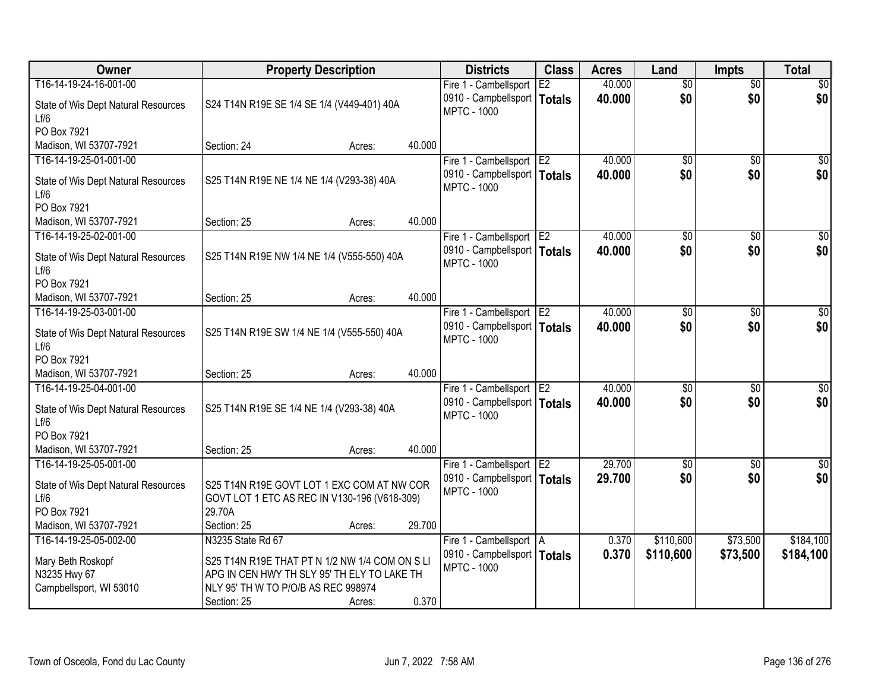| Owner | Property Description | Districts | Class | Acres | Land | Impts | Total |
|---|---|---|---|---|---|---|---|
| T16-14-19-24-16-001-00<br>State of Wis Dept Natural Resources<br>Lf/6<br>PO Box 7921<br>Madison, WI 53707-7921 | S24 T14N R19E SE 1/4 SE 1/4 (V449-401) 40A<br>Section: 24 Acres: 40.000 | Fire 1 - Cambellsport<br>0910 - Campbellsport<br>MPTC - 1000 | E2<br>**Totals** | 40.000<br>**40.000** | $0<br>**$0** | $0<br>**$0** | $0<br>**$0** |
| T16-14-19-25-01-001-00<br>State of Wis Dept Natural Resources<br>Lf/6<br>PO Box 7921<br>Madison, WI 53707-7921 | S25 T14N R19E NE 1/4 NE 1/4 (V293-38) 40A<br>Section: 25 Acres: 40.000 | Fire 1 - Cambellsport<br>0910 - Campbellsport<br>MPTC - 1000 | E2<br>**Totals** | 40.000<br>**40.000** | $0<br>**$0** | $0<br>**$0** | $0<br>**$0** |
| T16-14-19-25-02-001-00<br>State of Wis Dept Natural Resources<br>Lf/6<br>PO Box 7921<br>Madison, WI 53707-7921 | S25 T14N R19E NW 1/4 NE 1/4 (V555-550) 40A<br>Section: 25 Acres: 40.000 | Fire 1 - Cambellsport<br>0910 - Campbellsport<br>MPTC - 1000 | E2<br>**Totals** | 40.000<br>**40.000** | $0<br>**$0** | $0<br>**$0** | $0<br>**$0** |
| T16-14-19-25-03-001-00<br>State of Wis Dept Natural Resources<br>Lf/6<br>PO Box 7921<br>Madison, WI 53707-7921 | S25 T14N R19E SW 1/4 NE 1/4 (V555-550) 40A<br>Section: 25 Acres: 40.000 | Fire 1 - Cambellsport<br>0910 - Campbellsport<br>MPTC - 1000 | E2<br>**Totals** | 40.000<br>**40.000** | $0<br>**$0** | $0<br>**$0** | $0<br>**$0** |
| T16-14-19-25-04-001-00<br>State of Wis Dept Natural Resources<br>Lf/6<br>PO Box 7921<br>Madison, WI 53707-7921 | S25 T14N R19E SE 1/4 NE 1/4 (V293-38) 40A<br>Section: 25 Acres: 40.000 | Fire 1 - Cambellsport<br>0910 - Campbellsport<br>MPTC - 1000 | E2<br>**Totals** | 40.000<br>**40.000** | $0<br>**$0** | $0<br>**$0** | $0<br>**$0** |
| T16-14-19-25-05-001-00<br>State of Wis Dept Natural Resources<br>Lf/6<br>PO Box 7921<br>Madison, WI 53707-7921 | S25 T14N R19E GOVT LOT 1 EXC COM AT NW COR GOVT LOT 1 ETC AS REC IN V130-196 (V618-309) 29.70A<br>Section: 25 Acres: 29.700 | Fire 1 - Cambellsport<br>0910 - Campbellsport<br>MPTC - 1000 | E2<br>**Totals** | 29.700<br>**29.700** | $0<br>**$0** | $0<br>**$0** | $0<br>**$0** |
| T16-14-19-25-05-002-00<br>Mary Beth Roskopf<br>N3235 Hwy 67<br>Campbellsport, WI 53010 | N3235 State Rd 67<br>S25 T14N R19E THAT PT N 1/2 NW 1/4 COM ON S LI APG IN CEN HWY TH SLY 95' TH ELY TO LAKE TH NLY 95' TH W TO P/O/B AS REC 998974<br>Section: 25 Acres: 0.370 | Fire 1 - Cambellsport<br>0910 - Campbellsport<br>MPTC - 1000 | A<br>**Totals** | 0.370<br>**0.370** | $110,600<br>**$110,600** | $73,500<br>**$73,500** | $184,100<br>**$184,100** |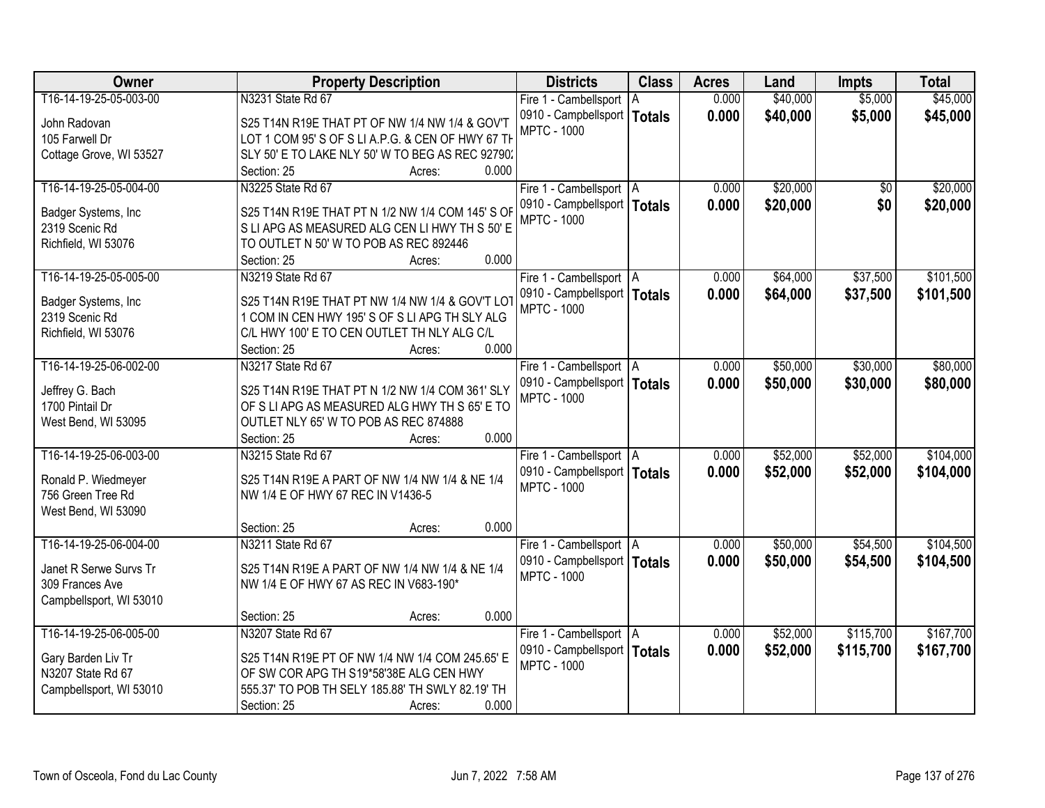| Owner | Property Description | Districts | Class | Acres | Land | Impts | Total |
|---|---|---|---|---|---|---|---|
| T16-14-19-25-05-003-00<br>John Radovan<br>105 Farwell Dr<br>Cottage Grove, WI 53527 | N3231 State Rd 67<br>S25 T14N R19E THAT PT OF NW 1/4 NW 1/4 & GOV'T LOT 1 COM 95' S OF S LI A.P.G. & CEN OF HWY 67 TH SLY 50' E TO LAKE NLY 50' W TO BEG AS REC 92790<br>Section: 25 Acres: 0.000 | Fire 1 - Cambellsport<br>0910 - Campbellsport<br>MPTC - 1000 | A<br>**Totals** | 0.000<br>**0.000** | $40,000<br>**$40,000** | $5,000<br>**$5,000** | $45,000<br>**$45,000** |
| T16-14-19-25-05-004-00<br>Badger Systems, Inc<br>2319 Scenic Rd<br>Richfield, WI 53076 | N3225 State Rd 67<br>S25 T14N R19E THAT PT N 1/2 NW 1/4 COM 145' S OF S LI APG AS MEASURED ALG CEN LI HWY TH S 50' E TO OUTLET N 50' W TO POB AS REC 892446<br>Section: 25 Acres: 0.000 | Fire 1 - Cambellsport<br>0910 - Campbellsport<br>MPTC - 1000 | A<br>**Totals** | 0.000<br>**0.000** | $20,000<br>**$20,000** | $0<br>**$0** | $20,000<br>**$20,000** |
| T16-14-19-25-05-005-00<br>Badger Systems, Inc<br>2319 Scenic Rd<br>Richfield, WI 53076 | N3219 State Rd 67<br>S25 T14N R19E THAT PT NW 1/4 NW 1/4 & GOV'T LOT 1 COM IN CEN HWY 195' S OF S LI APG TH SLY ALG C/L HWY 100' E TO CEN OUTLET TH NLY ALG C/L<br>Section: 25 Acres: 0.000 | Fire 1 - Cambellsport<br>0910 - Campbellsport<br>MPTC - 1000 | A<br>**Totals** | 0.000<br>**0.000** | $64,000<br>**$64,000** | $37,500<br>**$37,500** | $101,500<br>**$101,500** |
| T16-14-19-25-06-002-00<br>Jeffrey G. Bach<br>1700 Pintail Dr<br>West Bend, WI 53095 | N3217 State Rd 67<br>S25 T14N R19E THAT PT N 1/2 NW 1/4 COM 361' SLY OF S LI APG AS MEASURED ALG HWY TH S 65' E TO OUTLET NLY 65' W TO POB AS REC 874888<br>Section: 25 Acres: 0.000 | Fire 1 - Cambellsport<br>0910 - Campbellsport<br>MPTC - 1000 | A<br>**Totals** | 0.000<br>**0.000** | $50,000<br>**$50,000** | $30,000<br>**$30,000** | $80,000<br>**$80,000** |
| T16-14-19-25-06-003-00<br>Ronald P. Wiedmeyer<br>756 Green Tree Rd<br>West Bend, WI 53090 | N3215 State Rd 67<br>S25 T14N R19E A PART OF NW 1/4 NW 1/4 & NE 1/4 NW 1/4 E OF HWY 67 REC IN V1436-5<br>Section: 25 Acres: 0.000 | Fire 1 - Cambellsport<br>0910 - Campbellsport<br>MPTC - 1000 | A<br>**Totals** | 0.000<br>**0.000** | $52,000<br>**$52,000** | $52,000<br>**$52,000** | $104,000<br>**$104,000** |
| T16-14-19-25-06-004-00<br>Janet R Serwe Survs Tr<br>309 Frances Ave<br>Campbellsport, WI 53010 | N3211 State Rd 67<br>S25 T14N R19E A PART OF NW 1/4 NW 1/4 & NE 1/4 NW 1/4 E OF HWY 67 AS REC IN V683-190*<br>Section: 25 Acres: 0.000 | Fire 1 - Cambellsport<br>0910 - Campbellsport<br>MPTC - 1000 | A<br>**Totals** | 0.000<br>**0.000** | $50,000<br>**$50,000** | $54,500<br>**$54,500** | $104,500<br>**$104,500** |
| T16-14-19-25-06-005-00<br>Gary Barden Liv Tr<br>N3207 State Rd 67<br>Campbellsport, WI 53010 | N3207 State Rd 67<br>S25 T14N R19E PT OF NW 1/4 NW 1/4 COM 245.65' E OF SW COR APG TH S19*58'38E ALG CEN HWY 555.37' TO POB TH SELY 185.88' TH SWLY 82.19' TH<br>Section: 25 Acres: 0.000 | Fire 1 - Cambellsport<br>0910 - Campbellsport<br>MPTC - 1000 | A<br>**Totals** | 0.000<br>**0.000** | $52,000<br>**$52,000** | $115,700<br>**$115,700** | $167,700<br>**$167,700** |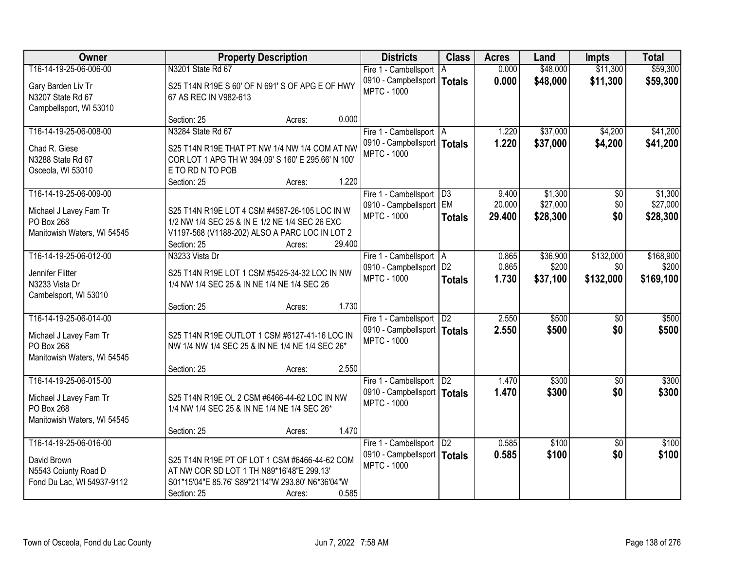| Owner | Property Description | Districts | Class | Acres | Land | Impts | Total |
|---|---|---|---|---|---|---|---|
| T16-14-19-25-06-006-00<br><br>Gary Barden Liv Tr<br>N3207 State Rd 67<br>Campbellsport, WI 53010 | N3201 State Rd 67<br><br>S25 T14N R19E S 60' OF N 691' S OF APG E OF HWY 67 AS REC IN V982-613<br><br>Section: 25 Acres: 0.000 | Fire 1 - Cambellsport<br>0910 - Campbellsport<br>MPTC - 1000 | A<br>**Totals** | 0.000<br>**0.000** | $48,000<br>**$48,000** | $11,300<br>**$11,300** | $59,300<br>**$59,300** |
| T16-14-19-25-06-008-00<br><br>Chad R. Giese<br>N3288 State Rd 67<br>Osceola, WI 53010 | N3284 State Rd 67<br><br>S25 T14N R19E THAT PT NW 1/4 NW 1/4 COM AT NW COR LOT 1 APG TH W 394.09' S 160' E 295.66' N 100' E TO RD N TO POB<br><br>Section: 25 Acres: 1.220 | Fire 1 - Cambellsport<br>0910 - Campbellsport<br>MPTC - 1000 | A<br>**Totals** | 1.220<br>**1.220** | $37,000<br>**$37,000** | $4,200<br>**$4,200** | $41,200<br>**$41,200** |
| T16-14-19-25-06-009-00<br><br>Michael J Lavey Fam Tr<br>PO Box 268<br>Manitowish Waters, WI 54545 | S25 T14N R19E LOT 4 CSM #4587-26-105 LOC IN W 1/2 NW 1/4 SEC 25 & IN E 1/2 NE 1/4 SEC 26 EXC V1197-568 (V1188-202) ALSO A PARC LOC IN LOT 2<br><br>Section: 25 Acres: 29.400 | Fire 1 - Cambellsport<br>0910 - Campbellsport<br>MPTC - 1000 | D3<br>EM<br>**Totals** | 9.400<br>20.000<br>**29.400** | $1,300<br>$27,000<br>**$28,300** | $0<br>$0<br>**$0** | $1,300<br>$27,000<br>**$28,300** |
| T16-14-19-25-06-012-00<br><br>Jennifer Flitter<br>N3233 Vista Dr<br>Cambelsport, WI 53010 | N3233 Vista Dr<br><br>S25 T14N R19E LOT 1 CSM #5425-34-32 LOC IN NW 1/4 NW 1/4 SEC 25 & IN NE 1/4 NE 1/4 SEC 26<br><br>Section: 25 Acres: 1.730 | Fire 1 - Cambellsport<br>0910 - Campbellsport<br>MPTC - 1000 | A<br>D2<br>**Totals** | 0.865<br>0.865<br>**1.730** | $36,900<br>$200<br>**$37,100** | $132,000<br>$0<br>**$132,000** | $168,900<br>$200<br>**$169,100** |
| T16-14-19-25-06-014-00<br><br>Michael J Lavey Fam Tr<br>PO Box 268<br>Manitowish Waters, WI 54545 | S25 T14N R19E OUTLOT 1 CSM #6127-41-16 LOC IN NW 1/4 NW 1/4 SEC 25 & IN NE 1/4 NE 1/4 SEC 26*<br><br>Section: 25 Acres: 2.550 | Fire 1 - Cambellsport<br>0910 - Campbellsport<br>MPTC - 1000 | D2<br>**Totals** | 2.550<br>**2.550** | $500<br>**$500** | $0<br>**$0** | $500<br>**$500** |
| T16-14-19-25-06-015-00<br><br>Michael J Lavey Fam Tr<br>PO Box 268<br>Manitowish Waters, WI 54545 | S25 T14N R19E OL 2 CSM #6466-44-62 LOC IN NW 1/4 NW 1/4 SEC 25 & IN NE 1/4 NE 1/4 SEC 26*<br><br>Section: 25 Acres: 1.470 | Fire 1 - Cambellsport<br>0910 - Campbellsport<br>MPTC - 1000 | D2<br>**Totals** | 1.470<br>**1.470** | $300<br>**$300** | $0<br>**$0** | $300<br>**$300** |
| T16-14-19-25-06-016-00<br><br>David Brown<br>N5543 Coiunty Road D<br>Fond Du Lac, WI 54937-9112 | S25 T14N R19E PT OF LOT 1 CSM #6466-44-62 COM AT NW COR SD LOT 1 TH N89*16'48"E 299.13' S01*15'04"E 85.76' S89*21'14"W 293.80' N6*36'04"W<br><br>Section: 25 Acres: 0.585 | Fire 1 - Cambellsport<br>0910 - Campbellsport<br>MPTC - 1000 | D2<br>**Totals** | 0.585<br>**0.585** | $100<br>**$100** | $0<br>**$0** | $100<br>**$100** |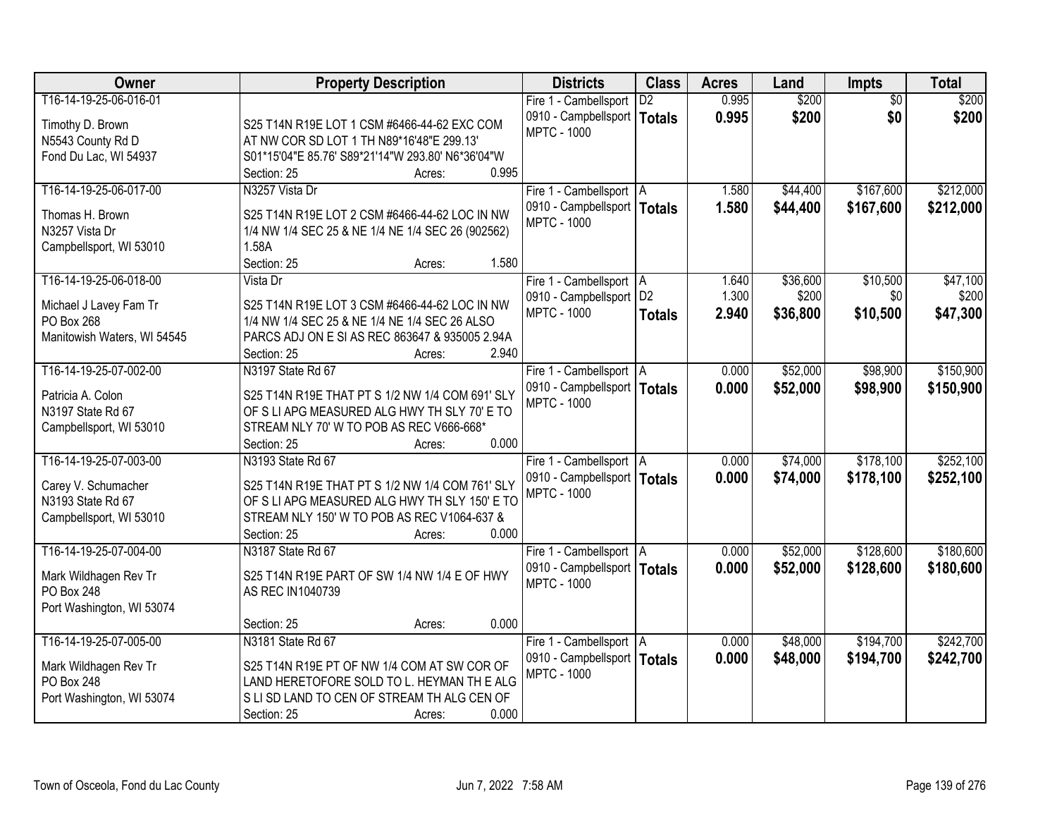| Owner | Property Description | Districts | Class | Acres | Land | Impts | Total |
|---|---|---|---|---|---|---|---|
| T16-14-19-25-06-016-01<br><br>Timothy D. Brown<br>N5543 County Rd D<br>Fond Du Lac, WI 54937 | S25 T14N R19E LOT 1 CSM #6466-44-62 EXC COM AT NW COR SD LOT 1 TH N89*16'48"E 299.13' S01*15'04"E 85.76' S89*21'14"W 293.80' N6*36'04"W<br>Section: 25 Acres: 0.995 | Fire 1 - Cambellsport<br>0910 - Campbellsport<br>MPTC - 1000 | D2<br>**Totals** | 0.995<br>**0.995** | $200<br>**$200** | $0<br>**$0** | $200<br>**$200** |
| T16-14-19-25-06-017-00<br><br>Thomas H. Brown<br>N3257 Vista Dr<br>Campbellsport, WI 53010 | N3257 Vista Dr<br>S25 T14N R19E LOT 2 CSM #6466-44-62 LOC IN NW 1/4 NW 1/4 SEC 25 & NE 1/4 NE 1/4 SEC 26 (902562) 1.58A<br>Section: 25 Acres: 1.580 | Fire 1 - Cambellsport<br>0910 - Campbellsport<br>MPTC - 1000 | A<br>**Totals** | 1.580<br>**1.580** | $44,400<br>**$44,400** | $167,600<br>**$167,600** | $212,000<br>**$212,000** |
| T16-14-19-25-06-018-00<br><br>Michael J Lavey Fam Tr<br>PO Box 268<br>Manitowish Waters, WI 54545 | Vista Dr<br>S25 T14N R19E LOT 3 CSM #6466-44-62 LOC IN NW 1/4 NW 1/4 SEC 25 & NE 1/4 NE 1/4 SEC 26 ALSO PARCS ADJ ON E SI AS REC 863647 & 935005 2.94A<br>Section: 25 Acres: 2.940 | Fire 1 - Cambellsport<br>0910 - Campbellsport<br>MPTC - 1000 | A<br>D2<br>**Totals** | 1.640<br>1.300<br>**2.940** | $36,600<br>$200<br>**$36,800** | $10,500<br>$0<br>**$10,500** | $47,100<br>$200<br>**$47,300** |
| T16-14-19-25-07-002-00<br><br>Patricia A. Colon<br>N3197 State Rd 67<br>Campbellsport, WI 53010 | N3197 State Rd 67<br>S25 T14N R19E THAT PT S 1/2 NW 1/4 COM 691' SLY OF S LI APG MEASURED ALG HWY TH SLY 70' E TO STREAM NLY 70' W TO POB AS REC V666-668*<br>Section: 25 Acres: 0.000 | Fire 1 - Cambellsport<br>0910 - Campbellsport<br>MPTC - 1000 | A<br>**Totals** | 0.000<br>**0.000** | $52,000<br>**$52,000** | $98,900<br>**$98,900** | $150,900<br>**$150,900** |
| T16-14-19-25-07-003-00<br><br>Carey V. Schumacher<br>N3193 State Rd 67<br>Campbellsport, WI 53010 | N3193 State Rd 67<br>S25 T14N R19E THAT PT S 1/2 NW 1/4 COM 761' SLY OF S LI APG MEASURED ALG HWY TH SLY 150' E TO STREAM NLY 150' W TO POB AS REC V1064-637 &<br>Section: 25 Acres: 0.000 | Fire 1 - Cambellsport<br>0910 - Campbellsport<br>MPTC - 1000 | A<br>**Totals** | 0.000<br>**0.000** | $74,000<br>**$74,000** | $178,100<br>**$178,100** | $252,100<br>**$252,100** |
| T16-14-19-25-07-004-00<br><br>Mark Wildhagen Rev Tr<br>PO Box 248<br>Port Washington, WI 53074 | N3187 State Rd 67<br>S25 T14N R19E PART OF SW 1/4 NW 1/4 E OF HWY AS REC IN1040739<br>Section: 25 Acres: 0.000 | Fire 1 - Cambellsport<br>0910 - Campbellsport<br>MPTC - 1000 | A<br>**Totals** | 0.000<br>**0.000** | $52,000<br>**$52,000** | $128,600<br>**$128,600** | $180,600<br>**$180,600** |
| T16-14-19-25-07-005-00<br><br>Mark Wildhagen Rev Tr<br>PO Box 248<br>Port Washington, WI 53074 | N3181 State Rd 67<br>S25 T14N R19E PT OF NW 1/4 COM AT SW COR OF LAND HERETOFORE SOLD TO L. HEYMAN TH E ALG S LI SD LAND TO CEN OF STREAM TH ALG CEN OF<br>Section: 25 Acres: 0.000 | Fire 1 - Cambellsport<br>0910 - Campbellsport<br>MPTC - 1000 | A<br>**Totals** | 0.000<br>**0.000** | $48,000<br>**$48,000** | $194,700<br>**$194,700** | $242,700<br>**$242,700** |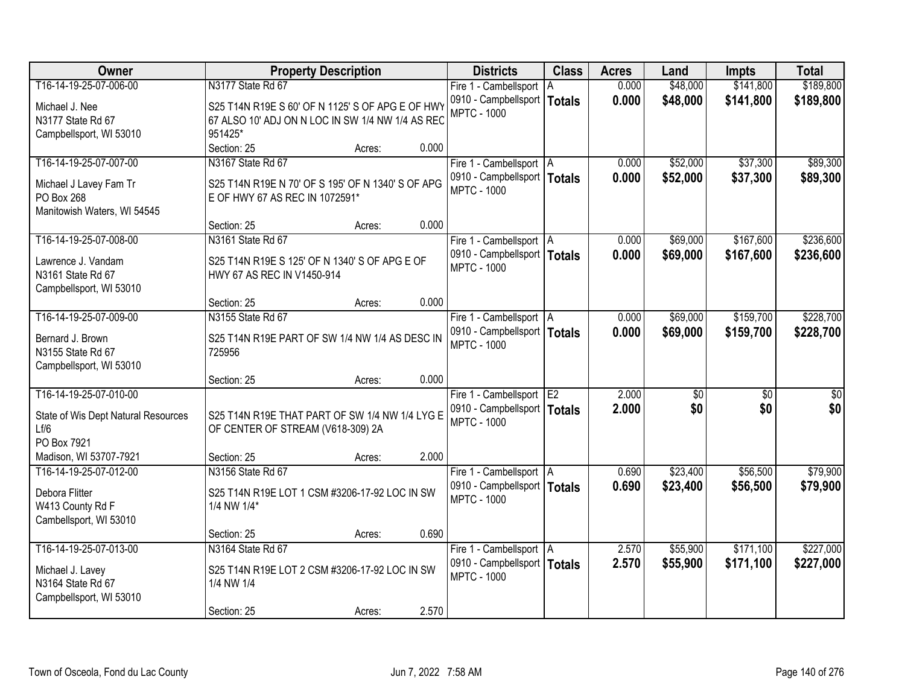| Owner | Property Description | Districts | Class | Acres | Land | Impts | Total |
|---|---|---|---|---|---|---|---|
| T16-14-19-25-07-006-00<br>Michael J. Nee<br>N3177 State Rd 67<br>Campbellsport, WI 53010 | N3177 State Rd 67<br>S25 T14N R19E S 60' OF N 1125' S OF APG E OF HWY 67 ALSO 10' ADJ ON N LOC IN SW 1/4 NW 1/4 AS REC 951425*<br>Section: 25 Acres: 0.000 | Fire 1 - Cambellsport<br>0910 - Campbellsport<br>MPTC - 1000 | A<br>**Totals** | 0.000<br>**0.000** | $48,000<br>**$48,000** | $141,800<br>**$141,800** | $189,800<br>**$189,800** |
| T16-14-19-25-07-007-00<br>Michael J Lavey Fam Tr<br>PO Box 268<br>Manitowish Waters, WI 54545 | N3167 State Rd 67<br>S25 T14N R19E N 70' OF S 195' OF N 1340' S OF APG E OF HWY 67 AS REC IN 1072591*<br>Section: 25 Acres: 0.000 | Fire 1 - Cambellsport<br>0910 - Campbellsport<br>MPTC - 1000 | A<br>**Totals** | 0.000<br>**0.000** | $52,000<br>**$52,000** | $37,300<br>**$37,300** | $89,300<br>**$89,300** |
| T16-14-19-25-07-008-00<br>Lawrence J. Vandam<br>N3161 State Rd 67<br>Campbellsport, WI 53010 | N3161 State Rd 67<br>S25 T14N R19E S 125' OF N 1340' S OF APG E OF HWY 67 AS REC IN V1450-914<br>Section: 25 Acres: 0.000 | Fire 1 - Cambellsport<br>0910 - Campbellsport<br>MPTC - 1000 | A<br>**Totals** | 0.000<br>**0.000** | $69,000<br>**$69,000** | $167,600<br>**$167,600** | $236,600<br>**$236,600** |
| T16-14-19-25-07-009-00<br>Bernard J. Brown<br>N3155 State Rd 67<br>Campbellsport, WI 53010 | N3155 State Rd 67<br>S25 T14N R19E PART OF SW 1/4 NW 1/4 AS DESC IN 725956<br>Section: 25 Acres: 0.000 | Fire 1 - Cambellsport<br>0910 - Campbellsport<br>MPTC - 1000 | A<br>**Totals** | 0.000<br>**0.000** | $69,000<br>**$69,000** | $159,700<br>**$159,700** | $228,700<br>**$228,700** |
| T16-14-19-25-07-010-00<br>State of Wis Dept Natural Resources Lf/6<br>PO Box 7921<br>Madison, WI 53707-7921 | S25 T14N R19E THAT PART OF SW 1/4 NW 1/4 LYG E OF CENTER OF STREAM (V618-309) 2A<br>Section: 25 Acres: 2.000 | Fire 1 - Cambellsport<br>0910 - Campbellsport<br>MPTC - 1000 | E2<br>**Totals** | 2.000<br>**2.000** | $0<br>**$0** | $0<br>**$0** | $0<br>**$0** |
| T16-14-19-25-07-012-00<br>Debora Flitter<br>W413 County Rd F<br>Cambellsport, WI 53010 | N3156 State Rd 67<br>S25 T14N R19E LOT 1 CSM #3206-17-92 LOC IN SW 1/4 NW 1/4*<br>Section: 25 Acres: 0.690 | Fire 1 - Cambellsport<br>0910 - Campbellsport<br>MPTC - 1000 | A<br>**Totals** | 0.690<br>**0.690** | $23,400<br>**$23,400** | $56,500<br>**$56,500** | $79,900<br>**$79,900** |
| T16-14-19-25-07-013-00<br>Michael J. Lavey<br>N3164 State Rd 67<br>Campbellsport, WI 53010 | N3164 State Rd 67<br>S25 T14N R19E LOT 2 CSM #3206-17-92 LOC IN SW 1/4 NW 1/4<br>Section: 25 Acres: 2.570 | Fire 1 - Cambellsport<br>0910 - Campbellsport<br>MPTC - 1000 | A<br>**Totals** | 2.570<br>**2.570** | $55,900<br>**$55,900** | $171,100<br>**$171,100** | $227,000<br>**$227,000** |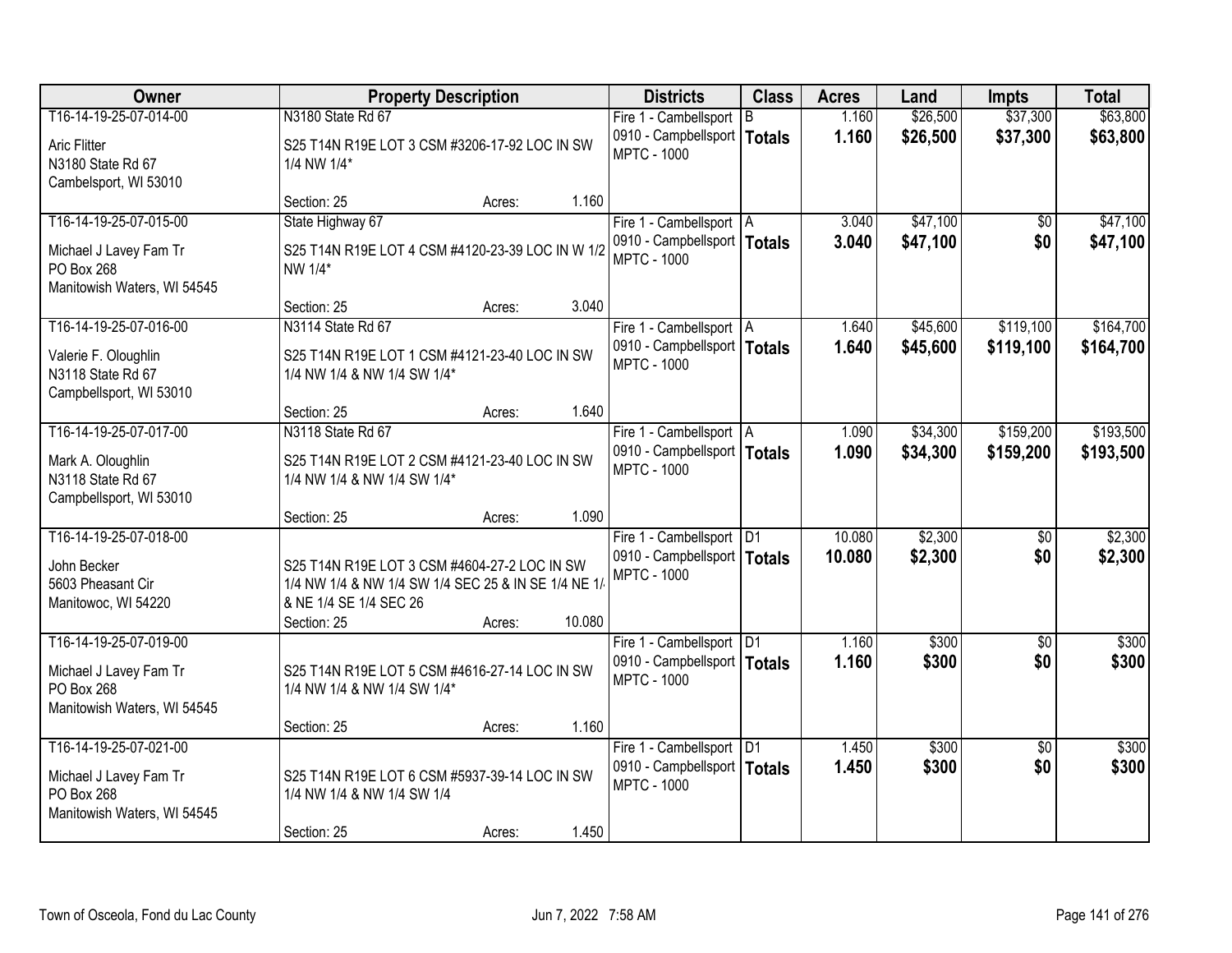| Owner | Property Description | Districts | Class | Acres | Land | Impts | Total |
|---|---|---|---|---|---|---|---|
| T16-14-19-25-07-014-00<br>Aric Flitter<br>N3180 State Rd 67<br>Cambelsport, WI 53010 | N3180 State Rd 67<br>S25 T14N R19E LOT 3 CSM #3206-17-92 LOC IN SW 1/4 NW 1/4*<br>Section: 25 Acres: 1.160 | Fire 1 - Cambellsport<br>0910 - Campbellsport<br>MPTC - 1000 | B<br>**Totals** | 1.160<br>**1.160** | $26,500<br>**$26,500** | $37,300<br>**$37,300** | $63,800<br>**$63,800** |
| T16-14-19-25-07-015-00<br>Michael J Lavey Fam Tr<br>PO Box 268<br>Manitowish Waters, WI 54545 | State Highway 67<br>S25 T14N R19E LOT 4 CSM #4120-23-39 LOC IN W 1/2 NW 1/4*<br>Section: 25 Acres: 3.040 | Fire 1 - Cambellsport<br>0910 - Campbellsport<br>MPTC - 1000 | A<br>**Totals** | 3.040<br>**3.040** | $47,100<br>**$47,100** | $0<br>**$0** | $47,100<br>**$47,100** |
| T16-14-19-25-07-016-00<br>Valerie F. Oloughlin<br>N3118 State Rd 67<br>Campbellsport, WI 53010 | N3114 State Rd 67<br>S25 T14N R19E LOT 1 CSM #4121-23-40 LOC IN SW 1/4 NW 1/4 & NW 1/4 SW 1/4*<br>Section: 25 Acres: 1.640 | Fire 1 - Cambellsport<br>0910 - Campbellsport<br>MPTC - 1000 | A<br>**Totals** | 1.640<br>**1.640** | $45,600<br>**$45,600** | $119,100<br>**$119,100** | $164,700<br>**$164,700** |
| T16-14-19-25-07-017-00<br>Mark A. Oloughlin<br>N3118 State Rd 67<br>Campbellsport, WI 53010 | N3118 State Rd 67<br>S25 T14N R19E LOT 2 CSM #4121-23-40 LOC IN SW 1/4 NW 1/4 & NW 1/4 SW 1/4*<br>Section: 25 Acres: 1.090 | Fire 1 - Cambellsport<br>0910 - Campbellsport<br>MPTC - 1000 | A<br>**Totals** | 1.090<br>**1.090** | $34,300<br>**$34,300** | $159,200<br>**$159,200** | $193,500<br>**$193,500** |
| T16-14-19-25-07-018-00<br>John Becker<br>5603 Pheasant Cir<br>Manitowoc, WI 54220 | S25 T14N R19E LOT 3 CSM #4604-27-2 LOC IN SW 1/4 NW 1/4 & NW 1/4 SW 1/4 SEC 25 & IN SE 1/4 NE 1/4 & NE 1/4 SE 1/4 SEC 26<br>Section: 25 Acres: 10.080 | Fire 1 - Cambellsport<br>0910 - Campbellsport<br>MPTC - 1000 | D1<br>**Totals** | 10.080<br>**10.080** | $2,300<br>**$2,300** | $0<br>**$0** | $2,300<br>**$2,300** |
| T16-14-19-25-07-019-00<br>Michael J Lavey Fam Tr<br>PO Box 268<br>Manitowish Waters, WI 54545 | S25 T14N R19E LOT 5 CSM #4616-27-14 LOC IN SW 1/4 NW 1/4 & NW 1/4 SW 1/4*<br>Section: 25 Acres: 1.160 | Fire 1 - Cambellsport<br>0910 - Campbellsport<br>MPTC - 1000 | D1<br>**Totals** | 1.160<br>**1.160** | $300<br>**$300** | $0<br>**$0** | $300<br>**$300** |
| T16-14-19-25-07-021-00<br>Michael J Lavey Fam Tr<br>PO Box 268<br>Manitowish Waters, WI 54545 | S25 T14N R19E LOT 6 CSM #5937-39-14 LOC IN SW 1/4 NW 1/4 & NW 1/4 SW 1/4<br>Section: 25 Acres: 1.450 | Fire 1 - Cambellsport<br>0910 - Campbellsport<br>MPTC - 1000 | D1<br>**Totals** | 1.450<br>**1.450** | $300<br>**$300** | $0<br>**$0** | $300<br>**$300** |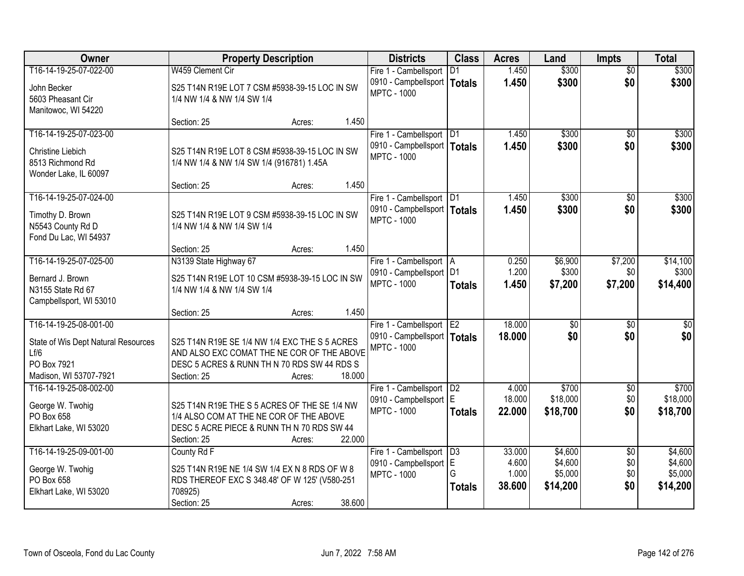| Owner | Property Description | Districts | Class | Acres | Land | Impts | Total |
|---|---|---|---|---|---|---|---|
| T16-14-19-25-07-022-00<br>John Becker<br>5603 Pheasant Cir<br>Manitowoc, WI 54220 | W459 Clement Cir<br>S25 T14N R19E LOT 7 CSM #5938-39-15 LOC IN SW 1/4 NW 1/4 & NW 1/4 SW 1/4<br>Section: 25 Acres: 1.450 | Fire 1 - Cambellsport<br>0910 - Campbellsport<br>MPTC - 1000 | D1<br>**Totals** | 1.450<br>**1.450** | $300<br>**$300** | $0<br>**$0** | $300<br>**$300** |
| T16-14-19-25-07-023-00<br>Christine Liebich<br>8513 Richmond Rd<br>Wonder Lake, IL 60097 | S25 T14N R19E LOT 8 CSM #5938-39-15 LOC IN SW 1/4 NW 1/4 & NW 1/4 SW 1/4 (916781) 1.45A<br>Section: 25 Acres: 1.450 | Fire 1 - Cambellsport<br>0910 - Campbellsport<br>MPTC - 1000 | D1<br>**Totals** | 1.450<br>**1.450** | $300<br>**$300** | $0<br>**$0** | $300<br>**$300** |
| T16-14-19-25-07-024-00<br>Timothy D. Brown<br>N5543 County Rd D<br>Fond Du Lac, WI 54937 | S25 T14N R19E LOT 9 CSM #5938-39-15 LOC IN SW 1/4 NW 1/4 & NW 1/4 SW 1/4<br>Section: 25 Acres: 1.450 | Fire 1 - Cambellsport<br>0910 - Campbellsport<br>MPTC - 1000 | D1<br>**Totals** | 1.450<br>**1.450** | $300<br>**$300** | $0<br>**$0** | $300<br>**$300** |
| T16-14-19-25-07-025-00<br>Bernard J. Brown<br>N3155 State Rd 67<br>Campbellsport, WI 53010 | N3139 State Highway 67<br>S25 T14N R19E LOT 10 CSM #5938-39-15 LOC IN SW 1/4 NW 1/4 & NW 1/4 SW 1/4<br>Section: 25 Acres: 1.450 | Fire 1 - Cambellsport<br>0910 - Campbellsport<br>MPTC - 1000 | A<br>D1<br>**Totals** | 0.250<br>1.200<br>**1.450** | $6,900<br>$300<br>**$7,200** | $7,200<br>$0<br>**$7,200** | $14,100<br>$300<br>**$14,400** |
| T16-14-19-25-08-001-00<br>State of Wis Dept Natural Resources Lf/6<br>PO Box 7921<br>Madison, WI 53707-7921 | S25 T14N R19E SE 1/4 NW 1/4 EXC THE S 5 ACRES AND ALSO EXC COMAT THE NE COR OF THE ABOVE DESC 5 ACRES & RUNN TH N 70 RDS SW 44 RDS S<br>Section: 25 Acres: 18.000 | Fire 1 - Cambellsport<br>0910 - Campbellsport<br>MPTC - 1000 | E2<br>**Totals** | 18.000<br>**18.000** | $0<br>**$0** | $0<br>**$0** | $0<br>**$0** |
| T16-14-19-25-08-002-00<br>George W. Twohig<br>PO Box 658<br>Elkhart Lake, WI 53020 | S25 T14N R19E THE S 5 ACRES OF THE SE 1/4 NW 1/4 ALSO COM AT THE NE COR OF THE ABOVE DESC 5 ACRE PIECE & RUNN TH N 70 RDS SW 44<br>Section: 25 Acres: 22.000 | Fire 1 - Cambellsport<br>0910 - Campbellsport<br>MPTC - 1000 | D2<br>E<br>**Totals** | 4.000<br>18.000<br>**22.000** | $700<br>$18,000<br>**$18,700** | $0<br>$0<br>**$0** | $700<br>$18,000<br>**$18,700** |
| T16-14-19-25-09-001-00<br>George W. Twohig<br>PO Box 658<br>Elkhart Lake, WI 53020 | County Rd F<br>S25 T14N R19E NE 1/4 SW 1/4 EX N 8 RDS OF W 8 RDS THEREOF EXC S 348.48' OF W 125' (V580-251 708925)<br>Section: 25 Acres: 38.600 | Fire 1 - Cambellsport<br>0910 - Campbellsport<br>MPTC - 1000 | D3<br>E<br>G<br>**Totals** | 33.000<br>4.600<br>1.000<br>**38.600** | $4,600<br>$4,600<br>$5,000<br>**$14,200** | $0<br>$0<br>$0<br>**$0** | $4,600<br>$4,600<br>$5,000<br>**$14,200** |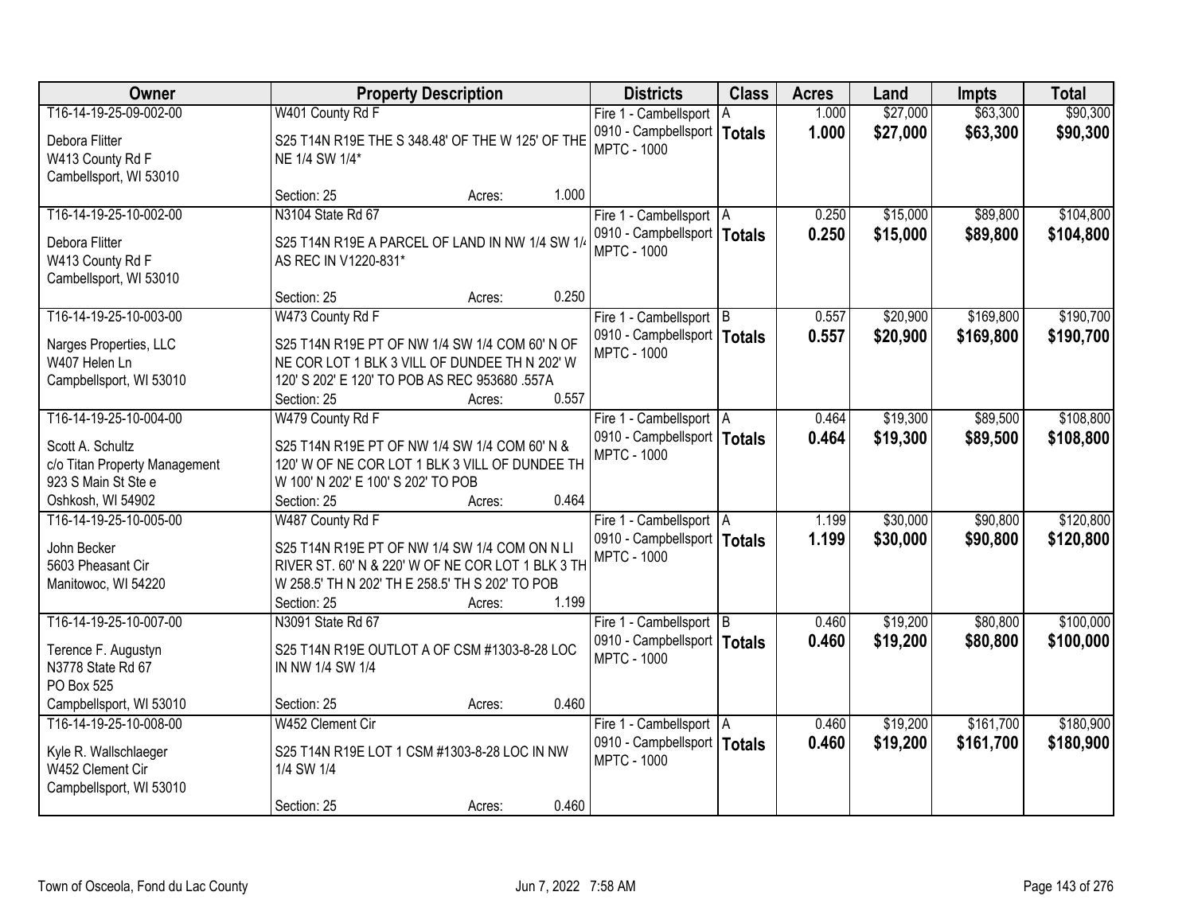| Owner | Property Description | Districts | Class | Acres | Land | Impts | Total |
|---|---|---|---|---|---|---|---|
| T16-14-19-25-09-002-00<br><br>Debora Flitter<br>W413 County Rd F<br>Cambellsport, WI 53010 | W401 County Rd F<br><br>S25 T14N R19E THE S 348.48' OF THE W 125' OF THE NE 1/4 SW 1/4*<br><br>Section: 25 Acres: 1.000 | Fire 1 - Cambellsport<br>0910 - Campbellsport<br>MPTC - 1000 | A<br>**Totals** | 1.000<br>**1.000** | $27,000<br>**$27,000** | $63,300<br>**$63,300** | $90,300<br>**$90,300** |
| T16-14-19-25-10-002-00<br><br>Debora Flitter<br>W413 County Rd F<br>Cambellsport, WI 53010 | N3104 State Rd 67<br><br>S25 T14N R19E A PARCEL OF LAND IN NW 1/4 SW 1/4 AS REC IN V1220-831*<br><br>Section: 25 Acres: 0.250 | Fire 1 - Cambellsport<br>0910 - Campbellsport<br>MPTC - 1000 | A<br>**Totals** | 0.250<br>**0.250** | $15,000<br>**$15,000** | $89,800<br>**$89,800** | $104,800<br>**$104,800** |
| T16-14-19-25-10-003-00<br><br>Narges Properties, LLC<br>W407 Helen Ln<br>Campbellsport, WI 53010 | W473 County Rd F<br><br>S25 T14N R19E PT OF NW 1/4 SW 1/4 COM 60' N OF NE COR LOT 1 BLK 3 VILL OF DUNDEE TH N 202' W 120' S 202' E 120' TO POB AS REC 953680 .557A<br>Section: 25 Acres: 0.557 | Fire 1 - Cambellsport<br>0910 - Campbellsport<br>MPTC - 1000 | B<br>**Totals** | 0.557<br>**0.557** | $20,900<br>**$20,900** | $169,800<br>**$169,800** | $190,700<br>**$190,700** |
| T16-14-19-25-10-004-00<br><br>Scott A. Schultz<br>c/o Titan Property Management<br>923 S Main St Ste e<br>Oshkosh, WI 54902 | W479 County Rd F<br><br>S25 T14N R19E PT OF NW 1/4 SW 1/4 COM 60' N & 120' W OF NE COR LOT 1 BLK 3 VILL OF DUNDEE TH W 100' N 202' E 100' S 202' TO POB<br>Section: 25 Acres: 0.464 | Fire 1 - Cambellsport<br>0910 - Campbellsport<br>MPTC - 1000 | A<br>**Totals** | 0.464<br>**0.464** | $19,300<br>**$19,300** | $89,500<br>**$89,500** | $108,800<br>**$108,800** |
| T16-14-19-25-10-005-00<br><br>John Becker<br>5603 Pheasant Cir<br>Manitowoc, WI 54220 | W487 County Rd F<br><br>S25 T14N R19E PT OF NW 1/4 SW 1/4 COM ON N LI RIVER ST. 60' N & 220' W OF NE COR LOT 1 BLK 3 TH W 258.5' TH N 202' TH E 258.5' TH S 202' TO POB<br>Section: 25 Acres: 1.199 | Fire 1 - Cambellsport<br>0910 - Campbellsport<br>MPTC - 1000 | A<br>**Totals** | 1.199<br>**1.199** | $30,000<br>**$30,000** | $90,800<br>**$90,800** | $120,800<br>**$120,800** |
| T16-14-19-25-10-007-00<br><br>Terence F. Augustyn<br>N3778 State Rd 67<br>PO Box 525<br>Campbellsport, WI 53010 | N3091 State Rd 67<br><br>S25 T14N R19E OUTLOT A OF CSM #1303-8-28 LOC IN NW 1/4 SW 1/4<br><br>Section: 25 Acres: 0.460 | Fire 1 - Cambellsport<br>0910 - Campbellsport<br>MPTC - 1000 | B<br>**Totals** | 0.460<br>**0.460** | $19,200<br>**$19,200** | $80,800<br>**$80,800** | $100,000<br>**$100,000** |
| T16-14-19-25-10-008-00<br><br>Kyle R. Wallschlaeger<br>W452 Clement Cir<br>Campbellsport, WI 53010 | W452 Clement Cir<br><br>S25 T14N R19E LOT 1 CSM #1303-8-28 LOC IN NW 1/4 SW 1/4<br><br>Section: 25 Acres: 0.460 | Fire 1 - Cambellsport<br>0910 - Campbellsport<br>MPTC - 1000 | A<br>**Totals** | 0.460<br>**0.460** | $19,200<br>**$19,200** | $161,700<br>**$161,700** | $180,900<br>**$180,900** |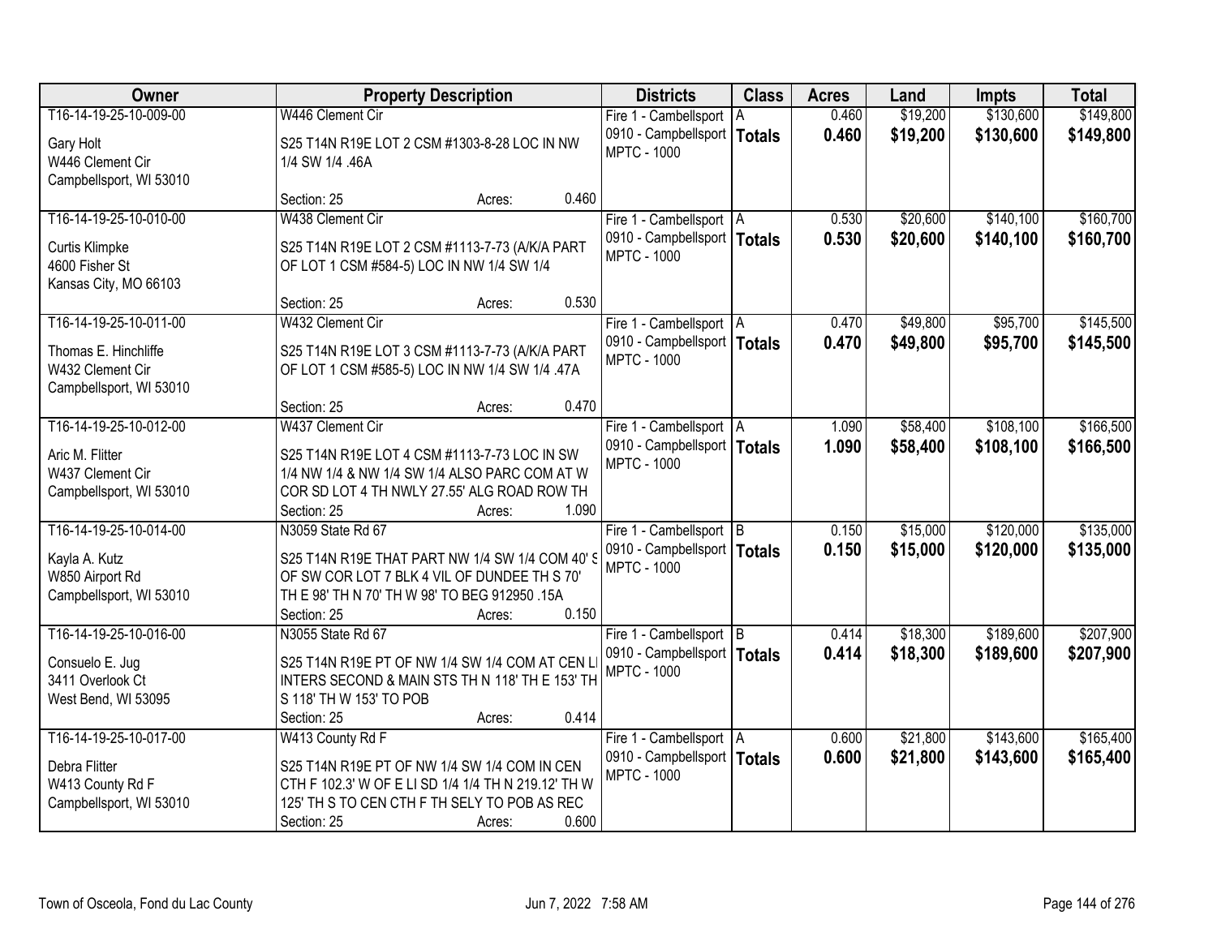| Owner | Property Description | Districts | Class | Acres | Land | Impts | Total |
|---|---|---|---|---|---|---|---|
| T16-14-19-25-10-009-00<br><br>Gary Holt<br>W446 Clement Cir<br>Campbellsport, WI 53010 | W446 Clement Cir<br><br>S25 T14N R19E LOT 2 CSM #1303-8-28 LOC IN NW 1/4 SW 1/4 .46A<br><br>Section: 25 Acres: 0.460 | Fire 1 - Cambellsport<br>0910 - Campbellsport<br>MPTC - 1000 | A<br>**Totals** | 0.460<br>**0.460** | $19,200<br>**$19,200** | $130,600<br>**$130,600** | $149,800<br>**$149,800** |
| T16-14-19-25-10-010-00<br><br>Curtis Klimpke<br>4600 Fisher St<br>Kansas City, MO 66103 | W438 Clement Cir<br><br>S25 T14N R19E LOT 2 CSM #1113-7-73 (A/K/A PART OF LOT 1 CSM #584-5) LOC IN NW 1/4 SW 1/4<br><br>Section: 25 Acres: 0.530 | Fire 1 - Cambellsport<br>0910 - Campbellsport<br>MPTC - 1000 | A<br>**Totals** | 0.530<br>**0.530** | $20,600<br>**$20,600** | $140,100<br>**$140,100** | $160,700<br>**$160,700** |
| T16-14-19-25-10-011-00<br><br>Thomas E. Hinchliffe<br>W432 Clement Cir<br>Campbellsport, WI 53010 | W432 Clement Cir<br><br>S25 T14N R19E LOT 3 CSM #1113-7-73 (A/K/A PART OF LOT 1 CSM #585-5) LOC IN NW 1/4 SW 1/4 .47A<br><br>Section: 25 Acres: 0.470 | Fire 1 - Cambellsport<br>0910 - Campbellsport<br>MPTC - 1000 | A<br>**Totals** | 0.470<br>**0.470** | $49,800<br>**$49,800** | $95,700<br>**$95,700** | $145,500<br>**$145,500** |
| T16-14-19-25-10-012-00<br><br>Aric M. Flitter<br>W437 Clement Cir<br>Campbellsport, WI 53010 | W437 Clement Cir<br><br>S25 T14N R19E LOT 4 CSM #1113-7-73 LOC IN SW 1/4 NW 1/4 & NW 1/4 SW 1/4 ALSO PARC COM AT W COR SD LOT 4 TH NWLY 27.55' ALG ROAD ROW TH<br>Section: 25 Acres: 1.090 | Fire 1 - Cambellsport<br>0910 - Campbellsport<br>MPTC - 1000 | A<br>**Totals** | 1.090<br>**1.090** | $58,400<br>**$58,400** | $108,100<br>**$108,100** | $166,500<br>**$166,500** |
| T16-14-19-25-10-014-00<br><br>Kayla A. Kutz<br>W850 Airport Rd<br>Campbellsport, WI 53010 | N3059 State Rd 67<br><br>S25 T14N R19E THAT PART NW 1/4 SW 1/4 COM 40' S OF SW COR LOT 7 BLK 4 VIL OF DUNDEE TH S 70' TH E 98' TH N 70' TH W 98' TO BEG 912950 .15A<br>Section: 25 Acres: 0.150 | Fire 1 - Cambellsport<br>0910 - Campbellsport<br>MPTC - 1000 | B<br>**Totals** | 0.150<br>**0.150** | $15,000<br>**$15,000** | $120,000<br>**$120,000** | $135,000<br>**$135,000** |
| T16-14-19-25-10-016-00<br><br>Consuelo E. Jug<br>3411 Overlook Ct<br>West Bend, WI 53095 | N3055 State Rd 67<br><br>S25 T14N R19E PT OF NW 1/4 SW 1/4 COM AT CEN LI INTERS SECOND & MAIN STS TH N 118' TH E 153' TH S 118' TH W 153' TO POB<br>Section: 25 Acres: 0.414 | Fire 1 - Cambellsport<br>0910 - Campbellsport<br>MPTC - 1000 | B<br>**Totals** | 0.414<br>**0.414** | $18,300<br>**$18,300** | $189,600<br>**$189,600** | $207,900<br>**$207,900** |
| T16-14-19-25-10-017-00<br><br>Debra Flitter<br>W413 County Rd F<br>Campbellsport, WI 53010 | W413 County Rd F<br><br>S25 T14N R19E PT OF NW 1/4 SW 1/4 COM IN CEN CTH F 102.3' W OF E LI SD 1/4 1/4 TH N 219.12' TH W 125' TH S TO CEN CTH F TH SELY TO POB AS REC<br>Section: 25 Acres: 0.600 | Fire 1 - Cambellsport<br>0910 - Campbellsport<br>MPTC - 1000 | A<br>**Totals** | 0.600<br>**0.600** | $21,800<br>**$21,800** | $143,600<br>**$143,600** | $165,400<br>**$165,400** |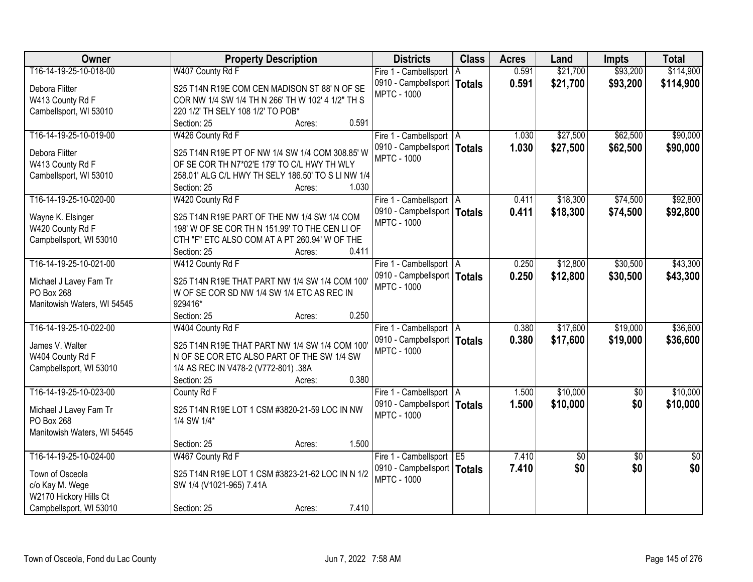| Owner | Property Description | Districts | Class | Acres | Land | Impts | Total |
|---|---|---|---|---|---|---|---|
| T16-14-19-25-10-018-00<br>Debora Flitter<br>W413 County Rd F<br>Cambellsport, WI 53010 | W407 County Rd F<br>S25 T14N R19E COM CEN MADISON ST 88' N OF SE COR NW 1/4 SW 1/4 TH N 266' TH W 102' 4 1/2" TH S 220 1/2' TH SELY 108 1/2' TO POB*<br>Section: 25 Acres: 0.591 | Fire 1 - Cambellsport<br>0910 - Campbellsport<br>MPTC - 1000 | A<br>**Totals** | 0.591<br>**0.591** | $21,700<br>**$21,700** | $93,200<br>**$93,200** | $114,900<br>**$114,900** |
| T16-14-19-25-10-019-00<br>Debora Flitter<br>W413 County Rd F<br>Cambellsport, WI 53010 | W426 County Rd F<br>S25 T14N R19E PT OF NW 1/4 SW 1/4 COM 308.85' W OF SE COR TH N7*02'E 179' TO C/L HWY TH WLY 258.01' ALG C/L HWY TH SELY 186.50' TO S LI NW 1/4<br>Section: 25 Acres: 1.030 | Fire 1 - Cambellsport<br>0910 - Campbellsport<br>MPTC - 1000 | A<br>**Totals** | 1.030<br>**1.030** | $27,500<br>**$27,500** | $62,500<br>**$62,500** | $90,000<br>**$90,000** |
| T16-14-19-25-10-020-00<br>Wayne K. Elsinger<br>W420 County Rd F<br>Campbellsport, WI 53010 | W420 County Rd F<br>S25 T14N R19E PART OF THE NW 1/4 SW 1/4 COM 198' W OF SE COR TH N 151.99' TO THE CEN LI OF CTH "F" ETC ALSO COM AT A PT 260.94' W OF THE<br>Section: 25 Acres: 0.411 | Fire 1 - Cambellsport<br>0910 - Campbellsport<br>MPTC - 1000 | A<br>**Totals** | 0.411<br>**0.411** | $18,300<br>**$18,300** | $74,500<br>**$74,500** | $92,800<br>**$92,800** |
| T16-14-19-25-10-021-00<br>Michael J Lavey Fam Tr<br>PO Box 268<br>Manitowish Waters, WI 54545 | W412 County Rd F<br>S25 T14N R19E THAT PART NW 1/4 SW 1/4 COM 100' W OF SE COR SD NW 1/4 SW 1/4 ETC AS REC IN 929416*<br>Section: 25 Acres: 0.250 | Fire 1 - Cambellsport<br>0910 - Campbellsport<br>MPTC - 1000 | A<br>**Totals** | 0.250<br>**0.250** | $12,800<br>**$12,800** | $30,500<br>**$30,500** | $43,300<br>**$43,300** |
| T16-14-19-25-10-022-00<br>James V. Walter<br>W404 County Rd F<br>Campbellsport, WI 53010 | W404 County Rd F<br>S25 T14N R19E THAT PART NW 1/4 SW 1/4 COM 100' N OF SE COR ETC ALSO PART OF THE SW 1/4 SW 1/4 AS REC IN V478-2 (V772-801) .38A<br>Section: 25 Acres: 0.380 | Fire 1 - Cambellsport<br>0910 - Campbellsport<br>MPTC - 1000 | A<br>**Totals** | 0.380<br>**0.380** | $17,600<br>**$17,600** | $19,000<br>**$19,000** | $36,600<br>**$36,600** |
| T16-14-19-25-10-023-00<br>Michael J Lavey Fam Tr<br>PO Box 268<br>Manitowish Waters, WI 54545 | County Rd F<br>S25 T14N R19E LOT 1 CSM #3820-21-59 LOC IN NW 1/4 SW 1/4*<br>Section: 25 Acres: 1.500 | Fire 1 - Cambellsport<br>0910 - Campbellsport<br>MPTC - 1000 | A<br>**Totals** | 1.500<br>**1.500** | $10,000<br>**$10,000** | $0<br>**$0** | $10,000<br>**$10,000** |
| T16-14-19-25-10-024-00<br>Town of Osceola<br>c/o Kay M. Wege<br>W2170 Hickory Hills Ct<br>Campbellsport, WI 53010 | W467 County Rd F<br>S25 T14N R19E LOT 1 CSM #3823-21-62 LOC IN N 1/2 SW 1/4 (V1021-965) 7.41A<br>Section: 25 Acres: 7.410 | Fire 1 - Cambellsport<br>0910 - Campbellsport<br>MPTC - 1000 | E5<br>**Totals** | 7.410<br>**7.410** | $0<br>**$0** | $0<br>**$0** | $0<br>**$0** |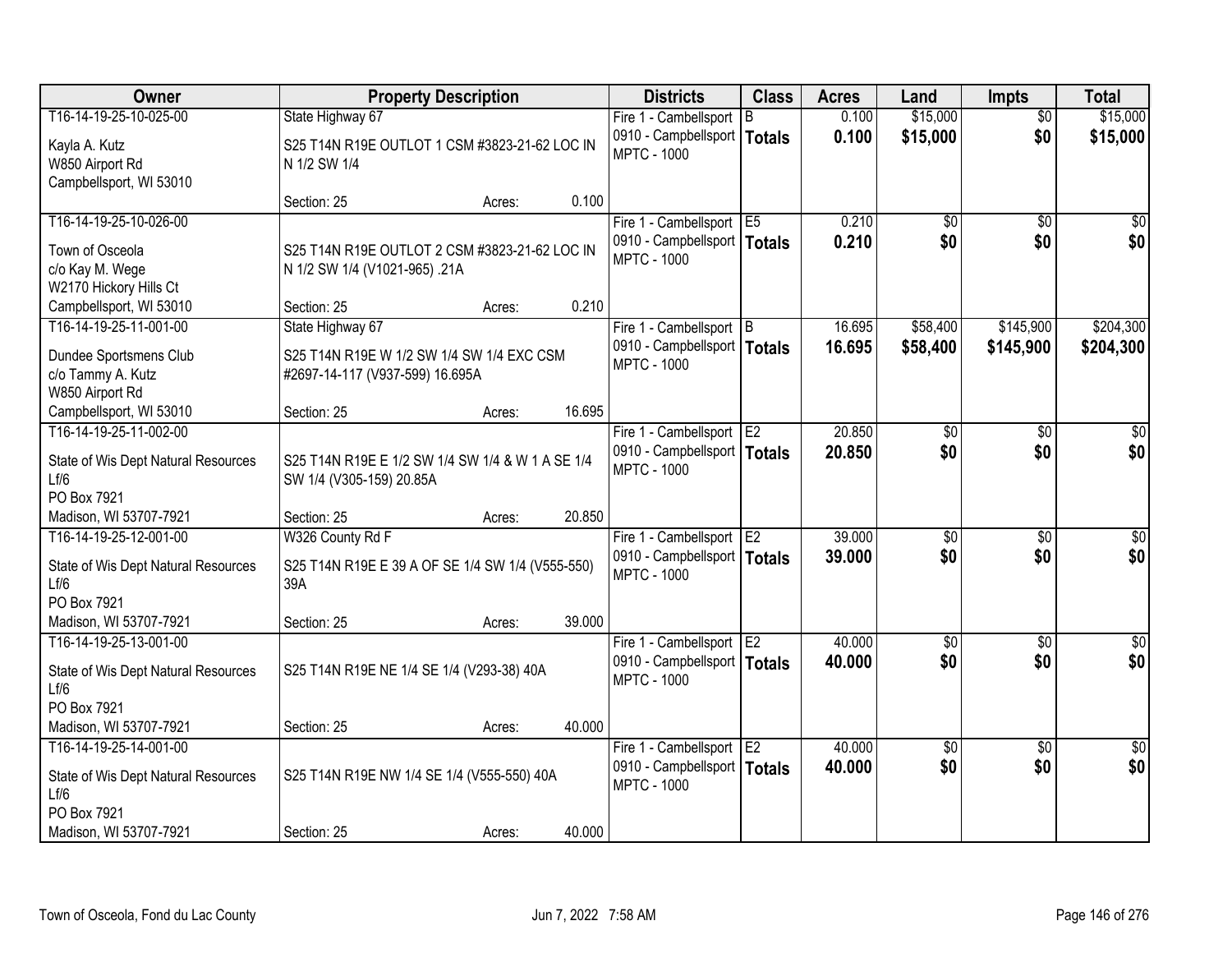| Owner | Property Description | Districts | Class | Acres | Land | Impts | Total |
|---|---|---|---|---|---|---|---|
| T16-14-19-25-10-025-00<br><br>Kayla A. Kutz<br>W850 Airport Rd<br>Campbellsport, WI 53010 | State Highway 67<br><br>S25 T14N R19E OUTLOT 1 CSM #3823-21-62 LOC IN N 1/2 SW 1/4<br><br>Section: 25 Acres: 0.100 | Fire 1 - Cambellsport<br>0910 - Campbellsport<br>MPTC - 1000 | B<br>**Totals** | 0.100<br>**0.100** | $15,000<br>**$15,000** | $0<br>**$0** | $15,000<br>**$15,000** |
| T16-14-19-25-10-026-00<br><br>Town of Osceola<br>c/o Kay M. Wege<br>W2170 Hickory Hills Ct<br>Campbellsport, WI 53010 | S25 T14N R19E OUTLOT 2 CSM #3823-21-62 LOC IN N 1/2 SW 1/4 (V1021-965) .21A<br><br>Section: 25 Acres: 0.210 | Fire 1 - Cambellsport<br>0910 - Campbellsport<br>MPTC - 1000 | E5<br>**Totals** | 0.210<br>**0.210** | $0<br>**$0** | $0<br>**$0** | $0<br>**$0** |
| T16-14-19-25-11-001-00<br><br>Dundee Sportsmens Club<br>c/o Tammy A. Kutz<br>W850 Airport Rd<br>Campbellsport, WI 53010 | State Highway 67<br><br>S25 T14N R19E W 1/2 SW 1/4 SW 1/4 EXC CSM #2697-14-117 (V937-599) 16.695A<br><br>Section: 25 Acres: 16.695 | Fire 1 - Cambellsport<br>0910 - Campbellsport<br>MPTC - 1000 | B<br>**Totals** | 16.695<br>**16.695** | $58,400<br>**$58,400** | $145,900<br>**$145,900** | $204,300<br>**$204,300** |
| T16-14-19-25-11-002-00<br><br>State of Wis Dept Natural Resources Lf/6<br>PO Box 7921<br>Madison, WI 53707-7921 | S25 T14N R19E E 1/2 SW 1/4 SW 1/4 & W 1 A SE 1/4 SW 1/4 (V305-159) 20.85A<br><br>Section: 25 Acres: 20.850 | Fire 1 - Cambellsport<br>0910 - Campbellsport<br>MPTC - 1000 | E2<br>**Totals** | 20.850<br>**20.850** | $0<br>**$0** | $0<br>**$0** | $0<br>**$0** |
| T16-14-19-25-12-001-00<br><br>State of Wis Dept Natural Resources Lf/6<br>PO Box 7921<br>Madison, WI 53707-7921 | W326 County Rd F<br><br>S25 T14N R19E E 39 A OF SE 1/4 SW 1/4 (V555-550) 39A<br><br>Section: 25 Acres: 39.000 | Fire 1 - Cambellsport<br>0910 - Campbellsport<br>MPTC - 1000 | E2<br>**Totals** | 39.000<br>**39.000** | $0<br>**$0** | $0<br>**$0** | $0<br>**$0** |
| T16-14-19-25-13-001-00<br><br>State of Wis Dept Natural Resources Lf/6<br>PO Box 7921<br>Madison, WI 53707-7921 | S25 T14N R19E NE 1/4 SE 1/4 (V293-38) 40A<br><br>Section: 25 Acres: 40.000 | Fire 1 - Cambellsport<br>0910 - Campbellsport<br>MPTC - 1000 | E2<br>**Totals** | 40.000<br>**40.000** | $0<br>**$0** | $0<br>**$0** | $0<br>**$0** |
| T16-14-19-25-14-001-00<br><br>State of Wis Dept Natural Resources Lf/6<br>PO Box 7921<br>Madison, WI 53707-7921 | S25 T14N R19E NW 1/4 SE 1/4 (V555-550) 40A<br><br>Section: 25 Acres: 40.000 | Fire 1 - Cambellsport<br>0910 - Campbellsport<br>MPTC - 1000 | E2<br>**Totals** | 40.000<br>**40.000** | $0<br>**$0** | $0<br>**$0** | $0<br>**$0** |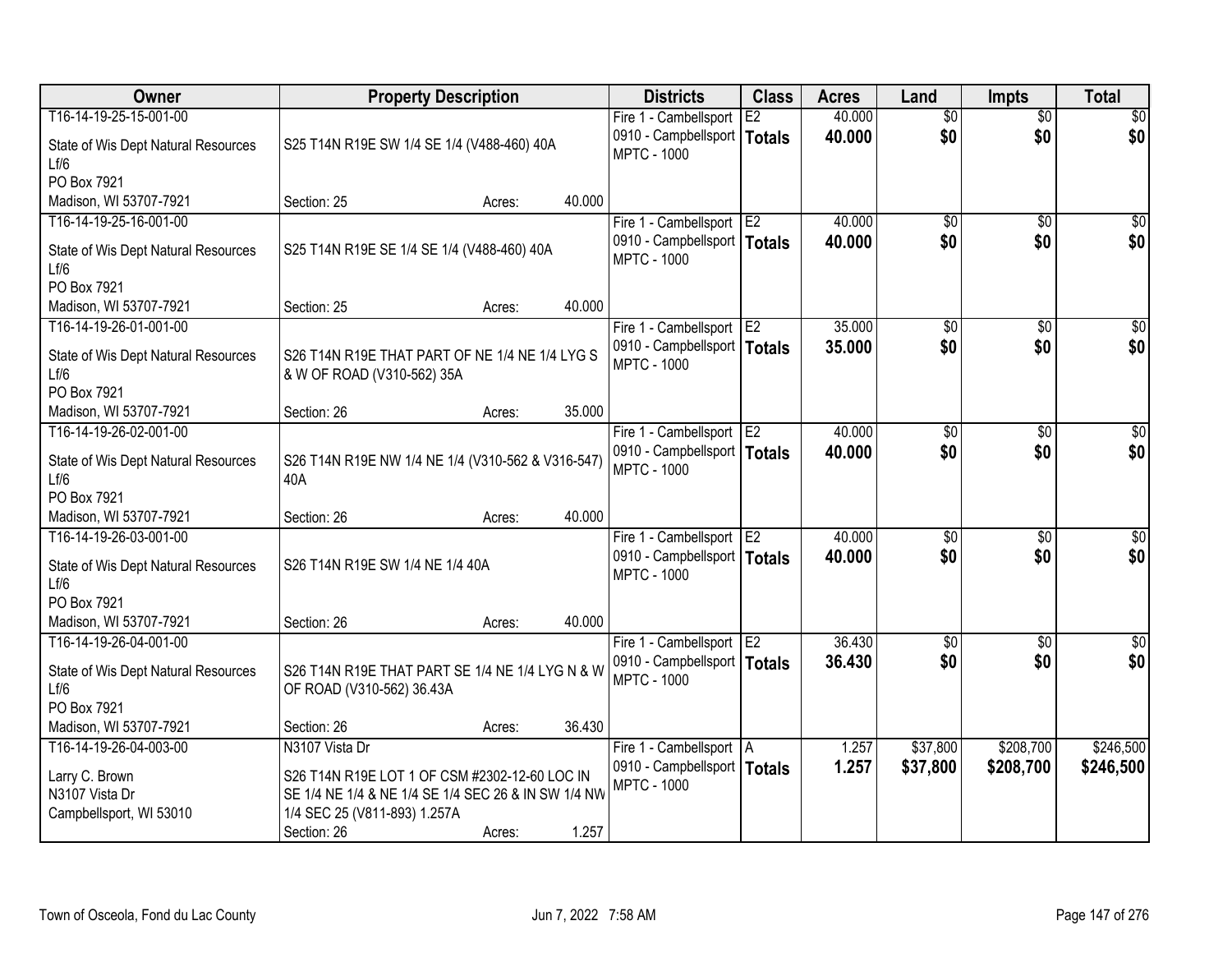| Owner | Property Description | Districts | Class | Acres | Land | Impts | Total |
|---|---|---|---|---|---|---|---|
| T16-14-19-25-15-001-00<br>State of Wis Dept Natural Resources<br>Lf/6<br>PO Box 7921<br>Madison, WI 53707-7921 | S25 T14N R19E SW 1/4 SE 1/4 (V488-460) 40A<br>Section: 25 Acres: 40.000 | Fire 1 - Cambellsport<br>0910 - Campbellsport<br>MPTC - 1000 | E2<br>**Totals** | 40.000<br>**40.000** | $0<br>**$0** | $0<br>**$0** | $0<br>**$0** |
| T16-14-19-25-16-001-00<br>State of Wis Dept Natural Resources<br>Lf/6<br>PO Box 7921<br>Madison, WI 53707-7921 | S25 T14N R19E SE 1/4 SE 1/4 (V488-460) 40A<br>Section: 25 Acres: 40.000 | Fire 1 - Cambellsport<br>0910 - Campbellsport<br>MPTC - 1000 | E2<br>**Totals** | 40.000<br>**40.000** | $0<br>**$0** | $0<br>**$0** | $0<br>**$0** |
| T16-14-19-26-01-001-00<br>State of Wis Dept Natural Resources<br>Lf/6<br>PO Box 7921<br>Madison, WI 53707-7921 | S26 T14N R19E THAT PART OF NE 1/4 NE 1/4 LYG S & W OF ROAD (V310-562) 35A<br>Section: 26 Acres: 35.000 | Fire 1 - Cambellsport<br>0910 - Campbellsport<br>MPTC - 1000 | E2<br>**Totals** | 35.000<br>**35.000** | $0<br>**$0** | $0<br>**$0** | $0<br>**$0** |
| T16-14-19-26-02-001-00<br>State of Wis Dept Natural Resources<br>Lf/6<br>PO Box 7921<br>Madison, WI 53707-7921 | S26 T14N R19E NW 1/4 NE 1/4 (V310-562 & V316-547) 40A<br>Section: 26 Acres: 40.000 | Fire 1 - Cambellsport<br>0910 - Campbellsport<br>MPTC - 1000 | E2<br>**Totals** | 40.000<br>**40.000** | $0<br>**$0** | $0<br>**$0** | $0<br>**$0** |
| T16-14-19-26-03-001-00<br>State of Wis Dept Natural Resources<br>Lf/6<br>PO Box 7921<br>Madison, WI 53707-7921 | S26 T14N R19E SW 1/4 NE 1/4 40A<br>Section: 26 Acres: 40.000 | Fire 1 - Cambellsport<br>0910 - Campbellsport<br>MPTC - 1000 | E2<br>**Totals** | 40.000<br>**40.000** | $0<br>**$0** | $0<br>**$0** | $0<br>**$0** |
| T16-14-19-26-04-001-00<br>State of Wis Dept Natural Resources<br>Lf/6<br>PO Box 7921<br>Madison, WI 53707-7921 | S26 T14N R19E THAT PART SE 1/4 NE 1/4 LYG N & W OF ROAD (V310-562) 36.43A<br>Section: 26 Acres: 36.430 | Fire 1 - Cambellsport<br>0910 - Campbellsport<br>MPTC - 1000 | E2<br>**Totals** | 36.430<br>**36.430** | $0<br>**$0** | $0<br>**$0** | $0<br>**$0** |
| T16-14-19-26-04-003-00<br>Larry C. Brown<br>N3107 Vista Dr<br>Campbellsport, WI 53010 | N3107 Vista Dr<br>S26 T14N R19E LOT 1 OF CSM #2302-12-60 LOC IN SE 1/4 NE 1/4 & NE 1/4 SE 1/4 SEC 26 & IN SW 1/4 NW 1/4 SEC 25 (V811-893) 1.257A<br>Section: 26 Acres: 1.257 | Fire 1 - Cambellsport<br>0910 - Campbellsport<br>MPTC - 1000 | A<br>**Totals** | 1.257<br>**1.257** | $37,800<br>**$37,800** | $208,700<br>**$208,700** | $246,500<br>**$246,500** |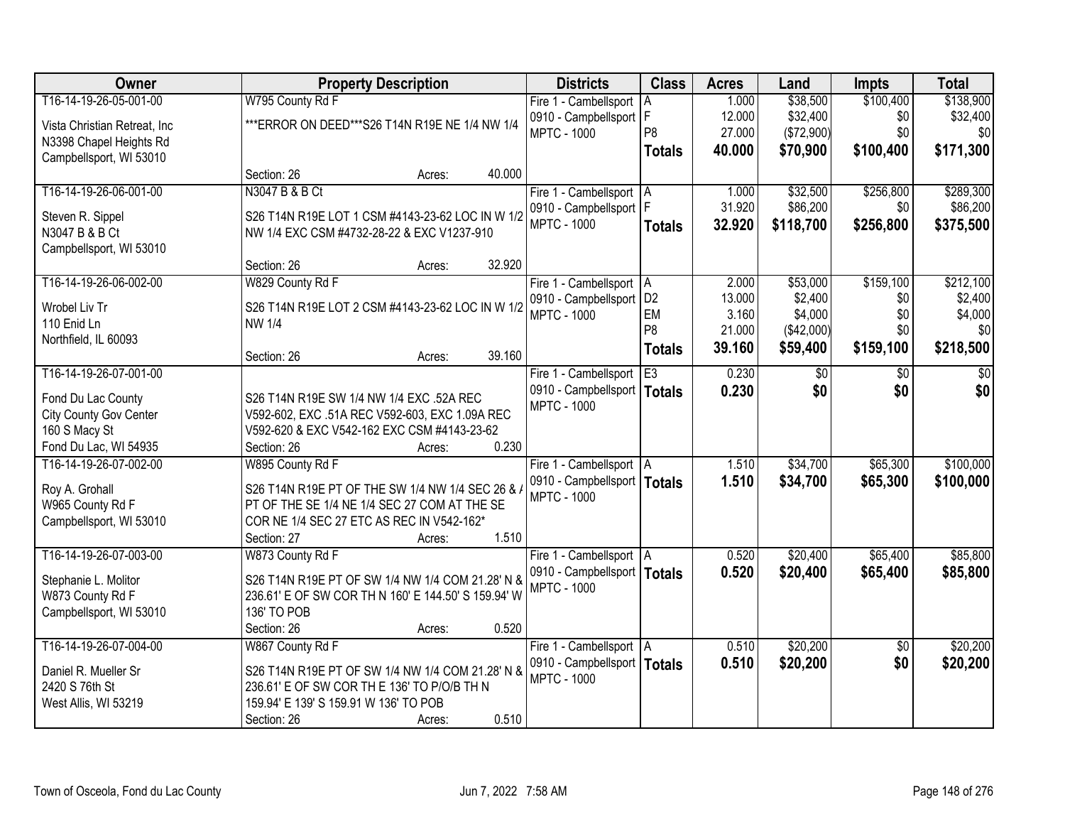| Owner | Property Description | Districts | Class | Acres | Land | Impts | Total |
|---|---|---|---|---|---|---|---|
| T16-14-19-26-05-001-00<br>Vista Christian Retreat, Inc<br>N3398 Chapel Heights Rd<br>Campbellsport, WI 53010 | W795 County Rd F<br>***ERROR ON DEED***S26 T14N R19E NE 1/4 NW 1/4<br>Section: 26 Acres: 40.000 | Fire 1 - Cambellsport<br>0910 - Campbellsport<br>MPTC - 1000 | A<br>F<br>P8<br>**Totals** | 1.000<br>12.000<br>27.000<br>**40.000** | $38,500<br>$32,400<br>($72,900)<br>**$70,900** | $100,400<br>$0<br>$0<br>**$100,400** | $138,900<br>$32,400<br>$0<br>**$171,300** |
| T16-14-19-26-06-001-00<br>Steven R. Sippel<br>N3047 B & B Ct<br>Campbellsport, WI 53010 | N3047 B & B Ct<br>S26 T14N R19E LOT 1 CSM #4143-23-62 LOC IN W 1/2 NW 1/4 EXC CSM #4732-28-22 & EXC V1237-910<br>Section: 26 Acres: 32.920 | Fire 1 - Cambellsport<br>0910 - Campbellsport<br>MPTC - 1000 | A<br>F<br>**Totals** | 1.000<br>31.920<br>**32.920** | $32,500<br>$86,200<br>**$118,700** | $256,800<br>$0<br>**$256,800** | $289,300<br>$86,200<br>**$375,500** |
| T16-14-19-26-06-002-00<br>Wrobel Liv Tr<br>110 Enid Ln<br>Northfield, IL 60093 | W829 County Rd F<br>S26 T14N R19E LOT 2 CSM #4143-23-62 LOC IN W 1/2 NW 1/4<br>Section: 26 Acres: 39.160 | Fire 1 - Cambellsport<br>0910 - Campbellsport<br>MPTC - 1000 | A<br>D2<br>EM<br>P8<br>**Totals** | 2.000<br>13.000<br>3.160<br>21.000<br>**39.160** | $53,000<br>$2,400<br>$4,000<br>($42,000)<br>**$59,400** | $159,100<br>$0<br>$0<br>$0<br>**$159,100** | $212,100<br>$2,400<br>$4,000<br>$0<br>**$218,500** |
| T16-14-19-26-07-001-00<br>Fond Du Lac County<br>City County Gov Center<br>160 S Macy St<br>Fond Du Lac, WI 54935 | S26 T14N R19E SW 1/4 NW 1/4 EXC .52A REC V592-602, EXC .51A REC V592-603, EXC 1.09A REC V592-620 & EXC V542-162 EXC CSM #4143-23-62<br>Section: 26 Acres: 0.230 | Fire 1 - Cambellsport<br>0910 - Campbellsport<br>MPTC - 1000 | E3<br>**Totals** | 0.230<br>**0.230** | $0<br>**$0** | $0<br>**$0** | $0<br>**$0** |
| T16-14-19-26-07-002-00<br>Roy A. Grohall<br>W965 County Rd F<br>Campbellsport, WI 53010 | W895 County Rd F<br>S26 T14N R19E PT OF THE SW 1/4 NW 1/4 SEC 26 & / PT OF THE SE 1/4 NE 1/4 SEC 27 COM AT THE SE COR NE 1/4 SEC 27 ETC AS REC IN V542-162*<br>Section: 27 Acres: 1.510 | Fire 1 - Cambellsport<br>0910 - Campbellsport<br>MPTC - 1000 | A<br>**Totals** | 1.510<br>**1.510** | $34,700<br>**$34,700** | $65,300<br>**$65,300** | $100,000<br>**$100,000** |
| T16-14-19-26-07-003-00<br>Stephanie L. Molitor<br>W873 County Rd F<br>Campbellsport, WI 53010 | W873 County Rd F<br>S26 T14N R19E PT OF SW 1/4 NW 1/4 COM 21.28' N & 236.61' E OF SW COR TH N 160' E 144.50' S 159.94' W 136' TO POB<br>Section: 26 Acres: 0.520 | Fire 1 - Cambellsport<br>0910 - Campbellsport<br>MPTC - 1000 | A<br>**Totals** | 0.520<br>**0.520** | $20,400<br>**$20,400** | $65,400<br>**$65,400** | $85,800<br>**$85,800** |
| T16-14-19-26-07-004-00<br>Daniel R. Mueller Sr<br>2420 S 76th St<br>West Allis, WI 53219 | W867 County Rd F<br>S26 T14N R19E PT OF SW 1/4 NW 1/4 COM 21.28' N & 236.61' E OF SW COR TH E 136' TO P/O/B TH N 159.94' E 139' S 159.91 W 136' TO POB<br>Section: 26 Acres: 0.510 | Fire 1 - Cambellsport<br>0910 - Campbellsport<br>MPTC - 1000 | A<br>**Totals** | 0.510<br>**0.510** | $20,200<br>**$20,200** | $0<br>**$0** | $20,200<br>**$20,200** |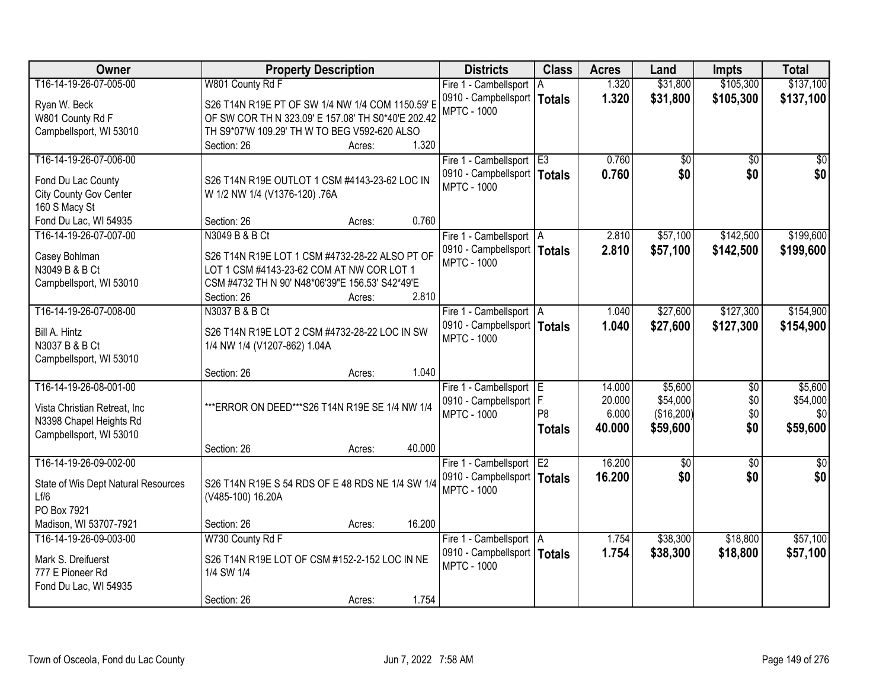| Owner | Property Description | Districts | Class | Acres | Land | Impts | Total |
|---|---|---|---|---|---|---|---|
| T16-14-19-26-07-005-00<br><br>Ryan W. Beck<br>W801 County Rd F<br>Campbellsport, WI 53010 | W801 County Rd F<br><br>S26 T14N R19E PT OF SW 1/4 NW 1/4 COM 1150.59' E OF SW COR TH N 323.09' E 157.08' TH S0*40'E 202.42 TH S9*07'W 109.29' TH W TO BEG V592-620 ALSO<br>Section: 26 Acres: 1.320 | Fire 1 - Cambellsport<br>0910 - Campbellsport<br>MPTC - 1000 | A<br>**Totals** | 1.320<br>**1.320** | $31,800<br>**$31,800** | $105,300<br>**$105,300** | $137,100<br>**$137,100** |
| T16-14-19-26-07-006-00<br><br>Fond Du Lac County<br>City County Gov Center<br>160 S Macy St<br>Fond Du Lac, WI 54935 | S26 T14N R19E OUTLOT 1 CSM #4143-23-62 LOC IN W 1/2 NW 1/4 (V1376-120) .76A<br>Section: 26 Acres: 0.760 | Fire 1 - Cambellsport<br>0910 - Campbellsport<br>MPTC - 1000 | E3<br>**Totals** | 0.760<br>**0.760** | $0<br>**$0** | $0<br>**$0** | $0<br>**$0** |
| T16-14-19-26-07-007-00<br><br>Casey Bohlman<br>N3049 B & B Ct<br>Campbellsport, WI 53010 | N3049 B & B Ct<br><br>S26 T14N R19E LOT 1 CSM #4732-28-22 ALSO PT OF LOT 1 CSM #4143-23-62 COM AT NW COR LOT 1 CSM #4732 TH N 90' N48*06'39"E 156.53' S42*49'E<br>Section: 26 Acres: 2.810 | Fire 1 - Cambellsport<br>0910 - Campbellsport<br>MPTC - 1000 | A<br>**Totals** | 2.810<br>**2.810** | $57,100<br>**$57,100** | $142,500<br>**$142,500** | $199,600<br>**$199,600** |
| T16-14-19-26-07-008-00<br><br>Bill A. Hintz<br>N3037 B & B Ct<br>Campbellsport, WI 53010 | N3037 B & B Ct<br><br>S26 T14N R19E LOT 2 CSM #4732-28-22 LOC IN SW 1/4 NW 1/4 (V1207-862) 1.04A<br>Section: 26 Acres: 1.040 | Fire 1 - Cambellsport<br>0910 - Campbellsport<br>MPTC - 1000 | A<br>**Totals** | 1.040<br>**1.040** | $27,600<br>**$27,600** | $127,300<br>**$127,300** | $154,900<br>**$154,900** |
| T16-14-19-26-08-001-00<br><br>Vista Christian Retreat, Inc<br>N3398 Chapel Heights Rd<br>Campbellsport, WI 53010 | ***ERROR ON DEED***S26 T14N R19E SE 1/4 NW 1/4<br>Section: 26 Acres: 40.000 | Fire 1 - Cambellsport<br>0910 - Campbellsport<br>MPTC - 1000 | E<br>F<br>P8<br>**Totals** | 14.000<br>20.000<br>6.000<br>**40.000** | $5,600<br>$54,000<br>($16,200)<br>**$59,600** | $0<br>$0<br>$0<br>**$0** | $5,600<br>$54,000<br>$0<br>**$59,600** |
| T16-14-19-26-09-002-00<br><br>State of Wis Dept Natural Resources<br>Lf/6<br>PO Box 7921<br>Madison, WI 53707-7921 | S26 T14N R19E S 54 RDS OF E 48 RDS NE 1/4 SW 1/4 (V485-100) 16.20A<br>Section: 26 Acres: 16.200 | Fire 1 - Cambellsport<br>0910 - Campbellsport<br>MPTC - 1000 | E2<br>**Totals** | 16.200<br>**16.200** | $0<br>**$0** | $0<br>**$0** | $0<br>**$0** |
| T16-14-19-26-09-003-00<br><br>Mark S. Dreifuerst<br>777 E Pioneer Rd<br>Fond Du Lac, WI 54935 | W730 County Rd F<br><br>S26 T14N R19E LOT OF CSM #152-2-152 LOC IN NE 1/4 SW 1/4<br>Section: 26 Acres: 1.754 | Fire 1 - Cambellsport<br>0910 - Campbellsport<br>MPTC - 1000 | A<br>**Totals** | 1.754<br>**1.754** | $38,300<br>**$38,300** | $18,800<br>**$18,800** | $57,100<br>**$57,100** |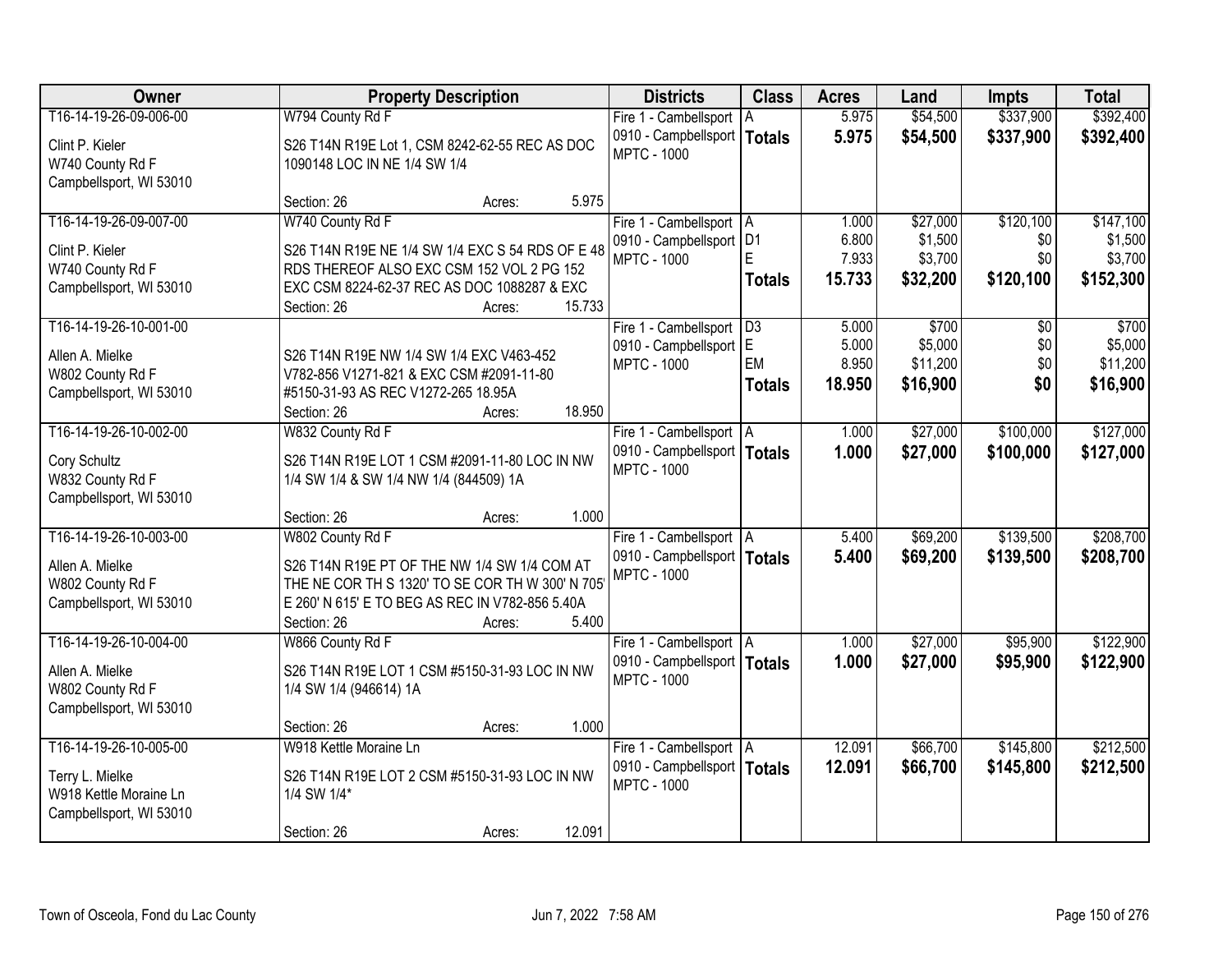| Owner | Property Description | Districts | Class | Acres | Land | Impts | Total |
|---|---|---|---|---|---|---|---|
| T16-14-19-26-09-006-00<br>Clint P. Kieler<br>W740 County Rd F<br>Campbellsport, WI 53010 | W794 County Rd F<br>S26 T14N R19E Lot 1, CSM 8242-62-55 REC AS DOC 1090148 LOC IN NE 1/4 SW 1/4<br>Section: 26 Acres: 5.975 | Fire 1 - Cambellsport<br>0910 - Campbellsport<br>MPTC - 1000 | A<br>**Totals** | 5.975<br>**5.975** | $54,500<br>**$54,500** | $337,900<br>**$337,900** | $392,400<br>**$392,400** |
| T16-14-19-26-09-007-00<br>Clint P. Kieler<br>W740 County Rd F<br>Campbellsport, WI 53010 | W740 County Rd F<br>S26 T14N R19E NE 1/4 SW 1/4 EXC S 54 RDS OF E 48 RDS THEREOF ALSO EXC CSM 152 VOL 2 PG 152 EXC CSM 8224-62-37 REC AS DOC 1088287 & EXC<br>Section: 26 Acres: 15.733 | Fire 1 - Cambellsport<br>0910 - Campbellsport<br>MPTC - 1000 | A<br>D1<br>E<br>**Totals** | 1.000<br>6.800<br>7.933<br>**15.733** | $27,000<br>$1,500<br>$3,700<br>**$32,200** | $120,100<br>$0<br>$0<br>**$120,100** | $147,100<br>$1,500<br>$3,700<br>**$152,300** |
| T16-14-19-26-10-001-00<br>Allen A. Mielke<br>W802 County Rd F<br>Campbellsport, WI 53010 | S26 T14N R19E NW 1/4 SW 1/4 EXC V463-452 V782-856 V1271-821 & EXC CSM #2091-11-80 #5150-31-93 AS REC V1272-265 18.95A<br>Section: 26 Acres: 18.950 | Fire 1 - Cambellsport<br>0910 - Campbellsport<br>MPTC - 1000 | D3<br>E<br>EM<br>**Totals** | 5.000<br>5.000<br>8.950<br>**18.950** | $700<br>$5,000<br>$11,200<br>**$16,900** | $0<br>$0<br>$0<br>**$0** | $700<br>$5,000<br>$11,200<br>**$16,900** |
| T16-14-19-26-10-002-00<br>Cory Schultz<br>W832 County Rd F<br>Campbellsport, WI 53010 | W832 County Rd F<br>S26 T14N R19E LOT 1 CSM #2091-11-80 LOC IN NW 1/4 SW 1/4 & SW 1/4 NW 1/4 (844509) 1A<br>Section: 26 Acres: 1.000 | Fire 1 - Cambellsport<br>0910 - Campbellsport<br>MPTC - 1000 | A<br>**Totals** | 1.000<br>**1.000** | $27,000<br>**$27,000** | $100,000<br>**$100,000** | $127,000<br>**$127,000** |
| T16-14-19-26-10-003-00<br>Allen A. Mielke<br>W802 County Rd F<br>Campbellsport, WI 53010 | W802 County Rd F<br>S26 T14N R19E PT OF THE NW 1/4 SW 1/4 COM AT THE NE COR TH S 1320' TO SE COR TH W 300' N 705' E 260' N 615' E TO BEG AS REC IN V782-856 5.40A<br>Section: 26 Acres: 5.400 | Fire 1 - Cambellsport<br>0910 - Campbellsport<br>MPTC - 1000 | A<br>**Totals** | 5.400<br>**5.400** | $69,200<br>**$69,200** | $139,500<br>**$139,500** | $208,700<br>**$208,700** |
| T16-14-19-26-10-004-00<br>Allen A. Mielke<br>W802 County Rd F<br>Campbellsport, WI 53010 | W866 County Rd F<br>S26 T14N R19E LOT 1 CSM #5150-31-93 LOC IN NW 1/4 SW 1/4 (946614) 1A<br>Section: 26 Acres: 1.000 | Fire 1 - Cambellsport<br>0910 - Campbellsport<br>MPTC - 1000 | A<br>**Totals** | 1.000<br>**1.000** | $27,000<br>**$27,000** | $95,900<br>**$95,900** | $122,900<br>**$122,900** |
| T16-14-19-26-10-005-00<br>Terry L. Mielke<br>W918 Kettle Moraine Ln<br>Campbellsport, WI 53010 | W918 Kettle Moraine Ln<br>S26 T14N R19E LOT 2 CSM #5150-31-93 LOC IN NW 1/4 SW 1/4*<br>Section: 26 Acres: 12.091 | Fire 1 - Cambellsport<br>0910 - Campbellsport<br>MPTC - 1000 | A<br>**Totals** | 12.091<br>**12.091** | $66,700<br>**$66,700** | $145,800<br>**$145,800** | $212,500<br>**$212,500** |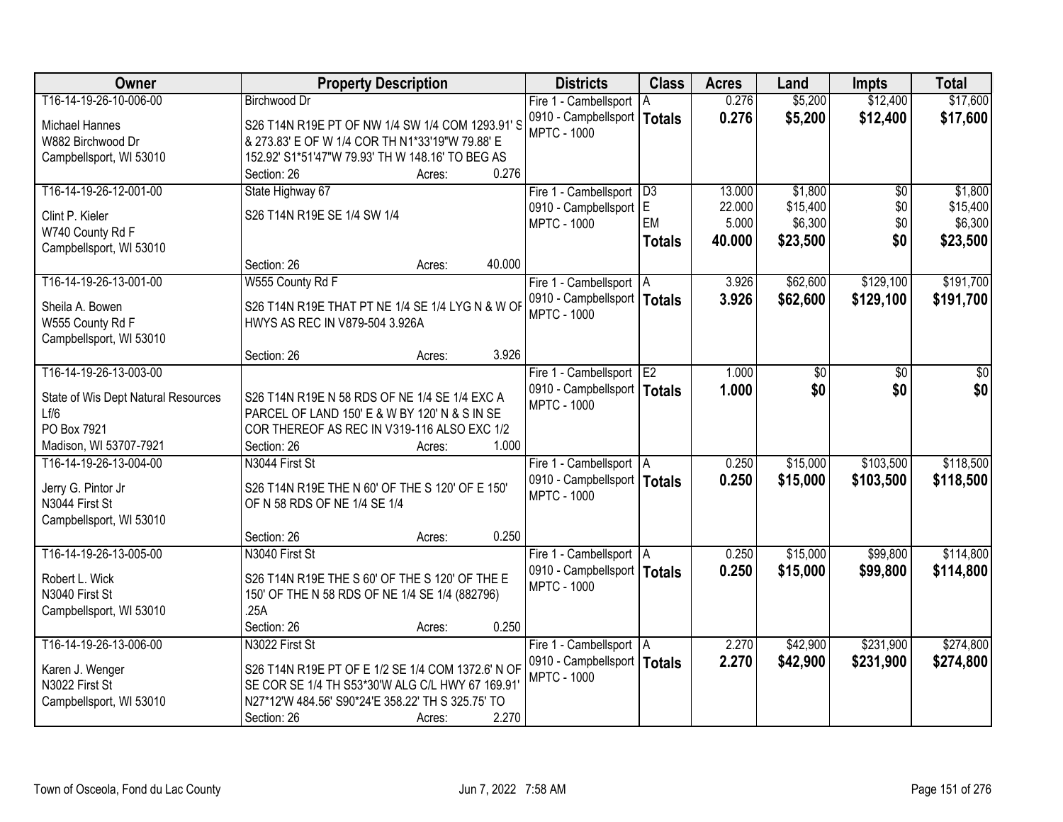| Owner | Property Description | Districts | Class | Acres | Land | Impts | Total |
|---|---|---|---|---|---|---|---|
| T16-14-19-26-10-006-00<br>Michael Hannes<br>W882 Birchwood Dr<br>Campbellsport, WI 53010 | Birchwood Dr<br>S26 T14N R19E PT OF NW 1/4 SW 1/4 COM 1293.91' S & 273.83' E OF W 1/4 COR TH N1*33'19"W 79.88' E 152.92' S1*51'47"W 79.93' TH W 148.16' TO BEG AS<br>Section: 26 Acres: 0.276 | Fire 1 - Cambellsport<br>0910 - Campbellsport<br>MPTC - 1000 | A<br>**Totals** | 0.276<br>**0.276** | $5,200<br>**$5,200** | $12,400<br>**$12,400** | $17,600<br>**$17,600** |
| T16-14-19-26-12-001-00<br>Clint P. Kieler<br>W740 County Rd F<br>Campbellsport, WI 53010 | State Highway 67<br>S26 T14N R19E SE 1/4 SW 1/4<br>Section: 26 Acres: 40.000 | Fire 1 - Cambellsport<br>0910 - Campbellsport<br>MPTC - 1000 | D3<br>E<br>EM<br>**Totals** | 13.000<br>22.000<br>5.000<br>**40.000** | $1,800<br>$15,400<br>$6,300<br>**$23,500** | $0<br>$0<br>$0<br>**$0** | $1,800<br>$15,400<br>$6,300<br>**$23,500** |
| T16-14-19-26-13-001-00<br>Sheila A. Bowen<br>W555 County Rd F<br>Campbellsport, WI 53010 | W555 County Rd F<br>S26 T14N R19E THAT PT NE 1/4 SE 1/4 LYG N & W OF HWYS AS REC IN V879-504 3.926A<br>Section: 26 Acres: 3.926 | Fire 1 - Cambellsport<br>0910 - Campbellsport<br>MPTC - 1000 | A<br>**Totals** | 3.926<br>**3.926** | $62,600<br>**$62,600** | $129,100<br>**$129,100** | $191,700<br>**$191,700** |
| T16-14-19-26-13-003-00<br>State of Wis Dept Natural Resources<br>Lf/6<br>PO Box 7921<br>Madison, WI 53707-7921 | S26 T14N R19E N 58 RDS OF NE 1/4 SE 1/4 EXC A PARCEL OF LAND 150' E & W BY 120' N & S IN SE COR THEREOF AS REC IN V319-116 ALSO EXC 1/2<br>Section: 26 Acres: 1.000 | Fire 1 - Cambellsport<br>0910 - Campbellsport<br>MPTC - 1000 | E2<br>**Totals** | 1.000<br>**1.000** | $0<br>**$0** | $0<br>**$0** | $0<br>**$0** |
| T16-14-19-26-13-004-00<br>Jerry G. Pintor Jr<br>N3044 First St<br>Campbellsport, WI 53010 | N3044 First St<br>S26 T14N R19E THE N 60' OF THE S 120' OF E 150' OF N 58 RDS OF NE 1/4 SE 1/4<br>Section: 26 Acres: 0.250 | Fire 1 - Cambellsport<br>0910 - Campbellsport<br>MPTC - 1000 | A<br>**Totals** | 0.250<br>**0.250** | $15,000<br>**$15,000** | $103,500<br>**$103,500** | $118,500<br>**$118,500** |
| T16-14-19-26-13-005-00<br>Robert L. Wick<br>N3040 First St<br>Campbellsport, WI 53010 | N3040 First St<br>S26 T14N R19E THE S 60' OF THE S 120' OF THE E 150' OF THE N 58 RDS OF NE 1/4 SE 1/4 (882796) .25A<br>Section: 26 Acres: 0.250 | Fire 1 - Cambellsport<br>0910 - Campbellsport<br>MPTC - 1000 | A<br>**Totals** | 0.250<br>**0.250** | $15,000<br>**$15,000** | $99,800<br>**$99,800** | $114,800<br>**$114,800** |
| T16-14-19-26-13-006-00<br>Karen J. Wenger<br>N3022 First St<br>Campbellsport, WI 53010 | N3022 First St<br>S26 T14N R19E PT OF E 1/2 SE 1/4 COM 1372.6' N OF SE COR SE 1/4 TH S53*30'W ALG C/L HWY 67 169.91' N27*12'W 484.56' S90*24'E 358.22' TH S 325.75' TO<br>Section: 26 Acres: 2.270 | Fire 1 - Cambellsport<br>0910 - Campbellsport<br>MPTC - 1000 | A<br>**Totals** | 2.270<br>**2.270** | $42,900<br>**$42,900** | $231,900<br>**$231,900** | $274,800<br>**$274,800** |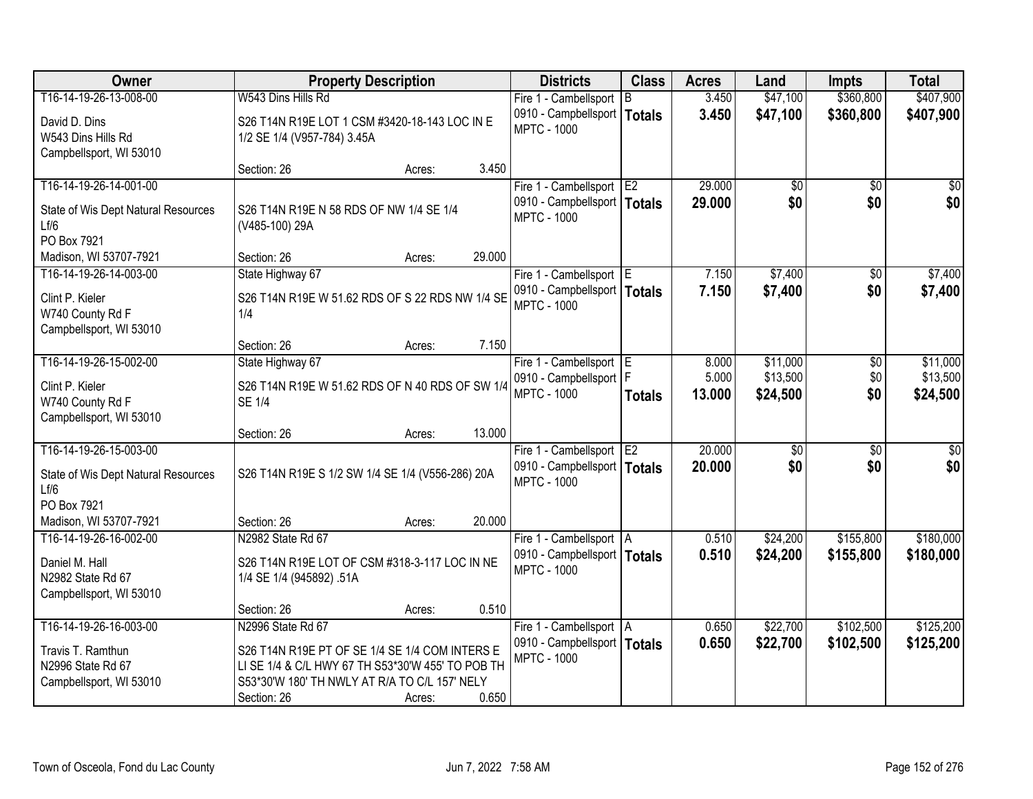| Owner | Property Description | Districts | Class | Acres | Land | Impts | Total |
|---|---|---|---|---|---|---|---|
| T16-14-19-26-13-008-00<br>David D. Dins<br>W543 Dins Hills Rd<br>Campbellsport, WI 53010 | W543 Dins Hills Rd<br>S26 T14N R19E LOT 1 CSM #3420-18-143 LOC IN E 1/2 SE 1/4 (V957-784) 3.45A<br>Section: 26 Acres: 3.450 | Fire 1 - Cambellsport<br>0910 - Campbellsport<br>MPTC - 1000 | B<br>**Totals** | 3.450<br>**3.450** | $47,100<br>**$47,100** | $360,800<br>**$360,800** | $407,900<br>**$407,900** |
| T16-14-19-26-14-001-00<br>State of Wis Dept Natural Resources Lf/6<br>PO Box 7921<br>Madison, WI 53707-7921 | S26 T14N R19E N 58 RDS OF NW 1/4 SE 1/4 (V485-100) 29A<br>Section: 26 Acres: 29.000 | Fire 1 - Cambellsport<br>0910 - Campbellsport<br>MPTC - 1000 | E2<br>**Totals** | 29.000<br>**29.000** | $0<br>**$0** | $0<br>**$0** | $0<br>**$0** |
| T16-14-19-26-14-003-00<br>Clint P. Kieler<br>W740 County Rd F<br>Campbellsport, WI 53010 | State Highway 67<br>S26 T14N R19E W 51.62 RDS OF S 22 RDS NW 1/4 SE 1/4<br>Section: 26 Acres: 7.150 | Fire 1 - Cambellsport<br>0910 - Campbellsport<br>MPTC - 1000 | E<br>**Totals** | 7.150<br>**7.150** | $7,400<br>**$7,400** | $0<br>**$0** | $7,400<br>**$7,400** |
| T16-14-19-26-15-002-00<br>Clint P. Kieler<br>W740 County Rd F<br>Campbellsport, WI 53010 | State Highway 67<br>S26 T14N R19E W 51.62 RDS OF N 40 RDS OF SW 1/4 SE 1/4<br>Section: 26 Acres: 13.000 | Fire 1 - Cambellsport<br>0910 - Campbellsport<br>MPTC - 1000 | E<br>F<br>**Totals** | 8.000<br>5.000<br>**13.000** | $11,000<br>$13,500<br>**$24,500** | $0<br>$0<br>**$0** | $11,000<br>$13,500<br>**$24,500** |
| T16-14-19-26-15-003-00<br>State of Wis Dept Natural Resources Lf/6<br>PO Box 7921<br>Madison, WI 53707-7921 | S26 T14N R19E S 1/2 SW 1/4 SE 1/4 (V556-286) 20A<br>Section: 26 Acres: 20.000 | Fire 1 - Cambellsport<br>0910 - Campbellsport<br>MPTC - 1000 | E2<br>**Totals** | 20.000<br>**20.000** | $0<br>**$0** | $0<br>**$0** | $0<br>**$0** |
| T16-14-19-26-16-002-00<br>Daniel M. Hall<br>N2982 State Rd 67<br>Campbellsport, WI 53010 | N2982 State Rd 67<br>S26 T14N R19E LOT OF CSM #318-3-117 LOC IN NE 1/4 SE 1/4 (945892) .51A<br>Section: 26 Acres: 0.510 | Fire 1 - Cambellsport<br>0910 - Campbellsport<br>MPTC - 1000 | A<br>**Totals** | 0.510<br>**0.510** | $24,200<br>**$24,200** | $155,800<br>**$155,800** | $180,000<br>**$180,000** |
| T16-14-19-26-16-003-00<br>Travis T. Ramthun<br>N2996 State Rd 67<br>Campbellsport, WI 53010 | N2996 State Rd 67<br>S26 T14N R19E PT OF SE 1/4 SE 1/4 COM INTERS E LI SE 1/4 & C/L HWY 67 TH S53*30'W 455' TO POB TH S53*30'W 180' TH NWLY AT R/A TO C/L 157' NELY<br>Section: 26 Acres: 0.650 | Fire 1 - Cambellsport<br>0910 - Campbellsport<br>MPTC - 1000 | A<br>**Totals** | 0.650<br>**0.650** | $22,700<br>**$22,700** | $102,500<br>**$102,500** | $125,200<br>**$125,200** |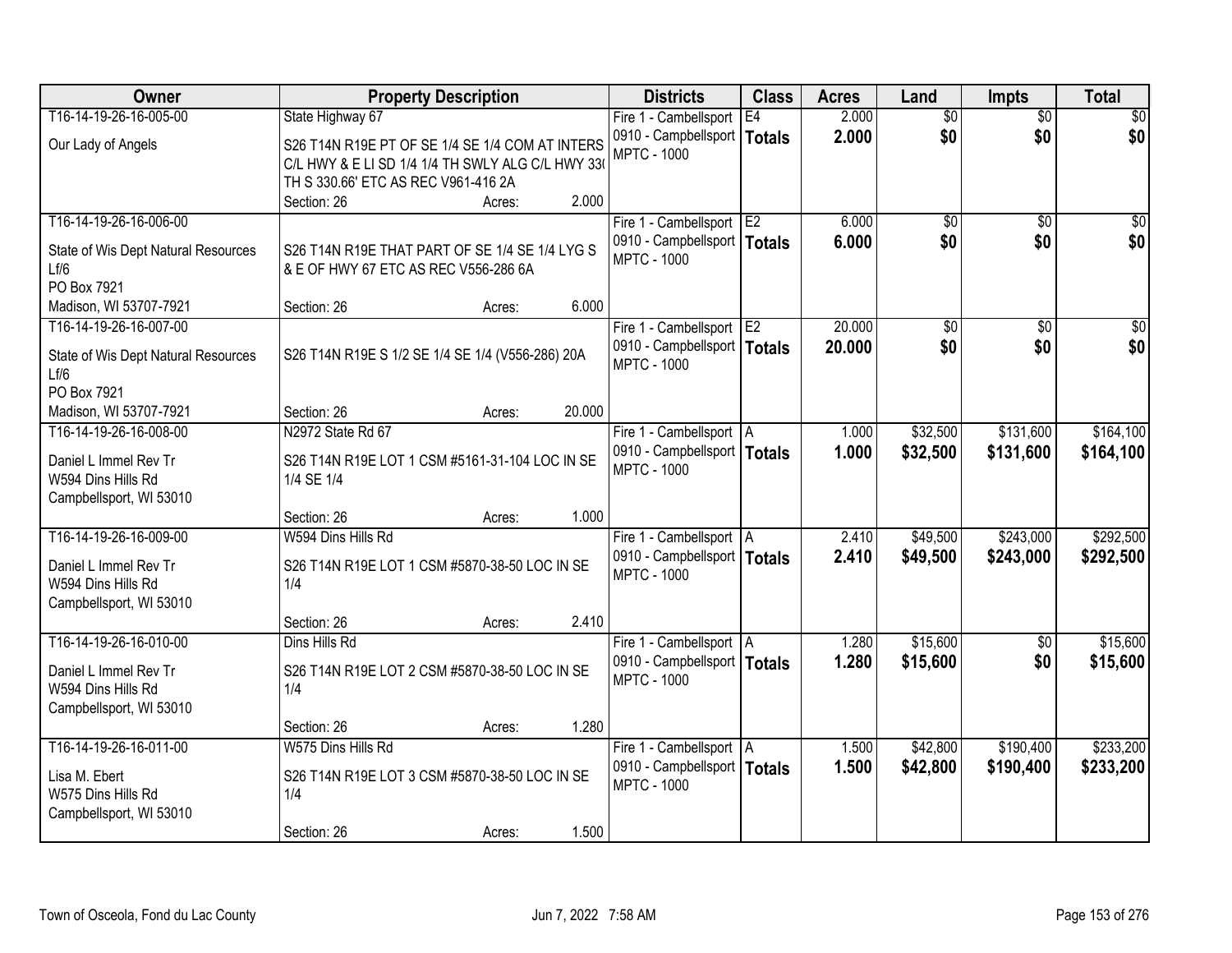| Owner | Property Description | Districts | Class | Acres | Land | Impts | Total |
|---|---|---|---|---|---|---|---|
| T16-14-19-26-16-005-00<br>Our Lady of Angels | State Highway 67<br>S26 T14N R19E PT OF SE 1/4 SE 1/4 COM AT INTERS C/L HWY & E LI SD 1/4 1/4 TH SWLY ALG C/L HWY 330 TH S 330.66' ETC AS REC V961-416 2A<br>Section: 26 Acres: 2.000 | Fire 1 - Cambellsport<br>0910 - Campbellsport<br>MPTC - 1000 | E4<br>**Totals** | 2.000<br>**2.000** | $0<br>**$0** | $0<br>**$0** | $0<br>**$0** |
| T16-14-19-26-16-006-00<br>State of Wis Dept Natural Resources<br>Lf/6<br>PO Box 7921<br>Madison, WI 53707-7921 | S26 T14N R19E THAT PART OF SE 1/4 SE 1/4 LYG S & E OF HWY 67 ETC AS REC V556-286 6A<br>Section: 26 Acres: 6.000 | Fire 1 - Cambellsport<br>0910 - Campbellsport<br>MPTC - 1000 | E2<br>**Totals** | 6.000<br>**6.000** | $0<br>**$0** | $0<br>**$0** | $0<br>**$0** |
| T16-14-19-26-16-007-00<br>State of Wis Dept Natural Resources<br>Lf/6<br>PO Box 7921<br>Madison, WI 53707-7921 | S26 T14N R19E S 1/2 SE 1/4 SE 1/4 (V556-286) 20A<br>Section: 26 Acres: 20.000 | Fire 1 - Cambellsport<br>0910 - Campbellsport<br>MPTC - 1000 | E2<br>**Totals** | 20.000<br>**20.000** | $0<br>**$0** | $0<br>**$0** | $0<br>**$0** |
| T16-14-19-26-16-008-00<br>Daniel L Immel Rev Tr<br>W594 Dins Hills Rd<br>Campbellsport, WI 53010 | N2972 State Rd 67<br>S26 T14N R19E LOT 1 CSM #5161-31-104 LOC IN SE 1/4 SE 1/4<br>Section: 26 Acres: 1.000 | Fire 1 - Cambellsport<br>0910 - Campbellsport<br>MPTC - 1000 | A<br>**Totals** | 1.000<br>**1.000** | $32,500<br>**$32,500** | $131,600<br>**$131,600** | $164,100<br>**$164,100** |
| T16-14-19-26-16-009-00<br>Daniel L Immel Rev Tr<br>W594 Dins Hills Rd<br>Campbellsport, WI 53010 | W594 Dins Hills Rd<br>S26 T14N R19E LOT 1 CSM #5870-38-50 LOC IN SE 1/4<br>Section: 26 Acres: 2.410 | Fire 1 - Cambellsport<br>0910 - Campbellsport<br>MPTC - 1000 | A<br>**Totals** | 2.410<br>**2.410** | $49,500<br>**$49,500** | $243,000<br>**$243,000** | $292,500<br>**$292,500** |
| T16-14-19-26-16-010-00<br>Daniel L Immel Rev Tr<br>W594 Dins Hills Rd<br>Campbellsport, WI 53010 | Dins Hills Rd<br>S26 T14N R19E LOT 2 CSM #5870-38-50 LOC IN SE 1/4<br>Section: 26 Acres: 1.280 | Fire 1 - Cambellsport<br>0910 - Campbellsport<br>MPTC - 1000 | A<br>**Totals** | 1.280<br>**1.280** | $15,600<br>**$15,600** | $0<br>**$0** | $15,600<br>**$15,600** |
| T16-14-19-26-16-011-00<br>Lisa M. Ebert<br>W575 Dins Hills Rd<br>Campbellsport, WI 53010 | W575 Dins Hills Rd<br>S26 T14N R19E LOT 3 CSM #5870-38-50 LOC IN SE 1/4<br>Section: 26 Acres: 1.500 | Fire 1 - Cambellsport<br>0910 - Campbellsport<br>MPTC - 1000 | A<br>**Totals** | 1.500<br>**1.500** | $42,800<br>**$42,800** | $190,400<br>**$190,400** | $233,200<br>**$233,200** |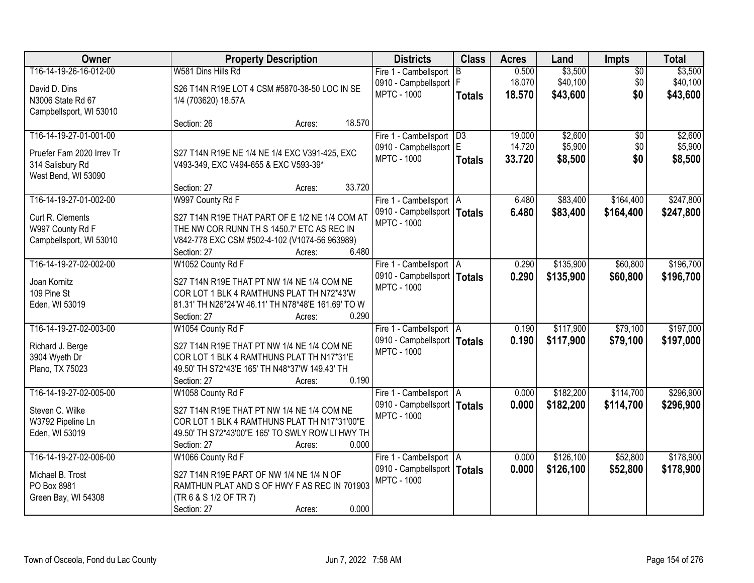| Owner | Property Description | Districts | Class | Acres | Land | Impts | Total |
|---|---|---|---|---|---|---|---|
| T16-14-19-26-16-012-00<br>David D. Dins<br>N3006 State Rd 67<br>Campbellsport, WI 53010 | W581 Dins Hills Rd<br>S26 T14N R19E LOT 4 CSM #5870-38-50 LOC IN SE 1/4 (703620) 18.57A<br>Section: 26 Acres: 18.570 | Fire 1 - Cambellsport<br>0910 - Campbellsport<br>MPTC - 1000 | B<br>F<br>**Totals** | 0.500<br>18.070<br>**18.570** | $3,500<br>$40,100<br>**$43,600** | $0<br>$0<br>**$0** | $3,500<br>$40,100<br>**$43,600** |
| T16-14-19-27-01-001-00<br>Pruefer Fam 2020 Irrev Tr<br>314 Salisbury Rd<br>West Bend, WI 53090 | S27 T14N R19E NE 1/4 NE 1/4 EXC V391-425, EXC V493-349, EXC V494-655 & EXC V593-39*<br>Section: 27 Acres: 33.720 | Fire 1 - Cambellsport<br>0910 - Campbellsport<br>MPTC - 1000 | D3<br>E<br>**Totals** | 19.000<br>14.720<br>**33.720** | $2,600<br>$5,900<br>**$8,500** | $0<br>$0<br>**$0** | $2,600<br>$5,900<br>**$8,500** |
| T16-14-19-27-01-002-00<br>Curt R. Clements<br>W997 County Rd F<br>Campbellsport, WI 53010 | W997 County Rd F<br>S27 T14N R19E THAT PART OF E 1/2 NE 1/4 COM AT THE NW COR RUNN TH S 1450.7' ETC AS REC IN V842-778 EXC CSM #502-4-102 (V1074-56 963989)<br>Section: 27 Acres: 6.480 | Fire 1 - Cambellsport<br>0910 - Campbellsport<br>MPTC - 1000 | A<br>**Totals** | 6.480<br>**6.480** | $83,400<br>**$83,400** | $164,400<br>**$164,400** | $247,800<br>**$247,800** |
| T16-14-19-27-02-002-00<br>Joan Kornitz<br>109 Pine St<br>Eden, WI 53019 | W1052 County Rd F<br>S27 T14N R19E THAT PT NW 1/4 NE 1/4 COM NE COR LOT 1 BLK 4 RAMTHUNS PLAT TH N72*43'W 81.31' TH N26*24'W 46.11' TH N78*48'E 161.69' TO W<br>Section: 27 Acres: 0.290 | Fire 1 - Cambellsport<br>0910 - Campbellsport<br>MPTC - 1000 | A<br>**Totals** | 0.290<br>**0.290** | $135,900<br>**$135,900** | $60,800<br>**$60,800** | $196,700<br>**$196,700** |
| T16-14-19-27-02-003-00<br>Richard J. Berge<br>3904 Wyeth Dr<br>Plano, TX 75023 | W1054 County Rd F<br>S27 T14N R19E THAT PT NW 1/4 NE 1/4 COM NE COR LOT 1 BLK 4 RAMTHUNS PLAT TH N17*31'E 49.50' TH S72*43'E 165' TH N48*37'W 149.43' TH<br>Section: 27 Acres: 0.190 | Fire 1 - Cambellsport<br>0910 - Campbellsport<br>MPTC - 1000 | A<br>**Totals** | 0.190<br>**0.190** | $117,900<br>**$117,900** | $79,100<br>**$79,100** | $197,000<br>**$197,000** |
| T16-14-19-27-02-005-00<br>Steven C. Wilke<br>W3792 Pipeline Ln<br>Eden, WI 53019 | W1058 County Rd F<br>S27 T14N R19E THAT PT NW 1/4 NE 1/4 COM NE COR LOT 1 BLK 4 RAMTHUNS PLAT TH N17*31'00"E 49.50' TH S72*43'00"E 165' TO SWLY ROW LI HWY TH<br>Section: 27 Acres: 0.000 | Fire 1 - Cambellsport<br>0910 - Campbellsport<br>MPTC - 1000 | A<br>**Totals** | 0.000<br>**0.000** | $182,200<br>**$182,200** | $114,700<br>**$114,700** | $296,900<br>**$296,900** |
| T16-14-19-27-02-006-00<br>Michael B. Trost<br>PO Box 8981<br>Green Bay, WI 54308 | W1066 County Rd F<br>S27 T14N R19E PART OF NW 1/4 NE 1/4 N OF RAMTHUN PLAT AND S OF HWY F AS REC IN 701903 (TR 6 & S 1/2 OF TR 7)<br>Section: 27 Acres: 0.000 | Fire 1 - Cambellsport<br>0910 - Campbellsport<br>MPTC - 1000 | A<br>**Totals** | 0.000<br>**0.000** | $126,100<br>**$126,100** | $52,800<br>**$52,800** | $178,900<br>**$178,900** |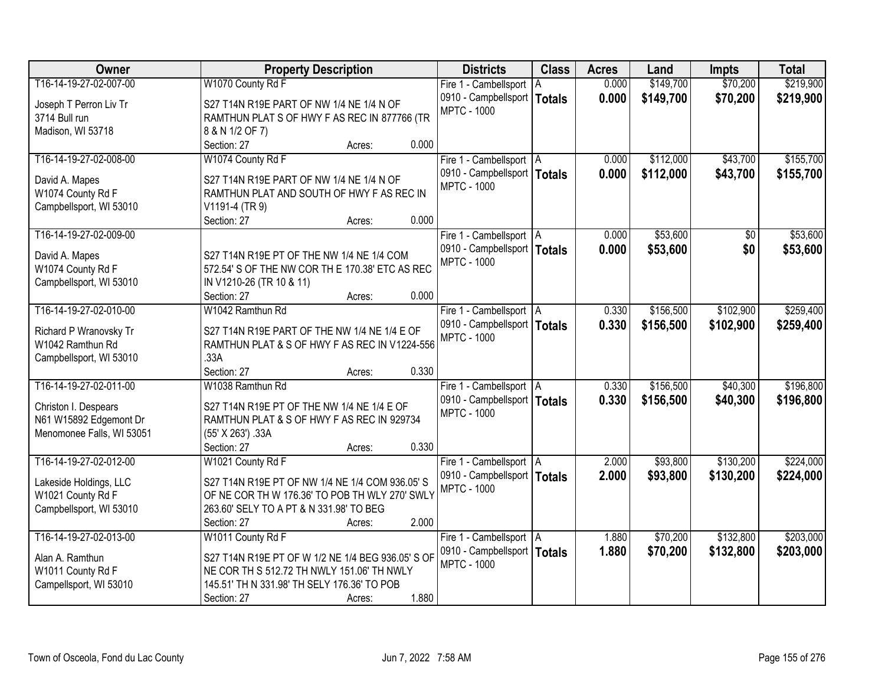| Owner | Property Description | Districts | Class | Acres | Land | Impts | Total |
|---|---|---|---|---|---|---|---|
| T16-14-19-27-02-007-00<br>Joseph T Perron Liv Tr<br>3714 Bull run<br>Madison, WI 53718 | W1070 County Rd F<br>S27 T14N R19E PART OF NW 1/4 NE 1/4 N OF RAMTHUN PLAT S OF HWY F AS REC IN 877766 (TR 8 & N 1/2 OF 7)<br>Section: 27 Acres: 0.000 | Fire 1 - Cambellsport<br>0910 - Campbellsport<br>MPTC - 1000 | A<br>**Totals** | 0.000<br>**0.000** | $149,700<br>**$149,700** | $70,200<br>**$70,200** | $219,900<br>**$219,900** |
| T16-14-19-27-02-008-00<br>David A. Mapes<br>W1074 County Rd F<br>Campbellsport, WI 53010 | W1074 County Rd F<br>S27 T14N R19E PART OF NW 1/4 NE 1/4 N OF RAMTHUN PLAT AND SOUTH OF HWY F AS REC IN V1191-4 (TR 9)<br>Section: 27 Acres: 0.000 | Fire 1 - Cambellsport<br>0910 - Campbellsport<br>MPTC - 1000 | A<br>**Totals** | 0.000<br>**0.000** | $112,000<br>**$112,000** | $43,700<br>**$43,700** | $155,700<br>**$155,700** |
| T16-14-19-27-02-009-00<br>David A. Mapes<br>W1074 County Rd F<br>Campbellsport, WI 53010 | S27 T14N R19E PT OF THE NW 1/4 NE 1/4 COM 572.54' S OF THE NW COR TH E 170.38' ETC AS REC IN V1210-26 (TR 10 & 11)<br>Section: 27 Acres: 0.000 | Fire 1 - Cambellsport<br>0910 - Campbellsport<br>MPTC - 1000 | A<br>**Totals** | 0.000<br>**0.000** | $53,600<br>**$53,600** | $0<br>**$0** | $53,600<br>**$53,600** |
| T16-14-19-27-02-010-00<br>Richard P Wranovsky Tr<br>W1042 Ramthun Rd<br>Campbellsport, WI 53010 | W1042 Ramthun Rd<br>S27 T14N R19E PART OF THE NW 1/4 NE 1/4 E OF RAMTHUN PLAT & S OF HWY F AS REC IN V1224-556 .33A<br>Section: 27 Acres: 0.330 | Fire 1 - Cambellsport<br>0910 - Campbellsport<br>MPTC - 1000 | A<br>**Totals** | 0.330<br>**0.330** | $156,500<br>**$156,500** | $102,900<br>**$102,900** | $259,400<br>**$259,400** |
| T16-14-19-27-02-011-00<br>Christon I. Despears<br>N61 W15892 Edgemont Dr<br>Menomonee Falls, WI 53051 | W1038 Ramthun Rd<br>S27 T14N R19E PT OF THE NW 1/4 NE 1/4 E OF RAMTHUN PLAT & S OF HWY F AS REC IN 929734 (55' X 263') .33A<br>Section: 27 Acres: 0.330 | Fire 1 - Cambellsport<br>0910 - Campbellsport<br>MPTC - 1000 | A<br>**Totals** | 0.330<br>**0.330** | $156,500<br>**$156,500** | $40,300<br>**$40,300** | $196,800<br>**$196,800** |
| T16-14-19-27-02-012-00<br>Lakeside Holdings, LLC<br>W1021 County Rd F<br>Campbellsport, WI 53010 | W1021 County Rd F<br>S27 T14N R19E PT OF NW 1/4 NE 1/4 COM 936.05' S OF NE COR TH W 176.36' TO POB TH WLY 270' SWLY 263.60' SELY TO A PT & N 331.98' TO BEG<br>Section: 27 Acres: 2.000 | Fire 1 - Cambellsport<br>0910 - Campbellsport<br>MPTC - 1000 | A<br>**Totals** | 2.000<br>**2.000** | $93,800<br>**$93,800** | $130,200<br>**$130,200** | $224,000<br>**$224,000** |
| T16-14-19-27-02-013-00<br>Alan A. Ramthun<br>W1011 County Rd F<br>Campellsport, WI 53010 | W1011 County Rd F<br>S27 T14N R19E PT OF W 1/2 NE 1/4 BEG 936.05' S OF NE COR TH S 512.72 TH NWLY 151.06' TH NWLY 145.51' TH N 331.98' TH SELY 176.36' TO POB<br>Section: 27 Acres: 1.880 | Fire 1 - Cambellsport<br>0910 - Campbellsport<br>MPTC - 1000 | A<br>**Totals** | 1.880<br>**1.880** | $70,200<br>**$70,200** | $132,800<br>**$132,800** | $203,000<br>**$203,000** |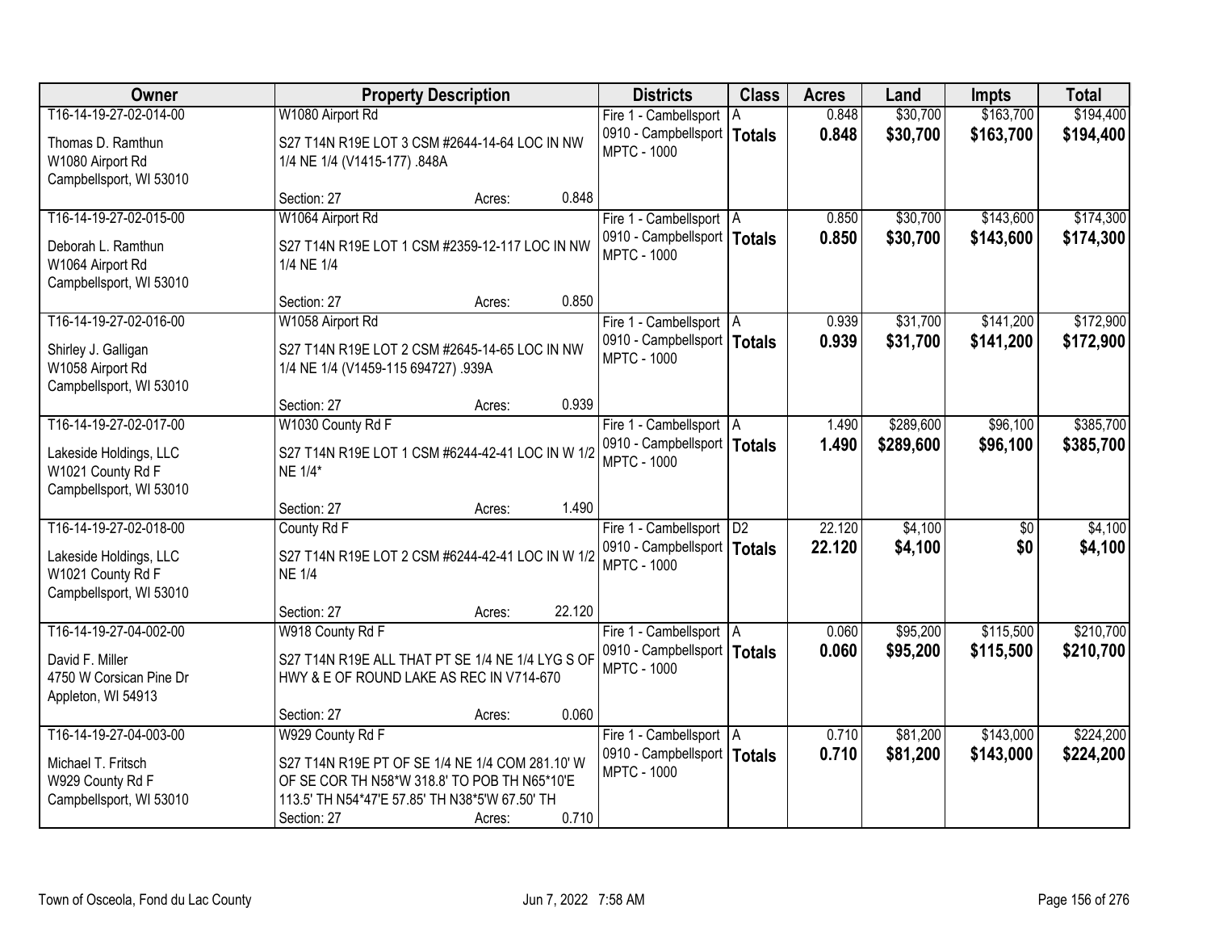| Owner | Property Description | Districts | Class | Acres | Land | Impts | Total |
|---|---|---|---|---|---|---|---|
| T16-14-19-27-02-014-00<br>Thomas D. Ramthun<br>W1080 Airport Rd<br>Campbellsport, WI 53010 | W1080 Airport Rd<br>S27 T14N R19E LOT 3 CSM #2644-14-64 LOC IN NW 1/4 NE 1/4 (V1415-177) .848A<br>Section: 27 Acres: 0.848 | Fire 1 - Cambellsport<br>0910 - Campbellsport<br>MPTC - 1000 | A<br>**Totals** | 0.848<br>**0.848** | $30,700<br>**$30,700** | $163,700<br>**$163,700** | $194,400<br>**$194,400** |
| T16-14-19-27-02-015-00<br>Deborah L. Ramthun<br>W1064 Airport Rd<br>Campbellsport, WI 53010 | W1064 Airport Rd<br>S27 T14N R19E LOT 1 CSM #2359-12-117 LOC IN NW 1/4 NE 1/4<br>Section: 27 Acres: 0.850 | Fire 1 - Cambellsport<br>0910 - Campbellsport<br>MPTC - 1000 | A<br>**Totals** | 0.850<br>**0.850** | $30,700<br>**$30,700** | $143,600<br>**$143,600** | $174,300<br>**$174,300** |
| T16-14-19-27-02-016-00<br>Shirley J. Galligan<br>W1058 Airport Rd<br>Campbellsport, WI 53010 | W1058 Airport Rd<br>S27 T14N R19E LOT 2 CSM #2645-14-65 LOC IN NW 1/4 NE 1/4 (V1459-115 694727) .939A<br>Section: 27 Acres: 0.939 | Fire 1 - Cambellsport<br>0910 - Campbellsport<br>MPTC - 1000 | A<br>**Totals** | 0.939<br>**0.939** | $31,700<br>**$31,700** | $141,200<br>**$141,200** | $172,900<br>**$172,900** |
| T16-14-19-27-02-017-00<br>Lakeside Holdings, LLC<br>W1021 County Rd F<br>Campbellsport, WI 53010 | W1030 County Rd F<br>S27 T14N R19E LOT 1 CSM #6244-42-41 LOC IN W 1/2 NE 1/4*<br>Section: 27 Acres: 1.490 | Fire 1 - Cambellsport<br>0910 - Campbellsport<br>MPTC - 1000 | A<br>**Totals** | 1.490<br>**1.490** | $289,600<br>**$289,600** | $96,100<br>**$96,100** | $385,700<br>**$385,700** |
| T16-14-19-27-02-018-00<br>Lakeside Holdings, LLC<br>W1021 County Rd F<br>Campbellsport, WI 53010 | County Rd F<br>S27 T14N R19E LOT 2 CSM #6244-42-41 LOC IN W 1/2 NE 1/4<br>Section: 27 Acres: 22.120 | Fire 1 - Cambellsport<br>0910 - Campbellsport<br>MPTC - 1000 | D2<br>**Totals** | 22.120<br>**22.120** | $4,100<br>**$4,100** | $0<br>**$0** | $4,100<br>**$4,100** |
| T16-14-19-27-04-002-00<br>David F. Miller<br>4750 W Corsican Pine Dr<br>Appleton, WI 54913 | W918 County Rd F<br>S27 T14N R19E ALL THAT PT SE 1/4 NE 1/4 LYG S OF HWY & E OF ROUND LAKE AS REC IN V714-670<br>Section: 27 Acres: 0.060 | Fire 1 - Cambellsport<br>0910 - Campbellsport<br>MPTC - 1000 | A<br>**Totals** | 0.060<br>**0.060** | $95,200<br>**$95,200** | $115,500<br>**$115,500** | $210,700<br>**$210,700** |
| T16-14-19-27-04-003-00<br>Michael T. Fritsch<br>W929 County Rd F<br>Campbellsport, WI 53010 | W929 County Rd F<br>S27 T14N R19E PT OF SE 1/4 NE 1/4 COM 281.10' W OF SE COR TH N58*W 318.8' TO POB TH N65*10'E 113.5' TH N54*47'E 57.85' TH N38*5'W 67.50' TH<br>Section: 27 Acres: 0.710 | Fire 1 - Cambellsport<br>0910 - Campbellsport<br>MPTC - 1000 | A<br>**Totals** | 0.710<br>**0.710** | $81,200<br>**$81,200** | $143,000<br>**$143,000** | $224,200<br>**$224,200** |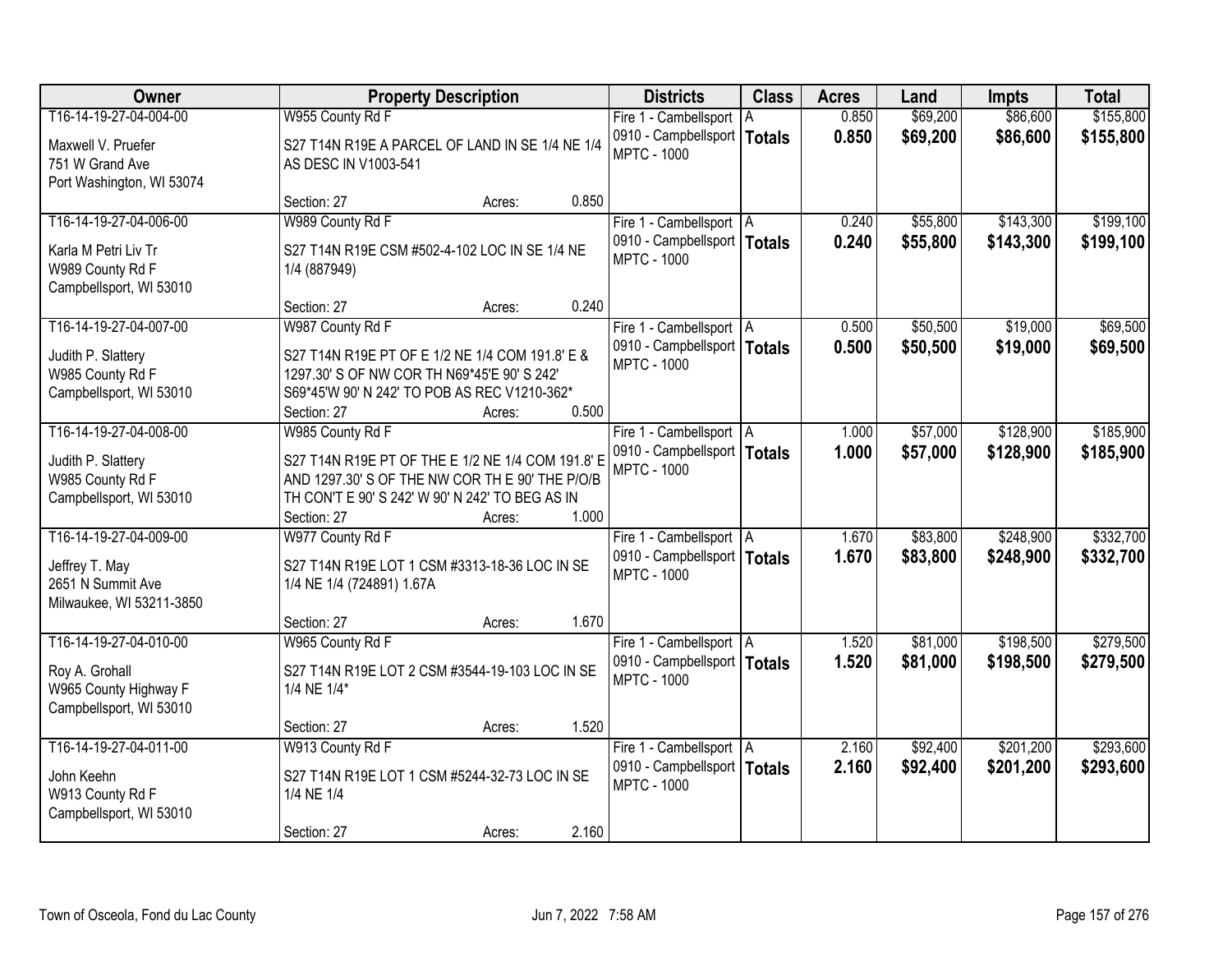| Owner | Property Description | Districts | Class | Acres | Land | Impts | Total |
|---|---|---|---|---|---|---|---|
| T16-14-19-27-04-004-00<br>Maxwell V. Pruefer<br>751 W Grand Ave<br>Port Washington, WI 53074 | W955 County Rd F<br>S27 T14N R19E A PARCEL OF LAND IN SE 1/4 NE 1/4 AS DESC IN V1003-541<br>Section: 27 Acres: 0.850 | Fire 1 - Cambellsport<br>0910 - Campbellsport<br>MPTC - 1000 | A<br>**Totals** | 0.850<br>**0.850** | $69,200<br>**$69,200** | $86,600<br>**$86,600** | $155,800<br>**$155,800** |
| T16-14-19-27-04-006-00<br>Karla M Petri Liv Tr<br>W989 County Rd F<br>Campbellsport, WI 53010 | W989 County Rd F<br>S27 T14N R19E CSM #502-4-102 LOC IN SE 1/4 NE 1/4 (887949)<br>Section: 27 Acres: 0.240 | Fire 1 - Cambellsport<br>0910 - Campbellsport<br>MPTC - 1000 | A<br>**Totals** | 0.240<br>**0.240** | $55,800<br>**$55,800** | $143,300<br>**$143,300** | $199,100<br>**$199,100** |
| T16-14-19-27-04-007-00<br>Judith P. Slattery<br>W985 County Rd F<br>Campbellsport, WI 53010 | W987 County Rd F<br>S27 T14N R19E PT OF E 1/2 NE 1/4 COM 191.8' E & 1297.30' S OF NW COR TH N69*45'E 90' S 242' S69*45'W 90' N 242' TO POB AS REC V1210-362*<br>Section: 27 Acres: 0.500 | Fire 1 - Cambellsport<br>0910 - Campbellsport<br>MPTC - 1000 | A<br>**Totals** | 0.500<br>**0.500** | $50,500<br>**$50,500** | $19,000<br>**$19,000** | $69,500<br>**$69,500** |
| T16-14-19-27-04-008-00<br>Judith P. Slattery<br>W985 County Rd F<br>Campbellsport, WI 53010 | W985 County Rd F<br>S27 T14N R19E PT OF THE E 1/2 NE 1/4 COM 191.8' E AND 1297.30' S OF THE NW COR TH E 90' THE P/O/B TH CON'T E 90' S 242' W 90' N 242' TO BEG AS IN<br>Section: 27 Acres: 1.000 | Fire 1 - Cambellsport<br>0910 - Campbellsport<br>MPTC - 1000 | A<br>**Totals** | 1.000<br>**1.000** | $57,000<br>**$57,000** | $128,900<br>**$128,900** | $185,900<br>**$185,900** |
| T16-14-19-27-04-009-00<br>Jeffrey T. May<br>2651 N Summit Ave<br>Milwaukee, WI 53211-3850 | W977 County Rd F<br>S27 T14N R19E LOT 1 CSM #3313-18-36 LOC IN SE 1/4 NE 1/4 (724891) 1.67A<br>Section: 27 Acres: 1.670 | Fire 1 - Cambellsport<br>0910 - Campbellsport<br>MPTC - 1000 | A<br>**Totals** | 1.670<br>**1.670** | $83,800<br>**$83,800** | $248,900<br>**$248,900** | $332,700<br>**$332,700** |
| T16-14-19-27-04-010-00<br>Roy A. Grohall<br>W965 County Highway F<br>Campbellsport, WI 53010 | W965 County Rd F<br>S27 T14N R19E LOT 2 CSM #3544-19-103 LOC IN SE 1/4 NE 1/4*<br>Section: 27 Acres: 1.520 | Fire 1 - Cambellsport<br>0910 - Campbellsport<br>MPTC - 1000 | A<br>**Totals** | 1.520<br>**1.520** | $81,000<br>**$81,000** | $198,500<br>**$198,500** | $279,500<br>**$279,500** |
| T16-14-19-27-04-011-00<br>John Keehn<br>W913 County Rd F<br>Campbellsport, WI 53010 | W913 County Rd F<br>S27 T14N R19E LOT 1 CSM #5244-32-73 LOC IN SE 1/4 NE 1/4<br>Section: 27 Acres: 2.160 | Fire 1 - Cambellsport<br>0910 - Campbellsport<br>MPTC - 1000 | A<br>**Totals** | 2.160<br>**2.160** | $92,400<br>**$92,400** | $201,200<br>**$201,200** | $293,600<br>**$293,600** |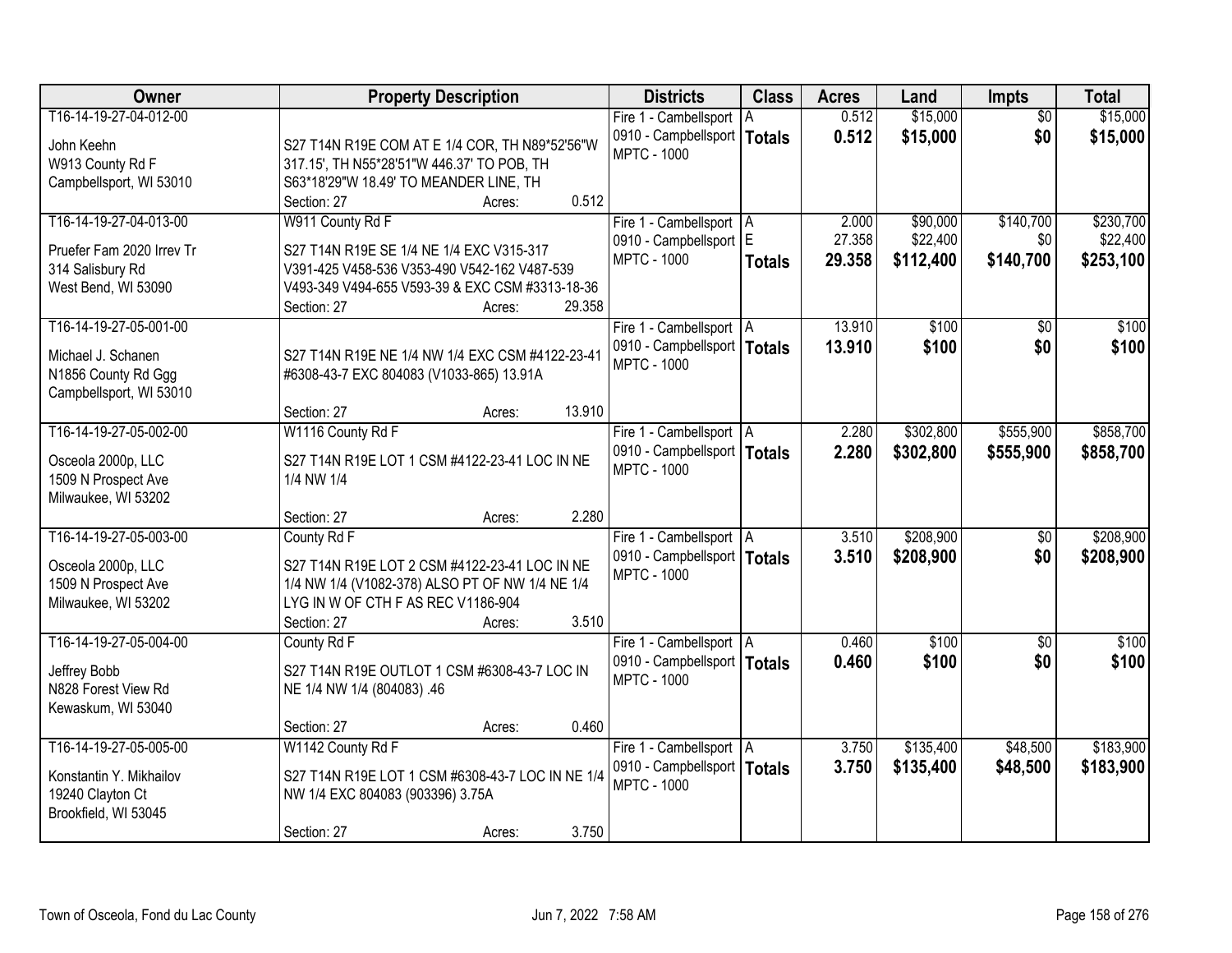| Owner | Property Description | Districts | Class | Acres | Land | Impts | Total |
|---|---|---|---|---|---|---|---|
| T16-14-19-27-04-012-00<br><br>John Keehn<br>W913 County Rd F<br>Campbellsport, WI 53010 | S27 T14N R19E COM AT E 1/4 COR, TH N89*52'56"W 317.15', TH N55*28'51"W 446.37' TO POB, TH S63*18'29"W 18.49' TO MEANDER LINE, TH<br>Section: 27 Acres: 0.512 | Fire 1 - Cambellsport<br>0910 - Campbellsport<br>MPTC - 1000 | A<br>**Totals** | 0.512<br>**0.512** | $15,000<br>**$15,000** | $0<br>**$0** | $15,000<br>**$15,000** |
| T16-14-19-27-04-013-00<br><br>Pruefer Fam 2020 Irrev Tr<br>314 Salisbury Rd<br>West Bend, WI 53090 | W911 County Rd F<br>S27 T14N R19E SE 1/4 NE 1/4 EXC V315-317 V391-425 V458-536 V353-490 V542-162 V487-539 V493-349 V494-655 V593-39 & EXC CSM #3313-18-36<br>Section: 27 Acres: 29.358 | Fire 1 - Cambellsport<br>0910 - Campbellsport<br>MPTC - 1000 | A<br>E<br>**Totals** | 2.000<br>27.358<br>**29.358** | $90,000<br>$22,400<br>**$112,400** | $140,700<br>$0<br>**$140,700** | $230,700<br>$22,400<br>**$253,100** |
| T16-14-19-27-05-001-00<br><br>Michael J. Schanen<br>N1856 County Rd Ggg<br>Campbellsport, WI 53010 | S27 T14N R19E NE 1/4 NW 1/4 EXC CSM #4122-23-41 #6308-43-7 EXC 804083 (V1033-865) 13.91A<br>Section: 27 Acres: 13.910 | Fire 1 - Cambellsport<br>0910 - Campbellsport<br>MPTC - 1000 | A<br>**Totals** | 13.910<br>**13.910** | $100<br>**$100** | $0<br>**$0** | $100<br>**$100** |
| T16-14-19-27-05-002-00<br><br>Osceola 2000p, LLC<br>1509 N Prospect Ave<br>Milwaukee, WI 53202 | W1116 County Rd F<br>S27 T14N R19E LOT 1 CSM #4122-23-41 LOC IN NE 1/4 NW 1/4<br>Section: 27 Acres: 2.280 | Fire 1 - Cambellsport<br>0910 - Campbellsport<br>MPTC - 1000 | A<br>**Totals** | 2.280<br>**2.280** | $302,800<br>**$302,800** | $555,900<br>**$555,900** | $858,700<br>**$858,700** |
| T16-14-19-27-05-003-00<br><br>Osceola 2000p, LLC<br>1509 N Prospect Ave<br>Milwaukee, WI 53202 | County Rd F<br>S27 T14N R19E LOT 2 CSM #4122-23-41 LOC IN NE 1/4 NW 1/4 (V1082-378) ALSO PT OF NW 1/4 NE 1/4 LYG IN W OF CTH F AS REC V1186-904<br>Section: 27 Acres: 3.510 | Fire 1 - Cambellsport<br>0910 - Campbellsport<br>MPTC - 1000 | A<br>**Totals** | 3.510<br>**3.510** | $208,900<br>**$208,900** | $0<br>**$0** | $208,900<br>**$208,900** |
| T16-14-19-27-05-004-00<br><br>Jeffrey Bobb<br>N828 Forest View Rd<br>Kewaskum, WI 53040 | County Rd F<br>S27 T14N R19E OUTLOT 1 CSM #6308-43-7 LOC IN NE 1/4 NW 1/4 (804083) .46<br>Section: 27 Acres: 0.460 | Fire 1 - Cambellsport<br>0910 - Campbellsport<br>MPTC - 1000 | A<br>**Totals** | 0.460<br>**0.460** | $100<br>**$100** | $0<br>**$0** | $100<br>**$100** |
| T16-14-19-27-05-005-00<br><br>Konstantin Y. Mikhailov<br>19240 Clayton Ct<br>Brookfield, WI 53045 | W1142 County Rd F<br>S27 T14N R19E LOT 1 CSM #6308-43-7 LOC IN NE 1/4 NW 1/4 EXC 804083 (903396) 3.75A<br>Section: 27 Acres: 3.750 | Fire 1 - Cambellsport<br>0910 - Campbellsport<br>MPTC - 1000 | A<br>**Totals** | 3.750<br>**3.750** | $135,400<br>**$135,400** | $48,500<br>**$48,500** | $183,900<br>**$183,900** |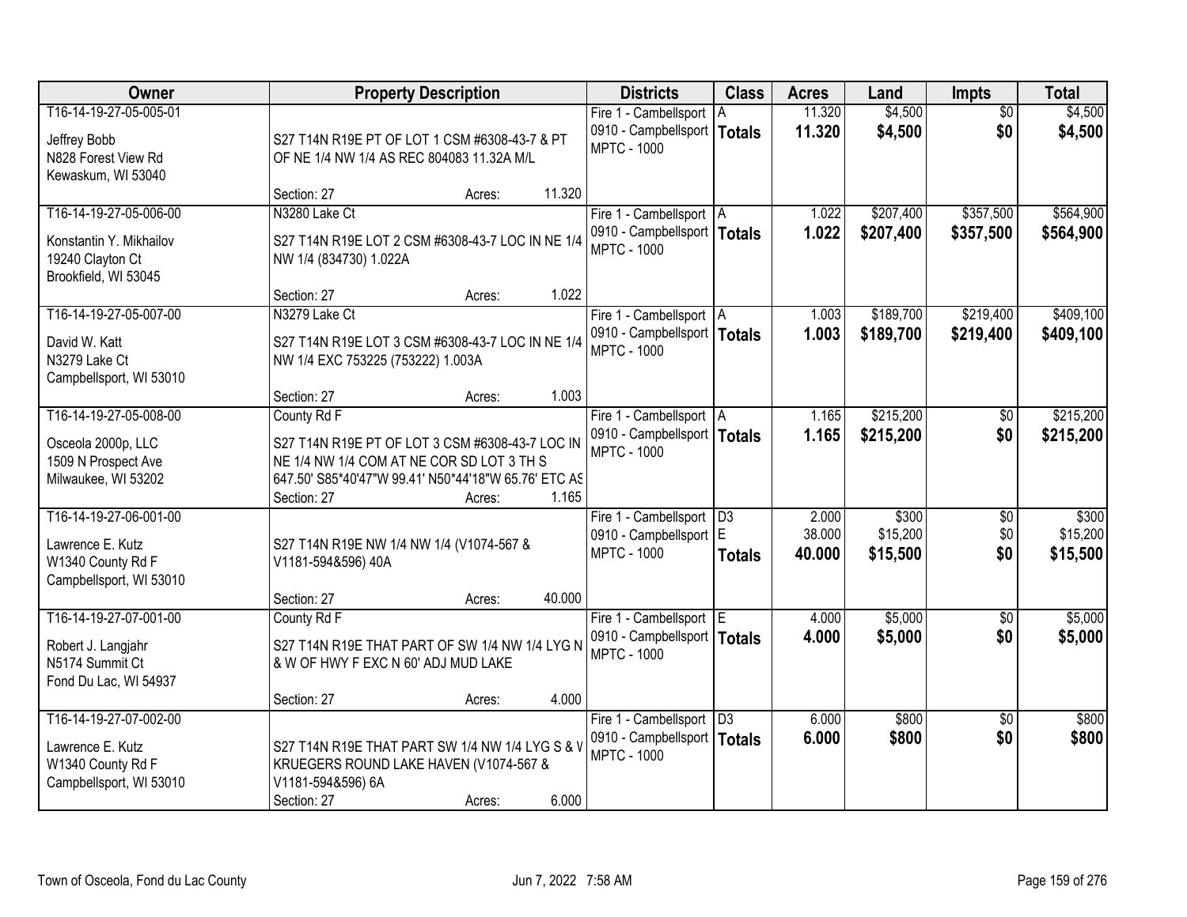| Owner | Property Description | Districts | Class | Acres | Land | Impts | Total |
|---|---|---|---|---|---|---|---|
| T16-14-19-27-05-005-01<br>Jeffrey Bobb<br>N828 Forest View Rd<br>Kewaskum, WI 53040 | S27 T14N R19E PT OF LOT 1 CSM #6308-43-7 & PT OF NE 1/4 NW 1/4 AS REC 804083 11.32A M/L<br>Section: 27 Acres: 11.320 | Fire 1 - Cambellsport<br>0910 - Campbellsport<br>MPTC - 1000 | A<br>**Totals** | 11.320<br>**11.320** | $4,500<br>**$4,500** | $0<br>**$0** | $4,500<br>**$4,500** |
| T16-14-19-27-05-006-00<br>Konstantin Y. Mikhailov<br>19240 Clayton Ct<br>Brookfield, WI 53045 | N3280 Lake Ct<br>S27 T14N R19E LOT 2 CSM #6308-43-7 LOC IN NE 1/4 NW 1/4 (834730) 1.022A<br>Section: 27 Acres: 1.022 | Fire 1 - Cambellsport<br>0910 - Campbellsport<br>MPTC - 1000 | A<br>**Totals** | 1.022<br>**1.022** | $207,400<br>**$207,400** | $357,500<br>**$357,500** | $564,900<br>**$564,900** |
| T16-14-19-27-05-007-00<br>David W. Katt<br>N3279 Lake Ct<br>Campbellsport, WI 53010 | N3279 Lake Ct<br>S27 T14N R19E LOT 3 CSM #6308-43-7 LOC IN NE 1/4 NW 1/4 EXC 753225 (753222) 1.003A<br>Section: 27 Acres: 1.003 | Fire 1 - Cambellsport<br>0910 - Campbellsport<br>MPTC - 1000 | A<br>**Totals** | 1.003<br>**1.003** | $189,700<br>**$189,700** | $219,400<br>**$219,400** | $409,100<br>**$409,100** |
| T16-14-19-27-05-008-00<br>Osceola 2000p, LLC<br>1509 N Prospect Ave<br>Milwaukee, WI 53202 | County Rd F<br>S27 T14N R19E PT OF LOT 3 CSM #6308-43-7 LOC IN NE 1/4 NW 1/4 COM AT NE COR SD LOT 3 TH S 647.50' S85*40'47"W 99.41' N50*44'18"W 65.76' ETC AS<br>Section: 27 Acres: 1.165 | Fire 1 - Cambellsport<br>0910 - Campbellsport<br>MPTC - 1000 | A<br>**Totals** | 1.165<br>**1.165** | $215,200<br>**$215,200** | $0<br>**$0** | $215,200<br>**$215,200** |
| T16-14-19-27-06-001-00<br>Lawrence E. Kutz<br>W1340 County Rd F<br>Campbellsport, WI 53010 | S27 T14N R19E NW 1/4 NW 1/4 (V1074-567 & V1181-594&596) 40A<br>Section: 27 Acres: 40.000 | Fire 1 - Cambellsport<br>0910 - Campbellsport<br>MPTC - 1000 | D3<br>E<br>**Totals** | 2.000<br>38.000<br>**40.000** | $300<br>$15,200<br>**$15,500** | $0<br>$0<br>**$0** | $300<br>$15,200<br>**$15,500** |
| T16-14-19-27-07-001-00<br>Robert J. Langjahr<br>N5174 Summit Ct<br>Fond Du Lac, WI 54937 | County Rd F<br>S27 T14N R19E THAT PART OF SW 1/4 NW 1/4 LYG N & W OF HWY F EXC N 60' ADJ MUD LAKE<br>Section: 27 Acres: 4.000 | Fire 1 - Cambellsport<br>0910 - Campbellsport<br>MPTC - 1000 | E<br>**Totals** | 4.000<br>**4.000** | $5,000<br>**$5,000** | $0<br>**$0** | $5,000<br>**$5,000** |
| T16-14-19-27-07-002-00<br>Lawrence E. Kutz<br>W1340 County Rd F<br>Campbellsport, WI 53010 | S27 T14N R19E THAT PART SW 1/4 NW 1/4 LYG S & V KRUEGERS ROUND LAKE HAVEN (V1074-567 & V1181-594&596) 6A<br>Section: 27 Acres: 6.000 | Fire 1 - Cambellsport<br>0910 - Campbellsport<br>MPTC - 1000 | D3<br>**Totals** | 6.000<br>**6.000** | $800<br>**$800** | $0<br>**$0** | $800<br>**$800** |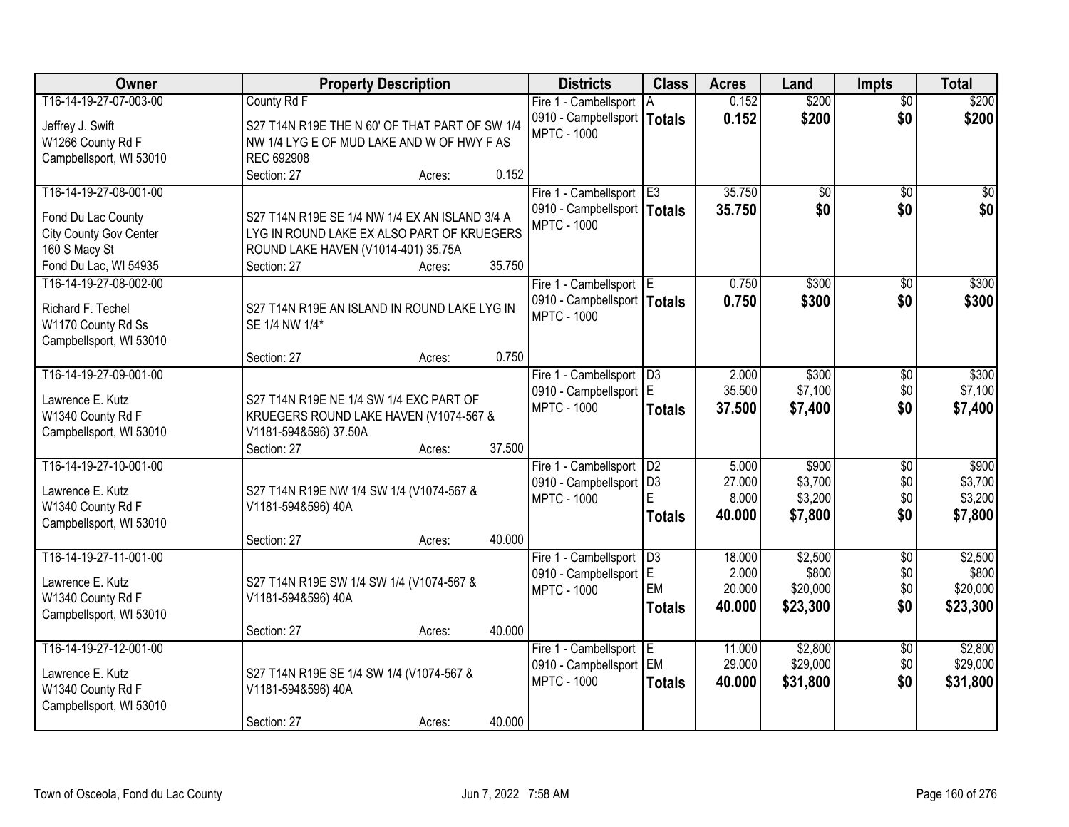| Owner | Property Description | Districts | Class | Acres | Land | Impts | Total |
|---|---|---|---|---|---|---|---|
| T16-14-19-27-07-003-00<br><br>Jeffrey J. Swift<br>W1266 County Rd F<br>Campbellsport, WI 53010 | County Rd F<br><br>S27 T14N R19E THE N 60' OF THAT PART OF SW 1/4 NW 1/4 LYG E OF MUD LAKE AND W OF HWY F AS REC 692908<br>Section: 27 Acres: 0.152 | Fire 1 - Cambellsport<br>0910 - Campbellsport<br>MPTC - 1000 | A<br>**Totals** | 0.152<br>**0.152** | $200<br>**$200** | $0<br>**$0** | $200<br>**$200** |
| T16-14-19-27-08-001-00<br><br>Fond Du Lac County<br>City County Gov Center<br>160 S Macy St<br>Fond Du Lac, WI 54935 | S27 T14N R19E SE 1/4 NW 1/4 EX AN ISLAND 3/4 A LYG IN ROUND LAKE EX ALSO PART OF KRUEGERS ROUND LAKE HAVEN (V1014-401) 35.75A<br>Section: 27 Acres: 35.750 | Fire 1 - Cambellsport<br>0910 - Campbellsport<br>MPTC - 1000 | E3<br>**Totals** | 35.750<br>**35.750** | $0<br>**$0** | $0<br>**$0** | $0<br>**$0** |
| T16-14-19-27-08-002-00<br><br>Richard F. Techel<br>W1170 County Rd Ss<br>Campbellsport, WI 53010 | S27 T14N R19E AN ISLAND IN ROUND LAKE LYG IN SE 1/4 NW 1/4*<br><br>Section: 27 Acres: 0.750 | Fire 1 - Cambellsport<br>0910 - Campbellsport<br>MPTC - 1000 | E<br>**Totals** | 0.750<br>**0.750** | $300<br>**$300** | $0<br>**$0** | $300<br>**$300** |
| T16-14-19-27-09-001-00<br><br>Lawrence E. Kutz<br>W1340 County Rd F<br>Campbellsport, WI 53010 | S27 T14N R19E NE 1/4 SW 1/4 EXC PART OF KRUEGERS ROUND LAKE HAVEN (V1074-567 & V1181-594&596) 37.50A<br>Section: 27 Acres: 37.500 | Fire 1 - Cambellsport<br>0910 - Campbellsport<br>MPTC - 1000 | D3<br>E<br>**Totals** | 2.000<br>35.500<br>**37.500** | $300<br>$7,100<br>**$7,400** | $0<br>$0<br>**$0** | $300<br>$7,100<br>**$7,400** |
| T16-14-19-27-10-001-00<br><br>Lawrence E. Kutz<br>W1340 County Rd F<br>Campbellsport, WI 53010 | S27 T14N R19E NW 1/4 SW 1/4 (V1074-567 & V1181-594&596) 40A<br><br>Section: 27 Acres: 40.000 | Fire 1 - Cambellsport<br>0910 - Campbellsport<br>MPTC - 1000 | D2<br>D3<br>E<br>**Totals** | 5.000<br>27.000<br>8.000<br>**40.000** | $900<br>$3,700<br>$3,200<br>**$7,800** | $0<br>$0<br>$0<br>**$0** | $900<br>$3,700<br>$3,200<br>**$7,800** |
| T16-14-19-27-11-001-00<br><br>Lawrence E. Kutz<br>W1340 County Rd F<br>Campbellsport, WI 53010 | S27 T14N R19E SW 1/4 SW 1/4 (V1074-567 & V1181-594&596) 40A<br><br>Section: 27 Acres: 40.000 | Fire 1 - Cambellsport<br>0910 - Campbellsport<br>MPTC - 1000 | D3<br>E<br>EM<br>**Totals** | 18.000<br>2.000<br>20.000<br>**40.000** | $2,500<br>$800<br>$20,000<br>**$23,300** | $0<br>$0<br>$0<br>**$0** | $2,500<br>$800<br>$20,000<br>**$23,300** |
| T16-14-19-27-12-001-00<br><br>Lawrence E. Kutz<br>W1340 County Rd F<br>Campbellsport, WI 53010 | S27 T14N R19E SE 1/4 SW 1/4 (V1074-567 & V1181-594&596) 40A<br><br>Section: 27 Acres: 40.000 | Fire 1 - Cambellsport<br>0910 - Campbellsport<br>MPTC - 1000 | E<br>EM<br>**Totals** | 11.000<br>29.000<br>**40.000** | $2,800<br>$29,000<br>**$31,800** | $0<br>$0<br>**$0** | $2,800<br>$29,000<br>**$31,800** |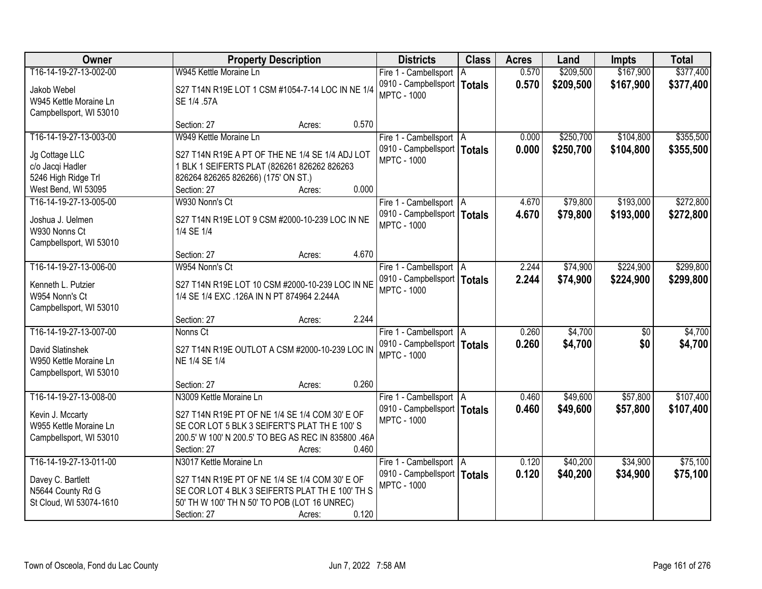| Owner | Property Description | Districts | Class | Acres | Land | Impts | Total |
|---|---|---|---|---|---|---|---|
| T16-14-19-27-13-002-00<br>Jakob Webel<br>W945 Kettle Moraine Ln<br>Campbellsport, WI 53010 | W945 Kettle Moraine Ln<br>S27 T14N R19E LOT 1 CSM #1054-7-14 LOC IN NE 1/4 SE 1/4 .57A<br>Section: 27 Acres: 0.570 | Fire 1 - Cambellsport<br>0910 - Campbellsport<br>MPTC - 1000 | A<br>**Totals** | 0.570<br>**0.570** | $209,500<br>**$209,500** | $167,900<br>**$167,900** | $377,400<br>**$377,400** |
| T16-14-19-27-13-003-00<br>Jg Cottage LLC<br>c/o Jacqi Hadler<br>5246 High Ridge Trl<br>West Bend, WI 53095 | W949 Kettle Moraine Ln<br>S27 T14N R19E A PT OF THE NE 1/4 SE 1/4 ADJ LOT 1 BLK 1 SEIFERTS PLAT (826261 826262 826263 826264 826265 826266) (175' ON ST.)<br>Section: 27 Acres: 0.000 | Fire 1 - Cambellsport<br>0910 - Campbellsport<br>MPTC - 1000 | A<br>**Totals** | 0.000<br>**0.000** | $250,700<br>**$250,700** | $104,800<br>**$104,800** | $355,500<br>**$355,500** |
| T16-14-19-27-13-005-00<br>Joshua J. Uelmen<br>W930 Nonns Ct<br>Campbellsport, WI 53010 | W930 Nonn's Ct<br>S27 T14N R19E LOT 9 CSM #2000-10-239 LOC IN NE 1/4 SE 1/4<br>Section: 27 Acres: 4.670 | Fire 1 - Cambellsport<br>0910 - Campbellsport<br>MPTC - 1000 | A<br>**Totals** | 4.670<br>**4.670** | $79,800<br>**$79,800** | $193,000<br>**$193,000** | $272,800<br>**$272,800** |
| T16-14-19-27-13-006-00<br>Kenneth L. Putzier<br>W954 Nonn's Ct<br>Campbellsport, WI 53010 | W954 Nonn's Ct<br>S27 T14N R19E LOT 10 CSM #2000-10-239 LOC IN NE 1/4 SE 1/4 EXC .126A IN N PT 874964 2.244A<br>Section: 27 Acres: 2.244 | Fire 1 - Cambellsport<br>0910 - Campbellsport<br>MPTC - 1000 | A<br>**Totals** | 2.244<br>**2.244** | $74,900<br>**$74,900** | $224,900<br>**$224,900** | $299,800<br>**$299,800** |
| T16-14-19-27-13-007-00<br>David Slatinshek<br>W950 Kettle Moraine Ln<br>Campbellsport, WI 53010 | Nonns Ct<br>S27 T14N R19E OUTLOT A CSM #2000-10-239 LOC IN NE 1/4 SE 1/4<br>Section: 27 Acres: 0.260 | Fire 1 - Cambellsport<br>0910 - Campbellsport<br>MPTC - 1000 | A<br>**Totals** | 0.260<br>**0.260** | $4,700<br>**$4,700** | $0<br>**$0** | $4,700<br>**$4,700** |
| T16-14-19-27-13-008-00<br>Kevin J. Mccarty<br>W955 Kettle Moraine Ln<br>Campbellsport, WI 53010 | N3009 Kettle Moraine Ln<br>S27 T14N R19E PT OF NE 1/4 SE 1/4 COM 30' E OF SE COR LOT 5 BLK 3 SEIFERT'S PLAT TH E 100' S 200.5' W 100' N 200.5' TO BEG AS REC IN 835800 .46A<br>Section: 27 Acres: 0.460 | Fire 1 - Cambellsport<br>0910 - Campbellsport<br>MPTC - 1000 | A<br>**Totals** | 0.460<br>**0.460** | $49,600<br>**$49,600** | $57,800<br>**$57,800** | $107,400<br>**$107,400** |
| T16-14-19-27-13-011-00<br>Davey C. Bartlett<br>N5644 County Rd G<br>St Cloud, WI 53074-1610 | N3017 Kettle Moraine Ln<br>S27 T14N R19E PT OF NE 1/4 SE 1/4 COM 30' E OF SE COR LOT 4 BLK 3 SEIFERTS PLAT TH E 100' TH S 50' TH W 100' TH N 50' TO POB (LOT 16 UNREC)<br>Section: 27 Acres: 0.120 | Fire 1 - Cambellsport<br>0910 - Campbellsport<br>MPTC - 1000 | A<br>**Totals** | 0.120<br>**0.120** | $40,200<br>**$40,200** | $34,900<br>**$34,900** | $75,100<br>**$75,100** |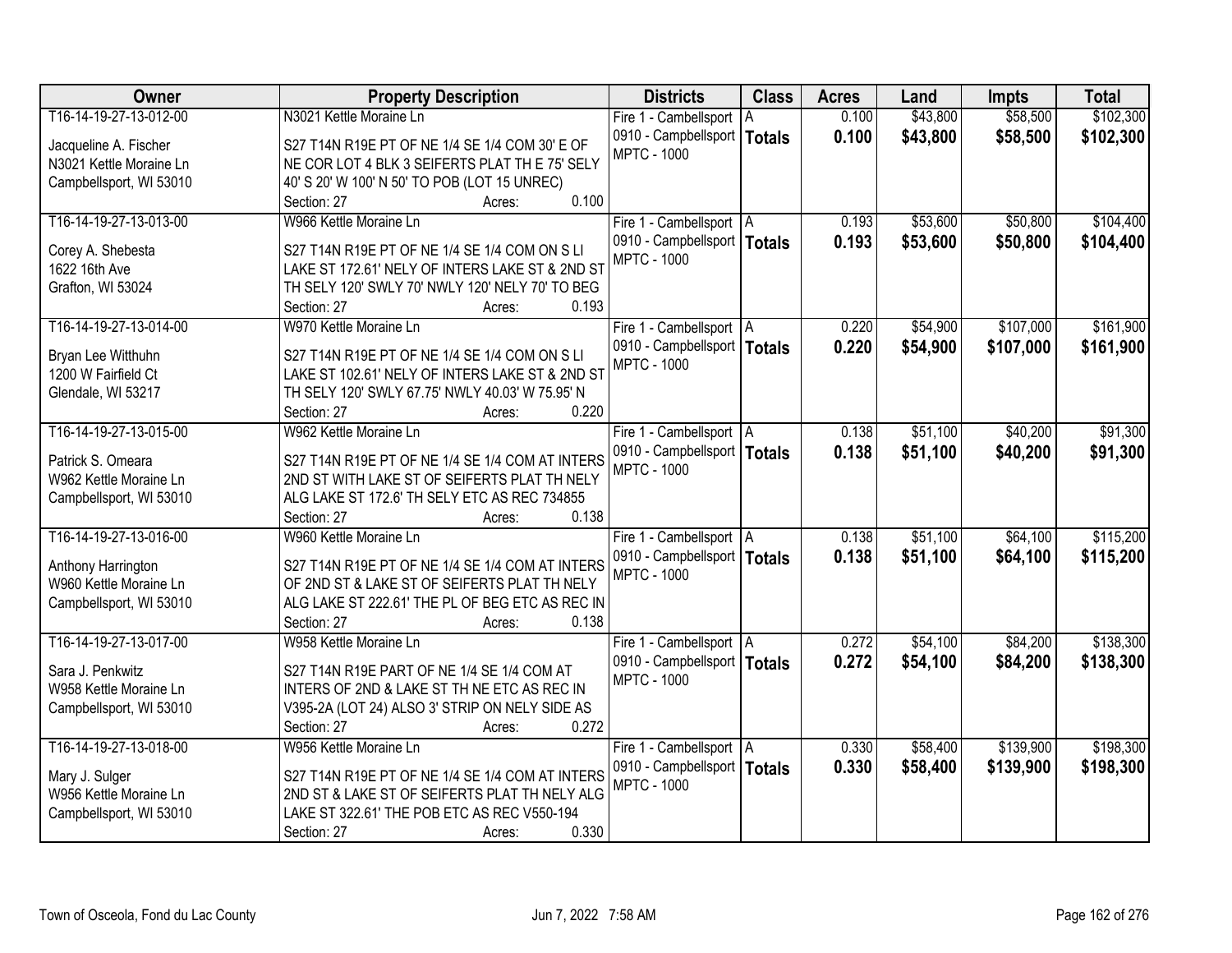| Owner | Property Description | Districts | Class | Acres | Land | Impts | Total |
|---|---|---|---|---|---|---|---|
| T16-14-19-27-13-012-00<br><br>Jacqueline A. Fischer<br>N3021 Kettle Moraine Ln<br>Campbellsport, WI 53010 | N3021 Kettle Moraine Ln<br><br>S27 T14N R19E PT OF NE 1/4 SE 1/4 COM 30' E OF NE COR LOT 4 BLK 3 SEIFERTS PLAT TH E 75' SELY 40' S 20' W 100' N 50' TO POB (LOT 15 UNREC)<br>Section: 27 Acres: 0.100 | Fire 1 - Cambellsport<br>0910 - Campbellsport<br>MPTC - 1000 | A<br>**Totals** | 0.100<br>**0.100** | $43,800<br>**$43,800** | $58,500<br>**$58,500** | $102,300<br>**$102,300** |
| T16-14-19-27-13-013-00<br><br>Corey A. Shebesta<br>1622 16th Ave<br>Grafton, WI 53024 | W966 Kettle Moraine Ln<br><br>S27 T14N R19E PT OF NE 1/4 SE 1/4 COM ON S LI LAKE ST 172.61' NELY OF INTERS LAKE ST & 2ND ST TH SELY 120' SWLY 70' NWLY 120' NELY 70' TO BEG<br>Section: 27 Acres: 0.193 | Fire 1 - Cambellsport<br>0910 - Campbellsport<br>MPTC - 1000 | A<br>**Totals** | 0.193<br>**0.193** | $53,600<br>**$53,600** | $50,800<br>**$50,800** | $104,400<br>**$104,400** |
| T16-14-19-27-13-014-00<br><br>Bryan Lee Witthuhn<br>1200 W Fairfield Ct<br>Glendale, WI 53217 | W970 Kettle Moraine Ln<br><br>S27 T14N R19E PT OF NE 1/4 SE 1/4 COM ON S LI LAKE ST 102.61' NELY OF INTERS LAKE ST & 2ND ST TH SELY 120' SWLY 67.75' NWLY 40.03' W 75.95' N<br>Section: 27 Acres: 0.220 | Fire 1 - Cambellsport<br>0910 - Campbellsport<br>MPTC - 1000 | A<br>**Totals** | 0.220<br>**0.220** | $54,900<br>**$54,900** | $107,000<br>**$107,000** | $161,900<br>**$161,900** |
| T16-14-19-27-13-015-00<br><br>Patrick S. Omeara<br>W962 Kettle Moraine Ln<br>Campbellsport, WI 53010 | W962 Kettle Moraine Ln<br><br>S27 T14N R19E PT OF NE 1/4 SE 1/4 COM AT INTERS 2ND ST WITH LAKE ST OF SEIFERTS PLAT TH NELY ALG LAKE ST 172.6' TH SELY ETC AS REC 734855<br>Section: 27 Acres: 0.138 | Fire 1 - Cambellsport<br>0910 - Campbellsport<br>MPTC - 1000 | A<br>**Totals** | 0.138<br>**0.138** | $51,100<br>**$51,100** | $40,200<br>**$40,200** | $91,300<br>**$91,300** |
| T16-14-19-27-13-016-00<br><br>Anthony Harrington<br>W960 Kettle Moraine Ln<br>Campbellsport, WI 53010 | W960 Kettle Moraine Ln<br><br>S27 T14N R19E PT OF NE 1/4 SE 1/4 COM AT INTERS OF 2ND ST & LAKE ST OF SEIFERTS PLAT TH NELY ALG LAKE ST 222.61' THE PL OF BEG ETC AS REC IN<br>Section: 27 Acres: 0.138 | Fire 1 - Cambellsport<br>0910 - Campbellsport<br>MPTC - 1000 | A<br>**Totals** | 0.138<br>**0.138** | $51,100<br>**$51,100** | $64,100<br>**$64,100** | $115,200<br>**$115,200** |
| T16-14-19-27-13-017-00<br><br>Sara J. Penkwitz<br>W958 Kettle Moraine Ln<br>Campbellsport, WI 53010 | W958 Kettle Moraine Ln<br><br>S27 T14N R19E PART OF NE 1/4 SE 1/4 COM AT INTERS OF 2ND & LAKE ST TH NE ETC AS REC IN V395-2A (LOT 24) ALSO 3' STRIP ON NELY SIDE AS<br>Section: 27 Acres: 0.272 | Fire 1 - Cambellsport<br>0910 - Campbellsport<br>MPTC - 1000 | A<br>**Totals** | 0.272<br>**0.272** | $54,100<br>**$54,100** | $84,200<br>**$84,200** | $138,300<br>**$138,300** |
| T16-14-19-27-13-018-00<br><br>Mary J. Sulger<br>W956 Kettle Moraine Ln<br>Campbellsport, WI 53010 | W956 Kettle Moraine Ln<br><br>S27 T14N R19E PT OF NE 1/4 SE 1/4 COM AT INTERS 2ND ST & LAKE ST OF SEIFERTS PLAT TH NELY ALG LAKE ST 322.61' THE POB ETC AS REC V550-194<br>Section: 27 Acres: 0.330 | Fire 1 - Cambellsport<br>0910 - Campbellsport<br>MPTC - 1000 | A<br>**Totals** | 0.330<br>**0.330** | $58,400<br>**$58,400** | $139,900<br>**$139,900** | $198,300<br>**$198,300** |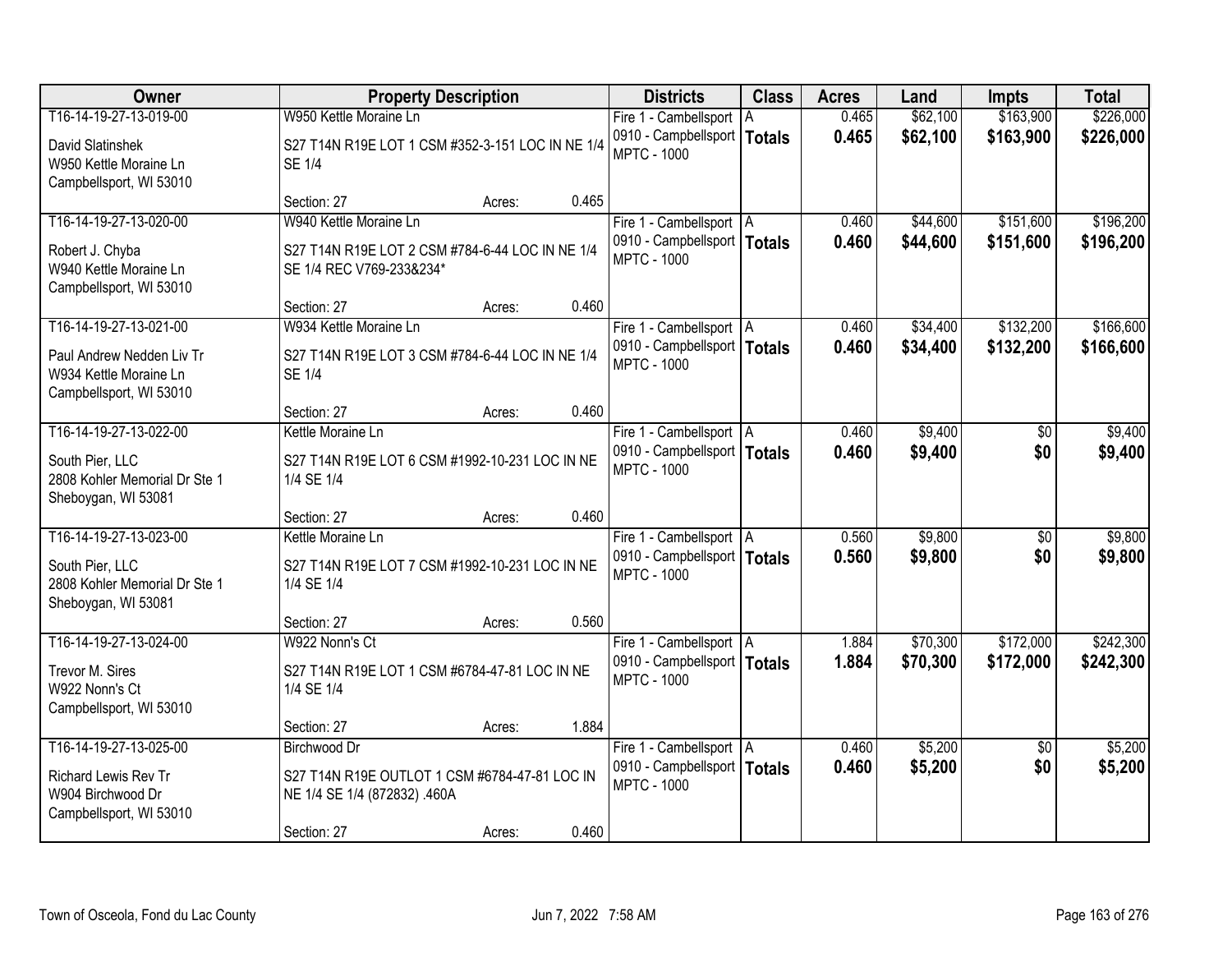| Owner | Property Description | Districts | Class | Acres | Land | Impts | Total |
|---|---|---|---|---|---|---|---|
| T16-14-19-27-13-019-00<br>David Slatinshek<br>W950 Kettle Moraine Ln<br>Campbellsport, WI 53010 | W950 Kettle Moraine Ln<br>S27 T14N R19E LOT 1 CSM #352-3-151 LOC IN NE 1/4 SE 1/4<br>Section: 27 Acres: 0.465 | Fire 1 - Cambellsport<br>0910 - Campbellsport<br>MPTC - 1000 | A<br>**Totals** | 0.465<br>**0.465** | $62,100<br>**$62,100** | $163,900<br>**$163,900** | $226,000<br>**$226,000** |
| T16-14-19-27-13-020-00<br>Robert J. Chyba<br>W940 Kettle Moraine Ln<br>Campbellsport, WI 53010 | W940 Kettle Moraine Ln<br>S27 T14N R19E LOT 2 CSM #784-6-44 LOC IN NE 1/4 SE 1/4 REC V769-233&234*<br>Section: 27 Acres: 0.460 | Fire 1 - Cambellsport<br>0910 - Campbellsport<br>MPTC - 1000 | A<br>**Totals** | 0.460<br>**0.460** | $44,600<br>**$44,600** | $151,600<br>**$151,600** | $196,200<br>**$196,200** |
| T16-14-19-27-13-021-00<br>Paul Andrew Nedden Liv Tr<br>W934 Kettle Moraine Ln<br>Campbellsport, WI 53010 | W934 Kettle Moraine Ln<br>S27 T14N R19E LOT 3 CSM #784-6-44 LOC IN NE 1/4 SE 1/4<br>Section: 27 Acres: 0.460 | Fire 1 - Cambellsport<br>0910 - Campbellsport<br>MPTC - 1000 | A<br>**Totals** | 0.460<br>**0.460** | $34,400<br>**$34,400** | $132,200<br>**$132,200** | $166,600<br>**$166,600** |
| T16-14-19-27-13-022-00<br>South Pier, LLC<br>2808 Kohler Memorial Dr Ste 1<br>Sheboygan, WI 53081 | Kettle Moraine Ln<br>S27 T14N R19E LOT 6 CSM #1992-10-231 LOC IN NE 1/4 SE 1/4<br>Section: 27 Acres: 0.460 | Fire 1 - Cambellsport<br>0910 - Campbellsport<br>MPTC - 1000 | A<br>**Totals** | 0.460<br>**0.460** | $9,400<br>**$9,400** | $0<br>**$0** | $9,400<br>**$9,400** |
| T16-14-19-27-13-023-00<br>South Pier, LLC<br>2808 Kohler Memorial Dr Ste 1<br>Sheboygan, WI 53081 | Kettle Moraine Ln<br>S27 T14N R19E LOT 7 CSM #1992-10-231 LOC IN NE 1/4 SE 1/4<br>Section: 27 Acres: 0.560 | Fire 1 - Cambellsport<br>0910 - Campbellsport<br>MPTC - 1000 | A<br>**Totals** | 0.560<br>**0.560** | $9,800<br>**$9,800** | $0<br>**$0** | $9,800<br>**$9,800** |
| T16-14-19-27-13-024-00<br>Trevor M. Sires<br>W922 Nonn's Ct<br>Campbellsport, WI 53010 | W922 Nonn's Ct<br>S27 T14N R19E LOT 1 CSM #6784-47-81 LOC IN NE 1/4 SE 1/4<br>Section: 27 Acres: 1.884 | Fire 1 - Cambellsport<br>0910 - Campbellsport<br>MPTC - 1000 | A<br>**Totals** | 1.884<br>**1.884** | $70,300<br>**$70,300** | $172,000<br>**$172,000** | $242,300<br>**$242,300** |
| T16-14-19-27-13-025-00<br>Richard Lewis Rev Tr<br>W904 Birchwood Dr<br>Campbellsport, WI 53010 | Birchwood Dr<br>S27 T14N R19E OUTLOT 1 CSM #6784-47-81 LOC IN NE 1/4 SE 1/4 (872832) .460A<br>Section: 27 Acres: 0.460 | Fire 1 - Cambellsport<br>0910 - Campbellsport<br>MPTC - 1000 | A<br>**Totals** | 0.460<br>**0.460** | $5,200<br>**$5,200** | $0<br>**$0** | $5,200<br>**$5,200** |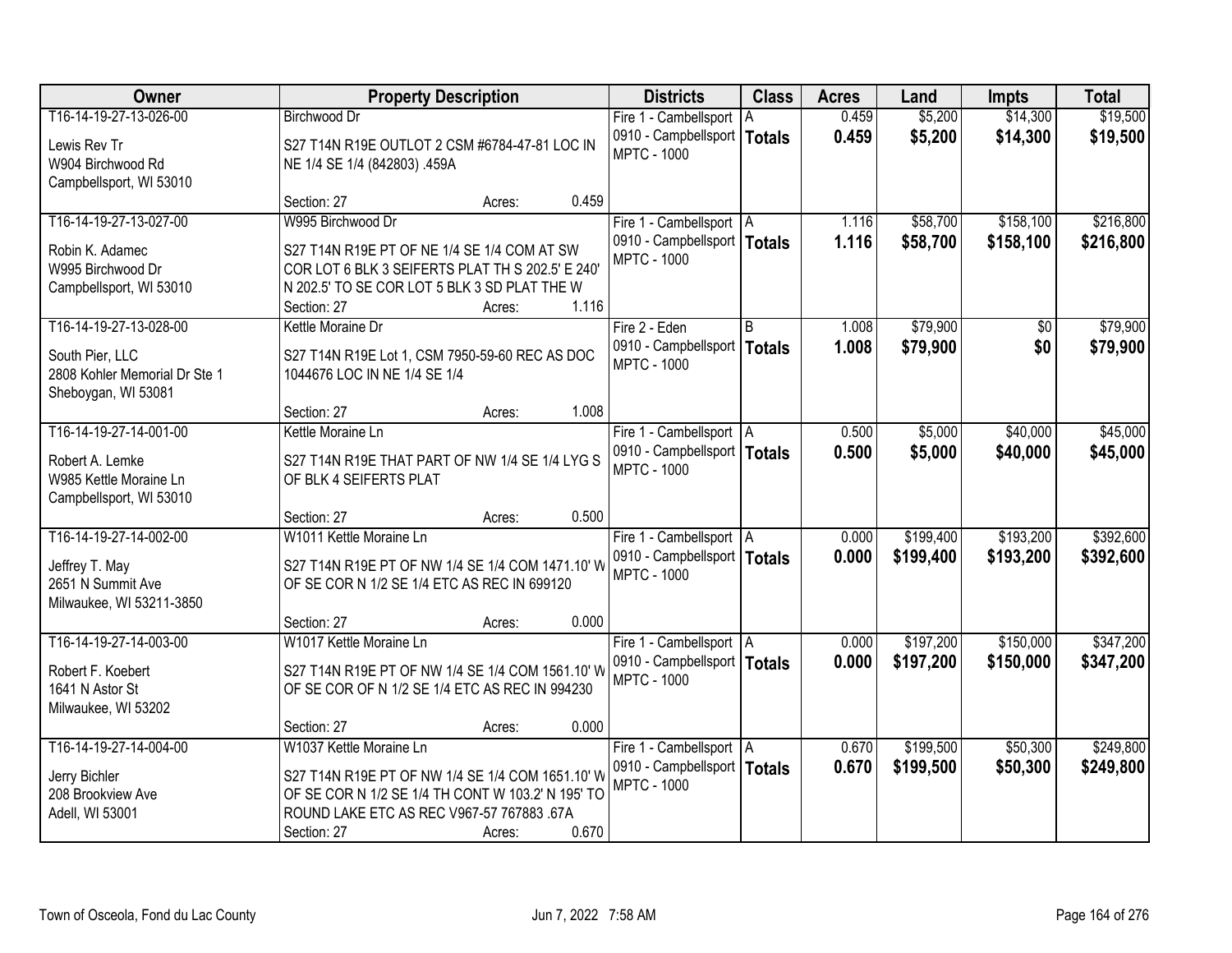| Owner | Property Description | Districts | Class | Acres | Land | Impts | Total |
|---|---|---|---|---|---|---|---|
| T16-14-19-27-13-026-00<br>Lewis Rev Tr<br>W904 Birchwood Rd<br>Campbellsport, WI 53010 | Birchwood Dr<br>S27 T14N R19E OUTLOT 2 CSM #6784-47-81 LOC IN NE 1/4 SE 1/4 (842803) .459A<br>Section: 27 Acres: 0.459 | Fire 1 - Cambellsport<br>0910 - Campbellsport<br>MPTC - 1000 | A<br>**Totals** | 0.459<br>**0.459** | $5,200<br>**$5,200** | $14,300<br>**$14,300** | $19,500<br>**$19,500** |
| T16-14-19-27-13-027-00<br>Robin K. Adamec<br>W995 Birchwood Dr<br>Campbellsport, WI 53010 | W995 Birchwood Dr<br>S27 T14N R19E PT OF NE 1/4 SE 1/4 COM AT SW COR LOT 6 BLK 3 SEIFERTS PLAT TH S 202.5' E 240' N 202.5' TO SE COR LOT 5 BLK 3 SD PLAT THE W<br>Section: 27 Acres: 1.116 | Fire 1 - Cambellsport<br>0910 - Campbellsport<br>MPTC - 1000 | A<br>**Totals** | 1.116<br>**1.116** | $58,700<br>**$58,700** | $158,100<br>**$158,100** | $216,800<br>**$216,800** |
| T16-14-19-27-13-028-00<br>South Pier, LLC<br>2808 Kohler Memorial Dr Ste 1<br>Sheboygan, WI 53081 | Kettle Moraine Dr<br>S27 T14N R19E Lot 1, CSM 7950-59-60 REC AS DOC 1044676 LOC IN NE 1/4 SE 1/4<br>Section: 27 Acres: 1.008 | Fire 2 - Eden<br>0910 - Campbellsport<br>MPTC - 1000 | B<br>**Totals** | 1.008<br>**1.008** | $79,900<br>**$79,900** | $0<br>**$0** | $79,900<br>**$79,900** |
| T16-14-19-27-14-001-00<br>Robert A. Lemke<br>W985 Kettle Moraine Ln<br>Campbellsport, WI 53010 | Kettle Moraine Ln<br>S27 T14N R19E THAT PART OF NW 1/4 SE 1/4 LYG S OF BLK 4 SEIFERTS PLAT<br>Section: 27 Acres: 0.500 | Fire 1 - Cambellsport<br>0910 - Campbellsport<br>MPTC - 1000 | A<br>**Totals** | 0.500<br>**0.500** | $5,000<br>**$5,000** | $40,000<br>**$40,000** | $45,000<br>**$45,000** |
| T16-14-19-27-14-002-00<br>Jeffrey T. May<br>2651 N Summit Ave<br>Milwaukee, WI 53211-3850 | W1011 Kettle Moraine Ln<br>S27 T14N R19E PT OF NW 1/4 SE 1/4 COM 1471.10' W OF SE COR N 1/2 SE 1/4 ETC AS REC IN 699120<br>Section: 27 Acres: 0.000 | Fire 1 - Cambellsport<br>0910 - Campbellsport<br>MPTC - 1000 | A<br>**Totals** | 0.000<br>**0.000** | $199,400<br>**$199,400** | $193,200<br>**$193,200** | $392,600<br>**$392,600** |
| T16-14-19-27-14-003-00<br>Robert F. Koebert<br>1641 N Astor St<br>Milwaukee, WI 53202 | W1017 Kettle Moraine Ln<br>S27 T14N R19E PT OF NW 1/4 SE 1/4 COM 1561.10' W OF SE COR OF N 1/2 SE 1/4 ETC AS REC IN 994230<br>Section: 27 Acres: 0.000 | Fire 1 - Cambellsport<br>0910 - Campbellsport<br>MPTC - 1000 | A<br>**Totals** | 0.000<br>**0.000** | $197,200<br>**$197,200** | $150,000<br>**$150,000** | $347,200<br>**$347,200** |
| T16-14-19-27-14-004-00<br>Jerry Bichler<br>208 Brookview Ave<br>Adell, WI 53001 | W1037 Kettle Moraine Ln<br>S27 T14N R19E PT OF NW 1/4 SE 1/4 COM 1651.10' W OF SE COR N 1/2 SE 1/4 TH CONT W 103.2' N 195' TO ROUND LAKE ETC AS REC V967-57 767883 .67A<br>Section: 27 Acres: 0.670 | Fire 1 - Cambellsport<br>0910 - Campbellsport<br>MPTC - 1000 | A<br>**Totals** | 0.670<br>**0.670** | $199,500<br>**$199,500** | $50,300<br>**$50,300** | $249,800<br>**$249,800** |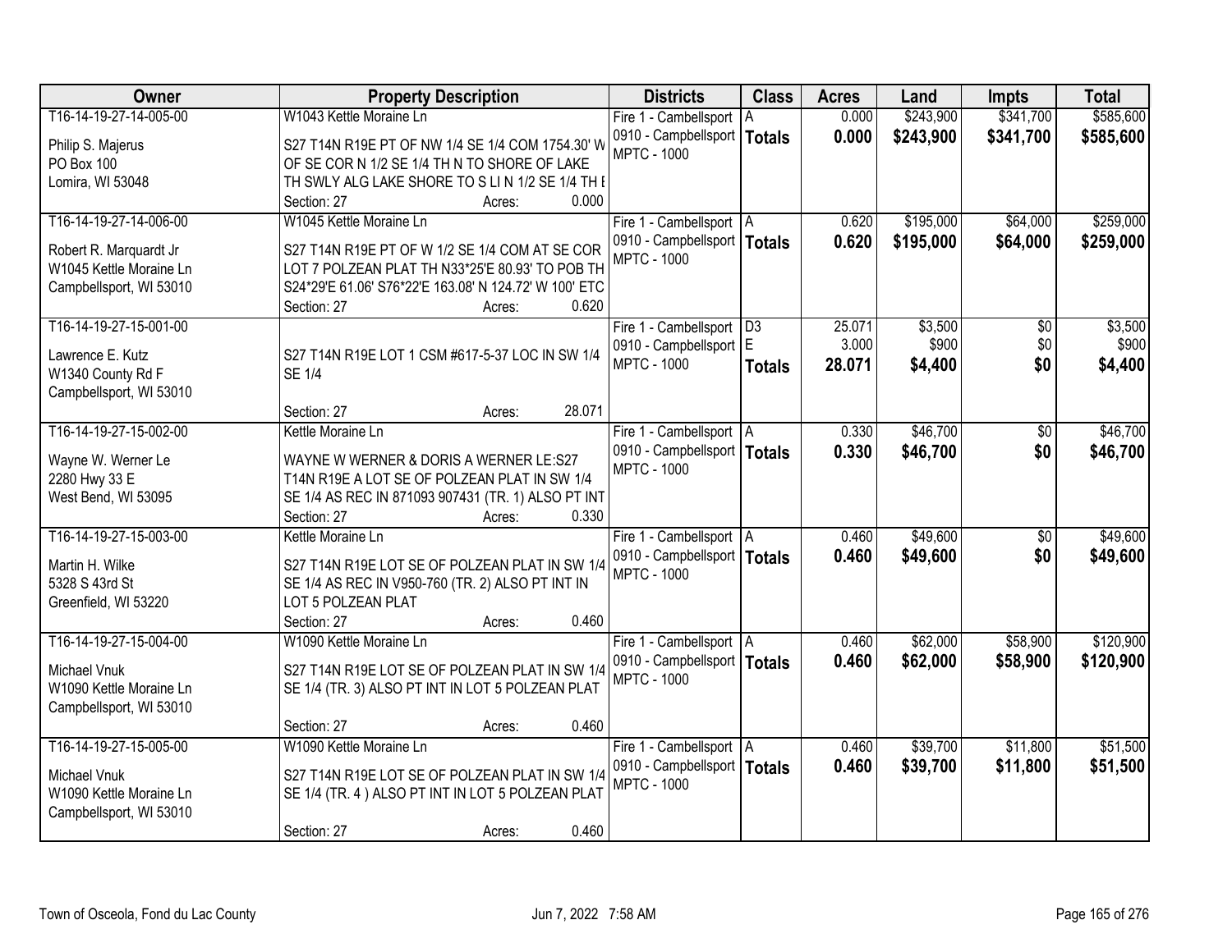| Owner | Property Description | Districts | Class | Acres | Land | Impts | Total |
|---|---|---|---|---|---|---|---|
| T16-14-19-27-14-005-00<br><br>Philip S. Majerus<br>PO Box 100<br>Lomira, WI 53048 | W1043 Kettle Moraine Ln<br><br>S27 T14N R19E PT OF NW 1/4 SE 1/4 COM 1754.30' W OF SE COR N 1/2 SE 1/4 TH N TO SHORE OF LAKE TH SWLY ALG LAKE SHORE TO S LI N 1/2 SE 1/4 TH E<br>Section: 27 Acres: 0.000 | Fire 1 - Cambellsport<br>0910 - Campbellsport<br>MPTC - 1000 | A<br>**Totals** | 0.000<br>**0.000** | $243,900<br>**$243,900** | $341,700<br>**$341,700** | $585,600<br>**$585,600** |
| T16-14-19-27-14-006-00<br><br>Robert R. Marquardt Jr<br>W1045 Kettle Moraine Ln<br>Campbellsport, WI 53010 | W1045 Kettle Moraine Ln<br><br>S27 T14N R19E PT OF W 1/2 SE 1/4 COM AT SE COR LOT 7 POLZEAN PLAT TH N33*25'E 80.93' TO POB TH S24*29'E 61.06' S76*22'E 163.08' N 124.72' W 100' ETC<br>Section: 27 Acres: 0.620 | Fire 1 - Cambellsport<br>0910 - Campbellsport<br>MPTC - 1000 | A<br>**Totals** | 0.620<br>**0.620** | $195,000<br>**$195,000** | $64,000<br>**$64,000** | $259,000<br>**$259,000** |
| T16-14-19-27-15-001-00<br><br>Lawrence E. Kutz<br>W1340 County Rd F<br>Campbellsport, WI 53010 | S27 T14N R19E LOT 1 CSM #617-5-37 LOC IN SW 1/4 SE 1/4<br>Section: 27 Acres: 28.071 | Fire 1 - Cambellsport<br>0910 - Campbellsport<br>MPTC - 1000 | D3<br>E<br>**Totals** | 25.071<br>3.000<br>**28.071** | $3,500<br>$900<br>**$4,400** | $0<br>$0<br>**$0** | $3,500<br>$900<br>**$4,400** |
| T16-14-19-27-15-002-00<br><br>Wayne W. Werner Le<br>2280 Hwy 33 E<br>West Bend, WI 53095 | Kettle Moraine Ln<br><br>WAYNE W WERNER & DORIS A WERNER LE:S27 T14N R19E A LOT SE OF POLZEAN PLAT IN SW 1/4 SE 1/4 AS REC IN 871093 907431 (TR. 1) ALSO PT INT<br>Section: 27 Acres: 0.330 | Fire 1 - Cambellsport<br>0910 - Campbellsport<br>MPTC - 1000 | A<br>**Totals** | 0.330<br>**0.330** | $46,700<br>**$46,700** | $0<br>**$0** | $46,700<br>**$46,700** |
| T16-14-19-27-15-003-00<br><br>Martin H. Wilke<br>5328 S 43rd St<br>Greenfield, WI 53220 | Kettle Moraine Ln<br><br>S27 T14N R19E LOT SE OF POLZEAN PLAT IN SW 1/4 SE 1/4 AS REC IN V950-760 (TR. 2) ALSO PT INT IN LOT 5 POLZEAN PLAT<br>Section: 27 Acres: 0.460 | Fire 1 - Cambellsport<br>0910 - Campbellsport<br>MPTC - 1000 | A<br>**Totals** | 0.460<br>**0.460** | $49,600<br>**$49,600** | $0<br>**$0** | $49,600<br>**$49,600** |
| T16-14-19-27-15-004-00<br><br>Michael Vnuk<br>W1090 Kettle Moraine Ln<br>Campbellsport, WI 53010 | W1090 Kettle Moraine Ln<br><br>S27 T14N R19E LOT SE OF POLZEAN PLAT IN SW 1/4 SE 1/4 (TR. 3) ALSO PT INT IN LOT 5 POLZEAN PLAT<br>Section: 27 Acres: 0.460 | Fire 1 - Cambellsport<br>0910 - Campbellsport<br>MPTC - 1000 | A<br>**Totals** | 0.460<br>**0.460** | $62,000<br>**$62,000** | $58,900<br>**$58,900** | $120,900<br>**$120,900** |
| T16-14-19-27-15-005-00<br><br>Michael Vnuk<br>W1090 Kettle Moraine Ln<br>Campbellsport, WI 53010 | W1090 Kettle Moraine Ln<br><br>S27 T14N R19E LOT SE OF POLZEAN PLAT IN SW 1/4 SE 1/4 (TR. 4 ) ALSO PT INT IN LOT 5 POLZEAN PLAT<br>Section: 27 Acres: 0.460 | Fire 1 - Cambellsport<br>0910 - Campbellsport<br>MPTC - 1000 | A<br>**Totals** | 0.460<br>**0.460** | $39,700<br>**$39,700** | $11,800<br>**$11,800** | $51,500<br>**$51,500** |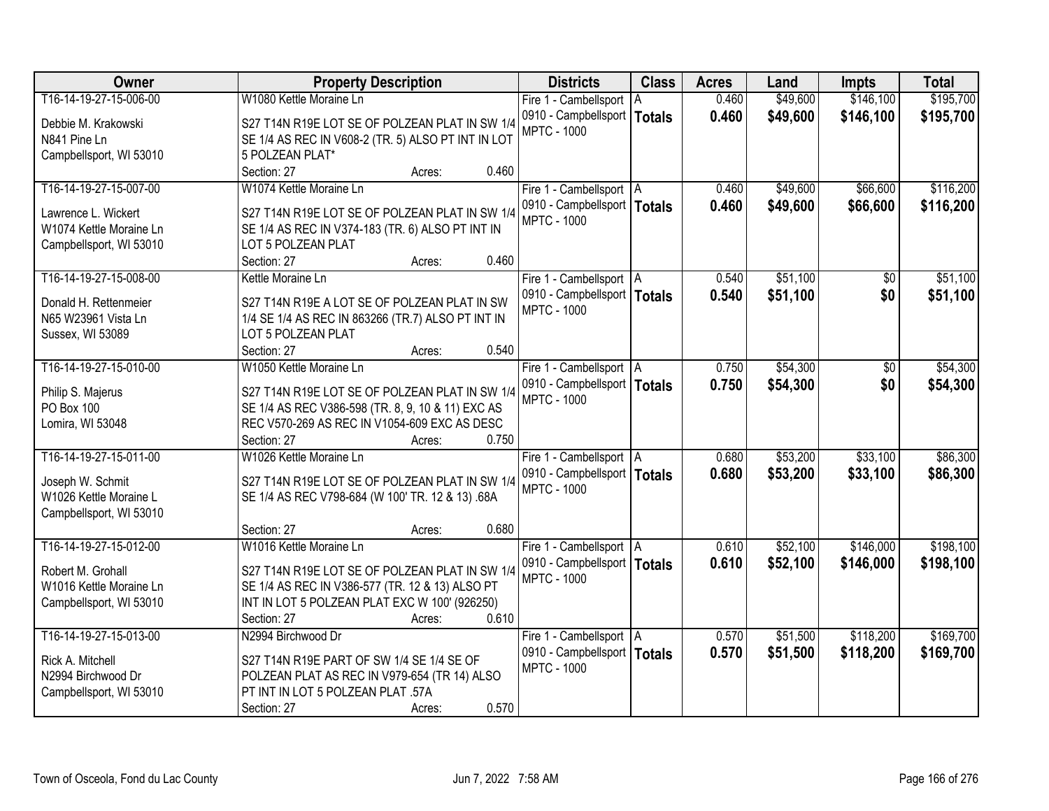| Owner | Property Description | Districts | Class | Acres | Land | Impts | Total |
|---|---|---|---|---|---|---|---|
| T16-14-19-27-15-006-00<br>Debbie M. Krakowski<br>N841 Pine Ln<br>Campbellsport, WI 53010 | W1080 Kettle Moraine Ln<br>S27 T14N R19E LOT SE OF POLZEAN PLAT IN SW 1/4 SE 1/4 AS REC IN V608-2 (TR. 5) ALSO PT INT IN LOT 5 POLZEAN PLAT*<br>Section: 27 Acres: 0.460 | Fire 1 - Cambellsport<br>0910 - Campbellsport<br>MPTC - 1000 | A<br>**Totals** | 0.460<br>**0.460** | $49,600<br>**$49,600** | $146,100<br>**$146,100** | $195,700<br>**$195,700** |
| T16-14-19-27-15-007-00<br>Lawrence L. Wickert<br>W1074 Kettle Moraine Ln<br>Campbellsport, WI 53010 | W1074 Kettle Moraine Ln<br>S27 T14N R19E LOT SE OF POLZEAN PLAT IN SW 1/4 SE 1/4 AS REC IN V374-183 (TR. 6) ALSO PT INT IN LOT 5 POLZEAN PLAT<br>Section: 27 Acres: 0.460 | Fire 1 - Cambellsport<br>0910 - Campbellsport<br>MPTC - 1000 | A<br>**Totals** | 0.460<br>**0.460** | $49,600<br>**$49,600** | $66,600<br>**$66,600** | $116,200<br>**$116,200** |
| T16-14-19-27-15-008-00<br>Donald H. Rettenmeier<br>N65 W23961 Vista Ln<br>Sussex, WI 53089 | Kettle Moraine Ln<br>S27 T14N R19E A LOT SE OF POLZEAN PLAT IN SW 1/4 SE 1/4 AS REC IN 863266 (TR.7) ALSO PT INT IN LOT 5 POLZEAN PLAT<br>Section: 27 Acres: 0.540 | Fire 1 - Cambellsport<br>0910 - Campbellsport<br>MPTC - 1000 | A<br>**Totals** | 0.540<br>**0.540** | $51,100<br>**$51,100** | $0<br>**$0** | $51,100<br>**$51,100** |
| T16-14-19-27-15-010-00<br>Philip S. Majerus<br>PO Box 100<br>Lomira, WI 53048 | W1050 Kettle Moraine Ln<br>S27 T14N R19E LOT SE OF POLZEAN PLAT IN SW 1/4 SE 1/4 AS REC V386-598 (TR. 8, 9, 10 & 11) EXC AS REC V570-269 AS REC IN V1054-609 EXC AS DESC<br>Section: 27 Acres: 0.750 | Fire 1 - Cambellsport<br>0910 - Campbellsport<br>MPTC - 1000 | A<br>**Totals** | 0.750<br>**0.750** | $54,300<br>**$54,300** | $0<br>**$0** | $54,300<br>**$54,300** |
| T16-14-19-27-15-011-00<br>Joseph W. Schmit<br>W1026 Kettle Moraine L<br>Campbellsport, WI 53010 | W1026 Kettle Moraine Ln<br>S27 T14N R19E LOT SE OF POLZEAN PLAT IN SW 1/4 SE 1/4 AS REC V798-684 (W 100' TR. 12 & 13) .68A<br>Section: 27 Acres: 0.680 | Fire 1 - Cambellsport<br>0910 - Campbellsport<br>MPTC - 1000 | A<br>**Totals** | 0.680<br>**0.680** | $53,200<br>**$53,200** | $33,100<br>**$33,100** | $86,300<br>**$86,300** |
| T16-14-19-27-15-012-00<br>Robert M. Grohall<br>W1016 Kettle Moraine Ln<br>Campbellsport, WI 53010 | W1016 Kettle Moraine Ln<br>S27 T14N R19E LOT SE OF POLZEAN PLAT IN SW 1/4 SE 1/4 AS REC IN V386-577 (TR. 12 & 13) ALSO PT INT IN LOT 5 POLZEAN PLAT EXC W 100' (926250)<br>Section: 27 Acres: 0.610 | Fire 1 - Cambellsport<br>0910 - Campbellsport<br>MPTC - 1000 | A<br>**Totals** | 0.610<br>**0.610** | $52,100<br>**$52,100** | $146,000<br>**$146,000** | $198,100<br>**$198,100** |
| T16-14-19-27-15-013-00<br>Rick A. Mitchell<br>N2994 Birchwood Dr<br>Campbellsport, WI 53010 | N2994 Birchwood Dr<br>S27 T14N R19E PART OF SW 1/4 SE 1/4 SE OF POLZEAN PLAT AS REC IN V979-654 (TR 14) ALSO PT INT IN LOT 5 POLZEAN PLAT .57A<br>Section: 27 Acres: 0.570 | Fire 1 - Cambellsport<br>0910 - Campbellsport<br>MPTC - 1000 | A<br>**Totals** | 0.570<br>**0.570** | $51,500<br>**$51,500** | $118,200<br>**$118,200** | $169,700<br>**$169,700** |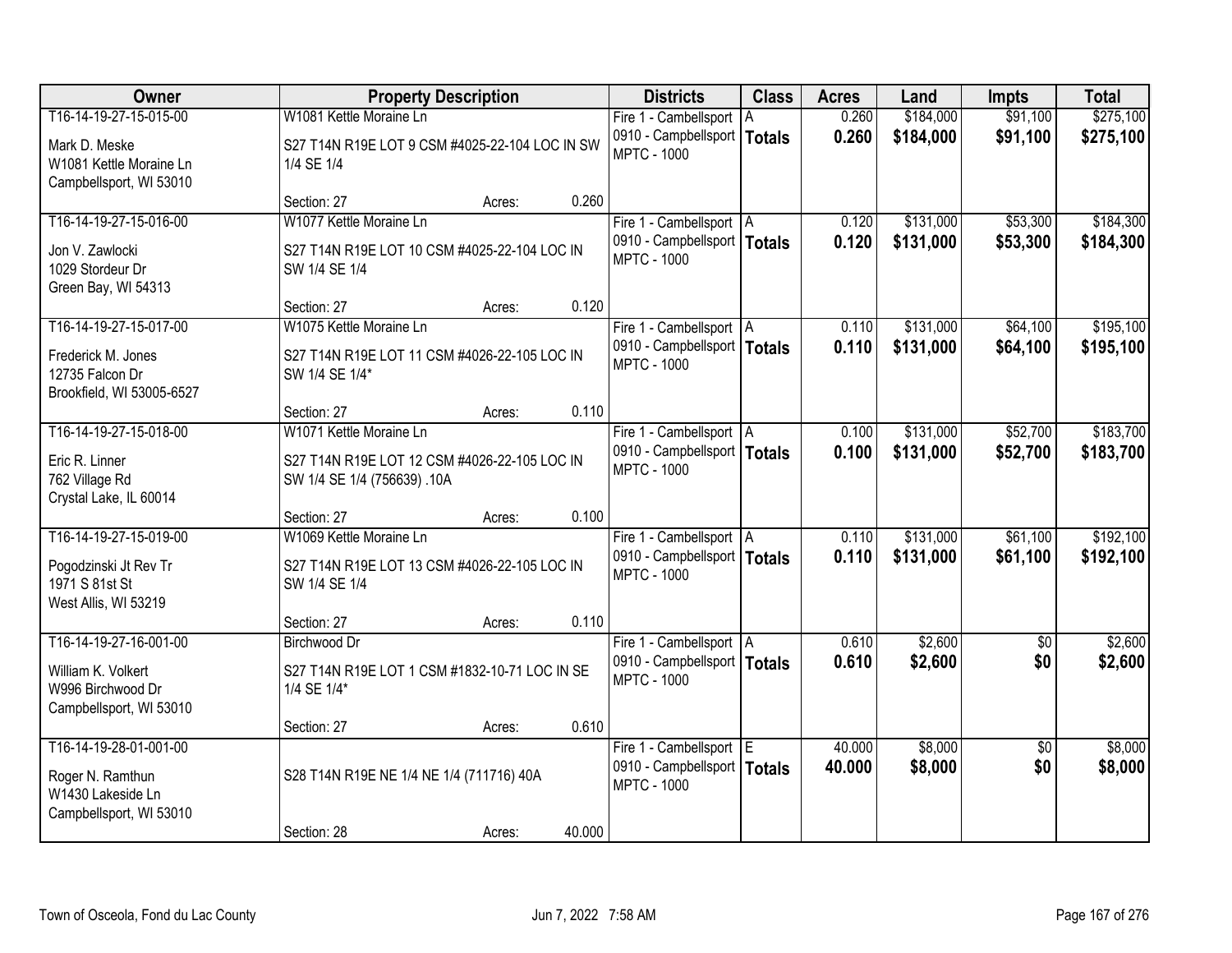| Owner | Property Description | Districts | Class | Acres | Land | Impts | Total |
|---|---|---|---|---|---|---|---|
| T16-14-19-27-15-015-00<br>Mark D. Meske<br>W1081 Kettle Moraine Ln<br>Campbellsport, WI 53010 | W1081 Kettle Moraine Ln<br>S27 T14N R19E LOT 9 CSM #4025-22-104 LOC IN SW 1/4 SE 1/4<br>Section: 27 Acres: 0.260 | Fire 1 - Cambellsport<br>0910 - Campbellsport<br>MPTC - 1000 | A<br>**Totals** | 0.260<br>**0.260** | $184,000<br>**$184,000** | $91,100<br>**$91,100** | $275,100<br>**$275,100** |
| T16-14-19-27-15-016-00<br>Jon V. Zawlocki<br>1029 Stordeur Dr<br>Green Bay, WI 54313 | W1077 Kettle Moraine Ln<br>S27 T14N R19E LOT 10 CSM #4025-22-104 LOC IN SW 1/4 SE 1/4<br>Section: 27 Acres: 0.120 | Fire 1 - Cambellsport<br>0910 - Campbellsport<br>MPTC - 1000 | A<br>**Totals** | 0.120<br>**0.120** | $131,000<br>**$131,000** | $53,300<br>**$53,300** | $184,300<br>**$184,300** |
| T16-14-19-27-15-017-00<br>Frederick M. Jones<br>12735 Falcon Dr<br>Brookfield, WI 53005-6527 | W1075 Kettle Moraine Ln<br>S27 T14N R19E LOT 11 CSM #4026-22-105 LOC IN SW 1/4 SE 1/4*<br>Section: 27 Acres: 0.110 | Fire 1 - Cambellsport<br>0910 - Campbellsport<br>MPTC - 1000 | A<br>**Totals** | 0.110<br>**0.110** | $131,000<br>**$131,000** | $64,100<br>**$64,100** | $195,100<br>**$195,100** |
| T16-14-19-27-15-018-00<br>Eric R. Linner<br>762 Village Rd<br>Crystal Lake, IL 60014 | W1071 Kettle Moraine Ln<br>S27 T14N R19E LOT 12 CSM #4026-22-105 LOC IN SW 1/4 SE 1/4 (756639) .10A<br>Section: 27 Acres: 0.100 | Fire 1 - Cambellsport<br>0910 - Campbellsport<br>MPTC - 1000 | A<br>**Totals** | 0.100<br>**0.100** | $131,000<br>**$131,000** | $52,700<br>**$52,700** | $183,700<br>**$183,700** |
| T16-14-19-27-15-019-00<br>Pogodzinski Jt Rev Tr<br>1971 S 81st St<br>West Allis, WI 53219 | W1069 Kettle Moraine Ln<br>S27 T14N R19E LOT 13 CSM #4026-22-105 LOC IN SW 1/4 SE 1/4<br>Section: 27 Acres: 0.110 | Fire 1 - Cambellsport<br>0910 - Campbellsport<br>MPTC - 1000 | A<br>**Totals** | 0.110<br>**0.110** | $131,000<br>**$131,000** | $61,100<br>**$61,100** | $192,100<br>**$192,100** |
| T16-14-19-27-16-001-00<br>William K. Volkert<br>W996 Birchwood Dr<br>Campbellsport, WI 53010 | Birchwood Dr<br>S27 T14N R19E LOT 1 CSM #1832-10-71 LOC IN SE 1/4 SE 1/4*<br>Section: 27 Acres: 0.610 | Fire 1 - Cambellsport<br>0910 - Campbellsport<br>MPTC - 1000 | A<br>**Totals** | 0.610<br>**0.610** | $2,600<br>**$2,600** | $0<br>**$0** | $2,600<br>**$2,600** |
| T16-14-19-28-01-001-00<br>Roger N. Ramthun<br>W1430 Lakeside Ln<br>Campbellsport, WI 53010 | S28 T14N R19E NE 1/4 NE 1/4 (711716) 40A<br>Section: 28 Acres: 40.000 | Fire 1 - Cambellsport<br>0910 - Campbellsport<br>MPTC - 1000 | E<br>**Totals** | 40.000<br>**40.000** | $8,000<br>**$8,000** | $0<br>**$0** | $8,000<br>**$8,000** |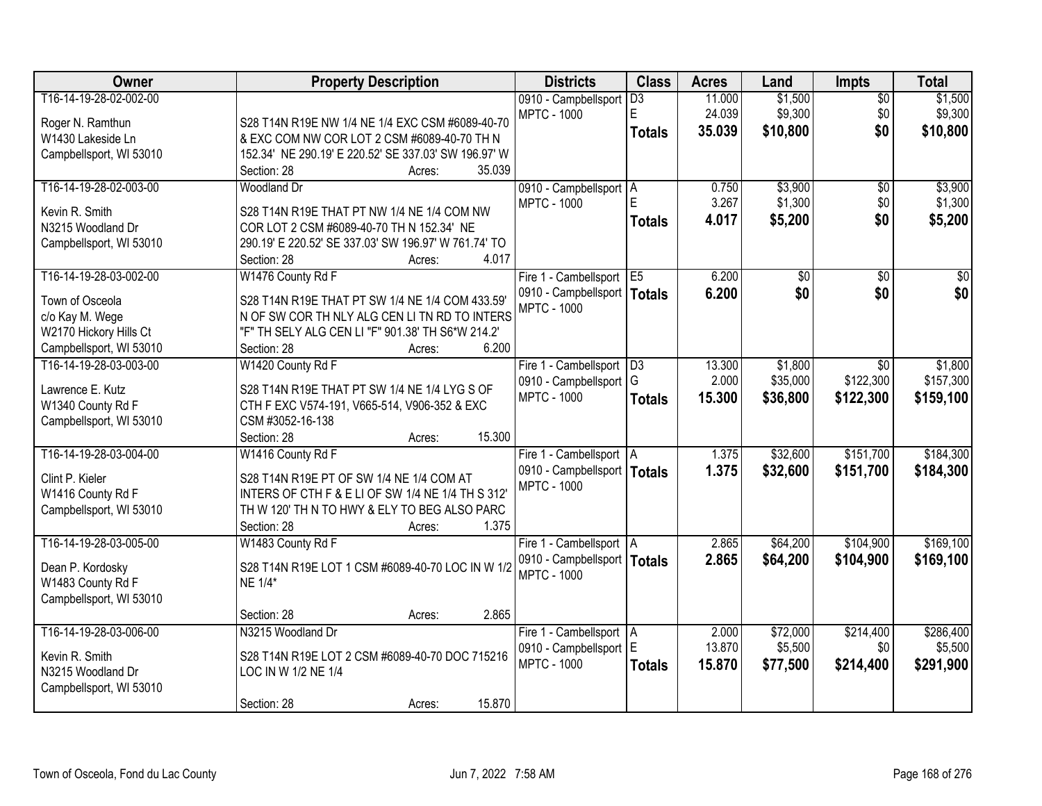| Owner | Property Description | Districts | Class | Acres | Land | Impts | Total |
|---|---|---|---|---|---|---|---|
| T16-14-19-28-02-002-00<br>Roger N. Ramthun<br>W1430 Lakeside Ln<br>Campbellsport, WI 53010 | S28 T14N R19E NW 1/4 NE 1/4 EXC CSM #6089-40-70 & EXC COM NW COR LOT 2 CSM #6089-40-70 TH N 152.34' NE 290.19' E 220.52' SE 337.03' SW 196.97' W<br>Section: 28 Acres: 35.039 | 0910 - Campbellsport<br>MPTC - 1000 | D3<br>E<br>**Totals** | 11.000<br>24.039<br>**35.039** | $1,500<br>$9,300<br>**$10,800** | $0<br>$0<br>**$0** | $1,500<br>$9,300<br>**$10,800** |
| T16-14-19-28-02-003-00<br>Kevin R. Smith<br>N3215 Woodland Dr<br>Campbellsport, WI 53010 | Woodland Dr<br>S28 T14N R19E THAT PT NW 1/4 NE 1/4 COM NW COR LOT 2 CSM #6089-40-70 TH N 152.34' NE 290.19' E 220.52' SE 337.03' SW 196.97' W 761.74' TO<br>Section: 28 Acres: 4.017 | 0910 - Campbellsport<br>MPTC - 1000 | A<br>E<br>**Totals** | 0.750<br>3.267<br>**4.017** | $3,900<br>$1,300<br>**$5,200** | $0<br>$0<br>**$0** | $3,900<br>$1,300<br>**$5,200** |
| T16-14-19-28-03-002-00<br>Town of Osceola<br>c/o Kay M. Wege<br>W2170 Hickory Hills Ct<br>Campbellsport, WI 53010 | W1476 County Rd F<br>S28 T14N R19E THAT PT SW 1/4 NE 1/4 COM 433.59' N OF SW COR TH NLY ALG CEN LI TN RD TO INTERS "F" TH SELY ALG CEN LI "F" 901.38' TH S6*W 214.2'<br>Section: 28 Acres: 6.200 | Fire 1 - Cambellsport<br>0910 - Campbellsport<br>MPTC - 1000 | E5<br>**Totals** | 6.200<br>**6.200** | $0<br>**$0** | $0<br>**$0** | $0<br>**$0** |
| T16-14-19-28-03-003-00<br>Lawrence E. Kutz<br>W1340 County Rd F<br>Campbellsport, WI 53010 | W1420 County Rd F<br>S28 T14N R19E THAT PT SW 1/4 NE 1/4 LYG S OF CTH F EXC V574-191, V665-514, V906-352 & EXC CSM #3052-16-138<br>Section: 28 Acres: 15.300 | Fire 1 - Cambellsport<br>0910 - Campbellsport<br>MPTC - 1000 | D3<br>G<br>**Totals** | 13.300<br>2.000<br>**15.300** | $1,800<br>$35,000<br>**$36,800** | $0<br>$122,300<br>**$122,300** | $1,800<br>$157,300<br>**$159,100** |
| T16-14-19-28-03-004-00<br>Clint P. Kieler<br>W1416 County Rd F<br>Campbellsport, WI 53010 | W1416 County Rd F<br>S28 T14N R19E PT OF SW 1/4 NE 1/4 COM AT INTERS OF CTH F & E LI OF SW 1/4 NE 1/4 TH S 312' TH W 120' TH N TO HWY & ELY TO BEG ALSO PARC<br>Section: 28 Acres: 1.375 | Fire 1 - Cambellsport<br>0910 - Campbellsport<br>MPTC - 1000 | A<br>**Totals** | 1.375<br>**1.375** | $32,600<br>**$32,600** | $151,700<br>**$151,700** | $184,300<br>**$184,300** |
| T16-14-19-28-03-005-00<br>Dean P. Kordosky<br>W1483 County Rd F<br>Campbellsport, WI 53010 | W1483 County Rd F<br>S28 T14N R19E LOT 1 CSM #6089-40-70 LOC IN W 1/2 NE 1/4*<br>Section: 28 Acres: 2.865 | Fire 1 - Cambellsport<br>0910 - Campbellsport<br>MPTC - 1000 | A<br>**Totals** | 2.865<br>**2.865** | $64,200<br>**$64,200** | $104,900<br>**$104,900** | $169,100<br>**$169,100** |
| T16-14-19-28-03-006-00<br>Kevin R. Smith<br>N3215 Woodland Dr<br>Campbellsport, WI 53010 | N3215 Woodland Dr<br>S28 T14N R19E LOT 2 CSM #6089-40-70 DOC 715216 LOC IN W 1/2 NE 1/4<br>Section: 28 Acres: 15.870 | Fire 1 - Cambellsport<br>0910 - Campbellsport<br>MPTC - 1000 | A<br>E<br>**Totals** | 2.000<br>13.870<br>**15.870** | $72,000<br>$5,500<br>**$77,500** | $214,400<br>$0<br>**$214,400** | $286,400<br>$5,500<br>**$291,900** |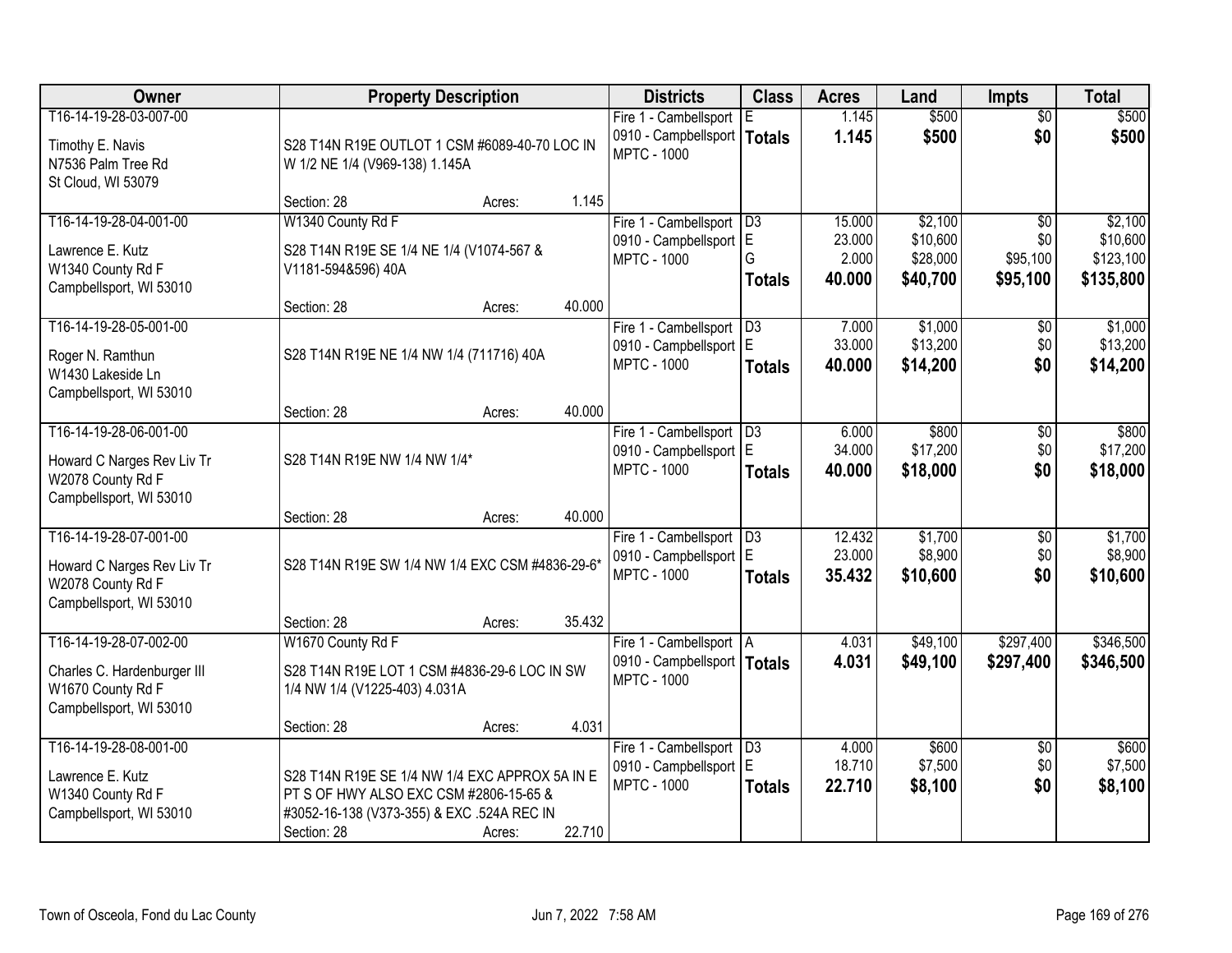| Owner | Property Description | Districts | Class | Acres | Land | Impts | Total |
|---|---|---|---|---|---|---|---|
| T16-14-19-28-03-007-00<br>Timothy E. Navis<br>N7536 Palm Tree Rd<br>St Cloud, WI 53079 | S28 T14N R19E OUTLOT 1 CSM #6089-40-70 LOC IN W 1/2 NE 1/4 (V969-138) 1.145A<br>Section: 28 Acres: 1.145 | Fire 1 - Cambellsport<br>0910 - Campbellsport<br>MPTC - 1000 | E<br>**Totals** | 1.145<br>**1.145** | \$500<br>**\$500** | \$0<br>**\$0** | \$500<br>**\$500** |
| T16-14-19-28-04-001-00<br>Lawrence E. Kutz<br>W1340 County Rd F<br>Campbellsport, WI 53010 | W1340 County Rd F<br>S28 T14N R19E SE 1/4 NE 1/4 (V1074-567 & V1181-594&596) 40A<br>Section: 28 Acres: 40.000 | Fire 1 - Cambellsport<br>0910 - Campbellsport<br>MPTC - 1000 | D3<br>E<br>G<br>**Totals** | 15.000<br>23.000<br>2.000<br>**40.000** | \$2,100<br>\$10,600<br>\$28,000<br>**\$40,700** | \$0<br>\$0<br>\$95,100<br>**\$95,100** | \$2,100<br>\$10,600<br>\$123,100<br>**\$135,800** |
| T16-14-19-28-05-001-00<br>Roger N. Ramthun<br>W1430 Lakeside Ln<br>Campbellsport, WI 53010 | S28 T14N R19E NE 1/4 NW 1/4 (711716) 40A<br>Section: 28 Acres: 40.000 | Fire 1 - Cambellsport<br>0910 - Campbellsport<br>MPTC - 1000 | D3<br>E<br>**Totals** | 7.000<br>33.000<br>**40.000** | \$1,000<br>\$13,200<br>**\$14,200** | \$0<br>\$0<br>**\$0** | \$1,000<br>\$13,200<br>**\$14,200** |
| T16-14-19-28-06-001-00<br>Howard C Narges Rev Liv Tr<br>W2078 County Rd F<br>Campbellsport, WI 53010 | S28 T14N R19E NW 1/4 NW 1/4*<br>Section: 28 Acres: 40.000 | Fire 1 - Cambellsport<br>0910 - Campbellsport<br>MPTC - 1000 | D3<br>E<br>**Totals** | 6.000<br>34.000<br>**40.000** | \$800<br>\$17,200<br>**\$18,000** | \$0<br>\$0<br>**\$0** | \$800<br>\$17,200<br>**\$18,000** |
| T16-14-19-28-07-001-00<br>Howard C Narges Rev Liv Tr<br>W2078 County Rd F<br>Campbellsport, WI 53010 | S28 T14N R19E SW 1/4 NW 1/4 EXC CSM #4836-29-6*<br>Section: 28 Acres: 35.432 | Fire 1 - Cambellsport<br>0910 - Campbellsport<br>MPTC - 1000 | D3<br>E<br>**Totals** | 12.432<br>23.000<br>**35.432** | \$1,700<br>\$8,900<br>**\$10,600** | \$0<br>\$0<br>**\$0** | \$1,700<br>\$8,900<br>**\$10,600** |
| T16-14-19-28-07-002-00<br>Charles C. Hardenburger III<br>W1670 County Rd F<br>Campbellsport, WI 53010 | W1670 County Rd F<br>S28 T14N R19E LOT 1 CSM #4836-29-6 LOC IN SW 1/4 NW 1/4 (V1225-403) 4.031A<br>Section: 28 Acres: 4.031 | Fire 1 - Cambellsport<br>0910 - Campbellsport<br>MPTC - 1000 | A<br>**Totals** | 4.031<br>**4.031** | \$49,100<br>**\$49,100** | \$297,400<br>**\$297,400** | \$346,500<br>**\$346,500** |
| T16-14-19-28-08-001-00<br>Lawrence E. Kutz<br>W1340 County Rd F<br>Campbellsport, WI 53010 | S28 T14N R19E SE 1/4 NW 1/4 EXC APPROX 5A IN E PT S OF HWY ALSO EXC CSM #2806-15-65 & #3052-16-138 (V373-355) & EXC .524A REC IN<br>Section: 28 Acres: 22.710 | Fire 1 - Cambellsport<br>0910 - Campbellsport<br>MPTC - 1000 | D3<br>E<br>**Totals** | 4.000<br>18.710<br>**22.710** | \$600<br>\$7,500<br>**\$8,100** | \$0<br>\$0<br>**\$0** | \$600<br>\$7,500<br>**\$8,100** |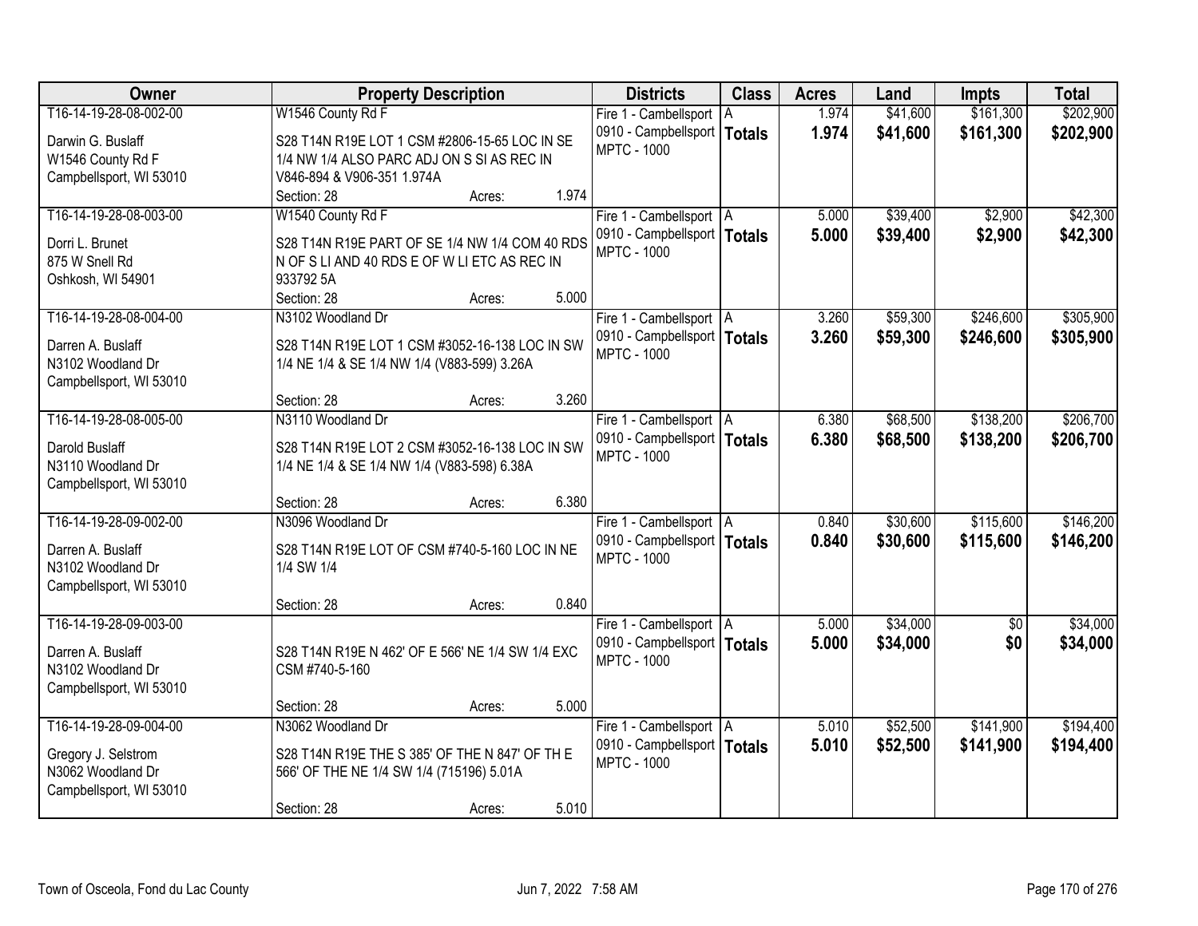| Owner | Property Description | Districts | Class | Acres | Land | Impts | Total |
|---|---|---|---|---|---|---|---|
| T16-14-19-28-08-002-00<br>Darwin G. Buslaff<br>W1546 County Rd F<br>Campbellsport, WI 53010 | W1546 County Rd F<br>S28 T14N R19E LOT 1 CSM #2806-15-65 LOC IN SE 1/4 NW 1/4 ALSO PARC ADJ ON S SI AS REC IN V846-894 & V906-351 1.974A<br>Section: 28 Acres: 1.974 | Fire 1 - Cambellsport<br>0910 - Campbellsport<br>MPTC - 1000 | A<br>**Totals** | 1.974<br>**1.974** | $41,600<br>**$41,600** | $161,300<br>**$161,300** | $202,900<br>**$202,900** |
| T16-14-19-28-08-003-00<br>Dorri L. Brunet<br>875 W Snell Rd<br>Oshkosh, WI 54901 | W1540 County Rd F<br>S28 T14N R19E PART OF SE 1/4 NW 1/4 COM 40 RDS N OF S LI AND 40 RDS E OF W LI ETC AS REC IN 933792 5A<br>Section: 28 Acres: 5.000 | Fire 1 - Cambellsport<br>0910 - Campbellsport<br>MPTC - 1000 | A<br>**Totals** | 5.000<br>**5.000** | $39,400<br>**$39,400** | $2,900<br>**$2,900** | $42,300<br>**$42,300** |
| T16-14-19-28-08-004-00<br>Darren A. Buslaff<br>N3102 Woodland Dr<br>Campbellsport, WI 53010 | N3102 Woodland Dr<br>S28 T14N R19E LOT 1 CSM #3052-16-138 LOC IN SW 1/4 NE 1/4 & SE 1/4 NW 1/4 (V883-599) 3.26A<br>Section: 28 Acres: 3.260 | Fire 1 - Cambellsport<br>0910 - Campbellsport<br>MPTC - 1000 | A<br>**Totals** | 3.260<br>**3.260** | $59,300<br>**$59,300** | $246,600<br>**$246,600** | $305,900<br>**$305,900** |
| T16-14-19-28-08-005-00<br>Darold Buslaff<br>N3110 Woodland Dr<br>Campbellsport, WI 53010 | N3110 Woodland Dr<br>S28 T14N R19E LOT 2 CSM #3052-16-138 LOC IN SW 1/4 NE 1/4 & SE 1/4 NW 1/4 (V883-598) 6.38A<br>Section: 28 Acres: 6.380 | Fire 1 - Cambellsport<br>0910 - Campbellsport<br>MPTC - 1000 | A<br>**Totals** | 6.380<br>**6.380** | $68,500<br>**$68,500** | $138,200<br>**$138,200** | $206,700<br>**$206,700** |
| T16-14-19-28-09-002-00<br>Darren A. Buslaff<br>N3102 Woodland Dr<br>Campbellsport, WI 53010 | N3096 Woodland Dr<br>S28 T14N R19E LOT OF CSM #740-5-160 LOC IN NE 1/4 SW 1/4<br>Section: 28 Acres: 0.840 | Fire 1 - Cambellsport<br>0910 - Campbellsport<br>MPTC - 1000 | A<br>**Totals** | 0.840<br>**0.840** | $30,600<br>**$30,600** | $115,600<br>**$115,600** | $146,200<br>**$146,200** |
| T16-14-19-28-09-003-00<br>Darren A. Buslaff<br>N3102 Woodland Dr<br>Campbellsport, WI 53010 | S28 T14N R19E N 462' OF E 566' NE 1/4 SW 1/4 EXC CSM #740-5-160<br>Section: 28 Acres: 5.000 | Fire 1 - Cambellsport<br>0910 - Campbellsport<br>MPTC - 1000 | A<br>**Totals** | 5.000<br>**5.000** | $34,000<br>**$34,000** | $0<br>**$0** | $34,000<br>**$34,000** |
| T16-14-19-28-09-004-00<br>Gregory J. Selstrom<br>N3062 Woodland Dr<br>Campbellsport, WI 53010 | N3062 Woodland Dr<br>S28 T14N R19E THE S 385' OF THE N 847' OF TH E 566' OF THE NE 1/4 SW 1/4 (715196) 5.01A<br>Section: 28 Acres: 5.010 | Fire 1 - Cambellsport<br>0910 - Campbellsport<br>MPTC - 1000 | A<br>**Totals** | 5.010<br>**5.010** | $52,500<br>**$52,500** | $141,900<br>**$141,900** | $194,400<br>**$194,400** |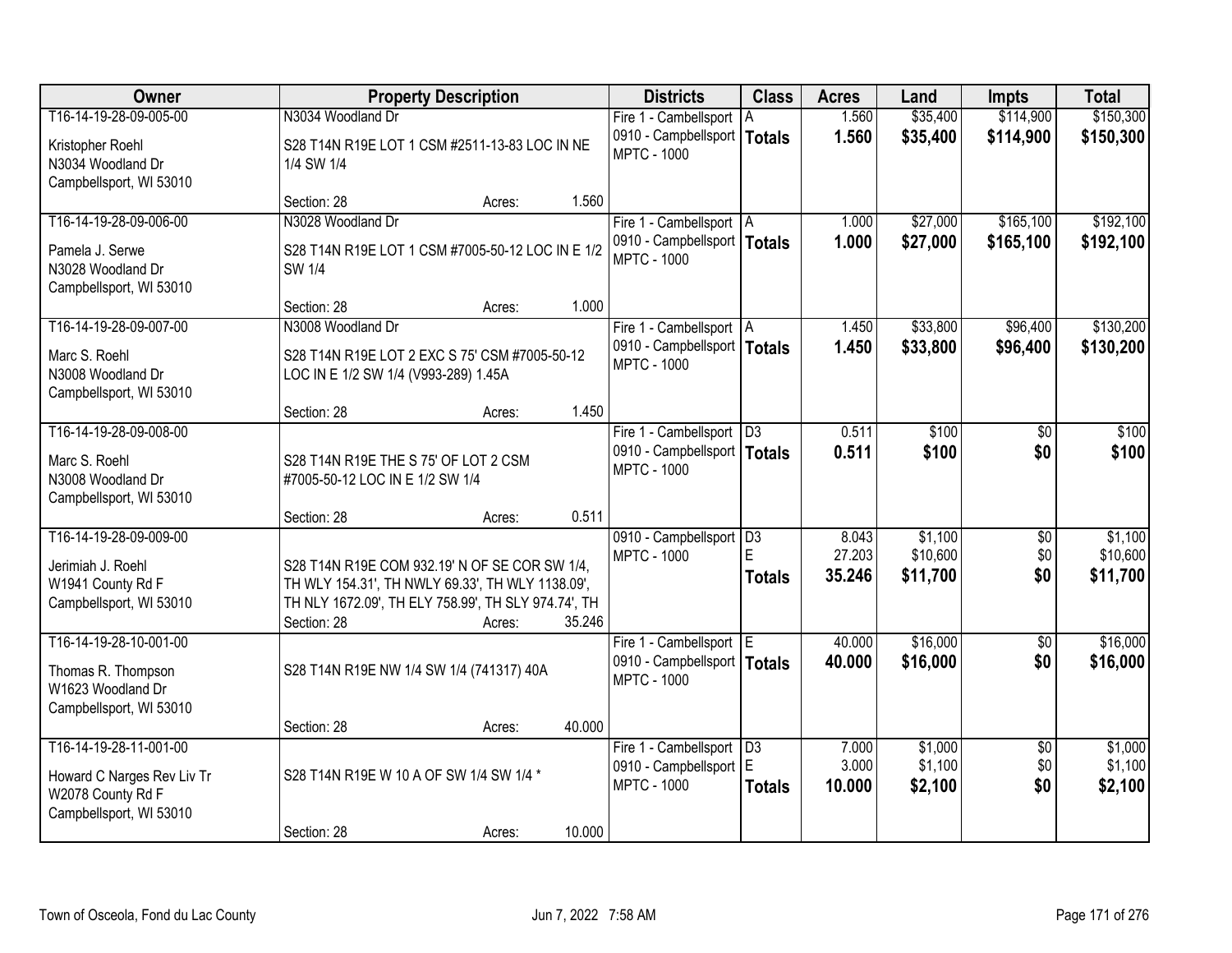| Owner | Property Description | Districts | Class | Acres | Land | Impts | Total |
|---|---|---|---|---|---|---|---|
| T16-14-19-28-09-005-00<br>Kristopher Roehl<br>N3034 Woodland Dr<br>Campbellsport, WI 53010 | N3034 Woodland Dr<br>S28 T14N R19E LOT 1 CSM #2511-13-83 LOC IN NE 1/4 SW 1/4<br>Section: 28 Acres: 1.560 | Fire 1 - Cambellsport<br>0910 - Campbellsport<br>MPTC - 1000 | A<br>**Totals** | 1.560<br>**1.560** | $35,400<br>**$35,400** | $114,900<br>**$114,900** | $150,300<br>**$150,300** |
| T16-14-19-28-09-006-00<br>Pamela J. Serwe<br>N3028 Woodland Dr<br>Campbellsport, WI 53010 | N3028 Woodland Dr<br>S28 T14N R19E LOT 1 CSM #7005-50-12 LOC IN E 1/2 SW 1/4<br>Section: 28 Acres: 1.000 | Fire 1 - Cambellsport<br>0910 - Campbellsport<br>MPTC - 1000 | A<br>**Totals** | 1.000<br>**1.000** | $27,000<br>**$27,000** | $165,100<br>**$165,100** | $192,100<br>**$192,100** |
| T16-14-19-28-09-007-00<br>Marc S. Roehl<br>N3008 Woodland Dr<br>Campbellsport, WI 53010 | N3008 Woodland Dr<br>S28 T14N R19E LOT 2 EXC S 75' CSM #7005-50-12 LOC IN E 1/2 SW 1/4 (V993-289) 1.45A<br>Section: 28 Acres: 1.450 | Fire 1 - Cambellsport<br>0910 - Campbellsport<br>MPTC - 1000 | A<br>**Totals** | 1.450<br>**1.450** | $33,800<br>**$33,800** | $96,400<br>**$96,400** | $130,200<br>**$130,200** |
| T16-14-19-28-09-008-00<br>Marc S. Roehl<br>N3008 Woodland Dr<br>Campbellsport, WI 53010 | S28 T14N R19E THE S 75' OF LOT 2 CSM #7005-50-12 LOC IN E 1/2 SW 1/4<br>Section: 28 Acres: 0.511 | Fire 1 - Cambellsport<br>0910 - Campbellsport<br>MPTC - 1000 | D3<br>**Totals** | 0.511<br>**0.511** | $100<br>**$100** | $0<br>**$0** | $100<br>**$100** |
| T16-14-19-28-09-009-00<br>Jerimiah J. Roehl<br>W1941 County Rd F<br>Campbellsport, WI 53010 | S28 T14N R19E COM 932.19' N OF SE COR SW 1/4, TH WLY 154.31', TH NWLY 69.33', TH WLY 1138.09', TH NLY 1672.09', TH ELY 758.99', TH SLY 974.74', TH<br>Section: 28 Acres: 35.246 | 0910 - Campbellsport<br>MPTC - 1000 | D3<br>E<br>**Totals** | 8.043<br>27.203<br>**35.246** | $1,100<br>$10,600<br>**$11,700** | $0<br>$0<br>**$0** | $1,100<br>$10,600<br>**$11,700** |
| T16-14-19-28-10-001-00<br>Thomas R. Thompson<br>W1623 Woodland Dr<br>Campbellsport, WI 53010 | S28 T14N R19E NW 1/4 SW 1/4 (741317) 40A<br>Section: 28 Acres: 40.000 | Fire 1 - Cambellsport<br>0910 - Campbellsport<br>MPTC - 1000 | E<br>**Totals** | 40.000<br>**40.000** | $16,000<br>**$16,000** | $0<br>**$0** | $16,000<br>**$16,000** |
| T16-14-19-28-11-001-00<br>Howard C Narges Rev Liv Tr<br>W2078 County Rd F<br>Campbellsport, WI 53010 | S28 T14N R19E W 10 A OF SW 1/4 SW 1/4 *<br>Section: 28 Acres: 10.000 | Fire 1 - Cambellsport<br>0910 - Campbellsport<br>MPTC - 1000 | D3<br>E<br>**Totals** | 7.000<br>3.000<br>**10.000** | $1,000<br>$1,100<br>**$2,100** | $0<br>$0<br>**$0** | $1,000<br>$1,100<br>**$2,100** |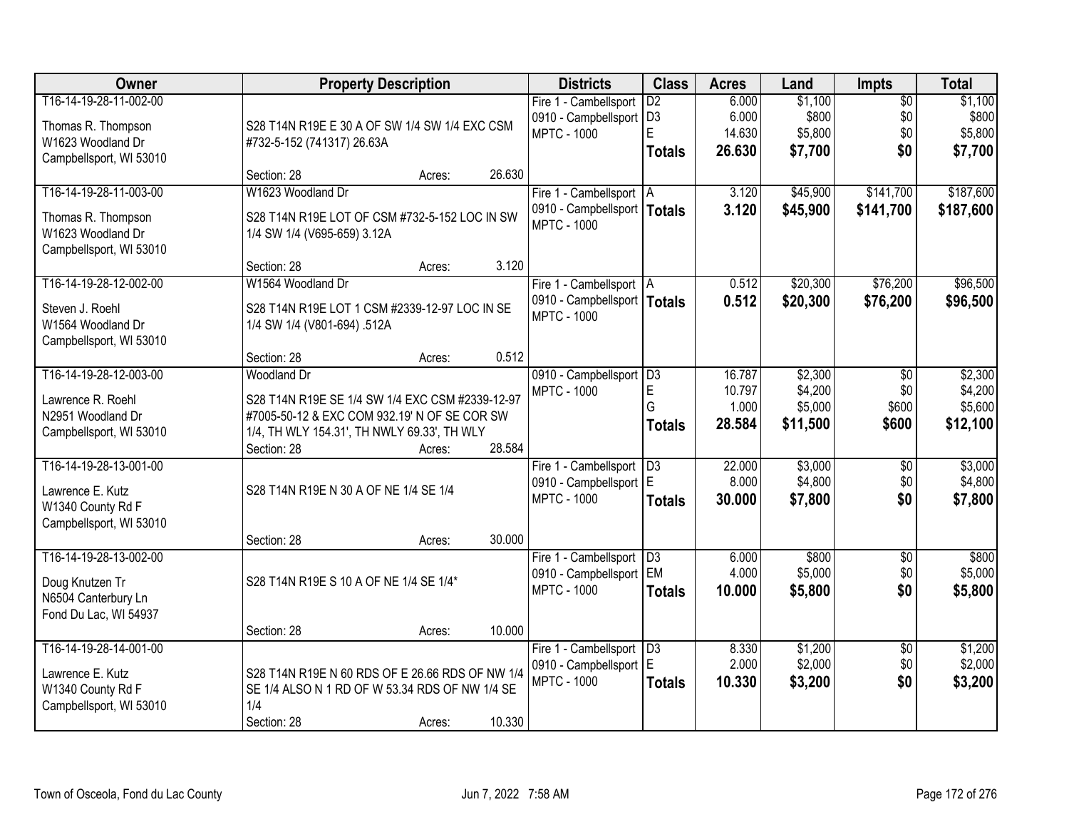| Owner | Property Description | Districts | Class | Acres | Land | Impts | Total |
|---|---|---|---|---|---|---|---|
| T16-14-19-28-11-002-00<br><br>Thomas R. Thompson<br>W1623 Woodland Dr<br>Campbellsport, WI 53010 | S28 T14N R19E E 30 A OF SW 1/4 SW 1/4 EXC CSM #732-5-152 (741317) 26.63A<br><br>Section: 28 Acres: 26.630 | Fire 1 - Cambellsport<br>0910 - Campbellsport<br>MPTC - 1000 | D2<br>D3<br>E<br>**Totals** | 6.000<br>6.000<br>14.630<br>**26.630** | $1,100<br>$800<br>$5,800<br>**$7,700** | $0<br>$0<br>$0<br>**$0** | $1,100<br>$800<br>$5,800<br>**$7,700** |
| T16-14-19-28-11-003-00<br><br>Thomas R. Thompson<br>W1623 Woodland Dr<br>Campbellsport, WI 53010 | W1623 Woodland Dr<br>S28 T14N R19E LOT OF CSM #732-5-152 LOC IN SW 1/4 SW 1/4 (V695-659) 3.12A<br><br>Section: 28 Acres: 3.120 | Fire 1 - Cambellsport<br>0910 - Campbellsport<br>MPTC - 1000 | A<br>**Totals** | 3.120<br>**3.120** | $45,900<br>**$45,900** | $141,700<br>**$141,700** | $187,600<br>**$187,600** |
| T16-14-19-28-12-002-00<br><br>Steven J. Roehl<br>W1564 Woodland Dr<br>Campbellsport, WI 53010 | W1564 Woodland Dr<br>S28 T14N R19E LOT 1 CSM #2339-12-97 LOC IN SE 1/4 SW 1/4 (V801-694) .512A<br><br>Section: 28 Acres: 0.512 | Fire 1 - Cambellsport<br>0910 - Campbellsport<br>MPTC - 1000 | A<br>**Totals** | 0.512<br>**0.512** | $20,300<br>**$20,300** | $76,200<br>**$76,200** | $96,500<br>**$96,500** |
| T16-14-19-28-12-003-00<br><br>Lawrence R. Roehl<br>N2951 Woodland Dr<br>Campbellsport, WI 53010 | Woodland Dr<br>S28 T14N R19E SE 1/4 SW 1/4 EXC CSM #2339-12-97 #7005-50-12 & EXC COM 932.19' N OF SE COR SW 1/4, TH WLY 154.31', TH NWLY 69.33', TH WLY<br>Section: 28 Acres: 28.584 | 0910 - Campbellsport<br>MPTC - 1000 | D3<br>E<br>G<br>**Totals** | 16.787<br>10.797<br>1.000<br>**28.584** | $2,300<br>$4,200<br>$5,000<br>**$11,500** | $0<br>$0<br>$600<br>**$600** | $2,300<br>$4,200<br>$5,600<br>**$12,100** |
| T16-14-19-28-13-001-00<br><br>Lawrence E. Kutz<br>W1340 County Rd F<br>Campbellsport, WI 53010 | S28 T14N R19E N 30 A OF NE 1/4 SE 1/4<br><br>Section: 28 Acres: 30.000 | Fire 1 - Cambellsport<br>0910 - Campbellsport<br>MPTC - 1000 | D3<br>E<br>**Totals** | 22.000<br>8.000<br>**30.000** | $3,000<br>$4,800<br>**$7,800** | $0<br>$0<br>**$0** | $3,000<br>$4,800<br>**$7,800** |
| T16-14-19-28-13-002-00<br><br>Doug Knutzen Tr<br>N6504 Canterbury Ln<br>Fond Du Lac, WI 54937 | S28 T14N R19E S 10 A OF NE 1/4 SE 1/4*<br><br>Section: 28 Acres: 10.000 | Fire 1 - Cambellsport<br>0910 - Campbellsport<br>MPTC - 1000 | D3<br>EM<br>**Totals** | 6.000<br>4.000<br>**10.000** | $800<br>$5,000<br>**$5,800** | $0<br>$0<br>**$0** | $800<br>$5,000<br>**$5,800** |
| T16-14-19-28-14-001-00<br><br>Lawrence E. Kutz<br>W1340 County Rd F<br>Campbellsport, WI 53010 | S28 T14N R19E N 60 RDS OF E 26.66 RDS OF NW 1/4 SE 1/4 ALSO N 1 RD OF W 53.34 RDS OF NW 1/4 SE 1/4<br>Section: 28 Acres: 10.330 | Fire 1 - Cambellsport<br>0910 - Campbellsport<br>MPTC - 1000 | D3<br>E<br>**Totals** | 8.330<br>2.000<br>**10.330** | $1,200<br>$2,000<br>**$3,200** | $0<br>$0<br>**$0** | $1,200<br>$2,000<br>**$3,200** |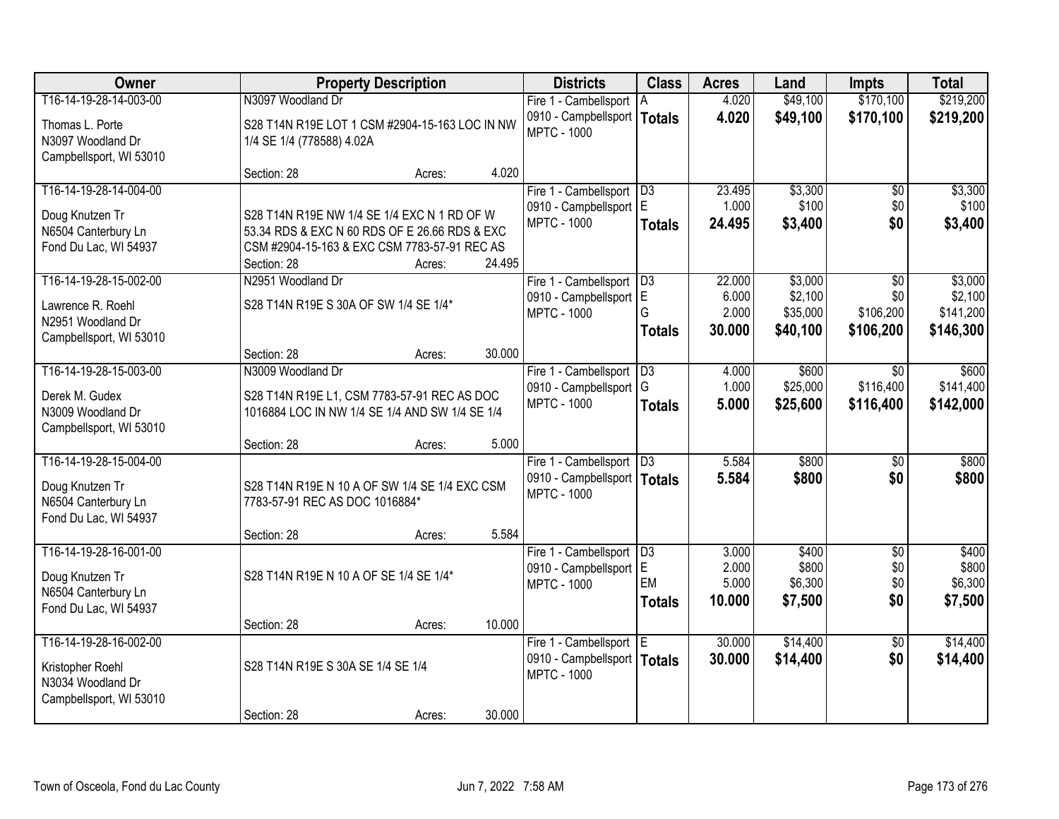| Owner | Property Description | Districts | Class | Acres | Land | Impts | Total |
|---|---|---|---|---|---|---|---|
| T16-14-19-28-14-003-00<br>Thomas L. Porte<br>N3097 Woodland Dr<br>Campbellsport, WI 53010 | N3097 Woodland Dr<br>S28 T14N R19E LOT 1 CSM #2904-15-163 LOC IN NW 1/4 SE 1/4 (778588) 4.02A<br>Section: 28 Acres: 4.020 | Fire 1 - Cambellsport<br>0910 - Campbellsport<br>MPTC - 1000 | A<br>**Totals** | 4.020<br>**4.020** | $49,100<br>**$49,100** | $170,100<br>**$170,100** | $219,200<br>**$219,200** |
| T16-14-19-28-14-004-00<br>Doug Knutzen Tr<br>N6504 Canterbury Ln<br>Fond Du Lac, WI 54937 | S28 T14N R19E NW 1/4 SE 1/4 EXC N 1 RD OF W 53.34 RDS & EXC N 60 RDS OF E 26.66 RDS & EXC CSM #2904-15-163 & EXC CSM 7783-57-91 REC AS<br>Section: 28 Acres: 24.495 | Fire 1 - Cambellsport<br>0910 - Campbellsport<br>MPTC - 1000 | D3<br>E<br>**Totals** | 23.495<br>1.000<br>**24.495** | $3,300<br>$100<br>**$3,400** | $0<br>$0<br>**$0** | $3,300<br>$100<br>**$3,400** |
| T16-14-19-28-15-002-00<br>Lawrence R. Roehl<br>N2951 Woodland Dr<br>Campbellsport, WI 53010 | N2951 Woodland Dr<br>S28 T14N R19E S 30A OF SW 1/4 SE 1/4*<br>Section: 28 Acres: 30.000 | Fire 1 - Cambellsport<br>0910 - Campbellsport<br>MPTC - 1000 | D3<br>E<br>G<br>**Totals** | 22.000<br>6.000<br>2.000<br>**30.000** | $3,000<br>$2,100<br>$35,000<br>**$40,100** | $0<br>$0<br>$106,200<br>**$106,200** | $3,000<br>$2,100<br>$141,200<br>**$146,300** |
| T16-14-19-28-15-003-00<br>Derek M. Gudex<br>N3009 Woodland Dr<br>Campbellsport, WI 53010 | N3009 Woodland Dr<br>S28 T14N R19E L1, CSM 7783-57-91 REC AS DOC 1016884 LOC IN NW 1/4 SE 1/4 AND SW 1/4 SE 1/4<br>Section: 28 Acres: 5.000 | Fire 1 - Cambellsport<br>0910 - Campbellsport<br>MPTC - 1000 | D3<br>G<br>**Totals** | 4.000<br>1.000<br>**5.000** | $600<br>$25,000<br>**$25,600** | $0<br>$116,400<br>**$116,400** | $600<br>$141,400<br>**$142,000** |
| T16-14-19-28-15-004-00<br>Doug Knutzen Tr<br>N6504 Canterbury Ln<br>Fond Du Lac, WI 54937 | S28 T14N R19E N 10 A OF SW 1/4 SE 1/4 EXC CSM 7783-57-91 REC AS DOC 1016884*<br>Section: 28 Acres: 5.584 | Fire 1 - Cambellsport<br>0910 - Campbellsport<br>MPTC - 1000 | D3<br>**Totals** | 5.584<br>**5.584** | $800<br>**$800** | $0<br>**$0** | $800<br>**$800** |
| T16-14-19-28-16-001-00<br>Doug Knutzen Tr<br>N6504 Canterbury Ln<br>Fond Du Lac, WI 54937 | S28 T14N R19E N 10 A OF SE 1/4 SE 1/4*<br>Section: 28 Acres: 10.000 | Fire 1 - Cambellsport<br>0910 - Campbellsport<br>MPTC - 1000 | D3<br>E<br>EM<br>**Totals** | 3.000<br>2.000<br>5.000<br>**10.000** | $400<br>$800<br>$6,300<br>**$7,500** | $0<br>$0<br>$0<br>**$0** | $400<br>$800<br>$6,300<br>**$7,500** |
| T16-14-19-28-16-002-00<br>Kristopher Roehl<br>N3034 Woodland Dr<br>Campbellsport, WI 53010 | S28 T14N R19E S 30A SE 1/4 SE 1/4<br>Section: 28 Acres: 30.000 | Fire 1 - Cambellsport<br>0910 - Campbellsport<br>MPTC - 1000 | E<br>**Totals** | 30.000<br>**30.000** | $14,400<br>**$14,400** | $0<br>**$0** | $14,400<br>**$14,400** |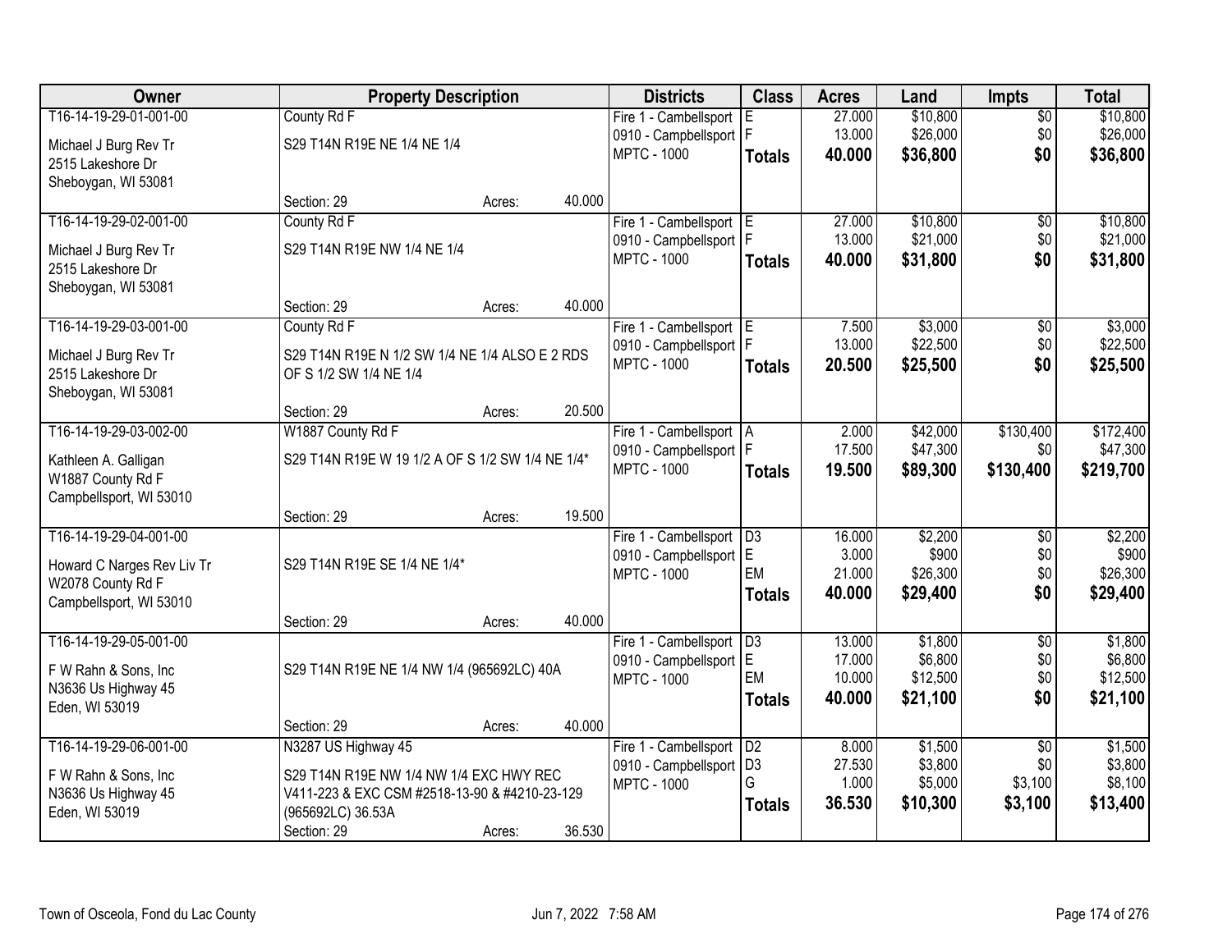| Owner | Property Description | | | Districts | Class | Acres | Land | Impts | Total |
|---|---|---|---|---|---|---|---|---|---|
| T16-14-19-29-01-001-00 | County Rd F | | | Fire 1 - Cambellsport | E | 27.000 | $10,800 | $0 | $10,800 |
| Michael J Burg Rev Tr | S29 T14N R19E NE 1/4 NE 1/4 | | | 0910 - Campbellsport | F | 13.000 | $26,000 | $0 | $26,000 |
| 2515 Lakeshore Dr | | | | MPTC - 1000 | **Totals** | **40.000** | **$36,800** | **$0** | **$36,800** |
| Sheboygan, WI 53081 | | | | | | | | | |
| | Section: 29 | Acres: | 40.000 | | | | | | |
| T16-14-19-29-02-001-00 | County Rd F | | | Fire 1 - Cambellsport | E | 27.000 | $10,800 | $0 | $10,800 |
| Michael J Burg Rev Tr | S29 T14N R19E NW 1/4 NE 1/4 | | | 0910 - Campbellsport | F | 13.000 | $21,000 | $0 | $21,000 |
| 2515 Lakeshore Dr | | | | MPTC - 1000 | **Totals** | **40.000** | **$31,800** | **$0** | **$31,800** |
| Sheboygan, WI 53081 | | | | | | | | | |
| | Section: 29 | Acres: | 40.000 | | | | | | |
| T16-14-19-29-03-001-00 | County Rd F | | | Fire 1 - Cambellsport | E | 7.500 | $3,000 | $0 | $3,000 |
| Michael J Burg Rev Tr | S29 T14N R19E N 1/2 SW 1/4 NE 1/4 ALSO E 2 RDS OF S 1/2 SW 1/4 NE 1/4 | | | 0910 - Campbellsport | F | 13.000 | $22,500 | $0 | $22,500 |
| 2515 Lakeshore Dr | | | | MPTC - 1000 | **Totals** | **20.500** | **$25,500** | **$0** | **$25,500** |
| Sheboygan, WI 53081 | | | | | | | | | |
| | Section: 29 | Acres: | 20.500 | | | | | | |
| T16-14-19-29-03-002-00 | W1887 County Rd F | | | Fire 1 - Cambellsport | A | 2.000 | $42,000 | $130,400 | $172,400 |
| Kathleen A. Galligan | S29 T14N R19E W 19 1/2 A OF S 1/2 SW 1/4 NE 1/4* | | | 0910 - Campbellsport | F | 17.500 | $47,300 | $0 | $47,300 |
| W1887 County Rd F | | | | MPTC - 1000 | **Totals** | **19.500** | **$89,300** | **$130,400** | **$219,700** |
| Campbellsport, WI 53010 | | | | | | | | | |
| | Section: 29 | Acres: | 19.500 | | | | | | |
| T16-14-19-29-04-001-00 | | | | Fire 1 - Cambellsport | D3 | 16.000 | $2,200 | $0 | $2,200 |
| Howard C Narges Rev Liv Tr | S29 T14N R19E SE 1/4 NE 1/4* | | | 0910 - Campbellsport | E | 3.000 | $900 | $0 | $900 |
| W2078 County Rd F | | | | MPTC - 1000 | EM | 21.000 | $26,300 | $0 | $26,300 |
| Campbellsport, WI 53010 | | | | | **Totals** | **40.000** | **$29,400** | **$0** | **$29,400** |
| | Section: 29 | Acres: | 40.000 | | | | | | |
| T16-14-19-29-05-001-00 | | | | Fire 1 - Cambellsport | D3 | 13.000 | $1,800 | $0 | $1,800 |
| F W Rahn & Sons, Inc | S29 T14N R19E NE 1/4 NW 1/4 (965692LC) 40A | | | 0910 - Campbellsport | E | 17.000 | $6,800 | $0 | $6,800 |
| N3636 Us Highway 45 | | | | MPTC - 1000 | EM | 10.000 | $12,500 | $0 | $12,500 |
| Eden, WI 53019 | | | | | **Totals** | **40.000** | **$21,100** | **$0** | **$21,100** |
| | Section: 29 | Acres: | 40.000 | | | | | | |
| T16-14-19-29-06-001-00 | N3287 US Highway 45 | | | Fire 1 - Cambellsport | D2 | 8.000 | $1,500 | $0 | $1,500 |
| F W Rahn & Sons, Inc | S29 T14N R19E NW 1/4 NW 1/4 EXC HWY REC V411-223 & EXC CSM #2518-13-90 & #4210-23-129 (965692LC) 36.53A | | | 0910 - Campbellsport | D3 | 27.530 | $3,800 | $0 | $3,800 |
| N3636 Us Highway 45 | | | | MPTC - 1000 | G | 1.000 | $5,000 | $3,100 | $8,100 |
| Eden, WI 53019 | | | | | **Totals** | **36.530** | **$10,300** | **$3,100** | **$13,400** |
| | Section: 29 | Acres: | 36.530 | | | | | | |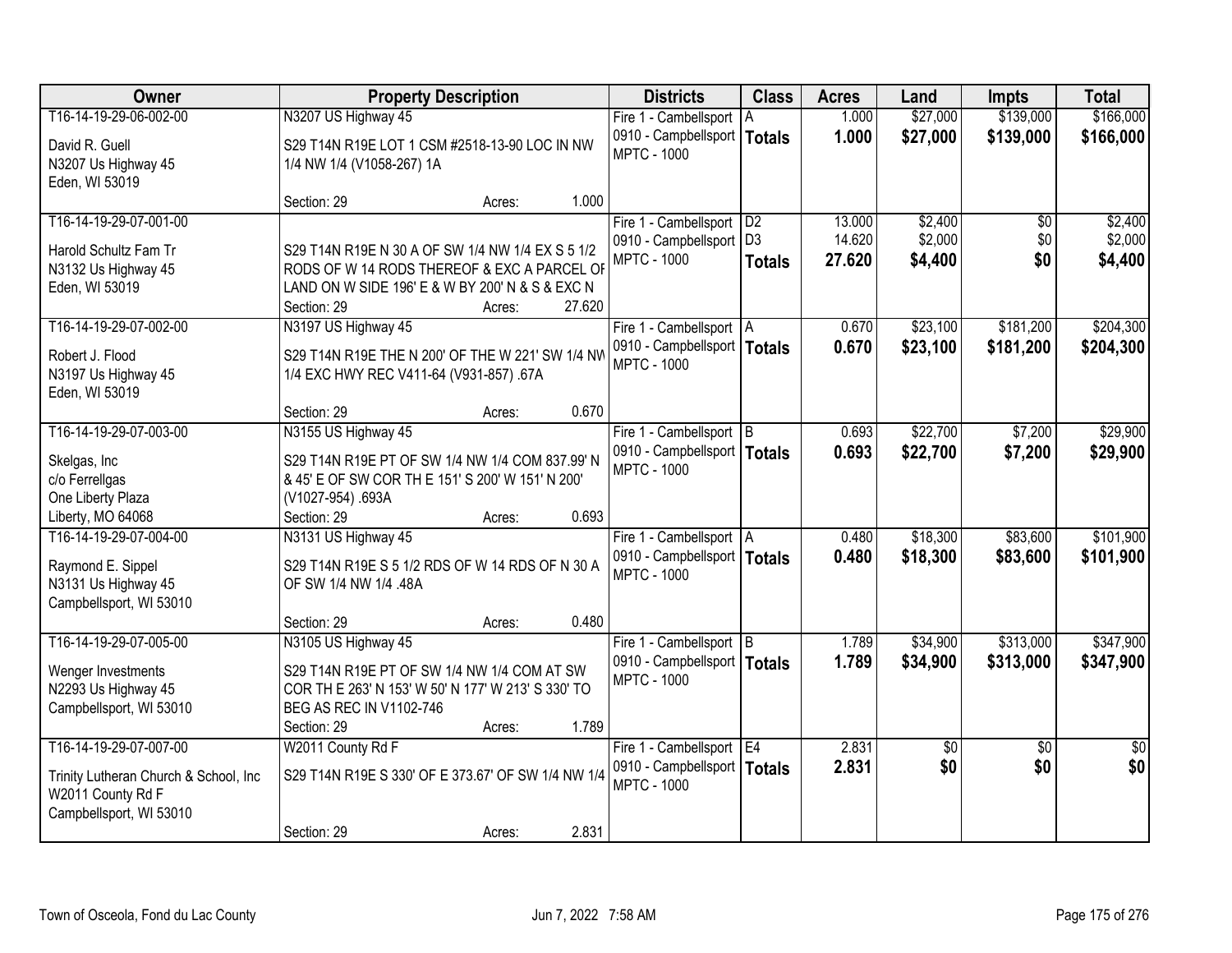| Owner | Property Description | Districts | Class | Acres | Land | Impts | Total |
|---|---|---|---|---|---|---|---|
| T16-14-19-29-06-002-00<br>David R. Guell<br>N3207 Us Highway 45<br>Eden, WI 53019 | N3207 US Highway 45<br>S29 T14N R19E LOT 1 CSM #2518-13-90 LOC IN NW 1/4 NW 1/4 (V1058-267) 1A<br>Section: 29 Acres: 1.000 | Fire 1 - Cambellsport<br>0910 - Campbellsport<br>MPTC - 1000 | A<br>**Totals** | 1.000<br>**1.000** | $27,000<br>**$27,000** | $139,000<br>**$139,000** | $166,000<br>**$166,000** |
| T16-14-19-29-07-001-00<br>Harold Schultz Fam Tr<br>N3132 Us Highway 45<br>Eden, WI 53019 | S29 T14N R19E N 30 A OF SW 1/4 NW 1/4 EX S 5 1/2 RODS OF W 14 RODS THEREOF & EXC A PARCEL OF LAND ON W SIDE 196' E & W BY 200' N & S & EXC N<br>Section: 29 Acres: 27.620 | Fire 1 - Cambellsport<br>0910 - Campbellsport<br>MPTC - 1000 | D2<br>D3<br>**Totals** | 13.000<br>14.620<br>**27.620** | $2,400<br>$2,000<br>**$4,400** | $0<br>$0<br>**$0** | $2,400<br>$2,000<br>**$4,400** |
| T16-14-19-29-07-002-00<br>Robert J. Flood<br>N3197 Us Highway 45<br>Eden, WI 53019 | N3197 US Highway 45<br>S29 T14N R19E THE N 200' OF THE W 221' SW 1/4 NW 1/4 EXC HWY REC V411-64 (V931-857) .67A<br>Section: 29 Acres: 0.670 | Fire 1 - Cambellsport<br>0910 - Campbellsport<br>MPTC - 1000 | A<br>**Totals** | 0.670<br>**0.670** | $23,100<br>**$23,100** | $181,200<br>**$181,200** | $204,300<br>**$204,300** |
| T16-14-19-29-07-003-00<br>Skelgas, Inc<br>c/o Ferrellgas<br>One Liberty Plaza<br>Liberty, MO 64068 | N3155 US Highway 45<br>S29 T14N R19E PT OF SW 1/4 NW 1/4 COM 837.99' N & 45' E OF SW COR TH E 151' S 200' W 151' N 200' (V1027-954) .693A<br>Section: 29 Acres: 0.693 | Fire 1 - Cambellsport<br>0910 - Campbellsport<br>MPTC - 1000 | B<br>**Totals** | 0.693<br>**0.693** | $22,700<br>**$22,700** | $7,200<br>**$7,200** | $29,900<br>**$29,900** |
| T16-14-19-29-07-004-00<br>Raymond E. Sippel<br>N3131 Us Highway 45<br>Campbellsport, WI 53010 | N3131 US Highway 45<br>S29 T14N R19E S 5 1/2 RDS OF W 14 RDS OF N 30 A OF SW 1/4 NW 1/4 .48A<br>Section: 29 Acres: 0.480 | Fire 1 - Cambellsport<br>0910 - Campbellsport<br>MPTC - 1000 | A<br>**Totals** | 0.480<br>**0.480** | $18,300<br>**$18,300** | $83,600<br>**$83,600** | $101,900<br>**$101,900** |
| T16-14-19-29-07-005-00<br>Wenger Investments<br>N2293 Us Highway 45<br>Campbellsport, WI 53010 | N3105 US Highway 45<br>S29 T14N R19E PT OF SW 1/4 NW 1/4 COM AT SW COR TH E 263' N 153' W 50' N 177' W 213' S 330' TO BEG AS REC IN V1102-746<br>Section: 29 Acres: 1.789 | Fire 1 - Cambellsport<br>0910 - Campbellsport<br>MPTC - 1000 | B<br>**Totals** | 1.789<br>**1.789** | $34,900<br>**$34,900** | $313,000<br>**$313,000** | $347,900<br>**$347,900** |
| T16-14-19-29-07-007-00<br>Trinity Lutheran Church & School, Inc<br>W2011 County Rd F<br>Campbellsport, WI 53010 | W2011 County Rd F<br>S29 T14N R19E S 330' OF E 373.67' OF SW 1/4 NW 1/4<br>Section: 29 Acres: 2.831 | Fire 1 - Cambellsport<br>0910 - Campbellsport<br>MPTC - 1000 | E4<br>**Totals** | 2.831<br>**2.831** | $0<br>**$0** | $0<br>**$0** | $0<br>**$0** |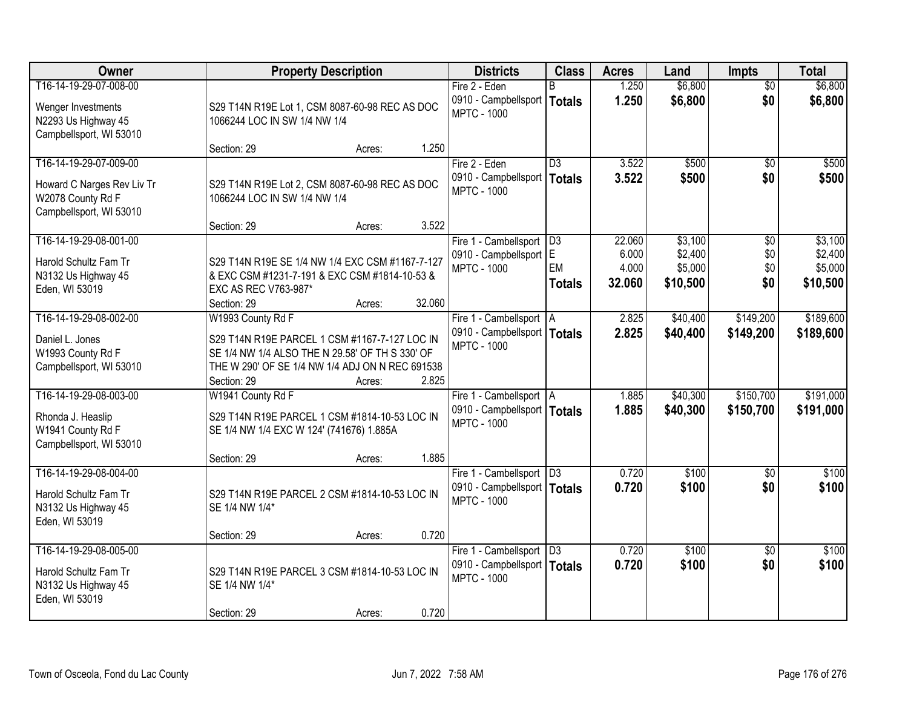| Owner | Property Description | Districts | Class | Acres | Land | Impts | Total |
|---|---|---|---|---|---|---|---|
| T16-14-19-29-07-008-00<br>Wenger Investments<br>N2293 Us Highway 45<br>Campbellsport, WI 53010 | S29 T14N R19E Lot 1, CSM 8087-60-98 REC AS DOC 1066244 LOC IN SW 1/4 NW 1/4<br>Section: 29 Acres: 1.250 | Fire 2 - Eden<br>0910 - Campbellsport<br>MPTC - 1000 | B<br>**Totals** | 1.250<br>**1.250** | $6,800<br>**$6,800** | $0<br>**$0** | $6,800<br>**$6,800** |
| T16-14-19-29-07-009-00<br>Howard C Narges Rev Liv Tr<br>W2078 County Rd F<br>Campbellsport, WI 53010 | S29 T14N R19E Lot 2, CSM 8087-60-98 REC AS DOC 1066244 LOC IN SW 1/4 NW 1/4<br>Section: 29 Acres: 3.522 | Fire 2 - Eden<br>0910 - Campbellsport<br>MPTC - 1000 | D3<br>**Totals** | 3.522<br>**3.522** | $500<br>**$500** | $0<br>**$0** | $500<br>**$500** |
| T16-14-19-29-08-001-00<br>Harold Schultz Fam Tr<br>N3132 Us Highway 45<br>Eden, WI 53019 | S29 T14N R19E SE 1/4 NW 1/4 EXC CSM #1167-7-127 & EXC CSM #1231-7-191 & EXC CSM #1814-10-53 & EXC AS REC V763-987*<br>Section: 29 Acres: 32.060 | Fire 1 - Cambellsport<br>0910 - Campbellsport<br>MPTC - 1000 | D3<br>E<br>EM<br>**Totals** | 22.060<br>6.000<br>4.000<br>**32.060** | $3,100<br>$2,400<br>$5,000<br>**$10,500** | $0<br>$0<br>$0<br>**$0** | $3,100<br>$2,400<br>$5,000<br>**$10,500** |
| T16-14-19-29-08-002-00<br>Daniel L. Jones<br>W1993 County Rd F<br>Campbellsport, WI 53010 | W1993 County Rd F<br>S29 T14N R19E PARCEL 1 CSM #1167-7-127 LOC IN SE 1/4 NW 1/4 ALSO THE N 29.58' OF TH S 330' OF THE W 290' OF SE 1/4 NW 1/4 ADJ ON N REC 691538<br>Section: 29 Acres: 2.825 | Fire 1 - Cambellsport<br>0910 - Campbellsport<br>MPTC - 1000 | A<br>**Totals** | 2.825<br>**2.825** | $40,400<br>**$40,400** | $149,200<br>**$149,200** | $189,600<br>**$189,600** |
| T16-14-19-29-08-003-00<br>Rhonda J. Heaslip<br>W1941 County Rd F<br>Campbellsport, WI 53010 | W1941 County Rd F<br>S29 T14N R19E PARCEL 1 CSM #1814-10-53 LOC IN SE 1/4 NW 1/4 EXC W 124' (741676) 1.885A<br>Section: 29 Acres: 1.885 | Fire 1 - Cambellsport<br>0910 - Campbellsport<br>MPTC - 1000 | A<br>**Totals** | 1.885<br>**1.885** | $40,300<br>**$40,300** | $150,700<br>**$150,700** | $191,000<br>**$191,000** |
| T16-14-19-29-08-004-00<br>Harold Schultz Fam Tr<br>N3132 Us Highway 45<br>Eden, WI 53019 | S29 T14N R19E PARCEL 2 CSM #1814-10-53 LOC IN SE 1/4 NW 1/4*<br>Section: 29 Acres: 0.720 | Fire 1 - Cambellsport<br>0910 - Campbellsport<br>MPTC - 1000 | D3<br>**Totals** | 0.720<br>**0.720** | $100<br>**$100** | $0<br>**$0** | $100<br>**$100** |
| T16-14-19-29-08-005-00<br>Harold Schultz Fam Tr<br>N3132 Us Highway 45<br>Eden, WI 53019 | S29 T14N R19E PARCEL 3 CSM #1814-10-53 LOC IN SE 1/4 NW 1/4*<br>Section: 29 Acres: 0.720 | Fire 1 - Cambellsport<br>0910 - Campbellsport<br>MPTC - 1000 | D3<br>**Totals** | 0.720<br>**0.720** | $100<br>**$100** | $0<br>**$0** | $100<br>**$100** |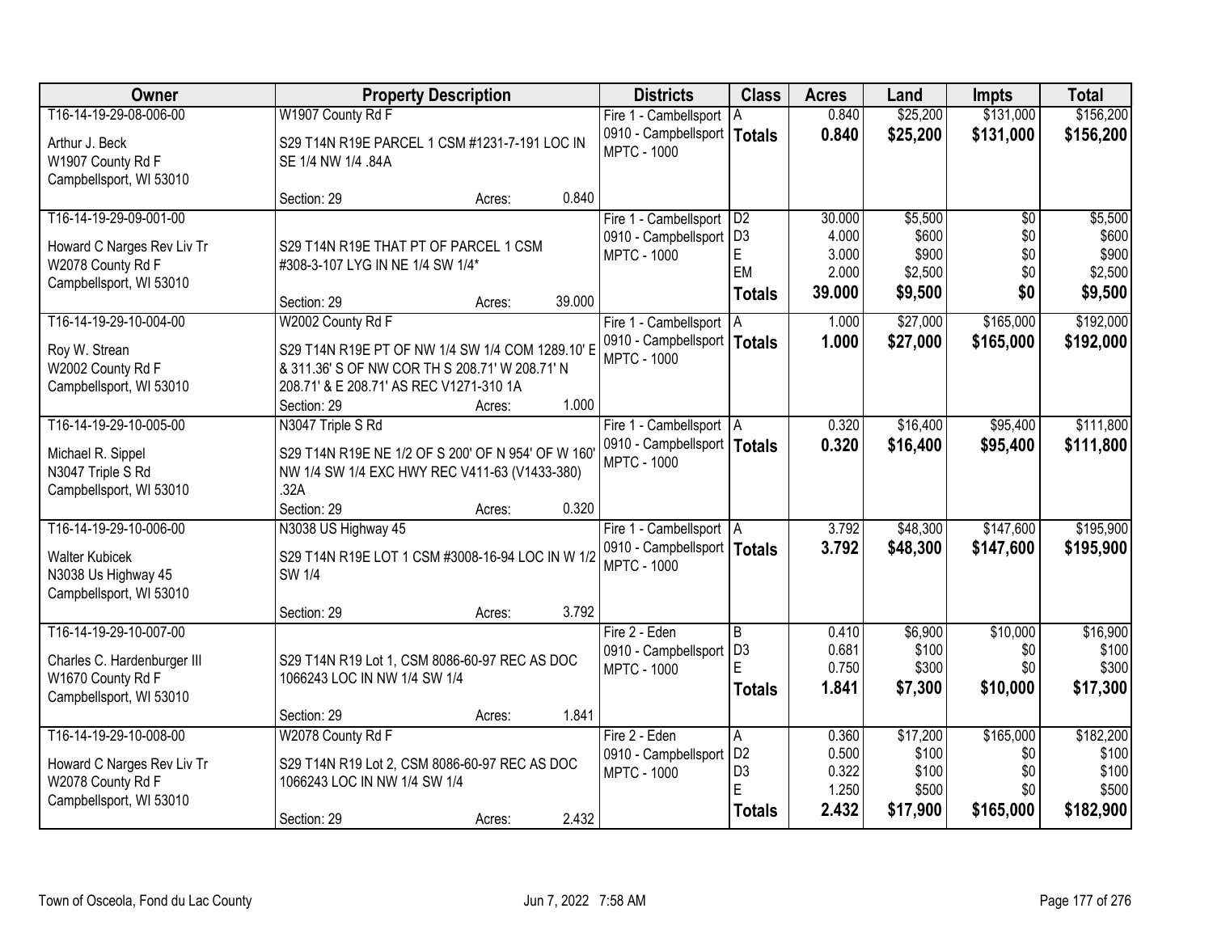| Owner | Property Description | Districts | Class | Acres | Land | Impts | Total |
|---|---|---|---|---|---|---|---|
| T16-14-19-29-08-006-00<br>Arthur J. Beck<br>W1907 County Rd F<br>Campbellsport, WI 53010 | W1907 County Rd F<br>S29 T14N R19E PARCEL 1 CSM #1231-7-191 LOC IN SE 1/4 NW 1/4 .84A<br>Section: 29 Acres: 0.840 | Fire 1 - Cambellsport<br>0910 - Campbellsport<br>MPTC - 1000 | A<br>**Totals** | 0.840<br>**0.840** | $25,200<br>**$25,200** | $131,000<br>**$131,000** | $156,200<br>**$156,200** |
| T16-14-19-29-09-001-00<br>Howard C Narges Rev Liv Tr<br>W2078 County Rd F<br>Campbellsport, WI 53010 | S29 T14N R19E THAT PT OF PARCEL 1 CSM #308-3-107 LYG IN NE 1/4 SW 1/4*<br>Section: 29 Acres: 39.000 | Fire 1 - Cambellsport<br>0910 - Campbellsport<br>MPTC - 1000 | D2<br>D3<br>E<br>EM<br>**Totals** | 30.000<br>4.000<br>3.000<br>2.000<br>**39.000** | $5,500<br>$600<br>$900<br>$2,500<br>**$9,500** | $0<br>$0<br>$0<br>$0<br>**$0** | $5,500<br>$600<br>$900<br>$2,500<br>**$9,500** |
| T16-14-19-29-10-004-00<br>Roy W. Strean<br>W2002 County Rd F<br>Campbellsport, WI 53010 | W2002 County Rd F<br>S29 T14N R19E PT OF NW 1/4 SW 1/4 COM 1289.10' E & 311.36' S OF NW COR TH S 208.71' W 208.71' N 208.71' & E 208.71' AS REC V1271-310 1A<br>Section: 29 Acres: 1.000 | Fire 1 - Cambellsport<br>0910 - Campbellsport<br>MPTC - 1000 | A<br>**Totals** | 1.000<br>**1.000** | $27,000<br>**$27,000** | $165,000<br>**$165,000** | $192,000<br>**$192,000** |
| T16-14-19-29-10-005-00<br>Michael R. Sippel<br>N3047 Triple S Rd<br>Campbellsport, WI 53010 | N3047 Triple S Rd<br>S29 T14N R19E NE 1/2 OF S 200' OF N 954' OF W 160' NW 1/4 SW 1/4 EXC HWY REC V411-63 (V1433-380) .32A<br>Section: 29 Acres: 0.320 | Fire 1 - Cambellsport<br>0910 - Campbellsport<br>MPTC - 1000 | A<br>**Totals** | 0.320<br>**0.320** | $16,400<br>**$16,400** | $95,400<br>**$95,400** | $111,800<br>**$111,800** |
| T16-14-19-29-10-006-00<br>Walter Kubicek<br>N3038 Us Highway 45<br>Campbellsport, WI 53010 | N3038 US Highway 45<br>S29 T14N R19E LOT 1 CSM #3008-16-94 LOC IN W 1/2 SW 1/4<br>Section: 29 Acres: 3.792 | Fire 1 - Cambellsport<br>0910 - Campbellsport<br>MPTC - 1000 | A<br>**Totals** | 3.792<br>**3.792** | $48,300<br>**$48,300** | $147,600<br>**$147,600** | $195,900<br>**$195,900** |
| T16-14-19-29-10-007-00<br>Charles C. Hardenburger III<br>W1670 County Rd F<br>Campbellsport, WI 53010 | S29 T14N R19 Lot 1, CSM 8086-60-97 REC AS DOC 1066243 LOC IN NW 1/4 SW 1/4<br>Section: 29 Acres: 1.841 | Fire 2 - Eden<br>0910 - Campbellsport<br>MPTC - 1000 | B<br>D3<br>E<br>**Totals** | 0.410<br>0.681<br>0.750<br>**1.841** | $6,900<br>$100<br>$300<br>**$7,300** | $10,000<br>$0<br>$0<br>**$10,000** | $16,900<br>$100<br>$300<br>**$17,300** |
| T16-14-19-29-10-008-00<br>Howard C Narges Rev Liv Tr<br>W2078 County Rd F<br>Campbellsport, WI 53010 | W2078 County Rd F<br>S29 T14N R19 Lot 2, CSM 8086-60-97 REC AS DOC 1066243 LOC IN NW 1/4 SW 1/4<br>Section: 29 Acres: 2.432 | Fire 2 - Eden<br>0910 - Campbellsport<br>MPTC - 1000 | A<br>D2<br>D3<br>E<br>**Totals** | 0.360<br>0.500<br>0.322<br>1.250<br>**2.432** | $17,200<br>$100<br>$100<br>$500<br>**$17,900** | $165,000<br>$0<br>$0<br>$0<br>**$165,000** | $182,200<br>$100<br>$100<br>$500<br>**$182,900** |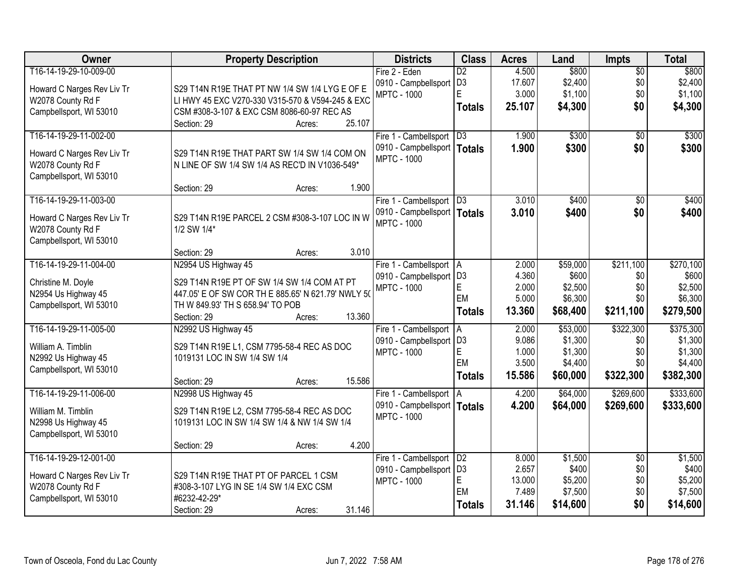| Owner | Property Description | Districts | Class | Acres | Land | Impts | Total |
|---|---|---|---|---|---|---|---|
| T16-14-19-29-10-009-00<br>Howard C Narges Rev Liv Tr<br>W2078 County Rd F<br>Campbellsport, WI 53010 | S29 T14N R19E THAT PT NW 1/4 SW 1/4 LYG E OF E LI HWY 45 EXC V270-330 V315-570 & V594-245 & EXC CSM #308-3-107 & EXC CSM 8086-60-97 REC AS<br>Section: 29 Acres: 25.107 | Fire 2 - Eden<br>0910 - Campbellsport<br>MPTC - 1000 | D2<br>D3<br>E<br>**Totals** | 4.500<br>17.607<br>3.000<br>**25.107** | $800<br>$2,400<br>$1,100<br>**$4,300** | $0<br>$0<br>$0<br>**$0** | $800<br>$2,400<br>$1,100<br>**$4,300** |
| T16-14-19-29-11-002-00<br>Howard C Narges Rev Liv Tr<br>W2078 County Rd F<br>Campbellsport, WI 53010 | S29 T14N R19E THAT PART SW 1/4 SW 1/4 COM ON N LINE OF SW 1/4 SW 1/4 AS REC'D IN V1036-549*<br>Section: 29 Acres: 1.900 | Fire 1 - Cambellsport<br>0910 - Campbellsport<br>MPTC - 1000 | D3<br>**Totals** | 1.900<br>**1.900** | $300<br>**$300** | $0<br>**$0** | $300<br>**$300** |
| T16-14-19-29-11-003-00<br>Howard C Narges Rev Liv Tr<br>W2078 County Rd F<br>Campbellsport, WI 53010 | S29 T14N R19E PARCEL 2 CSM #308-3-107 LOC IN W 1/2 SW 1/4*<br>Section: 29 Acres: 3.010 | Fire 1 - Cambellsport<br>0910 - Campbellsport<br>MPTC - 1000 | D3<br>**Totals** | 3.010<br>**3.010** | $400<br>**$400** | $0<br>**$0** | $400<br>**$400** |
| T16-14-19-29-11-004-00<br>Christine M. Doyle<br>N2954 Us Highway 45<br>Campbellsport, WI 53010 | N2954 US Highway 45<br>S29 T14N R19E PT OF SW 1/4 SW 1/4 COM AT PT 447.05' E OF SW COR TH E 885.65' N 621.79' NWLY 5( TH W 849.93' TH S 658.94' TO POB<br>Section: 29 Acres: 13.360 | Fire 1 - Cambellsport<br>0910 - Campbellsport<br>MPTC - 1000 | A<br>D3<br>E<br>EM<br>**Totals** | 2.000<br>4.360<br>2.000<br>5.000<br>**13.360** | $59,000<br>$600<br>$2,500<br>$6,300<br>**$68,400** | $211,100<br>$0<br>$0<br>$0<br>**$211,100** | $270,100<br>$600<br>$2,500<br>$6,300<br>**$279,500** |
| T16-14-19-29-11-005-00<br>William A. Timblin<br>N2992 Us Highway 45<br>Campbellsport, WI 53010 | N2992 US Highway 45<br>S29 T14N R19E L1, CSM 7795-58-4 REC AS DOC 1019131 LOC IN SW 1/4 SW 1/4<br>Section: 29 Acres: 15.586 | Fire 1 - Cambellsport<br>0910 - Campbellsport<br>MPTC - 1000 | A<br>D3<br>E<br>EM<br>**Totals** | 2.000<br>9.086<br>1.000<br>3.500<br>**15.586** | $53,000<br>$1,300<br>$1,300<br>$4,400<br>**$60,000** | $322,300<br>$0<br>$0<br>$0<br>**$322,300** | $375,300<br>$1,300<br>$1,300<br>$4,400<br>**$382,300** |
| T16-14-19-29-11-006-00<br>William M. Timblin<br>N2998 Us Highway 45<br>Campbellsport, WI 53010 | N2998 US Highway 45<br>S29 T14N R19E L2, CSM 7795-58-4 REC AS DOC 1019131 LOC IN SW 1/4 SW 1/4 & NW 1/4 SW 1/4<br>Section: 29 Acres: 4.200 | Fire 1 - Cambellsport<br>0910 - Campbellsport<br>MPTC - 1000 | A<br>**Totals** | 4.200<br>**4.200** | $64,000<br>**$64,000** | $269,600<br>**$269,600** | $333,600<br>**$333,600** |
| T16-14-19-29-12-001-00<br>Howard C Narges Rev Liv Tr<br>W2078 County Rd F<br>Campbellsport, WI 53010 | S29 T14N R19E THAT PT OF PARCEL 1 CSM #308-3-107 LYG IN SE 1/4 SW 1/4 EXC CSM #6232-42-29*<br>Section: 29 Acres: 31.146 | Fire 1 - Cambellsport<br>0910 - Campbellsport<br>MPTC - 1000 | D2<br>D3<br>E<br>EM<br>**Totals** | 8.000<br>2.657<br>13.000<br>7.489<br>**31.146** | $1,500<br>$400<br>$5,200<br>$7,500<br>**$14,600** | $0<br>$0<br>$0<br>$0<br>**$0** | $1,500<br>$400<br>$5,200<br>$7,500<br>**$14,600** |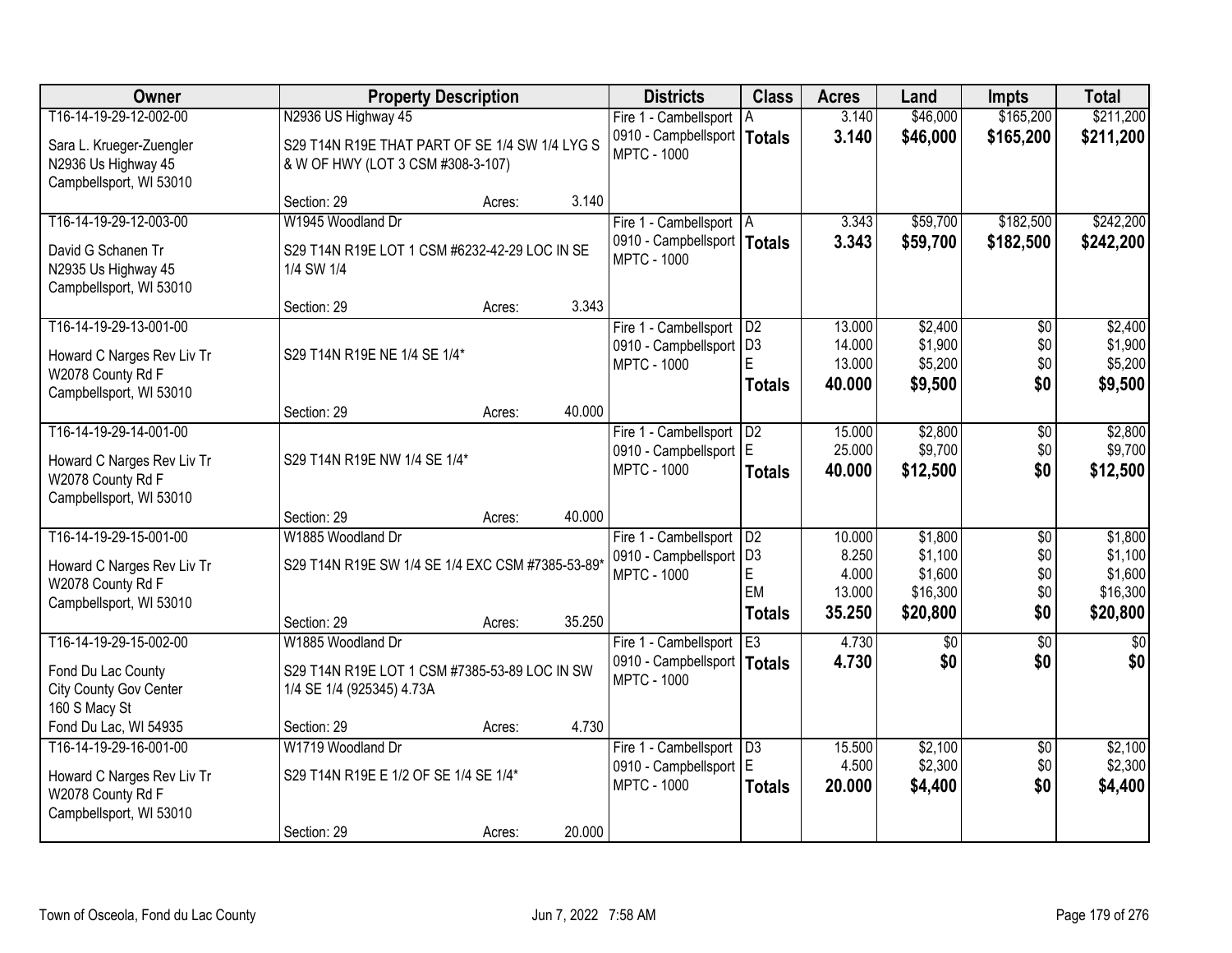| Owner | Property Description | Districts | Class | Acres | Land | Impts | Total |
|---|---|---|---|---|---|---|---|
| T16-14-19-29-12-002-00<br>Sara L. Krueger-Zuengler<br>N2936 Us Highway 45<br>Campbellsport, WI 53010 | N2936 US Highway 45<br>S29 T14N R19E THAT PART OF SE 1/4 SW 1/4 LYG S & W OF HWY (LOT 3 CSM #308-3-107)<br>Section: 29 Acres: 3.140 | Fire 1 - Cambellsport<br>0910 - Campbellsport<br>MPTC - 1000 | A<br>**Totals** | 3.140<br>**3.140** | $46,000<br>**$46,000** | $165,200<br>**$165,200** | $211,200<br>**$211,200** |
| T16-14-19-29-12-003-00<br>David G Schanen Tr<br>N2935 Us Highway 45<br>Campbellsport, WI 53010 | W1945 Woodland Dr<br>S29 T14N R19E LOT 1 CSM #6232-42-29 LOC IN SE 1/4 SW 1/4<br>Section: 29 Acres: 3.343 | Fire 1 - Cambellsport<br>0910 - Campbellsport<br>MPTC - 1000 | A<br>**Totals** | 3.343<br>**3.343** | $59,700<br>**$59,700** | $182,500<br>**$182,500** | $242,200<br>**$242,200** |
| T16-14-19-29-13-001-00<br>Howard C Narges Rev Liv Tr<br>W2078 County Rd F<br>Campbellsport, WI 53010 | S29 T14N R19E NE 1/4 SE 1/4*<br>Section: 29 Acres: 40.000 | Fire 1 - Cambellsport<br>0910 - Campbellsport<br>MPTC - 1000 | D2<br>D3<br>E<br>**Totals** | 13.000<br>14.000<br>13.000<br>**40.000** | $2,400<br>$1,900<br>$5,200<br>**$9,500** | $0<br>$0<br>$0<br>**$0** | $2,400<br>$1,900<br>$5,200<br>**$9,500** |
| T16-14-19-29-14-001-00<br>Howard C Narges Rev Liv Tr<br>W2078 County Rd F<br>Campbellsport, WI 53010 | S29 T14N R19E NW 1/4 SE 1/4*<br>Section: 29 Acres: 40.000 | Fire 1 - Cambellsport<br>0910 - Campbellsport<br>MPTC - 1000 | D2<br>E<br>**Totals** | 15.000<br>25.000<br>**40.000** | $2,800<br>$9,700<br>**$12,500** | $0<br>$0<br>**$0** | $2,800<br>$9,700<br>**$12,500** |
| T16-14-19-29-15-001-00<br>Howard C Narges Rev Liv Tr<br>W2078 County Rd F<br>Campbellsport, WI 53010 | W1885 Woodland Dr<br>S29 T14N R19E SW 1/4 SE 1/4 EXC CSM #7385-53-89*<br>Section: 29 Acres: 35.250 | Fire 1 - Cambellsport<br>0910 - Campbellsport<br>MPTC - 1000 | D2<br>D3<br>E<br>EM<br>**Totals** | 10.000<br>8.250<br>4.000<br>13.000<br>**35.250** | $1,800<br>$1,100<br>$1,600<br>$16,300<br>**$20,800** | $0<br>$0<br>$0<br>$0<br>**$0** | $1,800<br>$1,100<br>$1,600<br>$16,300<br>**$20,800** |
| T16-14-19-29-15-002-00<br>Fond Du Lac County<br>City County Gov Center<br>160 S Macy St<br>Fond Du Lac, WI 54935 | W1885 Woodland Dr<br>S29 T14N R19E LOT 1 CSM #7385-53-89 LOC IN SW 1/4 SE 1/4 (925345) 4.73A<br>Section: 29 Acres: 4.730 | Fire 1 - Cambellsport<br>0910 - Campbellsport<br>MPTC - 1000 | E3<br>**Totals** | 4.730<br>**4.730** | $0<br>**$0** | $0<br>**$0** | $0<br>**$0** |
| T16-14-19-29-16-001-00<br>Howard C Narges Rev Liv Tr<br>W2078 County Rd F<br>Campbellsport, WI 53010 | W1719 Woodland Dr<br>S29 T14N R19E E 1/2 OF SE 1/4 SE 1/4*<br>Section: 29 Acres: 20.000 | Fire 1 - Cambellsport<br>0910 - Campbellsport<br>MPTC - 1000 | D3<br>E<br>**Totals** | 15.500<br>4.500<br>**20.000** | $2,100<br>$2,300<br>**$4,400** | $0<br>$0<br>**$0** | $2,100<br>$2,300<br>**$4,400** |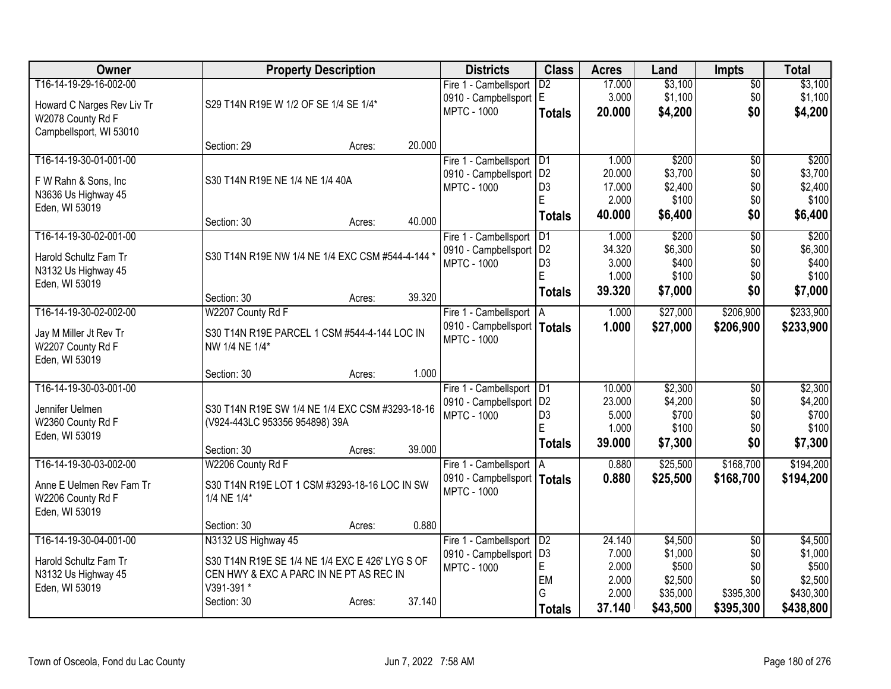| Owner | Property Description | Districts | Class | Acres | Land | Impts | Total |
|---|---|---|---|---|---|---|---|
| T16-14-19-29-16-002-00<br>Howard C Narges Rev Liv Tr<br>W2078 County Rd F<br>Campbellsport, WI 53010 | S29 T14N R19E W 1/2 OF SE 1/4 SE 1/4*<br>Section: 29 Acres: 20.000 | Fire 1 - Cambellsport<br>0910 - Campbellsport<br>MPTC - 1000 | D2<br>E<br>**Totals** | 17.000<br>3.000<br>**20.000** | $3,100<br>$1,100<br>**$4,200** | $0<br>$0<br>**$0** | $3,100<br>$1,100<br>**$4,200** |
| T16-14-19-30-01-001-00<br>F W Rahn & Sons, Inc<br>N3636 Us Highway 45<br>Eden, WI 53019 | S30 T14N R19E NE 1/4 NE 1/4 40A<br>Section: 30 Acres: 40.000 | Fire 1 - Cambellsport<br>0910 - Campbellsport<br>MPTC - 1000 | D1<br>D2<br>D3<br>E<br>**Totals** | 1.000<br>20.000<br>17.000<br>2.000<br>**40.000** | $200<br>$3,700<br>$2,400<br>$100<br>**$6,400** | $0<br>$0<br>$0<br>$0<br>**$0** | $200<br>$3,700<br>$2,400<br>$100<br>**$6,400** |
| T16-14-19-30-02-001-00<br>Harold Schultz Fam Tr<br>N3132 Us Highway 45<br>Eden, WI 53019 | S30 T14N R19E NW 1/4 NE 1/4 EXC CSM #544-4-144 *<br>Section: 30 Acres: 39.320 | Fire 1 - Cambellsport<br>0910 - Campbellsport<br>MPTC - 1000 | D1<br>D2<br>D3<br>E<br>**Totals** | 1.000<br>34.320<br>3.000<br>1.000<br>**39.320** | $200<br>$6,300<br>$400<br>$100<br>**$7,000** | $0<br>$0<br>$0<br>$0<br>**$0** | $200<br>$6,300<br>$400<br>$100<br>**$7,000** |
| T16-14-19-30-02-002-00<br>Jay M Miller Jt Rev Tr<br>W2207 County Rd F<br>Eden, WI 53019 | W2207 County Rd F<br>S30 T14N R19E PARCEL 1 CSM #544-4-144 LOC IN NW 1/4 NE 1/4*<br>Section: 30 Acres: 1.000 | Fire 1 - Cambellsport<br>0910 - Campbellsport<br>MPTC - 1000 | A<br>**Totals** | 1.000<br>**1.000** | $27,000<br>**$27,000** | $206,900<br>**$206,900** | $233,900<br>**$233,900** |
| T16-14-19-30-03-001-00<br>Jennifer Uelmen<br>W2360 County Rd F<br>Eden, WI 53019 | S30 T14N R19E SW 1/4 NE 1/4 EXC CSM #3293-18-16 (V924-443LC 953356 954898) 39A<br>Section: 30 Acres: 39.000 | Fire 1 - Cambellsport<br>0910 - Campbellsport<br>MPTC - 1000 | D1<br>D2<br>D3<br>E<br>**Totals** | 10.000<br>23.000<br>5.000<br>1.000<br>**39.000** | $2,300<br>$4,200<br>$700<br>$100<br>**$7,300** | $0<br>$0<br>$0<br>$0<br>**$0** | $2,300<br>$4,200<br>$700<br>$100<br>**$7,300** |
| T16-14-19-30-03-002-00<br>Anne E Uelmen Rev Fam Tr<br>W2206 County Rd F<br>Eden, WI 53019 | W2206 County Rd F<br>S30 T14N R19E LOT 1 CSM #3293-18-16 LOC IN SW 1/4 NE 1/4*<br>Section: 30 Acres: 0.880 | Fire 1 - Cambellsport<br>0910 - Campbellsport<br>MPTC - 1000 | A<br>**Totals** | 0.880<br>**0.880** | $25,500<br>**$25,500** | $168,700<br>**$168,700** | $194,200<br>**$194,200** |
| T16-14-19-30-04-001-00<br>Harold Schultz Fam Tr<br>N3132 Us Highway 45<br>Eden, WI 53019 | N3132 US Highway 45<br>S30 T14N R19E SE 1/4 NE 1/4 EXC E 426' LYG S OF CEN HWY & EXC A PARC IN NE PT AS REC IN V391-391 *<br>Section: 30 Acres: 37.140 | Fire 1 - Cambellsport<br>0910 - Campbellsport<br>MPTC - 1000 | D2<br>D3<br>E<br>EM<br>G<br>**Totals** | 24.140<br>7.000<br>2.000<br>2.000<br>2.000<br>**37.140** | $4,500<br>$1,000<br>$500<br>$2,500<br>$35,000<br>**$43,500** | $0<br>$0<br>$0<br>$0<br>$395,300<br>**$395,300** | $4,500<br>$1,000<br>$500<br>$2,500<br>$430,300<br>**$438,800** |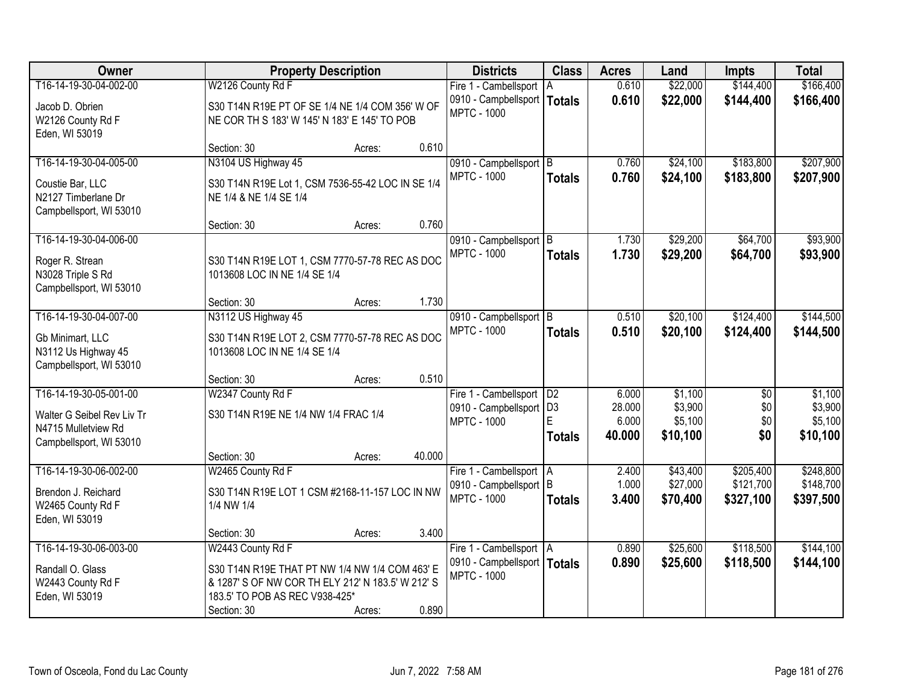| Owner | Property Description | Districts | Class | Acres | Land | Impts | Total |
|---|---|---|---|---|---|---|---|
| T16-14-19-30-04-002-00<br>Jacob D. Obrien<br>W2126 County Rd F<br>Eden, WI 53019 | W2126 County Rd F<br>S30 T14N R19E PT OF SE 1/4 NE 1/4 COM 356' W OF NE COR TH S 183' W 145' N 183' E 145' TO POB<br>Section: 30 Acres: 0.610 | Fire 1 - Cambellsport<br>0910 - Campbellsport<br>MPTC - 1000 | A<br>**Totals** | 0.610<br>**0.610** | \$22,000<br>**\$22,000** | \$144,400<br>**\$144,400** | \$166,400<br>**\$166,400** |
| T16-14-19-30-04-005-00<br>Coustie Bar, LLC<br>N2127 Timberlane Dr<br>Campbellsport, WI 53010 | N3104 US Highway 45<br>S30 T14N R19E Lot 1, CSM 7536-55-42 LOC IN SE 1/4 NE 1/4 & NE 1/4 SE 1/4<br>Section: 30 Acres: 0.760 | 0910 - Campbellsport<br>MPTC - 1000 | B<br>**Totals** | 0.760<br>**0.760** | \$24,100<br>**\$24,100** | \$183,800<br>**\$183,800** | \$207,900<br>**\$207,900** |
| T16-14-19-30-04-006-00<br>Roger R. Strean<br>N3028 Triple S Rd<br>Campbellsport, WI 53010 | S30 T14N R19E LOT 1, CSM 7770-57-78 REC AS DOC 1013608 LOC IN NE 1/4 SE 1/4<br>Section: 30 Acres: 1.730 | 0910 - Campbellsport<br>MPTC - 1000 | B<br>**Totals** | 1.730<br>**1.730** | \$29,200<br>**\$29,200** | \$64,700<br>**\$64,700** | \$93,900<br>**\$93,900** |
| T16-14-19-30-04-007-00<br>Gb Minimart, LLC<br>N3112 Us Highway 45<br>Campbellsport, WI 53010 | N3112 US Highway 45<br>S30 T14N R19E LOT 2, CSM 7770-57-78 REC AS DOC 1013608 LOC IN NE 1/4 SE 1/4<br>Section: 30 Acres: 0.510 | 0910 - Campbellsport<br>MPTC - 1000 | B<br>**Totals** | 0.510<br>**0.510** | \$20,100<br>**\$20,100** | \$124,400<br>**\$124,400** | \$144,500<br>**\$144,500** |
| T16-14-19-30-05-001-00<br>Walter G Seibel Rev Liv Tr<br>N4715 Mulletview Rd<br>Campbellsport, WI 53010 | W2347 County Rd F<br>S30 T14N R19E NE 1/4 NW 1/4 FRAC 1/4<br>Section: 30 Acres: 40.000 | Fire 1 - Cambellsport<br>0910 - Campbellsport<br>MPTC - 1000 | D2<br>D3<br>E<br>**Totals** | 6.000<br>28.000<br>6.000<br>**40.000** | \$1,100<br>\$3,900<br>\$5,100<br>**\$10,100** | \$0<br>\$0<br>\$0<br>**\$0** | \$1,100<br>\$3,900<br>\$5,100<br>**\$10,100** |
| T16-14-19-30-06-002-00<br>Brendon J. Reichard<br>W2465 County Rd F<br>Eden, WI 53019 | W2465 County Rd F<br>S30 T14N R19E LOT 1 CSM #2168-11-157 LOC IN NW 1/4 NW 1/4<br>Section: 30 Acres: 3.400 | Fire 1 - Cambellsport<br>0910 - Campbellsport<br>MPTC - 1000 | A<br>B<br>**Totals** | 2.400<br>1.000<br>**3.400** | \$43,400<br>\$27,000<br>**\$70,400** | \$205,400<br>\$121,700<br>**\$327,100** | \$248,800<br>\$148,700<br>**\$397,500** |
| T16-14-19-30-06-003-00<br>Randall O. Glass<br>W2443 County Rd F<br>Eden, WI 53019 | W2443 County Rd F<br>S30 T14N R19E THAT PT NW 1/4 NW 1/4 COM 463' E & 1287' S OF NW COR TH ELY 212' N 183.5' W 212' S 183.5' TO POB AS REC V938-425*<br>Section: 30 Acres: 0.890 | Fire 1 - Cambellsport<br>0910 - Campbellsport<br>MPTC - 1000 | A<br>**Totals** | 0.890<br>**0.890** | \$25,600<br>**\$25,600** | \$118,500<br>**\$118,500** | \$144,100<br>**\$144,100** |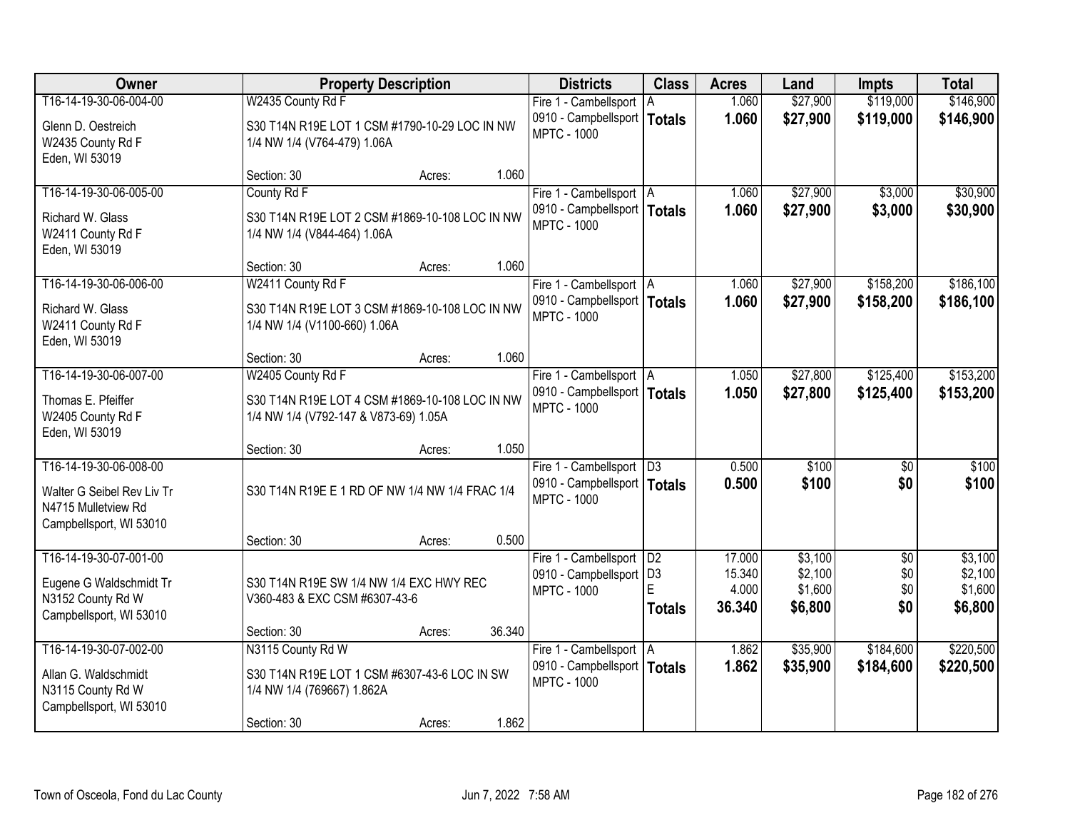| Owner | Property Description | Districts | Class | Acres | Land | Impts | Total |
|---|---|---|---|---|---|---|---|
| T16-14-19-30-06-004-00<br>Glenn D. Oestreich<br>W2435 County Rd F<br>Eden, WI 53019 | W2435 County Rd F<br>S30 T14N R19E LOT 1 CSM #1790-10-29 LOC IN NW 1/4 NW 1/4 (V764-479) 1.06A<br>Section: 30 Acres: 1.060 | Fire 1 - Cambellsport<br>0910 - Campbellsport<br>MPTC - 1000 | A<br>**Totals** | 1.060<br>**1.060** | $27,900<br>**$27,900** | $119,000<br>**$119,000** | $146,900<br>**$146,900** |
| T16-14-19-30-06-005-00<br>Richard W. Glass<br>W2411 County Rd F<br>Eden, WI 53019 | County Rd F<br>S30 T14N R19E LOT 2 CSM #1869-10-108 LOC IN NW 1/4 NW 1/4 (V844-464) 1.06A<br>Section: 30 Acres: 1.060 | Fire 1 - Cambellsport<br>0910 - Campbellsport<br>MPTC - 1000 | A<br>**Totals** | 1.060<br>**1.060** | $27,900<br>**$27,900** | $3,000<br>**$3,000** | $30,900<br>**$30,900** |
| T16-14-19-30-06-006-00<br>Richard W. Glass<br>W2411 County Rd F<br>Eden, WI 53019 | W2411 County Rd F<br>S30 T14N R19E LOT 3 CSM #1869-10-108 LOC IN NW 1/4 NW 1/4 (V1100-660) 1.06A<br>Section: 30 Acres: 1.060 | Fire 1 - Cambellsport<br>0910 - Campbellsport<br>MPTC - 1000 | A<br>**Totals** | 1.060<br>**1.060** | $27,900<br>**$27,900** | $158,200<br>**$158,200** | $186,100<br>**$186,100** |
| T16-14-19-30-06-007-00<br>Thomas E. Pfeiffer<br>W2405 County Rd F<br>Eden, WI 53019 | W2405 County Rd F<br>S30 T14N R19E LOT 4 CSM #1869-10-108 LOC IN NW 1/4 NW 1/4 (V792-147 & V873-69) 1.05A<br>Section: 30 Acres: 1.050 | Fire 1 - Cambellsport<br>0910 - Campbellsport<br>MPTC - 1000 | A<br>**Totals** | 1.050<br>**1.050** | $27,800<br>**$27,800** | $125,400<br>**$125,400** | $153,200<br>**$153,200** |
| T16-14-19-30-06-008-00<br>Walter G Seibel Rev Liv Tr<br>N4715 Mulletview Rd<br>Campbellsport, WI 53010 | S30 T14N R19E E 1 RD OF NW 1/4 NW 1/4 FRAC 1/4<br>Section: 30 Acres: 0.500 | Fire 1 - Cambellsport<br>0910 - Campbellsport<br>MPTC - 1000 | D3<br>**Totals** | 0.500<br>**0.500** | $100<br>**$100** | $0<br>**$0** | $100<br>**$100** |
| T16-14-19-30-07-001-00<br>Eugene G Waldschmidt Tr<br>N3152 County Rd W<br>Campbellsport, WI 53010 | S30 T14N R19E SW 1/4 NW 1/4 EXC HWY REC V360-483 & EXC CSM #6307-43-6<br>Section: 30 Acres: 36.340 | Fire 1 - Cambellsport<br>0910 - Campbellsport<br>MPTC - 1000 | D2<br>D3<br>E<br>**Totals** | 17.000<br>15.340<br>4.000<br>**36.340** | $3,100<br>$2,100<br>$1,600<br>**$6,800** | $0<br>$0<br>$0<br>**$0** | $3,100<br>$2,100<br>$1,600<br>**$6,800** |
| T16-14-19-30-07-002-00<br>Allan G. Waldschmidt<br>N3115 County Rd W<br>Campbellsport, WI 53010 | N3115 County Rd W<br>S30 T14N R19E LOT 1 CSM #6307-43-6 LOC IN SW 1/4 NW 1/4 (769667) 1.862A<br>Section: 30 Acres: 1.862 | Fire 1 - Cambellsport<br>0910 - Campbellsport<br>MPTC - 1000 | A<br>**Totals** | 1.862<br>**1.862** | $35,900<br>**$35,900** | $184,600<br>**$184,600** | $220,500<br>**$220,500** |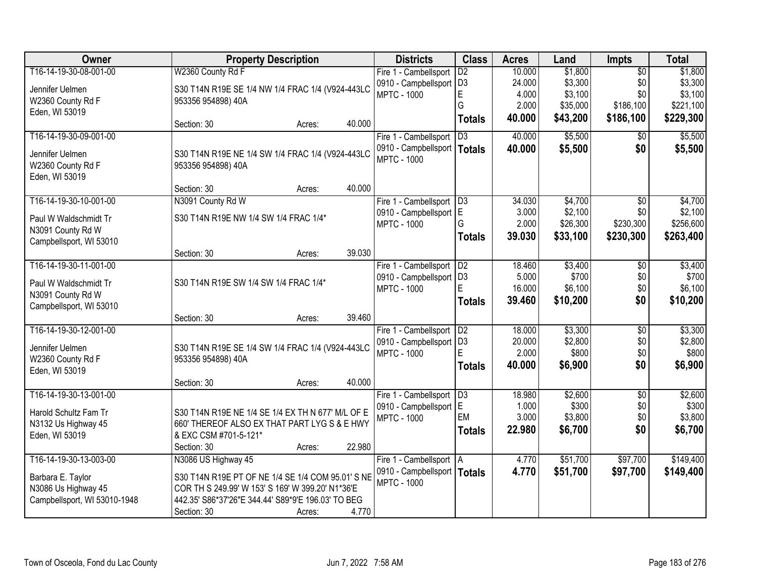| Owner | Property Description | Districts | Class | Acres | Land | Impts | Total |
|---|---|---|---|---|---|---|---|
| T16-14-19-30-08-001-00<br>Jennifer Uelmen<br>W2360 County Rd F<br>Eden, WI 53019 | W2360 County Rd F<br>S30 T14N R19E SE 1/4 NW 1/4 FRAC 1/4 (V924-443LC 953356 954898) 40A<br>Section: 30 Acres: 40.000 | Fire 1 - Cambellsport<br>0910 - Campbellsport<br>MPTC - 1000 | D2<br>D3<br>E<br>G<br>**Totals** | 10.000<br>24.000<br>4.000<br>2.000<br>**40.000** | $1,800<br>$3,300<br>$3,100<br>$35,000<br>**$43,200** | $0<br>$0<br>$0<br>$186,100<br>**$186,100** | $1,800<br>$3,300<br>$3,100<br>$221,100<br>**$229,300** |
| T16-14-19-30-09-001-00<br>Jennifer Uelmen<br>W2360 County Rd F<br>Eden, WI 53019 | S30 T14N R19E NE 1/4 SW 1/4 FRAC 1/4 (V924-443LC 953356 954898) 40A<br>Section: 30 Acres: 40.000 | Fire 1 - Cambellsport<br>0910 - Campbellsport<br>MPTC - 1000 | D3<br>**Totals** | 40.000<br>**40.000** | $5,500<br>**$5,500** | $0<br>**$0** | $5,500<br>**$5,500** |
| T16-14-19-30-10-001-00<br>Paul W Waldschmidt Tr<br>N3091 County Rd W<br>Campbellsport, WI 53010 | N3091 County Rd W<br>S30 T14N R19E NW 1/4 SW 1/4 FRAC 1/4*<br>Section: 30 Acres: 39.030 | Fire 1 - Cambellsport<br>0910 - Campbellsport<br>MPTC - 1000 | D3<br>E<br>G<br>**Totals** | 34.030<br>3.000<br>2.000<br>**39.030** | $4,700<br>$2,100<br>$26,300<br>**$33,100** | $0<br>$0<br>$230,300<br>**$230,300** | $4,700<br>$2,100<br>$256,600<br>**$263,400** |
| T16-14-19-30-11-001-00<br>Paul W Waldschmidt Tr<br>N3091 County Rd W<br>Campbellsport, WI 53010 | S30 T14N R19E SW 1/4 SW 1/4 FRAC 1/4*<br>Section: 30 Acres: 39.460 | Fire 1 - Cambellsport<br>0910 - Campbellsport<br>MPTC - 1000 | D2<br>D3<br>E<br>**Totals** | 18.460<br>5.000<br>16.000<br>**39.460** | $3,400<br>$700<br>$6,100<br>**$10,200** | $0<br>$0<br>$0<br>**$0** | $3,400<br>$700<br>$6,100<br>**$10,200** |
| T16-14-19-30-12-001-00<br>Jennifer Uelmen<br>W2360 County Rd F<br>Eden, WI 53019 | S30 T14N R19E SE 1/4 SW 1/4 FRAC 1/4 (V924-443LC 953356 954898) 40A<br>Section: 30 Acres: 40.000 | Fire 1 - Cambellsport<br>0910 - Campbellsport<br>MPTC - 1000 | D2<br>D3<br>E<br>**Totals** | 18.000<br>20.000<br>2.000<br>**40.000** | $3,300<br>$2,800<br>$800<br>**$6,900** | $0<br>$0<br>$0<br>**$0** | $3,300<br>$2,800<br>$800<br>**$6,900** |
| T16-14-19-30-13-001-00<br>Harold Schultz Fam Tr<br>N3132 Us Highway 45<br>Eden, WI 53019 | S30 T14N R19E NE 1/4 SE 1/4 EX TH N 677' M/L OF E 660' THEREOF ALSO EX THAT PART LYG S & E HWY & EXC CSM #701-5-121*<br>Section: 30 Acres: 22.980 | Fire 1 - Cambellsport<br>0910 - Campbellsport<br>MPTC - 1000 | D3<br>E<br>EM<br>**Totals** | 18.980<br>1.000<br>3.000<br>**22.980** | $2,600<br>$300<br>$3,800<br>**$6,700** | $0<br>$0<br>$0<br>**$0** | $2,600<br>$300<br>$3,800<br>**$6,700** |
| T16-14-19-30-13-003-00<br>Barbara E. Taylor<br>N3086 Us Highway 45<br>Campbellsport, WI 53010-1948 | N3086 US Highway 45<br>S30 T14N R19E PT OF NE 1/4 SE 1/4 COM 95.01' S NE COR TH S 249.99' W 153' S 169' W 399.20' N1*36'E 442.35' S86*37'26"E 344.44' S89*9'E 196.03' TO BEG<br>Section: 30 Acres: 4.770 | Fire 1 - Cambellsport<br>0910 - Campbellsport<br>MPTC - 1000 | A<br>**Totals** | 4.770<br>**4.770** | $51,700<br>**$51,700** | $97,700<br>**$97,700** | $149,400<br>**$149,400** |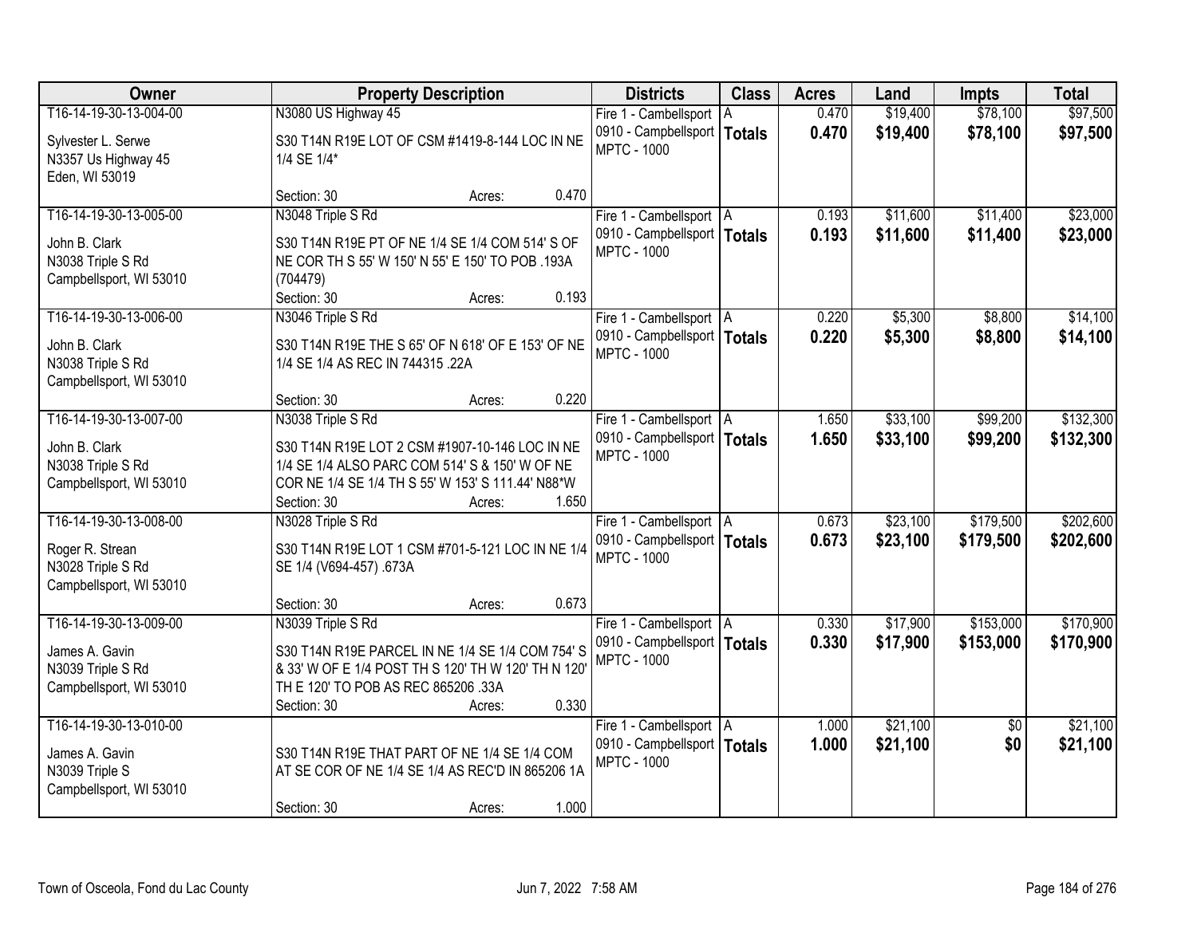| Owner | Property Description | Districts | Class | Acres | Land | Impts | Total |
|---|---|---|---|---|---|---|---|
| T16-14-19-30-13-004-00<br><br>Sylvester L. Serwe<br>N3357 Us Highway 45<br>Eden, WI 53019 | N3080 US Highway 45<br><br>S30 T14N R19E LOT OF CSM #1419-8-144 LOC IN NE 1/4 SE 1/4*<br><br>Section: 30 Acres: 0.470 | Fire 1 - Cambellsport<br>0910 - Campbellsport<br>MPTC - 1000 | A<br>**Totals** | 0.470<br>**0.470** | $19,400<br>**$19,400** | $78,100<br>**$78,100** | $97,500<br>**$97,500** |
| T16-14-19-30-13-005-00<br><br>John B. Clark<br>N3038 Triple S Rd<br>Campbellsport, WI 53010 | N3048 Triple S Rd<br><br>S30 T14N R19E PT OF NE 1/4 SE 1/4 COM 514' S OF NE COR TH S 55' W 150' N 55' E 150' TO POB .193A (704479)<br>Section: 30 Acres: 0.193 | Fire 1 - Cambellsport<br>0910 - Campbellsport<br>MPTC - 1000 | A<br>**Totals** | 0.193<br>**0.193** | $11,600<br>**$11,600** | $11,400<br>**$11,400** | $23,000<br>**$23,000** |
| T16-14-19-30-13-006-00<br><br>John B. Clark<br>N3038 Triple S Rd<br>Campbellsport, WI 53010 | N3046 Triple S Rd<br><br>S30 T14N R19E THE S 65' OF N 618' OF E 153' OF NE 1/4 SE 1/4 AS REC IN 744315 .22A<br><br>Section: 30 Acres: 0.220 | Fire 1 - Cambellsport<br>0910 - Campbellsport<br>MPTC - 1000 | A<br>**Totals** | 0.220<br>**0.220** | $5,300<br>**$5,300** | $8,800<br>**$8,800** | $14,100<br>**$14,100** |
| T16-14-19-30-13-007-00<br><br>John B. Clark<br>N3038 Triple S Rd<br>Campbellsport, WI 53010 | N3038 Triple S Rd<br><br>S30 T14N R19E LOT 2 CSM #1907-10-146 LOC IN NE 1/4 SE 1/4 ALSO PARC COM 514' S & 150' W OF NE COR NE 1/4 SE 1/4 TH S 55' W 153' S 111.44' N88*W<br>Section: 30 Acres: 1.650 | Fire 1 - Cambellsport<br>0910 - Campbellsport<br>MPTC - 1000 | A<br>**Totals** | 1.650<br>**1.650** | $33,100<br>**$33,100** | $99,200<br>**$99,200** | $132,300<br>**$132,300** |
| T16-14-19-30-13-008-00<br><br>Roger R. Strean<br>N3028 Triple S Rd<br>Campbellsport, WI 53010 | N3028 Triple S Rd<br><br>S30 T14N R19E LOT 1 CSM #701-5-121 LOC IN NE 1/4 SE 1/4 (V694-457) .673A<br><br>Section: 30 Acres: 0.673 | Fire 1 - Cambellsport<br>0910 - Campbellsport<br>MPTC - 1000 | A<br>**Totals** | 0.673<br>**0.673** | $23,100<br>**$23,100** | $179,500<br>**$179,500** | $202,600<br>**$202,600** |
| T16-14-19-30-13-009-00<br><br>James A. Gavin<br>N3039 Triple S Rd<br>Campbellsport, WI 53010 | N3039 Triple S Rd<br><br>S30 T14N R19E PARCEL IN NE 1/4 SE 1/4 COM 754' S & 33' W OF E 1/4 POST TH S 120' TH W 120' TH N 120' TH E 120' TO POB AS REC 865206 .33A<br>Section: 30 Acres: 0.330 | Fire 1 - Cambellsport<br>0910 - Campbellsport<br>MPTC - 1000 | A<br>**Totals** | 0.330<br>**0.330** | $17,900<br>**$17,900** | $153,000<br>**$153,000** | $170,900<br>**$170,900** |
| T16-14-19-30-13-010-00<br><br>James A. Gavin<br>N3039 Triple S<br>Campbellsport, WI 53010 | S30 T14N R19E THAT PART OF NE 1/4 SE 1/4 COM AT SE COR OF NE 1/4 SE 1/4 AS REC'D IN 865206 1A<br><br>Section: 30 Acres: 1.000 | Fire 1 - Cambellsport<br>0910 - Campbellsport<br>MPTC - 1000 | A<br>**Totals** | 1.000<br>**1.000** | $21,100<br>**$21,100** | $0<br>**$0** | $21,100<br>**$21,100** |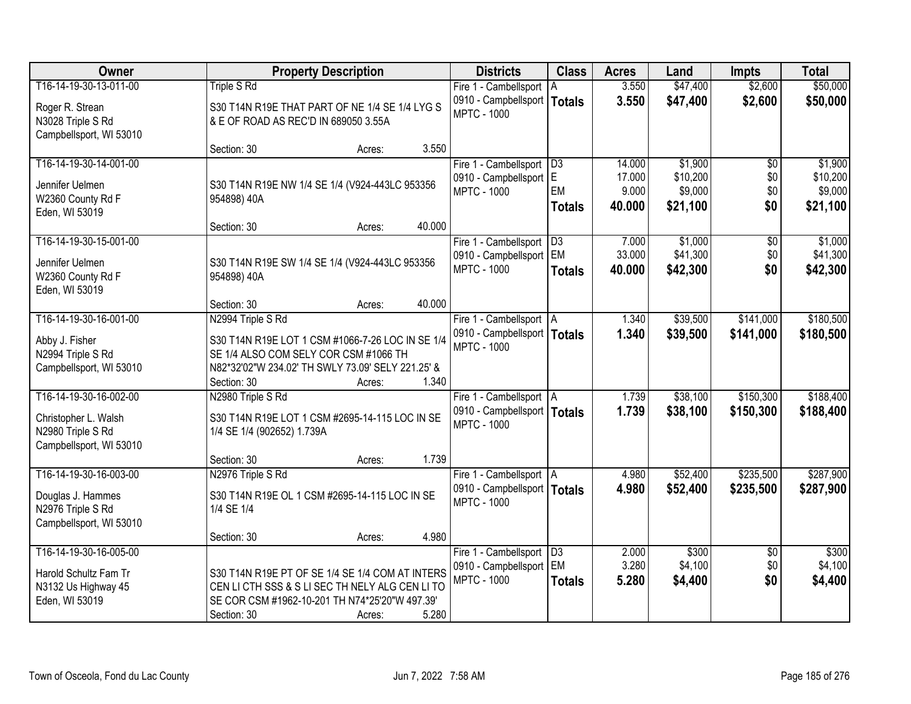| Owner | Property Description | Districts | Class | Acres | Land | Impts | Total |
|---|---|---|---|---|---|---|---|
| T16-14-19-30-13-011-00<br>Roger R. Strean<br>N3028 Triple S Rd<br>Campbellsport, WI 53010 | Triple S Rd<br>S30 T14N R19E THAT PART OF NE 1/4 SE 1/4 LYG S & E OF ROAD AS REC'D IN 689050 3.55A<br>Section: 30 Acres: 3.550 | Fire 1 - Cambellsport<br>0910 - Campbellsport<br>MPTC - 1000 | A<br>**Totals** | 3.550<br>**3.550** | $47,400<br>**$47,400** | $2,600<br>**$2,600** | $50,000<br>**$50,000** |
| T16-14-19-30-14-001-00<br>Jennifer Uelmen<br>W2360 County Rd F<br>Eden, WI 53019 | S30 T14N R19E NW 1/4 SE 1/4 (V924-443LC 953356 954898) 40A<br>Section: 30 Acres: 40.000 | Fire 1 - Cambellsport<br>0910 - Campbellsport<br>MPTC - 1000 | D3<br>E<br>EM<br>**Totals** | 14.000<br>17.000<br>9.000<br>**40.000** | $1,900<br>$10,200<br>$9,000<br>**$21,100** | $0<br>$0<br>$0<br>**$0** | $1,900<br>$10,200<br>$9,000<br>**$21,100** |
| T16-14-19-30-15-001-00<br>Jennifer Uelmen<br>W2360 County Rd F<br>Eden, WI 53019 | S30 T14N R19E SW 1/4 SE 1/4 (V924-443LC 953356 954898) 40A<br>Section: 30 Acres: 40.000 | Fire 1 - Cambellsport<br>0910 - Campbellsport<br>MPTC - 1000 | D3<br>EM<br>**Totals** | 7.000<br>33.000<br>**40.000** | $1,000<br>$41,300<br>**$42,300** | $0<br>$0<br>**$0** | $1,000<br>$41,300<br>**$42,300** |
| T16-14-19-30-16-001-00<br>Abby J. Fisher<br>N2994 Triple S Rd<br>Campbellsport, WI 53010 | N2994 Triple S Rd<br>S30 T14N R19E LOT 1 CSM #1066-7-26 LOC IN SE 1/4 SE 1/4 ALSO COM SELY COR CSM #1066 TH N82*32'02"W 234.02' TH SWLY 73.09' SELY 221.25' &<br>Section: 30 Acres: 1.340 | Fire 1 - Cambellsport<br>0910 - Campbellsport<br>MPTC - 1000 | A<br>**Totals** | 1.340<br>**1.340** | $39,500<br>**$39,500** | $141,000<br>**$141,000** | $180,500<br>**$180,500** |
| T16-14-19-30-16-002-00<br>Christopher L. Walsh<br>N2980 Triple S Rd<br>Campbellsport, WI 53010 | N2980 Triple S Rd<br>S30 T14N R19E LOT 1 CSM #2695-14-115 LOC IN SE 1/4 SE 1/4 (902652) 1.739A<br>Section: 30 Acres: 1.739 | Fire 1 - Cambellsport<br>0910 - Campbellsport<br>MPTC - 1000 | A<br>**Totals** | 1.739<br>**1.739** | $38,100<br>**$38,100** | $150,300<br>**$150,300** | $188,400<br>**$188,400** |
| T16-14-19-30-16-003-00<br>Douglas J. Hammes<br>N2976 Triple S Rd<br>Campbellsport, WI 53010 | N2976 Triple S Rd<br>S30 T14N R19E OL 1 CSM #2695-14-115 LOC IN SE 1/4 SE 1/4<br>Section: 30 Acres: 4.980 | Fire 1 - Cambellsport<br>0910 - Campbellsport<br>MPTC - 1000 | A<br>**Totals** | 4.980<br>**4.980** | $52,400<br>**$52,400** | $235,500<br>**$235,500** | $287,900<br>**$287,900** |
| T16-14-19-30-16-005-00<br>Harold Schultz Fam Tr<br>N3132 Us Highway 45<br>Eden, WI 53019 | S30 T14N R19E PT OF SE 1/4 SE 1/4 COM AT INTERS CEN LI CTH SSS & S LI SEC TH NELY ALG CEN LI TO SE COR CSM #1962-10-201 TH N74*25'20"W 497.39'<br>Section: 30 Acres: 5.280 | Fire 1 - Cambellsport<br>0910 - Campbellsport<br>MPTC - 1000 | D3<br>EM<br>**Totals** | 2.000<br>3.280<br>**5.280** | $300<br>$4,100<br>**$4,400** | $0<br>$0<br>**$0** | $300<br>$4,100<br>**$4,400** |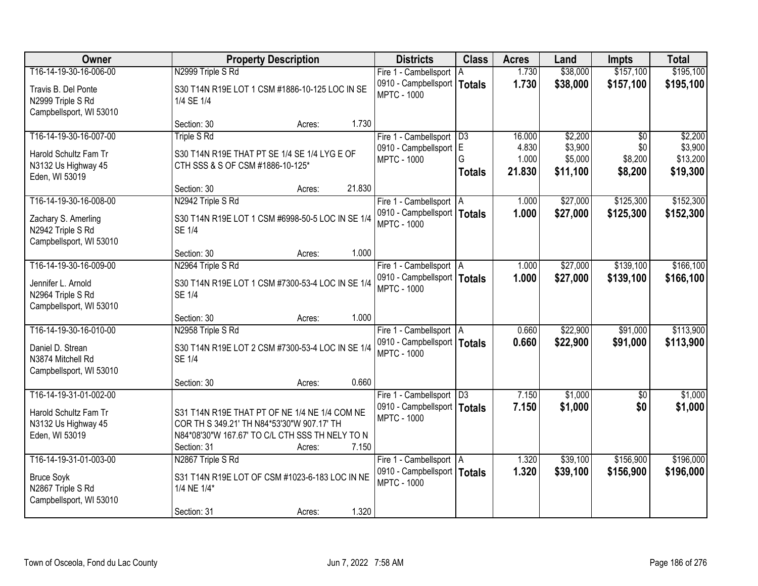| Owner | Property Description | Districts | Class | Acres | Land | Impts | Total |
|---|---|---|---|---|---|---|---|
| T16-14-19-30-16-006-00<br>Travis B. Del Ponte<br>N2999 Triple S Rd<br>Campbellsport, WI 53010 | N2999 Triple S Rd<br>S30 T14N R19E LOT 1 CSM #1886-10-125 LOC IN SE 1/4 SE 1/4<br>Section: 30 Acres: 1.730 | Fire 1 - Cambellsport<br>0910 - Campbellsport<br>MPTC - 1000 | A<br>**Totals** | 1.730<br>**1.730** | $38,000<br>**$38,000** | $157,100<br>**$157,100** | $195,100<br>**$195,100** |
| T16-14-19-30-16-007-00<br>Harold Schultz Fam Tr<br>N3132 Us Highway 45<br>Eden, WI 53019 | Triple S Rd<br>S30 T14N R19E THAT PT SE 1/4 SE 1/4 LYG E OF CTH SSS & S OF CSM #1886-10-125*<br>Section: 30 Acres: 21.830 | Fire 1 - Cambellsport<br>0910 - Campbellsport<br>MPTC - 1000 | D3<br>E<br>G<br>**Totals** | 16.000<br>4.830<br>1.000<br>**21.830** | $2,200<br>$3,900<br>$5,000<br>**$11,100** | $0<br>$0<br>$8,200<br>**$8,200** | $2,200<br>$3,900<br>$13,200<br>**$19,300** |
| T16-14-19-30-16-008-00<br>Zachary S. Amerling<br>N2942 Triple S Rd<br>Campbellsport, WI 53010 | N2942 Triple S Rd<br>S30 T14N R19E LOT 1 CSM #6998-50-5 LOC IN SE 1/4 SE 1/4<br>Section: 30 Acres: 1.000 | Fire 1 - Cambellsport<br>0910 - Campbellsport<br>MPTC - 1000 | A<br>**Totals** | 1.000<br>**1.000** | $27,000<br>**$27,000** | $125,300<br>**$125,300** | $152,300<br>**$152,300** |
| T16-14-19-30-16-009-00<br>Jennifer L. Arnold<br>N2964 Triple S Rd<br>Campbellsport, WI 53010 | N2964 Triple S Rd<br>S30 T14N R19E LOT 1 CSM #7300-53-4 LOC IN SE 1/4 SE 1/4<br>Section: 30 Acres: 1.000 | Fire 1 - Cambellsport<br>0910 - Campbellsport<br>MPTC - 1000 | A<br>**Totals** | 1.000<br>**1.000** | $27,000<br>**$27,000** | $139,100<br>**$139,100** | $166,100<br>**$166,100** |
| T16-14-19-30-16-010-00<br>Daniel D. Strean<br>N3874 Mitchell Rd<br>Campbellsport, WI 53010 | N2958 Triple S Rd<br>S30 T14N R19E LOT 2 CSM #7300-53-4 LOC IN SE 1/4 SE 1/4<br>Section: 30 Acres: 0.660 | Fire 1 - Cambellsport<br>0910 - Campbellsport<br>MPTC - 1000 | A<br>**Totals** | 0.660<br>**0.660** | $22,900<br>**$22,900** | $91,000<br>**$91,000** | $113,900<br>**$113,900** |
| T16-14-19-31-01-002-00<br>Harold Schultz Fam Tr<br>N3132 Us Highway 45<br>Eden, WI 53019 | S31 T14N R19E THAT PT OF NE 1/4 NE 1/4 COM NE COR TH S 349.21' TH N84*53'30"W 907.17' TH N84*08'30"W 167.67' TO C/L CTH SSS TH NELY TO N<br>Section: 31 Acres: 7.150 | Fire 1 - Cambellsport<br>0910 - Campbellsport<br>MPTC - 1000 | D3<br>**Totals** | 7.150<br>**7.150** | $1,000<br>**$1,000** | $0<br>**$0** | $1,000<br>**$1,000** |
| T16-14-19-31-01-003-00<br>Bruce Soyk<br>N2867 Triple S Rd<br>Campbellsport, WI 53010 | N2867 Triple S Rd<br>S31 T14N R19E LOT OF CSM #1023-6-183 LOC IN NE 1/4 NE 1/4*<br>Section: 31 Acres: 1.320 | Fire 1 - Cambellsport<br>0910 - Campbellsport<br>MPTC - 1000 | A<br>**Totals** | 1.320<br>**1.320** | $39,100<br>**$39,100** | $156,900<br>**$156,900** | $196,000<br>**$196,000** |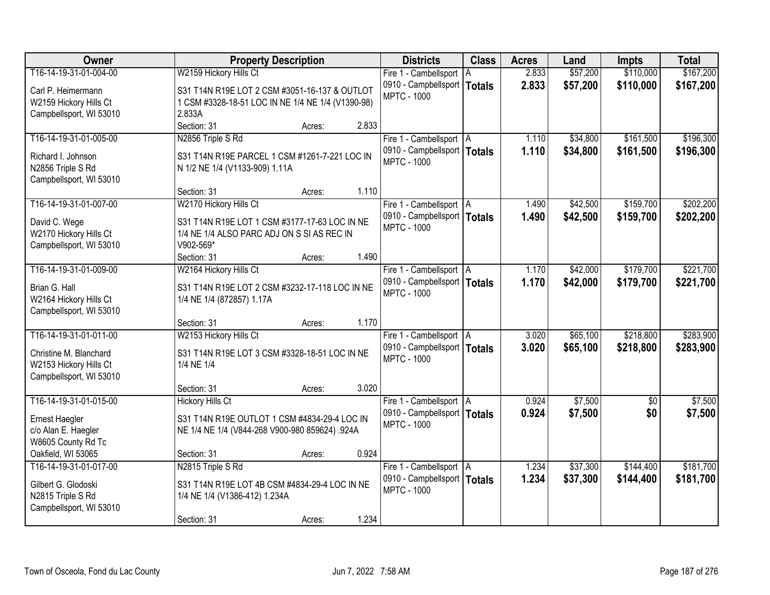| Owner | Property Description | Districts | Class | Acres | Land | Impts | Total |
|---|---|---|---|---|---|---|---|
| T16-14-19-31-01-004-00<br>Carl P. Heimermann<br>W2159 Hickory Hills Ct<br>Campbellsport, WI 53010 | W2159 Hickory Hills Ct<br>S31 T14N R19E LOT 2 CSM #3051-16-137 & OUTLOT 1 CSM #3328-18-51 LOC IN NE 1/4 NE 1/4 (V1390-98) 2.833A<br>Section: 31 Acres: 2.833 | Fire 1 - Cambellsport<br>0910 - Campbellsport<br>MPTC - 1000 | A<br>**Totals** | 2.833<br>**2.833** | $57,200<br>**$57,200** | $110,000<br>**$110,000** | $167,200<br>**$167,200** |
| T16-14-19-31-01-005-00<br>Richard I. Johnson<br>N2856 Triple S Rd<br>Campbellsport, WI 53010 | N2856 Triple S Rd<br>S31 T14N R19E PARCEL 1 CSM #1261-7-221 LOC IN N 1/2 NE 1/4 (V1133-909) 1.11A<br>Section: 31 Acres: 1.110 | Fire 1 - Cambellsport<br>0910 - Campbellsport<br>MPTC - 1000 | A<br>**Totals** | 1.110<br>**1.110** | $34,800<br>**$34,800** | $161,500<br>**$161,500** | $196,300<br>**$196,300** |
| T16-14-19-31-01-007-00<br>David C. Wege<br>W2170 Hickory Hills Ct<br>Campbellsport, WI 53010 | W2170 Hickory Hills Ct<br>S31 T14N R19E LOT 1 CSM #3177-17-63 LOC IN NE 1/4 NE 1/4 ALSO PARC ADJ ON S SI AS REC IN V902-569*<br>Section: 31 Acres: 1.490 | Fire 1 - Cambellsport<br>0910 - Campbellsport<br>MPTC - 1000 | A<br>**Totals** | 1.490<br>**1.490** | $42,500<br>**$42,500** | $159,700<br>**$159,700** | $202,200<br>**$202,200** |
| T16-14-19-31-01-009-00<br>Brian G. Hall<br>W2164 Hickory Hills Ct<br>Campbellsport, WI 53010 | W2164 Hickory Hills Ct<br>S31 T14N R19E LOT 2 CSM #3232-17-118 LOC IN NE 1/4 NE 1/4 (872857) 1.17A<br>Section: 31 Acres: 1.170 | Fire 1 - Cambellsport<br>0910 - Campbellsport<br>MPTC - 1000 | A<br>**Totals** | 1.170<br>**1.170** | $42,000<br>**$42,000** | $179,700<br>**$179,700** | $221,700<br>**$221,700** |
| T16-14-19-31-01-011-00<br>Christine M. Blanchard<br>W2153 Hickory Hills Ct<br>Campbellsport, WI 53010 | W2153 Hickory Hills Ct<br>S31 T14N R19E LOT 3 CSM #3328-18-51 LOC IN NE 1/4 NE 1/4<br>Section: 31 Acres: 3.020 | Fire 1 - Cambellsport<br>0910 - Campbellsport<br>MPTC - 1000 | A<br>**Totals** | 3.020<br>**3.020** | $65,100<br>**$65,100** | $218,800<br>**$218,800** | $283,900<br>**$283,900** |
| T16-14-19-31-01-015-00<br>Ernest Haegler<br>c/o Alan E. Haegler<br>W8605 County Rd Tc<br>Oakfield, WI 53065 | Hickory Hills Ct<br>S31 T14N R19E OUTLOT 1 CSM #4834-29-4 LOC IN NE 1/4 NE 1/4 (V844-268 V900-980 859624) .924A<br>Section: 31 Acres: 0.924 | Fire 1 - Cambellsport<br>0910 - Campbellsport<br>MPTC - 1000 | A<br>**Totals** | 0.924<br>**0.924** | $7,500<br>**$7,500** | $0<br>**$0** | $7,500<br>**$7,500** |
| T16-14-19-31-01-017-00<br>Gilbert G. Glodoski<br>N2815 Triple S Rd<br>Campbellsport, WI 53010 | N2815 Triple S Rd<br>S31 T14N R19E LOT 4B CSM #4834-29-4 LOC IN NE 1/4 NE 1/4 (V1386-412) 1.234A<br>Section: 31 Acres: 1.234 | Fire 1 - Cambellsport<br>0910 - Campbellsport<br>MPTC - 1000 | A<br>**Totals** | 1.234<br>**1.234** | $37,300<br>**$37,300** | $144,400<br>**$144,400** | $181,700<br>**$181,700** |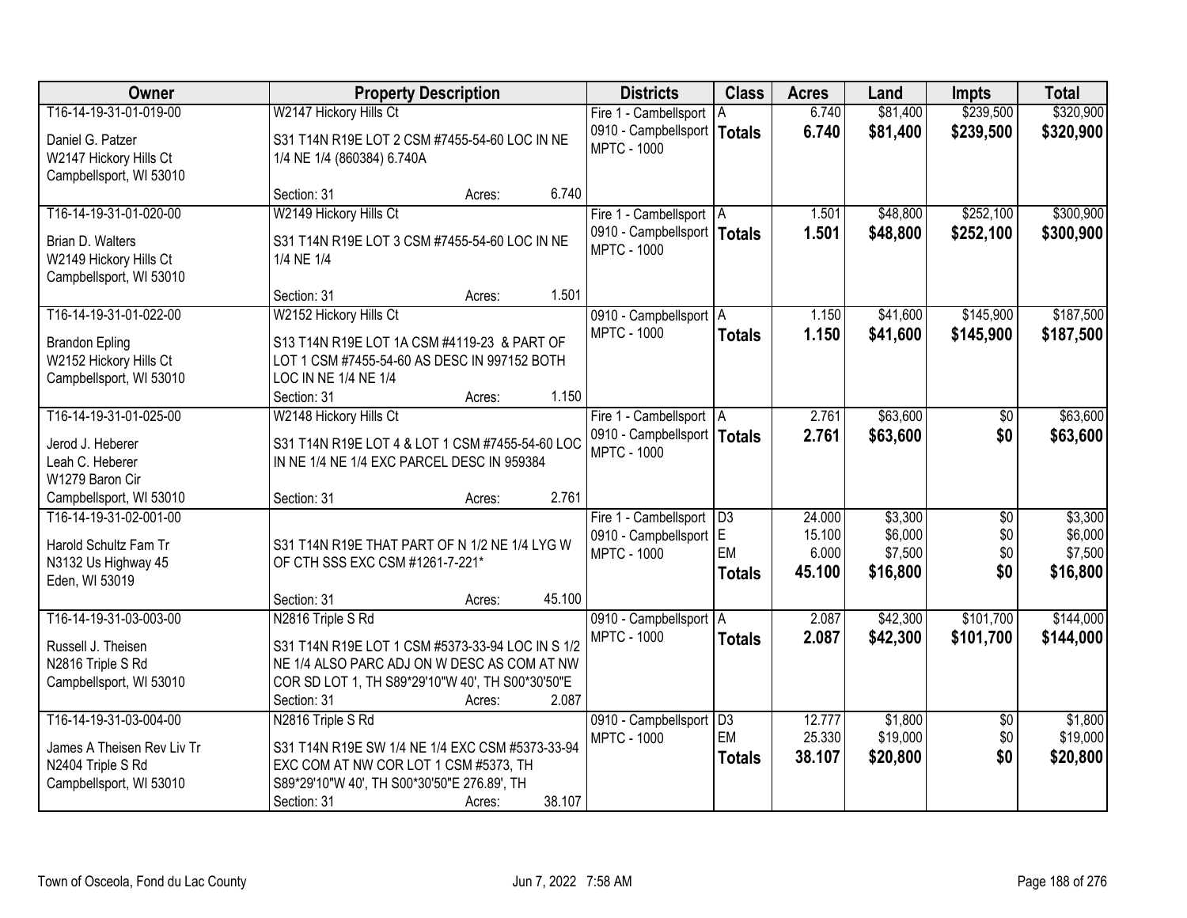| Owner | Property Description | Districts | Class | Acres | Land | Impts | Total |
|---|---|---|---|---|---|---|---|
| T16-14-19-31-01-019-00<br>Daniel G. Patzer<br>W2147 Hickory Hills Ct<br>Campbellsport, WI 53010 | W2147 Hickory Hills Ct<br>S31 T14N R19E LOT 2 CSM #7455-54-60 LOC IN NE 1/4 NE 1/4 (860384) 6.740A<br>Section: 31 Acres: 6.740 | Fire 1 - Cambellsport<br>0910 - Campbellsport<br>MPTC - 1000 | A<br>**Totals** | 6.740<br>**6.740** | $81,400<br>**$81,400** | $239,500<br>**$239,500** | $320,900<br>**$320,900** |
| T16-14-19-31-01-020-00<br>Brian D. Walters<br>W2149 Hickory Hills Ct<br>Campbellsport, WI 53010 | W2149 Hickory Hills Ct<br>S31 T14N R19E LOT 3 CSM #7455-54-60 LOC IN NE 1/4 NE 1/4<br>Section: 31 Acres: 1.501 | Fire 1 - Cambellsport<br>0910 - Campbellsport<br>MPTC - 1000 | A<br>**Totals** | 1.501<br>**1.501** | $48,800<br>**$48,800** | $252,100<br>**$252,100** | $300,900<br>**$300,900** |
| T16-14-19-31-01-022-00<br>Brandon Epling<br>W2152 Hickory Hills Ct<br>Campbellsport, WI 53010 | W2152 Hickory Hills Ct<br>S13 T14N R19E LOT 1A CSM #4119-23 & PART OF LOT 1 CSM #7455-54-60 AS DESC IN 997152 BOTH LOC IN NE 1/4 NE 1/4<br>Section: 31 Acres: 1.150 | 0910 - Campbellsport<br>MPTC - 1000 | A<br>**Totals** | 1.150<br>**1.150** | $41,600<br>**$41,600** | $145,900<br>**$145,900** | $187,500<br>**$187,500** |
| T16-14-19-31-01-025-00<br>Jerod J. Heberer<br>Leah C. Heberer<br>W1279 Baron Cir<br>Campbellsport, WI 53010 | W2148 Hickory Hills Ct<br>S31 T14N R19E LOT 4 & LOT 1 CSM #7455-54-60 LOC IN NE 1/4 NE 1/4 EXC PARCEL DESC IN 959384<br>Section: 31 Acres: 2.761 | Fire 1 - Cambellsport<br>0910 - Campbellsport<br>MPTC - 1000 | A<br>**Totals** | 2.761<br>**2.761** | $63,600<br>**$63,600** | $0<br>**$0** | $63,600<br>**$63,600** |
| T16-14-19-31-02-001-00<br>Harold Schultz Fam Tr<br>N3132 Us Highway 45<br>Eden, WI 53019 | S31 T14N R19E THAT PART OF N 1/2 NE 1/4 LYG W OF CTH SSS EXC CSM #1261-7-221*<br>Section: 31 Acres: 45.100 | Fire 1 - Cambellsport<br>0910 - Campbellsport<br>MPTC - 1000 | D3<br>E<br>EM<br>**Totals** | 24.000<br>15.100<br>6.000<br>**45.100** | $3,300<br>$6,000<br>$7,500<br>**$16,800** | $0<br>$0<br>$0<br>**$0** | $3,300<br>$6,000<br>$7,500<br>**$16,800** |
| T16-14-19-31-03-003-00<br>Russell J. Theisen<br>N2816 Triple S Rd<br>Campbellsport, WI 53010 | N2816 Triple S Rd<br>S31 T14N R19E LOT 1 CSM #5373-33-94 LOC IN S 1/2 NE 1/4 ALSO PARC ADJ ON W DESC AS COM AT NW COR SD LOT 1, TH S89*29'10"W 40', TH S00*30'50"E<br>Section: 31 Acres: 2.087 | 0910 - Campbellsport<br>MPTC - 1000 | A<br>**Totals** | 2.087<br>**2.087** | $42,300<br>**$42,300** | $101,700<br>**$101,700** | $144,000<br>**$144,000** |
| T16-14-19-31-03-004-00<br>James A Theisen Rev Liv Tr<br>N2404 Triple S Rd<br>Campbellsport, WI 53010 | N2816 Triple S Rd<br>S31 T14N R19E SW 1/4 NE 1/4 EXC CSM #5373-33-94 EXC COM AT NW COR LOT 1 CSM #5373, TH S89*29'10"W 40', TH S00*30'50"E 276.89', TH<br>Section: 31 Acres: 38.107 | 0910 - Campbellsport<br>MPTC - 1000 | D3<br>EM<br>**Totals** | 12.777<br>25.330<br>**38.107** | $1,800<br>$19,000<br>**$20,800** | $0<br>$0<br>**$0** | $1,800<br>$19,000<br>**$20,800** |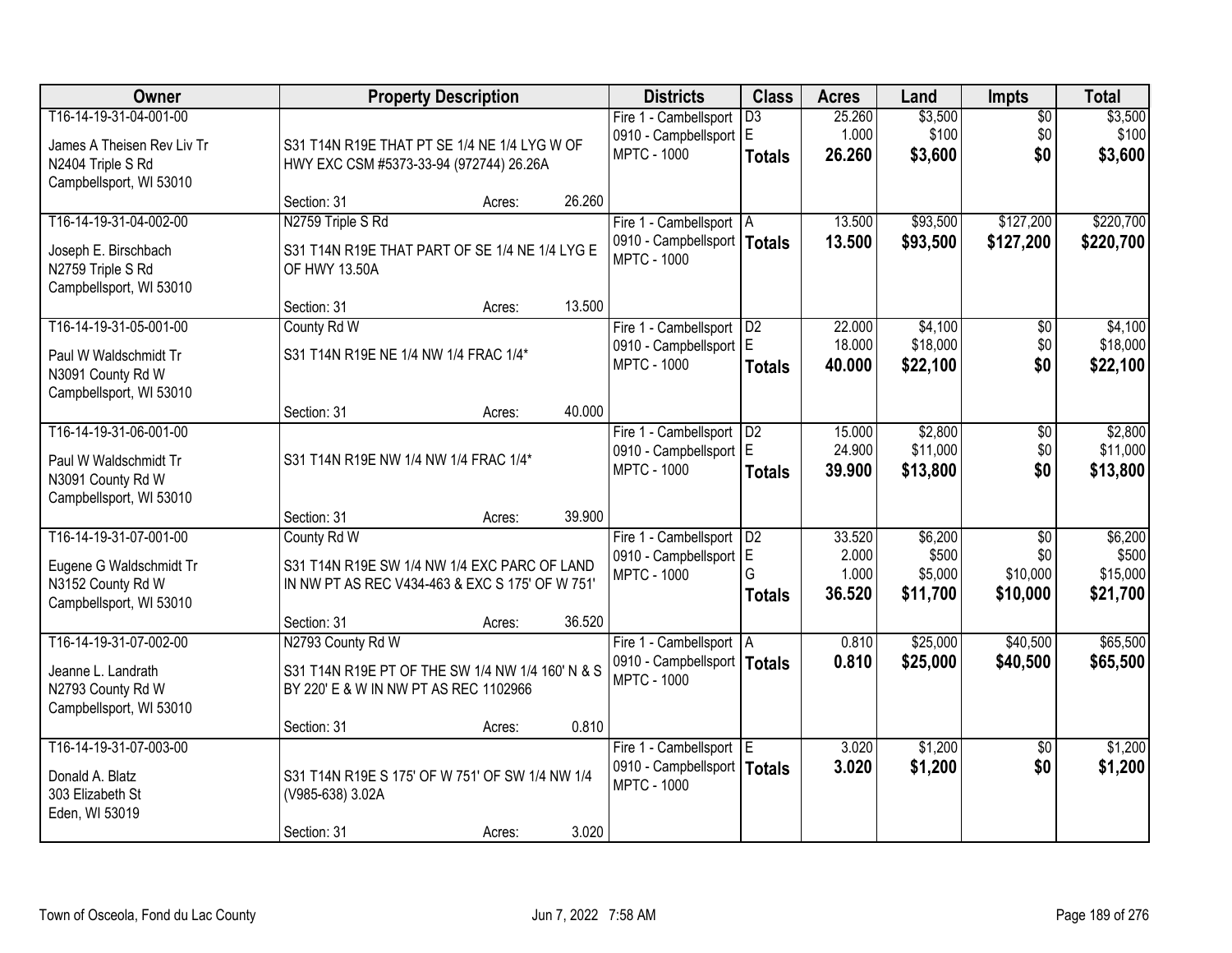| Owner | Property Description | Districts | Class | Acres | Land | Impts | Total |
|---|---|---|---|---|---|---|---|
| T16-14-19-31-04-001-00<br>James A Theisen Rev Liv Tr<br>N2404 Triple S Rd<br>Campbellsport, WI 53010 | S31 T14N R19E THAT PT SE 1/4 NE 1/4 LYG W OF HWY EXC CSM #5373-33-94 (972744) 26.26A<br>Section: 31 Acres: 26.260 | Fire 1 - Cambellsport<br>0910 - Campbellsport<br>MPTC - 1000 | D3<br>E<br>**Totals** | 25.260<br>1.000<br>**26.260** | $3,500<br>$100<br>**$3,600** | $0<br>$0<br>**$0** | $3,500<br>$100<br>**$3,600** |
| T16-14-19-31-04-002-00<br>Joseph E. Birschbach<br>N2759 Triple S Rd<br>Campbellsport, WI 53010 | N2759 Triple S Rd<br>S31 T14N R19E THAT PART OF SE 1/4 NE 1/4 LYG E OF HWY 13.50A<br>Section: 31 Acres: 13.500 | Fire 1 - Cambellsport<br>0910 - Campbellsport<br>MPTC - 1000 | A<br>**Totals** | 13.500<br>**13.500** | $93,500<br>**$93,500** | $127,200<br>**$127,200** | $220,700<br>**$220,700** |
| T16-14-19-31-05-001-00<br>Paul W Waldschmidt Tr<br>N3091 County Rd W<br>Campbellsport, WI 53010 | County Rd W<br>S31 T14N R19E NE 1/4 NW 1/4 FRAC 1/4*<br>Section: 31 Acres: 40.000 | Fire 1 - Cambellsport<br>0910 - Campbellsport<br>MPTC - 1000 | D2<br>E<br>**Totals** | 22.000<br>18.000<br>**40.000** | $4,100<br>$18,000<br>**$22,100** | $0<br>$0<br>**$0** | $4,100<br>$18,000<br>**$22,100** |
| T16-14-19-31-06-001-00<br>Paul W Waldschmidt Tr<br>N3091 County Rd W<br>Campbellsport, WI 53010 | S31 T14N R19E NW 1/4 NW 1/4 FRAC 1/4*<br>Section: 31 Acres: 39.900 | Fire 1 - Cambellsport<br>0910 - Campbellsport<br>MPTC - 1000 | D2<br>E<br>**Totals** | 15.000<br>24.900<br>**39.900** | $2,800<br>$11,000<br>**$13,800** | $0<br>$0<br>**$0** | $2,800<br>$11,000<br>**$13,800** |
| T16-14-19-31-07-001-00<br>Eugene G Waldschmidt Tr<br>N3152 County Rd W<br>Campbellsport, WI 53010 | County Rd W<br>S31 T14N R19E SW 1/4 NW 1/4 EXC PARC OF LAND IN NW PT AS REC V434-463 & EXC S 175' OF W 751'<br>Section: 31 Acres: 36.520 | Fire 1 - Cambellsport<br>0910 - Campbellsport<br>MPTC - 1000 | D2<br>E<br>G<br>**Totals** | 33.520<br>2.000<br>1.000<br>**36.520** | $6,200<br>$500<br>$5,000<br>**$11,700** | $0<br>$0<br>$10,000<br>**$10,000** | $6,200<br>$500<br>$15,000<br>**$21,700** |
| T16-14-19-31-07-002-00<br>Jeanne L. Landrath<br>N2793 County Rd W<br>Campbellsport, WI 53010 | N2793 County Rd W<br>S31 T14N R19E PT OF THE SW 1/4 NW 1/4 160' N & S BY 220' E & W IN NW PT AS REC 1102966<br>Section: 31 Acres: 0.810 | Fire 1 - Cambellsport<br>0910 - Campbellsport<br>MPTC - 1000 | A<br>**Totals** | 0.810<br>**0.810** | $25,000<br>**$25,000** | $40,500<br>**$40,500** | $65,500<br>**$65,500** |
| T16-14-19-31-07-003-00<br>Donald A. Blatz<br>303 Elizabeth St<br>Eden, WI 53019 | S31 T14N R19E S 175' OF W 751' OF SW 1/4 NW 1/4 (V985-638) 3.02A<br>Section: 31 Acres: 3.020 | Fire 1 - Cambellsport<br>0910 - Campbellsport<br>MPTC - 1000 | E<br>**Totals** | 3.020<br>**3.020** | $1,200<br>**$1,200** | $0<br>**$0** | $1,200<br>**$1,200** |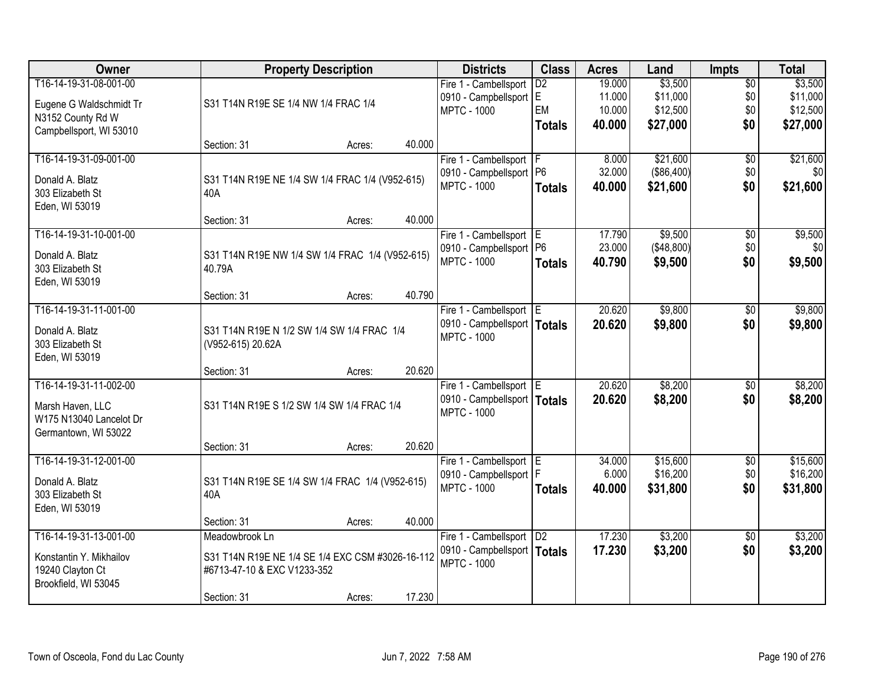| Owner | Property Description | Districts | Class | Acres | Land | Impts | Total |
|---|---|---|---|---|---|---|---|
| T16-14-19-31-08-001-00<br>Eugene G Waldschmidt Tr<br>N3152 County Rd W<br>Campbellsport, WI 53010 | S31 T14N R19E SE 1/4 NW 1/4 FRAC 1/4<br>Section: 31 Acres: 40.000 | Fire 1 - Cambellsport<br>0910 - Campbellsport<br>MPTC - 1000 | D2<br>E<br>EM<br>**Totals** | 19.000<br>11.000<br>10.000<br>**40.000** | $3,500<br>$11,000<br>$12,500<br>**$27,000** | $0<br>$0<br>$0<br>**$0** | $3,500<br>$11,000<br>$12,500<br>**$27,000** |
| T16-14-19-31-09-001-00<br>Donald A. Blatz<br>303 Elizabeth St<br>Eden, WI 53019 | S31 T14N R19E NE 1/4 SW 1/4 FRAC 1/4 (V952-615) 40A<br>Section: 31 Acres: 40.000 | Fire 1 - Cambellsport<br>0910 - Campbellsport<br>MPTC - 1000 | F<br>P6<br>**Totals** | 8.000<br>32.000<br>**40.000** | $21,600<br>($86,400)<br>**$21,600** | $0<br>$0<br>**$0** | $21,600<br>$0<br>**$21,600** |
| T16-14-19-31-10-001-00<br>Donald A. Blatz<br>303 Elizabeth St<br>Eden, WI 53019 | S31 T14N R19E NW 1/4 SW 1/4 FRAC 1/4 (V952-615) 40.79A<br>Section: 31 Acres: 40.790 | Fire 1 - Cambellsport<br>0910 - Campbellsport<br>MPTC - 1000 | E<br>P6<br>**Totals** | 17.790<br>23.000<br>**40.790** | $9,500<br>($48,800)<br>**$9,500** | $0<br>$0<br>**$0** | $9,500<br>$0<br>**$9,500** |
| T16-14-19-31-11-001-00<br>Donald A. Blatz<br>303 Elizabeth St<br>Eden, WI 53019 | S31 T14N R19E N 1/2 SW 1/4 SW 1/4 FRAC 1/4 (V952-615) 20.62A<br>Section: 31 Acres: 20.620 | Fire 1 - Cambellsport<br>0910 - Campbellsport<br>MPTC - 1000 | E<br>**Totals** | 20.620<br>**20.620** | $9,800<br>**$9,800** | $0<br>**$0** | $9,800<br>**$9,800** |
| T16-14-19-31-11-002-00<br>Marsh Haven, LLC<br>W175 N13040 Lancelot Dr<br>Germantown, WI 53022 | S31 T14N R19E S 1/2 SW 1/4 SW 1/4 FRAC 1/4<br>Section: 31 Acres: 20.620 | Fire 1 - Cambellsport<br>0910 - Campbellsport<br>MPTC - 1000 | E<br>**Totals** | 20.620<br>**20.620** | $8,200<br>**$8,200** | $0<br>**$0** | $8,200<br>**$8,200** |
| T16-14-19-31-12-001-00<br>Donald A. Blatz<br>303 Elizabeth St<br>Eden, WI 53019 | S31 T14N R19E SE 1/4 SW 1/4 FRAC 1/4 (V952-615) 40A<br>Section: 31 Acres: 40.000 | Fire 1 - Cambellsport<br>0910 - Campbellsport<br>MPTC - 1000 | E<br>F<br>**Totals** | 34.000<br>6.000<br>**40.000** | $15,600<br>$16,200<br>**$31,800** | $0<br>$0<br>**$0** | $15,600<br>$16,200<br>**$31,800** |
| T16-14-19-31-13-001-00<br>Konstantin Y. Mikhailov<br>19240 Clayton Ct<br>Brookfield, WI 53045 | Meadowbrook Ln<br>S31 T14N R19E NE 1/4 SE 1/4 EXC CSM #3026-16-112 #6713-47-10 & EXC V1233-352<br>Section: 31 Acres: 17.230 | Fire 1 - Cambellsport<br>0910 - Campbellsport<br>MPTC - 1000 | D2<br>**Totals** | 17.230<br>**17.230** | $3,200<br>**$3,200** | $0<br>**$0** | $3,200<br>**$3,200** |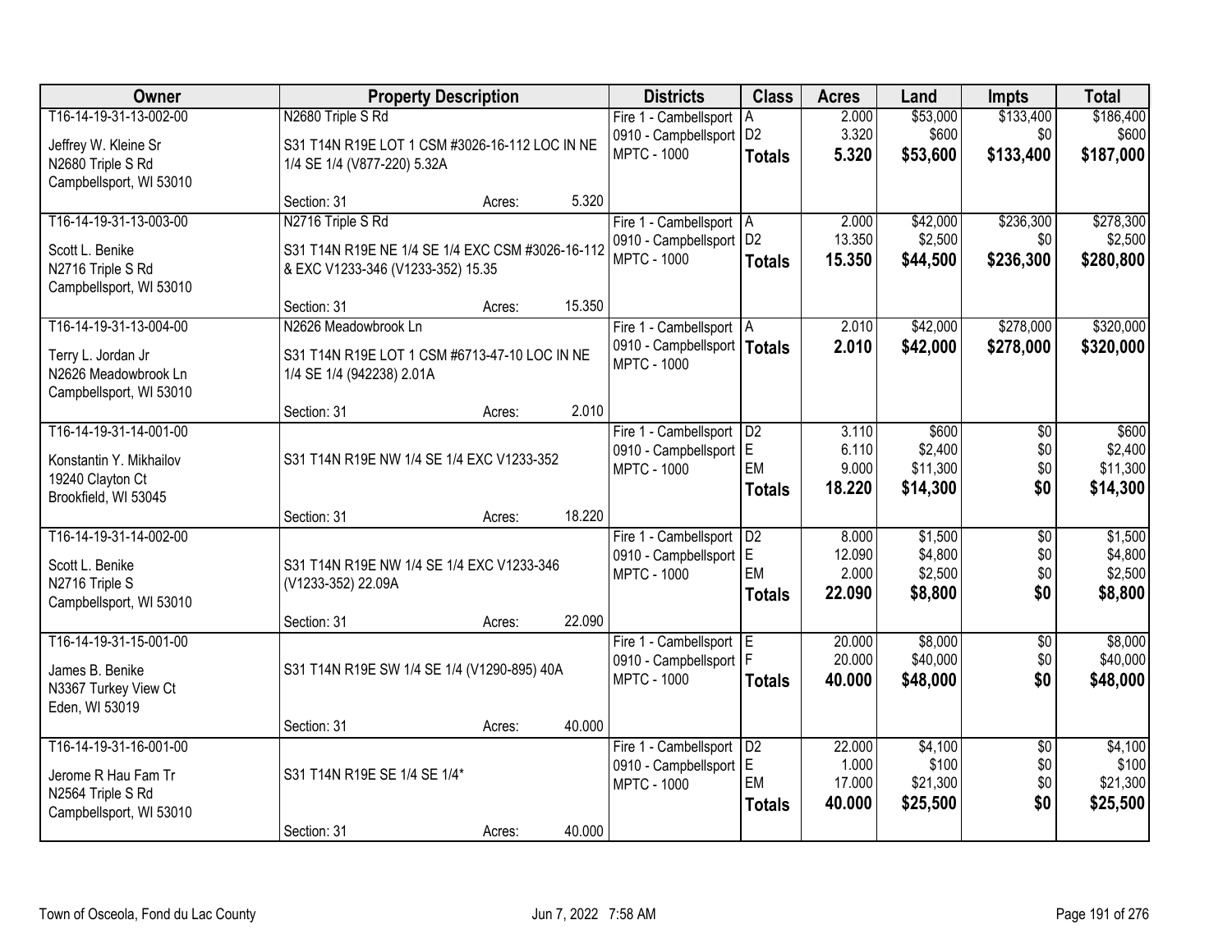| Owner | Property Description | Districts | Class | Acres | Land | Impts | Total |
|---|---|---|---|---|---|---|---|
| T16-14-19-31-13-002-00<br>Jeffrey W. Kleine Sr<br>N2680 Triple S Rd<br>Campbellsport, WI 53010 | N2680 Triple S Rd<br>S31 T14N R19E LOT 1 CSM #3026-16-112 LOC IN NE 1/4 SE 1/4 (V877-220) 5.32A<br>Section: 31 Acres: 5.320 | Fire 1 - Cambellsport<br>0910 - Campbellsport<br>MPTC - 1000 | A<br>D2<br>**Totals** | 2.000<br>3.320<br>**5.320** | $53,000<br>$600<br>**$53,600** | $133,400<br>$0<br>**$133,400** | $186,400<br>$600<br>**$187,000** |
| T16-14-19-31-13-003-00<br>Scott L. Benike<br>N2716 Triple S Rd<br>Campbellsport, WI 53010 | N2716 Triple S Rd<br>S31 T14N R19E NE 1/4 SE 1/4 EXC CSM #3026-16-112 & EXC V1233-346 (V1233-352) 15.35<br>Section: 31 Acres: 15.350 | Fire 1 - Cambellsport<br>0910 - Campbellsport<br>MPTC - 1000 | A<br>D2<br>**Totals** | 2.000<br>13.350<br>**15.350** | $42,000<br>$2,500<br>**$44,500** | $236,300<br>$0<br>**$236,300** | $278,300<br>$2,500<br>**$280,800** |
| T16-14-19-31-13-004-00<br>Terry L. Jordan Jr<br>N2626 Meadowbrook Ln<br>Campbellsport, WI 53010 | N2626 Meadowbrook Ln<br>S31 T14N R19E LOT 1 CSM #6713-47-10 LOC IN NE 1/4 SE 1/4 (942238) 2.01A<br>Section: 31 Acres: 2.010 | Fire 1 - Cambellsport<br>0910 - Campbellsport<br>MPTC - 1000 | A<br>**Totals** | 2.010<br>**2.010** | $42,000<br>**$42,000** | $278,000<br>**$278,000** | $320,000<br>**$320,000** |
| T16-14-19-31-14-001-00<br>Konstantin Y. Mikhailov<br>19240 Clayton Ct<br>Brookfield, WI 53045 | S31 T14N R19E NW 1/4 SE 1/4 EXC V1233-352<br>Section: 31 Acres: 18.220 | Fire 1 - Cambellsport<br>0910 - Campbellsport<br>MPTC - 1000 | D2<br>E<br>EM<br>**Totals** | 3.110<br>6.110<br>9.000<br>**18.220** | $600<br>$2,400<br>$11,300<br>**$14,300** | $0<br>$0<br>$0<br>**$0** | $600<br>$2,400<br>$11,300<br>**$14,300** |
| T16-14-19-31-14-002-00<br>Scott L. Benike<br>N2716 Triple S<br>Campbellsport, WI 53010 | S31 T14N R19E NW 1/4 SE 1/4 EXC V1233-346 (V1233-352) 22.09A<br>Section: 31 Acres: 22.090 | Fire 1 - Cambellsport<br>0910 - Campbellsport<br>MPTC - 1000 | D2<br>E<br>EM<br>**Totals** | 8.000<br>12.090<br>2.000<br>**22.090** | $1,500<br>$4,800<br>$2,500<br>**$8,800** | $0<br>$0<br>$0<br>**$0** | $1,500<br>$4,800<br>$2,500<br>**$8,800** |
| T16-14-19-31-15-001-00<br>James B. Benike<br>N3367 Turkey View Ct<br>Eden, WI 53019 | S31 T14N R19E SW 1/4 SE 1/4 (V1290-895) 40A<br>Section: 31 Acres: 40.000 | Fire 1 - Cambellsport<br>0910 - Campbellsport<br>MPTC - 1000 | E<br>F<br>**Totals** | 20.000<br>20.000<br>**40.000** | $8,000<br>$40,000<br>**$48,000** | $0<br>$0<br>**$0** | $8,000<br>$40,000<br>**$48,000** |
| T16-14-19-31-16-001-00<br>Jerome R Hau Fam Tr<br>N2564 Triple S Rd<br>Campbellsport, WI 53010 | S31 T14N R19E SE 1/4 SE 1/4*<br>Section: 31 Acres: 40.000 | Fire 1 - Cambellsport<br>0910 - Campbellsport<br>MPTC - 1000 | D2<br>E<br>EM<br>**Totals** | 22.000<br>1.000<br>17.000<br>**40.000** | $4,100<br>$100<br>$21,300<br>**$25,500** | $0<br>$0<br>$0<br>**$0** | $4,100<br>$100<br>$21,300<br>**$25,500** |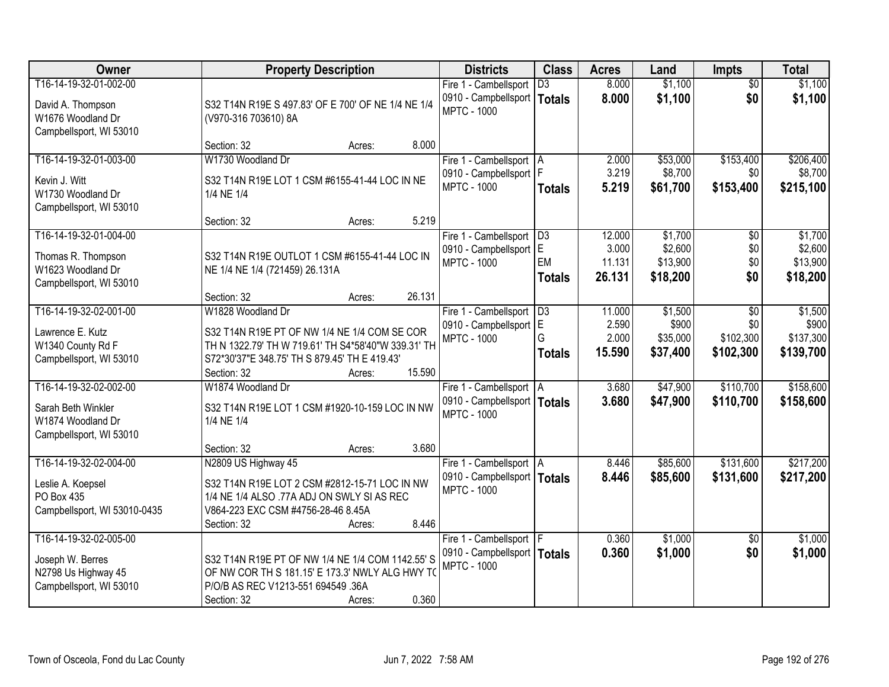| Owner | Property Description | Districts | Class | Acres | Land | Impts | Total |
|---|---|---|---|---|---|---|---|
| T16-14-19-32-01-002-00<br><br>David A. Thompson<br>W1676 Woodland Dr<br>Campbellsport, WI 53010 | S32 T14N R19E S 497.83' OF E 700' OF NE 1/4 NE 1/4 (V970-316 703610) 8A<br><br>Section: 32 Acres: 8.000 | Fire 1 - Cambellsport<br>0910 - Campbellsport<br>MPTC - 1000 | D3<br>**Totals** | 8.000<br>**8.000** | $1,100<br>**$1,100** | $0<br>**$0** | $1,100<br>**$1,100** |
| T16-14-19-32-01-003-00<br><br>Kevin J. Witt<br>W1730 Woodland Dr<br>Campbellsport, WI 53010 | W1730 Woodland Dr<br><br>S32 T14N R19E LOT 1 CSM #6155-41-44 LOC IN NE 1/4 NE 1/4<br><br>Section: 32 Acres: 5.219 | Fire 1 - Cambellsport<br>0910 - Campbellsport<br>MPTC - 1000 | A<br>F<br>**Totals** | 2.000<br>3.219<br>**5.219** | $53,000<br>$8,700<br>**$61,700** | $153,400<br>$0<br>**$153,400** | $206,400<br>$8,700<br>**$215,100** |
| T16-14-19-32-01-004-00<br><br>Thomas R. Thompson<br>W1623 Woodland Dr<br>Campbellsport, WI 53010 | S32 T14N R19E OUTLOT 1 CSM #6155-41-44 LOC IN NE 1/4 NE 1/4 (721459) 26.131A<br><br>Section: 32 Acres: 26.131 | Fire 1 - Cambellsport<br>0910 - Campbellsport<br>MPTC - 1000 | D3<br>E<br>EM<br>**Totals** | 12.000<br>3.000<br>11.131<br>**26.131** | $1,700<br>$2,600<br>$13,900<br>**$18,200** | $0<br>$0<br>$0<br>**$0** | $1,700<br>$2,600<br>$13,900<br>**$18,200** |
| T16-14-19-32-02-001-00<br><br>Lawrence E. Kutz<br>W1340 County Rd F<br>Campbellsport, WI 53010 | W1828 Woodland Dr<br><br>S32 T14N R19E PT OF NW 1/4 NE 1/4 COM SE COR TH N 1322.79' TH W 719.61' TH S4*58'40"W 339.31' TH S72*30'37"E 348.75' TH S 879.45' TH E 419.43'<br>Section: 32 Acres: 15.590 | Fire 1 - Cambellsport<br>0910 - Campbellsport<br>MPTC - 1000 | D3<br>E<br>G<br>**Totals** | 11.000<br>2.590<br>2.000<br>**15.590** | $1,500<br>$900<br>$35,000<br>**$37,400** | $0<br>$0<br>$102,300<br>**$102,300** | $1,500<br>$900<br>$137,300<br>**$139,700** |
| T16-14-19-32-02-002-00<br><br>Sarah Beth Winkler<br>W1874 Woodland Dr<br>Campbellsport, WI 53010 | W1874 Woodland Dr<br><br>S32 T14N R19E LOT 1 CSM #1920-10-159 LOC IN NW 1/4 NE 1/4<br><br>Section: 32 Acres: 3.680 | Fire 1 - Cambellsport<br>0910 - Campbellsport<br>MPTC - 1000 | A<br>**Totals** | 3.680<br>**3.680** | $47,900<br>**$47,900** | $110,700<br>**$110,700** | $158,600<br>**$158,600** |
| T16-14-19-32-02-004-00<br><br>Leslie A. Koepsel<br>PO Box 435<br>Campbellsport, WI 53010-0435 | N2809 US Highway 45<br><br>S32 T14N R19E LOT 2 CSM #2812-15-71 LOC IN NW 1/4 NE 1/4 ALSO .77A ADJ ON SWLY SI AS REC V864-223 EXC CSM #4756-28-46 8.45A<br>Section: 32 Acres: 8.446 | Fire 1 - Cambellsport<br>0910 - Campbellsport<br>MPTC - 1000 | A<br>**Totals** | 8.446<br>**8.446** | $85,600<br>**$85,600** | $131,600<br>**$131,600** | $217,200<br>**$217,200** |
| T16-14-19-32-02-005-00<br><br>Joseph W. Berres<br>N2798 Us Highway 45<br>Campbellsport, WI 53010 | S32 T14N R19E PT OF NW 1/4 NE 1/4 COM 1142.55' S OF NW COR TH S 181.15' E 173.3' NWLY ALG HWY TO P/O/B AS REC V1213-551 694549 .36A<br>Section: 32 Acres: 0.360 | Fire 1 - Cambellsport<br>0910 - Campbellsport<br>MPTC - 1000 | F<br>**Totals** | 0.360<br>**0.360** | $1,000<br>**$1,000** | $0<br>**$0** | $1,000<br>**$1,000** |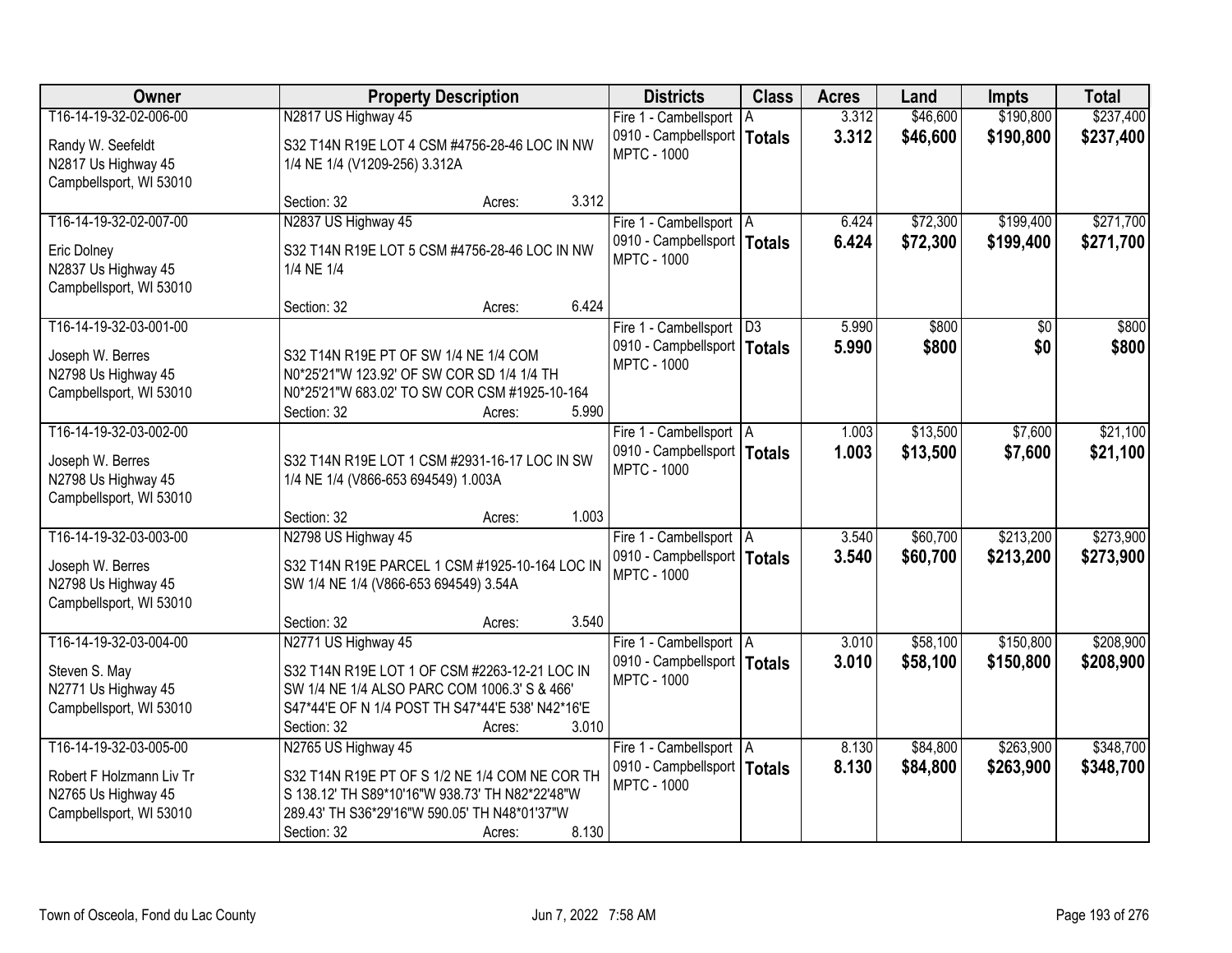| Owner | Property Description | Districts | Class | Acres | Land | Impts | Total |
|---|---|---|---|---|---|---|---|
| T16-14-19-32-02-006-00<br>Randy W. Seefeldt<br>N2817 Us Highway 45<br>Campbellsport, WI 53010 | N2817 US Highway 45<br>S32 T14N R19E LOT 4 CSM #4756-28-46 LOC IN NW 1/4 NE 1/4 (V1209-256) 3.312A<br>Section: 32 Acres: 3.312 | Fire 1 - Cambellsport<br>0910 - Campbellsport<br>MPTC - 1000 | A<br>**Totals** | 3.312<br>**3.312** | $46,600<br>**$46,600** | $190,800<br>**$190,800** | $237,400<br>**$237,400** |
| T16-14-19-32-02-007-00<br>Eric Dolney<br>N2837 Us Highway 45<br>Campbellsport, WI 53010 | N2837 US Highway 45<br>S32 T14N R19E LOT 5 CSM #4756-28-46 LOC IN NW 1/4 NE 1/4<br>Section: 32 Acres: 6.424 | Fire 1 - Cambellsport<br>0910 - Campbellsport<br>MPTC - 1000 | A<br>**Totals** | 6.424<br>**6.424** | $72,300<br>**$72,300** | $199,400<br>**$199,400** | $271,700<br>**$271,700** |
| T16-14-19-32-03-001-00<br>Joseph W. Berres<br>N2798 Us Highway 45<br>Campbellsport, WI 53010 | S32 T14N R19E PT OF SW 1/4 NE 1/4 COM N0*25'21"W 123.92' OF SW COR SD 1/4 1/4 TH N0*25'21"W 683.02' TO SW COR CSM #1925-10-164<br>Section: 32 Acres: 5.990 | Fire 1 - Cambellsport<br>0910 - Campbellsport<br>MPTC - 1000 | D3<br>**Totals** | 5.990<br>**5.990** | $800<br>**$800** | $0<br>**$0** | $800<br>**$800** |
| T16-14-19-32-03-002-00<br>Joseph W. Berres<br>N2798 Us Highway 45<br>Campbellsport, WI 53010 | S32 T14N R19E LOT 1 CSM #2931-16-17 LOC IN SW 1/4 NE 1/4 (V866-653 694549) 1.003A<br>Section: 32 Acres: 1.003 | Fire 1 - Cambellsport<br>0910 - Campbellsport<br>MPTC - 1000 | A<br>**Totals** | 1.003<br>**1.003** | $13,500<br>**$13,500** | $7,600<br>**$7,600** | $21,100<br>**$21,100** |
| T16-14-19-32-03-003-00<br>Joseph W. Berres<br>N2798 Us Highway 45<br>Campbellsport, WI 53010 | N2798 US Highway 45<br>S32 T14N R19E PARCEL 1 CSM #1925-10-164 LOC IN SW 1/4 NE 1/4 (V866-653 694549) 3.54A<br>Section: 32 Acres: 3.540 | Fire 1 - Cambellsport<br>0910 - Campbellsport<br>MPTC - 1000 | A<br>**Totals** | 3.540<br>**3.540** | $60,700<br>**$60,700** | $213,200<br>**$213,200** | $273,900<br>**$273,900** |
| T16-14-19-32-03-004-00<br>Steven S. May<br>N2771 Us Highway 45<br>Campbellsport, WI 53010 | N2771 US Highway 45<br>S32 T14N R19E LOT 1 OF CSM #2263-12-21 LOC IN SW 1/4 NE 1/4 ALSO PARC COM 1006.3' S & 466' S47*44'E OF N 1/4 POST TH S47*44'E 538' N42*16'E<br>Section: 32 Acres: 3.010 | Fire 1 - Cambellsport<br>0910 - Campbellsport<br>MPTC - 1000 | A<br>**Totals** | 3.010<br>**3.010** | $58,100<br>**$58,100** | $150,800<br>**$150,800** | $208,900<br>**$208,900** |
| T16-14-19-32-03-005-00<br>Robert F Holzmann Liv Tr<br>N2765 Us Highway 45<br>Campbellsport, WI 53010 | N2765 US Highway 45<br>S32 T14N R19E PT OF S 1/2 NE 1/4 COM NE COR TH S 138.12' TH S89*10'16"W 938.73' TH N82*22'48"W 289.43' TH S36*29'16"W 590.05' TH N48*01'37"W<br>Section: 32 Acres: 8.130 | Fire 1 - Cambellsport<br>0910 - Campbellsport<br>MPTC - 1000 | A<br>**Totals** | 8.130<br>**8.130** | $84,800<br>**$84,800** | $263,900<br>**$263,900** | $348,700<br>**$348,700** |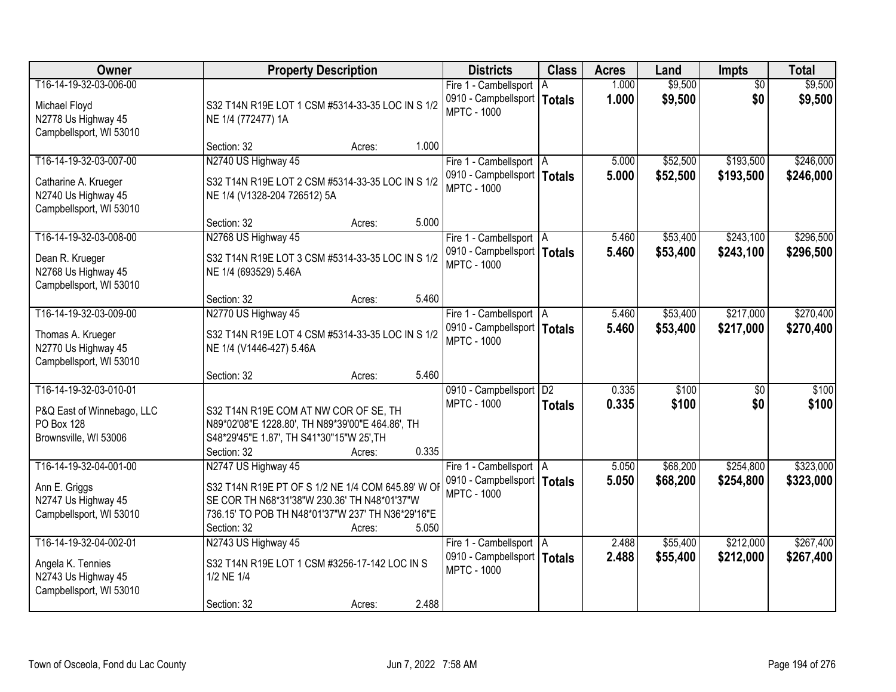| Owner | Property Description | Districts | Class | Acres | Land | Impts | Total |
|---|---|---|---|---|---|---|---|
| T16-14-19-32-03-006-00<br><br>Michael Floyd<br>N2778 Us Highway 45<br>Campbellsport, WI 53010 | S32 T14N R19E LOT 1 CSM #5314-33-35 LOC IN S 1/2 NE 1/4 (772477) 1A<br><br>Section: 32 Acres: 1.000 | Fire 1 - Cambellsport<br>0910 - Campbellsport<br>MPTC - 1000 | A<br>**Totals** | 1.000<br>**1.000** | $9,500<br>**$9,500** | $0<br>**$0** | $9,500<br>**$9,500** |
| T16-14-19-32-03-007-00<br><br>Catharine A. Krueger<br>N2740 Us Highway 45<br>Campbellsport, WI 53010 | N2740 US Highway 45<br>S32 T14N R19E LOT 2 CSM #5314-33-35 LOC IN S 1/2 NE 1/4 (V1328-204 726512) 5A<br><br>Section: 32 Acres: 5.000 | Fire 1 - Cambellsport<br>0910 - Campbellsport<br>MPTC - 1000 | A<br>**Totals** | 5.000<br>**5.000** | $52,500<br>**$52,500** | $193,500<br>**$193,500** | $246,000<br>**$246,000** |
| T16-14-19-32-03-008-00<br><br>Dean R. Krueger<br>N2768 Us Highway 45<br>Campbellsport, WI 53010 | N2768 US Highway 45<br>S32 T14N R19E LOT 3 CSM #5314-33-35 LOC IN S 1/2 NE 1/4 (693529) 5.46A<br><br>Section: 32 Acres: 5.460 | Fire 1 - Cambellsport<br>0910 - Campbellsport<br>MPTC - 1000 | A<br>**Totals** | 5.460<br>**5.460** | $53,400<br>**$53,400** | $243,100<br>**$243,100** | $296,500<br>**$296,500** |
| T16-14-19-32-03-009-00<br><br>Thomas A. Krueger<br>N2770 Us Highway 45<br>Campbellsport, WI 53010 | N2770 US Highway 45<br>S32 T14N R19E LOT 4 CSM #5314-33-35 LOC IN S 1/2 NE 1/4 (V1446-427) 5.46A<br><br>Section: 32 Acres: 5.460 | Fire 1 - Cambellsport<br>0910 - Campbellsport<br>MPTC - 1000 | A<br>**Totals** | 5.460<br>**5.460** | $53,400<br>**$53,400** | $217,000<br>**$217,000** | $270,400<br>**$270,400** |
| T16-14-19-32-03-010-01<br><br>P&Q East of Winnebago, LLC<br>PO Box 128<br>Brownsville, WI 53006 | S32 T14N R19E COM AT NW COR OF SE, TH N89*02'08"E 1228.80', TH N89*39'00"E 464.86', TH S48*29'45"E 1.87', TH S41*30"15"W 25',TH<br>Section: 32 Acres: 0.335 | 0910 - Campbellsport<br>MPTC - 1000 | D2<br>**Totals** | 0.335<br>**0.335** | $100<br>**$100** | $0<br>**$0** | $100<br>**$100** |
| T16-14-19-32-04-001-00<br><br>Ann E. Griggs<br>N2747 Us Highway 45<br>Campbellsport, WI 53010 | N2747 US Highway 45<br>S32 T14N R19E PT OF S 1/2 NE 1/4 COM 645.89' W OF SE COR TH N68*31'38"W 230.36' TH N48*01'37"W 736.15' TO POB TH N48*01'37"W 237' TH N36*29'16"E<br>Section: 32 Acres: 5.050 | Fire 1 - Cambellsport<br>0910 - Campbellsport<br>MPTC - 1000 | A<br>**Totals** | 5.050<br>**5.050** | $68,200<br>**$68,200** | $254,800<br>**$254,800** | $323,000<br>**$323,000** |
| T16-14-19-32-04-002-01<br><br>Angela K. Tennies<br>N2743 Us Highway 45<br>Campbellsport, WI 53010 | N2743 US Highway 45<br>S32 T14N R19E LOT 1 CSM #3256-17-142 LOC IN S 1/2 NE 1/4<br><br>Section: 32 Acres: 2.488 | Fire 1 - Cambellsport<br>0910 - Campbellsport<br>MPTC - 1000 | A<br>**Totals** | 2.488<br>**2.488** | $55,400<br>**$55,400** | $212,000<br>**$212,000** | $267,400<br>**$267,400** |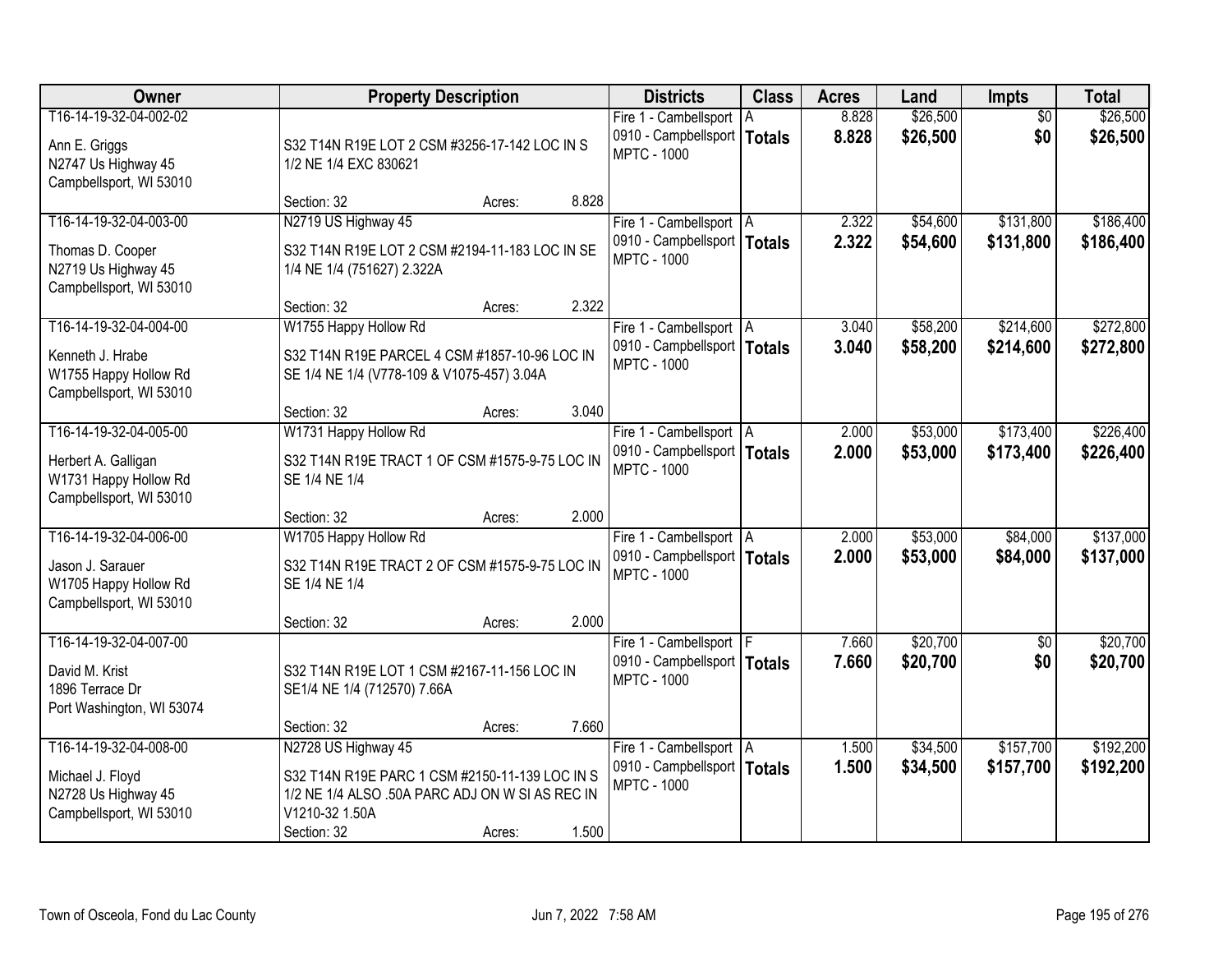| Owner | Property Description | Districts | Class | Acres | Land | Impts | Total |
|---|---|---|---|---|---|---|---|
| T16-14-19-32-04-002-02<br>Ann E. Griggs<br>N2747 Us Highway 45<br>Campbellsport, WI 53010 | S32 T14N R19E LOT 2 CSM #3256-17-142 LOC IN S 1/2 NE 1/4 EXC 830621<br>Section: 32 Acres: 8.828 | Fire 1 - Cambellsport<br>0910 - Campbellsport<br>MPTC - 1000 | A<br>**Totals** | 8.828<br>**8.828** | $26,500<br>**$26,500** | $0<br>**$0** | $26,500<br>**$26,500** |
| T16-14-19-32-04-003-00<br>Thomas D. Cooper<br>N2719 Us Highway 45<br>Campbellsport, WI 53010 | N2719 US Highway 45<br>S32 T14N R19E LOT 2 CSM #2194-11-183 LOC IN SE 1/4 NE 1/4 (751627) 2.322A<br>Section: 32 Acres: 2.322 | Fire 1 - Cambellsport<br>0910 - Campbellsport<br>MPTC - 1000 | A<br>**Totals** | 2.322<br>**2.322** | $54,600<br>**$54,600** | $131,800<br>**$131,800** | $186,400<br>**$186,400** |
| T16-14-19-32-04-004-00<br>Kenneth J. Hrabe<br>W1755 Happy Hollow Rd<br>Campbellsport, WI 53010 | W1755 Happy Hollow Rd<br>S32 T14N R19E PARCEL 4 CSM #1857-10-96 LOC IN SE 1/4 NE 1/4 (V778-109 & V1075-457) 3.04A<br>Section: 32 Acres: 3.040 | Fire 1 - Cambellsport<br>0910 - Campbellsport<br>MPTC - 1000 | A<br>**Totals** | 3.040<br>**3.040** | $58,200<br>**$58,200** | $214,600<br>**$214,600** | $272,800<br>**$272,800** |
| T16-14-19-32-04-005-00<br>Herbert A. Galligan<br>W1731 Happy Hollow Rd<br>Campbellsport, WI 53010 | W1731 Happy Hollow Rd<br>S32 T14N R19E TRACT 1 OF CSM #1575-9-75 LOC IN SE 1/4 NE 1/4<br>Section: 32 Acres: 2.000 | Fire 1 - Cambellsport<br>0910 - Campbellsport<br>MPTC - 1000 | A<br>**Totals** | 2.000<br>**2.000** | $53,000<br>**$53,000** | $173,400<br>**$173,400** | $226,400<br>**$226,400** |
| T16-14-19-32-04-006-00<br>Jason J. Sarauer<br>W1705 Happy Hollow Rd<br>Campbellsport, WI 53010 | W1705 Happy Hollow Rd<br>S32 T14N R19E TRACT 2 OF CSM #1575-9-75 LOC IN SE 1/4 NE 1/4<br>Section: 32 Acres: 2.000 | Fire 1 - Cambellsport<br>0910 - Campbellsport<br>MPTC - 1000 | A<br>**Totals** | 2.000<br>**2.000** | $53,000<br>**$53,000** | $84,000<br>**$84,000** | $137,000<br>**$137,000** |
| T16-14-19-32-04-007-00<br>David M. Krist<br>1896 Terrace Dr<br>Port Washington, WI 53074 | S32 T14N R19E LOT 1 CSM #2167-11-156 LOC IN SE1/4 NE 1/4 (712570) 7.66A<br>Section: 32 Acres: 7.660 | Fire 1 - Cambellsport<br>0910 - Campbellsport<br>MPTC - 1000 | F<br>**Totals** | 7.660<br>**7.660** | $20,700<br>**$20,700** | $0<br>**$0** | $20,700<br>**$20,700** |
| T16-14-19-32-04-008-00<br>Michael J. Floyd<br>N2728 Us Highway 45<br>Campbellsport, WI 53010 | N2728 US Highway 45<br>S32 T14N R19E PARC 1 CSM #2150-11-139 LOC IN S 1/2 NE 1/4 ALSO .50A PARC ADJ ON W SI AS REC IN V1210-32 1.50A<br>Section: 32 Acres: 1.500 | Fire 1 - Cambellsport<br>0910 - Campbellsport<br>MPTC - 1000 | A<br>**Totals** | 1.500<br>**1.500** | $34,500<br>**$34,500** | $157,700<br>**$157,700** | $192,200<br>**$192,200** |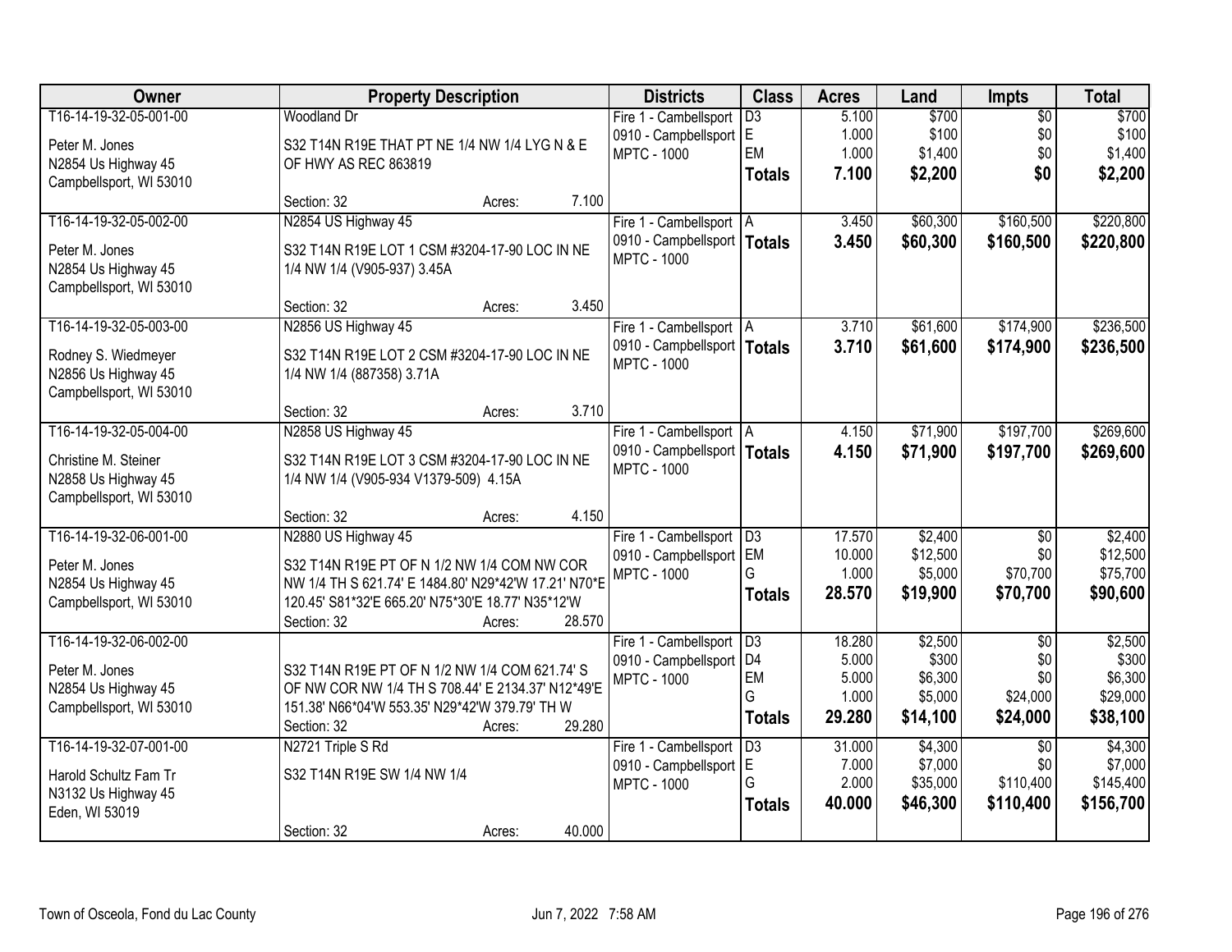| Owner | Property Description | Districts | Class | Acres | Land | Impts | Total |
|---|---|---|---|---|---|---|---|
| T16-14-19-32-05-001-00<br>Peter M. Jones<br>N2854 Us Highway 45<br>Campbellsport, WI 53010 | Woodland Dr<br>S32 T14N R19E THAT PT NE 1/4 NW 1/4 LYG N & E OF HWY AS REC 863819<br>Section: 32 Acres: 7.100 | Fire 1 - Cambellsport<br>0910 - Campbellsport<br>MPTC - 1000 | D3<br>E<br>EM<br>**Totals** | 5.100<br>1.000<br>1.000<br>**7.100** | $700<br>$100<br>$1,400<br>**$2,200** | $0<br>$0<br>$0<br>**$0** | $700<br>$100<br>$1,400<br>**$2,200** |
| T16-14-19-32-05-002-00<br>Peter M. Jones<br>N2854 Us Highway 45<br>Campbellsport, WI 53010 | N2854 US Highway 45<br>S32 T14N R19E LOT 1 CSM #3204-17-90 LOC IN NE 1/4 NW 1/4 (V905-937) 3.45A<br>Section: 32 Acres: 3.450 | Fire 1 - Cambellsport<br>0910 - Campbellsport<br>MPTC - 1000 | A<br>**Totals** | 3.450<br>**3.450** | $60,300<br>**$60,300** | $160,500<br>**$160,500** | $220,800<br>**$220,800** |
| T16-14-19-32-05-003-00<br>Rodney S. Wiedmeyer<br>N2856 Us Highway 45<br>Campbellsport, WI 53010 | N2856 US Highway 45<br>S32 T14N R19E LOT 2 CSM #3204-17-90 LOC IN NE 1/4 NW 1/4 (887358) 3.71A<br>Section: 32 Acres: 3.710 | Fire 1 - Cambellsport<br>0910 - Campbellsport<br>MPTC - 1000 | A<br>**Totals** | 3.710<br>**3.710** | $61,600<br>**$61,600** | $174,900<br>**$174,900** | $236,500<br>**$236,500** |
| T16-14-19-32-05-004-00<br>Christine M. Steiner<br>N2858 Us Highway 45<br>Campbellsport, WI 53010 | N2858 US Highway 45<br>S32 T14N R19E LOT 3 CSM #3204-17-90 LOC IN NE 1/4 NW 1/4 (V905-934 V1379-509) 4.15A<br>Section: 32 Acres: 4.150 | Fire 1 - Cambellsport<br>0910 - Campbellsport<br>MPTC - 1000 | A<br>**Totals** | 4.150<br>**4.150** | $71,900<br>**$71,900** | $197,700<br>**$197,700** | $269,600<br>**$269,600** |
| T16-14-19-32-06-001-00<br>Peter M. Jones<br>N2854 Us Highway 45<br>Campbellsport, WI 53010 | N2880 US Highway 45<br>S32 T14N R19E PT OF N 1/2 NW 1/4 COM NW COR NW 1/4 TH S 621.74' E 1484.80' N29*42'W 17.21' N70*E 120.45' S81*32'E 665.20' N75*30'E 18.77' N35*12'W<br>Section: 32 Acres: 28.570 | Fire 1 - Cambellsport<br>0910 - Campbellsport<br>MPTC - 1000 | D3<br>EM<br>G<br>**Totals** | 17.570<br>10.000<br>1.000<br>**28.570** | $2,400<br>$12,500<br>$5,000<br>**$19,900** | $0<br>$0<br>$70,700<br>**$70,700** | $2,400<br>$12,500<br>$75,700<br>**$90,600** |
| T16-14-19-32-06-002-00<br>Peter M. Jones<br>N2854 Us Highway 45<br>Campbellsport, WI 53010 | S32 T14N R19E PT OF N 1/2 NW 1/4 COM 621.74' S OF NW COR NW 1/4 TH S 708.44' E 2134.37' N12*49'E 151.38' N66*04'W 553.35' N29*42'W 379.79' TH W<br>Section: 32 Acres: 29.280 | Fire 1 - Cambellsport<br>0910 - Campbellsport<br>MPTC - 1000 | D3<br>D4<br>EM<br>G<br>**Totals** | 18.280<br>5.000<br>5.000<br>1.000<br>**29.280** | $2,500<br>$300<br>$6,300<br>$5,000<br>**$14,100** | $0<br>$0<br>$0<br>$24,000<br>**$24,000** | $2,500<br>$300<br>$6,300<br>$29,000<br>**$38,100** |
| T16-14-19-32-07-001-00<br>Harold Schultz Fam Tr<br>N3132 Us Highway 45<br>Eden, WI 53019 | N2721 Triple S Rd<br>S32 T14N R19E SW 1/4 NW 1/4<br>Section: 32 Acres: 40.000 | Fire 1 - Cambellsport<br>0910 - Campbellsport<br>MPTC - 1000 | D3<br>E<br>G<br>**Totals** | 31.000<br>7.000<br>2.000<br>**40.000** | $4,300<br>$7,000<br>$35,000<br>**$46,300** | $0<br>$0<br>$110,400<br>**$110,400** | $4,300<br>$7,000<br>$145,400<br>**$156,700** |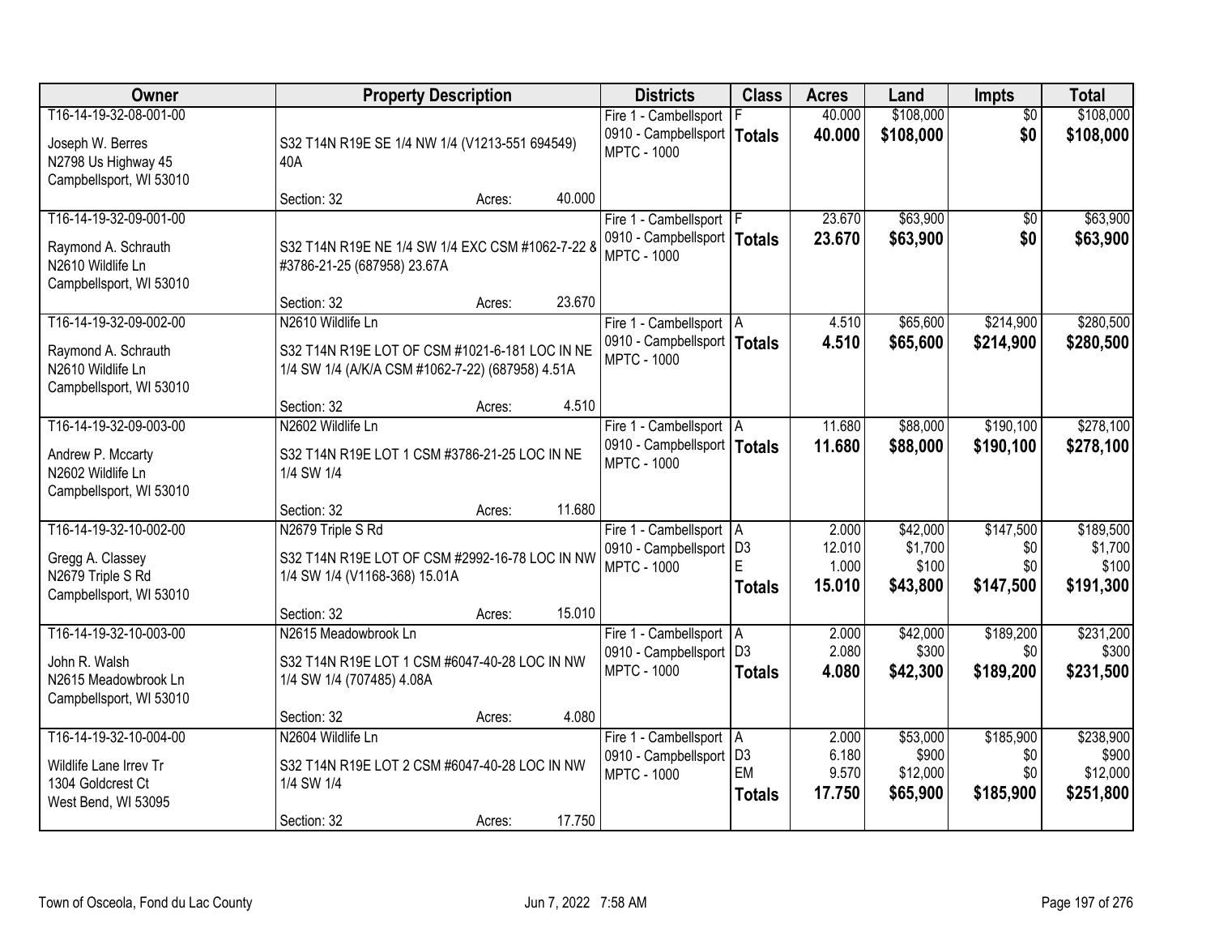| Owner | Property Description | Districts | Class | Acres | Land | Impts | Total |
|---|---|---|---|---|---|---|---|
| T16-14-19-32-08-001-00<br>Joseph W. Berres<br>N2798 Us Highway 45<br>Campbellsport, WI 53010 | S32 T14N R19E SE 1/4 NW 1/4 (V1213-551 694549) 40A<br>Section: 32 Acres: 40.000 | Fire 1 - Cambellsport<br>0910 - Campbellsport<br>MPTC - 1000 | F<br>**Totals** | 40.000<br>**40.000** | $108,000<br>**$108,000** | $0<br>**$0** | $108,000<br>**$108,000** |
| T16-14-19-32-09-001-00<br>Raymond A. Schrauth<br>N2610 Wildlife Ln<br>Campbellsport, WI 53010 | S32 T14N R19E NE 1/4 SW 1/4 EXC CSM #1062-7-22 & #3786-21-25 (687958) 23.67A<br>Section: 32 Acres: 23.670 | Fire 1 - Cambellsport<br>0910 - Campbellsport<br>MPTC - 1000 | F<br>**Totals** | 23.670<br>**23.670** | $63,900<br>**$63,900** | $0<br>**$0** | $63,900<br>**$63,900** |
| T16-14-19-32-09-002-00<br>Raymond A. Schrauth<br>N2610 Wildlife Ln<br>Campbellsport, WI 53010 | N2610 Wildlife Ln<br>S32 T14N R19E LOT OF CSM #1021-6-181 LOC IN NE 1/4 SW 1/4 (A/K/A CSM #1062-7-22) (687958) 4.51A<br>Section: 32 Acres: 4.510 | Fire 1 - Cambellsport<br>0910 - Campbellsport<br>MPTC - 1000 | A<br>**Totals** | 4.510<br>**4.510** | $65,600<br>**$65,600** | $214,900<br>**$214,900** | $280,500<br>**$280,500** |
| T16-14-19-32-09-003-00<br>Andrew P. Mccarty<br>N2602 Wildlife Ln<br>Campbellsport, WI 53010 | N2602 Wildlife Ln<br>S32 T14N R19E LOT 1 CSM #3786-21-25 LOC IN NE 1/4 SW 1/4<br>Section: 32 Acres: 11.680 | Fire 1 - Cambellsport<br>0910 - Campbellsport<br>MPTC - 1000 | A<br>**Totals** | 11.680<br>**11.680** | $88,000<br>**$88,000** | $190,100<br>**$190,100** | $278,100<br>**$278,100** |
| T16-14-19-32-10-002-00<br>Gregg A. Classey<br>N2679 Triple S Rd<br>Campbellsport, WI 53010 | N2679 Triple S Rd<br>S32 T14N R19E LOT OF CSM #2992-16-78 LOC IN NW 1/4 SW 1/4 (V1168-368) 15.01A<br>Section: 32 Acres: 15.010 | Fire 1 - Cambellsport<br>0910 - Campbellsport<br>MPTC - 1000 | A<br>D3<br>E<br>**Totals** | 2.000<br>12.010<br>1.000<br>**15.010** | $42,000<br>$1,700<br>$100<br>**$43,800** | $147,500<br>$0<br>$0<br>**$147,500** | $189,500<br>$1,700<br>$100<br>**$191,300** |
| T16-14-19-32-10-003-00<br>John R. Walsh<br>N2615 Meadowbrook Ln<br>Campbellsport, WI 53010 | N2615 Meadowbrook Ln<br>S32 T14N R19E LOT 1 CSM #6047-40-28 LOC IN NW 1/4 SW 1/4 (707485) 4.08A<br>Section: 32 Acres: 4.080 | Fire 1 - Cambellsport<br>0910 - Campbellsport<br>MPTC - 1000 | A<br>D3<br>**Totals** | 2.000<br>2.080<br>**4.080** | $42,000<br>$300<br>**$42,300** | $189,200<br>$0<br>**$189,200** | $231,200<br>$300<br>**$231,500** |
| T16-14-19-32-10-004-00<br>Wildlife Lane Irrev Tr<br>1304 Goldcrest Ct<br>West Bend, WI 53095 | N2604 Wildlife Ln<br>S32 T14N R19E LOT 2 CSM #6047-40-28 LOC IN NW 1/4 SW 1/4<br>Section: 32 Acres: 17.750 | Fire 1 - Cambellsport<br>0910 - Campbellsport<br>MPTC - 1000 | A<br>D3<br>EM<br>**Totals** | 2.000<br>6.180<br>9.570<br>**17.750** | $53,000<br>$900<br>$12,000<br>**$65,900** | $185,900<br>$0<br>$0<br>**$185,900** | $238,900<br>$900<br>$12,000<br>**$251,800** |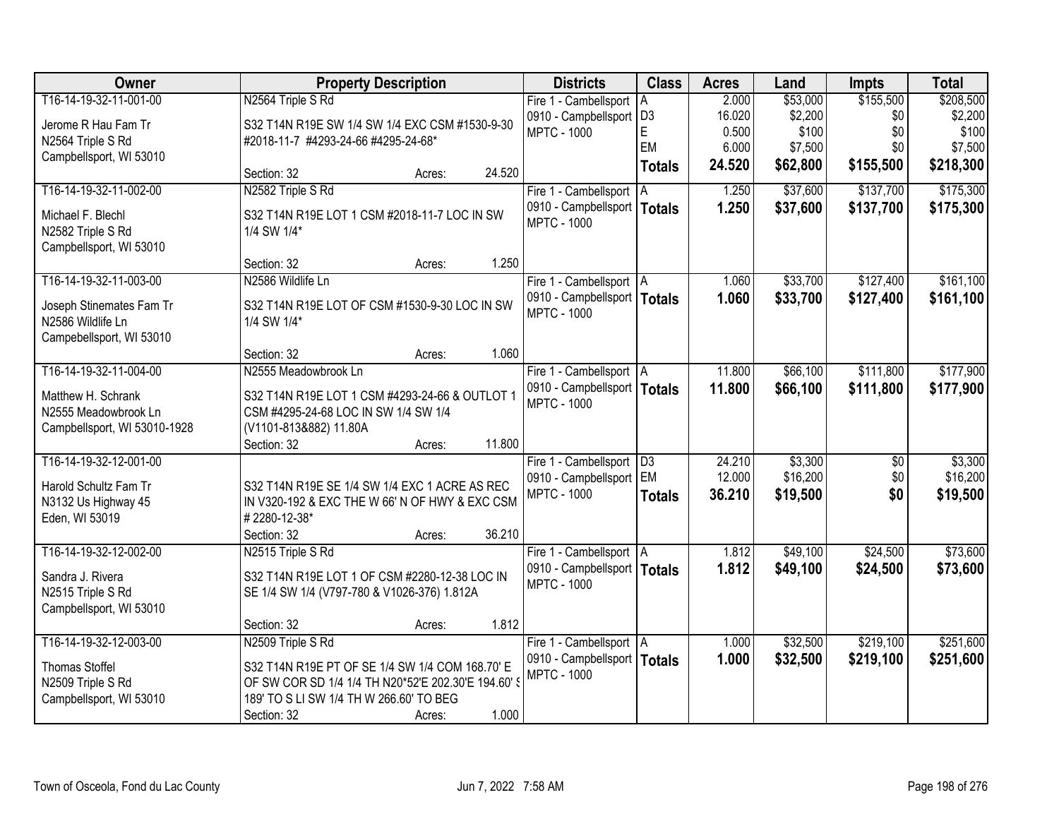| Owner | Property Description | Districts | Class | Acres | Land | Impts | Total |
|---|---|---|---|---|---|---|---|
| T16-14-19-32-11-001-00<br><br>Jerome R Hau Fam Tr<br>N2564 Triple S Rd<br>Campbellsport, WI 53010 | N2564 Triple S Rd<br><br>S32 T14N R19E SW 1/4 SW 1/4 EXC CSM #1530-9-30 #2018-11-7 #4293-24-66 #4295-24-68*<br><br>Section: 32 Acres: 24.520 | Fire 1 - Cambellsport<br>0910 - Campbellsport<br>MPTC - 1000 | A<br>D3<br>E<br>EM<br>**Totals** | 2.000<br>16.020<br>0.500<br>6.000<br>**24.520** | $53,000<br>$2,200<br>$100<br>$7,500<br>**$62,800** | $155,500<br>$0<br>$0<br>$0<br>**$155,500** | $208,500<br>$2,200<br>$100<br>$7,500<br>**$218,300** |
| T16-14-19-32-11-002-00<br><br>Michael F. Blechl<br>N2582 Triple S Rd<br>Campbellsport, WI 53010 | N2582 Triple S Rd<br><br>S32 T14N R19E LOT 1 CSM #2018-11-7 LOC IN SW 1/4 SW 1/4*<br><br>Section: 32 Acres: 1.250 | Fire 1 - Cambellsport<br>0910 - Campbellsport<br>MPTC - 1000 | A<br>**Totals** | 1.250<br>**1.250** | $37,600<br>**$37,600** | $137,700<br>**$137,700** | $175,300<br>**$175,300** |
| T16-14-19-32-11-003-00<br><br>Joseph Stinemates Fam Tr<br>N2586 Wildlife Ln<br>Campebellsport, WI 53010 | N2586 Wildlife Ln<br><br>S32 T14N R19E LOT OF CSM #1530-9-30 LOC IN SW 1/4 SW 1/4*<br><br>Section: 32 Acres: 1.060 | Fire 1 - Cambellsport<br>0910 - Campbellsport<br>MPTC - 1000 | A<br>**Totals** | 1.060<br>**1.060** | $33,700<br>**$33,700** | $127,400<br>**$127,400** | $161,100<br>**$161,100** |
| T16-14-19-32-11-004-00<br><br>Matthew H. Schrank<br>N2555 Meadowbrook Ln<br>Campbellsport, WI 53010-1928 | N2555 Meadowbrook Ln<br><br>S32 T14N R19E LOT 1 CSM #4293-24-66 & OUTLOT 1 CSM #4295-24-68 LOC IN SW 1/4 SW 1/4 (V1101-813&882) 11.80A<br>Section: 32 Acres: 11.800 | Fire 1 - Cambellsport<br>0910 - Campbellsport<br>MPTC - 1000 | A<br>**Totals** | 11.800<br>**11.800** | $66,100<br>**$66,100** | $111,800<br>**$111,800** | $177,900<br>**$177,900** |
| T16-14-19-32-12-001-00<br><br>Harold Schultz Fam Tr<br>N3132 Us Highway 45<br>Eden, WI 53019 | <br><br>S32 T14N R19E SE 1/4 SW 1/4 EXC 1 ACRE AS REC IN V320-192 & EXC THE W 66' N OF HWY & EXC CSM # 2280-12-38*<br>Section: 32 Acres: 36.210 | Fire 1 - Cambellsport<br>0910 - Campbellsport<br>MPTC - 1000 | D3<br>EM<br>**Totals** | 24.210<br>12.000<br>**36.210** | $3,300<br>$16,200<br>**$19,500** | $0<br>$0<br>**$0** | $3,300<br>$16,200<br>**$19,500** |
| T16-14-19-32-12-002-00<br><br>Sandra J. Rivera<br>N2515 Triple S Rd<br>Campbellsport, WI 53010 | N2515 Triple S Rd<br><br>S32 T14N R19E LOT 1 OF CSM #2280-12-38 LOC IN SE 1/4 SW 1/4 (V797-780 & V1026-376) 1.812A<br><br>Section: 32 Acres: 1.812 | Fire 1 - Cambellsport<br>0910 - Campbellsport<br>MPTC - 1000 | A<br>**Totals** | 1.812<br>**1.812** | $49,100<br>**$49,100** | $24,500<br>**$24,500** | $73,600<br>**$73,600** |
| T16-14-19-32-12-003-00<br><br>Thomas Stoffel<br>N2509 Triple S Rd<br>Campbellsport, WI 53010 | N2509 Triple S Rd<br><br>S32 T14N R19E PT OF SE 1/4 SW 1/4 COM 168.70' E OF SW COR SD 1/4 1/4 TH N20*52'E 202.30'E 194.60' S 189' TO S LI SW 1/4 TH W 266.60' TO BEG<br>Section: 32 Acres: 1.000 | Fire 1 - Cambellsport<br>0910 - Campbellsport<br>MPTC - 1000 | A<br>**Totals** | 1.000<br>**1.000** | $32,500<br>**$32,500** | $219,100<br>**$219,100** | $251,600<br>**$251,600** |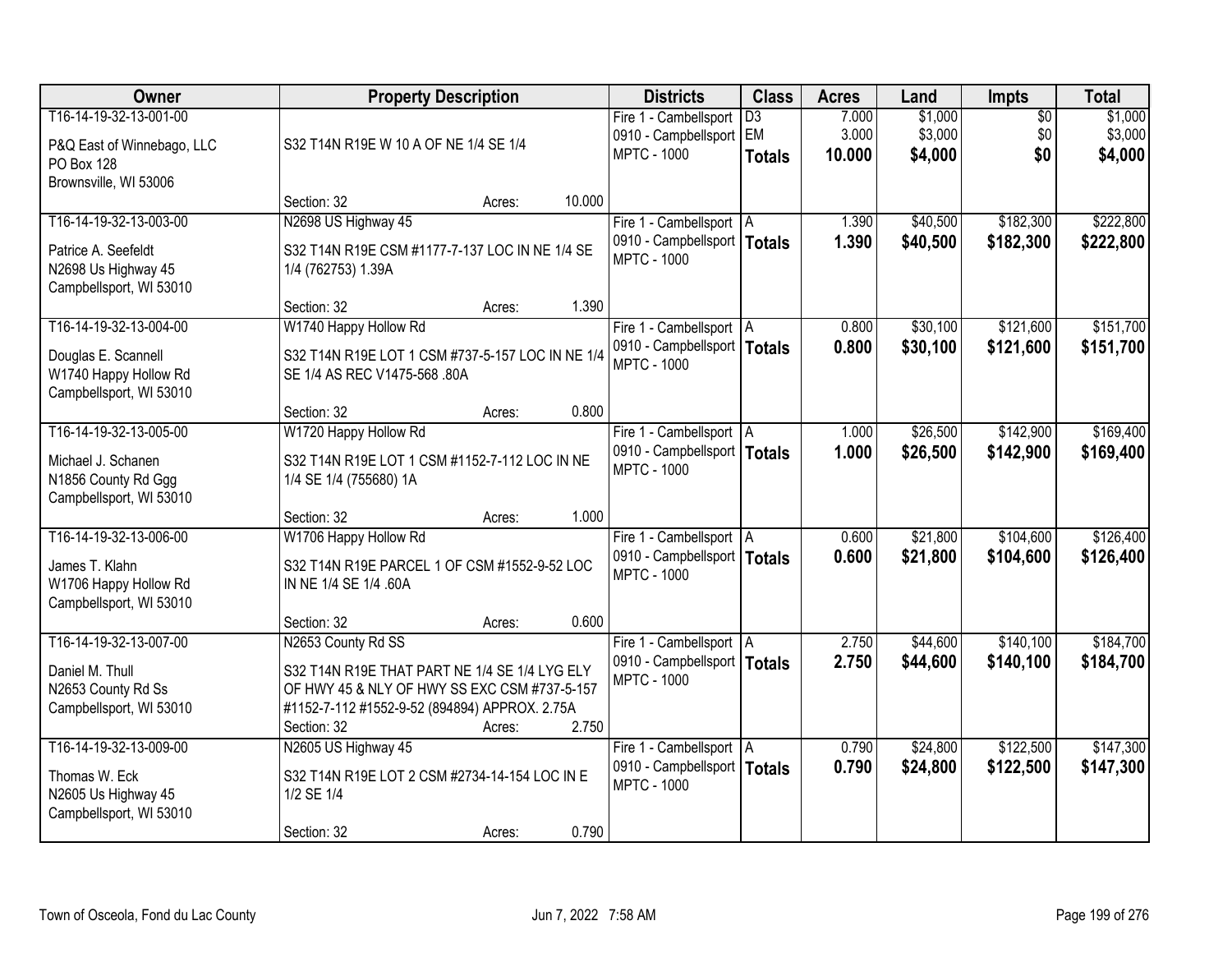| Owner | Property Description | Districts | Class | Acres | Land | Impts | Total |
|---|---|---|---|---|---|---|---|
| T16-14-19-32-13-001-00<br>P&Q East of Winnebago, LLC<br>PO Box 128<br>Brownsville, WI 53006 | S32 T14N R19E W 10 A OF NE 1/4 SE 1/4<br>Section: 32 Acres: 10.000 | Fire 1 - Cambellsport<br>0910 - Campbellsport<br>MPTC - 1000 | D3<br>EM<br>**Totals** | 7.000<br>3.000<br>**10.000** | $1,000<br>$3,000<br>**$4,000** | $0<br>$0<br>**$0** | $1,000<br>$3,000<br>**$4,000** |
| T16-14-19-32-13-003-00<br>Patrice A. Seefeldt<br>N2698 Us Highway 45<br>Campbellsport, WI 53010 | N2698 US Highway 45<br>S32 T14N R19E CSM #1177-7-137 LOC IN NE 1/4 SE 1/4 (762753) 1.39A<br>Section: 32 Acres: 1.390 | Fire 1 - Cambellsport<br>0910 - Campbellsport<br>MPTC - 1000 | A<br>**Totals** | 1.390<br>**1.390** | $40,500<br>**$40,500** | $182,300<br>**$182,300** | $222,800<br>**$222,800** |
| T16-14-19-32-13-004-00<br>Douglas E. Scannell<br>W1740 Happy Hollow Rd<br>Campbellsport, WI 53010 | W1740 Happy Hollow Rd<br>S32 T14N R19E LOT 1 CSM #737-5-157 LOC IN NE 1/4 SE 1/4 AS REC V1475-568 .80A<br>Section: 32 Acres: 0.800 | Fire 1 - Cambellsport<br>0910 - Campbellsport<br>MPTC - 1000 | A<br>**Totals** | 0.800<br>**0.800** | $30,100<br>**$30,100** | $121,600<br>**$121,600** | $151,700<br>**$151,700** |
| T16-14-19-32-13-005-00<br>Michael J. Schanen<br>N1856 County Rd Ggg<br>Campbellsport, WI 53010 | W1720 Happy Hollow Rd<br>S32 T14N R19E LOT 1 CSM #1152-7-112 LOC IN NE 1/4 SE 1/4 (755680) 1A<br>Section: 32 Acres: 1.000 | Fire 1 - Cambellsport<br>0910 - Campbellsport<br>MPTC - 1000 | A<br>**Totals** | 1.000<br>**1.000** | $26,500<br>**$26,500** | $142,900<br>**$142,900** | $169,400<br>**$169,400** |
| T16-14-19-32-13-006-00<br>James T. Klahn<br>W1706 Happy Hollow Rd<br>Campbellsport, WI 53010 | W1706 Happy Hollow Rd<br>S32 T14N R19E PARCEL 1 OF CSM #1552-9-52 LOC IN NE 1/4 SE 1/4 .60A<br>Section: 32 Acres: 0.600 | Fire 1 - Cambellsport<br>0910 - Campbellsport<br>MPTC - 1000 | A<br>**Totals** | 0.600<br>**0.600** | $21,800<br>**$21,800** | $104,600<br>**$104,600** | $126,400<br>**$126,400** |
| T16-14-19-32-13-007-00<br>Daniel M. Thull<br>N2653 County Rd Ss<br>Campbellsport, WI 53010 | N2653 County Rd SS<br>S32 T14N R19E THAT PART NE 1/4 SE 1/4 LYG ELY OF HWY 45 & NLY OF HWY SS EXC CSM #737-5-157 #1152-7-112 #1552-9-52 (894894) APPROX. 2.75A<br>Section: 32 Acres: 2.750 | Fire 1 - Cambellsport<br>0910 - Campbellsport<br>MPTC - 1000 | A<br>**Totals** | 2.750<br>**2.750** | $44,600<br>**$44,600** | $140,100<br>**$140,100** | $184,700<br>**$184,700** |
| T16-14-19-32-13-009-00<br>Thomas W. Eck<br>N2605 Us Highway 45<br>Campbellsport, WI 53010 | N2605 US Highway 45<br>S32 T14N R19E LOT 2 CSM #2734-14-154 LOC IN E 1/2 SE 1/4<br>Section: 32 Acres: 0.790 | Fire 1 - Cambellsport<br>0910 - Campbellsport<br>MPTC - 1000 | A<br>**Totals** | 0.790<br>**0.790** | $24,800<br>**$24,800** | $122,500<br>**$122,500** | $147,300<br>**$147,300** |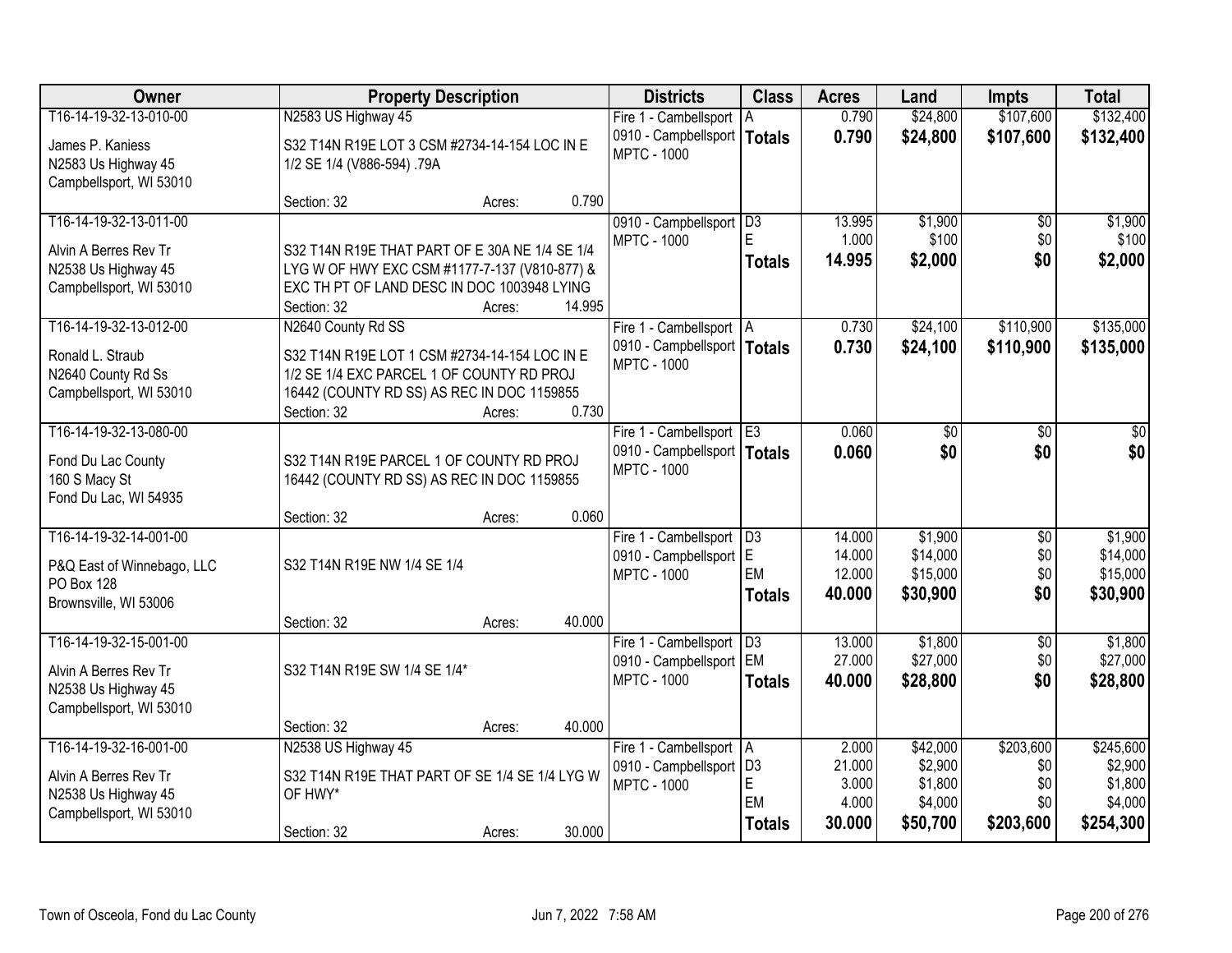| Owner | Property Description | Districts | Class | Acres | Land | Impts | Total |
|---|---|---|---|---|---|---|---|
| T16-14-19-32-13-010-00<br>James P. Kaniess<br>N2583 Us Highway 45<br>Campbellsport, WI 53010 | N2583 US Highway 45<br>S32 T14N R19E LOT 3 CSM #2734-14-154 LOC IN E 1/2 SE 1/4 (V886-594) .79A<br>Section: 32 Acres: 0.790 | Fire 1 - Cambellsport<br>0910 - Campbellsport<br>MPTC - 1000 | A<br>**Totals** | 0.790<br>**0.790** | $24,800<br>**$24,800** | $107,600<br>**$107,600** | $132,400<br>**$132,400** |
| T16-14-19-32-13-011-00<br>Alvin A Berres Rev Tr<br>N2538 Us Highway 45<br>Campbellsport, WI 53010 | S32 T14N R19E THAT PART OF E 30A NE 1/4 SE 1/4 LYG W OF HWY EXC CSM #1177-7-137 (V810-877) & EXC TH PT OF LAND DESC IN DOC 1003948 LYING<br>Section: 32 Acres: 14.995 | 0910 - Campbellsport<br>MPTC - 1000 | D3<br>E<br>**Totals** | 13.995<br>1.000<br>**14.995** | $1,900<br>$100<br>**$2,000** | $0<br>$0<br>**$0** | $1,900<br>$100<br>**$2,000** |
| T16-14-19-32-13-012-00<br>Ronald L. Straub<br>N2640 County Rd Ss<br>Campbellsport, WI 53010 | N2640 County Rd SS<br>S32 T14N R19E LOT 1 CSM #2734-14-154 LOC IN E 1/2 SE 1/4 EXC PARCEL 1 OF COUNTY RD PROJ 16442 (COUNTY RD SS) AS REC IN DOC 1159855<br>Section: 32 Acres: 0.730 | Fire 1 - Cambellsport<br>0910 - Campbellsport<br>MPTC - 1000 | A<br>**Totals** | 0.730<br>**0.730** | $24,100<br>**$24,100** | $110,900<br>**$110,900** | $135,000<br>**$135,000** |
| T16-14-19-32-13-080-00<br>Fond Du Lac County<br>160 S Macy St<br>Fond Du Lac, WI 54935 | S32 T14N R19E PARCEL 1 OF COUNTY RD PROJ 16442 (COUNTY RD SS) AS REC IN DOC 1159855<br>Section: 32 Acres: 0.060 | Fire 1 - Cambellsport<br>0910 - Campbellsport<br>MPTC - 1000 | E3<br>**Totals** | 0.060<br>**0.060** | $0<br>**$0** | $0<br>**$0** | $0<br>**$0** |
| T16-14-19-32-14-001-00<br>P&Q East of Winnebago, LLC<br>PO Box 128<br>Brownsville, WI 53006 | S32 T14N R19E NW 1/4 SE 1/4<br>Section: 32 Acres: 40.000 | Fire 1 - Cambellsport<br>0910 - Campbellsport<br>MPTC - 1000 | D3<br>E<br>EM<br>**Totals** | 14.000<br>14.000<br>12.000<br>**40.000** | $1,900<br>$14,000<br>$15,000<br>**$30,900** | $0<br>$0<br>$0<br>**$0** | $1,900<br>$14,000<br>$15,000<br>**$30,900** |
| T16-14-19-32-15-001-00<br>Alvin A Berres Rev Tr<br>N2538 Us Highway 45<br>Campbellsport, WI 53010 | S32 T14N R19E SW 1/4 SE 1/4*<br>Section: 32 Acres: 40.000 | Fire 1 - Cambellsport<br>0910 - Campbellsport<br>MPTC - 1000 | D3<br>EM<br>**Totals** | 13.000<br>27.000<br>**40.000** | $1,800<br>$27,000<br>**$28,800** | $0<br>$0<br>**$0** | $1,800<br>$27,000<br>**$28,800** |
| T16-14-19-32-16-001-00<br>Alvin A Berres Rev Tr<br>N2538 Us Highway 45<br>Campbellsport, WI 53010 | N2538 US Highway 45<br>S32 T14N R19E THAT PART OF SE 1/4 SE 1/4 LYG W OF HWY*<br>Section: 32 Acres: 30.000 | Fire 1 - Cambellsport<br>0910 - Campbellsport<br>MPTC - 1000 | A<br>D3<br>E<br>EM<br>**Totals** | 2.000<br>21.000<br>3.000<br>4.000<br>**30.000** | $42,000<br>$2,900<br>$1,800<br>$4,000<br>**$50,700** | $203,600<br>$0<br>$0<br>$0<br>**$203,600** | $245,600<br>$2,900<br>$1,800<br>$4,000<br>**$254,300** |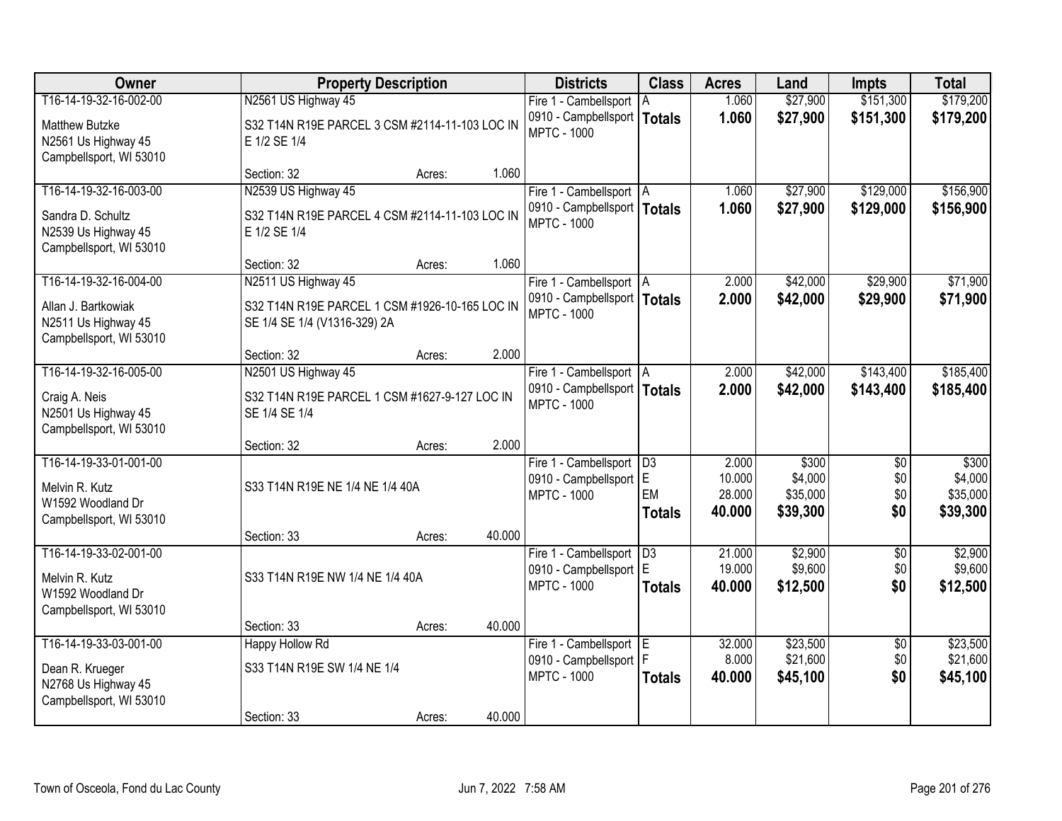| Owner | Property Description | Districts | Class | Acres | Land | Impts | Total |
|---|---|---|---|---|---|---|---|
| T16-14-19-32-16-002-00<br>Matthew Butzke<br>N2561 Us Highway 45<br>Campbellsport, WI 53010 | N2561 US Highway 45<br>S32 T14N R19E PARCEL 3 CSM #2114-11-103 LOC IN E 1/2 SE 1/4<br>Section: 32 Acres: 1.060 | Fire 1 - Cambellsport<br>0910 - Campbellsport<br>MPTC - 1000 | A<br>**Totals** | 1.060<br>**1.060** | $27,900<br>**$27,900** | $151,300<br>**$151,300** | $179,200<br>**$179,200** |
| T16-14-19-32-16-003-00<br>Sandra D. Schultz<br>N2539 Us Highway 45<br>Campbellsport, WI 53010 | N2539 US Highway 45<br>S32 T14N R19E PARCEL 4 CSM #2114-11-103 LOC IN E 1/2 SE 1/4<br>Section: 32 Acres: 1.060 | Fire 1 - Cambellsport<br>0910 - Campbellsport<br>MPTC - 1000 | A<br>**Totals** | 1.060<br>**1.060** | $27,900<br>**$27,900** | $129,000<br>**$129,000** | $156,900<br>**$156,900** |
| T16-14-19-32-16-004-00<br>Allan J. Bartkowiak<br>N2511 Us Highway 45<br>Campbellsport, WI 53010 | N2511 US Highway 45<br>S32 T14N R19E PARCEL 1 CSM #1926-10-165 LOC IN SE 1/4 SE 1/4 (V1316-329) 2A<br>Section: 32 Acres: 2.000 | Fire 1 - Cambellsport<br>0910 - Campbellsport<br>MPTC - 1000 | A<br>**Totals** | 2.000<br>**2.000** | $42,000<br>**$42,000** | $29,900<br>**$29,900** | $71,900<br>**$71,900** |
| T16-14-19-32-16-005-00<br>Craig A. Neis<br>N2501 Us Highway 45<br>Campbellsport, WI 53010 | N2501 US Highway 45<br>S32 T14N R19E PARCEL 1 CSM #1627-9-127 LOC IN SE 1/4 SE 1/4<br>Section: 32 Acres: 2.000 | Fire 1 - Cambellsport<br>0910 - Campbellsport<br>MPTC - 1000 | A<br>**Totals** | 2.000<br>**2.000** | $42,000<br>**$42,000** | $143,400<br>**$143,400** | $185,400<br>**$185,400** |
| T16-14-19-33-01-001-00<br>Melvin R. Kutz<br>W1592 Woodland Dr<br>Campbellsport, WI 53010 | S33 T14N R19E NE 1/4 NE 1/4 40A<br>Section: 33 Acres: 40.000 | Fire 1 - Cambellsport<br>0910 - Campbellsport<br>MPTC - 1000 | D3<br>E<br>EM<br>**Totals** | 2.000<br>10.000<br>28.000<br>**40.000** | $300<br>$4,000<br>$35,000<br>**$39,300** | $0<br>$0<br>$0<br>**$0** | $300<br>$4,000<br>$35,000<br>**$39,300** |
| T16-14-19-33-02-001-00<br>Melvin R. Kutz<br>W1592 Woodland Dr<br>Campbellsport, WI 53010 | S33 T14N R19E NW 1/4 NE 1/4 40A<br>Section: 33 Acres: 40.000 | Fire 1 - Cambellsport<br>0910 - Campbellsport<br>MPTC - 1000 | D3<br>E<br>**Totals** | 21.000<br>19.000<br>**40.000** | $2,900<br>$9,600<br>**$12,500** | $0<br>$0<br>**$0** | $2,900<br>$9,600<br>**$12,500** |
| T16-14-19-33-03-001-00<br>Dean R. Krueger<br>N2768 Us Highway 45<br>Campbellsport, WI 53010 | Happy Hollow Rd<br>S33 T14N R19E SW 1/4 NE 1/4<br>Section: 33 Acres: 40.000 | Fire 1 - Cambellsport<br>0910 - Campbellsport<br>MPTC - 1000 | E<br>F<br>**Totals** | 32.000<br>8.000<br>**40.000** | $23,500<br>$21,600<br>**$45,100** | $0<br>$0<br>**$0** | $23,500<br>$21,600<br>**$45,100** |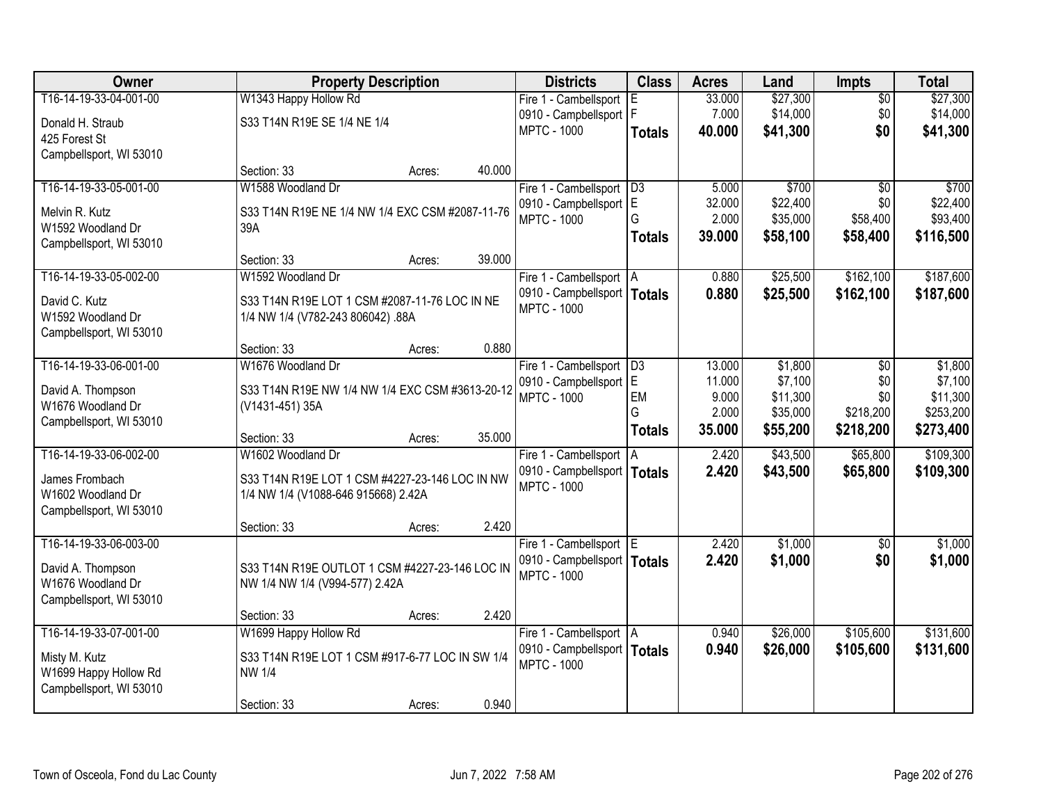| Owner | Property Description | Districts | Class | Acres | Land | Impts | Total |
|---|---|---|---|---|---|---|---|
| T16-14-19-33-04-001-00<br>Donald H. Straub<br>425 Forest St<br>Campbellsport, WI 53010 | W1343 Happy Hollow Rd<br>S33 T14N R19E SE 1/4 NE 1/4<br>Section: 33 Acres: 40.000 | Fire 1 - Cambellsport<br>0910 - Campbellsport<br>MPTC - 1000 | E<br>F<br>**Totals** | 33.000<br>7.000<br>**40.000** | $27,300<br>$14,000<br>**$41,300** | $0<br>$0<br>**$0** | $27,300<br>$14,000<br>**$41,300** |
| T16-14-19-33-05-001-00<br>Melvin R. Kutz<br>W1592 Woodland Dr<br>Campbellsport, WI 53010 | W1588 Woodland Dr<br>S33 T14N R19E NE 1/4 NW 1/4 EXC CSM #2087-11-76 39A<br>Section: 33 Acres: 39.000 | Fire 1 - Cambellsport<br>0910 - Campbellsport<br>MPTC - 1000 | D3<br>E<br>G<br>**Totals** | 5.000<br>32.000<br>2.000<br>**39.000** | $700<br>$22,400<br>$35,000<br>**$58,100** | $0<br>$0<br>$58,400<br>**$58,400** | $700<br>$22,400<br>$93,400<br>**$116,500** |
| T16-14-19-33-05-002-00<br>David C. Kutz<br>W1592 Woodland Dr<br>Campbellsport, WI 53010 | W1592 Woodland Dr<br>S33 T14N R19E LOT 1 CSM #2087-11-76 LOC IN NE 1/4 NW 1/4 (V782-243 806042) .88A<br>Section: 33 Acres: 0.880 | Fire 1 - Cambellsport<br>0910 - Campbellsport<br>MPTC - 1000 | A<br>**Totals** | 0.880<br>**0.880** | $25,500<br>**$25,500** | $162,100<br>**$162,100** | $187,600<br>**$187,600** |
| T16-14-19-33-06-001-00<br>David A. Thompson<br>W1676 Woodland Dr<br>Campbellsport, WI 53010 | W1676 Woodland Dr<br>S33 T14N R19E NW 1/4 NW 1/4 EXC CSM #3613-20-12 (V1431-451) 35A<br>Section: 33 Acres: 35.000 | Fire 1 - Cambellsport<br>0910 - Campbellsport<br>MPTC - 1000 | D3<br>E<br>EM<br>G<br>**Totals** | 13.000<br>11.000<br>9.000<br>2.000<br>**35.000** | $1,800<br>$7,100<br>$11,300<br>$35,000<br>**$55,200** | $0<br>$0<br>$0<br>$218,200<br>**$218,200** | $1,800<br>$7,100<br>$11,300<br>$253,200<br>**$273,400** |
| T16-14-19-33-06-002-00<br>James Frombach<br>W1602 Woodland Dr<br>Campbellsport, WI 53010 | W1602 Woodland Dr<br>S33 T14N R19E LOT 1 CSM #4227-23-146 LOC IN NW 1/4 NW 1/4 (V1088-646 915668) 2.42A<br>Section: 33 Acres: 2.420 | Fire 1 - Cambellsport<br>0910 - Campbellsport<br>MPTC - 1000 | A<br>**Totals** | 2.420<br>**2.420** | $43,500<br>**$43,500** | $65,800<br>**$65,800** | $109,300<br>**$109,300** |
| T16-14-19-33-06-003-00<br>David A. Thompson<br>W1676 Woodland Dr<br>Campbellsport, WI 53010 | S33 T14N R19E OUTLOT 1 CSM #4227-23-146 LOC IN NW 1/4 NW 1/4 (V994-577) 2.42A<br>Section: 33 Acres: 2.420 | Fire 1 - Cambellsport<br>0910 - Campbellsport<br>MPTC - 1000 | E<br>**Totals** | 2.420<br>**2.420** | $1,000<br>**$1,000** | $0<br>**$0** | $1,000<br>**$1,000** |
| T16-14-19-33-07-001-00<br>Misty M. Kutz<br>W1699 Happy Hollow Rd<br>Campbellsport, WI 53010 | W1699 Happy Hollow Rd<br>S33 T14N R19E LOT 1 CSM #917-6-77 LOC IN SW 1/4 NW 1/4<br>Section: 33 Acres: 0.940 | Fire 1 - Cambellsport<br>0910 - Campbellsport<br>MPTC - 1000 | A<br>**Totals** | 0.940<br>**0.940** | $26,000<br>**$26,000** | $105,600<br>**$105,600** | $131,600<br>**$131,600** |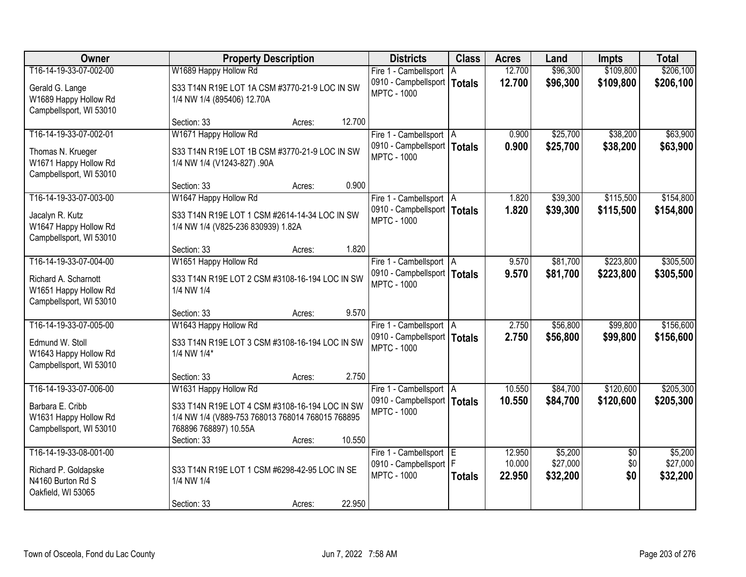| Owner | Property Description | Districts | Class | Acres | Land | Impts | Total |
|---|---|---|---|---|---|---|---|
| T16-14-19-33-07-002-00<br><br>Gerald G. Lange<br>W1689 Happy Hollow Rd<br>Campbellsport, WI 53010 | W1689 Happy Hollow Rd<br><br>S33 T14N R19E LOT 1A CSM #3770-21-9 LOC IN SW 1/4 NW 1/4 (895406) 12.70A<br><br>Section: 33 Acres: 12.700 | Fire 1 - Cambellsport<br>0910 - Campbellsport<br>MPTC - 1000 | A<br>**Totals** | 12.700<br>**12.700** | $96,300<br>**$96,300** | $109,800<br>**$109,800** | $206,100<br>**$206,100** |
| T16-14-19-33-07-002-01<br><br>Thomas N. Krueger<br>W1671 Happy Hollow Rd<br>Campbellsport, WI 53010 | W1671 Happy Hollow Rd<br><br>S33 T14N R19E LOT 1B CSM #3770-21-9 LOC IN SW 1/4 NW 1/4 (V1243-827) .90A<br><br>Section: 33 Acres: 0.900 | Fire 1 - Cambellsport<br>0910 - Campbellsport<br>MPTC - 1000 | A<br>**Totals** | 0.900<br>**0.900** | $25,700<br>**$25,700** | $38,200<br>**$38,200** | $63,900<br>**$63,900** |
| T16-14-19-33-07-003-00<br><br>Jacalyn R. Kutz<br>W1647 Happy Hollow Rd<br>Campbellsport, WI 53010 | W1647 Happy Hollow Rd<br><br>S33 T14N R19E LOT 1 CSM #2614-14-34 LOC IN SW 1/4 NW 1/4 (V825-236 830939) 1.82A<br><br>Section: 33 Acres: 1.820 | Fire 1 - Cambellsport<br>0910 - Campbellsport<br>MPTC - 1000 | A<br>**Totals** | 1.820<br>**1.820** | $39,300<br>**$39,300** | $115,500<br>**$115,500** | $154,800<br>**$154,800** |
| T16-14-19-33-07-004-00<br><br>Richard A. Scharnott<br>W1651 Happy Hollow Rd<br>Campbellsport, WI 53010 | W1651 Happy Hollow Rd<br><br>S33 T14N R19E LOT 2 CSM #3108-16-194 LOC IN SW 1/4 NW 1/4<br><br>Section: 33 Acres: 9.570 | Fire 1 - Cambellsport<br>0910 - Campbellsport<br>MPTC - 1000 | A<br>**Totals** | 9.570<br>**9.570** | $81,700<br>**$81,700** | $223,800<br>**$223,800** | $305,500<br>**$305,500** |
| T16-14-19-33-07-005-00<br><br>Edmund W. Stoll<br>W1643 Happy Hollow Rd<br>Campbellsport, WI 53010 | W1643 Happy Hollow Rd<br><br>S33 T14N R19E LOT 3 CSM #3108-16-194 LOC IN SW 1/4 NW 1/4*<br><br>Section: 33 Acres: 2.750 | Fire 1 - Cambellsport<br>0910 - Campbellsport<br>MPTC - 1000 | A<br>**Totals** | 2.750<br>**2.750** | $56,800<br>**$56,800** | $99,800<br>**$99,800** | $156,600<br>**$156,600** |
| T16-14-19-33-07-006-00<br><br>Barbara E. Cribb<br>W1631 Happy Hollow Rd<br>Campbellsport, WI 53010 | W1631 Happy Hollow Rd<br><br>S33 T14N R19E LOT 4 CSM #3108-16-194 LOC IN SW 1/4 NW 1/4 (V889-753 768013 768014 768015 768895 768896 768897) 10.55A<br>Section: 33 Acres: 10.550 | Fire 1 - Cambellsport<br>0910 - Campbellsport<br>MPTC - 1000 | A<br>**Totals** | 10.550<br>**10.550** | $84,700<br>**$84,700** | $120,600<br>**$120,600** | $205,300<br>**$205,300** |
| T16-14-19-33-08-001-00<br><br>Richard P. Goldapske<br>N4160 Burton Rd S<br>Oakfield, WI 53065 | S33 T14N R19E LOT 1 CSM #6298-42-95 LOC IN SE 1/4 NW 1/4<br><br>Section: 33 Acres: 22.950 | Fire 1 - Cambellsport<br>0910 - Campbellsport<br>MPTC - 1000 | E<br>F<br>**Totals** | 12.950<br>10.000<br>**22.950** | $5,200<br>$27,000<br>**$32,200** | $0<br>$0<br>**$0** | $5,200<br>$27,000<br>**$32,200** |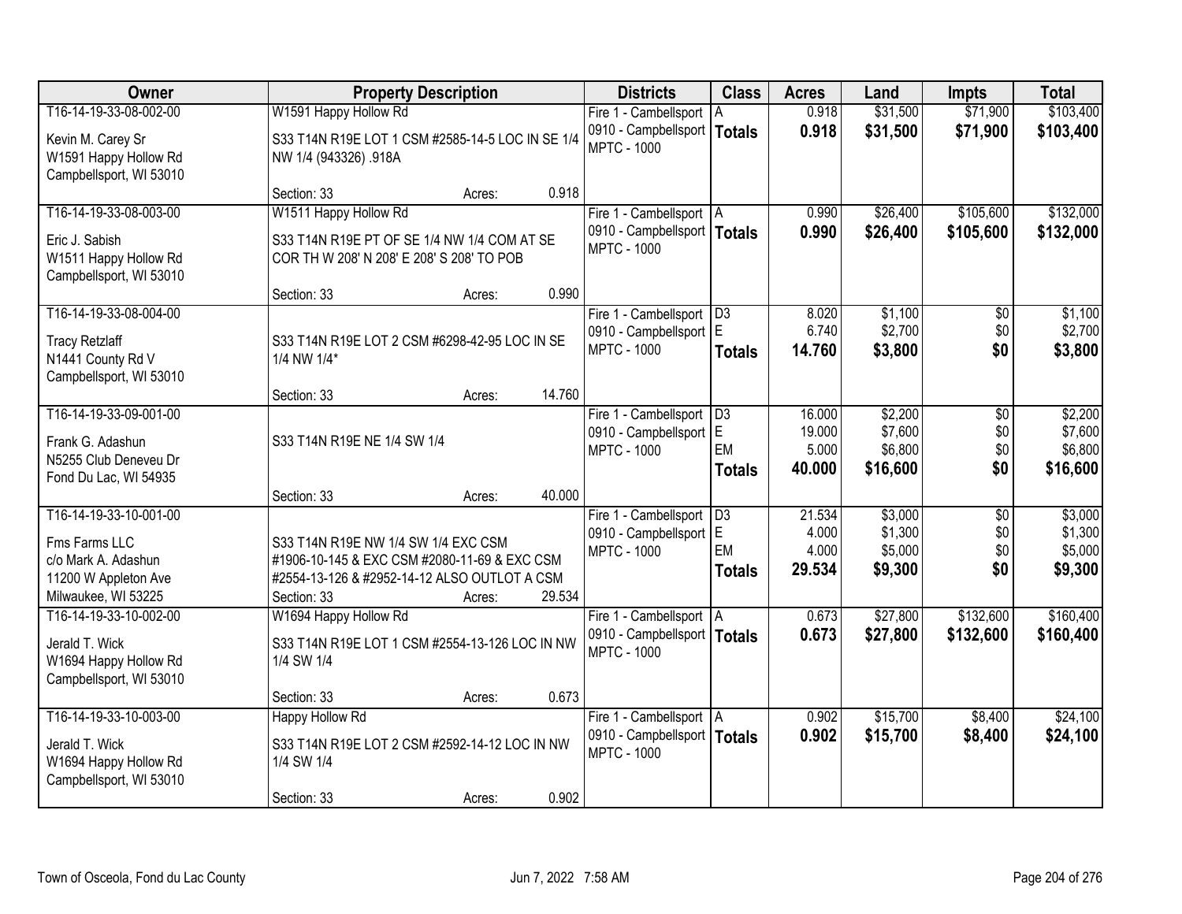| Owner | Property Description | Districts | Class | Acres | Land | Impts | Total |
|---|---|---|---|---|---|---|---|
| T16-14-19-33-08-002-00<br><br>Kevin M. Carey Sr<br>W1591 Happy Hollow Rd<br>Campbellsport, WI 53010 | W1591 Happy Hollow Rd<br><br>S33 T14N R19E LOT 1 CSM #2585-14-5 LOC IN SE 1/4 NW 1/4 (943326) .918A<br><br>Section: 33 Acres: 0.918 | Fire 1 - Cambellsport<br>0910 - Campbellsport<br>MPTC - 1000 | A<br>**Totals** | 0.918<br>**0.918** | $31,500<br>**$31,500** | $71,900<br>**$71,900** | $103,400<br>**$103,400** |
| T16-14-19-33-08-003-00<br><br>Eric J. Sabish<br>W1511 Happy Hollow Rd<br>Campbellsport, WI 53010 | W1511 Happy Hollow Rd<br><br>S33 T14N R19E PT OF SE 1/4 NW 1/4 COM AT SE COR TH W 208' N 208' E 208' S 208' TO POB<br><br>Section: 33 Acres: 0.990 | Fire 1 - Cambellsport<br>0910 - Campbellsport<br>MPTC - 1000 | A<br>**Totals** | 0.990<br>**0.990** | $26,400<br>**$26,400** | $105,600<br>**$105,600** | $132,000<br>**$132,000** |
| T16-14-19-33-08-004-00<br><br>Tracy Retzlaff<br>N1441 County Rd V<br>Campbellsport, WI 53010 | S33 T14N R19E LOT 2 CSM #6298-42-95 LOC IN SE 1/4 NW 1/4*<br><br>Section: 33 Acres: 14.760 | Fire 1 - Cambellsport<br>0910 - Campbellsport<br>MPTC - 1000 | D3<br>E<br>**Totals** | 8.020<br>6.740<br>**14.760** | $1,100<br>$2,700<br>**$3,800** | $0<br>$0<br>**$0** | $1,100<br>$2,700<br>**$3,800** |
| T16-14-19-33-09-001-00<br><br>Frank G. Adashun<br>N5255 Club Deneveu Dr<br>Fond Du Lac, WI 54935 | S33 T14N R19E NE 1/4 SW 1/4<br><br>Section: 33 Acres: 40.000 | Fire 1 - Cambellsport<br>0910 - Campbellsport<br>MPTC - 1000 | D3<br>E<br>EM<br>**Totals** | 16.000<br>19.000<br>5.000<br>**40.000** | $2,200<br>$7,600<br>$6,800<br>**$16,600** | $0<br>$0<br>$0<br>**$0** | $2,200<br>$7,600<br>$6,800<br>**$16,600** |
| T16-14-19-33-10-001-00<br><br>Fms Farms LLC<br>c/o Mark A. Adashun<br>11200 W Appleton Ave<br>Milwaukee, WI 53225 | S33 T14N R19E NW 1/4 SW 1/4 EXC CSM #1906-10-145 & EXC CSM #2080-11-69 & EXC CSM #2554-13-126 & #2952-14-12 ALSO OUTLOT A CSM<br>Section: 33 Acres: 29.534 | Fire 1 - Cambellsport<br>0910 - Campbellsport<br>MPTC - 1000 | D3<br>E<br>EM<br>**Totals** | 21.534<br>4.000<br>4.000<br>**29.534** | $3,000<br>$1,300<br>$5,000<br>**$9,300** | $0<br>$0<br>$0<br>**$0** | $3,000<br>$1,300<br>$5,000<br>**$9,300** |
| T16-14-19-33-10-002-00<br><br>Jerald T. Wick<br>W1694 Happy Hollow Rd<br>Campbellsport, WI 53010 | W1694 Happy Hollow Rd<br><br>S33 T14N R19E LOT 1 CSM #2554-13-126 LOC IN NW 1/4 SW 1/4<br><br>Section: 33 Acres: 0.673 | Fire 1 - Cambellsport<br>0910 - Campbellsport<br>MPTC - 1000 | A<br>**Totals** | 0.673<br>**0.673** | $27,800<br>**$27,800** | $132,600<br>**$132,600** | $160,400<br>**$160,400** |
| T16-14-19-33-10-003-00<br><br>Jerald T. Wick<br>W1694 Happy Hollow Rd<br>Campbellsport, WI 53010 | Happy Hollow Rd<br><br>S33 T14N R19E LOT 2 CSM #2592-14-12 LOC IN NW 1/4 SW 1/4<br><br>Section: 33 Acres: 0.902 | Fire 1 - Cambellsport<br>0910 - Campbellsport<br>MPTC - 1000 | A<br>**Totals** | 0.902<br>**0.902** | $15,700<br>**$15,700** | $8,400<br>**$8,400** | $24,100<br>**$24,100** |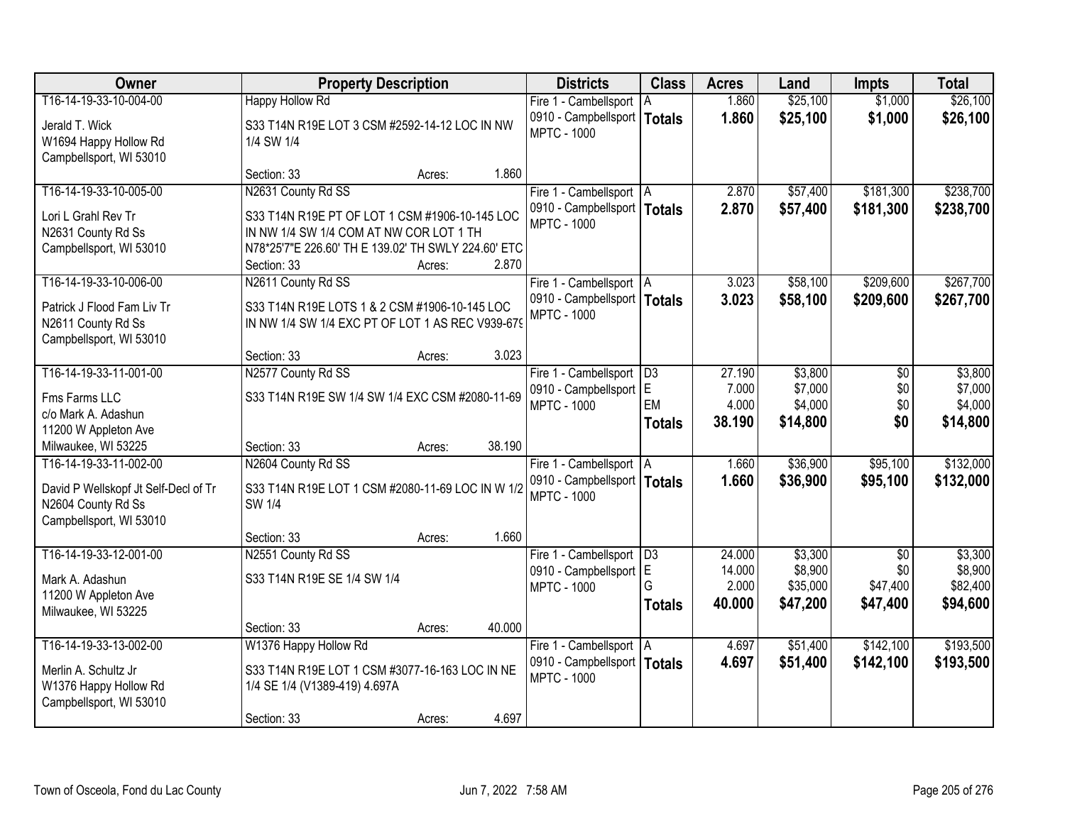| Owner | Property Description | Districts | Class | Acres | Land | Impts | Total |
|---|---|---|---|---|---|---|---|
| T16-14-19-33-10-004-00<br>Jerald T. Wick<br>W1694 Happy Hollow Rd<br>Campbellsport, WI 53010 | Happy Hollow Rd<br>S33 T14N R19E LOT 3 CSM #2592-14-12 LOC IN NW 1/4 SW 1/4<br>Section: 33 Acres: 1.860 | Fire 1 - Cambellsport<br>0910 - Campbellsport<br>MPTC - 1000 | A<br>**Totals** | 1.860<br>**1.860** | $25,100<br>**$25,100** | $1,000<br>**$1,000** | $26,100<br>**$26,100** |
| T16-14-19-33-10-005-00<br>Lori L Grahl Rev Tr<br>N2631 County Rd Ss<br>Campbellsport, WI 53010 | N2631 County Rd SS<br>S33 T14N R19E PT OF LOT 1 CSM #1906-10-145 LOC IN NW 1/4 SW 1/4 COM AT NW COR LOT 1 TH N78*25'7"E 226.60' TH E 139.02' TH SWLY 224.60' ETC<br>Section: 33 Acres: 2.870 | Fire 1 - Cambellsport<br>0910 - Campbellsport<br>MPTC - 1000 | A<br>**Totals** | 2.870<br>**2.870** | $57,400<br>**$57,400** | $181,300<br>**$181,300** | $238,700<br>**$238,700** |
| T16-14-19-33-10-006-00<br>Patrick J Flood Fam Liv Tr<br>N2611 County Rd Ss<br>Campbellsport, WI 53010 | N2611 County Rd SS<br>S33 T14N R19E LOTS 1 & 2 CSM #1906-10-145 LOC IN NW 1/4 SW 1/4 EXC PT OF LOT 1 AS REC V939-679<br>Section: 33 Acres: 3.023 | Fire 1 - Cambellsport<br>0910 - Campbellsport<br>MPTC - 1000 | A<br>**Totals** | 3.023<br>**3.023** | $58,100<br>**$58,100** | $209,600<br>**$209,600** | $267,700<br>**$267,700** |
| T16-14-19-33-11-001-00<br>Fms Farms LLC<br>c/o Mark A. Adashun<br>11200 W Appleton Ave<br>Milwaukee, WI 53225 | N2577 County Rd SS<br>S33 T14N R19E SW 1/4 SW 1/4 EXC CSM #2080-11-69<br>Section: 33 Acres: 38.190 | Fire 1 - Cambellsport<br>0910 - Campbellsport<br>MPTC - 1000 | D3<br>E<br>EM<br>**Totals** | 27.190<br>7.000<br>4.000<br>**38.190** | $3,800<br>$7,000<br>$4,000<br>**$14,800** | $0<br>$0<br>$0<br>**$0** | $3,800<br>$7,000<br>$4,000<br>**$14,800** |
| T16-14-19-33-11-002-00<br>David P Wellskopf Jt Self-Decl of Tr<br>N2604 County Rd Ss<br>Campbellsport, WI 53010 | N2604 County Rd SS<br>S33 T14N R19E LOT 1 CSM #2080-11-69 LOC IN W 1/2 SW 1/4<br>Section: 33 Acres: 1.660 | Fire 1 - Cambellsport<br>0910 - Campbellsport<br>MPTC - 1000 | A<br>**Totals** | 1.660<br>**1.660** | $36,900<br>**$36,900** | $95,100<br>**$95,100** | $132,000<br>**$132,000** |
| T16-14-19-33-12-001-00<br>Mark A. Adashun<br>11200 W Appleton Ave<br>Milwaukee, WI 53225 | N2551 County Rd SS<br>S33 T14N R19E SE 1/4 SW 1/4<br>Section: 33 Acres: 40.000 | Fire 1 - Cambellsport<br>0910 - Campbellsport<br>MPTC - 1000 | D3<br>E<br>G<br>**Totals** | 24.000<br>14.000<br>2.000<br>**40.000** | $3,300<br>$8,900<br>$35,000<br>**$47,200** | $0<br>$0<br>$47,400<br>**$47,400** | $3,300<br>$8,900<br>$82,400<br>**$94,600** |
| T16-14-19-33-13-002-00<br>Merlin A. Schultz Jr<br>W1376 Happy Hollow Rd<br>Campbellsport, WI 53010 | W1376 Happy Hollow Rd<br>S33 T14N R19E LOT 1 CSM #3077-16-163 LOC IN NE 1/4 SE 1/4 (V1389-419) 4.697A<br>Section: 33 Acres: 4.697 | Fire 1 - Cambellsport<br>0910 - Campbellsport<br>MPTC - 1000 | A<br>**Totals** | 4.697<br>**4.697** | $51,400<br>**$51,400** | $142,100<br>**$142,100** | $193,500<br>**$193,500** |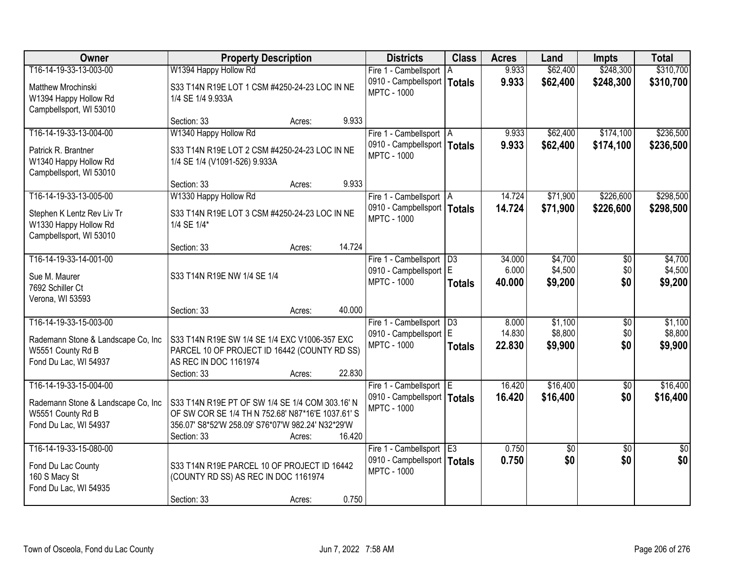| Owner | Property Description | Districts | Class | Acres | Land | Impts | Total |
|---|---|---|---|---|---|---|---|
| T16-14-19-33-13-003-00<br>Matthew Mrochinski<br>W1394 Happy Hollow Rd<br>Campbellsport, WI 53010 | W1394 Happy Hollow Rd<br>S33 T14N R19E LOT 1 CSM #4250-24-23 LOC IN NE 1/4 SE 1/4 9.933A<br>Section: 33 Acres: 9.933 | Fire 1 - Cambellsport<br>0910 - Campbellsport<br>MPTC - 1000 | A<br>**Totals** | 9.933<br>**9.933** | $62,400<br>**$62,400** | $248,300<br>**$248,300** | $310,700<br>**$310,700** |
| T16-14-19-33-13-004-00<br>Patrick R. Brantner<br>W1340 Happy Hollow Rd<br>Campbellsport, WI 53010 | W1340 Happy Hollow Rd<br>S33 T14N R19E LOT 2 CSM #4250-24-23 LOC IN NE 1/4 SE 1/4 (V1091-526) 9.933A<br>Section: 33 Acres: 9.933 | Fire 1 - Cambellsport<br>0910 - Campbellsport<br>MPTC - 1000 | A<br>**Totals** | 9.933<br>**9.933** | $62,400<br>**$62,400** | $174,100<br>**$174,100** | $236,500<br>**$236,500** |
| T16-14-19-33-13-005-00<br>Stephen K Lentz Rev Liv Tr<br>W1330 Happy Hollow Rd<br>Campbellsport, WI 53010 | W1330 Happy Hollow Rd<br>S33 T14N R19E LOT 3 CSM #4250-24-23 LOC IN NE 1/4 SE 1/4*<br>Section: 33 Acres: 14.724 | Fire 1 - Cambellsport<br>0910 - Campbellsport<br>MPTC - 1000 | A<br>**Totals** | 14.724<br>**14.724** | $71,900<br>**$71,900** | $226,600<br>**$226,600** | $298,500<br>**$298,500** |
| T16-14-19-33-14-001-00<br>Sue M. Maurer<br>7692 Schiller Ct<br>Verona, WI 53593 | S33 T14N R19E NW 1/4 SE 1/4<br>Section: 33 Acres: 40.000 | Fire 1 - Cambellsport<br>0910 - Campbellsport<br>MPTC - 1000 | D3<br>E<br>**Totals** | 34.000<br>6.000<br>**40.000** | $4,700<br>$4,500<br>**$9,200** | $0<br>$0<br>**$0** | $4,700<br>$4,500<br>**$9,200** |
| T16-14-19-33-15-003-00<br>Rademann Stone & Landscape Co, Inc<br>W5551 County Rd B<br>Fond Du Lac, WI 54937 | S33 T14N R19E SW 1/4 SE 1/4 EXC V1006-357 EXC PARCEL 10 OF PROJECT ID 16442 (COUNTY RD SS) AS REC IN DOC 1161974<br>Section: 33 Acres: 22.830 | Fire 1 - Cambellsport<br>0910 - Campbellsport<br>MPTC - 1000 | D3<br>E<br>**Totals** | 8.000<br>14.830<br>**22.830** | $1,100<br>$8,800<br>**$9,900** | $0<br>$0<br>**$0** | $1,100<br>$8,800<br>**$9,900** |
| T16-14-19-33-15-004-00<br>Rademann Stone & Landscape Co, Inc<br>W5551 County Rd B<br>Fond Du Lac, WI 54937 | S33 T14N R19E PT OF SW 1/4 SE 1/4 COM 303.16' N OF SW COR SE 1/4 TH N 752.68' N87*16'E 1037.61' S 356.07' S8*52'W 258.09' S76*07'W 982.24' N32*29'W<br>Section: 33 Acres: 16.420 | Fire 1 - Cambellsport<br>0910 - Campbellsport<br>MPTC - 1000 | E<br>**Totals** | 16.420<br>**16.420** | $16,400<br>**$16,400** | $0<br>**$0** | $16,400<br>**$16,400** |
| T16-14-19-33-15-080-00<br>Fond Du Lac County<br>160 S Macy St<br>Fond Du Lac, WI 54935 | S33 T14N R19E PARCEL 10 OF PROJECT ID 16442 (COUNTY RD SS) AS REC IN DOC 1161974<br>Section: 33 Acres: 0.750 | Fire 1 - Cambellsport<br>0910 - Campbellsport<br>MPTC - 1000 | E3<br>**Totals** | 0.750<br>**0.750** | $0<br>**$0** | $0<br>**$0** | $0<br>**$0** |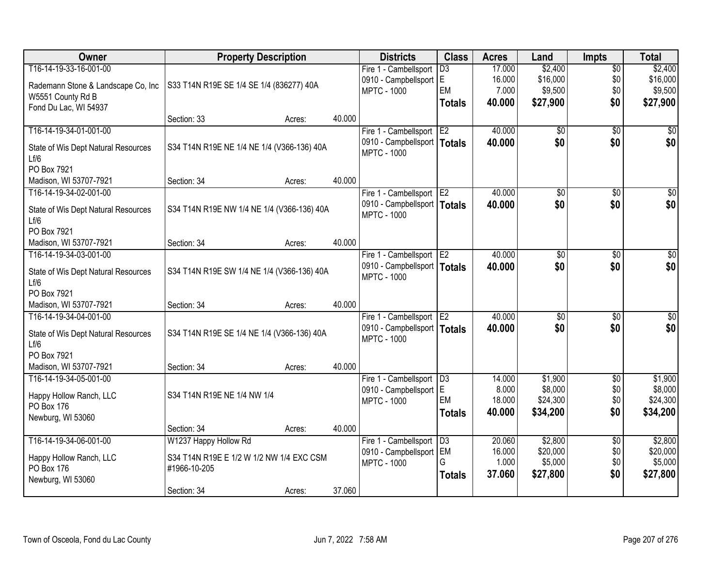| Owner | Property Description | | | Districts | Class | Acres | Land | Impts | Total |
|---|---|---|---|---|---|---|---|---|---|
| T16-14-19-33-16-001-00<br>Rademann Stone & Landscape Co, Inc<br>W5551 County Rd B<br>Fond Du Lac, WI 54937 | S33 T14N R19E SE 1/4 SE 1/4 (836277) 40A<br>Section: 33 | Acres: | 40.000 | Fire 1 - Cambellsport<br>0910 - Campbellsport<br>MPTC - 1000 | D3<br>E<br>EM<br>**Totals** | 17.000<br>16.000<br>7.000<br>**40.000** | $2,400<br>$16,000<br>$9,500<br>**$27,900** | $0<br>$0<br>$0<br>**$0** | $2,400<br>$16,000<br>$9,500<br>**$27,900** |
| T16-14-19-34-01-001-00<br>State of Wis Dept Natural Resources<br>Lf/6<br>PO Box 7921<br>Madison, WI 53707-7921 | S34 T14N R19E NE 1/4 NE 1/4 (V366-136) 40A<br>Section: 34 | Acres: | 40.000 | Fire 1 - Cambellsport<br>0910 - Campbellsport<br>MPTC - 1000 | E2<br>**Totals** | 40.000<br>**40.000** | $0<br>**$0** | $0<br>**$0** | $0<br>**$0** |
| T16-14-19-34-02-001-00<br>State of Wis Dept Natural Resources<br>Lf/6<br>PO Box 7921<br>Madison, WI 53707-7921 | S34 T14N R19E NW 1/4 NE 1/4 (V366-136) 40A<br>Section: 34 | Acres: | 40.000 | Fire 1 - Cambellsport<br>0910 - Campbellsport<br>MPTC - 1000 | E2<br>**Totals** | 40.000<br>**40.000** | $0<br>**$0** | $0<br>**$0** | $0<br>**$0** |
| T16-14-19-34-03-001-00<br>State of Wis Dept Natural Resources<br>Lf/6<br>PO Box 7921<br>Madison, WI 53707-7921 | S34 T14N R19E SW 1/4 NE 1/4 (V366-136) 40A<br>Section: 34 | Acres: | 40.000 | Fire 1 - Cambellsport<br>0910 - Campbellsport<br>MPTC - 1000 | E2<br>**Totals** | 40.000<br>**40.000** | $0<br>**$0** | $0<br>**$0** | $0<br>**$0** |
| T16-14-19-34-04-001-00<br>State of Wis Dept Natural Resources<br>Lf/6<br>PO Box 7921<br>Madison, WI 53707-7921 | S34 T14N R19E SE 1/4 NE 1/4 (V366-136) 40A<br>Section: 34 | Acres: | 40.000 | Fire 1 - Cambellsport<br>0910 - Campbellsport<br>MPTC - 1000 | E2<br>**Totals** | 40.000<br>**40.000** | $0<br>**$0** | $0<br>**$0** | $0<br>**$0** |
| T16-14-19-34-05-001-00<br>Happy Hollow Ranch, LLC<br>PO Box 176<br>Newburg, WI 53060 | S34 T14N R19E NE 1/4 NW 1/4<br>Section: 34 | Acres: | 40.000 | Fire 1 - Cambellsport<br>0910 - Campbellsport<br>MPTC - 1000 | D3<br>E<br>EM<br>**Totals** | 14.000<br>8.000<br>18.000<br>**40.000** | $1,900<br>$8,000<br>$24,300<br>**$34,200** | $0<br>$0<br>$0<br>**$0** | $1,900<br>$8,000<br>$24,300<br>**$34,200** |
| T16-14-19-34-06-001-00<br>Happy Hollow Ranch, LLC<br>PO Box 176<br>Newburg, WI 53060 | W1237 Happy Hollow Rd<br>S34 T14N R19E E 1/2 W 1/2 NW 1/4 EXC CSM #1966-10-205<br>Section: 34 | Acres: | 37.060 | Fire 1 - Cambellsport<br>0910 - Campbellsport<br>MPTC - 1000 | D3<br>EM<br>G<br>**Totals** | 20.060<br>16.000<br>1.000<br>**37.060** | $2,800<br>$20,000<br>$5,000<br>**$27,800** | $0<br>$0<br>$0<br>**$0** | $2,800<br>$20,000<br>$5,000<br>**$27,800** |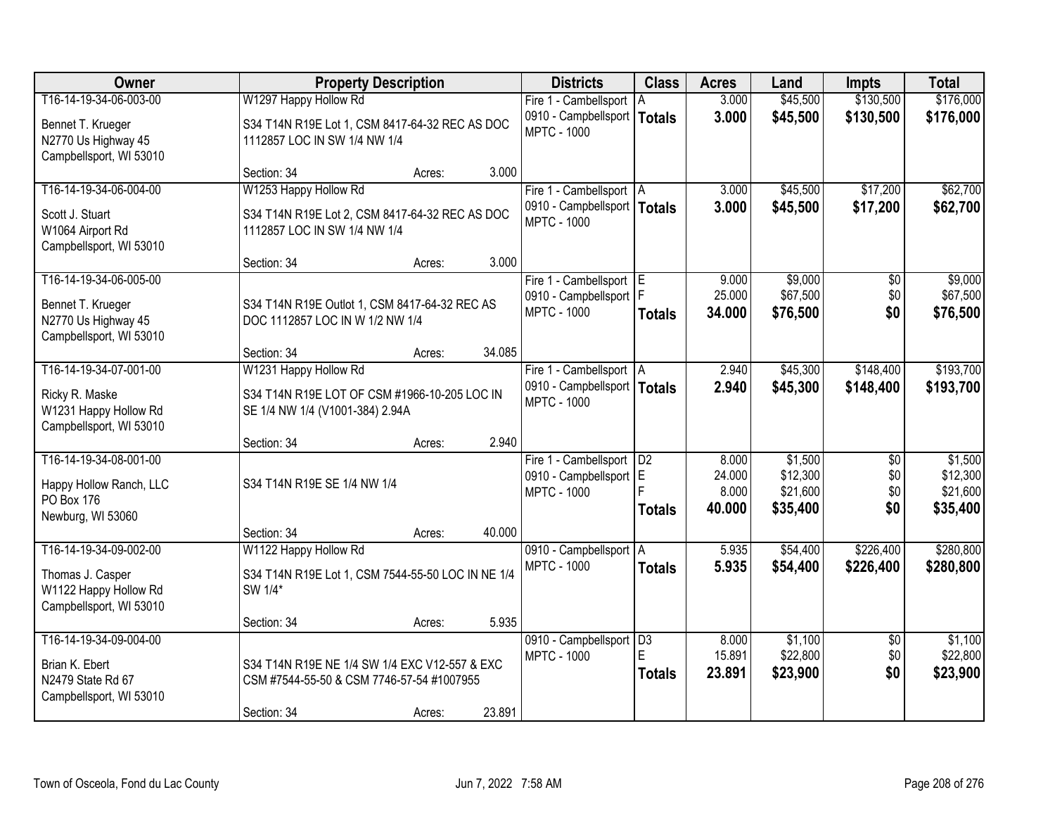| Owner | Property Description | Districts | Class | Acres | Land | Impts | Total |
|---|---|---|---|---|---|---|---|
| T16-14-19-34-06-003-00<br>Bennet T. Krueger<br>N2770 Us Highway 45<br>Campbellsport, WI 53010 | W1297 Happy Hollow Rd<br>S34 T14N R19E Lot 1, CSM 8417-64-32 REC AS DOC 1112857 LOC IN SW 1/4 NW 1/4<br>Section: 34 Acres: 3.000 | Fire 1 - Cambellsport<br>0910 - Campbellsport<br>MPTC - 1000 | A<br>**Totals** | 3.000<br>**3.000** | $45,500<br>**$45,500** | $130,500<br>**$130,500** | $176,000<br>**$176,000** |
| T16-14-19-34-06-004-00<br>Scott J. Stuart<br>W1064 Airport Rd<br>Campbellsport, WI 53010 | W1253 Happy Hollow Rd<br>S34 T14N R19E Lot 2, CSM 8417-64-32 REC AS DOC 1112857 LOC IN SW 1/4 NW 1/4<br>Section: 34 Acres: 3.000 | Fire 1 - Cambellsport<br>0910 - Campbellsport<br>MPTC - 1000 | A<br>**Totals** | 3.000<br>**3.000** | $45,500<br>**$45,500** | $17,200<br>**$17,200** | $62,700<br>**$62,700** |
| T16-14-19-34-06-005-00<br>Bennet T. Krueger<br>N2770 Us Highway 45<br>Campbellsport, WI 53010 | S34 T14N R19E Outlot 1, CSM 8417-64-32 REC AS DOC 1112857 LOC IN W 1/2 NW 1/4<br>Section: 34 Acres: 34.085 | Fire 1 - Cambellsport<br>0910 - Campbellsport<br>MPTC - 1000 | E<br>F<br>**Totals** | 9.000<br>25.000<br>**34.000** | $9,000<br>$67,500<br>**$76,500** | $0<br>$0<br>**$0** | $9,000<br>$67,500<br>**$76,500** |
| T16-14-19-34-07-001-00<br>Ricky R. Maske<br>W1231 Happy Hollow Rd<br>Campbellsport, WI 53010 | W1231 Happy Hollow Rd<br>S34 T14N R19E LOT OF CSM #1966-10-205 LOC IN SE 1/4 NW 1/4 (V1001-384) 2.94A<br>Section: 34 Acres: 2.940 | Fire 1 - Cambellsport<br>0910 - Campbellsport<br>MPTC - 1000 | A<br>**Totals** | 2.940<br>**2.940** | $45,300<br>**$45,300** | $148,400<br>**$148,400** | $193,700<br>**$193,700** |
| T16-14-19-34-08-001-00<br>Happy Hollow Ranch, LLC<br>PO Box 176<br>Newburg, WI 53060 | S34 T14N R19E SE 1/4 NW 1/4<br>Section: 34 Acres: 40.000 | Fire 1 - Cambellsport<br>0910 - Campbellsport<br>MPTC - 1000 | D2<br>E<br>F<br>**Totals** | 8.000<br>24.000<br>8.000<br>**40.000** | $1,500<br>$12,300<br>$21,600<br>**$35,400** | $0<br>$0<br>$0<br>**$0** | $1,500<br>$12,300<br>$21,600<br>**$35,400** |
| T16-14-19-34-09-002-00<br>Thomas J. Casper<br>W1122 Happy Hollow Rd<br>Campbellsport, WI 53010 | W1122 Happy Hollow Rd<br>S34 T14N R19E Lot 1, CSM 7544-55-50 LOC IN NE 1/4 SW 1/4*<br>Section: 34 Acres: 5.935 | 0910 - Campbellsport<br>MPTC - 1000 | A<br>**Totals** | 5.935<br>**5.935** | $54,400<br>**$54,400** | $226,400<br>**$226,400** | $280,800<br>**$280,800** |
| T16-14-19-34-09-004-00<br>Brian K. Ebert<br>N2479 State Rd 67<br>Campbellsport, WI 53010 | S34 T14N R19E NE 1/4 SW 1/4 EXC V12-557 & EXC CSM #7544-55-50 & CSM 7746-57-54 #1007955<br>Section: 34 Acres: 23.891 | 0910 - Campbellsport<br>MPTC - 1000 | D3<br>E<br>**Totals** | 8.000<br>15.891<br>**23.891** | $1,100<br>$22,800<br>**$23,900** | $0<br>$0<br>**$0** | $1,100<br>$22,800<br>**$23,900** |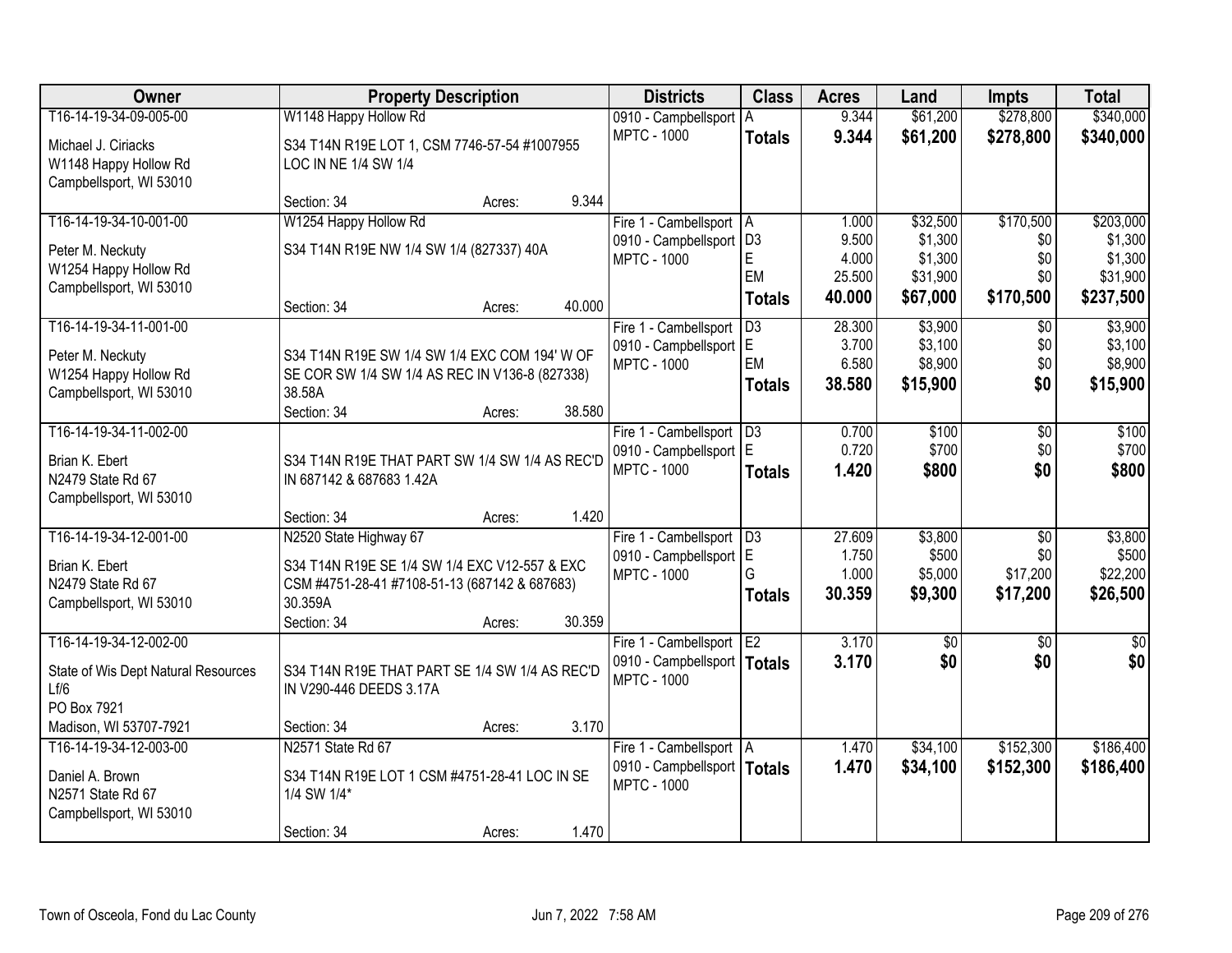| Owner | Property Description | Districts | Class | Acres | Land | Impts | Total |
|---|---|---|---|---|---|---|---|
| T16-14-19-34-09-005-00<br>Michael J. Ciriacks<br>W1148 Happy Hollow Rd<br>Campbellsport, WI 53010 | W1148 Happy Hollow Rd<br>S34 T14N R19E LOT 1, CSM 7746-57-54 #1007955 LOC IN NE 1/4 SW 1/4<br>Section: 34 Acres: 9.344 | 0910 - Campbellsport<br>MPTC - 1000 | A<br>**Totals** | 9.344<br>**9.344** | $61,200<br>**$61,200** | $278,800<br>**$278,800** | $340,000<br>**$340,000** |
| T16-14-19-34-10-001-00<br>Peter M. Neckuty<br>W1254 Happy Hollow Rd<br>Campbellsport, WI 53010 | W1254 Happy Hollow Rd<br>S34 T14N R19E NW 1/4 SW 1/4 (827337) 40A<br>Section: 34 Acres: 40.000 | Fire 1 - Cambellsport<br>0910 - Campbellsport<br>MPTC - 1000 | A<br>D3<br>E<br>EM<br>**Totals** | 1.000<br>9.500<br>4.000<br>25.500<br>**40.000** | $32,500<br>$1,300<br>$1,300<br>$31,900<br>**$67,000** | $170,500<br>$0<br>$0<br>$0<br>**$170,500** | $203,000<br>$1,300<br>$1,300<br>$31,900<br>**$237,500** |
| T16-14-19-34-11-001-00<br>Peter M. Neckuty<br>W1254 Happy Hollow Rd<br>Campbellsport, WI 53010 | S34 T14N R19E SW 1/4 SW 1/4 EXC COM 194' W OF SE COR SW 1/4 SW 1/4 AS REC IN V136-8 (827338) 38.58A<br>Section: 34 Acres: 38.580 | Fire 1 - Cambellsport<br>0910 - Campbellsport<br>MPTC - 1000 | D3<br>E<br>EM<br>**Totals** | 28.300<br>3.700<br>6.580<br>**38.580** | $3,900<br>$3,100<br>$8,900<br>**$15,900** | $0<br>$0<br>$0<br>**$0** | $3,900<br>$3,100<br>$8,900<br>**$15,900** |
| T16-14-19-34-11-002-00<br>Brian K. Ebert<br>N2479 State Rd 67<br>Campbellsport, WI 53010 | S34 T14N R19E THAT PART SW 1/4 SW 1/4 AS REC'D IN 687142 & 687683 1.42A<br>Section: 34 Acres: 1.420 | Fire 1 - Cambellsport<br>0910 - Campbellsport<br>MPTC - 1000 | D3<br>E<br>**Totals** | 0.700<br>0.720<br>**1.420** | $100<br>$700<br>**$800** | $0<br>$0<br>**$0** | $100<br>$700<br>**$800** |
| T16-14-19-34-12-001-00<br>Brian K. Ebert<br>N2479 State Rd 67<br>Campbellsport, WI 53010 | N2520 State Highway 67<br>S34 T14N R19E SE 1/4 SW 1/4 EXC V12-557 & EXC CSM #4751-28-41 #7108-51-13 (687142 & 687683) 30.359A<br>Section: 34 Acres: 30.359 | Fire 1 - Cambellsport<br>0910 - Campbellsport<br>MPTC - 1000 | D3<br>E<br>G<br>**Totals** | 27.609<br>1.750<br>1.000<br>**30.359** | $3,800<br>$500<br>$5,000<br>**$9,300** | $0<br>$0<br>$17,200<br>**$17,200** | $3,800<br>$500<br>$22,200<br>**$26,500** |
| T16-14-19-34-12-002-00<br>State of Wis Dept Natural Resources Lf/6<br>PO Box 7921<br>Madison, WI 53707-7921 | S34 T14N R19E THAT PART SE 1/4 SW 1/4 AS REC'D IN V290-446 DEEDS 3.17A<br>Section: 34 Acres: 3.170 | Fire 1 - Cambellsport<br>0910 - Campbellsport<br>MPTC - 1000 | E2<br>**Totals** | 3.170<br>**3.170** | $0<br>**$0** | $0<br>**$0** | $0<br>**$0** |
| T16-14-19-34-12-003-00<br>Daniel A. Brown<br>N2571 State Rd 67<br>Campbellsport, WI 53010 | N2571 State Rd 67<br>S34 T14N R19E LOT 1 CSM #4751-28-41 LOC IN SE 1/4 SW 1/4*<br>Section: 34 Acres: 1.470 | Fire 1 - Cambellsport<br>0910 - Campbellsport<br>MPTC - 1000 | A<br>**Totals** | 1.470<br>**1.470** | $34,100<br>**$34,100** | $152,300<br>**$152,300** | $186,400<br>**$186,400** |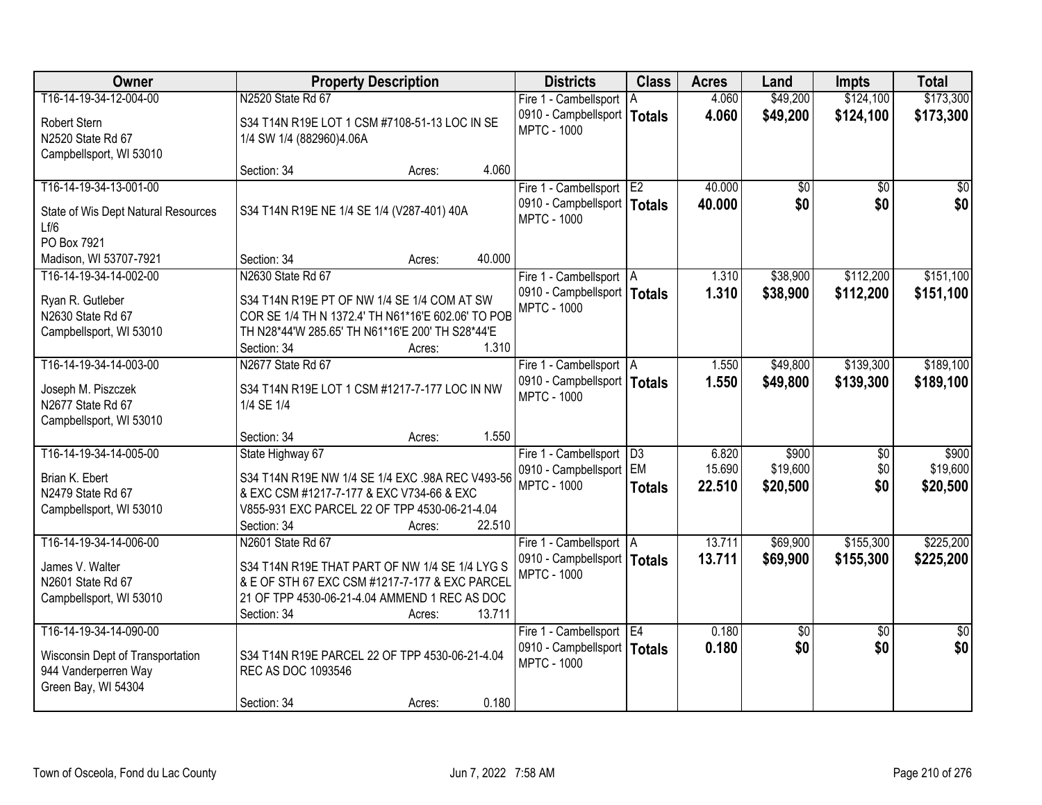| Owner | Property Description | Districts | Class | Acres | Land | Impts | Total |
|---|---|---|---|---|---|---|---|
| T16-14-19-34-12-004-00<br><br>Robert Stern<br>N2520 State Rd 67<br>Campbellsport, WI 53010 | N2520 State Rd 67<br><br>S34 T14N R19E LOT 1 CSM #7108-51-13 LOC IN SE 1/4 SW 1/4 (882960)4.06A<br><br>Section: 34 Acres: 4.060 | Fire 1 - Cambellsport<br>0910 - Campbellsport<br>MPTC - 1000 | A<br>**Totals** | 4.060<br>**4.060** | $49,200<br>**$49,200** | $124,100<br>**$124,100** | $173,300<br>**$173,300** |
| T16-14-19-34-13-001-00<br><br>State of Wis Dept Natural Resources Lf/6<br>PO Box 7921<br>Madison, WI 53707-7921 | S34 T14N R19E NE 1/4 SE 1/4 (V287-401) 40A<br><br>Section: 34 Acres: 40.000 | Fire 1 - Cambellsport<br>0910 - Campbellsport<br>MPTC - 1000 | E2<br>**Totals** | 40.000<br>**40.000** | $0<br>**$0** | $0<br>**$0** | $0<br>**$0** |
| T16-14-19-34-14-002-00<br><br>Ryan R. Gutleber<br>N2630 State Rd 67<br>Campbellsport, WI 53010 | N2630 State Rd 67<br><br>S34 T14N R19E PT OF NW 1/4 SE 1/4 COM AT SW COR SE 1/4 TH N 1372.4' TH N61*16'E 602.06' TO POB TH N28*44'W 285.65' TH N61*16'E 200' TH S28*44'E<br>Section: 34 Acres: 1.310 | Fire 1 - Cambellsport<br>0910 - Campbellsport<br>MPTC - 1000 | A<br>**Totals** | 1.310<br>**1.310** | $38,900<br>**$38,900** | $112,200<br>**$112,200** | $151,100<br>**$151,100** |
| T16-14-19-34-14-003-00<br><br>Joseph M. Piszczek<br>N2677 State Rd 67<br>Campbellsport, WI 53010 | N2677 State Rd 67<br><br>S34 T14N R19E LOT 1 CSM #1217-7-177 LOC IN NW 1/4 SE 1/4<br><br>Section: 34 Acres: 1.550 | Fire 1 - Cambellsport<br>0910 - Campbellsport<br>MPTC - 1000 | A<br>**Totals** | 1.550<br>**1.550** | $49,800<br>**$49,800** | $139,300<br>**$139,300** | $189,100<br>**$189,100** |
| T16-14-19-34-14-005-00<br><br>Brian K. Ebert<br>N2479 State Rd 67<br>Campbellsport, WI 53010 | State Highway 67<br><br>S34 T14N R19E NW 1/4 SE 1/4 EXC .98A REC V493-56 & EXC CSM #1217-7-177 & EXC V734-66 & EXC V855-931 EXC PARCEL 22 OF TPP 4530-06-21-4.04<br>Section: 34 Acres: 22.510 | Fire 1 - Cambellsport<br>0910 - Campbellsport<br>MPTC - 1000 | D3<br>EM<br>**Totals** | 6.820<br>15.690<br>**22.510** | $900<br>$19,600<br>**$20,500** | $0<br>$0<br>**$0** | $900<br>$19,600<br>**$20,500** |
| T16-14-19-34-14-006-00<br><br>James V. Walter<br>N2601 State Rd 67<br>Campbellsport, WI 53010 | N2601 State Rd 67<br><br>S34 T14N R19E THAT PART OF NW 1/4 SE 1/4 LYG S & E OF STH 67 EXC CSM #1217-7-177 & EXC PARCEL 21 OF TPP 4530-06-21-4.04 AMMEND 1 REC AS DOC<br>Section: 34 Acres: 13.711 | Fire 1 - Cambellsport<br>0910 - Campbellsport<br>MPTC - 1000 | A<br>**Totals** | 13.711<br>**13.711** | $69,900<br>**$69,900** | $155,300<br>**$155,300** | $225,200<br>**$225,200** |
| T16-14-19-34-14-090-00<br><br>Wisconsin Dept of Transportation<br>944 Vanderperren Way<br>Green Bay, WI 54304 | S34 T14N R19E PARCEL 22 OF TPP 4530-06-21-4.04 REC AS DOC 1093546<br><br>Section: 34 Acres: 0.180 | Fire 1 - Cambellsport<br>0910 - Campbellsport<br>MPTC - 1000 | E4<br>**Totals** | 0.180<br>**0.180** | $0<br>**$0** | $0<br>**$0** | $0<br>**$0** |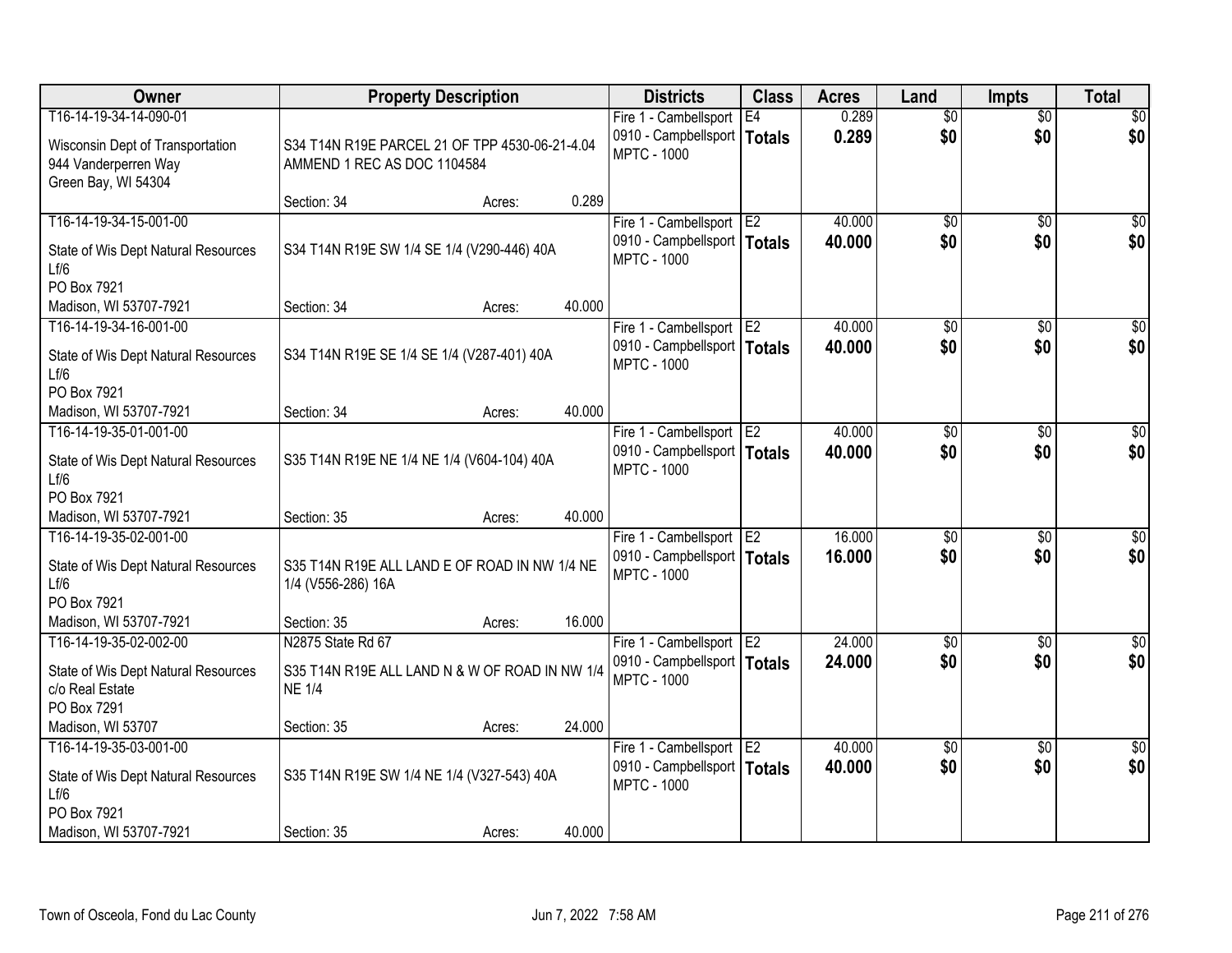| Owner | Property Description | Districts | Class | Acres | Land | Impts | Total |
|---|---|---|---|---|---|---|---|
| T16-14-19-34-14-090-01<br>Wisconsin Dept of Transportation<br>944 Vanderperren Way<br>Green Bay, WI 54304 | S34 T14N R19E PARCEL 21 OF TPP 4530-06-21-4.04 AMMEND 1 REC AS DOC 1104584<br>Section: 34 Acres: 0.289 | Fire 1 - Cambellsport<br>0910 - Campbellsport<br>MPTC - 1000 | E4<br>**Totals** | 0.289<br>**0.289** | $0<br>**$0** | $0<br>**$0** | $0<br>**$0** |
| T16-14-19-34-15-001-00<br>State of Wis Dept Natural Resources<br>Lf/6<br>PO Box 7921<br>Madison, WI 53707-7921 | S34 T14N R19E SW 1/4 SE 1/4 (V290-446) 40A<br>Section: 34 Acres: 40.000 | Fire 1 - Cambellsport<br>0910 - Campbellsport<br>MPTC - 1000 | E2<br>**Totals** | 40.000<br>**40.000** | $0<br>**$0** | $0<br>**$0** | $0<br>**$0** |
| T16-14-19-34-16-001-00<br>State of Wis Dept Natural Resources<br>Lf/6<br>PO Box 7921<br>Madison, WI 53707-7921 | S34 T14N R19E SE 1/4 SE 1/4 (V287-401) 40A<br>Section: 34 Acres: 40.000 | Fire 1 - Cambellsport<br>0910 - Campbellsport<br>MPTC - 1000 | E2<br>**Totals** | 40.000<br>**40.000** | $0<br>**$0** | $0<br>**$0** | $0<br>**$0** |
| T16-14-19-35-01-001-00<br>State of Wis Dept Natural Resources<br>Lf/6<br>PO Box 7921<br>Madison, WI 53707-7921 | S35 T14N R19E NE 1/4 NE 1/4 (V604-104) 40A<br>Section: 35 Acres: 40.000 | Fire 1 - Cambellsport<br>0910 - Campbellsport<br>MPTC - 1000 | E2<br>**Totals** | 40.000<br>**40.000** | $0<br>**$0** | $0<br>**$0** | $0<br>**$0** |
| T16-14-19-35-02-001-00<br>State of Wis Dept Natural Resources<br>Lf/6<br>PO Box 7921<br>Madison, WI 53707-7921 | S35 T14N R19E ALL LAND E OF ROAD IN NW 1/4 NE 1/4 (V556-286) 16A<br>Section: 35 Acres: 16.000 | Fire 1 - Cambellsport<br>0910 - Campbellsport<br>MPTC - 1000 | E2<br>**Totals** | 16.000<br>**16.000** | $0<br>**$0** | $0<br>**$0** | $0<br>**$0** |
| T16-14-19-35-02-002-00<br>State of Wis Dept Natural Resources<br>c/o Real Estate<br>PO Box 7291<br>Madison, WI 53707 | N2875 State Rd 67<br>S35 T14N R19E ALL LAND N & W OF ROAD IN NW 1/4 NE 1/4<br>Section: 35 Acres: 24.000 | Fire 1 - Cambellsport<br>0910 - Campbellsport<br>MPTC - 1000 | E2<br>**Totals** | 24.000<br>**24.000** | $0<br>**$0** | $0<br>**$0** | $0<br>**$0** |
| T16-14-19-35-03-001-00<br>State of Wis Dept Natural Resources<br>Lf/6<br>PO Box 7921<br>Madison, WI 53707-7921 | S35 T14N R19E SW 1/4 NE 1/4 (V327-543) 40A<br>Section: 35 Acres: 40.000 | Fire 1 - Cambellsport<br>0910 - Campbellsport<br>MPTC - 1000 | E2<br>**Totals** | 40.000<br>**40.000** | $0<br>**$0** | $0<br>**$0** | $0<br>**$0** |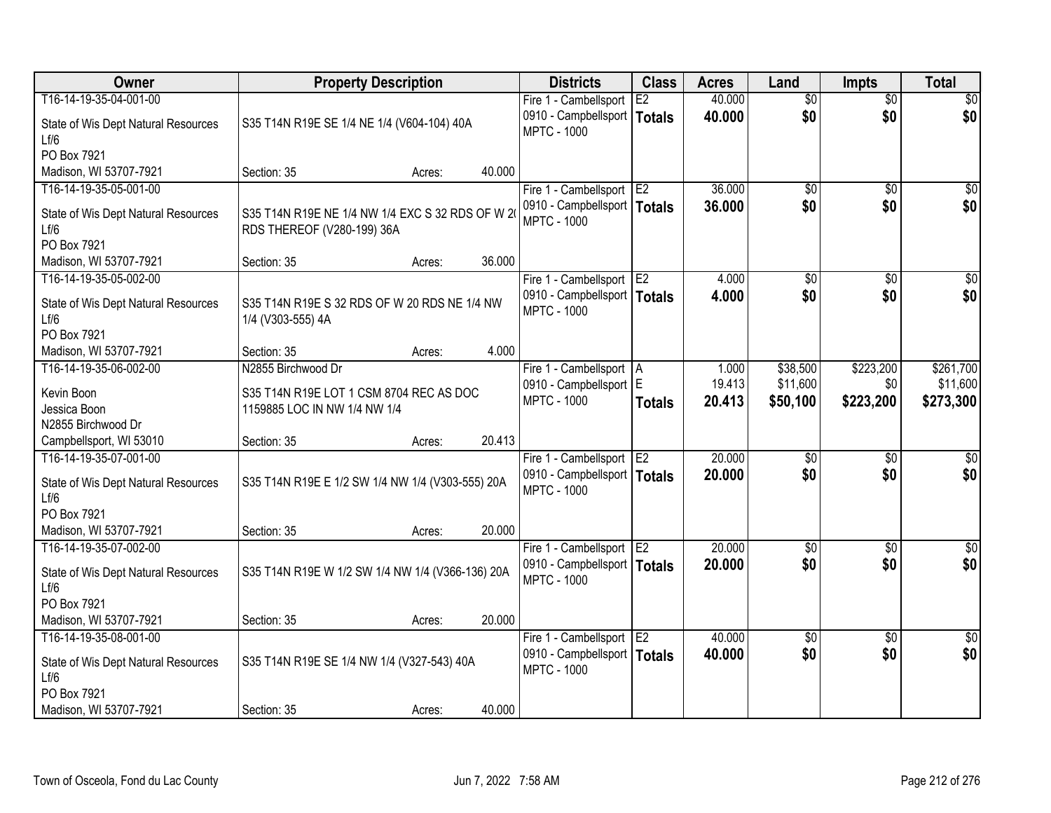| Owner | Property Description | Districts | Class | Acres | Land | Impts | Total |
|---|---|---|---|---|---|---|---|
| T16-14-19-35-04-001-00<br>State of Wis Dept Natural Resources<br>Lf/6<br>PO Box 7921<br>Madison, WI 53707-7921 | S35 T14N R19E SE 1/4 NE 1/4 (V604-104) 40A<br>Section: 35 Acres: 40.000 | Fire 1 - Cambellsport<br>0910 - Campbellsport<br>MPTC - 1000 | E2<br>**Totals** | 40.000<br>**40.000** | $0<br>**$0** | $0<br>**$0** | $0<br>**$0** |
| T16-14-19-35-05-001-00<br>State of Wis Dept Natural Resources<br>Lf/6<br>PO Box 7921<br>Madison, WI 53707-7921 | S35 T14N R19E NE 1/4 NW 1/4 EXC S 32 RDS OF W 20 RDS THEREOF (V280-199) 36A<br>Section: 35 Acres: 36.000 | Fire 1 - Cambellsport<br>0910 - Campbellsport<br>MPTC - 1000 | E2<br>**Totals** | 36.000<br>**36.000** | $0<br>**$0** | $0<br>**$0** | $0<br>**$0** |
| T16-14-19-35-05-002-00<br>State of Wis Dept Natural Resources<br>Lf/6<br>PO Box 7921<br>Madison, WI 53707-7921 | S35 T14N R19E S 32 RDS OF W 20 RDS NE 1/4 NW 1/4 (V303-555) 4A<br>Section: 35 Acres: 4.000 | Fire 1 - Cambellsport<br>0910 - Campbellsport<br>MPTC - 1000 | E2<br>**Totals** | 4.000<br>**4.000** | $0<br>**$0** | $0<br>**$0** | $0<br>**$0** |
| T16-14-19-35-06-002-00<br>Kevin Boon<br>Jessica Boon<br>N2855 Birchwood Dr<br>Campbellsport, WI 53010 | N2855 Birchwood Dr<br>S35 T14N R19E LOT 1 CSM 8704 REC AS DOC 1159885 LOC IN NW 1/4 NW 1/4<br>Section: 35 Acres: 20.413 | Fire 1 - Cambellsport<br>0910 - Campbellsport<br>MPTC - 1000 | A<br>E<br>**Totals** | 1.000<br>19.413<br>**20.413** | $38,500<br>$11,600<br>**$50,100** | $223,200<br>$0<br>**$223,200** | $261,700<br>$11,600<br>**$273,300** |
| T16-14-19-35-07-001-00<br>State of Wis Dept Natural Resources<br>Lf/6<br>PO Box 7921<br>Madison, WI 53707-7921 | S35 T14N R19E E 1/2 SW 1/4 NW 1/4 (V303-555) 20A<br>Section: 35 Acres: 20.000 | Fire 1 - Cambellsport<br>0910 - Campbellsport<br>MPTC - 1000 | E2<br>**Totals** | 20.000<br>**20.000** | $0<br>**$0** | $0<br>**$0** | $0<br>**$0** |
| T16-14-19-35-07-002-00<br>State of Wis Dept Natural Resources<br>Lf/6<br>PO Box 7921<br>Madison, WI 53707-7921 | S35 T14N R19E W 1/2 SW 1/4 NW 1/4 (V366-136) 20A<br>Section: 35 Acres: 20.000 | Fire 1 - Cambellsport<br>0910 - Campbellsport<br>MPTC - 1000 | E2<br>**Totals** | 20.000<br>**20.000** | $0<br>**$0** | $0<br>**$0** | $0<br>**$0** |
| T16-14-19-35-08-001-00<br>State of Wis Dept Natural Resources<br>Lf/6<br>PO Box 7921<br>Madison, WI 53707-7921 | S35 T14N R19E SE 1/4 NW 1/4 (V327-543) 40A<br>Section: 35 Acres: 40.000 | Fire 1 - Cambellsport<br>0910 - Campbellsport<br>MPTC - 1000 | E2<br>**Totals** | 40.000<br>**40.000** | $0<br>**$0** | $0<br>**$0** | $0<br>**$0** |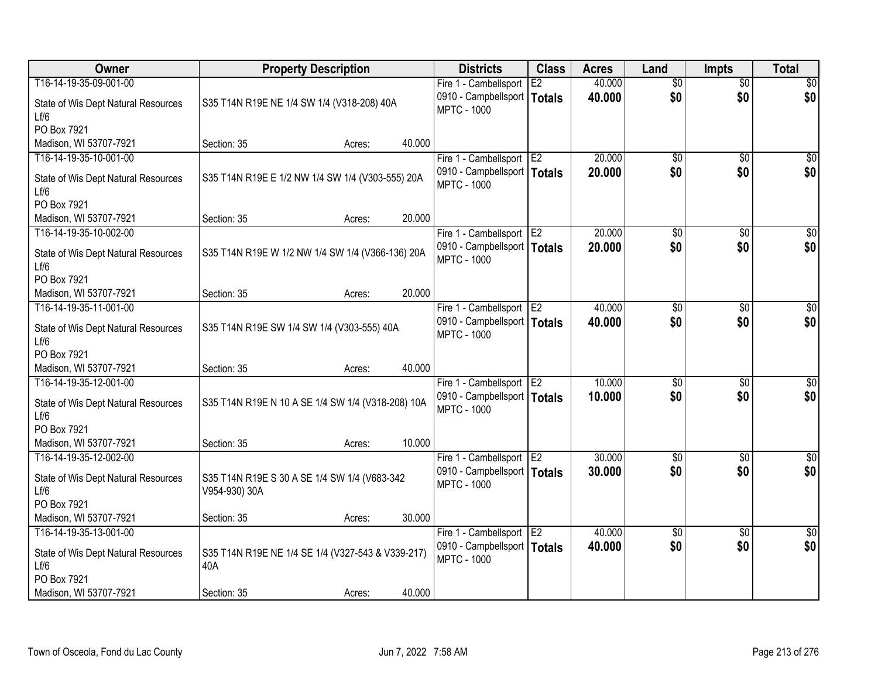| Owner | Property Description | Districts | Class | Acres | Land | Impts | Total |
|---|---|---|---|---|---|---|---|
| T16-14-19-35-09-001-00<br>State of Wis Dept Natural Resources Lf/6<br>PO Box 7921<br>Madison, WI 53707-7921 | S35 T14N R19E NE 1/4 SW 1/4 (V318-208) 40A<br>Section: 35 Acres: 40.000 | Fire 1 - Cambellsport<br>0910 - Campbellsport<br>MPTC - 1000 | E2<br>**Totals** | 40.000<br>**40.000** | $0<br>**$0** | $0<br>**$0** | $0<br>**$0** |
| T16-14-19-35-10-001-00<br>State of Wis Dept Natural Resources Lf/6<br>PO Box 7921<br>Madison, WI 53707-7921 | S35 T14N R19E E 1/2 NW 1/4 SW 1/4 (V303-555) 20A<br>Section: 35 Acres: 20.000 | Fire 1 - Cambellsport<br>0910 - Campbellsport<br>MPTC - 1000 | E2<br>**Totals** | 20.000<br>**20.000** | $0<br>**$0** | $0<br>**$0** | $0<br>**$0** |
| T16-14-19-35-10-002-00<br>State of Wis Dept Natural Resources Lf/6<br>PO Box 7921<br>Madison, WI 53707-7921 | S35 T14N R19E W 1/2 NW 1/4 SW 1/4 (V366-136) 20A<br>Section: 35 Acres: 20.000 | Fire 1 - Cambellsport<br>0910 - Campbellsport<br>MPTC - 1000 | E2<br>**Totals** | 20.000<br>**20.000** | $0<br>**$0** | $0<br>**$0** | $0<br>**$0** |
| T16-14-19-35-11-001-00<br>State of Wis Dept Natural Resources Lf/6<br>PO Box 7921<br>Madison, WI 53707-7921 | S35 T14N R19E SW 1/4 SW 1/4 (V303-555) 40A<br>Section: 35 Acres: 40.000 | Fire 1 - Cambellsport<br>0910 - Campbellsport<br>MPTC - 1000 | E2<br>**Totals** | 40.000<br>**40.000** | $0<br>**$0** | $0<br>**$0** | $0<br>**$0** |
| T16-14-19-35-12-001-00<br>State of Wis Dept Natural Resources Lf/6<br>PO Box 7921<br>Madison, WI 53707-7921 | S35 T14N R19E N 10 A SE 1/4 SW 1/4 (V318-208) 10A<br>Section: 35 Acres: 10.000 | Fire 1 - Cambellsport<br>0910 - Campbellsport<br>MPTC - 1000 | E2<br>**Totals** | 10.000<br>**10.000** | $0<br>**$0** | $0<br>**$0** | $0<br>**$0** |
| T16-14-19-35-12-002-00<br>State of Wis Dept Natural Resources Lf/6<br>PO Box 7921<br>Madison, WI 53707-7921 | S35 T14N R19E S 30 A SE 1/4 SW 1/4 (V683-342 V954-930) 30A<br>Section: 35 Acres: 30.000 | Fire 1 - Cambellsport<br>0910 - Campbellsport<br>MPTC - 1000 | E2<br>**Totals** | 30.000<br>**30.000** | $0<br>**$0** | $0<br>**$0** | $0<br>**$0** |
| T16-14-19-35-13-001-00<br>State of Wis Dept Natural Resources Lf/6<br>PO Box 7921<br>Madison, WI 53707-7921 | S35 T14N R19E NE 1/4 SE 1/4 (V327-543 & V339-217) 40A<br>Section: 35 Acres: 40.000 | Fire 1 - Cambellsport<br>0910 - Campbellsport<br>MPTC - 1000 | E2<br>**Totals** | 40.000<br>**40.000** | $0<br>**$0** | $0<br>**$0** | $0<br>**$0** |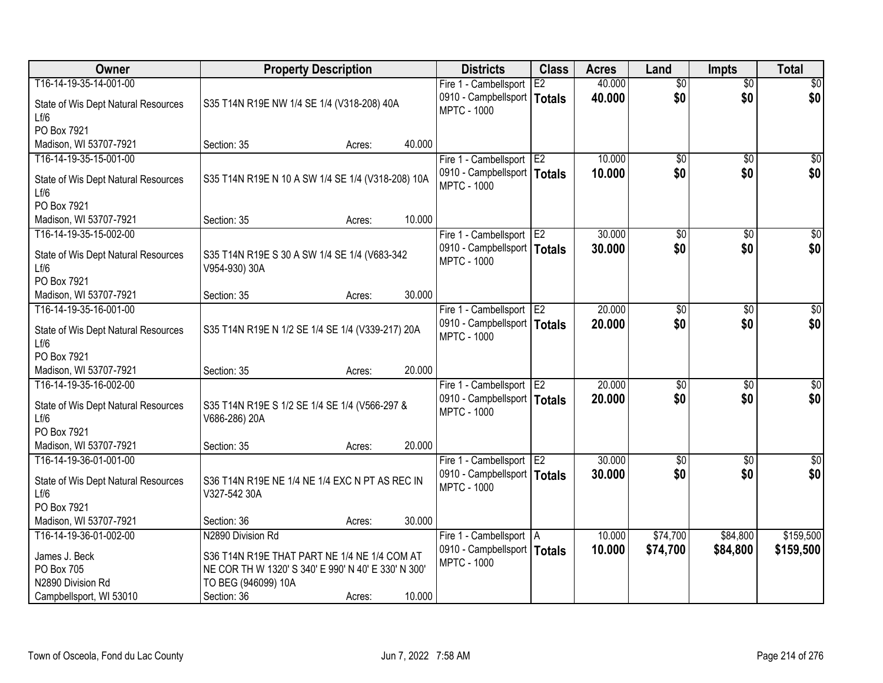| Owner | Property Description | Districts | Class | Acres | Land | Impts | Total |
|---|---|---|---|---|---|---|---|
| T16-14-19-35-14-001-00<br>State of Wis Dept Natural Resources<br>Lf/6<br>PO Box 7921<br>Madison, WI 53707-7921 | S35 T14N R19E NW 1/4 SE 1/4 (V318-208) 40A<br>Section: 35 Acres: 40.000 | Fire 1 - Cambellsport<br>0910 - Campbellsport<br>MPTC - 1000 | E2<br>**Totals** | 40.000<br>**40.000** | $0<br>**$0** | $0<br>**$0** | $0<br>**$0** |
| T16-14-19-35-15-001-00<br>State of Wis Dept Natural Resources<br>Lf/6<br>PO Box 7921<br>Madison, WI 53707-7921 | S35 T14N R19E N 10 A SW 1/4 SE 1/4 (V318-208) 10A<br>Section: 35 Acres: 10.000 | Fire 1 - Cambellsport<br>0910 - Campbellsport<br>MPTC - 1000 | E2<br>**Totals** | 10.000<br>**10.000** | $0<br>**$0** | $0<br>**$0** | $0<br>**$0** |
| T16-14-19-35-15-002-00<br>State of Wis Dept Natural Resources<br>Lf/6<br>PO Box 7921<br>Madison, WI 53707-7921 | S35 T14N R19E S 30 A SW 1/4 SE 1/4 (V683-342 V954-930) 30A<br>Section: 35 Acres: 30.000 | Fire 1 - Cambellsport<br>0910 - Campbellsport<br>MPTC - 1000 | E2<br>**Totals** | 30.000<br>**30.000** | $0<br>**$0** | $0<br>**$0** | $0<br>**$0** |
| T16-14-19-35-16-001-00<br>State of Wis Dept Natural Resources<br>Lf/6<br>PO Box 7921<br>Madison, WI 53707-7921 | S35 T14N R19E N 1/2 SE 1/4 SE 1/4 (V339-217) 20A<br>Section: 35 Acres: 20.000 | Fire 1 - Cambellsport<br>0910 - Campbellsport<br>MPTC - 1000 | E2<br>**Totals** | 20.000<br>**20.000** | $0<br>**$0** | $0<br>**$0** | $0<br>**$0** |
| T16-14-19-35-16-002-00<br>State of Wis Dept Natural Resources<br>Lf/6<br>PO Box 7921<br>Madison, WI 53707-7921 | S35 T14N R19E S 1/2 SE 1/4 SE 1/4 (V566-297 & V686-286) 20A<br>Section: 35 Acres: 20.000 | Fire 1 - Cambellsport<br>0910 - Campbellsport<br>MPTC - 1000 | E2<br>**Totals** | 20.000<br>**20.000** | $0<br>**$0** | $0<br>**$0** | $0<br>**$0** |
| T16-14-19-36-01-001-00<br>State of Wis Dept Natural Resources<br>Lf/6<br>PO Box 7921<br>Madison, WI 53707-7921 | S36 T14N R19E NE 1/4 NE 1/4 EXC N PT AS REC IN V327-542 30A<br>Section: 36 Acres: 30.000 | Fire 1 - Cambellsport<br>0910 - Campbellsport<br>MPTC - 1000 | E2<br>**Totals** | 30.000<br>**30.000** | $0<br>**$0** | $0<br>**$0** | $0<br>**$0** |
| T16-14-19-36-01-002-00<br>James J. Beck<br>PO Box 705<br>N2890 Division Rd<br>Campbellsport, WI 53010 | N2890 Division Rd<br>S36 T14N R19E THAT PART NE 1/4 NE 1/4 COM AT NE COR TH W 1320' S 340' E 990' N 40' E 330' N 300' TO BEG (946099) 10A<br>Section: 36 Acres: 10.000 | Fire 1 - Cambellsport<br>0910 - Campbellsport<br>MPTC - 1000 | A<br>**Totals** | 10.000<br>**10.000** | $74,700<br>**$74,700** | $84,800<br>**$84,800** | $159,500<br>**$159,500** |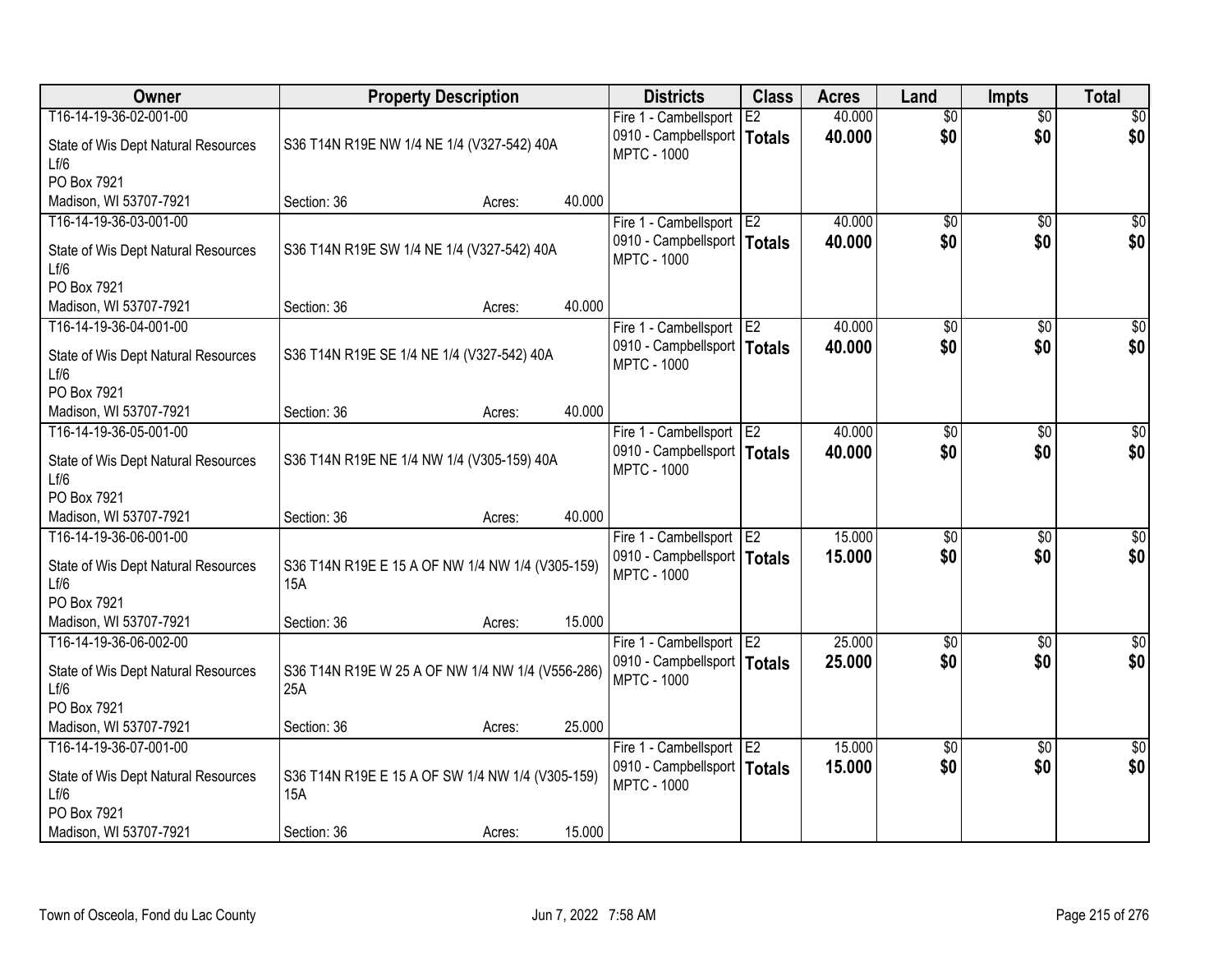| Owner | Property Description | | | Districts | Class | Acres | Land | Impts | Total |
|---|---|---|---|---|---|---|---|---|---|
| T16-14-19-36-02-001-00 | | | | Fire 1 - Cambellsport | E2 | 40.000 | $0 | $0 | $0 |
| State of Wis Dept Natural Resources Lf/6 PO Box 7921 Madison, WI 53707-7921 | S36 T14N R19E NW 1/4 NE 1/4 (V327-542) 40A | | | 0910 - Campbellsport MPTC - 1000 | **Totals** | **40.000** | **$0** | **$0** | **$0** |
| | Section: 36 | Acres: | 40.000 | | | | | | |
| T16-14-19-36-03-001-00 | | | | Fire 1 - Cambellsport | E2 | 40.000 | $0 | $0 | $0 |
| State of Wis Dept Natural Resources Lf/6 PO Box 7921 Madison, WI 53707-7921 | S36 T14N R19E SW 1/4 NE 1/4 (V327-542) 40A | | | 0910 - Campbellsport MPTC - 1000 | **Totals** | **40.000** | **$0** | **$0** | **$0** |
| | Section: 36 | Acres: | 40.000 | | | | | | |
| T16-14-19-36-04-001-00 | | | | Fire 1 - Cambellsport | E2 | 40.000 | $0 | $0 | $0 |
| State of Wis Dept Natural Resources Lf/6 PO Box 7921 Madison, WI 53707-7921 | S36 T14N R19E SE 1/4 NE 1/4 (V327-542) 40A | | | 0910 - Campbellsport MPTC - 1000 | **Totals** | **40.000** | **$0** | **$0** | **$0** |
| | Section: 36 | Acres: | 40.000 | | | | | | |
| T16-14-19-36-05-001-00 | | | | Fire 1 - Cambellsport | E2 | 40.000 | $0 | $0 | $0 |
| State of Wis Dept Natural Resources Lf/6 PO Box 7921 Madison, WI 53707-7921 | S36 T14N R19E NE 1/4 NW 1/4 (V305-159) 40A | | | 0910 - Campbellsport MPTC - 1000 | **Totals** | **40.000** | **$0** | **$0** | **$0** |
| | Section: 36 | Acres: | 40.000 | | | | | | |
| T16-14-19-36-06-001-00 | | | | Fire 1 - Cambellsport | E2 | 15.000 | $0 | $0 | $0 |
| State of Wis Dept Natural Resources Lf/6 PO Box 7921 Madison, WI 53707-7921 | S36 T14N R19E E 15 A OF NW 1/4 NW 1/4 (V305-159) 15A | | | 0910 - Campbellsport MPTC - 1000 | **Totals** | **15.000** | **$0** | **$0** | **$0** |
| | Section: 36 | Acres: | 15.000 | | | | | | |
| T16-14-19-36-06-002-00 | | | | Fire 1 - Cambellsport | E2 | 25.000 | $0 | $0 | $0 |
| State of Wis Dept Natural Resources Lf/6 PO Box 7921 Madison, WI 53707-7921 | S36 T14N R19E W 25 A OF NW 1/4 NW 1/4 (V556-286) 25A | | | 0910 - Campbellsport MPTC - 1000 | **Totals** | **25.000** | **$0** | **$0** | **$0** |
| | Section: 36 | Acres: | 25.000 | | | | | | |
| T16-14-19-36-07-001-00 | | | | Fire 1 - Cambellsport | E2 | 15.000 | $0 | $0 | $0 |
| State of Wis Dept Natural Resources Lf/6 PO Box 7921 Madison, WI 53707-7921 | S36 T14N R19E E 15 A OF SW 1/4 NW 1/4 (V305-159) 15A | | | 0910 - Campbellsport MPTC - 1000 | **Totals** | **15.000** | **$0** | **$0** | **$0** |
| | Section: 36 | Acres: | 15.000 | | | | | | |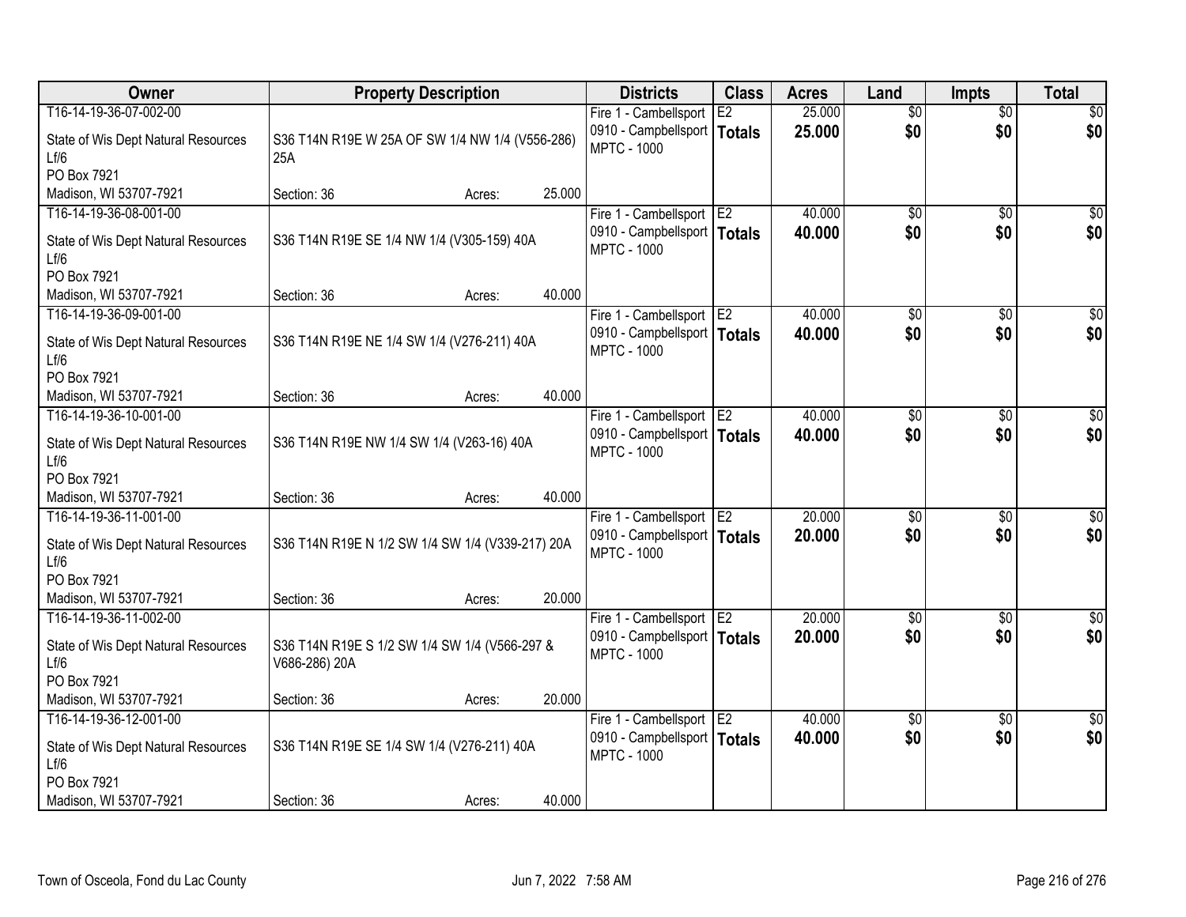| Owner | Property Description | Districts | Class | Acres | Land | Impts | Total |
|---|---|---|---|---|---|---|---|
| T16-14-19-36-07-002-00<br>State of Wis Dept Natural Resources<br>Lf/6<br>PO Box 7921<br>Madison, WI 53707-7921 | S36 T14N R19E W 25A OF SW 1/4 NW 1/4 (V556-286) 25A<br>Section: 36 Acres: 25.000 | Fire 1 - Cambellsport<br>0910 - Campbellsport<br>MPTC - 1000 | E2<br>**Totals** | 25.000<br>**25.000** | $0<br>**$0** | $0<br>**$0** | $0<br>**$0** |
| T16-14-19-36-08-001-00<br>State of Wis Dept Natural Resources<br>Lf/6<br>PO Box 7921<br>Madison, WI 53707-7921 | S36 T14N R19E SE 1/4 NW 1/4 (V305-159) 40A<br>Section: 36 Acres: 40.000 | Fire 1 - Cambellsport<br>0910 - Campbellsport<br>MPTC - 1000 | E2<br>**Totals** | 40.000<br>**40.000** | $0<br>**$0** | $0<br>**$0** | $0<br>**$0** |
| T16-14-19-36-09-001-00<br>State of Wis Dept Natural Resources<br>Lf/6<br>PO Box 7921<br>Madison, WI 53707-7921 | S36 T14N R19E NE 1/4 SW 1/4 (V276-211) 40A<br>Section: 36 Acres: 40.000 | Fire 1 - Cambellsport<br>0910 - Campbellsport<br>MPTC - 1000 | E2<br>**Totals** | 40.000<br>**40.000** | $0<br>**$0** | $0<br>**$0** | $0<br>**$0** |
| T16-14-19-36-10-001-00<br>State of Wis Dept Natural Resources<br>Lf/6<br>PO Box 7921<br>Madison, WI 53707-7921 | S36 T14N R19E NW 1/4 SW 1/4 (V263-16) 40A<br>Section: 36 Acres: 40.000 | Fire 1 - Cambellsport<br>0910 - Campbellsport<br>MPTC - 1000 | E2<br>**Totals** | 40.000<br>**40.000** | $0<br>**$0** | $0<br>**$0** | $0<br>**$0** |
| T16-14-19-36-11-001-00<br>State of Wis Dept Natural Resources<br>Lf/6<br>PO Box 7921<br>Madison, WI 53707-7921 | S36 T14N R19E N 1/2 SW 1/4 SW 1/4 (V339-217) 20A<br>Section: 36 Acres: 20.000 | Fire 1 - Cambellsport<br>0910 - Campbellsport<br>MPTC - 1000 | E2<br>**Totals** | 20.000<br>**20.000** | $0<br>**$0** | $0<br>**$0** | $0<br>**$0** |
| T16-14-19-36-11-002-00<br>State of Wis Dept Natural Resources<br>Lf/6<br>PO Box 7921<br>Madison, WI 53707-7921 | S36 T14N R19E S 1/2 SW 1/4 SW 1/4 (V566-297 & V686-286) 20A<br>Section: 36 Acres: 20.000 | Fire 1 - Cambellsport<br>0910 - Campbellsport<br>MPTC - 1000 | E2<br>**Totals** | 20.000<br>**20.000** | $0<br>**$0** | $0<br>**$0** | $0<br>**$0** |
| T16-14-19-36-12-001-00<br>State of Wis Dept Natural Resources<br>Lf/6<br>PO Box 7921<br>Madison, WI 53707-7921 | S36 T14N R19E SE 1/4 SW 1/4 (V276-211) 40A<br>Section: 36 Acres: 40.000 | Fire 1 - Cambellsport<br>0910 - Campbellsport<br>MPTC - 1000 | E2<br>**Totals** | 40.000<br>**40.000** | $0<br>**$0** | $0<br>**$0** | $0<br>**$0** |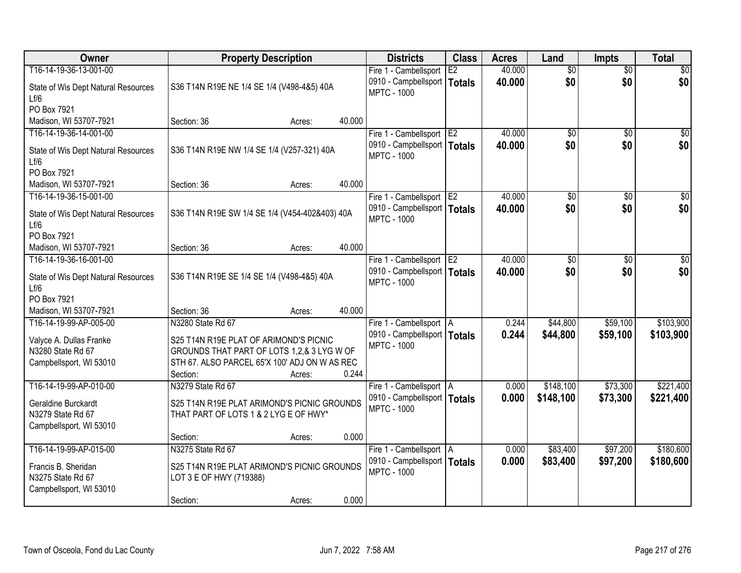| Owner | Property Description | Districts | Class | Acres | Land | Impts | Total |
|---|---|---|---|---|---|---|---|
| T16-14-19-36-13-001-00<br>State of Wis Dept Natural Resources Lf/6<br>PO Box 7921<br>Madison, WI 53707-7921 | S36 T14N R19E NE 1/4 SE 1/4 (V498-4&5) 40A<br>Section: 36 Acres: 40.000 | Fire 1 - Cambellsport<br>0910 - Campbellsport<br>MPTC - 1000 | E2<br>**Totals** | 40.000<br>**40.000** | $0<br>**$0** | $0<br>**$0** | $0<br>**$0** |
| T16-14-19-36-14-001-00<br>State of Wis Dept Natural Resources Lf/6<br>PO Box 7921<br>Madison, WI 53707-7921 | S36 T14N R19E NW 1/4 SE 1/4 (V257-321) 40A<br>Section: 36 Acres: 40.000 | Fire 1 - Cambellsport<br>0910 - Campbellsport<br>MPTC - 1000 | E2<br>**Totals** | 40.000<br>**40.000** | $0<br>**$0** | $0<br>**$0** | $0<br>**$0** |
| T16-14-19-36-15-001-00<br>State of Wis Dept Natural Resources Lf/6<br>PO Box 7921<br>Madison, WI 53707-7921 | S36 T14N R19E SW 1/4 SE 1/4 (V454-402&403) 40A<br>Section: 36 Acres: 40.000 | Fire 1 - Cambellsport<br>0910 - Campbellsport<br>MPTC - 1000 | E2<br>**Totals** | 40.000<br>**40.000** | $0<br>**$0** | $0<br>**$0** | $0<br>**$0** |
| T16-14-19-36-16-001-00<br>State of Wis Dept Natural Resources Lf/6<br>PO Box 7921<br>Madison, WI 53707-7921 | S36 T14N R19E SE 1/4 SE 1/4 (V498-4&5) 40A<br>Section: 36 Acres: 40.000 | Fire 1 - Cambellsport<br>0910 - Campbellsport<br>MPTC - 1000 | E2<br>**Totals** | 40.000<br>**40.000** | $0<br>**$0** | $0<br>**$0** | $0<br>**$0** |
| T16-14-19-99-AP-005-00<br>Valyce A. Dullas Franke<br>N3280 State Rd 67<br>Campbellsport, WI 53010 | N3280 State Rd 67<br>S25 T14N R19E PLAT OF ARIMOND'S PICNIC GROUNDS THAT PART OF LOTS 1,2,& 3 LYG W OF STH 67. ALSO PARCEL 65'X 100' ADJ ON W AS REC<br>Section: Acres: 0.244 | Fire 1 - Cambellsport<br>0910 - Campbellsport<br>MPTC - 1000 | A<br>**Totals** | 0.244<br>**0.244** | $44,800<br>**$44,800** | $59,100<br>**$59,100** | $103,900<br>**$103,900** |
| T16-14-19-99-AP-010-00<br>Geraldine Burckardt<br>N3279 State Rd 67<br>Campbellsport, WI 53010 | N3279 State Rd 67<br>S25 T14N R19E PLAT ARIMOND'S PICNIC GROUNDS THAT PART OF LOTS 1 & 2 LYG E OF HWY*<br>Section: Acres: 0.000 | Fire 1 - Cambellsport<br>0910 - Campbellsport<br>MPTC - 1000 | A<br>**Totals** | 0.000<br>**0.000** | $148,100<br>**$148,100** | $73,300<br>**$73,300** | $221,400<br>**$221,400** |
| T16-14-19-99-AP-015-00<br>Francis B. Sheridan<br>N3275 State Rd 67<br>Campbellsport, WI 53010 | N3275 State Rd 67<br>S25 T14N R19E PLAT ARIMOND'S PICNIC GROUNDS LOT 3 E OF HWY (719388)<br>Section: Acres: 0.000 | Fire 1 - Cambellsport<br>0910 - Campbellsport<br>MPTC - 1000 | A<br>**Totals** | 0.000<br>**0.000** | $83,400<br>**$83,400** | $97,200<br>**$97,200** | $180,600<br>**$180,600** |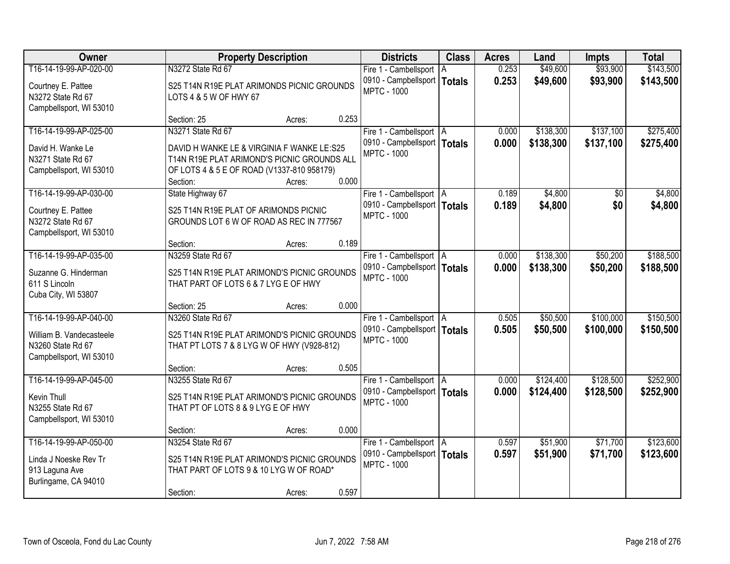| Owner | Property Description | Districts | Class | Acres | Land | Impts | Total |
|---|---|---|---|---|---|---|---|
| T16-14-19-99-AP-020-00<br>Courtney E. Pattee<br>N3272 State Rd 67<br>Campbellsport, WI 53010 | N3272 State Rd 67<br>S25 T14N R19E PLAT ARIMONDS PICNIC GROUNDS LOTS 4 & 5 W OF HWY 67<br>Section: 25 Acres: 0.253 | Fire 1 - Cambellsport<br>0910 - Campbellsport<br>MPTC - 1000 | A<br>**Totals** | 0.253<br>**0.253** | $49,600<br>**$49,600** | $93,900<br>**$93,900** | $143,500<br>**$143,500** |
| T16-14-19-99-AP-025-00<br>David H. Wanke Le<br>N3271 State Rd 67<br>Campbellsport, WI 53010 | N3271 State Rd 67<br>DAVID H WANKE LE & VIRGINIA F WANKE LE:S25 T14N R19E PLAT ARIMOND'S PICNIC GROUNDS ALL OF LOTS 4 & 5 E OF ROAD (V1337-810 958179)<br>Section: Acres: 0.000 | Fire 1 - Cambellsport<br>0910 - Campbellsport<br>MPTC - 1000 | A<br>**Totals** | 0.000<br>**0.000** | $138,300<br>**$138,300** | $137,100<br>**$137,100** | $275,400<br>**$275,400** |
| T16-14-19-99-AP-030-00<br>Courtney E. Pattee<br>N3272 State Rd 67<br>Campbellsport, WI 53010 | State Highway 67<br>S25 T14N R19E PLAT OF ARIMONDS PICNIC GROUNDS LOT 6 W OF ROAD AS REC IN 777567<br>Section: Acres: 0.189 | Fire 1 - Cambellsport<br>0910 - Campbellsport<br>MPTC - 1000 | A<br>**Totals** | 0.189<br>**0.189** | $4,800<br>**$4,800** | $0<br>**$0** | $4,800<br>**$4,800** |
| T16-14-19-99-AP-035-00<br>Suzanne G. Hinderman<br>611 S Lincoln<br>Cuba City, WI 53807 | N3259 State Rd 67<br>S25 T14N R19E PLAT ARIMOND'S PICNIC GROUNDS THAT PART OF LOTS 6 & 7 LYG E OF HWY<br>Section: 25 Acres: 0.000 | Fire 1 - Cambellsport<br>0910 - Campbellsport<br>MPTC - 1000 | A<br>**Totals** | 0.000<br>**0.000** | $138,300<br>**$138,300** | $50,200<br>**$50,200** | $188,500<br>**$188,500** |
| T16-14-19-99-AP-040-00<br>William B. Vandecasteele<br>N3260 State Rd 67<br>Campbellsport, WI 53010 | N3260 State Rd 67<br>S25 T14N R19E PLAT ARIMOND'S PICNIC GROUNDS THAT PT LOTS 7 & 8 LYG W OF HWY (V928-812)<br>Section: Acres: 0.505 | Fire 1 - Cambellsport<br>0910 - Campbellsport<br>MPTC - 1000 | A<br>**Totals** | 0.505<br>**0.505** | $50,500<br>**$50,500** | $100,000<br>**$100,000** | $150,500<br>**$150,500** |
| T16-14-19-99-AP-045-00<br>Kevin Thull<br>N3255 State Rd 67<br>Campbellsport, WI 53010 | N3255 State Rd 67<br>S25 T14N R19E PLAT ARIMOND'S PICNIC GROUNDS THAT PT OF LOTS 8 & 9 LYG E OF HWY<br>Section: Acres: 0.000 | Fire 1 - Cambellsport<br>0910 - Campbellsport<br>MPTC - 1000 | A<br>**Totals** | 0.000<br>**0.000** | $124,400<br>**$124,400** | $128,500<br>**$128,500** | $252,900<br>**$252,900** |
| T16-14-19-99-AP-050-00<br>Linda J Noeske Rev Tr<br>913 Laguna Ave<br>Burlingame, CA 94010 | N3254 State Rd 67<br>S25 T14N R19E PLAT ARIMOND'S PICNIC GROUNDS THAT PART OF LOTS 9 & 10 LYG W OF ROAD*<br>Section: Acres: 0.597 | Fire 1 - Cambellsport<br>0910 - Campbellsport<br>MPTC - 1000 | A<br>**Totals** | 0.597<br>**0.597** | $51,900<br>**$51,900** | $71,700<br>**$71,700** | $123,600<br>**$123,600** |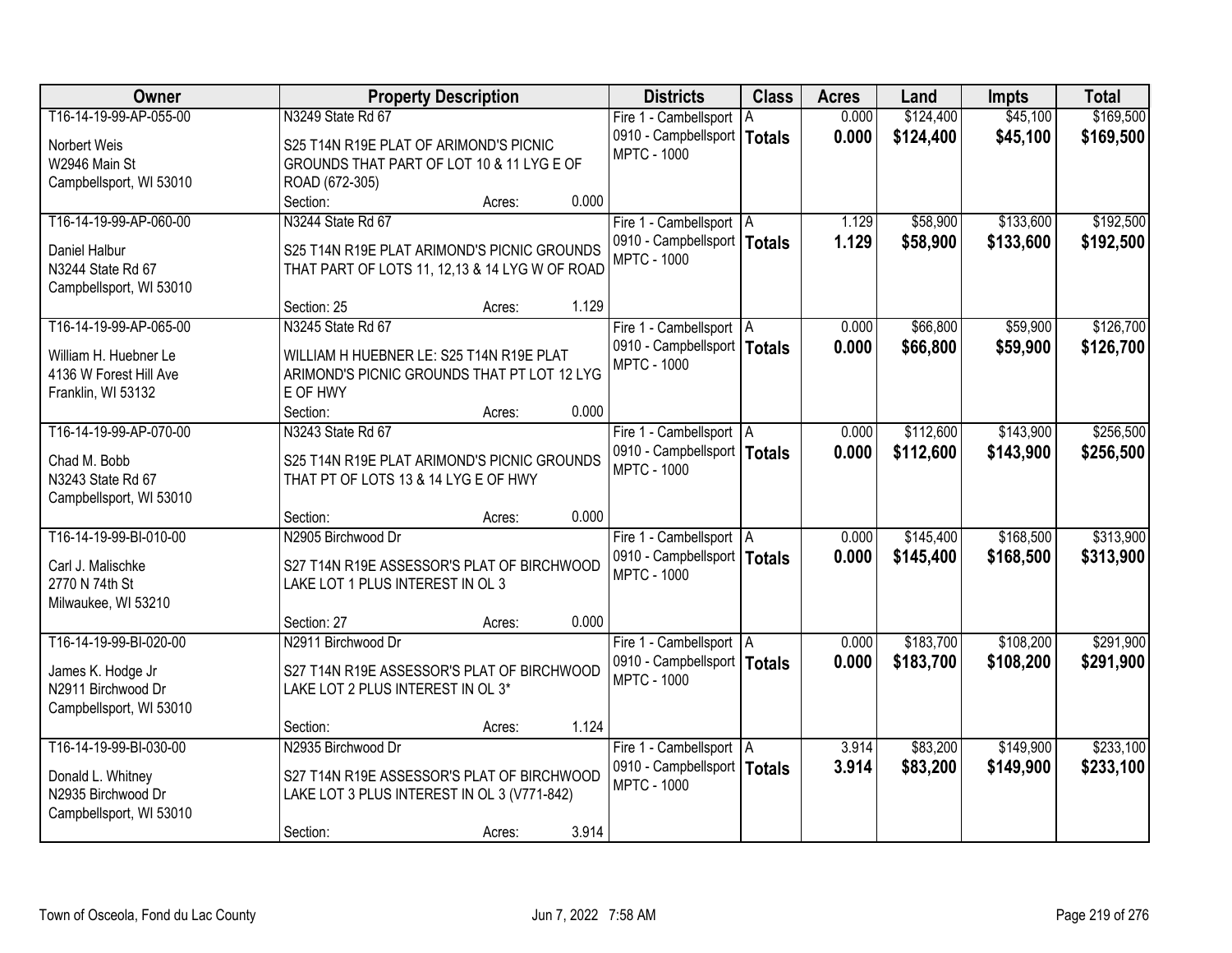| Owner | Property Description | Districts | Class | Acres | Land | Impts | Total |
|---|---|---|---|---|---|---|---|
| T16-14-19-99-AP-055-00<br>Norbert Weis<br>W2946 Main St<br>Campbellsport, WI 53010 | N3249 State Rd 67<br>S25 T14N R19E PLAT OF ARIMOND'S PICNIC GROUNDS THAT PART OF LOT 10 & 11 LYG E OF ROAD (672-305)<br>Section: Acres: 0.000 | Fire 1 - Cambellsport<br>0910 - Campbellsport<br>MPTC - 1000 | A<br>**Totals** | 0.000<br>**0.000** | $124,400<br>**$124,400** | $45,100<br>**$45,100** | $169,500<br>**$169,500** |
| T16-14-19-99-AP-060-00<br>Daniel Halbur<br>N3244 State Rd 67<br>Campbellsport, WI 53010 | N3244 State Rd 67<br>S25 T14N R19E PLAT ARIMOND'S PICNIC GROUNDS THAT PART OF LOTS 11, 12,13 & 14 LYG W OF ROAD<br>Section: 25 Acres: 1.129 | Fire 1 - Cambellsport<br>0910 - Campbellsport<br>MPTC - 1000 | A<br>**Totals** | 1.129<br>**1.129** | $58,900<br>**$58,900** | $133,600<br>**$133,600** | $192,500<br>**$192,500** |
| T16-14-19-99-AP-065-00<br>William H. Huebner Le<br>4136 W Forest Hill Ave<br>Franklin, WI 53132 | N3245 State Rd 67<br>WILLIAM H HUEBNER LE: S25 T14N R19E PLAT ARIMOND'S PICNIC GROUNDS THAT PT LOT 12 LYG E OF HWY<br>Section: Acres: 0.000 | Fire 1 - Cambellsport<br>0910 - Campbellsport<br>MPTC - 1000 | A<br>**Totals** | 0.000<br>**0.000** | $66,800<br>**$66,800** | $59,900<br>**$59,900** | $126,700<br>**$126,700** |
| T16-14-19-99-AP-070-00<br>Chad M. Bobb<br>N3243 State Rd 67<br>Campbellsport, WI 53010 | N3243 State Rd 67<br>S25 T14N R19E PLAT ARIMOND'S PICNIC GROUNDS THAT PT OF LOTS 13 & 14 LYG E OF HWY<br>Section: Acres: 0.000 | Fire 1 - Cambellsport<br>0910 - Campbellsport<br>MPTC - 1000 | A<br>**Totals** | 0.000<br>**0.000** | $112,600<br>**$112,600** | $143,900<br>**$143,900** | $256,500<br>**$256,500** |
| T16-14-19-99-BI-010-00<br>Carl J. Malischke<br>2770 N 74th St<br>Milwaukee, WI 53210 | N2905 Birchwood Dr<br>S27 T14N R19E ASSESSOR'S PLAT OF BIRCHWOOD LAKE LOT 1 PLUS INTEREST IN OL 3<br>Section: 27 Acres: 0.000 | Fire 1 - Cambellsport<br>0910 - Campbellsport<br>MPTC - 1000 | A<br>**Totals** | 0.000<br>**0.000** | $145,400<br>**$145,400** | $168,500<br>**$168,500** | $313,900<br>**$313,900** |
| T16-14-19-99-BI-020-00<br>James K. Hodge Jr<br>N2911 Birchwood Dr<br>Campbellsport, WI 53010 | N2911 Birchwood Dr<br>S27 T14N R19E ASSESSOR'S PLAT OF BIRCHWOOD LAKE LOT 2 PLUS INTEREST IN OL 3*<br>Section: Acres: 1.124 | Fire 1 - Cambellsport<br>0910 - Campbellsport<br>MPTC - 1000 | A<br>**Totals** | 0.000<br>**0.000** | $183,700<br>**$183,700** | $108,200<br>**$108,200** | $291,900<br>**$291,900** |
| T16-14-19-99-BI-030-00<br>Donald L. Whitney<br>N2935 Birchwood Dr<br>Campbellsport, WI 53010 | N2935 Birchwood Dr<br>S27 T14N R19E ASSESSOR'S PLAT OF BIRCHWOOD LAKE LOT 3 PLUS INTEREST IN OL 3 (V771-842)<br>Section: Acres: 3.914 | Fire 1 - Cambellsport<br>0910 - Campbellsport<br>MPTC - 1000 | A<br>**Totals** | 3.914<br>**3.914** | $83,200<br>**$83,200** | $149,900<br>**$149,900** | $233,100<br>**$233,100** |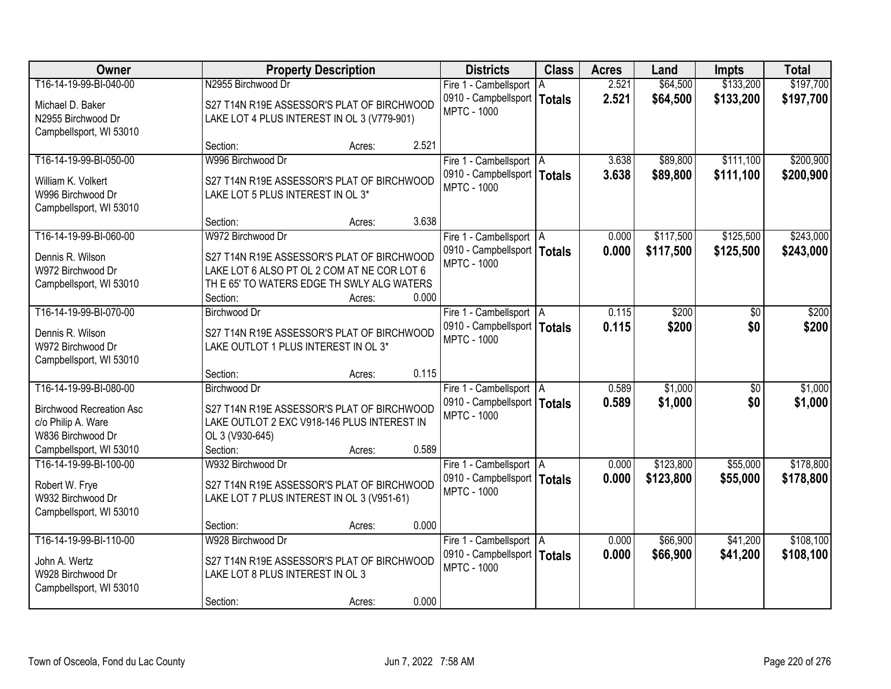| Owner | Property Description | Districts | Class | Acres | Land | Impts | Total |
|---|---|---|---|---|---|---|---|
| T16-14-19-99-BI-040-00<br>Michael D. Baker<br>N2955 Birchwood Dr<br>Campbellsport, WI 53010 | N2955 Birchwood Dr<br>S27 T14N R19E ASSESSOR'S PLAT OF BIRCHWOOD LAKE LOT 4 PLUS INTEREST IN OL 3 (V779-901)<br>Section: Acres: 2.521 | Fire 1 - Cambellsport<br>0910 - Campbellsport<br>MPTC - 1000 | A<br>**Totals** | 2.521<br>**2.521** | $64,500<br>**$64,500** | $133,200<br>**$133,200** | $197,700<br>**$197,700** |
| T16-14-19-99-BI-050-00<br>William K. Volkert<br>W996 Birchwood Dr<br>Campbellsport, WI 53010 | W996 Birchwood Dr<br>S27 T14N R19E ASSESSOR'S PLAT OF BIRCHWOOD LAKE LOT 5 PLUS INTEREST IN OL 3*<br>Section: Acres: 3.638 | Fire 1 - Cambellsport<br>0910 - Campbellsport<br>MPTC - 1000 | A<br>**Totals** | 3.638<br>**3.638** | $89,800<br>**$89,800** | $111,100<br>**$111,100** | $200,900<br>**$200,900** |
| T16-14-19-99-BI-060-00<br>Dennis R. Wilson<br>W972 Birchwood Dr<br>Campbellsport, WI 53010 | W972 Birchwood Dr<br>S27 T14N R19E ASSESSOR'S PLAT OF BIRCHWOOD LAKE LOT 6 ALSO PT OL 2 COM AT NE COR LOT 6 TH E 65' TO WATERS EDGE TH SWLY ALG WATERS<br>Section: Acres: 0.000 | Fire 1 - Cambellsport<br>0910 - Campbellsport<br>MPTC - 1000 | A<br>**Totals** | 0.000<br>**0.000** | $117,500<br>**$117,500** | $125,500<br>**$125,500** | $243,000<br>**$243,000** |
| T16-14-19-99-BI-070-00<br>Dennis R. Wilson<br>W972 Birchwood Dr<br>Campbellsport, WI 53010 | Birchwood Dr<br>S27 T14N R19E ASSESSOR'S PLAT OF BIRCHWOOD LAKE OUTLOT 1 PLUS INTEREST IN OL 3*<br>Section: Acres: 0.115 | Fire 1 - Cambellsport<br>0910 - Campbellsport<br>MPTC - 1000 | A<br>**Totals** | 0.115<br>**0.115** | $200<br>**$200** | $0<br>**$0** | $200<br>**$200** |
| T16-14-19-99-BI-080-00<br>Birchwood Recreation Asc<br>c/o Philip A. Ware<br>W836 Birchwood Dr<br>Campbellsport, WI 53010 | Birchwood Dr<br>S27 T14N R19E ASSESSOR'S PLAT OF BIRCHWOOD LAKE OUTLOT 2 EXC V918-146 PLUS INTEREST IN OL 3 (V930-645)<br>Section: Acres: 0.589 | Fire 1 - Cambellsport<br>0910 - Campbellsport<br>MPTC - 1000 | A<br>**Totals** | 0.589<br>**0.589** | $1,000<br>**$1,000** | $0<br>**$0** | $1,000<br>**$1,000** |
| T16-14-19-99-BI-100-00<br>Robert W. Frye<br>W932 Birchwood Dr<br>Campbellsport, WI 53010 | W932 Birchwood Dr<br>S27 T14N R19E ASSESSOR'S PLAT OF BIRCHWOOD LAKE LOT 7 PLUS INTEREST IN OL 3 (V951-61)<br>Section: Acres: 0.000 | Fire 1 - Cambellsport<br>0910 - Campbellsport<br>MPTC - 1000 | A<br>**Totals** | 0.000<br>**0.000** | $123,800<br>**$123,800** | $55,000<br>**$55,000** | $178,800<br>**$178,800** |
| T16-14-19-99-BI-110-00<br>John A. Wertz<br>W928 Birchwood Dr<br>Campbellsport, WI 53010 | W928 Birchwood Dr<br>S27 T14N R19E ASSESSOR'S PLAT OF BIRCHWOOD LAKE LOT 8 PLUS INTEREST IN OL 3<br>Section: Acres: 0.000 | Fire 1 - Cambellsport<br>0910 - Campbellsport<br>MPTC - 1000 | A<br>**Totals** | 0.000<br>**0.000** | $66,900<br>**$66,900** | $41,200<br>**$41,200** | $108,100<br>**$108,100** |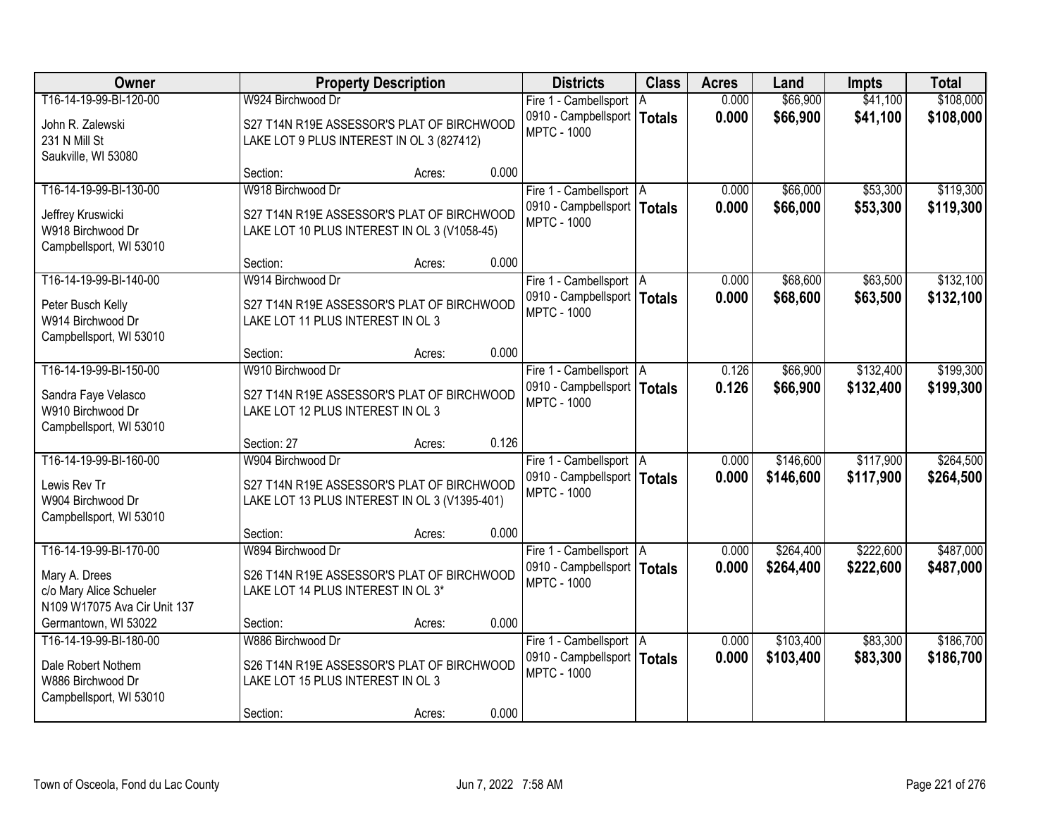| Owner | Property Description | Districts | Class | Acres | Land | Impts | Total |
|---|---|---|---|---|---|---|---|
| T16-14-19-99-BI-120-00<br>John R. Zalewski<br>231 N Mill St<br>Saukville, WI 53080 | W924 Birchwood Dr<br>S27 T14N R19E ASSESSOR'S PLAT OF BIRCHWOOD LAKE LOT 9 PLUS INTEREST IN OL 3 (827412)<br>Section: Acres: 0.000 | Fire 1 - Cambellsport<br>0910 - Campbellsport<br>MPTC - 1000 | A<br>**Totals** | 0.000<br>**0.000** | $66,900<br>**$66,900** | $41,100<br>**$41,100** | $108,000<br>**$108,000** |
| T16-14-19-99-BI-130-00<br>Jeffrey Kruswicki<br>W918 Birchwood Dr<br>Campbellsport, WI 53010 | W918 Birchwood Dr<br>S27 T14N R19E ASSESSOR'S PLAT OF BIRCHWOOD LAKE LOT 10 PLUS INTEREST IN OL 3 (V1058-45)<br>Section: Acres: 0.000 | Fire 1 - Cambellsport<br>0910 - Campbellsport<br>MPTC - 1000 | A<br>**Totals** | 0.000<br>**0.000** | $66,000<br>**$66,000** | $53,300<br>**$53,300** | $119,300<br>**$119,300** |
| T16-14-19-99-BI-140-00<br>Peter Busch Kelly<br>W914 Birchwood Dr<br>Campbellsport, WI 53010 | W914 Birchwood Dr<br>S27 T14N R19E ASSESSOR'S PLAT OF BIRCHWOOD LAKE LOT 11 PLUS INTEREST IN OL 3<br>Section: Acres: 0.000 | Fire 1 - Cambellsport<br>0910 - Campbellsport<br>MPTC - 1000 | A<br>**Totals** | 0.000<br>**0.000** | $68,600<br>**$68,600** | $63,500<br>**$63,500** | $132,100<br>**$132,100** |
| T16-14-19-99-BI-150-00<br>Sandra Faye Velasco<br>W910 Birchwood Dr<br>Campbellsport, WI 53010 | W910 Birchwood Dr<br>S27 T14N R19E ASSESSOR'S PLAT OF BIRCHWOOD LAKE LOT 12 PLUS INTEREST IN OL 3<br>Section: 27 Acres: 0.126 | Fire 1 - Cambellsport<br>0910 - Campbellsport<br>MPTC - 1000 | A<br>**Totals** | 0.126<br>**0.126** | $66,900<br>**$66,900** | $132,400<br>**$132,400** | $199,300<br>**$199,300** |
| T16-14-19-99-BI-160-00<br>Lewis Rev Tr<br>W904 Birchwood Dr<br>Campbellsport, WI 53010 | W904 Birchwood Dr<br>S27 T14N R19E ASSESSOR'S PLAT OF BIRCHWOOD LAKE LOT 13 PLUS INTEREST IN OL 3 (V1395-401)<br>Section: Acres: 0.000 | Fire 1 - Cambellsport<br>0910 - Campbellsport<br>MPTC - 1000 | A<br>**Totals** | 0.000<br>**0.000** | $146,600<br>**$146,600** | $117,900<br>**$117,900** | $264,500<br>**$264,500** |
| T16-14-19-99-BI-170-00<br>Mary A. Drees<br>c/o Mary Alice Schueler<br>N109 W17075 Ava Cir Unit 137<br>Germantown, WI 53022 | W894 Birchwood Dr<br>S26 T14N R19E ASSESSOR'S PLAT OF BIRCHWOOD LAKE LOT 14 PLUS INTEREST IN OL 3*<br>Section: Acres: 0.000 | Fire 1 - Cambellsport<br>0910 - Campbellsport<br>MPTC - 1000 | A<br>**Totals** | 0.000<br>**0.000** | $264,400<br>**$264,400** | $222,600<br>**$222,600** | $487,000<br>**$487,000** |
| T16-14-19-99-BI-180-00<br>Dale Robert Nothem<br>W886 Birchwood Dr<br>Campbellsport, WI 53010 | W886 Birchwood Dr<br>S26 T14N R19E ASSESSOR'S PLAT OF BIRCHWOOD LAKE LOT 15 PLUS INTEREST IN OL 3<br>Section: Acres: 0.000 | Fire 1 - Cambellsport<br>0910 - Campbellsport<br>MPTC - 1000 | A<br>**Totals** | 0.000<br>**0.000** | $103,400<br>**$103,400** | $83,300<br>**$83,300** | $186,700<br>**$186,700** |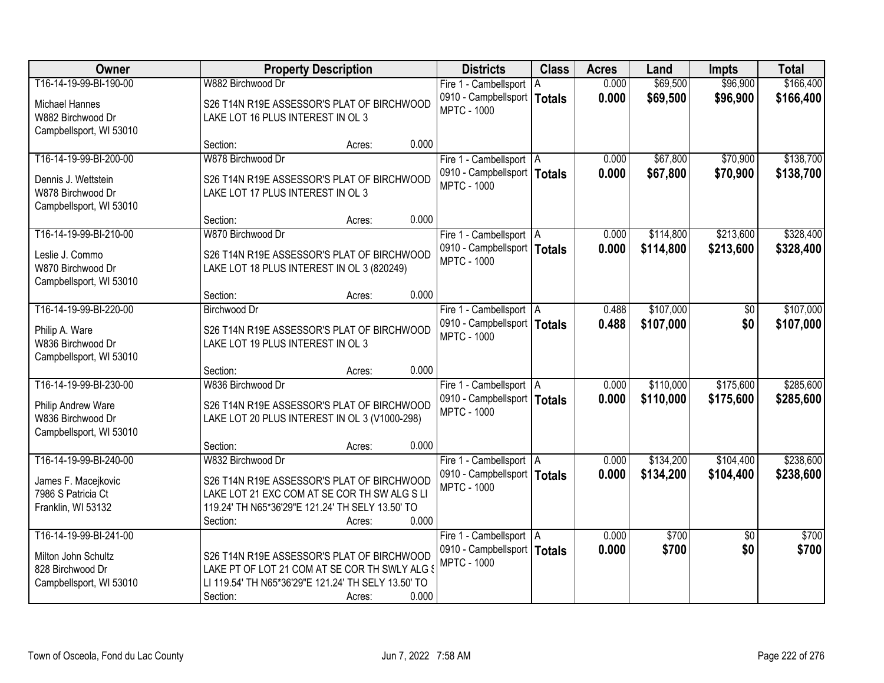| Owner | Property Description | Districts | Class | Acres | Land | Impts | Total |
|---|---|---|---|---|---|---|---|
| T16-14-19-99-BI-190-00<br>Michael Hannes<br>W882 Birchwood Dr<br>Campbellsport, WI 53010 | W882 Birchwood Dr<br>S26 T14N R19E ASSESSOR'S PLAT OF BIRCHWOOD LAKE LOT 16 PLUS INTEREST IN OL 3<br>Section: Acres: 0.000 | Fire 1 - Cambellsport<br>0910 - Campbellsport<br>MPTC - 1000 | A<br>**Totals** | 0.000<br>**0.000** | $69,500<br>**$69,500** | $96,900<br>**$96,900** | $166,400<br>**$166,400** |
| T16-14-19-99-BI-200-00<br>Dennis J. Wettstein<br>W878 Birchwood Dr<br>Campbellsport, WI 53010 | W878 Birchwood Dr<br>S26 T14N R19E ASSESSOR'S PLAT OF BIRCHWOOD LAKE LOT 17 PLUS INTEREST IN OL 3<br>Section: Acres: 0.000 | Fire 1 - Cambellsport<br>0910 - Campbellsport<br>MPTC - 1000 | A<br>**Totals** | 0.000<br>**0.000** | $67,800<br>**$67,800** | $70,900<br>**$70,900** | $138,700<br>**$138,700** |
| T16-14-19-99-BI-210-00<br>Leslie J. Commo<br>W870 Birchwood Dr<br>Campbellsport, WI 53010 | W870 Birchwood Dr<br>S26 T14N R19E ASSESSOR'S PLAT OF BIRCHWOOD LAKE LOT 18 PLUS INTEREST IN OL 3 (820249)<br>Section: Acres: 0.000 | Fire 1 - Cambellsport<br>0910 - Campbellsport<br>MPTC - 1000 | A<br>**Totals** | 0.000<br>**0.000** | $114,800<br>**$114,800** | $213,600<br>**$213,600** | $328,400<br>**$328,400** |
| T16-14-19-99-BI-220-00<br>Philip A. Ware<br>W836 Birchwood Dr<br>Campbellsport, WI 53010 | Birchwood Dr<br>S26 T14N R19E ASSESSOR'S PLAT OF BIRCHWOOD LAKE LOT 19 PLUS INTEREST IN OL 3<br>Section: Acres: 0.000 | Fire 1 - Cambellsport<br>0910 - Campbellsport<br>MPTC - 1000 | A<br>**Totals** | 0.488<br>**0.488** | $107,000<br>**$107,000** | $0<br>**$0** | $107,000<br>**$107,000** |
| T16-14-19-99-BI-230-00<br>Philip Andrew Ware<br>W836 Birchwood Dr<br>Campbellsport, WI 53010 | W836 Birchwood Dr<br>S26 T14N R19E ASSESSOR'S PLAT OF BIRCHWOOD LAKE LOT 20 PLUS INTEREST IN OL 3 (V1000-298)<br>Section: Acres: 0.000 | Fire 1 - Cambellsport<br>0910 - Campbellsport<br>MPTC - 1000 | A<br>**Totals** | 0.000<br>**0.000** | $110,000<br>**$110,000** | $175,600<br>**$175,600** | $285,600<br>**$285,600** |
| T16-14-19-99-BI-240-00<br>James F. Macejkovic<br>7986 S Patricia Ct<br>Franklin, WI 53132 | W832 Birchwood Dr<br>S26 T14N R19E ASSESSOR'S PLAT OF BIRCHWOOD LAKE LOT 21 EXC COM AT SE COR TH SW ALG S LI 119.24' TH N65*36'29"E 121.24' TH SELY 13.50' TO<br>Section: Acres: 0.000 | Fire 1 - Cambellsport<br>0910 - Campbellsport<br>MPTC - 1000 | A<br>**Totals** | 0.000<br>**0.000** | $134,200<br>**$134,200** | $104,400<br>**$104,400** | $238,600<br>**$238,600** |
| T16-14-19-99-BI-241-00<br>Milton John Schultz<br>828 Birchwood Dr<br>Campbellsport, WI 53010 | S26 T14N R19E ASSESSOR'S PLAT OF BIRCHWOOD LAKE PT OF LOT 21 COM AT SE COR TH SWLY ALG S LI 119.54' TH N65*36'29"E 121.24' TH SELY 13.50' TO<br>Section: Acres: 0.000 | Fire 1 - Cambellsport<br>0910 - Campbellsport<br>MPTC - 1000 | A<br>**Totals** | 0.000<br>**0.000** | $700<br>**$700** | $0<br>**$0** | $700<br>**$700** |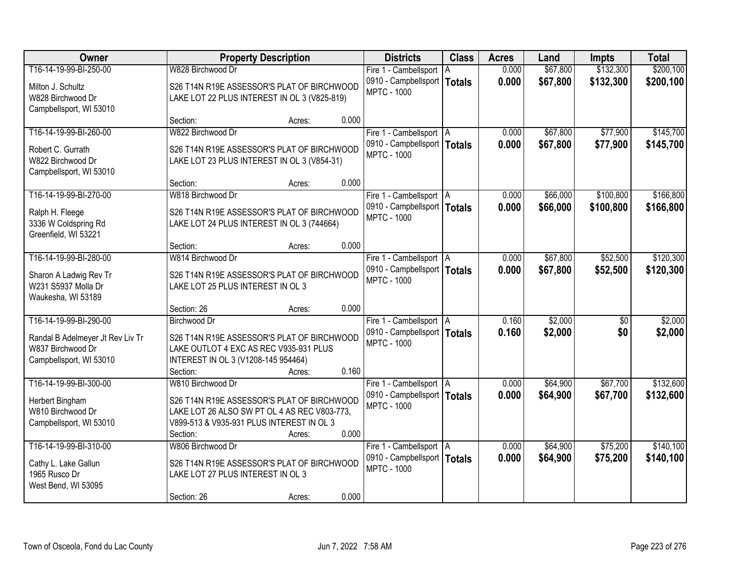| Owner | Property Description | Districts | Class | Acres | Land | Impts | Total |
|---|---|---|---|---|---|---|---|
| T16-14-19-99-BI-250-00<br>Milton J. Schultz<br>W828 Birchwood Dr<br>Campbellsport, WI 53010 | W828 Birchwood Dr<br>S26 T14N R19E ASSESSOR'S PLAT OF BIRCHWOOD LAKE LOT 22 PLUS INTEREST IN OL 3 (V825-819)<br>Section: Acres: 0.000 | Fire 1 - Cambellsport<br>0910 - Campbellsport<br>MPTC - 1000 | A<br>**Totals** | 0.000<br>**0.000** | $67,800<br>**$67,800** | $132,300<br>**$132,300** | $200,100<br>**$200,100** |
| T16-14-19-99-BI-260-00<br>Robert C. Gurrath<br>W822 Birchwood Dr<br>Campbellsport, WI 53010 | W822 Birchwood Dr<br>S26 T14N R19E ASSESSOR'S PLAT OF BIRCHWOOD LAKE LOT 23 PLUS INTEREST IN OL 3 (V854-31)<br>Section: Acres: 0.000 | Fire 1 - Cambellsport<br>0910 - Campbellsport<br>MPTC - 1000 | A<br>**Totals** | 0.000<br>**0.000** | $67,800<br>**$67,800** | $77,900<br>**$77,900** | $145,700<br>**$145,700** |
| T16-14-19-99-BI-270-00<br>Ralph H. Fleege<br>3336 W Coldspring Rd<br>Greenfield, WI 53221 | W818 Birchwood Dr<br>S26 T14N R19E ASSESSOR'S PLAT OF BIRCHWOOD LAKE LOT 24 PLUS INTEREST IN OL 3 (744664)<br>Section: Acres: 0.000 | Fire 1 - Cambellsport<br>0910 - Campbellsport<br>MPTC - 1000 | A<br>**Totals** | 0.000<br>**0.000** | $66,000<br>**$66,000** | $100,800<br>**$100,800** | $166,800<br>**$166,800** |
| T16-14-19-99-BI-280-00<br>Sharon A Ladwig Rev Tr<br>W231 S5937 Molla Dr<br>Waukesha, WI 53189 | W814 Birchwood Dr<br>S26 T14N R19E ASSESSOR'S PLAT OF BIRCHWOOD LAKE LOT 25 PLUS INTEREST IN OL 3<br>Section: 26 Acres: 0.000 | Fire 1 - Cambellsport<br>0910 - Campbellsport<br>MPTC - 1000 | A<br>**Totals** | 0.000<br>**0.000** | $67,800<br>**$67,800** | $52,500<br>**$52,500** | $120,300<br>**$120,300** |
| T16-14-19-99-BI-290-00<br>Randal B Adelmeyer Jt Rev Liv Tr<br>W837 Birchwood Dr<br>Campbellsport, WI 53010 | Birchwood Dr<br>S26 T14N R19E ASSESSOR'S PLAT OF BIRCHWOOD LAKE OUTLOT 4 EXC AS REC V935-931 PLUS INTEREST IN OL 3 (V1208-145 954464)<br>Section: Acres: 0.160 | Fire 1 - Cambellsport<br>0910 - Campbellsport<br>MPTC - 1000 | A<br>**Totals** | 0.160<br>**0.160** | $2,000<br>**$2,000** | $0<br>**$0** | $2,000<br>**$2,000** |
| T16-14-19-99-BI-300-00<br>Herbert Bingham<br>W810 Birchwood Dr<br>Campbellsport, WI 53010 | W810 Birchwood Dr<br>S26 T14N R19E ASSESSOR'S PLAT OF BIRCHWOOD LAKE LOT 26 ALSO SW PT OL 4 AS REC V803-773, V899-513 & V935-931 PLUS INTEREST IN OL 3<br>Section: Acres: 0.000 | Fire 1 - Cambellsport<br>0910 - Campbellsport<br>MPTC - 1000 | A<br>**Totals** | 0.000<br>**0.000** | $64,900<br>**$64,900** | $67,700<br>**$67,700** | $132,600<br>**$132,600** |
| T16-14-19-99-BI-310-00<br>Cathy L. Lake Gallun<br>1965 Rusco Dr<br>West Bend, WI 53095 | W806 Birchwood Dr<br>S26 T14N R19E ASSESSOR'S PLAT OF BIRCHWOOD LAKE LOT 27 PLUS INTEREST IN OL 3<br>Section: 26 Acres: 0.000 | Fire 1 - Cambellsport<br>0910 - Campbellsport<br>MPTC - 1000 | A<br>**Totals** | 0.000<br>**0.000** | $64,900<br>**$64,900** | $75,200<br>**$75,200** | $140,100<br>**$140,100** |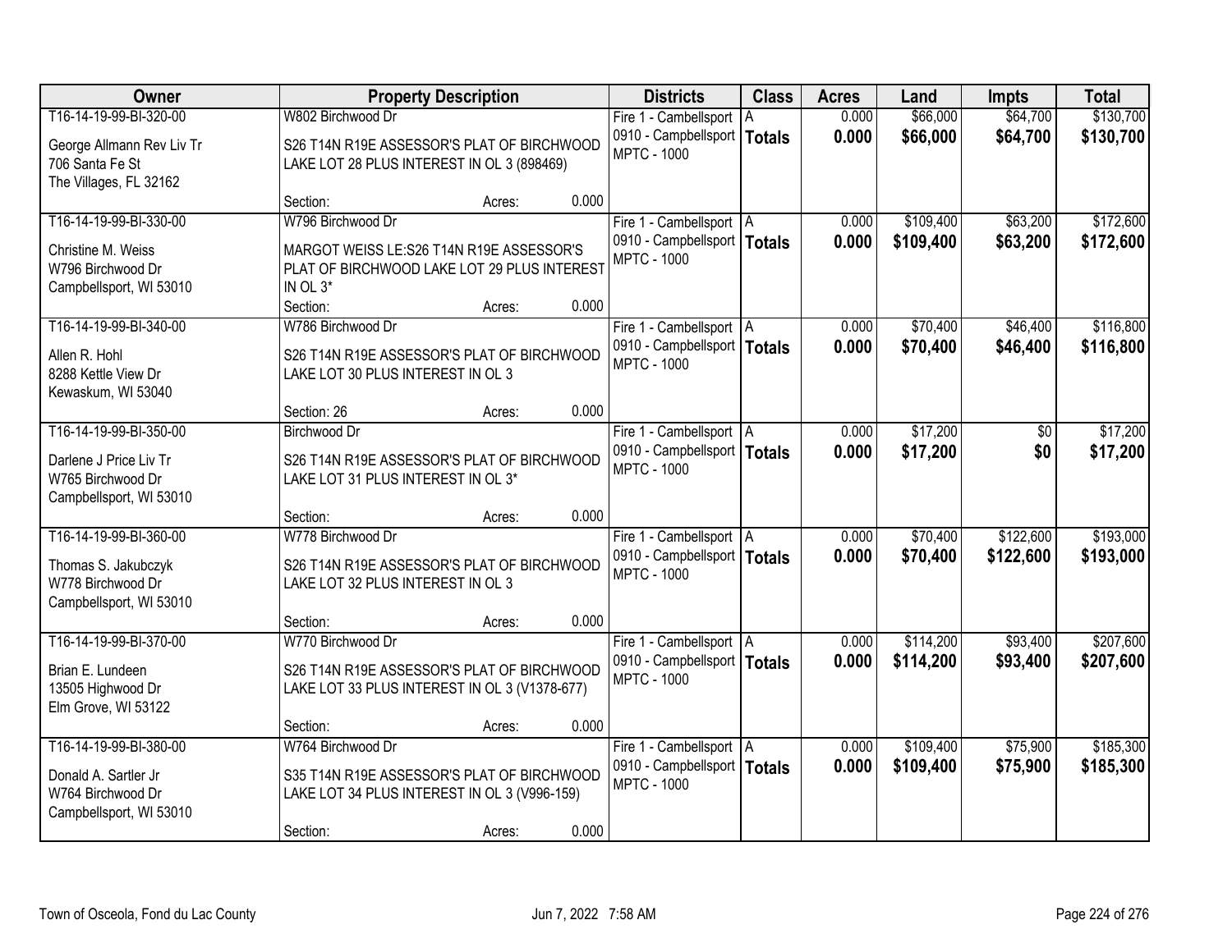| Owner | Property Description | Districts | Class | Acres | Land | Impts | Total |
|---|---|---|---|---|---|---|---|
| T16-14-19-99-BI-320-00<br>George Allmann Rev Liv Tr<br>706 Santa Fe St<br>The Villages, FL 32162 | W802 Birchwood Dr<br>S26 T14N R19E ASSESSOR'S PLAT OF BIRCHWOOD LAKE LOT 28 PLUS INTEREST IN OL 3 (898469)<br>Section: Acres: 0.000 | Fire 1 - Cambellsport<br>0910 - Campbellsport<br>MPTC - 1000 | A<br>**Totals** | 0.000<br>**0.000** | $66,000<br>**$66,000** | $64,700<br>**$64,700** | $130,700<br>**$130,700** |
| T16-14-19-99-BI-330-00<br>Christine M. Weiss<br>W796 Birchwood Dr<br>Campbellsport, WI 53010 | W796 Birchwood Dr<br>MARGOT WEISS LE:S26 T14N R19E ASSESSOR'S PLAT OF BIRCHWOOD LAKE LOT 29 PLUS INTEREST IN OL 3*<br>Section: Acres: 0.000 | Fire 1 - Cambellsport<br>0910 - Campbellsport<br>MPTC - 1000 | A<br>**Totals** | 0.000<br>**0.000** | $109,400<br>**$109,400** | $63,200<br>**$63,200** | $172,600<br>**$172,600** |
| T16-14-19-99-BI-340-00<br>Allen R. Hohl<br>8288 Kettle View Dr<br>Kewaskum, WI 53040 | W786 Birchwood Dr<br>S26 T14N R19E ASSESSOR'S PLAT OF BIRCHWOOD LAKE LOT 30 PLUS INTEREST IN OL 3<br>Section: 26 Acres: 0.000 | Fire 1 - Cambellsport<br>0910 - Campbellsport<br>MPTC - 1000 | A<br>**Totals** | 0.000<br>**0.000** | $70,400<br>**$70,400** | $46,400<br>**$46,400** | $116,800<br>**$116,800** |
| T16-14-19-99-BI-350-00<br>Darlene J Price Liv Tr<br>W765 Birchwood Dr<br>Campbellsport, WI 53010 | Birchwood Dr<br>S26 T14N R19E ASSESSOR'S PLAT OF BIRCHWOOD LAKE LOT 31 PLUS INTEREST IN OL 3*<br>Section: Acres: 0.000 | Fire 1 - Cambellsport<br>0910 - Campbellsport<br>MPTC - 1000 | A<br>**Totals** | 0.000<br>**0.000** | $17,200<br>**$17,200** | $0<br>**$0** | $17,200<br>**$17,200** |
| T16-14-19-99-BI-360-00<br>Thomas S. Jakubczyk<br>W778 Birchwood Dr<br>Campbellsport, WI 53010 | W778 Birchwood Dr<br>S26 T14N R19E ASSESSOR'S PLAT OF BIRCHWOOD LAKE LOT 32 PLUS INTEREST IN OL 3<br>Section: Acres: 0.000 | Fire 1 - Cambellsport<br>0910 - Campbellsport<br>MPTC - 1000 | A<br>**Totals** | 0.000<br>**0.000** | $70,400<br>**$70,400** | $122,600<br>**$122,600** | $193,000<br>**$193,000** |
| T16-14-19-99-BI-370-00<br>Brian E. Lundeen<br>13505 Highwood Dr<br>Elm Grove, WI 53122 | W770 Birchwood Dr<br>S26 T14N R19E ASSESSOR'S PLAT OF BIRCHWOOD LAKE LOT 33 PLUS INTEREST IN OL 3 (V1378-677)<br>Section: Acres: 0.000 | Fire 1 - Cambellsport<br>0910 - Campbellsport<br>MPTC - 1000 | A<br>**Totals** | 0.000<br>**0.000** | $114,200<br>**$114,200** | $93,400<br>**$93,400** | $207,600<br>**$207,600** |
| T16-14-19-99-BI-380-00<br>Donald A. Sartler Jr<br>W764 Birchwood Dr<br>Campbellsport, WI 53010 | W764 Birchwood Dr<br>S35 T14N R19E ASSESSOR'S PLAT OF BIRCHWOOD LAKE LOT 34 PLUS INTEREST IN OL 3 (V996-159)<br>Section: Acres: 0.000 | Fire 1 - Cambellsport<br>0910 - Campbellsport<br>MPTC - 1000 | A<br>**Totals** | 0.000<br>**0.000** | $109,400<br>**$109,400** | $75,900<br>**$75,900** | $185,300<br>**$185,300** |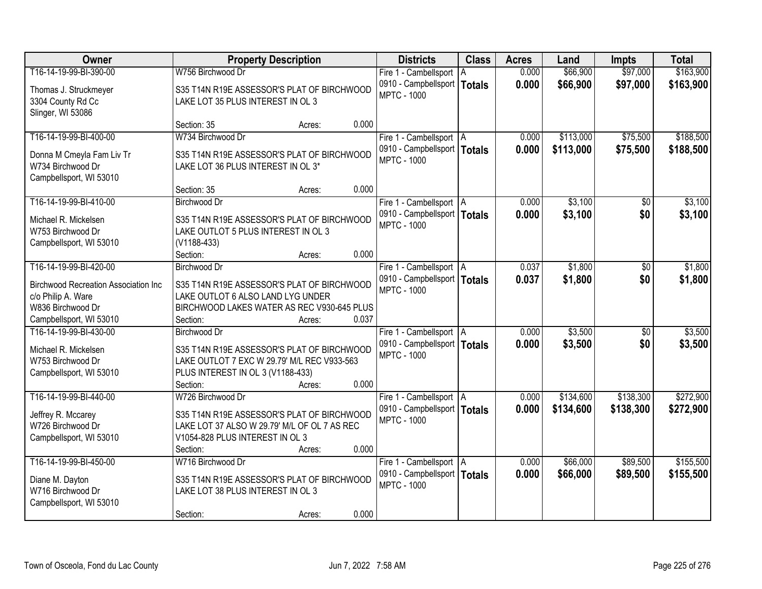| Owner | Property Description | Districts | Class | Acres | Land | Impts | Total |
|---|---|---|---|---|---|---|---|
| T16-14-19-99-BI-390-00<br>Thomas J. Struckmeyer<br>3304 County Rd Cc<br>Slinger, WI 53086 | W756 Birchwood Dr<br>S35 T14N R19E ASSESSOR'S PLAT OF BIRCHWOOD LAKE LOT 35 PLUS INTEREST IN OL 3<br>Section: 35 Acres: 0.000 | Fire 1 - Cambellsport<br>0910 - Campbellsport<br>MPTC - 1000 | A<br>**Totals** | 0.000<br>**0.000** | $66,900<br>**$66,900** | $97,000<br>**$97,000** | $163,900<br>**$163,900** |
| T16-14-19-99-BI-400-00<br>Donna M Cmeyla Fam Liv Tr<br>W734 Birchwood Dr<br>Campbellsport, WI 53010 | W734 Birchwood Dr<br>S35 T14N R19E ASSESSOR'S PLAT OF BIRCHWOOD LAKE LOT 36 PLUS INTEREST IN OL 3*<br>Section: 35 Acres: 0.000 | Fire 1 - Cambellsport<br>0910 - Campbellsport<br>MPTC - 1000 | A<br>**Totals** | 0.000<br>**0.000** | $113,000<br>**$113,000** | $75,500<br>**$75,500** | $188,500<br>**$188,500** |
| T16-14-19-99-BI-410-00<br>Michael R. Mickelsen<br>W753 Birchwood Dr<br>Campbellsport, WI 53010 | Birchwood Dr<br>S35 T14N R19E ASSESSOR'S PLAT OF BIRCHWOOD LAKE OUTLOT 5 PLUS INTEREST IN OL 3 (V1188-433)<br>Section: Acres: 0.000 | Fire 1 - Cambellsport<br>0910 - Campbellsport<br>MPTC - 1000 | A<br>**Totals** | 0.000<br>**0.000** | $3,100<br>**$3,100** | $0<br>**$0** | $3,100<br>**$3,100** |
| T16-14-19-99-BI-420-00<br>Birchwood Recreation Association Inc<br>c/o Philip A. Ware<br>W836 Birchwood Dr<br>Campbellsport, WI 53010 | Birchwood Dr<br>S35 T14N R19E ASSESSOR'S PLAT OF BIRCHWOOD LAKE OUTLOT 6 ALSO LAND LYG UNDER BIRCHWOOD LAKES WATER AS REC V930-645 PLUS<br>Section: Acres: 0.037 | Fire 1 - Cambellsport<br>0910 - Campbellsport<br>MPTC - 1000 | A<br>**Totals** | 0.037<br>**0.037** | $1,800<br>**$1,800** | $0<br>**$0** | $1,800<br>**$1,800** |
| T16-14-19-99-BI-430-00<br>Michael R. Mickelsen<br>W753 Birchwood Dr<br>Campbellsport, WI 53010 | Birchwood Dr<br>S35 T14N R19E ASSESSOR'S PLAT OF BIRCHWOOD LAKE OUTLOT 7 EXC W 29.79' M/L REC V933-563 PLUS INTEREST IN OL 3 (V1188-433)<br>Section: Acres: 0.000 | Fire 1 - Cambellsport<br>0910 - Campbellsport<br>MPTC - 1000 | A<br>**Totals** | 0.000<br>**0.000** | $3,500<br>**$3,500** | $0<br>**$0** | $3,500<br>**$3,500** |
| T16-14-19-99-BI-440-00<br>Jeffrey R. Mccarey<br>W726 Birchwood Dr<br>Campbellsport, WI 53010 | W726 Birchwood Dr<br>S35 T14N R19E ASSESSOR'S PLAT OF BIRCHWOOD LAKE LOT 37 ALSO W 29.79' M/L OF OL 7 AS REC V1054-828 PLUS INTEREST IN OL 3<br>Section: Acres: 0.000 | Fire 1 - Cambellsport<br>0910 - Campbellsport<br>MPTC - 1000 | A<br>**Totals** | 0.000<br>**0.000** | $134,600<br>**$134,600** | $138,300<br>**$138,300** | $272,900<br>**$272,900** |
| T16-14-19-99-BI-450-00<br>Diane M. Dayton<br>W716 Birchwood Dr<br>Campbellsport, WI 53010 | W716 Birchwood Dr<br>S35 T14N R19E ASSESSOR'S PLAT OF BIRCHWOOD LAKE LOT 38 PLUS INTEREST IN OL 3<br>Section: Acres: 0.000 | Fire 1 - Cambellsport<br>0910 - Campbellsport<br>MPTC - 1000 | A<br>**Totals** | 0.000<br>**0.000** | $66,000<br>**$66,000** | $89,500<br>**$89,500** | $155,500<br>**$155,500** |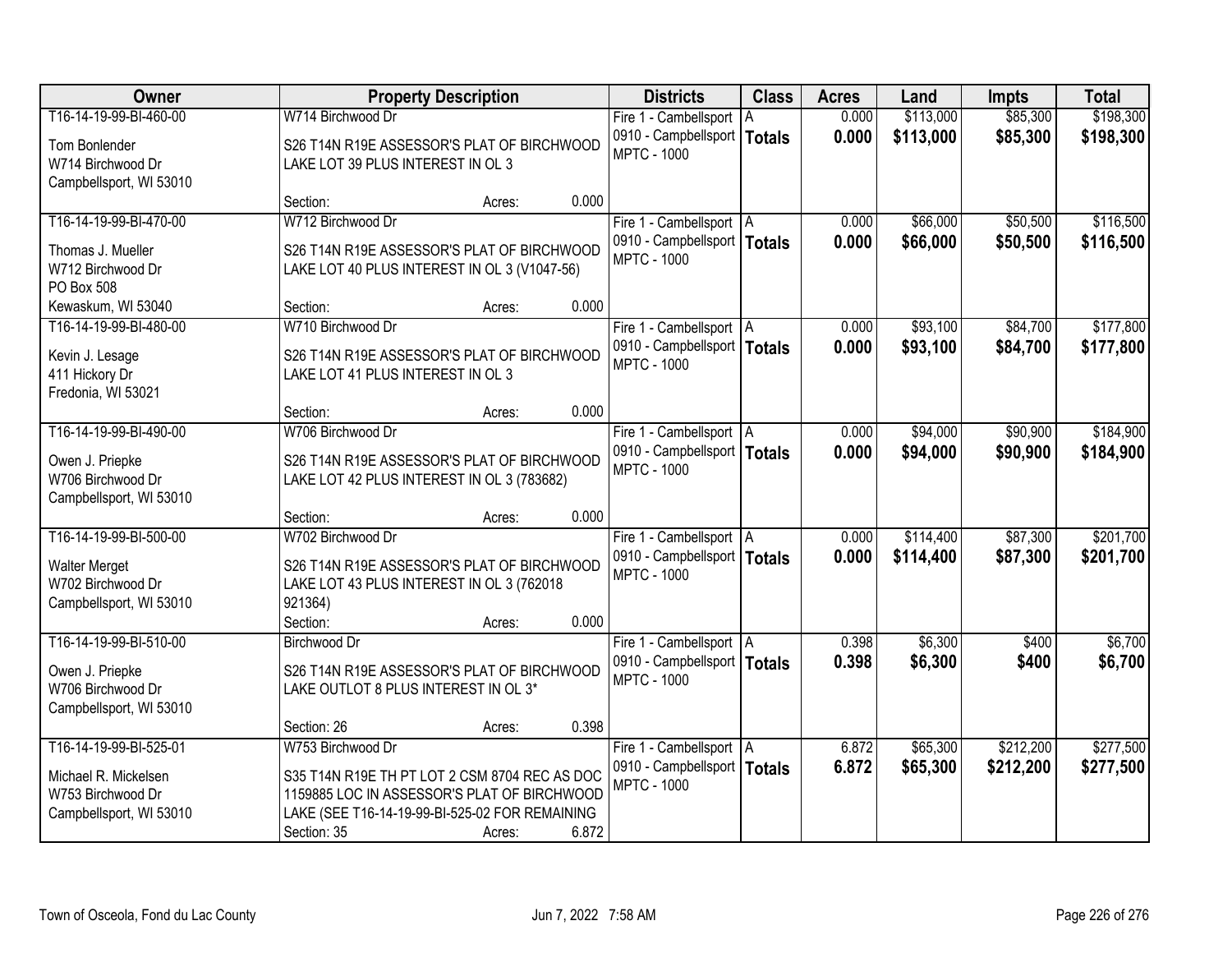| Owner | Property Description | Districts | Class | Acres | Land | Impts | Total |
|---|---|---|---|---|---|---|---|
| T16-14-19-99-BI-460-00<br>Tom Bonlender<br>W714 Birchwood Dr<br>Campbellsport, WI 53010 | W714 Birchwood Dr<br>S26 T14N R19E ASSESSOR'S PLAT OF BIRCHWOOD LAKE LOT 39 PLUS INTEREST IN OL 3<br>Section: Acres: 0.000 | Fire 1 - Cambellsport<br>0910 - Campbellsport<br>MPTC - 1000 | A<br>**Totals** | 0.000<br>**0.000** | $113,000<br>**$113,000** | $85,300<br>**$85,300** | $198,300<br>**$198,300** |
| T16-14-19-99-BI-470-00<br>Thomas J. Mueller<br>W712 Birchwood Dr<br>PO Box 508<br>Kewaskum, WI 53040 | W712 Birchwood Dr<br>S26 T14N R19E ASSESSOR'S PLAT OF BIRCHWOOD LAKE LOT 40 PLUS INTEREST IN OL 3 (V1047-56)<br>Section: Acres: 0.000 | Fire 1 - Cambellsport<br>0910 - Campbellsport<br>MPTC - 1000 | A<br>**Totals** | 0.000<br>**0.000** | $66,000<br>**$66,000** | $50,500<br>**$50,500** | $116,500<br>**$116,500** |
| T16-14-19-99-BI-480-00<br>Kevin J. Lesage<br>411 Hickory Dr<br>Fredonia, WI 53021 | W710 Birchwood Dr<br>S26 T14N R19E ASSESSOR'S PLAT OF BIRCHWOOD LAKE LOT 41 PLUS INTEREST IN OL 3<br>Section: Acres: 0.000 | Fire 1 - Cambellsport<br>0910 - Campbellsport<br>MPTC - 1000 | A<br>**Totals** | 0.000<br>**0.000** | $93,100<br>**$93,100** | $84,700<br>**$84,700** | $177,800<br>**$177,800** |
| T16-14-19-99-BI-490-00<br>Owen J. Priepke<br>W706 Birchwood Dr<br>Campbellsport, WI 53010 | W706 Birchwood Dr<br>S26 T14N R19E ASSESSOR'S PLAT OF BIRCHWOOD LAKE LOT 42 PLUS INTEREST IN OL 3 (783682)<br>Section: Acres: 0.000 | Fire 1 - Cambellsport<br>0910 - Campbellsport<br>MPTC - 1000 | A<br>**Totals** | 0.000<br>**0.000** | $94,000<br>**$94,000** | $90,900<br>**$90,900** | $184,900<br>**$184,900** |
| T16-14-19-99-BI-500-00<br>Walter Merget<br>W702 Birchwood Dr<br>Campbellsport, WI 53010 | W702 Birchwood Dr<br>S26 T14N R19E ASSESSOR'S PLAT OF BIRCHWOOD LAKE LOT 43 PLUS INTEREST IN OL 3 (762018 921364)<br>Section: Acres: 0.000 | Fire 1 - Cambellsport<br>0910 - Campbellsport<br>MPTC - 1000 | A<br>**Totals** | 0.000<br>**0.000** | $114,400<br>**$114,400** | $87,300<br>**$87,300** | $201,700<br>**$201,700** |
| T16-14-19-99-BI-510-00<br>Owen J. Priepke<br>W706 Birchwood Dr<br>Campbellsport, WI 53010 | Birchwood Dr<br>S26 T14N R19E ASSESSOR'S PLAT OF BIRCHWOOD LAKE OUTLOT 8 PLUS INTEREST IN OL 3*<br>Section: 26 Acres: 0.398 | Fire 1 - Cambellsport<br>0910 - Campbellsport<br>MPTC - 1000 | A<br>**Totals** | 0.398<br>**0.398** | $6,300<br>**$6,300** | $400<br>**$400** | $6,700<br>**$6,700** |
| T16-14-19-99-BI-525-01<br>Michael R. Mickelsen<br>W753 Birchwood Dr<br>Campbellsport, WI 53010 | W753 Birchwood Dr<br>S35 T14N R19E TH PT LOT 2 CSM 8704 REC AS DOC 1159885 LOC IN ASSESSOR'S PLAT OF BIRCHWOOD LAKE (SEE T16-14-19-99-BI-525-02 FOR REMAINING<br>Section: 35 Acres: 6.872 | Fire 1 - Cambellsport<br>0910 - Campbellsport<br>MPTC - 1000 | A<br>**Totals** | 6.872<br>**6.872** | $65,300<br>**$65,300** | $212,200<br>**$212,200** | $277,500<br>**$277,500** |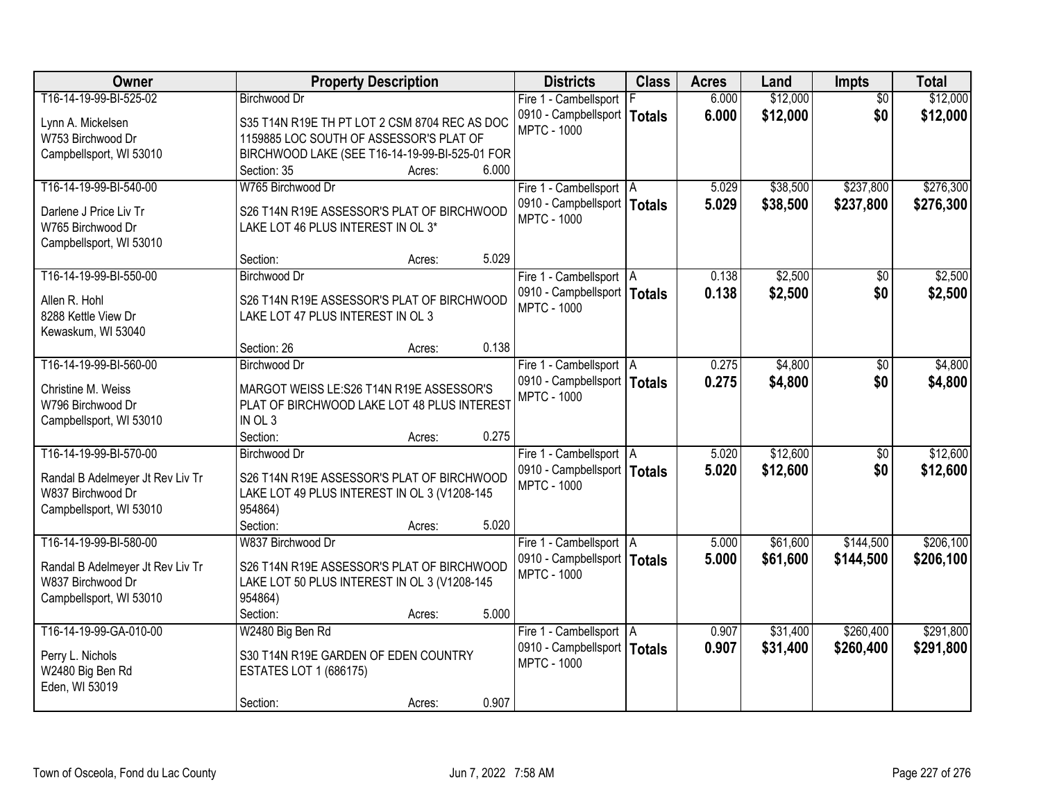| Owner | Property Description | Districts | Class | Acres | Land | Impts | Total |
|---|---|---|---|---|---|---|---|
| T16-14-19-99-BI-525-02<br>Lynn A. Mickelsen<br>W753 Birchwood Dr<br>Campbellsport, WI 53010 | Birchwood Dr<br>S35 T14N R19E TH PT LOT 2 CSM 8704 REC AS DOC 1159885 LOC SOUTH OF ASSESSOR'S PLAT OF BIRCHWOOD LAKE (SEE T16-14-19-99-BI-525-01 FOR<br>Section: 35 Acres: 6.000 | Fire 1 - Cambellsport<br>0910 - Campbellsport<br>MPTC - 1000 | F<br>**Totals** | 6.000<br>**6.000** | $12,000<br>**$12,000** | $0<br>**$0** | $12,000<br>**$12,000** |
| T16-14-19-99-BI-540-00<br>Darlene J Price Liv Tr<br>W765 Birchwood Dr<br>Campbellsport, WI 53010 | W765 Birchwood Dr<br>S26 T14N R19E ASSESSOR'S PLAT OF BIRCHWOOD LAKE LOT 46 PLUS INTEREST IN OL 3*<br>Section: Acres: 5.029 | Fire 1 - Cambellsport<br>0910 - Campbellsport<br>MPTC - 1000 | A<br>**Totals** | 5.029<br>**5.029** | $38,500<br>**$38,500** | $237,800<br>**$237,800** | $276,300<br>**$276,300** |
| T16-14-19-99-BI-550-00<br>Allen R. Hohl<br>8288 Kettle View Dr<br>Kewaskum, WI 53040 | Birchwood Dr<br>S26 T14N R19E ASSESSOR'S PLAT OF BIRCHWOOD LAKE LOT 47 PLUS INTEREST IN OL 3<br>Section: 26 Acres: 0.138 | Fire 1 - Cambellsport<br>0910 - Campbellsport<br>MPTC - 1000 | A<br>**Totals** | 0.138<br>**0.138** | $2,500<br>**$2,500** | $0<br>**$0** | $2,500<br>**$2,500** |
| T16-14-19-99-BI-560-00<br>Christine M. Weiss<br>W796 Birchwood Dr<br>Campbellsport, WI 53010 | Birchwood Dr<br>MARGOT WEISS LE:S26 T14N R19E ASSESSOR'S PLAT OF BIRCHWOOD LAKE LOT 48 PLUS INTEREST IN OL 3<br>Section: Acres: 0.275 | Fire 1 - Cambellsport<br>0910 - Campbellsport<br>MPTC - 1000 | A<br>**Totals** | 0.275<br>**0.275** | $4,800<br>**$4,800** | $0<br>**$0** | $4,800<br>**$4,800** |
| T16-14-19-99-BI-570-00<br>Randal B Adelmeyer Jt Rev Liv Tr<br>W837 Birchwood Dr<br>Campbellsport, WI 53010 | Birchwood Dr<br>S26 T14N R19E ASSESSOR'S PLAT OF BIRCHWOOD LAKE LOT 49 PLUS INTEREST IN OL 3 (V1208-145 954864)<br>Section: Acres: 5.020 | Fire 1 - Cambellsport<br>0910 - Campbellsport<br>MPTC - 1000 | A<br>**Totals** | 5.020<br>**5.020** | $12,600<br>**$12,600** | $0<br>**$0** | $12,600<br>**$12,600** |
| T16-14-19-99-BI-580-00<br>Randal B Adelmeyer Jt Rev Liv Tr<br>W837 Birchwood Dr<br>Campbellsport, WI 53010 | W837 Birchwood Dr<br>S26 T14N R19E ASSESSOR'S PLAT OF BIRCHWOOD LAKE LOT 50 PLUS INTEREST IN OL 3 (V1208-145 954864)<br>Section: Acres: 5.000 | Fire 1 - Cambellsport<br>0910 - Campbellsport<br>MPTC - 1000 | A<br>**Totals** | 5.000<br>**5.000** | $61,600<br>**$61,600** | $144,500<br>**$144,500** | $206,100<br>**$206,100** |
| T16-14-19-99-GA-010-00<br>Perry L. Nichols<br>W2480 Big Ben Rd<br>Eden, WI 53019 | W2480 Big Ben Rd<br>S30 T14N R19E GARDEN OF EDEN COUNTRY ESTATES LOT 1 (686175)<br>Section: Acres: 0.907 | Fire 1 - Cambellsport<br>0910 - Campbellsport<br>MPTC - 1000 | A<br>**Totals** | 0.907<br>**0.907** | $31,400<br>**$31,400** | $260,400<br>**$260,400** | $291,800<br>**$291,800** |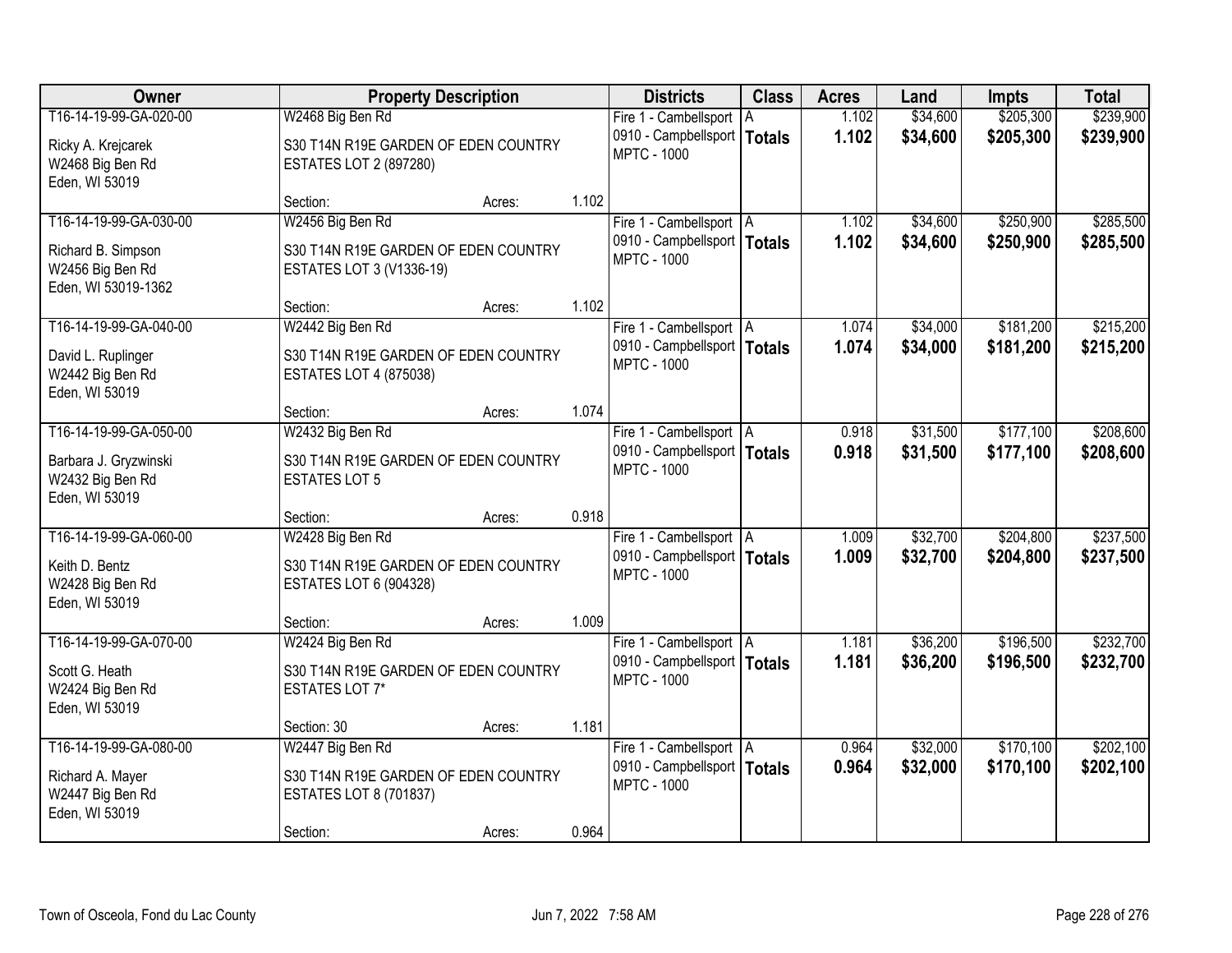| Owner | Property Description | Districts | Class | Acres | Land | Impts | Total |
|---|---|---|---|---|---|---|---|
| T16-14-19-99-GA-020-00<br>Ricky A. Krejcarek<br>W2468 Big Ben Rd<br>Eden, WI 53019 | W2468 Big Ben Rd<br>S30 T14N R19E GARDEN OF EDEN COUNTRY ESTATES LOT 2 (897280)<br>Section: Acres: 1.102 | Fire 1 - Cambellsport<br>0910 - Campbellsport<br>MPTC - 1000 | A<br>**Totals** | 1.102<br>**1.102** | $34,600<br>**$34,600** | $205,300<br>**$205,300** | $239,900<br>**$239,900** |
| T16-14-19-99-GA-030-00<br>Richard B. Simpson<br>W2456 Big Ben Rd<br>Eden, WI 53019-1362 | W2456 Big Ben Rd<br>S30 T14N R19E GARDEN OF EDEN COUNTRY ESTATES LOT 3 (V1336-19)<br>Section: Acres: 1.102 | Fire 1 - Cambellsport<br>0910 - Campbellsport<br>MPTC - 1000 | A<br>**Totals** | 1.102<br>**1.102** | $34,600<br>**$34,600** | $250,900<br>**$250,900** | $285,500<br>**$285,500** |
| T16-14-19-99-GA-040-00<br>David L. Ruplinger<br>W2442 Big Ben Rd<br>Eden, WI 53019 | W2442 Big Ben Rd<br>S30 T14N R19E GARDEN OF EDEN COUNTRY ESTATES LOT 4 (875038)<br>Section: Acres: 1.074 | Fire 1 - Cambellsport<br>0910 - Campbellsport<br>MPTC - 1000 | A<br>**Totals** | 1.074<br>**1.074** | $34,000<br>**$34,000** | $181,200<br>**$181,200** | $215,200<br>**$215,200** |
| T16-14-19-99-GA-050-00<br>Barbara J. Gryzwinski<br>W2432 Big Ben Rd<br>Eden, WI 53019 | W2432 Big Ben Rd<br>S30 T14N R19E GARDEN OF EDEN COUNTRY ESTATES LOT 5<br>Section: Acres: 0.918 | Fire 1 - Cambellsport<br>0910 - Campbellsport<br>MPTC - 1000 | A<br>**Totals** | 0.918<br>**0.918** | $31,500<br>**$31,500** | $177,100<br>**$177,100** | $208,600<br>**$208,600** |
| T16-14-19-99-GA-060-00<br>Keith D. Bentz<br>W2428 Big Ben Rd<br>Eden, WI 53019 | W2428 Big Ben Rd<br>S30 T14N R19E GARDEN OF EDEN COUNTRY ESTATES LOT 6 (904328)<br>Section: Acres: 1.009 | Fire 1 - Cambellsport<br>0910 - Campbellsport<br>MPTC - 1000 | A<br>**Totals** | 1.009<br>**1.009** | $32,700<br>**$32,700** | $204,800<br>**$204,800** | $237,500<br>**$237,500** |
| T16-14-19-99-GA-070-00<br>Scott G. Heath<br>W2424 Big Ben Rd<br>Eden, WI 53019 | W2424 Big Ben Rd<br>S30 T14N R19E GARDEN OF EDEN COUNTRY ESTATES LOT 7*<br>Section: 30 Acres: 1.181 | Fire 1 - Cambellsport<br>0910 - Campbellsport<br>MPTC - 1000 | A<br>**Totals** | 1.181<br>**1.181** | $36,200<br>**$36,200** | $196,500<br>**$196,500** | $232,700<br>**$232,700** |
| T16-14-19-99-GA-080-00<br>Richard A. Mayer<br>W2447 Big Ben Rd<br>Eden, WI 53019 | W2447 Big Ben Rd<br>S30 T14N R19E GARDEN OF EDEN COUNTRY ESTATES LOT 8 (701837)<br>Section: Acres: 0.964 | Fire 1 - Cambellsport<br>0910 - Campbellsport<br>MPTC - 1000 | A<br>**Totals** | 0.964<br>**0.964** | $32,000<br>**$32,000** | $170,100<br>**$170,100** | $202,100<br>**$202,100** |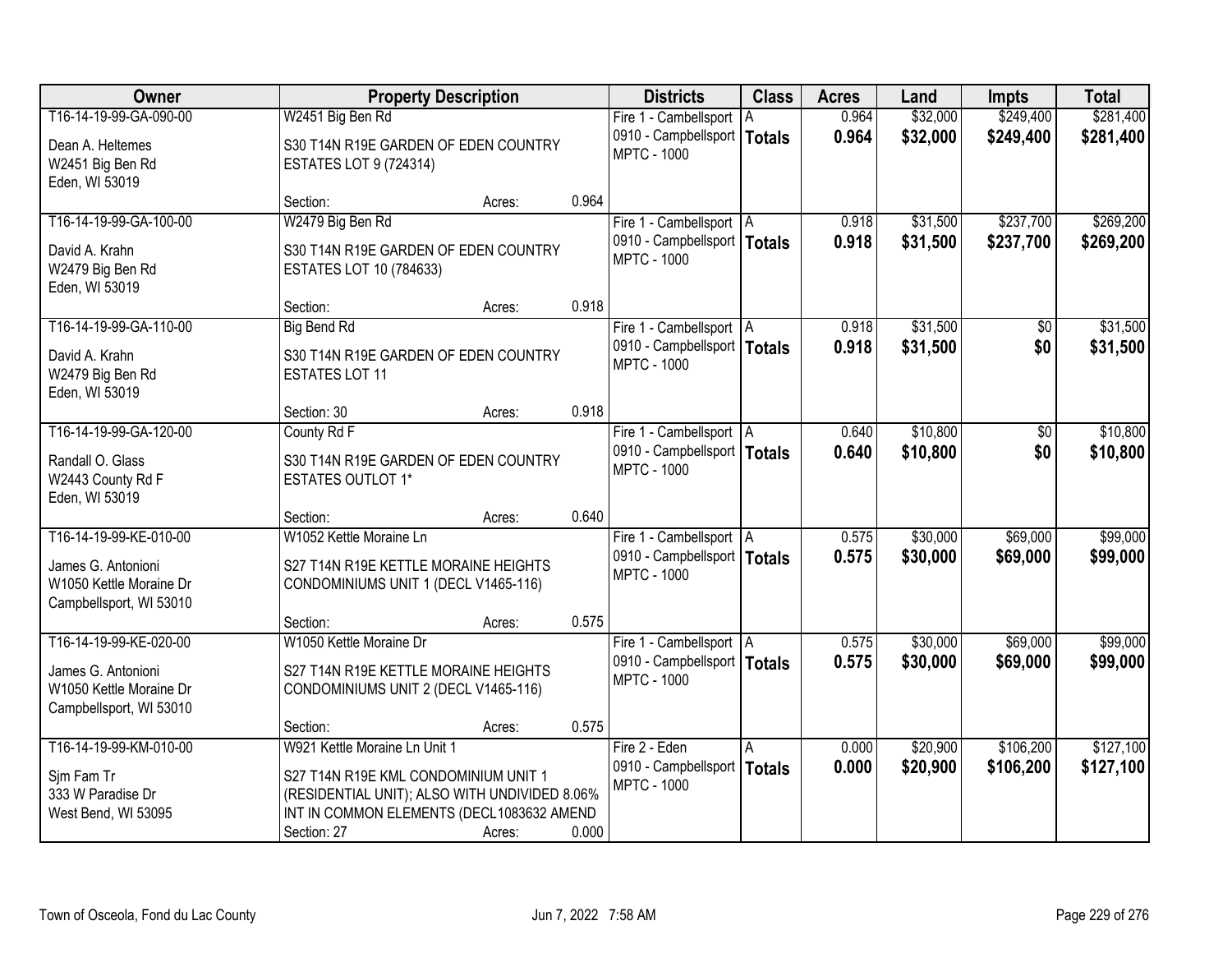| Owner | Property Description | Districts | Class | Acres | Land | Impts | Total |
|---|---|---|---|---|---|---|---|
| T16-14-19-99-GA-090-00<br>Dean A. Heltemes<br>W2451 Big Ben Rd<br>Eden, WI 53019 | W2451 Big Ben Rd<br>S30 T14N R19E GARDEN OF EDEN COUNTRY ESTATES LOT 9 (724314)<br>Section: Acres: 0.964 | Fire 1 - Cambellsport<br>0910 - Campbellsport<br>MPTC - 1000 | A<br>**Totals** | 0.964<br>**0.964** | $32,000<br>**$32,000** | $249,400<br>**$249,400** | $281,400<br>**$281,400** |
| T16-14-19-99-GA-100-00<br>David A. Krahn<br>W2479 Big Ben Rd<br>Eden, WI 53019 | W2479 Big Ben Rd<br>S30 T14N R19E GARDEN OF EDEN COUNTRY ESTATES LOT 10 (784633)<br>Section: Acres: 0.918 | Fire 1 - Cambellsport<br>0910 - Campbellsport<br>MPTC - 1000 | A<br>**Totals** | 0.918<br>**0.918** | $31,500<br>**$31,500** | $237,700<br>**$237,700** | $269,200<br>**$269,200** |
| T16-14-19-99-GA-110-00<br>David A. Krahn<br>W2479 Big Ben Rd<br>Eden, WI 53019 | Big Bend Rd<br>S30 T14N R19E GARDEN OF EDEN COUNTRY ESTATES LOT 11<br>Section: 30 Acres: 0.918 | Fire 1 - Cambellsport<br>0910 - Campbellsport<br>MPTC - 1000 | A<br>**Totals** | 0.918<br>**0.918** | $31,500<br>**$31,500** | $0<br>**$0** | $31,500<br>**$31,500** |
| T16-14-19-99-GA-120-00<br>Randall O. Glass<br>W2443 County Rd F<br>Eden, WI 53019 | County Rd F<br>S30 T14N R19E GARDEN OF EDEN COUNTRY ESTATES OUTLOT 1*<br>Section: Acres: 0.640 | Fire 1 - Cambellsport<br>0910 - Campbellsport<br>MPTC - 1000 | A<br>**Totals** | 0.640<br>**0.640** | $10,800<br>**$10,800** | $0<br>**$0** | $10,800<br>**$10,800** |
| T16-14-19-99-KE-010-00<br>James G. Antonioni<br>W1050 Kettle Moraine Dr<br>Campbellsport, WI 53010 | W1052 Kettle Moraine Ln<br>S27 T14N R19E KETTLE MORAINE HEIGHTS CONDOMINIUMS UNIT 1 (DECL V1465-116)<br>Section: Acres: 0.575 | Fire 1 - Cambellsport<br>0910 - Campbellsport<br>MPTC - 1000 | A<br>**Totals** | 0.575<br>**0.575** | $30,000<br>**$30,000** | $69,000<br>**$69,000** | $99,000<br>**$99,000** |
| T16-14-19-99-KE-020-00<br>James G. Antonioni<br>W1050 Kettle Moraine Dr<br>Campbellsport, WI 53010 | W1050 Kettle Moraine Dr<br>S27 T14N R19E KETTLE MORAINE HEIGHTS CONDOMINIUMS UNIT 2 (DECL V1465-116)<br>Section: Acres: 0.575 | Fire 1 - Cambellsport<br>0910 - Campbellsport<br>MPTC - 1000 | A<br>**Totals** | 0.575<br>**0.575** | $30,000<br>**$30,000** | $69,000<br>**$69,000** | $99,000<br>**$99,000** |
| T16-14-19-99-KM-010-00<br>Sjm Fam Tr<br>333 W Paradise Dr<br>West Bend, WI 53095 | W921 Kettle Moraine Ln Unit 1<br>S27 T14N R19E KML CONDOMINIUM UNIT 1 (RESIDENTIAL UNIT); ALSO WITH UNDIVIDED 8.06% INT IN COMMON ELEMENTS (DECL1083632 AMEND<br>Section: 27 Acres: 0.000 | Fire 2 - Eden<br>0910 - Campbellsport<br>MPTC - 1000 | A<br>**Totals** | 0.000<br>**0.000** | $20,900<br>**$20,900** | $106,200<br>**$106,200** | $127,100<br>**$127,100** |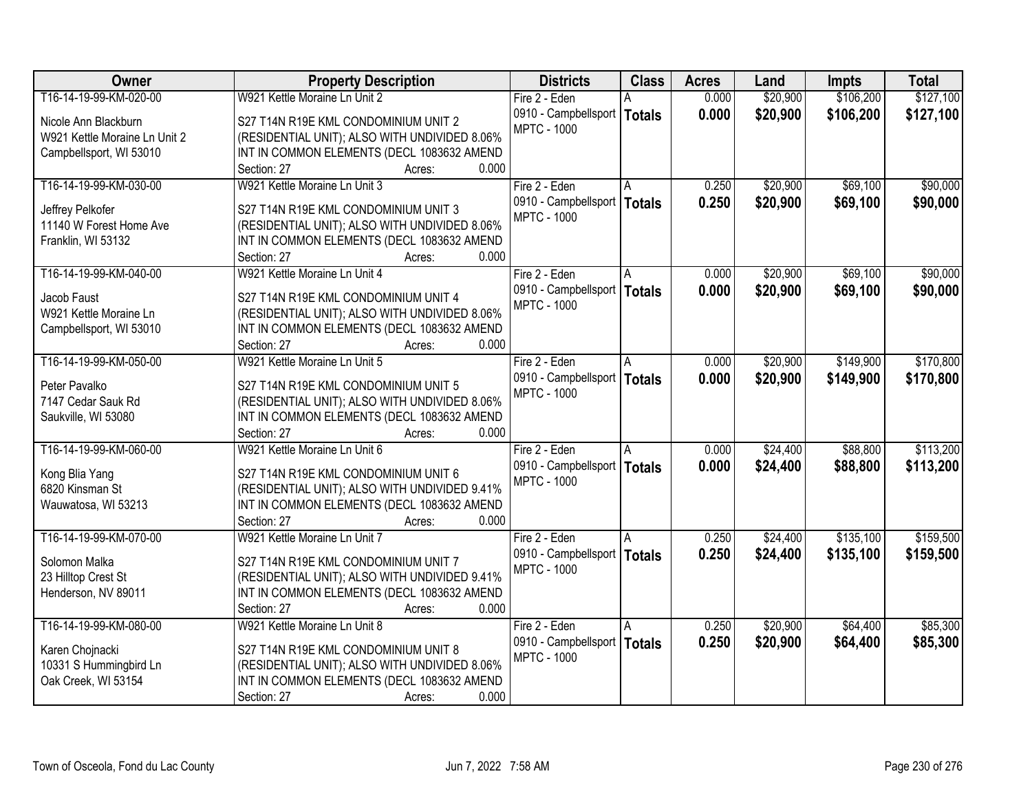| Owner | Property Description | Districts | Class | Acres | Land | Impts | Total |
|---|---|---|---|---|---|---|---|
| T16-14-19-99-KM-020-00<br><br>Nicole Ann Blackburn<br>W921 Kettle Moraine Ln Unit 2<br>Campbellsport, WI 53010 | W921 Kettle Moraine Ln Unit 2<br><br>S27 T14N R19E KML CONDOMINIUM UNIT 2 (RESIDENTIAL UNIT); ALSO WITH UNDIVIDED 8.06% INT IN COMMON ELEMENTS (DECL 1083632 AMEND<br>Section: 27 Acres: 0.000 | Fire 2 - Eden<br>0910 - Campbellsport<br>MPTC - 1000 | A<br>**Totals** | 0.000<br>**0.000** | \$20,900<br>**\$20,900** | \$106,200<br>**\$106,200** | \$127,100<br>**\$127,100** |
| T16-14-19-99-KM-030-00<br><br>Jeffrey Pelkofer<br>11140 W Forest Home Ave<br>Franklin, WI 53132 | W921 Kettle Moraine Ln Unit 3<br><br>S27 T14N R19E KML CONDOMINIUM UNIT 3 (RESIDENTIAL UNIT); ALSO WITH UNDIVIDED 8.06% INT IN COMMON ELEMENTS (DECL 1083632 AMEND<br>Section: 27 Acres: 0.000 | Fire 2 - Eden<br>0910 - Campbellsport<br>MPTC - 1000 | A<br>**Totals** | 0.250<br>**0.250** | \$20,900<br>**\$20,900** | \$69,100<br>**\$69,100** | \$90,000<br>**\$90,000** |
| T16-14-19-99-KM-040-00<br><br>Jacob Faust<br>W921 Kettle Moraine Ln<br>Campbellsport, WI 53010 | W921 Kettle Moraine Ln Unit 4<br><br>S27 T14N R19E KML CONDOMINIUM UNIT 4 (RESIDENTIAL UNIT); ALSO WITH UNDIVIDED 8.06% INT IN COMMON ELEMENTS (DECL 1083632 AMEND<br>Section: 27 Acres: 0.000 | Fire 2 - Eden<br>0910 - Campbellsport<br>MPTC - 1000 | A<br>**Totals** | 0.000<br>**0.000** | \$20,900<br>**\$20,900** | \$69,100<br>**\$69,100** | \$90,000<br>**\$90,000** |
| T16-14-19-99-KM-050-00<br><br>Peter Pavalko<br>7147 Cedar Sauk Rd<br>Saukville, WI 53080 | W921 Kettle Moraine Ln Unit 5<br><br>S27 T14N R19E KML CONDOMINIUM UNIT 5 (RESIDENTIAL UNIT); ALSO WITH UNDIVIDED 8.06% INT IN COMMON ELEMENTS (DECL 1083632 AMEND<br>Section: 27 Acres: 0.000 | Fire 2 - Eden<br>0910 - Campbellsport<br>MPTC - 1000 | A<br>**Totals** | 0.000<br>**0.000** | \$20,900<br>**\$20,900** | \$149,900<br>**\$149,900** | \$170,800<br>**\$170,800** |
| T16-14-19-99-KM-060-00<br><br>Kong Blia Yang<br>6820 Kinsman St<br>Wauwatosa, WI 53213 | W921 Kettle Moraine Ln Unit 6<br><br>S27 T14N R19E KML CONDOMINIUM UNIT 6 (RESIDENTIAL UNIT); ALSO WITH UNDIVIDED 9.41% INT IN COMMON ELEMENTS (DECL 1083632 AMEND<br>Section: 27 Acres: 0.000 | Fire 2 - Eden<br>0910 - Campbellsport<br>MPTC - 1000 | A<br>**Totals** | 0.000<br>**0.000** | \$24,400<br>**\$24,400** | \$88,800<br>**\$88,800** | \$113,200<br>**\$113,200** |
| T16-14-19-99-KM-070-00<br><br>Solomon Malka<br>23 Hilltop Crest St<br>Henderson, NV 89011 | W921 Kettle Moraine Ln Unit 7<br><br>S27 T14N R19E KML CONDOMINIUM UNIT 7 (RESIDENTIAL UNIT); ALSO WITH UNDIVIDED 9.41% INT IN COMMON ELEMENTS (DECL 1083632 AMEND<br>Section: 27 Acres: 0.000 | Fire 2 - Eden<br>0910 - Campbellsport<br>MPTC - 1000 | A<br>**Totals** | 0.250<br>**0.250** | \$24,400<br>**\$24,400** | \$135,100<br>**\$135,100** | \$159,500<br>**\$159,500** |
| T16-14-19-99-KM-080-00<br><br>Karen Chojnacki<br>10331 S Hummingbird Ln<br>Oak Creek, WI 53154 | W921 Kettle Moraine Ln Unit 8<br><br>S27 T14N R19E KML CONDOMINIUM UNIT 8 (RESIDENTIAL UNIT); ALSO WITH UNDIVIDED 8.06% INT IN COMMON ELEMENTS (DECL 1083632 AMEND<br>Section: 27 Acres: 0.000 | Fire 2 - Eden<br>0910 - Campbellsport<br>MPTC - 1000 | A<br>**Totals** | 0.250<br>**0.250** | \$20,900<br>**\$20,900** | \$64,400<br>**\$64,400** | \$85,300<br>**\$85,300** |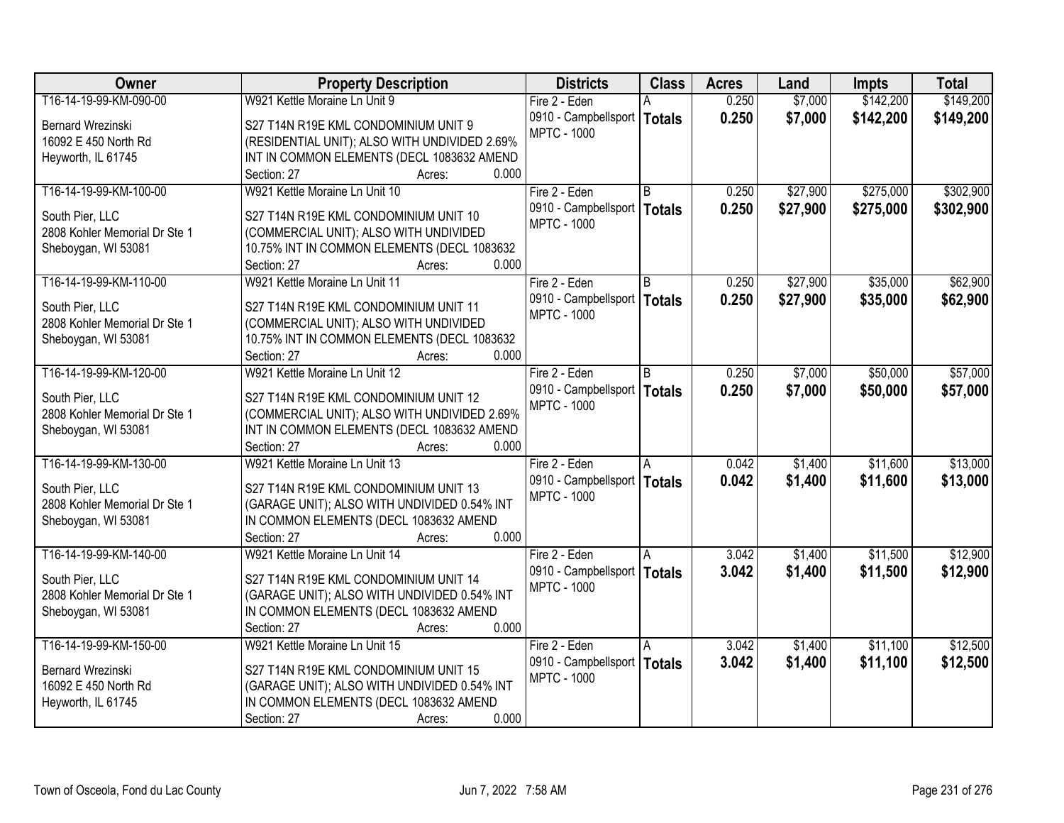| Owner | Property Description | Districts | Class | Acres | Land | Impts | Total |
|---|---|---|---|---|---|---|---|
| T16-14-19-99-KM-090-00<br>Bernard Wrezinski<br>16092 E 450 North Rd<br>Heyworth, IL 61745 | W921 Kettle Moraine Ln Unit 9<br>S27 T14N R19E KML CONDOMINIUM UNIT 9 (RESIDENTIAL UNIT); ALSO WITH UNDIVIDED 2.69% INT IN COMMON ELEMENTS (DECL 1083632 AMEND<br>Section: 27 Acres: 0.000 | Fire 2 - Eden<br>0910 - Campbellsport<br>MPTC - 1000 | A<br>**Totals** | 0.250<br>**0.250** | $7,000<br>**$7,000** | $142,200<br>**$142,200** | $149,200<br>**$149,200** |
| T16-14-19-99-KM-100-00<br>South Pier, LLC<br>2808 Kohler Memorial Dr Ste 1<br>Sheboygan, WI 53081 | W921 Kettle Moraine Ln Unit 10<br>S27 T14N R19E KML CONDOMINIUM UNIT 10 (COMMERCIAL UNIT); ALSO WITH UNDIVIDED 10.75% INT IN COMMON ELEMENTS (DECL 1083632<br>Section: 27 Acres: 0.000 | Fire 2 - Eden<br>0910 - Campbellsport<br>MPTC - 1000 | B<br>**Totals** | 0.250<br>**0.250** | $27,900<br>**$27,900** | $275,000<br>**$275,000** | $302,900<br>**$302,900** |
| T16-14-19-99-KM-110-00<br>South Pier, LLC<br>2808 Kohler Memorial Dr Ste 1<br>Sheboygan, WI 53081 | W921 Kettle Moraine Ln Unit 11<br>S27 T14N R19E KML CONDOMINIUM UNIT 11 (COMMERCIAL UNIT); ALSO WITH UNDIVIDED 10.75% INT IN COMMON ELEMENTS (DECL 1083632<br>Section: 27 Acres: 0.000 | Fire 2 - Eden<br>0910 - Campbellsport<br>MPTC - 1000 | B<br>**Totals** | 0.250<br>**0.250** | $27,900<br>**$27,900** | $35,000<br>**$35,000** | $62,900<br>**$62,900** |
| T16-14-19-99-KM-120-00<br>South Pier, LLC<br>2808 Kohler Memorial Dr Ste 1<br>Sheboygan, WI 53081 | W921 Kettle Moraine Ln Unit 12<br>S27 T14N R19E KML CONDOMINIUM UNIT 12 (COMMERCIAL UNIT); ALSO WITH UNDIVIDED 2.69% INT IN COMMON ELEMENTS (DECL 1083632 AMEND<br>Section: 27 Acres: 0.000 | Fire 2 - Eden<br>0910 - Campbellsport<br>MPTC - 1000 | B<br>**Totals** | 0.250<br>**0.250** | $7,000<br>**$7,000** | $50,000<br>**$50,000** | $57,000<br>**$57,000** |
| T16-14-19-99-KM-130-00<br>South Pier, LLC<br>2808 Kohler Memorial Dr Ste 1<br>Sheboygan, WI 53081 | W921 Kettle Moraine Ln Unit 13<br>S27 T14N R19E KML CONDOMINIUM UNIT 13 (GARAGE UNIT); ALSO WITH UNDIVIDED 0.54% INT IN COMMON ELEMENTS (DECL 1083632 AMEND<br>Section: 27 Acres: 0.000 | Fire 2 - Eden<br>0910 - Campbellsport<br>MPTC - 1000 | A<br>**Totals** | 0.042<br>**0.042** | $1,400<br>**$1,400** | $11,600<br>**$11,600** | $13,000<br>**$13,000** |
| T16-14-19-99-KM-140-00<br>South Pier, LLC<br>2808 Kohler Memorial Dr Ste 1<br>Sheboygan, WI 53081 | W921 Kettle Moraine Ln Unit 14<br>S27 T14N R19E KML CONDOMINIUM UNIT 14 (GARAGE UNIT); ALSO WITH UNDIVIDED 0.54% INT IN COMMON ELEMENTS (DECL 1083632 AMEND<br>Section: 27 Acres: 0.000 | Fire 2 - Eden<br>0910 - Campbellsport<br>MPTC - 1000 | A<br>**Totals** | 3.042<br>**3.042** | $1,400<br>**$1,400** | $11,500<br>**$11,500** | $12,900<br>**$12,900** |
| T16-14-19-99-KM-150-00<br>Bernard Wrezinski<br>16092 E 450 North Rd<br>Heyworth, IL 61745 | W921 Kettle Moraine Ln Unit 15<br>S27 T14N R19E KML CONDOMINIUM UNIT 15 (GARAGE UNIT); ALSO WITH UNDIVIDED 0.54% INT IN COMMON ELEMENTS (DECL 1083632 AMEND<br>Section: 27 Acres: 0.000 | Fire 2 - Eden<br>0910 - Campbellsport<br>MPTC - 1000 | A<br>**Totals** | 3.042<br>**3.042** | $1,400<br>**$1,400** | $11,100<br>**$11,100** | $12,500<br>**$12,500** |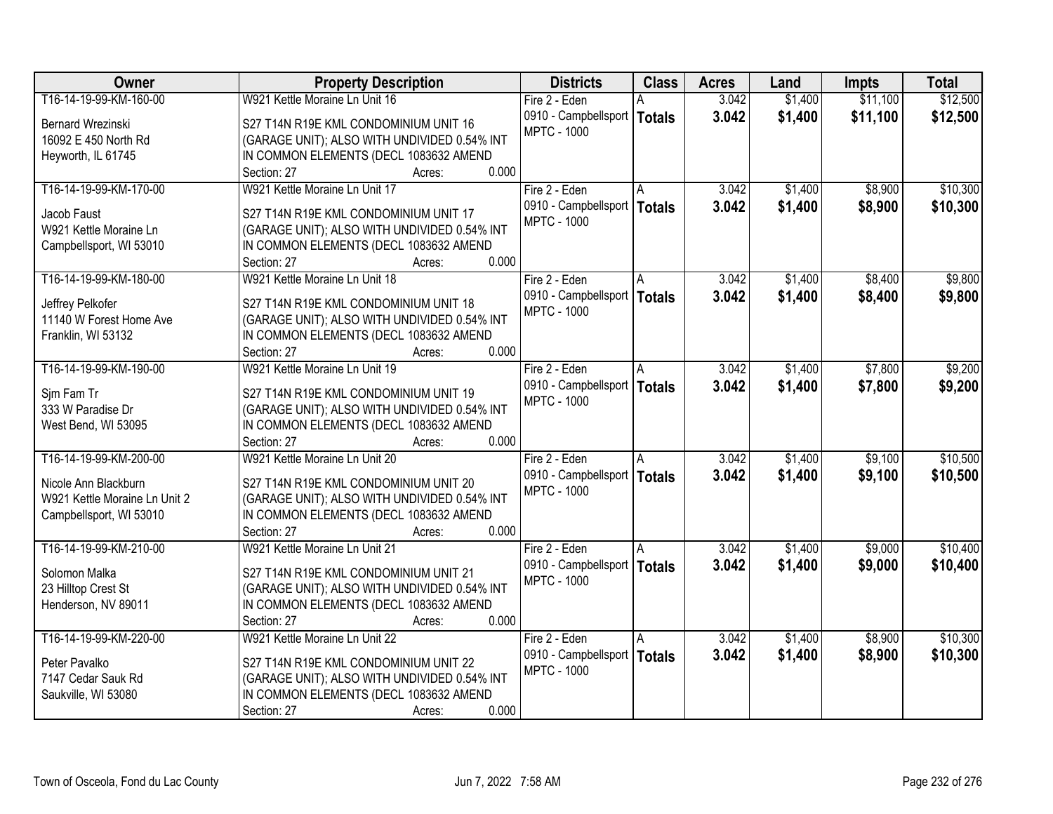| Owner | Property Description | Districts | Class | Acres | Land | Impts | Total |
|---|---|---|---|---|---|---|---|
| T16-14-19-99-KM-160-00<br>Bernard Wrezinski<br>16092 E 450 North Rd<br>Heyworth, IL 61745 | W921 Kettle Moraine Ln Unit 16<br>S27 T14N R19E KML CONDOMINIUM UNIT 16 (GARAGE UNIT); ALSO WITH UNDIVIDED 0.54% INT IN COMMON ELEMENTS (DECL 1083632 AMEND<br>Section: 27 Acres: 0.000 | Fire 2 - Eden<br>0910 - Campbellsport<br>MPTC - 1000 | A<br>**Totals** | 3.042<br>**3.042** | $1,400<br>**$1,400** | $11,100<br>**$11,100** | $12,500<br>**$12,500** |
| T16-14-19-99-KM-170-00<br>Jacob Faust<br>W921 Kettle Moraine Ln<br>Campbellsport, WI 53010 | W921 Kettle Moraine Ln Unit 17<br>S27 T14N R19E KML CONDOMINIUM UNIT 17 (GARAGE UNIT); ALSO WITH UNDIVIDED 0.54% INT IN COMMON ELEMENTS (DECL 1083632 AMEND<br>Section: 27 Acres: 0.000 | Fire 2 - Eden<br>0910 - Campbellsport<br>MPTC - 1000 | A<br>**Totals** | 3.042<br>**3.042** | $1,400<br>**$1,400** | $8,900<br>**$8,900** | $10,300<br>**$10,300** |
| T16-14-19-99-KM-180-00<br>Jeffrey Pelkofer<br>11140 W Forest Home Ave<br>Franklin, WI 53132 | W921 Kettle Moraine Ln Unit 18<br>S27 T14N R19E KML CONDOMINIUM UNIT 18 (GARAGE UNIT); ALSO WITH UNDIVIDED 0.54% INT IN COMMON ELEMENTS (DECL 1083632 AMEND<br>Section: 27 Acres: 0.000 | Fire 2 - Eden<br>0910 - Campbellsport<br>MPTC - 1000 | A<br>**Totals** | 3.042<br>**3.042** | $1,400<br>**$1,400** | $8,400<br>**$8,400** | $9,800<br>**$9,800** |
| T16-14-19-99-KM-190-00<br>Sjm Fam Tr<br>333 W Paradise Dr<br>West Bend, WI 53095 | W921 Kettle Moraine Ln Unit 19<br>S27 T14N R19E KML CONDOMINIUM UNIT 19 (GARAGE UNIT); ALSO WITH UNDIVIDED 0.54% INT IN COMMON ELEMENTS (DECL 1083632 AMEND<br>Section: 27 Acres: 0.000 | Fire 2 - Eden<br>0910 - Campbellsport<br>MPTC - 1000 | A<br>**Totals** | 3.042<br>**3.042** | $1,400<br>**$1,400** | $7,800<br>**$7,800** | $9,200<br>**$9,200** |
| T16-14-19-99-KM-200-00<br>Nicole Ann Blackburn<br>W921 Kettle Moraine Ln Unit 2<br>Campbellsport, WI 53010 | W921 Kettle Moraine Ln Unit 20<br>S27 T14N R19E KML CONDOMINIUM UNIT 20 (GARAGE UNIT); ALSO WITH UNDIVIDED 0.54% INT IN COMMON ELEMENTS (DECL 1083632 AMEND<br>Section: 27 Acres: 0.000 | Fire 2 - Eden<br>0910 - Campbellsport<br>MPTC - 1000 | A<br>**Totals** | 3.042<br>**3.042** | $1,400<br>**$1,400** | $9,100<br>**$9,100** | $10,500<br>**$10,500** |
| T16-14-19-99-KM-210-00<br>Solomon Malka<br>23 Hilltop Crest St<br>Henderson, NV 89011 | W921 Kettle Moraine Ln Unit 21<br>S27 T14N R19E KML CONDOMINIUM UNIT 21 (GARAGE UNIT); ALSO WITH UNDIVIDED 0.54% INT IN COMMON ELEMENTS (DECL 1083632 AMEND<br>Section: 27 Acres: 0.000 | Fire 2 - Eden<br>0910 - Campbellsport<br>MPTC - 1000 | A<br>**Totals** | 3.042<br>**3.042** | $1,400<br>**$1,400** | $9,000<br>**$9,000** | $10,400<br>**$10,400** |
| T16-14-19-99-KM-220-00<br>Peter Pavalko<br>7147 Cedar Sauk Rd<br>Saukville, WI 53080 | W921 Kettle Moraine Ln Unit 22<br>S27 T14N R19E KML CONDOMINIUM UNIT 22 (GARAGE UNIT); ALSO WITH UNDIVIDED 0.54% INT IN COMMON ELEMENTS (DECL 1083632 AMEND<br>Section: 27 Acres: 0.000 | Fire 2 - Eden<br>0910 - Campbellsport<br>MPTC - 1000 | A<br>**Totals** | 3.042<br>**3.042** | $1,400<br>**$1,400** | $8,900<br>**$8,900** | $10,300<br>**$10,300** |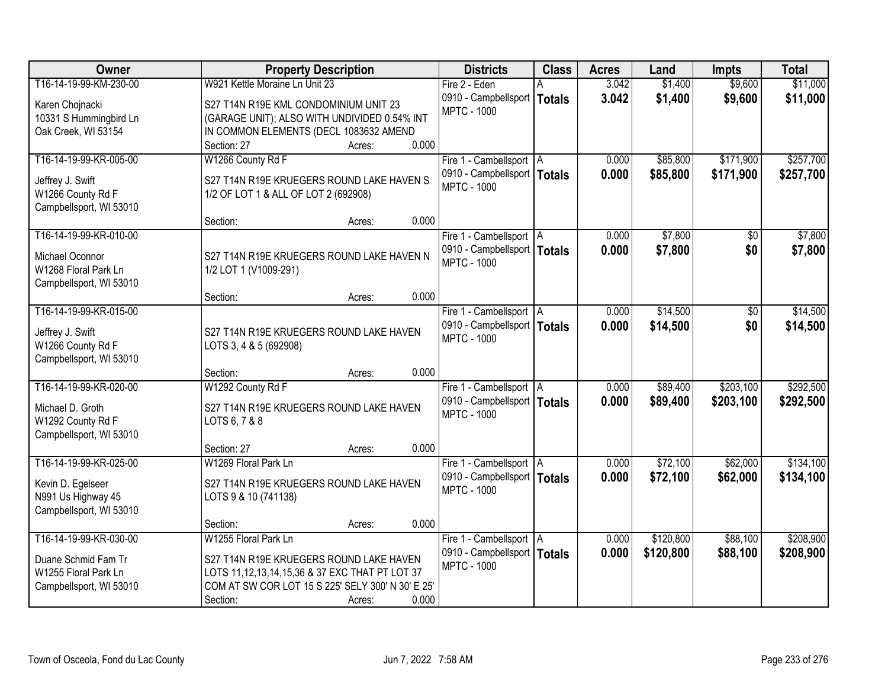| Owner | Property Description | Districts | Class | Acres | Land | Impts | Total |
|---|---|---|---|---|---|---|---|
| T16-14-19-99-KM-230-00<br>Karen Chojnacki<br>10331 S Hummingbird Ln<br>Oak Creek, WI 53154 | W921 Kettle Moraine Ln Unit 23<br>S27 T14N R19E KML CONDOMINIUM UNIT 23 (GARAGE UNIT); ALSO WITH UNDIVIDED 0.54% INT IN COMMON ELEMENTS (DECL 1083632 AMEND<br>Section: 27 Acres: 0.000 | Fire 2 - Eden<br>0910 - Campbellsport<br>MPTC - 1000 | A<br>**Totals** | 3.042<br>**3.042** | $1,400<br>**$1,400** | $9,600<br>**$9,600** | $11,000<br>**$11,000** |
| T16-14-19-99-KR-005-00<br>Jeffrey J. Swift<br>W1266 County Rd F<br>Campbellsport, WI 53010 | W1266 County Rd F<br>S27 T14N R19E KRUEGERS ROUND LAKE HAVEN S 1/2 OF LOT 1 & ALL OF LOT 2 (692908)<br>Section: Acres: 0.000 | Fire 1 - Cambellsport<br>0910 - Campbellsport<br>MPTC - 1000 | A<br>**Totals** | 0.000<br>**0.000** | $85,800<br>**$85,800** | $171,900<br>**$171,900** | $257,700<br>**$257,700** |
| T16-14-19-99-KR-010-00<br>Michael Oconnor<br>W1268 Floral Park Ln<br>Campbellsport, WI 53010 | S27 T14N R19E KRUEGERS ROUND LAKE HAVEN N 1/2 LOT 1 (V1009-291)<br>Section: Acres: 0.000 | Fire 1 - Cambellsport<br>0910 - Campbellsport<br>MPTC - 1000 | A<br>**Totals** | 0.000<br>**0.000** | $7,800<br>**$7,800** | $0<br>**$0** | $7,800<br>**$7,800** |
| T16-14-19-99-KR-015-00<br>Jeffrey J. Swift<br>W1266 County Rd F<br>Campbellsport, WI 53010 | S27 T14N R19E KRUEGERS ROUND LAKE HAVEN LOTS 3, 4 & 5 (692908)<br>Section: Acres: 0.000 | Fire 1 - Cambellsport<br>0910 - Campbellsport<br>MPTC - 1000 | A<br>**Totals** | 0.000<br>**0.000** | $14,500<br>**$14,500** | $0<br>**$0** | $14,500<br>**$14,500** |
| T16-14-19-99-KR-020-00<br>Michael D. Groth<br>W1292 County Rd F<br>Campbellsport, WI 53010 | W1292 County Rd F<br>S27 T14N R19E KRUEGERS ROUND LAKE HAVEN LOTS 6, 7 & 8<br>Section: 27 Acres: 0.000 | Fire 1 - Cambellsport<br>0910 - Campbellsport<br>MPTC - 1000 | A<br>**Totals** | 0.000<br>**0.000** | $89,400<br>**$89,400** | $203,100<br>**$203,100** | $292,500<br>**$292,500** |
| T16-14-19-99-KR-025-00<br>Kevin D. Egelseer<br>N991 Us Highway 45<br>Campbellsport, WI 53010 | W1269 Floral Park Ln<br>S27 T14N R19E KRUEGERS ROUND LAKE HAVEN LOTS 9 & 10 (741138)<br>Section: Acres: 0.000 | Fire 1 - Cambellsport<br>0910 - Campbellsport<br>MPTC - 1000 | A<br>**Totals** | 0.000<br>**0.000** | $72,100<br>**$72,100** | $62,000<br>**$62,000** | $134,100<br>**$134,100** |
| T16-14-19-99-KR-030-00<br>Duane Schmid Fam Tr<br>W1255 Floral Park Ln<br>Campbellsport, WI 53010 | W1255 Floral Park Ln<br>S27 T14N R19E KRUEGERS ROUND LAKE HAVEN LOTS 11,12,13,14,15,36 & 37 EXC THAT PT LOT 37 COM AT SW COR LOT 15 S 225' SELY 300' N 30' E 25'<br>Section: Acres: 0.000 | Fire 1 - Cambellsport<br>0910 - Campbellsport<br>MPTC - 1000 | A<br>**Totals** | 0.000<br>**0.000** | $120,800<br>**$120,800** | $88,100<br>**$88,100** | $208,900<br>**$208,900** |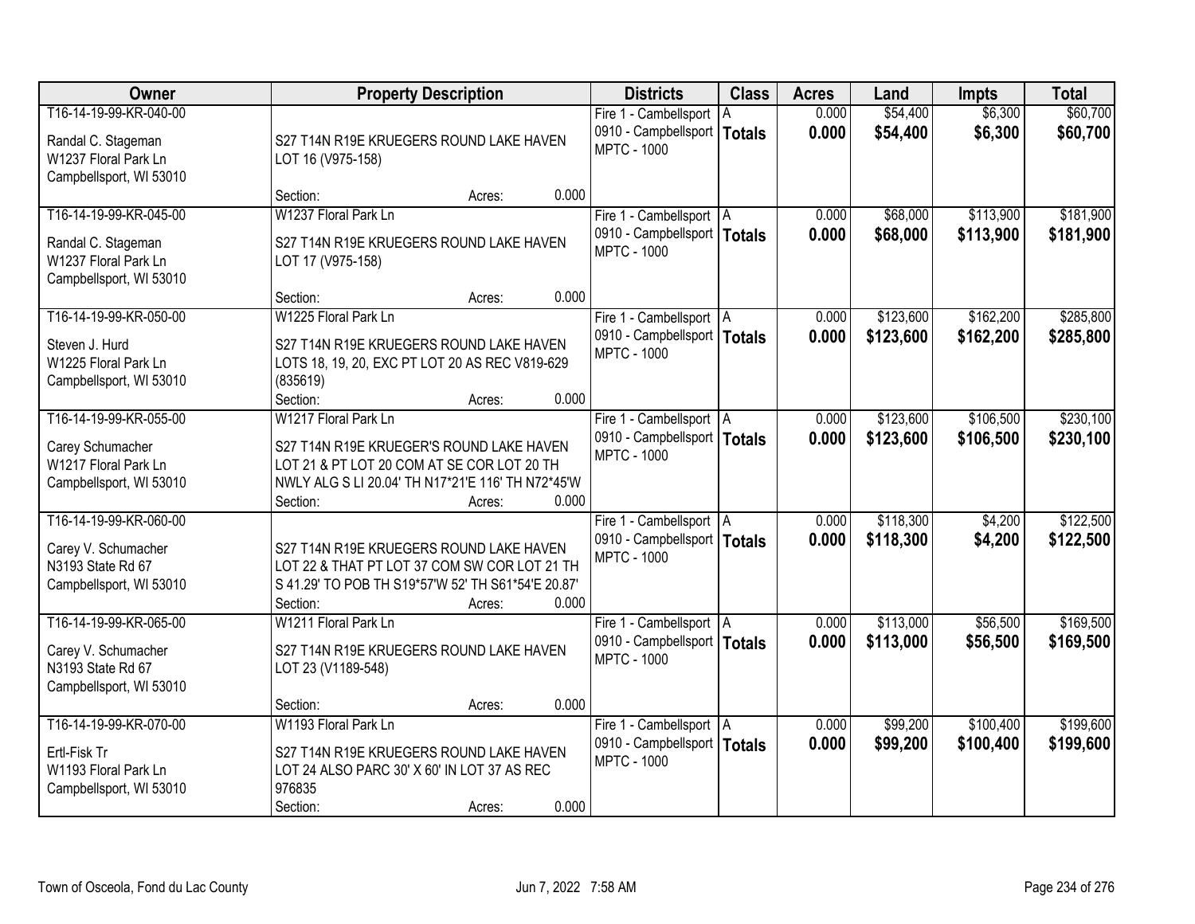| Owner | Property Description | Districts | Class | Acres | Land | Impts | Total |
|---|---|---|---|---|---|---|---|
| T16-14-19-99-KR-040-00<br><br>Randal C. Stageman<br>W1237 Floral Park Ln<br>Campbellsport, WI 53010 | S27 T14N R19E KRUEGERS ROUND LAKE HAVEN LOT 16 (V975-158)<br>Section: Acres: 0.000 | Fire 1 - Cambellsport<br>0910 - Campbellsport<br>MPTC - 1000 | A<br>**Totals** | 0.000<br>**0.000** | $54,400<br>**$54,400** | $6,300<br>**$6,300** | $60,700<br>**$60,700** |
| T16-14-19-99-KR-045-00<br><br>Randal C. Stageman<br>W1237 Floral Park Ln<br>Campbellsport, WI 53010 | W1237 Floral Park Ln<br>S27 T14N R19E KRUEGERS ROUND LAKE HAVEN LOT 17 (V975-158)<br>Section: Acres: 0.000 | Fire 1 - Cambellsport<br>0910 - Campbellsport<br>MPTC - 1000 | A<br>**Totals** | 0.000<br>**0.000** | $68,000<br>**$68,000** | $113,900<br>**$113,900** | $181,900<br>**$181,900** |
| T16-14-19-99-KR-050-00<br><br>Steven J. Hurd<br>W1225 Floral Park Ln<br>Campbellsport, WI 53010 | W1225 Floral Park Ln<br>S27 T14N R19E KRUEGERS ROUND LAKE HAVEN LOTS 18, 19, 20, EXC PT LOT 20 AS REC V819-629 (835619)<br>Section: Acres: 0.000 | Fire 1 - Cambellsport<br>0910 - Campbellsport<br>MPTC - 1000 | A<br>**Totals** | 0.000<br>**0.000** | $123,600<br>**$123,600** | $162,200<br>**$162,200** | $285,800<br>**$285,800** |
| T16-14-19-99-KR-055-00<br><br>Carey Schumacher<br>W1217 Floral Park Ln<br>Campbellsport, WI 53010 | W1217 Floral Park Ln<br>S27 T14N R19E KRUEGER'S ROUND LAKE HAVEN LOT 21 & PT LOT 20 COM AT SE COR LOT 20 TH NWLY ALG S LI 20.04' TH N17*21'E 116' TH N72*45'W<br>Section: Acres: 0.000 | Fire 1 - Cambellsport<br>0910 - Campbellsport<br>MPTC - 1000 | A<br>**Totals** | 0.000<br>**0.000** | $123,600<br>**$123,600** | $106,500<br>**$106,500** | $230,100<br>**$230,100** |
| T16-14-19-99-KR-060-00<br><br>Carey V. Schumacher<br>N3193 State Rd 67<br>Campbellsport, WI 53010 | S27 T14N R19E KRUEGERS ROUND LAKE HAVEN LOT 22 & THAT PT LOT 37 COM SW COR LOT 21 TH S 41.29' TO POB TH S19*57'W 52' TH S61*54'E 20.87'<br>Section: Acres: 0.000 | Fire 1 - Cambellsport<br>0910 - Campbellsport<br>MPTC - 1000 | A<br>**Totals** | 0.000<br>**0.000** | $118,300<br>**$118,300** | $4,200<br>**$4,200** | $122,500<br>**$122,500** |
| T16-14-19-99-KR-065-00<br><br>Carey V. Schumacher<br>N3193 State Rd 67<br>Campbellsport, WI 53010 | W1211 Floral Park Ln<br>S27 T14N R19E KRUEGERS ROUND LAKE HAVEN LOT 23 (V1189-548)<br>Section: Acres: 0.000 | Fire 1 - Cambellsport<br>0910 - Campbellsport<br>MPTC - 1000 | A<br>**Totals** | 0.000<br>**0.000** | $113,000<br>**$113,000** | $56,500<br>**$56,500** | $169,500<br>**$169,500** |
| T16-14-19-99-KR-070-00<br><br>Ertl-Fisk Tr<br>W1193 Floral Park Ln<br>Campbellsport, WI 53010 | W1193 Floral Park Ln<br>S27 T14N R19E KRUEGERS ROUND LAKE HAVEN LOT 24 ALSO PARC 30' X 60' IN LOT 37 AS REC 976835<br>Section: Acres: 0.000 | Fire 1 - Cambellsport<br>0910 - Campbellsport<br>MPTC - 1000 | A<br>**Totals** | 0.000<br>**0.000** | $99,200<br>**$99,200** | $100,400<br>**$100,400** | $199,600<br>**$199,600** |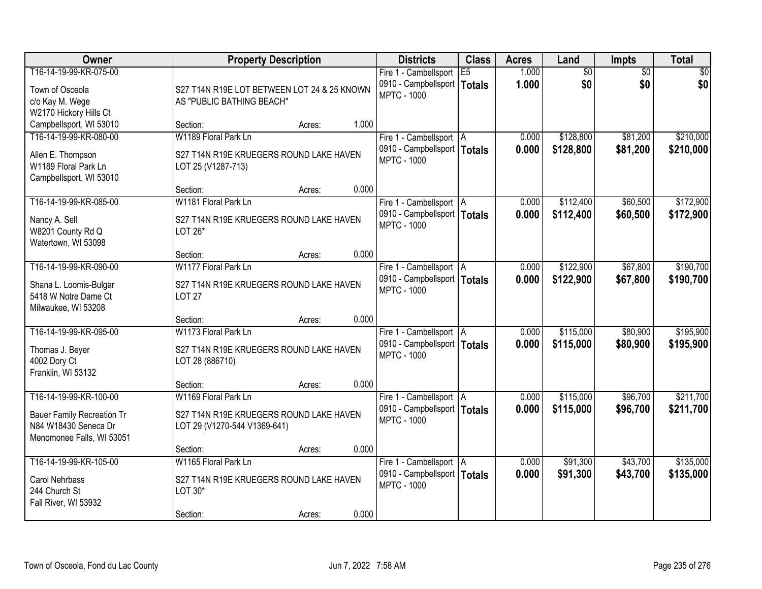| Owner | Property Description | Districts | Class | Acres | Land | Impts | Total |
|---|---|---|---|---|---|---|---|
| T16-14-19-99-KR-075-00<br>Town of Osceola<br>c/o Kay M. Wege<br>W2170 Hickory Hills Ct<br>Campbellsport, WI 53010 | S27 T14N R19E LOT BETWEEN LOT 24 & 25 KNOWN AS "PUBLIC BATHING BEACH"<br>Section: Acres: 1.000 | Fire 1 - Cambellsport<br>0910 - Campbellsport<br>MPTC - 1000 | E5<br>**Totals** | 1.000<br>**1.000** | $0<br>**$0** | $0<br>**$0** | $0<br>**$0** |
| T16-14-19-99-KR-080-00<br>Allen E. Thompson<br>W1189 Floral Park Ln<br>Campbellsport, WI 53010 | W1189 Floral Park Ln<br>S27 T14N R19E KRUEGERS ROUND LAKE HAVEN LOT 25 (V1287-713)<br>Section: Acres: 0.000 | Fire 1 - Cambellsport<br>0910 - Campbellsport<br>MPTC - 1000 | A<br>**Totals** | 0.000<br>**0.000** | $128,800<br>**$128,800** | $81,200<br>**$81,200** | $210,000<br>**$210,000** |
| T16-14-19-99-KR-085-00<br>Nancy A. Sell<br>W8201 County Rd Q<br>Watertown, WI 53098 | W1181 Floral Park Ln<br>S27 T14N R19E KRUEGERS ROUND LAKE HAVEN LOT 26*<br>Section: Acres: 0.000 | Fire 1 - Cambellsport<br>0910 - Campbellsport<br>MPTC - 1000 | A<br>**Totals** | 0.000<br>**0.000** | $112,400<br>**$112,400** | $60,500<br>**$60,500** | $172,900<br>**$172,900** |
| T16-14-19-99-KR-090-00<br>Shana L. Loomis-Bulgar<br>5418 W Notre Dame Ct<br>Milwaukee, WI 53208 | W1177 Floral Park Ln<br>S27 T14N R19E KRUEGERS ROUND LAKE HAVEN LOT 27<br>Section: Acres: 0.000 | Fire 1 - Cambellsport<br>0910 - Campbellsport<br>MPTC - 1000 | A<br>**Totals** | 0.000<br>**0.000** | $122,900<br>**$122,900** | $67,800<br>**$67,800** | $190,700<br>**$190,700** |
| T16-14-19-99-KR-095-00<br>Thomas J. Beyer<br>4002 Dory Ct<br>Franklin, WI 53132 | W1173 Floral Park Ln<br>S27 T14N R19E KRUEGERS ROUND LAKE HAVEN LOT 28 (886710)<br>Section: Acres: 0.000 | Fire 1 - Cambellsport<br>0910 - Campbellsport<br>MPTC - 1000 | A<br>**Totals** | 0.000<br>**0.000** | $115,000<br>**$115,000** | $80,900<br>**$80,900** | $195,900<br>**$195,900** |
| T16-14-19-99-KR-100-00<br>Bauer Family Recreation Tr<br>N84 W18430 Seneca Dr<br>Menomonee Falls, WI 53051 | W1169 Floral Park Ln<br>S27 T14N R19E KRUEGERS ROUND LAKE HAVEN LOT 29 (V1270-544 V1369-641)<br>Section: Acres: 0.000 | Fire 1 - Cambellsport<br>0910 - Campbellsport<br>MPTC - 1000 | A<br>**Totals** | 0.000<br>**0.000** | $115,000<br>**$115,000** | $96,700<br>**$96,700** | $211,700<br>**$211,700** |
| T16-14-19-99-KR-105-00<br>Carol Nehrbass<br>244 Church St<br>Fall River, WI 53932 | W1165 Floral Park Ln<br>S27 T14N R19E KRUEGERS ROUND LAKE HAVEN LOT 30*<br>Section: Acres: 0.000 | Fire 1 - Cambellsport<br>0910 - Campbellsport<br>MPTC - 1000 | A<br>**Totals** | 0.000<br>**0.000** | $91,300<br>**$91,300** | $43,700<br>**$43,700** | $135,000<br>**$135,000** |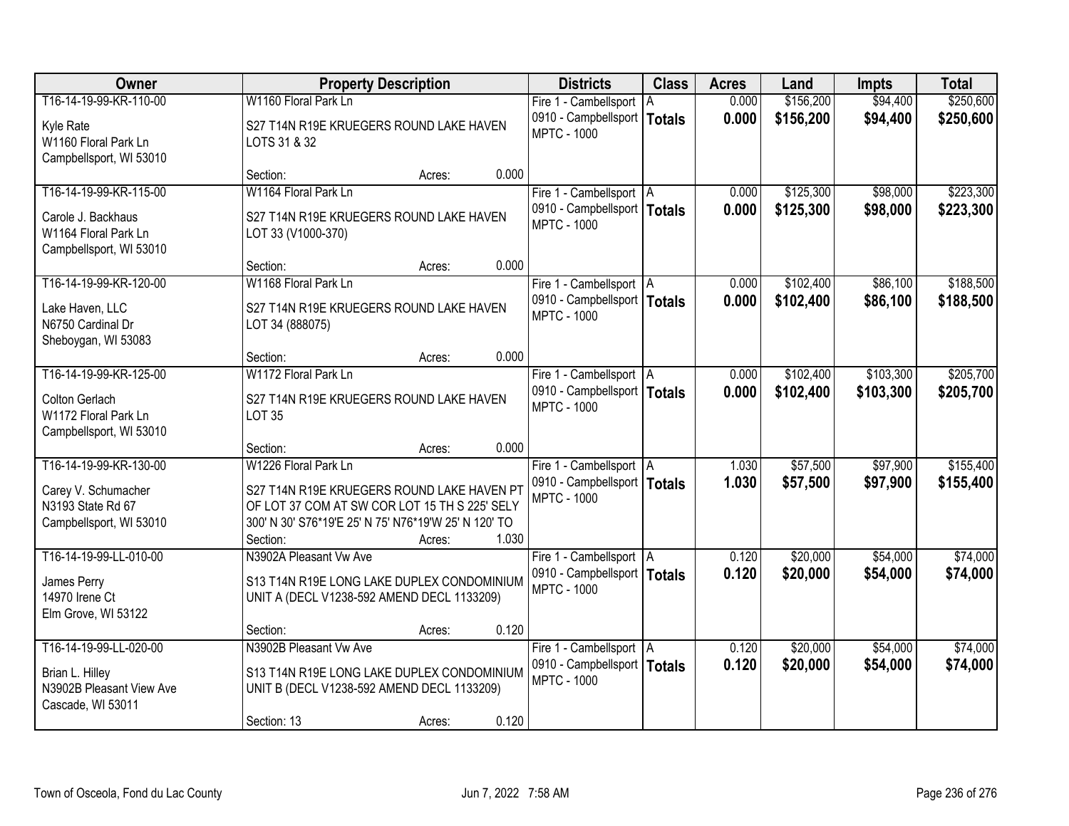| Owner | Property Description | Districts | Class | Acres | Land | Impts | Total |
|---|---|---|---|---|---|---|---|
| T16-14-19-99-KR-110-00<br><br>Kyle Rate<br>W1160 Floral Park Ln<br>Campbellsport, WI 53010 | W1160 Floral Park Ln<br><br>S27 T14N R19E KRUEGERS ROUND LAKE HAVEN LOTS 31 & 32<br><br>Section: Acres: 0.000 | Fire 1 - Cambellsport<br>0910 - Campbellsport<br>MPTC - 1000 | A<br>**Totals** | 0.000<br>**0.000** | $156,200<br>**$156,200** | $94,400<br>**$94,400** | $250,600<br>**$250,600** |
| T16-14-19-99-KR-115-00<br><br>Carole J. Backhaus<br>W1164 Floral Park Ln<br>Campbellsport, WI 53010 | W1164 Floral Park Ln<br><br>S27 T14N R19E KRUEGERS ROUND LAKE HAVEN LOT 33 (V1000-370)<br><br>Section: Acres: 0.000 | Fire 1 - Cambellsport<br>0910 - Campbellsport<br>MPTC - 1000 | A<br>**Totals** | 0.000<br>**0.000** | $125,300<br>**$125,300** | $98,000<br>**$98,000** | $223,300<br>**$223,300** |
| T16-14-19-99-KR-120-00<br><br>Lake Haven, LLC<br>N6750 Cardinal Dr<br>Sheboygan, WI 53083 | W1168 Floral Park Ln<br><br>S27 T14N R19E KRUEGERS ROUND LAKE HAVEN LOT 34 (888075)<br><br>Section: Acres: 0.000 | Fire 1 - Cambellsport<br>0910 - Campbellsport<br>MPTC - 1000 | A<br>**Totals** | 0.000<br>**0.000** | $102,400<br>**$102,400** | $86,100<br>**$86,100** | $188,500<br>**$188,500** |
| T16-14-19-99-KR-125-00<br><br>Colton Gerlach<br>W1172 Floral Park Ln<br>Campbellsport, WI 53010 | W1172 Floral Park Ln<br><br>S27 T14N R19E KRUEGERS ROUND LAKE HAVEN LOT 35<br><br>Section: Acres: 0.000 | Fire 1 - Cambellsport<br>0910 - Campbellsport<br>MPTC - 1000 | A<br>**Totals** | 0.000<br>**0.000** | $102,400<br>**$102,400** | $103,300<br>**$103,300** | $205,700<br>**$205,700** |
| T16-14-19-99-KR-130-00<br><br>Carey V. Schumacher<br>N3193 State Rd 67<br>Campbellsport, WI 53010 | W1226 Floral Park Ln<br><br>S27 T14N R19E KRUEGERS ROUND LAKE HAVEN PT OF LOT 37 COM AT SW COR LOT 15 TH S 225' SELY 300' N 30' S76*19'E 25' N 75' N76*19'W 25' N 120' TO<br>Section: Acres: 1.030 | Fire 1 - Cambellsport<br>0910 - Campbellsport<br>MPTC - 1000 | A<br>**Totals** | 1.030<br>**1.030** | $57,500<br>**$57,500** | $97,900<br>**$97,900** | $155,400<br>**$155,400** |
| T16-14-19-99-LL-010-00<br><br>James Perry<br>14970 Irene Ct<br>Elm Grove, WI 53122 | N3902A Pleasant Vw Ave<br><br>S13 T14N R19E LONG LAKE DUPLEX CONDOMINIUM UNIT A (DECL V1238-592 AMEND DECL 1133209)<br><br>Section: Acres: 0.120 | Fire 1 - Cambellsport<br>0910 - Campbellsport<br>MPTC - 1000 | A<br>**Totals** | 0.120<br>**0.120** | $20,000<br>**$20,000** | $54,000<br>**$54,000** | $74,000<br>**$74,000** |
| T16-14-19-99-LL-020-00<br><br>Brian L. Hilley<br>N3902B Pleasant View Ave<br>Cascade, WI 53011 | N3902B Pleasant Vw Ave<br><br>S13 T14N R19E LONG LAKE DUPLEX CONDOMINIUM UNIT B (DECL V1238-592 AMEND DECL 1133209)<br><br>Section: 13 Acres: 0.120 | Fire 1 - Cambellsport<br>0910 - Campbellsport<br>MPTC - 1000 | A<br>**Totals** | 0.120<br>**0.120** | $20,000<br>**$20,000** | $54,000<br>**$54,000** | $74,000<br>**$74,000** |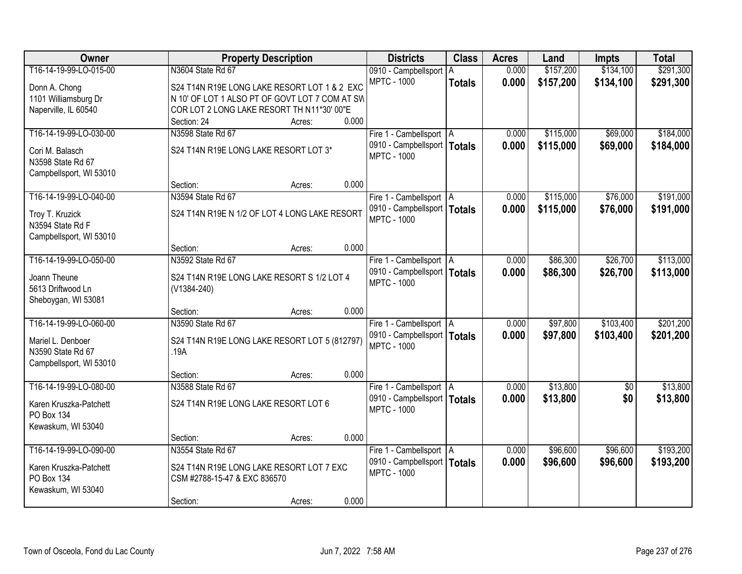| Owner | Property Description | Districts | Class | Acres | Land | Impts | Total |
|---|---|---|---|---|---|---|---|
| T16-14-19-99-LO-015-00<br>Donn A. Chong<br>1101 Williamsburg Dr<br>Naperville, IL 60540 | N3604 State Rd 67<br>S24 T14N R19E LONG LAKE RESORT LOT 1 & 2 EXC N 10' OF LOT 1 ALSO PT OF GOVT LOT 7 COM AT SW COR LOT 2 LONG LAKE RESORT TH N11*30' 00"E<br>Section: 24 Acres: 0.000 | 0910 - Campbellsport<br>MPTC - 1000 | A<br>**Totals** | 0.000<br>**0.000** | $157,200<br>**$157,200** | $134,100<br>**$134,100** | $291,300<br>**$291,300** |
| T16-14-19-99-LO-030-00<br>Cori M. Balasch<br>N3598 State Rd 67<br>Campbellsport, WI 53010 | N3598 State Rd 67<br>S24 T14N R19E LONG LAKE RESORT LOT 3*<br>Section: Acres: 0.000 | Fire 1 - Cambellsport<br>0910 - Campbellsport<br>MPTC - 1000 | A<br>**Totals** | 0.000<br>**0.000** | $115,000<br>**$115,000** | $69,000<br>**$69,000** | $184,000<br>**$184,000** |
| T16-14-19-99-LO-040-00<br>Troy T. Kruzick<br>N3594 State Rd F<br>Campbellsport, WI 53010 | N3594 State Rd 67<br>S24 T14N R19E N 1/2 OF LOT 4 LONG LAKE RESORT<br>Section: Acres: 0.000 | Fire 1 - Cambellsport<br>0910 - Campbellsport<br>MPTC - 1000 | A<br>**Totals** | 0.000<br>**0.000** | $115,000<br>**$115,000** | $76,000<br>**$76,000** | $191,000<br>**$191,000** |
| T16-14-19-99-LO-050-00<br>Joann Theune<br>5613 Driftwood Ln<br>Sheboygan, WI 53081 | N3592 State Rd 67<br>S24 T14N R19E LONG LAKE RESORT S 1/2 LOT 4 (V1384-240)<br>Section: Acres: 0.000 | Fire 1 - Cambellsport<br>0910 - Campbellsport<br>MPTC - 1000 | A<br>**Totals** | 0.000<br>**0.000** | $86,300<br>**$86,300** | $26,700<br>**$26,700** | $113,000<br>**$113,000** |
| T16-14-19-99-LO-060-00<br>Mariel L. Denboer<br>N3590 State Rd 67<br>Campbellsport, WI 53010 | N3590 State Rd 67<br>S24 T14N R19E LONG LAKE RESORT LOT 5 (812797) .19A<br>Section: Acres: 0.000 | Fire 1 - Cambellsport<br>0910 - Campbellsport<br>MPTC - 1000 | A<br>**Totals** | 0.000<br>**0.000** | $97,800<br>**$97,800** | $103,400<br>**$103,400** | $201,200<br>**$201,200** |
| T16-14-19-99-LO-080-00<br>Karen Kruszka-Patchett<br>PO Box 134<br>Kewaskum, WI 53040 | N3588 State Rd 67<br>S24 T14N R19E LONG LAKE RESORT LOT 6<br>Section: Acres: 0.000 | Fire 1 - Cambellsport<br>0910 - Campbellsport<br>MPTC - 1000 | A<br>**Totals** | 0.000<br>**0.000** | $13,800<br>**$13,800** | $0<br>**$0** | $13,800<br>**$13,800** |
| T16-14-19-99-LO-090-00<br>Karen Kruszka-Patchett<br>PO Box 134<br>Kewaskum, WI 53040 | N3554 State Rd 67<br>S24 T14N R19E LONG LAKE RESORT LOT 7 EXC CSM #2788-15-47 & EXC 836570<br>Section: Acres: 0.000 | Fire 1 - Cambellsport<br>0910 - Campbellsport<br>MPTC - 1000 | A<br>**Totals** | 0.000<br>**0.000** | $96,600<br>**$96,600** | $96,600<br>**$96,600** | $193,200<br>**$193,200** |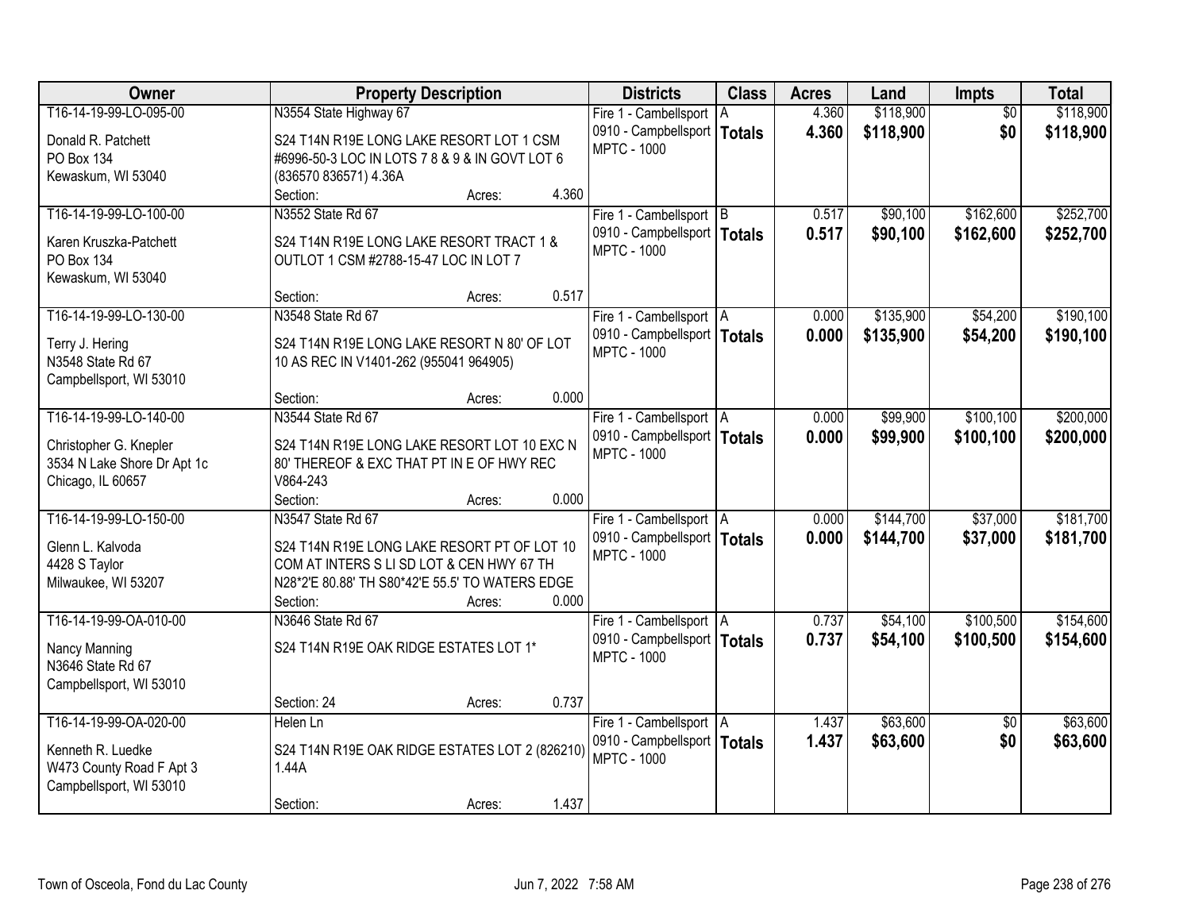| Owner | Property Description | Districts | Class | Acres | Land | Impts | Total |
|---|---|---|---|---|---|---|---|
| T16-14-19-99-LO-095-00<br>Donald R. Patchett<br>PO Box 134<br>Kewaskum, WI 53040 | N3554 State Highway 67<br>S24 T14N R19E LONG LAKE RESORT LOT 1 CSM #6996-50-3 LOC IN LOTS 7 8 & 9 & IN GOVT LOT 6 (836570 836571) 4.36A<br>Section: Acres: 4.360 | Fire 1 - Cambellsport<br>0910 - Campbellsport<br>MPTC - 1000 | A<br>**Totals** | 4.360<br>**4.360** | $118,900<br>**$118,900** | $0<br>**$0** | $118,900<br>**$118,900** |
| T16-14-19-99-LO-100-00<br>Karen Kruszka-Patchett<br>PO Box 134<br>Kewaskum, WI 53040 | N3552 State Rd 67<br>S24 T14N R19E LONG LAKE RESORT TRACT 1 & OUTLOT 1 CSM #2788-15-47 LOC IN LOT 7<br>Section: Acres: 0.517 | Fire 1 - Cambellsport<br>0910 - Campbellsport<br>MPTC - 1000 | B<br>**Totals** | 0.517<br>**0.517** | $90,100<br>**$90,100** | $162,600<br>**$162,600** | $252,700<br>**$252,700** |
| T16-14-19-99-LO-130-00<br>Terry J. Hering<br>N3548 State Rd 67<br>Campbellsport, WI 53010 | N3548 State Rd 67<br>S24 T14N R19E LONG LAKE RESORT N 80' OF LOT 10 AS REC IN V1401-262 (955041 964905)<br>Section: Acres: 0.000 | Fire 1 - Cambellsport<br>0910 - Campbellsport<br>MPTC - 1000 | A<br>**Totals** | 0.000<br>**0.000** | $135,900<br>**$135,900** | $54,200<br>**$54,200** | $190,100<br>**$190,100** |
| T16-14-19-99-LO-140-00<br>Christopher G. Knepler<br>3534 N Lake Shore Dr Apt 1c<br>Chicago, IL 60657 | N3544 State Rd 67<br>S24 T14N R19E LONG LAKE RESORT LOT 10 EXC N 80' THEREOF & EXC THAT PT IN E OF HWY REC V864-243<br>Section: Acres: 0.000 | Fire 1 - Cambellsport<br>0910 - Campbellsport<br>MPTC - 1000 | A<br>**Totals** | 0.000<br>**0.000** | $99,900<br>**$99,900** | $100,100<br>**$100,100** | $200,000<br>**$200,000** |
| T16-14-19-99-LO-150-00<br>Glenn L. Kalvoda<br>4428 S Taylor<br>Milwaukee, WI 53207 | N3547 State Rd 67<br>S24 T14N R19E LONG LAKE RESORT PT OF LOT 10 COM AT INTERS S LI SD LOT & CEN HWY 67 TH N28*2'E 80.88' TH S80*42'E 55.5' TO WATERS EDGE<br>Section: Acres: 0.000 | Fire 1 - Cambellsport<br>0910 - Campbellsport<br>MPTC - 1000 | A<br>**Totals** | 0.000<br>**0.000** | $144,700<br>**$144,700** | $37,000<br>**$37,000** | $181,700<br>**$181,700** |
| T16-14-19-99-OA-010-00<br>Nancy Manning<br>N3646 State Rd 67<br>Campbellsport, WI 53010 | N3646 State Rd 67<br>S24 T14N R19E OAK RIDGE ESTATES LOT 1*<br>Section: 24 Acres: 0.737 | Fire 1 - Cambellsport<br>0910 - Campbellsport<br>MPTC - 1000 | A<br>**Totals** | 0.737<br>**0.737** | $54,100<br>**$54,100** | $100,500<br>**$100,500** | $154,600<br>**$154,600** |
| T16-14-19-99-OA-020-00<br>Kenneth R. Luedke<br>W473 County Road F Apt 3<br>Campbellsport, WI 53010 | Helen Ln<br>S24 T14N R19E OAK RIDGE ESTATES LOT 2 (826210) 1.44A<br>Section: Acres: 1.437 | Fire 1 - Cambellsport<br>0910 - Campbellsport<br>MPTC - 1000 | A<br>**Totals** | 1.437<br>**1.437** | $63,600<br>**$63,600** | $0<br>**$0** | $63,600<br>**$63,600** |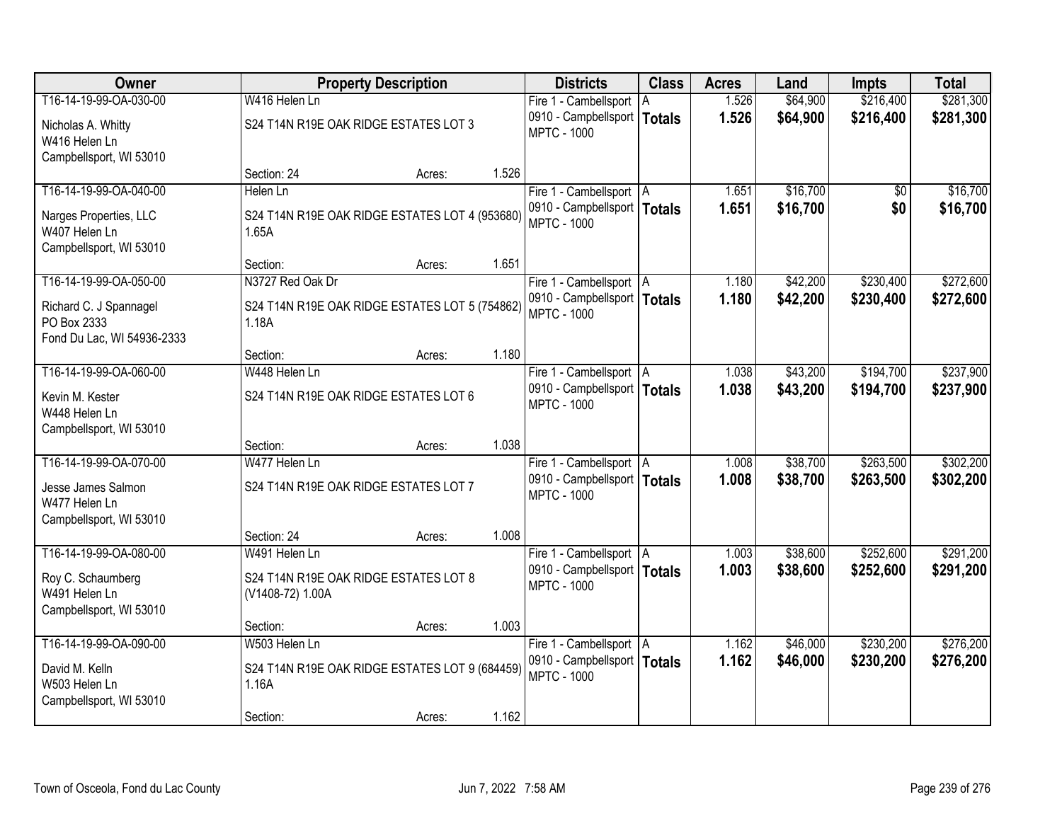| Owner | Property Description | Districts | Class | Acres | Land | Impts | Total |
|---|---|---|---|---|---|---|---|
| T16-14-19-99-OA-030-00<br>Nicholas A. Whitty<br>W416 Helen Ln<br>Campbellsport, WI 53010 | W416 Helen Ln<br>S24 T14N R19E OAK RIDGE ESTATES LOT 3<br>Section: 24 Acres: 1.526 | Fire 1 - Cambellsport<br>0910 - Campbellsport<br>MPTC - 1000 | A<br>**Totals** | 1.526<br>**1.526** | $64,900<br>**$64,900** | $216,400<br>**$216,400** | $281,300<br>**$281,300** |
| T16-14-19-99-OA-040-00<br>Narges Properties, LLC<br>W407 Helen Ln<br>Campbellsport, WI 53010 | Helen Ln<br>S24 T14N R19E OAK RIDGE ESTATES LOT 4 (953680) 1.65A<br>Section: Acres: 1.651 | Fire 1 - Cambellsport<br>0910 - Campbellsport<br>MPTC - 1000 | A<br>**Totals** | 1.651<br>**1.651** | $16,700<br>**$16,700** | $0<br>**$0** | $16,700<br>**$16,700** |
| T16-14-19-99-OA-050-00<br>Richard C. J Spannagel<br>PO Box 2333<br>Fond Du Lac, WI 54936-2333 | N3727 Red Oak Dr<br>S24 T14N R19E OAK RIDGE ESTATES LOT 5 (754862) 1.18A<br>Section: Acres: 1.180 | Fire 1 - Cambellsport<br>0910 - Campbellsport<br>MPTC - 1000 | A<br>**Totals** | 1.180<br>**1.180** | $42,200<br>**$42,200** | $230,400<br>**$230,400** | $272,600<br>**$272,600** |
| T16-14-19-99-OA-060-00<br>Kevin M. Kester<br>W448 Helen Ln<br>Campbellsport, WI 53010 | W448 Helen Ln<br>S24 T14N R19E OAK RIDGE ESTATES LOT 6<br>Section: Acres: 1.038 | Fire 1 - Cambellsport<br>0910 - Campbellsport<br>MPTC - 1000 | A<br>**Totals** | 1.038<br>**1.038** | $43,200<br>**$43,200** | $194,700<br>**$194,700** | $237,900<br>**$237,900** |
| T16-14-19-99-OA-070-00<br>Jesse James Salmon<br>W477 Helen Ln<br>Campbellsport, WI 53010 | W477 Helen Ln<br>S24 T14N R19E OAK RIDGE ESTATES LOT 7<br>Section: 24 Acres: 1.008 | Fire 1 - Cambellsport<br>0910 - Campbellsport<br>MPTC - 1000 | A<br>**Totals** | 1.008<br>**1.008** | $38,700<br>**$38,700** | $263,500<br>**$263,500** | $302,200<br>**$302,200** |
| T16-14-19-99-OA-080-00<br>Roy C. Schaumberg<br>W491 Helen Ln<br>Campbellsport, WI 53010 | W491 Helen Ln<br>S24 T14N R19E OAK RIDGE ESTATES LOT 8 (V1408-72) 1.00A<br>Section: Acres: 1.003 | Fire 1 - Cambellsport<br>0910 - Campbellsport<br>MPTC - 1000 | A<br>**Totals** | 1.003<br>**1.003** | $38,600<br>**$38,600** | $252,600<br>**$252,600** | $291,200<br>**$291,200** |
| T16-14-19-99-OA-090-00<br>David M. Kelln<br>W503 Helen Ln<br>Campbellsport, WI 53010 | W503 Helen Ln<br>S24 T14N R19E OAK RIDGE ESTATES LOT 9 (684459) 1.16A<br>Section: Acres: 1.162 | Fire 1 - Cambellsport<br>0910 - Campbellsport<br>MPTC - 1000 | A<br>**Totals** | 1.162<br>**1.162** | $46,000<br>**$46,000** | $230,200<br>**$230,200** | $276,200<br>**$276,200** |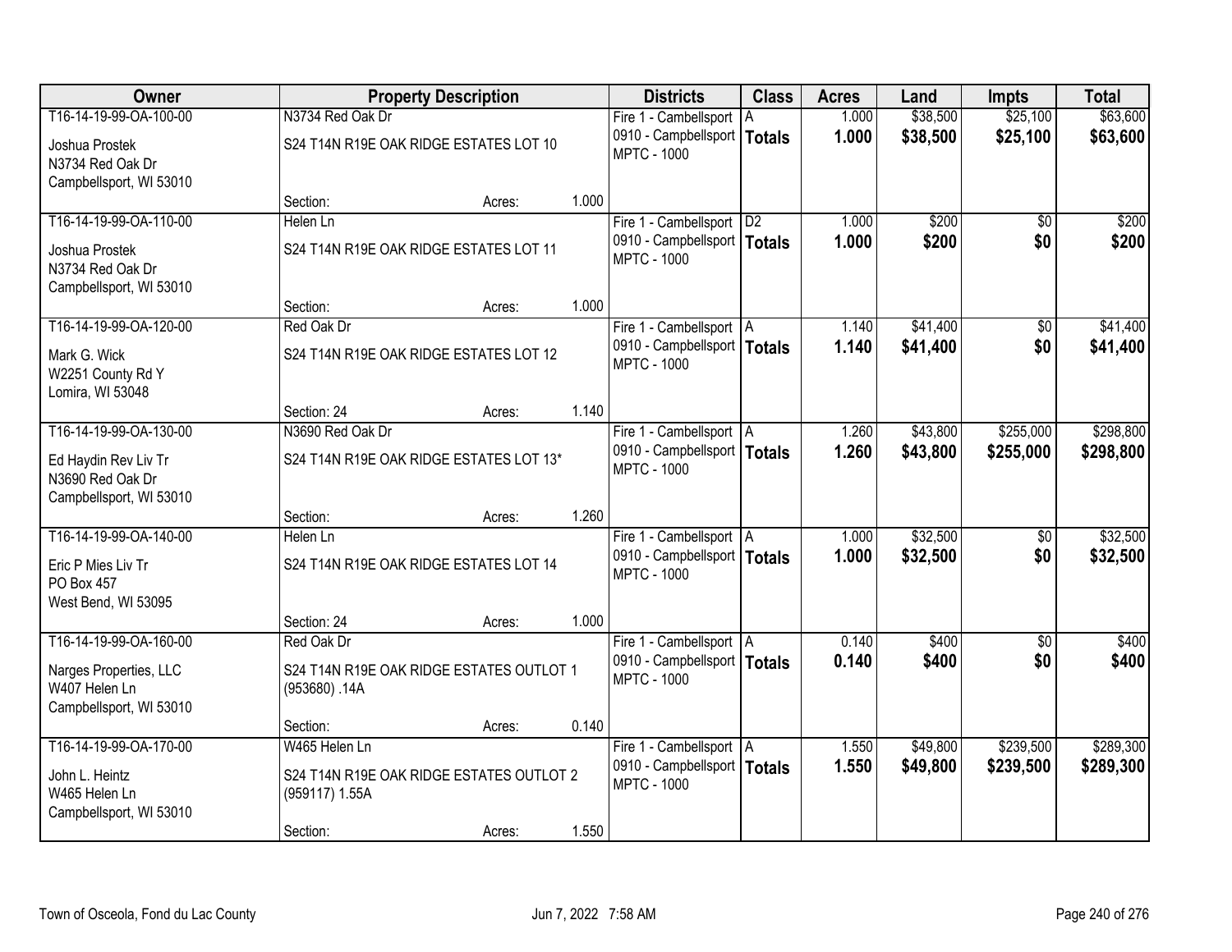| Owner | Property Description | | | Districts | Class | Acres | Land | Impts | Total |
|---|---|---|---|---|---|---|---|---|---|
| T16-14-19-99-OA-100-00 | N3734 Red Oak Dr | | | Fire 1 - Cambellsport | A | 1.000 | $38,500 | $25,100 | $63,600 |
| Joshua Prostek<br>N3734 Red Oak Dr<br>Campbellsport, WI 53010 | S24 T14N R19E OAK RIDGE ESTATES LOT 10 | | | 0910 - Campbellsport<br>MPTC - 1000 | **Totals** | **1.000** | **$38,500** | **$25,100** | **$63,600** |
| | Section: | Acres: | 1.000 | | | | | | |
| T16-14-19-99-OA-110-00 | Helen Ln | | | Fire 1 - Cambellsport | D2 | 1.000 | $200 | $0 | $200 |
| Joshua Prostek<br>N3734 Red Oak Dr<br>Campbellsport, WI 53010 | S24 T14N R19E OAK RIDGE ESTATES LOT 11 | | | 0910 - Campbellsport<br>MPTC - 1000 | **Totals** | **1.000** | **$200** | **$0** | **$200** |
| | Section: | Acres: | 1.000 | | | | | | |
| T16-14-19-99-OA-120-00 | Red Oak Dr | | | Fire 1 - Cambellsport | A | 1.140 | $41,400 | $0 | $41,400 |
| Mark G. Wick<br>W2251 County Rd Y<br>Lomira, WI 53048 | S24 T14N R19E OAK RIDGE ESTATES LOT 12 | | | 0910 - Campbellsport<br>MPTC - 1000 | **Totals** | **1.140** | **$41,400** | **$0** | **$41,400** |
| | Section: 24 | Acres: | 1.140 | | | | | | |
| T16-14-19-99-OA-130-00 | N3690 Red Oak Dr | | | Fire 1 - Cambellsport | A | 1.260 | $43,800 | $255,000 | $298,800 |
| Ed Haydin Rev Liv Tr<br>N3690 Red Oak Dr<br>Campbellsport, WI 53010 | S24 T14N R19E OAK RIDGE ESTATES LOT 13* | | | 0910 - Campbellsport<br>MPTC - 1000 | **Totals** | **1.260** | **$43,800** | **$255,000** | **$298,800** |
| | Section: | Acres: | 1.260 | | | | | | |
| T16-14-19-99-OA-140-00 | Helen Ln | | | Fire 1 - Cambellsport | A | 1.000 | $32,500 | $0 | $32,500 |
| Eric P Mies Liv Tr<br>PO Box 457<br>West Bend, WI 53095 | S24 T14N R19E OAK RIDGE ESTATES LOT 14 | | | 0910 - Campbellsport<br>MPTC - 1000 | **Totals** | **1.000** | **$32,500** | **$0** | **$32,500** |
| | Section: 24 | Acres: | 1.000 | | | | | | |
| T16-14-19-99-OA-160-00 | Red Oak Dr | | | Fire 1 - Cambellsport | A | 0.140 | $400 | $0 | $400 |
| Narges Properties, LLC<br>W407 Helen Ln<br>Campbellsport, WI 53010 | S24 T14N R19E OAK RIDGE ESTATES OUTLOT 1 (953680) .14A | | | 0910 - Campbellsport<br>MPTC - 1000 | **Totals** | **0.140** | **$400** | **$0** | **$400** |
| | Section: | Acres: | 0.140 | | | | | | |
| T16-14-19-99-OA-170-00 | W465 Helen Ln | | | Fire 1 - Cambellsport | A | 1.550 | $49,800 | $239,500 | $289,300 |
| John L. Heintz<br>W465 Helen Ln<br>Campbellsport, WI 53010 | S24 T14N R19E OAK RIDGE ESTATES OUTLOT 2 (959117) 1.55A | | | 0910 - Campbellsport<br>MPTC - 1000 | **Totals** | **1.550** | **$49,800** | **$239,500** | **$289,300** |
| | Section: | Acres: | 1.550 | | | | | | |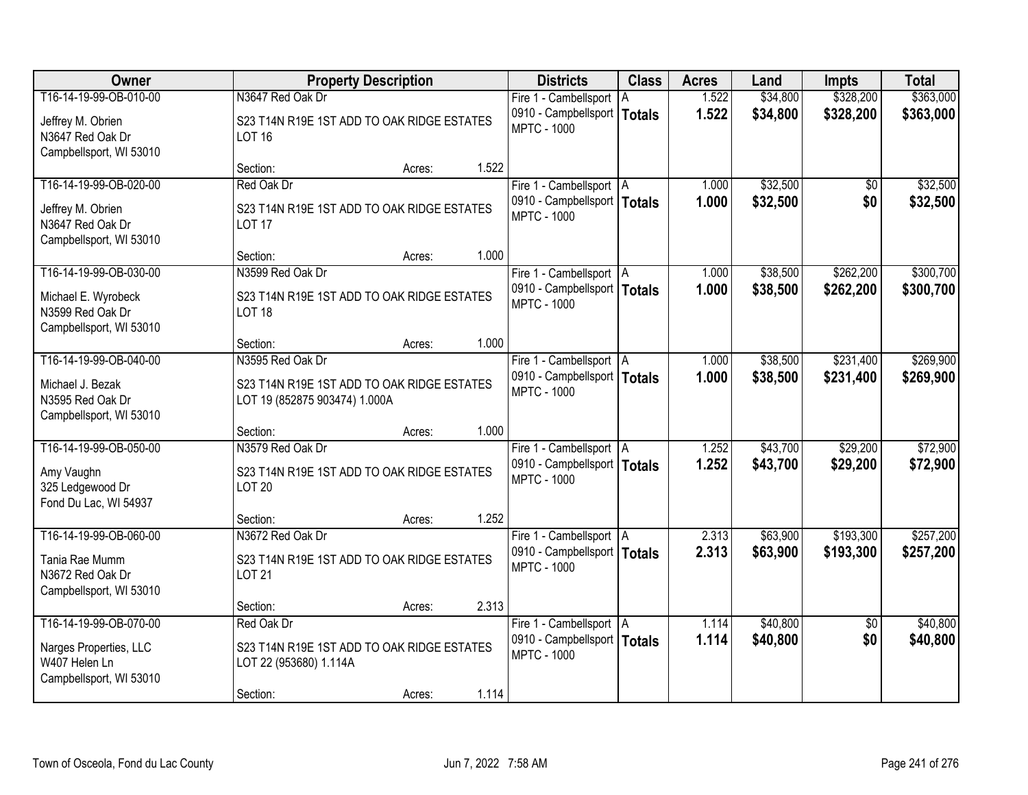| Owner | Property Description | Districts | Class | Acres | Land | Impts | Total |
|---|---|---|---|---|---|---|---|
| T16-14-19-99-OB-010-00<br>Jeffrey M. Obrien<br>N3647 Red Oak Dr<br>Campbellsport, WI 53010 | N3647 Red Oak Dr<br>S23 T14N R19E 1ST ADD TO OAK RIDGE ESTATES LOT 16<br>Section: Acres: 1.522 | Fire 1 - Cambellsport<br>0910 - Campbellsport<br>MPTC - 1000 | A<br>**Totals** | 1.522<br>**1.522** | $34,800<br>**$34,800** | $328,200<br>**$328,200** | $363,000<br>**$363,000** |
| T16-14-19-99-OB-020-00<br>Jeffrey M. Obrien<br>N3647 Red Oak Dr<br>Campbellsport, WI 53010 | Red Oak Dr<br>S23 T14N R19E 1ST ADD TO OAK RIDGE ESTATES LOT 17<br>Section: Acres: 1.000 | Fire 1 - Cambellsport<br>0910 - Campbellsport<br>MPTC - 1000 | A<br>**Totals** | 1.000<br>**1.000** | $32,500<br>**$32,500** | $0<br>**$0** | $32,500<br>**$32,500** |
| T16-14-19-99-OB-030-00<br>Michael E. Wyrobeck<br>N3599 Red Oak Dr<br>Campbellsport, WI 53010 | N3599 Red Oak Dr<br>S23 T14N R19E 1ST ADD TO OAK RIDGE ESTATES LOT 18<br>Section: Acres: 1.000 | Fire 1 - Cambellsport<br>0910 - Campbellsport<br>MPTC - 1000 | A<br>**Totals** | 1.000<br>**1.000** | $38,500<br>**$38,500** | $262,200<br>**$262,200** | $300,700<br>**$300,700** |
| T16-14-19-99-OB-040-00<br>Michael J. Bezak<br>N3595 Red Oak Dr<br>Campbellsport, WI 53010 | N3595 Red Oak Dr<br>S23 T14N R19E 1ST ADD TO OAK RIDGE ESTATES LOT 19 (852875 903474) 1.000A<br>Section: Acres: 1.000 | Fire 1 - Cambellsport<br>0910 - Campbellsport<br>MPTC - 1000 | A<br>**Totals** | 1.000<br>**1.000** | $38,500<br>**$38,500** | $231,400<br>**$231,400** | $269,900<br>**$269,900** |
| T16-14-19-99-OB-050-00<br>Amy Vaughn<br>325 Ledgewood Dr<br>Fond Du Lac, WI 54937 | N3579 Red Oak Dr<br>S23 T14N R19E 1ST ADD TO OAK RIDGE ESTATES LOT 20<br>Section: Acres: 1.252 | Fire 1 - Cambellsport<br>0910 - Campbellsport<br>MPTC - 1000 | A<br>**Totals** | 1.252<br>**1.252** | $43,700<br>**$43,700** | $29,200<br>**$29,200** | $72,900<br>**$72,900** |
| T16-14-19-99-OB-060-00<br>Tania Rae Mumm<br>N3672 Red Oak Dr<br>Campbellsport, WI 53010 | N3672 Red Oak Dr<br>S23 T14N R19E 1ST ADD TO OAK RIDGE ESTATES LOT 21<br>Section: Acres: 2.313 | Fire 1 - Cambellsport<br>0910 - Campbellsport<br>MPTC - 1000 | A<br>**Totals** | 2.313<br>**2.313** | $63,900<br>**$63,900** | $193,300<br>**$193,300** | $257,200<br>**$257,200** |
| T16-14-19-99-OB-070-00<br>Narges Properties, LLC<br>W407 Helen Ln<br>Campbellsport, WI 53010 | Red Oak Dr<br>S23 T14N R19E 1ST ADD TO OAK RIDGE ESTATES LOT 22 (953680) 1.114A<br>Section: Acres: 1.114 | Fire 1 - Cambellsport<br>0910 - Campbellsport<br>MPTC - 1000 | A<br>**Totals** | 1.114<br>**1.114** | $40,800<br>**$40,800** | $0<br>**$0** | $40,800<br>**$40,800** |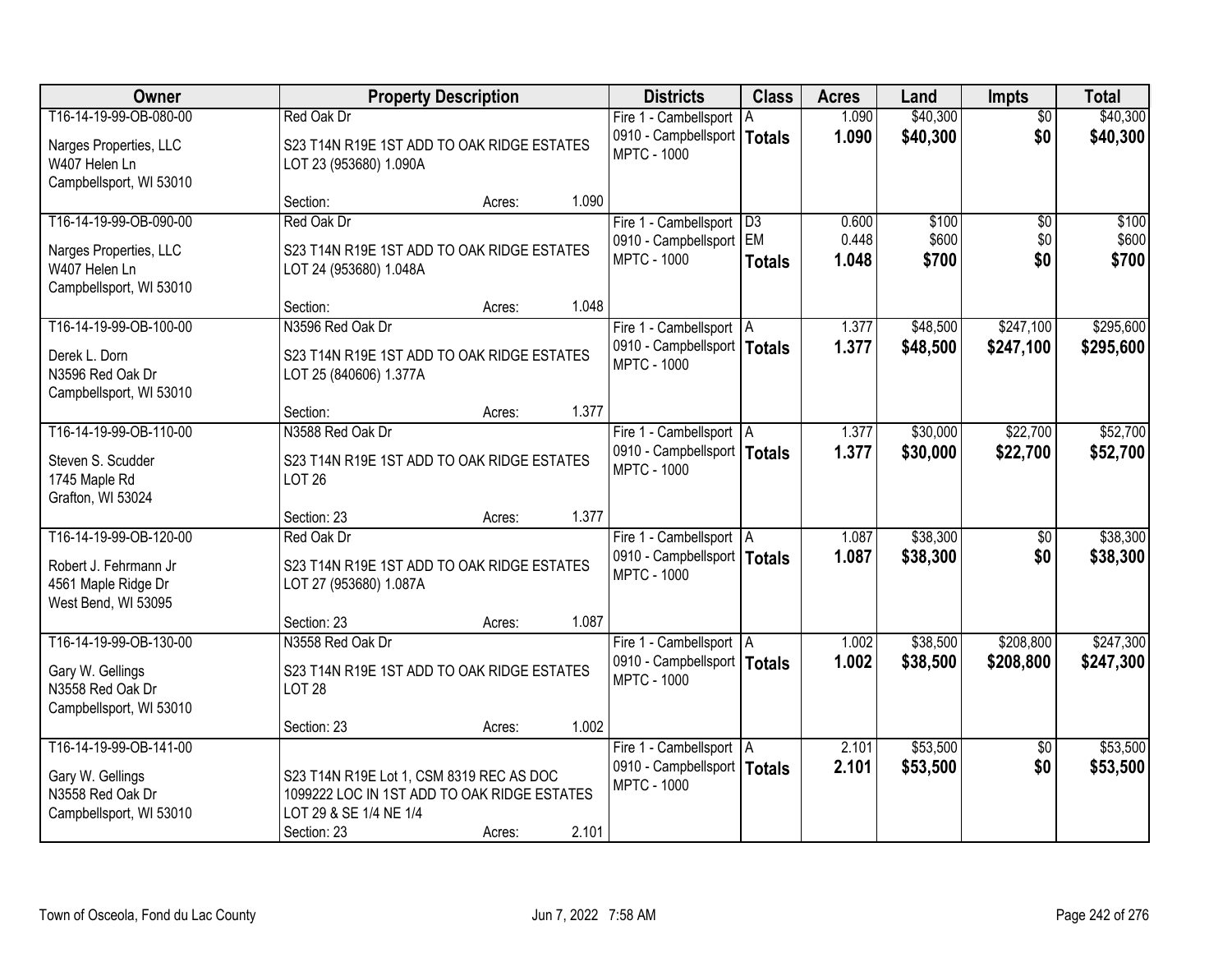| Owner | Property Description | Districts | Class | Acres | Land | Impts | Total |
|---|---|---|---|---|---|---|---|
| T16-14-19-99-OB-080-00<br>Narges Properties, LLC<br>W407 Helen Ln<br>Campbellsport, WI 53010 | Red Oak Dr<br>S23 T14N R19E 1ST ADD TO OAK RIDGE ESTATES LOT 23 (953680) 1.090A<br>Section: Acres: 1.090 | Fire 1 - Cambellsport<br>0910 - Campbellsport<br>MPTC - 1000 | A<br>**Totals** | 1.090<br>**1.090** | $40,300<br>**$40,300** | $0<br>**$0** | $40,300<br>**$40,300** |
| T16-14-19-99-OB-090-00<br>Narges Properties, LLC<br>W407 Helen Ln<br>Campbellsport, WI 53010 | Red Oak Dr<br>S23 T14N R19E 1ST ADD TO OAK RIDGE ESTATES LOT 24 (953680) 1.048A<br>Section: Acres: 1.048 | Fire 1 - Cambellsport<br>0910 - Campbellsport<br>MPTC - 1000 | D3<br>EM<br>**Totals** | 0.600<br>0.448<br>**1.048** | $100<br>$600<br>**$700** | $0<br>$0<br>**$0** | $100<br>$600<br>**$700** |
| T16-14-19-99-OB-100-00<br>Derek L. Dorn<br>N3596 Red Oak Dr<br>Campbellsport, WI 53010 | N3596 Red Oak Dr<br>S23 T14N R19E 1ST ADD TO OAK RIDGE ESTATES LOT 25 (840606) 1.377A<br>Section: Acres: 1.377 | Fire 1 - Cambellsport<br>0910 - Campbellsport<br>MPTC - 1000 | A<br>**Totals** | 1.377<br>**1.377** | $48,500<br>**$48,500** | $247,100<br>**$247,100** | $295,600<br>**$295,600** |
| T16-14-19-99-OB-110-00<br>Steven S. Scudder<br>1745 Maple Rd<br>Grafton, WI 53024 | N3588 Red Oak Dr<br>S23 T14N R19E 1ST ADD TO OAK RIDGE ESTATES LOT 26<br>Section: 23 Acres: 1.377 | Fire 1 - Cambellsport<br>0910 - Campbellsport<br>MPTC - 1000 | A<br>**Totals** | 1.377<br>**1.377** | $30,000<br>**$30,000** | $22,700<br>**$22,700** | $52,700<br>**$52,700** |
| T16-14-19-99-OB-120-00<br>Robert J. Fehrmann Jr<br>4561 Maple Ridge Dr<br>West Bend, WI 53095 | Red Oak Dr<br>S23 T14N R19E 1ST ADD TO OAK RIDGE ESTATES LOT 27 (953680) 1.087A<br>Section: 23 Acres: 1.087 | Fire 1 - Cambellsport<br>0910 - Campbellsport<br>MPTC - 1000 | A<br>**Totals** | 1.087<br>**1.087** | $38,300<br>**$38,300** | $0<br>**$0** | $38,300<br>**$38,300** |
| T16-14-19-99-OB-130-00<br>Gary W. Gellings<br>N3558 Red Oak Dr<br>Campbellsport, WI 53010 | N3558 Red Oak Dr<br>S23 T14N R19E 1ST ADD TO OAK RIDGE ESTATES LOT 28<br>Section: 23 Acres: 1.002 | Fire 1 - Cambellsport<br>0910 - Campbellsport<br>MPTC - 1000 | A<br>**Totals** | 1.002<br>**1.002** | $38,500<br>**$38,500** | $208,800<br>**$208,800** | $247,300<br>**$247,300** |
| T16-14-19-99-OB-141-00<br>Gary W. Gellings<br>N3558 Red Oak Dr<br>Campbellsport, WI 53010 | S23 T14N R19E Lot 1, CSM 8319 REC AS DOC 1099222 LOC IN 1ST ADD TO OAK RIDGE ESTATES LOT 29 & SE 1/4 NE 1/4<br>Section: 23 Acres: 2.101 | Fire 1 - Cambellsport<br>0910 - Campbellsport<br>MPTC - 1000 | A<br>**Totals** | 2.101<br>**2.101** | $53,500<br>**$53,500** | $0<br>**$0** | $53,500<br>**$53,500** |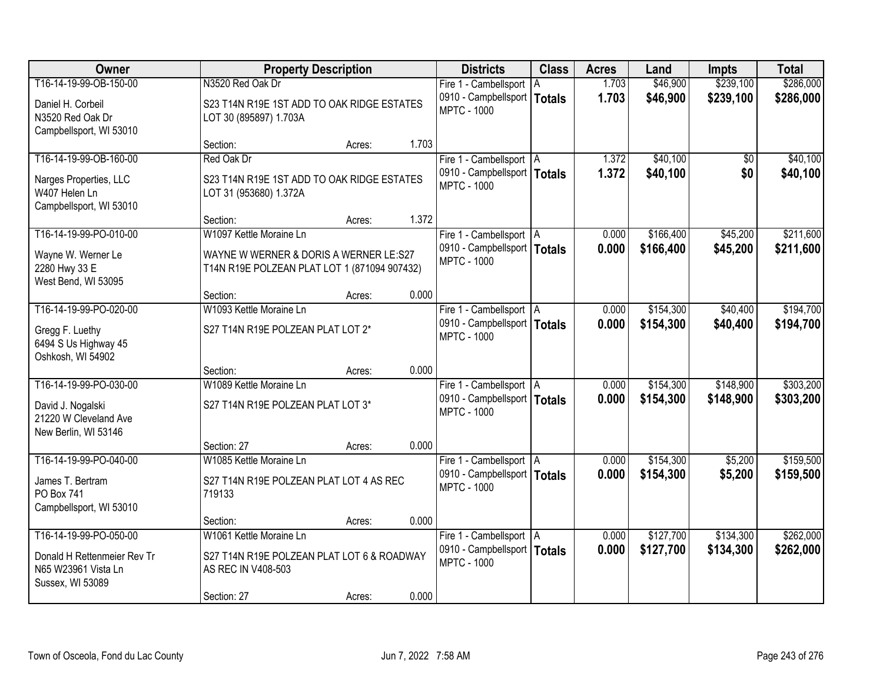| Owner | Property Description | | | Districts | Class | Acres | Land | Impts | Total |
|---|---|---|---|---|---|---|---|---|---|
| T16-14-19-99-OB-150-00<br><br>Daniel H. Corbeil<br>N3520 Red Oak Dr<br>Campbellsport, WI 53010 | N3520 Red Oak Dr<br><br>S23 T14N R19E 1ST ADD TO OAK RIDGE ESTATES LOT 30 (895897) 1.703A<br><br>Section: | Acres: | 1.703 | Fire 1 - Cambellsport<br>0910 - Campbellsport<br>MPTC - 1000 | A<br>**Totals** | 1.703<br>**1.703** | $46,900<br>**$46,900** | $239,100<br>**$239,100** | $286,000<br>**$286,000** |
| T16-14-19-99-OB-160-00<br><br>Narges Properties, LLC<br>W407 Helen Ln<br>Campbellsport, WI 53010 | Red Oak Dr<br><br>S23 T14N R19E 1ST ADD TO OAK RIDGE ESTATES LOT 31 (953680) 1.372A<br><br>Section: | Acres: | 1.372 | Fire 1 - Cambellsport<br>0910 - Campbellsport<br>MPTC - 1000 | A<br>**Totals** | 1.372<br>**1.372** | $40,100<br>**$40,100** | $0<br>**$0** | $40,100<br>**$40,100** |
| T16-14-19-99-PO-010-00<br><br>Wayne W. Werner Le<br>2280 Hwy 33 E<br>West Bend, WI 53095 | W1097 Kettle Moraine Ln<br><br>WAYNE W WERNER & DORIS A WERNER LE:S27 T14N R19E POLZEAN PLAT LOT 1 (871094 907432)<br><br>Section: | Acres: | 0.000 | Fire 1 - Cambellsport<br>0910 - Campbellsport<br>MPTC - 1000 | A<br>**Totals** | 0.000<br>**0.000** | $166,400<br>**$166,400** | $45,200<br>**$45,200** | $211,600<br>**$211,600** |
| T16-14-19-99-PO-020-00<br><br>Gregg F. Luethy<br>6494 S Us Highway 45<br>Oshkosh, WI 54902 | W1093 Kettle Moraine Ln<br><br>S27 T14N R19E POLZEAN PLAT LOT 2*<br><br>Section: | Acres: | 0.000 | Fire 1 - Cambellsport<br>0910 - Campbellsport<br>MPTC - 1000 | A<br>**Totals** | 0.000<br>**0.000** | $154,300<br>**$154,300** | $40,400<br>**$40,400** | $194,700<br>**$194,700** |
| T16-14-19-99-PO-030-00<br><br>David J. Nogalski<br>21220 W Cleveland Ave<br>New Berlin, WI 53146 | W1089 Kettle Moraine Ln<br><br>S27 T14N R19E POLZEAN PLAT LOT 3*<br><br>Section: 27 | Acres: | 0.000 | Fire 1 - Cambellsport<br>0910 - Campbellsport<br>MPTC - 1000 | A<br>**Totals** | 0.000<br>**0.000** | $154,300<br>**$154,300** | $148,900<br>**$148,900** | $303,200<br>**$303,200** |
| T16-14-19-99-PO-040-00<br><br>James T. Bertram<br>PO Box 741<br>Campbellsport, WI 53010 | W1085 Kettle Moraine Ln<br><br>S27 T14N R19E POLZEAN PLAT LOT 4 AS REC 719133<br><br>Section: | Acres: | 0.000 | Fire 1 - Cambellsport<br>0910 - Campbellsport<br>MPTC - 1000 | A<br>**Totals** | 0.000<br>**0.000** | $154,300<br>**$154,300** | $5,200<br>**$5,200** | $159,500<br>**$159,500** |
| T16-14-19-99-PO-050-00<br><br>Donald H Rettenmeier Rev Tr<br>N65 W23961 Vista Ln<br>Sussex, WI 53089 | W1061 Kettle Moraine Ln<br><br>S27 T14N R19E POLZEAN PLAT LOT 6 & ROADWAY AS REC IN V408-503<br><br>Section: 27 | Acres: | 0.000 | Fire 1 - Cambellsport<br>0910 - Campbellsport<br>MPTC - 1000 | A<br>**Totals** | 0.000<br>**0.000** | $127,700<br>**$127,700** | $134,300<br>**$134,300** | $262,000<br>**$262,000** |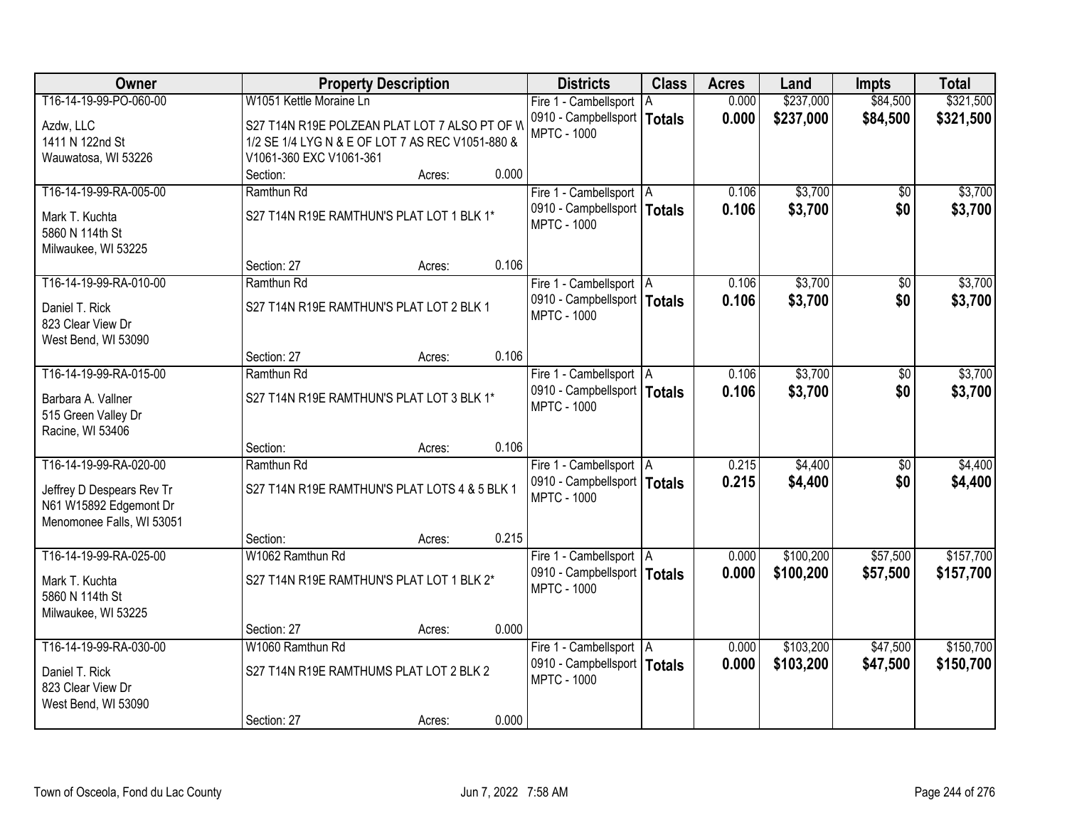| Owner | Property Description | Districts | Class | Acres | Land | Impts | Total |
|---|---|---|---|---|---|---|---|
| T16-14-19-99-PO-060-00<br>Azdw, LLC<br>1411 N 122nd St<br>Wauwatosa, WI 53226 | W1051 Kettle Moraine Ln<br>S27 T14N R19E POLZEAN PLAT LOT 7 ALSO PT OF W 1/2 SE 1/4 LYG N & E OF LOT 7 AS REC V1051-880 & V1061-360 EXC V1061-361<br>Section: Acres: 0.000 | Fire 1 - Cambellsport<br>0910 - Campbellsport<br>MPTC - 1000 | A<br>**Totals** | 0.000<br>**0.000** | $237,000<br>**$237,000** | $84,500<br>**$84,500** | $321,500<br>**$321,500** |
| T16-14-19-99-RA-005-00<br>Mark T. Kuchta<br>5860 N 114th St<br>Milwaukee, WI 53225 | Ramthun Rd<br>S27 T14N R19E RAMTHUN'S PLAT LOT 1 BLK 1*<br>Section: 27 Acres: 0.106 | Fire 1 - Cambellsport<br>0910 - Campbellsport<br>MPTC - 1000 | A<br>**Totals** | 0.106<br>**0.106** | $3,700<br>**$3,700** | $0<br>**$0** | $3,700<br>**$3,700** |
| T16-14-19-99-RA-010-00<br>Daniel T. Rick<br>823 Clear View Dr<br>West Bend, WI 53090 | Ramthun Rd<br>S27 T14N R19E RAMTHUN'S PLAT LOT 2 BLK 1<br>Section: 27 Acres: 0.106 | Fire 1 - Cambellsport<br>0910 - Campbellsport<br>MPTC - 1000 | A<br>**Totals** | 0.106<br>**0.106** | $3,700<br>**$3,700** | $0<br>**$0** | $3,700<br>**$3,700** |
| T16-14-19-99-RA-015-00<br>Barbara A. Vallner<br>515 Green Valley Dr<br>Racine, WI 53406 | Ramthun Rd<br>S27 T14N R19E RAMTHUN'S PLAT LOT 3 BLK 1*<br>Section: Acres: 0.106 | Fire 1 - Cambellsport<br>0910 - Campbellsport<br>MPTC - 1000 | A<br>**Totals** | 0.106<br>**0.106** | $3,700<br>**$3,700** | $0<br>**$0** | $3,700<br>**$3,700** |
| T16-14-19-99-RA-020-00<br>Jeffrey D Despears Rev Tr<br>N61 W15892 Edgemont Dr<br>Menomonee Falls, WI 53051 | Ramthun Rd<br>S27 T14N R19E RAMTHUN'S PLAT LOTS 4 & 5 BLK 1<br>Section: Acres: 0.215 | Fire 1 - Cambellsport<br>0910 - Campbellsport<br>MPTC - 1000 | A<br>**Totals** | 0.215<br>**0.215** | $4,400<br>**$4,400** | $0<br>**$0** | $4,400<br>**$4,400** |
| T16-14-19-99-RA-025-00<br>Mark T. Kuchta<br>5860 N 114th St<br>Milwaukee, WI 53225 | W1062 Ramthun Rd<br>S27 T14N R19E RAMTHUN'S PLAT LOT 1 BLK 2*<br>Section: 27 Acres: 0.000 | Fire 1 - Cambellsport<br>0910 - Campbellsport<br>MPTC - 1000 | A<br>**Totals** | 0.000<br>**0.000** | $100,200<br>**$100,200** | $57,500<br>**$57,500** | $157,700<br>**$157,700** |
| T16-14-19-99-RA-030-00<br>Daniel T. Rick<br>823 Clear View Dr<br>West Bend, WI 53090 | W1060 Ramthun Rd<br>S27 T14N R19E RAMTHUMS PLAT LOT 2 BLK 2<br>Section: 27 Acres: 0.000 | Fire 1 - Cambellsport<br>0910 - Campbellsport<br>MPTC - 1000 | A<br>**Totals** | 0.000<br>**0.000** | $103,200<br>**$103,200** | $47,500<br>**$47,500** | $150,700<br>**$150,700** |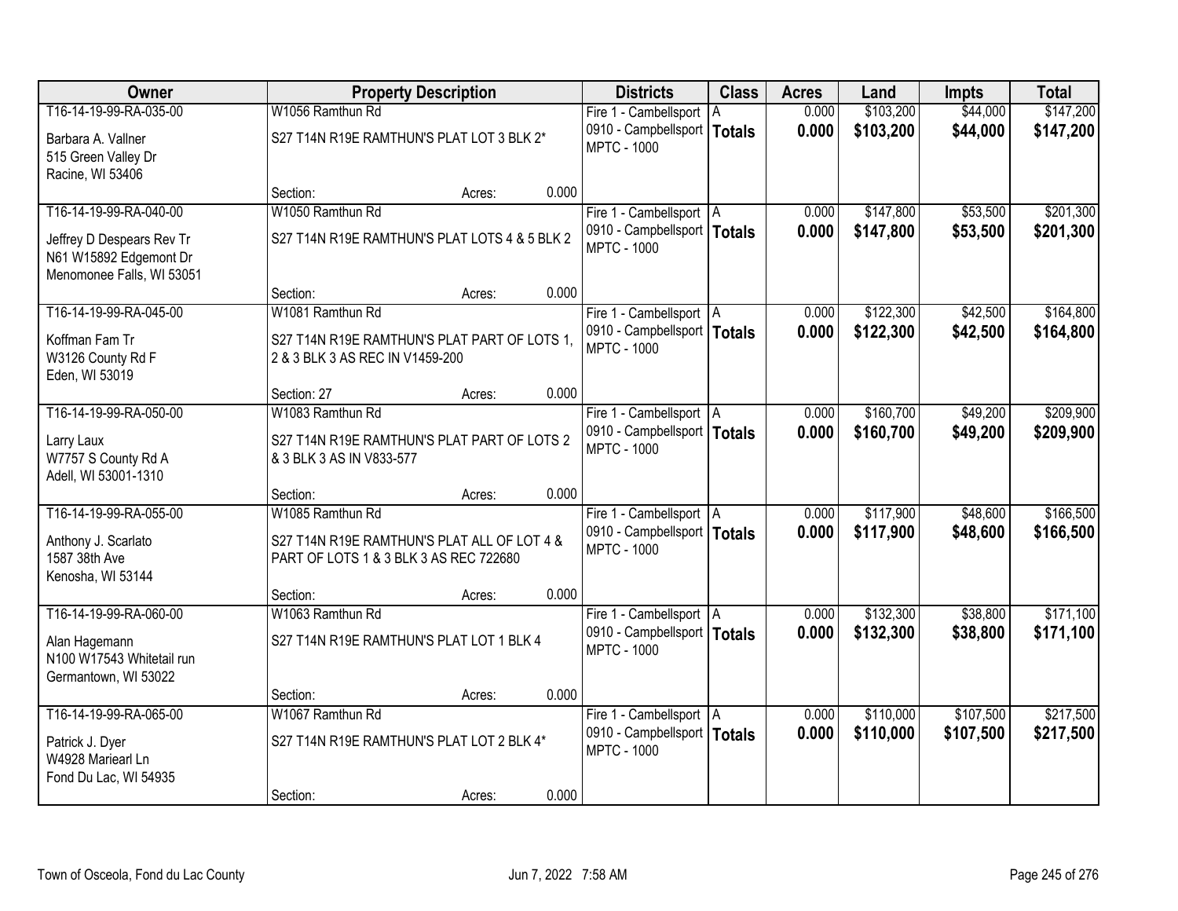| Owner | Property Description | Districts | Class | Acres | Land | Impts | Total |
|---|---|---|---|---|---|---|---|
| T16-14-19-99-RA-035-00<br>Barbara A. Vallner<br>515 Green Valley Dr<br>Racine, WI 53406 | W1056 Ramthun Rd<br>S27 T14N R19E RAMTHUN'S PLAT LOT 3 BLK 2*<br>Section: Acres: 0.000 | Fire 1 - Cambellsport<br>0910 - Campbellsport<br>MPTC - 1000 | A<br>**Totals** | 0.000<br>**0.000** | $103,200<br>**$103,200** | $44,000<br>**$44,000** | $147,200<br>**$147,200** |
| T16-14-19-99-RA-040-00<br>Jeffrey D Despears Rev Tr<br>N61 W15892 Edgemont Dr<br>Menomonee Falls, WI 53051 | W1050 Ramthun Rd<br>S27 T14N R19E RAMTHUN'S PLAT LOTS 4 & 5 BLK 2<br>Section: Acres: 0.000 | Fire 1 - Cambellsport<br>0910 - Campbellsport<br>MPTC - 1000 | A<br>**Totals** | 0.000<br>**0.000** | $147,800<br>**$147,800** | $53,500<br>**$53,500** | $201,300<br>**$201,300** |
| T16-14-19-99-RA-045-00<br>Koffman Fam Tr<br>W3126 County Rd F<br>Eden, WI 53019 | W1081 Ramthun Rd<br>S27 T14N R19E RAMTHUN'S PLAT PART OF LOTS 1, 2 & 3 BLK 3 AS REC IN V1459-200<br>Section: 27 Acres: 0.000 | Fire 1 - Cambellsport<br>0910 - Campbellsport<br>MPTC - 1000 | A<br>**Totals** | 0.000<br>**0.000** | $122,300<br>**$122,300** | $42,500<br>**$42,500** | $164,800<br>**$164,800** |
| T16-14-19-99-RA-050-00<br>Larry Laux<br>W7757 S County Rd A<br>Adell, WI 53001-1310 | W1083 Ramthun Rd<br>S27 T14N R19E RAMTHUN'S PLAT PART OF LOTS 2 & 3 BLK 3 AS IN V833-577<br>Section: Acres: 0.000 | Fire 1 - Cambellsport<br>0910 - Campbellsport<br>MPTC - 1000 | A<br>**Totals** | 0.000<br>**0.000** | $160,700<br>**$160,700** | $49,200<br>**$49,200** | $209,900<br>**$209,900** |
| T16-14-19-99-RA-055-00<br>Anthony J. Scarlato<br>1587 38th Ave<br>Kenosha, WI 53144 | W1085 Ramthun Rd<br>S27 T14N R19E RAMTHUN'S PLAT ALL OF LOT 4 & PART OF LOTS 1 & 3 BLK 3 AS REC 722680<br>Section: Acres: 0.000 | Fire 1 - Cambellsport<br>0910 - Campbellsport<br>MPTC - 1000 | A<br>**Totals** | 0.000<br>**0.000** | $117,900<br>**$117,900** | $48,600<br>**$48,600** | $166,500<br>**$166,500** |
| T16-14-19-99-RA-060-00<br>Alan Hagemann<br>N100 W17543 Whitetail run<br>Germantown, WI 53022 | W1063 Ramthun Rd<br>S27 T14N R19E RAMTHUN'S PLAT LOT 1 BLK 4<br>Section: Acres: 0.000 | Fire 1 - Cambellsport<br>0910 - Campbellsport<br>MPTC - 1000 | A<br>**Totals** | 0.000<br>**0.000** | $132,300<br>**$132,300** | $38,800<br>**$38,800** | $171,100<br>**$171,100** |
| T16-14-19-99-RA-065-00<br>Patrick J. Dyer<br>W4928 Mariearl Ln<br>Fond Du Lac, WI 54935 | W1067 Ramthun Rd<br>S27 T14N R19E RAMTHUN'S PLAT LOT 2 BLK 4*<br>Section: Acres: 0.000 | Fire 1 - Cambellsport<br>0910 - Campbellsport<br>MPTC - 1000 | A<br>**Totals** | 0.000<br>**0.000** | $110,000<br>**$110,000** | $107,500<br>**$107,500** | $217,500<br>**$217,500** |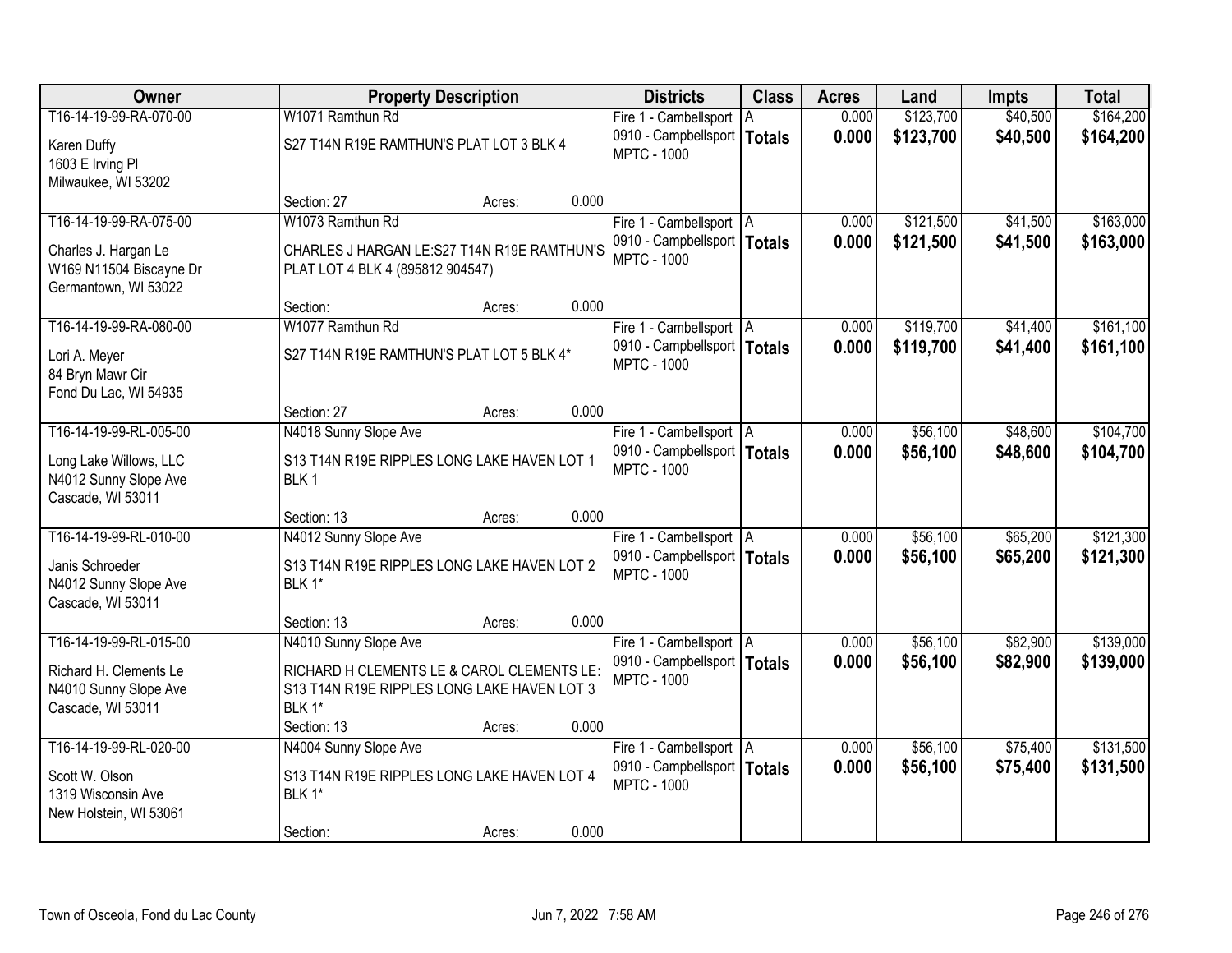| Owner | Property Description | Districts | Class | Acres | Land | Impts | Total |
|---|---|---|---|---|---|---|---|
| T16-14-19-99-RA-070-00<br>Karen Duffy<br>1603 E Irving Pl<br>Milwaukee, WI 53202 | W1071 Ramthun Rd<br>S27 T14N R19E RAMTHUN'S PLAT LOT 3 BLK 4<br>Section: 27 Acres: 0.000 | Fire 1 - Cambellsport<br>0910 - Campbellsport<br>MPTC - 1000 | A<br>**Totals** | 0.000<br>**0.000** | $123,700<br>**$123,700** | $40,500<br>**$40,500** | $164,200<br>**$164,200** |
| T16-14-19-99-RA-075-00<br>Charles J. Hargan Le<br>W169 N11504 Biscayne Dr<br>Germantown, WI 53022 | W1073 Ramthun Rd<br>CHARLES J HARGAN LE:S27 T14N R19E RAMTHUN'S PLAT LOT 4 BLK 4 (895812 904547)<br>Section: Acres: 0.000 | Fire 1 - Cambellsport<br>0910 - Campbellsport<br>MPTC - 1000 | A<br>**Totals** | 0.000<br>**0.000** | $121,500<br>**$121,500** | $41,500<br>**$41,500** | $163,000<br>**$163,000** |
| T16-14-19-99-RA-080-00<br>Lori A. Meyer<br>84 Bryn Mawr Cir<br>Fond Du Lac, WI 54935 | W1077 Ramthun Rd<br>S27 T14N R19E RAMTHUN'S PLAT LOT 5 BLK 4*<br>Section: 27 Acres: 0.000 | Fire 1 - Cambellsport<br>0910 - Campbellsport<br>MPTC - 1000 | A<br>**Totals** | 0.000<br>**0.000** | $119,700<br>**$119,700** | $41,400<br>**$41,400** | $161,100<br>**$161,100** |
| T16-14-19-99-RL-005-00<br>Long Lake Willows, LLC<br>N4012 Sunny Slope Ave<br>Cascade, WI 53011 | N4018 Sunny Slope Ave<br>S13 T14N R19E RIPPLES LONG LAKE HAVEN LOT 1 BLK 1<br>Section: 13 Acres: 0.000 | Fire 1 - Cambellsport<br>0910 - Campbellsport<br>MPTC - 1000 | A<br>**Totals** | 0.000<br>**0.000** | $56,100<br>**$56,100** | $48,600<br>**$48,600** | $104,700<br>**$104,700** |
| T16-14-19-99-RL-010-00<br>Janis Schroeder<br>N4012 Sunny Slope Ave<br>Cascade, WI 53011 | N4012 Sunny Slope Ave<br>S13 T14N R19E RIPPLES LONG LAKE HAVEN LOT 2 BLK 1*<br>Section: 13 Acres: 0.000 | Fire 1 - Cambellsport<br>0910 - Campbellsport<br>MPTC - 1000 | A<br>**Totals** | 0.000<br>**0.000** | $56,100<br>**$56,100** | $65,200<br>**$65,200** | $121,300<br>**$121,300** |
| T16-14-19-99-RL-015-00<br>Richard H. Clements Le<br>N4010 Sunny Slope Ave<br>Cascade, WI 53011 | N4010 Sunny Slope Ave<br>RICHARD H CLEMENTS LE & CAROL CLEMENTS LE: S13 T14N R19E RIPPLES LONG LAKE HAVEN LOT 3 BLK 1*<br>Section: 13 Acres: 0.000 | Fire 1 - Cambellsport<br>0910 - Campbellsport<br>MPTC - 1000 | A<br>**Totals** | 0.000<br>**0.000** | $56,100<br>**$56,100** | $82,900<br>**$82,900** | $139,000<br>**$139,000** |
| T16-14-19-99-RL-020-00<br>Scott W. Olson<br>1319 Wisconsin Ave<br>New Holstein, WI 53061 | N4004 Sunny Slope Ave<br>S13 T14N R19E RIPPLES LONG LAKE HAVEN LOT 4 BLK 1*<br>Section: Acres: 0.000 | Fire 1 - Cambellsport<br>0910 - Campbellsport<br>MPTC - 1000 | A<br>**Totals** | 0.000<br>**0.000** | $56,100<br>**$56,100** | $75,400<br>**$75,400** | $131,500<br>**$131,500** |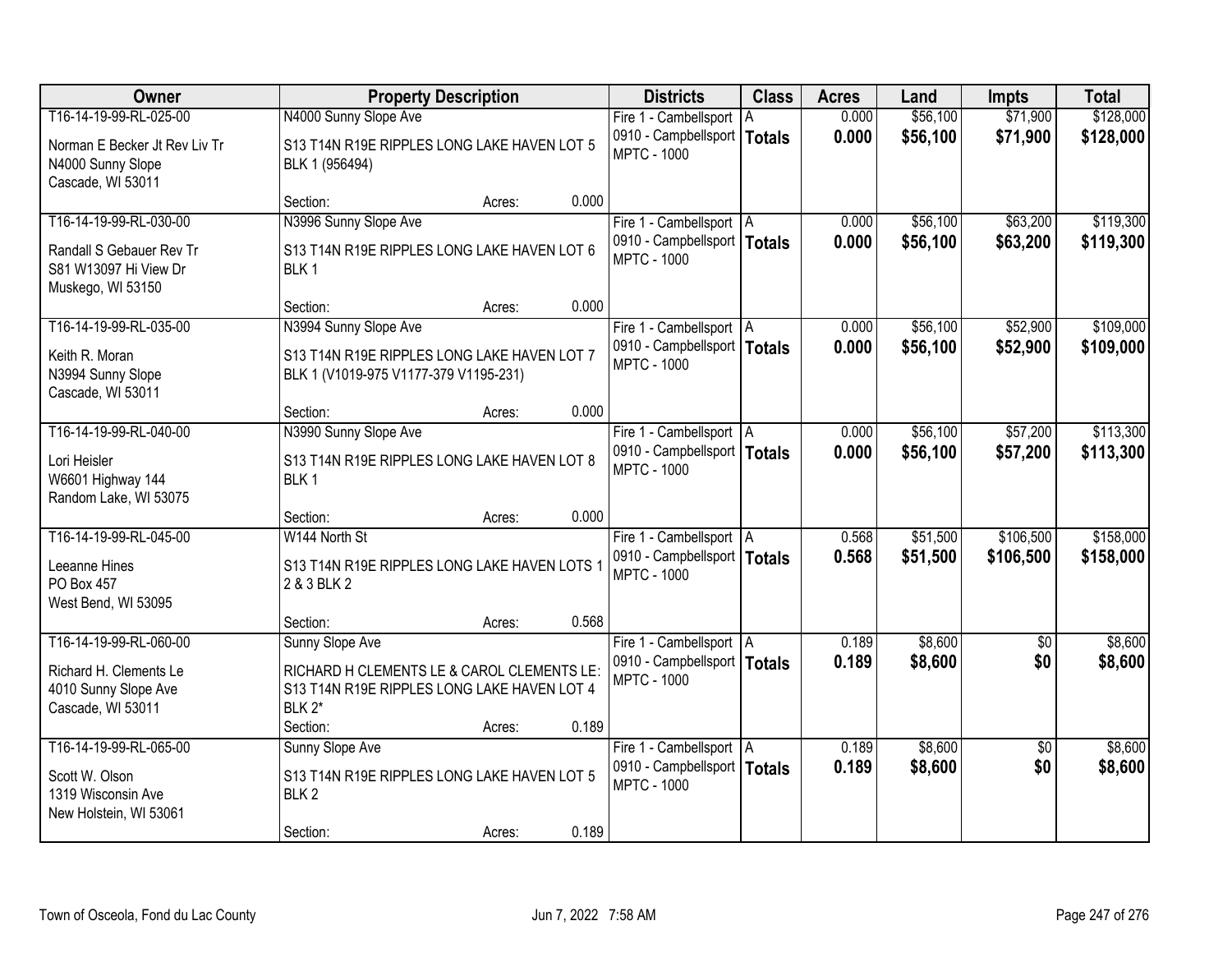| Owner | Property Description | Districts | Class | Acres | Land | Impts | Total |
|---|---|---|---|---|---|---|---|
| T16-14-19-99-RL-025-00<br>Norman E Becker Jt Rev Liv Tr<br>N4000 Sunny Slope<br>Cascade, WI 53011 | N4000 Sunny Slope Ave<br>S13 T14N R19E RIPPLES LONG LAKE HAVEN LOT 5 BLK 1 (956494)<br>Section: Acres: 0.000 | Fire 1 - Cambellsport<br>0910 - Campbellsport<br>MPTC - 1000 | A<br>**Totals** | 0.000<br>**0.000** | $56,100<br>**$56,100** | $71,900<br>**$71,900** | $128,000<br>**$128,000** |
| T16-14-19-99-RL-030-00<br>Randall S Gebauer Rev Tr<br>S81 W13097 Hi View Dr<br>Muskego, WI 53150 | N3996 Sunny Slope Ave<br>S13 T14N R19E RIPPLES LONG LAKE HAVEN LOT 6 BLK 1<br>Section: Acres: 0.000 | Fire 1 - Cambellsport<br>0910 - Campbellsport<br>MPTC - 1000 | A<br>**Totals** | 0.000<br>**0.000** | $56,100<br>**$56,100** | $63,200<br>**$63,200** | $119,300<br>**$119,300** |
| T16-14-19-99-RL-035-00<br>Keith R. Moran<br>N3994 Sunny Slope<br>Cascade, WI 53011 | N3994 Sunny Slope Ave<br>S13 T14N R19E RIPPLES LONG LAKE HAVEN LOT 7 BLK 1 (V1019-975 V1177-379 V1195-231)<br>Section: Acres: 0.000 | Fire 1 - Cambellsport<br>0910 - Campbellsport<br>MPTC - 1000 | A<br>**Totals** | 0.000<br>**0.000** | $56,100<br>**$56,100** | $52,900<br>**$52,900** | $109,000<br>**$109,000** |
| T16-14-19-99-RL-040-00<br>Lori Heisler<br>W6601 Highway 144<br>Random Lake, WI 53075 | N3990 Sunny Slope Ave<br>S13 T14N R19E RIPPLES LONG LAKE HAVEN LOT 8 BLK 1<br>Section: Acres: 0.000 | Fire 1 - Cambellsport<br>0910 - Campbellsport<br>MPTC - 1000 | A<br>**Totals** | 0.000<br>**0.000** | $56,100<br>**$56,100** | $57,200<br>**$57,200** | $113,300<br>**$113,300** |
| T16-14-19-99-RL-045-00<br>Leeanne Hines<br>PO Box 457<br>West Bend, WI 53095 | W144 North St<br>S13 T14N R19E RIPPLES LONG LAKE HAVEN LOTS 1 2 & 3 BLK 2<br>Section: Acres: 0.568 | Fire 1 - Cambellsport<br>0910 - Campbellsport<br>MPTC - 1000 | A<br>**Totals** | 0.568<br>**0.568** | $51,500<br>**$51,500** | $106,500<br>**$106,500** | $158,000<br>**$158,000** |
| T16-14-19-99-RL-060-00<br>Richard H. Clements Le<br>4010 Sunny Slope Ave<br>Cascade, WI 53011 | Sunny Slope Ave<br>RICHARD H CLEMENTS LE & CAROL CLEMENTS LE: S13 T14N R19E RIPPLES LONG LAKE HAVEN LOT 4 BLK 2*<br>Section: Acres: 0.189 | Fire 1 - Cambellsport<br>0910 - Campbellsport<br>MPTC - 1000 | A<br>**Totals** | 0.189<br>**0.189** | $8,600<br>**$8,600** | $0<br>**$0** | $8,600<br>**$8,600** |
| T16-14-19-99-RL-065-00<br>Scott W. Olson<br>1319 Wisconsin Ave<br>New Holstein, WI 53061 | Sunny Slope Ave<br>S13 T14N R19E RIPPLES LONG LAKE HAVEN LOT 5 BLK 2<br>Section: Acres: 0.189 | Fire 1 - Cambellsport<br>0910 - Campbellsport<br>MPTC - 1000 | A<br>**Totals** | 0.189<br>**0.189** | $8,600<br>**$8,600** | $0<br>**$0** | $8,600<br>**$8,600** |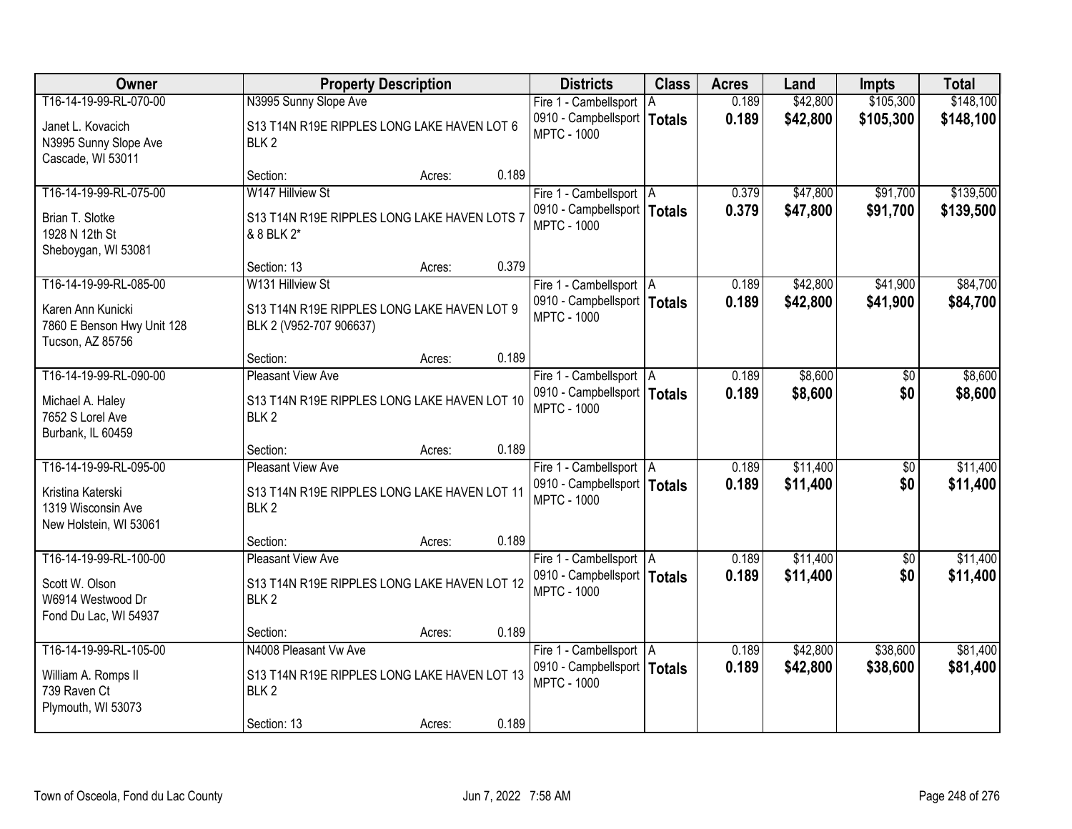| Owner | Property Description | Districts | Class | Acres | Land | Impts | Total |
|---|---|---|---|---|---|---|---|
| T16-14-19-99-RL-070-00<br>Janet L. Kovacich<br>N3995 Sunny Slope Ave<br>Cascade, WI 53011 | N3995 Sunny Slope Ave<br>S13 T14N R19E RIPPLES LONG LAKE HAVEN LOT 6 BLK 2<br>Section: Acres: 0.189 | Fire 1 - Cambellsport<br>0910 - Campbellsport<br>MPTC - 1000 | A<br>**Totals** | 0.189<br>**0.189** | $42,800<br>**$42,800** | $105,300<br>**$105,300** | $148,100<br>**$148,100** |
| T16-14-19-99-RL-075-00<br>Brian T. Slotke<br>1928 N 12th St<br>Sheboygan, WI 53081 | W147 Hillview St<br>S13 T14N R19E RIPPLES LONG LAKE HAVEN LOTS 7 & 8 BLK 2*<br>Section: 13 Acres: 0.379 | Fire 1 - Cambellsport<br>0910 - Campbellsport<br>MPTC - 1000 | A<br>**Totals** | 0.379<br>**0.379** | $47,800<br>**$47,800** | $91,700<br>**$91,700** | $139,500<br>**$139,500** |
| T16-14-19-99-RL-085-00<br>Karen Ann Kunicki<br>7860 E Benson Hwy Unit 128<br>Tucson, AZ 85756 | W131 Hillview St<br>S13 T14N R19E RIPPLES LONG LAKE HAVEN LOT 9 BLK 2 (V952-707 906637)<br>Section: Acres: 0.189 | Fire 1 - Cambellsport<br>0910 - Campbellsport<br>MPTC - 1000 | A<br>**Totals** | 0.189<br>**0.189** | $42,800<br>**$42,800** | $41,900<br>**$41,900** | $84,700<br>**$84,700** |
| T16-14-19-99-RL-090-00<br>Michael A. Haley<br>7652 S Lorel Ave<br>Burbank, IL 60459 | Pleasant View Ave<br>S13 T14N R19E RIPPLES LONG LAKE HAVEN LOT 10 BLK 2<br>Section: Acres: 0.189 | Fire 1 - Cambellsport<br>0910 - Campbellsport<br>MPTC - 1000 | A<br>**Totals** | 0.189<br>**0.189** | $8,600<br>**$8,600** | $0<br>**$0** | $8,600<br>**$8,600** |
| T16-14-19-99-RL-095-00<br>Kristina Katerski<br>1319 Wisconsin Ave<br>New Holstein, WI 53061 | Pleasant View Ave<br>S13 T14N R19E RIPPLES LONG LAKE HAVEN LOT 11 BLK 2<br>Section: Acres: 0.189 | Fire 1 - Cambellsport<br>0910 - Campbellsport<br>MPTC - 1000 | A<br>**Totals** | 0.189<br>**0.189** | $11,400<br>**$11,400** | $0<br>**$0** | $11,400<br>**$11,400** |
| T16-14-19-99-RL-100-00<br>Scott W. Olson<br>W6914 Westwood Dr<br>Fond Du Lac, WI 54937 | Pleasant View Ave<br>S13 T14N R19E RIPPLES LONG LAKE HAVEN LOT 12 BLK 2<br>Section: Acres: 0.189 | Fire 1 - Cambellsport<br>0910 - Campbellsport<br>MPTC - 1000 | A<br>**Totals** | 0.189<br>**0.189** | $11,400<br>**$11,400** | $0<br>**$0** | $11,400<br>**$11,400** |
| T16-14-19-99-RL-105-00<br>William A. Romps II<br>739 Raven Ct<br>Plymouth, WI 53073 | N4008 Pleasant Vw Ave<br>S13 T14N R19E RIPPLES LONG LAKE HAVEN LOT 13 BLK 2<br>Section: 13 Acres: 0.189 | Fire 1 - Cambellsport<br>0910 - Campbellsport<br>MPTC - 1000 | A<br>**Totals** | 0.189<br>**0.189** | $42,800<br>**$42,800** | $38,600<br>**$38,600** | $81,400<br>**$81,400** |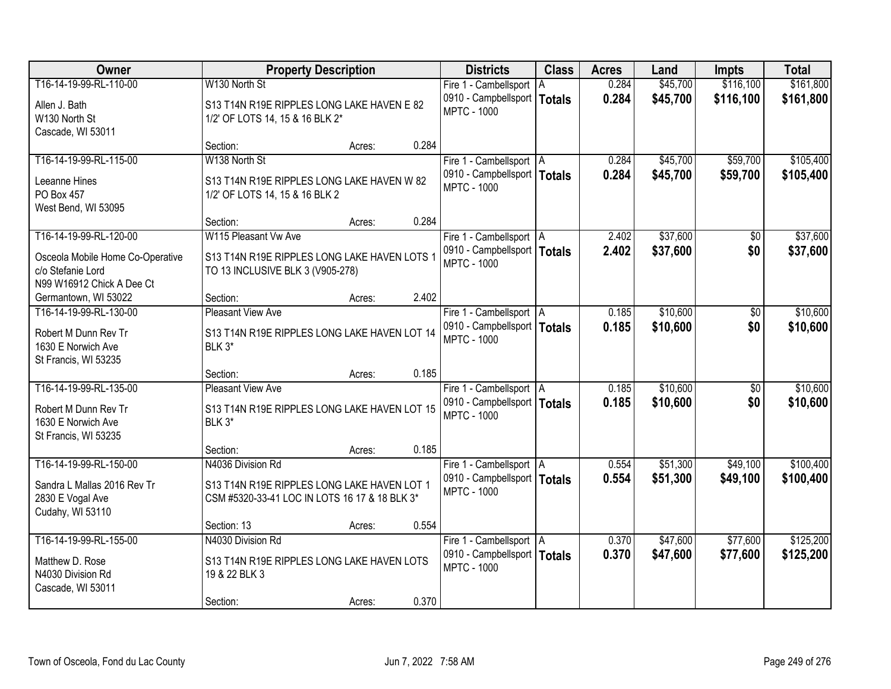| Owner | Property Description | Districts | Class | Acres | Land | Impts | Total |
|---|---|---|---|---|---|---|---|
| T16-14-19-99-RL-110-00<br>Allen J. Bath<br>W130 North St<br>Cascade, WI 53011 | W130 North St<br>S13 T14N R19E RIPPLES LONG LAKE HAVEN E 82 1/2' OF LOTS 14, 15 & 16 BLK 2*<br>Section: Acres: 0.284 | Fire 1 - Cambellsport<br>0910 - Campbellsport<br>MPTC - 1000 | A<br>**Totals** | 0.284<br>**0.284** | $45,700<br>**$45,700** | $116,100<br>**$116,100** | $161,800<br>**$161,800** |
| T16-14-19-99-RL-115-00<br>Leeanne Hines<br>PO Box 457<br>West Bend, WI 53095 | W138 North St<br>S13 T14N R19E RIPPLES LONG LAKE HAVEN W 82 1/2' OF LOTS 14, 15 & 16 BLK 2<br>Section: Acres: 0.284 | Fire 1 - Cambellsport<br>0910 - Campbellsport<br>MPTC - 1000 | A<br>**Totals** | 0.284<br>**0.284** | $45,700<br>**$45,700** | $59,700<br>**$59,700** | $105,400<br>**$105,400** |
| T16-14-19-99-RL-120-00<br>Osceola Mobile Home Co-Operative<br>c/o Stefanie Lord<br>N99 W16912 Chick A Dee Ct<br>Germantown, WI 53022 | W115 Pleasant Vw Ave<br>S13 T14N R19E RIPPLES LONG LAKE HAVEN LOTS 1 TO 13 INCLUSIVE BLK 3 (V905-278)<br>Section: Acres: 2.402 | Fire 1 - Cambellsport<br>0910 - Campbellsport<br>MPTC - 1000 | A<br>**Totals** | 2.402<br>**2.402** | $37,600<br>**$37,600** | $0<br>**$0** | $37,600<br>**$37,600** |
| T16-14-19-99-RL-130-00<br>Robert M Dunn Rev Tr<br>1630 E Norwich Ave<br>St Francis, WI 53235 | Pleasant View Ave<br>S13 T14N R19E RIPPLES LONG LAKE HAVEN LOT 14 BLK 3*<br>Section: Acres: 0.185 | Fire 1 - Cambellsport<br>0910 - Campbellsport<br>MPTC - 1000 | A<br>**Totals** | 0.185<br>**0.185** | $10,600<br>**$10,600** | $0<br>**$0** | $10,600<br>**$10,600** |
| T16-14-19-99-RL-135-00<br>Robert M Dunn Rev Tr<br>1630 E Norwich Ave<br>St Francis, WI 53235 | Pleasant View Ave<br>S13 T14N R19E RIPPLES LONG LAKE HAVEN LOT 15 BLK 3*<br>Section: Acres: 0.185 | Fire 1 - Cambellsport<br>0910 - Campbellsport<br>MPTC - 1000 | A<br>**Totals** | 0.185<br>**0.185** | $10,600<br>**$10,600** | $0<br>**$0** | $10,600<br>**$10,600** |
| T16-14-19-99-RL-150-00<br>Sandra L Mallas 2016 Rev Tr<br>2830 E Vogal Ave<br>Cudahy, WI 53110 | N4036 Division Rd<br>S13 T14N R19E RIPPLES LONG LAKE HAVEN LOT 1 CSM #5320-33-41 LOC IN LOTS 16 17 & 18 BLK 3*<br>Section: 13 Acres: 0.554 | Fire 1 - Cambellsport<br>0910 - Campbellsport<br>MPTC - 1000 | A<br>**Totals** | 0.554<br>**0.554** | $51,300<br>**$51,300** | $49,100<br>**$49,100** | $100,400<br>**$100,400** |
| T16-14-19-99-RL-155-00<br>Matthew D. Rose<br>N4030 Division Rd<br>Cascade, WI 53011 | N4030 Division Rd<br>S13 T14N R19E RIPPLES LONG LAKE HAVEN LOTS 19 & 22 BLK 3<br>Section: Acres: 0.370 | Fire 1 - Cambellsport<br>0910 - Campbellsport<br>MPTC - 1000 | A<br>**Totals** | 0.370<br>**0.370** | $47,600<br>**$47,600** | $77,600<br>**$77,600** | $125,200<br>**$125,200** |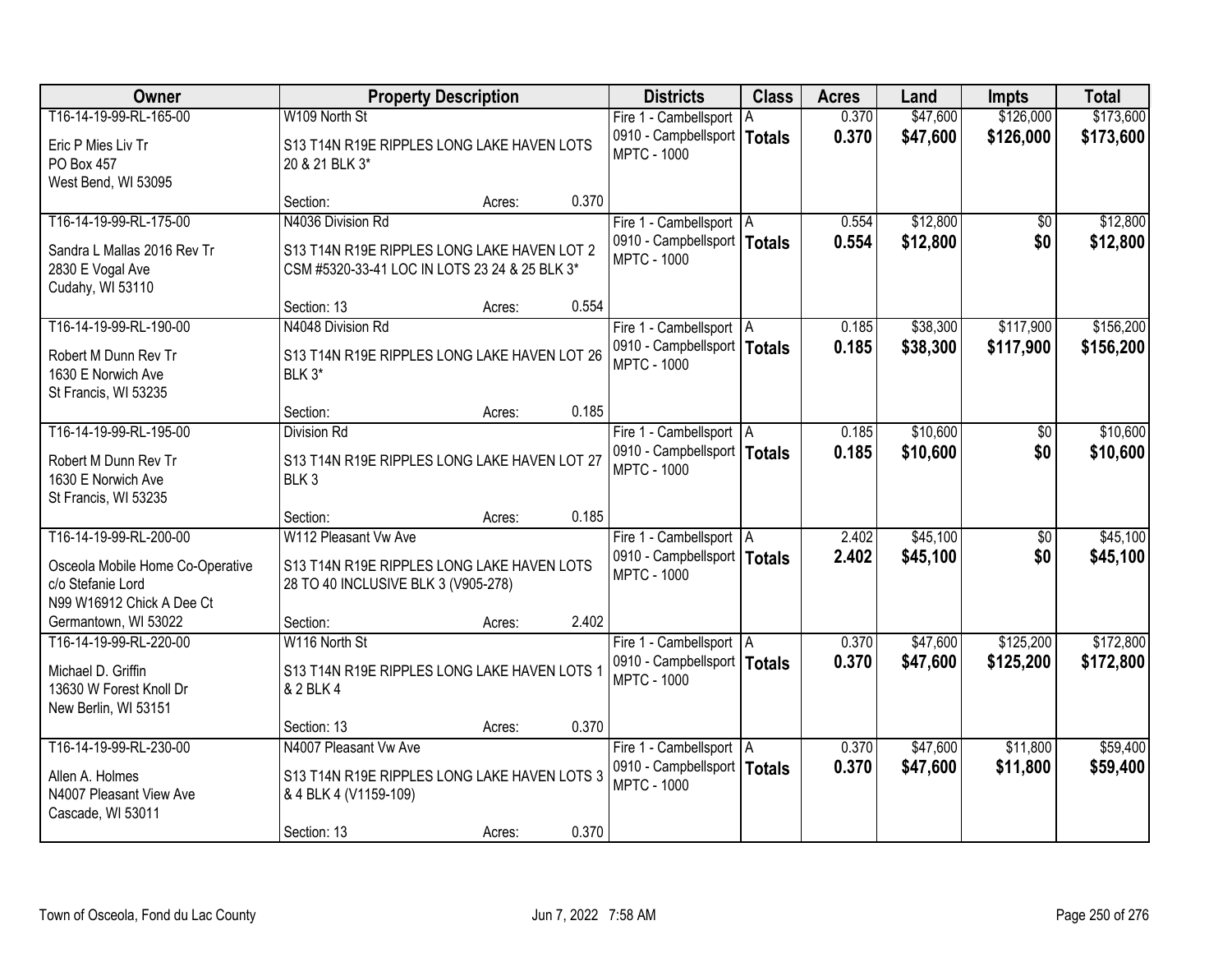| Owner | Property Description | | | Districts | Class | Acres | Land | Impts | Total |
|---|---|---|---|---|---|---|---|---|---|
| T16-14-19-99-RL-165-00 | W109 North St | | | Fire 1 - Cambellsport | A | 0.370 | $47,600 | $126,000 | $173,600 |
| Eric P Mies Liv Tr<br>PO Box 457<br>West Bend, WI 53095 | S13 T14N R19E RIPPLES LONG LAKE HAVEN LOTS 20 & 21 BLK 3* | | | 0910 - Campbellsport<br>MPTC - 1000 | **Totals** | **0.370** | **$47,600** | **$126,000** | **$173,600** |
| | Section: | Acres: | 0.370 | | | | | | |
| T16-14-19-99-RL-175-00 | N4036 Division Rd | | | Fire 1 - Cambellsport | A | 0.554 | $12,800 | $0 | $12,800 |
| Sandra L Mallas 2016 Rev Tr<br>2830 E Vogal Ave<br>Cudahy, WI 53110 | S13 T14N R19E RIPPLES LONG LAKE HAVEN LOT 2 CSM #5320-33-41 LOC IN LOTS 23 24 & 25 BLK 3* | | | 0910 - Campbellsport<br>MPTC - 1000 | **Totals** | **0.554** | **$12,800** | **$0** | **$12,800** |
| | Section: 13 | Acres: | 0.554 | | | | | | |
| T16-14-19-99-RL-190-00 | N4048 Division Rd | | | Fire 1 - Cambellsport | A | 0.185 | $38,300 | $117,900 | $156,200 |
| Robert M Dunn Rev Tr<br>1630 E Norwich Ave<br>St Francis, WI 53235 | S13 T14N R19E RIPPLES LONG LAKE HAVEN LOT 26 BLK 3* | | | 0910 - Campbellsport<br>MPTC - 1000 | **Totals** | **0.185** | **$38,300** | **$117,900** | **$156,200** |
| | Section: | Acres: | 0.185 | | | | | | |
| T16-14-19-99-RL-195-00 | Division Rd | | | Fire 1 - Cambellsport | A | 0.185 | $10,600 | $0 | $10,600 |
| Robert M Dunn Rev Tr<br>1630 E Norwich Ave<br>St Francis, WI 53235 | S13 T14N R19E RIPPLES LONG LAKE HAVEN LOT 27 BLK 3 | | | 0910 - Campbellsport<br>MPTC - 1000 | **Totals** | **0.185** | **$10,600** | **$0** | **$10,600** |
| | Section: | Acres: | 0.185 | | | | | | |
| T16-14-19-99-RL-200-00 | W112 Pleasant Vw Ave | | | Fire 1 - Cambellsport | A | 2.402 | $45,100 | $0 | $45,100 |
| Osceola Mobile Home Co-Operative<br>c/o Stefanie Lord<br>N99 W16912 Chick A Dee Ct<br>Germantown, WI 53022 | S13 T14N R19E RIPPLES LONG LAKE HAVEN LOTS 28 TO 40 INCLUSIVE BLK 3 (V905-278) | | | 0910 - Campbellsport<br>MPTC - 1000 | **Totals** | **2.402** | **$45,100** | **$0** | **$45,100** |
| | Section: | Acres: | 2.402 | | | | | | |
| T16-14-19-99-RL-220-00 | W116 North St | | | Fire 1 - Cambellsport | A | 0.370 | $47,600 | $125,200 | $172,800 |
| Michael D. Griffin<br>13630 W Forest Knoll Dr<br>New Berlin, WI 53151 | S13 T14N R19E RIPPLES LONG LAKE HAVEN LOTS 1 & 2 BLK 4 | | | 0910 - Campbellsport<br>MPTC - 1000 | **Totals** | **0.370** | **$47,600** | **$125,200** | **$172,800** |
| | Section: 13 | Acres: | 0.370 | | | | | | |
| T16-14-19-99-RL-230-00 | N4007 Pleasant Vw Ave | | | Fire 1 - Cambellsport | A | 0.370 | $47,600 | $11,800 | $59,400 |
| Allen A. Holmes<br>N4007 Pleasant View Ave<br>Cascade, WI 53011 | S13 T14N R19E RIPPLES LONG LAKE HAVEN LOTS 3 & 4 BLK 4 (V1159-109) | | | 0910 - Campbellsport<br>MPTC - 1000 | **Totals** | **0.370** | **$47,600** | **$11,800** | **$59,400** |
| | Section: 13 | Acres: | 0.370 | | | | | | |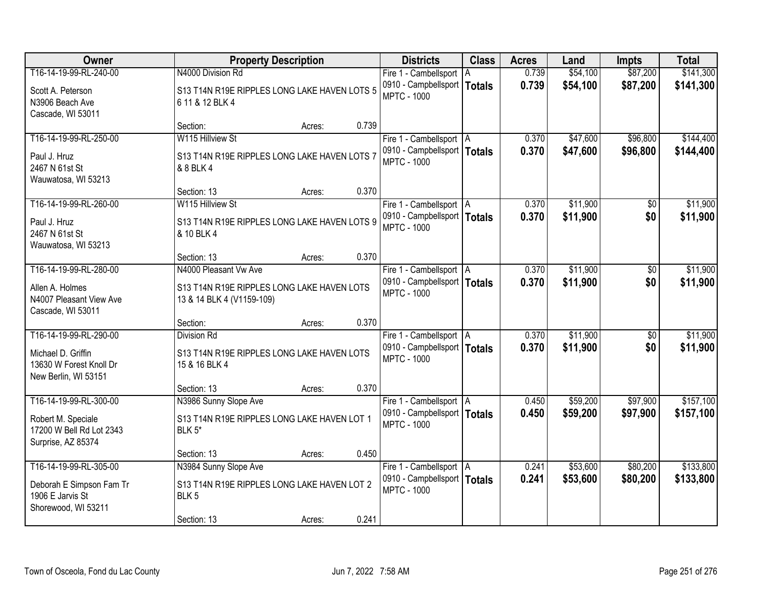| Owner | Property Description | Districts | Class | Acres | Land | Impts | Total |
|---|---|---|---|---|---|---|---|
| T16-14-19-99-RL-240-00<br>Scott A. Peterson<br>N3906 Beach Ave<br>Cascade, WI 53011 | N4000 Division Rd<br>S13 T14N R19E RIPPLES LONG LAKE HAVEN LOTS 5 6 11 & 12 BLK 4<br>Section: Acres: 0.739 | Fire 1 - Cambellsport<br>0910 - Campbellsport<br>MPTC - 1000 | A<br>**Totals** | 0.739<br>**0.739** | $54,100<br>**$54,100** | $87,200<br>**$87,200** | $141,300<br>**$141,300** |
| T16-14-19-99-RL-250-00<br>Paul J. Hruz<br>2467 N 61st St<br>Wauwatosa, WI 53213 | W115 Hillview St<br>S13 T14N R19E RIPPLES LONG LAKE HAVEN LOTS 7 & 8 BLK 4<br>Section: 13 Acres: 0.370 | Fire 1 - Cambellsport<br>0910 - Campbellsport<br>MPTC - 1000 | A<br>**Totals** | 0.370<br>**0.370** | $47,600<br>**$47,600** | $96,800<br>**$96,800** | $144,400<br>**$144,400** |
| T16-14-19-99-RL-260-00<br>Paul J. Hruz<br>2467 N 61st St<br>Wauwatosa, WI 53213 | W115 Hillview St<br>S13 T14N R19E RIPPLES LONG LAKE HAVEN LOTS 9 & 10 BLK 4<br>Section: 13 Acres: 0.370 | Fire 1 - Cambellsport<br>0910 - Campbellsport<br>MPTC - 1000 | A<br>**Totals** | 0.370<br>**0.370** | $11,900<br>**$11,900** | $0<br>**$0** | $11,900<br>**$11,900** |
| T16-14-19-99-RL-280-00<br>Allen A. Holmes<br>N4007 Pleasant View Ave<br>Cascade, WI 53011 | N4000 Pleasant Vw Ave<br>S13 T14N R19E RIPPLES LONG LAKE HAVEN LOTS 13 & 14 BLK 4 (V1159-109)<br>Section: Acres: 0.370 | Fire 1 - Cambellsport<br>0910 - Campbellsport<br>MPTC - 1000 | A<br>**Totals** | 0.370<br>**0.370** | $11,900<br>**$11,900** | $0<br>**$0** | $11,900<br>**$11,900** |
| T16-14-19-99-RL-290-00<br>Michael D. Griffin<br>13630 W Forest Knoll Dr<br>New Berlin, WI 53151 | Division Rd<br>S13 T14N R19E RIPPLES LONG LAKE HAVEN LOTS 15 & 16 BLK 4<br>Section: 13 Acres: 0.370 | Fire 1 - Cambellsport<br>0910 - Campbellsport<br>MPTC - 1000 | A<br>**Totals** | 0.370<br>**0.370** | $11,900<br>**$11,900** | $0<br>**$0** | $11,900<br>**$11,900** |
| T16-14-19-99-RL-300-00<br>Robert M. Speciale<br>17200 W Bell Rd Lot 2343<br>Surprise, AZ 85374 | N3986 Sunny Slope Ave<br>S13 T14N R19E RIPPLES LONG LAKE HAVEN LOT 1 BLK 5*<br>Section: 13 Acres: 0.450 | Fire 1 - Cambellsport<br>0910 - Campbellsport<br>MPTC - 1000 | A<br>**Totals** | 0.450<br>**0.450** | $59,200<br>**$59,200** | $97,900<br>**$97,900** | $157,100<br>**$157,100** |
| T16-14-19-99-RL-305-00<br>Deborah E Simpson Fam Tr<br>1906 E Jarvis St<br>Shorewood, WI 53211 | N3984 Sunny Slope Ave<br>S13 T14N R19E RIPPLES LONG LAKE HAVEN LOT 2 BLK 5<br>Section: 13 Acres: 0.241 | Fire 1 - Cambellsport<br>0910 - Campbellsport<br>MPTC - 1000 | A<br>**Totals** | 0.241<br>**0.241** | $53,600<br>**$53,600** | $80,200<br>**$80,200** | $133,800<br>**$133,800** |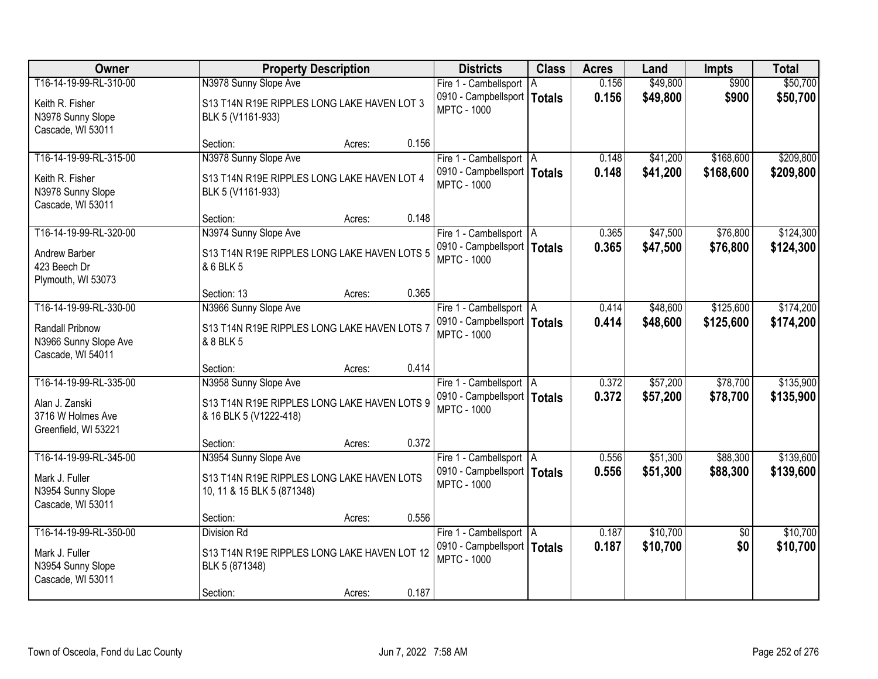| Owner | Property Description | Districts | Class | Acres | Land | Impts | Total |
|---|---|---|---|---|---|---|---|
| T16-14-19-99-RL-310-00<br>Keith R. Fisher<br>N3978 Sunny Slope<br>Cascade, WI 53011 | N3978 Sunny Slope Ave<br>S13 T14N R19E RIPPLES LONG LAKE HAVEN LOT 3 BLK 5 (V1161-933)<br>Section: Acres: 0.156 | Fire 1 - Cambellsport<br>0910 - Campbellsport<br>MPTC - 1000 | A<br>**Totals** | 0.156<br>**0.156** | $49,800<br>**$49,800** | $900<br>**$900** | $50,700<br>**$50,700** |
| T16-14-19-99-RL-315-00<br>Keith R. Fisher<br>N3978 Sunny Slope<br>Cascade, WI 53011 | N3978 Sunny Slope Ave<br>S13 T14N R19E RIPPLES LONG LAKE HAVEN LOT 4 BLK 5 (V1161-933)<br>Section: Acres: 0.148 | Fire 1 - Cambellsport<br>0910 - Campbellsport<br>MPTC - 1000 | A<br>**Totals** | 0.148<br>**0.148** | $41,200<br>**$41,200** | $168,600<br>**$168,600** | $209,800<br>**$209,800** |
| T16-14-19-99-RL-320-00<br>Andrew Barber<br>423 Beech Dr<br>Plymouth, WI 53073 | N3974 Sunny Slope Ave<br>S13 T14N R19E RIPPLES LONG LAKE HAVEN LOTS 5 & 6 BLK 5<br>Section: 13 Acres: 0.365 | Fire 1 - Cambellsport<br>0910 - Campbellsport<br>MPTC - 1000 | A<br>**Totals** | 0.365<br>**0.365** | $47,500<br>**$47,500** | $76,800<br>**$76,800** | $124,300<br>**$124,300** |
| T16-14-19-99-RL-330-00<br>Randall Pribnow<br>N3966 Sunny Slope Ave<br>Cascade, WI 54011 | N3966 Sunny Slope Ave<br>S13 T14N R19E RIPPLES LONG LAKE HAVEN LOTS 7 & 8 BLK 5<br>Section: Acres: 0.414 | Fire 1 - Cambellsport<br>0910 - Campbellsport<br>MPTC - 1000 | A<br>**Totals** | 0.414<br>**0.414** | $48,600<br>**$48,600** | $125,600<br>**$125,600** | $174,200<br>**$174,200** |
| T16-14-19-99-RL-335-00<br>Alan J. Zanski<br>3716 W Holmes Ave<br>Greenfield, WI 53221 | N3958 Sunny Slope Ave<br>S13 T14N R19E RIPPLES LONG LAKE HAVEN LOTS 9 & 16 BLK 5 (V1222-418)<br>Section: Acres: 0.372 | Fire 1 - Cambellsport<br>0910 - Campbellsport<br>MPTC - 1000 | A<br>**Totals** | 0.372<br>**0.372** | $57,200<br>**$57,200** | $78,700<br>**$78,700** | $135,900<br>**$135,900** |
| T16-14-19-99-RL-345-00<br>Mark J. Fuller<br>N3954 Sunny Slope<br>Cascade, WI 53011 | N3954 Sunny Slope Ave<br>S13 T14N R19E RIPPLES LONG LAKE HAVEN LOTS 10, 11 & 15 BLK 5 (871348)<br>Section: Acres: 0.556 | Fire 1 - Cambellsport<br>0910 - Campbellsport<br>MPTC - 1000 | A<br>**Totals** | 0.556<br>**0.556** | $51,300<br>**$51,300** | $88,300<br>**$88,300** | $139,600<br>**$139,600** |
| T16-14-19-99-RL-350-00<br>Mark J. Fuller<br>N3954 Sunny Slope<br>Cascade, WI 53011 | Division Rd<br>S13 T14N R19E RIPPLES LONG LAKE HAVEN LOT 12 BLK 5 (871348)<br>Section: Acres: 0.187 | Fire 1 - Cambellsport<br>0910 - Campbellsport<br>MPTC - 1000 | A<br>**Totals** | 0.187<br>**0.187** | $10,700<br>**$10,700** | $0<br>**$0** | $10,700<br>**$10,700** |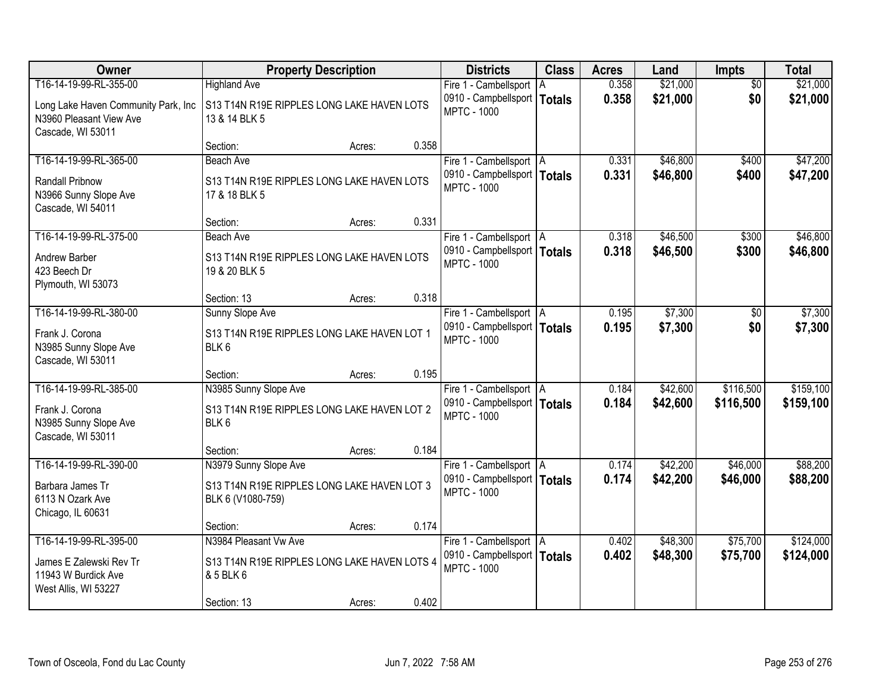| Owner | Property Description | Districts | Class | Acres | Land | Impts | Total |
|---|---|---|---|---|---|---|---|
| T16-14-19-99-RL-355-00<br>Long Lake Haven Community Park, Inc<br>N3960 Pleasant View Ave<br>Cascade, WI 53011 | Highland Ave<br>S13 T14N R19E RIPPLES LONG LAKE HAVEN LOTS 13 & 14 BLK 5<br>Section: Acres: 0.358 | Fire 1 - Cambellsport<br>0910 - Campbellsport<br>MPTC - 1000 | A<br>**Totals** | 0.358<br>**0.358** | $21,000<br>**$21,000** | $0<br>**$0** | $21,000<br>**$21,000** |
| T16-14-19-99-RL-365-00<br>Randall Pribnow<br>N3966 Sunny Slope Ave<br>Cascade, WI 54011 | Beach Ave<br>S13 T14N R19E RIPPLES LONG LAKE HAVEN LOTS 17 & 18 BLK 5<br>Section: Acres: 0.331 | Fire 1 - Cambellsport<br>0910 - Campbellsport<br>MPTC - 1000 | A<br>**Totals** | 0.331<br>**0.331** | $46,800<br>**$46,800** | $400<br>**$400** | $47,200<br>**$47,200** |
| T16-14-19-99-RL-375-00<br>Andrew Barber<br>423 Beech Dr<br>Plymouth, WI 53073 | Beach Ave<br>S13 T14N R19E RIPPLES LONG LAKE HAVEN LOTS 19 & 20 BLK 5<br>Section: 13 Acres: 0.318 | Fire 1 - Cambellsport<br>0910 - Campbellsport<br>MPTC - 1000 | A<br>**Totals** | 0.318<br>**0.318** | $46,500<br>**$46,500** | $300<br>**$300** | $46,800<br>**$46,800** |
| T16-14-19-99-RL-380-00<br>Frank J. Corona<br>N3985 Sunny Slope Ave<br>Cascade, WI 53011 | Sunny Slope Ave<br>S13 T14N R19E RIPPLES LONG LAKE HAVEN LOT 1 BLK 6<br>Section: Acres: 0.195 | Fire 1 - Cambellsport<br>0910 - Campbellsport<br>MPTC - 1000 | A<br>**Totals** | 0.195<br>**0.195** | $7,300<br>**$7,300** | $0<br>**$0** | $7,300<br>**$7,300** |
| T16-14-19-99-RL-385-00<br>Frank J. Corona<br>N3985 Sunny Slope Ave<br>Cascade, WI 53011 | N3985 Sunny Slope Ave<br>S13 T14N R19E RIPPLES LONG LAKE HAVEN LOT 2 BLK 6<br>Section: Acres: 0.184 | Fire 1 - Cambellsport<br>0910 - Campbellsport<br>MPTC - 1000 | A<br>**Totals** | 0.184<br>**0.184** | $42,600<br>**$42,600** | $116,500<br>**$116,500** | $159,100<br>**$159,100** |
| T16-14-19-99-RL-390-00<br>Barbara James Tr<br>6113 N Ozark Ave<br>Chicago, IL 60631 | N3979 Sunny Slope Ave<br>S13 T14N R19E RIPPLES LONG LAKE HAVEN LOT 3 BLK 6 (V1080-759)<br>Section: Acres: 0.174 | Fire 1 - Cambellsport<br>0910 - Campbellsport<br>MPTC - 1000 | A<br>**Totals** | 0.174<br>**0.174** | $42,200<br>**$42,200** | $46,000<br>**$46,000** | $88,200<br>**$88,200** |
| T16-14-19-99-RL-395-00<br>James E Zalewski Rev Tr<br>11943 W Burdick Ave<br>West Allis, WI 53227 | N3984 Pleasant Vw Ave<br>S13 T14N R19E RIPPLES LONG LAKE HAVEN LOTS 4 & 5 BLK 6<br>Section: 13 Acres: 0.402 | Fire 1 - Cambellsport<br>0910 - Campbellsport<br>MPTC - 1000 | A<br>**Totals** | 0.402<br>**0.402** | $48,300<br>**$48,300** | $75,700<br>**$75,700** | $124,000<br>**$124,000** |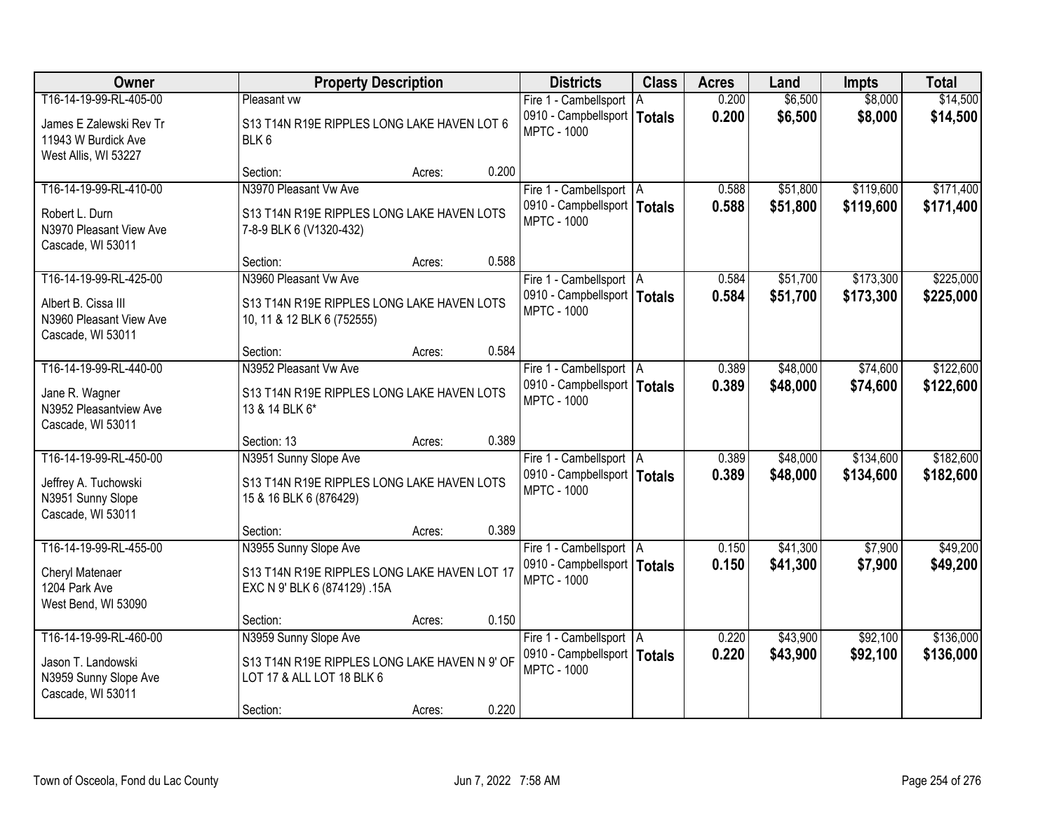| Owner | Property Description | | | Districts | Class | Acres | Land | Impts | Total |
|---|---|---|---|---|---|---|---|---|---|
| T16-14-19-99-RL-405-00<br>James E Zalewski Rev Tr<br>11943 W Burdick Ave<br>West Allis, WI 53227 | Pleasant vw<br>S13 T14N R19E RIPPLES LONG LAKE HAVEN LOT 6 BLK 6<br>Section: | Acres: | 0.200 | Fire 1 - Cambellsport<br>0910 - Campbellsport<br>MPTC - 1000 | A<br>**Totals** | 0.200<br>**0.200** | $6,500<br>**$6,500** | $8,000<br>**$8,000** | $14,500<br>**$14,500** |
| T16-14-19-99-RL-410-00<br>Robert L. Durn<br>N3970 Pleasant View Ave<br>Cascade, WI 53011 | N3970 Pleasant Vw Ave<br>S13 T14N R19E RIPPLES LONG LAKE HAVEN LOTS 7-8-9 BLK 6 (V1320-432)<br>Section: | Acres: | 0.588 | Fire 1 - Cambellsport<br>0910 - Campbellsport<br>MPTC - 1000 | A<br>**Totals** | 0.588<br>**0.588** | $51,800<br>**$51,800** | $119,600<br>**$119,600** | $171,400<br>**$171,400** |
| T16-14-19-99-RL-425-00<br>Albert B. Cissa III<br>N3960 Pleasant View Ave<br>Cascade, WI 53011 | N3960 Pleasant Vw Ave<br>S13 T14N R19E RIPPLES LONG LAKE HAVEN LOTS 10, 11 & 12 BLK 6 (752555)<br>Section: | Acres: | 0.584 | Fire 1 - Cambellsport<br>0910 - Campbellsport<br>MPTC - 1000 | A<br>**Totals** | 0.584<br>**0.584** | $51,700<br>**$51,700** | $173,300<br>**$173,300** | $225,000<br>**$225,000** |
| T16-14-19-99-RL-440-00<br>Jane R. Wagner<br>N3952 Pleasantview Ave<br>Cascade, WI 53011 | N3952 Pleasant Vw Ave<br>S13 T14N R19E RIPPLES LONG LAKE HAVEN LOTS 13 & 14 BLK 6*<br>Section: 13 | Acres: | 0.389 | Fire 1 - Cambellsport<br>0910 - Campbellsport<br>MPTC - 1000 | A<br>**Totals** | 0.389<br>**0.389** | $48,000<br>**$48,000** | $74,600<br>**$74,600** | $122,600<br>**$122,600** |
| T16-14-19-99-RL-450-00<br>Jeffrey A. Tuchowski<br>N3951 Sunny Slope<br>Cascade, WI 53011 | N3951 Sunny Slope Ave<br>S13 T14N R19E RIPPLES LONG LAKE HAVEN LOTS 15 & 16 BLK 6 (876429)<br>Section: | Acres: | 0.389 | Fire 1 - Cambellsport<br>0910 - Campbellsport<br>MPTC - 1000 | A<br>**Totals** | 0.389<br>**0.389** | $48,000<br>**$48,000** | $134,600<br>**$134,600** | $182,600<br>**$182,600** |
| T16-14-19-99-RL-455-00<br>Cheryl Matenaer<br>1204 Park Ave<br>West Bend, WI 53090 | N3955 Sunny Slope Ave<br>S13 T14N R19E RIPPLES LONG LAKE HAVEN LOT 17 EXC N 9' BLK 6 (874129) .15A<br>Section: | Acres: | 0.150 | Fire 1 - Cambellsport<br>0910 - Campbellsport<br>MPTC - 1000 | A<br>**Totals** | 0.150<br>**0.150** | $41,300<br>**$41,300** | $7,900<br>**$7,900** | $49,200<br>**$49,200** |
| T16-14-19-99-RL-460-00<br>Jason T. Landowski<br>N3959 Sunny Slope Ave<br>Cascade, WI 53011 | N3959 Sunny Slope Ave<br>S13 T14N R19E RIPPLES LONG LAKE HAVEN N 9' OF LOT 17 & ALL LOT 18 BLK 6<br>Section: | Acres: | 0.220 | Fire 1 - Cambellsport<br>0910 - Campbellsport<br>MPTC - 1000 | A<br>**Totals** | 0.220<br>**0.220** | $43,900<br>**$43,900** | $92,100<br>**$92,100** | $136,000<br>**$136,000** |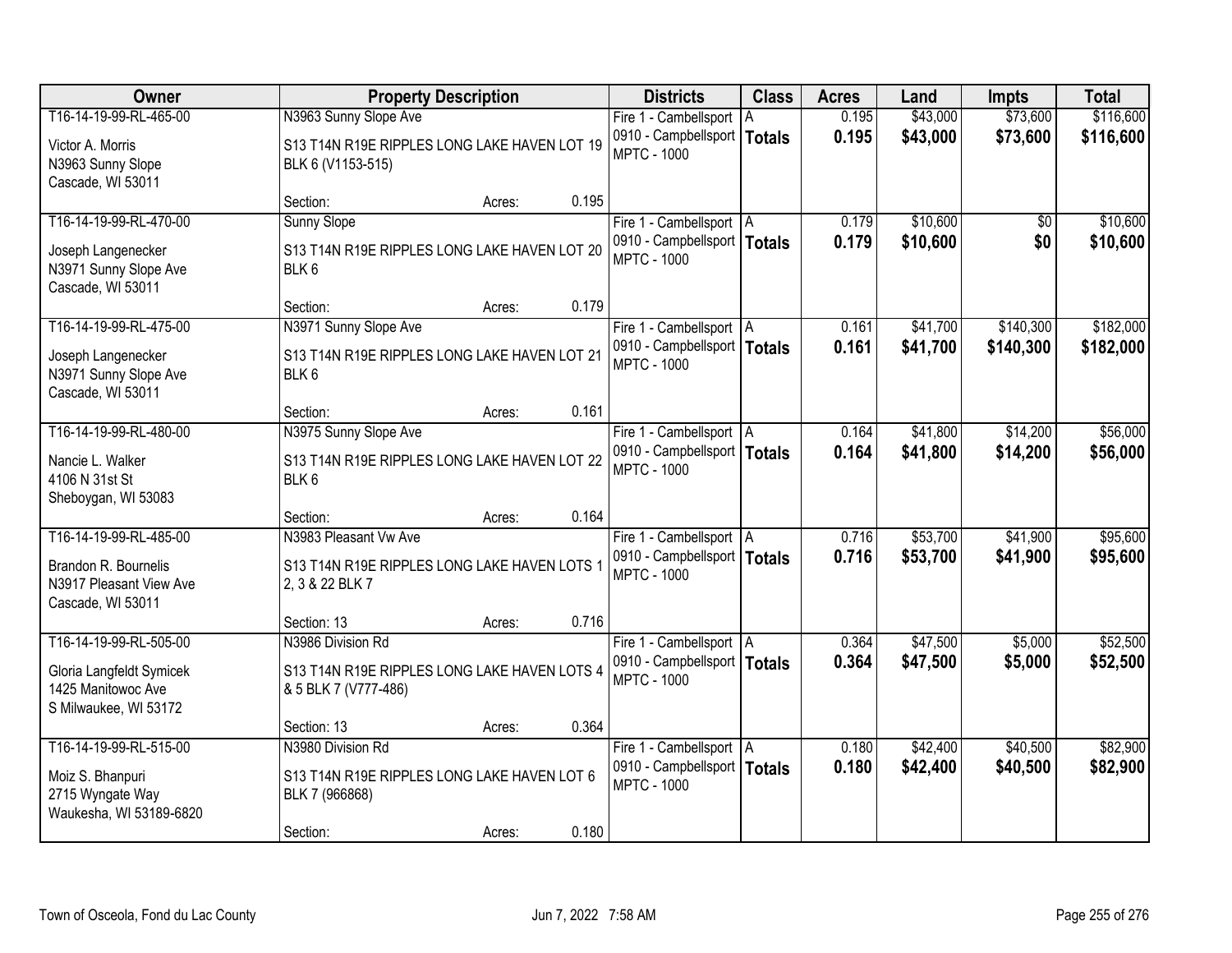| Owner | Property Description | Districts | Class | Acres | Land | Impts | Total |
|---|---|---|---|---|---|---|---|
| T16-14-19-99-RL-465-00<br><br>Victor A. Morris<br>N3963 Sunny Slope<br>Cascade, WI 53011 | N3963 Sunny Slope Ave<br><br>S13 T14N R19E RIPPLES LONG LAKE HAVEN LOT 19 BLK 6 (V1153-515)<br><br>Section: Acres: 0.195 | Fire 1 - Cambellsport<br>0910 - Campbellsport<br>MPTC - 1000 | A<br>**Totals** | 0.195<br>**0.195** | $43,000<br>**$43,000** | $73,600<br>**$73,600** | $116,600<br>**$116,600** |
| T16-14-19-99-RL-470-00<br><br>Joseph Langenecker<br>N3971 Sunny Slope Ave<br>Cascade, WI 53011 | Sunny Slope<br><br>S13 T14N R19E RIPPLES LONG LAKE HAVEN LOT 20 BLK 6<br><br>Section: Acres: 0.179 | Fire 1 - Cambellsport<br>0910 - Campbellsport<br>MPTC - 1000 | A<br>**Totals** | 0.179<br>**0.179** | $10,600<br>**$10,600** | $0<br>**$0** | $10,600<br>**$10,600** |
| T16-14-19-99-RL-475-00<br><br>Joseph Langenecker<br>N3971 Sunny Slope Ave<br>Cascade, WI 53011 | N3971 Sunny Slope Ave<br><br>S13 T14N R19E RIPPLES LONG LAKE HAVEN LOT 21 BLK 6<br><br>Section: Acres: 0.161 | Fire 1 - Cambellsport<br>0910 - Campbellsport<br>MPTC - 1000 | A<br>**Totals** | 0.161<br>**0.161** | $41,700<br>**$41,700** | $140,300<br>**$140,300** | $182,000<br>**$182,000** |
| T16-14-19-99-RL-480-00<br><br>Nancie L. Walker<br>4106 N 31st St<br>Sheboygan, WI 53083 | N3975 Sunny Slope Ave<br><br>S13 T14N R19E RIPPLES LONG LAKE HAVEN LOT 22 BLK 6<br><br>Section: Acres: 0.164 | Fire 1 - Cambellsport<br>0910 - Campbellsport<br>MPTC - 1000 | A<br>**Totals** | 0.164<br>**0.164** | $41,800<br>**$41,800** | $14,200<br>**$14,200** | $56,000<br>**$56,000** |
| T16-14-19-99-RL-485-00<br><br>Brandon R. Bournelis<br>N3917 Pleasant View Ave<br>Cascade, WI 53011 | N3983 Pleasant Vw Ave<br><br>S13 T14N R19E RIPPLES LONG LAKE HAVEN LOTS 1 2, 3 & 22 BLK 7<br><br>Section: 13 Acres: 0.716 | Fire 1 - Cambellsport<br>0910 - Campbellsport<br>MPTC - 1000 | A<br>**Totals** | 0.716<br>**0.716** | $53,700<br>**$53,700** | $41,900<br>**$41,900** | $95,600<br>**$95,600** |
| T16-14-19-99-RL-505-00<br><br>Gloria Langfeldt Symicek<br>1425 Manitowoc Ave<br>S Milwaukee, WI 53172 | N3986 Division Rd<br><br>S13 T14N R19E RIPPLES LONG LAKE HAVEN LOTS 4 & 5 BLK 7 (V777-486)<br><br>Section: 13 Acres: 0.364 | Fire 1 - Cambellsport<br>0910 - Campbellsport<br>MPTC - 1000 | A<br>**Totals** | 0.364<br>**0.364** | $47,500<br>**$47,500** | $5,000<br>**$5,000** | $52,500<br>**$52,500** |
| T16-14-19-99-RL-515-00<br><br>Moiz S. Bhanpuri<br>2715 Wyngate Way<br>Waukesha, WI 53189-6820 | N3980 Division Rd<br><br>S13 T14N R19E RIPPLES LONG LAKE HAVEN LOT 6 BLK 7 (966868)<br><br>Section: Acres: 0.180 | Fire 1 - Cambellsport<br>0910 - Campbellsport<br>MPTC - 1000 | A<br>**Totals** | 0.180<br>**0.180** | $42,400<br>**$42,400** | $40,500<br>**$40,500** | $82,900<br>**$82,900** |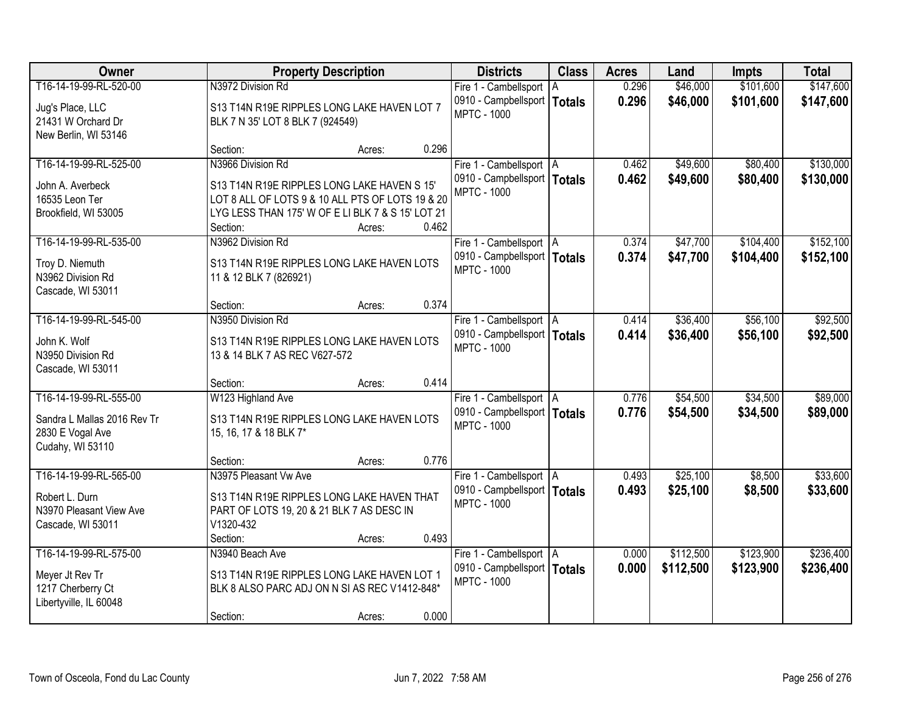| Owner | Property Description | Districts | Class | Acres | Land | Impts | Total |
|---|---|---|---|---|---|---|---|
| T16-14-19-99-RL-520-00<br>Jug's Place, LLC<br>21431 W Orchard Dr<br>New Berlin, WI 53146 | N3972 Division Rd<br>S13 T14N R19E RIPPLES LONG LAKE HAVEN LOT 7 BLK 7 N 35' LOT 8 BLK 7 (924549)<br>Section: Acres: 0.296 | Fire 1 - Cambellsport<br>0910 - Campbellsport<br>MPTC - 1000 | A<br>**Totals** | 0.296<br>**0.296** | $46,000<br>**$46,000** | $101,600<br>**$101,600** | $147,600<br>**$147,600** |
| T16-14-19-99-RL-525-00<br>John A. Averbeck<br>16535 Leon Ter<br>Brookfield, WI 53005 | N3966 Division Rd<br>S13 T14N R19E RIPPLES LONG LAKE HAVEN S 15' LOT 8 ALL OF LOTS 9 & 10 ALL PTS OF LOTS 19 & 20 LYG LESS THAN 175' W OF E LI BLK 7 & S 15' LOT 21<br>Section: Acres: 0.462 | Fire 1 - Cambellsport<br>0910 - Campbellsport<br>MPTC - 1000 | A<br>**Totals** | 0.462<br>**0.462** | $49,600<br>**$49,600** | $80,400<br>**$80,400** | $130,000<br>**$130,000** |
| T16-14-19-99-RL-535-00<br>Troy D. Niemuth<br>N3962 Division Rd<br>Cascade, WI 53011 | N3962 Division Rd<br>S13 T14N R19E RIPPLES LONG LAKE HAVEN LOTS 11 & 12 BLK 7 (826921)<br>Section: Acres: 0.374 | Fire 1 - Cambellsport<br>0910 - Campbellsport<br>MPTC - 1000 | A<br>**Totals** | 0.374<br>**0.374** | $47,700<br>**$47,700** | $104,400<br>**$104,400** | $152,100<br>**$152,100** |
| T16-14-19-99-RL-545-00<br>John K. Wolf<br>N3950 Division Rd<br>Cascade, WI 53011 | N3950 Division Rd<br>S13 T14N R19E RIPPLES LONG LAKE HAVEN LOTS 13 & 14 BLK 7 AS REC V627-572<br>Section: Acres: 0.414 | Fire 1 - Cambellsport<br>0910 - Campbellsport<br>MPTC - 1000 | A<br>**Totals** | 0.414<br>**0.414** | $36,400<br>**$36,400** | $56,100<br>**$56,100** | $92,500<br>**$92,500** |
| T16-14-19-99-RL-555-00<br>Sandra L Mallas 2016 Rev Tr<br>2830 E Vogal Ave<br>Cudahy, WI 53110 | W123 Highland Ave<br>S13 T14N R19E RIPPLES LONG LAKE HAVEN LOTS 15, 16, 17 & 18 BLK 7*<br>Section: Acres: 0.776 | Fire 1 - Cambellsport<br>0910 - Campbellsport<br>MPTC - 1000 | A<br>**Totals** | 0.776<br>**0.776** | $54,500<br>**$54,500** | $34,500<br>**$34,500** | $89,000<br>**$89,000** |
| T16-14-19-99-RL-565-00<br>Robert L. Durn<br>N3970 Pleasant View Ave<br>Cascade, WI 53011 | N3975 Pleasant Vw Ave<br>S13 T14N R19E RIPPLES LONG LAKE HAVEN THAT PART OF LOTS 19, 20 & 21 BLK 7 AS DESC IN V1320-432<br>Section: Acres: 0.493 | Fire 1 - Cambellsport<br>0910 - Campbellsport<br>MPTC - 1000 | A<br>**Totals** | 0.493<br>**0.493** | $25,100<br>**$25,100** | $8,500<br>**$8,500** | $33,600<br>**$33,600** |
| T16-14-19-99-RL-575-00<br>Meyer Jt Rev Tr<br>1217 Cherberry Ct<br>Libertyville, IL 60048 | N3940 Beach Ave<br>S13 T14N R19E RIPPLES LONG LAKE HAVEN LOT 1 BLK 8 ALSO PARC ADJ ON N SI AS REC V1412-848*<br>Section: Acres: 0.000 | Fire 1 - Cambellsport<br>0910 - Campbellsport<br>MPTC - 1000 | A<br>**Totals** | 0.000<br>**0.000** | $112,500<br>**$112,500** | $123,900<br>**$123,900** | $236,400<br>**$236,400** |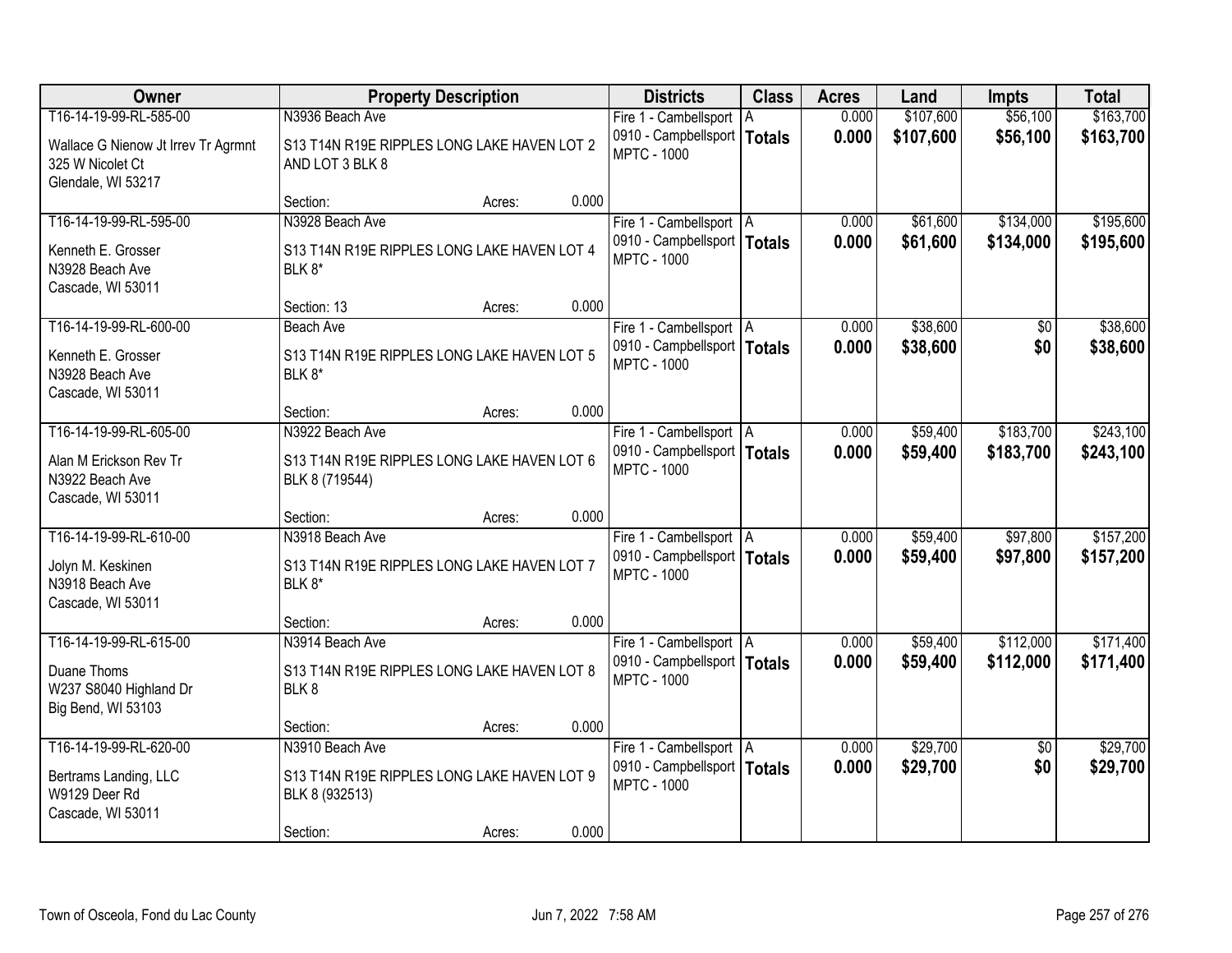| Owner | Property Description | Districts | Class | Acres | Land | Impts | Total |
|---|---|---|---|---|---|---|---|
| T16-14-19-99-RL-585-00<br>Wallace G Nienow Jt Irrev Tr Agrmnt<br>325 W Nicolet Ct<br>Glendale, WI 53217 | N3936 Beach Ave<br>S13 T14N R19E RIPPLES LONG LAKE HAVEN LOT 2 AND LOT 3 BLK 8<br>Section: Acres: 0.000 | Fire 1 - Cambellsport<br>0910 - Campbellsport<br>MPTC - 1000 | A<br>**Totals** | 0.000<br>**0.000** | $107,600<br>**$107,600** | $56,100<br>**$56,100** | $163,700<br>**$163,700** |
| T16-14-19-99-RL-595-00<br>Kenneth E. Grosser<br>N3928 Beach Ave<br>Cascade, WI 53011 | N3928 Beach Ave<br>S13 T14N R19E RIPPLES LONG LAKE HAVEN LOT 4 BLK 8*<br>Section: 13 Acres: 0.000 | Fire 1 - Cambellsport<br>0910 - Campbellsport<br>MPTC - 1000 | A<br>**Totals** | 0.000<br>**0.000** | $61,600<br>**$61,600** | $134,000<br>**$134,000** | $195,600<br>**$195,600** |
| T16-14-19-99-RL-600-00<br>Kenneth E. Grosser<br>N3928 Beach Ave<br>Cascade, WI 53011 | Beach Ave<br>S13 T14N R19E RIPPLES LONG LAKE HAVEN LOT 5 BLK 8*<br>Section: Acres: 0.000 | Fire 1 - Cambellsport<br>0910 - Campbellsport<br>MPTC - 1000 | A<br>**Totals** | 0.000<br>**0.000** | $38,600<br>**$38,600** | $0<br>**$0** | $38,600<br>**$38,600** |
| T16-14-19-99-RL-605-00<br>Alan M Erickson Rev Tr<br>N3922 Beach Ave<br>Cascade, WI 53011 | N3922 Beach Ave<br>S13 T14N R19E RIPPLES LONG LAKE HAVEN LOT 6 BLK 8 (719544)<br>Section: Acres: 0.000 | Fire 1 - Cambellsport<br>0910 - Campbellsport<br>MPTC - 1000 | A<br>**Totals** | 0.000<br>**0.000** | $59,400<br>**$59,400** | $183,700<br>**$183,700** | $243,100<br>**$243,100** |
| T16-14-19-99-RL-610-00<br>Jolyn M. Keskinen<br>N3918 Beach Ave<br>Cascade, WI 53011 | N3918 Beach Ave<br>S13 T14N R19E RIPPLES LONG LAKE HAVEN LOT 7 BLK 8*<br>Section: Acres: 0.000 | Fire 1 - Cambellsport<br>0910 - Campbellsport<br>MPTC - 1000 | A<br>**Totals** | 0.000<br>**0.000** | $59,400<br>**$59,400** | $97,800<br>**$97,800** | $157,200<br>**$157,200** |
| T16-14-19-99-RL-615-00<br>Duane Thoms<br>W237 S8040 Highland Dr<br>Big Bend, WI 53103 | N3914 Beach Ave<br>S13 T14N R19E RIPPLES LONG LAKE HAVEN LOT 8 BLK 8<br>Section: Acres: 0.000 | Fire 1 - Cambellsport<br>0910 - Campbellsport<br>MPTC - 1000 | A<br>**Totals** | 0.000<br>**0.000** | $59,400<br>**$59,400** | $112,000<br>**$112,000** | $171,400<br>**$171,400** |
| T16-14-19-99-RL-620-00<br>Bertrams Landing, LLC<br>W9129 Deer Rd<br>Cascade, WI 53011 | N3910 Beach Ave<br>S13 T14N R19E RIPPLES LONG LAKE HAVEN LOT 9 BLK 8 (932513)<br>Section: Acres: 0.000 | Fire 1 - Cambellsport<br>0910 - Campbellsport<br>MPTC - 1000 | A<br>**Totals** | 0.000<br>**0.000** | $29,700<br>**$29,700** | $0<br>**$0** | $29,700<br>**$29,700** |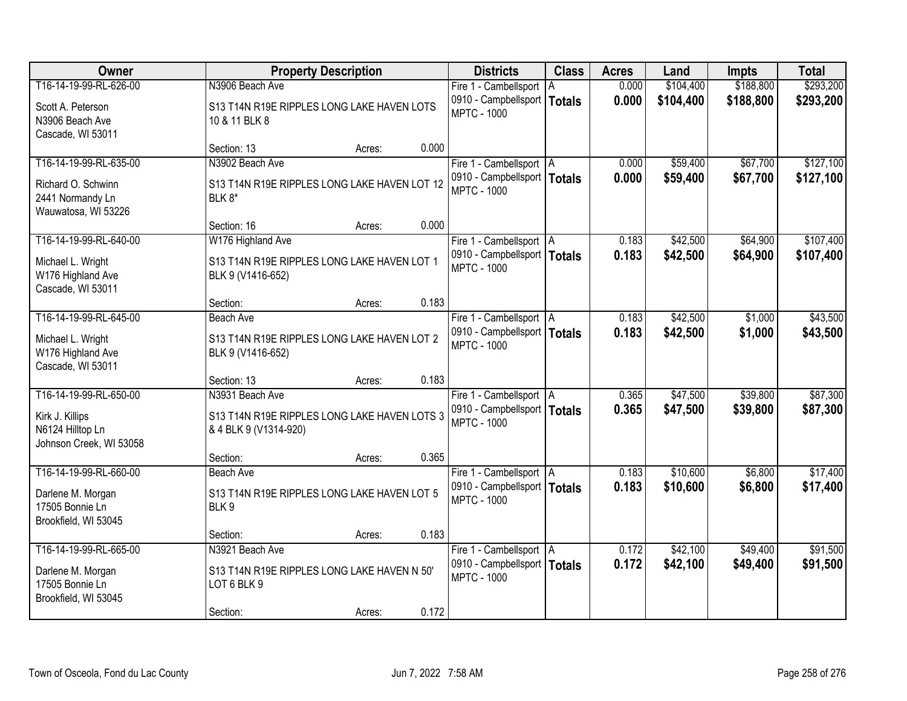| Owner | Property Description | Districts | Class | Acres | Land | Impts | Total |
|---|---|---|---|---|---|---|---|
| T16-14-19-99-RL-626-00<br>Scott A. Peterson<br>N3906 Beach Ave<br>Cascade, WI 53011 | N3906 Beach Ave<br>S13 T14N R19E RIPPLES LONG LAKE HAVEN LOTS 10 & 11 BLK 8<br>Section: 13 Acres: 0.000 | Fire 1 - Cambellsport<br>0910 - Campbellsport<br>MPTC - 1000 | A<br>**Totals** | 0.000<br>**0.000** | $104,400<br>**$104,400** | $188,800<br>**$188,800** | $293,200<br>**$293,200** |
| T16-14-19-99-RL-635-00<br>Richard O. Schwinn<br>2441 Normandy Ln<br>Wauwatosa, WI 53226 | N3902 Beach Ave<br>S13 T14N R19E RIPPLES LONG LAKE HAVEN LOT 12 BLK 8*<br>Section: 16 Acres: 0.000 | Fire 1 - Cambellsport<br>0910 - Campbellsport<br>MPTC - 1000 | A<br>**Totals** | 0.000<br>**0.000** | $59,400<br>**$59,400** | $67,700<br>**$67,700** | $127,100<br>**$127,100** |
| T16-14-19-99-RL-640-00<br>Michael L. Wright<br>W176 Highland Ave<br>Cascade, WI 53011 | W176 Highland Ave<br>S13 T14N R19E RIPPLES LONG LAKE HAVEN LOT 1 BLK 9 (V1416-652)<br>Section: Acres: 0.183 | Fire 1 - Cambellsport<br>0910 - Campbellsport<br>MPTC - 1000 | A<br>**Totals** | 0.183<br>**0.183** | $42,500<br>**$42,500** | $64,900<br>**$64,900** | $107,400<br>**$107,400** |
| T16-14-19-99-RL-645-00<br>Michael L. Wright<br>W176 Highland Ave<br>Cascade, WI 53011 | Beach Ave<br>S13 T14N R19E RIPPLES LONG LAKE HAVEN LOT 2 BLK 9 (V1416-652)<br>Section: 13 Acres: 0.183 | Fire 1 - Cambellsport<br>0910 - Campbellsport<br>MPTC - 1000 | A<br>**Totals** | 0.183<br>**0.183** | $42,500<br>**$42,500** | $1,000<br>**$1,000** | $43,500<br>**$43,500** |
| T16-14-19-99-RL-650-00<br>Kirk J. Killips<br>N6124 Hilltop Ln<br>Johnson Creek, WI 53058 | N3931 Beach Ave<br>S13 T14N R19E RIPPLES LONG LAKE HAVEN LOTS 3 & 4 BLK 9 (V1314-920)<br>Section: Acres: 0.365 | Fire 1 - Cambellsport<br>0910 - Campbellsport<br>MPTC - 1000 | A<br>**Totals** | 0.365<br>**0.365** | $47,500<br>**$47,500** | $39,800<br>**$39,800** | $87,300<br>**$87,300** |
| T16-14-19-99-RL-660-00<br>Darlene M. Morgan<br>17505 Bonnie Ln<br>Brookfield, WI 53045 | Beach Ave<br>S13 T14N R19E RIPPLES LONG LAKE HAVEN LOT 5 BLK 9<br>Section: Acres: 0.183 | Fire 1 - Cambellsport<br>0910 - Campbellsport<br>MPTC - 1000 | A<br>**Totals** | 0.183<br>**0.183** | $10,600<br>**$10,600** | $6,800<br>**$6,800** | $17,400<br>**$17,400** |
| T16-14-19-99-RL-665-00<br>Darlene M. Morgan<br>17505 Bonnie Ln<br>Brookfield, WI 53045 | N3921 Beach Ave<br>S13 T14N R19E RIPPLES LONG LAKE HAVEN N 50' LOT 6 BLK 9<br>Section: Acres: 0.172 | Fire 1 - Cambellsport<br>0910 - Campbellsport<br>MPTC - 1000 | A<br>**Totals** | 0.172<br>**0.172** | $42,100<br>**$42,100** | $49,400<br>**$49,400** | $91,500<br>**$91,500** |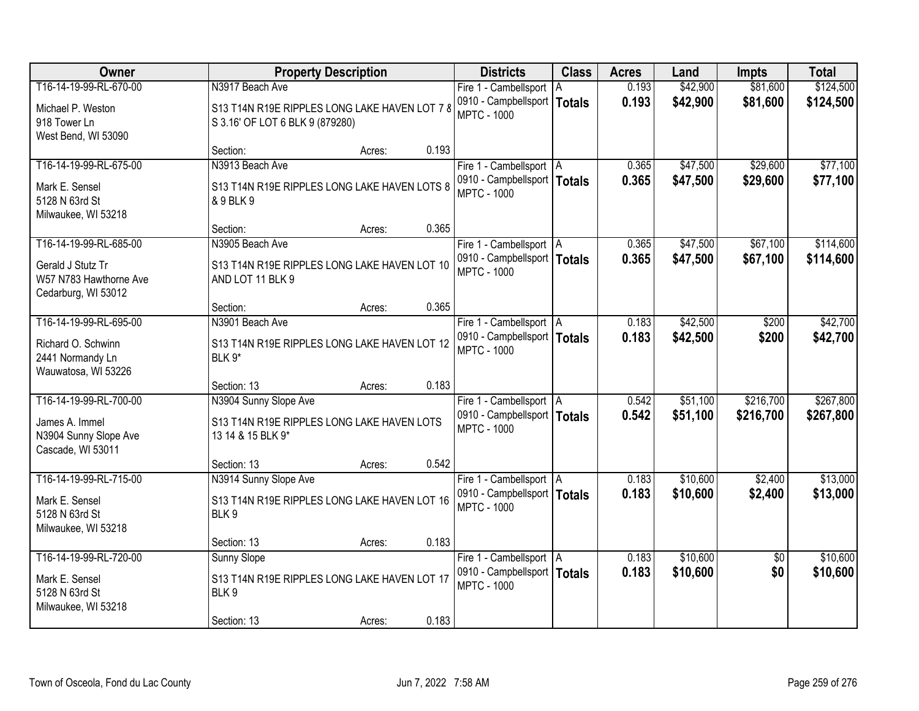| Owner | Property Description | | | Districts | Class | Acres | Land | Impts | Total |
|---|---|---|---|---|---|---|---|---|---|
| T16-14-19-99-RL-670-00<br><br>Michael P. Weston<br>918 Tower Ln<br>West Bend, WI 53090 | N3917 Beach Ave<br><br>S13 T14N R19E RIPPLES LONG LAKE HAVEN LOT 7 & S 3.16' OF LOT 6 BLK 9 (879280)<br><br>Section: | Acres: | 0.193 | Fire 1 - Cambellsport<br>0910 - Campbellsport<br>MPTC - 1000 | A<br>**Totals** | 0.193<br>**0.193** | $42,900<br>**$42,900** | $81,600<br>**$81,600** | $124,500<br>**$124,500** |
| T16-14-19-99-RL-675-00<br><br>Mark E. Sensel<br>5128 N 63rd St<br>Milwaukee, WI 53218 | N3913 Beach Ave<br><br>S13 T14N R19E RIPPLES LONG LAKE HAVEN LOTS 8 & 9 BLK 9<br><br>Section: | Acres: | 0.365 | Fire 1 - Cambellsport<br>0910 - Campbellsport<br>MPTC - 1000 | A<br>**Totals** | 0.365<br>**0.365** | $47,500<br>**$47,500** | $29,600<br>**$29,600** | $77,100<br>**$77,100** |
| T16-14-19-99-RL-685-00<br><br>Gerald J Stutz Tr<br>W57 N783 Hawthorne Ave<br>Cedarburg, WI 53012 | N3905 Beach Ave<br><br>S13 T14N R19E RIPPLES LONG LAKE HAVEN LOT 10 AND LOT 11 BLK 9<br><br>Section: | Acres: | 0.365 | Fire 1 - Cambellsport<br>0910 - Campbellsport<br>MPTC - 1000 | A<br>**Totals** | 0.365<br>**0.365** | $47,500<br>**$47,500** | $67,100<br>**$67,100** | $114,600<br>**$114,600** |
| T16-14-19-99-RL-695-00<br><br>Richard O. Schwinn<br>2441 Normandy Ln<br>Wauwatosa, WI 53226 | N3901 Beach Ave<br><br>S13 T14N R19E RIPPLES LONG LAKE HAVEN LOT 12 BLK 9*<br><br>Section: 13 | Acres: | 0.183 | Fire 1 - Cambellsport<br>0910 - Campbellsport<br>MPTC - 1000 | A<br>**Totals** | 0.183<br>**0.183** | $42,500<br>**$42,500** | $200<br>**$200** | $42,700<br>**$42,700** |
| T16-14-19-99-RL-700-00<br><br>James A. Immel<br>N3904 Sunny Slope Ave<br>Cascade, WI 53011 | N3904 Sunny Slope Ave<br><br>S13 T14N R19E RIPPLES LONG LAKE HAVEN LOTS 13 14 & 15 BLK 9*<br><br>Section: 13 | Acres: | 0.542 | Fire 1 - Cambellsport<br>0910 - Campbellsport<br>MPTC - 1000 | A<br>**Totals** | 0.542<br>**0.542** | $51,100<br>**$51,100** | $216,700<br>**$216,700** | $267,800<br>**$267,800** |
| T16-14-19-99-RL-715-00<br><br>Mark E. Sensel<br>5128 N 63rd St<br>Milwaukee, WI 53218 | N3914 Sunny Slope Ave<br><br>S13 T14N R19E RIPPLES LONG LAKE HAVEN LOT 16 BLK 9<br><br>Section: 13 | Acres: | 0.183 | Fire 1 - Cambellsport<br>0910 - Campbellsport<br>MPTC - 1000 | A<br>**Totals** | 0.183<br>**0.183** | $10,600<br>**$10,600** | $2,400<br>**$2,400** | $13,000<br>**$13,000** |
| T16-14-19-99-RL-720-00<br><br>Mark E. Sensel<br>5128 N 63rd St<br>Milwaukee, WI 53218 | Sunny Slope<br><br>S13 T14N R19E RIPPLES LONG LAKE HAVEN LOT 17 BLK 9<br><br>Section: 13 | Acres: | 0.183 | Fire 1 - Cambellsport<br>0910 - Campbellsport<br>MPTC - 1000 | A<br>**Totals** | 0.183<br>**0.183** | $10,600<br>**$10,600** | $0<br>**$0** | $10,600<br>**$10,600** |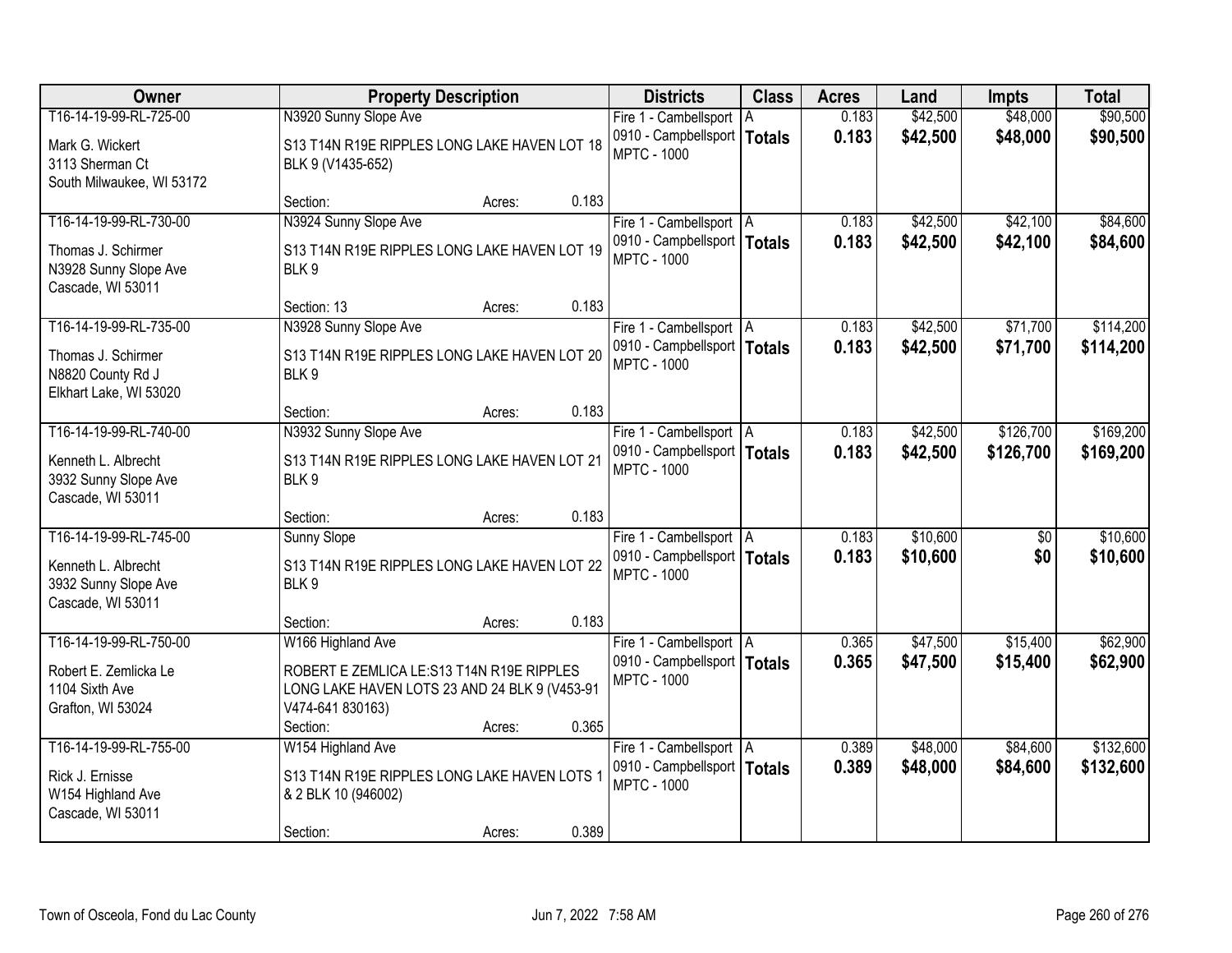| Owner | Property Description | Districts | Class | Acres | Land | Impts | Total |
|---|---|---|---|---|---|---|---|
| T16-14-19-99-RL-725-00<br>Mark G. Wickert<br>3113 Sherman Ct<br>South Milwaukee, WI 53172 | N3920 Sunny Slope Ave<br>S13 T14N R19E RIPPLES LONG LAKE HAVEN LOT 18 BLK 9 (V1435-652)<br>Section: Acres: 0.183 | Fire 1 - Cambellsport<br>0910 - Campbellsport<br>MPTC - 1000 | A<br>**Totals** | 0.183<br>**0.183** | $42,500<br>**$42,500** | $48,000<br>**$48,000** | $90,500<br>**$90,500** |
| T16-14-19-99-RL-730-00<br>Thomas J. Schirmer<br>N3928 Sunny Slope Ave<br>Cascade, WI 53011 | N3924 Sunny Slope Ave<br>S13 T14N R19E RIPPLES LONG LAKE HAVEN LOT 19 BLK 9<br>Section: 13 Acres: 0.183 | Fire 1 - Cambellsport<br>0910 - Campbellsport<br>MPTC - 1000 | A<br>**Totals** | 0.183<br>**0.183** | $42,500<br>**$42,500** | $42,100<br>**$42,100** | $84,600<br>**$84,600** |
| T16-14-19-99-RL-735-00<br>Thomas J. Schirmer<br>N8820 County Rd J<br>Elkhart Lake, WI 53020 | N3928 Sunny Slope Ave<br>S13 T14N R19E RIPPLES LONG LAKE HAVEN LOT 20 BLK 9<br>Section: Acres: 0.183 | Fire 1 - Cambellsport<br>0910 - Campbellsport<br>MPTC - 1000 | A<br>**Totals** | 0.183<br>**0.183** | $42,500<br>**$42,500** | $71,700<br>**$71,700** | $114,200<br>**$114,200** |
| T16-14-19-99-RL-740-00<br>Kenneth L. Albrecht<br>3932 Sunny Slope Ave<br>Cascade, WI 53011 | N3932 Sunny Slope Ave<br>S13 T14N R19E RIPPLES LONG LAKE HAVEN LOT 21 BLK 9<br>Section: Acres: 0.183 | Fire 1 - Cambellsport<br>0910 - Campbellsport<br>MPTC - 1000 | A<br>**Totals** | 0.183<br>**0.183** | $42,500<br>**$42,500** | $126,700<br>**$126,700** | $169,200<br>**$169,200** |
| T16-14-19-99-RL-745-00<br>Kenneth L. Albrecht<br>3932 Sunny Slope Ave<br>Cascade, WI 53011 | Sunny Slope<br>S13 T14N R19E RIPPLES LONG LAKE HAVEN LOT 22 BLK 9<br>Section: Acres: 0.183 | Fire 1 - Cambellsport<br>0910 - Campbellsport<br>MPTC - 1000 | A<br>**Totals** | 0.183<br>**0.183** | $10,600<br>**$10,600** | $0<br>**$0** | $10,600<br>**$10,600** |
| T16-14-19-99-RL-750-00<br>Robert E. Zemlicka Le<br>1104 Sixth Ave<br>Grafton, WI 53024 | W166 Highland Ave<br>ROBERT E ZEMLICA LE:S13 T14N R19E RIPPLES LONG LAKE HAVEN LOTS 23 AND 24 BLK 9 (V453-91 V474-641 830163)<br>Section: Acres: 0.365 | Fire 1 - Cambellsport<br>0910 - Campbellsport<br>MPTC - 1000 | A<br>**Totals** | 0.365<br>**0.365** | $47,500<br>**$47,500** | $15,400<br>**$15,400** | $62,900<br>**$62,900** |
| T16-14-19-99-RL-755-00<br>Rick J. Ernisse<br>W154 Highland Ave<br>Cascade, WI 53011 | W154 Highland Ave<br>S13 T14N R19E RIPPLES LONG LAKE HAVEN LOTS 1 & 2 BLK 10 (946002)<br>Section: Acres: 0.389 | Fire 1 - Cambellsport<br>0910 - Campbellsport<br>MPTC - 1000 | A<br>**Totals** | 0.389<br>**0.389** | $48,000<br>**$48,000** | $84,600<br>**$84,600** | $132,600<br>**$132,600** |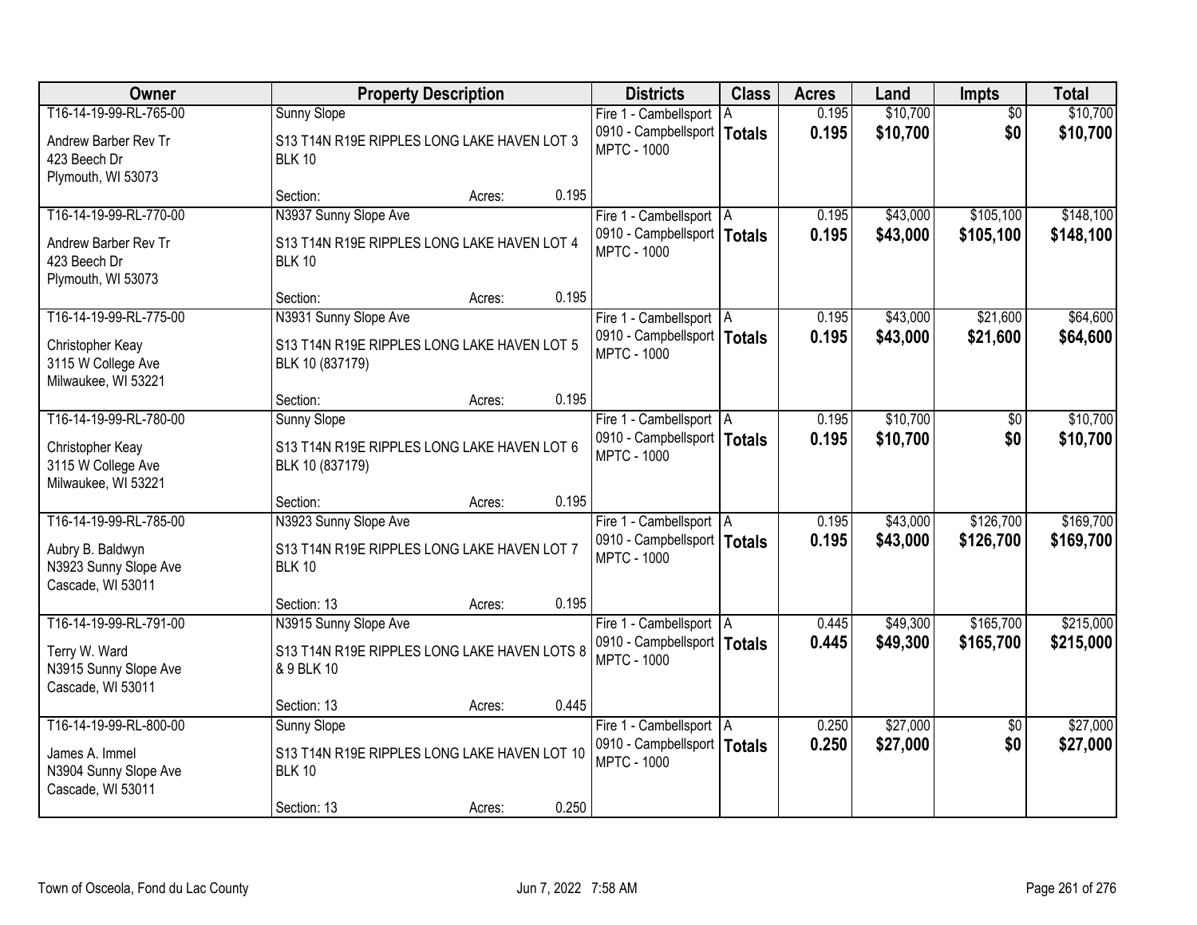| Owner | Property Description | | | Districts | Class | Acres | Land | Impts | Total |
|---|---|---|---|---|---|---|---|---|---|
| T16-14-19-99-RL-765-00<br><br>Andrew Barber Rev Tr<br>423 Beech Dr<br>Plymouth, WI 53073 | Sunny Slope<br><br>S13 T14N R19E RIPPLES LONG LAKE HAVEN LOT 3 BLK 10<br><br>Section: | Acres: | 0.195 | Fire 1 - Cambellsport<br>0910 - Campbellsport<br>MPTC - 1000 | A<br>**Totals** | 0.195<br>**0.195** | $10,700<br>**$10,700** | $0<br>**$0** | $10,700<br>**$10,700** |
| T16-14-19-99-RL-770-00<br><br>Andrew Barber Rev Tr<br>423 Beech Dr<br>Plymouth, WI 53073 | N3937 Sunny Slope Ave<br><br>S13 T14N R19E RIPPLES LONG LAKE HAVEN LOT 4 BLK 10<br><br>Section: | Acres: | 0.195 | Fire 1 - Cambellsport<br>0910 - Campbellsport<br>MPTC - 1000 | A<br>**Totals** | 0.195<br>**0.195** | $43,000<br>**$43,000** | $105,100<br>**$105,100** | $148,100<br>**$148,100** |
| T16-14-19-99-RL-775-00<br><br>Christopher Keay<br>3115 W College Ave<br>Milwaukee, WI 53221 | N3931 Sunny Slope Ave<br><br>S13 T14N R19E RIPPLES LONG LAKE HAVEN LOT 5 BLK 10 (837179)<br><br>Section: | Acres: | 0.195 | Fire 1 - Cambellsport<br>0910 - Campbellsport<br>MPTC - 1000 | A<br>**Totals** | 0.195<br>**0.195** | $43,000<br>**$43,000** | $21,600<br>**$21,600** | $64,600<br>**$64,600** |
| T16-14-19-99-RL-780-00<br><br>Christopher Keay<br>3115 W College Ave<br>Milwaukee, WI 53221 | Sunny Slope<br><br>S13 T14N R19E RIPPLES LONG LAKE HAVEN LOT 6 BLK 10 (837179)<br><br>Section: | Acres: | 0.195 | Fire 1 - Cambellsport<br>0910 - Campbellsport<br>MPTC - 1000 | A<br>**Totals** | 0.195<br>**0.195** | $10,700<br>**$10,700** | $0<br>**$0** | $10,700<br>**$10,700** |
| T16-14-19-99-RL-785-00<br><br>Aubry B. Baldwyn<br>N3923 Sunny Slope Ave<br>Cascade, WI 53011 | N3923 Sunny Slope Ave<br><br>S13 T14N R19E RIPPLES LONG LAKE HAVEN LOT 7 BLK 10<br><br>Section: 13 | Acres: | 0.195 | Fire 1 - Cambellsport<br>0910 - Campbellsport<br>MPTC - 1000 | A<br>**Totals** | 0.195<br>**0.195** | $43,000<br>**$43,000** | $126,700<br>**$126,700** | $169,700<br>**$169,700** |
| T16-14-19-99-RL-791-00<br><br>Terry W. Ward<br>N3915 Sunny Slope Ave<br>Cascade, WI 53011 | N3915 Sunny Slope Ave<br><br>S13 T14N R19E RIPPLES LONG LAKE HAVEN LOTS 8 & 9 BLK 10<br><br>Section: 13 | Acres: | 0.445 | Fire 1 - Cambellsport<br>0910 - Campbellsport<br>MPTC - 1000 | A<br>**Totals** | 0.445<br>**0.445** | $49,300<br>**$49,300** | $165,700<br>**$165,700** | $215,000<br>**$215,000** |
| T16-14-19-99-RL-800-00<br><br>James A. Immel<br>N3904 Sunny Slope Ave<br>Cascade, WI 53011 | Sunny Slope<br><br>S13 T14N R19E RIPPLES LONG LAKE HAVEN LOT 10 BLK 10<br><br>Section: 13 | Acres: | 0.250 | Fire 1 - Cambellsport<br>0910 - Campbellsport<br>MPTC - 1000 | A<br>**Totals** | 0.250<br>**0.250** | $27,000<br>**$27,000** | $0<br>**$0** | $27,000<br>**$27,000** |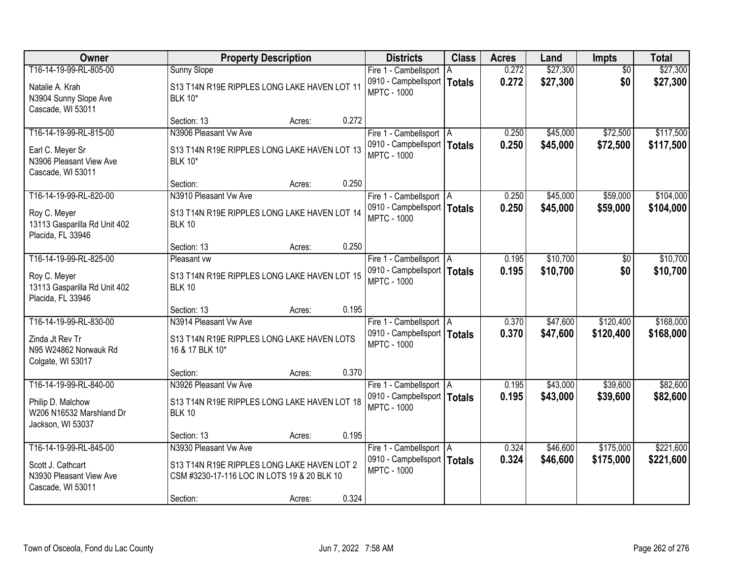| Owner | Property Description | Districts | Class | Acres | Land | Impts | Total |
|---|---|---|---|---|---|---|---|
| T16-14-19-99-RL-805-00<br>Natalie A. Krah<br>N3904 Sunny Slope Ave<br>Cascade, WI 53011 | Sunny Slope<br>S13 T14N R19E RIPPLES LONG LAKE HAVEN LOT 11 BLK 10*<br>Section: 13 Acres: 0.272 | Fire 1 - Cambellsport<br>0910 - Campbellsport<br>MPTC - 1000 | A<br>**Totals** | 0.272<br>**0.272** | $27,300<br>**$27,300** | $0<br>**$0** | $27,300<br>**$27,300** |
| T16-14-19-99-RL-815-00<br>Earl C. Meyer Sr<br>N3906 Pleasant View Ave<br>Cascade, WI 53011 | N3906 Pleasant Vw Ave<br>S13 T14N R19E RIPPLES LONG LAKE HAVEN LOT 13 BLK 10*<br>Section: Acres: 0.250 | Fire 1 - Cambellsport<br>0910 - Campbellsport<br>MPTC - 1000 | A<br>**Totals** | 0.250<br>**0.250** | $45,000<br>**$45,000** | $72,500<br>**$72,500** | $117,500<br>**$117,500** |
| T16-14-19-99-RL-820-00<br>Roy C. Meyer<br>13113 Gasparilla Rd Unit 402<br>Placida, FL 33946 | N3910 Pleasant Vw Ave<br>S13 T14N R19E RIPPLES LONG LAKE HAVEN LOT 14 BLK 10<br>Section: 13 Acres: 0.250 | Fire 1 - Cambellsport<br>0910 - Campbellsport<br>MPTC - 1000 | A<br>**Totals** | 0.250<br>**0.250** | $45,000<br>**$45,000** | $59,000<br>**$59,000** | $104,000<br>**$104,000** |
| T16-14-19-99-RL-825-00<br>Roy C. Meyer<br>13113 Gasparilla Rd Unit 402<br>Placida, FL 33946 | Pleasant vw<br>S13 T14N R19E RIPPLES LONG LAKE HAVEN LOT 15 BLK 10<br>Section: 13 Acres: 0.195 | Fire 1 - Cambellsport<br>0910 - Campbellsport<br>MPTC - 1000 | A<br>**Totals** | 0.195<br>**0.195** | $10,700<br>**$10,700** | $0<br>**$0** | $10,700<br>**$10,700** |
| T16-14-19-99-RL-830-00<br>Zinda Jt Rev Tr<br>N95 W24862 Norwauk Rd<br>Colgate, WI 53017 | N3914 Pleasant Vw Ave<br>S13 T14N R19E RIPPLES LONG LAKE HAVEN LOTS 16 & 17 BLK 10*<br>Section: Acres: 0.370 | Fire 1 - Cambellsport<br>0910 - Campbellsport<br>MPTC - 1000 | A<br>**Totals** | 0.370<br>**0.370** | $47,600<br>**$47,600** | $120,400<br>**$120,400** | $168,000<br>**$168,000** |
| T16-14-19-99-RL-840-00<br>Philip D. Malchow<br>W206 N16532 Marshland Dr<br>Jackson, WI 53037 | N3926 Pleasant Vw Ave<br>S13 T14N R19E RIPPLES LONG LAKE HAVEN LOT 18 BLK 10<br>Section: 13 Acres: 0.195 | Fire 1 - Cambellsport<br>0910 - Campbellsport<br>MPTC - 1000 | A<br>**Totals** | 0.195<br>**0.195** | $43,000<br>**$43,000** | $39,600<br>**$39,600** | $82,600<br>**$82,600** |
| T16-14-19-99-RL-845-00<br>Scott J. Cathcart<br>N3930 Pleasant View Ave<br>Cascade, WI 53011 | N3930 Pleasant Vw Ave<br>S13 T14N R19E RIPPLES LONG LAKE HAVEN LOT 2 CSM #3230-17-116 LOC IN LOTS 19 & 20 BLK 10<br>Section: Acres: 0.324 | Fire 1 - Cambellsport<br>0910 - Campbellsport<br>MPTC - 1000 | A<br>**Totals** | 0.324<br>**0.324** | $46,600<br>**$46,600** | $175,000<br>**$175,000** | $221,600<br>**$221,600** |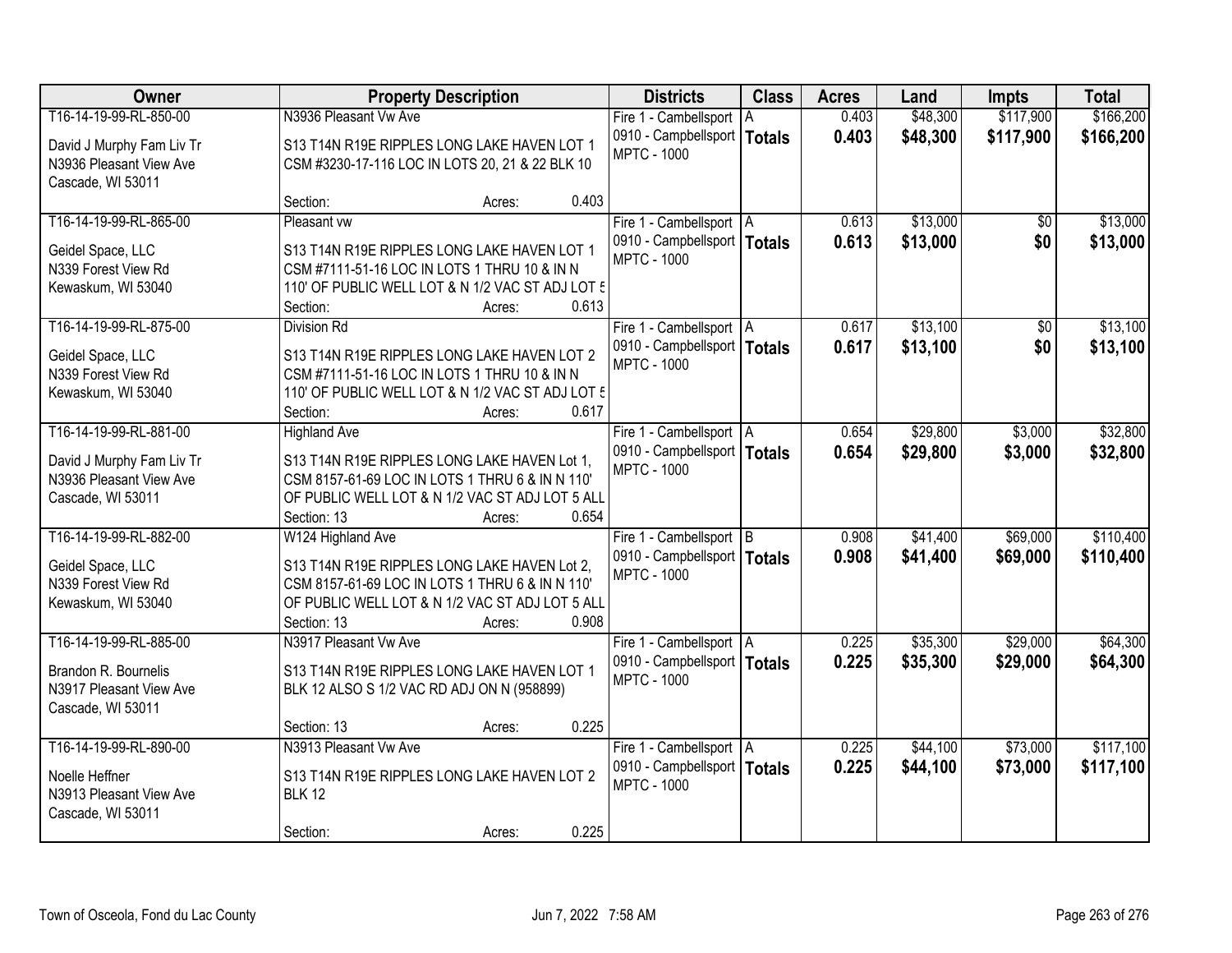| Owner | Property Description | Districts | Class | Acres | Land | Impts | Total |
|---|---|---|---|---|---|---|---|
| T16-14-19-99-RL-850-00<br>David J Murphy Fam Liv Tr<br>N3936 Pleasant View Ave<br>Cascade, WI 53011 | N3936 Pleasant Vw Ave<br>S13 T14N R19E RIPPLES LONG LAKE HAVEN LOT 1 CSM #3230-17-116 LOC IN LOTS 20, 21 & 22 BLK 10<br>Section: Acres: 0.403 | Fire 1 - Cambellsport<br>0910 - Campbellsport<br>MPTC - 1000 | A<br>**Totals** | 0.403<br>**0.403** | $48,300<br>**$48,300** | $117,900<br>**$117,900** | $166,200<br>**$166,200** |
| T16-14-19-99-RL-865-00<br>Geidel Space, LLC<br>N339 Forest View Rd<br>Kewaskum, WI 53040 | Pleasant vw<br>S13 T14N R19E RIPPLES LONG LAKE HAVEN LOT 1 CSM #7111-51-16 LOC IN LOTS 1 THRU 10 & IN N 110' OF PUBLIC WELL LOT & N 1/2 VAC ST ADJ LOT 5<br>Section: Acres: 0.613 | Fire 1 - Cambellsport<br>0910 - Campbellsport<br>MPTC - 1000 | A<br>**Totals** | 0.613<br>**0.613** | $13,000<br>**$13,000** | $0<br>**$0** | $13,000<br>**$13,000** |
| T16-14-19-99-RL-875-00<br>Geidel Space, LLC<br>N339 Forest View Rd<br>Kewaskum, WI 53040 | Division Rd<br>S13 T14N R19E RIPPLES LONG LAKE HAVEN LOT 2 CSM #7111-51-16 LOC IN LOTS 1 THRU 10 & IN N 110' OF PUBLIC WELL LOT & N 1/2 VAC ST ADJ LOT 5<br>Section: Acres: 0.617 | Fire 1 - Cambellsport<br>0910 - Campbellsport<br>MPTC - 1000 | A<br>**Totals** | 0.617<br>**0.617** | $13,100<br>**$13,100** | $0<br>**$0** | $13,100<br>**$13,100** |
| T16-14-19-99-RL-881-00<br>David J Murphy Fam Liv Tr<br>N3936 Pleasant View Ave<br>Cascade, WI 53011 | Highland Ave<br>S13 T14N R19E RIPPLES LONG LAKE HAVEN Lot 1, CSM 8157-61-69 LOC IN LOTS 1 THRU 6 & IN N 110' OF PUBLIC WELL LOT & N 1/2 VAC ST ADJ LOT 5 ALL<br>Section: 13 Acres: 0.654 | Fire 1 - Cambellsport<br>0910 - Campbellsport<br>MPTC - 1000 | A<br>**Totals** | 0.654<br>**0.654** | $29,800<br>**$29,800** | $3,000<br>**$3,000** | $32,800<br>**$32,800** |
| T16-14-19-99-RL-882-00<br>Geidel Space, LLC<br>N339 Forest View Rd<br>Kewaskum, WI 53040 | W124 Highland Ave<br>S13 T14N R19E RIPPLES LONG LAKE HAVEN Lot 2, CSM 8157-61-69 LOC IN LOTS 1 THRU 6 & IN N 110' OF PUBLIC WELL LOT & N 1/2 VAC ST ADJ LOT 5 ALL<br>Section: 13 Acres: 0.908 | Fire 1 - Cambellsport<br>0910 - Campbellsport<br>MPTC - 1000 | B<br>**Totals** | 0.908<br>**0.908** | $41,400<br>**$41,400** | $69,000<br>**$69,000** | $110,400<br>**$110,400** |
| T16-14-19-99-RL-885-00<br>Brandon R. Bournelis<br>N3917 Pleasant View Ave<br>Cascade, WI 53011 | N3917 Pleasant Vw Ave<br>S13 T14N R19E RIPPLES LONG LAKE HAVEN LOT 1 BLK 12 ALSO S 1/2 VAC RD ADJ ON N (958899)<br>Section: 13 Acres: 0.225 | Fire 1 - Cambellsport<br>0910 - Campbellsport<br>MPTC - 1000 | A<br>**Totals** | 0.225<br>**0.225** | $35,300<br>**$35,300** | $29,000<br>**$29,000** | $64,300<br>**$64,300** |
| T16-14-19-99-RL-890-00<br>Noelle Heffner<br>N3913 Pleasant View Ave<br>Cascade, WI 53011 | N3913 Pleasant Vw Ave<br>S13 T14N R19E RIPPLES LONG LAKE HAVEN LOT 2 BLK 12<br>Section: Acres: 0.225 | Fire 1 - Cambellsport<br>0910 - Campbellsport<br>MPTC - 1000 | A<br>**Totals** | 0.225<br>**0.225** | $44,100<br>**$44,100** | $73,000<br>**$73,000** | $117,100<br>**$117,100** |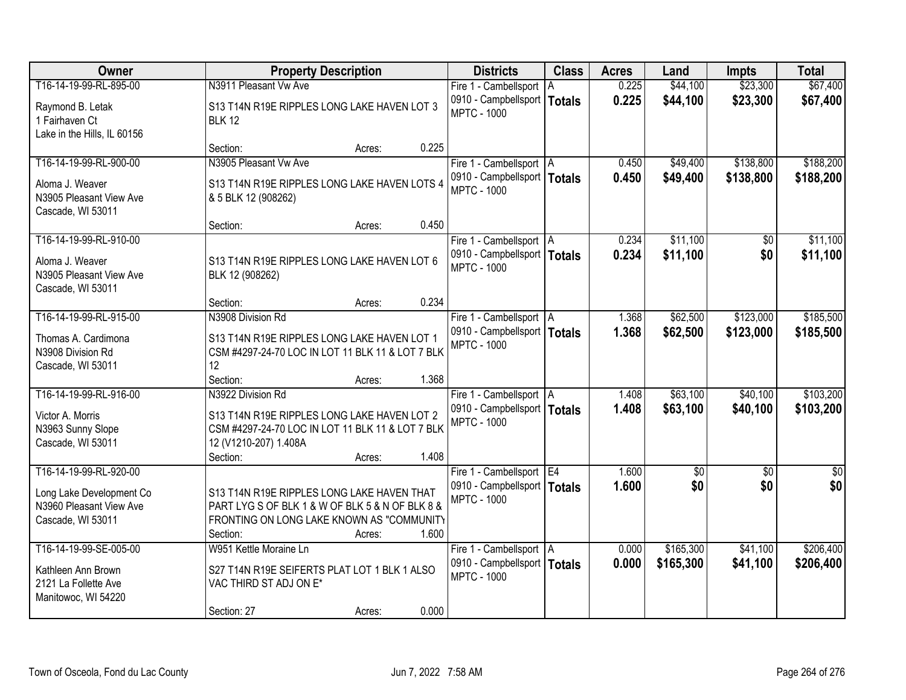| Owner | Property Description | Districts | Class | Acres | Land | Impts | Total |
|---|---|---|---|---|---|---|---|
| T16-14-19-99-RL-895-00<br>Raymond B. Letak<br>1 Fairhaven Ct<br>Lake in the Hills, IL 60156 | N3911 Pleasant Vw Ave<br>S13 T14N R19E RIPPLES LONG LAKE HAVEN LOT 3 BLK 12<br>Section: Acres: 0.225 | Fire 1 - Cambellsport<br>0910 - Campbellsport<br>MPTC - 1000 | A<br>**Totals** | 0.225<br>**0.225** | $44,100<br>**$44,100** | $23,300<br>**$23,300** | $67,400<br>**$67,400** |
| T16-14-19-99-RL-900-00<br>Aloma J. Weaver<br>N3905 Pleasant View Ave<br>Cascade, WI 53011 | N3905 Pleasant Vw Ave<br>S13 T14N R19E RIPPLES LONG LAKE HAVEN LOTS 4 & 5 BLK 12 (908262)<br>Section: Acres: 0.450 | Fire 1 - Cambellsport<br>0910 - Campbellsport<br>MPTC - 1000 | A<br>**Totals** | 0.450<br>**0.450** | $49,400<br>**$49,400** | $138,800<br>**$138,800** | $188,200<br>**$188,200** |
| T16-14-19-99-RL-910-00<br>Aloma J. Weaver<br>N3905 Pleasant View Ave<br>Cascade, WI 53011 | S13 T14N R19E RIPPLES LONG LAKE HAVEN LOT 6 BLK 12 (908262)<br>Section: Acres: 0.234 | Fire 1 - Cambellsport<br>0910 - Campbellsport<br>MPTC - 1000 | A<br>**Totals** | 0.234<br>**0.234** | $11,100<br>**$11,100** | $0<br>**$0** | $11,100<br>**$11,100** |
| T16-14-19-99-RL-915-00<br>Thomas A. Cardimona<br>N3908 Division Rd<br>Cascade, WI 53011 | N3908 Division Rd<br>S13 T14N R19E RIPPLES LONG LAKE HAVEN LOT 1 CSM #4297-24-70 LOC IN LOT 11 BLK 11 & LOT 7 BLK 12<br>Section: Acres: 1.368 | Fire 1 - Cambellsport<br>0910 - Campbellsport<br>MPTC - 1000 | A<br>**Totals** | 1.368<br>**1.368** | $62,500<br>**$62,500** | $123,000<br>**$123,000** | $185,500<br>**$185,500** |
| T16-14-19-99-RL-916-00<br>Victor A. Morris<br>N3963 Sunny Slope<br>Cascade, WI 53011 | N3922 Division Rd<br>S13 T14N R19E RIPPLES LONG LAKE HAVEN LOT 2 CSM #4297-24-70 LOC IN LOT 11 BLK 11 & LOT 7 BLK 12 (V1210-207) 1.408A<br>Section: Acres: 1.408 | Fire 1 - Cambellsport<br>0910 - Campbellsport<br>MPTC - 1000 | A<br>**Totals** | 1.408<br>**1.408** | $63,100<br>**$63,100** | $40,100<br>**$40,100** | $103,200<br>**$103,200** |
| T16-14-19-99-RL-920-00<br>Long Lake Development Co<br>N3960 Pleasant View Ave<br>Cascade, WI 53011 | S13 T14N R19E RIPPLES LONG LAKE HAVEN THAT PART LYG S OF BLK 1 & W OF BLK 5 & N OF BLK 8 & FRONTING ON LONG LAKE KNOWN AS "COMMUNITY<br>Section: Acres: 1.600 | Fire 1 - Cambellsport<br>0910 - Campbellsport<br>MPTC - 1000 | E4<br>**Totals** | 1.600<br>**1.600** | $0<br>**$0** | $0<br>**$0** | $0<br>**$0** |
| T16-14-19-99-SE-005-00<br>Kathleen Ann Brown<br>2121 La Follette Ave<br>Manitowoc, WI 54220 | W951 Kettle Moraine Ln<br>S27 T14N R19E SEIFERTS PLAT LOT 1 BLK 1 ALSO VAC THIRD ST ADJ ON E*<br>Section: 27 Acres: 0.000 | Fire 1 - Cambellsport<br>0910 - Campbellsport<br>MPTC - 1000 | A<br>**Totals** | 0.000<br>**0.000** | $165,300<br>**$165,300** | $41,100<br>**$41,100** | $206,400<br>**$206,400** |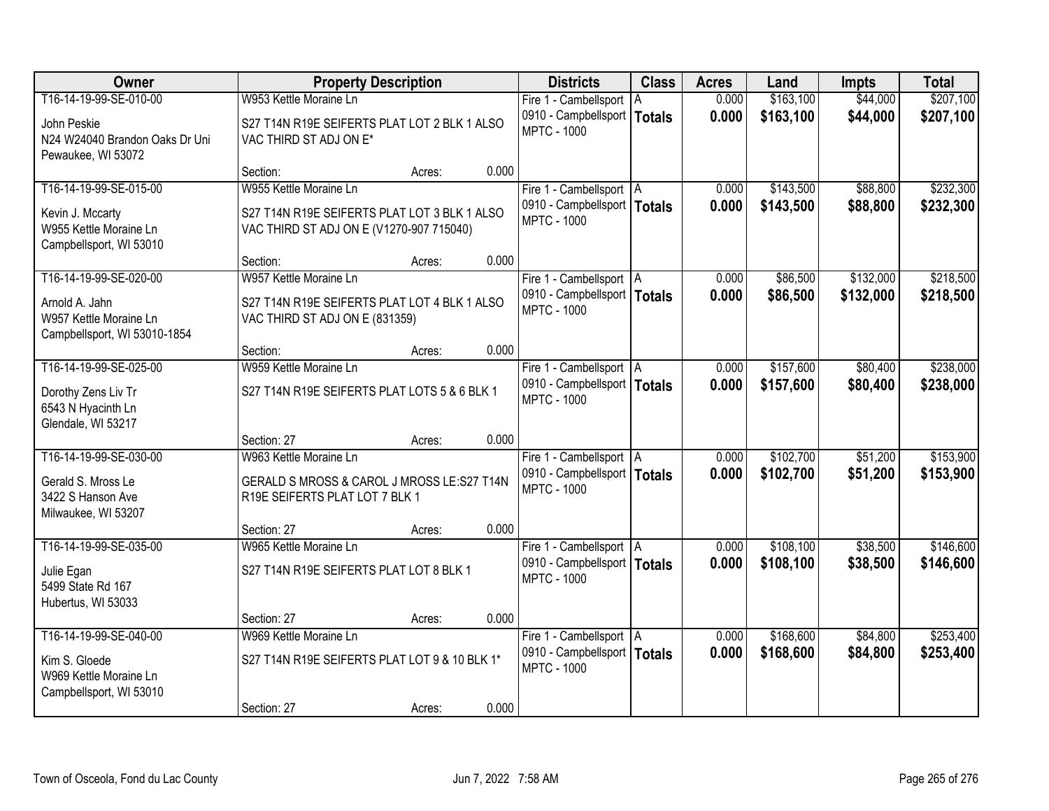| Owner | Property Description | Districts | Class | Acres | Land | Impts | Total |
|---|---|---|---|---|---|---|---|
| T16-14-19-99-SE-010-00<br>John Peskie<br>N24 W24040 Brandon Oaks Dr Uni<br>Pewaukee, WI 53072 | W953 Kettle Moraine Ln<br>S27 T14N R19E SEIFERTS PLAT LOT 2 BLK 1 ALSO VAC THIRD ST ADJ ON E*<br>Section: Acres: 0.000 | Fire 1 - Cambellsport<br>0910 - Campbellsport<br>MPTC - 1000 | A<br>**Totals** | 0.000<br>**0.000** | $163,100<br>**$163,100** | $44,000<br>**$44,000** | $207,100<br>**$207,100** |
| T16-14-19-99-SE-015-00<br>Kevin J. Mccarty<br>W955 Kettle Moraine Ln<br>Campbellsport, WI 53010 | W955 Kettle Moraine Ln<br>S27 T14N R19E SEIFERTS PLAT LOT 3 BLK 1 ALSO VAC THIRD ST ADJ ON E (V1270-907 715040)<br>Section: Acres: 0.000 | Fire 1 - Cambellsport<br>0910 - Campbellsport<br>MPTC - 1000 | A<br>**Totals** | 0.000<br>**0.000** | $143,500<br>**$143,500** | $88,800<br>**$88,800** | $232,300<br>**$232,300** |
| T16-14-19-99-SE-020-00<br>Arnold A. Jahn<br>W957 Kettle Moraine Ln<br>Campbellsport, WI 53010-1854 | W957 Kettle Moraine Ln<br>S27 T14N R19E SEIFERTS PLAT LOT 4 BLK 1 ALSO VAC THIRD ST ADJ ON E (831359)<br>Section: Acres: 0.000 | Fire 1 - Cambellsport<br>0910 - Campbellsport<br>MPTC - 1000 | A<br>**Totals** | 0.000<br>**0.000** | $86,500<br>**$86,500** | $132,000<br>**$132,000** | $218,500<br>**$218,500** |
| T16-14-19-99-SE-025-00<br>Dorothy Zens Liv Tr<br>6543 N Hyacinth Ln<br>Glendale, WI 53217 | W959 Kettle Moraine Ln<br>S27 T14N R19E SEIFERTS PLAT LOTS 5 & 6 BLK 1<br>Section: 27 Acres: 0.000 | Fire 1 - Cambellsport<br>0910 - Campbellsport<br>MPTC - 1000 | A<br>**Totals** | 0.000<br>**0.000** | $157,600<br>**$157,600** | $80,400<br>**$80,400** | $238,000<br>**$238,000** |
| T16-14-19-99-SE-030-00<br>Gerald S. Mross Le<br>3422 S Hanson Ave<br>Milwaukee, WI 53207 | W963 Kettle Moraine Ln<br>GERALD S MROSS & CAROL J MROSS LE:S27 T14N R19E SEIFERTS PLAT LOT 7 BLK 1<br>Section: 27 Acres: 0.000 | Fire 1 - Cambellsport<br>0910 - Campbellsport<br>MPTC - 1000 | A<br>**Totals** | 0.000<br>**0.000** | $102,700<br>**$102,700** | $51,200<br>**$51,200** | $153,900<br>**$153,900** |
| T16-14-19-99-SE-035-00<br>Julie Egan<br>5499 State Rd 167<br>Hubertus, WI 53033 | W965 Kettle Moraine Ln<br>S27 T14N R19E SEIFERTS PLAT LOT 8 BLK 1<br>Section: 27 Acres: 0.000 | Fire 1 - Cambellsport<br>0910 - Campbellsport<br>MPTC - 1000 | A<br>**Totals** | 0.000<br>**0.000** | $108,100<br>**$108,100** | $38,500<br>**$38,500** | $146,600<br>**$146,600** |
| T16-14-19-99-SE-040-00<br>Kim S. Gloede<br>W969 Kettle Moraine Ln<br>Campbellsport, WI 53010 | W969 Kettle Moraine Ln<br>S27 T14N R19E SEIFERTS PLAT LOT 9 & 10 BLK 1*<br>Section: 27 Acres: 0.000 | Fire 1 - Cambellsport<br>0910 - Campbellsport<br>MPTC - 1000 | A<br>**Totals** | 0.000<br>**0.000** | $168,600<br>**$168,600** | $84,800<br>**$84,800** | $253,400<br>**$253,400** |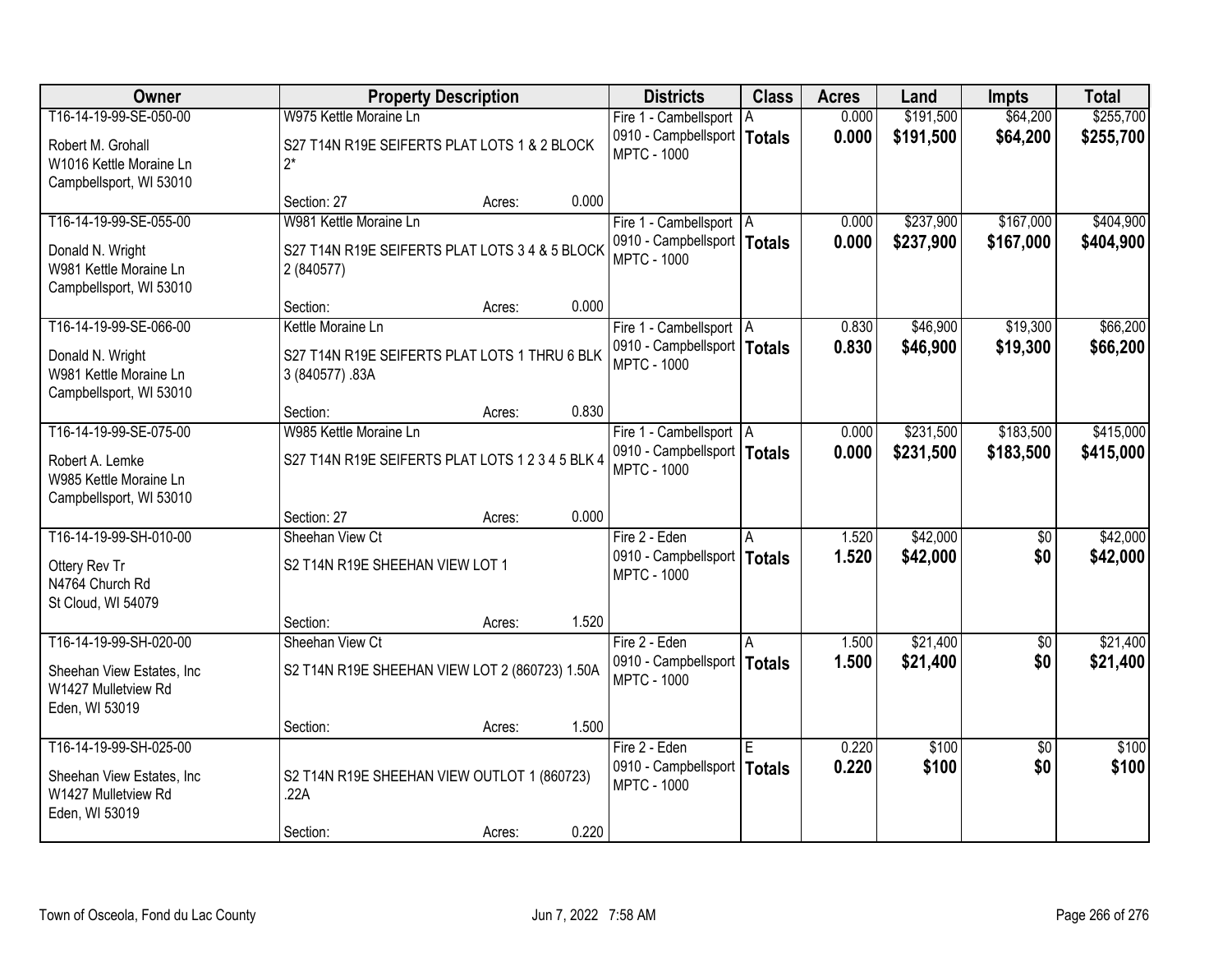| Owner | Property Description | Districts | Class | Acres | Land | Impts | Total |
|---|---|---|---|---|---|---|---|
| T16-14-19-99-SE-050-00<br>Robert M. Grohall<br>W1016 Kettle Moraine Ln<br>Campbellsport, WI 53010 | W975 Kettle Moraine Ln<br>S27 T14N R19E SEIFERTS PLAT LOTS 1 & 2 BLOCK 2*<br>Section: 27 Acres: 0.000 | Fire 1 - Cambellsport<br>0910 - Campbellsport<br>MPTC - 1000 | A<br>**Totals** | 0.000<br>**0.000** | $191,500<br>**$191,500** | $64,200<br>**$64,200** | $255,700<br>**$255,700** |
| T16-14-19-99-SE-055-00<br>Donald N. Wright<br>W981 Kettle Moraine Ln<br>Campbellsport, WI 53010 | W981 Kettle Moraine Ln<br>S27 T14N R19E SEIFERTS PLAT LOTS 3 4 & 5 BLOCK 2 (840577)<br>Section: Acres: 0.000 | Fire 1 - Cambellsport<br>0910 - Campbellsport<br>MPTC - 1000 | A<br>**Totals** | 0.000<br>**0.000** | $237,900<br>**$237,900** | $167,000<br>**$167,000** | $404,900<br>**$404,900** |
| T16-14-19-99-SE-066-00<br>Donald N. Wright<br>W981 Kettle Moraine Ln<br>Campbellsport, WI 53010 | Kettle Moraine Ln<br>S27 T14N R19E SEIFERTS PLAT LOTS 1 THRU 6 BLK 3 (840577) .83A<br>Section: Acres: 0.830 | Fire 1 - Cambellsport<br>0910 - Campbellsport<br>MPTC - 1000 | A<br>**Totals** | 0.830<br>**0.830** | $46,900<br>**$46,900** | $19,300<br>**$19,300** | $66,200<br>**$66,200** |
| T16-14-19-99-SE-075-00<br>Robert A. Lemke<br>W985 Kettle Moraine Ln<br>Campbellsport, WI 53010 | W985 Kettle Moraine Ln<br>S27 T14N R19E SEIFERTS PLAT LOTS 1 2 3 4 5 BLK 4<br>Section: 27 Acres: 0.000 | Fire 1 - Cambellsport<br>0910 - Campbellsport<br>MPTC - 1000 | A<br>**Totals** | 0.000<br>**0.000** | $231,500<br>**$231,500** | $183,500<br>**$183,500** | $415,000<br>**$415,000** |
| T16-14-19-99-SH-010-00<br>Ottery Rev Tr<br>N4764 Church Rd<br>St Cloud, WI 54079 | Sheehan View Ct<br>S2 T14N R19E SHEEHAN VIEW LOT 1<br>Section: Acres: 1.520 | Fire 2 - Eden<br>0910 - Campbellsport<br>MPTC - 1000 | A<br>**Totals** | 1.520<br>**1.520** | $42,000<br>**$42,000** | $0<br>**$0** | $42,000<br>**$42,000** |
| T16-14-19-99-SH-020-00<br>Sheehan View Estates, Inc<br>W1427 Mulletview Rd<br>Eden, WI 53019 | Sheehan View Ct<br>S2 T14N R19E SHEEHAN VIEW LOT 2 (860723) 1.50A<br>Section: Acres: 1.500 | Fire 2 - Eden<br>0910 - Campbellsport<br>MPTC - 1000 | A<br>**Totals** | 1.500<br>**1.500** | $21,400<br>**$21,400** | $0<br>**$0** | $21,400<br>**$21,400** |
| T16-14-19-99-SH-025-00<br>Sheehan View Estates, Inc<br>W1427 Mulletview Rd<br>Eden, WI 53019 | S2 T14N R19E SHEEHAN VIEW OUTLOT 1 (860723) .22A<br>Section: Acres: 0.220 | Fire 2 - Eden<br>0910 - Campbellsport<br>MPTC - 1000 | E<br>**Totals** | 0.220<br>**0.220** | $100<br>**$100** | $0<br>**$0** | $100<br>**$100** |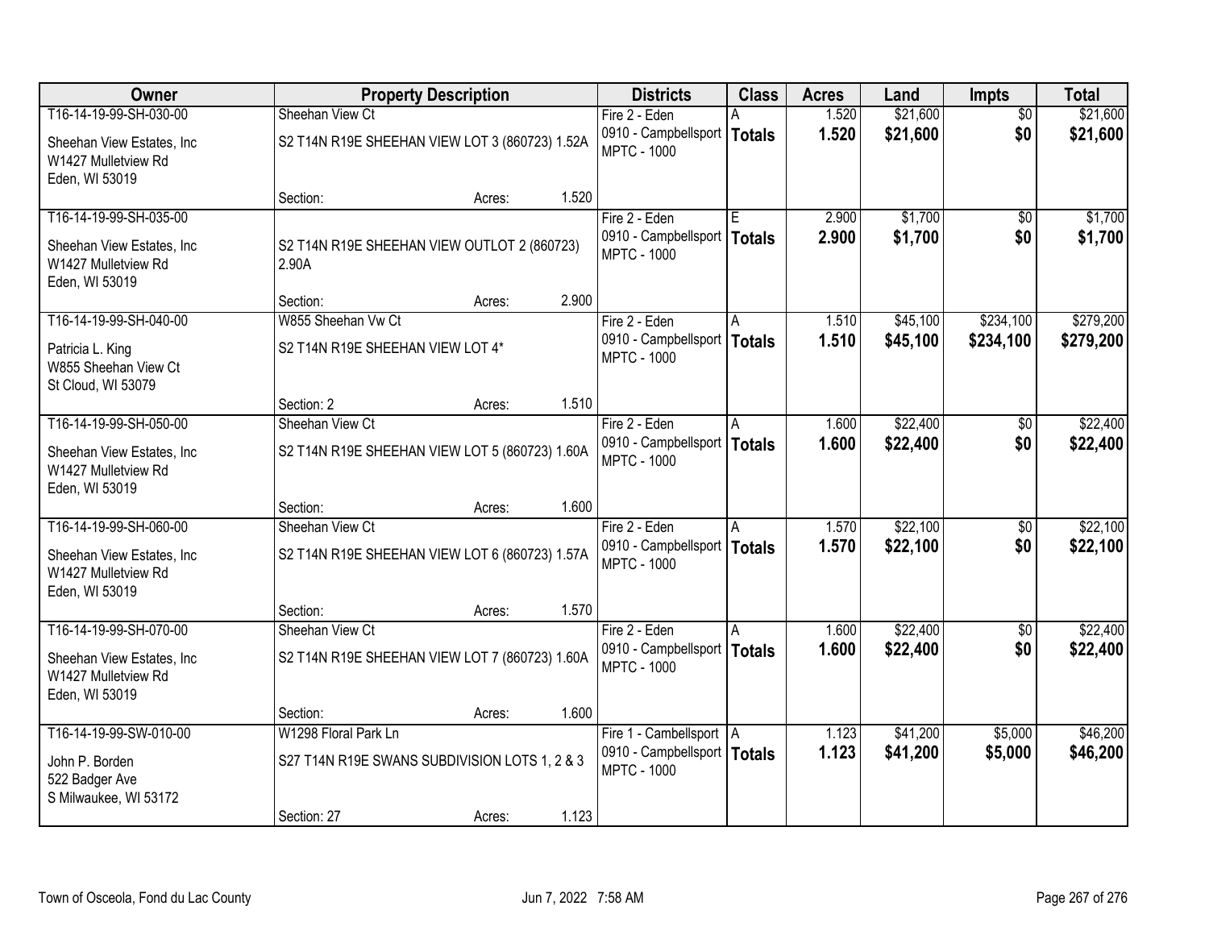| Owner | Property Description | Districts | Class | Acres | Land | Impts | Total |
|---|---|---|---|---|---|---|---|
| T16-14-19-99-SH-030-00<br>Sheehan View Estates, Inc<br>W1427 Mulletview Rd<br>Eden, WI 53019 | Sheehan View Ct<br>S2 T14N R19E SHEEHAN VIEW LOT 3 (860723) 1.52A<br>Section: Acres: 1.520 | Fire 2 - Eden<br>0910 - Campbellsport<br>MPTC - 1000 | A<br>**Totals** | 1.520<br>**1.520** | $21,600<br>**$21,600** | $0<br>**$0** | $21,600<br>**$21,600** |
| T16-14-19-99-SH-035-00<br>Sheehan View Estates, Inc<br>W1427 Mulletview Rd<br>Eden, WI 53019 | S2 T14N R19E SHEEHAN VIEW OUTLOT 2 (860723) 2.90A<br>Section: Acres: 2.900 | Fire 2 - Eden<br>0910 - Campbellsport<br>MPTC - 1000 | E<br>**Totals** | 2.900<br>**2.900** | $1,700<br>**$1,700** | $0<br>**$0** | $1,700<br>**$1,700** |
| T16-14-19-99-SH-040-00<br>Patricia L. King<br>W855 Sheehan View Ct<br>St Cloud, WI 53079 | W855 Sheehan Vw Ct<br>S2 T14N R19E SHEEHAN VIEW LOT 4*<br>Section: 2 Acres: 1.510 | Fire 2 - Eden<br>0910 - Campbellsport<br>MPTC - 1000 | A<br>**Totals** | 1.510<br>**1.510** | $45,100<br>**$45,100** | $234,100<br>**$234,100** | $279,200<br>**$279,200** |
| T16-14-19-99-SH-050-00<br>Sheehan View Estates, Inc<br>W1427 Mulletview Rd<br>Eden, WI 53019 | Sheehan View Ct<br>S2 T14N R19E SHEEHAN VIEW LOT 5 (860723) 1.60A<br>Section: Acres: 1.600 | Fire 2 - Eden<br>0910 - Campbellsport<br>MPTC - 1000 | A<br>**Totals** | 1.600<br>**1.600** | $22,400<br>**$22,400** | $0<br>**$0** | $22,400<br>**$22,400** |
| T16-14-19-99-SH-060-00<br>Sheehan View Estates, Inc<br>W1427 Mulletview Rd<br>Eden, WI 53019 | Sheehan View Ct<br>S2 T14N R19E SHEEHAN VIEW LOT 6 (860723) 1.57A<br>Section: Acres: 1.570 | Fire 2 - Eden<br>0910 - Campbellsport<br>MPTC - 1000 | A<br>**Totals** | 1.570<br>**1.570** | $22,100<br>**$22,100** | $0<br>**$0** | $22,100<br>**$22,100** |
| T16-14-19-99-SH-070-00<br>Sheehan View Estates, Inc<br>W1427 Mulletview Rd<br>Eden, WI 53019 | Sheehan View Ct<br>S2 T14N R19E SHEEHAN VIEW LOT 7 (860723) 1.60A<br>Section: Acres: 1.600 | Fire 2 - Eden<br>0910 - Campbellsport<br>MPTC - 1000 | A<br>**Totals** | 1.600<br>**1.600** | $22,400<br>**$22,400** | $0<br>**$0** | $22,400<br>**$22,400** |
| T16-14-19-99-SW-010-00<br>John P. Borden<br>522 Badger Ave<br>S Milwaukee, WI 53172 | W1298 Floral Park Ln<br>S27 T14N R19E SWANS SUBDIVISION LOTS 1, 2 & 3<br>Section: 27 Acres: 1.123 | Fire 1 - Cambellsport<br>0910 - Campbellsport<br>MPTC - 1000 | A<br>**Totals** | 1.123<br>**1.123** | $41,200<br>**$41,200** | $5,000<br>**$5,000** | $46,200<br>**$46,200** |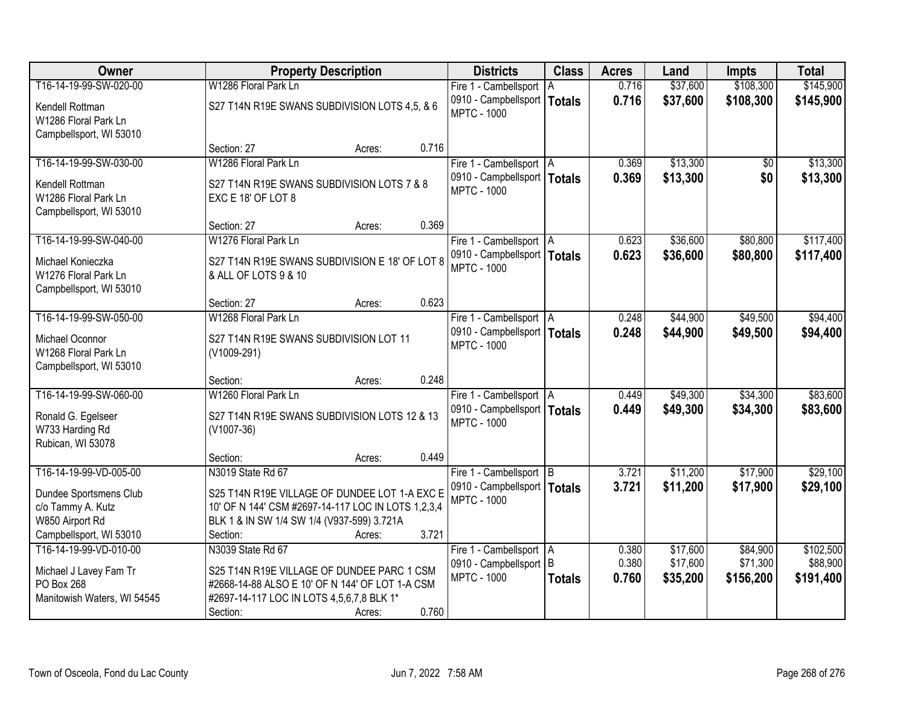| Owner | Property Description | Districts | Class | Acres | Land | Impts | Total |
|---|---|---|---|---|---|---|---|
| T16-14-19-99-SW-020-00<br>Kendell Rottman<br>W1286 Floral Park Ln<br>Campbellsport, WI 53010 | W1286 Floral Park Ln<br>S27 T14N R19E SWANS SUBDIVISION LOTS 4,5, & 6<br>Section: 27 Acres: 0.716 | Fire 1 - Cambellsport<br>0910 - Campbellsport<br>MPTC - 1000 | A<br>**Totals** | 0.716<br>**0.716** | $37,600<br>**$37,600** | $108,300<br>**$108,300** | $145,900<br>**$145,900** |
| T16-14-19-99-SW-030-00<br>Kendell Rottman<br>W1286 Floral Park Ln<br>Campbellsport, WI 53010 | W1286 Floral Park Ln<br>S27 T14N R19E SWANS SUBDIVISION LOTS 7 & 8 EXC E 18' OF LOT 8<br>Section: 27 Acres: 0.369 | Fire 1 - Cambellsport<br>0910 - Campbellsport<br>MPTC - 1000 | A<br>**Totals** | 0.369<br>**0.369** | $13,300<br>**$13,300** | $0<br>**$0** | $13,300<br>**$13,300** |
| T16-14-19-99-SW-040-00<br>Michael Konieczka<br>W1276 Floral Park Ln<br>Campbellsport, WI 53010 | W1276 Floral Park Ln<br>S27 T14N R19E SWANS SUBDIVISION E 18' OF LOT 8 & ALL OF LOTS 9 & 10<br>Section: 27 Acres: 0.623 | Fire 1 - Cambellsport<br>0910 - Campbellsport<br>MPTC - 1000 | A<br>**Totals** | 0.623<br>**0.623** | $36,600<br>**$36,600** | $80,800<br>**$80,800** | $117,400<br>**$117,400** |
| T16-14-19-99-SW-050-00<br>Michael Oconnor<br>W1268 Floral Park Ln<br>Campbellsport, WI 53010 | W1268 Floral Park Ln<br>S27 T14N R19E SWANS SUBDIVISION LOT 11 (V1009-291)<br>Section: Acres: 0.248 | Fire 1 - Cambellsport<br>0910 - Campbellsport<br>MPTC - 1000 | A<br>**Totals** | 0.248<br>**0.248** | $44,900<br>**$44,900** | $49,500<br>**$49,500** | $94,400<br>**$94,400** |
| T16-14-19-99-SW-060-00<br>Ronald G. Egelseer<br>W733 Harding Rd<br>Rubican, WI 53078 | W1260 Floral Park Ln<br>S27 T14N R19E SWANS SUBDIVISION LOTS 12 & 13 (V1007-36)<br>Section: Acres: 0.449 | Fire 1 - Cambellsport<br>0910 - Campbellsport<br>MPTC - 1000 | A<br>**Totals** | 0.449<br>**0.449** | $49,300<br>**$49,300** | $34,300<br>**$34,300** | $83,600<br>**$83,600** |
| T16-14-19-99-VD-005-00<br>Dundee Sportsmens Club<br>c/o Tammy A. Kutz<br>W850 Airport Rd<br>Campbellsport, WI 53010 | N3019 State Rd 67<br>S25 T14N R19E VILLAGE OF DUNDEE LOT 1-A EXC E 10' OF N 144' CSM #2697-14-117 LOC IN LOTS 1,2,3,4 BLK 1 & IN SW 1/4 SW 1/4 (V937-599) 3.721A<br>Section: Acres: 3.721 | Fire 1 - Cambellsport<br>0910 - Campbellsport<br>MPTC - 1000 | B<br>**Totals** | 3.721<br>**3.721** | $11,200<br>**$11,200** | $17,900<br>**$17,900** | $29,100<br>**$29,100** |
| T16-14-19-99-VD-010-00<br>Michael J Lavey Fam Tr<br>PO Box 268<br>Manitowish Waters, WI 54545 | N3039 State Rd 67<br>S25 T14N R19E VILLAGE OF DUNDEE PARC 1 CSM #2668-14-88 ALSO E 10' OF N 144' OF LOT 1-A CSM #2697-14-117 LOC IN LOTS 4,5,6,7,8 BLK 1*<br>Section: Acres: 0.760 | Fire 1 - Cambellsport<br>0910 - Campbellsport<br>MPTC - 1000 | A<br>B<br>**Totals** | 0.380<br>0.380<br>**0.760** | $17,600<br>$17,600<br>**$35,200** | $84,900<br>$71,300<br>**$156,200** | $102,500<br>$88,900<br>**$191,400** |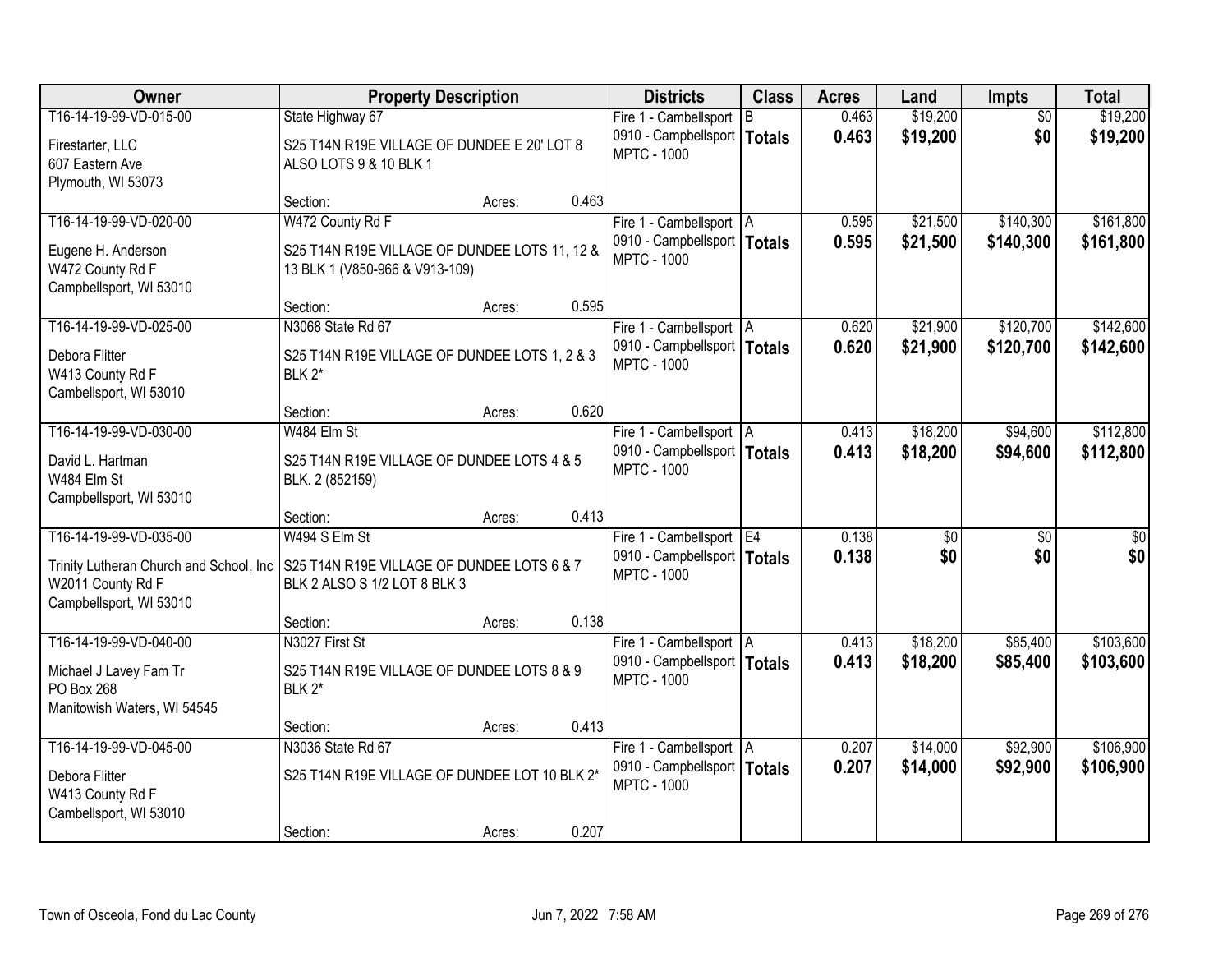| Owner | Property Description | | | Districts | Class | Acres | Land | Impts | Total |
|---|---|---|---|---|---|---|---|---|---|
| T16-14-19-99-VD-015-00 | State Highway 67 | | | Fire 1 - Cambellsport | B | 0.463 | $19,200 | $0 | $19,200 |
| Firestarter, LLC<br>607 Eastern Ave<br>Plymouth, WI 53073 | S25 T14N R19E VILLAGE OF DUNDEE E 20' LOT 8 ALSO LOTS 9 & 10 BLK 1 | | | 0910 - Campbellsport<br>MPTC - 1000 | **Totals** | **0.463** | **$19,200** | **$0** | **$19,200** |
| | Section: | Acres: | 0.463 | | | | | | |
| T16-14-19-99-VD-020-00 | W472 County Rd F | | | Fire 1 - Cambellsport | A | 0.595 | $21,500 | $140,300 | $161,800 |
| Eugene H. Anderson<br>W472 County Rd F<br>Campbellsport, WI 53010 | S25 T14N R19E VILLAGE OF DUNDEE LOTS 11, 12 & 13 BLK 1 (V850-966 & V913-109) | | | 0910 - Campbellsport<br>MPTC - 1000 | **Totals** | **0.595** | **$21,500** | **$140,300** | **$161,800** |
| | Section: | Acres: | 0.595 | | | | | | |
| T16-14-19-99-VD-025-00 | N3068 State Rd 67 | | | Fire 1 - Cambellsport | A | 0.620 | $21,900 | $120,700 | $142,600 |
| Debora Flitter<br>W413 County Rd F<br>Cambellsport, WI 53010 | S25 T14N R19E VILLAGE OF DUNDEE LOTS 1, 2 & 3 BLK 2* | | | 0910 - Campbellsport<br>MPTC - 1000 | **Totals** | **0.620** | **$21,900** | **$120,700** | **$142,600** |
| | Section: | Acres: | 0.620 | | | | | | |
| T16-14-19-99-VD-030-00 | W484 Elm St | | | Fire 1 - Cambellsport | A | 0.413 | $18,200 | $94,600 | $112,800 |
| David L. Hartman<br>W484 Elm St<br>Campbellsport, WI 53010 | S25 T14N R19E VILLAGE OF DUNDEE LOTS 4 & 5 BLK. 2 (852159) | | | 0910 - Campbellsport<br>MPTC - 1000 | **Totals** | **0.413** | **$18,200** | **$94,600** | **$112,800** |
| | Section: | Acres: | 0.413 | | | | | | |
| T16-14-19-99-VD-035-00 | W494 S Elm St | | | Fire 1 - Cambellsport | E4 | 0.138 | $0 | $0 | $0 |
| Trinity Lutheran Church and School, Inc<br>W2011 County Rd F<br>Campbellsport, WI 53010 | S25 T14N R19E VILLAGE OF DUNDEE LOTS 6 & 7 BLK 2 ALSO S 1/2 LOT 8 BLK 3 | | | 0910 - Campbellsport<br>MPTC - 1000 | **Totals** | **0.138** | **$0** | **$0** | **$0** |
| | Section: | Acres: | 0.138 | | | | | | |
| T16-14-19-99-VD-040-00 | N3027 First St | | | Fire 1 - Cambellsport | A | 0.413 | $18,200 | $85,400 | $103,600 |
| Michael J Lavey Fam Tr<br>PO Box 268<br>Manitowish Waters, WI 54545 | S25 T14N R19E VILLAGE OF DUNDEE LOTS 8 & 9 BLK 2* | | | 0910 - Campbellsport<br>MPTC - 1000 | **Totals** | **0.413** | **$18,200** | **$85,400** | **$103,600** |
| | Section: | Acres: | 0.413 | | | | | | |
| T16-14-19-99-VD-045-00 | N3036 State Rd 67 | | | Fire 1 - Cambellsport | A | 0.207 | $14,000 | $92,900 | $106,900 |
| Debora Flitter<br>W413 County Rd F<br>Cambellsport, WI 53010 | S25 T14N R19E VILLAGE OF DUNDEE LOT 10 BLK 2* | | | 0910 - Campbellsport<br>MPTC - 1000 | **Totals** | **0.207** | **$14,000** | **$92,900** | **$106,900** |
| | Section: | Acres: | 0.207 | | | | | | |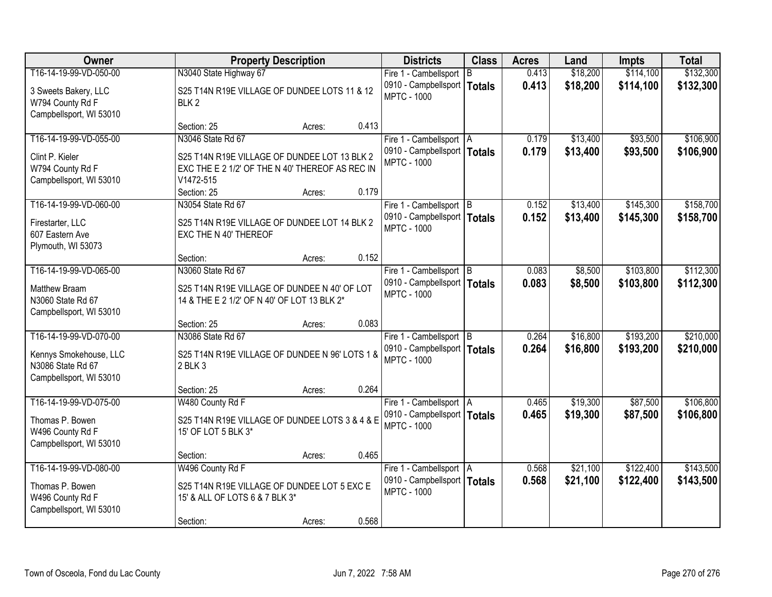| Owner | Property Description | Districts | Class | Acres | Land | Impts | Total |
|---|---|---|---|---|---|---|---|
| T16-14-19-99-VD-050-00<br>3 Sweets Bakery, LLC<br>W794 County Rd F<br>Campbellsport, WI 53010 | N3040 State Highway 67<br>S25 T14N R19E VILLAGE OF DUNDEE LOTS 11 & 12 BLK 2<br>Section: 25 Acres: 0.413 | Fire 1 - Cambellsport<br>0910 - Campbellsport<br>MPTC - 1000 | B<br>**Totals** | 0.413<br>**0.413** | $18,200<br>**$18,200** | $114,100<br>**$114,100** | $132,300<br>**$132,300** |
| T16-14-19-99-VD-055-00<br>Clint P. Kieler<br>W794 County Rd F<br>Campbellsport, WI 53010 | N3046 State Rd 67<br>S25 T14N R19E VILLAGE OF DUNDEE LOT 13 BLK 2 EXC THE E 2 1/2' OF THE N 40' THEREOF AS REC IN V1472-515<br>Section: 25 Acres: 0.179 | Fire 1 - Cambellsport<br>0910 - Campbellsport<br>MPTC - 1000 | A<br>**Totals** | 0.179<br>**0.179** | $13,400<br>**$13,400** | $93,500<br>**$93,500** | $106,900<br>**$106,900** |
| T16-14-19-99-VD-060-00<br>Firestarter, LLC<br>607 Eastern Ave<br>Plymouth, WI 53073 | N3054 State Rd 67<br>S25 T14N R19E VILLAGE OF DUNDEE LOT 14 BLK 2 EXC THE N 40' THEREOF<br>Section: Acres: 0.152 | Fire 1 - Cambellsport<br>0910 - Campbellsport<br>MPTC - 1000 | B<br>**Totals** | 0.152<br>**0.152** | $13,400<br>**$13,400** | $145,300<br>**$145,300** | $158,700<br>**$158,700** |
| T16-14-19-99-VD-065-00<br>Matthew Braam<br>N3060 State Rd 67<br>Campbellsport, WI 53010 | N3060 State Rd 67<br>S25 T14N R19E VILLAGE OF DUNDEE N 40' OF LOT 14 & THE E 2 1/2' OF N 40' OF LOT 13 BLK 2*<br>Section: 25 Acres: 0.083 | Fire 1 - Cambellsport<br>0910 - Campbellsport<br>MPTC - 1000 | B<br>**Totals** | 0.083<br>**0.083** | $8,500<br>**$8,500** | $103,800<br>**$103,800** | $112,300<br>**$112,300** |
| T16-14-19-99-VD-070-00<br>Kennys Smokehouse, LLC<br>N3086 State Rd 67<br>Campbellsport, WI 53010 | N3086 State Rd 67<br>S25 T14N R19E VILLAGE OF DUNDEE N 96' LOTS 1 & 2 BLK 3<br>Section: 25 Acres: 0.264 | Fire 1 - Cambellsport<br>0910 - Campbellsport<br>MPTC - 1000 | B<br>**Totals** | 0.264<br>**0.264** | $16,800<br>**$16,800** | $193,200<br>**$193,200** | $210,000<br>**$210,000** |
| T16-14-19-99-VD-075-00<br>Thomas P. Bowen<br>W496 County Rd F<br>Campbellsport, WI 53010 | W480 County Rd F<br>S25 T14N R19E VILLAGE OF DUNDEE LOTS 3 & 4 & E 15' OF LOT 5 BLK 3*<br>Section: Acres: 0.465 | Fire 1 - Cambellsport<br>0910 - Campbellsport<br>MPTC - 1000 | A<br>**Totals** | 0.465<br>**0.465** | $19,300<br>**$19,300** | $87,500<br>**$87,500** | $106,800<br>**$106,800** |
| T16-14-19-99-VD-080-00<br>Thomas P. Bowen<br>W496 County Rd F<br>Campbellsport, WI 53010 | W496 County Rd F<br>S25 T14N R19E VILLAGE OF DUNDEE LOT 5 EXC E 15' & ALL OF LOTS 6 & 7 BLK 3*<br>Section: Acres: 0.568 | Fire 1 - Cambellsport<br>0910 - Campbellsport<br>MPTC - 1000 | A<br>**Totals** | 0.568<br>**0.568** | $21,100<br>**$21,100** | $122,400<br>**$122,400** | $143,500<br>**$143,500** |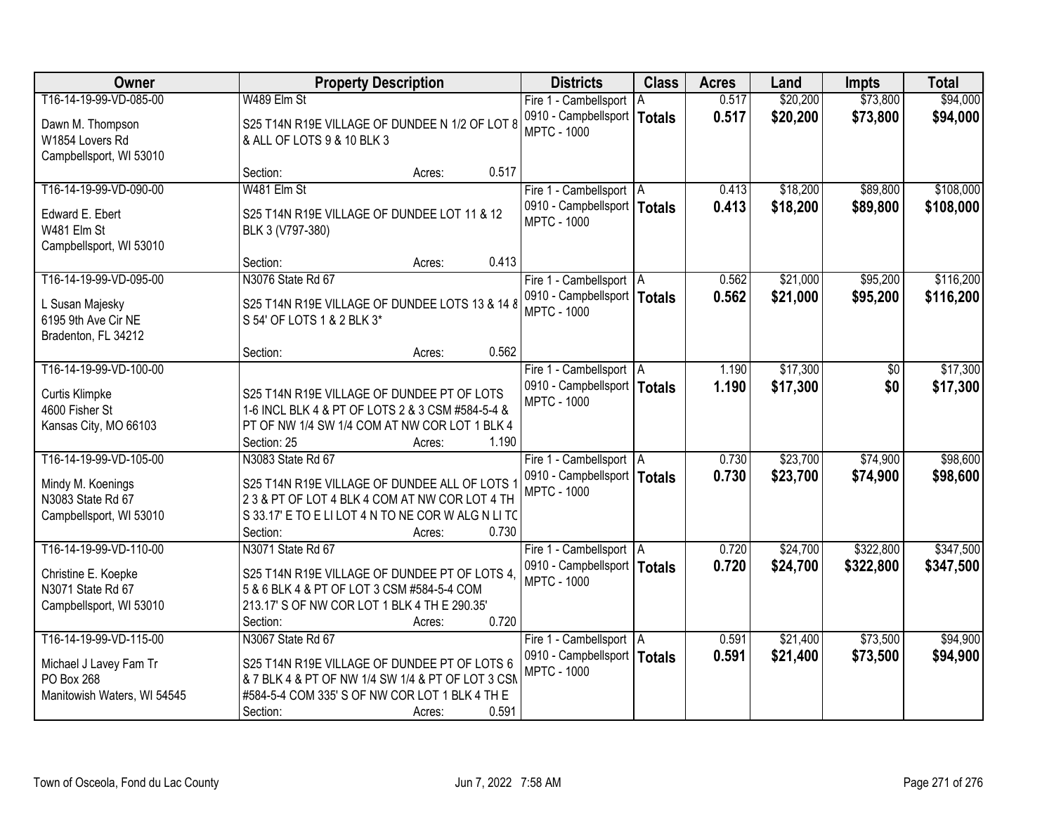| Owner | Property Description | Districts | Class | Acres | Land | Impts | Total |
|---|---|---|---|---|---|---|---|
| T16-14-19-99-VD-085-00<br>Dawn M. Thompson<br>W1854 Lovers Rd<br>Campbellsport, WI 53010 | W489 Elm St<br>S25 T14N R19E VILLAGE OF DUNDEE N 1/2 OF LOT 8 & ALL OF LOTS 9 & 10 BLK 3<br>Section: Acres: 0.517 | Fire 1 - Cambellsport<br>0910 - Campbellsport<br>MPTC - 1000 | A<br>**Totals** | 0.517<br>**0.517** | $20,200<br>**$20,200** | $73,800<br>**$73,800** | $94,000<br>**$94,000** |
| T16-14-19-99-VD-090-00<br>Edward E. Ebert<br>W481 Elm St<br>Campbellsport, WI 53010 | W481 Elm St<br>S25 T14N R19E VILLAGE OF DUNDEE LOT 11 & 12 BLK 3 (V797-380)<br>Section: Acres: 0.413 | Fire 1 - Cambellsport<br>0910 - Campbellsport<br>MPTC - 1000 | A<br>**Totals** | 0.413<br>**0.413** | $18,200<br>**$18,200** | $89,800<br>**$89,800** | $108,000<br>**$108,000** |
| T16-14-19-99-VD-095-00<br>L Susan Majesky<br>6195 9th Ave Cir NE<br>Bradenton, FL 34212 | N3076 State Rd 67<br>S25 T14N R19E VILLAGE OF DUNDEE LOTS 13 & 14 & S 54' OF LOTS 1 & 2 BLK 3*<br>Section: Acres: 0.562 | Fire 1 - Cambellsport<br>0910 - Campbellsport<br>MPTC - 1000 | A<br>**Totals** | 0.562<br>**0.562** | $21,000<br>**$21,000** | $95,200<br>**$95,200** | $116,200<br>**$116,200** |
| T16-14-19-99-VD-100-00<br>Curtis Klimpke<br>4600 Fisher St<br>Kansas City, MO 66103 | S25 T14N R19E VILLAGE OF DUNDEE PT OF LOTS 1-6 INCL BLK 4 & PT OF LOTS 2 & 3 CSM #584-5-4 & PT OF NW 1/4 SW 1/4 COM AT NW COR LOT 1 BLK 4<br>Section: 25 Acres: 1.190 | Fire 1 - Cambellsport<br>0910 - Campbellsport<br>MPTC - 1000 | A<br>**Totals** | 1.190<br>**1.190** | $17,300<br>**$17,300** | $0<br>**$0** | $17,300<br>**$17,300** |
| T16-14-19-99-VD-105-00<br>Mindy M. Koenings<br>N3083 State Rd 67<br>Campbellsport, WI 53010 | N3083 State Rd 67<br>S25 T14N R19E VILLAGE OF DUNDEE ALL OF LOTS 1 2 3 & PT OF LOT 4 BLK 4 COM AT NW COR LOT 4 TH S 33.17' E TO E LI LOT 4 N TO NE COR W ALG N LI TO<br>Section: Acres: 0.730 | Fire 1 - Cambellsport<br>0910 - Campbellsport<br>MPTC - 1000 | A<br>**Totals** | 0.730<br>**0.730** | $23,700<br>**$23,700** | $74,900<br>**$74,900** | $98,600<br>**$98,600** |
| T16-14-19-99-VD-110-00<br>Christine E. Koepke<br>N3071 State Rd 67<br>Campbellsport, WI 53010 | N3071 State Rd 67<br>S25 T14N R19E VILLAGE OF DUNDEE PT OF LOTS 4, 5 & 6 BLK 4 & PT OF LOT 3 CSM #584-5-4 COM 213.17' S OF NW COR LOT 1 BLK 4 TH E 290.35'<br>Section: Acres: 0.720 | Fire 1 - Cambellsport<br>0910 - Campbellsport<br>MPTC - 1000 | A<br>**Totals** | 0.720<br>**0.720** | $24,700<br>**$24,700** | $322,800<br>**$322,800** | $347,500<br>**$347,500** |
| T16-14-19-99-VD-115-00<br>Michael J Lavey Fam Tr<br>PO Box 268<br>Manitowish Waters, WI 54545 | N3067 State Rd 67<br>S25 T14N R19E VILLAGE OF DUNDEE PT OF LOTS 6 & 7 BLK 4 & PT OF NW 1/4 SW 1/4 & PT OF LOT 3 CSM #584-5-4 COM 335' S OF NW COR LOT 1 BLK 4 TH E<br>Section: Acres: 0.591 | Fire 1 - Cambellsport<br>0910 - Campbellsport<br>MPTC - 1000 | A<br>**Totals** | 0.591<br>**0.591** | $21,400<br>**$21,400** | $73,500<br>**$73,500** | $94,900<br>**$94,900** |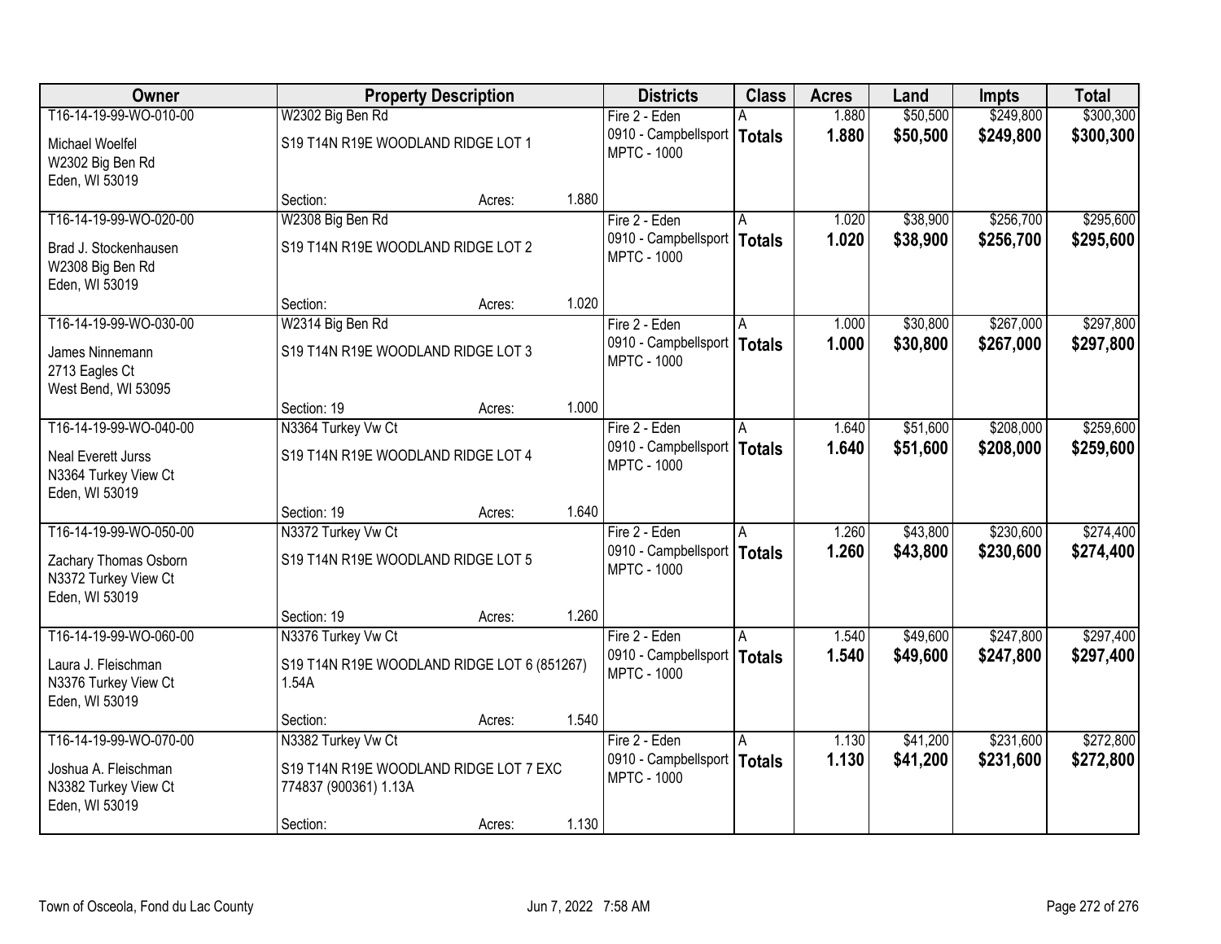| Owner | Property Description | | | Districts | Class | Acres | Land | Impts | Total |
|---|---|---|---|---|---|---|---|---|---|
| T16-14-19-99-WO-010-00<br>Michael Woelfel<br>W2302 Big Ben Rd<br>Eden, WI 53019 | W2302 Big Ben Rd<br>S19 T14N R19E WOODLAND RIDGE LOT 1 | | | Fire 2 - Eden<br>0910 - Campbellsport<br>MPTC - 1000 | A<br>**Totals** | 1.880<br>**1.880** | $50,500<br>**$50,500** | $249,800<br>**$249,800** | $300,300<br>**$300,300** |
| | Section: | Acres: | 1.880 | | | | | | |
| T16-14-19-99-WO-020-00<br>Brad J. Stockenhausen<br>W2308 Big Ben Rd<br>Eden, WI 53019 | W2308 Big Ben Rd<br>S19 T14N R19E WOODLAND RIDGE LOT 2 | | | Fire 2 - Eden<br>0910 - Campbellsport<br>MPTC - 1000 | A<br>**Totals** | 1.020<br>**1.020** | $38,900<br>**$38,900** | $256,700<br>**$256,700** | $295,600<br>**$295,600** |
| | Section: | Acres: | 1.020 | | | | | | |
| T16-14-19-99-WO-030-00<br>James Ninnemann<br>2713 Eagles Ct<br>West Bend, WI 53095 | W2314 Big Ben Rd<br>S19 T14N R19E WOODLAND RIDGE LOT 3 | | | Fire 2 - Eden<br>0910 - Campbellsport<br>MPTC - 1000 | A<br>**Totals** | 1.000<br>**1.000** | $30,800<br>**$30,800** | $267,000<br>**$267,000** | $297,800<br>**$297,800** |
| | Section: 19 | Acres: | 1.000 | | | | | | |
| T16-14-19-99-WO-040-00<br>Neal Everett Jurss<br>N3364 Turkey View Ct<br>Eden, WI 53019 | N3364 Turkey Vw Ct<br>S19 T14N R19E WOODLAND RIDGE LOT 4 | | | Fire 2 - Eden<br>0910 - Campbellsport<br>MPTC - 1000 | A<br>**Totals** | 1.640<br>**1.640** | $51,600<br>**$51,600** | $208,000<br>**$208,000** | $259,600<br>**$259,600** |
| | Section: 19 | Acres: | 1.640 | | | | | | |
| T16-14-19-99-WO-050-00<br>Zachary Thomas Osborn<br>N3372 Turkey View Ct<br>Eden, WI 53019 | N3372 Turkey Vw Ct<br>S19 T14N R19E WOODLAND RIDGE LOT 5 | | | Fire 2 - Eden<br>0910 - Campbellsport<br>MPTC - 1000 | A<br>**Totals** | 1.260<br>**1.260** | $43,800<br>**$43,800** | $230,600<br>**$230,600** | $274,400<br>**$274,400** |
| | Section: 19 | Acres: | 1.260 | | | | | | |
| T16-14-19-99-WO-060-00<br>Laura J. Fleischman<br>N3376 Turkey View Ct<br>Eden, WI 53019 | N3376 Turkey Vw Ct<br>S19 T14N R19E WOODLAND RIDGE LOT 6 (851267) 1.54A | | | Fire 2 - Eden<br>0910 - Campbellsport<br>MPTC - 1000 | A<br>**Totals** | 1.540<br>**1.540** | $49,600<br>**$49,600** | $247,800<br>**$247,800** | $297,400<br>**$297,400** |
| | Section: | Acres: | 1.540 | | | | | | |
| T16-14-19-99-WO-070-00<br>Joshua A. Fleischman<br>N3382 Turkey View Ct<br>Eden, WI 53019 | N3382 Turkey Vw Ct<br>S19 T14N R19E WOODLAND RIDGE LOT 7 EXC 774837 (900361) 1.13A | | | Fire 2 - Eden<br>0910 - Campbellsport<br>MPTC - 1000 | A<br>**Totals** | 1.130<br>**1.130** | $41,200<br>**$41,200** | $231,600<br>**$231,600** | $272,800<br>**$272,800** |
| | Section: | Acres: | 1.130 | | | | | | |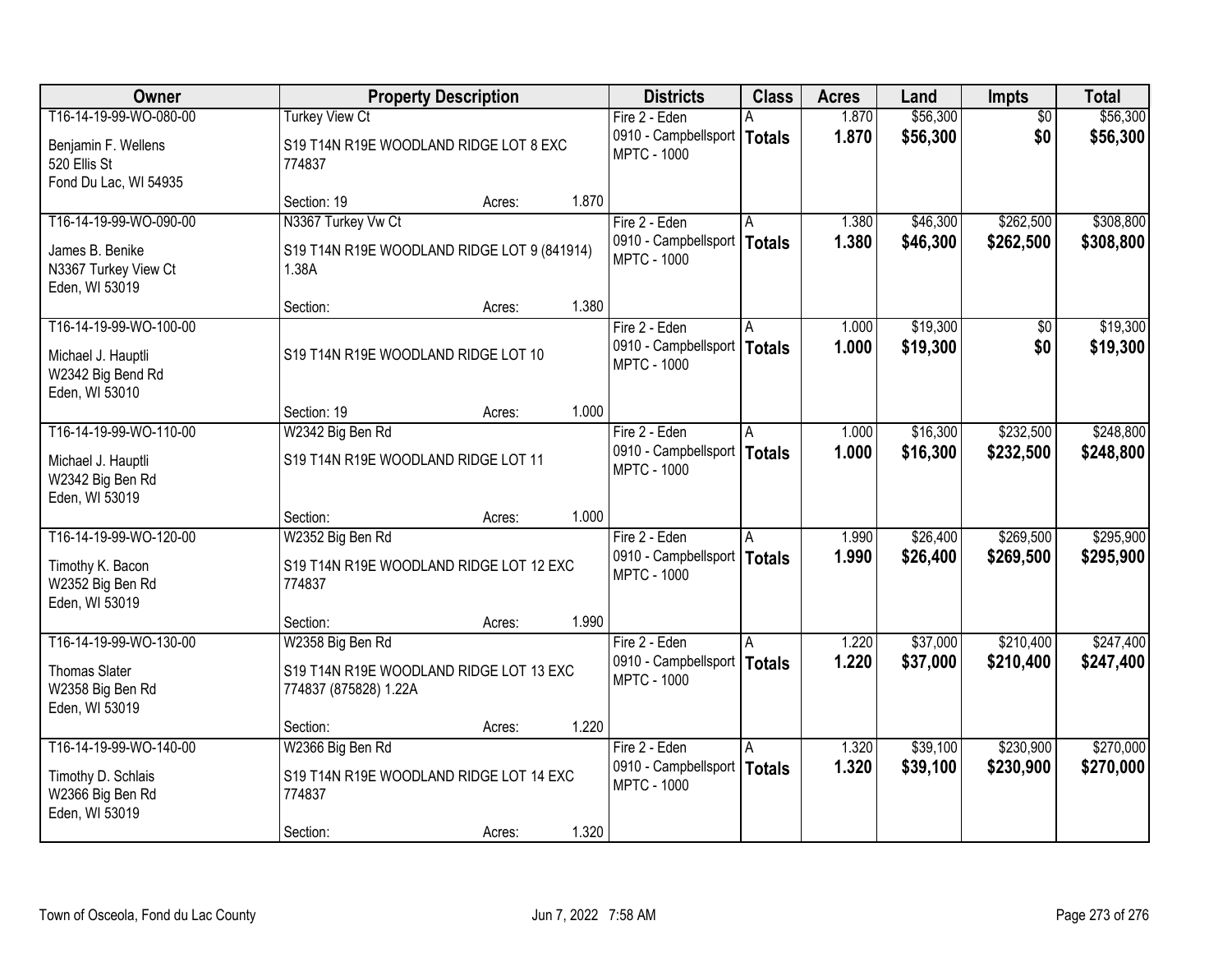| Owner | Property Description | | | Districts | Class | Acres | Land | Impts | Total |
|---|---|---|---|---|---|---|---|---|---|
| T16-14-19-99-WO-080-00 | Turkey View Ct | | | Fire 2 - Eden | A | 1.870 | $56,300 | $0 | $56,300 |
| Benjamin F. Wellens<br>520 Ellis St<br>Fond Du Lac, WI 54935 | S19 T14N R19E WOODLAND RIDGE LOT 8 EXC 774837 | | | 0910 - Campbellsport<br>MPTC - 1000 | **Totals** | **1.870** | **$56,300** | **$0** | **$56,300** |
| | Section: 19 | Acres: | 1.870 | | | | | | |
| T16-14-19-99-WO-090-00 | N3367 Turkey Vw Ct | | | Fire 2 - Eden | A | 1.380 | $46,300 | $262,500 | $308,800 |
| James B. Benike<br>N3367 Turkey View Ct<br>Eden, WI 53019 | S19 T14N R19E WOODLAND RIDGE LOT 9 (841914) 1.38A | | | 0910 - Campbellsport<br>MPTC - 1000 | **Totals** | **1.380** | **$46,300** | **$262,500** | **$308,800** |
| | Section: | Acres: | 1.380 | | | | | | |
| T16-14-19-99-WO-100-00 | | | | Fire 2 - Eden | A | 1.000 | $19,300 | $0 | $19,300 |
| Michael J. Hauptli<br>W2342 Big Bend Rd<br>Eden, WI 53010 | S19 T14N R19E WOODLAND RIDGE LOT 10 | | | 0910 - Campbellsport<br>MPTC - 1000 | **Totals** | **1.000** | **$19,300** | **$0** | **$19,300** |
| | Section: 19 | Acres: | 1.000 | | | | | | |
| T16-14-19-99-WO-110-00 | W2342 Big Ben Rd | | | Fire 2 - Eden | A | 1.000 | $16,300 | $232,500 | $248,800 |
| Michael J. Hauptli<br>W2342 Big Ben Rd<br>Eden, WI 53019 | S19 T14N R19E WOODLAND RIDGE LOT 11 | | | 0910 - Campbellsport<br>MPTC - 1000 | **Totals** | **1.000** | **$16,300** | **$232,500** | **$248,800** |
| | Section: | Acres: | 1.000 | | | | | | |
| T16-14-19-99-WO-120-00 | W2352 Big Ben Rd | | | Fire 2 - Eden | A | 1.990 | $26,400 | $269,500 | $295,900 |
| Timothy K. Bacon<br>W2352 Big Ben Rd<br>Eden, WI 53019 | S19 T14N R19E WOODLAND RIDGE LOT 12 EXC 774837 | | | 0910 - Campbellsport<br>MPTC - 1000 | **Totals** | **1.990** | **$26,400** | **$269,500** | **$295,900** |
| | Section: | Acres: | 1.990 | | | | | | |
| T16-14-19-99-WO-130-00 | W2358 Big Ben Rd | | | Fire 2 - Eden | A | 1.220 | $37,000 | $210,400 | $247,400 |
| Thomas Slater<br>W2358 Big Ben Rd<br>Eden, WI 53019 | S19 T14N R19E WOODLAND RIDGE LOT 13 EXC 774837 (875828) 1.22A | | | 0910 - Campbellsport<br>MPTC - 1000 | **Totals** | **1.220** | **$37,000** | **$210,400** | **$247,400** |
| | Section: | Acres: | 1.220 | | | | | | |
| T16-14-19-99-WO-140-00 | W2366 Big Ben Rd | | | Fire 2 - Eden | A | 1.320 | $39,100 | $230,900 | $270,000 |
| Timothy D. Schlais<br>W2366 Big Ben Rd<br>Eden, WI 53019 | S19 T14N R19E WOODLAND RIDGE LOT 14 EXC 774837 | | | 0910 - Campbellsport<br>MPTC - 1000 | **Totals** | **1.320** | **$39,100** | **$230,900** | **$270,000** |
| | Section: | Acres: | 1.320 | | | | | | |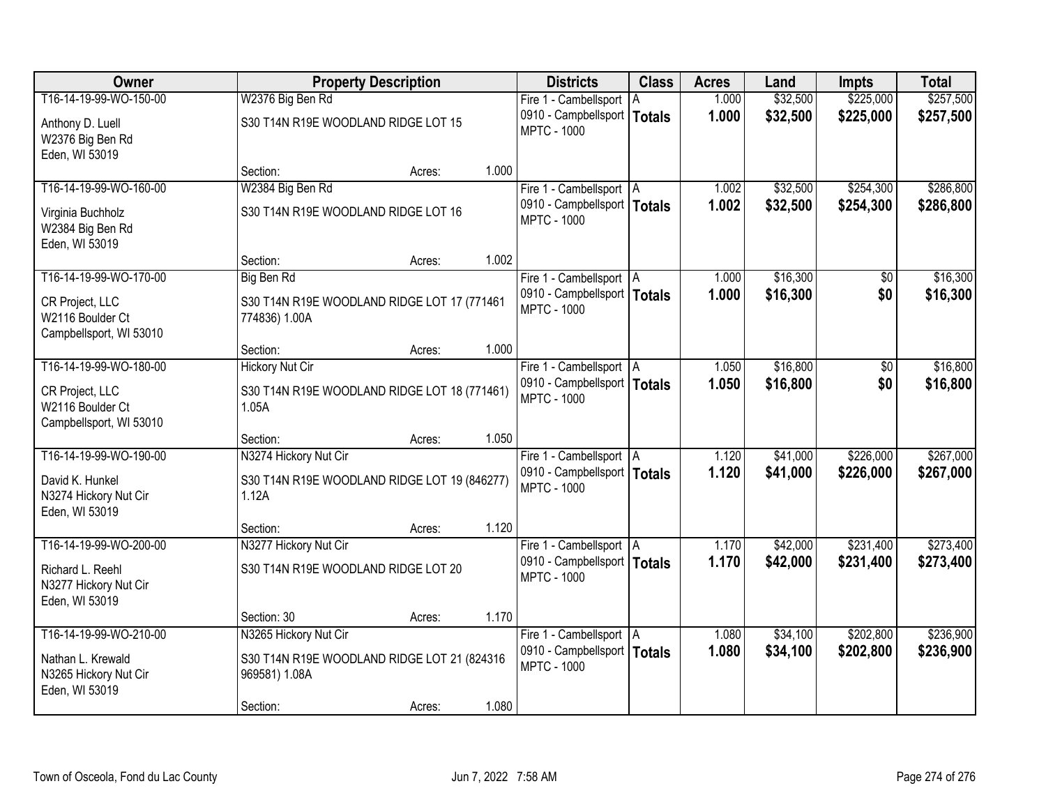| Owner | Property Description | Districts | Class | Acres | Land | Impts | Total |
|---|---|---|---|---|---|---|---|
| T16-14-19-99-WO-150-00<br>Anthony D. Luell<br>W2376 Big Ben Rd<br>Eden, WI 53019 | W2376 Big Ben Rd<br>S30 T14N R19E WOODLAND RIDGE LOT 15<br>Section: Acres: 1.000 | Fire 1 - Cambellsport<br>0910 - Campbellsport<br>MPTC - 1000 | A<br>**Totals** | 1.000<br>**1.000** | $32,500<br>**$32,500** | $225,000<br>**$225,000** | $257,500<br>**$257,500** |
| T16-14-19-99-WO-160-00<br>Virginia Buchholz<br>W2384 Big Ben Rd<br>Eden, WI 53019 | W2384 Big Ben Rd<br>S30 T14N R19E WOODLAND RIDGE LOT 16<br>Section: Acres: 1.002 | Fire 1 - Cambellsport<br>0910 - Campbellsport<br>MPTC - 1000 | A<br>**Totals** | 1.002<br>**1.002** | $32,500<br>**$32,500** | $254,300<br>**$254,300** | $286,800<br>**$286,800** |
| T16-14-19-99-WO-170-00<br>CR Project, LLC<br>W2116 Boulder Ct<br>Campbellsport, WI 53010 | Big Ben Rd<br>S30 T14N R19E WOODLAND RIDGE LOT 17 (771461 774836) 1.00A<br>Section: Acres: 1.000 | Fire 1 - Cambellsport<br>0910 - Campbellsport<br>MPTC - 1000 | A<br>**Totals** | 1.000<br>**1.000** | $16,300<br>**$16,300** | $0<br>**$0** | $16,300<br>**$16,300** |
| T16-14-19-99-WO-180-00<br>CR Project, LLC<br>W2116 Boulder Ct<br>Campbellsport, WI 53010 | Hickory Nut Cir<br>S30 T14N R19E WOODLAND RIDGE LOT 18 (771461) 1.05A<br>Section: Acres: 1.050 | Fire 1 - Cambellsport<br>0910 - Campbellsport<br>MPTC - 1000 | A<br>**Totals** | 1.050<br>**1.050** | $16,800<br>**$16,800** | $0<br>**$0** | $16,800<br>**$16,800** |
| T16-14-19-99-WO-190-00<br>David K. Hunkel<br>N3274 Hickory Nut Cir<br>Eden, WI 53019 | N3274 Hickory Nut Cir<br>S30 T14N R19E WOODLAND RIDGE LOT 19 (846277) 1.12A<br>Section: Acres: 1.120 | Fire 1 - Cambellsport<br>0910 - Campbellsport<br>MPTC - 1000 | A<br>**Totals** | 1.120<br>**1.120** | $41,000<br>**$41,000** | $226,000<br>**$226,000** | $267,000<br>**$267,000** |
| T16-14-19-99-WO-200-00<br>Richard L. Reehl<br>N3277 Hickory Nut Cir<br>Eden, WI 53019 | N3277 Hickory Nut Cir<br>S30 T14N R19E WOODLAND RIDGE LOT 20<br>Section: 30 Acres: 1.170 | Fire 1 - Cambellsport<br>0910 - Campbellsport<br>MPTC - 1000 | A<br>**Totals** | 1.170<br>**1.170** | $42,000<br>**$42,000** | $231,400<br>**$231,400** | $273,400<br>**$273,400** |
| T16-14-19-99-WO-210-00<br>Nathan L. Krewald<br>N3265 Hickory Nut Cir<br>Eden, WI 53019 | N3265 Hickory Nut Cir<br>S30 T14N R19E WOODLAND RIDGE LOT 21 (824316 969581) 1.08A<br>Section: Acres: 1.080 | Fire 1 - Cambellsport<br>0910 - Campbellsport<br>MPTC - 1000 | A<br>**Totals** | 1.080<br>**1.080** | $34,100<br>**$34,100** | $202,800<br>**$202,800** | $236,900<br>**$236,900** |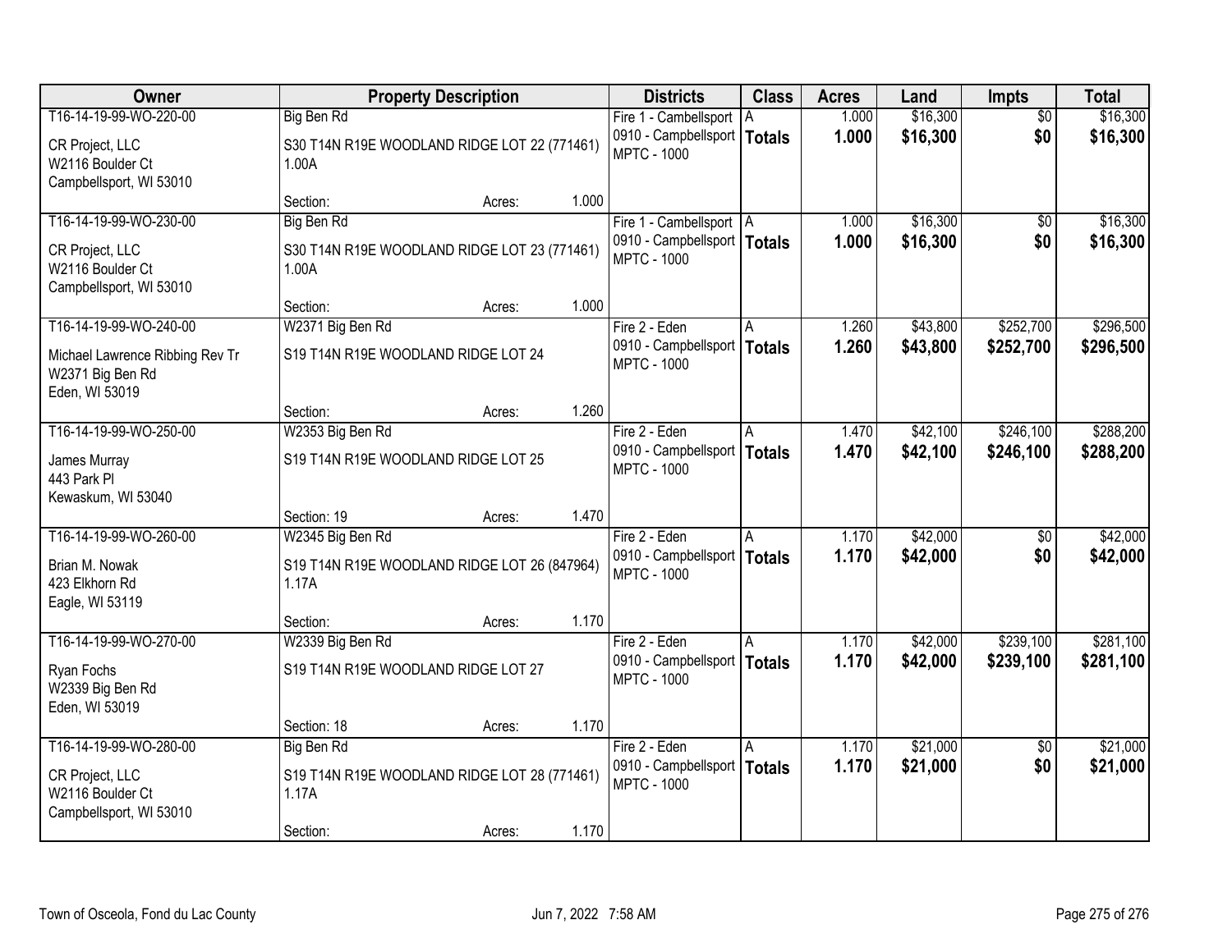| Owner | Property Description | | | Districts | Class | Acres | Land | Impts | Total |
|---|---|---|---|---|---|---|---|---|---|
| T16-14-19-99-WO-220-00 | Big Ben Rd | | | Fire 1 - Cambellsport | A | 1.000 | $16,300 | $0 | $16,300 |
| CR Project, LLC<br>W2116 Boulder Ct<br>Campbellsport, WI 53010 | S30 T14N R19E WOODLAND RIDGE LOT 22 (771461) 1.00A | | | 0910 - Campbellsport<br>MPTC - 1000 | Totals | 1.000 | $16,300 | $0 | $16,300 |
| | Section: | Acres: | 1.000 | | | | | | |
| T16-14-19-99-WO-230-00 | Big Ben Rd | | | Fire 1 - Cambellsport | A | 1.000 | $16,300 | $0 | $16,300 |
| CR Project, LLC<br>W2116 Boulder Ct<br>Campbellsport, WI 53010 | S30 T14N R19E WOODLAND RIDGE LOT 23 (771461) 1.00A | | | 0910 - Campbellsport<br>MPTC - 1000 | Totals | 1.000 | $16,300 | $0 | $16,300 |
| | Section: | Acres: | 1.000 | | | | | | |
| T16-14-19-99-WO-240-00 | W2371 Big Ben Rd | | | Fire 2 - Eden | A | 1.260 | $43,800 | $252,700 | $296,500 |
| Michael Lawrence Ribbing Rev Tr<br>W2371 Big Ben Rd<br>Eden, WI 53019 | S19 T14N R19E WOODLAND RIDGE LOT 24 | | | 0910 - Campbellsport<br>MPTC - 1000 | Totals | 1.260 | $43,800 | $252,700 | $296,500 |
| | Section: | Acres: | 1.260 | | | | | | |
| T16-14-19-99-WO-250-00 | W2353 Big Ben Rd | | | Fire 2 - Eden | A | 1.470 | $42,100 | $246,100 | $288,200 |
| James Murray<br>443 Park Pl<br>Kewaskum, WI 53040 | S19 T14N R19E WOODLAND RIDGE LOT 25 | | | 0910 - Campbellsport<br>MPTC - 1000 | Totals | 1.470 | $42,100 | $246,100 | $288,200 |
| | Section: 19 | Acres: | 1.470 | | | | | | |
| T16-14-19-99-WO-260-00 | W2345 Big Ben Rd | | | Fire 2 - Eden | A | 1.170 | $42,000 | $0 | $42,000 |
| Brian M. Nowak<br>423 Elkhorn Rd<br>Eagle, WI 53119 | S19 T14N R19E WOODLAND RIDGE LOT 26 (847964) 1.17A | | | 0910 - Campbellsport<br>MPTC - 1000 | Totals | 1.170 | $42,000 | $0 | $42,000 |
| | Section: | Acres: | 1.170 | | | | | | |
| T16-14-19-99-WO-270-00 | W2339 Big Ben Rd | | | Fire 2 - Eden | A | 1.170 | $42,000 | $239,100 | $281,100 |
| Ryan Fochs<br>W2339 Big Ben Rd<br>Eden, WI 53019 | S19 T14N R19E WOODLAND RIDGE LOT 27 | | | 0910 - Campbellsport<br>MPTC - 1000 | Totals | 1.170 | $42,000 | $239,100 | $281,100 |
| | Section: 18 | Acres: | 1.170 | | | | | | |
| T16-14-19-99-WO-280-00 | Big Ben Rd | | | Fire 2 - Eden | A | 1.170 | $21,000 | $0 | $21,000 |
| CR Project, LLC<br>W2116 Boulder Ct<br>Campbellsport, WI 53010 | S19 T14N R19E WOODLAND RIDGE LOT 28 (771461) 1.17A | | | 0910 - Campbellsport<br>MPTC - 1000 | Totals | 1.170 | $21,000 | $0 | $21,000 |
| | Section: | Acres: | 1.170 | | | | | | |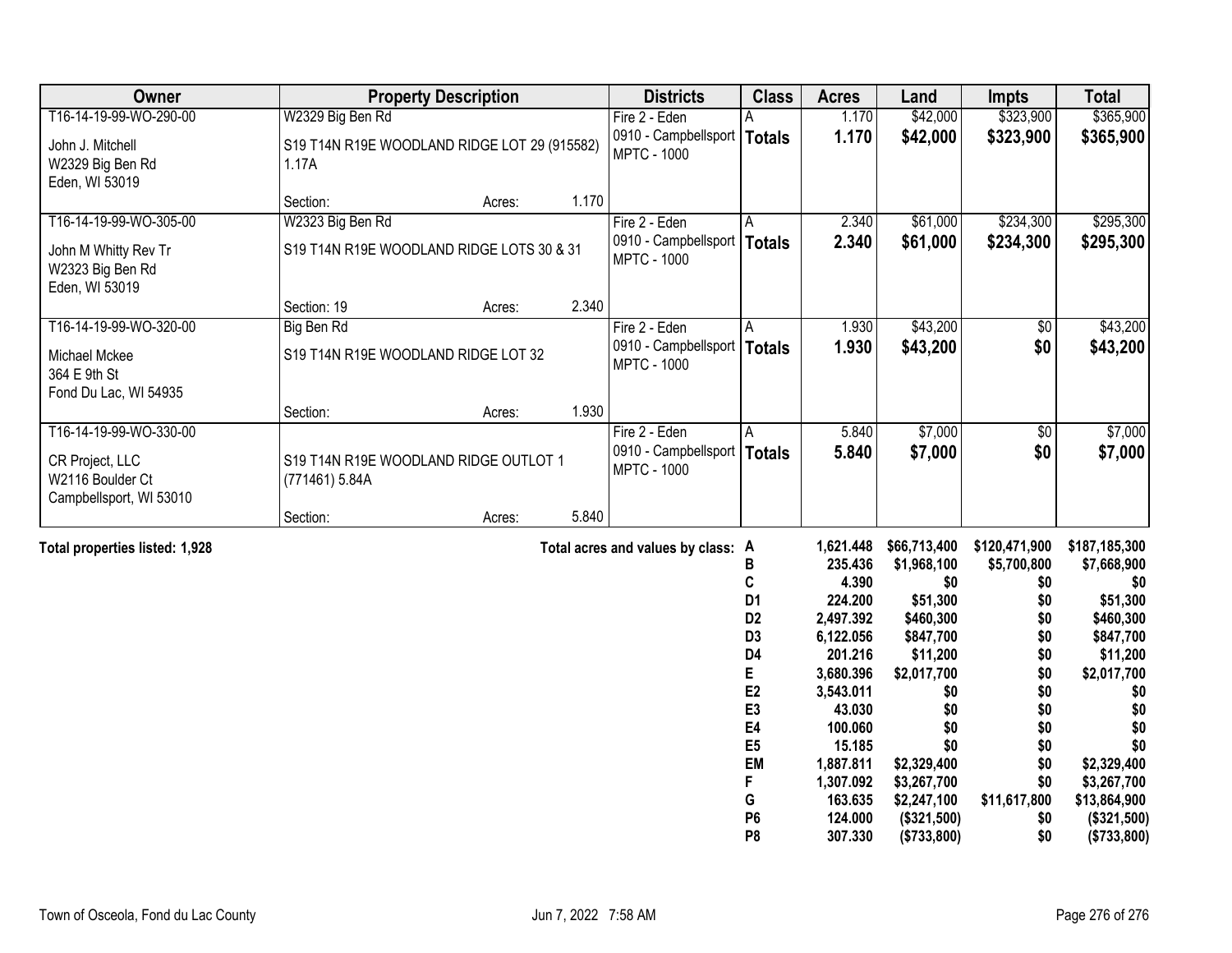| Owner | Property Description | Districts | Class | Acres | Land | Impts | Total |
|---|---|---|---|---|---|---|---|
| T16-14-19-99-WO-290-00<br>John J. Mitchell<br>W2329 Big Ben Rd<br>Eden, WI 53019 | W2329 Big Ben Rd<br>S19 T14N R19E WOODLAND RIDGE LOT 29 (915582) 1.17A<br>Section: Acres: 1.170 | Fire 2 - Eden<br>0910 - Campbellsport<br>MPTC - 1000 | A<br>**Totals** | 1.170<br>**1.170** | $42,000<br>**$42,000** | $323,900<br>**$323,900** | $365,900<br>**$365,900** |
| T16-14-19-99-WO-305-00<br>John M Whitty Rev Tr<br>W2323 Big Ben Rd<br>Eden, WI 53019 | W2323 Big Ben Rd<br>S19 T14N R19E WOODLAND RIDGE LOTS 30 & 31<br>Section: 19 Acres: 2.340 | Fire 2 - Eden<br>0910 - Campbellsport<br>MPTC - 1000 | A<br>**Totals** | 2.340<br>**2.340** | $61,000<br>**$61,000** | $234,300<br>**$234,300** | $295,300<br>**$295,300** |
| T16-14-19-99-WO-320-00<br>Michael Mckee<br>364 E 9th St<br>Fond Du Lac, WI 54935 | Big Ben Rd<br>S19 T14N R19E WOODLAND RIDGE LOT 32<br>Section: Acres: 1.930 | Fire 2 - Eden<br>0910 - Campbellsport<br>MPTC - 1000 | A<br>**Totals** | 1.930<br>**1.930** | $43,200<br>**$43,200** | $0<br>**$0** | $43,200<br>**$43,200** |
| T16-14-19-99-WO-330-00<br>CR Project, LLC<br>W2116 Boulder Ct<br>Campbellsport, WI 53010 | S19 T14N R19E WOODLAND RIDGE OUTLOT 1 (771461) 5.84A<br>Section: Acres: 5.840 | Fire 2 - Eden<br>0910 - Campbellsport<br>MPTC - 1000 | A<br>**Totals** | 5.840<br>**5.840** | $7,000<br>**$7,000** | $0<br>**$0** | $7,000<br>**$7,000** |

**Total properties listed: 1,928**

**Total acres and values by class:**

| Class | Acres | Land | Impts | Total |
|---|---|---|---|---|
| A | 1,621.448 | $66,713,400 | $120,471,900 | $187,185,300 |
| B | 235.436 | $1,968,100 | $5,700,800 | $7,668,900 |
| C | 4.390 | $0 | $0 | $0 |
| D1 | 224.200 | $51,300 | $0 | $51,300 |
| D2 | 2,497.392 | $460,300 | $0 | $460,300 |
| D3 | 6,122.056 | $847,700 | $0 | $847,700 |
| D4 | 201.216 | $11,200 | $0 | $11,200 |
| E | 3,680.396 | $2,017,700 | $0 | $2,017,700 |
| E2 | 3,543.011 | $0 | $0 | $0 |
| E3 | 43.030 | $0 | $0 | $0 |
| E4 | 100.060 | $0 | $0 | $0 |
| E5 | 15.185 | $0 | $0 | $0 |
| EM | 1,887.811 | $2,329,400 | $0 | $2,329,400 |
| F | 1,307.092 | $3,267,700 | $0 | $3,267,700 |
| G | 163.635 | $2,247,100 | $11,617,800 | $13,864,900 |
| P6 | 124.000 | ($321,500) | $0 | ($321,500) |
| P8 | 307.330 | ($733,800) | $0 | ($733,800) |